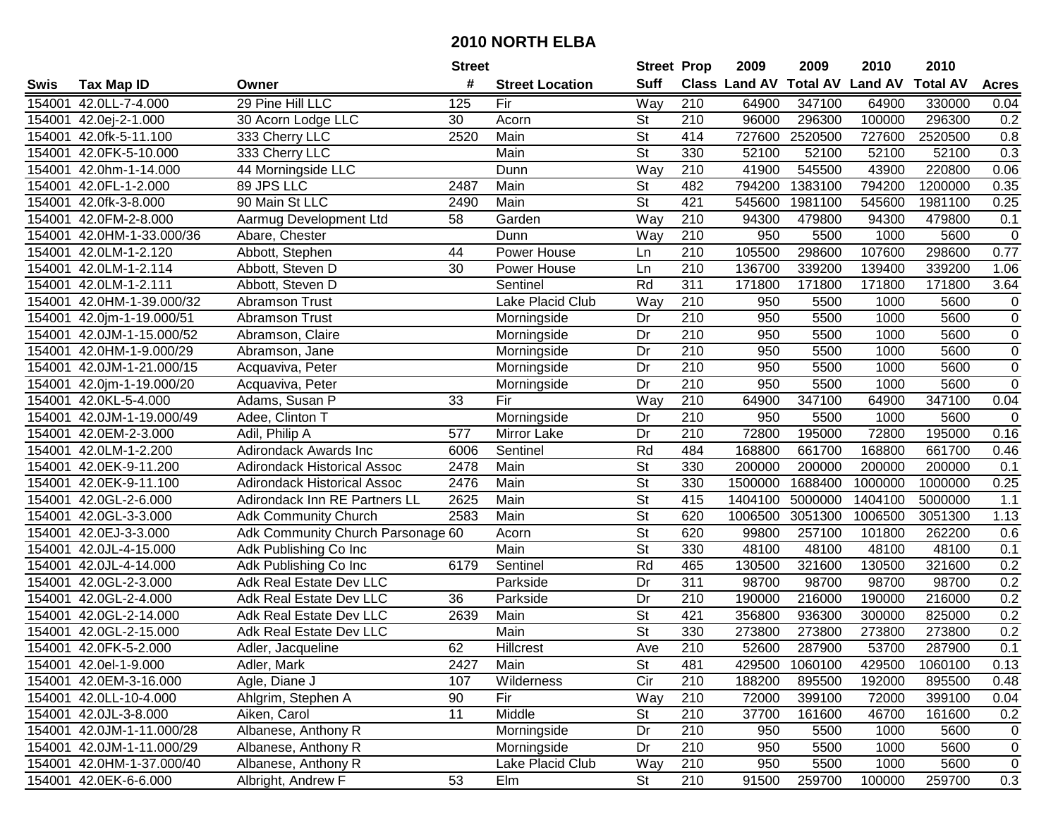# 2010 NORTH ELBA

| Swis | Tax Map ID | Owner | Street # | Street Location | Street Suff | Prop Class | 2009 Land AV | 2009 Total AV | 2010 Land AV | 2010 Total AV | Acres |
|---|---|---|---|---|---|---|---|---|---|---|---|
| 154001 | 42.0LL-7-4.000 | 29 Pine Hill LLC | 125 | Fir | Way | 210 | 64900 | 347100 | 64900 | 330000 | 0.04 |
| 154001 | 42.0ej-2-1.000 | 30 Acorn Lodge LLC | 30 | Acorn | St | 210 | 96000 | 296300 | 100000 | 296300 | 0.2 |
| 154001 | 42.0fk-5-11.100 | 333 Cherry LLC | 2520 | Main | St | 414 | 727600 | 2520500 | 727600 | 2520500 | 0.8 |
| 154001 | 42.0FK-5-10.000 | 333 Cherry LLC | | Main | St | 330 | 52100 | 52100 | 52100 | 52100 | 0.3 |
| 154001 | 42.0hm-1-14.000 | 44 Morningside LLC | | Dunn | Way | 210 | 41900 | 545500 | 43900 | 220800 | 0.06 |
| 154001 | 42.0FL-1-2.000 | 89 JPS LLC | 2487 | Main | St | 482 | 794200 | 1383100 | 794200 | 1200000 | 0.35 |
| 154001 | 42.0fk-3-8.000 | 90 Main St LLC | 2490 | Main | St | 421 | 545600 | 1981100 | 545600 | 1981100 | 0.25 |
| 154001 | 42.0FM-2-8.000 | Aarmug Development Ltd | 58 | Garden | Way | 210 | 94300 | 479800 | 94300 | 479800 | 0.1 |
| 154001 | 42.0HM-1-33.000/36 | Abare, Chester | | Dunn | Way | 210 | 950 | 5500 | 1000 | 5600 | 0 |
| 154001 | 42.0LM-1-2.120 | Abbott, Stephen | 44 | Power House | Ln | 210 | 105500 | 298600 | 107600 | 298600 | 0.77 |
| 154001 | 42.0LM-1-2.114 | Abbott, Steven D | 30 | Power House | Ln | 210 | 136700 | 339200 | 139400 | 339200 | 1.06 |
| 154001 | 42.0LM-1-2.111 | Abbott, Steven D | | Sentinel | Rd | 311 | 171800 | 171800 | 171800 | 171800 | 3.64 |
| 154001 | 42.0HM-1-39.000/32 | Abramson Trust | | Lake Placid Club | Way | 210 | 950 | 5500 | 1000 | 5600 | 0 |
| 154001 | 42.0jm-1-19.000/51 | Abramson Trust | | Morningside | Dr | 210 | 950 | 5500 | 1000 | 5600 | 0 |
| 154001 | 42.0JM-1-15.000/52 | Abramson, Claire | | Morningside | Dr | 210 | 950 | 5500 | 1000 | 5600 | 0 |
| 154001 | 42.0HM-1-9.000/29 | Abramson, Jane | | Morningside | Dr | 210 | 950 | 5500 | 1000 | 5600 | 0 |
| 154001 | 42.0JM-1-21.000/15 | Acquaviva, Peter | | Morningside | Dr | 210 | 950 | 5500 | 1000 | 5600 | 0 |
| 154001 | 42.0jm-1-19.000/20 | Acquaviva, Peter | | Morningside | Dr | 210 | 950 | 5500 | 1000 | 5600 | 0 |
| 154001 | 42.0KL-5-4.000 | Adams, Susan P | 33 | Fir | Way | 210 | 64900 | 347100 | 64900 | 347100 | 0.04 |
| 154001 | 42.0JM-1-19.000/49 | Adee, Clinton T | | Morningside | Dr | 210 | 950 | 5500 | 1000 | 5600 | 0 |
| 154001 | 42.0EM-2-3.000 | Adil, Philip A | 577 | Mirror Lake | Dr | 210 | 72800 | 195000 | 72800 | 195000 | 0.16 |
| 154001 | 42.0LM-1-2.200 | Adirondack Awards Inc | 6006 | Sentinel | Rd | 484 | 168800 | 661700 | 168800 | 661700 | 0.46 |
| 154001 | 42.0EK-9-11.200 | Adirondack Historical Assoc | 2478 | Main | St | 330 | 200000 | 200000 | 200000 | 200000 | 0.1 |
| 154001 | 42.0EK-9-11.100 | Adirondack Historical Assoc | 2476 | Main | St | 330 | 1500000 | 1688400 | 1000000 | 1000000 | 0.25 |
| 154001 | 42.0GL-2-6.000 | Adirondack Inn RE Partners LL | 2625 | Main | St | 415 | 1404100 | 5000000 | 1404100 | 5000000 | 1.1 |
| 154001 | 42.0GL-3-3.000 | Adk Community Church | 2583 | Main | St | 620 | 1006500 | 3051300 | 1006500 | 3051300 | 1.13 |
| 154001 | 42.0EJ-3-3.000 | Adk Community Church Parsonage | 60 | Acorn | St | 620 | 99800 | 257100 | 101800 | 262200 | 0.6 |
| 154001 | 42.0JL-4-15.000 | Adk Publishing Co Inc | | Main | St | 330 | 48100 | 48100 | 48100 | 48100 | 0.1 |
| 154001 | 42.0JL-4-14.000 | Adk Publishing Co Inc | 6179 | Sentinel | Rd | 465 | 130500 | 321600 | 130500 | 321600 | 0.2 |
| 154001 | 42.0GL-2-3.000 | Adk Real Estate Dev LLC | | Parkside | Dr | 311 | 98700 | 98700 | 98700 | 98700 | 0.2 |
| 154001 | 42.0GL-2-4.000 | Adk Real Estate Dev LLC | 36 | Parkside | Dr | 210 | 190000 | 216000 | 190000 | 216000 | 0.2 |
| 154001 | 42.0GL-2-14.000 | Adk Real Estate Dev LLC | 2639 | Main | St | 421 | 356800 | 936300 | 300000 | 825000 | 0.2 |
| 154001 | 42.0GL-2-15.000 | Adk Real Estate Dev LLC | | Main | St | 330 | 273800 | 273800 | 273800 | 273800 | 0.2 |
| 154001 | 42.0FK-5-2.000 | Adler, Jacqueline | 62 | Hillcrest | Ave | 210 | 52600 | 287900 | 53700 | 287900 | 0.1 |
| 154001 | 42.0el-1-9.000 | Adler, Mark | 2427 | Main | St | 481 | 429500 | 1060100 | 429500 | 1060100 | 0.13 |
| 154001 | 42.0EM-3-16.000 | Agle, Diane J | 107 | Wilderness | Cir | 210 | 188200 | 895500 | 192000 | 895500 | 0.48 |
| 154001 | 42.0LL-10-4.000 | Ahlgrim, Stephen A | 90 | Fir | Way | 210 | 72000 | 399100 | 72000 | 399100 | 0.04 |
| 154001 | 42.0JL-3-8.000 | Aiken, Carol | 11 | Middle | St | 210 | 37700 | 161600 | 46700 | 161600 | 0.2 |
| 154001 | 42.0JM-1-11.000/28 | Albanese, Anthony R | | Morningside | Dr | 210 | 950 | 5500 | 1000 | 5600 | 0 |
| 154001 | 42.0JM-1-11.000/29 | Albanese, Anthony R | | Morningside | Dr | 210 | 950 | 5500 | 1000 | 5600 | 0 |
| 154001 | 42.0HM-1-37.000/40 | Albanese, Anthony R | | Lake Placid Club | Way | 210 | 950 | 5500 | 1000 | 5600 | 0 |
| 154001 | 42.0EK-6-6.000 | Albright, Andrew F | 53 | Elm | St | 210 | 91500 | 259700 | 100000 | 259700 | 0.3 |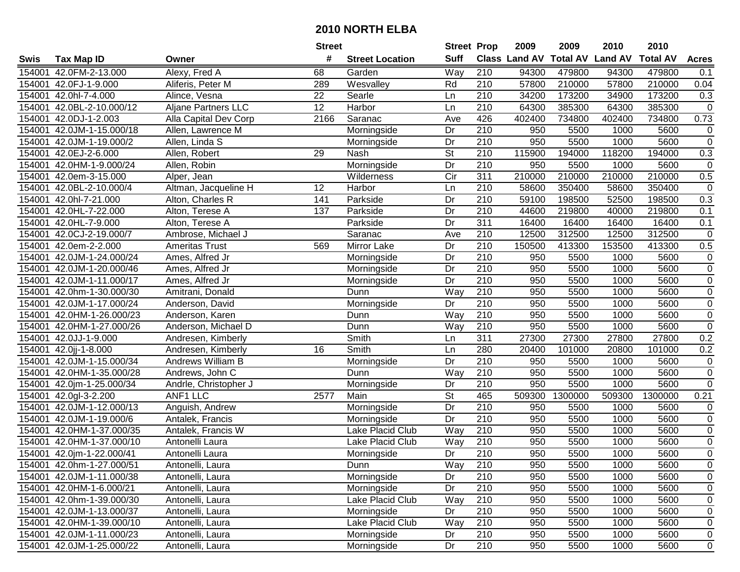# 2010 NORTH ELBA

| Swis | Tax Map ID | Owner | Street # | Street Location | Street Suff | Prop Class | 2009 Land AV | 2009 Total AV | 2010 Land AV | 2010 Total AV | Acres |
|---|---|---|---|---|---|---|---|---|---|---|---|
| 154001 | 42.0FM-2-13.000 | Alexy, Fred A | 68 | Garden | Way | 210 | 94300 | 479800 | 94300 | 479800 | 0.1 |
| 154001 | 42.0FJ-1-9.000 | Aliferis, Peter M | 289 | Wesvalley | Rd | 210 | 57800 | 210000 | 57800 | 210000 | 0.04 |
| 154001 | 42.0hl-7-4.000 | Alince, Vesna | 22 | Searle | Ln | 210 | 34200 | 173200 | 34900 | 173200 | 0.3 |
| 154001 | 42.0BL-2-10.000/12 | Aljane Partners LLC | 12 | Harbor | Ln | 210 | 64300 | 385300 | 64300 | 385300 | 0 |
| 154001 | 42.0DJ-1-2.003 | Alla Capital Dev Corp | 2166 | Saranac | Ave | 426 | 402400 | 734800 | 402400 | 734800 | 0.73 |
| 154001 | 42.0JM-1-15.000/18 | Allen, Lawrence M | | Morningside | Dr | 210 | 950 | 5500 | 1000 | 5600 | 0 |
| 154001 | 42.0JM-1-19.000/2 | Allen, Linda S | | Morningside | Dr | 210 | 950 | 5500 | 1000 | 5600 | 0 |
| 154001 | 42.0EJ-2-6.000 | Allen, Robert | 29 | Nash | St | 210 | 115900 | 194000 | 118200 | 194000 | 0.3 |
| 154001 | 42.0HM-1-9.000/24 | Allen, Robin | | Morningside | Dr | 210 | 950 | 5500 | 1000 | 5600 | 0 |
| 154001 | 42.0em-3-15.000 | Alper, Jean | | Wilderness | Cir | 311 | 210000 | 210000 | 210000 | 210000 | 0.5 |
| 154001 | 42.0BL-2-10.000/4 | Altman, Jacqueline H | 12 | Harbor | Ln | 210 | 58600 | 350400 | 58600 | 350400 | 0 |
| 154001 | 42.0hl-7-21.000 | Alton, Charles R | 141 | Parkside | Dr | 210 | 59100 | 198500 | 52500 | 198500 | 0.3 |
| 154001 | 42.0HL-7-22.000 | Alton, Terese A | 137 | Parkside | Dr | 210 | 44600 | 219800 | 40000 | 219800 | 0.1 |
| 154001 | 42.0HL-7-9.000 | Alton, Terese A | | Parkside | Dr | 311 | 16400 | 16400 | 16400 | 16400 | 0.1 |
| 154001 | 42.0CJ-2-19.000/7 | Ambrose, Michael J | | Saranac | Ave | 210 | 12500 | 312500 | 12500 | 312500 | 0 |
| 154001 | 42.0em-2-2.000 | Ameritas Trust | 569 | Mirror Lake | Dr | 210 | 150500 | 413300 | 153500 | 413300 | 0.5 |
| 154001 | 42.0JM-1-24.000/24 | Ames, Alfred Jr | | Morningside | Dr | 210 | 950 | 5500 | 1000 | 5600 | 0 |
| 154001 | 42.0JM-1-20.000/46 | Ames, Alfred Jr | | Morningside | Dr | 210 | 950 | 5500 | 1000 | 5600 | 0 |
| 154001 | 42.0JM-1-11.000/17 | Ames, Alfred Jr | | Morningside | Dr | 210 | 950 | 5500 | 1000 | 5600 | 0 |
| 154001 | 42.0hm-1-30.000/30 | Amitrani, Donald | | Dunn | Way | 210 | 950 | 5500 | 1000 | 5600 | 0 |
| 154001 | 42.0JM-1-17.000/24 | Anderson, David | | Morningside | Dr | 210 | 950 | 5500 | 1000 | 5600 | 0 |
| 154001 | 42.0HM-1-26.000/23 | Anderson, Karen | | Dunn | Way | 210 | 950 | 5500 | 1000 | 5600 | 0 |
| 154001 | 42.0HM-1-27.000/26 | Anderson, Michael D | | Dunn | Way | 210 | 950 | 5500 | 1000 | 5600 | 0 |
| 154001 | 42.0JJ-1-9.000 | Andresen, Kimberly | | Smith | Ln | 311 | 27300 | 27300 | 27800 | 27800 | 0.2 |
| 154001 | 42.0jj-1-8.000 | Andresen, Kimberly | 16 | Smith | Ln | 280 | 20400 | 101000 | 20800 | 101000 | 0.2 |
| 154001 | 42.0JM-1-15.000/34 | Andrews William B | | Morningside | Dr | 210 | 950 | 5500 | 1000 | 5600 | 0 |
| 154001 | 42.0HM-1-35.000/28 | Andrews, John C | | Dunn | Way | 210 | 950 | 5500 | 1000 | 5600 | 0 |
| 154001 | 42.0jm-1-25.000/34 | Andrle, Christopher J | | Morningside | Dr | 210 | 950 | 5500 | 1000 | 5600 | 0 |
| 154001 | 42.0gl-3-2.200 | ANF1 LLC | 2577 | Main | St | 465 | 509300 | 1300000 | 509300 | 1300000 | 0.21 |
| 154001 | 42.0JM-1-12.000/13 | Anguish, Andrew | | Morningside | Dr | 210 | 950 | 5500 | 1000 | 5600 | 0 |
| 154001 | 42.0JM-1-19.000/6 | Antalek, Francis | | Morningside | Dr | 210 | 950 | 5500 | 1000 | 5600 | 0 |
| 154001 | 42.0HM-1-37.000/35 | Antalek, Francis W | | Lake Placid Club | Way | 210 | 950 | 5500 | 1000 | 5600 | 0 |
| 154001 | 42.0HM-1-37.000/10 | Antonelli Laura | | Lake Placid Club | Way | 210 | 950 | 5500 | 1000 | 5600 | 0 |
| 154001 | 42.0jm-1-22.000/41 | Antonelli Laura | | Morningside | Dr | 210 | 950 | 5500 | 1000 | 5600 | 0 |
| 154001 | 42.0hm-1-27.000/51 | Antonelli, Laura | | Dunn | Way | 210 | 950 | 5500 | 1000 | 5600 | 0 |
| 154001 | 42.0JM-1-11.000/38 | Antonelli, Laura | | Morningside | Dr | 210 | 950 | 5500 | 1000 | 5600 | 0 |
| 154001 | 42.0HM-1-6.000/21 | Antonelli, Laura | | Morningside | Dr | 210 | 950 | 5500 | 1000 | 5600 | 0 |
| 154001 | 42.0hm-1-39.000/30 | Antonelli, Laura | | Lake Placid Club | Way | 210 | 950 | 5500 | 1000 | 5600 | 0 |
| 154001 | 42.0JM-1-13.000/37 | Antonelli, Laura | | Morningside | Dr | 210 | 950 | 5500 | 1000 | 5600 | 0 |
| 154001 | 42.0HM-1-39.000/10 | Antonelli, Laura | | Lake Placid Club | Way | 210 | 950 | 5500 | 1000 | 5600 | 0 |
| 154001 | 42.0JM-1-11.000/23 | Antonelli, Laura | | Morningside | Dr | 210 | 950 | 5500 | 1000 | 5600 | 0 |
| 154001 | 42.0JM-1-25.000/22 | Antonelli, Laura | | Morningside | Dr | 210 | 950 | 5500 | 1000 | 5600 | 0 |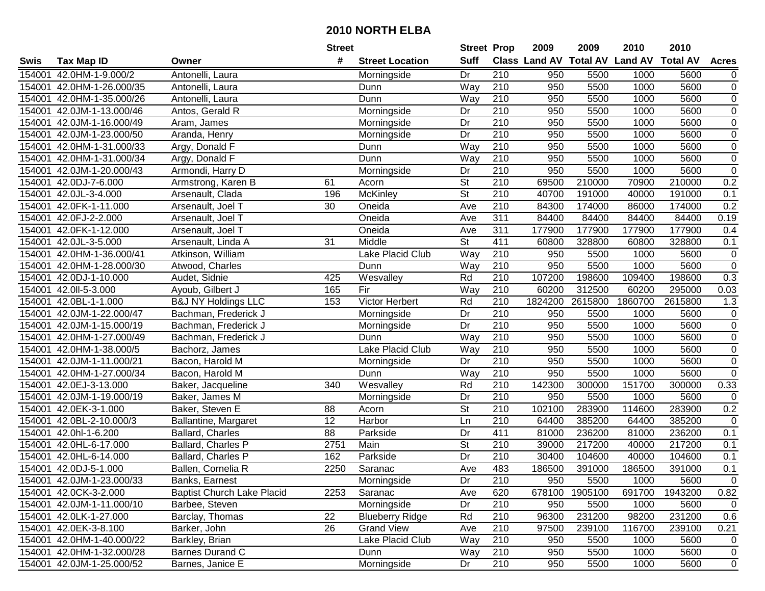# 2010 NORTH ELBA

| Swis | Tax Map ID | Owner | Street # | Street Location | Street Suff | Prop Class | 2009 Land AV | 2009 Total AV | 2010 Land AV | 2010 Total AV | Acres |
|---|---|---|---|---|---|---|---|---|---|---|---|
| 154001 | 42.0HM-1-9.000/2 | Antonelli, Laura | | Morningside | Dr | 210 | 950 | 5500 | 1000 | 5600 | 0 |
| 154001 | 42.0HM-1-26.000/35 | Antonelli, Laura | | Dunn | Way | 210 | 950 | 5500 | 1000 | 5600 | 0 |
| 154001 | 42.0HM-1-35.000/26 | Antonelli, Laura | | Dunn | Way | 210 | 950 | 5500 | 1000 | 5600 | 0 |
| 154001 | 42.0JM-1-13.000/46 | Antos, Gerald R | | Morningside | Dr | 210 | 950 | 5500 | 1000 | 5600 | 0 |
| 154001 | 42.0JM-1-16.000/49 | Aram, James | | Morningside | Dr | 210 | 950 | 5500 | 1000 | 5600 | 0 |
| 154001 | 42.0JM-1-23.000/50 | Aranda, Henry | | Morningside | Dr | 210 | 950 | 5500 | 1000 | 5600 | 0 |
| 154001 | 42.0HM-1-31.000/33 | Argy, Donald F | | Dunn | Way | 210 | 950 | 5500 | 1000 | 5600 | 0 |
| 154001 | 42.0HM-1-31.000/34 | Argy, Donald F | | Dunn | Way | 210 | 950 | 5500 | 1000 | 5600 | 0 |
| 154001 | 42.0JM-1-20.000/43 | Armondi, Harry D | | Morningside | Dr | 210 | 950 | 5500 | 1000 | 5600 | 0 |
| 154001 | 42.0DJ-7-6.000 | Armstrong, Karen B | 61 | Acorn | St | 210 | 69500 | 210000 | 70900 | 210000 | 0.2 |
| 154001 | 42.0JL-3-4.000 | Arsenault, Clada | 196 | McKinley | St | 210 | 40700 | 191000 | 40000 | 191000 | 0.1 |
| 154001 | 42.0FK-1-11.000 | Arsenault, Joel T | 30 | Oneida | Ave | 210 | 84300 | 174000 | 86000 | 174000 | 0.2 |
| 154001 | 42.0FJ-2-2.000 | Arsenault, Joel T | | Oneida | Ave | 311 | 84400 | 84400 | 84400 | 84400 | 0.19 |
| 154001 | 42.0FK-1-12.000 | Arsenault, Joel T | | Oneida | Ave | 311 | 177900 | 177900 | 177900 | 177900 | 0.4 |
| 154001 | 42.0JL-3-5.000 | Arsenault, Linda A | 31 | Middle | St | 411 | 60800 | 328800 | 60800 | 328800 | 0.1 |
| 154001 | 42.0HM-1-36.000/41 | Atkinson, William | | Lake Placid Club | Way | 210 | 950 | 5500 | 1000 | 5600 | 0 |
| 154001 | 42.0HM-1-28.000/30 | Atwood, Charles | | Dunn | Way | 210 | 950 | 5500 | 1000 | 5600 | 0 |
| 154001 | 42.0DJ-1-10.000 | Audet, Sidnie | 425 | Wesvalley | Rd | 210 | 107200 | 198600 | 109400 | 198600 | 0.3 |
| 154001 | 42.0II-5-3.000 | Ayoub, Gilbert J | 165 | Fir | Way | 210 | 60200 | 312500 | 60200 | 295000 | 0.03 |
| 154001 | 42.0BL-1-1.000 | B&J NY Holdings LLC | 153 | Victor Herbert | Rd | 210 | 1824200 | 2615800 | 1860700 | 2615800 | 1.3 |
| 154001 | 42.0JM-1-22.000/47 | Bachman, Frederick J | | Morningside | Dr | 210 | 950 | 5500 | 1000 | 5600 | 0 |
| 154001 | 42.0JM-1-15.000/19 | Bachman, Frederick J | | Morningside | Dr | 210 | 950 | 5500 | 1000 | 5600 | 0 |
| 154001 | 42.0HM-1-27.000/49 | Bachman, Frederick J | | Dunn | Way | 210 | 950 | 5500 | 1000 | 5600 | 0 |
| 154001 | 42.0HM-1-38.000/5 | Bachorz, James | | Lake Placid Club | Way | 210 | 950 | 5500 | 1000 | 5600 | 0 |
| 154001 | 42.0JM-1-11.000/21 | Bacon, Harold M | | Morningside | Dr | 210 | 950 | 5500 | 1000 | 5600 | 0 |
| 154001 | 42.0HM-1-27.000/34 | Bacon, Harold M | | Dunn | Way | 210 | 950 | 5500 | 1000 | 5600 | 0 |
| 154001 | 42.0EJ-3-13.000 | Baker, Jacqueline | 340 | Wesvalley | Rd | 210 | 142300 | 300000 | 151700 | 300000 | 0.33 |
| 154001 | 42.0JM-1-19.000/19 | Baker, James M | | Morningside | Dr | 210 | 950 | 5500 | 1000 | 5600 | 0 |
| 154001 | 42.0EK-3-1.000 | Baker, Steven E | 88 | Acorn | St | 210 | 102100 | 283900 | 114600 | 283900 | 0.2 |
| 154001 | 42.0BL-2-10.000/3 | Ballantine, Margaret | 12 | Harbor | Ln | 210 | 64400 | 385200 | 64400 | 385200 | 0 |
| 154001 | 42.0hl-1-6.200 | Ballard, Charles | 88 | Parkside | Dr | 411 | 81000 | 236200 | 81000 | 236200 | 0.1 |
| 154001 | 42.0HL-6-17.000 | Ballard, Charles P | 2751 | Main | St | 210 | 39000 | 217200 | 40000 | 217200 | 0.1 |
| 154001 | 42.0HL-6-14.000 | Ballard, Charles P | 162 | Parkside | Dr | 210 | 30400 | 104600 | 40000 | 104600 | 0.1 |
| 154001 | 42.0DJ-5-1.000 | Ballen, Cornelia R | 2250 | Saranac | Ave | 483 | 186500 | 391000 | 186500 | 391000 | 0.1 |
| 154001 | 42.0JM-1-23.000/33 | Banks, Earnest | | Morningside | Dr | 210 | 950 | 5500 | 1000 | 5600 | 0 |
| 154001 | 42.0CK-3-2.000 | Baptist Church Lake Placid | 2253 | Saranac | Ave | 620 | 678100 | 1905100 | 691700 | 1943200 | 0.82 |
| 154001 | 42.0JM-1-11.000/10 | Barbee, Steven | | Morningside | Dr | 210 | 950 | 5500 | 1000 | 5600 | 0 |
| 154001 | 42.0LK-1-27.000 | Barclay, Thomas | 22 | Blueberry Ridge | Rd | 210 | 96300 | 231200 | 98200 | 231200 | 0.6 |
| 154001 | 42.0EK-3-8.100 | Barker, John | 26 | Grand View | Ave | 210 | 97500 | 239100 | 116700 | 239100 | 0.21 |
| 154001 | 42.0HM-1-40.000/22 | Barkley, Brian | | Lake Placid Club | Way | 210 | 950 | 5500 | 1000 | 5600 | 0 |
| 154001 | 42.0HM-1-32.000/28 | Barnes Durand C | | Dunn | Way | 210 | 950 | 5500 | 1000 | 5600 | 0 |
| 154001 | 42.0JM-1-25.000/52 | Barnes, Janice E | | Morningside | Dr | 210 | 950 | 5500 | 1000 | 5600 | 0 |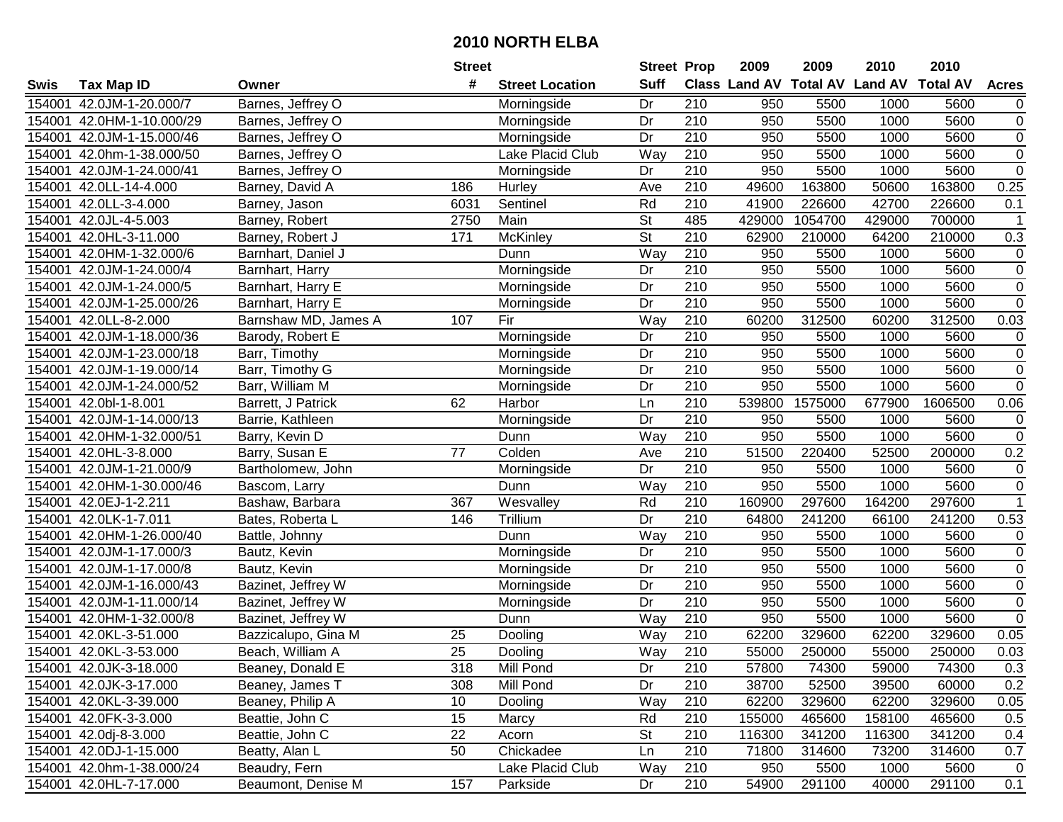# 2010 NORTH ELBA

| Swis | Tax Map ID | Owner | Street # | Street Location | Street Suff | Prop Class | 2009 Land AV | 2009 Total AV | 2010 Land AV | 2010 Total AV | Acres |
|---|---|---|---|---|---|---|---|---|---|---|---|
| 154001 | 42.0JM-1-20.000/7 | Barnes, Jeffrey O | | Morningside | Dr | 210 | 950 | 5500 | 1000 | 5600 | 0 |
| 154001 | 42.0HM-1-10.000/29 | Barnes, Jeffrey O | | Morningside | Dr | 210 | 950 | 5500 | 1000 | 5600 | 0 |
| 154001 | 42.0JM-1-15.000/46 | Barnes, Jeffrey O | | Morningside | Dr | 210 | 950 | 5500 | 1000 | 5600 | 0 |
| 154001 | 42.0hm-1-38.000/50 | Barnes, Jeffrey O | | Lake Placid Club | Way | 210 | 950 | 5500 | 1000 | 5600 | 0 |
| 154001 | 42.0JM-1-24.000/41 | Barnes, Jeffrey O | | Morningside | Dr | 210 | 950 | 5500 | 1000 | 5600 | 0 |
| 154001 | 42.0LL-14-4.000 | Barney, David A | 186 | Hurley | Ave | 210 | 49600 | 163800 | 50600 | 163800 | 0.25 |
| 154001 | 42.0LL-3-4.000 | Barney, Jason | 6031 | Sentinel | Rd | 210 | 41900 | 226600 | 42700 | 226600 | 0.1 |
| 154001 | 42.0JL-4-5.003 | Barney, Robert | 2750 | Main | St | 485 | 429000 | 1054700 | 429000 | 700000 | 1 |
| 154001 | 42.0HL-3-11.000 | Barney, Robert J | 171 | McKinley | St | 210 | 62900 | 210000 | 64200 | 210000 | 0.3 |
| 154001 | 42.0HM-1-32.000/6 | Barnhart, Daniel J | | Dunn | Way | 210 | 950 | 5500 | 1000 | 5600 | 0 |
| 154001 | 42.0JM-1-24.000/4 | Barnhart, Harry | | Morningside | Dr | 210 | 950 | 5500 | 1000 | 5600 | 0 |
| 154001 | 42.0JM-1-24.000/5 | Barnhart, Harry E | | Morningside | Dr | 210 | 950 | 5500 | 1000 | 5600 | 0 |
| 154001 | 42.0JM-1-25.000/26 | Barnhart, Harry E | | Morningside | Dr | 210 | 950 | 5500 | 1000 | 5600 | 0 |
| 154001 | 42.0LL-8-2.000 | Barnshaw MD, James A | 107 | Fir | Way | 210 | 60200 | 312500 | 60200 | 312500 | 0.03 |
| 154001 | 42.0JM-1-18.000/36 | Barody, Robert E | | Morningside | Dr | 210 | 950 | 5500 | 1000 | 5600 | 0 |
| 154001 | 42.0JM-1-23.000/18 | Barr, Timothy | | Morningside | Dr | 210 | 950 | 5500 | 1000 | 5600 | 0 |
| 154001 | 42.0JM-1-19.000/14 | Barr, Timothy G | | Morningside | Dr | 210 | 950 | 5500 | 1000 | 5600 | 0 |
| 154001 | 42.0JM-1-24.000/52 | Barr, William M | | Morningside | Dr | 210 | 950 | 5500 | 1000 | 5600 | 0 |
| 154001 | 42.0bl-1-8.001 | Barrett, J Patrick | 62 | Harbor | Ln | 210 | 539800 | 1575000 | 677900 | 1606500 | 0.06 |
| 154001 | 42.0JM-1-14.000/13 | Barrie, Kathleen | | Morningside | Dr | 210 | 950 | 5500 | 1000 | 5600 | 0 |
| 154001 | 42.0HM-1-32.000/51 | Barry, Kevin D | | Dunn | Way | 210 | 950 | 5500 | 1000 | 5600 | 0 |
| 154001 | 42.0HL-3-8.000 | Barry, Susan E | 77 | Colden | Ave | 210 | 51500 | 220400 | 52500 | 200000 | 0.2 |
| 154001 | 42.0JM-1-21.000/9 | Bartholomew, John | | Morningside | Dr | 210 | 950 | 5500 | 1000 | 5600 | 0 |
| 154001 | 42.0HM-1-30.000/46 | Bascom, Larry | | Dunn | Way | 210 | 950 | 5500 | 1000 | 5600 | 0 |
| 154001 | 42.0EJ-1-2.211 | Bashaw, Barbara | 367 | Wesvalley | Rd | 210 | 160900 | 297600 | 164200 | 297600 | 1 |
| 154001 | 42.0LK-1-7.011 | Bates, Roberta L | 146 | Trillium | Dr | 210 | 64800 | 241200 | 66100 | 241200 | 0.53 |
| 154001 | 42.0HM-1-26.000/40 | Battle, Johnny | | Dunn | Way | 210 | 950 | 5500 | 1000 | 5600 | 0 |
| 154001 | 42.0JM-1-17.000/3 | Bautz, Kevin | | Morningside | Dr | 210 | 950 | 5500 | 1000 | 5600 | 0 |
| 154001 | 42.0JM-1-17.000/8 | Bautz, Kevin | | Morningside | Dr | 210 | 950 | 5500 | 1000 | 5600 | 0 |
| 154001 | 42.0JM-1-16.000/43 | Bazinet, Jeffrey W | | Morningside | Dr | 210 | 950 | 5500 | 1000 | 5600 | 0 |
| 154001 | 42.0JM-1-11.000/14 | Bazinet, Jeffrey W | | Morningside | Dr | 210 | 950 | 5500 | 1000 | 5600 | 0 |
| 154001 | 42.0HM-1-32.000/8 | Bazinet, Jeffrey W | | Dunn | Way | 210 | 950 | 5500 | 1000 | 5600 | 0 |
| 154001 | 42.0KL-3-51.000 | Bazzicalupo, Gina M | 25 | Dooling | Way | 210 | 62200 | 329600 | 62200 | 329600 | 0.05 |
| 154001 | 42.0KL-3-53.000 | Beach, William A | 25 | Dooling | Way | 210 | 55000 | 250000 | 55000 | 250000 | 0.03 |
| 154001 | 42.0JK-3-18.000 | Beaney, Donald E | 318 | Mill Pond | Dr | 210 | 57800 | 74300 | 59000 | 74300 | 0.3 |
| 154001 | 42.0JK-3-17.000 | Beaney, James T | 308 | Mill Pond | Dr | 210 | 38700 | 52500 | 39500 | 60000 | 0.2 |
| 154001 | 42.0KL-3-39.000 | Beaney, Philip A | 10 | Dooling | Way | 210 | 62200 | 329600 | 62200 | 329600 | 0.05 |
| 154001 | 42.0FK-3-3.000 | Beattie, John C | 15 | Marcy | Rd | 210 | 155000 | 465600 | 158100 | 465600 | 0.5 |
| 154001 | 42.0dj-8-3.000 | Beattie, John C | 22 | Acorn | St | 210 | 116300 | 341200 | 116300 | 341200 | 0.4 |
| 154001 | 42.0DJ-1-15.000 | Beatty, Alan L | 50 | Chickadee | Ln | 210 | 71800 | 314600 | 73200 | 314600 | 0.7 |
| 154001 | 42.0hm-1-38.000/24 | Beaudry, Fern | | Lake Placid Club | Way | 210 | 950 | 5500 | 1000 | 5600 | 0 |
| 154001 | 42.0HL-7-17.000 | Beaumont, Denise M | 157 | Parkside | Dr | 210 | 54900 | 291100 | 40000 | 291100 | 0.1 |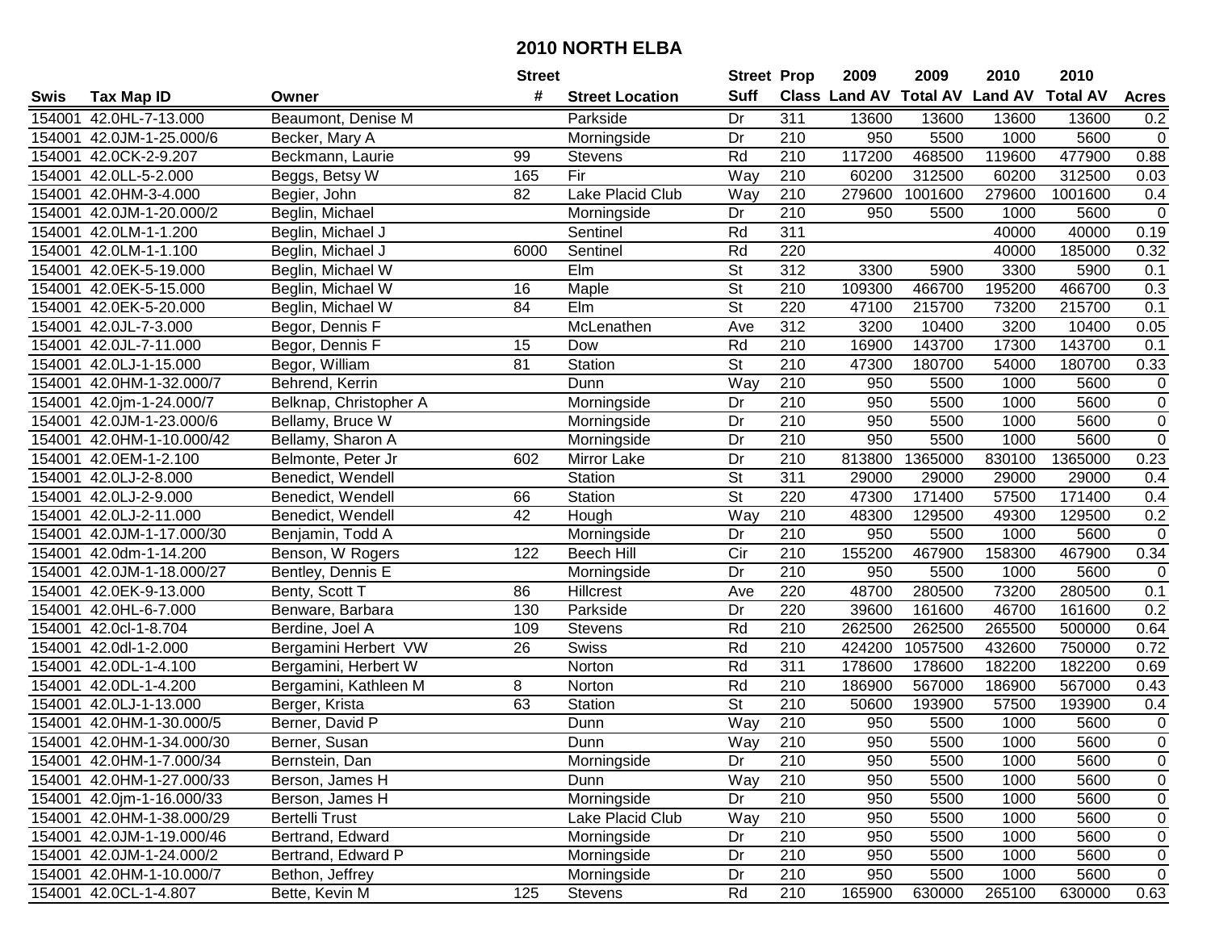# 2010 NORTH ELBA

| Swis | Tax Map ID | Owner | Street # | Street Location | Street Suff | Prop Class | 2009 Land AV | 2009 Total AV | 2010 Land AV | 2010 Total AV | Acres |
|---|---|---|---|---|---|---|---|---|---|---|---|
| 154001 | 42.0HL-7-13.000 | Beaumont, Denise M | | Parkside | Dr | 311 | 13600 | 13600 | 13600 | 13600 | 0.2 |
| 154001 | 42.0JM-1-25.000/6 | Becker, Mary A | | Morningside | Dr | 210 | 950 | 5500 | 1000 | 5600 | 0 |
| 154001 | 42.0CK-2-9.207 | Beckmann, Laurie | 99 | Stevens | Rd | 210 | 117200 | 468500 | 119600 | 477900 | 0.88 |
| 154001 | 42.0LL-5-2.000 | Beggs, Betsy W | 165 | Fir | Way | 210 | 60200 | 312500 | 60200 | 312500 | 0.03 |
| 154001 | 42.0HM-3-4.000 | Begier, John | 82 | Lake Placid Club | Way | 210 | 279600 | 1001600 | 279600 | 1001600 | 0.4 |
| 154001 | 42.0JM-1-20.000/2 | Beglin, Michael | | Morningside | Dr | 210 | 950 | 5500 | 1000 | 5600 | 0 |
| 154001 | 42.0LM-1-1.200 | Beglin, Michael J | | Sentinel | Rd | 311 | | | 40000 | 40000 | 0.19 |
| 154001 | 42.0LM-1-1.100 | Beglin, Michael J | 6000 | Sentinel | Rd | 220 | | | 40000 | 185000 | 0.32 |
| 154001 | 42.0EK-5-19.000 | Beglin, Michael W | | Elm | St | 312 | 3300 | 5900 | 3300 | 5900 | 0.1 |
| 154001 | 42.0EK-5-15.000 | Beglin, Michael W | 16 | Maple | St | 210 | 109300 | 466700 | 195200 | 466700 | 0.3 |
| 154001 | 42.0EK-5-20.000 | Beglin, Michael W | 84 | Elm | St | 220 | 47100 | 215700 | 73200 | 215700 | 0.1 |
| 154001 | 42.0JL-7-3.000 | Begor, Dennis F | | McLenathen | Ave | 312 | 3200 | 10400 | 3200 | 10400 | 0.05 |
| 154001 | 42.0JL-7-11.000 | Begor, Dennis F | 15 | Dow | Rd | 210 | 16900 | 143700 | 17300 | 143700 | 0.1 |
| 154001 | 42.0LJ-1-15.000 | Begor, William | 81 | Station | St | 210 | 47300 | 180700 | 54000 | 180700 | 0.33 |
| 154001 | 42.0HM-1-32.000/7 | Behrend, Kerrin | | Dunn | Way | 210 | 950 | 5500 | 1000 | 5600 | 0 |
| 154001 | 42.0jm-1-24.000/7 | Belknap, Christopher A | | Morningside | Dr | 210 | 950 | 5500 | 1000 | 5600 | 0 |
| 154001 | 42.0JM-1-23.000/6 | Bellamy, Bruce W | | Morningside | Dr | 210 | 950 | 5500 | 1000 | 5600 | 0 |
| 154001 | 42.0HM-1-10.000/42 | Bellamy, Sharon A | | Morningside | Dr | 210 | 950 | 5500 | 1000 | 5600 | 0 |
| 154001 | 42.0EM-1-2.100 | Belmonte, Peter Jr | 602 | Mirror Lake | Dr | 210 | 813800 | 1365000 | 830100 | 1365000 | 0.23 |
| 154001 | 42.0LJ-2-8.000 | Benedict, Wendell | | Station | St | 311 | 29000 | 29000 | 29000 | 29000 | 0.4 |
| 154001 | 42.0LJ-2-9.000 | Benedict, Wendell | 66 | Station | St | 220 | 47300 | 171400 | 57500 | 171400 | 0.4 |
| 154001 | 42.0LJ-2-11.000 | Benedict, Wendell | 42 | Hough | Way | 210 | 48300 | 129500 | 49300 | 129500 | 0.2 |
| 154001 | 42.0JM-1-17.000/30 | Benjamin, Todd A | | Morningside | Dr | 210 | 950 | 5500 | 1000 | 5600 | 0 |
| 154001 | 42.0dm-1-14.200 | Benson, W Rogers | 122 | Beech Hill | Cir | 210 | 155200 | 467900 | 158300 | 467900 | 0.34 |
| 154001 | 42.0JM-1-18.000/27 | Bentley, Dennis E | | Morningside | Dr | 210 | 950 | 5500 | 1000 | 5600 | 0 |
| 154001 | 42.0EK-9-13.000 | Benty, Scott T | 86 | Hillcrest | Ave | 220 | 48700 | 280500 | 73200 | 280500 | 0.1 |
| 154001 | 42.0HL-6-7.000 | Benware, Barbara | 130 | Parkside | Dr | 220 | 39600 | 161600 | 46700 | 161600 | 0.2 |
| 154001 | 42.0cl-1-8.704 | Berdine, Joel A | 109 | Stevens | Rd | 210 | 262500 | 262500 | 265500 | 500000 | 0.64 |
| 154001 | 42.0dl-1-2.000 | Bergamini Herbert VW | 26 | Swiss | Rd | 210 | 424200 | 1057500 | 432600 | 750000 | 0.72 |
| 154001 | 42.0DL-1-4.100 | Bergamini, Herbert W | | Norton | Rd | 311 | 178600 | 178600 | 182200 | 182200 | 0.69 |
| 154001 | 42.0DL-1-4.200 | Bergamini, Kathleen M | 8 | Norton | Rd | 210 | 186900 | 567000 | 186900 | 567000 | 0.43 |
| 154001 | 42.0LJ-1-13.000 | Berger, Krista | 63 | Station | St | 210 | 50600 | 193900 | 57500 | 193900 | 0.4 |
| 154001 | 42.0HM-1-30.000/5 | Berner, David P | | Dunn | Way | 210 | 950 | 5500 | 1000 | 5600 | 0 |
| 154001 | 42.0HM-1-34.000/30 | Berner, Susan | | Dunn | Way | 210 | 950 | 5500 | 1000 | 5600 | 0 |
| 154001 | 42.0HM-1-7.000/34 | Bernstein, Dan | | Morningside | Dr | 210 | 950 | 5500 | 1000 | 5600 | 0 |
| 154001 | 42.0HM-1-27.000/33 | Berson, James H | | Dunn | Way | 210 | 950 | 5500 | 1000 | 5600 | 0 |
| 154001 | 42.0jm-1-16.000/33 | Berson, James H | | Morningside | Dr | 210 | 950 | 5500 | 1000 | 5600 | 0 |
| 154001 | 42.0HM-1-38.000/29 | Bertelli Trust | | Lake Placid Club | Way | 210 | 950 | 5500 | 1000 | 5600 | 0 |
| 154001 | 42.0JM-1-19.000/46 | Bertrand, Edward | | Morningside | Dr | 210 | 950 | 5500 | 1000 | 5600 | 0 |
| 154001 | 42.0JM-1-24.000/2 | Bertrand, Edward P | | Morningside | Dr | 210 | 950 | 5500 | 1000 | 5600 | 0 |
| 154001 | 42.0HM-1-10.000/7 | Bethon, Jeffrey | | Morningside | Dr | 210 | 950 | 5500 | 1000 | 5600 | 0 |
| 154001 | 42.0CL-1-4.807 | Bette, Kevin M | 125 | Stevens | Rd | 210 | 165900 | 630000 | 265100 | 630000 | 0.63 |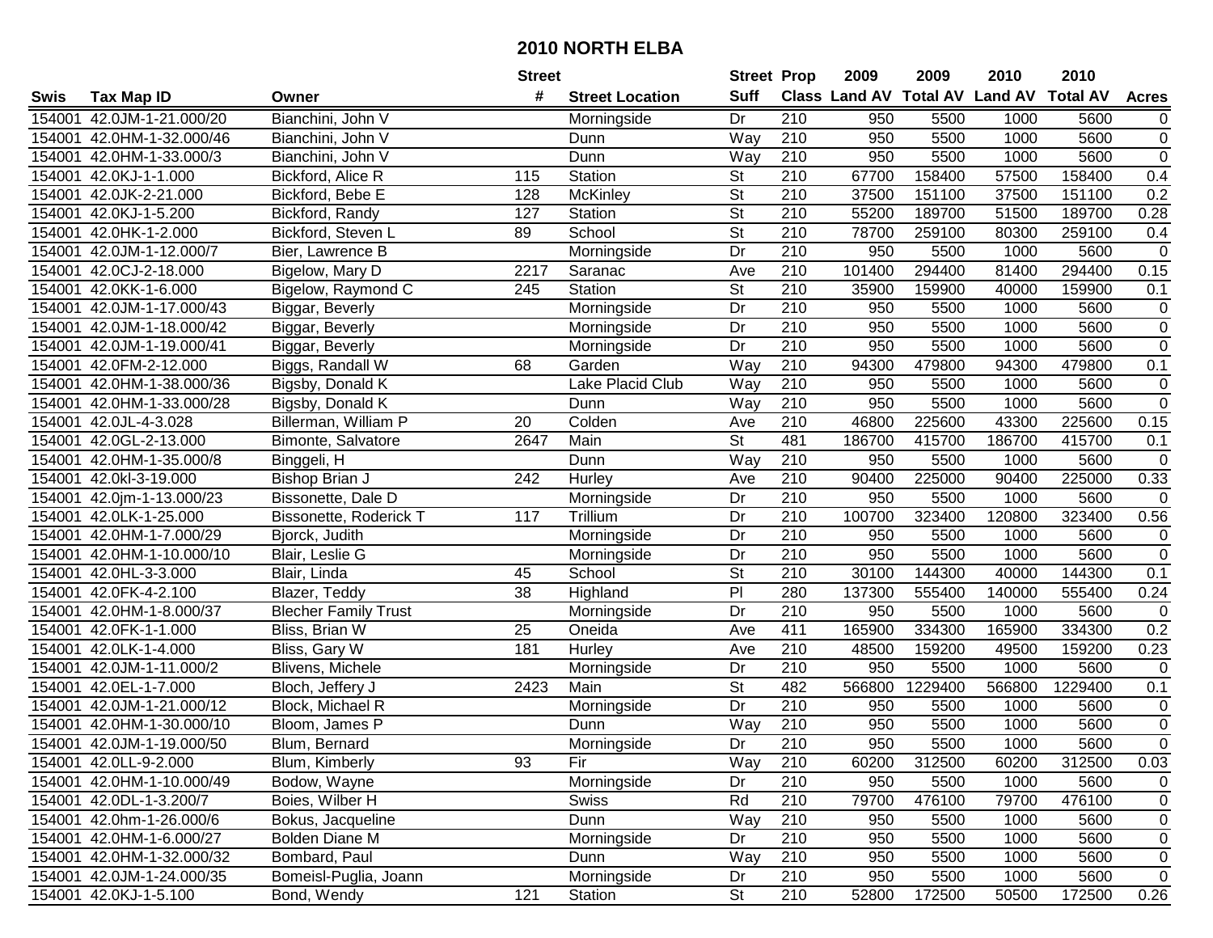# 2010 NORTH ELBA

| Swis | Tax Map ID | Owner | Street # | Street Location | Street Suff | Prop Class | 2009 Land AV | 2009 Total AV | 2010 Land AV | 2010 Total AV | Acres |
|---|---|---|---|---|---|---|---|---|---|---|---|
| 154001 | 42.0JM-1-21.000/20 | Bianchini, John V | | Morningside | Dr | 210 | 950 | 5500 | 1000 | 5600 | 0 |
| 154001 | 42.0HM-1-32.000/46 | Bianchini, John V | | Dunn | Way | 210 | 950 | 5500 | 1000 | 5600 | 0 |
| 154001 | 42.0HM-1-33.000/3 | Bianchini, John V | | Dunn | Way | 210 | 950 | 5500 | 1000 | 5600 | 0 |
| 154001 | 42.0KJ-1-1.000 | Bickford, Alice R | 115 | Station | St | 210 | 67700 | 158400 | 57500 | 158400 | 0.4 |
| 154001 | 42.0JK-2-21.000 | Bickford, Bebe E | 128 | McKinley | St | 210 | 37500 | 151100 | 37500 | 151100 | 0.2 |
| 154001 | 42.0KJ-1-5.200 | Bickford, Randy | 127 | Station | St | 210 | 55200 | 189700 | 51500 | 189700 | 0.28 |
| 154001 | 42.0HK-1-2.000 | Bickford, Steven L | 89 | School | St | 210 | 78700 | 259100 | 80300 | 259100 | 0.4 |
| 154001 | 42.0JM-1-12.000/7 | Bier, Lawrence B | | Morningside | Dr | 210 | 950 | 5500 | 1000 | 5600 | 0 |
| 154001 | 42.0CJ-2-18.000 | Bigelow, Mary D | 2217 | Saranac | Ave | 210 | 101400 | 294400 | 81400 | 294400 | 0.15 |
| 154001 | 42.0KK-1-6.000 | Bigelow, Raymond C | 245 | Station | St | 210 | 35900 | 159900 | 40000 | 159900 | 0.1 |
| 154001 | 42.0JM-1-17.000/43 | Biggar, Beverly | | Morningside | Dr | 210 | 950 | 5500 | 1000 | 5600 | 0 |
| 154001 | 42.0JM-1-18.000/42 | Biggar, Beverly | | Morningside | Dr | 210 | 950 | 5500 | 1000 | 5600 | 0 |
| 154001 | 42.0JM-1-19.000/41 | Biggar, Beverly | | Morningside | Dr | 210 | 950 | 5500 | 1000 | 5600 | 0 |
| 154001 | 42.0FM-2-12.000 | Biggs, Randall W | 68 | Garden | Way | 210 | 94300 | 479800 | 94300 | 479800 | 0.1 |
| 154001 | 42.0HM-1-38.000/36 | Bigsby, Donald K | | Lake Placid Club | Way | 210 | 950 | 5500 | 1000 | 5600 | 0 |
| 154001 | 42.0HM-1-33.000/28 | Bigsby, Donald K | | Dunn | Way | 210 | 950 | 5500 | 1000 | 5600 | 0 |
| 154001 | 42.0JL-4-3.028 | Billerman, William P | 20 | Colden | Ave | 210 | 46800 | 225600 | 43300 | 225600 | 0.15 |
| 154001 | 42.0GL-2-13.000 | Bimonte, Salvatore | 2647 | Main | St | 481 | 186700 | 415700 | 186700 | 415700 | 0.1 |
| 154001 | 42.0HM-1-35.000/8 | Binggeli, H | | Dunn | Way | 210 | 950 | 5500 | 1000 | 5600 | 0 |
| 154001 | 42.0kl-3-19.000 | Bishop Brian J | 242 | Hurley | Ave | 210 | 90400 | 225000 | 90400 | 225000 | 0.33 |
| 154001 | 42.0jm-1-13.000/23 | Bissonette, Dale D | | Morningside | Dr | 210 | 950 | 5500 | 1000 | 5600 | 0 |
| 154001 | 42.0LK-1-25.000 | Bissonette, Roderick T | 117 | Trillium | Dr | 210 | 100700 | 323400 | 120800 | 323400 | 0.56 |
| 154001 | 42.0HM-1-7.000/29 | Bjorck, Judith | | Morningside | Dr | 210 | 950 | 5500 | 1000 | 5600 | 0 |
| 154001 | 42.0HM-1-10.000/10 | Blair, Leslie G | | Morningside | Dr | 210 | 950 | 5500 | 1000 | 5600 | 0 |
| 154001 | 42.0HL-3-3.000 | Blair, Linda | 45 | School | St | 210 | 30100 | 144300 | 40000 | 144300 | 0.1 |
| 154001 | 42.0FK-4-2.100 | Blazer, Teddy | 38 | Highland | Pl | 280 | 137300 | 555400 | 140000 | 555400 | 0.24 |
| 154001 | 42.0HM-1-8.000/37 | Blecher Family Trust | | Morningside | Dr | 210 | 950 | 5500 | 1000 | 5600 | 0 |
| 154001 | 42.0FK-1-1.000 | Bliss, Brian W | 25 | Oneida | Ave | 411 | 165900 | 334300 | 165900 | 334300 | 0.2 |
| 154001 | 42.0LK-1-4.000 | Bliss, Gary W | 181 | Hurley | Ave | 210 | 48500 | 159200 | 49500 | 159200 | 0.23 |
| 154001 | 42.0JM-1-11.000/2 | Blivens, Michele | | Morningside | Dr | 210 | 950 | 5500 | 1000 | 5600 | 0 |
| 154001 | 42.0EL-1-7.000 | Bloch, Jeffery J | 2423 | Main | St | 482 | 566800 | 1229400 | 566800 | 1229400 | 0.1 |
| 154001 | 42.0JM-1-21.000/12 | Block, Michael R | | Morningside | Dr | 210 | 950 | 5500 | 1000 | 5600 | 0 |
| 154001 | 42.0HM-1-30.000/10 | Bloom, James P | | Dunn | Way | 210 | 950 | 5500 | 1000 | 5600 | 0 |
| 154001 | 42.0JM-1-19.000/50 | Blum, Bernard | | Morningside | Dr | 210 | 950 | 5500 | 1000 | 5600 | 0 |
| 154001 | 42.0LL-9-2.000 | Blum, Kimberly | 93 | Fir | Way | 210 | 60200 | 312500 | 60200 | 312500 | 0.03 |
| 154001 | 42.0HM-1-10.000/49 | Bodow, Wayne | | Morningside | Dr | 210 | 950 | 5500 | 1000 | 5600 | 0 |
| 154001 | 42.0DL-1-3.200/7 | Boies, Wilber H | | Swiss | Rd | 210 | 79700 | 476100 | 79700 | 476100 | 0 |
| 154001 | 42.0hm-1-26.000/6 | Bokus, Jacqueline | | Dunn | Way | 210 | 950 | 5500 | 1000 | 5600 | 0 |
| 154001 | 42.0HM-1-6.000/27 | Bolden Diane M | | Morningside | Dr | 210 | 950 | 5500 | 1000 | 5600 | 0 |
| 154001 | 42.0HM-1-32.000/32 | Bombard, Paul | | Dunn | Way | 210 | 950 | 5500 | 1000 | 5600 | 0 |
| 154001 | 42.0JM-1-24.000/35 | Bomeisl-Puglia, Joann | | Morningside | Dr | 210 | 950 | 5500 | 1000 | 5600 | 0 |
| 154001 | 42.0KJ-1-5.100 | Bond, Wendy | 121 | Station | St | 210 | 52800 | 172500 | 50500 | 172500 | 0.26 |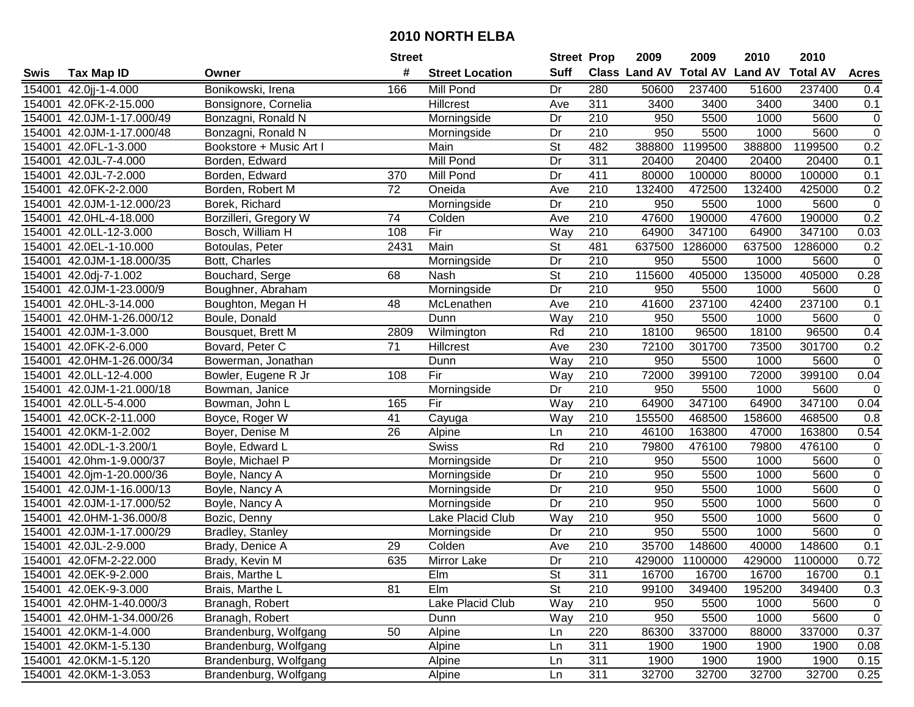# 2010 NORTH ELBA

| Swis | Tax Map ID | Owner | Street # | Street Location | Street Suff | Prop Class | 2009 Land AV | 2009 Total AV | 2010 Land AV | 2010 Total AV | Acres |
|---|---|---|---|---|---|---|---|---|---|---|---|
| 154001 | 42.0jj-1-4.000 | Bonikowski, Irena | 166 | Mill Pond | Dr | 280 | 50600 | 237400 | 51600 | 237400 | 0.4 |
| 154001 | 42.0FK-2-15.000 | Bonsignore, Cornelia | | Hillcrest | Ave | 311 | 3400 | 3400 | 3400 | 3400 | 0.1 |
| 154001 | 42.0JM-1-17.000/49 | Bonzagni, Ronald N | | Morningside | Dr | 210 | 950 | 5500 | 1000 | 5600 | 0 |
| 154001 | 42.0JM-1-17.000/48 | Bonzagni, Ronald N | | Morningside | Dr | 210 | 950 | 5500 | 1000 | 5600 | 0 |
| 154001 | 42.0FL-1-3.000 | Bookstore + Music Art I | | Main | St | 482 | 388800 | 1199500 | 388800 | 1199500 | 0.2 |
| 154001 | 42.0JL-7-4.000 | Borden, Edward | | Mill Pond | Dr | 311 | 20400 | 20400 | 20400 | 20400 | 0.1 |
| 154001 | 42.0JL-7-2.000 | Borden, Edward | 370 | Mill Pond | Dr | 411 | 80000 | 100000 | 80000 | 100000 | 0.1 |
| 154001 | 42.0FK-2-2.000 | Borden, Robert M | 72 | Oneida | Ave | 210 | 132400 | 472500 | 132400 | 425000 | 0.2 |
| 154001 | 42.0JM-1-12.000/23 | Borek, Richard | | Morningside | Dr | 210 | 950 | 5500 | 1000 | 5600 | 0 |
| 154001 | 42.0HL-4-18.000 | Borzilleri, Gregory W | 74 | Colden | Ave | 210 | 47600 | 190000 | 47600 | 190000 | 0.2 |
| 154001 | 42.0LL-12-3.000 | Bosch, William H | 108 | Fir | Way | 210 | 64900 | 347100 | 64900 | 347100 | 0.03 |
| 154001 | 42.0EL-1-10.000 | Botoulas, Peter | 2431 | Main | St | 481 | 637500 | 1286000 | 637500 | 1286000 | 0.2 |
| 154001 | 42.0JM-1-18.000/35 | Bott, Charles | | Morningside | Dr | 210 | 950 | 5500 | 1000 | 5600 | 0 |
| 154001 | 42.0dj-7-1.002 | Bouchard, Serge | 68 | Nash | St | 210 | 115600 | 405000 | 135000 | 405000 | 0.28 |
| 154001 | 42.0JM-1-23.000/9 | Boughner, Abraham | | Morningside | Dr | 210 | 950 | 5500 | 1000 | 5600 | 0 |
| 154001 | 42.0HL-3-14.000 | Boughton, Megan H | 48 | McLenathen | Ave | 210 | 41600 | 237100 | 42400 | 237100 | 0.1 |
| 154001 | 42.0HM-1-26.000/12 | Boule, Donald | | Dunn | Way | 210 | 950 | 5500 | 1000 | 5600 | 0 |
| 154001 | 42.0JM-1-3.000 | Bousquet, Brett M | 2809 | Wilmington | Rd | 210 | 18100 | 96500 | 18100 | 96500 | 0.4 |
| 154001 | 42.0FK-2-6.000 | Bovard, Peter C | 71 | Hillcrest | Ave | 230 | 72100 | 301700 | 73500 | 301700 | 0.2 |
| 154001 | 42.0HM-1-26.000/34 | Bowerman, Jonathan | | Dunn | Way | 210 | 950 | 5500 | 1000 | 5600 | 0 |
| 154001 | 42.0LL-12-4.000 | Bowler, Eugene R Jr | 108 | Fir | Way | 210 | 72000 | 399100 | 72000 | 399100 | 0.04 |
| 154001 | 42.0JM-1-21.000/18 | Bowman, Janice | | Morningside | Dr | 210 | 950 | 5500 | 1000 | 5600 | 0 |
| 154001 | 42.0LL-5-4.000 | Bowman, John L | 165 | Fir | Way | 210 | 64900 | 347100 | 64900 | 347100 | 0.04 |
| 154001 | 42.0CK-2-11.000 | Boyce, Roger W | 41 | Cayuga | Way | 210 | 155500 | 468500 | 158600 | 468500 | 0.8 |
| 154001 | 42.0KM-1-2.002 | Boyer, Denise M | 26 | Alpine | Ln | 210 | 46100 | 163800 | 47000 | 163800 | 0.54 |
| 154001 | 42.0DL-1-3.200/1 | Boyle, Edward L | | Swiss | Rd | 210 | 79800 | 476100 | 79800 | 476100 | 0 |
| 154001 | 42.0hm-1-9.000/37 | Boyle, Michael P | | Morningside | Dr | 210 | 950 | 5500 | 1000 | 5600 | 0 |
| 154001 | 42.0jm-1-20.000/36 | Boyle, Nancy A | | Morningside | Dr | 210 | 950 | 5500 | 1000 | 5600 | 0 |
| 154001 | 42.0JM-1-16.000/13 | Boyle, Nancy A | | Morningside | Dr | 210 | 950 | 5500 | 1000 | 5600 | 0 |
| 154001 | 42.0JM-1-17.000/52 | Boyle, Nancy A | | Morningside | Dr | 210 | 950 | 5500 | 1000 | 5600 | 0 |
| 154001 | 42.0HM-1-36.000/8 | Bozic, Denny | | Lake Placid Club | Way | 210 | 950 | 5500 | 1000 | 5600 | 0 |
| 154001 | 42.0JM-1-17.000/29 | Bradley, Stanley | | Morningside | Dr | 210 | 950 | 5500 | 1000 | 5600 | 0 |
| 154001 | 42.0JL-2-9.000 | Brady, Denice A | 29 | Colden | Ave | 210 | 35700 | 148600 | 40000 | 148600 | 0.1 |
| 154001 | 42.0FM-2-22.000 | Brady, Kevin M | 635 | Mirror Lake | Dr | 210 | 429000 | 1100000 | 429000 | 1100000 | 0.72 |
| 154001 | 42.0EK-9-2.000 | Brais, Marthe L | | Elm | St | 311 | 16700 | 16700 | 16700 | 16700 | 0.1 |
| 154001 | 42.0EK-9-3.000 | Brais, Marthe L | 81 | Elm | St | 210 | 99100 | 349400 | 195200 | 349400 | 0.3 |
| 154001 | 42.0HM-1-40.000/3 | Branagh, Robert | | Lake Placid Club | Way | 210 | 950 | 5500 | 1000 | 5600 | 0 |
| 154001 | 42.0HM-1-34.000/26 | Branagh, Robert | | Dunn | Way | 210 | 950 | 5500 | 1000 | 5600 | 0 |
| 154001 | 42.0KM-1-4.000 | Brandenburg, Wolfgang | 50 | Alpine | Ln | 220 | 86300 | 337000 | 88000 | 337000 | 0.37 |
| 154001 | 42.0KM-1-5.130 | Brandenburg, Wolfgang | | Alpine | Ln | 311 | 1900 | 1900 | 1900 | 1900 | 0.08 |
| 154001 | 42.0KM-1-5.120 | Brandenburg, Wolfgang | | Alpine | Ln | 311 | 1900 | 1900 | 1900 | 1900 | 0.15 |
| 154001 | 42.0KM-1-3.053 | Brandenburg, Wolfgang | | Alpine | Ln | 311 | 32700 | 32700 | 32700 | 32700 | 0.25 |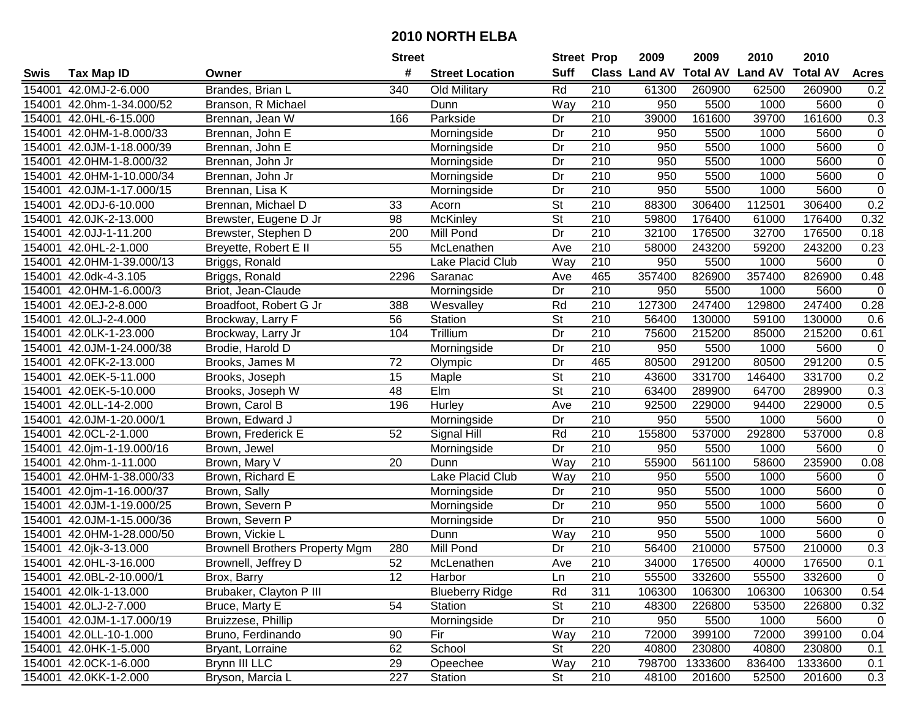# 2010 NORTH ELBA

| Swis | Tax Map ID | Owner | Street # | Street Location | Street Suff | Prop Class | 2009 Land AV | 2009 Total AV | 2010 Land AV | 2010 Total AV | Acres |
|---|---|---|---|---|---|---|---|---|---|---|---|
| 154001 | 42.0MJ-2-6.000 | Brandes, Brian L | 340 | Old Military | Rd | 210 | 61300 | 260900 | 62500 | 260900 | 0.2 |
| 154001 | 42.0hm-1-34.000/52 | Branson, R Michael | | Dunn | Way | 210 | 950 | 5500 | 1000 | 5600 | 0 |
| 154001 | 42.0HL-6-15.000 | Brennan, Jean W | 166 | Parkside | Dr | 210 | 39000 | 161600 | 39700 | 161600 | 0.3 |
| 154001 | 42.0HM-1-8.000/33 | Brennan, John E | | Morningside | Dr | 210 | 950 | 5500 | 1000 | 5600 | 0 |
| 154001 | 42.0JM-1-18.000/39 | Brennan, John E | | Morningside | Dr | 210 | 950 | 5500 | 1000 | 5600 | 0 |
| 154001 | 42.0HM-1-8.000/32 | Brennan, John Jr | | Morningside | Dr | 210 | 950 | 5500 | 1000 | 5600 | 0 |
| 154001 | 42.0HM-1-10.000/34 | Brennan, John Jr | | Morningside | Dr | 210 | 950 | 5500 | 1000 | 5600 | 0 |
| 154001 | 42.0JM-1-17.000/15 | Brennan, Lisa K | | Morningside | Dr | 210 | 950 | 5500 | 1000 | 5600 | 0 |
| 154001 | 42.0DJ-6-10.000 | Brennan, Michael D | 33 | Acorn | St | 210 | 88300 | 306400 | 112501 | 306400 | 0.2 |
| 154001 | 42.0JK-2-13.000 | Brewster, Eugene D Jr | 98 | McKinley | St | 210 | 59800 | 176400 | 61000 | 176400 | 0.32 |
| 154001 | 42.0JJ-1-11.200 | Brewster, Stephen D | 200 | Mill Pond | Dr | 210 | 32100 | 176500 | 32700 | 176500 | 0.18 |
| 154001 | 42.0HL-2-1.000 | Breyette, Robert E II | 55 | McLenathen | Ave | 210 | 58000 | 243200 | 59200 | 243200 | 0.23 |
| 154001 | 42.0HM-1-39.000/13 | Briggs, Ronald | | Lake Placid Club | Way | 210 | 950 | 5500 | 1000 | 5600 | 0 |
| 154001 | 42.0dk-4-3.105 | Briggs, Ronald | 2296 | Saranac | Ave | 465 | 357400 | 826900 | 357400 | 826900 | 0.48 |
| 154001 | 42.0HM-1-6.000/3 | Briot, Jean-Claude | | Morningside | Dr | 210 | 950 | 5500 | 1000 | 5600 | 0 |
| 154001 | 42.0EJ-2-8.000 | Broadfoot, Robert G Jr | 388 | Wesvalley | Rd | 210 | 127300 | 247400 | 129800 | 247400 | 0.28 |
| 154001 | 42.0LJ-2-4.000 | Brockway, Larry F | 56 | Station | St | 210 | 56400 | 130000 | 59100 | 130000 | 0.6 |
| 154001 | 42.0LK-1-23.000 | Brockway, Larry Jr | 104 | Trillium | Dr | 210 | 75600 | 215200 | 85000 | 215200 | 0.61 |
| 154001 | 42.0JM-1-24.000/38 | Brodie, Harold D | | Morningside | Dr | 210 | 950 | 5500 | 1000 | 5600 | 0 |
| 154001 | 42.0FK-2-13.000 | Brooks, James M | 72 | Olympic | Dr | 465 | 80500 | 291200 | 80500 | 291200 | 0.5 |
| 154001 | 42.0EK-5-11.000 | Brooks, Joseph | 15 | Maple | St | 210 | 43600 | 331700 | 146400 | 331700 | 0.2 |
| 154001 | 42.0EK-5-10.000 | Brooks, Joseph W | 48 | Elm | St | 210 | 63400 | 289900 | 64700 | 289900 | 0.3 |
| 154001 | 42.0LL-14-2.000 | Brown, Carol B | 196 | Hurley | Ave | 210 | 92500 | 229000 | 94400 | 229000 | 0.5 |
| 154001 | 42.0JM-1-20.000/1 | Brown, Edward J | | Morningside | Dr | 210 | 950 | 5500 | 1000 | 5600 | 0 |
| 154001 | 42.0CL-2-1.000 | Brown, Frederick E | 52 | Signal Hill | Rd | 210 | 155800 | 537000 | 292800 | 537000 | 0.8 |
| 154001 | 42.0jm-1-19.000/16 | Brown, Jewel | | Morningside | Dr | 210 | 950 | 5500 | 1000 | 5600 | 0 |
| 154001 | 42.0hm-1-11.000 | Brown, Mary V | 20 | Dunn | Way | 210 | 55900 | 561100 | 58600 | 235900 | 0.08 |
| 154001 | 42.0HM-1-38.000/33 | Brown, Richard E | | Lake Placid Club | Way | 210 | 950 | 5500 | 1000 | 5600 | 0 |
| 154001 | 42.0jm-1-16.000/37 | Brown, Sally | | Morningside | Dr | 210 | 950 | 5500 | 1000 | 5600 | 0 |
| 154001 | 42.0JM-1-19.000/25 | Brown, Severn P | | Morningside | Dr | 210 | 950 | 5500 | 1000 | 5600 | 0 |
| 154001 | 42.0JM-1-15.000/36 | Brown, Severn P | | Morningside | Dr | 210 | 950 | 5500 | 1000 | 5600 | 0 |
| 154001 | 42.0HM-1-28.000/50 | Brown, Vickie L | | Dunn | Way | 210 | 950 | 5500 | 1000 | 5600 | 0 |
| 154001 | 42.0jk-3-13.000 | Brownell Brothers Property Mgm | 280 | Mill Pond | Dr | 210 | 56400 | 210000 | 57500 | 210000 | 0.3 |
| 154001 | 42.0HL-3-16.000 | Brownell, Jeffrey D | 52 | McLenathen | Ave | 210 | 34000 | 176500 | 40000 | 176500 | 0.1 |
| 154001 | 42.0BL-2-10.000/1 | Brox, Barry | 12 | Harbor | Ln | 210 | 55500 | 332600 | 55500 | 332600 | 0 |
| 154001 | 42.0lk-1-13.000 | Brubaker, Clayton P III | | Blueberry Ridge | Rd | 311 | 106300 | 106300 | 106300 | 106300 | 0.54 |
| 154001 | 42.0LJ-2-7.000 | Bruce, Marty E | 54 | Station | St | 210 | 48300 | 226800 | 53500 | 226800 | 0.32 |
| 154001 | 42.0JM-1-17.000/19 | Bruizzese, Phillip | | Morningside | Dr | 210 | 950 | 5500 | 1000 | 5600 | 0 |
| 154001 | 42.0LL-10-1.000 | Bruno, Ferdinando | 90 | Fir | Way | 210 | 72000 | 399100 | 72000 | 399100 | 0.04 |
| 154001 | 42.0HK-1-5.000 | Bryant, Lorraine | 62 | School | St | 220 | 40800 | 230800 | 40800 | 230800 | 0.1 |
| 154001 | 42.0CK-1-6.000 | Brynn III LLC | 29 | Opeechee | Way | 210 | 798700 | 1333600 | 836400 | 1333600 | 0.1 |
| 154001 | 42.0KK-1-2.000 | Bryson, Marcia L | 227 | Station | St | 210 | 48100 | 201600 | 52500 | 201600 | 0.3 |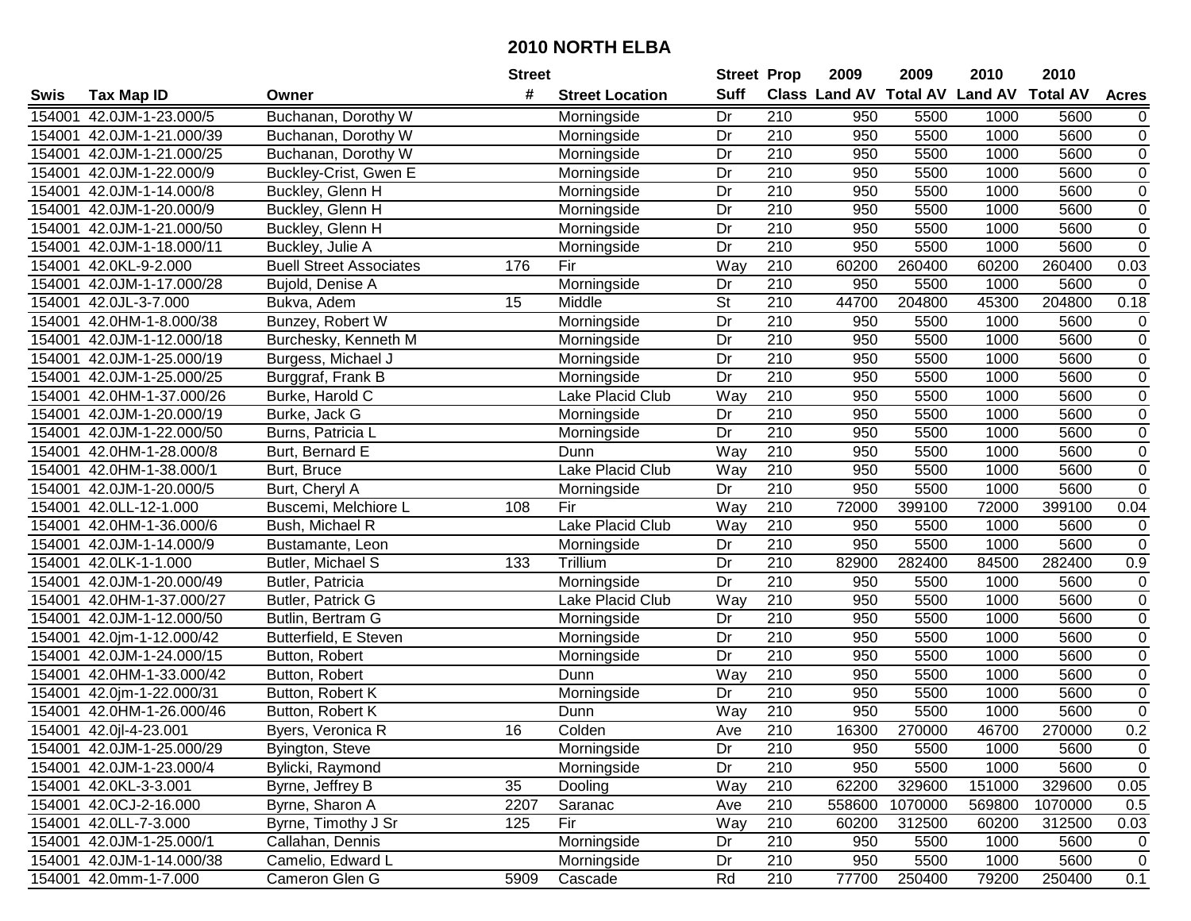# 2010 NORTH ELBA

| Swis | Tax Map ID | Owner | Street # | Street Location | Street Suff | Prop Class | 2009 Land AV | 2009 Total AV | 2010 Land AV | 2010 Total AV | Acres |
|---|---|---|---|---|---|---|---|---|---|---|---|
| 154001 | 42.0JM-1-23.000/5 | Buchanan, Dorothy W | | Morningside | Dr | 210 | 950 | 5500 | 1000 | 5600 | 0 |
| 154001 | 42.0JM-1-21.000/39 | Buchanan, Dorothy W | | Morningside | Dr | 210 | 950 | 5500 | 1000 | 5600 | 0 |
| 154001 | 42.0JM-1-21.000/25 | Buchanan, Dorothy W | | Morningside | Dr | 210 | 950 | 5500 | 1000 | 5600 | 0 |
| 154001 | 42.0JM-1-22.000/9 | Buckley-Crist, Gwen E | | Morningside | Dr | 210 | 950 | 5500 | 1000 | 5600 | 0 |
| 154001 | 42.0JM-1-14.000/8 | Buckley, Glenn H | | Morningside | Dr | 210 | 950 | 5500 | 1000 | 5600 | 0 |
| 154001 | 42.0JM-1-20.000/9 | Buckley, Glenn H | | Morningside | Dr | 210 | 950 | 5500 | 1000 | 5600 | 0 |
| 154001 | 42.0JM-1-21.000/50 | Buckley, Glenn H | | Morningside | Dr | 210 | 950 | 5500 | 1000 | 5600 | 0 |
| 154001 | 42.0JM-1-18.000/11 | Buckley, Julie A | | Morningside | Dr | 210 | 950 | 5500 | 1000 | 5600 | 0 |
| 154001 | 42.0KL-9-2.000 | Buell Street Associates | 176 | Fir | Way | 210 | 60200 | 260400 | 60200 | 260400 | 0.03 |
| 154001 | 42.0JM-1-17.000/28 | Bujold, Denise A | | Morningside | Dr | 210 | 950 | 5500 | 1000 | 5600 | 0 |
| 154001 | 42.0JL-3-7.000 | Bukva, Adem | 15 | Middle | St | 210 | 44700 | 204800 | 45300 | 204800 | 0.18 |
| 154001 | 42.0HM-1-8.000/38 | Bunzey, Robert W | | Morningside | Dr | 210 | 950 | 5500 | 1000 | 5600 | 0 |
| 154001 | 42.0JM-1-12.000/18 | Burchesky, Kenneth M | | Morningside | Dr | 210 | 950 | 5500 | 1000 | 5600 | 0 |
| 154001 | 42.0JM-1-25.000/19 | Burgess, Michael J | | Morningside | Dr | 210 | 950 | 5500 | 1000 | 5600 | 0 |
| 154001 | 42.0JM-1-25.000/25 | Burggraf, Frank B | | Morningside | Dr | 210 | 950 | 5500 | 1000 | 5600 | 0 |
| 154001 | 42.0HM-1-37.000/26 | Burke, Harold C | | Lake Placid Club | Way | 210 | 950 | 5500 | 1000 | 5600 | 0 |
| 154001 | 42.0JM-1-20.000/19 | Burke, Jack G | | Morningside | Dr | 210 | 950 | 5500 | 1000 | 5600 | 0 |
| 154001 | 42.0JM-1-22.000/50 | Burns, Patricia L | | Morningside | Dr | 210 | 950 | 5500 | 1000 | 5600 | 0 |
| 154001 | 42.0HM-1-28.000/8 | Burt, Bernard E | | Dunn | Way | 210 | 950 | 5500 | 1000 | 5600 | 0 |
| 154001 | 42.0HM-1-38.000/1 | Burt, Bruce | | Lake Placid Club | Way | 210 | 950 | 5500 | 1000 | 5600 | 0 |
| 154001 | 42.0JM-1-20.000/5 | Burt, Cheryl A | | Morningside | Dr | 210 | 950 | 5500 | 1000 | 5600 | 0 |
| 154001 | 42.0LL-12-1.000 | Buscemi, Melchiore L | 108 | Fir | Way | 210 | 72000 | 399100 | 72000 | 399100 | 0.04 |
| 154001 | 42.0HM-1-36.000/6 | Bush, Michael R | | Lake Placid Club | Way | 210 | 950 | 5500 | 1000 | 5600 | 0 |
| 154001 | 42.0JM-1-14.000/9 | Bustamante, Leon | | Morningside | Dr | 210 | 950 | 5500 | 1000 | 5600 | 0 |
| 154001 | 42.0LK-1-1.000 | Butler, Michael S | 133 | Trillium | Dr | 210 | 82900 | 282400 | 84500 | 282400 | 0.9 |
| 154001 | 42.0JM-1-20.000/49 | Butler, Patricia | | Morningside | Dr | 210 | 950 | 5500 | 1000 | 5600 | 0 |
| 154001 | 42.0HM-1-37.000/27 | Butler, Patrick G | | Lake Placid Club | Way | 210 | 950 | 5500 | 1000 | 5600 | 0 |
| 154001 | 42.0JM-1-12.000/50 | Butlin, Bertram G | | Morningside | Dr | 210 | 950 | 5500 | 1000 | 5600 | 0 |
| 154001 | 42.0jm-1-12.000/42 | Butterfield, E Steven | | Morningside | Dr | 210 | 950 | 5500 | 1000 | 5600 | 0 |
| 154001 | 42.0JM-1-24.000/15 | Button, Robert | | Morningside | Dr | 210 | 950 | 5500 | 1000 | 5600 | 0 |
| 154001 | 42.0HM-1-33.000/42 | Button, Robert | | Dunn | Way | 210 | 950 | 5500 | 1000 | 5600 | 0 |
| 154001 | 42.0jm-1-22.000/31 | Button, Robert K | | Morningside | Dr | 210 | 950 | 5500 | 1000 | 5600 | 0 |
| 154001 | 42.0HM-1-26.000/46 | Button, Robert K | | Dunn | Way | 210 | 950 | 5500 | 1000 | 5600 | 0 |
| 154001 | 42.0jl-4-23.001 | Byers, Veronica R | 16 | Colden | Ave | 210 | 16300 | 270000 | 46700 | 270000 | 0.2 |
| 154001 | 42.0JM-1-25.000/29 | Byington, Steve | | Morningside | Dr | 210 | 950 | 5500 | 1000 | 5600 | 0 |
| 154001 | 42.0JM-1-23.000/4 | Bylicki, Raymond | | Morningside | Dr | 210 | 950 | 5500 | 1000 | 5600 | 0 |
| 154001 | 42.0KL-3-3.001 | Byrne, Jeffrey B | 35 | Dooling | Way | 210 | 62200 | 329600 | 151000 | 329600 | 0.05 |
| 154001 | 42.0CJ-2-16.000 | Byrne, Sharon A | 2207 | Saranac | Ave | 210 | 558600 | 1070000 | 569800 | 1070000 | 0.5 |
| 154001 | 42.0LL-7-3.000 | Byrne, Timothy J Sr | 125 | Fir | Way | 210 | 60200 | 312500 | 60200 | 312500 | 0.03 |
| 154001 | 42.0JM-1-25.000/1 | Callahan, Dennis | | Morningside | Dr | 210 | 950 | 5500 | 1000 | 5600 | 0 |
| 154001 | 42.0JM-1-14.000/38 | Camelio, Edward L | | Morningside | Dr | 210 | 950 | 5500 | 1000 | 5600 | 0 |
| 154001 | 42.0mm-1-7.000 | Cameron Glen G | 5909 | Cascade | Rd | 210 | 77700 | 250400 | 79200 | 250400 | 0.1 |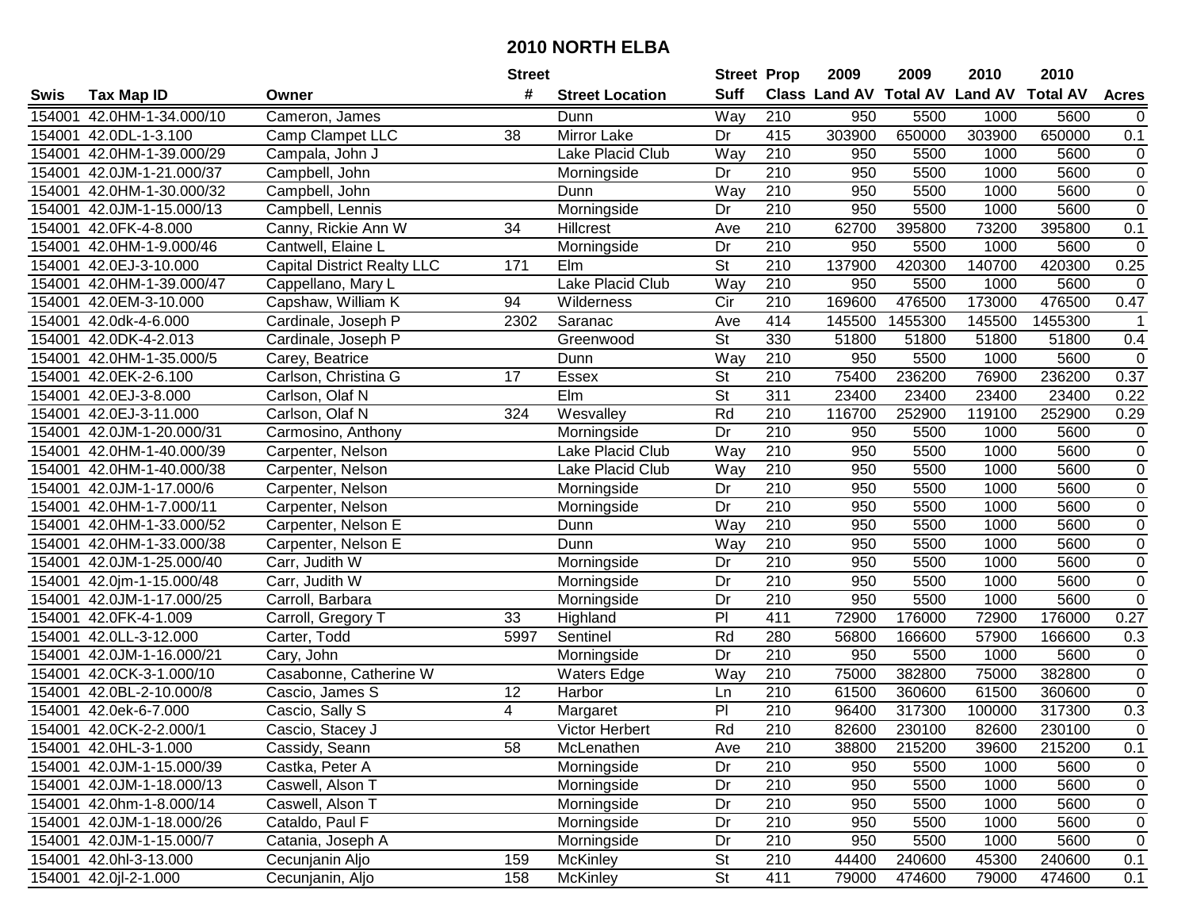# 2010 NORTH ELBA

| Swis | Tax Map ID | Owner | Street # | Street Location | Street Suff | Prop Class | 2009 Land AV | 2009 Total AV | 2010 Land AV | 2010 Total AV | Acres |
|---|---|---|---|---|---|---|---|---|---|---|---|
| 154001 | 42.0HM-1-34.000/10 | Cameron, James | | Dunn | Way | 210 | 950 | 5500 | 1000 | 5600 | 0 |
| 154001 | 42.0DL-1-3.100 | Camp Clampet LLC | 38 | Mirror Lake | Dr | 415 | 303900 | 650000 | 303900 | 650000 | 0.1 |
| 154001 | 42.0HM-1-39.000/29 | Campala, John J | | Lake Placid Club | Way | 210 | 950 | 5500 | 1000 | 5600 | 0 |
| 154001 | 42.0JM-1-21.000/37 | Campbell, John | | Morningside | Dr | 210 | 950 | 5500 | 1000 | 5600 | 0 |
| 154001 | 42.0HM-1-30.000/32 | Campbell, John | | Dunn | Way | 210 | 950 | 5500 | 1000 | 5600 | 0 |
| 154001 | 42.0JM-1-15.000/13 | Campbell, Lennis | | Morningside | Dr | 210 | 950 | 5500 | 1000 | 5600 | 0 |
| 154001 | 42.0FK-4-8.000 | Canny, Rickie Ann W | 34 | Hillcrest | Ave | 210 | 62700 | 395800 | 73200 | 395800 | 0.1 |
| 154001 | 42.0HM-1-9.000/46 | Cantwell, Elaine L | | Morningside | Dr | 210 | 950 | 5500 | 1000 | 5600 | 0 |
| 154001 | 42.0EJ-3-10.000 | Capital District Realty LLC | 171 | Elm | St | 210 | 137900 | 420300 | 140700 | 420300 | 0.25 |
| 154001 | 42.0HM-1-39.000/47 | Cappellano, Mary L | | Lake Placid Club | Way | 210 | 950 | 5500 | 1000 | 5600 | 0 |
| 154001 | 42.0EM-3-10.000 | Capshaw, William K | 94 | Wilderness | Cir | 210 | 169600 | 476500 | 173000 | 476500 | 0.47 |
| 154001 | 42.0dk-4-6.000 | Cardinale, Joseph P | 2302 | Saranac | Ave | 414 | 145500 | 1455300 | 145500 | 1455300 | 1 |
| 154001 | 42.0DK-4-2.013 | Cardinale, Joseph P | | Greenwood | St | 330 | 51800 | 51800 | 51800 | 51800 | 0.4 |
| 154001 | 42.0HM-1-35.000/5 | Carey, Beatrice | | Dunn | Way | 210 | 950 | 5500 | 1000 | 5600 | 0 |
| 154001 | 42.0EK-2-6.100 | Carlson, Christina G | 17 | Essex | St | 210 | 75400 | 236200 | 76900 | 236200 | 0.37 |
| 154001 | 42.0EJ-3-8.000 | Carlson, Olaf N | | Elm | St | 311 | 23400 | 23400 | 23400 | 23400 | 0.22 |
| 154001 | 42.0EJ-3-11.000 | Carlson, Olaf N | 324 | Wesvalley | Rd | 210 | 116700 | 252900 | 119100 | 252900 | 0.29 |
| 154001 | 42.0JM-1-20.000/31 | Carmosino, Anthony | | Morningside | Dr | 210 | 950 | 5500 | 1000 | 5600 | 0 |
| 154001 | 42.0HM-1-40.000/39 | Carpenter, Nelson | | Lake Placid Club | Way | 210 | 950 | 5500 | 1000 | 5600 | 0 |
| 154001 | 42.0HM-1-40.000/38 | Carpenter, Nelson | | Lake Placid Club | Way | 210 | 950 | 5500 | 1000 | 5600 | 0 |
| 154001 | 42.0JM-1-17.000/6 | Carpenter, Nelson | | Morningside | Dr | 210 | 950 | 5500 | 1000 | 5600 | 0 |
| 154001 | 42.0HM-1-7.000/11 | Carpenter, Nelson | | Morningside | Dr | 210 | 950 | 5500 | 1000 | 5600 | 0 |
| 154001 | 42.0HM-1-33.000/52 | Carpenter, Nelson E | | Dunn | Way | 210 | 950 | 5500 | 1000 | 5600 | 0 |
| 154001 | 42.0HM-1-33.000/38 | Carpenter, Nelson E | | Dunn | Way | 210 | 950 | 5500 | 1000 | 5600 | 0 |
| 154001 | 42.0JM-1-25.000/40 | Carr, Judith W | | Morningside | Dr | 210 | 950 | 5500 | 1000 | 5600 | 0 |
| 154001 | 42.0jm-1-15.000/48 | Carr, Judith W | | Morningside | Dr | 210 | 950 | 5500 | 1000 | 5600 | 0 |
| 154001 | 42.0JM-1-17.000/25 | Carroll, Barbara | | Morningside | Dr | 210 | 950 | 5500 | 1000 | 5600 | 0 |
| 154001 | 42.0FK-4-1.009 | Carroll, Gregory T | 33 | Highland | Pl | 411 | 72900 | 176000 | 72900 | 176000 | 0.27 |
| 154001 | 42.0LL-3-12.000 | Carter, Todd | 5997 | Sentinel | Rd | 280 | 56800 | 166600 | 57900 | 166600 | 0.3 |
| 154001 | 42.0JM-1-16.000/21 | Cary, John | | Morningside | Dr | 210 | 950 | 5500 | 1000 | 5600 | 0 |
| 154001 | 42.0CK-3-1.000/10 | Casabonne, Catherine W | | Waters Edge | Way | 210 | 75000 | 382800 | 75000 | 382800 | 0 |
| 154001 | 42.0BL-2-10.000/8 | Cascio, James S | 12 | Harbor | Ln | 210 | 61500 | 360600 | 61500 | 360600 | 0 |
| 154001 | 42.0ek-6-7.000 | Cascio, Sally S | 4 | Margaret | Pl | 210 | 96400 | 317300 | 100000 | 317300 | 0.3 |
| 154001 | 42.0CK-2-2.000/1 | Cascio, Stacey J | | Victor Herbert | Rd | 210 | 82600 | 230100 | 82600 | 230100 | 0 |
| 154001 | 42.0HL-3-1.000 | Cassidy, Seann | 58 | McLenathen | Ave | 210 | 38800 | 215200 | 39600 | 215200 | 0.1 |
| 154001 | 42.0JM-1-15.000/39 | Castka, Peter A | | Morningside | Dr | 210 | 950 | 5500 | 1000 | 5600 | 0 |
| 154001 | 42.0JM-1-18.000/13 | Caswell, Alson T | | Morningside | Dr | 210 | 950 | 5500 | 1000 | 5600 | 0 |
| 154001 | 42.0hm-1-8.000/14 | Caswell, Alson T | | Morningside | Dr | 210 | 950 | 5500 | 1000 | 5600 | 0 |
| 154001 | 42.0JM-1-18.000/26 | Cataldo, Paul F | | Morningside | Dr | 210 | 950 | 5500 | 1000 | 5600 | 0 |
| 154001 | 42.0JM-1-15.000/7 | Catania, Joseph A | | Morningside | Dr | 210 | 950 | 5500 | 1000 | 5600 | 0 |
| 154001 | 42.0hl-3-13.000 | Cecunjanin Aljo | 159 | McKinley | St | 210 | 44400 | 240600 | 45300 | 240600 | 0.1 |
| 154001 | 42.0jl-2-1.000 | Cecunjanin, Aljo | 158 | McKinley | St | 411 | 79000 | 474600 | 79000 | 474600 | 0.1 |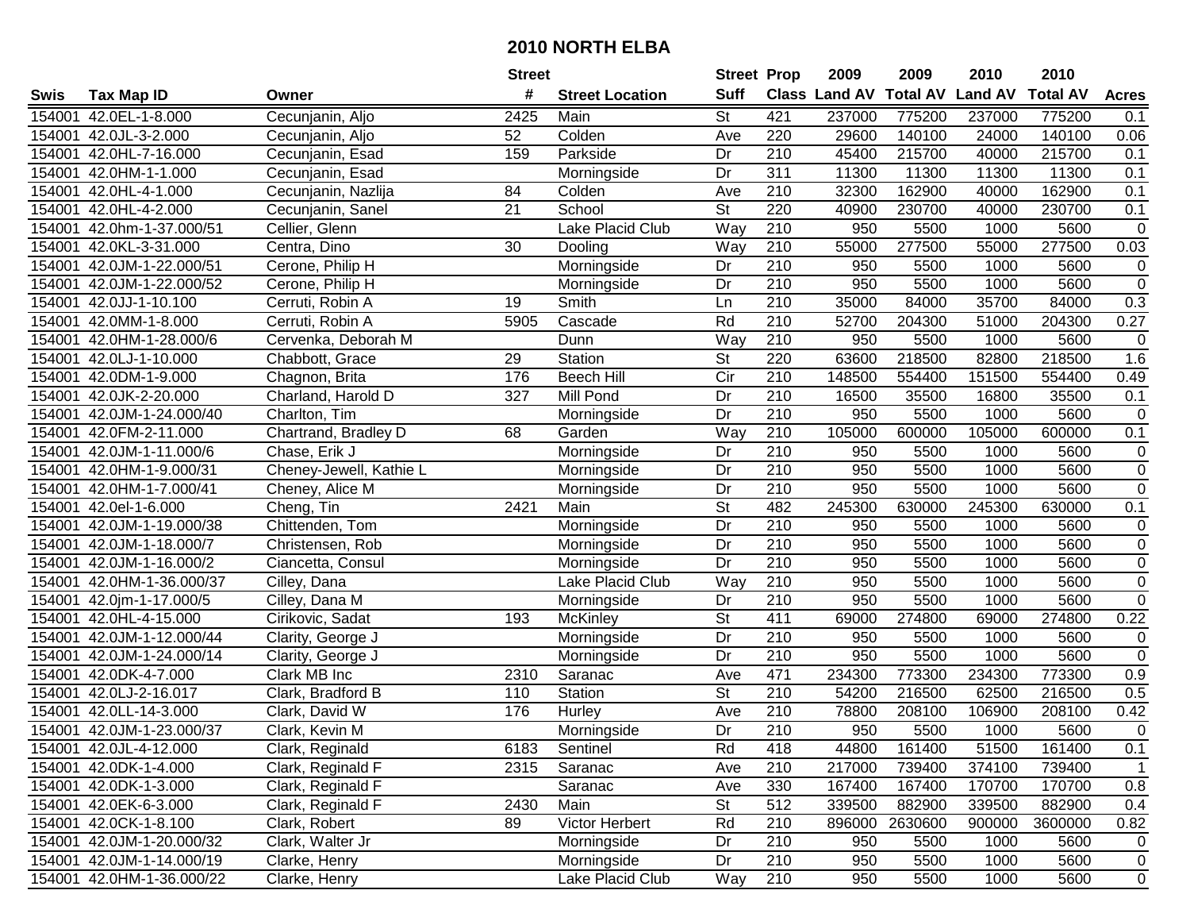# 2010 NORTH ELBA

| Swis | Tax Map ID | Owner | Street # | Street Location | Street Suff | Prop Class | 2009 Land AV | 2009 Total AV | 2010 Land AV | 2010 Total AV | Acres |
|---|---|---|---|---|---|---|---|---|---|---|---|
| 154001 | 42.0EL-1-8.000 | Cecunjanin, Aljo | 2425 | Main | St | 421 | 237000 | 775200 | 237000 | 775200 | 0.1 |
| 154001 | 42.0JL-3-2.000 | Cecunjanin, Aljo | 52 | Colden | Ave | 220 | 29600 | 140100 | 24000 | 140100 | 0.06 |
| 154001 | 42.0HL-7-16.000 | Cecunjanin, Esad | 159 | Parkside | Dr | 210 | 45400 | 215700 | 40000 | 215700 | 0.1 |
| 154001 | 42.0HM-1-1.000 | Cecunjanin, Esad | | Morningside | Dr | 311 | 11300 | 11300 | 11300 | 11300 | 0.1 |
| 154001 | 42.0HL-4-1.000 | Cecunjanin, Nazlija | 84 | Colden | Ave | 210 | 32300 | 162900 | 40000 | 162900 | 0.1 |
| 154001 | 42.0HL-4-2.000 | Cecunjanin, Sanel | 21 | School | St | 220 | 40900 | 230700 | 40000 | 230700 | 0.1 |
| 154001 | 42.0hm-1-37.000/51 | Cellier, Glenn | | Lake Placid Club | Way | 210 | 950 | 5500 | 1000 | 5600 | 0 |
| 154001 | 42.0KL-3-31.000 | Centra, Dino | 30 | Dooling | Way | 210 | 55000 | 277500 | 55000 | 277500 | 0.03 |
| 154001 | 42.0JM-1-22.000/51 | Cerone, Philip H | | Morningside | Dr | 210 | 950 | 5500 | 1000 | 5600 | 0 |
| 154001 | 42.0JM-1-22.000/52 | Cerone, Philip H | | Morningside | Dr | 210 | 950 | 5500 | 1000 | 5600 | 0 |
| 154001 | 42.0JJ-1-10.100 | Cerruti, Robin A | 19 | Smith | Ln | 210 | 35000 | 84000 | 35700 | 84000 | 0.3 |
| 154001 | 42.0MM-1-8.000 | Cerruti, Robin A | 5905 | Cascade | Rd | 210 | 52700 | 204300 | 51000 | 204300 | 0.27 |
| 154001 | 42.0HM-1-28.000/6 | Cervenka, Deborah M | | Dunn | Way | 210 | 950 | 5500 | 1000 | 5600 | 0 |
| 154001 | 42.0LJ-1-10.000 | Chabbott, Grace | 29 | Station | St | 220 | 63600 | 218500 | 82800 | 218500 | 1.6 |
| 154001 | 42.0DM-1-9.000 | Chagnon, Brita | 176 | Beech Hill | Cir | 210 | 148500 | 554400 | 151500 | 554400 | 0.49 |
| 154001 | 42.0JK-2-20.000 | Charland, Harold D | 327 | Mill Pond | Dr | 210 | 16500 | 35500 | 16800 | 35500 | 0.1 |
| 154001 | 42.0JM-1-24.000/40 | Charlton, Tim | | Morningside | Dr | 210 | 950 | 5500 | 1000 | 5600 | 0 |
| 154001 | 42.0FM-2-11.000 | Chartrand, Bradley D | 68 | Garden | Way | 210 | 105000 | 600000 | 105000 | 600000 | 0.1 |
| 154001 | 42.0JM-1-11.000/6 | Chase, Erik J | | Morningside | Dr | 210 | 950 | 5500 | 1000 | 5600 | 0 |
| 154001 | 42.0HM-1-9.000/31 | Cheney-Jewell, Kathie L | | Morningside | Dr | 210 | 950 | 5500 | 1000 | 5600 | 0 |
| 154001 | 42.0HM-1-7.000/41 | Cheney, Alice M | | Morningside | Dr | 210 | 950 | 5500 | 1000 | 5600 | 0 |
| 154001 | 42.0el-1-6.000 | Cheng, Tin | 2421 | Main | St | 482 | 245300 | 630000 | 245300 | 630000 | 0.1 |
| 154001 | 42.0JM-1-19.000/38 | Chittenden, Tom | | Morningside | Dr | 210 | 950 | 5500 | 1000 | 5600 | 0 |
| 154001 | 42.0JM-1-18.000/7 | Christensen, Rob | | Morningside | Dr | 210 | 950 | 5500 | 1000 | 5600 | 0 |
| 154001 | 42.0JM-1-16.000/2 | Ciancetta, Consul | | Morningside | Dr | 210 | 950 | 5500 | 1000 | 5600 | 0 |
| 154001 | 42.0HM-1-36.000/37 | Cilley, Dana | | Lake Placid Club | Way | 210 | 950 | 5500 | 1000 | 5600 | 0 |
| 154001 | 42.0jm-1-17.000/5 | Cilley, Dana M | | Morningside | Dr | 210 | 950 | 5500 | 1000 | 5600 | 0 |
| 154001 | 42.0HL-4-15.000 | Cirikovic, Sadat | 193 | McKinley | St | 411 | 69000 | 274800 | 69000 | 274800 | 0.22 |
| 154001 | 42.0JM-1-12.000/44 | Clarity, George J | | Morningside | Dr | 210 | 950 | 5500 | 1000 | 5600 | 0 |
| 154001 | 42.0JM-1-24.000/14 | Clarity, George J | | Morningside | Dr | 210 | 950 | 5500 | 1000 | 5600 | 0 |
| 154001 | 42.0DK-4-7.000 | Clark MB Inc | 2310 | Saranac | Ave | 471 | 234300 | 773300 | 234300 | 773300 | 0.9 |
| 154001 | 42.0LJ-2-16.017 | Clark, Bradford B | 110 | Station | St | 210 | 54200 | 216500 | 62500 | 216500 | 0.5 |
| 154001 | 42.0LL-14-3.000 | Clark, David W | 176 | Hurley | Ave | 210 | 78800 | 208100 | 106900 | 208100 | 0.42 |
| 154001 | 42.0JM-1-23.000/37 | Clark, Kevin M | | Morningside | Dr | 210 | 950 | 5500 | 1000 | 5600 | 0 |
| 154001 | 42.0JL-4-12.000 | Clark, Reginald | 6183 | Sentinel | Rd | 418 | 44800 | 161400 | 51500 | 161400 | 0.1 |
| 154001 | 42.0DK-1-4.000 | Clark, Reginald F | 2315 | Saranac | Ave | 210 | 217000 | 739400 | 374100 | 739400 | 1 |
| 154001 | 42.0DK-1-3.000 | Clark, Reginald F | | Saranac | Ave | 330 | 167400 | 167400 | 170700 | 170700 | 0.8 |
| 154001 | 42.0EK-6-3.000 | Clark, Reginald F | 2430 | Main | St | 512 | 339500 | 882900 | 339500 | 882900 | 0.4 |
| 154001 | 42.0CK-1-8.100 | Clark, Robert | 89 | Victor Herbert | Rd | 210 | 896000 | 2630600 | 900000 | 3600000 | 0.82 |
| 154001 | 42.0JM-1-20.000/32 | Clark, Walter Jr | | Morningside | Dr | 210 | 950 | 5500 | 1000 | 5600 | 0 |
| 154001 | 42.0JM-1-14.000/19 | Clarke, Henry | | Morningside | Dr | 210 | 950 | 5500 | 1000 | 5600 | 0 |
| 154001 | 42.0HM-1-36.000/22 | Clarke, Henry | | Lake Placid Club | Way | 210 | 950 | 5500 | 1000 | 5600 | 0 |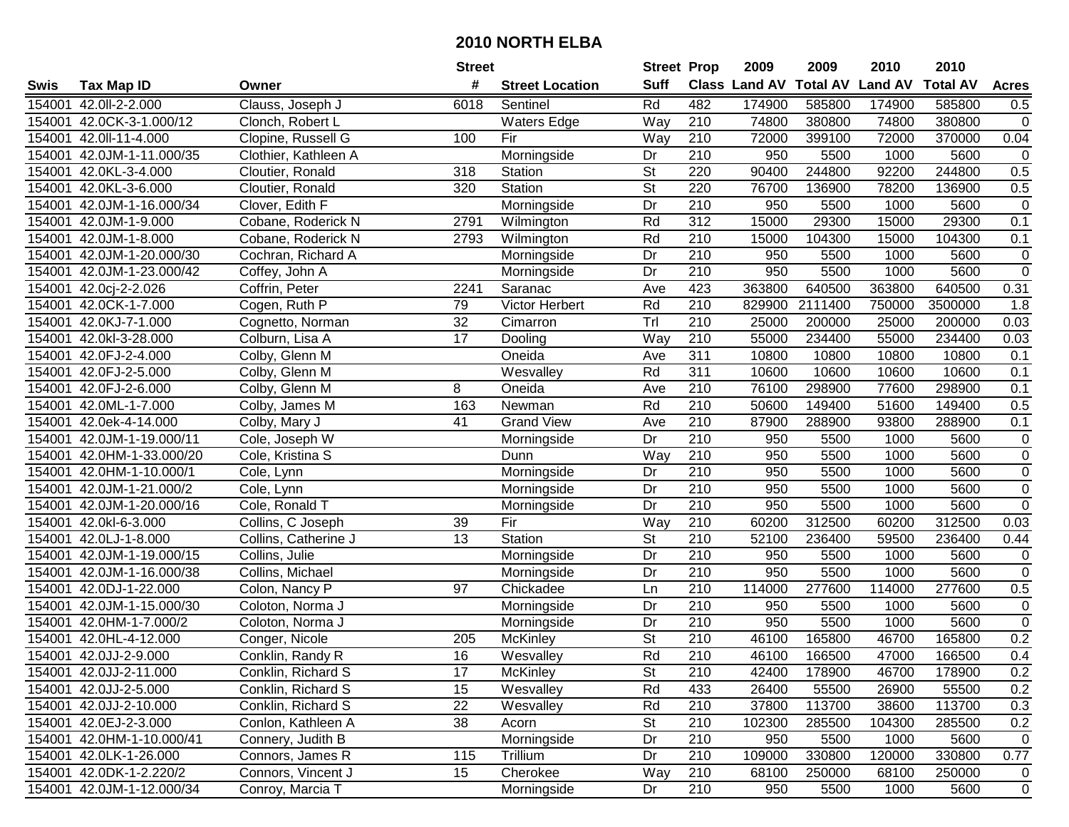# 2010 NORTH ELBA

| Swis | Tax Map ID | Owner | Street # | Street Location | Street Suff | Prop Class | 2009 Land AV | 2009 Total AV | 2010 Land AV | 2010 Total AV | Acres |
|---|---|---|---|---|---|---|---|---|---|---|---|
| 154001 | 42.0ll-2-2.000 | Clauss, Joseph J | 6018 | Sentinel | Rd | 482 | 174900 | 585800 | 174900 | 585800 | 0.5 |
| 154001 | 42.0CK-3-1.000/12 | Clonch, Robert L | | Waters Edge | Way | 210 | 74800 | 380800 | 74800 | 380800 | 0 |
| 154001 | 42.0ll-11-4.000 | Clopine, Russell G | 100 | Fir | Way | 210 | 72000 | 399100 | 72000 | 370000 | 0.04 |
| 154001 | 42.0JM-1-11.000/35 | Clothier, Kathleen A | | Morningside | Dr | 210 | 950 | 5500 | 1000 | 5600 | 0 |
| 154001 | 42.0KL-3-4.000 | Cloutier, Ronald | 318 | Station | St | 220 | 90400 | 244800 | 92200 | 244800 | 0.5 |
| 154001 | 42.0KL-3-6.000 | Cloutier, Ronald | 320 | Station | St | 220 | 76700 | 136900 | 78200 | 136900 | 0.5 |
| 154001 | 42.0JM-1-16.000/34 | Clover, Edith F | | Morningside | Dr | 210 | 950 | 5500 | 1000 | 5600 | 0 |
| 154001 | 42.0JM-1-9.000 | Cobane, Roderick N | 2791 | Wilmington | Rd | 312 | 15000 | 29300 | 15000 | 29300 | 0.1 |
| 154001 | 42.0JM-1-8.000 | Cobane, Roderick N | 2793 | Wilmington | Rd | 210 | 15000 | 104300 | 15000 | 104300 | 0.1 |
| 154001 | 42.0JM-1-20.000/30 | Cochran, Richard A | | Morningside | Dr | 210 | 950 | 5500 | 1000 | 5600 | 0 |
| 154001 | 42.0JM-1-23.000/42 | Coffey, John A | | Morningside | Dr | 210 | 950 | 5500 | 1000 | 5600 | 0 |
| 154001 | 42.0cj-2-2.026 | Coffrin, Peter | 2241 | Saranac | Ave | 423 | 363800 | 640500 | 363800 | 640500 | 0.31 |
| 154001 | 42.0CK-1-7.000 | Cogen, Ruth P | 79 | Victor Herbert | Rd | 210 | 829900 | 2111400 | 750000 | 3500000 | 1.8 |
| 154001 | 42.0KJ-7-1.000 | Cognetto, Norman | 32 | Cimarron | Trl | 210 | 25000 | 200000 | 25000 | 200000 | 0.03 |
| 154001 | 42.0kl-3-28.000 | Colburn, Lisa A | 17 | Dooling | Way | 210 | 55000 | 234400 | 55000 | 234400 | 0.03 |
| 154001 | 42.0FJ-2-4.000 | Colby, Glenn M | | Oneida | Ave | 311 | 10800 | 10800 | 10800 | 10800 | 0.1 |
| 154001 | 42.0FJ-2-5.000 | Colby, Glenn M | | Wesvalley | Rd | 311 | 10600 | 10600 | 10600 | 10600 | 0.1 |
| 154001 | 42.0FJ-2-6.000 | Colby, Glenn M | 8 | Oneida | Ave | 210 | 76100 | 298900 | 77600 | 298900 | 0.1 |
| 154001 | 42.0ML-1-7.000 | Colby, James M | 163 | Newman | Rd | 210 | 50600 | 149400 | 51600 | 149400 | 0.5 |
| 154001 | 42.0ek-4-14.000 | Colby, Mary J | 41 | Grand View | Ave | 210 | 87900 | 288900 | 93800 | 288900 | 0.1 |
| 154001 | 42.0JM-1-19.000/11 | Cole, Joseph W | | Morningside | Dr | 210 | 950 | 5500 | 1000 | 5600 | 0 |
| 154001 | 42.0HM-1-33.000/20 | Cole, Kristina S | | Dunn | Way | 210 | 950 | 5500 | 1000 | 5600 | 0 |
| 154001 | 42.0HM-1-10.000/1 | Cole, Lynn | | Morningside | Dr | 210 | 950 | 5500 | 1000 | 5600 | 0 |
| 154001 | 42.0JM-1-21.000/2 | Cole, Lynn | | Morningside | Dr | 210 | 950 | 5500 | 1000 | 5600 | 0 |
| 154001 | 42.0JM-1-20.000/16 | Cole, Ronald T | | Morningside | Dr | 210 | 950 | 5500 | 1000 | 5600 | 0 |
| 154001 | 42.0kl-6-3.000 | Collins, C Joseph | 39 | Fir | Way | 210 | 60200 | 312500 | 60200 | 312500 | 0.03 |
| 154001 | 42.0LJ-1-8.000 | Collins, Catherine J | 13 | Station | St | 210 | 52100 | 236400 | 59500 | 236400 | 0.44 |
| 154001 | 42.0JM-1-19.000/15 | Collins, Julie | | Morningside | Dr | 210 | 950 | 5500 | 1000 | 5600 | 0 |
| 154001 | 42.0JM-1-16.000/38 | Collins, Michael | | Morningside | Dr | 210 | 950 | 5500 | 1000 | 5600 | 0 |
| 154001 | 42.0DJ-1-22.000 | Colon, Nancy P | 97 | Chickadee | Ln | 210 | 114000 | 277600 | 114000 | 277600 | 0.5 |
| 154001 | 42.0JM-1-15.000/30 | Coloton, Norma J | | Morningside | Dr | 210 | 950 | 5500 | 1000 | 5600 | 0 |
| 154001 | 42.0HM-1-7.000/2 | Coloton, Norma J | | Morningside | Dr | 210 | 950 | 5500 | 1000 | 5600 | 0 |
| 154001 | 42.0HL-4-12.000 | Conger, Nicole | 205 | McKinley | St | 210 | 46100 | 165800 | 46700 | 165800 | 0.2 |
| 154001 | 42.0JJ-2-9.000 | Conklin, Randy R | 16 | Wesvalley | Rd | 210 | 46100 | 166500 | 47000 | 166500 | 0.4 |
| 154001 | 42.0JJ-2-11.000 | Conklin, Richard S | 17 | McKinley | St | 210 | 42400 | 178900 | 46700 | 178900 | 0.2 |
| 154001 | 42.0JJ-2-5.000 | Conklin, Richard S | 15 | Wesvalley | Rd | 433 | 26400 | 55500 | 26900 | 55500 | 0.2 |
| 154001 | 42.0JJ-2-10.000 | Conklin, Richard S | 22 | Wesvalley | Rd | 210 | 37800 | 113700 | 38600 | 113700 | 0.3 |
| 154001 | 42.0EJ-2-3.000 | Conlon, Kathleen A | 38 | Acorn | St | 210 | 102300 | 285500 | 104300 | 285500 | 0.2 |
| 154001 | 42.0HM-1-10.000/41 | Connery, Judith B | | Morningside | Dr | 210 | 950 | 5500 | 1000 | 5600 | 0 |
| 154001 | 42.0LK-1-26.000 | Connors, James R | 115 | Trillium | Dr | 210 | 109000 | 330800 | 120000 | 330800 | 0.77 |
| 154001 | 42.0DK-1-2.220/2 | Connors, Vincent J | 15 | Cherokee | Way | 210 | 68100 | 250000 | 68100 | 250000 | 0 |
| 154001 | 42.0JM-1-12.000/34 | Conroy, Marcia T | | Morningside | Dr | 210 | 950 | 5500 | 1000 | 5600 | 0 |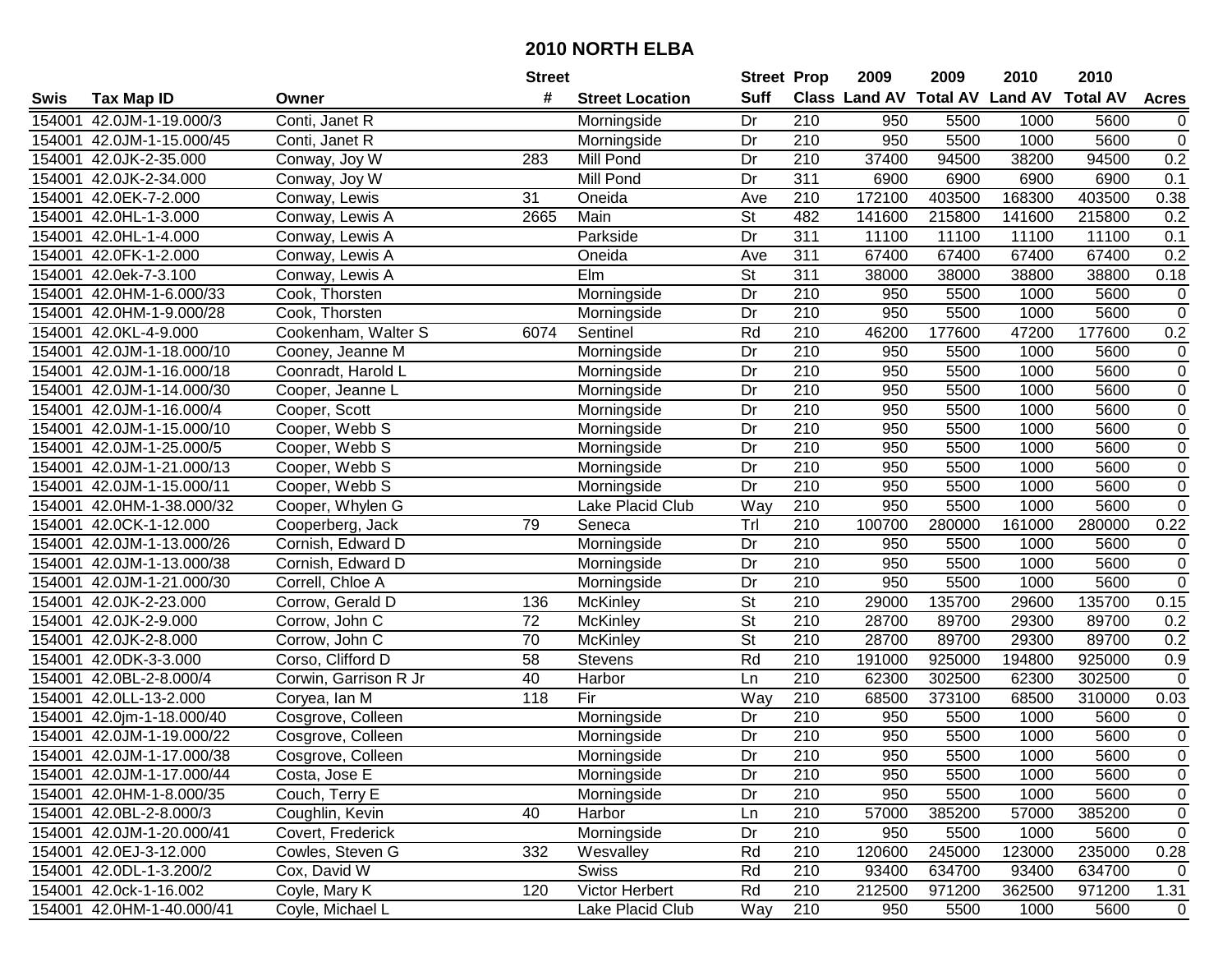# 2010 NORTH ELBA

| Swis | Tax Map ID | Owner | Street # | Street Location | Street Suff | Prop Class | 2009 Land AV | 2009 Total AV | 2010 Land AV | 2010 Total AV | Acres |
|---|---|---|---|---|---|---|---|---|---|---|---|
| 154001 | 42.0JM-1-19.000/3 | Conti, Janet R | | Morningside | Dr | 210 | 950 | 5500 | 1000 | 5600 | 0 |
| 154001 | 42.0JM-1-15.000/45 | Conti, Janet R | | Morningside | Dr | 210 | 950 | 5500 | 1000 | 5600 | 0 |
| 154001 | 42.0JK-2-35.000 | Conway, Joy W | 283 | Mill Pond | Dr | 210 | 37400 | 94500 | 38200 | 94500 | 0.2 |
| 154001 | 42.0JK-2-34.000 | Conway, Joy W | | Mill Pond | Dr | 311 | 6900 | 6900 | 6900 | 6900 | 0.1 |
| 154001 | 42.0EK-7-2.000 | Conway, Lewis | 31 | Oneida | Ave | 210 | 172100 | 403500 | 168300 | 403500 | 0.38 |
| 154001 | 42.0HL-1-3.000 | Conway, Lewis A | 2665 | Main | St | 482 | 141600 | 215800 | 141600 | 215800 | 0.2 |
| 154001 | 42.0HL-1-4.000 | Conway, Lewis A | | Parkside | Dr | 311 | 11100 | 11100 | 11100 | 11100 | 0.1 |
| 154001 | 42.0FK-1-2.000 | Conway, Lewis A | | Oneida | Ave | 311 | 67400 | 67400 | 67400 | 67400 | 0.2 |
| 154001 | 42.0ek-7-3.100 | Conway, Lewis A | | Elm | St | 311 | 38000 | 38000 | 38800 | 38800 | 0.18 |
| 154001 | 42.0HM-1-6.000/33 | Cook, Thorsten | | Morningside | Dr | 210 | 950 | 5500 | 1000 | 5600 | 0 |
| 154001 | 42.0HM-1-9.000/28 | Cook, Thorsten | | Morningside | Dr | 210 | 950 | 5500 | 1000 | 5600 | 0 |
| 154001 | 42.0KL-4-9.000 | Cookenham, Walter S | 6074 | Sentinel | Rd | 210 | 46200 | 177600 | 47200 | 177600 | 0.2 |
| 154001 | 42.0JM-1-18.000/10 | Cooney, Jeanne M | | Morningside | Dr | 210 | 950 | 5500 | 1000 | 5600 | 0 |
| 154001 | 42.0JM-1-16.000/18 | Coonradt, Harold L | | Morningside | Dr | 210 | 950 | 5500 | 1000 | 5600 | 0 |
| 154001 | 42.0JM-1-14.000/30 | Cooper, Jeanne L | | Morningside | Dr | 210 | 950 | 5500 | 1000 | 5600 | 0 |
| 154001 | 42.0JM-1-16.000/4 | Cooper, Scott | | Morningside | Dr | 210 | 950 | 5500 | 1000 | 5600 | 0 |
| 154001 | 42.0JM-1-15.000/10 | Cooper, Webb S | | Morningside | Dr | 210 | 950 | 5500 | 1000 | 5600 | 0 |
| 154001 | 42.0JM-1-25.000/5 | Cooper, Webb S | | Morningside | Dr | 210 | 950 | 5500 | 1000 | 5600 | 0 |
| 154001 | 42.0JM-1-21.000/13 | Cooper, Webb S | | Morningside | Dr | 210 | 950 | 5500 | 1000 | 5600 | 0 |
| 154001 | 42.0JM-1-15.000/11 | Cooper, Webb S | | Morningside | Dr | 210 | 950 | 5500 | 1000 | 5600 | 0 |
| 154001 | 42.0HM-1-38.000/32 | Cooper, Whylen G | | Lake Placid Club | Way | 210 | 950 | 5500 | 1000 | 5600 | 0 |
| 154001 | 42.0CK-1-12.000 | Cooperberg, Jack | 79 | Seneca | Trl | 210 | 100700 | 280000 | 161000 | 280000 | 0.22 |
| 154001 | 42.0JM-1-13.000/26 | Cornish, Edward D | | Morningside | Dr | 210 | 950 | 5500 | 1000 | 5600 | 0 |
| 154001 | 42.0JM-1-13.000/38 | Cornish, Edward D | | Morningside | Dr | 210 | 950 | 5500 | 1000 | 5600 | 0 |
| 154001 | 42.0JM-1-21.000/30 | Correll, Chloe A | | Morningside | Dr | 210 | 950 | 5500 | 1000 | 5600 | 0 |
| 154001 | 42.0JK-2-23.000 | Corrow, Gerald D | 136 | McKinley | St | 210 | 29000 | 135700 | 29600 | 135700 | 0.15 |
| 154001 | 42.0JK-2-9.000 | Corrow, John C | 72 | McKinley | St | 210 | 28700 | 89700 | 29300 | 89700 | 0.2 |
| 154001 | 42.0JK-2-8.000 | Corrow, John C | 70 | McKinley | St | 210 | 28700 | 89700 | 29300 | 89700 | 0.2 |
| 154001 | 42.0DK-3-3.000 | Corso, Clifford D | 58 | Stevens | Rd | 210 | 191000 | 925000 | 194800 | 925000 | 0.9 |
| 154001 | 42.0BL-2-8.000/4 | Corwin, Garrison R Jr | 40 | Harbor | Ln | 210 | 62300 | 302500 | 62300 | 302500 | 0 |
| 154001 | 42.0LL-13-2.000 | Coryea, Ian M | 118 | Fir | Way | 210 | 68500 | 373100 | 68500 | 310000 | 0.03 |
| 154001 | 42.0jm-1-18.000/40 | Cosgrove, Colleen | | Morningside | Dr | 210 | 950 | 5500 | 1000 | 5600 | 0 |
| 154001 | 42.0JM-1-19.000/22 | Cosgrove, Colleen | | Morningside | Dr | 210 | 950 | 5500 | 1000 | 5600 | 0 |
| 154001 | 42.0JM-1-17.000/38 | Cosgrove, Colleen | | Morningside | Dr | 210 | 950 | 5500 | 1000 | 5600 | 0 |
| 154001 | 42.0JM-1-17.000/44 | Costa, Jose E | | Morningside | Dr | 210 | 950 | 5500 | 1000 | 5600 | 0 |
| 154001 | 42.0HM-1-8.000/35 | Couch, Terry E | | Morningside | Dr | 210 | 950 | 5500 | 1000 | 5600 | 0 |
| 154001 | 42.0BL-2-8.000/3 | Coughlin, Kevin | 40 | Harbor | Ln | 210 | 57000 | 385200 | 57000 | 385200 | 0 |
| 154001 | 42.0JM-1-20.000/41 | Covert, Frederick | | Morningside | Dr | 210 | 950 | 5500 | 1000 | 5600 | 0 |
| 154001 | 42.0EJ-3-12.000 | Cowles, Steven G | 332 | Wesvalley | Rd | 210 | 120600 | 245000 | 123000 | 235000 | 0.28 |
| 154001 | 42.0DL-1-3.200/2 | Cox, David W | | Swiss | Rd | 210 | 93400 | 634700 | 93400 | 634700 | 0 |
| 154001 | 42.0ck-1-16.002 | Coyle, Mary K | 120 | Victor Herbert | Rd | 210 | 212500 | 971200 | 362500 | 971200 | 1.31 |
| 154001 | 42.0HM-1-40.000/41 | Coyle, Michael L | | Lake Placid Club | Way | 210 | 950 | 5500 | 1000 | 5600 | 0 |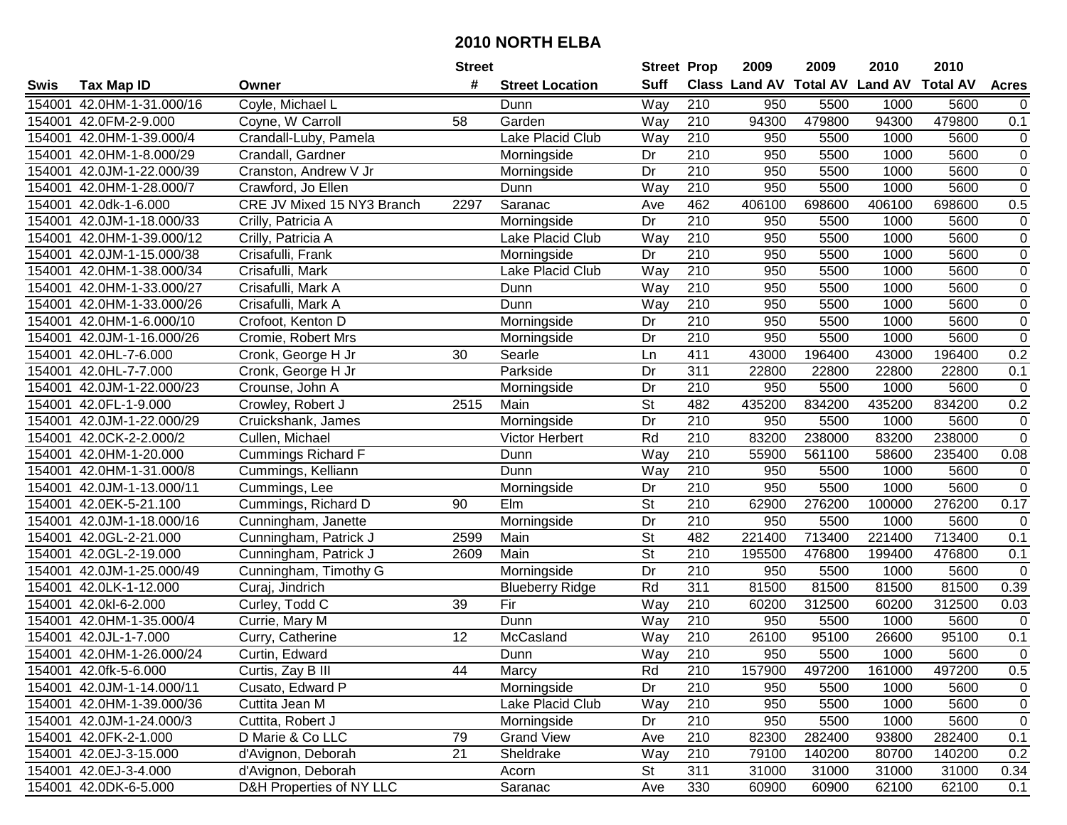# 2010 NORTH ELBA

| Swis | Tax Map ID | Owner | Street # | Street Location | Street Suff | Prop Class | 2009 Land AV | 2009 Total AV | 2010 Land AV | 2010 Total AV | Acres |
|---|---|---|---|---|---|---|---|---|---|---|---|
| 154001 | 42.0HM-1-31.000/16 | Coyle, Michael L | | Dunn | Way | 210 | 950 | 5500 | 1000 | 5600 | 0 |
| 154001 | 42.0FM-2-9.000 | Coyne, W Carroll | 58 | Garden | Way | 210 | 94300 | 479800 | 94300 | 479800 | 0.1 |
| 154001 | 42.0HM-1-39.000/4 | Crandall-Luby, Pamela | | Lake Placid Club | Way | 210 | 950 | 5500 | 1000 | 5600 | 0 |
| 154001 | 42.0HM-1-8.000/29 | Crandall, Gardner | | Morningside | Dr | 210 | 950 | 5500 | 1000 | 5600 | 0 |
| 154001 | 42.0JM-1-22.000/39 | Cranston, Andrew V Jr | | Morningside | Dr | 210 | 950 | 5500 | 1000 | 5600 | 0 |
| 154001 | 42.0HM-1-28.000/7 | Crawford, Jo Ellen | | Dunn | Way | 210 | 950 | 5500 | 1000 | 5600 | 0 |
| 154001 | 42.0dk-1-6.000 | CRE JV Mixed 15 NY3 Branch | 2297 | Saranac | Ave | 462 | 406100 | 698600 | 406100 | 698600 | 0.5 |
| 154001 | 42.0JM-1-18.000/33 | Crilly, Patricia A | | Morningside | Dr | 210 | 950 | 5500 | 1000 | 5600 | 0 |
| 154001 | 42.0HM-1-39.000/12 | Crilly, Patricia A | | Lake Placid Club | Way | 210 | 950 | 5500 | 1000 | 5600 | 0 |
| 154001 | 42.0JM-1-15.000/38 | Crisafulli, Frank | | Morningside | Dr | 210 | 950 | 5500 | 1000 | 5600 | 0 |
| 154001 | 42.0HM-1-38.000/34 | Crisafulli, Mark | | Lake Placid Club | Way | 210 | 950 | 5500 | 1000 | 5600 | 0 |
| 154001 | 42.0HM-1-33.000/27 | Crisafulli, Mark A | | Dunn | Way | 210 | 950 | 5500 | 1000 | 5600 | 0 |
| 154001 | 42.0HM-1-33.000/26 | Crisafulli, Mark A | | Dunn | Way | 210 | 950 | 5500 | 1000 | 5600 | 0 |
| 154001 | 42.0HM-1-6.000/10 | Crofoot, Kenton D | | Morningside | Dr | 210 | 950 | 5500 | 1000 | 5600 | 0 |
| 154001 | 42.0JM-1-16.000/26 | Cromie, Robert Mrs | | Morningside | Dr | 210 | 950 | 5500 | 1000 | 5600 | 0 |
| 154001 | 42.0HL-7-6.000 | Cronk, George H Jr | 30 | Searle | Ln | 411 | 43000 | 196400 | 43000 | 196400 | 0.2 |
| 154001 | 42.0HL-7-7.000 | Cronk, George H Jr | | Parkside | Dr | 311 | 22800 | 22800 | 22800 | 22800 | 0.1 |
| 154001 | 42.0JM-1-22.000/23 | Crounse, John A | | Morningside | Dr | 210 | 950 | 5500 | 1000 | 5600 | 0 |
| 154001 | 42.0FL-1-9.000 | Crowley, Robert J | 2515 | Main | St | 482 | 435200 | 834200 | 435200 | 834200 | 0.2 |
| 154001 | 42.0JM-1-22.000/29 | Cruickshank, James | | Morningside | Dr | 210 | 950 | 5500 | 1000 | 5600 | 0 |
| 154001 | 42.0CK-2-2.000/2 | Cullen, Michael | | Victor Herbert | Rd | 210 | 83200 | 238000 | 83200 | 238000 | 0 |
| 154001 | 42.0HM-1-20.000 | Cummings Richard F | | Dunn | Way | 210 | 55900 | 561100 | 58600 | 235400 | 0.08 |
| 154001 | 42.0HM-1-31.000/8 | Cummings, Kelliann | | Dunn | Way | 210 | 950 | 5500 | 1000 | 5600 | 0 |
| 154001 | 42.0JM-1-13.000/11 | Cummings, Lee | | Morningside | Dr | 210 | 950 | 5500 | 1000 | 5600 | 0 |
| 154001 | 42.0EK-5-21.100 | Cummings, Richard D | 90 | Elm | St | 210 | 62900 | 276200 | 100000 | 276200 | 0.17 |
| 154001 | 42.0JM-1-18.000/16 | Cunningham, Janette | | Morningside | Dr | 210 | 950 | 5500 | 1000 | 5600 | 0 |
| 154001 | 42.0GL-2-21.000 | Cunningham, Patrick J | 2599 | Main | St | 482 | 221400 | 713400 | 221400 | 713400 | 0.1 |
| 154001 | 42.0GL-2-19.000 | Cunningham, Patrick J | 2609 | Main | St | 210 | 195500 | 476800 | 199400 | 476800 | 0.1 |
| 154001 | 42.0JM-1-25.000/49 | Cunningham, Timothy G | | Morningside | Dr | 210 | 950 | 5500 | 1000 | 5600 | 0 |
| 154001 | 42.0LK-1-12.000 | Curaj, Jindrich | | Blueberry Ridge | Rd | 311 | 81500 | 81500 | 81500 | 81500 | 0.39 |
| 154001 | 42.0kl-6-2.000 | Curley, Todd C | 39 | Fir | Way | 210 | 60200 | 312500 | 60200 | 312500 | 0.03 |
| 154001 | 42.0HM-1-35.000/4 | Currie, Mary M | | Dunn | Way | 210 | 950 | 5500 | 1000 | 5600 | 0 |
| 154001 | 42.0JL-1-7.000 | Curry, Catherine | 12 | McCasland | Way | 210 | 26100 | 95100 | 26600 | 95100 | 0.1 |
| 154001 | 42.0HM-1-26.000/24 | Curtin, Edward | | Dunn | Way | 210 | 950 | 5500 | 1000 | 5600 | 0 |
| 154001 | 42.0fk-5-6.000 | Curtis, Zay B III | 44 | Marcy | Rd | 210 | 157900 | 497200 | 161000 | 497200 | 0.5 |
| 154001 | 42.0JM-1-14.000/11 | Cusato, Edward P | | Morningside | Dr | 210 | 950 | 5500 | 1000 | 5600 | 0 |
| 154001 | 42.0HM-1-39.000/36 | Cuttita Jean M | | Lake Placid Club | Way | 210 | 950 | 5500 | 1000 | 5600 | 0 |
| 154001 | 42.0JM-1-24.000/3 | Cuttita, Robert J | | Morningside | Dr | 210 | 950 | 5500 | 1000 | 5600 | 0 |
| 154001 | 42.0FK-2-1.000 | D Marie & Co LLC | 79 | Grand View | Ave | 210 | 82300 | 282400 | 93800 | 282400 | 0.1 |
| 154001 | 42.0EJ-3-15.000 | d'Avignon, Deborah | 21 | Sheldrake | Way | 210 | 79100 | 140200 | 80700 | 140200 | 0.2 |
| 154001 | 42.0EJ-3-4.000 | d'Avignon, Deborah | | Acorn | St | 311 | 31000 | 31000 | 31000 | 31000 | 0.34 |
| 154001 | 42.0DK-6-5.000 | D&H Properties of NY LLC | | Saranac | Ave | 330 | 60900 | 60900 | 62100 | 62100 | 0.1 |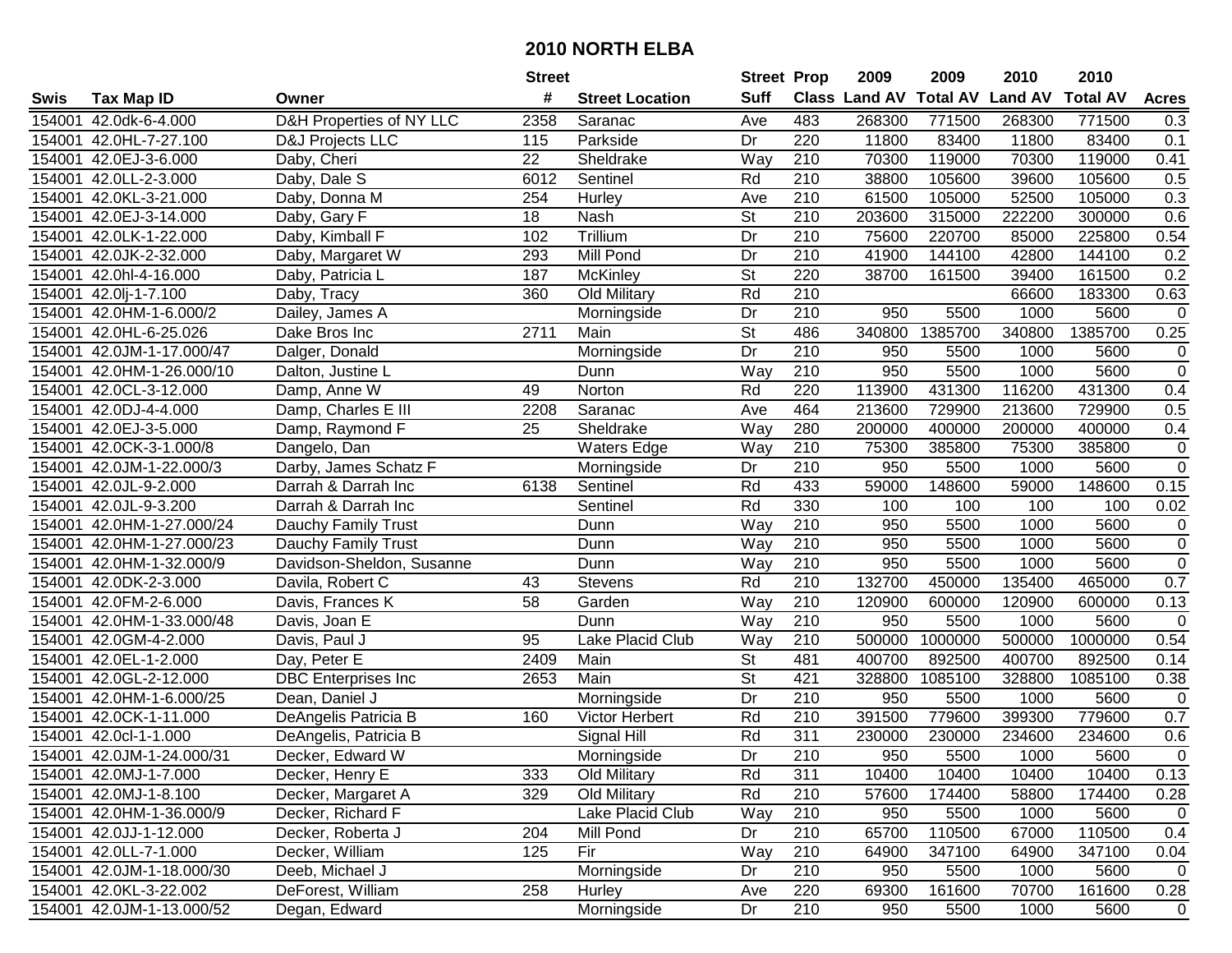# 2010 NORTH ELBA

| Swis | Tax Map ID | Owner | Street # | Street Location | Street Suff | Prop Class | 2009 Land AV | 2009 Total AV | 2010 Land AV | 2010 Total AV | Acres |
|---|---|---|---|---|---|---|---|---|---|---|---|
| 154001 | 42.0dk-6-4.000 | D&H Properties of NY LLC | 2358 | Saranac | Ave | 483 | 268300 | 771500 | 268300 | 771500 | 0.3 |
| 154001 | 42.0HL-7-27.100 | D&J Projects LLC | 115 | Parkside | Dr | 220 | 11800 | 83400 | 11800 | 83400 | 0.1 |
| 154001 | 42.0EJ-3-6.000 | Daby, Cheri | 22 | Sheldrake | Way | 210 | 70300 | 119000 | 70300 | 119000 | 0.41 |
| 154001 | 42.0LL-2-3.000 | Daby, Dale S | 6012 | Sentinel | Rd | 210 | 38800 | 105600 | 39600 | 105600 | 0.5 |
| 154001 | 42.0KL-3-21.000 | Daby, Donna M | 254 | Hurley | Ave | 210 | 61500 | 105000 | 52500 | 105000 | 0.3 |
| 154001 | 42.0EJ-3-14.000 | Daby, Gary F | 18 | Nash | St | 210 | 203600 | 315000 | 222200 | 300000 | 0.6 |
| 154001 | 42.0LK-1-22.000 | Daby, Kimball F | 102 | Trillium | Dr | 210 | 75600 | 220700 | 85000 | 225800 | 0.54 |
| 154001 | 42.0JK-2-32.000 | Daby, Margaret W | 293 | Mill Pond | Dr | 210 | 41900 | 144100 | 42800 | 144100 | 0.2 |
| 154001 | 42.0hl-4-16.000 | Daby, Patricia L | 187 | McKinley | St | 220 | 38700 | 161500 | 39400 | 161500 | 0.2 |
| 154001 | 42.0lj-1-7.100 | Daby, Tracy | 360 | Old Military | Rd | 210 | | | 66600 | 183300 | 0.63 |
| 154001 | 42.0HM-1-6.000/2 | Dailey, James A | | Morningside | Dr | 210 | 950 | 5500 | 1000 | 5600 | 0 |
| 154001 | 42.0HL-6-25.026 | Dake Bros Inc | 2711 | Main | St | 486 | 340800 | 1385700 | 340800 | 1385700 | 0.25 |
| 154001 | 42.0JM-1-17.000/47 | Dalger, Donald | | Morningside | Dr | 210 | 950 | 5500 | 1000 | 5600 | 0 |
| 154001 | 42.0HM-1-26.000/10 | Dalton, Justine L | | Dunn | Way | 210 | 950 | 5500 | 1000 | 5600 | 0 |
| 154001 | 42.0CL-3-12.000 | Damp, Anne W | 49 | Norton | Rd | 220 | 113900 | 431300 | 116200 | 431300 | 0.4 |
| 154001 | 42.0DJ-4-4.000 | Damp, Charles E III | 2208 | Saranac | Ave | 464 | 213600 | 729900 | 213600 | 729900 | 0.5 |
| 154001 | 42.0EJ-3-5.000 | Damp, Raymond F | 25 | Sheldrake | Way | 280 | 200000 | 400000 | 200000 | 400000 | 0.4 |
| 154001 | 42.0CK-3-1.000/8 | Dangelo, Dan | | Waters Edge | Way | 210 | 75300 | 385800 | 75300 | 385800 | 0 |
| 154001 | 42.0JM-1-22.000/3 | Darby, James Schatz F | | Morningside | Dr | 210 | 950 | 5500 | 1000 | 5600 | 0 |
| 154001 | 42.0JL-9-2.000 | Darrah & Darrah Inc | 6138 | Sentinel | Rd | 433 | 59000 | 148600 | 59000 | 148600 | 0.15 |
| 154001 | 42.0JL-9-3.200 | Darrah & Darrah Inc | | Sentinel | Rd | 330 | 100 | 100 | 100 | 100 | 0.02 |
| 154001 | 42.0HM-1-27.000/24 | Dauchy Family Trust | | Dunn | Way | 210 | 950 | 5500 | 1000 | 5600 | 0 |
| 154001 | 42.0HM-1-27.000/23 | Dauchy Family Trust | | Dunn | Way | 210 | 950 | 5500 | 1000 | 5600 | 0 |
| 154001 | 42.0HM-1-32.000/9 | Davidson-Sheldon, Susanne | | Dunn | Way | 210 | 950 | 5500 | 1000 | 5600 | 0 |
| 154001 | 42.0DK-2-3.000 | Davila, Robert C | 43 | Stevens | Rd | 210 | 132700 | 450000 | 135400 | 465000 | 0.7 |
| 154001 | 42.0FM-2-6.000 | Davis, Frances K | 58 | Garden | Way | 210 | 120900 | 600000 | 120900 | 600000 | 0.13 |
| 154001 | 42.0HM-1-33.000/48 | Davis, Joan E | | Dunn | Way | 210 | 950 | 5500 | 1000 | 5600 | 0 |
| 154001 | 42.0GM-4-2.000 | Davis, Paul J | 95 | Lake Placid Club | Way | 210 | 500000 | 1000000 | 500000 | 1000000 | 0.54 |
| 154001 | 42.0EL-1-2.000 | Day, Peter E | 2409 | Main | St | 481 | 400700 | 892500 | 400700 | 892500 | 0.14 |
| 154001 | 42.0GL-2-12.000 | DBC Enterprises Inc | 2653 | Main | St | 421 | 328800 | 1085100 | 328800 | 1085100 | 0.38 |
| 154001 | 42.0HM-1-6.000/25 | Dean, Daniel J | | Morningside | Dr | 210 | 950 | 5500 | 1000 | 5600 | 0 |
| 154001 | 42.0CK-1-11.000 | DeAngelis Patricia B | 160 | Victor Herbert | Rd | 210 | 391500 | 779600 | 399300 | 779600 | 0.7 |
| 154001 | 42.0cl-1-1.000 | DeAngelis, Patricia B | | Signal Hill | Rd | 311 | 230000 | 230000 | 234600 | 234600 | 0.6 |
| 154001 | 42.0JM-1-24.000/31 | Decker, Edward W | | Morningside | Dr | 210 | 950 | 5500 | 1000 | 5600 | 0 |
| 154001 | 42.0MJ-1-7.000 | Decker, Henry E | 333 | Old Military | Rd | 311 | 10400 | 10400 | 10400 | 10400 | 0.13 |
| 154001 | 42.0MJ-1-8.100 | Decker, Margaret A | 329 | Old Military | Rd | 210 | 57600 | 174400 | 58800 | 174400 | 0.28 |
| 154001 | 42.0HM-1-36.000/9 | Decker, Richard F | | Lake Placid Club | Way | 210 | 950 | 5500 | 1000 | 5600 | 0 |
| 154001 | 42.0JJ-1-12.000 | Decker, Roberta J | 204 | Mill Pond | Dr | 210 | 65700 | 110500 | 67000 | 110500 | 0.4 |
| 154001 | 42.0LL-7-1.000 | Decker, William | 125 | Fir | Way | 210 | 64900 | 347100 | 64900 | 347100 | 0.04 |
| 154001 | 42.0JM-1-18.000/30 | Deeb, Michael J | | Morningside | Dr | 210 | 950 | 5500 | 1000 | 5600 | 0 |
| 154001 | 42.0KL-3-22.002 | DeForest, William | 258 | Hurley | Ave | 220 | 69300 | 161600 | 70700 | 161600 | 0.28 |
| 154001 | 42.0JM-1-13.000/52 | Degan, Edward | | Morningside | Dr | 210 | 950 | 5500 | 1000 | 5600 | 0 |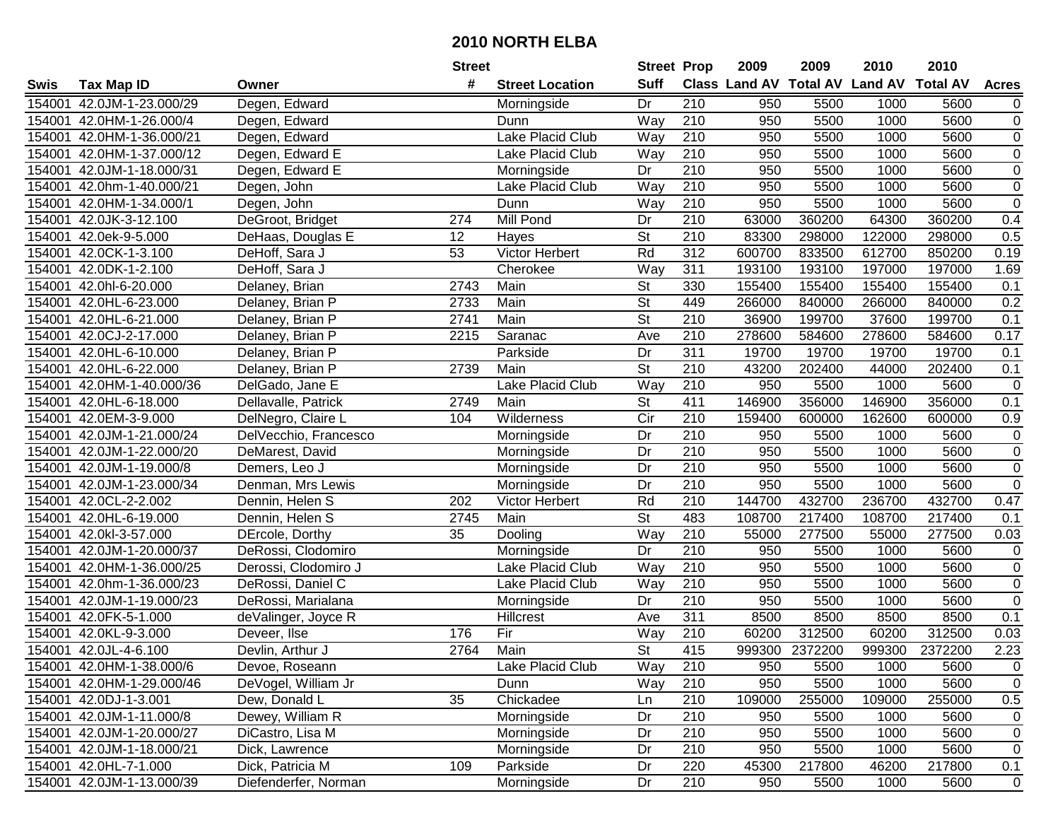# 2010 NORTH ELBA

| Swis | Tax Map ID | Owner | Street # | Street Location | Street Suff | Prop Class | 2009 Land AV | 2009 Total AV | 2010 Land AV | 2010 Total AV | Acres |
|---|---|---|---|---|---|---|---|---|---|---|---|
| 154001 | 42.0JM-1-23.000/29 | Degen, Edward | | Morningside | Dr | 210 | 950 | 5500 | 1000 | 5600 | 0 |
| 154001 | 42.0HM-1-26.000/4 | Degen, Edward | | Dunn | Way | 210 | 950 | 5500 | 1000 | 5600 | 0 |
| 154001 | 42.0HM-1-36.000/21 | Degen, Edward | | Lake Placid Club | Way | 210 | 950 | 5500 | 1000 | 5600 | 0 |
| 154001 | 42.0HM-1-37.000/12 | Degen, Edward E | | Lake Placid Club | Way | 210 | 950 | 5500 | 1000 | 5600 | 0 |
| 154001 | 42.0JM-1-18.000/31 | Degen, Edward E | | Morningside | Dr | 210 | 950 | 5500 | 1000 | 5600 | 0 |
| 154001 | 42.0hm-1-40.000/21 | Degen, John | | Lake Placid Club | Way | 210 | 950 | 5500 | 1000 | 5600 | 0 |
| 154001 | 42.0HM-1-34.000/1 | Degen, John | | Dunn | Way | 210 | 950 | 5500 | 1000 | 5600 | 0 |
| 154001 | 42.0JK-3-12.100 | DeGroot, Bridget | 274 | Mill Pond | Dr | 210 | 63000 | 360200 | 64300 | 360200 | 0.4 |
| 154001 | 42.0ek-9-5.000 | DeHaas, Douglas E | 12 | Hayes | St | 210 | 83300 | 298000 | 122000 | 298000 | 0.5 |
| 154001 | 42.0CK-1-3.100 | DeHoff, Sara J | 53 | Victor Herbert | Rd | 312 | 600700 | 833500 | 612700 | 850200 | 0.19 |
| 154001 | 42.0DK-1-2.100 | DeHoff, Sara J | | Cherokee | Way | 311 | 193100 | 193100 | 197000 | 197000 | 1.69 |
| 154001 | 42.0hl-6-20.000 | Delaney, Brian | 2743 | Main | St | 330 | 155400 | 155400 | 155400 | 155400 | 0.1 |
| 154001 | 42.0HL-6-23.000 | Delaney, Brian P | 2733 | Main | St | 449 | 266000 | 840000 | 266000 | 840000 | 0.2 |
| 154001 | 42.0HL-6-21.000 | Delaney, Brian P | 2741 | Main | St | 210 | 36900 | 199700 | 37600 | 199700 | 0.1 |
| 154001 | 42.0CJ-2-17.000 | Delaney, Brian P | 2215 | Saranac | Ave | 210 | 278600 | 584600 | 278600 | 584600 | 0.17 |
| 154001 | 42.0HL-6-10.000 | Delaney, Brian P | | Parkside | Dr | 311 | 19700 | 19700 | 19700 | 19700 | 0.1 |
| 154001 | 42.0HL-6-22.000 | Delaney, Brian P | 2739 | Main | St | 210 | 43200 | 202400 | 44000 | 202400 | 0.1 |
| 154001 | 42.0HM-1-40.000/36 | DelGado, Jane E | | Lake Placid Club | Way | 210 | 950 | 5500 | 1000 | 5600 | 0 |
| 154001 | 42.0HL-6-18.000 | Dellavalle, Patrick | 2749 | Main | St | 411 | 146900 | 356000 | 146900 | 356000 | 0.1 |
| 154001 | 42.0EM-3-9.000 | DelNegro, Claire L | 104 | Wilderness | Cir | 210 | 159400 | 600000 | 162600 | 600000 | 0.9 |
| 154001 | 42.0JM-1-21.000/24 | DelVecchio, Francesco | | Morningside | Dr | 210 | 950 | 5500 | 1000 | 5600 | 0 |
| 154001 | 42.0JM-1-22.000/20 | DeMarest, David | | Morningside | Dr | 210 | 950 | 5500 | 1000 | 5600 | 0 |
| 154001 | 42.0JM-1-19.000/8 | Demers, Leo J | | Morningside | Dr | 210 | 950 | 5500 | 1000 | 5600 | 0 |
| 154001 | 42.0JM-1-23.000/34 | Denman, Mrs Lewis | | Morningside | Dr | 210 | 950 | 5500 | 1000 | 5600 | 0 |
| 154001 | 42.0CL-2-2.002 | Dennin, Helen S | 202 | Victor Herbert | Rd | 210 | 144700 | 432700 | 236700 | 432700 | 0.47 |
| 154001 | 42.0HL-6-19.000 | Dennin, Helen S | 2745 | Main | St | 483 | 108700 | 217400 | 108700 | 217400 | 0.1 |
| 154001 | 42.0kl-3-57.000 | DErcole, Dorthy | 35 | Dooling | Way | 210 | 55000 | 277500 | 55000 | 277500 | 0.03 |
| 154001 | 42.0JM-1-20.000/37 | DeRossi, Clodomiro | | Morningside | Dr | 210 | 950 | 5500 | 1000 | 5600 | 0 |
| 154001 | 42.0HM-1-36.000/25 | Derossi, Clodomiro J | | Lake Placid Club | Way | 210 | 950 | 5500 | 1000 | 5600 | 0 |
| 154001 | 42.0hm-1-36.000/23 | DeRossi, Daniel C | | Lake Placid Club | Way | 210 | 950 | 5500 | 1000 | 5600 | 0 |
| 154001 | 42.0JM-1-19.000/23 | DeRossi, Marialana | | Morningside | Dr | 210 | 950 | 5500 | 1000 | 5600 | 0 |
| 154001 | 42.0FK-5-1.000 | deValinger, Joyce R | | Hillcrest | Ave | 311 | 8500 | 8500 | 8500 | 8500 | 0.1 |
| 154001 | 42.0KL-9-3.000 | Deveer, Ilse | 176 | Fir | Way | 210 | 60200 | 312500 | 60200 | 312500 | 0.03 |
| 154001 | 42.0JL-4-6.100 | Devlin, Arthur J | 2764 | Main | St | 415 | 999300 | 2372200 | 999300 | 2372200 | 2.23 |
| 154001 | 42.0HM-1-38.000/6 | Devoe, Roseann | | Lake Placid Club | Way | 210 | 950 | 5500 | 1000 | 5600 | 0 |
| 154001 | 42.0HM-1-29.000/46 | DeVogel, William Jr | | Dunn | Way | 210 | 950 | 5500 | 1000 | 5600 | 0 |
| 154001 | 42.0DJ-1-3.001 | Dew, Donald L | 35 | Chickadee | Ln | 210 | 109000 | 255000 | 109000 | 255000 | 0.5 |
| 154001 | 42.0JM-1-11.000/8 | Dewey, William R | | Morningside | Dr | 210 | 950 | 5500 | 1000 | 5600 | 0 |
| 154001 | 42.0JM-1-20.000/27 | DiCastro, Lisa M | | Morningside | Dr | 210 | 950 | 5500 | 1000 | 5600 | 0 |
| 154001 | 42.0JM-1-18.000/21 | Dick, Lawrence | | Morningside | Dr | 210 | 950 | 5500 | 1000 | 5600 | 0 |
| 154001 | 42.0HL-7-1.000 | Dick, Patricia M | 109 | Parkside | Dr | 220 | 45300 | 217800 | 46200 | 217800 | 0.1 |
| 154001 | 42.0JM-1-13.000/39 | Diefenderfer, Norman | | Morningside | Dr | 210 | 950 | 5500 | 1000 | 5600 | 0 |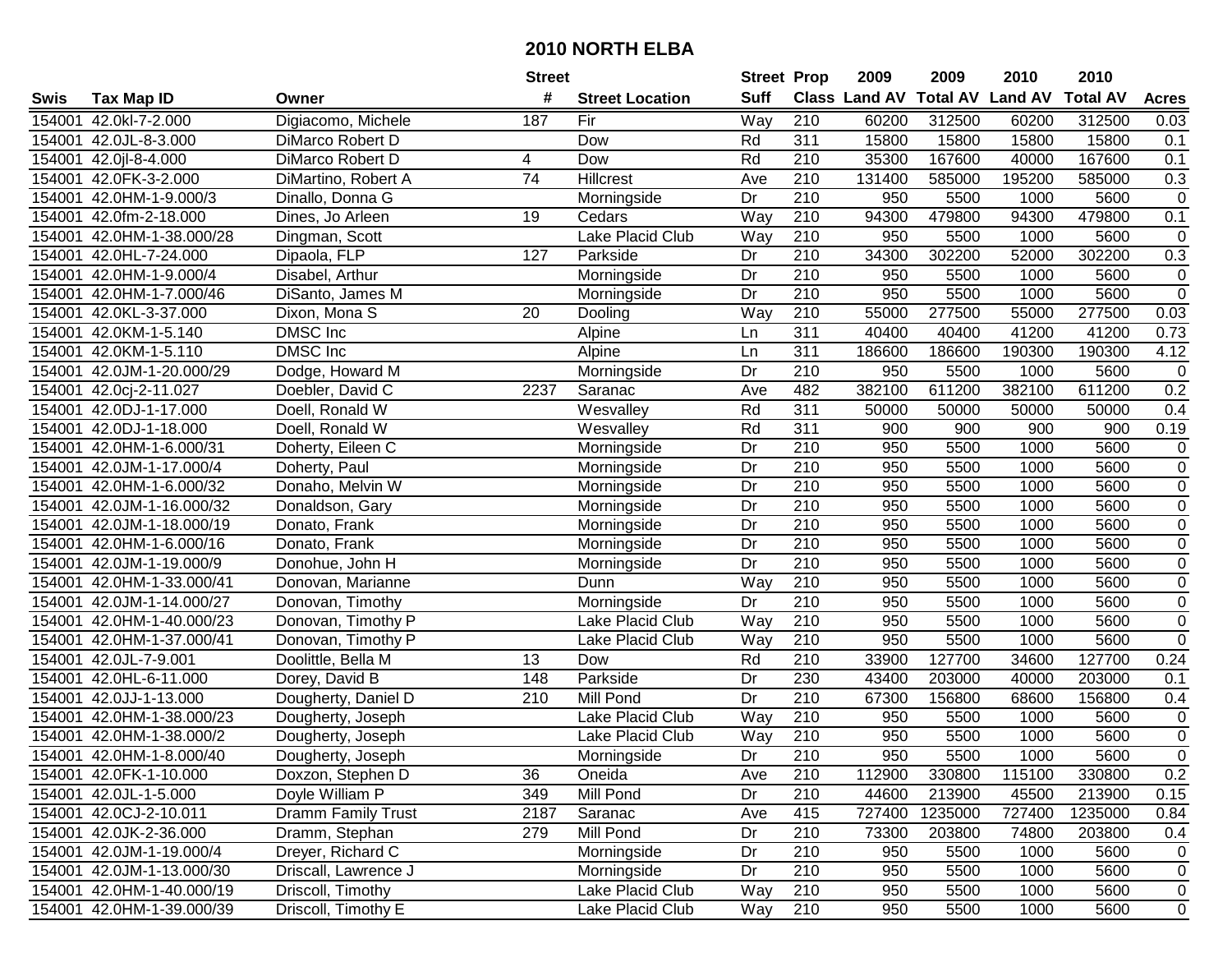# 2010 NORTH ELBA

| Swis | Tax Map ID | Owner | Street # | Street Location | Street Suff | Prop Class | 2009 Land AV | 2009 Total AV | 2010 Land AV | 2010 Total AV | Acres |
|---|---|---|---|---|---|---|---|---|---|---|---|
| 154001 | 42.0kl-7-2.000 | Digiacomo, Michele | 187 | Fir | Way | 210 | 60200 | 312500 | 60200 | 312500 | 0.03 |
| 154001 | 42.0JL-8-3.000 | DiMarco Robert D | | Dow | Rd | 311 | 15800 | 15800 | 15800 | 15800 | 0.1 |
| 154001 | 42.0jl-8-4.000 | DiMarco Robert D | 4 | Dow | Rd | 210 | 35300 | 167600 | 40000 | 167600 | 0.1 |
| 154001 | 42.0FK-3-2.000 | DiMartino, Robert A | 74 | Hillcrest | Ave | 210 | 131400 | 585000 | 195200 | 585000 | 0.3 |
| 154001 | 42.0HM-1-9.000/3 | Dinallo, Donna G | | Morningside | Dr | 210 | 950 | 5500 | 1000 | 5600 | 0 |
| 154001 | 42.0fm-2-18.000 | Dines, Jo Arleen | 19 | Cedars | Way | 210 | 94300 | 479800 | 94300 | 479800 | 0.1 |
| 154001 | 42.0HM-1-38.000/28 | Dingman, Scott | | Lake Placid Club | Way | 210 | 950 | 5500 | 1000 | 5600 | 0 |
| 154001 | 42.0HL-7-24.000 | Dipaola, FLP | 127 | Parkside | Dr | 210 | 34300 | 302200 | 52000 | 302200 | 0.3 |
| 154001 | 42.0HM-1-9.000/4 | Disabel, Arthur | | Morningside | Dr | 210 | 950 | 5500 | 1000 | 5600 | 0 |
| 154001 | 42.0HM-1-7.000/46 | DiSanto, James M | | Morningside | Dr | 210 | 950 | 5500 | 1000 | 5600 | 0 |
| 154001 | 42.0KL-3-37.000 | Dixon, Mona S | 20 | Dooling | Way | 210 | 55000 | 277500 | 55000 | 277500 | 0.03 |
| 154001 | 42.0KM-1-5.140 | DMSC Inc | | Alpine | Ln | 311 | 40400 | 40400 | 41200 | 41200 | 0.73 |
| 154001 | 42.0KM-1-5.110 | DMSC Inc | | Alpine | Ln | 311 | 186600 | 186600 | 190300 | 190300 | 4.12 |
| 154001 | 42.0JM-1-20.000/29 | Dodge, Howard M | | Morningside | Dr | 210 | 950 | 5500 | 1000 | 5600 | 0 |
| 154001 | 42.0cj-2-11.027 | Doebler, David C | 2237 | Saranac | Ave | 482 | 382100 | 611200 | 382100 | 611200 | 0.2 |
| 154001 | 42.0DJ-1-17.000 | Doell, Ronald W | | Wesvalley | Rd | 311 | 50000 | 50000 | 50000 | 50000 | 0.4 |
| 154001 | 42.0DJ-1-18.000 | Doell, Ronald W | | Wesvalley | Rd | 311 | 900 | 900 | 900 | 900 | 0.19 |
| 154001 | 42.0HM-1-6.000/31 | Doherty, Eileen C | | Morningside | Dr | 210 | 950 | 5500 | 1000 | 5600 | 0 |
| 154001 | 42.0JM-1-17.000/4 | Doherty, Paul | | Morningside | Dr | 210 | 950 | 5500 | 1000 | 5600 | 0 |
| 154001 | 42.0HM-1-6.000/32 | Donaho, Melvin W | | Morningside | Dr | 210 | 950 | 5500 | 1000 | 5600 | 0 |
| 154001 | 42.0JM-1-16.000/32 | Donaldson, Gary | | Morningside | Dr | 210 | 950 | 5500 | 1000 | 5600 | 0 |
| 154001 | 42.0JM-1-18.000/19 | Donato, Frank | | Morningside | Dr | 210 | 950 | 5500 | 1000 | 5600 | 0 |
| 154001 | 42.0HM-1-6.000/16 | Donato, Frank | | Morningside | Dr | 210 | 950 | 5500 | 1000 | 5600 | 0 |
| 154001 | 42.0JM-1-19.000/9 | Donohue, John H | | Morningside | Dr | 210 | 950 | 5500 | 1000 | 5600 | 0 |
| 154001 | 42.0HM-1-33.000/41 | Donovan, Marianne | | Dunn | Way | 210 | 950 | 5500 | 1000 | 5600 | 0 |
| 154001 | 42.0JM-1-14.000/27 | Donovan, Timothy | | Morningside | Dr | 210 | 950 | 5500 | 1000 | 5600 | 0 |
| 154001 | 42.0HM-1-40.000/23 | Donovan, Timothy P | | Lake Placid Club | Way | 210 | 950 | 5500 | 1000 | 5600 | 0 |
| 154001 | 42.0HM-1-37.000/41 | Donovan, Timothy P | | Lake Placid Club | Way | 210 | 950 | 5500 | 1000 | 5600 | 0 |
| 154001 | 42.0JL-7-9.001 | Doolittle, Bella M | 13 | Dow | Rd | 210 | 33900 | 127700 | 34600 | 127700 | 0.24 |
| 154001 | 42.0HL-6-11.000 | Dorey, David B | 148 | Parkside | Dr | 230 | 43400 | 203000 | 40000 | 203000 | 0.1 |
| 154001 | 42.0JJ-1-13.000 | Dougherty, Daniel D | 210 | Mill Pond | Dr | 210 | 67300 | 156800 | 68600 | 156800 | 0.4 |
| 154001 | 42.0HM-1-38.000/23 | Dougherty, Joseph | | Lake Placid Club | Way | 210 | 950 | 5500 | 1000 | 5600 | 0 |
| 154001 | 42.0HM-1-38.000/2 | Dougherty, Joseph | | Lake Placid Club | Way | 210 | 950 | 5500 | 1000 | 5600 | 0 |
| 154001 | 42.0HM-1-8.000/40 | Dougherty, Joseph | | Morningside | Dr | 210 | 950 | 5500 | 1000 | 5600 | 0 |
| 154001 | 42.0FK-1-10.000 | Doxzon, Stephen D | 36 | Oneida | Ave | 210 | 112900 | 330800 | 115100 | 330800 | 0.2 |
| 154001 | 42.0JL-1-5.000 | Doyle William P | 349 | Mill Pond | Dr | 210 | 44600 | 213900 | 45500 | 213900 | 0.15 |
| 154001 | 42.0CJ-2-10.011 | Dramm Family Trust | 2187 | Saranac | Ave | 415 | 727400 | 1235000 | 727400 | 1235000 | 0.84 |
| 154001 | 42.0JK-2-36.000 | Dramm, Stephan | 279 | Mill Pond | Dr | 210 | 73300 | 203800 | 74800 | 203800 | 0.4 |
| 154001 | 42.0JM-1-19.000/4 | Dreyer, Richard C | | Morningside | Dr | 210 | 950 | 5500 | 1000 | 5600 | 0 |
| 154001 | 42.0JM-1-13.000/30 | Driscall, Lawrence J | | Morningside | Dr | 210 | 950 | 5500 | 1000 | 5600 | 0 |
| 154001 | 42.0HM-1-40.000/19 | Driscoll, Timothy | | Lake Placid Club | Way | 210 | 950 | 5500 | 1000 | 5600 | 0 |
| 154001 | 42.0HM-1-39.000/39 | Driscoll, Timothy E | | Lake Placid Club | Way | 210 | 950 | 5500 | 1000 | 5600 | 0 |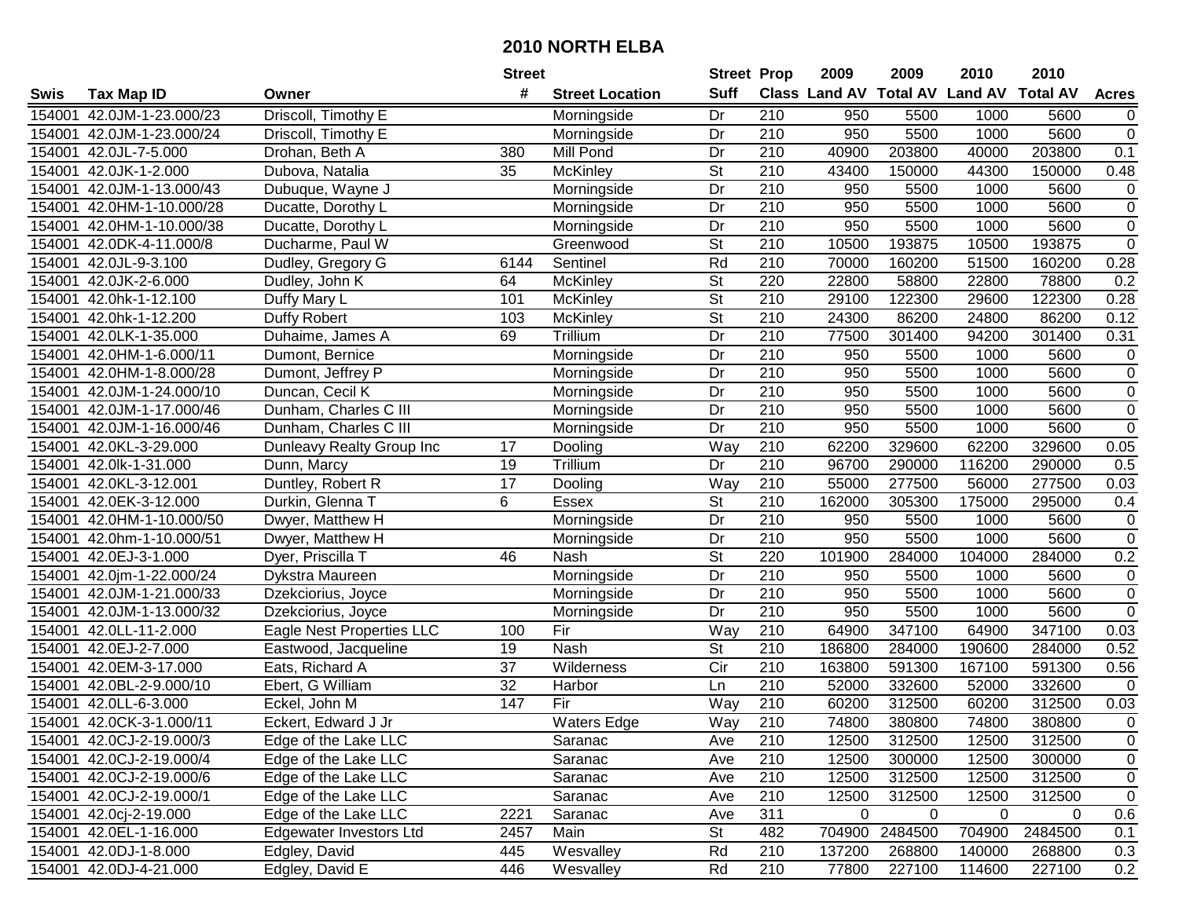# 2010 NORTH ELBA

| Swis | Tax Map ID | Owner | Street # | Street Location | Street Suff | Prop Class | 2009 Land AV | 2009 Total AV | 2010 Land AV | 2010 Total AV | Acres |
|---|---|---|---|---|---|---|---|---|---|---|---|
| 154001 | 42.0JM-1-23.000/23 | Driscoll, Timothy E | | Morningside | Dr | 210 | 950 | 5500 | 1000 | 5600 | 0 |
| 154001 | 42.0JM-1-23.000/24 | Driscoll, Timothy E | | Morningside | Dr | 210 | 950 | 5500 | 1000 | 5600 | 0 |
| 154001 | 42.0JL-7-5.000 | Drohan, Beth A | 380 | Mill Pond | Dr | 210 | 40900 | 203800 | 40000 | 203800 | 0.1 |
| 154001 | 42.0JK-1-2.000 | Dubova, Natalia | 35 | McKinley | St | 210 | 43400 | 150000 | 44300 | 150000 | 0.48 |
| 154001 | 42.0JM-1-13.000/43 | Dubuque, Wayne J | | Morningside | Dr | 210 | 950 | 5500 | 1000 | 5600 | 0 |
| 154001 | 42.0HM-1-10.000/28 | Ducatte, Dorothy L | | Morningside | Dr | 210 | 950 | 5500 | 1000 | 5600 | 0 |
| 154001 | 42.0HM-1-10.000/38 | Ducatte, Dorothy L | | Morningside | Dr | 210 | 950 | 5500 | 1000 | 5600 | 0 |
| 154001 | 42.0DK-4-11.000/8 | Ducharme, Paul W | | Greenwood | St | 210 | 10500 | 193875 | 10500 | 193875 | 0 |
| 154001 | 42.0JL-9-3.100 | Dudley, Gregory G | 6144 | Sentinel | Rd | 210 | 70000 | 160200 | 51500 | 160200 | 0.28 |
| 154001 | 42.0JK-2-6.000 | Dudley, John K | 64 | McKinley | St | 220 | 22800 | 58800 | 22800 | 78800 | 0.2 |
| 154001 | 42.0hk-1-12.100 | Duffy Mary L | 101 | McKinley | St | 210 | 29100 | 122300 | 29600 | 122300 | 0.28 |
| 154001 | 42.0hk-1-12.200 | Duffy Robert | 103 | McKinley | St | 210 | 24300 | 86200 | 24800 | 86200 | 0.12 |
| 154001 | 42.0LK-1-35.000 | Duhaime, James A | 69 | Trillium | Dr | 210 | 77500 | 301400 | 94200 | 301400 | 0.31 |
| 154001 | 42.0HM-1-6.000/11 | Dumont, Bernice | | Morningside | Dr | 210 | 950 | 5500 | 1000 | 5600 | 0 |
| 154001 | 42.0HM-1-8.000/28 | Dumont, Jeffrey P | | Morningside | Dr | 210 | 950 | 5500 | 1000 | 5600 | 0 |
| 154001 | 42.0JM-1-24.000/10 | Duncan, Cecil K | | Morningside | Dr | 210 | 950 | 5500 | 1000 | 5600 | 0 |
| 154001 | 42.0JM-1-17.000/46 | Dunham, Charles C III | | Morningside | Dr | 210 | 950 | 5500 | 1000 | 5600 | 0 |
| 154001 | 42.0JM-1-16.000/46 | Dunham, Charles C III | | Morningside | Dr | 210 | 950 | 5500 | 1000 | 5600 | 0 |
| 154001 | 42.0KL-3-29.000 | Dunleavy Realty Group Inc | 17 | Dooling | Way | 210 | 62200 | 329600 | 62200 | 329600 | 0.05 |
| 154001 | 42.0lk-1-31.000 | Dunn, Marcy | 19 | Trillium | Dr | 210 | 96700 | 290000 | 116200 | 290000 | 0.5 |
| 154001 | 42.0KL-3-12.001 | Duntley, Robert R | 17 | Dooling | Way | 210 | 55000 | 277500 | 56000 | 277500 | 0.03 |
| 154001 | 42.0EK-3-12.000 | Durkin, Glenna T | 6 | Essex | St | 210 | 162000 | 305300 | 175000 | 295000 | 0.4 |
| 154001 | 42.0HM-1-10.000/50 | Dwyer, Matthew H | | Morningside | Dr | 210 | 950 | 5500 | 1000 | 5600 | 0 |
| 154001 | 42.0hm-1-10.000/51 | Dwyer, Matthew H | | Morningside | Dr | 210 | 950 | 5500 | 1000 | 5600 | 0 |
| 154001 | 42.0EJ-3-1.000 | Dyer, Priscilla T | 46 | Nash | St | 220 | 101900 | 284000 | 104000 | 284000 | 0.2 |
| 154001 | 42.0jm-1-22.000/24 | Dykstra Maureen | | Morningside | Dr | 210 | 950 | 5500 | 1000 | 5600 | 0 |
| 154001 | 42.0JM-1-21.000/33 | Dzekciorius, Joyce | | Morningside | Dr | 210 | 950 | 5500 | 1000 | 5600 | 0 |
| 154001 | 42.0JM-1-13.000/32 | Dzekciorius, Joyce | | Morningside | Dr | 210 | 950 | 5500 | 1000 | 5600 | 0 |
| 154001 | 42.0LL-11-2.000 | Eagle Nest Properties LLC | 100 | Fir | Way | 210 | 64900 | 347100 | 64900 | 347100 | 0.03 |
| 154001 | 42.0EJ-2-7.000 | Eastwood, Jacqueline | 19 | Nash | St | 210 | 186800 | 284000 | 190600 | 284000 | 0.52 |
| 154001 | 42.0EM-3-17.000 | Eats, Richard A | 37 | Wilderness | Cir | 210 | 163800 | 591300 | 167100 | 591300 | 0.56 |
| 154001 | 42.0BL-2-9.000/10 | Ebert, G William | 32 | Harbor | Ln | 210 | 52000 | 332600 | 52000 | 332600 | 0 |
| 154001 | 42.0LL-6-3.000 | Eckel, John M | 147 | Fir | Way | 210 | 60200 | 312500 | 60200 | 312500 | 0.03 |
| 154001 | 42.0CK-3-1.000/11 | Eckert, Edward J Jr | | Waters Edge | Way | 210 | 74800 | 380800 | 74800 | 380800 | 0 |
| 154001 | 42.0CJ-2-19.000/3 | Edge of the Lake LLC | | Saranac | Ave | 210 | 12500 | 312500 | 12500 | 312500 | 0 |
| 154001 | 42.0CJ-2-19.000/4 | Edge of the Lake LLC | | Saranac | Ave | 210 | 12500 | 300000 | 12500 | 300000 | 0 |
| 154001 | 42.0CJ-2-19.000/6 | Edge of the Lake LLC | | Saranac | Ave | 210 | 12500 | 312500 | 12500 | 312500 | 0 |
| 154001 | 42.0CJ-2-19.000/1 | Edge of the Lake LLC | | Saranac | Ave | 210 | 12500 | 312500 | 12500 | 312500 | 0 |
| 154001 | 42.0cj-2-19.000 | Edge of the Lake LLC | 2221 | Saranac | Ave | 311 | 0 | 0 | 0 | 0 | 0.6 |
| 154001 | 42.0EL-1-16.000 | Edgewater Investors Ltd | 2457 | Main | St | 482 | 704900 | 2484500 | 704900 | 2484500 | 0.1 |
| 154001 | 42.0DJ-1-8.000 | Edgley, David | 445 | Wesvalley | Rd | 210 | 137200 | 268800 | 140000 | 268800 | 0.3 |
| 154001 | 42.0DJ-4-21.000 | Edgley, David E | 446 | Wesvalley | Rd | 210 | 77800 | 227100 | 114600 | 227100 | 0.2 |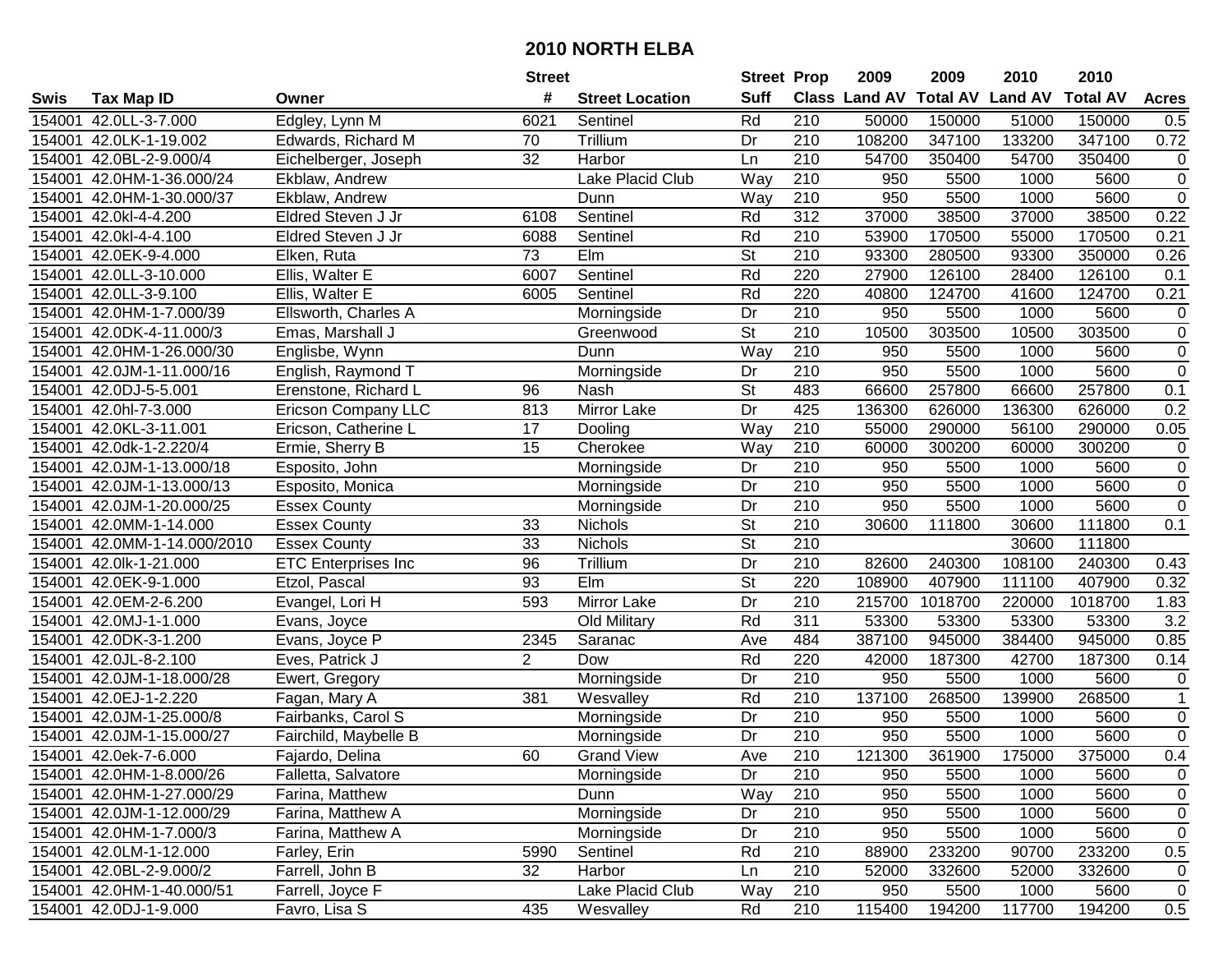# 2010 NORTH ELBA

| Swis | Tax Map ID | Owner | Street # | Street Location | Street Suff | Prop Class | 2009 Land AV | 2009 Total AV | 2010 Land AV | 2010 Total AV | Acres |
|---|---|---|---|---|---|---|---|---|---|---|---|
| 154001 | 42.0LL-3-7.000 | Edgley, Lynn M | 6021 | Sentinel | Rd | 210 | 50000 | 150000 | 51000 | 150000 | 0.5 |
| 154001 | 42.0LK-1-19.002 | Edwards, Richard M | 70 | Trillium | Dr | 210 | 108200 | 347100 | 133200 | 347100 | 0.72 |
| 154001 | 42.0BL-2-9.000/4 | Eichelberger, Joseph | 32 | Harbor | Ln | 210 | 54700 | 350400 | 54700 | 350400 | 0 |
| 154001 | 42.0HM-1-36.000/24 | Ekblaw, Andrew | | Lake Placid Club | Way | 210 | 950 | 5500 | 1000 | 5600 | 0 |
| 154001 | 42.0HM-1-30.000/37 | Ekblaw, Andrew | | Dunn | Way | 210 | 950 | 5500 | 1000 | 5600 | 0 |
| 154001 | 42.0kl-4-4.200 | Eldred Steven J Jr | 6108 | Sentinel | Rd | 312 | 37000 | 38500 | 37000 | 38500 | 0.22 |
| 154001 | 42.0kl-4-4.100 | Eldred Steven J Jr | 6088 | Sentinel | Rd | 210 | 53900 | 170500 | 55000 | 170500 | 0.21 |
| 154001 | 42.0EK-9-4.000 | Elken, Ruta | 73 | Elm | St | 210 | 93300 | 280500 | 93300 | 350000 | 0.26 |
| 154001 | 42.0LL-3-10.000 | Ellis, Walter E | 6007 | Sentinel | Rd | 220 | 27900 | 126100 | 28400 | 126100 | 0.1 |
| 154001 | 42.0LL-3-9.100 | Ellis, Walter E | 6005 | Sentinel | Rd | 220 | 40800 | 124700 | 41600 | 124700 | 0.21 |
| 154001 | 42.0HM-1-7.000/39 | Ellsworth, Charles A | | Morningside | Dr | 210 | 950 | 5500 | 1000 | 5600 | 0 |
| 154001 | 42.0DK-4-11.000/3 | Emas, Marshall J | | Greenwood | St | 210 | 10500 | 303500 | 10500 | 303500 | 0 |
| 154001 | 42.0HM-1-26.000/30 | Englisbe, Wynn | | Dunn | Way | 210 | 950 | 5500 | 1000 | 5600 | 0 |
| 154001 | 42.0JM-1-11.000/16 | English, Raymond T | | Morningside | Dr | 210 | 950 | 5500 | 1000 | 5600 | 0 |
| 154001 | 42.0DJ-5-5.001 | Erenstone, Richard L | 96 | Nash | St | 483 | 66600 | 257800 | 66600 | 257800 | 0.1 |
| 154001 | 42.0hl-7-3.000 | Ericson Company LLC | 813 | Mirror Lake | Dr | 425 | 136300 | 626000 | 136300 | 626000 | 0.2 |
| 154001 | 42.0KL-3-11.001 | Ericson, Catherine L | 17 | Dooling | Way | 210 | 55000 | 290000 | 56100 | 290000 | 0.05 |
| 154001 | 42.0dk-1-2.220/4 | Ermie, Sherry B | 15 | Cherokee | Way | 210 | 60000 | 300200 | 60000 | 300200 | 0 |
| 154001 | 42.0JM-1-13.000/18 | Esposito, John | | Morningside | Dr | 210 | 950 | 5500 | 1000 | 5600 | 0 |
| 154001 | 42.0JM-1-13.000/13 | Esposito, Monica | | Morningside | Dr | 210 | 950 | 5500 | 1000 | 5600 | 0 |
| 154001 | 42.0JM-1-20.000/25 | Essex County | | Morningside | Dr | 210 | 950 | 5500 | 1000 | 5600 | 0 |
| 154001 | 42.0MM-1-14.000 | Essex County | 33 | Nichols | St | 210 | 30600 | 111800 | 30600 | 111800 | 0.1 |
| 154001 | 42.0MM-1-14.000/2010 | Essex County | 33 | Nichols | St | 210 | | | 30600 | 111800 | |
| 154001 | 42.0lk-1-21.000 | ETC Enterprises Inc | 96 | Trillium | Dr | 210 | 82600 | 240300 | 108100 | 240300 | 0.43 |
| 154001 | 42.0EK-9-1.000 | Etzol, Pascal | 93 | Elm | St | 220 | 108900 | 407900 | 111100 | 407900 | 0.32 |
| 154001 | 42.0EM-2-6.200 | Evangel, Lori H | 593 | Mirror Lake | Dr | 210 | 215700 | 1018700 | 220000 | 1018700 | 1.83 |
| 154001 | 42.0MJ-1-1.000 | Evans, Joyce | | Old Military | Rd | 311 | 53300 | 53300 | 53300 | 53300 | 3.2 |
| 154001 | 42.0DK-3-1.200 | Evans, Joyce P | 2345 | Saranac | Ave | 484 | 387100 | 945000 | 384400 | 945000 | 0.85 |
| 154001 | 42.0JL-8-2.100 | Eves, Patrick J | 2 | Dow | Rd | 220 | 42000 | 187300 | 42700 | 187300 | 0.14 |
| 154001 | 42.0JM-1-18.000/28 | Ewert, Gregory | | Morningside | Dr | 210 | 950 | 5500 | 1000 | 5600 | 0 |
| 154001 | 42.0EJ-1-2.220 | Fagan, Mary A | 381 | Wesvalley | Rd | 210 | 137100 | 268500 | 139900 | 268500 | 1 |
| 154001 | 42.0JM-1-25.000/8 | Fairbanks, Carol S | | Morningside | Dr | 210 | 950 | 5500 | 1000 | 5600 | 0 |
| 154001 | 42.0JM-1-15.000/27 | Fairchild, Maybelle B | | Morningside | Dr | 210 | 950 | 5500 | 1000 | 5600 | 0 |
| 154001 | 42.0ek-7-6.000 | Fajardo, Delina | 60 | Grand View | Ave | 210 | 121300 | 361900 | 175000 | 375000 | 0.4 |
| 154001 | 42.0HM-1-8.000/26 | Falletta, Salvatore | | Morningside | Dr | 210 | 950 | 5500 | 1000 | 5600 | 0 |
| 154001 | 42.0HM-1-27.000/29 | Farina, Matthew | | Dunn | Way | 210 | 950 | 5500 | 1000 | 5600 | 0 |
| 154001 | 42.0JM-1-12.000/29 | Farina, Matthew A | | Morningside | Dr | 210 | 950 | 5500 | 1000 | 5600 | 0 |
| 154001 | 42.0HM-1-7.000/3 | Farina, Matthew A | | Morningside | Dr | 210 | 950 | 5500 | 1000 | 5600 | 0 |
| 154001 | 42.0LM-1-12.000 | Farley, Erin | 5990 | Sentinel | Rd | 210 | 88900 | 233200 | 90700 | 233200 | 0.5 |
| 154001 | 42.0BL-2-9.000/2 | Farrell, John B | 32 | Harbor | Ln | 210 | 52000 | 332600 | 52000 | 332600 | 0 |
| 154001 | 42.0HM-1-40.000/51 | Farrell, Joyce F | | Lake Placid Club | Way | 210 | 950 | 5500 | 1000 | 5600 | 0 |
| 154001 | 42.0DJ-1-9.000 | Favro, Lisa S | 435 | Wesvalley | Rd | 210 | 115400 | 194200 | 117700 | 194200 | 0.5 |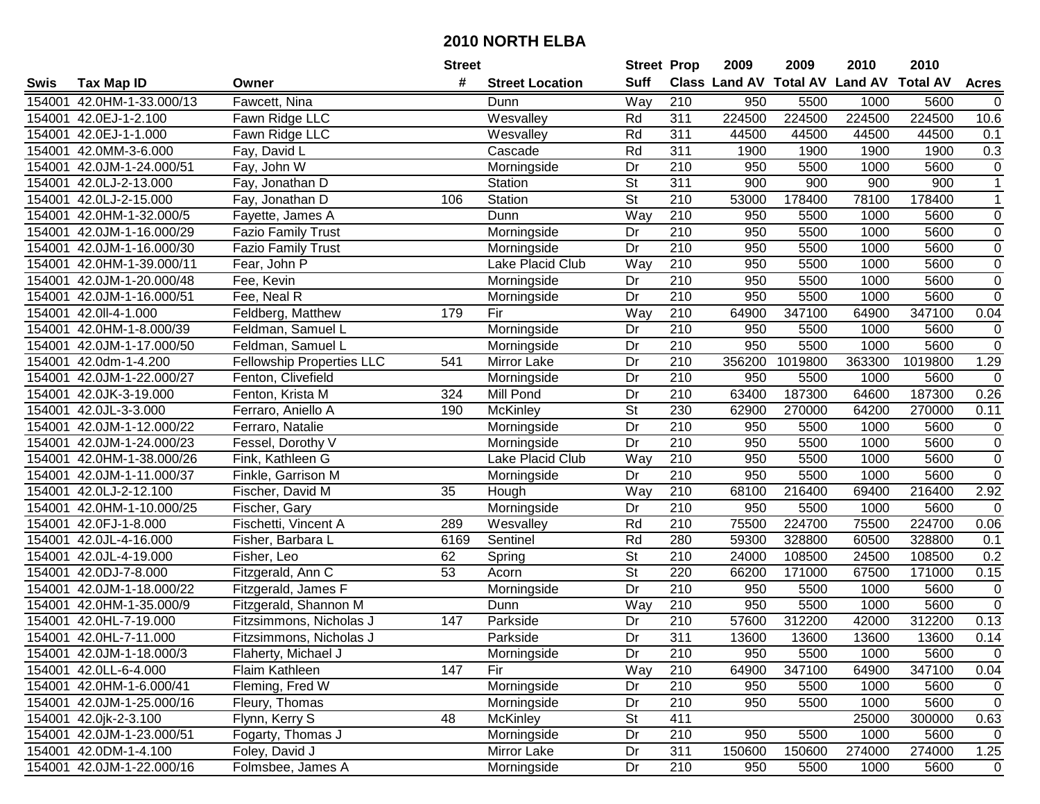# 2010 NORTH ELBA

| Swis | Tax Map ID | Owner | Street # | Street Location | Street Suff | Prop Class | 2009 Land AV | 2009 Total AV | 2010 Land AV | 2010 Total AV | Acres |
|---|---|---|---|---|---|---|---|---|---|---|---|
| 154001 | 42.0HM-1-33.000/13 | Fawcett, Nina | | Dunn | Way | 210 | 950 | 5500 | 1000 | 5600 | 0 |
| 154001 | 42.0EJ-1-2.100 | Fawn Ridge LLC | | Wesvalley | Rd | 311 | 224500 | 224500 | 224500 | 224500 | 10.6 |
| 154001 | 42.0EJ-1-1.000 | Fawn Ridge LLC | | Wesvalley | Rd | 311 | 44500 | 44500 | 44500 | 44500 | 0.1 |
| 154001 | 42.0MM-3-6.000 | Fay, David L | | Cascade | Rd | 311 | 1900 | 1900 | 1900 | 1900 | 0.3 |
| 154001 | 42.0JM-1-24.000/51 | Fay, John W | | Morningside | Dr | 210 | 950 | 5500 | 1000 | 5600 | 0 |
| 154001 | 42.0LJ-2-13.000 | Fay, Jonathan D | | Station | St | 311 | 900 | 900 | 900 | 900 | 1 |
| 154001 | 42.0LJ-2-15.000 | Fay, Jonathan D | 106 | Station | St | 210 | 53000 | 178400 | 78100 | 178400 | 1 |
| 154001 | 42.0HM-1-32.000/5 | Fayette, James A | | Dunn | Way | 210 | 950 | 5500 | 1000 | 5600 | 0 |
| 154001 | 42.0JM-1-16.000/29 | Fazio Family Trust | | Morningside | Dr | 210 | 950 | 5500 | 1000 | 5600 | 0 |
| 154001 | 42.0JM-1-16.000/30 | Fazio Family Trust | | Morningside | Dr | 210 | 950 | 5500 | 1000 | 5600 | 0 |
| 154001 | 42.0HM-1-39.000/11 | Fear, John P | | Lake Placid Club | Way | 210 | 950 | 5500 | 1000 | 5600 | 0 |
| 154001 | 42.0JM-1-20.000/48 | Fee, Kevin | | Morningside | Dr | 210 | 950 | 5500 | 1000 | 5600 | 0 |
| 154001 | 42.0JM-1-16.000/51 | Fee, Neal R | | Morningside | Dr | 210 | 950 | 5500 | 1000 | 5600 | 0 |
| 154001 | 42.0ll-4-1.000 | Feldberg, Matthew | 179 | Fir | Way | 210 | 64900 | 347100 | 64900 | 347100 | 0.04 |
| 154001 | 42.0HM-1-8.000/39 | Feldman, Samuel L | | Morningside | Dr | 210 | 950 | 5500 | 1000 | 5600 | 0 |
| 154001 | 42.0JM-1-17.000/50 | Feldman, Samuel L | | Morningside | Dr | 210 | 950 | 5500 | 1000 | 5600 | 0 |
| 154001 | 42.0dm-1-4.200 | Fellowship Properties LLC | 541 | Mirror Lake | Dr | 210 | 356200 | 1019800 | 363300 | 1019800 | 1.29 |
| 154001 | 42.0JM-1-22.000/27 | Fenton, Clivefield | | Morningside | Dr | 210 | 950 | 5500 | 1000 | 5600 | 0 |
| 154001 | 42.0JK-3-19.000 | Fenton, Krista M | 324 | Mill Pond | Dr | 210 | 63400 | 187300 | 64600 | 187300 | 0.26 |
| 154001 | 42.0JL-3-3.000 | Ferraro, Aniello A | 190 | McKinley | St | 230 | 62900 | 270000 | 64200 | 270000 | 0.11 |
| 154001 | 42.0JM-1-12.000/22 | Ferraro, Natalie | | Morningside | Dr | 210 | 950 | 5500 | 1000 | 5600 | 0 |
| 154001 | 42.0JM-1-24.000/23 | Fessel, Dorothy V | | Morningside | Dr | 210 | 950 | 5500 | 1000 | 5600 | 0 |
| 154001 | 42.0HM-1-38.000/26 | Fink, Kathleen G | | Lake Placid Club | Way | 210 | 950 | 5500 | 1000 | 5600 | 0 |
| 154001 | 42.0JM-1-11.000/37 | Finkle, Garrison M | | Morningside | Dr | 210 | 950 | 5500 | 1000 | 5600 | 0 |
| 154001 | 42.0LJ-2-12.100 | Fischer, David M | 35 | Hough | Way | 210 | 68100 | 216400 | 69400 | 216400 | 2.92 |
| 154001 | 42.0HM-1-10.000/25 | Fischer, Gary | | Morningside | Dr | 210 | 950 | 5500 | 1000 | 5600 | 0 |
| 154001 | 42.0FJ-1-8.000 | Fischetti, Vincent A | 289 | Wesvalley | Rd | 210 | 75500 | 224700 | 75500 | 224700 | 0.06 |
| 154001 | 42.0JL-4-16.000 | Fisher, Barbara L | 6169 | Sentinel | Rd | 280 | 59300 | 328800 | 60500 | 328800 | 0.1 |
| 154001 | 42.0JL-4-19.000 | Fisher, Leo | 62 | Spring | St | 210 | 24000 | 108500 | 24500 | 108500 | 0.2 |
| 154001 | 42.0DJ-7-8.000 | Fitzgerald, Ann C | 53 | Acorn | St | 220 | 66200 | 171000 | 67500 | 171000 | 0.15 |
| 154001 | 42.0JM-1-18.000/22 | Fitzgerald, James F | | Morningside | Dr | 210 | 950 | 5500 | 1000 | 5600 | 0 |
| 154001 | 42.0HM-1-35.000/9 | Fitzgerald, Shannon M | | Dunn | Way | 210 | 950 | 5500 | 1000 | 5600 | 0 |
| 154001 | 42.0HL-7-19.000 | Fitzsimmons, Nicholas J | 147 | Parkside | Dr | 210 | 57600 | 312200 | 42000 | 312200 | 0.13 |
| 154001 | 42.0HL-7-11.000 | Fitzsimmons, Nicholas J | | Parkside | Dr | 311 | 13600 | 13600 | 13600 | 13600 | 0.14 |
| 154001 | 42.0JM-1-18.000/3 | Flaherty, Michael J | | Morningside | Dr | 210 | 950 | 5500 | 1000 | 5600 | 0 |
| 154001 | 42.0LL-6-4.000 | Flaim Kathleen | 147 | Fir | Way | 210 | 64900 | 347100 | 64900 | 347100 | 0.04 |
| 154001 | 42.0HM-1-6.000/41 | Fleming, Fred W | | Morningside | Dr | 210 | 950 | 5500 | 1000 | 5600 | 0 |
| 154001 | 42.0JM-1-25.000/16 | Fleury, Thomas | | Morningside | Dr | 210 | 950 | 5500 | 1000 | 5600 | 0 |
| 154001 | 42.0jk-2-3.100 | Flynn, Kerry S | 48 | McKinley | St | 411 | | | 25000 | 300000 | 0.63 |
| 154001 | 42.0JM-1-23.000/51 | Fogarty, Thomas J | | Morningside | Dr | 210 | 950 | 5500 | 1000 | 5600 | 0 |
| 154001 | 42.0DM-1-4.100 | Foley, David J | | Mirror Lake | Dr | 311 | 150600 | 150600 | 274000 | 274000 | 1.25 |
| 154001 | 42.0JM-1-22.000/16 | Folmsbee, James A | | Morningside | Dr | 210 | 950 | 5500 | 1000 | 5600 | 0 |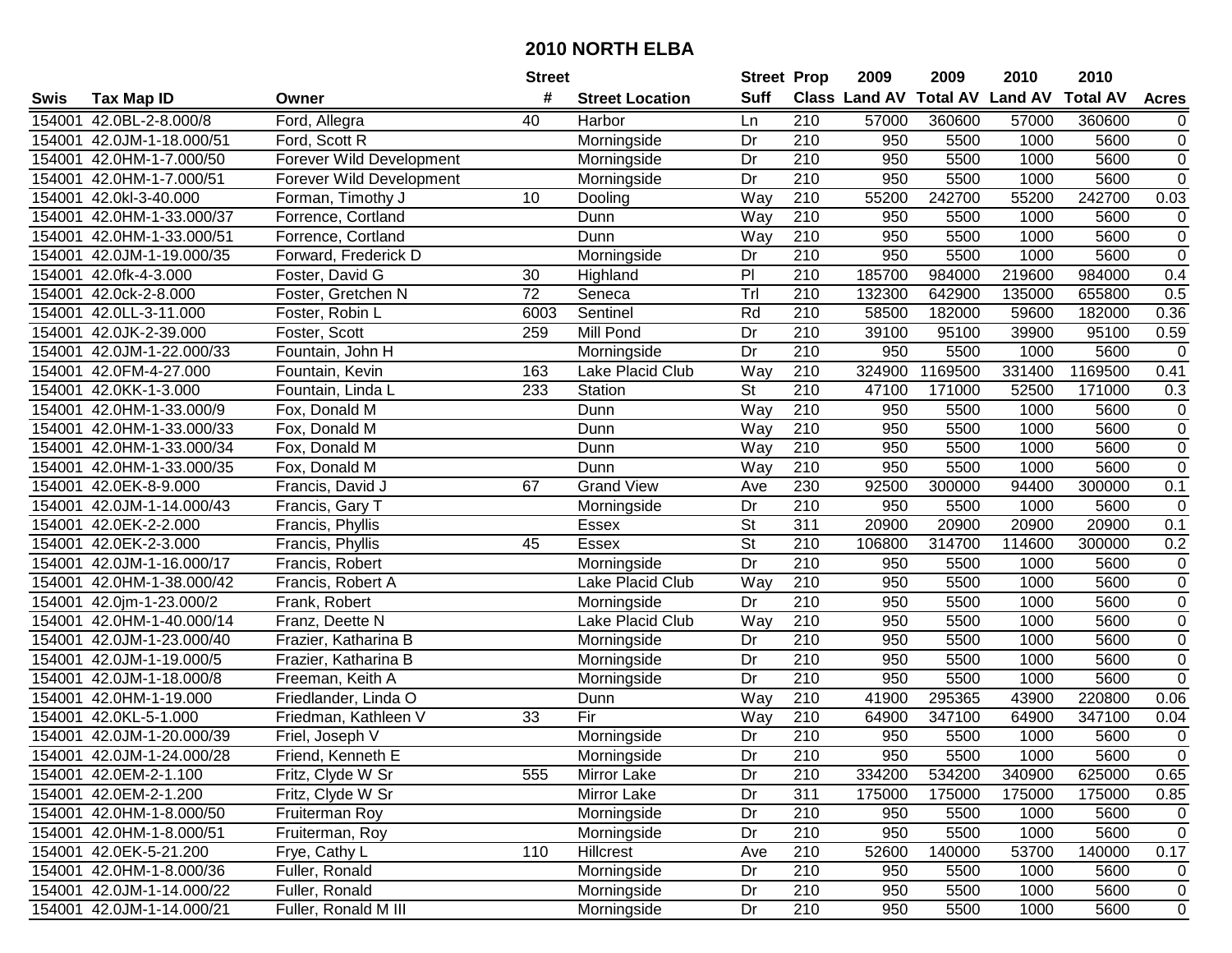# 2010 NORTH ELBA

| Swis | Tax Map ID | Owner | Street # | Street Location | Street Suff | Prop Class | 2009 Land AV | 2009 Total AV | 2010 Land AV | 2010 Total AV | Acres |
|---|---|---|---|---|---|---|---|---|---|---|---|
| 154001 | 42.0BL-2-8.000/8 | Ford, Allegra | 40 | Harbor | Ln | 210 | 57000 | 360600 | 57000 | 360600 | 0 |
| 154001 | 42.0JM-1-18.000/51 | Ford, Scott R | | Morningside | Dr | 210 | 950 | 5500 | 1000 | 5600 | 0 |
| 154001 | 42.0HM-1-7.000/50 | Forever Wild Development | | Morningside | Dr | 210 | 950 | 5500 | 1000 | 5600 | 0 |
| 154001 | 42.0HM-1-7.000/51 | Forever Wild Development | | Morningside | Dr | 210 | 950 | 5500 | 1000 | 5600 | 0 |
| 154001 | 42.0kl-3-40.000 | Forman, Timothy J | 10 | Dooling | Way | 210 | 55200 | 242700 | 55200 | 242700 | 0.03 |
| 154001 | 42.0HM-1-33.000/37 | Forrence, Cortland | | Dunn | Way | 210 | 950 | 5500 | 1000 | 5600 | 0 |
| 154001 | 42.0HM-1-33.000/51 | Forrence, Cortland | | Dunn | Way | 210 | 950 | 5500 | 1000 | 5600 | 0 |
| 154001 | 42.0JM-1-19.000/35 | Forward, Frederick D | | Morningside | Dr | 210 | 950 | 5500 | 1000 | 5600 | 0 |
| 154001 | 42.0fk-4-3.000 | Foster, David G | 30 | Highland | Pl | 210 | 185700 | 984000 | 219600 | 984000 | 0.4 |
| 154001 | 42.0ck-2-8.000 | Foster, Gretchen N | 72 | Seneca | Trl | 210 | 132300 | 642900 | 135000 | 655800 | 0.5 |
| 154001 | 42.0LL-3-11.000 | Foster, Robin L | 6003 | Sentinel | Rd | 210 | 58500 | 182000 | 59600 | 182000 | 0.36 |
| 154001 | 42.0JK-2-39.000 | Foster, Scott | 259 | Mill Pond | Dr | 210 | 39100 | 95100 | 39900 | 95100 | 0.59 |
| 154001 | 42.0JM-1-22.000/33 | Fountain, John H | | Morningside | Dr | 210 | 950 | 5500 | 1000 | 5600 | 0 |
| 154001 | 42.0FM-4-27.000 | Fountain, Kevin | 163 | Lake Placid Club | Way | 210 | 324900 | 1169500 | 331400 | 1169500 | 0.41 |
| 154001 | 42.0KK-1-3.000 | Fountain, Linda L | 233 | Station | St | 210 | 47100 | 171000 | 52500 | 171000 | 0.3 |
| 154001 | 42.0HM-1-33.000/9 | Fox, Donald M | | Dunn | Way | 210 | 950 | 5500 | 1000 | 5600 | 0 |
| 154001 | 42.0HM-1-33.000/33 | Fox, Donald M | | Dunn | Way | 210 | 950 | 5500 | 1000 | 5600 | 0 |
| 154001 | 42.0HM-1-33.000/34 | Fox, Donald M | | Dunn | Way | 210 | 950 | 5500 | 1000 | 5600 | 0 |
| 154001 | 42.0HM-1-33.000/35 | Fox, Donald M | | Dunn | Way | 210 | 950 | 5500 | 1000 | 5600 | 0 |
| 154001 | 42.0EK-8-9.000 | Francis, David J | 67 | Grand View | Ave | 230 | 92500 | 300000 | 94400 | 300000 | 0.1 |
| 154001 | 42.0JM-1-14.000/43 | Francis, Gary T | | Morningside | Dr | 210 | 950 | 5500 | 1000 | 5600 | 0 |
| 154001 | 42.0EK-2-2.000 | Francis, Phyllis | | Essex | St | 311 | 20900 | 20900 | 20900 | 20900 | 0.1 |
| 154001 | 42.0EK-2-3.000 | Francis, Phyllis | 45 | Essex | St | 210 | 106800 | 314700 | 114600 | 300000 | 0.2 |
| 154001 | 42.0JM-1-16.000/17 | Francis, Robert | | Morningside | Dr | 210 | 950 | 5500 | 1000 | 5600 | 0 |
| 154001 | 42.0HM-1-38.000/42 | Francis, Robert A | | Lake Placid Club | Way | 210 | 950 | 5500 | 1000 | 5600 | 0 |
| 154001 | 42.0jm-1-23.000/2 | Frank, Robert | | Morningside | Dr | 210 | 950 | 5500 | 1000 | 5600 | 0 |
| 154001 | 42.0HM-1-40.000/14 | Franz, Deette N | | Lake Placid Club | Way | 210 | 950 | 5500 | 1000 | 5600 | 0 |
| 154001 | 42.0JM-1-23.000/40 | Frazier, Katharina B | | Morningside | Dr | 210 | 950 | 5500 | 1000 | 5600 | 0 |
| 154001 | 42.0JM-1-19.000/5 | Frazier, Katharina B | | Morningside | Dr | 210 | 950 | 5500 | 1000 | 5600 | 0 |
| 154001 | 42.0JM-1-18.000/8 | Freeman, Keith A | | Morningside | Dr | 210 | 950 | 5500 | 1000 | 5600 | 0 |
| 154001 | 42.0HM-1-19.000 | Friedlander, Linda O | | Dunn | Way | 210 | 41900 | 295365 | 43900 | 220800 | 0.06 |
| 154001 | 42.0KL-5-1.000 | Friedman, Kathleen V | 33 | Fir | Way | 210 | 64900 | 347100 | 64900 | 347100 | 0.04 |
| 154001 | 42.0JM-1-20.000/39 | Friel, Joseph V | | Morningside | Dr | 210 | 950 | 5500 | 1000 | 5600 | 0 |
| 154001 | 42.0JM-1-24.000/28 | Friend, Kenneth E | | Morningside | Dr | 210 | 950 | 5500 | 1000 | 5600 | 0 |
| 154001 | 42.0EM-2-1.100 | Fritz, Clyde W Sr | 555 | Mirror Lake | Dr | 210 | 334200 | 534200 | 340900 | 625000 | 0.65 |
| 154001 | 42.0EM-2-1.200 | Fritz, Clyde W Sr | | Mirror Lake | Dr | 311 | 175000 | 175000 | 175000 | 175000 | 0.85 |
| 154001 | 42.0HM-1-8.000/50 | Fruiterman Roy | | Morningside | Dr | 210 | 950 | 5500 | 1000 | 5600 | 0 |
| 154001 | 42.0HM-1-8.000/51 | Fruiterman, Roy | | Morningside | Dr | 210 | 950 | 5500 | 1000 | 5600 | 0 |
| 154001 | 42.0EK-5-21.200 | Frye, Cathy L | 110 | Hillcrest | Ave | 210 | 52600 | 140000 | 53700 | 140000 | 0.17 |
| 154001 | 42.0HM-1-8.000/36 | Fuller, Ronald | | Morningside | Dr | 210 | 950 | 5500 | 1000 | 5600 | 0 |
| 154001 | 42.0JM-1-14.000/22 | Fuller, Ronald | | Morningside | Dr | 210 | 950 | 5500 | 1000 | 5600 | 0 |
| 154001 | 42.0JM-1-14.000/21 | Fuller, Ronald M III | | Morningside | Dr | 210 | 950 | 5500 | 1000 | 5600 | 0 |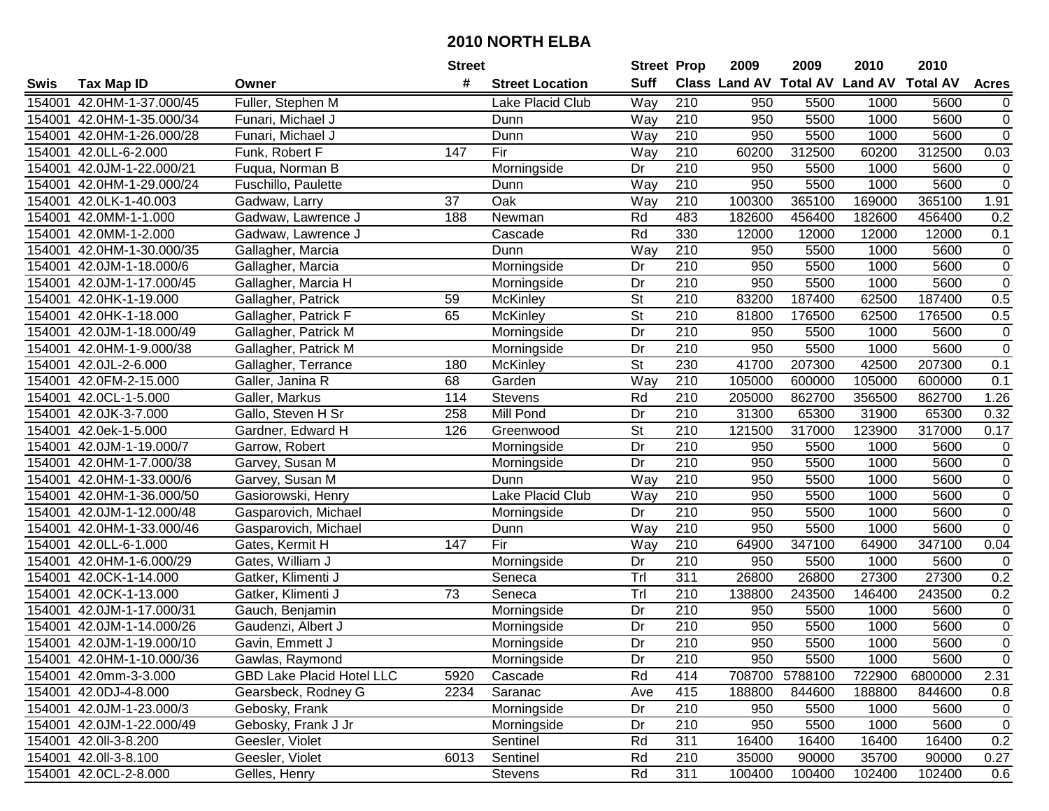# 2010 NORTH ELBA

| Swis | Tax Map ID | Owner | Street # | Street Location | Street Suff | Prop Class | 2009 Land AV | 2009 Total AV | 2010 Land AV | 2010 Total AV | Acres |
|---|---|---|---|---|---|---|---|---|---|---|---|
| 154001 | 42.0HM-1-37.000/45 | Fuller, Stephen M | | Lake Placid Club | Way | 210 | 950 | 5500 | 1000 | 5600 | 0 |
| 154001 | 42.0HM-1-35.000/34 | Funari, Michael J | | Dunn | Way | 210 | 950 | 5500 | 1000 | 5600 | 0 |
| 154001 | 42.0HM-1-26.000/28 | Funari, Michael J | | Dunn | Way | 210 | 950 | 5500 | 1000 | 5600 | 0 |
| 154001 | 42.0LL-6-2.000 | Funk, Robert F | 147 | Fir | Way | 210 | 60200 | 312500 | 60200 | 312500 | 0.03 |
| 154001 | 42.0JM-1-22.000/21 | Fuqua, Norman B | | Morningside | Dr | 210 | 950 | 5500 | 1000 | 5600 | 0 |
| 154001 | 42.0HM-1-29.000/24 | Fuschillo, Paulette | | Dunn | Way | 210 | 950 | 5500 | 1000 | 5600 | 0 |
| 154001 | 42.0LK-1-40.003 | Gadwaw, Larry | 37 | Oak | Way | 210 | 100300 | 365100 | 169000 | 365100 | 1.91 |
| 154001 | 42.0MM-1-1.000 | Gadwaw, Lawrence J | 188 | Newman | Rd | 483 | 182600 | 456400 | 182600 | 456400 | 0.2 |
| 154001 | 42.0MM-1-2.000 | Gadwaw, Lawrence J | | Cascade | Rd | 330 | 12000 | 12000 | 12000 | 12000 | 0.1 |
| 154001 | 42.0HM-1-30.000/35 | Gallagher, Marcia | | Dunn | Way | 210 | 950 | 5500 | 1000 | 5600 | 0 |
| 154001 | 42.0JM-1-18.000/6 | Gallagher, Marcia | | Morningside | Dr | 210 | 950 | 5500 | 1000 | 5600 | 0 |
| 154001 | 42.0JM-1-17.000/45 | Gallagher, Marcia H | | Morningside | Dr | 210 | 950 | 5500 | 1000 | 5600 | 0 |
| 154001 | 42.0HK-1-19.000 | Gallagher, Patrick | 59 | McKinley | St | 210 | 83200 | 187400 | 62500 | 187400 | 0.5 |
| 154001 | 42.0HK-1-18.000 | Gallagher, Patrick F | 65 | McKinley | St | 210 | 81800 | 176500 | 62500 | 176500 | 0.5 |
| 154001 | 42.0JM-1-18.000/49 | Gallagher, Patrick M | | Morningside | Dr | 210 | 950 | 5500 | 1000 | 5600 | 0 |
| 154001 | 42.0HM-1-9.000/38 | Gallagher, Patrick M | | Morningside | Dr | 210 | 950 | 5500 | 1000 | 5600 | 0 |
| 154001 | 42.0JL-2-6.000 | Gallagher, Terrance | 180 | McKinley | St | 230 | 41700 | 207300 | 42500 | 207300 | 0.1 |
| 154001 | 42.0FM-2-15.000 | Galler, Janina R | 68 | Garden | Way | 210 | 105000 | 600000 | 105000 | 600000 | 0.1 |
| 154001 | 42.0CL-1-5.000 | Galler, Markus | 114 | Stevens | Rd | 210 | 205000 | 862700 | 356500 | 862700 | 1.26 |
| 154001 | 42.0JK-3-7.000 | Gallo, Steven H Sr | 258 | Mill Pond | Dr | 210 | 31300 | 65300 | 31900 | 65300 | 0.32 |
| 154001 | 42.0ek-1-5.000 | Gardner, Edward H | 126 | Greenwood | St | 210 | 121500 | 317000 | 123900 | 317000 | 0.17 |
| 154001 | 42.0JM-1-19.000/7 | Garrow, Robert | | Morningside | Dr | 210 | 950 | 5500 | 1000 | 5600 | 0 |
| 154001 | 42.0HM-1-7.000/38 | Garvey, Susan M | | Morningside | Dr | 210 | 950 | 5500 | 1000 | 5600 | 0 |
| 154001 | 42.0HM-1-33.000/6 | Garvey, Susan M | | Dunn | Way | 210 | 950 | 5500 | 1000 | 5600 | 0 |
| 154001 | 42.0HM-1-36.000/50 | Gasiorowski, Henry | | Lake Placid Club | Way | 210 | 950 | 5500 | 1000 | 5600 | 0 |
| 154001 | 42.0JM-1-12.000/48 | Gasparovich, Michael | | Morningside | Dr | 210 | 950 | 5500 | 1000 | 5600 | 0 |
| 154001 | 42.0HM-1-33.000/46 | Gasparovich, Michael | | Dunn | Way | 210 | 950 | 5500 | 1000 | 5600 | 0 |
| 154001 | 42.0LL-6-1.000 | Gates, Kermit H | 147 | Fir | Way | 210 | 64900 | 347100 | 64900 | 347100 | 0.04 |
| 154001 | 42.0HM-1-6.000/29 | Gates, William J | | Morningside | Dr | 210 | 950 | 5500 | 1000 | 5600 | 0 |
| 154001 | 42.0CK-1-14.000 | Gatker, Klimenti J | | Seneca | Trl | 311 | 26800 | 26800 | 27300 | 27300 | 0.2 |
| 154001 | 42.0CK-1-13.000 | Gatker, Klimenti J | 73 | Seneca | Trl | 210 | 138800 | 243500 | 146400 | 243500 | 0.2 |
| 154001 | 42.0JM-1-17.000/31 | Gauch, Benjamin | | Morningside | Dr | 210 | 950 | 5500 | 1000 | 5600 | 0 |
| 154001 | 42.0JM-1-14.000/26 | Gaudenzi, Albert J | | Morningside | Dr | 210 | 950 | 5500 | 1000 | 5600 | 0 |
| 154001 | 42.0JM-1-19.000/10 | Gavin, Emmett J | | Morningside | Dr | 210 | 950 | 5500 | 1000 | 5600 | 0 |
| 154001 | 42.0HM-1-10.000/36 | Gawlas, Raymond | | Morningside | Dr | 210 | 950 | 5500 | 1000 | 5600 | 0 |
| 154001 | 42.0mm-3-3.000 | GBD Lake Placid Hotel LLC | 5920 | Cascade | Rd | 414 | 708700 | 5788100 | 722900 | 6800000 | 2.31 |
| 154001 | 42.0DJ-4-8.000 | Gearsbeck, Rodney G | 2234 | Saranac | Ave | 415 | 188800 | 844600 | 188800 | 844600 | 0.8 |
| 154001 | 42.0JM-1-23.000/3 | Gebosky, Frank | | Morningside | Dr | 210 | 950 | 5500 | 1000 | 5600 | 0 |
| 154001 | 42.0JM-1-22.000/49 | Gebosky, Frank J Jr | | Morningside | Dr | 210 | 950 | 5500 | 1000 | 5600 | 0 |
| 154001 | 42.0ll-3-8.200 | Geesler, Violet | | Sentinel | Rd | 311 | 16400 | 16400 | 16400 | 16400 | 0.2 |
| 154001 | 42.0ll-3-8.100 | Geesler, Violet | 6013 | Sentinel | Rd | 210 | 35000 | 90000 | 35700 | 90000 | 0.27 |
| 154001 | 42.0CL-2-8.000 | Gelles, Henry | | Stevens | Rd | 311 | 100400 | 100400 | 102400 | 102400 | 0.6 |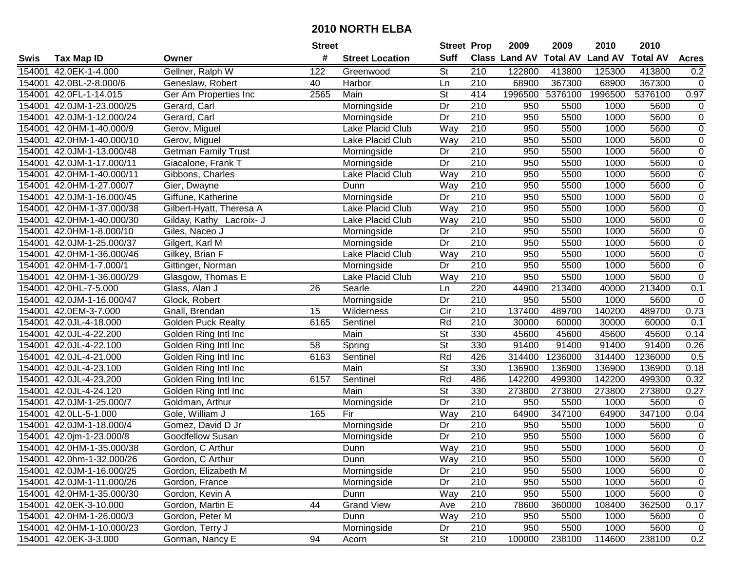# 2010 NORTH ELBA

| Swis | Tax Map ID | Owner | Street # | Street Location | Street Suff | Prop Class | 2009 Land AV | 2009 Total AV | 2010 Land AV | 2010 Total AV | Acres |
|---|---|---|---|---|---|---|---|---|---|---|---|
| 154001 | 42.0EK-1-4.000 | Gellner, Ralph W | 122 | Greenwood | St | 210 | 122800 | 413800 | 125300 | 413800 | 0.2 |
| 154001 | 42.0BL-2-8.000/6 | Geneslaw, Robert | 40 | Harbor | Ln | 210 | 68900 | 367300 | 68900 | 367300 | 0 |
| 154001 | 42.0FL-1-14.015 | Ger Am Properties Inc | 2565 | Main | St | 414 | 1996500 | 5376100 | 1996500 | 5376100 | 0.97 |
| 154001 | 42.0JM-1-23.000/25 | Gerard, Carl | | Morningside | Dr | 210 | 950 | 5500 | 1000 | 5600 | 0 |
| 154001 | 42.0JM-1-12.000/24 | Gerard, Carl | | Morningside | Dr | 210 | 950 | 5500 | 1000 | 5600 | 0 |
| 154001 | 42.0HM-1-40.000/9 | Gerov, Miguel | | Lake Placid Club | Way | 210 | 950 | 5500 | 1000 | 5600 | 0 |
| 154001 | 42.0HM-1-40.000/10 | Gerov, Miguel | | Lake Placid Club | Way | 210 | 950 | 5500 | 1000 | 5600 | 0 |
| 154001 | 42.0JM-1-13.000/48 | Getman Family Trust | | Morningside | Dr | 210 | 950 | 5500 | 1000 | 5600 | 0 |
| 154001 | 42.0JM-1-17.000/11 | Giacalone, Frank T | | Morningside | Dr | 210 | 950 | 5500 | 1000 | 5600 | 0 |
| 154001 | 42.0HM-1-40.000/11 | Gibbons, Charles | | Lake Placid Club | Way | 210 | 950 | 5500 | 1000 | 5600 | 0 |
| 154001 | 42.0HM-1-27.000/7 | Gier, Dwayne | | Dunn | Way | 210 | 950 | 5500 | 1000 | 5600 | 0 |
| 154001 | 42.0JM-1-16.000/45 | Giffune, Katherine | | Morningside | Dr | 210 | 950 | 5500 | 1000 | 5600 | 0 |
| 154001 | 42.0HM-1-37.000/38 | Gilbert-Hyatt, Theresa A | | Lake Placid Club | Way | 210 | 950 | 5500 | 1000 | 5600 | 0 |
| 154001 | 42.0HM-1-40.000/30 | Gilday, Kathy Lacroix- J | | Lake Placid Club | Way | 210 | 950 | 5500 | 1000 | 5600 | 0 |
| 154001 | 42.0HM-1-8.000/10 | Giles, Naceo J | | Morningside | Dr | 210 | 950 | 5500 | 1000 | 5600 | 0 |
| 154001 | 42.0JM-1-25.000/37 | Gilgert, Karl M | | Morningside | Dr | 210 | 950 | 5500 | 1000 | 5600 | 0 |
| 154001 | 42.0HM-1-36.000/46 | Gilkey, Brian F | | Lake Placid Club | Way | 210 | 950 | 5500 | 1000 | 5600 | 0 |
| 154001 | 42.0HM-1-7.000/1 | Gittinger, Norman | | Morningside | Dr | 210 | 950 | 5500 | 1000 | 5600 | 0 |
| 154001 | 42.0HM-1-36.000/29 | Glasgow, Thomas E | | Lake Placid Club | Way | 210 | 950 | 5500 | 1000 | 5600 | 0 |
| 154001 | 42.0HL-7-5.000 | Glass, Alan J | 26 | Searle | Ln | 220 | 44900 | 213400 | 40000 | 213400 | 0.1 |
| 154001 | 42.0JM-1-16.000/47 | Glock, Robert | | Morningside | Dr | 210 | 950 | 5500 | 1000 | 5600 | 0 |
| 154001 | 42.0EM-3-7.000 | Gnall, Brendan | 15 | Wilderness | Cir | 210 | 137400 | 489700 | 140200 | 489700 | 0.73 |
| 154001 | 42.0JL-4-18.000 | Golden Puck Realty | 6165 | Sentinel | Rd | 210 | 30000 | 60000 | 30000 | 60000 | 0.1 |
| 154001 | 42.0JL-4-22.200 | Golden Ring Intl Inc | | Main | St | 330 | 45600 | 45600 | 45600 | 45600 | 0.14 |
| 154001 | 42.0JL-4-22.100 | Golden Ring Intl Inc | 58 | Spring | St | 330 | 91400 | 91400 | 91400 | 91400 | 0.26 |
| 154001 | 42.0JL-4-21.000 | Golden Ring Intl Inc | 6163 | Sentinel | Rd | 426 | 314400 | 1236000 | 314400 | 1236000 | 0.5 |
| 154001 | 42.0JL-4-23.100 | Golden Ring Intl Inc | | Main | St | 330 | 136900 | 136900 | 136900 | 136900 | 0.18 |
| 154001 | 42.0JL-4-23.200 | Golden Ring Intl Inc | 6157 | Sentinel | Rd | 486 | 142200 | 499300 | 142200 | 499300 | 0.32 |
| 154001 | 42.0JL-4-24.120 | Golden Ring Intl Inc | | Main | St | 330 | 273800 | 273800 | 273800 | 273800 | 0.27 |
| 154001 | 42.0JM-1-25.000/7 | Goldman, Arthur | | Morningside | Dr | 210 | 950 | 5500 | 1000 | 5600 | 0 |
| 154001 | 42.0LL-5-1.000 | Gole, William J | 165 | Fir | Way | 210 | 64900 | 347100 | 64900 | 347100 | 0.04 |
| 154001 | 42.0JM-1-18.000/4 | Gomez, David D Jr | | Morningside | Dr | 210 | 950 | 5500 | 1000 | 5600 | 0 |
| 154001 | 42.0jm-1-23.000/8 | Goodfellow Susan | | Morningside | Dr | 210 | 950 | 5500 | 1000 | 5600 | 0 |
| 154001 | 42.0HM-1-35.000/38 | Gordon, C Arthur | | Dunn | Way | 210 | 950 | 5500 | 1000 | 5600 | 0 |
| 154001 | 42.0hm-1-32.000/26 | Gordon, C Arthur | | Dunn | Way | 210 | 950 | 5500 | 1000 | 5600 | 0 |
| 154001 | 42.0JM-1-16.000/25 | Gordon, Elizabeth M | | Morningside | Dr | 210 | 950 | 5500 | 1000 | 5600 | 0 |
| 154001 | 42.0JM-1-11.000/26 | Gordon, France | | Morningside | Dr | 210 | 950 | 5500 | 1000 | 5600 | 0 |
| 154001 | 42.0HM-1-35.000/30 | Gordon, Kevin A | | Dunn | Way | 210 | 950 | 5500 | 1000 | 5600 | 0 |
| 154001 | 42.0EK-3-10.000 | Gordon, Martin E | 44 | Grand View | Ave | 210 | 78600 | 360000 | 108400 | 362500 | 0.17 |
| 154001 | 42.0HM-1-26.000/3 | Gordon, Peter M | | Dunn | Way | 210 | 950 | 5500 | 1000 | 5600 | 0 |
| 154001 | 42.0HM-1-10.000/23 | Gordon, Terry J | | Morningside | Dr | 210 | 950 | 5500 | 1000 | 5600 | 0 |
| 154001 | 42.0EK-3-3.000 | Gorman, Nancy E | 94 | Acorn | St | 210 | 100000 | 238100 | 114600 | 238100 | 0.2 |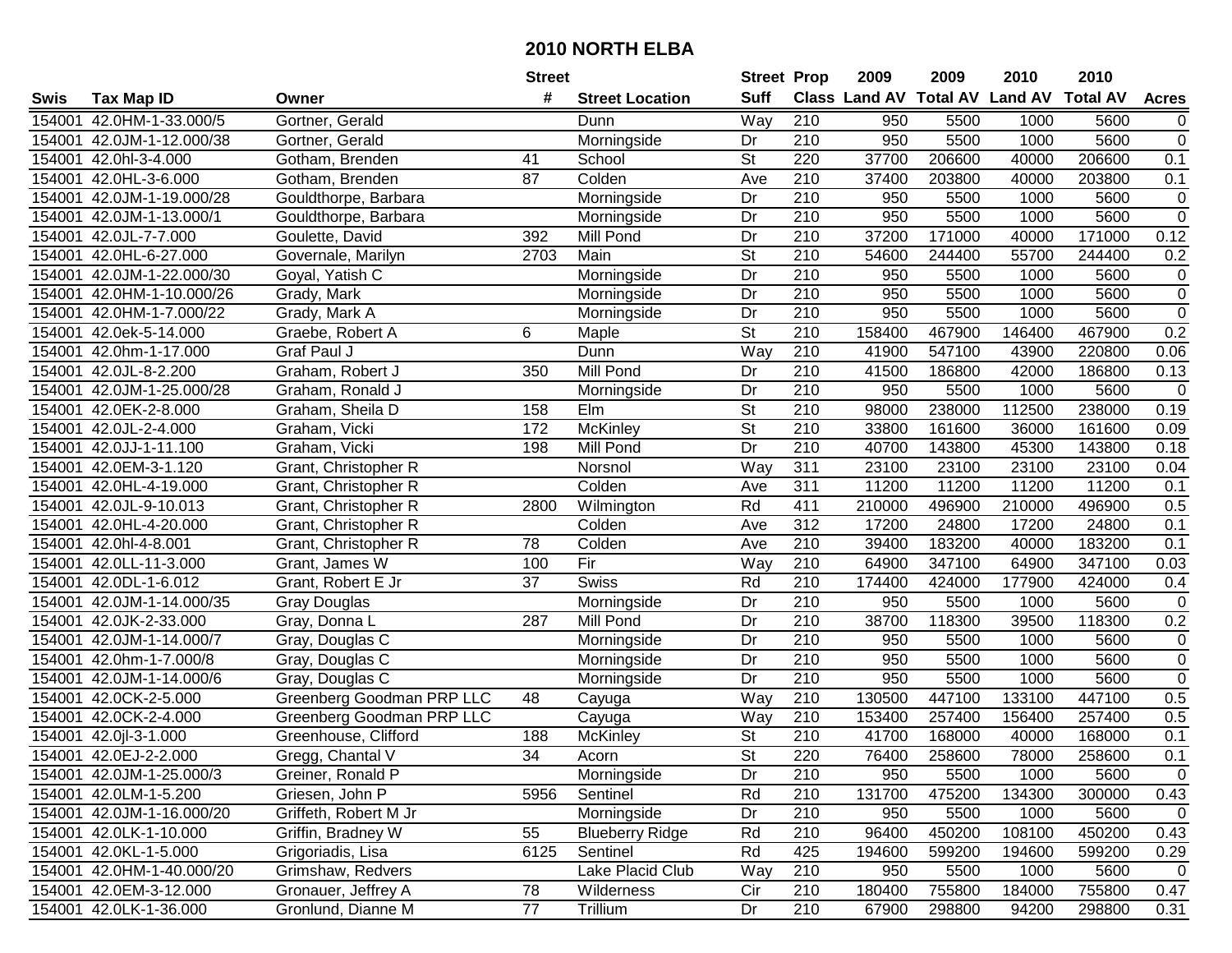# 2010 NORTH ELBA

| Swis | Tax Map ID | Owner | Street # | Street Location | Street Suff | Prop Class | 2009 Land AV | 2009 Total AV | 2010 Land AV | 2010 Total AV | Acres |
|---|---|---|---|---|---|---|---|---|---|---|---|
| 154001 | 42.0HM-1-33.000/5 | Gortner, Gerald | | Dunn | Way | 210 | 950 | 5500 | 1000 | 5600 | 0 |
| 154001 | 42.0JM-1-12.000/38 | Gortner, Gerald | | Morningside | Dr | 210 | 950 | 5500 | 1000 | 5600 | 0 |
| 154001 | 42.0hl-3-4.000 | Gotham, Brenden | 41 | School | St | 220 | 37700 | 206600 | 40000 | 206600 | 0.1 |
| 154001 | 42.0HL-3-6.000 | Gotham, Brenden | 87 | Colden | Ave | 210 | 37400 | 203800 | 40000 | 203800 | 0.1 |
| 154001 | 42.0JM-1-19.000/28 | Gouldthorpe, Barbara | | Morningside | Dr | 210 | 950 | 5500 | 1000 | 5600 | 0 |
| 154001 | 42.0JM-1-13.000/1 | Gouldthorpe, Barbara | | Morningside | Dr | 210 | 950 | 5500 | 1000 | 5600 | 0 |
| 154001 | 42.0JL-7-7.000 | Goulette, David | 392 | Mill Pond | Dr | 210 | 37200 | 171000 | 40000 | 171000 | 0.12 |
| 154001 | 42.0HL-6-27.000 | Governale, Marilyn | 2703 | Main | St | 210 | 54600 | 244400 | 55700 | 244400 | 0.2 |
| 154001 | 42.0JM-1-22.000/30 | Goyal, Yatish C | | Morningside | Dr | 210 | 950 | 5500 | 1000 | 5600 | 0 |
| 154001 | 42.0HM-1-10.000/26 | Grady, Mark | | Morningside | Dr | 210 | 950 | 5500 | 1000 | 5600 | 0 |
| 154001 | 42.0HM-1-7.000/22 | Grady, Mark A | | Morningside | Dr | 210 | 950 | 5500 | 1000 | 5600 | 0 |
| 154001 | 42.0ek-5-14.000 | Graebe, Robert A | 6 | Maple | St | 210 | 158400 | 467900 | 146400 | 467900 | 0.2 |
| 154001 | 42.0hm-1-17.000 | Graf Paul J | | Dunn | Way | 210 | 41900 | 547100 | 43900 | 220800 | 0.06 |
| 154001 | 42.0JL-8-2.200 | Graham, Robert J | 350 | Mill Pond | Dr | 210 | 41500 | 186800 | 42000 | 186800 | 0.13 |
| 154001 | 42.0JM-1-25.000/28 | Graham, Ronald J | | Morningside | Dr | 210 | 950 | 5500 | 1000 | 5600 | 0 |
| 154001 | 42.0EK-2-8.000 | Graham, Sheila D | 158 | Elm | St | 210 | 98000 | 238000 | 112500 | 238000 | 0.19 |
| 154001 | 42.0JL-2-4.000 | Graham, Vicki | 172 | McKinley | St | 210 | 33800 | 161600 | 36000 | 161600 | 0.09 |
| 154001 | 42.0JJ-1-11.100 | Graham, Vicki | 198 | Mill Pond | Dr | 210 | 40700 | 143800 | 45300 | 143800 | 0.18 |
| 154001 | 42.0EM-3-1.120 | Grant, Christopher R | | Norsnol | Way | 311 | 23100 | 23100 | 23100 | 23100 | 0.04 |
| 154001 | 42.0HL-4-19.000 | Grant, Christopher R | | Colden | Ave | 311 | 11200 | 11200 | 11200 | 11200 | 0.1 |
| 154001 | 42.0JL-9-10.013 | Grant, Christopher R | 2800 | Wilmington | Rd | 411 | 210000 | 496900 | 210000 | 496900 | 0.5 |
| 154001 | 42.0HL-4-20.000 | Grant, Christopher R | | Colden | Ave | 312 | 17200 | 24800 | 17200 | 24800 | 0.1 |
| 154001 | 42.0hl-4-8.001 | Grant, Christopher R | 78 | Colden | Ave | 210 | 39400 | 183200 | 40000 | 183200 | 0.1 |
| 154001 | 42.0LL-11-3.000 | Grant, James W | 100 | Fir | Way | 210 | 64900 | 347100 | 64900 | 347100 | 0.03 |
| 154001 | 42.0DL-1-6.012 | Grant, Robert E Jr | 37 | Swiss | Rd | 210 | 174400 | 424000 | 177900 | 424000 | 0.4 |
| 154001 | 42.0JM-1-14.000/35 | Gray Douglas | | Morningside | Dr | 210 | 950 | 5500 | 1000 | 5600 | 0 |
| 154001 | 42.0JK-2-33.000 | Gray, Donna L | 287 | Mill Pond | Dr | 210 | 38700 | 118300 | 39500 | 118300 | 0.2 |
| 154001 | 42.0JM-1-14.000/7 | Gray, Douglas C | | Morningside | Dr | 210 | 950 | 5500 | 1000 | 5600 | 0 |
| 154001 | 42.0hm-1-7.000/8 | Gray, Douglas C | | Morningside | Dr | 210 | 950 | 5500 | 1000 | 5600 | 0 |
| 154001 | 42.0JM-1-14.000/6 | Gray, Douglas C | | Morningside | Dr | 210 | 950 | 5500 | 1000 | 5600 | 0 |
| 154001 | 42.0CK-2-5.000 | Greenberg Goodman PRP LLC | 48 | Cayuga | Way | 210 | 130500 | 447100 | 133100 | 447100 | 0.5 |
| 154001 | 42.0CK-2-4.000 | Greenberg Goodman PRP LLC | | Cayuga | Way | 210 | 153400 | 257400 | 156400 | 257400 | 0.5 |
| 154001 | 42.0jl-3-1.000 | Greenhouse, Clifford | 188 | McKinley | St | 210 | 41700 | 168000 | 40000 | 168000 | 0.1 |
| 154001 | 42.0EJ-2-2.000 | Gregg, Chantal V | 34 | Acorn | St | 220 | 76400 | 258600 | 78000 | 258600 | 0.1 |
| 154001 | 42.0JM-1-25.000/3 | Greiner, Ronald P | | Morningside | Dr | 210 | 950 | 5500 | 1000 | 5600 | 0 |
| 154001 | 42.0LM-1-5.200 | Griesen, John P | 5956 | Sentinel | Rd | 210 | 131700 | 475200 | 134300 | 300000 | 0.43 |
| 154001 | 42.0JM-1-16.000/20 | Griffeth, Robert M Jr | | Morningside | Dr | 210 | 950 | 5500 | 1000 | 5600 | 0 |
| 154001 | 42.0LK-1-10.000 | Griffin, Bradney W | 55 | Blueberry Ridge | Rd | 210 | 96400 | 450200 | 108100 | 450200 | 0.43 |
| 154001 | 42.0KL-1-5.000 | Grigoriadis, Lisa | 6125 | Sentinel | Rd | 425 | 194600 | 599200 | 194600 | 599200 | 0.29 |
| 154001 | 42.0HM-1-40.000/20 | Grimshaw, Redvers | | Lake Placid Club | Way | 210 | 950 | 5500 | 1000 | 5600 | 0 |
| 154001 | 42.0EM-3-12.000 | Gronauer, Jeffrey A | 78 | Wilderness | Cir | 210 | 180400 | 755800 | 184000 | 755800 | 0.47 |
| 154001 | 42.0LK-1-36.000 | Gronlund, Dianne M | 77 | Trillium | Dr | 210 | 67900 | 298800 | 94200 | 298800 | 0.31 |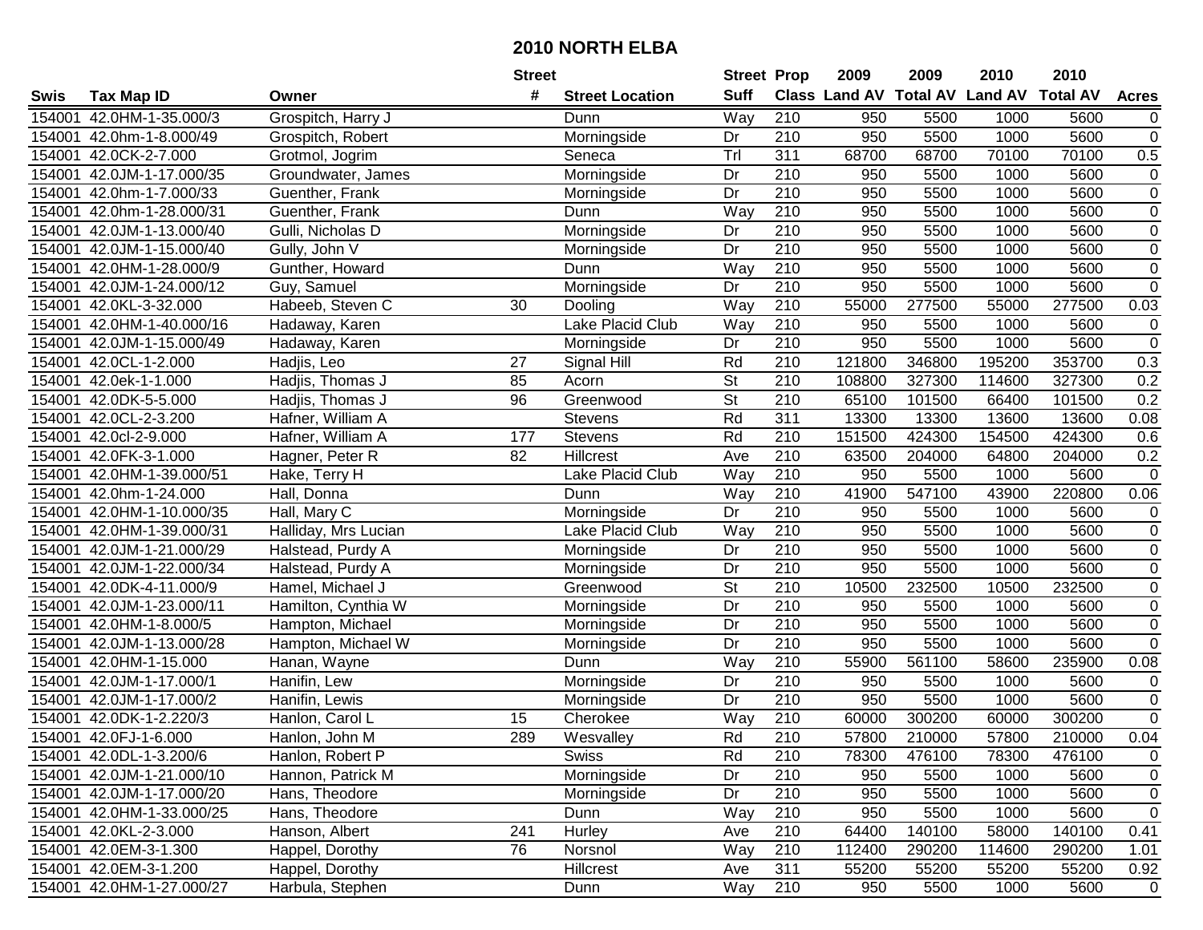# 2010 NORTH ELBA

| Swis | Tax Map ID | Owner | Street # | Street Location | Street Suff | Prop Class | 2009 Land AV | 2009 Total AV | 2010 Land AV | 2010 Total AV | Acres |
|---|---|---|---|---|---|---|---|---|---|---|---|
| 154001 | 42.0HM-1-35.000/3 | Grospitch, Harry J | | Dunn | Way | 210 | 950 | 5500 | 1000 | 5600 | 0 |
| 154001 | 42.0hm-1-8.000/49 | Grospitch, Robert | | Morningside | Dr | 210 | 950 | 5500 | 1000 | 5600 | 0 |
| 154001 | 42.0CK-2-7.000 | Grotmol, Jogrim | | Seneca | Trl | 311 | 68700 | 68700 | 70100 | 70100 | 0.5 |
| 154001 | 42.0JM-1-17.000/35 | Groundwater, James | | Morningside | Dr | 210 | 950 | 5500 | 1000 | 5600 | 0 |
| 154001 | 42.0hm-1-7.000/33 | Guenther, Frank | | Morningside | Dr | 210 | 950 | 5500 | 1000 | 5600 | 0 |
| 154001 | 42.0hm-1-28.000/31 | Guenther, Frank | | Dunn | Way | 210 | 950 | 5500 | 1000 | 5600 | 0 |
| 154001 | 42.0JM-1-13.000/40 | Gulli, Nicholas D | | Morningside | Dr | 210 | 950 | 5500 | 1000 | 5600 | 0 |
| 154001 | 42.0JM-1-15.000/40 | Gully, John V | | Morningside | Dr | 210 | 950 | 5500 | 1000 | 5600 | 0 |
| 154001 | 42.0HM-1-28.000/9 | Gunther, Howard | | Dunn | Way | 210 | 950 | 5500 | 1000 | 5600 | 0 |
| 154001 | 42.0JM-1-24.000/12 | Guy, Samuel | | Morningside | Dr | 210 | 950 | 5500 | 1000 | 5600 | 0 |
| 154001 | 42.0KL-3-32.000 | Habeeb, Steven C | 30 | Dooling | Way | 210 | 55000 | 277500 | 55000 | 277500 | 0.03 |
| 154001 | 42.0HM-1-40.000/16 | Hadaway, Karen | | Lake Placid Club | Way | 210 | 950 | 5500 | 1000 | 5600 | 0 |
| 154001 | 42.0JM-1-15.000/49 | Hadaway, Karen | | Morningside | Dr | 210 | 950 | 5500 | 1000 | 5600 | 0 |
| 154001 | 42.0CL-1-2.000 | Hadjis, Leo | 27 | Signal Hill | Rd | 210 | 121800 | 346800 | 195200 | 353700 | 0.3 |
| 154001 | 42.0ek-1-1.000 | Hadjis, Thomas J | 85 | Acorn | St | 210 | 108800 | 327300 | 114600 | 327300 | 0.2 |
| 154001 | 42.0DK-5-5.000 | Hadjis, Thomas J | 96 | Greenwood | St | 210 | 65100 | 101500 | 66400 | 101500 | 0.2 |
| 154001 | 42.0CL-2-3.200 | Hafner, William A | | Stevens | Rd | 311 | 13300 | 13300 | 13600 | 13600 | 0.08 |
| 154001 | 42.0cl-2-9.000 | Hafner, William A | 177 | Stevens | Rd | 210 | 151500 | 424300 | 154500 | 424300 | 0.6 |
| 154001 | 42.0FK-3-1.000 | Hagner, Peter R | 82 | Hillcrest | Ave | 210 | 63500 | 204000 | 64800 | 204000 | 0.2 |
| 154001 | 42.0HM-1-39.000/51 | Hake, Terry H | | Lake Placid Club | Way | 210 | 950 | 5500 | 1000 | 5600 | 0 |
| 154001 | 42.0hm-1-24.000 | Hall, Donna | | Dunn | Way | 210 | 41900 | 547100 | 43900 | 220800 | 0.06 |
| 154001 | 42.0HM-1-10.000/35 | Hall, Mary C | | Morningside | Dr | 210 | 950 | 5500 | 1000 | 5600 | 0 |
| 154001 | 42.0HM-1-39.000/31 | Halliday, Mrs Lucian | | Lake Placid Club | Way | 210 | 950 | 5500 | 1000 | 5600 | 0 |
| 154001 | 42.0JM-1-21.000/29 | Halstead, Purdy A | | Morningside | Dr | 210 | 950 | 5500 | 1000 | 5600 | 0 |
| 154001 | 42.0JM-1-22.000/34 | Halstead, Purdy A | | Morningside | Dr | 210 | 950 | 5500 | 1000 | 5600 | 0 |
| 154001 | 42.0DK-4-11.000/9 | Hamel, Michael J | | Greenwood | St | 210 | 10500 | 232500 | 10500 | 232500 | 0 |
| 154001 | 42.0JM-1-23.000/11 | Hamilton, Cynthia W | | Morningside | Dr | 210 | 950 | 5500 | 1000 | 5600 | 0 |
| 154001 | 42.0HM-1-8.000/5 | Hampton, Michael | | Morningside | Dr | 210 | 950 | 5500 | 1000 | 5600 | 0 |
| 154001 | 42.0JM-1-13.000/28 | Hampton, Michael W | | Morningside | Dr | 210 | 950 | 5500 | 1000 | 5600 | 0 |
| 154001 | 42.0HM-1-15.000 | Hanan, Wayne | | Dunn | Way | 210 | 55900 | 561100 | 58600 | 235900 | 0.08 |
| 154001 | 42.0JM-1-17.000/1 | Hanifin, Lew | | Morningside | Dr | 210 | 950 | 5500 | 1000 | 5600 | 0 |
| 154001 | 42.0JM-1-17.000/2 | Hanifin, Lewis | | Morningside | Dr | 210 | 950 | 5500 | 1000 | 5600 | 0 |
| 154001 | 42.0DK-1-2.220/3 | Hanlon, Carol L | 15 | Cherokee | Way | 210 | 60000 | 300200 | 60000 | 300200 | 0 |
| 154001 | 42.0FJ-1-6.000 | Hanlon, John M | 289 | Wesvalley | Rd | 210 | 57800 | 210000 | 57800 | 210000 | 0.04 |
| 154001 | 42.0DL-1-3.200/6 | Hanlon, Robert P | | Swiss | Rd | 210 | 78300 | 476100 | 78300 | 476100 | 0 |
| 154001 | 42.0JM-1-21.000/10 | Hannon, Patrick M | | Morningside | Dr | 210 | 950 | 5500 | 1000 | 5600 | 0 |
| 154001 | 42.0JM-1-17.000/20 | Hans, Theodore | | Morningside | Dr | 210 | 950 | 5500 | 1000 | 5600 | 0 |
| 154001 | 42.0HM-1-33.000/25 | Hans, Theodore | | Dunn | Way | 210 | 950 | 5500 | 1000 | 5600 | 0 |
| 154001 | 42.0KL-2-3.000 | Hanson, Albert | 241 | Hurley | Ave | 210 | 64400 | 140100 | 58000 | 140100 | 0.41 |
| 154001 | 42.0EM-3-1.300 | Happel, Dorothy | 76 | Norsnol | Way | 210 | 112400 | 290200 | 114600 | 290200 | 1.01 |
| 154001 | 42.0EM-3-1.200 | Happel, Dorothy | | Hillcrest | Ave | 311 | 55200 | 55200 | 55200 | 55200 | 0.92 |
| 154001 | 42.0HM-1-27.000/27 | Harbula, Stephen | | Dunn | Way | 210 | 950 | 5500 | 1000 | 5600 | 0 |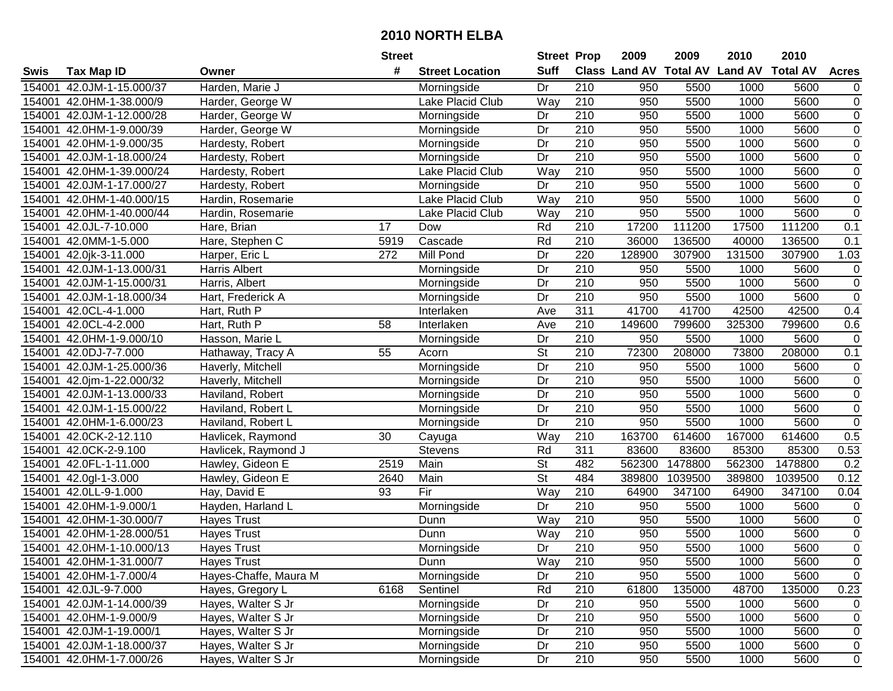# 2010 NORTH ELBA

| Swis | Tax Map ID | Owner | Street # | Street Location | Street Suff | Prop Class | 2009 Land AV | 2009 Total AV | 2010 Land AV | 2010 Total AV | Acres |
|---|---|---|---|---|---|---|---|---|---|---|---|
| 154001 | 42.0JM-1-15.000/37 | Harden, Marie J | | Morningside | Dr | 210 | 950 | 5500 | 1000 | 5600 | 0 |
| 154001 | 42.0HM-1-38.000/9 | Harder, George W | | Lake Placid Club | Way | 210 | 950 | 5500 | 1000 | 5600 | 0 |
| 154001 | 42.0JM-1-12.000/28 | Harder, George W | | Morningside | Dr | 210 | 950 | 5500 | 1000 | 5600 | 0 |
| 154001 | 42.0HM-1-9.000/39 | Harder, George W | | Morningside | Dr | 210 | 950 | 5500 | 1000 | 5600 | 0 |
| 154001 | 42.0HM-1-9.000/35 | Hardesty, Robert | | Morningside | Dr | 210 | 950 | 5500 | 1000 | 5600 | 0 |
| 154001 | 42.0JM-1-18.000/24 | Hardesty, Robert | | Morningside | Dr | 210 | 950 | 5500 | 1000 | 5600 | 0 |
| 154001 | 42.0HM-1-39.000/24 | Hardesty, Robert | | Lake Placid Club | Way | 210 | 950 | 5500 | 1000 | 5600 | 0 |
| 154001 | 42.0JM-1-17.000/27 | Hardesty, Robert | | Morningside | Dr | 210 | 950 | 5500 | 1000 | 5600 | 0 |
| 154001 | 42.0HM-1-40.000/15 | Hardin, Rosemarie | | Lake Placid Club | Way | 210 | 950 | 5500 | 1000 | 5600 | 0 |
| 154001 | 42.0HM-1-40.000/44 | Hardin, Rosemarie | | Lake Placid Club | Way | 210 | 950 | 5500 | 1000 | 5600 | 0 |
| 154001 | 42.0JL-7-10.000 | Hare, Brian | 17 | Dow | Rd | 210 | 17200 | 111200 | 17500 | 111200 | 0.1 |
| 154001 | 42.0MM-1-5.000 | Hare, Stephen C | 5919 | Cascade | Rd | 210 | 36000 | 136500 | 40000 | 136500 | 0.1 |
| 154001 | 42.0jk-3-11.000 | Harper, Eric L | 272 | Mill Pond | Dr | 220 | 128900 | 307900 | 131500 | 307900 | 1.03 |
| 154001 | 42.0JM-1-13.000/31 | Harris Albert | | Morningside | Dr | 210 | 950 | 5500 | 1000 | 5600 | 0 |
| 154001 | 42.0JM-1-15.000/31 | Harris, Albert | | Morningside | Dr | 210 | 950 | 5500 | 1000 | 5600 | 0 |
| 154001 | 42.0JM-1-18.000/34 | Hart, Frederick A | | Morningside | Dr | 210 | 950 | 5500 | 1000 | 5600 | 0 |
| 154001 | 42.0CL-4-1.000 | Hart, Ruth P | | Interlaken | Ave | 311 | 41700 | 41700 | 42500 | 42500 | 0.4 |
| 154001 | 42.0CL-4-2.000 | Hart, Ruth P | 58 | Interlaken | Ave | 210 | 149600 | 799600 | 325300 | 799600 | 0.6 |
| 154001 | 42.0HM-1-9.000/10 | Hasson, Marie L | | Morningside | Dr | 210 | 950 | 5500 | 1000 | 5600 | 0 |
| 154001 | 42.0DJ-7-7.000 | Hathaway, Tracy A | 55 | Acorn | St | 210 | 72300 | 208000 | 73800 | 208000 | 0.1 |
| 154001 | 42.0JM-1-25.000/36 | Haverly, Mitchell | | Morningside | Dr | 210 | 950 | 5500 | 1000 | 5600 | 0 |
| 154001 | 42.0jm-1-22.000/32 | Haverly, Mitchell | | Morningside | Dr | 210 | 950 | 5500 | 1000 | 5600 | 0 |
| 154001 | 42.0JM-1-13.000/33 | Haviland, Robert | | Morningside | Dr | 210 | 950 | 5500 | 1000 | 5600 | 0 |
| 154001 | 42.0JM-1-15.000/22 | Haviland, Robert L | | Morningside | Dr | 210 | 950 | 5500 | 1000 | 5600 | 0 |
| 154001 | 42.0HM-1-6.000/23 | Haviland, Robert L | | Morningside | Dr | 210 | 950 | 5500 | 1000 | 5600 | 0 |
| 154001 | 42.0CK-2-12.110 | Havlicek, Raymond | 30 | Cayuga | Way | 210 | 163700 | 614600 | 167000 | 614600 | 0.5 |
| 154001 | 42.0CK-2-9.100 | Havlicek, Raymond J | | Stevens | Rd | 311 | 83600 | 83600 | 85300 | 85300 | 0.53 |
| 154001 | 42.0FL-1-11.000 | Hawley, Gideon E | 2519 | Main | St | 482 | 562300 | 1478800 | 562300 | 1478800 | 0.2 |
| 154001 | 42.0gl-1-3.000 | Hawley, Gideon E | 2640 | Main | St | 484 | 389800 | 1039500 | 389800 | 1039500 | 0.12 |
| 154001 | 42.0LL-9-1.000 | Hay, David E | 93 | Fir | Way | 210 | 64900 | 347100 | 64900 | 347100 | 0.04 |
| 154001 | 42.0HM-1-9.000/1 | Hayden, Harland L | | Morningside | Dr | 210 | 950 | 5500 | 1000 | 5600 | 0 |
| 154001 | 42.0HM-1-30.000/7 | Hayes Trust | | Dunn | Way | 210 | 950 | 5500 | 1000 | 5600 | 0 |
| 154001 | 42.0HM-1-28.000/51 | Hayes Trust | | Dunn | Way | 210 | 950 | 5500 | 1000 | 5600 | 0 |
| 154001 | 42.0HM-1-10.000/13 | Hayes Trust | | Morningside | Dr | 210 | 950 | 5500 | 1000 | 5600 | 0 |
| 154001 | 42.0HM-1-31.000/7 | Hayes Trust | | Dunn | Way | 210 | 950 | 5500 | 1000 | 5600 | 0 |
| 154001 | 42.0HM-1-7.000/4 | Hayes-Chaffe, Maura M | | Morningside | Dr | 210 | 950 | 5500 | 1000 | 5600 | 0 |
| 154001 | 42.0JL-9-7.000 | Hayes, Gregory L | 6168 | Sentinel | Rd | 210 | 61800 | 135000 | 48700 | 135000 | 0.23 |
| 154001 | 42.0JM-1-14.000/39 | Hayes, Walter S Jr | | Morningside | Dr | 210 | 950 | 5500 | 1000 | 5600 | 0 |
| 154001 | 42.0HM-1-9.000/9 | Hayes, Walter S Jr | | Morningside | Dr | 210 | 950 | 5500 | 1000 | 5600 | 0 |
| 154001 | 42.0JM-1-19.000/1 | Hayes, Walter S Jr | | Morningside | Dr | 210 | 950 | 5500 | 1000 | 5600 | 0 |
| 154001 | 42.0JM-1-18.000/37 | Hayes, Walter S Jr | | Morningside | Dr | 210 | 950 | 5500 | 1000 | 5600 | 0 |
| 154001 | 42.0HM-1-7.000/26 | Hayes, Walter S Jr | | Morningside | Dr | 210 | 950 | 5500 | 1000 | 5600 | 0 |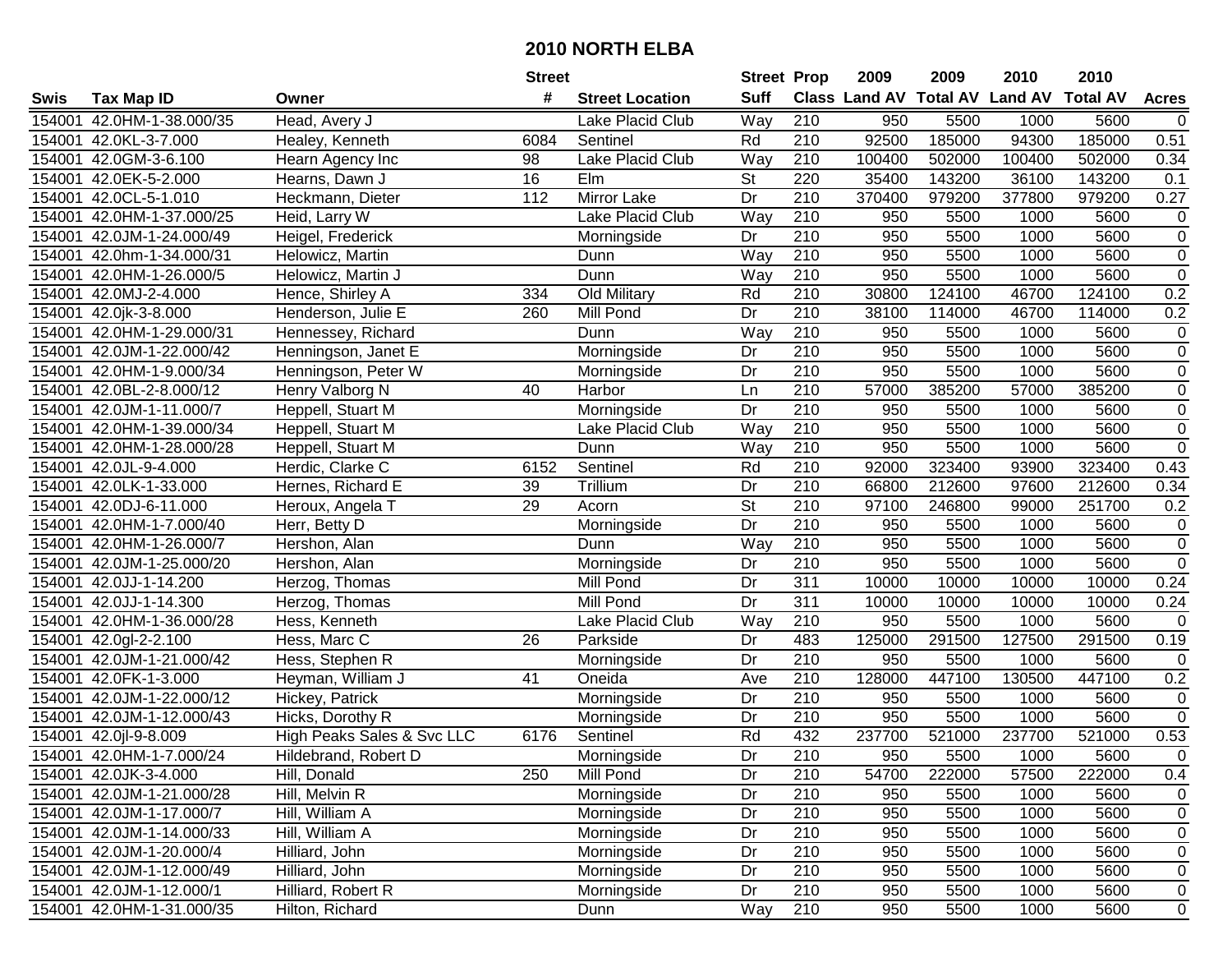# 2010 NORTH ELBA

| Swis | Tax Map ID | Owner | Street # | Street Location | Street Suff | Prop Class | 2009 Land AV | 2009 Total AV | 2010 Land AV | 2010 Total AV | Acres |
|---|---|---|---|---|---|---|---|---|---|---|---|
| 154001 | 42.0HM-1-38.000/35 | Head, Avery J | | Lake Placid Club | Way | 210 | 950 | 5500 | 1000 | 5600 | 0 |
| 154001 | 42.0KL-3-7.000 | Healey, Kenneth | 6084 | Sentinel | Rd | 210 | 92500 | 185000 | 94300 | 185000 | 0.51 |
| 154001 | 42.0GM-3-6.100 | Hearn Agency Inc | 98 | Lake Placid Club | Way | 210 | 100400 | 502000 | 100400 | 502000 | 0.34 |
| 154001 | 42.0EK-5-2.000 | Hearns, Dawn J | 16 | Elm | St | 220 | 35400 | 143200 | 36100 | 143200 | 0.1 |
| 154001 | 42.0CL-5-1.010 | Heckmann, Dieter | 112 | Mirror Lake | Dr | 210 | 370400 | 979200 | 377800 | 979200 | 0.27 |
| 154001 | 42.0HM-1-37.000/25 | Heid, Larry W | | Lake Placid Club | Way | 210 | 950 | 5500 | 1000 | 5600 | 0 |
| 154001 | 42.0JM-1-24.000/49 | Heigel, Frederick | | Morningside | Dr | 210 | 950 | 5500 | 1000 | 5600 | 0 |
| 154001 | 42.0hm-1-34.000/31 | Helowicz, Martin | | Dunn | Way | 210 | 950 | 5500 | 1000 | 5600 | 0 |
| 154001 | 42.0HM-1-26.000/5 | Helowicz, Martin J | | Dunn | Way | 210 | 950 | 5500 | 1000 | 5600 | 0 |
| 154001 | 42.0MJ-2-4.000 | Hence, Shirley A | 334 | Old Military | Rd | 210 | 30800 | 124100 | 46700 | 124100 | 0.2 |
| 154001 | 42.0jk-3-8.000 | Henderson, Julie E | 260 | Mill Pond | Dr | 210 | 38100 | 114000 | 46700 | 114000 | 0.2 |
| 154001 | 42.0HM-1-29.000/31 | Hennessey, Richard | | Dunn | Way | 210 | 950 | 5500 | 1000 | 5600 | 0 |
| 154001 | 42.0JM-1-22.000/42 | Henningson, Janet E | | Morningside | Dr | 210 | 950 | 5500 | 1000 | 5600 | 0 |
| 154001 | 42.0HM-1-9.000/34 | Henningson, Peter W | | Morningside | Dr | 210 | 950 | 5500 | 1000 | 5600 | 0 |
| 154001 | 42.0BL-2-8.000/12 | Henry Valborg N | 40 | Harbor | Ln | 210 | 57000 | 385200 | 57000 | 385200 | 0 |
| 154001 | 42.0JM-1-11.000/7 | Heppell, Stuart M | | Morningside | Dr | 210 | 950 | 5500 | 1000 | 5600 | 0 |
| 154001 | 42.0HM-1-39.000/34 | Heppell, Stuart M | | Lake Placid Club | Way | 210 | 950 | 5500 | 1000 | 5600 | 0 |
| 154001 | 42.0HM-1-28.000/28 | Heppell, Stuart M | | Dunn | Way | 210 | 950 | 5500 | 1000 | 5600 | 0 |
| 154001 | 42.0JL-9-4.000 | Herdic, Clarke C | 6152 | Sentinel | Rd | 210 | 92000 | 323400 | 93900 | 323400 | 0.43 |
| 154001 | 42.0LK-1-33.000 | Hernes, Richard E | 39 | Trillium | Dr | 210 | 66800 | 212600 | 97600 | 212600 | 0.34 |
| 154001 | 42.0DJ-6-11.000 | Heroux, Angela T | 29 | Acorn | St | 210 | 97100 | 246800 | 99000 | 251700 | 0.2 |
| 154001 | 42.0HM-1-7.000/40 | Herr, Betty D | | Morningside | Dr | 210 | 950 | 5500 | 1000 | 5600 | 0 |
| 154001 | 42.0HM-1-26.000/7 | Hershon, Alan | | Dunn | Way | 210 | 950 | 5500 | 1000 | 5600 | 0 |
| 154001 | 42.0JM-1-25.000/20 | Hershon, Alan | | Morningside | Dr | 210 | 950 | 5500 | 1000 | 5600 | 0 |
| 154001 | 42.0JJ-1-14.200 | Herzog, Thomas | | Mill Pond | Dr | 311 | 10000 | 10000 | 10000 | 10000 | 0.24 |
| 154001 | 42.0JJ-1-14.300 | Herzog, Thomas | | Mill Pond | Dr | 311 | 10000 | 10000 | 10000 | 10000 | 0.24 |
| 154001 | 42.0HM-1-36.000/28 | Hess, Kenneth | | Lake Placid Club | Way | 210 | 950 | 5500 | 1000 | 5600 | 0 |
| 154001 | 42.0gl-2-2.100 | Hess, Marc C | 26 | Parkside | Dr | 483 | 125000 | 291500 | 127500 | 291500 | 0.19 |
| 154001 | 42.0JM-1-21.000/42 | Hess, Stephen R | | Morningside | Dr | 210 | 950 | 5500 | 1000 | 5600 | 0 |
| 154001 | 42.0FK-1-3.000 | Heyman, William J | 41 | Oneida | Ave | 210 | 128000 | 447100 | 130500 | 447100 | 0.2 |
| 154001 | 42.0JM-1-22.000/12 | Hickey, Patrick | | Morningside | Dr | 210 | 950 | 5500 | 1000 | 5600 | 0 |
| 154001 | 42.0JM-1-12.000/43 | Hicks, Dorothy R | | Morningside | Dr | 210 | 950 | 5500 | 1000 | 5600 | 0 |
| 154001 | 42.0jl-9-8.009 | High Peaks Sales & Svc LLC | 6176 | Sentinel | Rd | 432 | 237700 | 521000 | 237700 | 521000 | 0.53 |
| 154001 | 42.0HM-1-7.000/24 | Hildebrand, Robert D | | Morningside | Dr | 210 | 950 | 5500 | 1000 | 5600 | 0 |
| 154001 | 42.0JK-3-4.000 | Hill, Donald | 250 | Mill Pond | Dr | 210 | 54700 | 222000 | 57500 | 222000 | 0.4 |
| 154001 | 42.0JM-1-21.000/28 | Hill, Melvin R | | Morningside | Dr | 210 | 950 | 5500 | 1000 | 5600 | 0 |
| 154001 | 42.0JM-1-17.000/7 | Hill, William A | | Morningside | Dr | 210 | 950 | 5500 | 1000 | 5600 | 0 |
| 154001 | 42.0JM-1-14.000/33 | Hill, William A | | Morningside | Dr | 210 | 950 | 5500 | 1000 | 5600 | 0 |
| 154001 | 42.0JM-1-20.000/4 | Hilliard, John | | Morningside | Dr | 210 | 950 | 5500 | 1000 | 5600 | 0 |
| 154001 | 42.0JM-1-12.000/49 | Hilliard, John | | Morningside | Dr | 210 | 950 | 5500 | 1000 | 5600 | 0 |
| 154001 | 42.0JM-1-12.000/1 | Hilliard, Robert R | | Morningside | Dr | 210 | 950 | 5500 | 1000 | 5600 | 0 |
| 154001 | 42.0HM-1-31.000/35 | Hilton, Richard | | Dunn | Way | 210 | 950 | 5500 | 1000 | 5600 | 0 |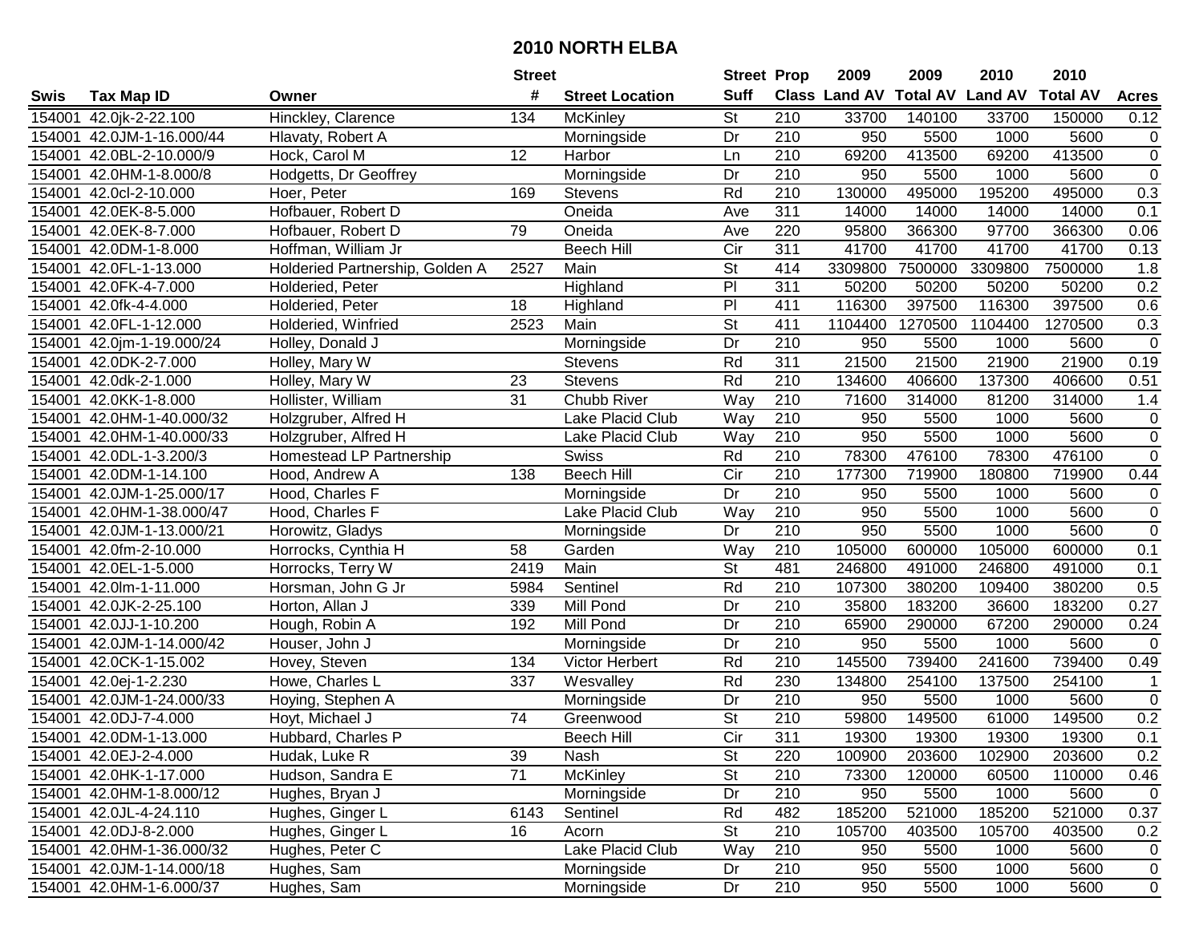# 2010 NORTH ELBA

| Swis | Tax Map ID | Owner | Street # | Street Location | Street Suff | Prop Class | 2009 Land AV | 2009 Total AV | 2010 Land AV | 2010 Total AV | Acres |
|---|---|---|---|---|---|---|---|---|---|---|---|
| 154001 | 42.0jk-2-22.100 | Hinckley, Clarence | 134 | McKinley | St | 210 | 33700 | 140100 | 33700 | 150000 | 0.12 |
| 154001 | 42.0JM-1-16.000/44 | Hlavaty, Robert A | | Morningside | Dr | 210 | 950 | 5500 | 1000 | 5600 | 0 |
| 154001 | 42.0BL-2-10.000/9 | Hock, Carol M | 12 | Harbor | Ln | 210 | 69200 | 413500 | 69200 | 413500 | 0 |
| 154001 | 42.0HM-1-8.000/8 | Hodgetts, Dr Geoffrey | | Morningside | Dr | 210 | 950 | 5500 | 1000 | 5600 | 0 |
| 154001 | 42.0cl-2-10.000 | Hoer, Peter | 169 | Stevens | Rd | 210 | 130000 | 495000 | 195200 | 495000 | 0.3 |
| 154001 | 42.0EK-8-5.000 | Hofbauer, Robert D | | Oneida | Ave | 311 | 14000 | 14000 | 14000 | 14000 | 0.1 |
| 154001 | 42.0EK-8-7.000 | Hofbauer, Robert D | 79 | Oneida | Ave | 220 | 95800 | 366300 | 97700 | 366300 | 0.06 |
| 154001 | 42.0DM-1-8.000 | Hoffman, William Jr | | Beech Hill | Cir | 311 | 41700 | 41700 | 41700 | 41700 | 0.13 |
| 154001 | 42.0FL-1-13.000 | Holderied Partnership, Golden A | 2527 | Main | St | 414 | 3309800 | 7500000 | 3309800 | 7500000 | 1.8 |
| 154001 | 42.0FK-4-7.000 | Holderied, Peter | | Highland | Pl | 311 | 50200 | 50200 | 50200 | 50200 | 0.2 |
| 154001 | 42.0fk-4-4.000 | Holderied, Peter | 18 | Highland | Pl | 411 | 116300 | 397500 | 116300 | 397500 | 0.6 |
| 154001 | 42.0FL-1-12.000 | Holderied, Winfried | 2523 | Main | St | 411 | 1104400 | 1270500 | 1104400 | 1270500 | 0.3 |
| 154001 | 42.0jm-1-19.000/24 | Holley, Donald J | | Morningside | Dr | 210 | 950 | 5500 | 1000 | 5600 | 0 |
| 154001 | 42.0DK-2-7.000 | Holley, Mary W | | Stevens | Rd | 311 | 21500 | 21500 | 21900 | 21900 | 0.19 |
| 154001 | 42.0dk-2-1.000 | Holley, Mary W | 23 | Stevens | Rd | 210 | 134600 | 406600 | 137300 | 406600 | 0.51 |
| 154001 | 42.0KK-1-8.000 | Hollister, William | 31 | Chubb River | Way | 210 | 71600 | 314000 | 81200 | 314000 | 1.4 |
| 154001 | 42.0HM-1-40.000/32 | Holzgruber, Alfred H | | Lake Placid Club | Way | 210 | 950 | 5500 | 1000 | 5600 | 0 |
| 154001 | 42.0HM-1-40.000/33 | Holzgruber, Alfred H | | Lake Placid Club | Way | 210 | 950 | 5500 | 1000 | 5600 | 0 |
| 154001 | 42.0DL-1-3.200/3 | Homestead LP Partnership | | Swiss | Rd | 210 | 78300 | 476100 | 78300 | 476100 | 0 |
| 154001 | 42.0DM-1-14.100 | Hood, Andrew A | 138 | Beech Hill | Cir | 210 | 177300 | 719900 | 180800 | 719900 | 0.44 |
| 154001 | 42.0JM-1-25.000/17 | Hood, Charles F | | Morningside | Dr | 210 | 950 | 5500 | 1000 | 5600 | 0 |
| 154001 | 42.0HM-1-38.000/47 | Hood, Charles F | | Lake Placid Club | Way | 210 | 950 | 5500 | 1000 | 5600 | 0 |
| 154001 | 42.0JM-1-13.000/21 | Horowitz, Gladys | | Morningside | Dr | 210 | 950 | 5500 | 1000 | 5600 | 0 |
| 154001 | 42.0fm-2-10.000 | Horrocks, Cynthia H | 58 | Garden | Way | 210 | 105000 | 600000 | 105000 | 600000 | 0.1 |
| 154001 | 42.0EL-1-5.000 | Horrocks, Terry W | 2419 | Main | St | 481 | 246800 | 491000 | 246800 | 491000 | 0.1 |
| 154001 | 42.0lm-1-11.000 | Horsman, John G Jr | 5984 | Sentinel | Rd | 210 | 107300 | 380200 | 109400 | 380200 | 0.5 |
| 154001 | 42.0JK-2-25.100 | Horton, Allan J | 339 | Mill Pond | Dr | 210 | 35800 | 183200 | 36600 | 183200 | 0.27 |
| 154001 | 42.0JJ-1-10.200 | Hough, Robin A | 192 | Mill Pond | Dr | 210 | 65900 | 290000 | 67200 | 290000 | 0.24 |
| 154001 | 42.0JM-1-14.000/42 | Houser, John J | | Morningside | Dr | 210 | 950 | 5500 | 1000 | 5600 | 0 |
| 154001 | 42.0CK-1-15.002 | Hovey, Steven | 134 | Victor Herbert | Rd | 210 | 145500 | 739400 | 241600 | 739400 | 0.49 |
| 154001 | 42.0ej-1-2.230 | Howe, Charles L | 337 | Wesvalley | Rd | 230 | 134800 | 254100 | 137500 | 254100 | 1 |
| 154001 | 42.0JM-1-24.000/33 | Hoying, Stephen A | | Morningside | Dr | 210 | 950 | 5500 | 1000 | 5600 | 0 |
| 154001 | 42.0DJ-7-4.000 | Hoyt, Michael J | 74 | Greenwood | St | 210 | 59800 | 149500 | 61000 | 149500 | 0.2 |
| 154001 | 42.0DM-1-13.000 | Hubbard, Charles P | | Beech Hill | Cir | 311 | 19300 | 19300 | 19300 | 19300 | 0.1 |
| 154001 | 42.0EJ-2-4.000 | Hudak, Luke R | 39 | Nash | St | 220 | 100900 | 203600 | 102900 | 203600 | 0.2 |
| 154001 | 42.0HK-1-17.000 | Hudson, Sandra E | 71 | McKinley | St | 210 | 73300 | 120000 | 60500 | 110000 | 0.46 |
| 154001 | 42.0HM-1-8.000/12 | Hughes, Bryan J | | Morningside | Dr | 210 | 950 | 5500 | 1000 | 5600 | 0 |
| 154001 | 42.0JL-4-24.110 | Hughes, Ginger L | 6143 | Sentinel | Rd | 482 | 185200 | 521000 | 185200 | 521000 | 0.37 |
| 154001 | 42.0DJ-8-2.000 | Hughes, Ginger L | 16 | Acorn | St | 210 | 105700 | 403500 | 105700 | 403500 | 0.2 |
| 154001 | 42.0HM-1-36.000/32 | Hughes, Peter C | | Lake Placid Club | Way | 210 | 950 | 5500 | 1000 | 5600 | 0 |
| 154001 | 42.0JM-1-14.000/18 | Hughes, Sam | | Morningside | Dr | 210 | 950 | 5500 | 1000 | 5600 | 0 |
| 154001 | 42.0HM-1-6.000/37 | Hughes, Sam | | Morningside | Dr | 210 | 950 | 5500 | 1000 | 5600 | 0 |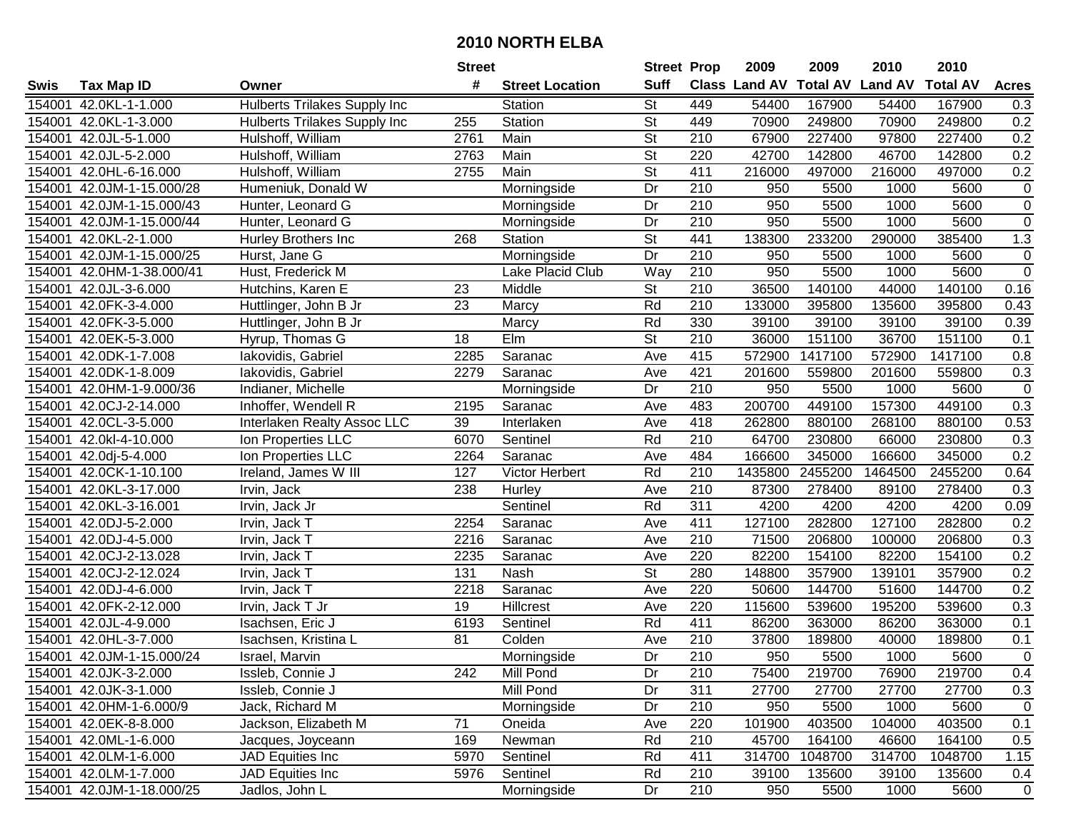# 2010 NORTH ELBA

| Swis | Tax Map ID | Owner | Street # | Street Location | Street Suff | Prop Class | 2009 Land AV | 2009 Total AV | 2010 Land AV | 2010 Total AV | Acres |
|---|---|---|---|---|---|---|---|---|---|---|---|
| 154001 | 42.0KL-1-1.000 | Hulberts Trilakes Supply Inc | | Station | St | 449 | 54400 | 167900 | 54400 | 167900 | 0.3 |
| 154001 | 42.0KL-1-3.000 | Hulberts Trilakes Supply Inc | 255 | Station | St | 449 | 70900 | 249800 | 70900 | 249800 | 0.2 |
| 154001 | 42.0JL-5-1.000 | Hulshoff, William | 2761 | Main | St | 210 | 67900 | 227400 | 97800 | 227400 | 0.2 |
| 154001 | 42.0JL-5-2.000 | Hulshoff, William | 2763 | Main | St | 220 | 42700 | 142800 | 46700 | 142800 | 0.2 |
| 154001 | 42.0HL-6-16.000 | Hulshoff, William | 2755 | Main | St | 411 | 216000 | 497000 | 216000 | 497000 | 0.2 |
| 154001 | 42.0JM-1-15.000/28 | Humeniuk, Donald W | | Morningside | Dr | 210 | 950 | 5500 | 1000 | 5600 | 0 |
| 154001 | 42.0JM-1-15.000/43 | Hunter, Leonard G | | Morningside | Dr | 210 | 950 | 5500 | 1000 | 5600 | 0 |
| 154001 | 42.0JM-1-15.000/44 | Hunter, Leonard G | | Morningside | Dr | 210 | 950 | 5500 | 1000 | 5600 | 0 |
| 154001 | 42.0KL-2-1.000 | Hurley Brothers Inc | 268 | Station | St | 441 | 138300 | 233200 | 290000 | 385400 | 1.3 |
| 154001 | 42.0JM-1-15.000/25 | Hurst, Jane G | | Morningside | Dr | 210 | 950 | 5500 | 1000 | 5600 | 0 |
| 154001 | 42.0HM-1-38.000/41 | Hust, Frederick M | | Lake Placid Club | Way | 210 | 950 | 5500 | 1000 | 5600 | 0 |
| 154001 | 42.0JL-3-6.000 | Hutchins, Karen E | 23 | Middle | St | 210 | 36500 | 140100 | 44000 | 140100 | 0.16 |
| 154001 | 42.0FK-3-4.000 | Huttlinger, John B Jr | 23 | Marcy | Rd | 210 | 133000 | 395800 | 135600 | 395800 | 0.43 |
| 154001 | 42.0FK-3-5.000 | Huttlinger, John B Jr | | Marcy | Rd | 330 | 39100 | 39100 | 39100 | 39100 | 0.39 |
| 154001 | 42.0EK-5-3.000 | Hyrup, Thomas G | 18 | Elm | St | 210 | 36000 | 151100 | 36700 | 151100 | 0.1 |
| 154001 | 42.0DK-1-7.008 | Iakovidis, Gabriel | 2285 | Saranac | Ave | 415 | 572900 | 1417100 | 572900 | 1417100 | 0.8 |
| 154001 | 42.0DK-1-8.009 | Iakovidis, Gabriel | 2279 | Saranac | Ave | 421 | 201600 | 559800 | 201600 | 559800 | 0.3 |
| 154001 | 42.0HM-1-9.000/36 | Indianer, Michelle | | Morningside | Dr | 210 | 950 | 5500 | 1000 | 5600 | 0 |
| 154001 | 42.0CJ-2-14.000 | Inhoffer, Wendell R | 2195 | Saranac | Ave | 483 | 200700 | 449100 | 157300 | 449100 | 0.3 |
| 154001 | 42.0CL-3-5.000 | Interlaken Realty Assoc LLC | 39 | Interlaken | Ave | 418 | 262800 | 880100 | 268100 | 880100 | 0.53 |
| 154001 | 42.0kl-4-10.000 | Ion Properties LLC | 6070 | Sentinel | Rd | 210 | 64700 | 230800 | 66000 | 230800 | 0.3 |
| 154001 | 42.0dj-5-4.000 | Ion Properties LLC | 2264 | Saranac | Ave | 484 | 166600 | 345000 | 166600 | 345000 | 0.2 |
| 154001 | 42.0CK-1-10.100 | Ireland, James W III | 127 | Victor Herbert | Rd | 210 | 1435800 | 2455200 | 1464500 | 2455200 | 0.64 |
| 154001 | 42.0KL-3-17.000 | Irvin, Jack | 238 | Hurley | Ave | 210 | 87300 | 278400 | 89100 | 278400 | 0.3 |
| 154001 | 42.0KL-3-16.001 | Irvin, Jack Jr | | Sentinel | Rd | 311 | 4200 | 4200 | 4200 | 4200 | 0.09 |
| 154001 | 42.0DJ-5-2.000 | Irvin, Jack T | 2254 | Saranac | Ave | 411 | 127100 | 282800 | 127100 | 282800 | 0.2 |
| 154001 | 42.0DJ-4-5.000 | Irvin, Jack T | 2216 | Saranac | Ave | 210 | 71500 | 206800 | 100000 | 206800 | 0.3 |
| 154001 | 42.0CJ-2-13.028 | Irvin, Jack T | 2235 | Saranac | Ave | 220 | 82200 | 154100 | 82200 | 154100 | 0.2 |
| 154001 | 42.0CJ-2-12.024 | Irvin, Jack T | 131 | Nash | St | 280 | 148800 | 357900 | 139101 | 357900 | 0.2 |
| 154001 | 42.0DJ-4-6.000 | Irvin, Jack T | 2218 | Saranac | Ave | 220 | 50600 | 144700 | 51600 | 144700 | 0.2 |
| 154001 | 42.0FK-2-12.000 | Irvin, Jack T Jr | 19 | Hillcrest | Ave | 220 | 115600 | 539600 | 195200 | 539600 | 0.3 |
| 154001 | 42.0JL-4-9.000 | Isachsen, Eric J | 6193 | Sentinel | Rd | 411 | 86200 | 363000 | 86200 | 363000 | 0.1 |
| 154001 | 42.0HL-3-7.000 | Isachsen, Kristina L | 81 | Colden | Ave | 210 | 37800 | 189800 | 40000 | 189800 | 0.1 |
| 154001 | 42.0JM-1-15.000/24 | Israel, Marvin | | Morningside | Dr | 210 | 950 | 5500 | 1000 | 5600 | 0 |
| 154001 | 42.0JK-3-2.000 | Issleb, Connie J | 242 | Mill Pond | Dr | 210 | 75400 | 219700 | 76900 | 219700 | 0.4 |
| 154001 | 42.0JK-3-1.000 | Issleb, Connie J | | Mill Pond | Dr | 311 | 27700 | 27700 | 27700 | 27700 | 0.3 |
| 154001 | 42.0HM-1-6.000/9 | Jack, Richard M | | Morningside | Dr | 210 | 950 | 5500 | 1000 | 5600 | 0 |
| 154001 | 42.0EK-8-8.000 | Jackson, Elizabeth M | 71 | Oneida | Ave | 220 | 101900 | 403500 | 104000 | 403500 | 0.1 |
| 154001 | 42.0ML-1-6.000 | Jacques, Joyceann | 169 | Newman | Rd | 210 | 45700 | 164100 | 46600 | 164100 | 0.5 |
| 154001 | 42.0LM-1-6.000 | JAD Equities Inc | 5970 | Sentinel | Rd | 411 | 314700 | 1048700 | 314700 | 1048700 | 1.15 |
| 154001 | 42.0LM-1-7.000 | JAD Equities Inc | 5976 | Sentinel | Rd | 210 | 39100 | 135600 | 39100 | 135600 | 0.4 |
| 154001 | 42.0JM-1-18.000/25 | Jadlos, John L | | Morningside | Dr | 210 | 950 | 5500 | 1000 | 5600 | 0 |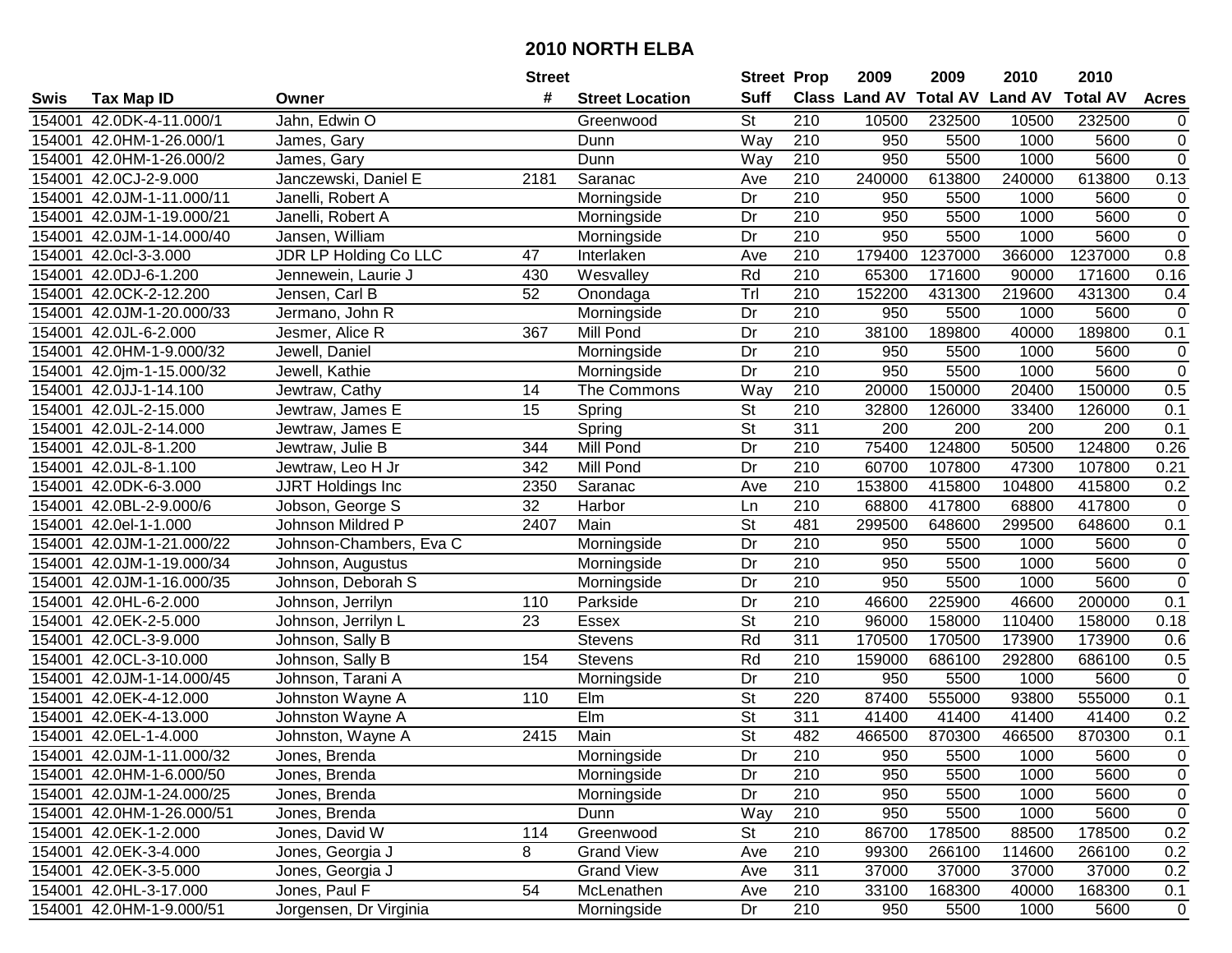# 2010 NORTH ELBA

| Swis | Tax Map ID | Owner | Street # | Street Location | Street Suff | Prop Class | 2009 Land AV | 2009 Total AV | 2010 Land AV | 2010 Total AV | Acres |
|---|---|---|---|---|---|---|---|---|---|---|---|
| 154001 | 42.0DK-4-11.000/1 | Jahn, Edwin O | | Greenwood | St | 210 | 10500 | 232500 | 10500 | 232500 | 0 |
| 154001 | 42.0HM-1-26.000/1 | James, Gary | | Dunn | Way | 210 | 950 | 5500 | 1000 | 5600 | 0 |
| 154001 | 42.0HM-1-26.000/2 | James, Gary | | Dunn | Way | 210 | 950 | 5500 | 1000 | 5600 | 0 |
| 154001 | 42.0CJ-2-9.000 | Janczewski, Daniel E | 2181 | Saranac | Ave | 210 | 240000 | 613800 | 240000 | 613800 | 0.13 |
| 154001 | 42.0JM-1-11.000/11 | Janelli, Robert A | | Morningside | Dr | 210 | 950 | 5500 | 1000 | 5600 | 0 |
| 154001 | 42.0JM-1-19.000/21 | Janelli, Robert A | | Morningside | Dr | 210 | 950 | 5500 | 1000 | 5600 | 0 |
| 154001 | 42.0JM-1-14.000/40 | Jansen, William | | Morningside | Dr | 210 | 950 | 5500 | 1000 | 5600 | 0 |
| 154001 | 42.0cl-3-3.000 | JDR LP Holding Co LLC | 47 | Interlaken | Ave | 210 | 179400 | 1237000 | 366000 | 1237000 | 0.8 |
| 154001 | 42.0DJ-6-1.200 | Jennewein, Laurie J | 430 | Wesvalley | Rd | 210 | 65300 | 171600 | 90000 | 171600 | 0.16 |
| 154001 | 42.0CK-2-12.200 | Jensen, Carl B | 52 | Onondaga | Trl | 210 | 152200 | 431300 | 219600 | 431300 | 0.4 |
| 154001 | 42.0JM-1-20.000/33 | Jermano, John R | | Morningside | Dr | 210 | 950 | 5500 | 1000 | 5600 | 0 |
| 154001 | 42.0JL-6-2.000 | Jesmer, Alice R | 367 | Mill Pond | Dr | 210 | 38100 | 189800 | 40000 | 189800 | 0.1 |
| 154001 | 42.0HM-1-9.000/32 | Jewell, Daniel | | Morningside | Dr | 210 | 950 | 5500 | 1000 | 5600 | 0 |
| 154001 | 42.0jm-1-15.000/32 | Jewell, Kathie | | Morningside | Dr | 210 | 950 | 5500 | 1000 | 5600 | 0 |
| 154001 | 42.0JJ-1-14.100 | Jewtraw, Cathy | 14 | The Commons | Way | 210 | 20000 | 150000 | 20400 | 150000 | 0.5 |
| 154001 | 42.0JL-2-15.000 | Jewtraw, James E | 15 | Spring | St | 210 | 32800 | 126000 | 33400 | 126000 | 0.1 |
| 154001 | 42.0JL-2-14.000 | Jewtraw, James E | | Spring | St | 311 | 200 | 200 | 200 | 200 | 0.1 |
| 154001 | 42.0JL-8-1.200 | Jewtraw, Julie B | 344 | Mill Pond | Dr | 210 | 75400 | 124800 | 50500 | 124800 | 0.26 |
| 154001 | 42.0JL-8-1.100 | Jewtraw, Leo H Jr | 342 | Mill Pond | Dr | 210 | 60700 | 107800 | 47300 | 107800 | 0.21 |
| 154001 | 42.0DK-6-3.000 | JJRT Holdings Inc | 2350 | Saranac | Ave | 210 | 153800 | 415800 | 104800 | 415800 | 0.2 |
| 154001 | 42.0BL-2-9.000/6 | Jobson, George S | 32 | Harbor | Ln | 210 | 68800 | 417800 | 68800 | 417800 | 0 |
| 154001 | 42.0el-1-1.000 | Johnson Mildred P | 2407 | Main | St | 481 | 299500 | 648600 | 299500 | 648600 | 0.1 |
| 154001 | 42.0JM-1-21.000/22 | Johnson-Chambers, Eva C | | Morningside | Dr | 210 | 950 | 5500 | 1000 | 5600 | 0 |
| 154001 | 42.0JM-1-19.000/34 | Johnson, Augustus | | Morningside | Dr | 210 | 950 | 5500 | 1000 | 5600 | 0 |
| 154001 | 42.0JM-1-16.000/35 | Johnson, Deborah S | | Morningside | Dr | 210 | 950 | 5500 | 1000 | 5600 | 0 |
| 154001 | 42.0HL-6-2.000 | Johnson, Jerrilyn | 110 | Parkside | Dr | 210 | 46600 | 225900 | 46600 | 200000 | 0.1 |
| 154001 | 42.0EK-2-5.000 | Johnson, Jerrilyn L | 23 | Essex | St | 210 | 96000 | 158000 | 110400 | 158000 | 0.18 |
| 154001 | 42.0CL-3-9.000 | Johnson, Sally B | | Stevens | Rd | 311 | 170500 | 170500 | 173900 | 173900 | 0.6 |
| 154001 | 42.0CL-3-10.000 | Johnson, Sally B | 154 | Stevens | Rd | 210 | 159000 | 686100 | 292800 | 686100 | 0.5 |
| 154001 | 42.0JM-1-14.000/45 | Johnson, Tarani A | | Morningside | Dr | 210 | 950 | 5500 | 1000 | 5600 | 0 |
| 154001 | 42.0EK-4-12.000 | Johnston Wayne A | 110 | Elm | St | 220 | 87400 | 555000 | 93800 | 555000 | 0.1 |
| 154001 | 42.0EK-4-13.000 | Johnston Wayne A | | Elm | St | 311 | 41400 | 41400 | 41400 | 41400 | 0.2 |
| 154001 | 42.0EL-1-4.000 | Johnston, Wayne A | 2415 | Main | St | 482 | 466500 | 870300 | 466500 | 870300 | 0.1 |
| 154001 | 42.0JM-1-11.000/32 | Jones, Brenda | | Morningside | Dr | 210 | 950 | 5500 | 1000 | 5600 | 0 |
| 154001 | 42.0HM-1-6.000/50 | Jones, Brenda | | Morningside | Dr | 210 | 950 | 5500 | 1000 | 5600 | 0 |
| 154001 | 42.0JM-1-24.000/25 | Jones, Brenda | | Morningside | Dr | 210 | 950 | 5500 | 1000 | 5600 | 0 |
| 154001 | 42.0HM-1-26.000/51 | Jones, Brenda | | Dunn | Way | 210 | 950 | 5500 | 1000 | 5600 | 0 |
| 154001 | 42.0EK-1-2.000 | Jones, David W | 114 | Greenwood | St | 210 | 86700 | 178500 | 88500 | 178500 | 0.2 |
| 154001 | 42.0EK-3-4.000 | Jones, Georgia J | 8 | Grand View | Ave | 210 | 99300 | 266100 | 114600 | 266100 | 0.2 |
| 154001 | 42.0EK-3-5.000 | Jones, Georgia J | | Grand View | Ave | 311 | 37000 | 37000 | 37000 | 37000 | 0.2 |
| 154001 | 42.0HL-3-17.000 | Jones, Paul F | 54 | McLenathen | Ave | 210 | 33100 | 168300 | 40000 | 168300 | 0.1 |
| 154001 | 42.0HM-1-9.000/51 | Jorgensen, Dr Virginia | | Morningside | Dr | 210 | 950 | 5500 | 1000 | 5600 | 0 |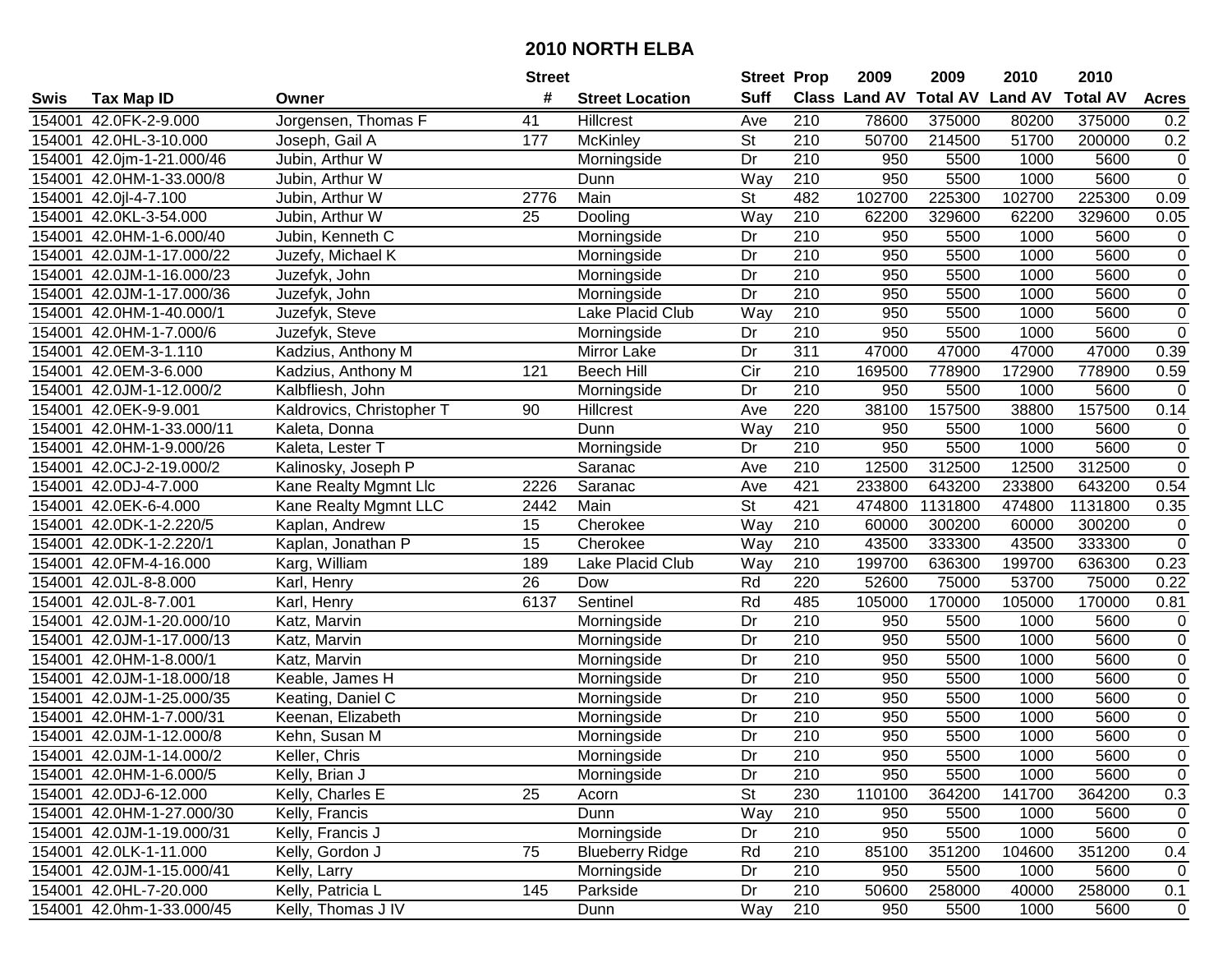# 2010 NORTH ELBA

| Swis | Tax Map ID | Owner | Street # | Street Location | Street Suff | Prop Class | 2009 Land AV | 2009 Total AV | 2010 Land AV | 2010 Total AV | Acres |
|---|---|---|---|---|---|---|---|---|---|---|---|
| 154001 | 42.0FK-2-9.000 | Jorgensen, Thomas F | 41 | Hillcrest | Ave | 210 | 78600 | 375000 | 80200 | 375000 | 0.2 |
| 154001 | 42.0HL-3-10.000 | Joseph, Gail A | 177 | McKinley | St | 210 | 50700 | 214500 | 51700 | 200000 | 0.2 |
| 154001 | 42.0jm-1-21.000/46 | Jubin, Arthur W | | Morningside | Dr | 210 | 950 | 5500 | 1000 | 5600 | 0 |
| 154001 | 42.0HM-1-33.000/8 | Jubin, Arthur W | | Dunn | Way | 210 | 950 | 5500 | 1000 | 5600 | 0 |
| 154001 | 42.0jl-4-7.100 | Jubin, Arthur W | 2776 | Main | St | 482 | 102700 | 225300 | 102700 | 225300 | 0.09 |
| 154001 | 42.0KL-3-54.000 | Jubin, Arthur W | 25 | Dooling | Way | 210 | 62200 | 329600 | 62200 | 329600 | 0.05 |
| 154001 | 42.0HM-1-6.000/40 | Jubin, Kenneth C | | Morningside | Dr | 210 | 950 | 5500 | 1000 | 5600 | 0 |
| 154001 | 42.0JM-1-17.000/22 | Juzefy, Michael K | | Morningside | Dr | 210 | 950 | 5500 | 1000 | 5600 | 0 |
| 154001 | 42.0JM-1-16.000/23 | Juzefyk, John | | Morningside | Dr | 210 | 950 | 5500 | 1000 | 5600 | 0 |
| 154001 | 42.0JM-1-17.000/36 | Juzefyk, John | | Morningside | Dr | 210 | 950 | 5500 | 1000 | 5600 | 0 |
| 154001 | 42.0HM-1-40.000/1 | Juzefyk, Steve | | Lake Placid Club | Way | 210 | 950 | 5500 | 1000 | 5600 | 0 |
| 154001 | 42.0HM-1-7.000/6 | Juzefyk, Steve | | Morningside | Dr | 210 | 950 | 5500 | 1000 | 5600 | 0 |
| 154001 | 42.0EM-3-1.110 | Kadzius, Anthony M | | Mirror Lake | Dr | 311 | 47000 | 47000 | 47000 | 47000 | 0.39 |
| 154001 | 42.0EM-3-6.000 | Kadzius, Anthony M | 121 | Beech Hill | Cir | 210 | 169500 | 778900 | 172900 | 778900 | 0.59 |
| 154001 | 42.0JM-1-12.000/2 | Kalbfliesh, John | | Morningside | Dr | 210 | 950 | 5500 | 1000 | 5600 | 0 |
| 154001 | 42.0EK-9-9.001 | Kaldrovics, Christopher T | 90 | Hillcrest | Ave | 220 | 38100 | 157500 | 38800 | 157500 | 0.14 |
| 154001 | 42.0HM-1-33.000/11 | Kaleta, Donna | | Dunn | Way | 210 | 950 | 5500 | 1000 | 5600 | 0 |
| 154001 | 42.0HM-1-9.000/26 | Kaleta, Lester T | | Morningside | Dr | 210 | 950 | 5500 | 1000 | 5600 | 0 |
| 154001 | 42.0CJ-2-19.000/2 | Kalinosky, Joseph P | | Saranac | Ave | 210 | 12500 | 312500 | 12500 | 312500 | 0 |
| 154001 | 42.0DJ-4-7.000 | Kane Realty Mgmnt Llc | 2226 | Saranac | Ave | 421 | 233800 | 643200 | 233800 | 643200 | 0.54 |
| 154001 | 42.0EK-6-4.000 | Kane Realty Mgmnt LLC | 2442 | Main | St | 421 | 474800 | 1131800 | 474800 | 1131800 | 0.35 |
| 154001 | 42.0DK-1-2.220/5 | Kaplan, Andrew | 15 | Cherokee | Way | 210 | 60000 | 300200 | 60000 | 300200 | 0 |
| 154001 | 42.0DK-1-2.220/1 | Kaplan, Jonathan P | 15 | Cherokee | Way | 210 | 43500 | 333300 | 43500 | 333300 | 0 |
| 154001 | 42.0FM-4-16.000 | Karg, William | 189 | Lake Placid Club | Way | 210 | 199700 | 636300 | 199700 | 636300 | 0.23 |
| 154001 | 42.0JL-8-8.000 | Karl, Henry | 26 | Dow | Rd | 220 | 52600 | 75000 | 53700 | 75000 | 0.22 |
| 154001 | 42.0JL-8-7.001 | Karl, Henry | 6137 | Sentinel | Rd | 485 | 105000 | 170000 | 105000 | 170000 | 0.81 |
| 154001 | 42.0JM-1-20.000/10 | Katz, Marvin | | Morningside | Dr | 210 | 950 | 5500 | 1000 | 5600 | 0 |
| 154001 | 42.0JM-1-17.000/13 | Katz, Marvin | | Morningside | Dr | 210 | 950 | 5500 | 1000 | 5600 | 0 |
| 154001 | 42.0HM-1-8.000/1 | Katz, Marvin | | Morningside | Dr | 210 | 950 | 5500 | 1000 | 5600 | 0 |
| 154001 | 42.0JM-1-18.000/18 | Keable, James H | | Morningside | Dr | 210 | 950 | 5500 | 1000 | 5600 | 0 |
| 154001 | 42.0JM-1-25.000/35 | Keating, Daniel C | | Morningside | Dr | 210 | 950 | 5500 | 1000 | 5600 | 0 |
| 154001 | 42.0HM-1-7.000/31 | Keenan, Elizabeth | | Morningside | Dr | 210 | 950 | 5500 | 1000 | 5600 | 0 |
| 154001 | 42.0JM-1-12.000/8 | Kehn, Susan M | | Morningside | Dr | 210 | 950 | 5500 | 1000 | 5600 | 0 |
| 154001 | 42.0JM-1-14.000/2 | Keller, Chris | | Morningside | Dr | 210 | 950 | 5500 | 1000 | 5600 | 0 |
| 154001 | 42.0HM-1-6.000/5 | Kelly, Brian J | | Morningside | Dr | 210 | 950 | 5500 | 1000 | 5600 | 0 |
| 154001 | 42.0DJ-6-12.000 | Kelly, Charles E | 25 | Acorn | St | 230 | 110100 | 364200 | 141700 | 364200 | 0.3 |
| 154001 | 42.0HM-1-27.000/30 | Kelly, Francis | | Dunn | Way | 210 | 950 | 5500 | 1000 | 5600 | 0 |
| 154001 | 42.0JM-1-19.000/31 | Kelly, Francis J | | Morningside | Dr | 210 | 950 | 5500 | 1000 | 5600 | 0 |
| 154001 | 42.0LK-1-11.000 | Kelly, Gordon J | 75 | Blueberry Ridge | Rd | 210 | 85100 | 351200 | 104600 | 351200 | 0.4 |
| 154001 | 42.0JM-1-15.000/41 | Kelly, Larry | | Morningside | Dr | 210 | 950 | 5500 | 1000 | 5600 | 0 |
| 154001 | 42.0HL-7-20.000 | Kelly, Patricia L | 145 | Parkside | Dr | 210 | 50600 | 258000 | 40000 | 258000 | 0.1 |
| 154001 | 42.0hm-1-33.000/45 | Kelly, Thomas J IV | | Dunn | Way | 210 | 950 | 5500 | 1000 | 5600 | 0 |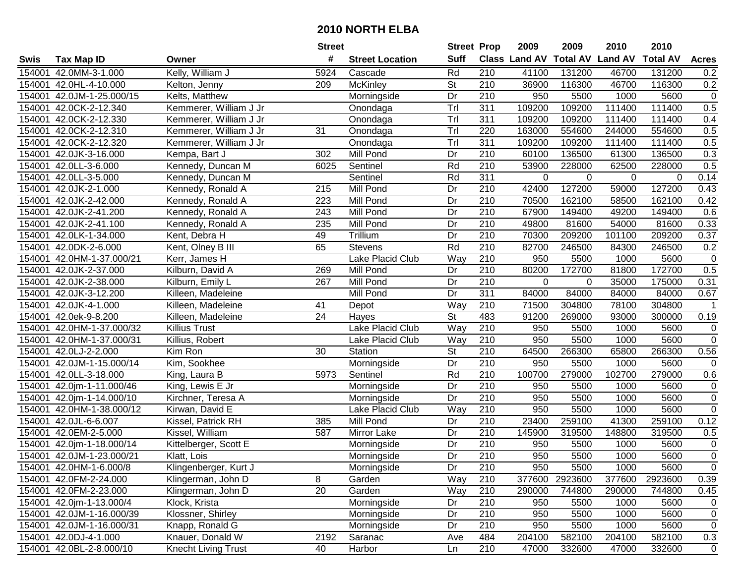# 2010 NORTH ELBA

| Swis | Tax Map ID | Owner | Street # | Street Location | Street Suff | Prop Class | 2009 Land AV | 2009 Total AV | 2010 Land AV | 2010 Total AV | Acres |
|---|---|---|---|---|---|---|---|---|---|---|---|
| 154001 | 42.0MM-3-1.000 | Kelly, William J | 5924 | Cascade | Rd | 210 | 41100 | 131200 | 46700 | 131200 | 0.2 |
| 154001 | 42.0HL-4-10.000 | Kelton, Jenny | 209 | McKinley | St | 210 | 36900 | 116300 | 46700 | 116300 | 0.2 |
| 154001 | 42.0JM-1-25.000/15 | Kelts, Matthew | | Morningside | Dr | 210 | 950 | 5500 | 1000 | 5600 | 0 |
| 154001 | 42.0CK-2-12.340 | Kemmerer, William J Jr | | Onondaga | Trl | 311 | 109200 | 109200 | 111400 | 111400 | 0.5 |
| 154001 | 42.0CK-2-12.330 | Kemmerer, William J Jr | | Onondaga | Trl | 311 | 109200 | 109200 | 111400 | 111400 | 0.4 |
| 154001 | 42.0CK-2-12.310 | Kemmerer, William J Jr | 31 | Onondaga | Trl | 220 | 163000 | 554600 | 244000 | 554600 | 0.5 |
| 154001 | 42.0CK-2-12.320 | Kemmerer, William J Jr | | Onondaga | Trl | 311 | 109200 | 109200 | 111400 | 111400 | 0.5 |
| 154001 | 42.0JK-3-16.000 | Kempa, Bart J | 302 | Mill Pond | Dr | 210 | 60100 | 136500 | 61300 | 136500 | 0.3 |
| 154001 | 42.0LL-3-6.000 | Kennedy, Duncan M | 6025 | Sentinel | Rd | 210 | 53900 | 228000 | 62500 | 228000 | 0.5 |
| 154001 | 42.0LL-3-5.000 | Kennedy, Duncan M | | Sentinel | Rd | 311 | 0 | 0 | 0 | 0 | 0.14 |
| 154001 | 42.0JK-2-1.000 | Kennedy, Ronald A | 215 | Mill Pond | Dr | 210 | 42400 | 127200 | 59000 | 127200 | 0.43 |
| 154001 | 42.0JK-2-42.000 | Kennedy, Ronald A | 223 | Mill Pond | Dr | 210 | 70500 | 162100 | 58500 | 162100 | 0.42 |
| 154001 | 42.0JK-2-41.200 | Kennedy, Ronald A | 243 | Mill Pond | Dr | 210 | 67900 | 149400 | 49200 | 149400 | 0.6 |
| 154001 | 42.0JK-2-41.100 | Kennedy, Ronald A | 235 | Mill Pond | Dr | 210 | 49800 | 81600 | 54000 | 81600 | 0.33 |
| 154001 | 42.0LK-1-34.000 | Kent, Debra H | 49 | Trillium | Dr | 210 | 70300 | 209200 | 101100 | 209200 | 0.37 |
| 154001 | 42.0DK-2-6.000 | Kent, Olney B III | 65 | Stevens | Rd | 210 | 82700 | 246500 | 84300 | 246500 | 0.2 |
| 154001 | 42.0HM-1-37.000/21 | Kerr, James H | | Lake Placid Club | Way | 210 | 950 | 5500 | 1000 | 5600 | 0 |
| 154001 | 42.0JK-2-37.000 | Kilburn, David A | 269 | Mill Pond | Dr | 210 | 80200 | 172700 | 81800 | 172700 | 0.5 |
| 154001 | 42.0JK-2-38.000 | Kilburn, Emily L | 267 | Mill Pond | Dr | 210 | 0 | 0 | 35000 | 175000 | 0.31 |
| 154001 | 42.0JK-3-12.200 | Killeen, Madeleine | | Mill Pond | Dr | 311 | 84000 | 84000 | 84000 | 84000 | 0.67 |
| 154001 | 42.0JK-4-1.000 | Killeen, Madeleine | 41 | Depot | Way | 210 | 71500 | 304800 | 78100 | 304800 | 1 |
| 154001 | 42.0ek-9-8.200 | Killeen, Madeleine | 24 | Hayes | St | 483 | 91200 | 269000 | 93000 | 300000 | 0.19 |
| 154001 | 42.0HM-1-37.000/32 | Killius Trust | | Lake Placid Club | Way | 210 | 950 | 5500 | 1000 | 5600 | 0 |
| 154001 | 42.0HM-1-37.000/31 | Killius, Robert | | Lake Placid Club | Way | 210 | 950 | 5500 | 1000 | 5600 | 0 |
| 154001 | 42.0LJ-2-2.000 | Kim Ron | 30 | Station | St | 210 | 64500 | 266300 | 65800 | 266300 | 0.56 |
| 154001 | 42.0JM-1-15.000/14 | Kim, Sookhee | | Morningside | Dr | 210 | 950 | 5500 | 1000 | 5600 | 0 |
| 154001 | 42.0LL-3-18.000 | King, Laura B | 5973 | Sentinel | Rd | 210 | 100700 | 279000 | 102700 | 279000 | 0.6 |
| 154001 | 42.0jm-1-11.000/46 | King, Lewis E Jr | | Morningside | Dr | 210 | 950 | 5500 | 1000 | 5600 | 0 |
| 154001 | 42.0jm-1-14.000/10 | Kirchner, Teresa A | | Morningside | Dr | 210 | 950 | 5500 | 1000 | 5600 | 0 |
| 154001 | 42.0HM-1-38.000/12 | Kirwan, David E | | Lake Placid Club | Way | 210 | 950 | 5500 | 1000 | 5600 | 0 |
| 154001 | 42.0JL-6-6.007 | Kissel, Patrick RH | 385 | Mill Pond | Dr | 210 | 23400 | 259100 | 41300 | 259100 | 0.12 |
| 154001 | 42.0EM-2-5.000 | Kissel, William | 587 | Mirror Lake | Dr | 210 | 145900 | 319500 | 148800 | 319500 | 0.5 |
| 154001 | 42.0jm-1-18.000/14 | Kittelberger, Scott E | | Morningside | Dr | 210 | 950 | 5500 | 1000 | 5600 | 0 |
| 154001 | 42.0JM-1-23.000/21 | Klatt, Lois | | Morningside | Dr | 210 | 950 | 5500 | 1000 | 5600 | 0 |
| 154001 | 42.0HM-1-6.000/8 | Klingenberger, Kurt J | | Morningside | Dr | 210 | 950 | 5500 | 1000 | 5600 | 0 |
| 154001 | 42.0FM-2-24.000 | Klingerman, John D | 8 | Garden | Way | 210 | 377600 | 2923600 | 377600 | 2923600 | 0.39 |
| 154001 | 42.0FM-2-23.000 | Klingerman, John D | 20 | Garden | Way | 210 | 290000 | 744800 | 290000 | 744800 | 0.45 |
| 154001 | 42.0jm-1-13.000/4 | Klock, Krista | | Morningside | Dr | 210 | 950 | 5500 | 1000 | 5600 | 0 |
| 154001 | 42.0JM-1-16.000/39 | Klossner, Shirley | | Morningside | Dr | 210 | 950 | 5500 | 1000 | 5600 | 0 |
| 154001 | 42.0JM-1-16.000/31 | Knapp, Ronald G | | Morningside | Dr | 210 | 950 | 5500 | 1000 | 5600 | 0 |
| 154001 | 42.0DJ-4-1.000 | Knauer, Donald W | 2192 | Saranac | Ave | 484 | 204100 | 582100 | 204100 | 582100 | 0.3 |
| 154001 | 42.0BL-2-8.000/10 | Knecht Living Trust | 40 | Harbor | Ln | 210 | 47000 | 332600 | 47000 | 332600 | 0 |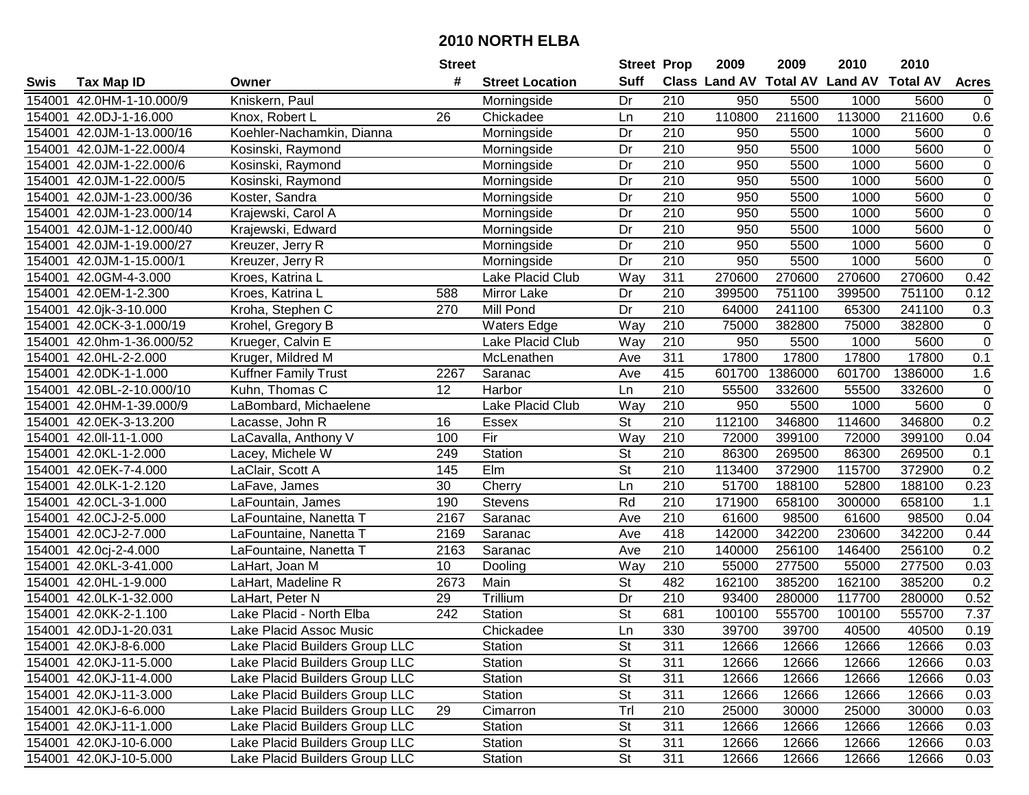# 2010 NORTH ELBA

| Swis | Tax Map ID | Owner | Street # | Street Location | Street Suff | Prop Class | 2009 Land AV | 2009 Total AV | 2010 Land AV | 2010 Total AV | Acres |
|---|---|---|---|---|---|---|---|---|---|---|---|
| 154001 | 42.0HM-1-10.000/9 | Kniskern, Paul | | Morningside | Dr | 210 | 950 | 5500 | 1000 | 5600 | 0 |
| 154001 | 42.0DJ-1-16.000 | Knox, Robert L | 26 | Chickadee | Ln | 210 | 110800 | 211600 | 113000 | 211600 | 0.6 |
| 154001 | 42.0JM-1-13.000/16 | Koehler-Nachamkin, Dianna | | Morningside | Dr | 210 | 950 | 5500 | 1000 | 5600 | 0 |
| 154001 | 42.0JM-1-22.000/4 | Kosinski, Raymond | | Morningside | Dr | 210 | 950 | 5500 | 1000 | 5600 | 0 |
| 154001 | 42.0JM-1-22.000/6 | Kosinski, Raymond | | Morningside | Dr | 210 | 950 | 5500 | 1000 | 5600 | 0 |
| 154001 | 42.0JM-1-22.000/5 | Kosinski, Raymond | | Morningside | Dr | 210 | 950 | 5500 | 1000 | 5600 | 0 |
| 154001 | 42.0JM-1-23.000/36 | Koster, Sandra | | Morningside | Dr | 210 | 950 | 5500 | 1000 | 5600 | 0 |
| 154001 | 42.0JM-1-23.000/14 | Krajewski, Carol A | | Morningside | Dr | 210 | 950 | 5500 | 1000 | 5600 | 0 |
| 154001 | 42.0JM-1-12.000/40 | Krajewski, Edward | | Morningside | Dr | 210 | 950 | 5500 | 1000 | 5600 | 0 |
| 154001 | 42.0JM-1-19.000/27 | Kreuzer, Jerry R | | Morningside | Dr | 210 | 950 | 5500 | 1000 | 5600 | 0 |
| 154001 | 42.0JM-1-15.000/1 | Kreuzer, Jerry R | | Morningside | Dr | 210 | 950 | 5500 | 1000 | 5600 | 0 |
| 154001 | 42.0GM-4-3.000 | Kroes, Katrina L | | Lake Placid Club | Way | 311 | 270600 | 270600 | 270600 | 270600 | 0.42 |
| 154001 | 42.0EM-1-2.300 | Kroes, Katrina L | 588 | Mirror Lake | Dr | 210 | 399500 | 751100 | 399500 | 751100 | 0.12 |
| 154001 | 42.0jk-3-10.000 | Kroha, Stephen C | 270 | Mill Pond | Dr | 210 | 64000 | 241100 | 65300 | 241100 | 0.3 |
| 154001 | 42.0CK-3-1.000/19 | Krohel, Gregory B | | Waters Edge | Way | 210 | 75000 | 382800 | 75000 | 382800 | 0 |
| 154001 | 42.0hm-1-36.000/52 | Krueger, Calvin E | | Lake Placid Club | Way | 210 | 950 | 5500 | 1000 | 5600 | 0 |
| 154001 | 42.0HL-2-2.000 | Kruger, Mildred M | | McLenathen | Ave | 311 | 17800 | 17800 | 17800 | 17800 | 0.1 |
| 154001 | 42.0DK-1-1.000 | Kuffner Family Trust | 2267 | Saranac | Ave | 415 | 601700 | 1386000 | 601700 | 1386000 | 1.6 |
| 154001 | 42.0BL-2-10.000/10 | Kuhn, Thomas C | 12 | Harbor | Ln | 210 | 55500 | 332600 | 55500 | 332600 | 0 |
| 154001 | 42.0HM-1-39.000/9 | LaBombard, Michaelene | | Lake Placid Club | Way | 210 | 950 | 5500 | 1000 | 5600 | 0 |
| 154001 | 42.0EK-3-13.200 | Lacasse, John R | 16 | Essex | St | 210 | 112100 | 346800 | 114600 | 346800 | 0.2 |
| 154001 | 42.0ll-11-1.000 | LaCavalla, Anthony V | 100 | Fir | Way | 210 | 72000 | 399100 | 72000 | 399100 | 0.04 |
| 154001 | 42.0KL-1-2.000 | Lacey, Michele W | 249 | Station | St | 210 | 86300 | 269500 | 86300 | 269500 | 0.1 |
| 154001 | 42.0EK-7-4.000 | LaClair, Scott A | 145 | Elm | St | 210 | 113400 | 372900 | 115700 | 372900 | 0.2 |
| 154001 | 42.0LK-1-2.120 | LaFave, James | 30 | Cherry | Ln | 210 | 51700 | 188100 | 52800 | 188100 | 0.23 |
| 154001 | 42.0CL-3-1.000 | LaFountain, James | 190 | Stevens | Rd | 210 | 171900 | 658100 | 300000 | 658100 | 1.1 |
| 154001 | 42.0CJ-2-5.000 | LaFountaine, Nanetta T | 2167 | Saranac | Ave | 210 | 61600 | 98500 | 61600 | 98500 | 0.04 |
| 154001 | 42.0CJ-2-7.000 | LaFountaine, Nanetta T | 2169 | Saranac | Ave | 418 | 142000 | 342200 | 230600 | 342200 | 0.44 |
| 154001 | 42.0cj-2-4.000 | LaFountaine, Nanetta T | 2163 | Saranac | Ave | 210 | 140000 | 256100 | 146400 | 256100 | 0.2 |
| 154001 | 42.0KL-3-41.000 | LaHart, Joan M | 10 | Dooling | Way | 210 | 55000 | 277500 | 55000 | 277500 | 0.03 |
| 154001 | 42.0HL-1-9.000 | LaHart, Madeline R | 2673 | Main | St | 482 | 162100 | 385200 | 162100 | 385200 | 0.2 |
| 154001 | 42.0LK-1-32.000 | LaHart, Peter N | 29 | Trillium | Dr | 210 | 93400 | 280000 | 117700 | 280000 | 0.52 |
| 154001 | 42.0KK-2-1.100 | Lake Placid - North Elba | 242 | Station | St | 681 | 100100 | 555700 | 100100 | 555700 | 7.37 |
| 154001 | 42.0DJ-1-20.031 | Lake Placid Assoc Music | | Chickadee | Ln | 330 | 39700 | 39700 | 40500 | 40500 | 0.19 |
| 154001 | 42.0KJ-8-6.000 | Lake Placid Builders Group LLC | | Station | St | 311 | 12666 | 12666 | 12666 | 12666 | 0.03 |
| 154001 | 42.0KJ-11-5.000 | Lake Placid Builders Group LLC | | Station | St | 311 | 12666 | 12666 | 12666 | 12666 | 0.03 |
| 154001 | 42.0KJ-11-4.000 | Lake Placid Builders Group LLC | | Station | St | 311 | 12666 | 12666 | 12666 | 12666 | 0.03 |
| 154001 | 42.0KJ-11-3.000 | Lake Placid Builders Group LLC | | Station | St | 311 | 12666 | 12666 | 12666 | 12666 | 0.03 |
| 154001 | 42.0KJ-6-6.000 | Lake Placid Builders Group LLC | 29 | Cimarron | Trl | 210 | 25000 | 30000 | 25000 | 30000 | 0.03 |
| 154001 | 42.0KJ-11-1.000 | Lake Placid Builders Group LLC | | Station | St | 311 | 12666 | 12666 | 12666 | 12666 | 0.03 |
| 154001 | 42.0KJ-10-6.000 | Lake Placid Builders Group LLC | | Station | St | 311 | 12666 | 12666 | 12666 | 12666 | 0.03 |
| 154001 | 42.0KJ-10-5.000 | Lake Placid Builders Group LLC | | Station | St | 311 | 12666 | 12666 | 12666 | 12666 | 0.03 |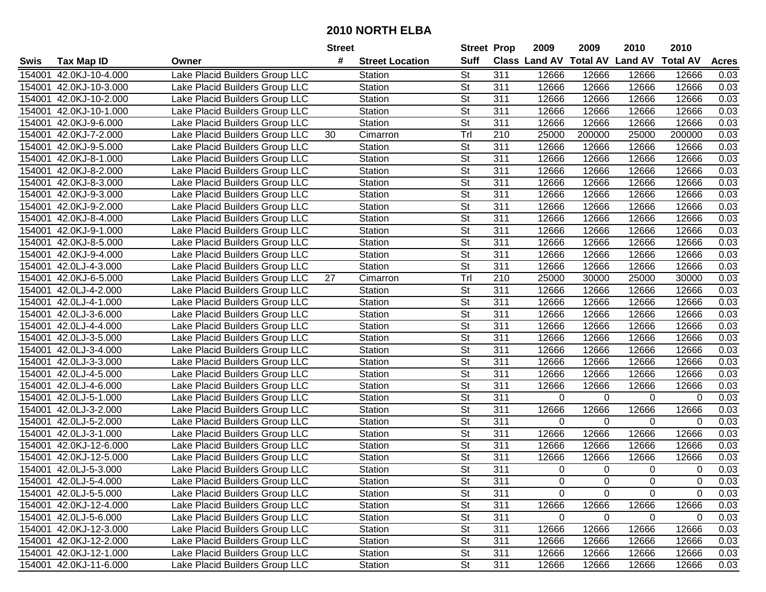# 2010 NORTH ELBA

| Swis | Tax Map ID | Owner | Street # | Street Location | Street Suff | Prop Class | 2009 Land AV | 2009 Total AV | 2010 Land AV | 2010 Total AV | Acres |
|---|---|---|---|---|---|---|---|---|---|---|---|
| 154001 | 42.0KJ-10-4.000 | Lake Placid Builders Group LLC | | Station | St | 311 | 12666 | 12666 | 12666 | 12666 | 0.03 |
| 154001 | 42.0KJ-10-3.000 | Lake Placid Builders Group LLC | | Station | St | 311 | 12666 | 12666 | 12666 | 12666 | 0.03 |
| 154001 | 42.0KJ-10-2.000 | Lake Placid Builders Group LLC | | Station | St | 311 | 12666 | 12666 | 12666 | 12666 | 0.03 |
| 154001 | 42.0KJ-10-1.000 | Lake Placid Builders Group LLC | | Station | St | 311 | 12666 | 12666 | 12666 | 12666 | 0.03 |
| 154001 | 42.0KJ-9-6.000 | Lake Placid Builders Group LLC | | Station | St | 311 | 12666 | 12666 | 12666 | 12666 | 0.03 |
| 154001 | 42.0KJ-7-2.000 | Lake Placid Builders Group LLC | 30 | Cimarron | Trl | 210 | 25000 | 200000 | 25000 | 200000 | 0.03 |
| 154001 | 42.0KJ-9-5.000 | Lake Placid Builders Group LLC | | Station | St | 311 | 12666 | 12666 | 12666 | 12666 | 0.03 |
| 154001 | 42.0KJ-8-1.000 | Lake Placid Builders Group LLC | | Station | St | 311 | 12666 | 12666 | 12666 | 12666 | 0.03 |
| 154001 | 42.0KJ-8-2.000 | Lake Placid Builders Group LLC | | Station | St | 311 | 12666 | 12666 | 12666 | 12666 | 0.03 |
| 154001 | 42.0KJ-8-3.000 | Lake Placid Builders Group LLC | | Station | St | 311 | 12666 | 12666 | 12666 | 12666 | 0.03 |
| 154001 | 42.0KJ-9-3.000 | Lake Placid Builders Group LLC | | Station | St | 311 | 12666 | 12666 | 12666 | 12666 | 0.03 |
| 154001 | 42.0KJ-9-2.000 | Lake Placid Builders Group LLC | | Station | St | 311 | 12666 | 12666 | 12666 | 12666 | 0.03 |
| 154001 | 42.0KJ-8-4.000 | Lake Placid Builders Group LLC | | Station | St | 311 | 12666 | 12666 | 12666 | 12666 | 0.03 |
| 154001 | 42.0KJ-9-1.000 | Lake Placid Builders Group LLC | | Station | St | 311 | 12666 | 12666 | 12666 | 12666 | 0.03 |
| 154001 | 42.0KJ-8-5.000 | Lake Placid Builders Group LLC | | Station | St | 311 | 12666 | 12666 | 12666 | 12666 | 0.03 |
| 154001 | 42.0KJ-9-4.000 | Lake Placid Builders Group LLC | | Station | St | 311 | 12666 | 12666 | 12666 | 12666 | 0.03 |
| 154001 | 42.0LJ-4-3.000 | Lake Placid Builders Group LLC | | Station | St | 311 | 12666 | 12666 | 12666 | 12666 | 0.03 |
| 154001 | 42.0KJ-6-5.000 | Lake Placid Builders Group LLC | 27 | Cimarron | Trl | 210 | 25000 | 30000 | 25000 | 30000 | 0.03 |
| 154001 | 42.0LJ-4-2.000 | Lake Placid Builders Group LLC | | Station | St | 311 | 12666 | 12666 | 12666 | 12666 | 0.03 |
| 154001 | 42.0LJ-4-1.000 | Lake Placid Builders Group LLC | | Station | St | 311 | 12666 | 12666 | 12666 | 12666 | 0.03 |
| 154001 | 42.0LJ-3-6.000 | Lake Placid Builders Group LLC | | Station | St | 311 | 12666 | 12666 | 12666 | 12666 | 0.03 |
| 154001 | 42.0LJ-4-4.000 | Lake Placid Builders Group LLC | | Station | St | 311 | 12666 | 12666 | 12666 | 12666 | 0.03 |
| 154001 | 42.0LJ-3-5.000 | Lake Placid Builders Group LLC | | Station | St | 311 | 12666 | 12666 | 12666 | 12666 | 0.03 |
| 154001 | 42.0LJ-3-4.000 | Lake Placid Builders Group LLC | | Station | St | 311 | 12666 | 12666 | 12666 | 12666 | 0.03 |
| 154001 | 42.0LJ-3-3.000 | Lake Placid Builders Group LLC | | Station | St | 311 | 12666 | 12666 | 12666 | 12666 | 0.03 |
| 154001 | 42.0LJ-4-5.000 | Lake Placid Builders Group LLC | | Station | St | 311 | 12666 | 12666 | 12666 | 12666 | 0.03 |
| 154001 | 42.0LJ-4-6.000 | Lake Placid Builders Group LLC | | Station | St | 311 | 12666 | 12666 | 12666 | 12666 | 0.03 |
| 154001 | 42.0LJ-5-1.000 | Lake Placid Builders Group LLC | | Station | St | 311 | 0 | 0 | 0 | 0 | 0.03 |
| 154001 | 42.0LJ-3-2.000 | Lake Placid Builders Group LLC | | Station | St | 311 | 12666 | 12666 | 12666 | 12666 | 0.03 |
| 154001 | 42.0LJ-5-2.000 | Lake Placid Builders Group LLC | | Station | St | 311 | 0 | 0 | 0 | 0 | 0.03 |
| 154001 | 42.0LJ-3-1.000 | Lake Placid Builders Group LLC | | Station | St | 311 | 12666 | 12666 | 12666 | 12666 | 0.03 |
| 154001 | 42.0KJ-12-6.000 | Lake Placid Builders Group LLC | | Station | St | 311 | 12666 | 12666 | 12666 | 12666 | 0.03 |
| 154001 | 42.0KJ-12-5.000 | Lake Placid Builders Group LLC | | Station | St | 311 | 12666 | 12666 | 12666 | 12666 | 0.03 |
| 154001 | 42.0LJ-5-3.000 | Lake Placid Builders Group LLC | | Station | St | 311 | 0 | 0 | 0 | 0 | 0.03 |
| 154001 | 42.0LJ-5-4.000 | Lake Placid Builders Group LLC | | Station | St | 311 | 0 | 0 | 0 | 0 | 0.03 |
| 154001 | 42.0LJ-5-5.000 | Lake Placid Builders Group LLC | | Station | St | 311 | 0 | 0 | 0 | 0 | 0.03 |
| 154001 | 42.0KJ-12-4.000 | Lake Placid Builders Group LLC | | Station | St | 311 | 12666 | 12666 | 12666 | 12666 | 0.03 |
| 154001 | 42.0LJ-5-6.000 | Lake Placid Builders Group LLC | | Station | St | 311 | 0 | 0 | 0 | 0 | 0.03 |
| 154001 | 42.0KJ-12-3.000 | Lake Placid Builders Group LLC | | Station | St | 311 | 12666 | 12666 | 12666 | 12666 | 0.03 |
| 154001 | 42.0KJ-12-2.000 | Lake Placid Builders Group LLC | | Station | St | 311 | 12666 | 12666 | 12666 | 12666 | 0.03 |
| 154001 | 42.0KJ-12-1.000 | Lake Placid Builders Group LLC | | Station | St | 311 | 12666 | 12666 | 12666 | 12666 | 0.03 |
| 154001 | 42.0KJ-11-6.000 | Lake Placid Builders Group LLC | | Station | St | 311 | 12666 | 12666 | 12666 | 12666 | 0.03 |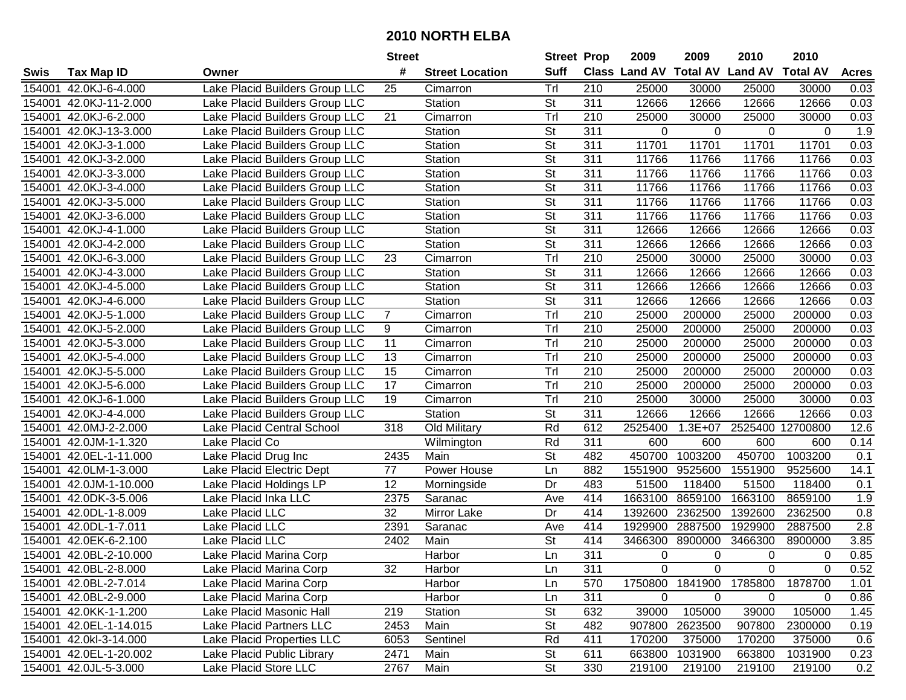# 2010 NORTH ELBA

| Swis | Tax Map ID | Owner | Street # | Street Location | Street Suff | Prop Class | 2009 Land AV | 2009 Total AV | 2010 Land AV | 2010 Total AV | Acres |
|---|---|---|---|---|---|---|---|---|---|---|---|
| 154001 | 42.0KJ-6-4.000 | Lake Placid Builders Group LLC | 25 | Cimarron | Trl | 210 | 25000 | 30000 | 25000 | 30000 | 0.03 |
| 154001 | 42.0KJ-11-2.000 | Lake Placid Builders Group LLC | | Station | St | 311 | 12666 | 12666 | 12666 | 12666 | 0.03 |
| 154001 | 42.0KJ-6-2.000 | Lake Placid Builders Group LLC | 21 | Cimarron | Trl | 210 | 25000 | 30000 | 25000 | 30000 | 0.03 |
| 154001 | 42.0KJ-13-3.000 | Lake Placid Builders Group LLC | | Station | St | 311 | 0 | 0 | 0 | 0 | 1.9 |
| 154001 | 42.0KJ-3-1.000 | Lake Placid Builders Group LLC | | Station | St | 311 | 11701 | 11701 | 11701 | 11701 | 0.03 |
| 154001 | 42.0KJ-3-2.000 | Lake Placid Builders Group LLC | | Station | St | 311 | 11766 | 11766 | 11766 | 11766 | 0.03 |
| 154001 | 42.0KJ-3-3.000 | Lake Placid Builders Group LLC | | Station | St | 311 | 11766 | 11766 | 11766 | 11766 | 0.03 |
| 154001 | 42.0KJ-3-4.000 | Lake Placid Builders Group LLC | | Station | St | 311 | 11766 | 11766 | 11766 | 11766 | 0.03 |
| 154001 | 42.0KJ-3-5.000 | Lake Placid Builders Group LLC | | Station | St | 311 | 11766 | 11766 | 11766 | 11766 | 0.03 |
| 154001 | 42.0KJ-3-6.000 | Lake Placid Builders Group LLC | | Station | St | 311 | 11766 | 11766 | 11766 | 11766 | 0.03 |
| 154001 | 42.0KJ-4-1.000 | Lake Placid Builders Group LLC | | Station | St | 311 | 12666 | 12666 | 12666 | 12666 | 0.03 |
| 154001 | 42.0KJ-4-2.000 | Lake Placid Builders Group LLC | | Station | St | 311 | 12666 | 12666 | 12666 | 12666 | 0.03 |
| 154001 | 42.0KJ-6-3.000 | Lake Placid Builders Group LLC | 23 | Cimarron | Trl | 210 | 25000 | 30000 | 25000 | 30000 | 0.03 |
| 154001 | 42.0KJ-4-3.000 | Lake Placid Builders Group LLC | | Station | St | 311 | 12666 | 12666 | 12666 | 12666 | 0.03 |
| 154001 | 42.0KJ-4-5.000 | Lake Placid Builders Group LLC | | Station | St | 311 | 12666 | 12666 | 12666 | 12666 | 0.03 |
| 154001 | 42.0KJ-4-6.000 | Lake Placid Builders Group LLC | | Station | St | 311 | 12666 | 12666 | 12666 | 12666 | 0.03 |
| 154001 | 42.0KJ-5-1.000 | Lake Placid Builders Group LLC | 7 | Cimarron | Trl | 210 | 25000 | 200000 | 25000 | 200000 | 0.03 |
| 154001 | 42.0KJ-5-2.000 | Lake Placid Builders Group LLC | 9 | Cimarron | Trl | 210 | 25000 | 200000 | 25000 | 200000 | 0.03 |
| 154001 | 42.0KJ-5-3.000 | Lake Placid Builders Group LLC | 11 | Cimarron | Trl | 210 | 25000 | 200000 | 25000 | 200000 | 0.03 |
| 154001 | 42.0KJ-5-4.000 | Lake Placid Builders Group LLC | 13 | Cimarron | Trl | 210 | 25000 | 200000 | 25000 | 200000 | 0.03 |
| 154001 | 42.0KJ-5-5.000 | Lake Placid Builders Group LLC | 15 | Cimarron | Trl | 210 | 25000 | 200000 | 25000 | 200000 | 0.03 |
| 154001 | 42.0KJ-5-6.000 | Lake Placid Builders Group LLC | 17 | Cimarron | Trl | 210 | 25000 | 200000 | 25000 | 200000 | 0.03 |
| 154001 | 42.0KJ-6-1.000 | Lake Placid Builders Group LLC | 19 | Cimarron | Trl | 210 | 25000 | 30000 | 25000 | 30000 | 0.03 |
| 154001 | 42.0KJ-4-4.000 | Lake Placid Builders Group LLC | | Station | St | 311 | 12666 | 12666 | 12666 | 12666 | 0.03 |
| 154001 | 42.0MJ-2-2.000 | Lake Placid Central School | 318 | Old Military | Rd | 612 | 2525400 | 1.3E+07 | 2525400 | 12700800 | 12.6 |
| 154001 | 42.0JM-1-1.320 | Lake Placid Co | | Wilmington | Rd | 311 | 600 | 600 | 600 | 600 | 0.14 |
| 154001 | 42.0EL-1-11.000 | Lake Placid Drug Inc | 2435 | Main | St | 482 | 450700 | 1003200 | 450700 | 1003200 | 0.1 |
| 154001 | 42.0LM-1-3.000 | Lake Placid Electric Dept | 77 | Power House | Ln | 882 | 1551900 | 9525600 | 1551900 | 9525600 | 14.1 |
| 154001 | 42.0JM-1-10.000 | Lake Placid Holdings LP | 12 | Morningside | Dr | 483 | 51500 | 118400 | 51500 | 118400 | 0.1 |
| 154001 | 42.0DK-3-5.006 | Lake Placid Inka LLC | 2375 | Saranac | Ave | 414 | 1663100 | 8659100 | 1663100 | 8659100 | 1.9 |
| 154001 | 42.0DL-1-8.009 | Lake Placid LLC | 32 | Mirror Lake | Dr | 414 | 1392600 | 2362500 | 1392600 | 2362500 | 0.8 |
| 154001 | 42.0DL-1-7.011 | Lake Placid LLC | 2391 | Saranac | Ave | 414 | 1929900 | 2887500 | 1929900 | 2887500 | 2.8 |
| 154001 | 42.0EK-6-2.100 | Lake Placid LLC | 2402 | Main | St | 414 | 3466300 | 8900000 | 3466300 | 8900000 | 3.85 |
| 154001 | 42.0BL-2-10.000 | Lake Placid Marina Corp | | Harbor | Ln | 311 | 0 | 0 | 0 | 0 | 0.85 |
| 154001 | 42.0BL-2-8.000 | Lake Placid Marina Corp | 32 | Harbor | Ln | 311 | 0 | 0 | 0 | 0 | 0.52 |
| 154001 | 42.0BL-2-7.014 | Lake Placid Marina Corp | | Harbor | Ln | 570 | 1750800 | 1841900 | 1785800 | 1878700 | 1.01 |
| 154001 | 42.0BL-2-9.000 | Lake Placid Marina Corp | | Harbor | Ln | 311 | 0 | 0 | 0 | 0 | 0.86 |
| 154001 | 42.0KK-1-1.200 | Lake Placid Masonic Hall | 219 | Station | St | 632 | 39000 | 105000 | 39000 | 105000 | 1.45 |
| 154001 | 42.0EL-1-14.015 | Lake Placid Partners LLC | 2453 | Main | St | 482 | 907800 | 2623500 | 907800 | 2300000 | 0.19 |
| 154001 | 42.0kl-3-14.000 | Lake Placid Properties LLC | 6053 | Sentinel | Rd | 411 | 170200 | 375000 | 170200 | 375000 | 0.6 |
| 154001 | 42.0EL-1-20.002 | Lake Placid Public Library | 2471 | Main | St | 611 | 663800 | 1031900 | 663800 | 1031900 | 0.23 |
| 154001 | 42.0JL-5-3.000 | Lake Placid Store LLC | 2767 | Main | St | 330 | 219100 | 219100 | 219100 | 219100 | 0.2 |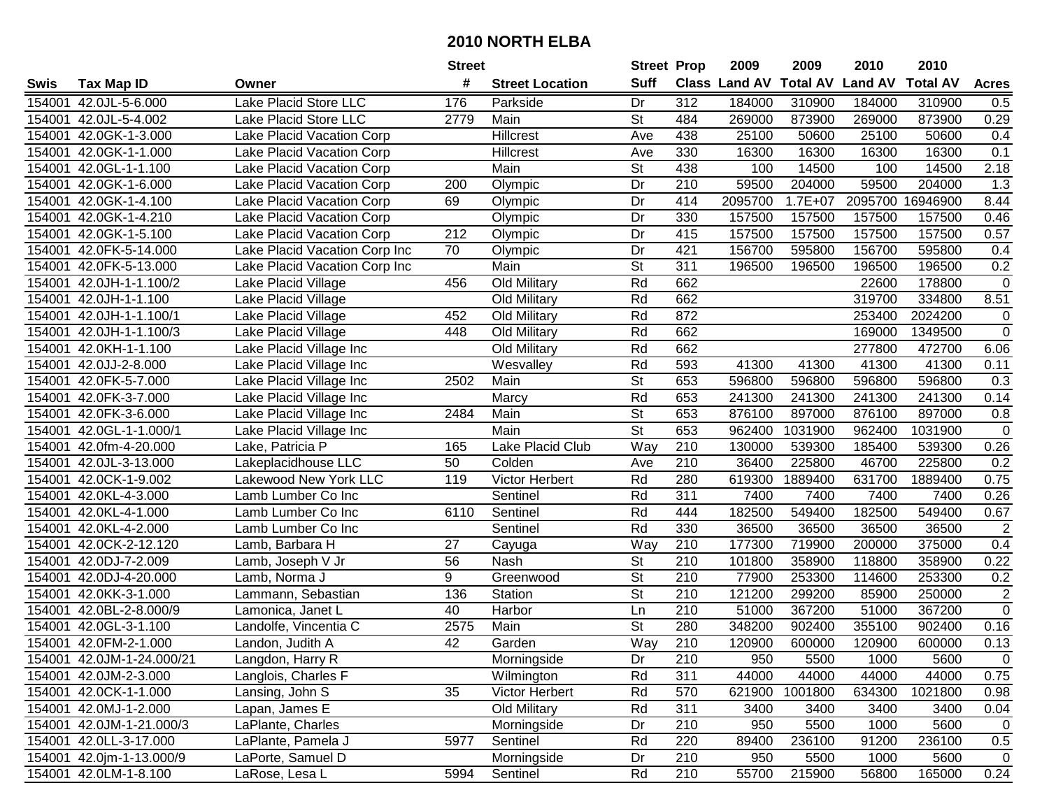# 2010 NORTH ELBA

| Swis | Tax Map ID | Owner | Street # | Street Location | Street Suff | Prop Class | 2009 Land AV | 2009 Total AV | 2010 Land AV | 2010 Total AV | Acres |
|---|---|---|---|---|---|---|---|---|---|---|---|
| 154001 | 42.0JL-5-6.000 | Lake Placid Store LLC | 176 | Parkside | Dr | 312 | 184000 | 310900 | 184000 | 310900 | 0.5 |
| 154001 | 42.0JL-5-4.002 | Lake Placid Store LLC | 2779 | Main | St | 484 | 269000 | 873900 | 269000 | 873900 | 0.29 |
| 154001 | 42.0GK-1-3.000 | Lake Placid Vacation Corp | | Hillcrest | Ave | 438 | 25100 | 50600 | 25100 | 50600 | 0.4 |
| 154001 | 42.0GK-1-1.000 | Lake Placid Vacation Corp | | Hillcrest | Ave | 330 | 16300 | 16300 | 16300 | 16300 | 0.1 |
| 154001 | 42.0GL-1-1.100 | Lake Placid Vacation Corp | | Main | St | 438 | 100 | 14500 | 100 | 14500 | 2.18 |
| 154001 | 42.0GK-1-6.000 | Lake Placid Vacation Corp | 200 | Olympic | Dr | 210 | 59500 | 204000 | 59500 | 204000 | 1.3 |
| 154001 | 42.0GK-1-4.100 | Lake Placid Vacation Corp | 69 | Olympic | Dr | 414 | 2095700 | 1.7E+07 | 2095700 | 16946900 | 8.44 |
| 154001 | 42.0GK-1-4.210 | Lake Placid Vacation Corp | | Olympic | Dr | 330 | 157500 | 157500 | 157500 | 157500 | 0.46 |
| 154001 | 42.0GK-1-5.100 | Lake Placid Vacation Corp | 212 | Olympic | Dr | 415 | 157500 | 157500 | 157500 | 157500 | 0.57 |
| 154001 | 42.0FK-5-14.000 | Lake Placid Vacation Corp Inc | 70 | Olympic | Dr | 421 | 156700 | 595800 | 156700 | 595800 | 0.4 |
| 154001 | 42.0FK-5-13.000 | Lake Placid Vacation Corp Inc | | Main | St | 311 | 196500 | 196500 | 196500 | 196500 | 0.2 |
| 154001 | 42.0JH-1-1.100/2 | Lake Placid Village | 456 | Old Military | Rd | 662 | | | 22600 | 178800 | 0 |
| 154001 | 42.0JH-1-1.100 | Lake Placid Village | | Old Military | Rd | 662 | | | 319700 | 334800 | 8.51 |
| 154001 | 42.0JH-1-1.100/1 | Lake Placid Village | 452 | Old Military | Rd | 872 | | | 253400 | 2024200 | 0 |
| 154001 | 42.0JH-1-1.100/3 | Lake Placid Village | 448 | Old Military | Rd | 662 | | | 169000 | 1349500 | 0 |
| 154001 | 42.0KH-1-1.100 | Lake Placid Village Inc | | Old Military | Rd | 662 | | | 277800 | 472700 | 6.06 |
| 154001 | 42.0JJ-2-8.000 | Lake Placid Village Inc | | Wesvalley | Rd | 593 | 41300 | 41300 | 41300 | 41300 | 0.11 |
| 154001 | 42.0FK-5-7.000 | Lake Placid Village Inc | 2502 | Main | St | 653 | 596800 | 596800 | 596800 | 596800 | 0.3 |
| 154001 | 42.0FK-3-7.000 | Lake Placid Village Inc | | Marcy | Rd | 653 | 241300 | 241300 | 241300 | 241300 | 0.14 |
| 154001 | 42.0FK-3-6.000 | Lake Placid Village Inc | 2484 | Main | St | 653 | 876100 | 897000 | 876100 | 897000 | 0.8 |
| 154001 | 42.0GL-1-1.000/1 | Lake Placid Village Inc | | Main | St | 653 | 962400 | 1031900 | 962400 | 1031900 | 0 |
| 154001 | 42.0fm-4-20.000 | Lake, Patricia P | 165 | Lake Placid Club | Way | 210 | 130000 | 539300 | 185400 | 539300 | 0.26 |
| 154001 | 42.0JL-3-13.000 | Lakeplacidhouse LLC | 50 | Colden | Ave | 210 | 36400 | 225800 | 46700 | 225800 | 0.2 |
| 154001 | 42.0CK-1-9.002 | Lakewood New York LLC | 119 | Victor Herbert | Rd | 280 | 619300 | 1889400 | 631700 | 1889400 | 0.75 |
| 154001 | 42.0KL-4-3.000 | Lamb Lumber Co Inc | | Sentinel | Rd | 311 | 7400 | 7400 | 7400 | 7400 | 0.26 |
| 154001 | 42.0KL-4-1.000 | Lamb Lumber Co Inc | 6110 | Sentinel | Rd | 444 | 182500 | 549400 | 182500 | 549400 | 0.67 |
| 154001 | 42.0KL-4-2.000 | Lamb Lumber Co Inc | | Sentinel | Rd | 330 | 36500 | 36500 | 36500 | 36500 | 2 |
| 154001 | 42.0CK-2-12.120 | Lamb, Barbara H | 27 | Cayuga | Way | 210 | 177300 | 719900 | 200000 | 375000 | 0.4 |
| 154001 | 42.0DJ-7-2.009 | Lamb, Joseph V Jr | 56 | Nash | St | 210 | 101800 | 358900 | 118800 | 358900 | 0.22 |
| 154001 | 42.0DJ-4-20.000 | Lamb, Norma J | 9 | Greenwood | St | 210 | 77900 | 253300 | 114600 | 253300 | 0.2 |
| 154001 | 42.0KK-3-1.000 | Lammann, Sebastian | 136 | Station | St | 210 | 121200 | 299200 | 85900 | 250000 | 2 |
| 154001 | 42.0BL-2-8.000/9 | Lamonica, Janet L | 40 | Harbor | Ln | 210 | 51000 | 367200 | 51000 | 367200 | 0 |
| 154001 | 42.0GL-3-1.100 | Landolfe, Vincentia C | 2575 | Main | St | 280 | 348200 | 902400 | 355100 | 902400 | 0.16 |
| 154001 | 42.0FM-2-1.000 | Landon, Judith A | 42 | Garden | Way | 210 | 120900 | 600000 | 120900 | 600000 | 0.13 |
| 154001 | 42.0JM-1-24.000/21 | Langdon, Harry R | | Morningside | Dr | 210 | 950 | 5500 | 1000 | 5600 | 0 |
| 154001 | 42.0JM-2-3.000 | Langlois, Charles F | | Wilmington | Rd | 311 | 44000 | 44000 | 44000 | 44000 | 0.75 |
| 154001 | 42.0CK-1-1.000 | Lansing, John S | 35 | Victor Herbert | Rd | 570 | 621900 | 1001800 | 634300 | 1021800 | 0.98 |
| 154001 | 42.0MJ-1-2.000 | Lapan, James E | | Old Military | Rd | 311 | 3400 | 3400 | 3400 | 3400 | 0.04 |
| 154001 | 42.0JM-1-21.000/3 | LaPlante, Charles | | Morningside | Dr | 210 | 950 | 5500 | 1000 | 5600 | 0 |
| 154001 | 42.0LL-3-17.000 | LaPlante, Pamela J | 5977 | Sentinel | Rd | 220 | 89400 | 236100 | 91200 | 236100 | 0.5 |
| 154001 | 42.0jm-1-13.000/9 | LaPorte, Samuel D | | Morningside | Dr | 210 | 950 | 5500 | 1000 | 5600 | 0 |
| 154001 | 42.0LM-1-8.100 | LaRose, Lesa L | 5994 | Sentinel | Rd | 210 | 55700 | 215900 | 56800 | 165000 | 0.24 |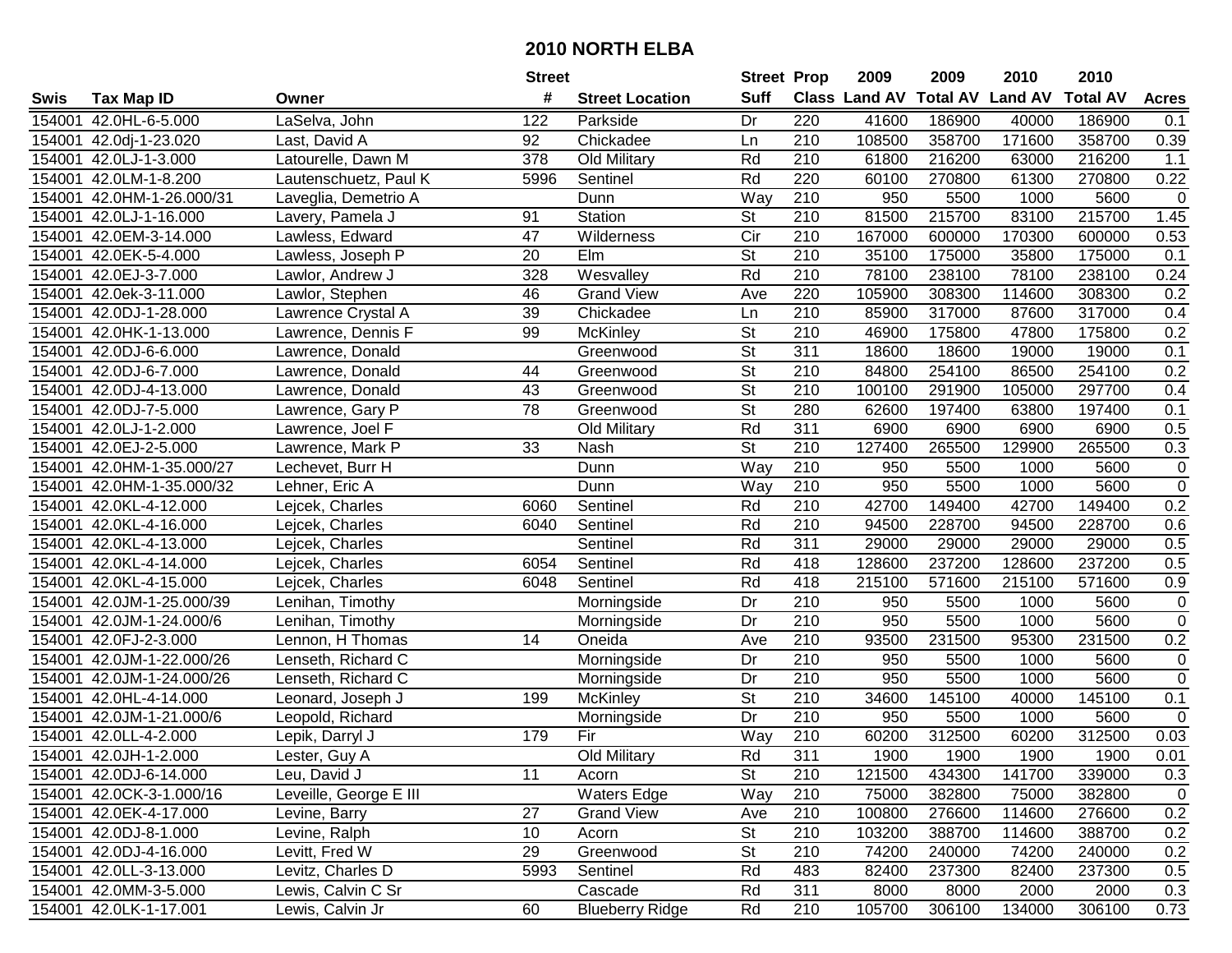# 2010 NORTH ELBA

| Swis | Tax Map ID | Owner | Street # | Street Location | Street Suff | Prop Class | 2009 Land AV | 2009 Total AV | 2010 Land AV | 2010 Total AV | Acres |
|---|---|---|---|---|---|---|---|---|---|---|---|
| 154001 | 42.0HL-6-5.000 | LaSelva, John | 122 | Parkside | Dr | 220 | 41600 | 186900 | 40000 | 186900 | 0.1 |
| 154001 | 42.0dj-1-23.020 | Last, David A | 92 | Chickadee | Ln | 210 | 108500 | 358700 | 171600 | 358700 | 0.39 |
| 154001 | 42.0LJ-1-3.000 | Latourelle, Dawn M | 378 | Old Military | Rd | 210 | 61800 | 216200 | 63000 | 216200 | 1.1 |
| 154001 | 42.0LM-1-8.200 | Lautenschuetz, Paul K | 5996 | Sentinel | Rd | 220 | 60100 | 270800 | 61300 | 270800 | 0.22 |
| 154001 | 42.0HM-1-26.000/31 | Laveglia, Demetrio A | | Dunn | Way | 210 | 950 | 5500 | 1000 | 5600 | 0 |
| 154001 | 42.0LJ-1-16.000 | Lavery, Pamela J | 91 | Station | St | 210 | 81500 | 215700 | 83100 | 215700 | 1.45 |
| 154001 | 42.0EM-3-14.000 | Lawless, Edward | 47 | Wilderness | Cir | 210 | 167000 | 600000 | 170300 | 600000 | 0.53 |
| 154001 | 42.0EK-5-4.000 | Lawless, Joseph P | 20 | Elm | St | 210 | 35100 | 175000 | 35800 | 175000 | 0.1 |
| 154001 | 42.0EJ-3-7.000 | Lawlor, Andrew J | 328 | Wesvalley | Rd | 210 | 78100 | 238100 | 78100 | 238100 | 0.24 |
| 154001 | 42.0ek-3-11.000 | Lawlor, Stephen | 46 | Grand View | Ave | 220 | 105900 | 308300 | 114600 | 308300 | 0.2 |
| 154001 | 42.0DJ-1-28.000 | Lawrence Crystal A | 39 | Chickadee | Ln | 210 | 85900 | 317000 | 87600 | 317000 | 0.4 |
| 154001 | 42.0HK-1-13.000 | Lawrence, Dennis F | 99 | McKinley | St | 210 | 46900 | 175800 | 47800 | 175800 | 0.2 |
| 154001 | 42.0DJ-6-6.000 | Lawrence, Donald | | Greenwood | St | 311 | 18600 | 18600 | 19000 | 19000 | 0.1 |
| 154001 | 42.0DJ-6-7.000 | Lawrence, Donald | 44 | Greenwood | St | 210 | 84800 | 254100 | 86500 | 254100 | 0.2 |
| 154001 | 42.0DJ-4-13.000 | Lawrence, Donald | 43 | Greenwood | St | 210 | 100100 | 291900 | 105000 | 297700 | 0.4 |
| 154001 | 42.0DJ-7-5.000 | Lawrence, Gary P | 78 | Greenwood | St | 280 | 62600 | 197400 | 63800 | 197400 | 0.1 |
| 154001 | 42.0LJ-1-2.000 | Lawrence, Joel F | | Old Military | Rd | 311 | 6900 | 6900 | 6900 | 6900 | 0.5 |
| 154001 | 42.0EJ-2-5.000 | Lawrence, Mark P | 33 | Nash | St | 210 | 127400 | 265500 | 129900 | 265500 | 0.3 |
| 154001 | 42.0HM-1-35.000/27 | Lechevet, Burr H | | Dunn | Way | 210 | 950 | 5500 | 1000 | 5600 | 0 |
| 154001 | 42.0HM-1-35.000/32 | Lehner, Eric A | | Dunn | Way | 210 | 950 | 5500 | 1000 | 5600 | 0 |
| 154001 | 42.0KL-4-12.000 | Lejcek, Charles | 6060 | Sentinel | Rd | 210 | 42700 | 149400 | 42700 | 149400 | 0.2 |
| 154001 | 42.0KL-4-16.000 | Lejcek, Charles | 6040 | Sentinel | Rd | 210 | 94500 | 228700 | 94500 | 228700 | 0.6 |
| 154001 | 42.0KL-4-13.000 | Lejcek, Charles | | Sentinel | Rd | 311 | 29000 | 29000 | 29000 | 29000 | 0.5 |
| 154001 | 42.0KL-4-14.000 | Lejcek, Charles | 6054 | Sentinel | Rd | 418 | 128600 | 237200 | 128600 | 237200 | 0.5 |
| 154001 | 42.0KL-4-15.000 | Lejcek, Charles | 6048 | Sentinel | Rd | 418 | 215100 | 571600 | 215100 | 571600 | 0.9 |
| 154001 | 42.0JM-1-25.000/39 | Lenihan, Timothy | | Morningside | Dr | 210 | 950 | 5500 | 1000 | 5600 | 0 |
| 154001 | 42.0JM-1-24.000/6 | Lenihan, Timothy | | Morningside | Dr | 210 | 950 | 5500 | 1000 | 5600 | 0 |
| 154001 | 42.0FJ-2-3.000 | Lennon, H Thomas | 14 | Oneida | Ave | 210 | 93500 | 231500 | 95300 | 231500 | 0.2 |
| 154001 | 42.0JM-1-22.000/26 | Lenseth, Richard C | | Morningside | Dr | 210 | 950 | 5500 | 1000 | 5600 | 0 |
| 154001 | 42.0JM-1-24.000/26 | Lenseth, Richard C | | Morningside | Dr | 210 | 950 | 5500 | 1000 | 5600 | 0 |
| 154001 | 42.0HL-4-14.000 | Leonard, Joseph J | 199 | McKinley | St | 210 | 34600 | 145100 | 40000 | 145100 | 0.1 |
| 154001 | 42.0JM-1-21.000/6 | Leopold, Richard | | Morningside | Dr | 210 | 950 | 5500 | 1000 | 5600 | 0 |
| 154001 | 42.0LL-4-2.000 | Lepik, Darryl J | 179 | Fir | Way | 210 | 60200 | 312500 | 60200 | 312500 | 0.03 |
| 154001 | 42.0JH-1-2.000 | Lester, Guy A | | Old Military | Rd | 311 | 1900 | 1900 | 1900 | 1900 | 0.01 |
| 154001 | 42.0DJ-6-14.000 | Leu, David J | 11 | Acorn | St | 210 | 121500 | 434300 | 141700 | 339000 | 0.3 |
| 154001 | 42.0CK-3-1.000/16 | Leveille, George E III | | Waters Edge | Way | 210 | 75000 | 382800 | 75000 | 382800 | 0 |
| 154001 | 42.0EK-4-17.000 | Levine, Barry | 27 | Grand View | Ave | 210 | 100800 | 276600 | 114600 | 276600 | 0.2 |
| 154001 | 42.0DJ-8-1.000 | Levine, Ralph | 10 | Acorn | St | 210 | 103200 | 388700 | 114600 | 388700 | 0.2 |
| 154001 | 42.0DJ-4-16.000 | Levitt, Fred W | 29 | Greenwood | St | 210 | 74200 | 240000 | 74200 | 240000 | 0.2 |
| 154001 | 42.0LL-3-13.000 | Levitz, Charles D | 5993 | Sentinel | Rd | 483 | 82400 | 237300 | 82400 | 237300 | 0.5 |
| 154001 | 42.0MM-3-5.000 | Lewis, Calvin C Sr | | Cascade | Rd | 311 | 8000 | 8000 | 2000 | 2000 | 0.3 |
| 154001 | 42.0LK-1-17.001 | Lewis, Calvin Jr | 60 | Blueberry Ridge | Rd | 210 | 105700 | 306100 | 134000 | 306100 | 0.73 |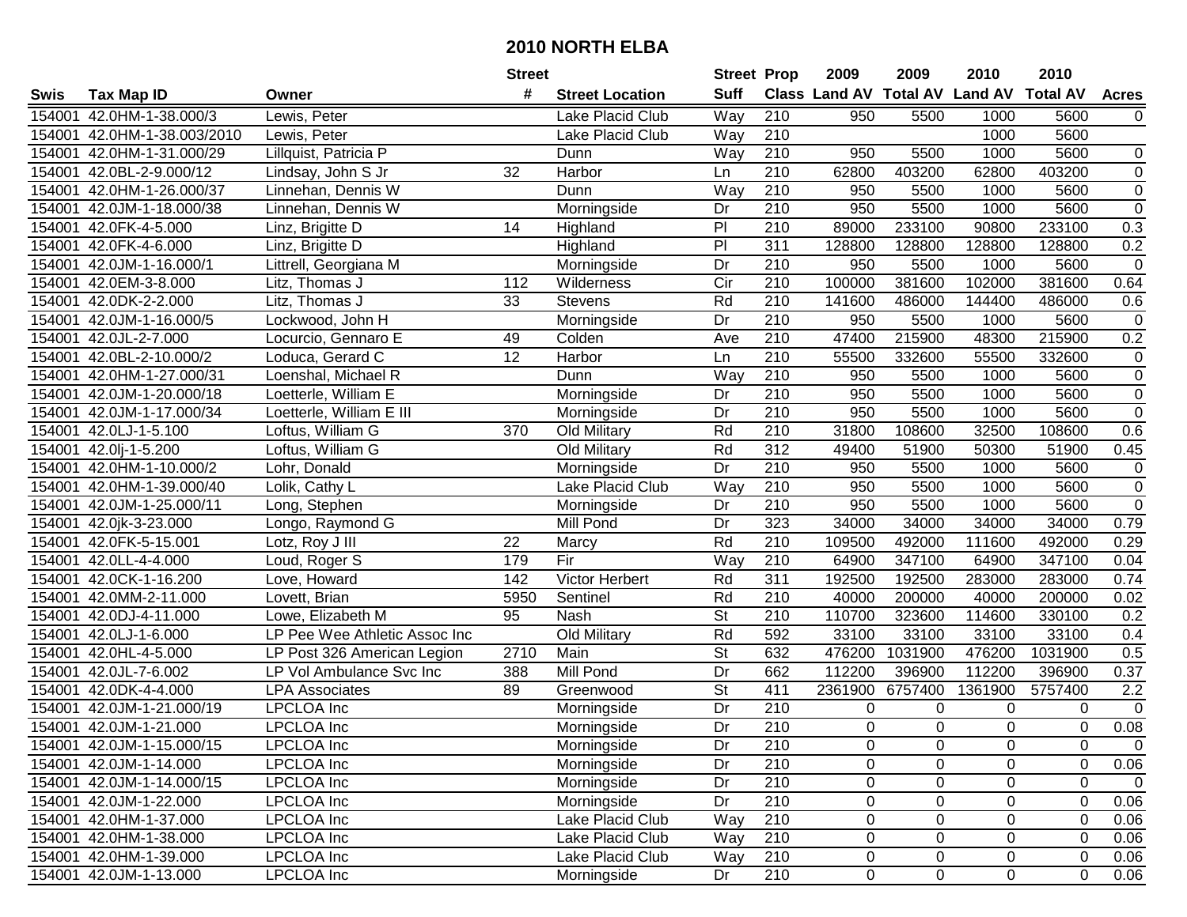# 2010 NORTH ELBA

| Swis | Tax Map ID | Owner | Street # | Street Location | Street Suff | Prop Class | 2009 Land AV | 2009 Total AV | 2010 Land AV | 2010 Total AV | Acres |
|---|---|---|---|---|---|---|---|---|---|---|---|
| 154001 | 42.0HM-1-38.000/3 | Lewis, Peter | | Lake Placid Club | Way | 210 | 950 | 5500 | 1000 | 5600 | 0 |
| 154001 | 42.0HM-1-38.003/2010 | Lewis, Peter | | Lake Placid Club | Way | 210 | | | 1000 | 5600 | |
| 154001 | 42.0HM-1-31.000/29 | Lillquist, Patricia P | | Dunn | Way | 210 | 950 | 5500 | 1000 | 5600 | 0 |
| 154001 | 42.0BL-2-9.000/12 | Lindsay, John S Jr | 32 | Harbor | Ln | 210 | 62800 | 403200 | 62800 | 403200 | 0 |
| 154001 | 42.0HM-1-26.000/37 | Linnehan, Dennis W | | Dunn | Way | 210 | 950 | 5500 | 1000 | 5600 | 0 |
| 154001 | 42.0JM-1-18.000/38 | Linnehan, Dennis W | | Morningside | Dr | 210 | 950 | 5500 | 1000 | 5600 | 0 |
| 154001 | 42.0FK-4-5.000 | Linz, Brigitte D | 14 | Highland | Pl | 210 | 89000 | 233100 | 90800 | 233100 | 0.3 |
| 154001 | 42.0FK-4-6.000 | Linz, Brigitte D | | Highland | Pl | 311 | 128800 | 128800 | 128800 | 128800 | 0.2 |
| 154001 | 42.0JM-1-16.000/1 | Littrell, Georgiana M | | Morningside | Dr | 210 | 950 | 5500 | 1000 | 5600 | 0 |
| 154001 | 42.0EM-3-8.000 | Litz, Thomas J | 112 | Wilderness | Cir | 210 | 100000 | 381600 | 102000 | 381600 | 0.64 |
| 154001 | 42.0DK-2-2.000 | Litz, Thomas J | 33 | Stevens | Rd | 210 | 141600 | 486000 | 144400 | 486000 | 0.6 |
| 154001 | 42.0JM-1-16.000/5 | Lockwood, John H | | Morningside | Dr | 210 | 950 | 5500 | 1000 | 5600 | 0 |
| 154001 | 42.0JL-2-7.000 | Locurcio, Gennaro E | 49 | Colden | Ave | 210 | 47400 | 215900 | 48300 | 215900 | 0.2 |
| 154001 | 42.0BL-2-10.000/2 | Loduca, Gerard C | 12 | Harbor | Ln | 210 | 55500 | 332600 | 55500 | 332600 | 0 |
| 154001 | 42.0HM-1-27.000/31 | Loenshal, Michael R | | Dunn | Way | 210 | 950 | 5500 | 1000 | 5600 | 0 |
| 154001 | 42.0JM-1-20.000/18 | Loetterle, William E | | Morningside | Dr | 210 | 950 | 5500 | 1000 | 5600 | 0 |
| 154001 | 42.0JM-1-17.000/34 | Loetterle, William E III | | Morningside | Dr | 210 | 950 | 5500 | 1000 | 5600 | 0 |
| 154001 | 42.0LJ-1-5.100 | Loftus, William G | 370 | Old Military | Rd | 210 | 31800 | 108600 | 32500 | 108600 | 0.6 |
| 154001 | 42.0lj-1-5.200 | Loftus, William G | | Old Military | Rd | 312 | 49400 | 51900 | 50300 | 51900 | 0.45 |
| 154001 | 42.0HM-1-10.000/2 | Lohr, Donald | | Morningside | Dr | 210 | 950 | 5500 | 1000 | 5600 | 0 |
| 154001 | 42.0HM-1-39.000/40 | Lolik, Cathy L | | Lake Placid Club | Way | 210 | 950 | 5500 | 1000 | 5600 | 0 |
| 154001 | 42.0JM-1-25.000/11 | Long, Stephen | | Morningside | Dr | 210 | 950 | 5500 | 1000 | 5600 | 0 |
| 154001 | 42.0jk-3-23.000 | Longo, Raymond G | | Mill Pond | Dr | 323 | 34000 | 34000 | 34000 | 34000 | 0.79 |
| 154001 | 42.0FK-5-15.001 | Lotz, Roy J III | 22 | Marcy | Rd | 210 | 109500 | 492000 | 111600 | 492000 | 0.29 |
| 154001 | 42.0LL-4-4.000 | Loud, Roger S | 179 | Fir | Way | 210 | 64900 | 347100 | 64900 | 347100 | 0.04 |
| 154001 | 42.0CK-1-16.200 | Love, Howard | 142 | Victor Herbert | Rd | 311 | 192500 | 192500 | 283000 | 283000 | 0.74 |
| 154001 | 42.0MM-2-11.000 | Lovett, Brian | 5950 | Sentinel | Rd | 210 | 40000 | 200000 | 40000 | 200000 | 0.02 |
| 154001 | 42.0DJ-4-11.000 | Lowe, Elizabeth M | 95 | Nash | St | 210 | 110700 | 323600 | 114600 | 330100 | 0.2 |
| 154001 | 42.0LJ-1-6.000 | LP Pee Wee Athletic Assoc Inc | | Old Military | Rd | 592 | 33100 | 33100 | 33100 | 33100 | 0.4 |
| 154001 | 42.0HL-4-5.000 | LP Post 326 American Legion | 2710 | Main | St | 632 | 476200 | 1031900 | 476200 | 1031900 | 0.5 |
| 154001 | 42.0JL-7-6.002 | LP Vol Ambulance Svc Inc | 388 | Mill Pond | Dr | 662 | 112200 | 396900 | 112200 | 396900 | 0.37 |
| 154001 | 42.0DK-4-4.000 | LPA Associates | 89 | Greenwood | St | 411 | 2361900 | 6757400 | 1361900 | 5757400 | 2.2 |
| 154001 | 42.0JM-1-21.000/19 | LPCLOA Inc | | Morningside | Dr | 210 | 0 | 0 | 0 | 0 | 0 |
| 154001 | 42.0JM-1-21.000 | LPCLOA Inc | | Morningside | Dr | 210 | 0 | 0 | 0 | 0 | 0.08 |
| 154001 | 42.0JM-1-15.000/15 | LPCLOA Inc | | Morningside | Dr | 210 | 0 | 0 | 0 | 0 | 0 |
| 154001 | 42.0JM-1-14.000 | LPCLOA Inc | | Morningside | Dr | 210 | 0 | 0 | 0 | 0 | 0.06 |
| 154001 | 42.0JM-1-14.000/15 | LPCLOA Inc | | Morningside | Dr | 210 | 0 | 0 | 0 | 0 | 0 |
| 154001 | 42.0JM-1-22.000 | LPCLOA Inc | | Morningside | Dr | 210 | 0 | 0 | 0 | 0 | 0.06 |
| 154001 | 42.0HM-1-37.000 | LPCLOA Inc | | Lake Placid Club | Way | 210 | 0 | 0 | 0 | 0 | 0.06 |
| 154001 | 42.0HM-1-38.000 | LPCLOA Inc | | Lake Placid Club | Way | 210 | 0 | 0 | 0 | 0 | 0.06 |
| 154001 | 42.0HM-1-39.000 | LPCLOA Inc | | Lake Placid Club | Way | 210 | 0 | 0 | 0 | 0 | 0.06 |
| 154001 | 42.0JM-1-13.000 | LPCLOA Inc | | Morningside | Dr | 210 | 0 | 0 | 0 | 0 | 0.06 |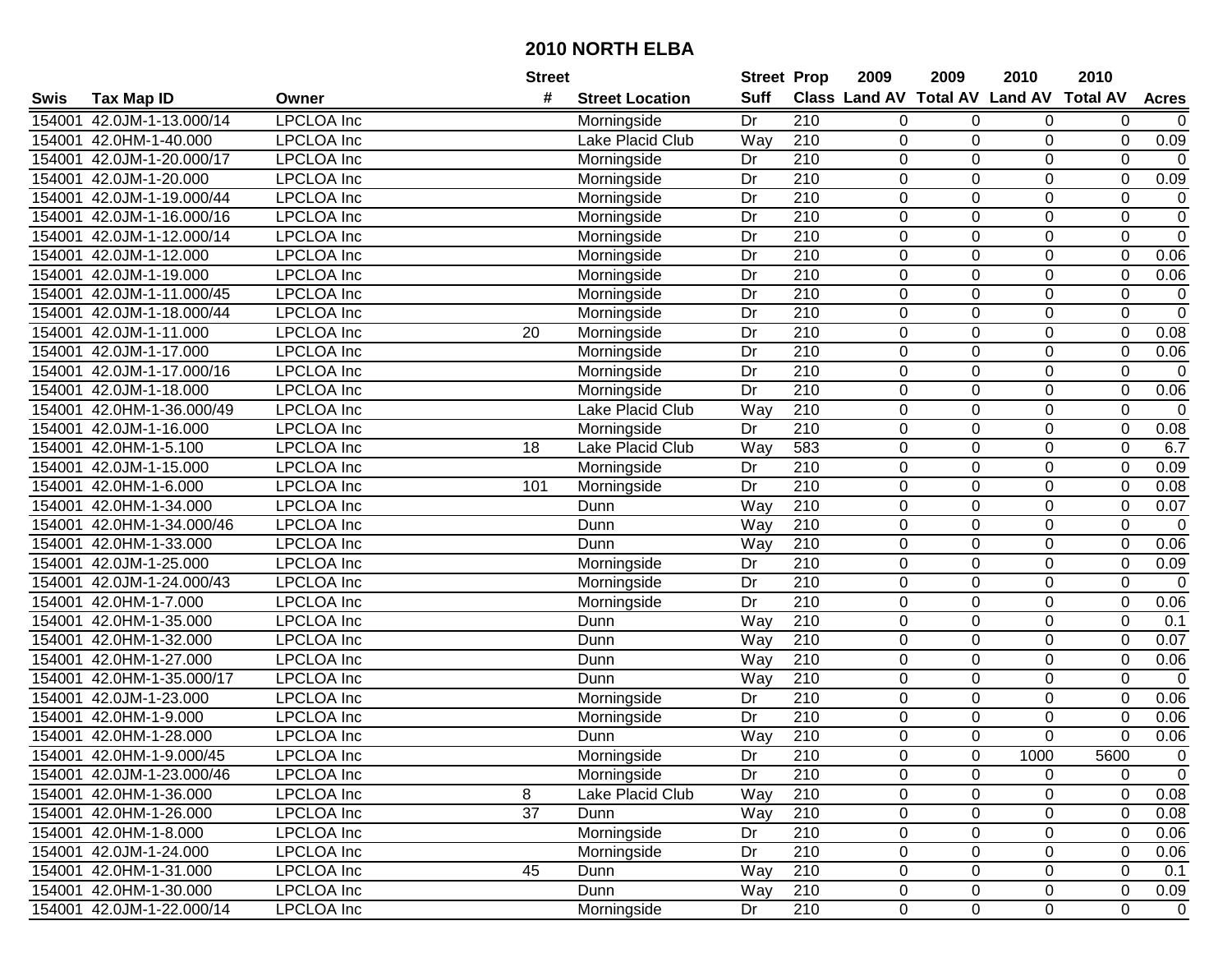# 2010 NORTH ELBA

| Swis | Tax Map ID | Owner | Street # | Street Location | Street Suff | Prop Class | 2009 Land AV | 2009 Total AV | 2010 Land AV | 2010 Total AV | Acres |
|---|---|---|---|---|---|---|---|---|---|---|---|
| 154001 | 42.0JM-1-13.000/14 | LPCLOA Inc | | Morningside | Dr | 210 | 0 | 0 | 0 | 0 | 0 |
| 154001 | 42.0HM-1-40.000 | LPCLOA Inc | | Lake Placid Club | Way | 210 | 0 | 0 | 0 | 0 | 0.09 |
| 154001 | 42.0JM-1-20.000/17 | LPCLOA Inc | | Morningside | Dr | 210 | 0 | 0 | 0 | 0 | 0 |
| 154001 | 42.0JM-1-20.000 | LPCLOA Inc | | Morningside | Dr | 210 | 0 | 0 | 0 | 0 | 0.09 |
| 154001 | 42.0JM-1-19.000/44 | LPCLOA Inc | | Morningside | Dr | 210 | 0 | 0 | 0 | 0 | 0 |
| 154001 | 42.0JM-1-16.000/16 | LPCLOA Inc | | Morningside | Dr | 210 | 0 | 0 | 0 | 0 | 0 |
| 154001 | 42.0JM-1-12.000/14 | LPCLOA Inc | | Morningside | Dr | 210 | 0 | 0 | 0 | 0 | 0 |
| 154001 | 42.0JM-1-12.000 | LPCLOA Inc | | Morningside | Dr | 210 | 0 | 0 | 0 | 0 | 0.06 |
| 154001 | 42.0JM-1-19.000 | LPCLOA Inc | | Morningside | Dr | 210 | 0 | 0 | 0 | 0 | 0.06 |
| 154001 | 42.0JM-1-11.000/45 | LPCLOA Inc | | Morningside | Dr | 210 | 0 | 0 | 0 | 0 | 0 |
| 154001 | 42.0JM-1-18.000/44 | LPCLOA Inc | | Morningside | Dr | 210 | 0 | 0 | 0 | 0 | 0 |
| 154001 | 42.0JM-1-11.000 | LPCLOA Inc | 20 | Morningside | Dr | 210 | 0 | 0 | 0 | 0 | 0.08 |
| 154001 | 42.0JM-1-17.000 | LPCLOA Inc | | Morningside | Dr | 210 | 0 | 0 | 0 | 0 | 0.06 |
| 154001 | 42.0JM-1-17.000/16 | LPCLOA Inc | | Morningside | Dr | 210 | 0 | 0 | 0 | 0 | 0 |
| 154001 | 42.0JM-1-18.000 | LPCLOA Inc | | Morningside | Dr | 210 | 0 | 0 | 0 | 0 | 0.06 |
| 154001 | 42.0HM-1-36.000/49 | LPCLOA Inc | | Lake Placid Club | Way | 210 | 0 | 0 | 0 | 0 | 0 |
| 154001 | 42.0JM-1-16.000 | LPCLOA Inc | | Morningside | Dr | 210 | 0 | 0 | 0 | 0 | 0.08 |
| 154001 | 42.0HM-1-5.100 | LPCLOA Inc | 18 | Lake Placid Club | Way | 583 | 0 | 0 | 0 | 0 | 6.7 |
| 154001 | 42.0JM-1-15.000 | LPCLOA Inc | | Morningside | Dr | 210 | 0 | 0 | 0 | 0 | 0.09 |
| 154001 | 42.0HM-1-6.000 | LPCLOA Inc | 101 | Morningside | Dr | 210 | 0 | 0 | 0 | 0 | 0.08 |
| 154001 | 42.0HM-1-34.000 | LPCLOA Inc | | Dunn | Way | 210 | 0 | 0 | 0 | 0 | 0.07 |
| 154001 | 42.0HM-1-34.000/46 | LPCLOA Inc | | Dunn | Way | 210 | 0 | 0 | 0 | 0 | 0 |
| 154001 | 42.0HM-1-33.000 | LPCLOA Inc | | Dunn | Way | 210 | 0 | 0 | 0 | 0 | 0.06 |
| 154001 | 42.0JM-1-25.000 | LPCLOA Inc | | Morningside | Dr | 210 | 0 | 0 | 0 | 0 | 0.09 |
| 154001 | 42.0JM-1-24.000/43 | LPCLOA Inc | | Morningside | Dr | 210 | 0 | 0 | 0 | 0 | 0 |
| 154001 | 42.0HM-1-7.000 | LPCLOA Inc | | Morningside | Dr | 210 | 0 | 0 | 0 | 0 | 0.06 |
| 154001 | 42.0HM-1-35.000 | LPCLOA Inc | | Dunn | Way | 210 | 0 | 0 | 0 | 0 | 0.1 |
| 154001 | 42.0HM-1-32.000 | LPCLOA Inc | | Dunn | Way | 210 | 0 | 0 | 0 | 0 | 0.07 |
| 154001 | 42.0HM-1-27.000 | LPCLOA Inc | | Dunn | Way | 210 | 0 | 0 | 0 | 0 | 0.06 |
| 154001 | 42.0HM-1-35.000/17 | LPCLOA Inc | | Dunn | Way | 210 | 0 | 0 | 0 | 0 | 0 |
| 154001 | 42.0JM-1-23.000 | LPCLOA Inc | | Morningside | Dr | 210 | 0 | 0 | 0 | 0 | 0.06 |
| 154001 | 42.0HM-1-9.000 | LPCLOA Inc | | Morningside | Dr | 210 | 0 | 0 | 0 | 0 | 0.06 |
| 154001 | 42.0HM-1-28.000 | LPCLOA Inc | | Dunn | Way | 210 | 0 | 0 | 0 | 0 | 0.06 |
| 154001 | 42.0HM-1-9.000/45 | LPCLOA Inc | | Morningside | Dr | 210 | 0 | 0 | 1000 | 5600 | 0 |
| 154001 | 42.0JM-1-23.000/46 | LPCLOA Inc | | Morningside | Dr | 210 | 0 | 0 | 0 | 0 | 0 |
| 154001 | 42.0HM-1-36.000 | LPCLOA Inc | 8 | Lake Placid Club | Way | 210 | 0 | 0 | 0 | 0 | 0.08 |
| 154001 | 42.0HM-1-26.000 | LPCLOA Inc | 37 | Dunn | Way | 210 | 0 | 0 | 0 | 0 | 0.08 |
| 154001 | 42.0HM-1-8.000 | LPCLOA Inc | | Morningside | Dr | 210 | 0 | 0 | 0 | 0 | 0.06 |
| 154001 | 42.0JM-1-24.000 | LPCLOA Inc | | Morningside | Dr | 210 | 0 | 0 | 0 | 0 | 0.06 |
| 154001 | 42.0HM-1-31.000 | LPCLOA Inc | 45 | Dunn | Way | 210 | 0 | 0 | 0 | 0 | 0.1 |
| 154001 | 42.0HM-1-30.000 | LPCLOA Inc | | Dunn | Way | 210 | 0 | 0 | 0 | 0 | 0.09 |
| 154001 | 42.0JM-1-22.000/14 | LPCLOA Inc | | Morningside | Dr | 210 | 0 | 0 | 0 | 0 | 0 |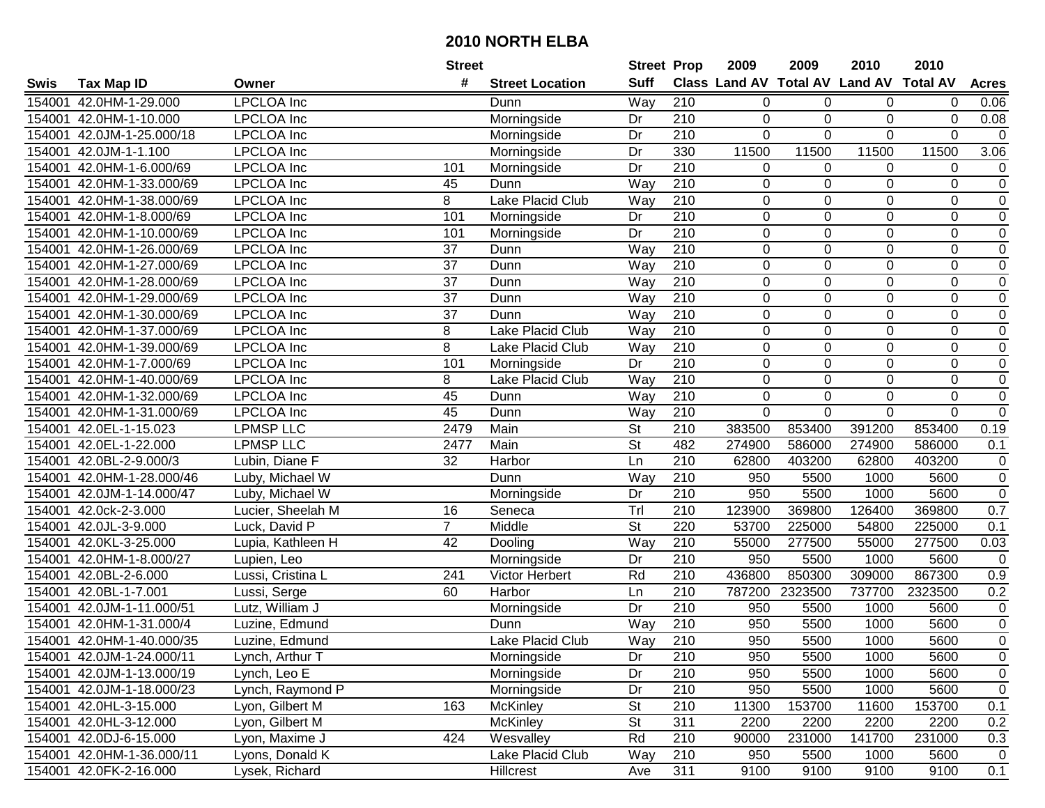# 2010 NORTH ELBA

| Swis | Tax Map ID | Owner | Street # | Street Location | Street Suff | Prop Class | 2009 Land AV | 2009 Total AV | 2010 Land AV | 2010 Total AV | Acres |
|---|---|---|---|---|---|---|---|---|---|---|---|
| 154001 | 42.0HM-1-29.000 | LPCLOA Inc | | Dunn | Way | 210 | 0 | 0 | 0 | 0 | 0.06 |
| 154001 | 42.0HM-1-10.000 | LPCLOA Inc | | Morningside | Dr | 210 | 0 | 0 | 0 | 0 | 0.08 |
| 154001 | 42.0JM-1-25.000/18 | LPCLOA Inc | | Morningside | Dr | 210 | 0 | 0 | 0 | 0 | 0 |
| 154001 | 42.0JM-1-1.100 | LPCLOA Inc | | Morningside | Dr | 330 | 11500 | 11500 | 11500 | 11500 | 3.06 |
| 154001 | 42.0HM-1-6.000/69 | LPCLOA Inc | 101 | Morningside | Dr | 210 | 0 | 0 | 0 | 0 | 0 |
| 154001 | 42.0HM-1-33.000/69 | LPCLOA Inc | 45 | Dunn | Way | 210 | 0 | 0 | 0 | 0 | 0 |
| 154001 | 42.0HM-1-38.000/69 | LPCLOA Inc | 8 | Lake Placid Club | Way | 210 | 0 | 0 | 0 | 0 | 0 |
| 154001 | 42.0HM-1-8.000/69 | LPCLOA Inc | 101 | Morningside | Dr | 210 | 0 | 0 | 0 | 0 | 0 |
| 154001 | 42.0HM-1-10.000/69 | LPCLOA Inc | 101 | Morningside | Dr | 210 | 0 | 0 | 0 | 0 | 0 |
| 154001 | 42.0HM-1-26.000/69 | LPCLOA Inc | 37 | Dunn | Way | 210 | 0 | 0 | 0 | 0 | 0 |
| 154001 | 42.0HM-1-27.000/69 | LPCLOA Inc | 37 | Dunn | Way | 210 | 0 | 0 | 0 | 0 | 0 |
| 154001 | 42.0HM-1-28.000/69 | LPCLOA Inc | 37 | Dunn | Way | 210 | 0 | 0 | 0 | 0 | 0 |
| 154001 | 42.0HM-1-29.000/69 | LPCLOA Inc | 37 | Dunn | Way | 210 | 0 | 0 | 0 | 0 | 0 |
| 154001 | 42.0HM-1-30.000/69 | LPCLOA Inc | 37 | Dunn | Way | 210 | 0 | 0 | 0 | 0 | 0 |
| 154001 | 42.0HM-1-37.000/69 | LPCLOA Inc | 8 | Lake Placid Club | Way | 210 | 0 | 0 | 0 | 0 | 0 |
| 154001 | 42.0HM-1-39.000/69 | LPCLOA Inc | 8 | Lake Placid Club | Way | 210 | 0 | 0 | 0 | 0 | 0 |
| 154001 | 42.0HM-1-7.000/69 | LPCLOA Inc | 101 | Morningside | Dr | 210 | 0 | 0 | 0 | 0 | 0 |
| 154001 | 42.0HM-1-40.000/69 | LPCLOA Inc | 8 | Lake Placid Club | Way | 210 | 0 | 0 | 0 | 0 | 0 |
| 154001 | 42.0HM-1-32.000/69 | LPCLOA Inc | 45 | Dunn | Way | 210 | 0 | 0 | 0 | 0 | 0 |
| 154001 | 42.0HM-1-31.000/69 | LPCLOA Inc | 45 | Dunn | Way | 210 | 0 | 0 | 0 | 0 | 0 |
| 154001 | 42.0EL-1-15.023 | LPMSP LLC | 2479 | Main | St | 210 | 383500 | 853400 | 391200 | 853400 | 0.19 |
| 154001 | 42.0EL-1-22.000 | LPMSP LLC | 2477 | Main | St | 482 | 274900 | 586000 | 274900 | 586000 | 0.1 |
| 154001 | 42.0BL-2-9.000/3 | Lubin, Diane F | 32 | Harbor | Ln | 210 | 62800 | 403200 | 62800 | 403200 | 0 |
| 154001 | 42.0HM-1-28.000/46 | Luby, Michael W | | Dunn | Way | 210 | 950 | 5500 | 1000 | 5600 | 0 |
| 154001 | 42.0JM-1-14.000/47 | Luby, Michael W | | Morningside | Dr | 210 | 950 | 5500 | 1000 | 5600 | 0 |
| 154001 | 42.0ck-2-3.000 | Lucier, Sheelah M | 16 | Seneca | Trl | 210 | 123900 | 369800 | 126400 | 369800 | 0.7 |
| 154001 | 42.0JL-3-9.000 | Luck, David P | 7 | Middle | St | 220 | 53700 | 225000 | 54800 | 225000 | 0.1 |
| 154001 | 42.0KL-3-25.000 | Lupia, Kathleen H | 42 | Dooling | Way | 210 | 55000 | 277500 | 55000 | 277500 | 0.03 |
| 154001 | 42.0HM-1-8.000/27 | Lupien, Leo | | Morningside | Dr | 210 | 950 | 5500 | 1000 | 5600 | 0 |
| 154001 | 42.0BL-2-6.000 | Lussi, Cristina L | 241 | Victor Herbert | Rd | 210 | 436800 | 850300 | 309000 | 867300 | 0.9 |
| 154001 | 42.0BL-1-7.001 | Lussi, Serge | 60 | Harbor | Ln | 210 | 787200 | 2323500 | 737700 | 2323500 | 0.2 |
| 154001 | 42.0JM-1-11.000/51 | Lutz, William J | | Morningside | Dr | 210 | 950 | 5500 | 1000 | 5600 | 0 |
| 154001 | 42.0HM-1-31.000/4 | Luzine, Edmund | | Dunn | Way | 210 | 950 | 5500 | 1000 | 5600 | 0 |
| 154001 | 42.0HM-1-40.000/35 | Luzine, Edmund | | Lake Placid Club | Way | 210 | 950 | 5500 | 1000 | 5600 | 0 |
| 154001 | 42.0JM-1-24.000/11 | Lynch, Arthur T | | Morningside | Dr | 210 | 950 | 5500 | 1000 | 5600 | 0 |
| 154001 | 42.0JM-1-13.000/19 | Lynch, Leo E | | Morningside | Dr | 210 | 950 | 5500 | 1000 | 5600 | 0 |
| 154001 | 42.0JM-1-18.000/23 | Lynch, Raymond P | | Morningside | Dr | 210 | 950 | 5500 | 1000 | 5600 | 0 |
| 154001 | 42.0HL-3-15.000 | Lyon, Gilbert M | 163 | McKinley | St | 210 | 11300 | 153700 | 11600 | 153700 | 0.1 |
| 154001 | 42.0HL-3-12.000 | Lyon, Gilbert M | | McKinley | St | 311 | 2200 | 2200 | 2200 | 2200 | 0.2 |
| 154001 | 42.0DJ-6-15.000 | Lyon, Maxime J | 424 | Wesvalley | Rd | 210 | 90000 | 231000 | 141700 | 231000 | 0.3 |
| 154001 | 42.0HM-1-36.000/11 | Lyons, Donald K | | Lake Placid Club | Way | 210 | 950 | 5500 | 1000 | 5600 | 0 |
| 154001 | 42.0FK-2-16.000 | Lysek, Richard | | Hillcrest | Ave | 311 | 9100 | 9100 | 9100 | 9100 | 0.1 |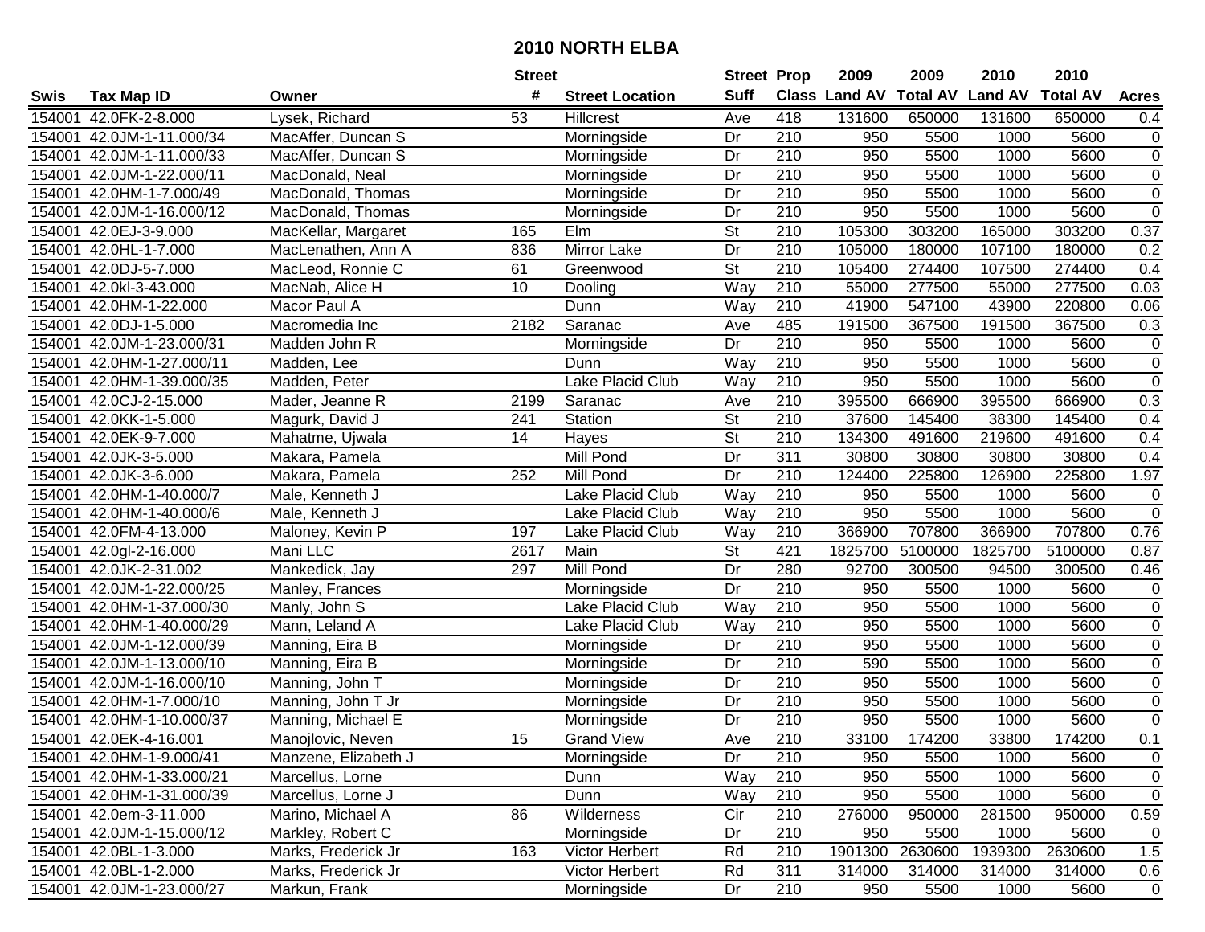# 2010 NORTH ELBA

| Swis | Tax Map ID | Owner | Street # | Street Location | Street Suff | Prop Class | 2009 Land AV | 2009 Total AV | 2010 Land AV | 2010 Total AV | Acres |
|---|---|---|---|---|---|---|---|---|---|---|---|
| 154001 | 42.0FK-2-8.000 | Lysek, Richard | 53 | Hillcrest | Ave | 418 | 131600 | 650000 | 131600 | 650000 | 0.4 |
| 154001 | 42.0JM-1-11.000/34 | MacAffer, Duncan S | | Morningside | Dr | 210 | 950 | 5500 | 1000 | 5600 | 0 |
| 154001 | 42.0JM-1-11.000/33 | MacAffer, Duncan S | | Morningside | Dr | 210 | 950 | 5500 | 1000 | 5600 | 0 |
| 154001 | 42.0JM-1-22.000/11 | MacDonald, Neal | | Morningside | Dr | 210 | 950 | 5500 | 1000 | 5600 | 0 |
| 154001 | 42.0HM-1-7.000/49 | MacDonald, Thomas | | Morningside | Dr | 210 | 950 | 5500 | 1000 | 5600 | 0 |
| 154001 | 42.0JM-1-16.000/12 | MacDonald, Thomas | | Morningside | Dr | 210 | 950 | 5500 | 1000 | 5600 | 0 |
| 154001 | 42.0EJ-3-9.000 | MacKellar, Margaret | 165 | Elm | St | 210 | 105300 | 303200 | 165000 | 303200 | 0.37 |
| 154001 | 42.0HL-1-7.000 | MacLenathen, Ann A | 836 | Mirror Lake | Dr | 210 | 105000 | 180000 | 107100 | 180000 | 0.2 |
| 154001 | 42.0DJ-5-7.000 | MacLeod, Ronnie C | 61 | Greenwood | St | 210 | 105400 | 274400 | 107500 | 274400 | 0.4 |
| 154001 | 42.0kl-3-43.000 | MacNab, Alice H | 10 | Dooling | Way | 210 | 55000 | 277500 | 55000 | 277500 | 0.03 |
| 154001 | 42.0HM-1-22.000 | Macor Paul A | | Dunn | Way | 210 | 41900 | 547100 | 43900 | 220800 | 0.06 |
| 154001 | 42.0DJ-1-5.000 | Macromedia Inc | 2182 | Saranac | Ave | 485 | 191500 | 367500 | 191500 | 367500 | 0.3 |
| 154001 | 42.0JM-1-23.000/31 | Madden John R | | Morningside | Dr | 210 | 950 | 5500 | 1000 | 5600 | 0 |
| 154001 | 42.0HM-1-27.000/11 | Madden, Lee | | Dunn | Way | 210 | 950 | 5500 | 1000 | 5600 | 0 |
| 154001 | 42.0HM-1-39.000/35 | Madden, Peter | | Lake Placid Club | Way | 210 | 950 | 5500 | 1000 | 5600 | 0 |
| 154001 | 42.0CJ-2-15.000 | Mader, Jeanne R | 2199 | Saranac | Ave | 210 | 395500 | 666900 | 395500 | 666900 | 0.3 |
| 154001 | 42.0KK-1-5.000 | Magurk, David J | 241 | Station | St | 210 | 37600 | 145400 | 38300 | 145400 | 0.4 |
| 154001 | 42.0EK-9-7.000 | Mahatme, Ujwala | 14 | Hayes | St | 210 | 134300 | 491600 | 219600 | 491600 | 0.4 |
| 154001 | 42.0JK-3-5.000 | Makara, Pamela | | Mill Pond | Dr | 311 | 30800 | 30800 | 30800 | 30800 | 0.4 |
| 154001 | 42.0JK-3-6.000 | Makara, Pamela | 252 | Mill Pond | Dr | 210 | 124400 | 225800 | 126900 | 225800 | 1.97 |
| 154001 | 42.0HM-1-40.000/7 | Male, Kenneth J | | Lake Placid Club | Way | 210 | 950 | 5500 | 1000 | 5600 | 0 |
| 154001 | 42.0HM-1-40.000/6 | Male, Kenneth J | | Lake Placid Club | Way | 210 | 950 | 5500 | 1000 | 5600 | 0 |
| 154001 | 42.0FM-4-13.000 | Maloney, Kevin P | 197 | Lake Placid Club | Way | 210 | 366900 | 707800 | 366900 | 707800 | 0.76 |
| 154001 | 42.0gl-2-16.000 | Mani LLC | 2617 | Main | St | 421 | 1825700 | 5100000 | 1825700 | 5100000 | 0.87 |
| 154001 | 42.0JK-2-31.002 | Mankedick, Jay | 297 | Mill Pond | Dr | 280 | 92700 | 300500 | 94500 | 300500 | 0.46 |
| 154001 | 42.0JM-1-22.000/25 | Manley, Frances | | Morningside | Dr | 210 | 950 | 5500 | 1000 | 5600 | 0 |
| 154001 | 42.0HM-1-37.000/30 | Manly, John S | | Lake Placid Club | Way | 210 | 950 | 5500 | 1000 | 5600 | 0 |
| 154001 | 42.0HM-1-40.000/29 | Mann, Leland A | | Lake Placid Club | Way | 210 | 950 | 5500 | 1000 | 5600 | 0 |
| 154001 | 42.0JM-1-12.000/39 | Manning, Eira B | | Morningside | Dr | 210 | 950 | 5500 | 1000 | 5600 | 0 |
| 154001 | 42.0JM-1-13.000/10 | Manning, Eira B | | Morningside | Dr | 210 | 590 | 5500 | 1000 | 5600 | 0 |
| 154001 | 42.0JM-1-16.000/10 | Manning, John T | | Morningside | Dr | 210 | 950 | 5500 | 1000 | 5600 | 0 |
| 154001 | 42.0HM-1-7.000/10 | Manning, John T Jr | | Morningside | Dr | 210 | 950 | 5500 | 1000 | 5600 | 0 |
| 154001 | 42.0HM-1-10.000/37 | Manning, Michael E | | Morningside | Dr | 210 | 950 | 5500 | 1000 | 5600 | 0 |
| 154001 | 42.0EK-4-16.001 | Manojlovic, Neven | 15 | Grand View | Ave | 210 | 33100 | 174200 | 33800 | 174200 | 0.1 |
| 154001 | 42.0HM-1-9.000/41 | Manzene, Elizabeth J | | Morningside | Dr | 210 | 950 | 5500 | 1000 | 5600 | 0 |
| 154001 | 42.0HM-1-33.000/21 | Marcellus, Lorne | | Dunn | Way | 210 | 950 | 5500 | 1000 | 5600 | 0 |
| 154001 | 42.0HM-1-31.000/39 | Marcellus, Lorne J | | Dunn | Way | 210 | 950 | 5500 | 1000 | 5600 | 0 |
| 154001 | 42.0em-3-11.000 | Marino, Michael A | 86 | Wilderness | Cir | 210 | 276000 | 950000 | 281500 | 950000 | 0.59 |
| 154001 | 42.0JM-1-15.000/12 | Markley, Robert C | | Morningside | Dr | 210 | 950 | 5500 | 1000 | 5600 | 0 |
| 154001 | 42.0BL-1-3.000 | Marks, Frederick Jr | 163 | Victor Herbert | Rd | 210 | 1901300 | 2630600 | 1939300 | 2630600 | 1.5 |
| 154001 | 42.0BL-1-2.000 | Marks, Frederick Jr | | Victor Herbert | Rd | 311 | 314000 | 314000 | 314000 | 314000 | 0.6 |
| 154001 | 42.0JM-1-23.000/27 | Markun, Frank | | Morningside | Dr | 210 | 950 | 5500 | 1000 | 5600 | 0 |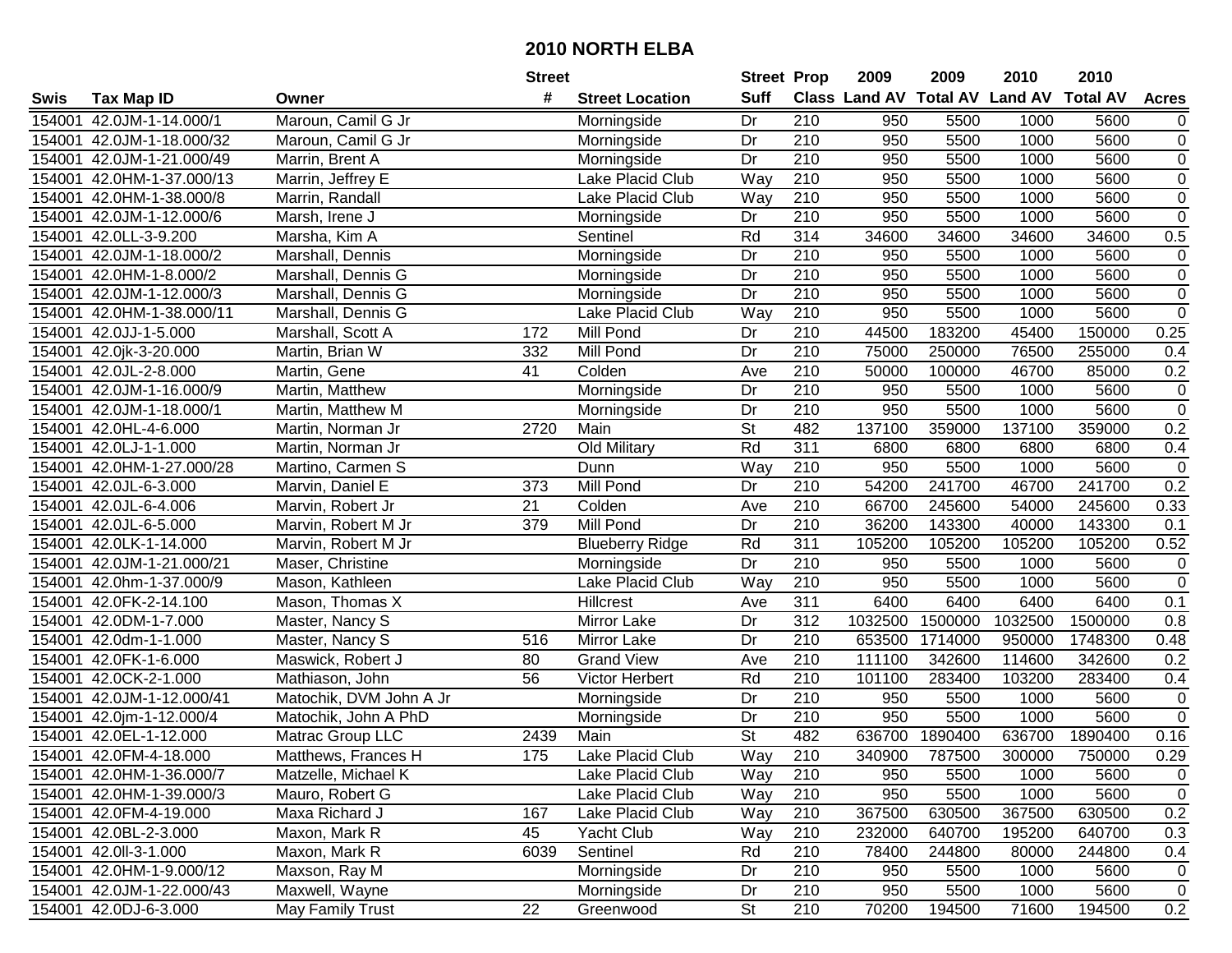# 2010 NORTH ELBA

| Swis | Tax Map ID | Owner | Street # | Street Location | Street Suff | Prop Class | 2009 Land AV | 2009 Total AV | 2010 Land AV | 2010 Total AV | Acres |
|---|---|---|---|---|---|---|---|---|---|---|---|
| 154001 | 42.0JM-1-14.000/1 | Maroun, Camil G Jr | | Morningside | Dr | 210 | 950 | 5500 | 1000 | 5600 | 0 |
| 154001 | 42.0JM-1-18.000/32 | Maroun, Camil G Jr | | Morningside | Dr | 210 | 950 | 5500 | 1000 | 5600 | 0 |
| 154001 | 42.0JM-1-21.000/49 | Marrin, Brent A | | Morningside | Dr | 210 | 950 | 5500 | 1000 | 5600 | 0 |
| 154001 | 42.0HM-1-37.000/13 | Marrin, Jeffrey E | | Lake Placid Club | Way | 210 | 950 | 5500 | 1000 | 5600 | 0 |
| 154001 | 42.0HM-1-38.000/8 | Marrin, Randall | | Lake Placid Club | Way | 210 | 950 | 5500 | 1000 | 5600 | 0 |
| 154001 | 42.0JM-1-12.000/6 | Marsh, Irene J | | Morningside | Dr | 210 | 950 | 5500 | 1000 | 5600 | 0 |
| 154001 | 42.0LL-3-9.200 | Marsha, Kim A | | Sentinel | Rd | 314 | 34600 | 34600 | 34600 | 34600 | 0.5 |
| 154001 | 42.0JM-1-18.000/2 | Marshall, Dennis | | Morningside | Dr | 210 | 950 | 5500 | 1000 | 5600 | 0 |
| 154001 | 42.0HM-1-8.000/2 | Marshall, Dennis G | | Morningside | Dr | 210 | 950 | 5500 | 1000 | 5600 | 0 |
| 154001 | 42.0JM-1-12.000/3 | Marshall, Dennis G | | Morningside | Dr | 210 | 950 | 5500 | 1000 | 5600 | 0 |
| 154001 | 42.0HM-1-38.000/11 | Marshall, Dennis G | | Lake Placid Club | Way | 210 | 950 | 5500 | 1000 | 5600 | 0 |
| 154001 | 42.0JJ-1-5.000 | Marshall, Scott A | 172 | Mill Pond | Dr | 210 | 44500 | 183200 | 45400 | 150000 | 0.25 |
| 154001 | 42.0jk-3-20.000 | Martin, Brian W | 332 | Mill Pond | Dr | 210 | 75000 | 250000 | 76500 | 255000 | 0.4 |
| 154001 | 42.0JL-2-8.000 | Martin, Gene | 41 | Colden | Ave | 210 | 50000 | 100000 | 46700 | 85000 | 0.2 |
| 154001 | 42.0JM-1-16.000/9 | Martin, Matthew | | Morningside | Dr | 210 | 950 | 5500 | 1000 | 5600 | 0 |
| 154001 | 42.0JM-1-18.000/1 | Martin, Matthew M | | Morningside | Dr | 210 | 950 | 5500 | 1000 | 5600 | 0 |
| 154001 | 42.0HL-4-6.000 | Martin, Norman Jr | 2720 | Main | St | 482 | 137100 | 359000 | 137100 | 359000 | 0.2 |
| 154001 | 42.0LJ-1-1.000 | Martin, Norman Jr | | Old Military | Rd | 311 | 6800 | 6800 | 6800 | 6800 | 0.4 |
| 154001 | 42.0HM-1-27.000/28 | Martino, Carmen S | | Dunn | Way | 210 | 950 | 5500 | 1000 | 5600 | 0 |
| 154001 | 42.0JL-6-3.000 | Marvin, Daniel E | 373 | Mill Pond | Dr | 210 | 54200 | 241700 | 46700 | 241700 | 0.2 |
| 154001 | 42.0JL-6-4.006 | Marvin, Robert Jr | 21 | Colden | Ave | 210 | 66700 | 245600 | 54000 | 245600 | 0.33 |
| 154001 | 42.0JL-6-5.000 | Marvin, Robert M Jr | 379 | Mill Pond | Dr | 210 | 36200 | 143300 | 40000 | 143300 | 0.1 |
| 154001 | 42.0LK-1-14.000 | Marvin, Robert M Jr | | Blueberry Ridge | Rd | 311 | 105200 | 105200 | 105200 | 105200 | 0.52 |
| 154001 | 42.0JM-1-21.000/21 | Maser, Christine | | Morningside | Dr | 210 | 950 | 5500 | 1000 | 5600 | 0 |
| 154001 | 42.0hm-1-37.000/9 | Mason, Kathleen | | Lake Placid Club | Way | 210 | 950 | 5500 | 1000 | 5600 | 0 |
| 154001 | 42.0FK-2-14.100 | Mason, Thomas X | | Hillcrest | Ave | 311 | 6400 | 6400 | 6400 | 6400 | 0.1 |
| 154001 | 42.0DM-1-7.000 | Master, Nancy S | | Mirror Lake | Dr | 312 | 1032500 | 1500000 | 1032500 | 1500000 | 0.8 |
| 154001 | 42.0dm-1-1.000 | Master, Nancy S | 516 | Mirror Lake | Dr | 210 | 653500 | 1714000 | 950000 | 1748300 | 0.48 |
| 154001 | 42.0FK-1-6.000 | Maswick, Robert J | 80 | Grand View | Ave | 210 | 111100 | 342600 | 114600 | 342600 | 0.2 |
| 154001 | 42.0CK-2-1.000 | Mathiason, John | 56 | Victor Herbert | Rd | 210 | 101100 | 283400 | 103200 | 283400 | 0.4 |
| 154001 | 42.0JM-1-12.000/41 | Matochik, DVM John A Jr | | Morningside | Dr | 210 | 950 | 5500 | 1000 | 5600 | 0 |
| 154001 | 42.0jm-1-12.000/4 | Matochik, John A PhD | | Morningside | Dr | 210 | 950 | 5500 | 1000 | 5600 | 0 |
| 154001 | 42.0EL-1-12.000 | Matrac Group LLC | 2439 | Main | St | 482 | 636700 | 1890400 | 636700 | 1890400 | 0.16 |
| 154001 | 42.0FM-4-18.000 | Matthews, Frances H | 175 | Lake Placid Club | Way | 210 | 340900 | 787500 | 300000 | 750000 | 0.29 |
| 154001 | 42.0HM-1-36.000/7 | Matzelle, Michael K | | Lake Placid Club | Way | 210 | 950 | 5500 | 1000 | 5600 | 0 |
| 154001 | 42.0HM-1-39.000/3 | Mauro, Robert G | | Lake Placid Club | Way | 210 | 950 | 5500 | 1000 | 5600 | 0 |
| 154001 | 42.0FM-4-19.000 | Maxa Richard J | 167 | Lake Placid Club | Way | 210 | 367500 | 630500 | 367500 | 630500 | 0.2 |
| 154001 | 42.0BL-2-3.000 | Maxon, Mark R | 45 | Yacht Club | Way | 210 | 232000 | 640700 | 195200 | 640700 | 0.3 |
| 154001 | 42.0ll-3-1.000 | Maxon, Mark R | 6039 | Sentinel | Rd | 210 | 78400 | 244800 | 80000 | 244800 | 0.4 |
| 154001 | 42.0HM-1-9.000/12 | Maxson, Ray M | | Morningside | Dr | 210 | 950 | 5500 | 1000 | 5600 | 0 |
| 154001 | 42.0JM-1-22.000/43 | Maxwell, Wayne | | Morningside | Dr | 210 | 950 | 5500 | 1000 | 5600 | 0 |
| 154001 | 42.0DJ-6-3.000 | May Family Trust | 22 | Greenwood | St | 210 | 70200 | 194500 | 71600 | 194500 | 0.2 |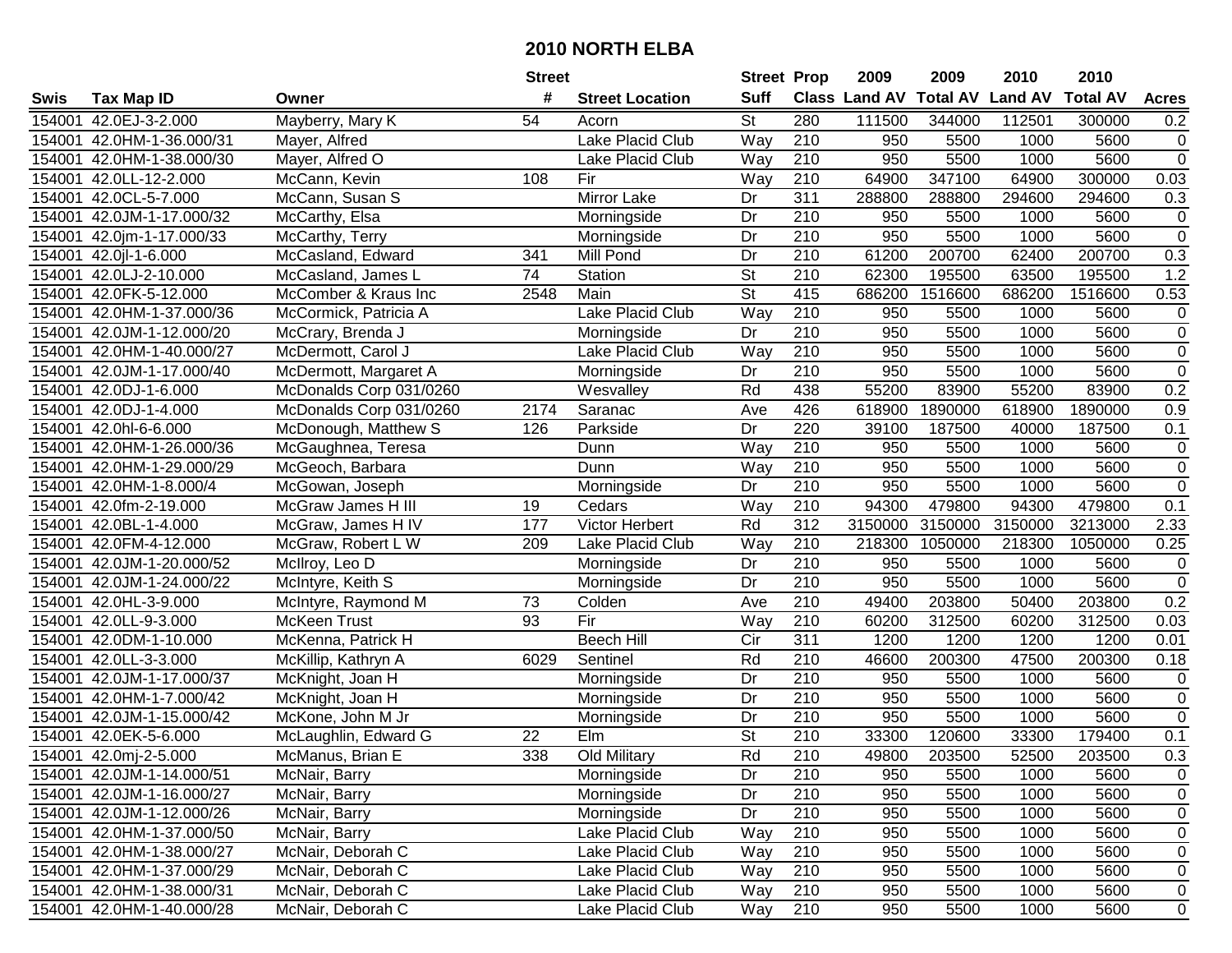# 2010 NORTH ELBA

| Swis | Tax Map ID | Owner | Street # | Street Location | Street Suff | Prop Class | 2009 Land AV | 2009 Total AV | 2010 Land AV | 2010 Total AV | Acres |
|---|---|---|---|---|---|---|---|---|---|---|---|
| 154001 | 42.0EJ-3-2.000 | Mayberry, Mary K | 54 | Acorn | St | 280 | 111500 | 344000 | 112501 | 300000 | 0.2 |
| 154001 | 42.0HM-1-36.000/31 | Mayer, Alfred | | Lake Placid Club | Way | 210 | 950 | 5500 | 1000 | 5600 | 0 |
| 154001 | 42.0HM-1-38.000/30 | Mayer, Alfred O | | Lake Placid Club | Way | 210 | 950 | 5500 | 1000 | 5600 | 0 |
| 154001 | 42.0LL-12-2.000 | McCann, Kevin | 108 | Fir | Way | 210 | 64900 | 347100 | 64900 | 300000 | 0.03 |
| 154001 | 42.0CL-5-7.000 | McCann, Susan S | | Mirror Lake | Dr | 311 | 288800 | 288800 | 294600 | 294600 | 0.3 |
| 154001 | 42.0JM-1-17.000/32 | McCarthy, Elsa | | Morningside | Dr | 210 | 950 | 5500 | 1000 | 5600 | 0 |
| 154001 | 42.0jm-1-17.000/33 | McCarthy, Terry | | Morningside | Dr | 210 | 950 | 5500 | 1000 | 5600 | 0 |
| 154001 | 42.0jl-1-6.000 | McCasland, Edward | 341 | Mill Pond | Dr | 210 | 61200 | 200700 | 62400 | 200700 | 0.3 |
| 154001 | 42.0LJ-2-10.000 | McCasland, James L | 74 | Station | St | 210 | 62300 | 195500 | 63500 | 195500 | 1.2 |
| 154001 | 42.0FK-5-12.000 | McComber & Kraus Inc | 2548 | Main | St | 415 | 686200 | 1516600 | 686200 | 1516600 | 0.53 |
| 154001 | 42.0HM-1-37.000/36 | McCormick, Patricia A | | Lake Placid Club | Way | 210 | 950 | 5500 | 1000 | 5600 | 0 |
| 154001 | 42.0JM-1-12.000/20 | McCrary, Brenda J | | Morningside | Dr | 210 | 950 | 5500 | 1000 | 5600 | 0 |
| 154001 | 42.0HM-1-40.000/27 | McDermott, Carol J | | Lake Placid Club | Way | 210 | 950 | 5500 | 1000 | 5600 | 0 |
| 154001 | 42.0JM-1-17.000/40 | McDermott, Margaret A | | Morningside | Dr | 210 | 950 | 5500 | 1000 | 5600 | 0 |
| 154001 | 42.0DJ-1-6.000 | McDonalds Corp 031/0260 | | Wesvalley | Rd | 438 | 55200 | 83900 | 55200 | 83900 | 0.2 |
| 154001 | 42.0DJ-1-4.000 | McDonalds Corp 031/0260 | 2174 | Saranac | Ave | 426 | 618900 | 1890000 | 618900 | 1890000 | 0.9 |
| 154001 | 42.0hl-6-6.000 | McDonough, Matthew S | 126 | Parkside | Dr | 220 | 39100 | 187500 | 40000 | 187500 | 0.1 |
| 154001 | 42.0HM-1-26.000/36 | McGaughnea, Teresa | | Dunn | Way | 210 | 950 | 5500 | 1000 | 5600 | 0 |
| 154001 | 42.0HM-1-29.000/29 | McGeoch, Barbara | | Dunn | Way | 210 | 950 | 5500 | 1000 | 5600 | 0 |
| 154001 | 42.0HM-1-8.000/4 | McGowan, Joseph | | Morningside | Dr | 210 | 950 | 5500 | 1000 | 5600 | 0 |
| 154001 | 42.0fm-2-19.000 | McGraw James H III | 19 | Cedars | Way | 210 | 94300 | 479800 | 94300 | 479800 | 0.1 |
| 154001 | 42.0BL-1-4.000 | McGraw, James H IV | 177 | Victor Herbert | Rd | 312 | 3150000 | 3150000 | 3150000 | 3213000 | 2.33 |
| 154001 | 42.0FM-4-12.000 | McGraw, Robert L W | 209 | Lake Placid Club | Way | 210 | 218300 | 1050000 | 218300 | 1050000 | 0.25 |
| 154001 | 42.0JM-1-20.000/52 | McIlroy, Leo D | | Morningside | Dr | 210 | 950 | 5500 | 1000 | 5600 | 0 |
| 154001 | 42.0JM-1-24.000/22 | McIntyre, Keith S | | Morningside | Dr | 210 | 950 | 5500 | 1000 | 5600 | 0 |
| 154001 | 42.0HL-3-9.000 | McIntyre, Raymond M | 73 | Colden | Ave | 210 | 49400 | 203800 | 50400 | 203800 | 0.2 |
| 154001 | 42.0LL-9-3.000 | McKeen Trust | 93 | Fir | Way | 210 | 60200 | 312500 | 60200 | 312500 | 0.03 |
| 154001 | 42.0DM-1-10.000 | McKenna, Patrick H | | Beech Hill | Cir | 311 | 1200 | 1200 | 1200 | 1200 | 0.01 |
| 154001 | 42.0LL-3-3.000 | McKillip, Kathryn A | 6029 | Sentinel | Rd | 210 | 46600 | 200300 | 47500 | 200300 | 0.18 |
| 154001 | 42.0JM-1-17.000/37 | McKnight, Joan H | | Morningside | Dr | 210 | 950 | 5500 | 1000 | 5600 | 0 |
| 154001 | 42.0HM-1-7.000/42 | McKnight, Joan H | | Morningside | Dr | 210 | 950 | 5500 | 1000 | 5600 | 0 |
| 154001 | 42.0JM-1-15.000/42 | McKone, John M Jr | | Morningside | Dr | 210 | 950 | 5500 | 1000 | 5600 | 0 |
| 154001 | 42.0EK-5-6.000 | McLaughlin, Edward G | 22 | Elm | St | 210 | 33300 | 120600 | 33300 | 179400 | 0.1 |
| 154001 | 42.0mj-2-5.000 | McManus, Brian E | 338 | Old Military | Rd | 210 | 49800 | 203500 | 52500 | 203500 | 0.3 |
| 154001 | 42.0JM-1-14.000/51 | McNair, Barry | | Morningside | Dr | 210 | 950 | 5500 | 1000 | 5600 | 0 |
| 154001 | 42.0JM-1-16.000/27 | McNair, Barry | | Morningside | Dr | 210 | 950 | 5500 | 1000 | 5600 | 0 |
| 154001 | 42.0JM-1-12.000/26 | McNair, Barry | | Morningside | Dr | 210 | 950 | 5500 | 1000 | 5600 | 0 |
| 154001 | 42.0HM-1-37.000/50 | McNair, Barry | | Lake Placid Club | Way | 210 | 950 | 5500 | 1000 | 5600 | 0 |
| 154001 | 42.0HM-1-38.000/27 | McNair, Deborah C | | Lake Placid Club | Way | 210 | 950 | 5500 | 1000 | 5600 | 0 |
| 154001 | 42.0HM-1-37.000/29 | McNair, Deborah C | | Lake Placid Club | Way | 210 | 950 | 5500 | 1000 | 5600 | 0 |
| 154001 | 42.0HM-1-38.000/31 | McNair, Deborah C | | Lake Placid Club | Way | 210 | 950 | 5500 | 1000 | 5600 | 0 |
| 154001 | 42.0HM-1-40.000/28 | McNair, Deborah C | | Lake Placid Club | Way | 210 | 950 | 5500 | 1000 | 5600 | 0 |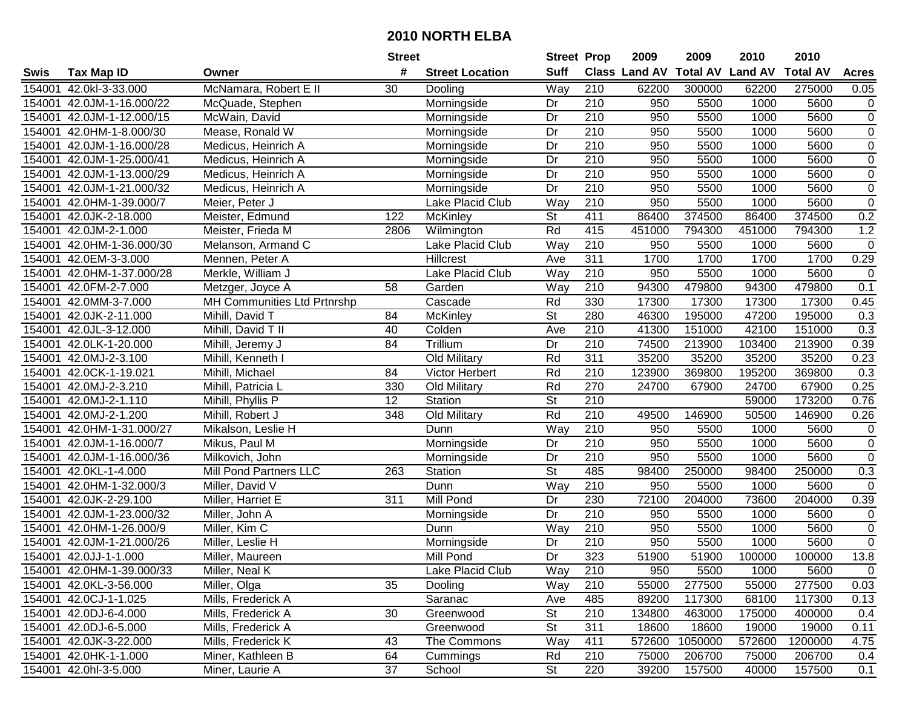# 2010 NORTH ELBA

| Swis | Tax Map ID | Owner | Street # | Street Location | Street Suff | Prop Class | 2009 Land AV | 2009 Total AV | 2010 Land AV | 2010 Total AV | Acres |
|---|---|---|---|---|---|---|---|---|---|---|---|
| 154001 | 42.0kl-3-33.000 | McNamara, Robert E II | 30 | Dooling | Way | 210 | 62200 | 300000 | 62200 | 275000 | 0.05 |
| 154001 | 42.0JM-1-16.000/22 | McQuade, Stephen | | Morningside | Dr | 210 | 950 | 5500 | 1000 | 5600 | 0 |
| 154001 | 42.0JM-1-12.000/15 | McWain, David | | Morningside | Dr | 210 | 950 | 5500 | 1000 | 5600 | 0 |
| 154001 | 42.0HM-1-8.000/30 | Mease, Ronald W | | Morningside | Dr | 210 | 950 | 5500 | 1000 | 5600 | 0 |
| 154001 | 42.0JM-1-16.000/28 | Medicus, Heinrich A | | Morningside | Dr | 210 | 950 | 5500 | 1000 | 5600 | 0 |
| 154001 | 42.0JM-1-25.000/41 | Medicus, Heinrich A | | Morningside | Dr | 210 | 950 | 5500 | 1000 | 5600 | 0 |
| 154001 | 42.0JM-1-13.000/29 | Medicus, Heinrich A | | Morningside | Dr | 210 | 950 | 5500 | 1000 | 5600 | 0 |
| 154001 | 42.0JM-1-21.000/32 | Medicus, Heinrich A | | Morningside | Dr | 210 | 950 | 5500 | 1000 | 5600 | 0 |
| 154001 | 42.0HM-1-39.000/7 | Meier, Peter J | | Lake Placid Club | Way | 210 | 950 | 5500 | 1000 | 5600 | 0 |
| 154001 | 42.0JK-2-18.000 | Meister, Edmund | 122 | McKinley | St | 411 | 86400 | 374500 | 86400 | 374500 | 0.2 |
| 154001 | 42.0JM-2-1.000 | Meister, Frieda M | 2806 | Wilmington | Rd | 415 | 451000 | 794300 | 451000 | 794300 | 1.2 |
| 154001 | 42.0HM-1-36.000/30 | Melanson, Armand C | | Lake Placid Club | Way | 210 | 950 | 5500 | 1000 | 5600 | 0 |
| 154001 | 42.0EM-3-3.000 | Mennen, Peter A | | Hillcrest | Ave | 311 | 1700 | 1700 | 1700 | 1700 | 0.29 |
| 154001 | 42.0HM-1-37.000/28 | Merkle, William J | | Lake Placid Club | Way | 210 | 950 | 5500 | 1000 | 5600 | 0 |
| 154001 | 42.0FM-2-7.000 | Metzger, Joyce A | 58 | Garden | Way | 210 | 94300 | 479800 | 94300 | 479800 | 0.1 |
| 154001 | 42.0MM-3-7.000 | MH Communities Ltd Prtnrshp | | Cascade | Rd | 330 | 17300 | 17300 | 17300 | 17300 | 0.45 |
| 154001 | 42.0JK-2-11.000 | Mihill, David T | 84 | McKinley | St | 280 | 46300 | 195000 | 47200 | 195000 | 0.3 |
| 154001 | 42.0JL-3-12.000 | Mihill, David T II | 40 | Colden | Ave | 210 | 41300 | 151000 | 42100 | 151000 | 0.3 |
| 154001 | 42.0LK-1-20.000 | Mihill, Jeremy J | 84 | Trillium | Dr | 210 | 74500 | 213900 | 103400 | 213900 | 0.39 |
| 154001 | 42.0MJ-2-3.100 | Mihill, Kenneth I | | Old Military | Rd | 311 | 35200 | 35200 | 35200 | 35200 | 0.23 |
| 154001 | 42.0CK-1-19.021 | Mihill, Michael | 84 | Victor Herbert | Rd | 210 | 123900 | 369800 | 195200 | 369800 | 0.3 |
| 154001 | 42.0MJ-2-3.210 | Mihill, Patricia L | 330 | Old Military | Rd | 270 | 24700 | 67900 | 24700 | 67900 | 0.25 |
| 154001 | 42.0MJ-2-1.110 | Mihill, Phyllis P | 12 | Station | St | 210 | | | 59000 | 173200 | 0.76 |
| 154001 | 42.0MJ-2-1.200 | Mihill, Robert J | 348 | Old Military | Rd | 210 | 49500 | 146900 | 50500 | 146900 | 0.26 |
| 154001 | 42.0HM-1-31.000/27 | Mikalson, Leslie H | | Dunn | Way | 210 | 950 | 5500 | 1000 | 5600 | 0 |
| 154001 | 42.0JM-1-16.000/7 | Mikus, Paul M | | Morningside | Dr | 210 | 950 | 5500 | 1000 | 5600 | 0 |
| 154001 | 42.0JM-1-16.000/36 | Milkovich, John | | Morningside | Dr | 210 | 950 | 5500 | 1000 | 5600 | 0 |
| 154001 | 42.0KL-1-4.000 | Mill Pond Partners LLC | 263 | Station | St | 485 | 98400 | 250000 | 98400 | 250000 | 0.3 |
| 154001 | 42.0HM-1-32.000/3 | Miller, David V | | Dunn | Way | 210 | 950 | 5500 | 1000 | 5600 | 0 |
| 154001 | 42.0JK-2-29.100 | Miller, Harriet E | 311 | Mill Pond | Dr | 230 | 72100 | 204000 | 73600 | 204000 | 0.39 |
| 154001 | 42.0JM-1-23.000/32 | Miller, John A | | Morningside | Dr | 210 | 950 | 5500 | 1000 | 5600 | 0 |
| 154001 | 42.0HM-1-26.000/9 | Miller, Kim C | | Dunn | Way | 210 | 950 | 5500 | 1000 | 5600 | 0 |
| 154001 | 42.0JM-1-21.000/26 | Miller, Leslie H | | Morningside | Dr | 210 | 950 | 5500 | 1000 | 5600 | 0 |
| 154001 | 42.0JJ-1-1.000 | Miller, Maureen | | Mill Pond | Dr | 323 | 51900 | 51900 | 100000 | 100000 | 13.8 |
| 154001 | 42.0HM-1-39.000/33 | Miller, Neal K | | Lake Placid Club | Way | 210 | 950 | 5500 | 1000 | 5600 | 0 |
| 154001 | 42.0KL-3-56.000 | Miller, Olga | 35 | Dooling | Way | 210 | 55000 | 277500 | 55000 | 277500 | 0.03 |
| 154001 | 42.0CJ-1-1.025 | Mills, Frederick A | | Saranac | Ave | 485 | 89200 | 117300 | 68100 | 117300 | 0.13 |
| 154001 | 42.0DJ-6-4.000 | Mills, Frederick A | 30 | Greenwood | St | 210 | 134800 | 463000 | 175000 | 400000 | 0.4 |
| 154001 | 42.0DJ-6-5.000 | Mills, Frederick A | | Greenwood | St | 311 | 18600 | 18600 | 19000 | 19000 | 0.11 |
| 154001 | 42.0JK-3-22.000 | Mills, Frederick K | 43 | The Commons | Way | 411 | 572600 | 1050000 | 572600 | 1200000 | 4.75 |
| 154001 | 42.0HK-1-1.000 | Miner, Kathleen B | 64 | Cummings | Rd | 210 | 75000 | 206700 | 75000 | 206700 | 0.4 |
| 154001 | 42.0hl-3-5.000 | Miner, Laurie A | 37 | School | St | 220 | 39200 | 157500 | 40000 | 157500 | 0.1 |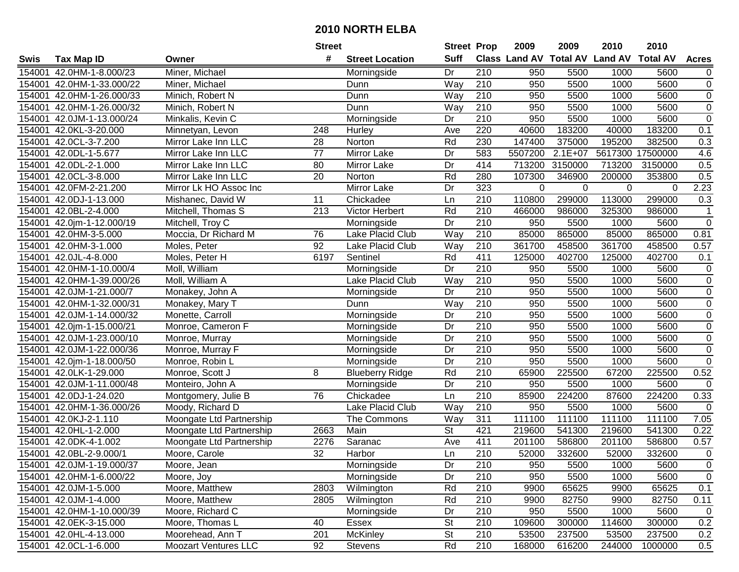# 2010 NORTH ELBA

| Swis | Tax Map ID | Owner | Street # | Street Location | Street Suff | Prop Class | 2009 Land AV | 2009 Total AV | 2010 Land AV | 2010 Total AV | Acres |
|---|---|---|---|---|---|---|---|---|---|---|---|
| 154001 | 42.0HM-1-8.000/23 | Miner, Michael | | Morningside | Dr | 210 | 950 | 5500 | 1000 | 5600 | 0 |
| 154001 | 42.0HM-1-33.000/22 | Miner, Michael | | Dunn | Way | 210 | 950 | 5500 | 1000 | 5600 | 0 |
| 154001 | 42.0HM-1-26.000/33 | Minich, Robert N | | Dunn | Way | 210 | 950 | 5500 | 1000 | 5600 | 0 |
| 154001 | 42.0HM-1-26.000/32 | Minich, Robert N | | Dunn | Way | 210 | 950 | 5500 | 1000 | 5600 | 0 |
| 154001 | 42.0JM-1-13.000/24 | Minkalis, Kevin C | | Morningside | Dr | 210 | 950 | 5500 | 1000 | 5600 | 0 |
| 154001 | 42.0KL-3-20.000 | Minnetyan, Levon | 248 | Hurley | Ave | 220 | 40600 | 183200 | 40000 | 183200 | 0.1 |
| 154001 | 42.0CL-3-7.200 | Mirror Lake Inn LLC | 28 | Norton | Rd | 230 | 147400 | 375000 | 195200 | 382500 | 0.3 |
| 154001 | 42.0DL-1-5.677 | Mirror Lake Inn LLC | 77 | Mirror Lake | Dr | 583 | 5507200 | 2.1E+07 | 5617300 | 17500000 | 4.6 |
| 154001 | 42.0DL-2-1.000 | Mirror Lake Inn LLC | 80 | Mirror Lake | Dr | 414 | 713200 | 3150000 | 713200 | 3150000 | 0.5 |
| 154001 | 42.0CL-3-8.000 | Mirror Lake Inn LLC | 20 | Norton | Rd | 280 | 107300 | 346900 | 200000 | 353800 | 0.5 |
| 154001 | 42.0FM-2-21.200 | Mirror Lk HO Assoc Inc | | Mirror Lake | Dr | 323 | 0 | 0 | 0 | 0 | 2.23 |
| 154001 | 42.0DJ-1-13.000 | Mishanec, David W | 11 | Chickadee | Ln | 210 | 110800 | 299000 | 113000 | 299000 | 0.3 |
| 154001 | 42.0BL-2-4.000 | Mitchell, Thomas S | 213 | Victor Herbert | Rd | 210 | 466000 | 986000 | 325300 | 986000 | 1 |
| 154001 | 42.0jm-1-12.000/19 | Mitchell, Troy C | | Morningside | Dr | 210 | 950 | 5500 | 1000 | 5600 | 0 |
| 154001 | 42.0HM-3-5.000 | Moccia, Dr Richard M | 76 | Lake Placid Club | Way | 210 | 85000 | 865000 | 85000 | 865000 | 0.81 |
| 154001 | 42.0HM-3-1.000 | Moles, Peter | 92 | Lake Placid Club | Way | 210 | 361700 | 458500 | 361700 | 458500 | 0.57 |
| 154001 | 42.0JL-4-8.000 | Moles, Peter H | 6197 | Sentinel | Rd | 411 | 125000 | 402700 | 125000 | 402700 | 0.1 |
| 154001 | 42.0HM-1-10.000/4 | Moll, William | | Morningside | Dr | 210 | 950 | 5500 | 1000 | 5600 | 0 |
| 154001 | 42.0HM-1-39.000/26 | Moll, William A | | Lake Placid Club | Way | 210 | 950 | 5500 | 1000 | 5600 | 0 |
| 154001 | 42.0JM-1-21.000/7 | Monakey, John A | | Morningside | Dr | 210 | 950 | 5500 | 1000 | 5600 | 0 |
| 154001 | 42.0HM-1-32.000/31 | Monakey, Mary T | | Dunn | Way | 210 | 950 | 5500 | 1000 | 5600 | 0 |
| 154001 | 42.0JM-1-14.000/32 | Monette, Carroll | | Morningside | Dr | 210 | 950 | 5500 | 1000 | 5600 | 0 |
| 154001 | 42.0jm-1-15.000/21 | Monroe, Cameron F | | Morningside | Dr | 210 | 950 | 5500 | 1000 | 5600 | 0 |
| 154001 | 42.0JM-1-23.000/10 | Monroe, Murray | | Morningside | Dr | 210 | 950 | 5500 | 1000 | 5600 | 0 |
| 154001 | 42.0JM-1-22.000/36 | Monroe, Murray F | | Morningside | Dr | 210 | 950 | 5500 | 1000 | 5600 | 0 |
| 154001 | 42.0jm-1-18.000/50 | Monroe, Robin L | | Morningside | Dr | 210 | 950 | 5500 | 1000 | 5600 | 0 |
| 154001 | 42.0LK-1-29.000 | Monroe, Scott J | 8 | Blueberry Ridge | Rd | 210 | 65900 | 225500 | 67200 | 225500 | 0.52 |
| 154001 | 42.0JM-1-11.000/48 | Monteiro, John A | | Morningside | Dr | 210 | 950 | 5500 | 1000 | 5600 | 0 |
| 154001 | 42.0DJ-1-24.020 | Montgomery, Julie B | 76 | Chickadee | Ln | 210 | 85900 | 224200 | 87600 | 224200 | 0.33 |
| 154001 | 42.0HM-1-36.000/26 | Moody, Richard D | | Lake Placid Club | Way | 210 | 950 | 5500 | 1000 | 5600 | 0 |
| 154001 | 42.0KJ-2-1.110 | Moongate Ltd Partnership | | The Commons | Way | 311 | 111100 | 111100 | 111100 | 111100 | 7.05 |
| 154001 | 42.0HL-1-2.000 | Moongate Ltd Partnership | 2663 | Main | St | 421 | 219600 | 541300 | 219600 | 541300 | 0.22 |
| 154001 | 42.0DK-4-1.002 | Moongate Ltd Partnership | 2276 | Saranac | Ave | 411 | 201100 | 586800 | 201100 | 586800 | 0.57 |
| 154001 | 42.0BL-2-9.000/1 | Moore, Carole | 32 | Harbor | Ln | 210 | 52000 | 332600 | 52000 | 332600 | 0 |
| 154001 | 42.0JM-1-19.000/37 | Moore, Jean | | Morningside | Dr | 210 | 950 | 5500 | 1000 | 5600 | 0 |
| 154001 | 42.0HM-1-6.000/22 | Moore, Joy | | Morningside | Dr | 210 | 950 | 5500 | 1000 | 5600 | 0 |
| 154001 | 42.0JM-1-5.000 | Moore, Matthew | 2803 | Wilmington | Rd | 210 | 9900 | 65625 | 9900 | 65625 | 0.1 |
| 154001 | 42.0JM-1-4.000 | Moore, Matthew | 2805 | Wilmington | Rd | 210 | 9900 | 82750 | 9900 | 82750 | 0.11 |
| 154001 | 42.0HM-1-10.000/39 | Moore, Richard C | | Morningside | Dr | 210 | 950 | 5500 | 1000 | 5600 | 0 |
| 154001 | 42.0EK-3-15.000 | Moore, Thomas L | 40 | Essex | St | 210 | 109600 | 300000 | 114600 | 300000 | 0.2 |
| 154001 | 42.0HL-4-13.000 | Moorehead, Ann T | 201 | McKinley | St | 210 | 53500 | 237500 | 53500 | 237500 | 0.2 |
| 154001 | 42.0CL-1-6.000 | Moozart Ventures LLC | 92 | Stevens | Rd | 210 | 168000 | 616200 | 244000 | 1000000 | 0.5 |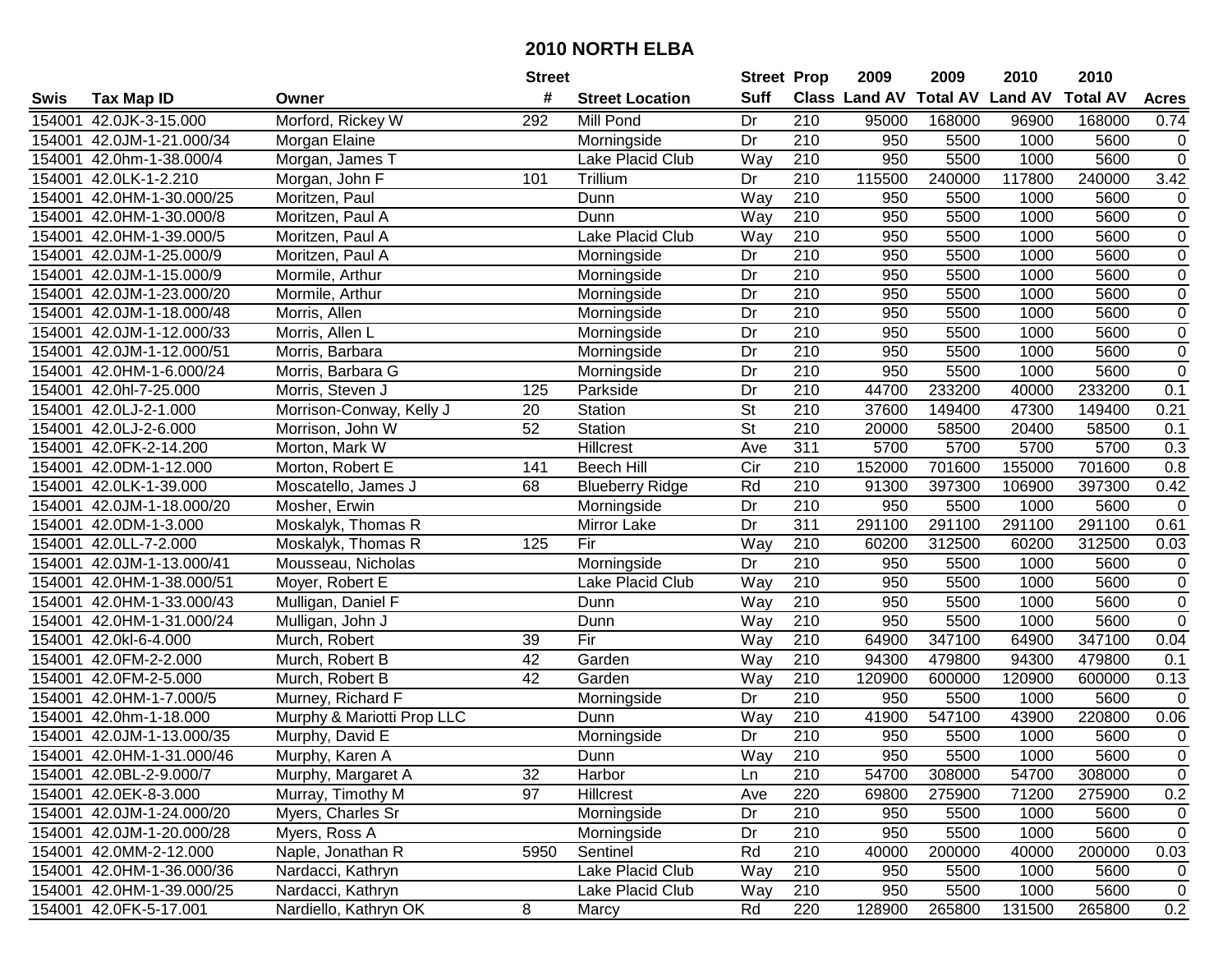# 2010 NORTH ELBA

| Swis | Tax Map ID | Owner | Street # | Street Location | Street Suff | Prop Class | 2009 Land AV | 2009 Total AV | 2010 Land AV | 2010 Total AV | Acres |
|---|---|---|---|---|---|---|---|---|---|---|---|
| 154001 | 42.0JK-3-15.000 | Morford, Rickey W | 292 | Mill Pond | Dr | 210 | 95000 | 168000 | 96900 | 168000 | 0.74 |
| 154001 | 42.0JM-1-21.000/34 | Morgan Elaine | | Morningside | Dr | 210 | 950 | 5500 | 1000 | 5600 | 0 |
| 154001 | 42.0hm-1-38.000/4 | Morgan, James T | | Lake Placid Club | Way | 210 | 950 | 5500 | 1000 | 5600 | 0 |
| 154001 | 42.0LK-1-2.210 | Morgan, John F | 101 | Trillium | Dr | 210 | 115500 | 240000 | 117800 | 240000 | 3.42 |
| 154001 | 42.0HM-1-30.000/25 | Moritzen, Paul | | Dunn | Way | 210 | 950 | 5500 | 1000 | 5600 | 0 |
| 154001 | 42.0HM-1-30.000/8 | Moritzen, Paul A | | Dunn | Way | 210 | 950 | 5500 | 1000 | 5600 | 0 |
| 154001 | 42.0HM-1-39.000/5 | Moritzen, Paul A | | Lake Placid Club | Way | 210 | 950 | 5500 | 1000 | 5600 | 0 |
| 154001 | 42.0JM-1-25.000/9 | Moritzen, Paul A | | Morningside | Dr | 210 | 950 | 5500 | 1000 | 5600 | 0 |
| 154001 | 42.0JM-1-15.000/9 | Mormile, Arthur | | Morningside | Dr | 210 | 950 | 5500 | 1000 | 5600 | 0 |
| 154001 | 42.0JM-1-23.000/20 | Mormile, Arthur | | Morningside | Dr | 210 | 950 | 5500 | 1000 | 5600 | 0 |
| 154001 | 42.0JM-1-18.000/48 | Morris, Allen | | Morningside | Dr | 210 | 950 | 5500 | 1000 | 5600 | 0 |
| 154001 | 42.0JM-1-12.000/33 | Morris, Allen L | | Morningside | Dr | 210 | 950 | 5500 | 1000 | 5600 | 0 |
| 154001 | 42.0JM-1-12.000/51 | Morris, Barbara | | Morningside | Dr | 210 | 950 | 5500 | 1000 | 5600 | 0 |
| 154001 | 42.0HM-1-6.000/24 | Morris, Barbara G | | Morningside | Dr | 210 | 950 | 5500 | 1000 | 5600 | 0 |
| 154001 | 42.0hl-7-25.000 | Morris, Steven J | 125 | Parkside | Dr | 210 | 44700 | 233200 | 40000 | 233200 | 0.1 |
| 154001 | 42.0LJ-2-1.000 | Morrison-Conway, Kelly J | 20 | Station | St | 210 | 37600 | 149400 | 47300 | 149400 | 0.21 |
| 154001 | 42.0LJ-2-6.000 | Morrison, John W | 52 | Station | St | 210 | 20000 | 58500 | 20400 | 58500 | 0.1 |
| 154001 | 42.0FK-2-14.200 | Morton, Mark W | | Hillcrest | Ave | 311 | 5700 | 5700 | 5700 | 5700 | 0.3 |
| 154001 | 42.0DM-1-12.000 | Morton, Robert E | 141 | Beech Hill | Cir | 210 | 152000 | 701600 | 155000 | 701600 | 0.8 |
| 154001 | 42.0LK-1-39.000 | Moscatello, James J | 68 | Blueberry Ridge | Rd | 210 | 91300 | 397300 | 106900 | 397300 | 0.42 |
| 154001 | 42.0JM-1-18.000/20 | Mosher, Erwin | | Morningside | Dr | 210 | 950 | 5500 | 1000 | 5600 | 0 |
| 154001 | 42.0DM-1-3.000 | Moskalyk, Thomas R | | Mirror Lake | Dr | 311 | 291100 | 291100 | 291100 | 291100 | 0.61 |
| 154001 | 42.0LL-7-2.000 | Moskalyk, Thomas R | 125 | Fir | Way | 210 | 60200 | 312500 | 60200 | 312500 | 0.03 |
| 154001 | 42.0JM-1-13.000/41 | Mousseau, Nicholas | | Morningside | Dr | 210 | 950 | 5500 | 1000 | 5600 | 0 |
| 154001 | 42.0HM-1-38.000/51 | Moyer, Robert E | | Lake Placid Club | Way | 210 | 950 | 5500 | 1000 | 5600 | 0 |
| 154001 | 42.0HM-1-33.000/43 | Mulligan, Daniel F | | Dunn | Way | 210 | 950 | 5500 | 1000 | 5600 | 0 |
| 154001 | 42.0HM-1-31.000/24 | Mulligan, John J | | Dunn | Way | 210 | 950 | 5500 | 1000 | 5600 | 0 |
| 154001 | 42.0kl-6-4.000 | Murch, Robert | 39 | Fir | Way | 210 | 64900 | 347100 | 64900 | 347100 | 0.04 |
| 154001 | 42.0FM-2-2.000 | Murch, Robert B | 42 | Garden | Way | 210 | 94300 | 479800 | 94300 | 479800 | 0.1 |
| 154001 | 42.0FM-2-5.000 | Murch, Robert B | 42 | Garden | Way | 210 | 120900 | 600000 | 120900 | 600000 | 0.13 |
| 154001 | 42.0HM-1-7.000/5 | Murney, Richard F | | Morningside | Dr | 210 | 950 | 5500 | 1000 | 5600 | 0 |
| 154001 | 42.0hm-1-18.000 | Murphy & Mariotti Prop LLC | | Dunn | Way | 210 | 41900 | 547100 | 43900 | 220800 | 0.06 |
| 154001 | 42.0JM-1-13.000/35 | Murphy, David E | | Morningside | Dr | 210 | 950 | 5500 | 1000 | 5600 | 0 |
| 154001 | 42.0HM-1-31.000/46 | Murphy, Karen A | | Dunn | Way | 210 | 950 | 5500 | 1000 | 5600 | 0 |
| 154001 | 42.0BL-2-9.000/7 | Murphy, Margaret A | 32 | Harbor | Ln | 210 | 54700 | 308000 | 54700 | 308000 | 0 |
| 154001 | 42.0EK-8-3.000 | Murray, Timothy M | 97 | Hillcrest | Ave | 220 | 69800 | 275900 | 71200 | 275900 | 0.2 |
| 154001 | 42.0JM-1-24.000/20 | Myers, Charles Sr | | Morningside | Dr | 210 | 950 | 5500 | 1000 | 5600 | 0 |
| 154001 | 42.0JM-1-20.000/28 | Myers, Ross A | | Morningside | Dr | 210 | 950 | 5500 | 1000 | 5600 | 0 |
| 154001 | 42.0MM-2-12.000 | Naple, Jonathan R | 5950 | Sentinel | Rd | 210 | 40000 | 200000 | 40000 | 200000 | 0.03 |
| 154001 | 42.0HM-1-36.000/36 | Nardacci, Kathryn | | Lake Placid Club | Way | 210 | 950 | 5500 | 1000 | 5600 | 0 |
| 154001 | 42.0HM-1-39.000/25 | Nardacci, Kathryn | | Lake Placid Club | Way | 210 | 950 | 5500 | 1000 | 5600 | 0 |
| 154001 | 42.0FK-5-17.001 | Nardiello, Kathryn OK | 8 | Marcy | Rd | 220 | 128900 | 265800 | 131500 | 265800 | 0.2 |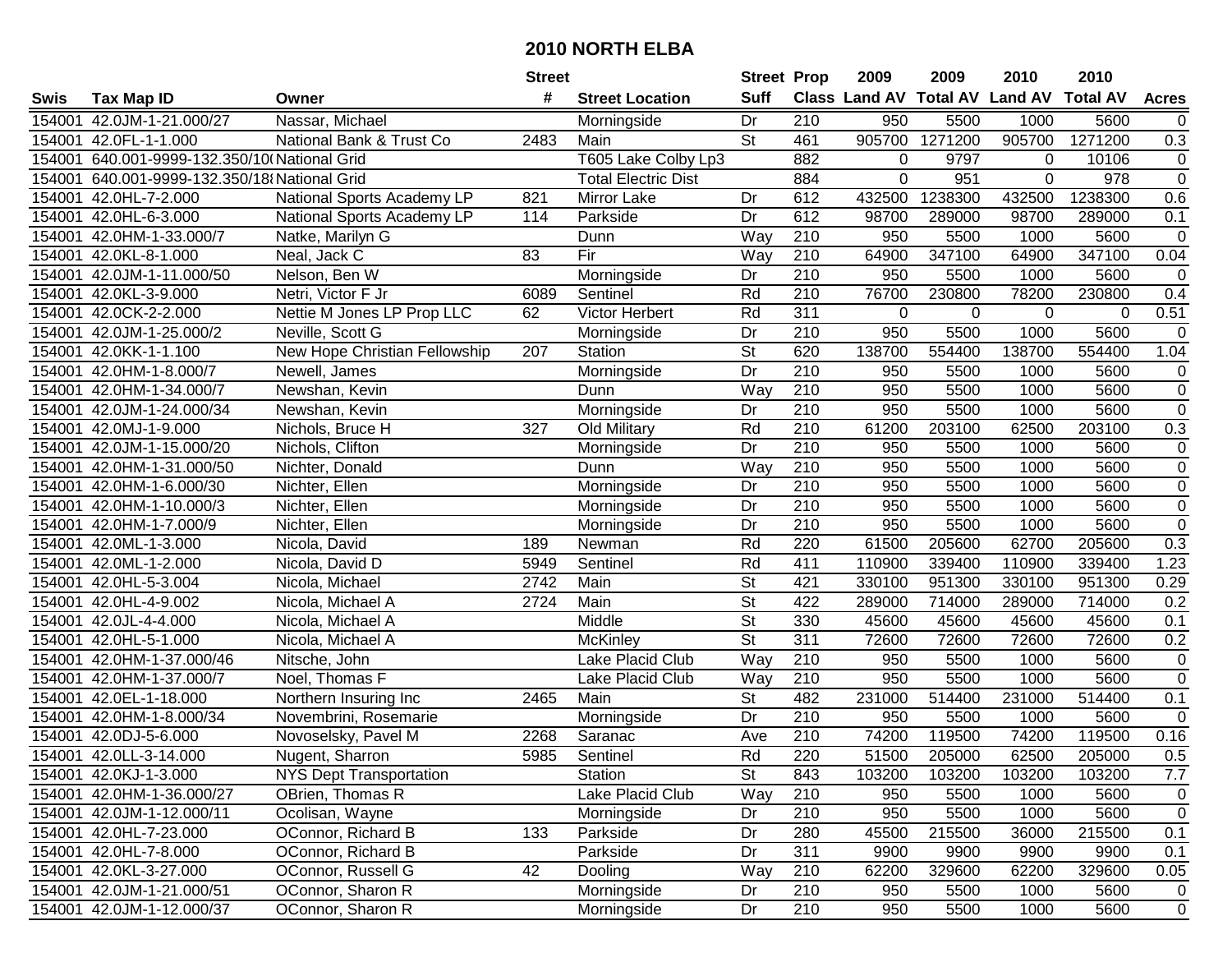# 2010 NORTH ELBA

| Swis | Tax Map ID | Owner | Street # | Street Location | Street Suff | Prop Class | 2009 Land AV | 2009 Total AV | 2010 Land AV | 2010 Total AV | Acres |
|---|---|---|---|---|---|---|---|---|---|---|---|
| 154001 | 42.0JM-1-21.000/27 | Nassar, Michael | | Morningside | Dr | 210 | 950 | 5500 | 1000 | 5600 | 0 |
| 154001 | 42.0FL-1-1.000 | National Bank & Trust Co | 2483 | Main | St | 461 | 905700 | 1271200 | 905700 | 1271200 | 0.3 |
| 154001 | 640.001-9999-132.350/10( | National Grid | | T605 Lake Colby Lp3 | | 882 | 0 | 9797 | 0 | 10106 | 0 |
| 154001 | 640.001-9999-132.350/18( | National Grid | | Total Electric Dist | | 884 | 0 | 951 | 0 | 978 | 0 |
| 154001 | 42.0HL-7-2.000 | National Sports Academy LP | 821 | Mirror Lake | Dr | 612 | 432500 | 1238300 | 432500 | 1238300 | 0.6 |
| 154001 | 42.0HL-6-3.000 | National Sports Academy LP | 114 | Parkside | Dr | 612 | 98700 | 289000 | 98700 | 289000 | 0.1 |
| 154001 | 42.0HM-1-33.000/7 | Natke, Marilyn G | | Dunn | Way | 210 | 950 | 5500 | 1000 | 5600 | 0 |
| 154001 | 42.0KL-8-1.000 | Neal, Jack C | 83 | Fir | Way | 210 | 64900 | 347100 | 64900 | 347100 | 0.04 |
| 154001 | 42.0JM-1-11.000/50 | Nelson, Ben W | | Morningside | Dr | 210 | 950 | 5500 | 1000 | 5600 | 0 |
| 154001 | 42.0KL-3-9.000 | Netri, Victor F Jr | 6089 | Sentinel | Rd | 210 | 76700 | 230800 | 78200 | 230800 | 0.4 |
| 154001 | 42.0CK-2-2.000 | Nettie M Jones LP Prop LLC | 62 | Victor Herbert | Rd | 311 | 0 | 0 | 0 | 0 | 0.51 |
| 154001 | 42.0JM-1-25.000/2 | Neville, Scott G | | Morningside | Dr | 210 | 950 | 5500 | 1000 | 5600 | 0 |
| 154001 | 42.0KK-1-1.100 | New Hope Christian Fellowship | 207 | Station | St | 620 | 138700 | 554400 | 138700 | 554400 | 1.04 |
| 154001 | 42.0HM-1-8.000/7 | Newell, James | | Morningside | Dr | 210 | 950 | 5500 | 1000 | 5600 | 0 |
| 154001 | 42.0HM-1-34.000/7 | Newshan, Kevin | | Dunn | Way | 210 | 950 | 5500 | 1000 | 5600 | 0 |
| 154001 | 42.0JM-1-24.000/34 | Newshan, Kevin | | Morningside | Dr | 210 | 950 | 5500 | 1000 | 5600 | 0 |
| 154001 | 42.0MJ-1-9.000 | Nichols, Bruce H | 327 | Old Military | Rd | 210 | 61200 | 203100 | 62500 | 203100 | 0.3 |
| 154001 | 42.0JM-1-15.000/20 | Nichols, Clifton | | Morningside | Dr | 210 | 950 | 5500 | 1000 | 5600 | 0 |
| 154001 | 42.0HM-1-31.000/50 | Nichter, Donald | | Dunn | Way | 210 | 950 | 5500 | 1000 | 5600 | 0 |
| 154001 | 42.0HM-1-6.000/30 | Nichter, Ellen | | Morningside | Dr | 210 | 950 | 5500 | 1000 | 5600 | 0 |
| 154001 | 42.0HM-1-10.000/3 | Nichter, Ellen | | Morningside | Dr | 210 | 950 | 5500 | 1000 | 5600 | 0 |
| 154001 | 42.0HM-1-7.000/9 | Nichter, Ellen | | Morningside | Dr | 210 | 950 | 5500 | 1000 | 5600 | 0 |
| 154001 | 42.0ML-1-3.000 | Nicola, David | 189 | Newman | Rd | 220 | 61500 | 205600 | 62700 | 205600 | 0.3 |
| 154001 | 42.0ML-1-2.000 | Nicola, David D | 5949 | Sentinel | Rd | 411 | 110900 | 339400 | 110900 | 339400 | 1.23 |
| 154001 | 42.0HL-5-3.004 | Nicola, Michael | 2742 | Main | St | 421 | 330100 | 951300 | 330100 | 951300 | 0.29 |
| 154001 | 42.0HL-4-9.002 | Nicola, Michael A | 2724 | Main | St | 422 | 289000 | 714000 | 289000 | 714000 | 0.2 |
| 154001 | 42.0JL-4-4.000 | Nicola, Michael A | | Middle | St | 330 | 45600 | 45600 | 45600 | 45600 | 0.1 |
| 154001 | 42.0HL-5-1.000 | Nicola, Michael A | | McKinley | St | 311 | 72600 | 72600 | 72600 | 72600 | 0.2 |
| 154001 | 42.0HM-1-37.000/46 | Nitsche, John | | Lake Placid Club | Way | 210 | 950 | 5500 | 1000 | 5600 | 0 |
| 154001 | 42.0HM-1-37.000/7 | Noel, Thomas F | | Lake Placid Club | Way | 210 | 950 | 5500 | 1000 | 5600 | 0 |
| 154001 | 42.0EL-1-18.000 | Northern Insuring Inc | 2465 | Main | St | 482 | 231000 | 514400 | 231000 | 514400 | 0.1 |
| 154001 | 42.0HM-1-8.000/34 | Novembrini, Rosemarie | | Morningside | Dr | 210 | 950 | 5500 | 1000 | 5600 | 0 |
| 154001 | 42.0DJ-5-6.000 | Novoselsky, Pavel M | 2268 | Saranac | Ave | 210 | 74200 | 119500 | 74200 | 119500 | 0.16 |
| 154001 | 42.0LL-3-14.000 | Nugent, Sharron | 5985 | Sentinel | Rd | 220 | 51500 | 205000 | 62500 | 205000 | 0.5 |
| 154001 | 42.0KJ-1-3.000 | NYS Dept Transportation | | Station | St | 843 | 103200 | 103200 | 103200 | 103200 | 7.7 |
| 154001 | 42.0HM-1-36.000/27 | OBrien, Thomas R | | Lake Placid Club | Way | 210 | 950 | 5500 | 1000 | 5600 | 0 |
| 154001 | 42.0JM-1-12.000/11 | Ocolisan, Wayne | | Morningside | Dr | 210 | 950 | 5500 | 1000 | 5600 | 0 |
| 154001 | 42.0HL-7-23.000 | OConnor, Richard B | 133 | Parkside | Dr | 280 | 45500 | 215500 | 36000 | 215500 | 0.1 |
| 154001 | 42.0HL-7-8.000 | OConnor, Richard B | | Parkside | Dr | 311 | 9900 | 9900 | 9900 | 9900 | 0.1 |
| 154001 | 42.0KL-3-27.000 | OConnor, Russell G | 42 | Dooling | Way | 210 | 62200 | 329600 | 62200 | 329600 | 0.05 |
| 154001 | 42.0JM-1-21.000/51 | OConnor, Sharon R | | Morningside | Dr | 210 | 950 | 5500 | 1000 | 5600 | 0 |
| 154001 | 42.0JM-1-12.000/37 | OConnor, Sharon R | | Morningside | Dr | 210 | 950 | 5500 | 1000 | 5600 | 0 |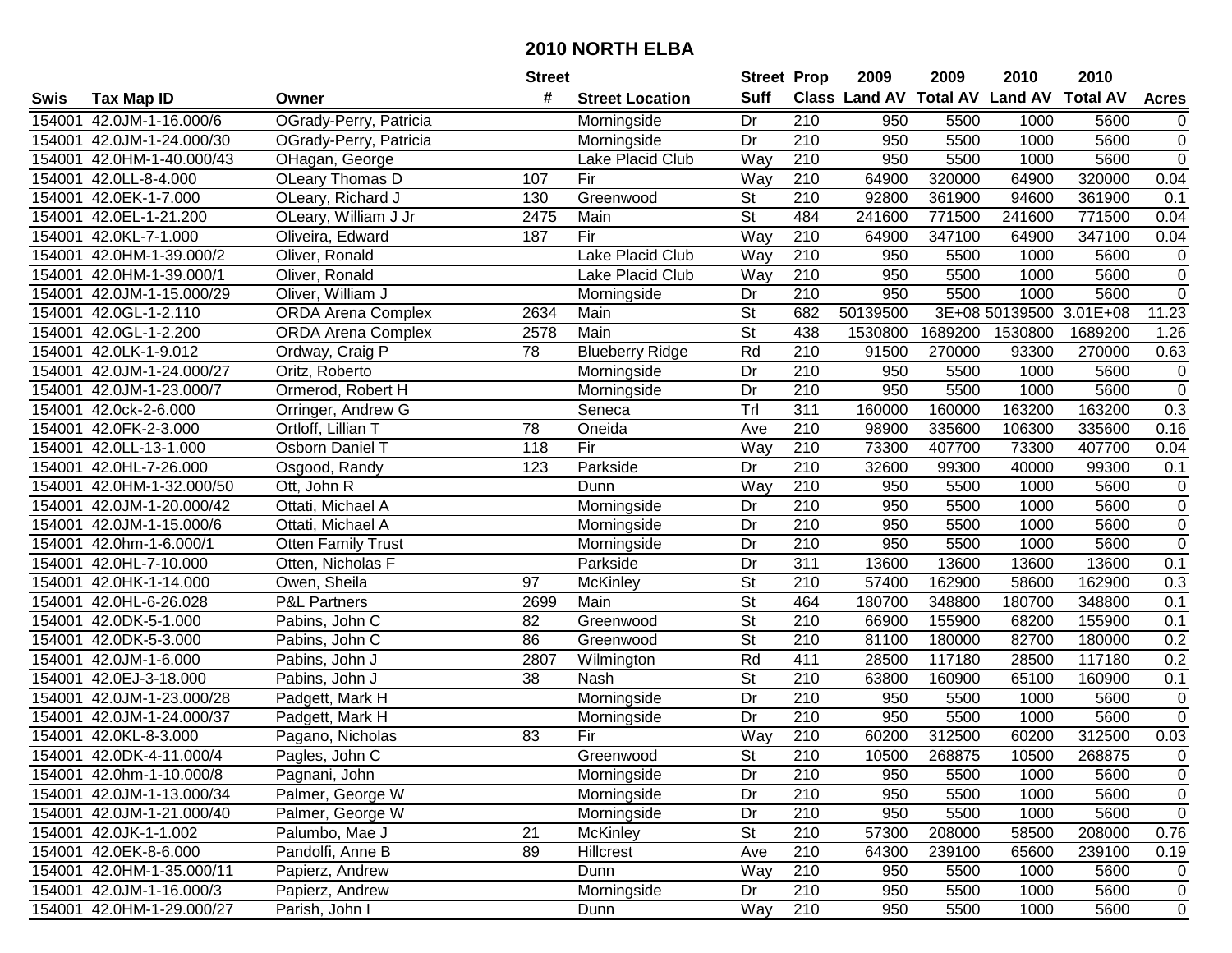# 2010 NORTH ELBA

| Swis | Tax Map ID | Owner | Street # | Street Location | Street Suff | Prop Class | 2009 Land AV | 2009 Total AV | 2010 Land AV | 2010 Total AV | Acres |
|---|---|---|---|---|---|---|---|---|---|---|---|
| 154001 | 42.0JM-1-16.000/6 | OGrady-Perry, Patricia | | Morningside | Dr | 210 | 950 | 5500 | 1000 | 5600 | 0 |
| 154001 | 42.0JM-1-24.000/30 | OGrady-Perry, Patricia | | Morningside | Dr | 210 | 950 | 5500 | 1000 | 5600 | 0 |
| 154001 | 42.0HM-1-40.000/43 | OHagan, George | | Lake Placid Club | Way | 210 | 950 | 5500 | 1000 | 5600 | 0 |
| 154001 | 42.0LL-8-4.000 | OLeary Thomas D | 107 | Fir | Way | 210 | 64900 | 320000 | 64900 | 320000 | 0.04 |
| 154001 | 42.0EK-1-7.000 | OLeary, Richard J | 130 | Greenwood | St | 210 | 92800 | 361900 | 94600 | 361900 | 0.1 |
| 154001 | 42.0EL-1-21.200 | OLeary, William J Jr | 2475 | Main | St | 484 | 241600 | 771500 | 241600 | 771500 | 0.04 |
| 154001 | 42.0KL-7-1.000 | Oliveira, Edward | 187 | Fir | Way | 210 | 64900 | 347100 | 64900 | 347100 | 0.04 |
| 154001 | 42.0HM-1-39.000/2 | Oliver, Ronald | | Lake Placid Club | Way | 210 | 950 | 5500 | 1000 | 5600 | 0 |
| 154001 | 42.0HM-1-39.000/1 | Oliver, Ronald | | Lake Placid Club | Way | 210 | 950 | 5500 | 1000 | 5600 | 0 |
| 154001 | 42.0JM-1-15.000/29 | Oliver, William J | | Morningside | Dr | 210 | 950 | 5500 | 1000 | 5600 | 0 |
| 154001 | 42.0GL-1-2.110 | ORDA Arena Complex | 2634 | Main | St | 682 | 50139500 | 3E+08 | 50139500 | 3.01E+08 | 11.23 |
| 154001 | 42.0GL-1-2.200 | ORDA Arena Complex | 2578 | Main | St | 438 | 1530800 | 1689200 | 1530800 | 1689200 | 1.26 |
| 154001 | 42.0LK-1-9.012 | Ordway, Craig P | 78 | Blueberry Ridge | Rd | 210 | 91500 | 270000 | 93300 | 270000 | 0.63 |
| 154001 | 42.0JM-1-24.000/27 | Oritz, Roberto | | Morningside | Dr | 210 | 950 | 5500 | 1000 | 5600 | 0 |
| 154001 | 42.0JM-1-23.000/7 | Ormerod, Robert H | | Morningside | Dr | 210 | 950 | 5500 | 1000 | 5600 | 0 |
| 154001 | 42.0ck-2-6.000 | Orringer, Andrew G | | Seneca | Trl | 311 | 160000 | 160000 | 163200 | 163200 | 0.3 |
| 154001 | 42.0FK-2-3.000 | Ortloff, Lillian T | 78 | Oneida | Ave | 210 | 98900 | 335600 | 106300 | 335600 | 0.16 |
| 154001 | 42.0LL-13-1.000 | Osborn Daniel T | 118 | Fir | Way | 210 | 73300 | 407700 | 73300 | 407700 | 0.04 |
| 154001 | 42.0HL-7-26.000 | Osgood, Randy | 123 | Parkside | Dr | 210 | 32600 | 99300 | 40000 | 99300 | 0.1 |
| 154001 | 42.0HM-1-32.000/50 | Ott, John R | | Dunn | Way | 210 | 950 | 5500 | 1000 | 5600 | 0 |
| 154001 | 42.0JM-1-20.000/42 | Ottati, Michael A | | Morningside | Dr | 210 | 950 | 5500 | 1000 | 5600 | 0 |
| 154001 | 42.0JM-1-15.000/6 | Ottati, Michael A | | Morningside | Dr | 210 | 950 | 5500 | 1000 | 5600 | 0 |
| 154001 | 42.0hm-1-6.000/1 | Otten Family Trust | | Morningside | Dr | 210 | 950 | 5500 | 1000 | 5600 | 0 |
| 154001 | 42.0HL-7-10.000 | Otten, Nicholas F | | Parkside | Dr | 311 | 13600 | 13600 | 13600 | 13600 | 0.1 |
| 154001 | 42.0HK-1-14.000 | Owen, Sheila | 97 | McKinley | St | 210 | 57400 | 162900 | 58600 | 162900 | 0.3 |
| 154001 | 42.0HL-6-26.028 | P&L Partners | 2699 | Main | St | 464 | 180700 | 348800 | 180700 | 348800 | 0.1 |
| 154001 | 42.0DK-5-1.000 | Pabins, John C | 82 | Greenwood | St | 210 | 66900 | 155900 | 68200 | 155900 | 0.1 |
| 154001 | 42.0DK-5-3.000 | Pabins, John C | 86 | Greenwood | St | 210 | 81100 | 180000 | 82700 | 180000 | 0.2 |
| 154001 | 42.0JM-1-6.000 | Pabins, John J | 2807 | Wilmington | Rd | 411 | 28500 | 117180 | 28500 | 117180 | 0.2 |
| 154001 | 42.0EJ-3-18.000 | Pabins, John J | 38 | Nash | St | 210 | 63800 | 160900 | 65100 | 160900 | 0.1 |
| 154001 | 42.0JM-1-23.000/28 | Padgett, Mark H | | Morningside | Dr | 210 | 950 | 5500 | 1000 | 5600 | 0 |
| 154001 | 42.0JM-1-24.000/37 | Padgett, Mark H | | Morningside | Dr | 210 | 950 | 5500 | 1000 | 5600 | 0 |
| 154001 | 42.0KL-8-3.000 | Pagano, Nicholas | 83 | Fir | Way | 210 | 60200 | 312500 | 60200 | 312500 | 0.03 |
| 154001 | 42.0DK-4-11.000/4 | Pagles, John C | | Greenwood | St | 210 | 10500 | 268875 | 10500 | 268875 | 0 |
| 154001 | 42.0hm-1-10.000/8 | Pagnani, John | | Morningside | Dr | 210 | 950 | 5500 | 1000 | 5600 | 0 |
| 154001 | 42.0JM-1-13.000/34 | Palmer, George W | | Morningside | Dr | 210 | 950 | 5500 | 1000 | 5600 | 0 |
| 154001 | 42.0JM-1-21.000/40 | Palmer, George W | | Morningside | Dr | 210 | 950 | 5500 | 1000 | 5600 | 0 |
| 154001 | 42.0JK-1-1.002 | Palumbo, Mae J | 21 | McKinley | St | 210 | 57300 | 208000 | 58500 | 208000 | 0.76 |
| 154001 | 42.0EK-8-6.000 | Pandolfi, Anne B | 89 | Hillcrest | Ave | 210 | 64300 | 239100 | 65600 | 239100 | 0.19 |
| 154001 | 42.0HM-1-35.000/11 | Papierz, Andrew | | Dunn | Way | 210 | 950 | 5500 | 1000 | 5600 | 0 |
| 154001 | 42.0JM-1-16.000/3 | Papierz, Andrew | | Morningside | Dr | 210 | 950 | 5500 | 1000 | 5600 | 0 |
| 154001 | 42.0HM-1-29.000/27 | Parish, John I | | Dunn | Way | 210 | 950 | 5500 | 1000 | 5600 | 0 |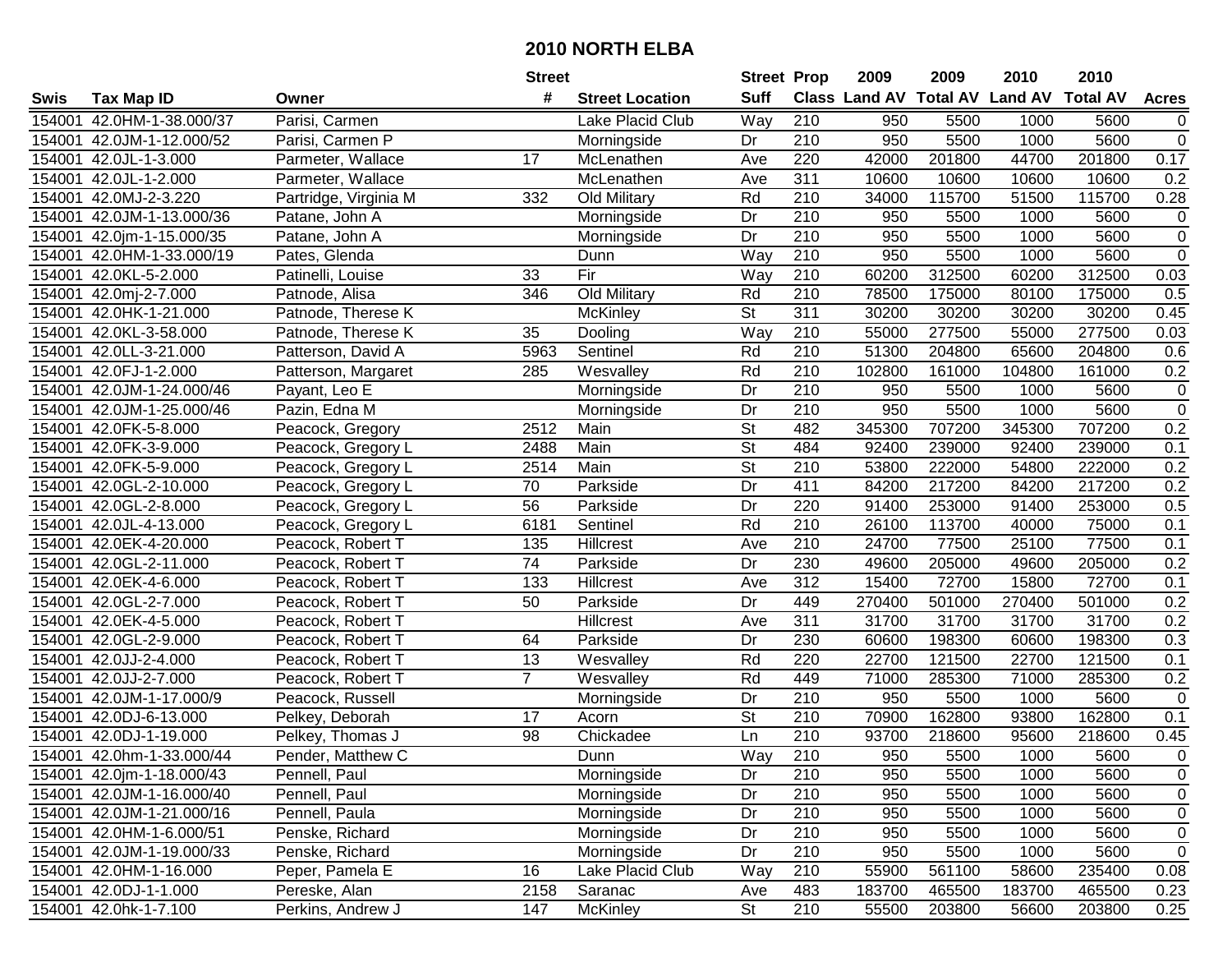# 2010 NORTH ELBA

| Swis | Tax Map ID | Owner | Street # | Street Location | Street Suff | Prop Class | 2009 Land AV | 2009 Total AV | 2010 Land AV | 2010 Total AV | Acres |
|---|---|---|---|---|---|---|---|---|---|---|---|
| 154001 | 42.0HM-1-38.000/37 | Parisi, Carmen | | Lake Placid Club | Way | 210 | 950 | 5500 | 1000 | 5600 | 0 |
| 154001 | 42.0JM-1-12.000/52 | Parisi, Carmen P | | Morningside | Dr | 210 | 950 | 5500 | 1000 | 5600 | 0 |
| 154001 | 42.0JL-1-3.000 | Parmeter, Wallace | 17 | McLenathen | Ave | 220 | 42000 | 201800 | 44700 | 201800 | 0.17 |
| 154001 | 42.0JL-1-2.000 | Parmeter, Wallace | | McLenathen | Ave | 311 | 10600 | 10600 | 10600 | 10600 | 0.2 |
| 154001 | 42.0MJ-2-3.220 | Partridge, Virginia M | 332 | Old Military | Rd | 210 | 34000 | 115700 | 51500 | 115700 | 0.28 |
| 154001 | 42.0JM-1-13.000/36 | Patane, John A | | Morningside | Dr | 210 | 950 | 5500 | 1000 | 5600 | 0 |
| 154001 | 42.0jm-1-15.000/35 | Patane, John A | | Morningside | Dr | 210 | 950 | 5500 | 1000 | 5600 | 0 |
| 154001 | 42.0HM-1-33.000/19 | Pates, Glenda | | Dunn | Way | 210 | 950 | 5500 | 1000 | 5600 | 0 |
| 154001 | 42.0KL-5-2.000 | Patinelli, Louise | 33 | Fir | Way | 210 | 60200 | 312500 | 60200 | 312500 | 0.03 |
| 154001 | 42.0mj-2-7.000 | Patnode, Alisa | 346 | Old Military | Rd | 210 | 78500 | 175000 | 80100 | 175000 | 0.5 |
| 154001 | 42.0HK-1-21.000 | Patnode, Therese K | | McKinley | St | 311 | 30200 | 30200 | 30200 | 30200 | 0.45 |
| 154001 | 42.0KL-3-58.000 | Patnode, Therese K | 35 | Dooling | Way | 210 | 55000 | 277500 | 55000 | 277500 | 0.03 |
| 154001 | 42.0LL-3-21.000 | Patterson, David A | 5963 | Sentinel | Rd | 210 | 51300 | 204800 | 65600 | 204800 | 0.6 |
| 154001 | 42.0FJ-1-2.000 | Patterson, Margaret | 285 | Wesvalley | Rd | 210 | 102800 | 161000 | 104800 | 161000 | 0.2 |
| 154001 | 42.0JM-1-24.000/46 | Payant, Leo E | | Morningside | Dr | 210 | 950 | 5500 | 1000 | 5600 | 0 |
| 154001 | 42.0JM-1-25.000/46 | Pazin, Edna M | | Morningside | Dr | 210 | 950 | 5500 | 1000 | 5600 | 0 |
| 154001 | 42.0FK-5-8.000 | Peacock, Gregory | 2512 | Main | St | 482 | 345300 | 707200 | 345300 | 707200 | 0.2 |
| 154001 | 42.0FK-3-9.000 | Peacock, Gregory L | 2488 | Main | St | 484 | 92400 | 239000 | 92400 | 239000 | 0.1 |
| 154001 | 42.0FK-5-9.000 | Peacock, Gregory L | 2514 | Main | St | 210 | 53800 | 222000 | 54800 | 222000 | 0.2 |
| 154001 | 42.0GL-2-10.000 | Peacock, Gregory L | 70 | Parkside | Dr | 411 | 84200 | 217200 | 84200 | 217200 | 0.2 |
| 154001 | 42.0GL-2-8.000 | Peacock, Gregory L | 56 | Parkside | Dr | 220 | 91400 | 253000 | 91400 | 253000 | 0.5 |
| 154001 | 42.0JL-4-13.000 | Peacock, Gregory L | 6181 | Sentinel | Rd | 210 | 26100 | 113700 | 40000 | 75000 | 0.1 |
| 154001 | 42.0EK-4-20.000 | Peacock, Robert T | 135 | Hillcrest | Ave | 210 | 24700 | 77500 | 25100 | 77500 | 0.1 |
| 154001 | 42.0GL-2-11.000 | Peacock, Robert T | 74 | Parkside | Dr | 230 | 49600 | 205000 | 49600 | 205000 | 0.2 |
| 154001 | 42.0EK-4-6.000 | Peacock, Robert T | 133 | Hillcrest | Ave | 312 | 15400 | 72700 | 15800 | 72700 | 0.1 |
| 154001 | 42.0GL-2-7.000 | Peacock, Robert T | 50 | Parkside | Dr | 449 | 270400 | 501000 | 270400 | 501000 | 0.2 |
| 154001 | 42.0EK-4-5.000 | Peacock, Robert T | | Hillcrest | Ave | 311 | 31700 | 31700 | 31700 | 31700 | 0.2 |
| 154001 | 42.0GL-2-9.000 | Peacock, Robert T | 64 | Parkside | Dr | 230 | 60600 | 198300 | 60600 | 198300 | 0.3 |
| 154001 | 42.0JJ-2-4.000 | Peacock, Robert T | 13 | Wesvalley | Rd | 220 | 22700 | 121500 | 22700 | 121500 | 0.1 |
| 154001 | 42.0JJ-2-7.000 | Peacock, Robert T | 7 | Wesvalley | Rd | 449 | 71000 | 285300 | 71000 | 285300 | 0.2 |
| 154001 | 42.0JM-1-17.000/9 | Peacock, Russell | | Morningside | Dr | 210 | 950 | 5500 | 1000 | 5600 | 0 |
| 154001 | 42.0DJ-6-13.000 | Pelkey, Deborah | 17 | Acorn | St | 210 | 70900 | 162800 | 93800 | 162800 | 0.1 |
| 154001 | 42.0DJ-1-19.000 | Pelkey, Thomas J | 98 | Chickadee | Ln | 210 | 93700 | 218600 | 95600 | 218600 | 0.45 |
| 154001 | 42.0hm-1-33.000/44 | Pender, Matthew C | | Dunn | Way | 210 | 950 | 5500 | 1000 | 5600 | 0 |
| 154001 | 42.0jm-1-18.000/43 | Pennell, Paul | | Morningside | Dr | 210 | 950 | 5500 | 1000 | 5600 | 0 |
| 154001 | 42.0JM-1-16.000/40 | Pennell, Paul | | Morningside | Dr | 210 | 950 | 5500 | 1000 | 5600 | 0 |
| 154001 | 42.0JM-1-21.000/16 | Pennell, Paula | | Morningside | Dr | 210 | 950 | 5500 | 1000 | 5600 | 0 |
| 154001 | 42.0HM-1-6.000/51 | Penske, Richard | | Morningside | Dr | 210 | 950 | 5500 | 1000 | 5600 | 0 |
| 154001 | 42.0JM-1-19.000/33 | Penske, Richard | | Morningside | Dr | 210 | 950 | 5500 | 1000 | 5600 | 0 |
| 154001 | 42.0HM-1-16.000 | Peper, Pamela E | 16 | Lake Placid Club | Way | 210 | 55900 | 561100 | 58600 | 235400 | 0.08 |
| 154001 | 42.0DJ-1-1.000 | Pereske, Alan | 2158 | Saranac | Ave | 483 | 183700 | 465500 | 183700 | 465500 | 0.23 |
| 154001 | 42.0hk-1-7.100 | Perkins, Andrew J | 147 | McKinley | St | 210 | 55500 | 203800 | 56600 | 203800 | 0.25 |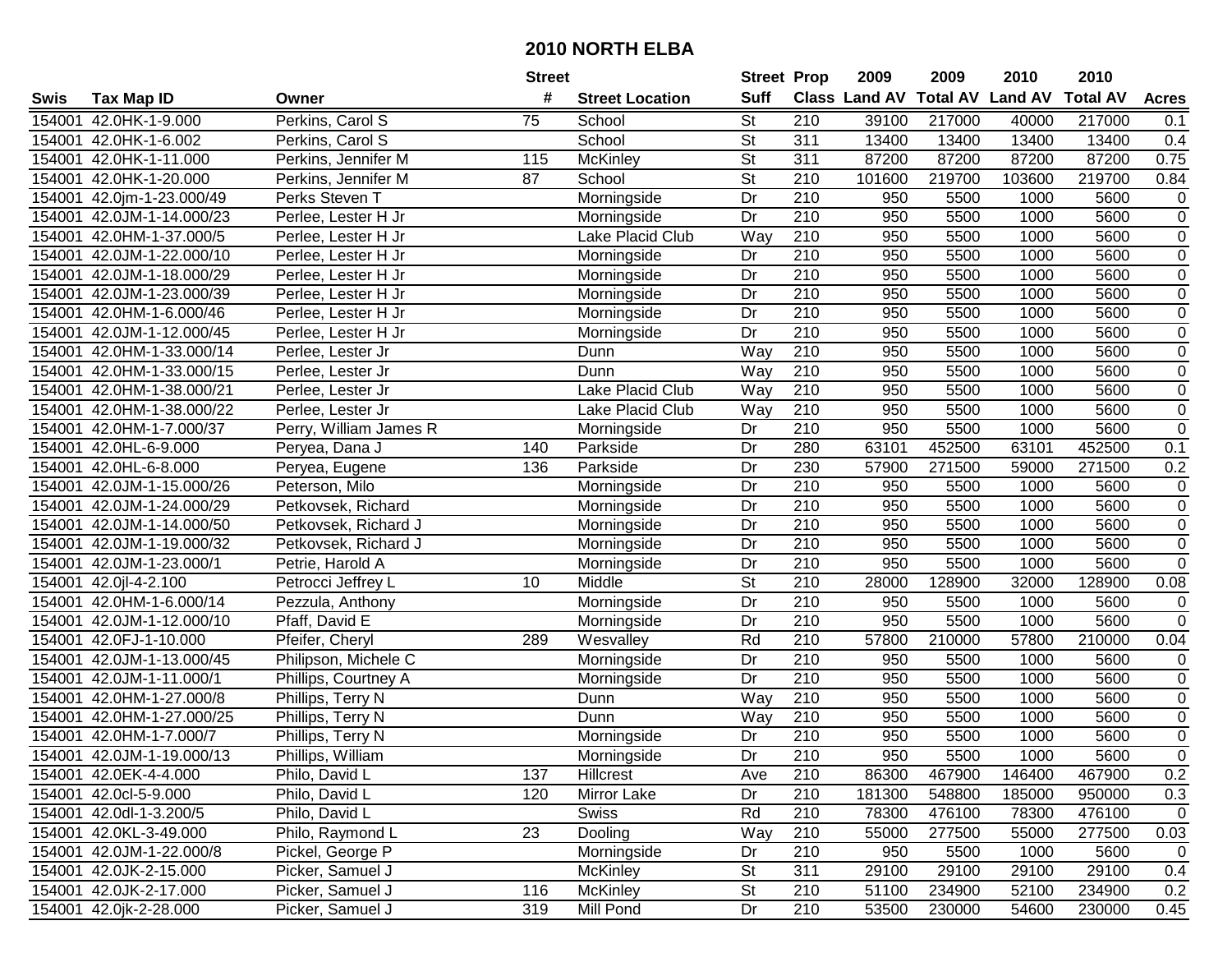# 2010 NORTH ELBA

| Swis | Tax Map ID | Owner | Street # | Street Location | Street Suff | Prop Class | 2009 Land AV | 2009 Total AV | 2010 Land AV | 2010 Total AV | Acres |
|---|---|---|---|---|---|---|---|---|---|---|---|
| 154001 | 42.0HK-1-9.000 | Perkins, Carol S | 75 | School | St | 210 | 39100 | 217000 | 40000 | 217000 | 0.1 |
| 154001 | 42.0HK-1-6.002 | Perkins, Carol S | | School | St | 311 | 13400 | 13400 | 13400 | 13400 | 0.4 |
| 154001 | 42.0HK-1-11.000 | Perkins, Jennifer M | 115 | McKinley | St | 311 | 87200 | 87200 | 87200 | 87200 | 0.75 |
| 154001 | 42.0HK-1-20.000 | Perkins, Jennifer M | 87 | School | St | 210 | 101600 | 219700 | 103600 | 219700 | 0.84 |
| 154001 | 42.0jm-1-23.000/49 | Perks Steven T | | Morningside | Dr | 210 | 950 | 5500 | 1000 | 5600 | 0 |
| 154001 | 42.0JM-1-14.000/23 | Perlee, Lester H Jr | | Morningside | Dr | 210 | 950 | 5500 | 1000 | 5600 | 0 |
| 154001 | 42.0HM-1-37.000/5 | Perlee, Lester H Jr | | Lake Placid Club | Way | 210 | 950 | 5500 | 1000 | 5600 | 0 |
| 154001 | 42.0JM-1-22.000/10 | Perlee, Lester H Jr | | Morningside | Dr | 210 | 950 | 5500 | 1000 | 5600 | 0 |
| 154001 | 42.0JM-1-18.000/29 | Perlee, Lester H Jr | | Morningside | Dr | 210 | 950 | 5500 | 1000 | 5600 | 0 |
| 154001 | 42.0JM-1-23.000/39 | Perlee, Lester H Jr | | Morningside | Dr | 210 | 950 | 5500 | 1000 | 5600 | 0 |
| 154001 | 42.0HM-1-6.000/46 | Perlee, Lester H Jr | | Morningside | Dr | 210 | 950 | 5500 | 1000 | 5600 | 0 |
| 154001 | 42.0JM-1-12.000/45 | Perlee, Lester H Jr | | Morningside | Dr | 210 | 950 | 5500 | 1000 | 5600 | 0 |
| 154001 | 42.0HM-1-33.000/14 | Perlee, Lester Jr | | Dunn | Way | 210 | 950 | 5500 | 1000 | 5600 | 0 |
| 154001 | 42.0HM-1-33.000/15 | Perlee, Lester Jr | | Dunn | Way | 210 | 950 | 5500 | 1000 | 5600 | 0 |
| 154001 | 42.0HM-1-38.000/21 | Perlee, Lester Jr | | Lake Placid Club | Way | 210 | 950 | 5500 | 1000 | 5600 | 0 |
| 154001 | 42.0HM-1-38.000/22 | Perlee, Lester Jr | | Lake Placid Club | Way | 210 | 950 | 5500 | 1000 | 5600 | 0 |
| 154001 | 42.0HM-1-7.000/37 | Perry, William James R | | Morningside | Dr | 210 | 950 | 5500 | 1000 | 5600 | 0 |
| 154001 | 42.0HL-6-9.000 | Peryea, Dana J | 140 | Parkside | Dr | 280 | 63101 | 452500 | 63101 | 452500 | 0.1 |
| 154001 | 42.0HL-6-8.000 | Peryea, Eugene | 136 | Parkside | Dr | 230 | 57900 | 271500 | 59000 | 271500 | 0.2 |
| 154001 | 42.0JM-1-15.000/26 | Peterson, Milo | | Morningside | Dr | 210 | 950 | 5500 | 1000 | 5600 | 0 |
| 154001 | 42.0JM-1-24.000/29 | Petkovsek, Richard | | Morningside | Dr | 210 | 950 | 5500 | 1000 | 5600 | 0 |
| 154001 | 42.0JM-1-14.000/50 | Petkovsek, Richard J | | Morningside | Dr | 210 | 950 | 5500 | 1000 | 5600 | 0 |
| 154001 | 42.0JM-1-19.000/32 | Petkovsek, Richard J | | Morningside | Dr | 210 | 950 | 5500 | 1000 | 5600 | 0 |
| 154001 | 42.0JM-1-23.000/1 | Petrie, Harold A | | Morningside | Dr | 210 | 950 | 5500 | 1000 | 5600 | 0 |
| 154001 | 42.0jl-4-2.100 | Petrocci Jeffrey L | 10 | Middle | St | 210 | 28000 | 128900 | 32000 | 128900 | 0.08 |
| 154001 | 42.0HM-1-6.000/14 | Pezzula, Anthony | | Morningside | Dr | 210 | 950 | 5500 | 1000 | 5600 | 0 |
| 154001 | 42.0JM-1-12.000/10 | Pfaff, David E | | Morningside | Dr | 210 | 950 | 5500 | 1000 | 5600 | 0 |
| 154001 | 42.0FJ-1-10.000 | Pfeifer, Cheryl | 289 | Wesvalley | Rd | 210 | 57800 | 210000 | 57800 | 210000 | 0.04 |
| 154001 | 42.0JM-1-13.000/45 | Philipson, Michele C | | Morningside | Dr | 210 | 950 | 5500 | 1000 | 5600 | 0 |
| 154001 | 42.0JM-1-11.000/1 | Phillips, Courtney A | | Morningside | Dr | 210 | 950 | 5500 | 1000 | 5600 | 0 |
| 154001 | 42.0HM-1-27.000/8 | Phillips, Terry N | | Dunn | Way | 210 | 950 | 5500 | 1000 | 5600 | 0 |
| 154001 | 42.0HM-1-27.000/25 | Phillips, Terry N | | Dunn | Way | 210 | 950 | 5500 | 1000 | 5600 | 0 |
| 154001 | 42.0HM-1-7.000/7 | Phillips, Terry N | | Morningside | Dr | 210 | 950 | 5500 | 1000 | 5600 | 0 |
| 154001 | 42.0JM-1-19.000/13 | Phillips, William | | Morningside | Dr | 210 | 950 | 5500 | 1000 | 5600 | 0 |
| 154001 | 42.0EK-4-4.000 | Philo, David L | 137 | Hillcrest | Ave | 210 | 86300 | 467900 | 146400 | 467900 | 0.2 |
| 154001 | 42.0cl-5-9.000 | Philo, David L | 120 | Mirror Lake | Dr | 210 | 181300 | 548800 | 185000 | 950000 | 0.3 |
| 154001 | 42.0dl-1-3.200/5 | Philo, David L | | Swiss | Rd | 210 | 78300 | 476100 | 78300 | 476100 | 0 |
| 154001 | 42.0KL-3-49.000 | Philo, Raymond L | 23 | Dooling | Way | 210 | 55000 | 277500 | 55000 | 277500 | 0.03 |
| 154001 | 42.0JM-1-22.000/8 | Pickel, George P | | Morningside | Dr | 210 | 950 | 5500 | 1000 | 5600 | 0 |
| 154001 | 42.0JK-2-15.000 | Picker, Samuel J | | McKinley | St | 311 | 29100 | 29100 | 29100 | 29100 | 0.4 |
| 154001 | 42.0JK-2-17.000 | Picker, Samuel J | 116 | McKinley | St | 210 | 51100 | 234900 | 52100 | 234900 | 0.2 |
| 154001 | 42.0jk-2-28.000 | Picker, Samuel J | 319 | Mill Pond | Dr | 210 | 53500 | 230000 | 54600 | 230000 | 0.45 |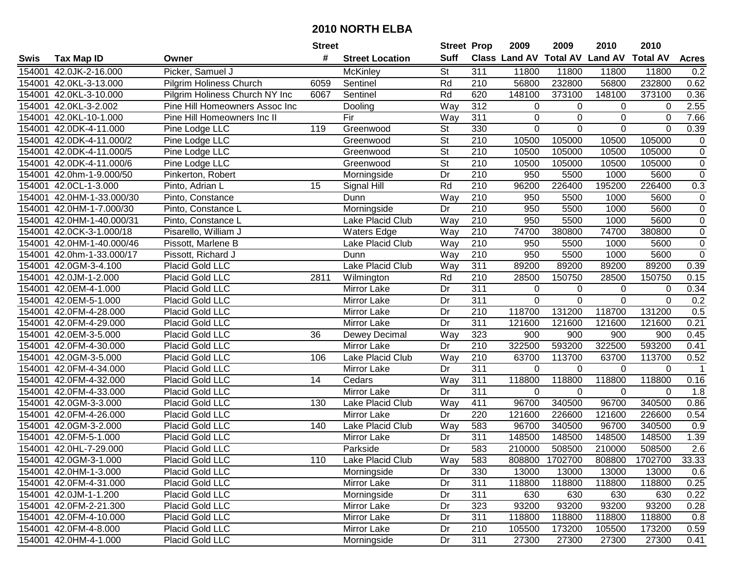# 2010 NORTH ELBA

| Swis | Tax Map ID | Owner | Street # | Street Location | Street Suff | Prop Class | 2009 Land AV | 2009 Total AV | 2010 Land AV | 2010 Total AV | Acres |
|---|---|---|---|---|---|---|---|---|---|---|---|
| 154001 | 42.0JK-2-16.000 | Picker, Samuel J | | McKinley | St | 311 | 11800 | 11800 | 11800 | 11800 | 0.2 |
| 154001 | 42.0KL-3-13.000 | Pilgrim Holiness Church | 6059 | Sentinel | Rd | 210 | 56800 | 232800 | 56800 | 232800 | 0.62 |
| 154001 | 42.0KL-3-10.000 | Pilgrim Holiness Church NY Inc | 6067 | Sentinel | Rd | 620 | 148100 | 373100 | 148100 | 373100 | 0.36 |
| 154001 | 42.0KL-3-2.002 | Pine Hill Homeowners Assoc Inc | | Dooling | Way | 312 | 0 | 0 | 0 | 0 | 2.55 |
| 154001 | 42.0KL-10-1.000 | Pine Hill Homeowners Inc II | | Fir | Way | 311 | 0 | 0 | 0 | 0 | 7.66 |
| 154001 | 42.0DK-4-11.000 | Pine Lodge LLC | 119 | Greenwood | St | 330 | 0 | 0 | 0 | 0 | 0.39 |
| 154001 | 42.0DK-4-11.000/2 | Pine Lodge LLC | | Greenwood | St | 210 | 10500 | 105000 | 10500 | 105000 | 0 |
| 154001 | 42.0DK-4-11.000/5 | Pine Lodge LLC | | Greenwood | St | 210 | 10500 | 105000 | 10500 | 105000 | 0 |
| 154001 | 42.0DK-4-11.000/6 | Pine Lodge LLC | | Greenwood | St | 210 | 10500 | 105000 | 10500 | 105000 | 0 |
| 154001 | 42.0hm-1-9.000/50 | Pinkerton, Robert | | Morningside | Dr | 210 | 950 | 5500 | 1000 | 5600 | 0 |
| 154001 | 42.0CL-1-3.000 | Pinto, Adrian L | 15 | Signal Hill | Rd | 210 | 96200 | 226400 | 195200 | 226400 | 0.3 |
| 154001 | 42.0HM-1-33.000/30 | Pinto, Constance | | Dunn | Way | 210 | 950 | 5500 | 1000 | 5600 | 0 |
| 154001 | 42.0HM-1-7.000/30 | Pinto, Constance L | | Morningside | Dr | 210 | 950 | 5500 | 1000 | 5600 | 0 |
| 154001 | 42.0HM-1-40.000/31 | Pinto, Constance L | | Lake Placid Club | Way | 210 | 950 | 5500 | 1000 | 5600 | 0 |
| 154001 | 42.0CK-3-1.000/18 | Pisarello, William J | | Waters Edge | Way | 210 | 74700 | 380800 | 74700 | 380800 | 0 |
| 154001 | 42.0HM-1-40.000/46 | Pissott, Marlene B | | Lake Placid Club | Way | 210 | 950 | 5500 | 1000 | 5600 | 0 |
| 154001 | 42.0hm-1-33.000/17 | Pissott, Richard J | | Dunn | Way | 210 | 950 | 5500 | 1000 | 5600 | 0 |
| 154001 | 42.0GM-3-4.100 | Placid Gold LLC | | Lake Placid Club | Way | 311 | 89200 | 89200 | 89200 | 89200 | 0.39 |
| 154001 | 42.0JM-1-2.000 | Placid Gold LLC | 2811 | Wilmington | Rd | 210 | 28500 | 150750 | 28500 | 150750 | 0.15 |
| 154001 | 42.0EM-4-1.000 | Placid Gold LLC | | Mirror Lake | Dr | 311 | 0 | 0 | 0 | 0 | 0.34 |
| 154001 | 42.0EM-5-1.000 | Placid Gold LLC | | Mirror Lake | Dr | 311 | 0 | 0 | 0 | 0 | 0.2 |
| 154001 | 42.0FM-4-28.000 | Placid Gold LLC | | Mirror Lake | Dr | 210 | 118700 | 131200 | 118700 | 131200 | 0.5 |
| 154001 | 42.0FM-4-29.000 | Placid Gold LLC | | Mirror Lake | Dr | 311 | 121600 | 121600 | 121600 | 121600 | 0.21 |
| 154001 | 42.0EM-3-5.000 | Placid Gold LLC | 36 | Dewey Decimal | Way | 323 | 900 | 900 | 900 | 900 | 0.45 |
| 154001 | 42.0FM-4-30.000 | Placid Gold LLC | | Mirror Lake | Dr | 210 | 322500 | 593200 | 322500 | 593200 | 0.41 |
| 154001 | 42.0GM-3-5.000 | Placid Gold LLC | 106 | Lake Placid Club | Way | 210 | 63700 | 113700 | 63700 | 113700 | 0.52 |
| 154001 | 42.0FM-4-34.000 | Placid Gold LLC | | Mirror Lake | Dr | 311 | 0 | 0 | 0 | 0 | 1 |
| 154001 | 42.0FM-4-32.000 | Placid Gold LLC | 14 | Cedars | Way | 311 | 118800 | 118800 | 118800 | 118800 | 0.16 |
| 154001 | 42.0FM-4-33.000 | Placid Gold LLC | | Mirror Lake | Dr | 311 | 0 | 0 | 0 | 0 | 1.8 |
| 154001 | 42.0GM-3-3.000 | Placid Gold LLC | 130 | Lake Placid Club | Way | 411 | 96700 | 340500 | 96700 | 340500 | 0.86 |
| 154001 | 42.0FM-4-26.000 | Placid Gold LLC | | Mirror Lake | Dr | 220 | 121600 | 226600 | 121600 | 226600 | 0.54 |
| 154001 | 42.0GM-3-2.000 | Placid Gold LLC | 140 | Lake Placid Club | Way | 583 | 96700 | 340500 | 96700 | 340500 | 0.9 |
| 154001 | 42.0FM-5-1.000 | Placid Gold LLC | | Mirror Lake | Dr | 311 | 148500 | 148500 | 148500 | 148500 | 1.39 |
| 154001 | 42.0HL-7-29.000 | Placid Gold LLC | | Parkside | Dr | 583 | 210000 | 508500 | 210000 | 508500 | 2.6 |
| 154001 | 42.0GM-3-1.000 | Placid Gold LLC | 110 | Lake Placid Club | Way | 583 | 808800 | 1702700 | 808800 | 1702700 | 33.33 |
| 154001 | 42.0HM-1-3.000 | Placid Gold LLC | | Morningside | Dr | 330 | 13000 | 13000 | 13000 | 13000 | 0.6 |
| 154001 | 42.0FM-4-31.000 | Placid Gold LLC | | Mirror Lake | Dr | 311 | 118800 | 118800 | 118800 | 118800 | 0.25 |
| 154001 | 42.0JM-1-1.200 | Placid Gold LLC | | Morningside | Dr | 311 | 630 | 630 | 630 | 630 | 0.22 |
| 154001 | 42.0FM-2-21.300 | Placid Gold LLC | | Mirror Lake | Dr | 323 | 93200 | 93200 | 93200 | 93200 | 0.28 |
| 154001 | 42.0FM-4-10.000 | Placid Gold LLC | | Mirror Lake | Dr | 311 | 118800 | 118800 | 118800 | 118800 | 0.8 |
| 154001 | 42.0FM-4-8.000 | Placid Gold LLC | | Mirror Lake | Dr | 210 | 105500 | 173200 | 105500 | 173200 | 0.59 |
| 154001 | 42.0HM-4-1.000 | Placid Gold LLC | | Morningside | Dr | 311 | 27300 | 27300 | 27300 | 27300 | 0.41 |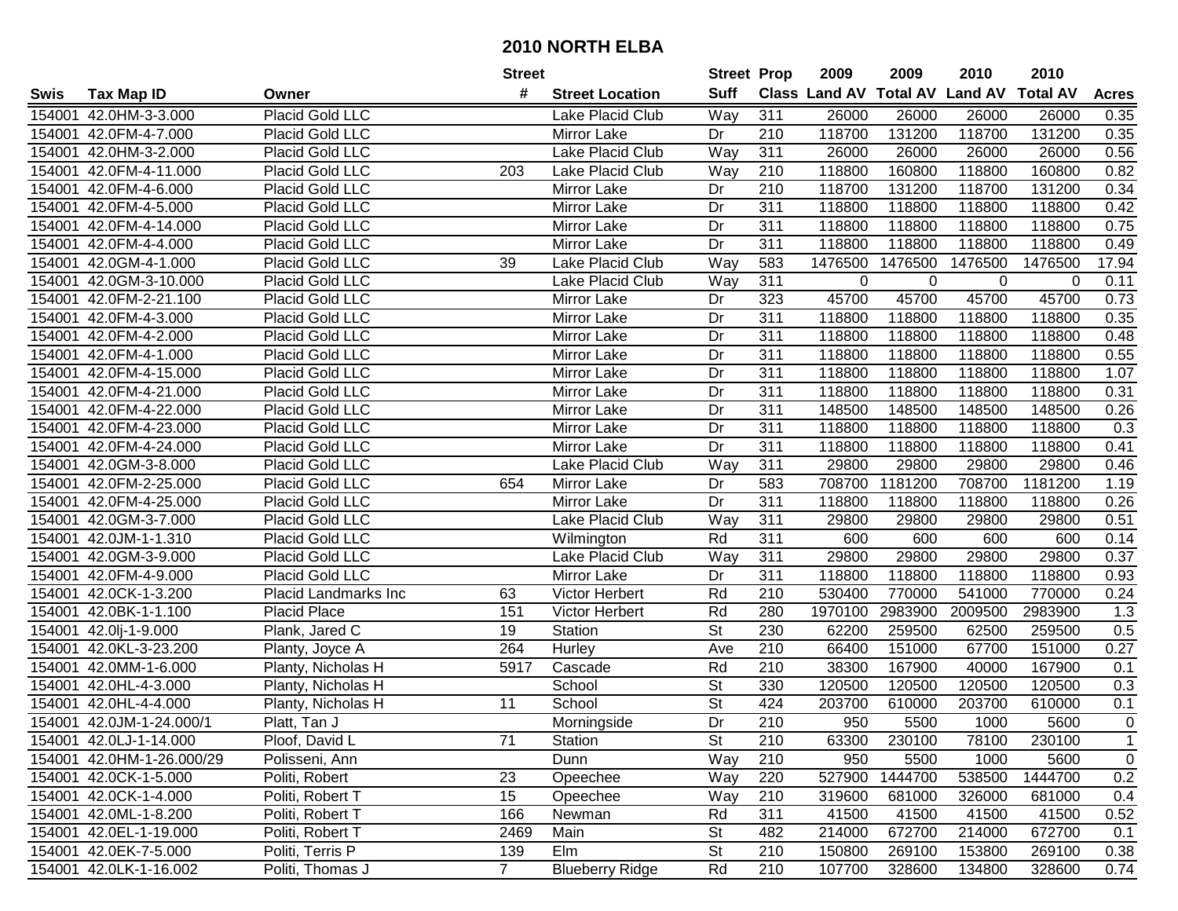# 2010 NORTH ELBA

| Swis | Tax Map ID | Owner | Street # | Street Location | Street Suff | Prop Class | 2009 Land AV | 2009 Total AV | 2010 Land AV | 2010 Total AV | Acres |
|---|---|---|---|---|---|---|---|---|---|---|---|
| 154001 | 42.0HM-3-3.000 | Placid Gold LLC | | Lake Placid Club | Way | 311 | 26000 | 26000 | 26000 | 26000 | 0.35 |
| 154001 | 42.0FM-4-7.000 | Placid Gold LLC | | Mirror Lake | Dr | 210 | 118700 | 131200 | 118700 | 131200 | 0.35 |
| 154001 | 42.0HM-3-2.000 | Placid Gold LLC | | Lake Placid Club | Way | 311 | 26000 | 26000 | 26000 | 26000 | 0.56 |
| 154001 | 42.0FM-4-11.000 | Placid Gold LLC | 203 | Lake Placid Club | Way | 210 | 118800 | 160800 | 118800 | 160800 | 0.82 |
| 154001 | 42.0FM-4-6.000 | Placid Gold LLC | | Mirror Lake | Dr | 210 | 118700 | 131200 | 118700 | 131200 | 0.34 |
| 154001 | 42.0FM-4-5.000 | Placid Gold LLC | | Mirror Lake | Dr | 311 | 118800 | 118800 | 118800 | 118800 | 0.42 |
| 154001 | 42.0FM-4-14.000 | Placid Gold LLC | | Mirror Lake | Dr | 311 | 118800 | 118800 | 118800 | 118800 | 0.75 |
| 154001 | 42.0FM-4-4.000 | Placid Gold LLC | | Mirror Lake | Dr | 311 | 118800 | 118800 | 118800 | 118800 | 0.49 |
| 154001 | 42.0GM-4-1.000 | Placid Gold LLC | 39 | Lake Placid Club | Way | 583 | 1476500 | 1476500 | 1476500 | 1476500 | 17.94 |
| 154001 | 42.0GM-3-10.000 | Placid Gold LLC | | Lake Placid Club | Way | 311 | 0 | 0 | 0 | 0 | 0.11 |
| 154001 | 42.0FM-2-21.100 | Placid Gold LLC | | Mirror Lake | Dr | 323 | 45700 | 45700 | 45700 | 45700 | 0.73 |
| 154001 | 42.0FM-4-3.000 | Placid Gold LLC | | Mirror Lake | Dr | 311 | 118800 | 118800 | 118800 | 118800 | 0.35 |
| 154001 | 42.0FM-4-2.000 | Placid Gold LLC | | Mirror Lake | Dr | 311 | 118800 | 118800 | 118800 | 118800 | 0.48 |
| 154001 | 42.0FM-4-1.000 | Placid Gold LLC | | Mirror Lake | Dr | 311 | 118800 | 118800 | 118800 | 118800 | 0.55 |
| 154001 | 42.0FM-4-15.000 | Placid Gold LLC | | Mirror Lake | Dr | 311 | 118800 | 118800 | 118800 | 118800 | 1.07 |
| 154001 | 42.0FM-4-21.000 | Placid Gold LLC | | Mirror Lake | Dr | 311 | 118800 | 118800 | 118800 | 118800 | 0.31 |
| 154001 | 42.0FM-4-22.000 | Placid Gold LLC | | Mirror Lake | Dr | 311 | 148500 | 148500 | 148500 | 148500 | 0.26 |
| 154001 | 42.0FM-4-23.000 | Placid Gold LLC | | Mirror Lake | Dr | 311 | 118800 | 118800 | 118800 | 118800 | 0.3 |
| 154001 | 42.0FM-4-24.000 | Placid Gold LLC | | Mirror Lake | Dr | 311 | 118800 | 118800 | 118800 | 118800 | 0.41 |
| 154001 | 42.0GM-3-8.000 | Placid Gold LLC | | Lake Placid Club | Way | 311 | 29800 | 29800 | 29800 | 29800 | 0.46 |
| 154001 | 42.0FM-2-25.000 | Placid Gold LLC | 654 | Mirror Lake | Dr | 583 | 708700 | 1181200 | 708700 | 1181200 | 1.19 |
| 154001 | 42.0FM-4-25.000 | Placid Gold LLC | | Mirror Lake | Dr | 311 | 118800 | 118800 | 118800 | 118800 | 0.26 |
| 154001 | 42.0GM-3-7.000 | Placid Gold LLC | | Lake Placid Club | Way | 311 | 29800 | 29800 | 29800 | 29800 | 0.51 |
| 154001 | 42.0JM-1-1.310 | Placid Gold LLC | | Wilmington | Rd | 311 | 600 | 600 | 600 | 600 | 0.14 |
| 154001 | 42.0GM-3-9.000 | Placid Gold LLC | | Lake Placid Club | Way | 311 | 29800 | 29800 | 29800 | 29800 | 0.37 |
| 154001 | 42.0FM-4-9.000 | Placid Gold LLC | | Mirror Lake | Dr | 311 | 118800 | 118800 | 118800 | 118800 | 0.93 |
| 154001 | 42.0CK-1-3.200 | Placid Landmarks Inc | 63 | Victor Herbert | Rd | 210 | 530400 | 770000 | 541000 | 770000 | 0.24 |
| 154001 | 42.0BK-1-1.100 | Placid Place | 151 | Victor Herbert | Rd | 280 | 1970100 | 2983900 | 2009500 | 2983900 | 1.3 |
| 154001 | 42.0lj-1-9.000 | Plank, Jared C | 19 | Station | St | 230 | 62200 | 259500 | 62500 | 259500 | 0.5 |
| 154001 | 42.0KL-3-23.200 | Planty, Joyce A | 264 | Hurley | Ave | 210 | 66400 | 151000 | 67700 | 151000 | 0.27 |
| 154001 | 42.0MM-1-6.000 | Planty, Nicholas H | 5917 | Cascade | Rd | 210 | 38300 | 167900 | 40000 | 167900 | 0.1 |
| 154001 | 42.0HL-4-3.000 | Planty, Nicholas H | | School | St | 330 | 120500 | 120500 | 120500 | 120500 | 0.3 |
| 154001 | 42.0HL-4-4.000 | Planty, Nicholas H | 11 | School | St | 424 | 203700 | 610000 | 203700 | 610000 | 0.1 |
| 154001 | 42.0JM-1-24.000/1 | Platt, Tan J | | Morningside | Dr | 210 | 950 | 5500 | 1000 | 5600 | 0 |
| 154001 | 42.0LJ-1-14.000 | Ploof, David L | 71 | Station | St | 210 | 63300 | 230100 | 78100 | 230100 | 1 |
| 154001 | 42.0HM-1-26.000/29 | Polisseni, Ann | | Dunn | Way | 210 | 950 | 5500 | 1000 | 5600 | 0 |
| 154001 | 42.0CK-1-5.000 | Politi, Robert | 23 | Opeechee | Way | 220 | 527900 | 1444700 | 538500 | 1444700 | 0.2 |
| 154001 | 42.0CK-1-4.000 | Politi, Robert T | 15 | Opeechee | Way | 210 | 319600 | 681000 | 326000 | 681000 | 0.4 |
| 154001 | 42.0ML-1-8.200 | Politi, Robert T | 166 | Newman | Rd | 311 | 41500 | 41500 | 41500 | 41500 | 0.52 |
| 154001 | 42.0EL-1-19.000 | Politi, Robert T | 2469 | Main | St | 482 | 214000 | 672700 | 214000 | 672700 | 0.1 |
| 154001 | 42.0EK-7-5.000 | Politi, Terris P | 139 | Elm | St | 210 | 150800 | 269100 | 153800 | 269100 | 0.38 |
| 154001 | 42.0LK-1-16.002 | Politi, Thomas J | 7 | Blueberry Ridge | Rd | 210 | 107700 | 328600 | 134800 | 328600 | 0.74 |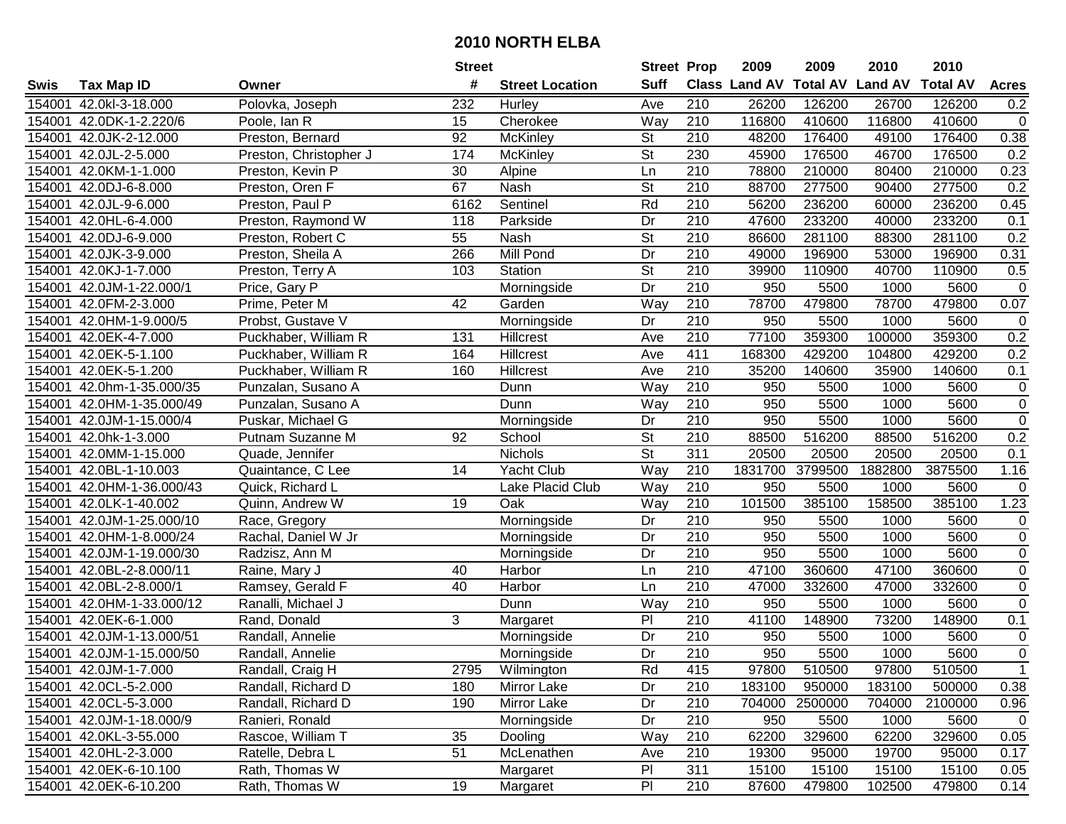# 2010 NORTH ELBA

| Swis | Tax Map ID | Owner | Street # | Street Location | Street Suff | Prop Class | 2009 Land AV | 2009 Total AV | 2010 Land AV | 2010 Total AV | Acres |
|---|---|---|---|---|---|---|---|---|---|---|---|
| 154001 | 42.0kl-3-18.000 | Polovka, Joseph | 232 | Hurley | Ave | 210 | 26200 | 126200 | 26700 | 126200 | 0.2 |
| 154001 | 42.0DK-1-2.220/6 | Poole, Ian R | 15 | Cherokee | Way | 210 | 116800 | 410600 | 116800 | 410600 | 0 |
| 154001 | 42.0JK-2-12.000 | Preston, Bernard | 92 | McKinley | St | 210 | 48200 | 176400 | 49100 | 176400 | 0.38 |
| 154001 | 42.0JL-2-5.000 | Preston, Christopher J | 174 | McKinley | St | 230 | 45900 | 176500 | 46700 | 176500 | 0.2 |
| 154001 | 42.0KM-1-1.000 | Preston, Kevin P | 30 | Alpine | Ln | 210 | 78800 | 210000 | 80400 | 210000 | 0.23 |
| 154001 | 42.0DJ-6-8.000 | Preston, Oren F | 67 | Nash | St | 210 | 88700 | 277500 | 90400 | 277500 | 0.2 |
| 154001 | 42.0JL-9-6.000 | Preston, Paul P | 6162 | Sentinel | Rd | 210 | 56200 | 236200 | 60000 | 236200 | 0.45 |
| 154001 | 42.0HL-6-4.000 | Preston, Raymond W | 118 | Parkside | Dr | 210 | 47600 | 233200 | 40000 | 233200 | 0.1 |
| 154001 | 42.0DJ-6-9.000 | Preston, Robert C | 55 | Nash | St | 210 | 86600 | 281100 | 88300 | 281100 | 0.2 |
| 154001 | 42.0JK-3-9.000 | Preston, Sheila A | 266 | Mill Pond | Dr | 210 | 49000 | 196900 | 53000 | 196900 | 0.31 |
| 154001 | 42.0KJ-1-7.000 | Preston, Terry A | 103 | Station | St | 210 | 39900 | 110900 | 40700 | 110900 | 0.5 |
| 154001 | 42.0JM-1-22.000/1 | Price, Gary P | | Morningside | Dr | 210 | 950 | 5500 | 1000 | 5600 | 0 |
| 154001 | 42.0FM-2-3.000 | Prime, Peter M | 42 | Garden | Way | 210 | 78700 | 479800 | 78700 | 479800 | 0.07 |
| 154001 | 42.0HM-1-9.000/5 | Probst, Gustave V | | Morningside | Dr | 210 | 950 | 5500 | 1000 | 5600 | 0 |
| 154001 | 42.0EK-4-7.000 | Puckhaber, William R | 131 | Hillcrest | Ave | 210 | 77100 | 359300 | 100000 | 359300 | 0.2 |
| 154001 | 42.0EK-5-1.100 | Puckhaber, William R | 164 | Hillcrest | Ave | 411 | 168300 | 429200 | 104800 | 429200 | 0.2 |
| 154001 | 42.0EK-5-1.200 | Puckhaber, William R | 160 | Hillcrest | Ave | 210 | 35200 | 140600 | 35900 | 140600 | 0.1 |
| 154001 | 42.0hm-1-35.000/35 | Punzalan, Susano A | | Dunn | Way | 210 | 950 | 5500 | 1000 | 5600 | 0 |
| 154001 | 42.0HM-1-35.000/49 | Punzalan, Susano A | | Dunn | Way | 210 | 950 | 5500 | 1000 | 5600 | 0 |
| 154001 | 42.0JM-1-15.000/4 | Puskar, Michael G | | Morningside | Dr | 210 | 950 | 5500 | 1000 | 5600 | 0 |
| 154001 | 42.0hk-1-3.000 | Putnam Suzanne M | 92 | School | St | 210 | 88500 | 516200 | 88500 | 516200 | 0.2 |
| 154001 | 42.0MM-1-15.000 | Quade, Jennifer | | Nichols | St | 311 | 20500 | 20500 | 20500 | 20500 | 0.1 |
| 154001 | 42.0BL-1-10.003 | Quaintance, C Lee | 14 | Yacht Club | Way | 210 | 1831700 | 3799500 | 1882800 | 3875500 | 1.16 |
| 154001 | 42.0HM-1-36.000/43 | Quick, Richard L | | Lake Placid Club | Way | 210 | 950 | 5500 | 1000 | 5600 | 0 |
| 154001 | 42.0LK-1-40.002 | Quinn, Andrew W | 19 | Oak | Way | 210 | 101500 | 385100 | 158500 | 385100 | 1.23 |
| 154001 | 42.0JM-1-25.000/10 | Race, Gregory | | Morningside | Dr | 210 | 950 | 5500 | 1000 | 5600 | 0 |
| 154001 | 42.0HM-1-8.000/24 | Rachal, Daniel W Jr | | Morningside | Dr | 210 | 950 | 5500 | 1000 | 5600 | 0 |
| 154001 | 42.0JM-1-19.000/30 | Radzisz, Ann M | | Morningside | Dr | 210 | 950 | 5500 | 1000 | 5600 | 0 |
| 154001 | 42.0BL-2-8.000/11 | Raine, Mary J | 40 | Harbor | Ln | 210 | 47100 | 360600 | 47100 | 360600 | 0 |
| 154001 | 42.0BL-2-8.000/1 | Ramsey, Gerald F | 40 | Harbor | Ln | 210 | 47000 | 332600 | 47000 | 332600 | 0 |
| 154001 | 42.0HM-1-33.000/12 | Ranalli, Michael J | | Dunn | Way | 210 | 950 | 5500 | 1000 | 5600 | 0 |
| 154001 | 42.0EK-6-1.000 | Rand, Donald | 3 | Margaret | Pl | 210 | 41100 | 148900 | 73200 | 148900 | 0.1 |
| 154001 | 42.0JM-1-13.000/51 | Randall, Annelie | | Morningside | Dr | 210 | 950 | 5500 | 1000 | 5600 | 0 |
| 154001 | 42.0JM-1-15.000/50 | Randall, Annelie | | Morningside | Dr | 210 | 950 | 5500 | 1000 | 5600 | 0 |
| 154001 | 42.0JM-1-7.000 | Randall, Craig H | 2795 | Wilmington | Rd | 415 | 97800 | 510500 | 97800 | 510500 | 1 |
| 154001 | 42.0CL-5-2.000 | Randall, Richard D | 180 | Mirror Lake | Dr | 210 | 183100 | 950000 | 183100 | 500000 | 0.38 |
| 154001 | 42.0CL-5-3.000 | Randall, Richard D | 190 | Mirror Lake | Dr | 210 | 704000 | 2500000 | 704000 | 2100000 | 0.96 |
| 154001 | 42.0JM-1-18.000/9 | Ranieri, Ronald | | Morningside | Dr | 210 | 950 | 5500 | 1000 | 5600 | 0 |
| 154001 | 42.0KL-3-55.000 | Rascoe, William T | 35 | Dooling | Way | 210 | 62200 | 329600 | 62200 | 329600 | 0.05 |
| 154001 | 42.0HL-2-3.000 | Ratelle, Debra L | 51 | McLenathen | Ave | 210 | 19300 | 95000 | 19700 | 95000 | 0.17 |
| 154001 | 42.0EK-6-10.100 | Rath, Thomas W | | Margaret | Pl | 311 | 15100 | 15100 | 15100 | 15100 | 0.05 |
| 154001 | 42.0EK-6-10.200 | Rath, Thomas W | 19 | Margaret | Pl | 210 | 87600 | 479800 | 102500 | 479800 | 0.14 |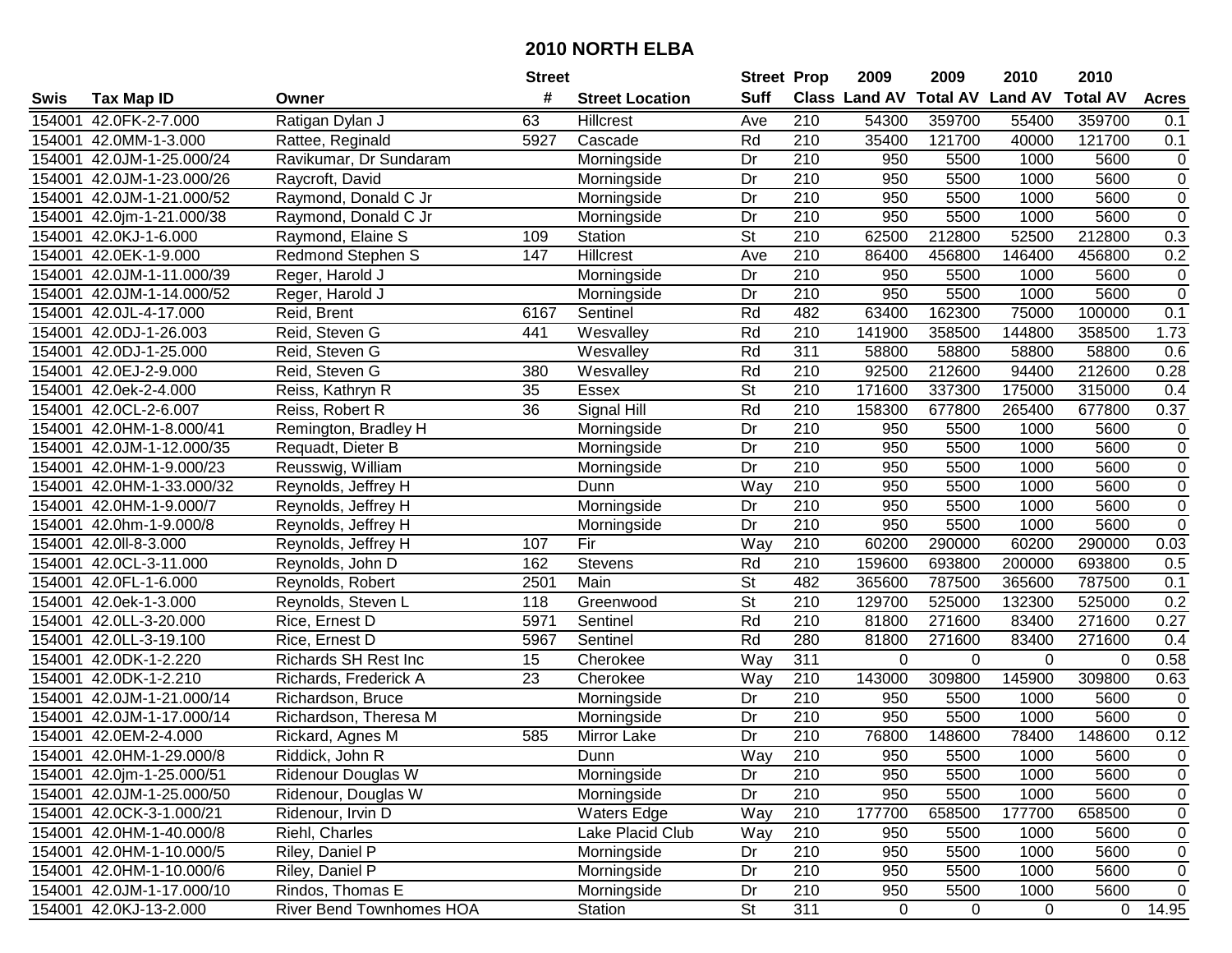# 2010 NORTH ELBA

| Swis | Tax Map ID | Owner | Street # | Street Location | Street Suff | Prop Class | 2009 Land AV | 2009 Total AV | 2010 Land AV | 2010 Total AV | Acres |
|---|---|---|---|---|---|---|---|---|---|---|---|
| 154001 | 42.0FK-2-7.000 | Ratigan Dylan J | 63 | Hillcrest | Ave | 210 | 54300 | 359700 | 55400 | 359700 | 0.1 |
| 154001 | 42.0MM-1-3.000 | Rattee, Reginald | 5927 | Cascade | Rd | 210 | 35400 | 121700 | 40000 | 121700 | 0.1 |
| 154001 | 42.0JM-1-25.000/24 | Ravikumar, Dr Sundaram | | Morningside | Dr | 210 | 950 | 5500 | 1000 | 5600 | 0 |
| 154001 | 42.0JM-1-23.000/26 | Raycroft, David | | Morningside | Dr | 210 | 950 | 5500 | 1000 | 5600 | 0 |
| 154001 | 42.0JM-1-21.000/52 | Raymond, Donald C Jr | | Morningside | Dr | 210 | 950 | 5500 | 1000 | 5600 | 0 |
| 154001 | 42.0jm-1-21.000/38 | Raymond, Donald C Jr | | Morningside | Dr | 210 | 950 | 5500 | 1000 | 5600 | 0 |
| 154001 | 42.0KJ-1-6.000 | Raymond, Elaine S | 109 | Station | St | 210 | 62500 | 212800 | 52500 | 212800 | 0.3 |
| 154001 | 42.0EK-1-9.000 | Redmond Stephen S | 147 | Hillcrest | Ave | 210 | 86400 | 456800 | 146400 | 456800 | 0.2 |
| 154001 | 42.0JM-1-11.000/39 | Reger, Harold J | | Morningside | Dr | 210 | 950 | 5500 | 1000 | 5600 | 0 |
| 154001 | 42.0JM-1-14.000/52 | Reger, Harold J | | Morningside | Dr | 210 | 950 | 5500 | 1000 | 5600 | 0 |
| 154001 | 42.0JL-4-17.000 | Reid, Brent | 6167 | Sentinel | Rd | 482 | 63400 | 162300 | 75000 | 100000 | 0.1 |
| 154001 | 42.0DJ-1-26.003 | Reid, Steven G | 441 | Wesvalley | Rd | 210 | 141900 | 358500 | 144800 | 358500 | 1.73 |
| 154001 | 42.0DJ-1-25.000 | Reid, Steven G | | Wesvalley | Rd | 311 | 58800 | 58800 | 58800 | 58800 | 0.6 |
| 154001 | 42.0EJ-2-9.000 | Reid, Steven G | 380 | Wesvalley | Rd | 210 | 92500 | 212600 | 94400 | 212600 | 0.28 |
| 154001 | 42.0ek-2-4.000 | Reiss, Kathryn R | 35 | Essex | St | 210 | 171600 | 337300 | 175000 | 315000 | 0.4 |
| 154001 | 42.0CL-2-6.007 | Reiss, Robert R | 36 | Signal Hill | Rd | 210 | 158300 | 677800 | 265400 | 677800 | 0.37 |
| 154001 | 42.0HM-1-8.000/41 | Remington, Bradley H | | Morningside | Dr | 210 | 950 | 5500 | 1000 | 5600 | 0 |
| 154001 | 42.0JM-1-12.000/35 | Requadt, Dieter B | | Morningside | Dr | 210 | 950 | 5500 | 1000 | 5600 | 0 |
| 154001 | 42.0HM-1-9.000/23 | Reusswig, William | | Morningside | Dr | 210 | 950 | 5500 | 1000 | 5600 | 0 |
| 154001 | 42.0HM-1-33.000/32 | Reynolds, Jeffrey H | | Dunn | Way | 210 | 950 | 5500 | 1000 | 5600 | 0 |
| 154001 | 42.0HM-1-9.000/7 | Reynolds, Jeffrey H | | Morningside | Dr | 210 | 950 | 5500 | 1000 | 5600 | 0 |
| 154001 | 42.0hm-1-9.000/8 | Reynolds, Jeffrey H | | Morningside | Dr | 210 | 950 | 5500 | 1000 | 5600 | 0 |
| 154001 | 42.0ll-8-3.000 | Reynolds, Jeffrey H | 107 | Fir | Way | 210 | 60200 | 290000 | 60200 | 290000 | 0.03 |
| 154001 | 42.0CL-3-11.000 | Reynolds, John D | 162 | Stevens | Rd | 210 | 159600 | 693800 | 200000 | 693800 | 0.5 |
| 154001 | 42.0FL-1-6.000 | Reynolds, Robert | 2501 | Main | St | 482 | 365600 | 787500 | 365600 | 787500 | 0.1 |
| 154001 | 42.0ek-1-3.000 | Reynolds, Steven L | 118 | Greenwood | St | 210 | 129700 | 525000 | 132300 | 525000 | 0.2 |
| 154001 | 42.0LL-3-20.000 | Rice, Ernest D | 5971 | Sentinel | Rd | 210 | 81800 | 271600 | 83400 | 271600 | 0.27 |
| 154001 | 42.0LL-3-19.100 | Rice, Ernest D | 5967 | Sentinel | Rd | 280 | 81800 | 271600 | 83400 | 271600 | 0.4 |
| 154001 | 42.0DK-1-2.220 | Richards SH Rest Inc | 15 | Cherokee | Way | 311 | 0 | 0 | 0 | 0 | 0.58 |
| 154001 | 42.0DK-1-2.210 | Richards, Frederick A | 23 | Cherokee | Way | 210 | 143000 | 309800 | 145900 | 309800 | 0.63 |
| 154001 | 42.0JM-1-21.000/14 | Richardson, Bruce | | Morningside | Dr | 210 | 950 | 5500 | 1000 | 5600 | 0 |
| 154001 | 42.0JM-1-17.000/14 | Richardson, Theresa M | | Morningside | Dr | 210 | 950 | 5500 | 1000 | 5600 | 0 |
| 154001 | 42.0EM-2-4.000 | Rickard, Agnes M | 585 | Mirror Lake | Dr | 210 | 76800 | 148600 | 78400 | 148600 | 0.12 |
| 154001 | 42.0HM-1-29.000/8 | Riddick, John R | | Dunn | Way | 210 | 950 | 5500 | 1000 | 5600 | 0 |
| 154001 | 42.0jm-1-25.000/51 | Ridenour Douglas W | | Morningside | Dr | 210 | 950 | 5500 | 1000 | 5600 | 0 |
| 154001 | 42.0JM-1-25.000/50 | Ridenour, Douglas W | | Morningside | Dr | 210 | 950 | 5500 | 1000 | 5600 | 0 |
| 154001 | 42.0CK-3-1.000/21 | Ridenour, Irvin D | | Waters Edge | Way | 210 | 177700 | 658500 | 177700 | 658500 | 0 |
| 154001 | 42.0HM-1-40.000/8 | Riehl, Charles | | Lake Placid Club | Way | 210 | 950 | 5500 | 1000 | 5600 | 0 |
| 154001 | 42.0HM-1-10.000/5 | Riley, Daniel P | | Morningside | Dr | 210 | 950 | 5500 | 1000 | 5600 | 0 |
| 154001 | 42.0HM-1-10.000/6 | Riley, Daniel P | | Morningside | Dr | 210 | 950 | 5500 | 1000 | 5600 | 0 |
| 154001 | 42.0JM-1-17.000/10 | Rindos, Thomas E | | Morningside | Dr | 210 | 950 | 5500 | 1000 | 5600 | 0 |
| 154001 | 42.0KJ-13-2.000 | River Bend Townhomes HOA | | Station | St | 311 | 0 | 0 | 0 | 0 | 14.95 |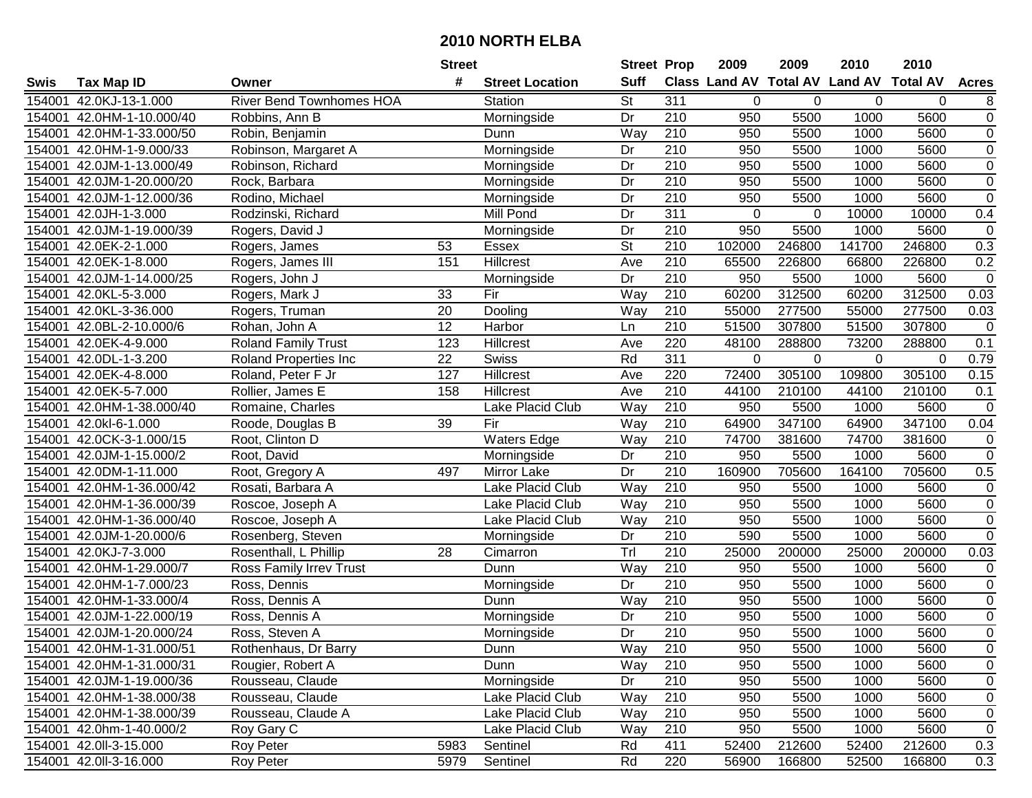# 2010 NORTH ELBA

| Swis | Tax Map ID | Owner | Street # | Street Location | Street Suff | Prop Class | 2009 Land AV | 2009 Total AV | 2010 Land AV | 2010 Total AV | Acres |
|---|---|---|---|---|---|---|---|---|---|---|---|
| 154001 | 42.0KJ-13-1.000 | River Bend Townhomes HOA | | Station | St | 311 | 0 | 0 | 0 | 0 | 8 |
| 154001 | 42.0HM-1-10.000/40 | Robbins, Ann B | | Morningside | Dr | 210 | 950 | 5500 | 1000 | 5600 | 0 |
| 154001 | 42.0HM-1-33.000/50 | Robin, Benjamin | | Dunn | Way | 210 | 950 | 5500 | 1000 | 5600 | 0 |
| 154001 | 42.0HM-1-9.000/33 | Robinson, Margaret A | | Morningside | Dr | 210 | 950 | 5500 | 1000 | 5600 | 0 |
| 154001 | 42.0JM-1-13.000/49 | Robinson, Richard | | Morningside | Dr | 210 | 950 | 5500 | 1000 | 5600 | 0 |
| 154001 | 42.0JM-1-20.000/20 | Rock, Barbara | | Morningside | Dr | 210 | 950 | 5500 | 1000 | 5600 | 0 |
| 154001 | 42.0JM-1-12.000/36 | Rodino, Michael | | Morningside | Dr | 210 | 950 | 5500 | 1000 | 5600 | 0 |
| 154001 | 42.0JH-1-3.000 | Rodzinski, Richard | | Mill Pond | Dr | 311 | 0 | 0 | 10000 | 10000 | 0.4 |
| 154001 | 42.0JM-1-19.000/39 | Rogers, David J | | Morningside | Dr | 210 | 950 | 5500 | 1000 | 5600 | 0 |
| 154001 | 42.0EK-2-1.000 | Rogers, James | 53 | Essex | St | 210 | 102000 | 246800 | 141700 | 246800 | 0.3 |
| 154001 | 42.0EK-1-8.000 | Rogers, James III | 151 | Hillcrest | Ave | 210 | 65500 | 226800 | 66800 | 226800 | 0.2 |
| 154001 | 42.0JM-1-14.000/25 | Rogers, John J | | Morningside | Dr | 210 | 950 | 5500 | 1000 | 5600 | 0 |
| 154001 | 42.0KL-5-3.000 | Rogers, Mark J | 33 | Fir | Way | 210 | 60200 | 312500 | 60200 | 312500 | 0.03 |
| 154001 | 42.0KL-3-36.000 | Rogers, Truman | 20 | Dooling | Way | 210 | 55000 | 277500 | 55000 | 277500 | 0.03 |
| 154001 | 42.0BL-2-10.000/6 | Rohan, John A | 12 | Harbor | Ln | 210 | 51500 | 307800 | 51500 | 307800 | 0 |
| 154001 | 42.0EK-4-9.000 | Roland Family Trust | 123 | Hillcrest | Ave | 220 | 48100 | 288800 | 73200 | 288800 | 0.1 |
| 154001 | 42.0DL-1-3.200 | Roland Properties Inc | 22 | Swiss | Rd | 311 | 0 | 0 | 0 | 0 | 0.79 |
| 154001 | 42.0EK-4-8.000 | Roland, Peter F Jr | 127 | Hillcrest | Ave | 220 | 72400 | 305100 | 109800 | 305100 | 0.15 |
| 154001 | 42.0EK-5-7.000 | Rollier, James E | 158 | Hillcrest | Ave | 210 | 44100 | 210100 | 44100 | 210100 | 0.1 |
| 154001 | 42.0HM-1-38.000/40 | Romaine, Charles | | Lake Placid Club | Way | 210 | 950 | 5500 | 1000 | 5600 | 0 |
| 154001 | 42.0kl-6-1.000 | Roode, Douglas B | 39 | Fir | Way | 210 | 64900 | 347100 | 64900 | 347100 | 0.04 |
| 154001 | 42.0CK-3-1.000/15 | Root, Clinton D | | Waters Edge | Way | 210 | 74700 | 381600 | 74700 | 381600 | 0 |
| 154001 | 42.0JM-1-15.000/2 | Root, David | | Morningside | Dr | 210 | 950 | 5500 | 1000 | 5600 | 0 |
| 154001 | 42.0DM-1-11.000 | Root, Gregory A | 497 | Mirror Lake | Dr | 210 | 160900 | 705600 | 164100 | 705600 | 0.5 |
| 154001 | 42.0HM-1-36.000/42 | Rosati, Barbara A | | Lake Placid Club | Way | 210 | 950 | 5500 | 1000 | 5600 | 0 |
| 154001 | 42.0HM-1-36.000/39 | Roscoe, Joseph A | | Lake Placid Club | Way | 210 | 950 | 5500 | 1000 | 5600 | 0 |
| 154001 | 42.0HM-1-36.000/40 | Roscoe, Joseph A | | Lake Placid Club | Way | 210 | 950 | 5500 | 1000 | 5600 | 0 |
| 154001 | 42.0JM-1-20.000/6 | Rosenberg, Steven | | Morningside | Dr | 210 | 590 | 5500 | 1000 | 5600 | 0 |
| 154001 | 42.0KJ-7-3.000 | Rosenthall, L Phillip | 28 | Cimarron | Trl | 210 | 25000 | 200000 | 25000 | 200000 | 0.03 |
| 154001 | 42.0HM-1-29.000/7 | Ross Family Irrev Trust | | Dunn | Way | 210 | 950 | 5500 | 1000 | 5600 | 0 |
| 154001 | 42.0HM-1-7.000/23 | Ross, Dennis | | Morningside | Dr | 210 | 950 | 5500 | 1000 | 5600 | 0 |
| 154001 | 42.0HM-1-33.000/4 | Ross, Dennis A | | Dunn | Way | 210 | 950 | 5500 | 1000 | 5600 | 0 |
| 154001 | 42.0JM-1-22.000/19 | Ross, Dennis A | | Morningside | Dr | 210 | 950 | 5500 | 1000 | 5600 | 0 |
| 154001 | 42.0JM-1-20.000/24 | Ross, Steven A | | Morningside | Dr | 210 | 950 | 5500 | 1000 | 5600 | 0 |
| 154001 | 42.0HM-1-31.000/51 | Rothenhaus, Dr Barry | | Dunn | Way | 210 | 950 | 5500 | 1000 | 5600 | 0 |
| 154001 | 42.0HM-1-31.000/31 | Rougier, Robert A | | Dunn | Way | 210 | 950 | 5500 | 1000 | 5600 | 0 |
| 154001 | 42.0JM-1-19.000/36 | Rousseau, Claude | | Morningside | Dr | 210 | 950 | 5500 | 1000 | 5600 | 0 |
| 154001 | 42.0HM-1-38.000/38 | Rousseau, Claude | | Lake Placid Club | Way | 210 | 950 | 5500 | 1000 | 5600 | 0 |
| 154001 | 42.0HM-1-38.000/39 | Rousseau, Claude A | | Lake Placid Club | Way | 210 | 950 | 5500 | 1000 | 5600 | 0 |
| 154001 | 42.0hm-1-40.000/2 | Roy Gary C | | Lake Placid Club | Way | 210 | 950 | 5500 | 1000 | 5600 | 0 |
| 154001 | 42.0ll-3-15.000 | Roy Peter | 5983 | Sentinel | Rd | 411 | 52400 | 212600 | 52400 | 212600 | 0.3 |
| 154001 | 42.0ll-3-16.000 | Roy Peter | 5979 | Sentinel | Rd | 220 | 56900 | 166800 | 52500 | 166800 | 0.3 |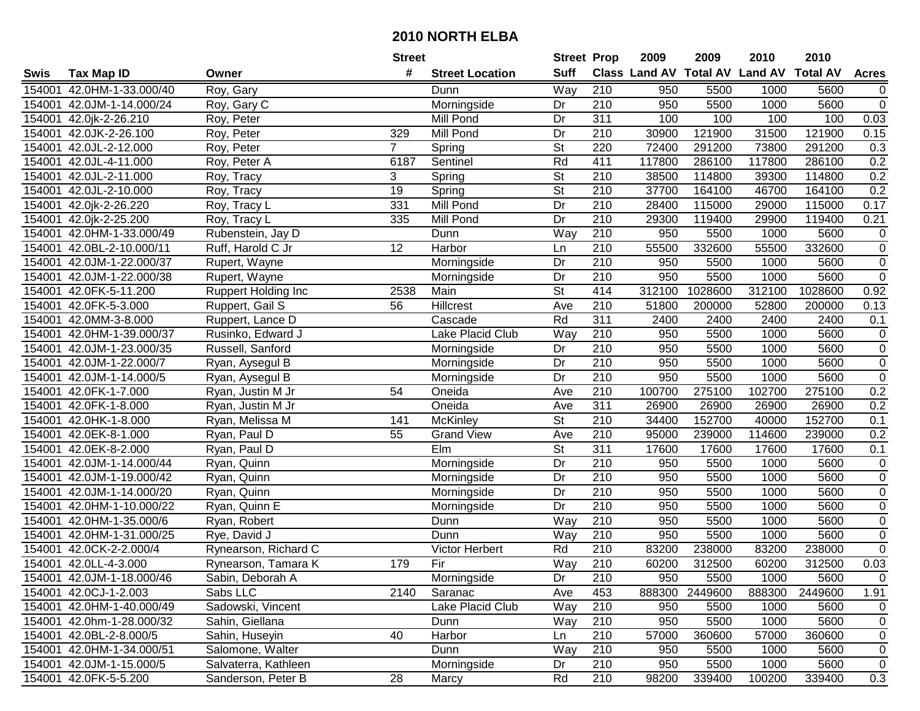# 2010 NORTH ELBA

| Swis | Tax Map ID | Owner | Street # | Street Location | Street Suff | Prop Class | 2009 Land AV | 2009 Total AV | 2010 Land AV | 2010 Total AV | Acres |
|---|---|---|---|---|---|---|---|---|---|---|---|
| 154001 | 42.0HM-1-33.000/40 | Roy, Gary | | Dunn | Way | 210 | 950 | 5500 | 1000 | 5600 | 0 |
| 154001 | 42.0JM-1-14.000/24 | Roy, Gary C | | Morningside | Dr | 210 | 950 | 5500 | 1000 | 5600 | 0 |
| 154001 | 42.0jk-2-26.210 | Roy, Peter | | Mill Pond | Dr | 311 | 100 | 100 | 100 | 100 | 0.03 |
| 154001 | 42.0JK-2-26.100 | Roy, Peter | 329 | Mill Pond | Dr | 210 | 30900 | 121900 | 31500 | 121900 | 0.15 |
| 154001 | 42.0JL-2-12.000 | Roy, Peter | 7 | Spring | St | 220 | 72400 | 291200 | 73800 | 291200 | 0.3 |
| 154001 | 42.0JL-4-11.000 | Roy, Peter A | 6187 | Sentinel | Rd | 411 | 117800 | 286100 | 117800 | 286100 | 0.2 |
| 154001 | 42.0JL-2-11.000 | Roy, Tracy | 3 | Spring | St | 210 | 38500 | 114800 | 39300 | 114800 | 0.2 |
| 154001 | 42.0JL-2-10.000 | Roy, Tracy | 19 | Spring | St | 210 | 37700 | 164100 | 46700 | 164100 | 0.2 |
| 154001 | 42.0jk-2-26.220 | Roy, Tracy L | 331 | Mill Pond | Dr | 210 | 28400 | 115000 | 29000 | 115000 | 0.17 |
| 154001 | 42.0jk-2-25.200 | Roy, Tracy L | 335 | Mill Pond | Dr | 210 | 29300 | 119400 | 29900 | 119400 | 0.21 |
| 154001 | 42.0HM-1-33.000/49 | Rubenstein, Jay D | | Dunn | Way | 210 | 950 | 5500 | 1000 | 5600 | 0 |
| 154001 | 42.0BL-2-10.000/11 | Ruff, Harold C Jr | 12 | Harbor | Ln | 210 | 55500 | 332600 | 55500 | 332600 | 0 |
| 154001 | 42.0JM-1-22.000/37 | Rupert, Wayne | | Morningside | Dr | 210 | 950 | 5500 | 1000 | 5600 | 0 |
| 154001 | 42.0JM-1-22.000/38 | Rupert, Wayne | | Morningside | Dr | 210 | 950 | 5500 | 1000 | 5600 | 0 |
| 154001 | 42.0FK-5-11.200 | Ruppert Holding Inc | 2538 | Main | St | 414 | 312100 | 1028600 | 312100 | 1028600 | 0.92 |
| 154001 | 42.0FK-5-3.000 | Ruppert, Gail S | 56 | Hillcrest | Ave | 210 | 51800 | 200000 | 52800 | 200000 | 0.13 |
| 154001 | 42.0MM-3-8.000 | Ruppert, Lance D | | Cascade | Rd | 311 | 2400 | 2400 | 2400 | 2400 | 0.1 |
| 154001 | 42.0HM-1-39.000/37 | Rusinko, Edward J | | Lake Placid Club | Way | 210 | 950 | 5500 | 1000 | 5600 | 0 |
| 154001 | 42.0JM-1-23.000/35 | Russell, Sanford | | Morningside | Dr | 210 | 950 | 5500 | 1000 | 5600 | 0 |
| 154001 | 42.0JM-1-22.000/7 | Ryan, Aysegul B | | Morningside | Dr | 210 | 950 | 5500 | 1000 | 5600 | 0 |
| 154001 | 42.0JM-1-14.000/5 | Ryan, Aysegul B | | Morningside | Dr | 210 | 950 | 5500 | 1000 | 5600 | 0 |
| 154001 | 42.0FK-1-7.000 | Ryan, Justin M Jr | 54 | Oneida | Ave | 210 | 100700 | 275100 | 102700 | 275100 | 0.2 |
| 154001 | 42.0FK-1-8.000 | Ryan, Justin M Jr | | Oneida | Ave | 311 | 26900 | 26900 | 26900 | 26900 | 0.2 |
| 154001 | 42.0HK-1-8.000 | Ryan, Melissa M | 141 | McKinley | St | 210 | 34400 | 152700 | 40000 | 152700 | 0.1 |
| 154001 | 42.0EK-8-1.000 | Ryan, Paul D | 55 | Grand View | Ave | 210 | 95000 | 239000 | 114600 | 239000 | 0.2 |
| 154001 | 42.0EK-8-2.000 | Ryan, Paul D | | Elm | St | 311 | 17600 | 17600 | 17600 | 17600 | 0.1 |
| 154001 | 42.0JM-1-14.000/44 | Ryan, Quinn | | Morningside | Dr | 210 | 950 | 5500 | 1000 | 5600 | 0 |
| 154001 | 42.0JM-1-19.000/42 | Ryan, Quinn | | Morningside | Dr | 210 | 950 | 5500 | 1000 | 5600 | 0 |
| 154001 | 42.0JM-1-14.000/20 | Ryan, Quinn | | Morningside | Dr | 210 | 950 | 5500 | 1000 | 5600 | 0 |
| 154001 | 42.0HM-1-10.000/22 | Ryan, Quinn E | | Morningside | Dr | 210 | 950 | 5500 | 1000 | 5600 | 0 |
| 154001 | 42.0HM-1-35.000/6 | Ryan, Robert | | Dunn | Way | 210 | 950 | 5500 | 1000 | 5600 | 0 |
| 154001 | 42.0HM-1-31.000/25 | Rye, David J | | Dunn | Way | 210 | 950 | 5500 | 1000 | 5600 | 0 |
| 154001 | 42.0CK-2-2.000/4 | Rynearson, Richard C | | Victor Herbert | Rd | 210 | 83200 | 238000 | 83200 | 238000 | 0 |
| 154001 | 42.0LL-4-3.000 | Rynearson, Tamara K | 179 | Fir | Way | 210 | 60200 | 312500 | 60200 | 312500 | 0.03 |
| 154001 | 42.0JM-1-18.000/46 | Sabin, Deborah A | | Morningside | Dr | 210 | 950 | 5500 | 1000 | 5600 | 0 |
| 154001 | 42.0CJ-1-2.003 | Sabs LLC | 2140 | Saranac | Ave | 453 | 888300 | 2449600 | 888300 | 2449600 | 1.91 |
| 154001 | 42.0HM-1-40.000/49 | Sadowski, Vincent | | Lake Placid Club | Way | 210 | 950 | 5500 | 1000 | 5600 | 0 |
| 154001 | 42.0hm-1-28.000/32 | Sahin, Giellana | | Dunn | Way | 210 | 950 | 5500 | 1000 | 5600 | 0 |
| 154001 | 42.0BL-2-8.000/5 | Sahin, Huseyin | 40 | Harbor | Ln | 210 | 57000 | 360600 | 57000 | 360600 | 0 |
| 154001 | 42.0HM-1-34.000/51 | Salomone, Walter | | Dunn | Way | 210 | 950 | 5500 | 1000 | 5600 | 0 |
| 154001 | 42.0JM-1-15.000/5 | Salvaterra, Kathleen | | Morningside | Dr | 210 | 950 | 5500 | 1000 | 5600 | 0 |
| 154001 | 42.0FK-5-5.200 | Sanderson, Peter B | 28 | Marcy | Rd | 210 | 98200 | 339400 | 100200 | 339400 | 0.3 |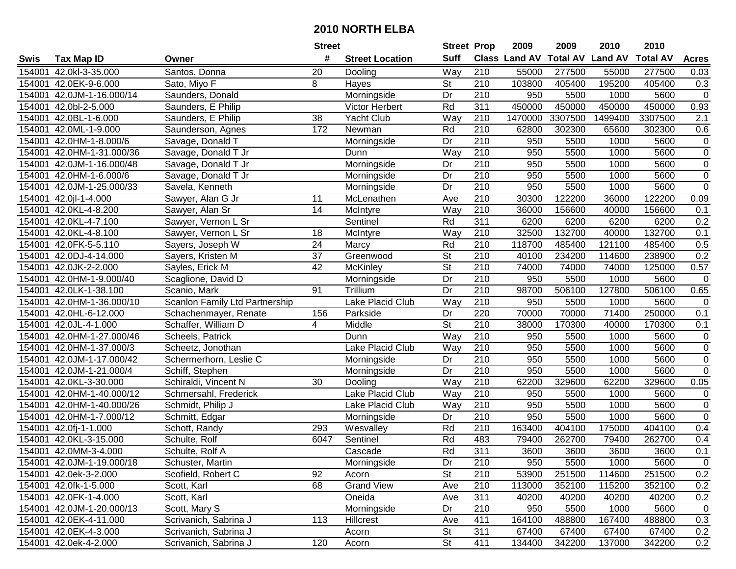# 2010 NORTH ELBA

| Swis | Tax Map ID | Owner | Street # | Street Location | Street Suff | Prop Class | 2009 Land AV | 2009 Total AV | 2010 Land AV | 2010 Total AV | Acres |
|---|---|---|---|---|---|---|---|---|---|---|---|
| 154001 | 42.0kl-3-35.000 | Santos, Donna | 20 | Dooling | Way | 210 | 55000 | 277500 | 55000 | 277500 | 0.03 |
| 154001 | 42.0EK-9-6.000 | Sato, Miyo F | 8 | Hayes | St | 210 | 103800 | 405400 | 195200 | 405400 | 0.3 |
| 154001 | 42.0JM-1-16.000/14 | Saunders, Donald | | Morningside | Dr | 210 | 950 | 5500 | 1000 | 5600 | 0 |
| 154001 | 42.0bl-2-5.000 | Saunders, E Philip | | Victor Herbert | Rd | 311 | 450000 | 450000 | 450000 | 450000 | 0.93 |
| 154001 | 42.0BL-1-6.000 | Saunders, E Philip | 38 | Yacht Club | Way | 210 | 1470000 | 3307500 | 1499400 | 3307500 | 2.1 |
| 154001 | 42.0ML-1-9.000 | Saunderson, Agnes | 172 | Newman | Rd | 210 | 62800 | 302300 | 65600 | 302300 | 0.6 |
| 154001 | 42.0HM-1-8.000/6 | Savage, Donald T | | Morningside | Dr | 210 | 950 | 5500 | 1000 | 5600 | 0 |
| 154001 | 42.0HM-1-31.000/36 | Savage, Donald T Jr | | Dunn | Way | 210 | 950 | 5500 | 1000 | 5600 | 0 |
| 154001 | 42.0JM-1-16.000/48 | Savage, Donald T Jr | | Morningside | Dr | 210 | 950 | 5500 | 1000 | 5600 | 0 |
| 154001 | 42.0HM-1-6.000/6 | Savage, Donald T Jr | | Morningside | Dr | 210 | 950 | 5500 | 1000 | 5600 | 0 |
| 154001 | 42.0JM-1-25.000/33 | Savela, Kenneth | | Morningside | Dr | 210 | 950 | 5500 | 1000 | 5600 | 0 |
| 154001 | 42.0jl-1-4.000 | Sawyer, Alan G Jr | 11 | McLenathen | Ave | 210 | 30300 | 122200 | 36000 | 122200 | 0.09 |
| 154001 | 42.0KL-4-8.200 | Sawyer, Alan Sr | 14 | McIntyre | Way | 210 | 36000 | 156600 | 40000 | 156600 | 0.1 |
| 154001 | 42.0KL-4-7.100 | Sawyer, Vernon L Sr | | Sentinel | Rd | 311 | 6200 | 6200 | 6200 | 6200 | 0.2 |
| 154001 | 42.0KL-4-8.100 | Sawyer, Vernon L Sr | 18 | McIntyre | Way | 210 | 32500 | 132700 | 40000 | 132700 | 0.1 |
| 154001 | 42.0FK-5-5.110 | Sayers, Joseph W | 24 | Marcy | Rd | 210 | 118700 | 485400 | 121100 | 485400 | 0.5 |
| 154001 | 42.0DJ-4-14.000 | Sayers, Kristen M | 37 | Greenwood | St | 210 | 40100 | 234200 | 114600 | 238900 | 0.2 |
| 154001 | 42.0JK-2-2.000 | Sayles, Erick M | 42 | McKinley | St | 210 | 74000 | 74000 | 74000 | 125000 | 0.57 |
| 154001 | 42.0HM-1-9.000/40 | Scaglione, David D | | Morningside | Dr | 210 | 950 | 5500 | 1000 | 5600 | 0 |
| 154001 | 42.0LK-1-38.100 | Scanio, Mark | 91 | Trillium | Dr | 210 | 98700 | 506100 | 127800 | 506100 | 0.65 |
| 154001 | 42.0HM-1-36.000/10 | Scanlon Family Ltd Partnership | | Lake Placid Club | Way | 210 | 950 | 5500 | 1000 | 5600 | 0 |
| 154001 | 42.0HL-6-12.000 | Schachenmayer, Renate | 156 | Parkside | Dr | 220 | 70000 | 70000 | 71400 | 250000 | 0.1 |
| 154001 | 42.0JL-4-1.000 | Schaffer, William D | 4 | Middle | St | 210 | 38000 | 170300 | 40000 | 170300 | 0.1 |
| 154001 | 42.0HM-1-27.000/46 | Scheels, Patrick | | Dunn | Way | 210 | 950 | 5500 | 1000 | 5600 | 0 |
| 154001 | 42.0HM-1-37.000/3 | Scheetz, Jonothan | | Lake Placid Club | Way | 210 | 950 | 5500 | 1000 | 5600 | 0 |
| 154001 | 42.0JM-1-17.000/42 | Schermerhorn, Leslie C | | Morningside | Dr | 210 | 950 | 5500 | 1000 | 5600 | 0 |
| 154001 | 42.0JM-1-21.000/4 | Schiff, Stephen | | Morningside | Dr | 210 | 950 | 5500 | 1000 | 5600 | 0 |
| 154001 | 42.0KL-3-30.000 | Schiraldi, Vincent N | 30 | Dooling | Way | 210 | 62200 | 329600 | 62200 | 329600 | 0.05 |
| 154001 | 42.0HM-1-40.000/12 | Schmersahl, Frederick | | Lake Placid Club | Way | 210 | 950 | 5500 | 1000 | 5600 | 0 |
| 154001 | 42.0HM-1-40.000/26 | Schmidt, Philip J | | Lake Placid Club | Way | 210 | 950 | 5500 | 1000 | 5600 | 0 |
| 154001 | 42.0HM-1-7.000/12 | Schmitt, Edgar | | Morningside | Dr | 210 | 950 | 5500 | 1000 | 5600 | 0 |
| 154001 | 42.0fj-1-1.000 | Schott, Randy | 293 | Wesvalley | Rd | 210 | 163400 | 404100 | 175000 | 404100 | 0.4 |
| 154001 | 42.0KL-3-15.000 | Schulte, Rolf | 6047 | Sentinel | Rd | 483 | 79400 | 262700 | 79400 | 262700 | 0.4 |
| 154001 | 42.0MM-3-4.000 | Schulte, Rolf A | | Cascade | Rd | 311 | 3600 | 3600 | 3600 | 3600 | 0.1 |
| 154001 | 42.0JM-1-19.000/18 | Schuster, Martin | | Morningside | Dr | 210 | 950 | 5500 | 1000 | 5600 | 0 |
| 154001 | 42.0ek-3-2.000 | Scofield, Robert C | 92 | Acorn | St | 210 | 53900 | 251500 | 114600 | 251500 | 0.2 |
| 154001 | 42.0fk-1-5.000 | Scott, Karl | 68 | Grand View | Ave | 210 | 113000 | 352100 | 115200 | 352100 | 0.2 |
| 154001 | 42.0FK-1-4.000 | Scott, Karl | | Oneida | Ave | 311 | 40200 | 40200 | 40200 | 40200 | 0.2 |
| 154001 | 42.0JM-1-20.000/13 | Scott, Mary S | | Morningside | Dr | 210 | 950 | 5500 | 1000 | 5600 | 0 |
| 154001 | 42.0EK-4-11.000 | Scrivanich, Sabrina J | 113 | Hillcrest | Ave | 411 | 164100 | 488800 | 167400 | 488800 | 0.3 |
| 154001 | 42.0EK-4-3.000 | Scrivanich, Sabrina J | | Acorn | St | 311 | 67400 | 67400 | 67400 | 67400 | 0.2 |
| 154001 | 42.0ek-4-2.000 | Scrivanich, Sabrina J | 120 | Acorn | St | 411 | 134400 | 342200 | 137000 | 342200 | 0.2 |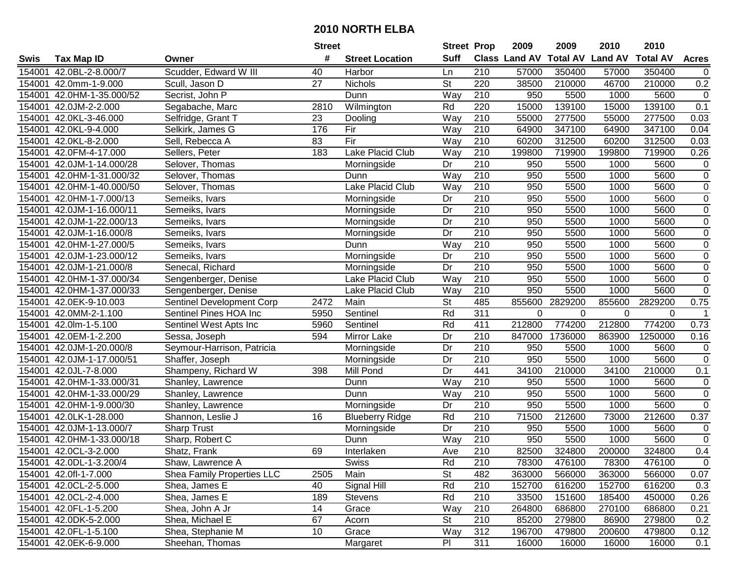# 2010 NORTH ELBA

| Swis | Tax Map ID | Owner | Street # | Street Location | Street Suff | Prop Class | 2009 Land AV | 2009 Total AV | 2010 Land AV | 2010 Total AV | Acres |
|---|---|---|---|---|---|---|---|---|---|---|---|
| 154001 | 42.0BL-2-8.000/7 | Scudder, Edward W III | 40 | Harbor | Ln | 210 | 57000 | 350400 | 57000 | 350400 | 0 |
| 154001 | 42.0mm-1-9.000 | Scull, Jason D | 27 | Nichols | St | 220 | 38500 | 210000 | 46700 | 210000 | 0.2 |
| 154001 | 42.0HM-1-35.000/52 | Secrist, John P | | Dunn | Way | 210 | 950 | 5500 | 1000 | 5600 | 0 |
| 154001 | 42.0JM-2-2.000 | Segabache, Marc | 2810 | Wilmington | Rd | 220 | 15000 | 139100 | 15000 | 139100 | 0.1 |
| 154001 | 42.0KL-3-46.000 | Selfridge, Grant T | 23 | Dooling | Way | 210 | 55000 | 277500 | 55000 | 277500 | 0.03 |
| 154001 | 42.0KL-9-4.000 | Selkirk, James G | 176 | Fir | Way | 210 | 64900 | 347100 | 64900 | 347100 | 0.04 |
| 154001 | 42.0KL-8-2.000 | Sell, Rebecca A | 83 | Fir | Way | 210 | 60200 | 312500 | 60200 | 312500 | 0.03 |
| 154001 | 42.0FM-4-17.000 | Sellers, Peter | 183 | Lake Placid Club | Way | 210 | 199800 | 719900 | 199800 | 719900 | 0.26 |
| 154001 | 42.0JM-1-14.000/28 | Selover, Thomas | | Morningside | Dr | 210 | 950 | 5500 | 1000 | 5600 | 0 |
| 154001 | 42.0HM-1-31.000/32 | Selover, Thomas | | Dunn | Way | 210 | 950 | 5500 | 1000 | 5600 | 0 |
| 154001 | 42.0HM-1-40.000/50 | Selover, Thomas | | Lake Placid Club | Way | 210 | 950 | 5500 | 1000 | 5600 | 0 |
| 154001 | 42.0HM-1-7.000/13 | Semeiks, Ivars | | Morningside | Dr | 210 | 950 | 5500 | 1000 | 5600 | 0 |
| 154001 | 42.0JM-1-16.000/11 | Semeiks, Ivars | | Morningside | Dr | 210 | 950 | 5500 | 1000 | 5600 | 0 |
| 154001 | 42.0JM-1-22.000/13 | Semeiks, Ivars | | Morningside | Dr | 210 | 950 | 5500 | 1000 | 5600 | 0 |
| 154001 | 42.0JM-1-16.000/8 | Semeiks, Ivars | | Morningside | Dr | 210 | 950 | 5500 | 1000 | 5600 | 0 |
| 154001 | 42.0HM-1-27.000/5 | Semeiks, Ivars | | Dunn | Way | 210 | 950 | 5500 | 1000 | 5600 | 0 |
| 154001 | 42.0JM-1-23.000/12 | Semeiks, Ivars | | Morningside | Dr | 210 | 950 | 5500 | 1000 | 5600 | 0 |
| 154001 | 42.0JM-1-21.000/8 | Senecal, Richard | | Morningside | Dr | 210 | 950 | 5500 | 1000 | 5600 | 0 |
| 154001 | 42.0HM-1-37.000/34 | Sengenberger, Denise | | Lake Placid Club | Way | 210 | 950 | 5500 | 1000 | 5600 | 0 |
| 154001 | 42.0HM-1-37.000/33 | Sengenberger, Denise | | Lake Placid Club | Way | 210 | 950 | 5500 | 1000 | 5600 | 0 |
| 154001 | 42.0EK-9-10.003 | Sentinel Development Corp | 2472 | Main | St | 485 | 855600 | 2829200 | 855600 | 2829200 | 0.75 |
| 154001 | 42.0MM-2-1.100 | Sentinel Pines HOA Inc | 5950 | Sentinel | Rd | 311 | 0 | 0 | 0 | 0 | 1 |
| 154001 | 42.0lm-1-5.100 | Sentinel West Apts Inc | 5960 | Sentinel | Rd | 411 | 212800 | 774200 | 212800 | 774200 | 0.73 |
| 154001 | 42.0EM-1-2.200 | Sessa, Joseph | 594 | Mirror Lake | Dr | 210 | 847000 | 1736000 | 863900 | 1250000 | 0.16 |
| 154001 | 42.0JM-1-20.000/8 | Seymour-Harrison, Patricia | | Morningside | Dr | 210 | 950 | 5500 | 1000 | 5600 | 0 |
| 154001 | 42.0JM-1-17.000/51 | Shaffer, Joseph | | Morningside | Dr | 210 | 950 | 5500 | 1000 | 5600 | 0 |
| 154001 | 42.0JL-7-8.000 | Shampeny, Richard W | 398 | Mill Pond | Dr | 441 | 34100 | 210000 | 34100 | 210000 | 0.1 |
| 154001 | 42.0HM-1-33.000/31 | Shanley, Lawrence | | Dunn | Way | 210 | 950 | 5500 | 1000 | 5600 | 0 |
| 154001 | 42.0HM-1-33.000/29 | Shanley, Lawrence | | Dunn | Way | 210 | 950 | 5500 | 1000 | 5600 | 0 |
| 154001 | 42.0HM-1-9.000/30 | Shanley, Lawrence | | Morningside | Dr | 210 | 950 | 5500 | 1000 | 5600 | 0 |
| 154001 | 42.0LK-1-28.000 | Shannon, Leslie J | 16 | Blueberry Ridge | Rd | 210 | 71500 | 212600 | 73000 | 212600 | 0.37 |
| 154001 | 42.0JM-1-13.000/7 | Sharp Trust | | Morningside | Dr | 210 | 950 | 5500 | 1000 | 5600 | 0 |
| 154001 | 42.0HM-1-33.000/18 | Sharp, Robert C | | Dunn | Way | 210 | 950 | 5500 | 1000 | 5600 | 0 |
| 154001 | 42.0CL-3-2.000 | Shatz, Frank | 69 | Interlaken | Ave | 210 | 82500 | 324800 | 200000 | 324800 | 0.4 |
| 154001 | 42.0DL-1-3.200/4 | Shaw, Lawrence A | | Swiss | Rd | 210 | 78300 | 476100 | 78300 | 476100 | 0 |
| 154001 | 42.0fl-1-7.000 | Shea Family Properties LLC | 2505 | Main | St | 482 | 363000 | 566000 | 363000 | 566000 | 0.07 |
| 154001 | 42.0CL-2-5.000 | Shea, James E | 40 | Signal Hill | Rd | 210 | 152700 | 616200 | 152700 | 616200 | 0.3 |
| 154001 | 42.0CL-2-4.000 | Shea, James E | 189 | Stevens | Rd | 210 | 33500 | 151600 | 185400 | 450000 | 0.26 |
| 154001 | 42.0FL-1-5.200 | Shea, John A Jr | 14 | Grace | Way | 210 | 264800 | 686800 | 270100 | 686800 | 0.21 |
| 154001 | 42.0DK-5-2.000 | Shea, Michael E | 67 | Acorn | St | 210 | 85200 | 279800 | 86900 | 279800 | 0.2 |
| 154001 | 42.0FL-1-5.100 | Shea, Stephanie M | 10 | Grace | Way | 312 | 196700 | 479800 | 200600 | 479800 | 0.12 |
| 154001 | 42.0EK-6-9.000 | Sheehan, Thomas | | Margaret | Pl | 311 | 16000 | 16000 | 16000 | 16000 | 0.1 |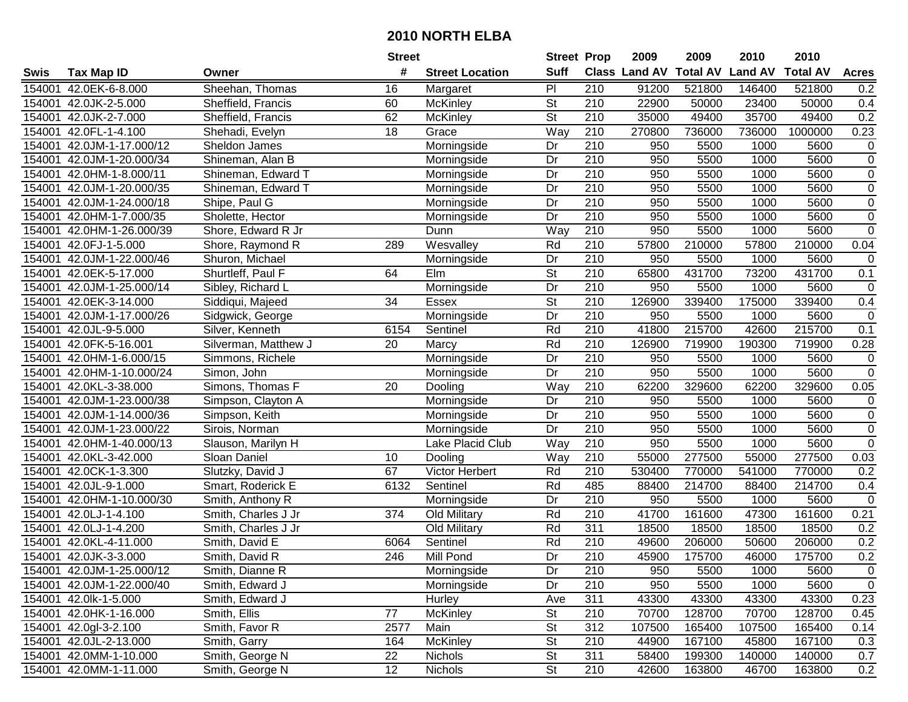# 2010 NORTH ELBA

| Swis | Tax Map ID | Owner | Street # | Street Location | Street Suff | Prop Class | 2009 Land AV | 2009 Total AV | 2010 Land AV | 2010 Total AV | Acres |
|---|---|---|---|---|---|---|---|---|---|---|---|
| 154001 | 42.0EK-6-8.000 | Sheehan, Thomas | 16 | Margaret | Pl | 210 | 91200 | 521800 | 146400 | 521800 | 0.2 |
| 154001 | 42.0JK-2-5.000 | Sheffield, Francis | 60 | McKinley | St | 210 | 22900 | 50000 | 23400 | 50000 | 0.4 |
| 154001 | 42.0JK-2-7.000 | Sheffield, Francis | 62 | McKinley | St | 210 | 35000 | 49400 | 35700 | 49400 | 0.2 |
| 154001 | 42.0FL-1-4.100 | Shehadi, Evelyn | 18 | Grace | Way | 210 | 270800 | 736000 | 736000 | 1000000 | 0.23 |
| 154001 | 42.0JM-1-17.000/12 | Sheldon James | | Morningside | Dr | 210 | 950 | 5500 | 1000 | 5600 | 0 |
| 154001 | 42.0JM-1-20.000/34 | Shineman, Alan B | | Morningside | Dr | 210 | 950 | 5500 | 1000 | 5600 | 0 |
| 154001 | 42.0HM-1-8.000/11 | Shineman, Edward T | | Morningside | Dr | 210 | 950 | 5500 | 1000 | 5600 | 0 |
| 154001 | 42.0JM-1-20.000/35 | Shineman, Edward T | | Morningside | Dr | 210 | 950 | 5500 | 1000 | 5600 | 0 |
| 154001 | 42.0JM-1-24.000/18 | Shipe, Paul G | | Morningside | Dr | 210 | 950 | 5500 | 1000 | 5600 | 0 |
| 154001 | 42.0HM-1-7.000/35 | Sholette, Hector | | Morningside | Dr | 210 | 950 | 5500 | 1000 | 5600 | 0 |
| 154001 | 42.0HM-1-26.000/39 | Shore, Edward R Jr | | Dunn | Way | 210 | 950 | 5500 | 1000 | 5600 | 0 |
| 154001 | 42.0FJ-1-5.000 | Shore, Raymond R | 289 | Wesvalley | Rd | 210 | 57800 | 210000 | 57800 | 210000 | 0.04 |
| 154001 | 42.0JM-1-22.000/46 | Shuron, Michael | | Morningside | Dr | 210 | 950 | 5500 | 1000 | 5600 | 0 |
| 154001 | 42.0EK-5-17.000 | Shurtleff, Paul F | 64 | Elm | St | 210 | 65800 | 431700 | 73200 | 431700 | 0.1 |
| 154001 | 42.0JM-1-25.000/14 | Sibley, Richard L | | Morningside | Dr | 210 | 950 | 5500 | 1000 | 5600 | 0 |
| 154001 | 42.0EK-3-14.000 | Siddiqui, Majeed | 34 | Essex | St | 210 | 126900 | 339400 | 175000 | 339400 | 0.4 |
| 154001 | 42.0JM-1-17.000/26 | Sidgwick, George | | Morningside | Dr | 210 | 950 | 5500 | 1000 | 5600 | 0 |
| 154001 | 42.0JL-9-5.000 | Silver, Kenneth | 6154 | Sentinel | Rd | 210 | 41800 | 215700 | 42600 | 215700 | 0.1 |
| 154001 | 42.0FK-5-16.001 | Silverman, Matthew J | 20 | Marcy | Rd | 210 | 126900 | 719900 | 190300 | 719900 | 0.28 |
| 154001 | 42.0HM-1-6.000/15 | Simmons, Richele | | Morningside | Dr | 210 | 950 | 5500 | 1000 | 5600 | 0 |
| 154001 | 42.0HM-1-10.000/24 | Simon, John | | Morningside | Dr | 210 | 950 | 5500 | 1000 | 5600 | 0 |
| 154001 | 42.0KL-3-38.000 | Simons, Thomas F | 20 | Dooling | Way | 210 | 62200 | 329600 | 62200 | 329600 | 0.05 |
| 154001 | 42.0JM-1-23.000/38 | Simpson, Clayton A | | Morningside | Dr | 210 | 950 | 5500 | 1000 | 5600 | 0 |
| 154001 | 42.0JM-1-14.000/36 | Simpson, Keith | | Morningside | Dr | 210 | 950 | 5500 | 1000 | 5600 | 0 |
| 154001 | 42.0JM-1-23.000/22 | Sirois, Norman | | Morningside | Dr | 210 | 950 | 5500 | 1000 | 5600 | 0 |
| 154001 | 42.0HM-1-40.000/13 | Slauson, Marilyn H | | Lake Placid Club | Way | 210 | 950 | 5500 | 1000 | 5600 | 0 |
| 154001 | 42.0KL-3-42.000 | Sloan Daniel | 10 | Dooling | Way | 210 | 55000 | 277500 | 55000 | 277500 | 0.03 |
| 154001 | 42.0CK-1-3.300 | Slutzky, David J | 67 | Victor Herbert | Rd | 210 | 530400 | 770000 | 541000 | 770000 | 0.2 |
| 154001 | 42.0JL-9-1.000 | Smart, Roderick E | 6132 | Sentinel | Rd | 485 | 88400 | 214700 | 88400 | 214700 | 0.4 |
| 154001 | 42.0HM-1-10.000/30 | Smith, Anthony R | | Morningside | Dr | 210 | 950 | 5500 | 1000 | 5600 | 0 |
| 154001 | 42.0LJ-1-4.100 | Smith, Charles J Jr | 374 | Old Military | Rd | 210 | 41700 | 161600 | 47300 | 161600 | 0.21 |
| 154001 | 42.0LJ-1-4.200 | Smith, Charles J Jr | | Old Military | Rd | 311 | 18500 | 18500 | 18500 | 18500 | 0.2 |
| 154001 | 42.0KL-4-11.000 | Smith, David E | 6064 | Sentinel | Rd | 210 | 49600 | 206000 | 50600 | 206000 | 0.2 |
| 154001 | 42.0JK-3-3.000 | Smith, David R | 246 | Mill Pond | Dr | 210 | 45900 | 175700 | 46000 | 175700 | 0.2 |
| 154001 | 42.0JM-1-25.000/12 | Smith, Dianne R | | Morningside | Dr | 210 | 950 | 5500 | 1000 | 5600 | 0 |
| 154001 | 42.0JM-1-22.000/40 | Smith, Edward J | | Morningside | Dr | 210 | 950 | 5500 | 1000 | 5600 | 0 |
| 154001 | 42.0lk-1-5.000 | Smith, Edward J | | Hurley | Ave | 311 | 43300 | 43300 | 43300 | 43300 | 0.23 |
| 154001 | 42.0HK-1-16.000 | Smith, Ellis | 77 | McKinley | St | 210 | 70700 | 128700 | 70700 | 128700 | 0.45 |
| 154001 | 42.0gl-3-2.100 | Smith, Favor R | 2577 | Main | St | 312 | 107500 | 165400 | 107500 | 165400 | 0.14 |
| 154001 | 42.0JL-2-13.000 | Smith, Garry | 164 | McKinley | St | 210 | 44900 | 167100 | 45800 | 167100 | 0.3 |
| 154001 | 42.0MM-1-10.000 | Smith, George N | 22 | Nichols | St | 311 | 58400 | 199300 | 140000 | 140000 | 0.7 |
| 154001 | 42.0MM-1-11.000 | Smith, George N | 12 | Nichols | St | 210 | 42600 | 163800 | 46700 | 163800 | 0.2 |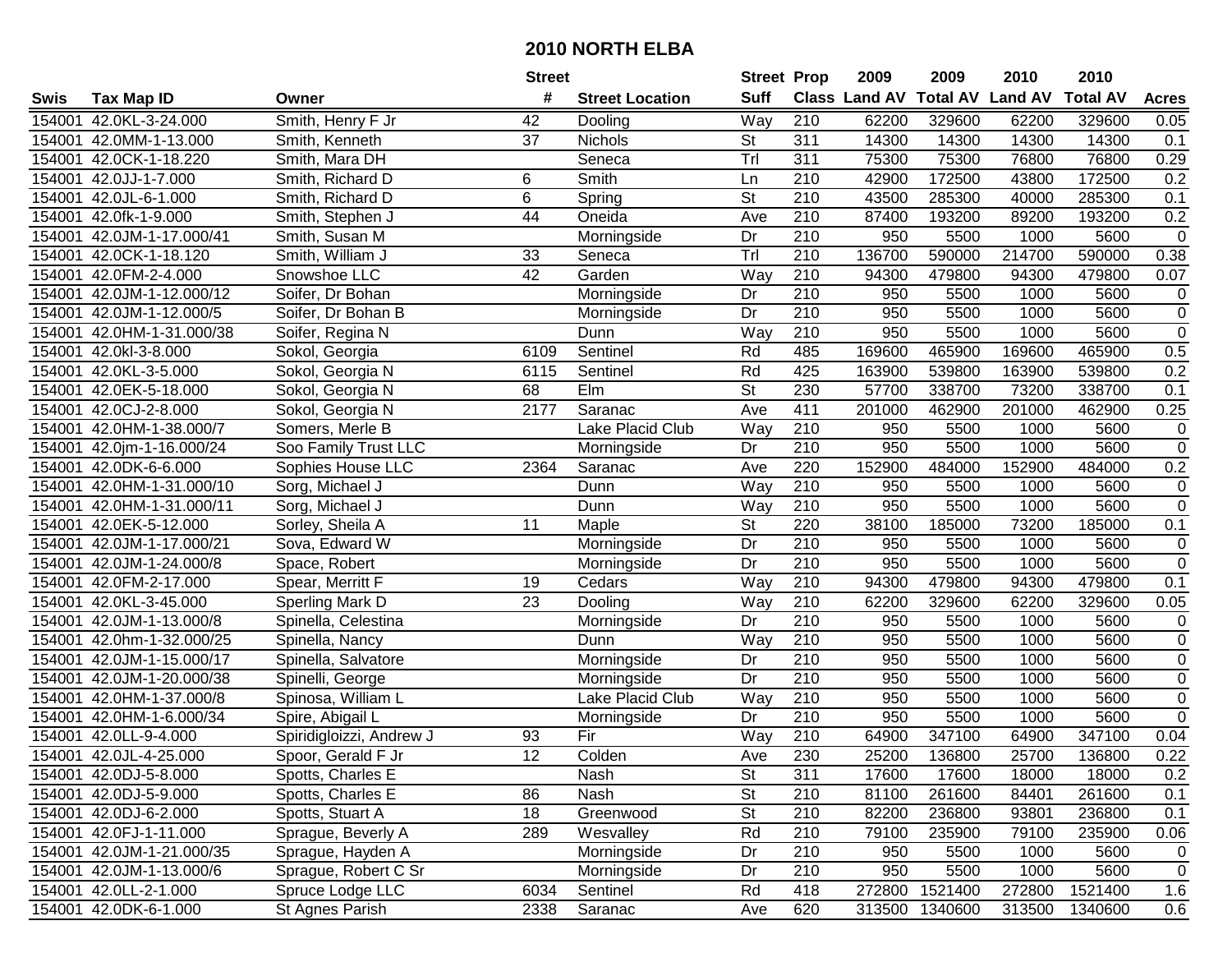# 2010 NORTH ELBA

| Swis | Tax Map ID | Owner | Street # | Street Location | Street Suff | Prop Class | 2009 Land AV | 2009 Total AV | 2010 Land AV | 2010 Total AV | Acres |
|---|---|---|---|---|---|---|---|---|---|---|---|
| 154001 | 42.0KL-3-24.000 | Smith, Henry F Jr | 42 | Dooling | Way | 210 | 62200 | 329600 | 62200 | 329600 | 0.05 |
| 154001 | 42.0MM-1-13.000 | Smith, Kenneth | 37 | Nichols | St | 311 | 14300 | 14300 | 14300 | 14300 | 0.1 |
| 154001 | 42.0CK-1-18.220 | Smith, Mara DH | | Seneca | Trl | 311 | 75300 | 75300 | 76800 | 76800 | 0.29 |
| 154001 | 42.0JJ-1-7.000 | Smith, Richard D | 6 | Smith | Ln | 210 | 42900 | 172500 | 43800 | 172500 | 0.2 |
| 154001 | 42.0JL-6-1.000 | Smith, Richard D | 6 | Spring | St | 210 | 43500 | 285300 | 40000 | 285300 | 0.1 |
| 154001 | 42.0fk-1-9.000 | Smith, Stephen J | 44 | Oneida | Ave | 210 | 87400 | 193200 | 89200 | 193200 | 0.2 |
| 154001 | 42.0JM-1-17.000/41 | Smith, Susan M | | Morningside | Dr | 210 | 950 | 5500 | 1000 | 5600 | 0 |
| 154001 | 42.0CK-1-18.120 | Smith, William J | 33 | Seneca | Trl | 210 | 136700 | 590000 | 214700 | 590000 | 0.38 |
| 154001 | 42.0FM-2-4.000 | Snowshoe LLC | 42 | Garden | Way | 210 | 94300 | 479800 | 94300 | 479800 | 0.07 |
| 154001 | 42.0JM-1-12.000/12 | Soifer, Dr Bohan | | Morningside | Dr | 210 | 950 | 5500 | 1000 | 5600 | 0 |
| 154001 | 42.0JM-1-12.000/5 | Soifer, Dr Bohan B | | Morningside | Dr | 210 | 950 | 5500 | 1000 | 5600 | 0 |
| 154001 | 42.0HM-1-31.000/38 | Soifer, Regina N | | Dunn | Way | 210 | 950 | 5500 | 1000 | 5600 | 0 |
| 154001 | 42.0kl-3-8.000 | Sokol, Georgia | 6109 | Sentinel | Rd | 485 | 169600 | 465900 | 169600 | 465900 | 0.5 |
| 154001 | 42.0KL-3-5.000 | Sokol, Georgia N | 6115 | Sentinel | Rd | 425 | 163900 | 539800 | 163900 | 539800 | 0.2 |
| 154001 | 42.0EK-5-18.000 | Sokol, Georgia N | 68 | Elm | St | 230 | 57700 | 338700 | 73200 | 338700 | 0.1 |
| 154001 | 42.0CJ-2-8.000 | Sokol, Georgia N | 2177 | Saranac | Ave | 411 | 201000 | 462900 | 201000 | 462900 | 0.25 |
| 154001 | 42.0HM-1-38.000/7 | Somers, Merle B | | Lake Placid Club | Way | 210 | 950 | 5500 | 1000 | 5600 | 0 |
| 154001 | 42.0jm-1-16.000/24 | Soo Family Trust LLC | | Morningside | Dr | 210 | 950 | 5500 | 1000 | 5600 | 0 |
| 154001 | 42.0DK-6-6.000 | Sophies House LLC | 2364 | Saranac | Ave | 220 | 152900 | 484000 | 152900 | 484000 | 0.2 |
| 154001 | 42.0HM-1-31.000/10 | Sorg, Michael J | | Dunn | Way | 210 | 950 | 5500 | 1000 | 5600 | 0 |
| 154001 | 42.0HM-1-31.000/11 | Sorg, Michael J | | Dunn | Way | 210 | 950 | 5500 | 1000 | 5600 | 0 |
| 154001 | 42.0EK-5-12.000 | Sorley, Sheila A | 11 | Maple | St | 220 | 38100 | 185000 | 73200 | 185000 | 0.1 |
| 154001 | 42.0JM-1-17.000/21 | Sova, Edward W | | Morningside | Dr | 210 | 950 | 5500 | 1000 | 5600 | 0 |
| 154001 | 42.0JM-1-24.000/8 | Space, Robert | | Morningside | Dr | 210 | 950 | 5500 | 1000 | 5600 | 0 |
| 154001 | 42.0FM-2-17.000 | Spear, Merritt F | 19 | Cedars | Way | 210 | 94300 | 479800 | 94300 | 479800 | 0.1 |
| 154001 | 42.0KL-3-45.000 | Sperling Mark D | 23 | Dooling | Way | 210 | 62200 | 329600 | 62200 | 329600 | 0.05 |
| 154001 | 42.0JM-1-13.000/8 | Spinella, Celestina | | Morningside | Dr | 210 | 950 | 5500 | 1000 | 5600 | 0 |
| 154001 | 42.0hm-1-32.000/25 | Spinella, Nancy | | Dunn | Way | 210 | 950 | 5500 | 1000 | 5600 | 0 |
| 154001 | 42.0JM-1-15.000/17 | Spinella, Salvatore | | Morningside | Dr | 210 | 950 | 5500 | 1000 | 5600 | 0 |
| 154001 | 42.0JM-1-20.000/38 | Spinelli, George | | Morningside | Dr | 210 | 950 | 5500 | 1000 | 5600 | 0 |
| 154001 | 42.0HM-1-37.000/8 | Spinosa, William L | | Lake Placid Club | Way | 210 | 950 | 5500 | 1000 | 5600 | 0 |
| 154001 | 42.0HM-1-6.000/34 | Spire, Abigail L | | Morningside | Dr | 210 | 950 | 5500 | 1000 | 5600 | 0 |
| 154001 | 42.0LL-9-4.000 | Spiridigloizzi, Andrew J | 93 | Fir | Way | 210 | 64900 | 347100 | 64900 | 347100 | 0.04 |
| 154001 | 42.0JL-4-25.000 | Spoor, Gerald F Jr | 12 | Colden | Ave | 230 | 25200 | 136800 | 25700 | 136800 | 0.22 |
| 154001 | 42.0DJ-5-8.000 | Spotts, Charles E | | Nash | St | 311 | 17600 | 17600 | 18000 | 18000 | 0.2 |
| 154001 | 42.0DJ-5-9.000 | Spotts, Charles E | 86 | Nash | St | 210 | 81100 | 261600 | 84401 | 261600 | 0.1 |
| 154001 | 42.0DJ-6-2.000 | Spotts, Stuart A | 18 | Greenwood | St | 210 | 82200 | 236800 | 93801 | 236800 | 0.1 |
| 154001 | 42.0FJ-1-11.000 | Sprague, Beverly A | 289 | Wesvalley | Rd | 210 | 79100 | 235900 | 79100 | 235900 | 0.06 |
| 154001 | 42.0JM-1-21.000/35 | Sprague, Hayden A | | Morningside | Dr | 210 | 950 | 5500 | 1000 | 5600 | 0 |
| 154001 | 42.0JM-1-13.000/6 | Sprague, Robert C Sr | | Morningside | Dr | 210 | 950 | 5500 | 1000 | 5600 | 0 |
| 154001 | 42.0LL-2-1.000 | Spruce Lodge LLC | 6034 | Sentinel | Rd | 418 | 272800 | 1521400 | 272800 | 1521400 | 1.6 |
| 154001 | 42.0DK-6-1.000 | St Agnes Parish | 2338 | Saranac | Ave | 620 | 313500 | 1340600 | 313500 | 1340600 | 0.6 |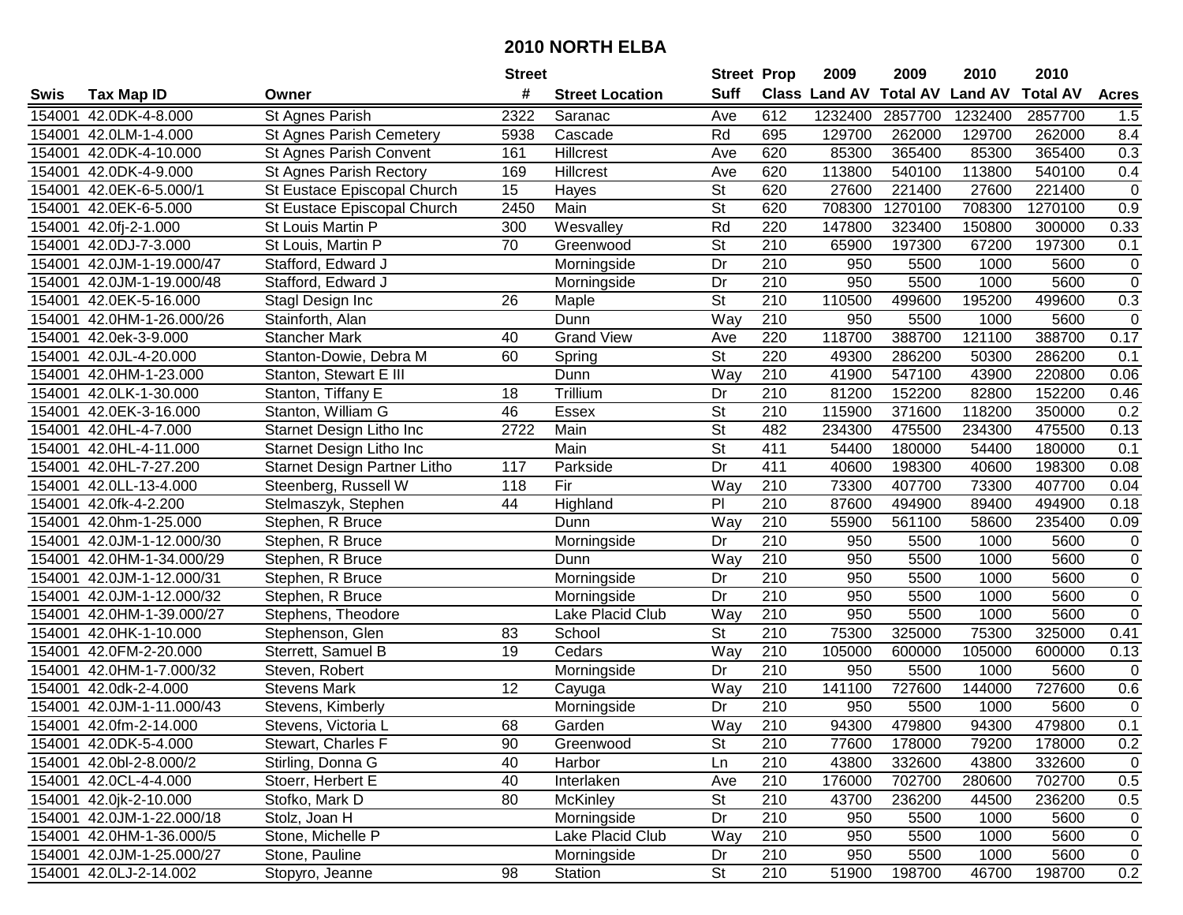# 2010 NORTH ELBA

| Swis | Tax Map ID | Owner | Street # | Street Location | Street Suff | Prop Class | 2009 Land AV | 2009 Total AV | 2010 Land AV | 2010 Total AV | Acres |
|---|---|---|---|---|---|---|---|---|---|---|---|
| 154001 | 42.0DK-4-8.000 | St Agnes Parish | 2322 | Saranac | Ave | 612 | 1232400 | 2857700 | 1232400 | 2857700 | 1.5 |
| 154001 | 42.0LM-1-4.000 | St Agnes Parish Cemetery | 5938 | Cascade | Rd | 695 | 129700 | 262000 | 129700 | 262000 | 8.4 |
| 154001 | 42.0DK-4-10.000 | St Agnes Parish Convent | 161 | Hillcrest | Ave | 620 | 85300 | 365400 | 85300 | 365400 | 0.3 |
| 154001 | 42.0DK-4-9.000 | St Agnes Parish Rectory | 169 | Hillcrest | Ave | 620 | 113800 | 540100 | 113800 | 540100 | 0.4 |
| 154001 | 42.0EK-6-5.000/1 | St Eustace Episcopal Church | 15 | Hayes | St | 620 | 27600 | 221400 | 27600 | 221400 | 0 |
| 154001 | 42.0EK-6-5.000 | St Eustace Episcopal Church | 2450 | Main | St | 620 | 708300 | 1270100 | 708300 | 1270100 | 0.9 |
| 154001 | 42.0fj-2-1.000 | St Louis Martin P | 300 | Wesvalley | Rd | 220 | 147800 | 323400 | 150800 | 300000 | 0.33 |
| 154001 | 42.0DJ-7-3.000 | St Louis, Martin P | 70 | Greenwood | St | 210 | 65900 | 197300 | 67200 | 197300 | 0.1 |
| 154001 | 42.0JM-1-19.000/47 | Stafford, Edward J | | Morningside | Dr | 210 | 950 | 5500 | 1000 | 5600 | 0 |
| 154001 | 42.0JM-1-19.000/48 | Stafford, Edward J | | Morningside | Dr | 210 | 950 | 5500 | 1000 | 5600 | 0 |
| 154001 | 42.0EK-5-16.000 | Stagl Design Inc | 26 | Maple | St | 210 | 110500 | 499600 | 195200 | 499600 | 0.3 |
| 154001 | 42.0HM-1-26.000/26 | Stainforth, Alan | | Dunn | Way | 210 | 950 | 5500 | 1000 | 5600 | 0 |
| 154001 | 42.0ek-3-9.000 | Stancher Mark | 40 | Grand View | Ave | 220 | 118700 | 388700 | 121100 | 388700 | 0.17 |
| 154001 | 42.0JL-4-20.000 | Stanton-Dowie, Debra M | 60 | Spring | St | 220 | 49300 | 286200 | 50300 | 286200 | 0.1 |
| 154001 | 42.0HM-1-23.000 | Stanton, Stewart E III | | Dunn | Way | 210 | 41900 | 547100 | 43900 | 220800 | 0.06 |
| 154001 | 42.0LK-1-30.000 | Stanton, Tiffany E | 18 | Trillium | Dr | 210 | 81200 | 152200 | 82800 | 152200 | 0.46 |
| 154001 | 42.0EK-3-16.000 | Stanton, William G | 46 | Essex | St | 210 | 115900 | 371600 | 118200 | 350000 | 0.2 |
| 154001 | 42.0HL-4-7.000 | Starnet Design Litho Inc | 2722 | Main | St | 482 | 234300 | 475500 | 234300 | 475500 | 0.13 |
| 154001 | 42.0HL-4-11.000 | Starnet Design Litho Inc | | Main | St | 411 | 54400 | 180000 | 54400 | 180000 | 0.1 |
| 154001 | 42.0HL-7-27.200 | Starnet Design Partner Litho | 117 | Parkside | Dr | 411 | 40600 | 198300 | 40600 | 198300 | 0.08 |
| 154001 | 42.0LL-13-4.000 | Steenberg, Russell W | 118 | Fir | Way | 210 | 73300 | 407700 | 73300 | 407700 | 0.04 |
| 154001 | 42.0fk-4-2.200 | Stelmaszyk, Stephen | 44 | Highland | Pl | 210 | 87600 | 494900 | 89400 | 494900 | 0.18 |
| 154001 | 42.0hm-1-25.000 | Stephen, R Bruce | | Dunn | Way | 210 | 55900 | 561100 | 58600 | 235400 | 0.09 |
| 154001 | 42.0JM-1-12.000/30 | Stephen, R Bruce | | Morningside | Dr | 210 | 950 | 5500 | 1000 | 5600 | 0 |
| 154001 | 42.0HM-1-34.000/29 | Stephen, R Bruce | | Dunn | Way | 210 | 950 | 5500 | 1000 | 5600 | 0 |
| 154001 | 42.0JM-1-12.000/31 | Stephen, R Bruce | | Morningside | Dr | 210 | 950 | 5500 | 1000 | 5600 | 0 |
| 154001 | 42.0JM-1-12.000/32 | Stephen, R Bruce | | Morningside | Dr | 210 | 950 | 5500 | 1000 | 5600 | 0 |
| 154001 | 42.0HM-1-39.000/27 | Stephens, Theodore | | Lake Placid Club | Way | 210 | 950 | 5500 | 1000 | 5600 | 0 |
| 154001 | 42.0HK-1-10.000 | Stephenson, Glen | 83 | School | St | 210 | 75300 | 325000 | 75300 | 325000 | 0.41 |
| 154001 | 42.0FM-2-20.000 | Sterrett, Samuel B | 19 | Cedars | Way | 210 | 105000 | 600000 | 105000 | 600000 | 0.13 |
| 154001 | 42.0HM-1-7.000/32 | Steven, Robert | | Morningside | Dr | 210 | 950 | 5500 | 1000 | 5600 | 0 |
| 154001 | 42.0dk-2-4.000 | Stevens Mark | 12 | Cayuga | Way | 210 | 141100 | 727600 | 144000 | 727600 | 0.6 |
| 154001 | 42.0JM-1-11.000/43 | Stevens, Kimberly | | Morningside | Dr | 210 | 950 | 5500 | 1000 | 5600 | 0 |
| 154001 | 42.0fm-2-14.000 | Stevens, Victoria L | 68 | Garden | Way | 210 | 94300 | 479800 | 94300 | 479800 | 0.1 |
| 154001 | 42.0DK-5-4.000 | Stewart, Charles F | 90 | Greenwood | St | 210 | 77600 | 178000 | 79200 | 178000 | 0.2 |
| 154001 | 42.0bl-2-8.000/2 | Stirling, Donna G | 40 | Harbor | Ln | 210 | 43800 | 332600 | 43800 | 332600 | 0 |
| 154001 | 42.0CL-4-4.000 | Stoerr, Herbert E | 40 | Interlaken | Ave | 210 | 176000 | 702700 | 280600 | 702700 | 0.5 |
| 154001 | 42.0jk-2-10.000 | Stofko, Mark D | 80 | McKinley | St | 210 | 43700 | 236200 | 44500 | 236200 | 0.5 |
| 154001 | 42.0JM-1-22.000/18 | Stolz, Joan H | | Morningside | Dr | 210 | 950 | 5500 | 1000 | 5600 | 0 |
| 154001 | 42.0HM-1-36.000/5 | Stone, Michelle P | | Lake Placid Club | Way | 210 | 950 | 5500 | 1000 | 5600 | 0 |
| 154001 | 42.0JM-1-25.000/27 | Stone, Pauline | | Morningside | Dr | 210 | 950 | 5500 | 1000 | 5600 | 0 |
| 154001 | 42.0LJ-2-14.002 | Stopyro, Jeanne | 98 | Station | St | 210 | 51900 | 198700 | 46700 | 198700 | 0.2 |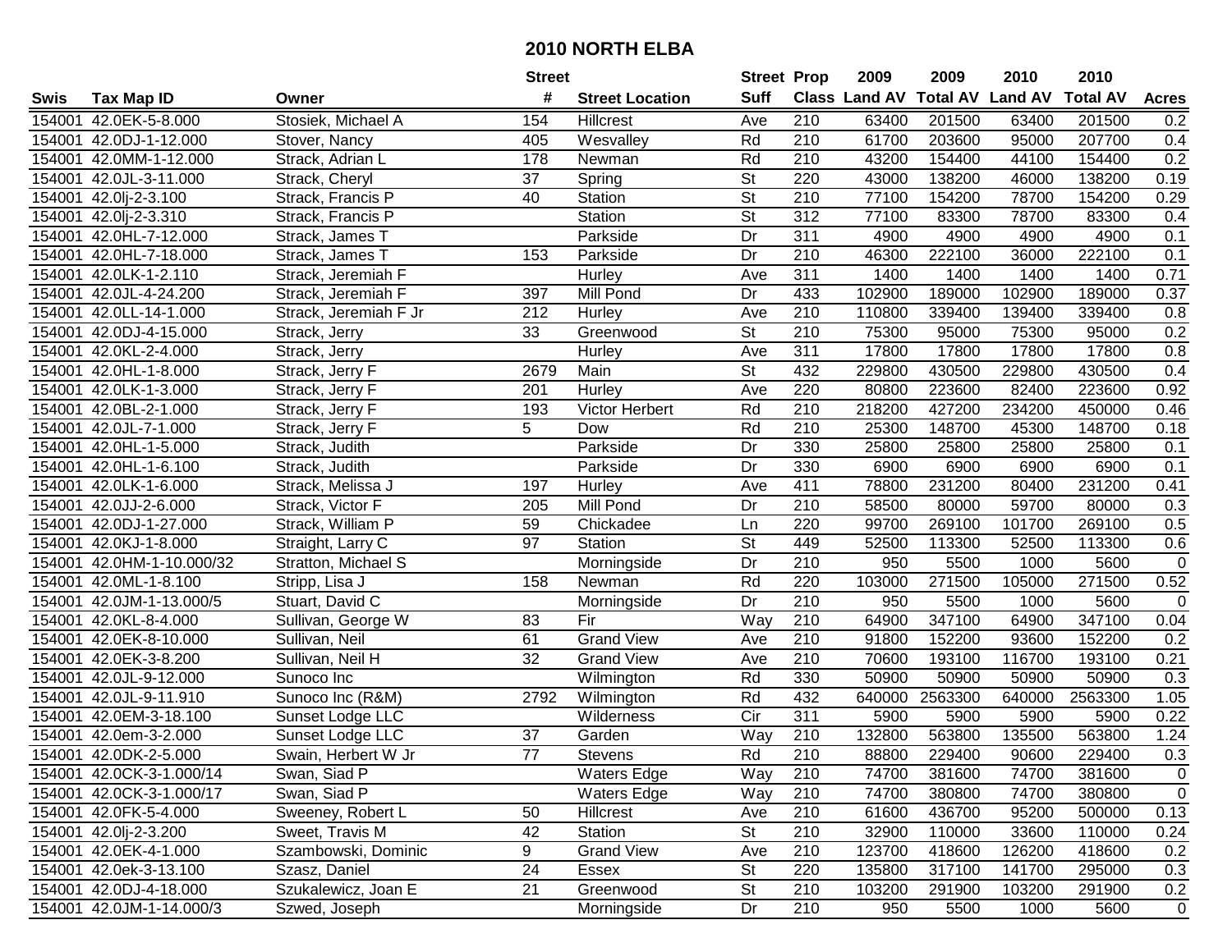# 2010 NORTH ELBA

| Swis | Tax Map ID | Owner | Street # | Street Location | Street Suff | Prop Class | 2009 Land AV | 2009 Total AV | 2010 Land AV | 2010 Total AV | Acres |
|---|---|---|---|---|---|---|---|---|---|---|---|
| 154001 | 42.0EK-5-8.000 | Stosiek, Michael A | 154 | Hillcrest | Ave | 210 | 63400 | 201500 | 63400 | 201500 | 0.2 |
| 154001 | 42.0DJ-1-12.000 | Stover, Nancy | 405 | Wesvalley | Rd | 210 | 61700 | 203600 | 95000 | 207700 | 0.4 |
| 154001 | 42.0MM-1-12.000 | Strack, Adrian L | 178 | Newman | Rd | 210 | 43200 | 154400 | 44100 | 154400 | 0.2 |
| 154001 | 42.0JL-3-11.000 | Strack, Cheryl | 37 | Spring | St | 220 | 43000 | 138200 | 46000 | 138200 | 0.19 |
| 154001 | 42.0lj-2-3.100 | Strack, Francis P | 40 | Station | St | 210 | 77100 | 154200 | 78700 | 154200 | 0.29 |
| 154001 | 42.0lj-2-3.310 | Strack, Francis P | | Station | St | 312 | 77100 | 83300 | 78700 | 83300 | 0.4 |
| 154001 | 42.0HL-7-12.000 | Strack, James T | | Parkside | Dr | 311 | 4900 | 4900 | 4900 | 4900 | 0.1 |
| 154001 | 42.0HL-7-18.000 | Strack, James T | 153 | Parkside | Dr | 210 | 46300 | 222100 | 36000 | 222100 | 0.1 |
| 154001 | 42.0LK-1-2.110 | Strack, Jeremiah F | | Hurley | Ave | 311 | 1400 | 1400 | 1400 | 1400 | 0.71 |
| 154001 | 42.0JL-4-24.200 | Strack, Jeremiah F | 397 | Mill Pond | Dr | 433 | 102900 | 189000 | 102900 | 189000 | 0.37 |
| 154001 | 42.0LL-14-1.000 | Strack, Jeremiah F Jr | 212 | Hurley | Ave | 210 | 110800 | 339400 | 139400 | 339400 | 0.8 |
| 154001 | 42.0DJ-4-15.000 | Strack, Jerry | 33 | Greenwood | St | 210 | 75300 | 95000 | 75300 | 95000 | 0.2 |
| 154001 | 42.0KL-2-4.000 | Strack, Jerry | | Hurley | Ave | 311 | 17800 | 17800 | 17800 | 17800 | 0.8 |
| 154001 | 42.0HL-1-8.000 | Strack, Jerry F | 2679 | Main | St | 432 | 229800 | 430500 | 229800 | 430500 | 0.4 |
| 154001 | 42.0LK-1-3.000 | Strack, Jerry F | 201 | Hurley | Ave | 220 | 80800 | 223600 | 82400 | 223600 | 0.92 |
| 154001 | 42.0BL-2-1.000 | Strack, Jerry F | 193 | Victor Herbert | Rd | 210 | 218200 | 427200 | 234200 | 450000 | 0.46 |
| 154001 | 42.0JL-7-1.000 | Strack, Jerry F | 5 | Dow | Rd | 210 | 25300 | 148700 | 45300 | 148700 | 0.18 |
| 154001 | 42.0HL-1-5.000 | Strack, Judith | | Parkside | Dr | 330 | 25800 | 25800 | 25800 | 25800 | 0.1 |
| 154001 | 42.0HL-1-6.100 | Strack, Judith | | Parkside | Dr | 330 | 6900 | 6900 | 6900 | 6900 | 0.1 |
| 154001 | 42.0LK-1-6.000 | Strack, Melissa J | 197 | Hurley | Ave | 411 | 78800 | 231200 | 80400 | 231200 | 0.41 |
| 154001 | 42.0JJ-2-6.000 | Strack, Victor F | 205 | Mill Pond | Dr | 210 | 58500 | 80000 | 59700 | 80000 | 0.3 |
| 154001 | 42.0DJ-1-27.000 | Strack, William P | 59 | Chickadee | Ln | 220 | 99700 | 269100 | 101700 | 269100 | 0.5 |
| 154001 | 42.0KJ-1-8.000 | Straight, Larry C | 97 | Station | St | 449 | 52500 | 113300 | 52500 | 113300 | 0.6 |
| 154001 | 42.0HM-1-10.000/32 | Stratton, Michael S | | Morningside | Dr | 210 | 950 | 5500 | 1000 | 5600 | 0 |
| 154001 | 42.0ML-1-8.100 | Stripp, Lisa J | 158 | Newman | Rd | 220 | 103000 | 271500 | 105000 | 271500 | 0.52 |
| 154001 | 42.0JM-1-13.000/5 | Stuart, David C | | Morningside | Dr | 210 | 950 | 5500 | 1000 | 5600 | 0 |
| 154001 | 42.0KL-8-4.000 | Sullivan, George W | 83 | Fir | Way | 210 | 64900 | 347100 | 64900 | 347100 | 0.04 |
| 154001 | 42.0EK-8-10.000 | Sullivan, Neil | 61 | Grand View | Ave | 210 | 91800 | 152200 | 93600 | 152200 | 0.2 |
| 154001 | 42.0EK-3-8.200 | Sullivan, Neil H | 32 | Grand View | Ave | 210 | 70600 | 193100 | 116700 | 193100 | 0.21 |
| 154001 | 42.0JL-9-12.000 | Sunoco Inc | | Wilmington | Rd | 330 | 50900 | 50900 | 50900 | 50900 | 0.3 |
| 154001 | 42.0JL-9-11.910 | Sunoco Inc (R&M) | 2792 | Wilmington | Rd | 432 | 640000 | 2563300 | 640000 | 2563300 | 1.05 |
| 154001 | 42.0EM-3-18.100 | Sunset Lodge LLC | | Wilderness | Cir | 311 | 5900 | 5900 | 5900 | 5900 | 0.22 |
| 154001 | 42.0em-3-2.000 | Sunset Lodge LLC | 37 | Garden | Way | 210 | 132800 | 563800 | 135500 | 563800 | 1.24 |
| 154001 | 42.0DK-2-5.000 | Swain, Herbert W Jr | 77 | Stevens | Rd | 210 | 88800 | 229400 | 90600 | 229400 | 0.3 |
| 154001 | 42.0CK-3-1.000/14 | Swan, Siad P | | Waters Edge | Way | 210 | 74700 | 381600 | 74700 | 381600 | 0 |
| 154001 | 42.0CK-3-1.000/17 | Swan, Siad P | | Waters Edge | Way | 210 | 74700 | 380800 | 74700 | 380800 | 0 |
| 154001 | 42.0FK-5-4.000 | Sweeney, Robert L | 50 | Hillcrest | Ave | 210 | 61600 | 436700 | 95200 | 500000 | 0.13 |
| 154001 | 42.0lj-2-3.200 | Sweet, Travis M | 42 | Station | St | 210 | 32900 | 110000 | 33600 | 110000 | 0.24 |
| 154001 | 42.0EK-4-1.000 | Szambowski, Dominic | 9 | Grand View | Ave | 210 | 123700 | 418600 | 126200 | 418600 | 0.2 |
| 154001 | 42.0ek-3-13.100 | Szasz, Daniel | 24 | Essex | St | 220 | 135800 | 317100 | 141700 | 295000 | 0.3 |
| 154001 | 42.0DJ-4-18.000 | Szukalewicz, Joan E | 21 | Greenwood | St | 210 | 103200 | 291900 | 103200 | 291900 | 0.2 |
| 154001 | 42.0JM-1-14.000/3 | Szwed, Joseph | | Morningside | Dr | 210 | 950 | 5500 | 1000 | 5600 | 0 |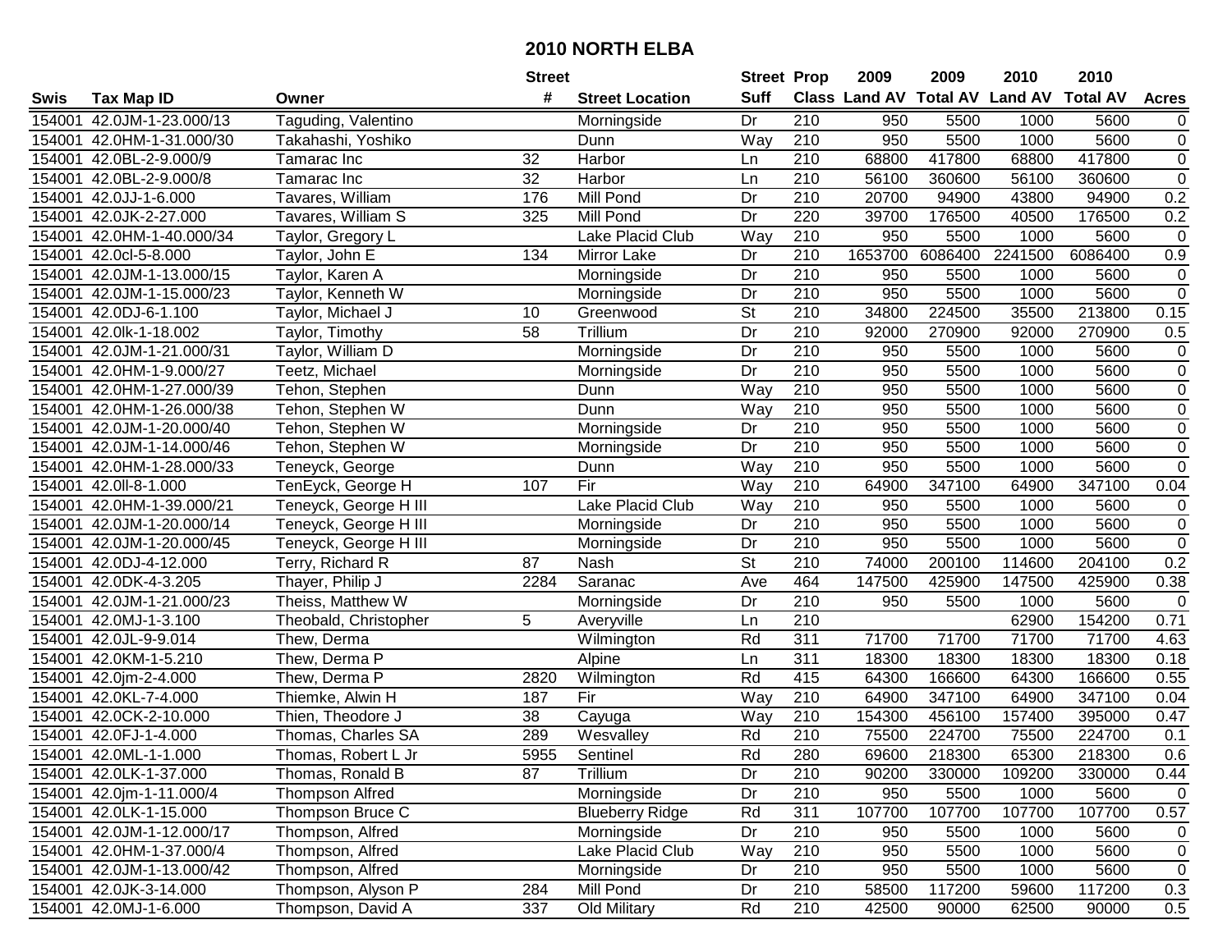# 2010 NORTH ELBA

| Swis | Tax Map ID | Owner | Street # | Street Location | Street Suff | Prop Class | 2009 Land AV | 2009 Total AV | 2010 Land AV | 2010 Total AV | Acres |
|---|---|---|---|---|---|---|---|---|---|---|---|
| 154001 | 42.0JM-1-23.000/13 | Taguding, Valentino | | Morningside | Dr | 210 | 950 | 5500 | 1000 | 5600 | 0 |
| 154001 | 42.0HM-1-31.000/30 | Takahashi, Yoshiko | | Dunn | Way | 210 | 950 | 5500 | 1000 | 5600 | 0 |
| 154001 | 42.0BL-2-9.000/9 | Tamarac Inc | 32 | Harbor | Ln | 210 | 68800 | 417800 | 68800 | 417800 | 0 |
| 154001 | 42.0BL-2-9.000/8 | Tamarac Inc | 32 | Harbor | Ln | 210 | 56100 | 360600 | 56100 | 360600 | 0 |
| 154001 | 42.0JJ-1-6.000 | Tavares, William | 176 | Mill Pond | Dr | 210 | 20700 | 94900 | 43800 | 94900 | 0.2 |
| 154001 | 42.0JK-2-27.000 | Tavares, William S | 325 | Mill Pond | Dr | 220 | 39700 | 176500 | 40500 | 176500 | 0.2 |
| 154001 | 42.0HM-1-40.000/34 | Taylor, Gregory L | | Lake Placid Club | Way | 210 | 950 | 5500 | 1000 | 5600 | 0 |
| 154001 | 42.0cl-5-8.000 | Taylor, John E | 134 | Mirror Lake | Dr | 210 | 1653700 | 6086400 | 2241500 | 6086400 | 0.9 |
| 154001 | 42.0JM-1-13.000/15 | Taylor, Karen A | | Morningside | Dr | 210 | 950 | 5500 | 1000 | 5600 | 0 |
| 154001 | 42.0JM-1-15.000/23 | Taylor, Kenneth W | | Morningside | Dr | 210 | 950 | 5500 | 1000 | 5600 | 0 |
| 154001 | 42.0DJ-6-1.100 | Taylor, Michael J | 10 | Greenwood | St | 210 | 34800 | 224500 | 35500 | 213800 | 0.15 |
| 154001 | 42.0lk-1-18.002 | Taylor, Timothy | 58 | Trillium | Dr | 210 | 92000 | 270900 | 92000 | 270900 | 0.5 |
| 154001 | 42.0JM-1-21.000/31 | Taylor, William D | | Morningside | Dr | 210 | 950 | 5500 | 1000 | 5600 | 0 |
| 154001 | 42.0HM-1-9.000/27 | Teetz, Michael | | Morningside | Dr | 210 | 950 | 5500 | 1000 | 5600 | 0 |
| 154001 | 42.0HM-1-27.000/39 | Tehon, Stephen | | Dunn | Way | 210 | 950 | 5500 | 1000 | 5600 | 0 |
| 154001 | 42.0HM-1-26.000/38 | Tehon, Stephen W | | Dunn | Way | 210 | 950 | 5500 | 1000 | 5600 | 0 |
| 154001 | 42.0JM-1-20.000/40 | Tehon, Stephen W | | Morningside | Dr | 210 | 950 | 5500 | 1000 | 5600 | 0 |
| 154001 | 42.0JM-1-14.000/46 | Tehon, Stephen W | | Morningside | Dr | 210 | 950 | 5500 | 1000 | 5600 | 0 |
| 154001 | 42.0HM-1-28.000/33 | Teneyck, George | | Dunn | Way | 210 | 950 | 5500 | 1000 | 5600 | 0 |
| 154001 | 42.0ll-8-1.000 | TenEyck, George H | 107 | Fir | Way | 210 | 64900 | 347100 | 64900 | 347100 | 0.04 |
| 154001 | 42.0HM-1-39.000/21 | Teneyck, George H III | | Lake Placid Club | Way | 210 | 950 | 5500 | 1000 | 5600 | 0 |
| 154001 | 42.0JM-1-20.000/14 | Teneyck, George H III | | Morningside | Dr | 210 | 950 | 5500 | 1000 | 5600 | 0 |
| 154001 | 42.0JM-1-20.000/45 | Teneyck, George H III | | Morningside | Dr | 210 | 950 | 5500 | 1000 | 5600 | 0 |
| 154001 | 42.0DJ-4-12.000 | Terry, Richard R | 87 | Nash | St | 210 | 74000 | 200100 | 114600 | 204100 | 0.2 |
| 154001 | 42.0DK-4-3.205 | Thayer, Philip J | 2284 | Saranac | Ave | 464 | 147500 | 425900 | 147500 | 425900 | 0.38 |
| 154001 | 42.0JM-1-21.000/23 | Theiss, Matthew W | | Morningside | Dr | 210 | 950 | 5500 | 1000 | 5600 | 0 |
| 154001 | 42.0MJ-1-3.100 | Theobald, Christopher | 5 | Averyville | Ln | 210 | | | 62900 | 154200 | 0.71 |
| 154001 | 42.0JL-9-9.014 | Thew, Derma | | Wilmington | Rd | 311 | 71700 | 71700 | 71700 | 71700 | 4.63 |
| 154001 | 42.0KM-1-5.210 | Thew, Derma P | | Alpine | Ln | 311 | 18300 | 18300 | 18300 | 18300 | 0.18 |
| 154001 | 42.0jm-2-4.000 | Thew, Derma P | 2820 | Wilmington | Rd | 415 | 64300 | 166600 | 64300 | 166600 | 0.55 |
| 154001 | 42.0KL-7-4.000 | Thiemke, Alwin H | 187 | Fir | Way | 210 | 64900 | 347100 | 64900 | 347100 | 0.04 |
| 154001 | 42.0CK-2-10.000 | Thien, Theodore J | 38 | Cayuga | Way | 210 | 154300 | 456100 | 157400 | 395000 | 0.47 |
| 154001 | 42.0FJ-1-4.000 | Thomas, Charles SA | 289 | Wesvalley | Rd | 210 | 75500 | 224700 | 75500 | 224700 | 0.1 |
| 154001 | 42.0ML-1-1.000 | Thomas, Robert L Jr | 5955 | Sentinel | Rd | 280 | 69600 | 218300 | 65300 | 218300 | 0.6 |
| 154001 | 42.0LK-1-37.000 | Thomas, Ronald B | 87 | Trillium | Dr | 210 | 90200 | 330000 | 109200 | 330000 | 0.44 |
| 154001 | 42.0jm-1-11.000/4 | Thompson Alfred | | Morningside | Dr | 210 | 950 | 5500 | 1000 | 5600 | 0 |
| 154001 | 42.0LK-1-15.000 | Thompson Bruce C | | Blueberry Ridge | Rd | 311 | 107700 | 107700 | 107700 | 107700 | 0.57 |
| 154001 | 42.0JM-1-12.000/17 | Thompson, Alfred | | Morningside | Dr | 210 | 950 | 5500 | 1000 | 5600 | 0 |
| 154001 | 42.0HM-1-37.000/4 | Thompson, Alfred | | Lake Placid Club | Way | 210 | 950 | 5500 | 1000 | 5600 | 0 |
| 154001 | 42.0JM-1-13.000/42 | Thompson, Alfred | | Morningside | Dr | 210 | 950 | 5500 | 1000 | 5600 | 0 |
| 154001 | 42.0JK-3-14.000 | Thompson, Alyson P | 284 | Mill Pond | Dr | 210 | 58500 | 117200 | 59600 | 117200 | 0.3 |
| 154001 | 42.0MJ-1-6.000 | Thompson, David A | 337 | Old Military | Rd | 210 | 42500 | 90000 | 62500 | 90000 | 0.5 |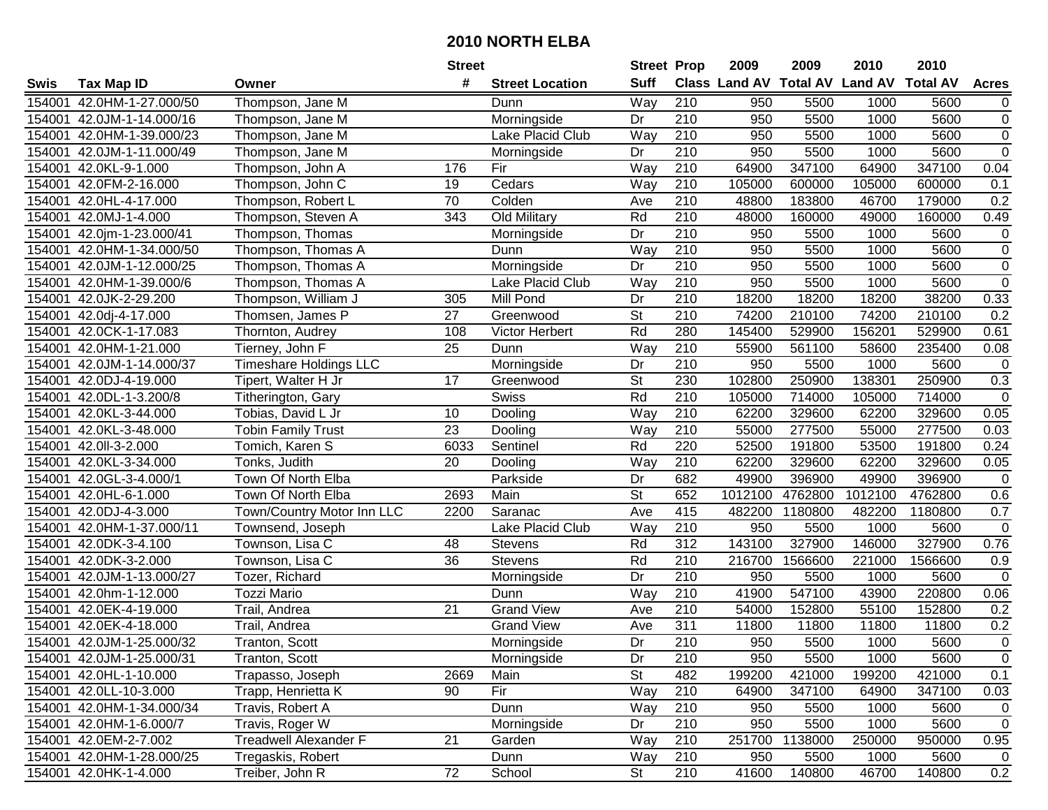# 2010 NORTH ELBA

| Swis | Tax Map ID | Owner | Street # | Street Location | Street Suff | Prop Class | 2009 Land AV | 2009 Total AV | 2010 Land AV | 2010 Total AV | Acres |
|---|---|---|---|---|---|---|---|---|---|---|---|
| 154001 | 42.0HM-1-27.000/50 | Thompson, Jane M | | Dunn | Way | 210 | 950 | 5500 | 1000 | 5600 | 0 |
| 154001 | 42.0JM-1-14.000/16 | Thompson, Jane M | | Morningside | Dr | 210 | 950 | 5500 | 1000 | 5600 | 0 |
| 154001 | 42.0HM-1-39.000/23 | Thompson, Jane M | | Lake Placid Club | Way | 210 | 950 | 5500 | 1000 | 5600 | 0 |
| 154001 | 42.0JM-1-11.000/49 | Thompson, Jane M | | Morningside | Dr | 210 | 950 | 5500 | 1000 | 5600 | 0 |
| 154001 | 42.0KL-9-1.000 | Thompson, John A | 176 | Fir | Way | 210 | 64900 | 347100 | 64900 | 347100 | 0.04 |
| 154001 | 42.0FM-2-16.000 | Thompson, John C | 19 | Cedars | Way | 210 | 105000 | 600000 | 105000 | 600000 | 0.1 |
| 154001 | 42.0HL-4-17.000 | Thompson, Robert L | 70 | Colden | Ave | 210 | 48800 | 183800 | 46700 | 179000 | 0.2 |
| 154001 | 42.0MJ-1-4.000 | Thompson, Steven A | 343 | Old Military | Rd | 210 | 48000 | 160000 | 49000 | 160000 | 0.49 |
| 154001 | 42.0jm-1-23.000/41 | Thompson, Thomas | | Morningside | Dr | 210 | 950 | 5500 | 1000 | 5600 | 0 |
| 154001 | 42.0HM-1-34.000/50 | Thompson, Thomas A | | Dunn | Way | 210 | 950 | 5500 | 1000 | 5600 | 0 |
| 154001 | 42.0JM-1-12.000/25 | Thompson, Thomas A | | Morningside | Dr | 210 | 950 | 5500 | 1000 | 5600 | 0 |
| 154001 | 42.0HM-1-39.000/6 | Thompson, Thomas A | | Lake Placid Club | Way | 210 | 950 | 5500 | 1000 | 5600 | 0 |
| 154001 | 42.0JK-2-29.200 | Thompson, William J | 305 | Mill Pond | Dr | 210 | 18200 | 18200 | 18200 | 38200 | 0.33 |
| 154001 | 42.0dj-4-17.000 | Thomsen, James P | 27 | Greenwood | St | 210 | 74200 | 210100 | 74200 | 210100 | 0.2 |
| 154001 | 42.0CK-1-17.083 | Thornton, Audrey | 108 | Victor Herbert | Rd | 280 | 145400 | 529900 | 156201 | 529900 | 0.61 |
| 154001 | 42.0HM-1-21.000 | Tierney, John F | 25 | Dunn | Way | 210 | 55900 | 561100 | 58600 | 235400 | 0.08 |
| 154001 | 42.0JM-1-14.000/37 | Timeshare Holdings LLC | | Morningside | Dr | 210 | 950 | 5500 | 1000 | 5600 | 0 |
| 154001 | 42.0DJ-4-19.000 | Tipert, Walter H Jr | 17 | Greenwood | St | 230 | 102800 | 250900 | 138301 | 250900 | 0.3 |
| 154001 | 42.0DL-1-3.200/8 | Titherington, Gary | | Swiss | Rd | 210 | 105000 | 714000 | 105000 | 714000 | 0 |
| 154001 | 42.0KL-3-44.000 | Tobias, David L Jr | 10 | Dooling | Way | 210 | 62200 | 329600 | 62200 | 329600 | 0.05 |
| 154001 | 42.0KL-3-48.000 | Tobin Family Trust | 23 | Dooling | Way | 210 | 55000 | 277500 | 55000 | 277500 | 0.03 |
| 154001 | 42.0ll-3-2.000 | Tomich, Karen S | 6033 | Sentinel | Rd | 220 | 52500 | 191800 | 53500 | 191800 | 0.24 |
| 154001 | 42.0KL-3-34.000 | Tonks, Judith | 20 | Dooling | Way | 210 | 62200 | 329600 | 62200 | 329600 | 0.05 |
| 154001 | 42.0GL-3-4.000/1 | Town Of North Elba | | Parkside | Dr | 682 | 49900 | 396900 | 49900 | 396900 | 0 |
| 154001 | 42.0HL-6-1.000 | Town Of North Elba | 2693 | Main | St | 652 | 1012100 | 4762800 | 1012100 | 4762800 | 0.6 |
| 154001 | 42.0DJ-4-3.000 | Town/Country Motor Inn LLC | 2200 | Saranac | Ave | 415 | 482200 | 1180800 | 482200 | 1180800 | 0.7 |
| 154001 | 42.0HM-1-37.000/11 | Townsend, Joseph | | Lake Placid Club | Way | 210 | 950 | 5500 | 1000 | 5600 | 0 |
| 154001 | 42.0DK-3-4.100 | Townson, Lisa C | 48 | Stevens | Rd | 312 | 143100 | 327900 | 146000 | 327900 | 0.76 |
| 154001 | 42.0DK-3-2.000 | Townson, Lisa C | 36 | Stevens | Rd | 210 | 216700 | 1566600 | 221000 | 1566600 | 0.9 |
| 154001 | 42.0JM-1-13.000/27 | Tozer, Richard | | Morningside | Dr | 210 | 950 | 5500 | 1000 | 5600 | 0 |
| 154001 | 42.0hm-1-12.000 | Tozzi Mario | | Dunn | Way | 210 | 41900 | 547100 | 43900 | 220800 | 0.06 |
| 154001 | 42.0EK-4-19.000 | Trail, Andrea | 21 | Grand View | Ave | 210 | 54000 | 152800 | 55100 | 152800 | 0.2 |
| 154001 | 42.0EK-4-18.000 | Trail, Andrea | | Grand View | Ave | 311 | 11800 | 11800 | 11800 | 11800 | 0.2 |
| 154001 | 42.0JM-1-25.000/32 | Tranton, Scott | | Morningside | Dr | 210 | 950 | 5500 | 1000 | 5600 | 0 |
| 154001 | 42.0JM-1-25.000/31 | Tranton, Scott | | Morningside | Dr | 210 | 950 | 5500 | 1000 | 5600 | 0 |
| 154001 | 42.0HL-1-10.000 | Trapasso, Joseph | 2669 | Main | St | 482 | 199200 | 421000 | 199200 | 421000 | 0.1 |
| 154001 | 42.0LL-10-3.000 | Trapp, Henrietta K | 90 | Fir | Way | 210 | 64900 | 347100 | 64900 | 347100 | 0.03 |
| 154001 | 42.0HM-1-34.000/34 | Travis, Robert A | | Dunn | Way | 210 | 950 | 5500 | 1000 | 5600 | 0 |
| 154001 | 42.0HM-1-6.000/7 | Travis, Roger W | | Morningside | Dr | 210 | 950 | 5500 | 1000 | 5600 | 0 |
| 154001 | 42.0EM-2-7.002 | Treadwell Alexander F | 21 | Garden | Way | 210 | 251700 | 1138000 | 250000 | 950000 | 0.95 |
| 154001 | 42.0HM-1-28.000/25 | Tregaskis, Robert | | Dunn | Way | 210 | 950 | 5500 | 1000 | 5600 | 0 |
| 154001 | 42.0HK-1-4.000 | Treiber, John R | 72 | School | St | 210 | 41600 | 140800 | 46700 | 140800 | 0.2 |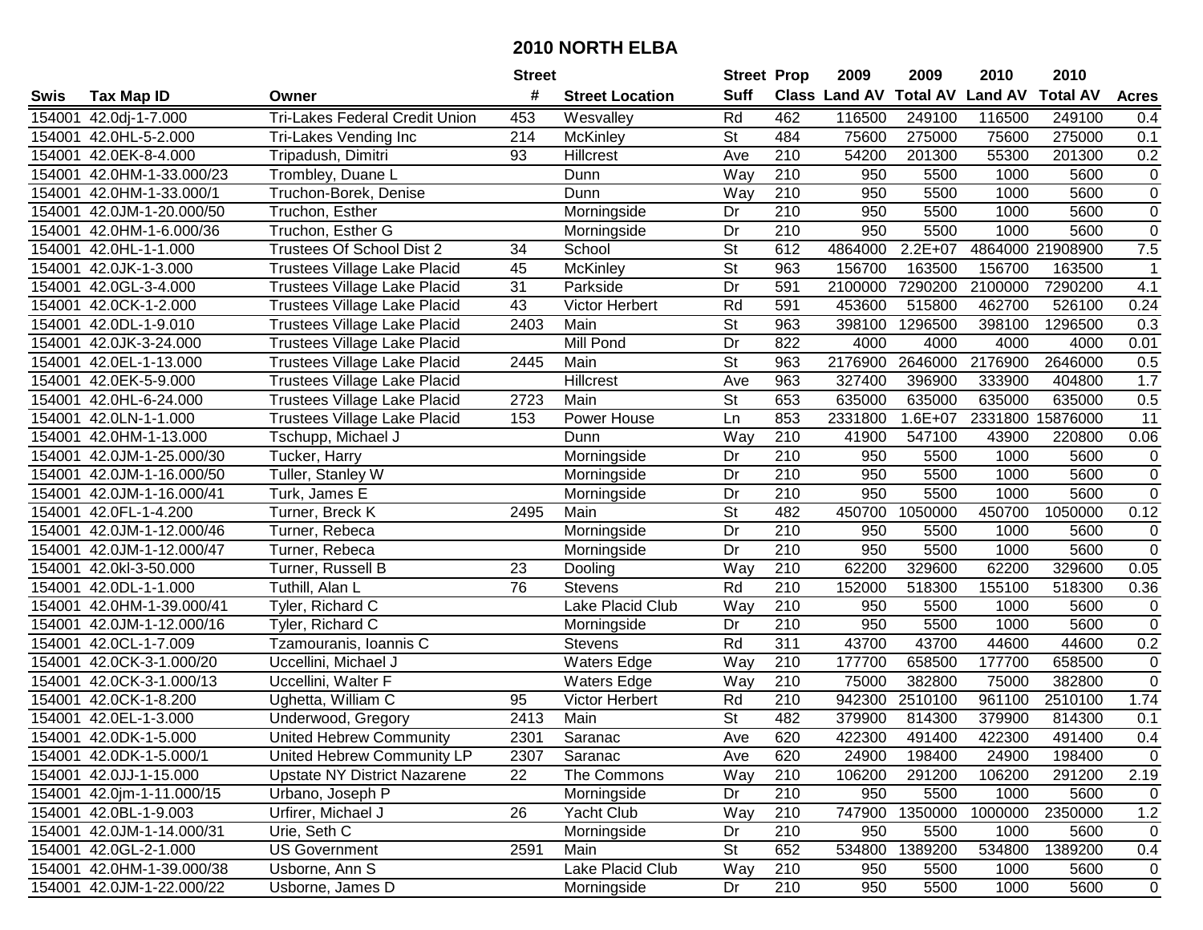# 2010 NORTH ELBA

| Swis | Tax Map ID | Owner | Street # | Street Location | Street Suff | Prop Class | 2009 Land AV | 2009 Total AV | 2010 Land AV | 2010 Total AV | Acres |
|---|---|---|---|---|---|---|---|---|---|---|---|
| 154001 | 42.0dj-1-7.000 | Tri-Lakes Federal Credit Union | 453 | Wesvalley | Rd | 462 | 116500 | 249100 | 116500 | 249100 | 0.4 |
| 154001 | 42.0HL-5-2.000 | Tri-Lakes Vending Inc | 214 | McKinley | St | 484 | 75600 | 275000 | 75600 | 275000 | 0.1 |
| 154001 | 42.0EK-8-4.000 | Tripadush, Dimitri | 93 | Hillcrest | Ave | 210 | 54200 | 201300 | 55300 | 201300 | 0.2 |
| 154001 | 42.0HM-1-33.000/23 | Trombley, Duane L | | Dunn | Way | 210 | 950 | 5500 | 1000 | 5600 | 0 |
| 154001 | 42.0HM-1-33.000/1 | Truchon-Borek, Denise | | Dunn | Way | 210 | 950 | 5500 | 1000 | 5600 | 0 |
| 154001 | 42.0JM-1-20.000/50 | Truchon, Esther | | Morningside | Dr | 210 | 950 | 5500 | 1000 | 5600 | 0 |
| 154001 | 42.0HM-1-6.000/36 | Truchon, Esther G | | Morningside | Dr | 210 | 950 | 5500 | 1000 | 5600 | 0 |
| 154001 | 42.0HL-1-1.000 | Trustees Of School Dist 2 | 34 | School | St | 612 | 4864000 | 2.2E+07 | 4864000 | 21908900 | 7.5 |
| 154001 | 42.0JK-1-3.000 | Trustees Village Lake Placid | 45 | McKinley | St | 963 | 156700 | 163500 | 156700 | 163500 | 1 |
| 154001 | 42.0GL-3-4.000 | Trustees Village Lake Placid | 31 | Parkside | Dr | 591 | 2100000 | 7290200 | 2100000 | 7290200 | 4.1 |
| 154001 | 42.0CK-1-2.000 | Trustees Village Lake Placid | 43 | Victor Herbert | Rd | 591 | 453600 | 515800 | 462700 | 526100 | 0.24 |
| 154001 | 42.0DL-1-9.010 | Trustees Village Lake Placid | 2403 | Main | St | 963 | 398100 | 1296500 | 398100 | 1296500 | 0.3 |
| 154001 | 42.0JK-3-24.000 | Trustees Village Lake Placid | | Mill Pond | Dr | 822 | 4000 | 4000 | 4000 | 4000 | 0.01 |
| 154001 | 42.0EL-1-13.000 | Trustees Village Lake Placid | 2445 | Main | St | 963 | 2176900 | 2646000 | 2176900 | 2646000 | 0.5 |
| 154001 | 42.0EK-5-9.000 | Trustees Village Lake Placid | | Hillcrest | Ave | 963 | 327400 | 396900 | 333900 | 404800 | 1.7 |
| 154001 | 42.0HL-6-24.000 | Trustees Village Lake Placid | 2723 | Main | St | 653 | 635000 | 635000 | 635000 | 635000 | 0.5 |
| 154001 | 42.0LN-1-1.000 | Trustees Village Lake Placid | 153 | Power House | Ln | 853 | 2331800 | 1.6E+07 | 2331800 | 15876000 | 11 |
| 154001 | 42.0HM-1-13.000 | Tschupp, Michael J | | Dunn | Way | 210 | 41900 | 547100 | 43900 | 220800 | 0.06 |
| 154001 | 42.0JM-1-25.000/30 | Tucker, Harry | | Morningside | Dr | 210 | 950 | 5500 | 1000 | 5600 | 0 |
| 154001 | 42.0JM-1-16.000/50 | Tuller, Stanley W | | Morningside | Dr | 210 | 950 | 5500 | 1000 | 5600 | 0 |
| 154001 | 42.0JM-1-16.000/41 | Turk, James E | | Morningside | Dr | 210 | 950 | 5500 | 1000 | 5600 | 0 |
| 154001 | 42.0FL-1-4.200 | Turner, Breck K | 2495 | Main | St | 482 | 450700 | 1050000 | 450700 | 1050000 | 0.12 |
| 154001 | 42.0JM-1-12.000/46 | Turner, Rebeca | | Morningside | Dr | 210 | 950 | 5500 | 1000 | 5600 | 0 |
| 154001 | 42.0JM-1-12.000/47 | Turner, Rebeca | | Morningside | Dr | 210 | 950 | 5500 | 1000 | 5600 | 0 |
| 154001 | 42.0kl-3-50.000 | Turner, Russell B | 23 | Dooling | Way | 210 | 62200 | 329600 | 62200 | 329600 | 0.05 |
| 154001 | 42.0DL-1-1.000 | Tuthill, Alan L | 76 | Stevens | Rd | 210 | 152000 | 518300 | 155100 | 518300 | 0.36 |
| 154001 | 42.0HM-1-39.000/41 | Tyler, Richard C | | Lake Placid Club | Way | 210 | 950 | 5500 | 1000 | 5600 | 0 |
| 154001 | 42.0JM-1-12.000/16 | Tyler, Richard C | | Morningside | Dr | 210 | 950 | 5500 | 1000 | 5600 | 0 |
| 154001 | 42.0CL-1-7.009 | Tzamouranis, Ioannis C | | Stevens | Rd | 311 | 43700 | 43700 | 44600 | 44600 | 0.2 |
| 154001 | 42.0CK-3-1.000/20 | Uccellini, Michael J | | Waters Edge | Way | 210 | 177700 | 658500 | 177700 | 658500 | 0 |
| 154001 | 42.0CK-3-1.000/13 | Uccellini, Walter F | | Waters Edge | Way | 210 | 75000 | 382800 | 75000 | 382800 | 0 |
| 154001 | 42.0CK-1-8.200 | Ughetta, William C | 95 | Victor Herbert | Rd | 210 | 942300 | 2510100 | 961100 | 2510100 | 1.74 |
| 154001 | 42.0EL-1-3.000 | Underwood, Gregory | 2413 | Main | St | 482 | 379900 | 814300 | 379900 | 814300 | 0.1 |
| 154001 | 42.0DK-1-5.000 | United Hebrew Community | 2301 | Saranac | Ave | 620 | 422300 | 491400 | 422300 | 491400 | 0.4 |
| 154001 | 42.0DK-1-5.000/1 | United Hebrew Community LP | 2307 | Saranac | Ave | 620 | 24900 | 198400 | 24900 | 198400 | 0 |
| 154001 | 42.0JJ-1-15.000 | Upstate NY District Nazarene | 22 | The Commons | Way | 210 | 106200 | 291200 | 106200 | 291200 | 2.19 |
| 154001 | 42.0jm-1-11.000/15 | Urbano, Joseph P | | Morningside | Dr | 210 | 950 | 5500 | 1000 | 5600 | 0 |
| 154001 | 42.0BL-1-9.003 | Urfirer, Michael J | 26 | Yacht Club | Way | 210 | 747900 | 1350000 | 1000000 | 2350000 | 1.2 |
| 154001 | 42.0JM-1-14.000/31 | Urie, Seth C | | Morningside | Dr | 210 | 950 | 5500 | 1000 | 5600 | 0 |
| 154001 | 42.0GL-2-1.000 | US Government | 2591 | Main | St | 652 | 534800 | 1389200 | 534800 | 1389200 | 0.4 |
| 154001 | 42.0HM-1-39.000/38 | Usborne, Ann S | | Lake Placid Club | Way | 210 | 950 | 5500 | 1000 | 5600 | 0 |
| 154001 | 42.0JM-1-22.000/22 | Usborne, James D | | Morningside | Dr | 210 | 950 | 5500 | 1000 | 5600 | 0 |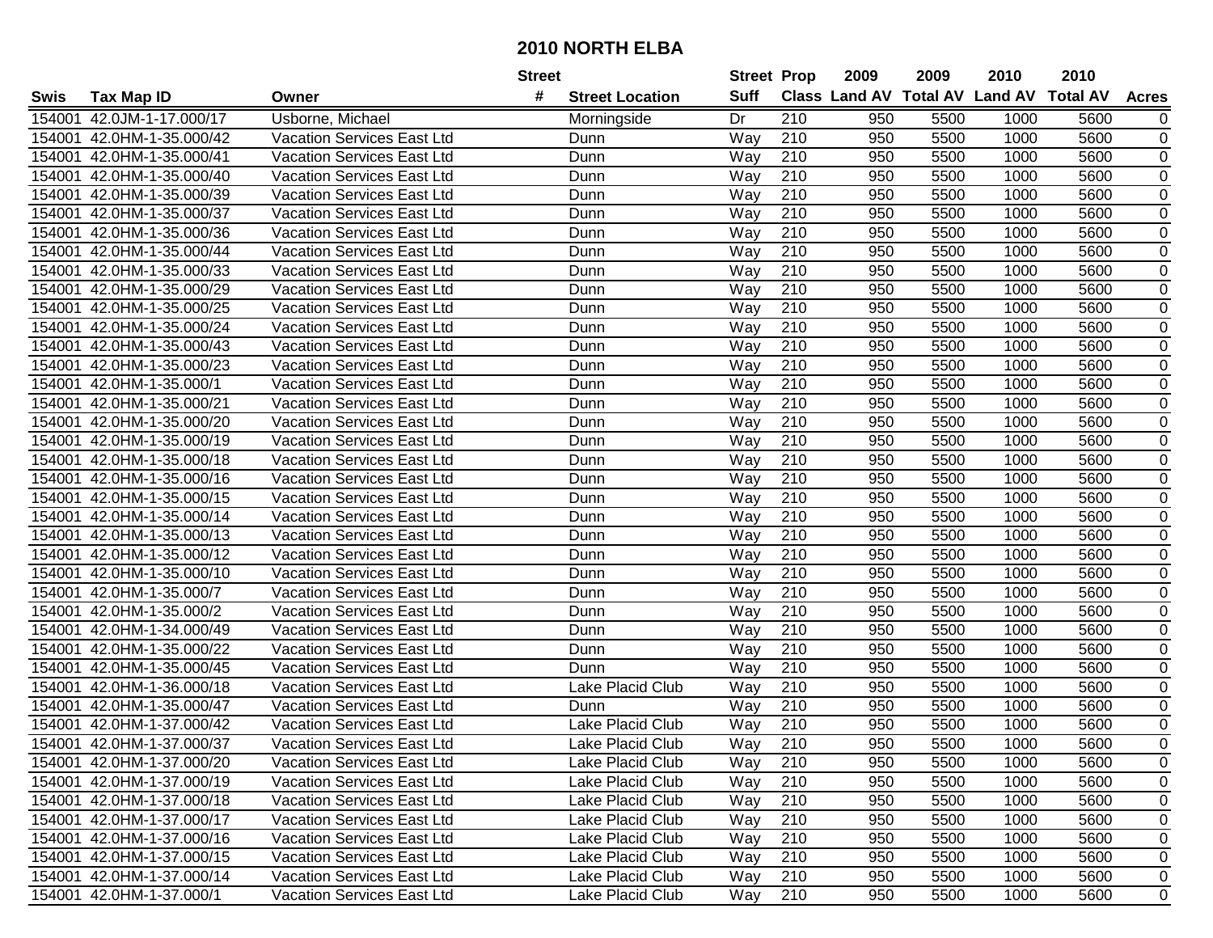# 2010 NORTH ELBA

| Swis | Tax Map ID | Owner | Street # | Street Location | Street Suff | Prop Class | 2009 Land AV | 2009 Total AV | 2010 Land AV | 2010 Total AV | Acres |
|---|---|---|---|---|---|---|---|---|---|---|---|
| 154001 | 42.0JM-1-17.000/17 | Usborne, Michael | | Morningside | Dr | 210 | 950 | 5500 | 1000 | 5600 | 0 |
| 154001 | 42.0HM-1-35.000/42 | Vacation Services East Ltd | | Dunn | Way | 210 | 950 | 5500 | 1000 | 5600 | 0 |
| 154001 | 42.0HM-1-35.000/41 | Vacation Services East Ltd | | Dunn | Way | 210 | 950 | 5500 | 1000 | 5600 | 0 |
| 154001 | 42.0HM-1-35.000/40 | Vacation Services East Ltd | | Dunn | Way | 210 | 950 | 5500 | 1000 | 5600 | 0 |
| 154001 | 42.0HM-1-35.000/39 | Vacation Services East Ltd | | Dunn | Way | 210 | 950 | 5500 | 1000 | 5600 | 0 |
| 154001 | 42.0HM-1-35.000/37 | Vacation Services East Ltd | | Dunn | Way | 210 | 950 | 5500 | 1000 | 5600 | 0 |
| 154001 | 42.0HM-1-35.000/36 | Vacation Services East Ltd | | Dunn | Way | 210 | 950 | 5500 | 1000 | 5600 | 0 |
| 154001 | 42.0HM-1-35.000/44 | Vacation Services East Ltd | | Dunn | Way | 210 | 950 | 5500 | 1000 | 5600 | 0 |
| 154001 | 42.0HM-1-35.000/33 | Vacation Services East Ltd | | Dunn | Way | 210 | 950 | 5500 | 1000 | 5600 | 0 |
| 154001 | 42.0HM-1-35.000/29 | Vacation Services East Ltd | | Dunn | Way | 210 | 950 | 5500 | 1000 | 5600 | 0 |
| 154001 | 42.0HM-1-35.000/25 | Vacation Services East Ltd | | Dunn | Way | 210 | 950 | 5500 | 1000 | 5600 | 0 |
| 154001 | 42.0HM-1-35.000/24 | Vacation Services East Ltd | | Dunn | Way | 210 | 950 | 5500 | 1000 | 5600 | 0 |
| 154001 | 42.0HM-1-35.000/43 | Vacation Services East Ltd | | Dunn | Way | 210 | 950 | 5500 | 1000 | 5600 | 0 |
| 154001 | 42.0HM-1-35.000/23 | Vacation Services East Ltd | | Dunn | Way | 210 | 950 | 5500 | 1000 | 5600 | 0 |
| 154001 | 42.0HM-1-35.000/1 | Vacation Services East Ltd | | Dunn | Way | 210 | 950 | 5500 | 1000 | 5600 | 0 |
| 154001 | 42.0HM-1-35.000/21 | Vacation Services East Ltd | | Dunn | Way | 210 | 950 | 5500 | 1000 | 5600 | 0 |
| 154001 | 42.0HM-1-35.000/20 | Vacation Services East Ltd | | Dunn | Way | 210 | 950 | 5500 | 1000 | 5600 | 0 |
| 154001 | 42.0HM-1-35.000/19 | Vacation Services East Ltd | | Dunn | Way | 210 | 950 | 5500 | 1000 | 5600 | 0 |
| 154001 | 42.0HM-1-35.000/18 | Vacation Services East Ltd | | Dunn | Way | 210 | 950 | 5500 | 1000 | 5600 | 0 |
| 154001 | 42.0HM-1-35.000/16 | Vacation Services East Ltd | | Dunn | Way | 210 | 950 | 5500 | 1000 | 5600 | 0 |
| 154001 | 42.0HM-1-35.000/15 | Vacation Services East Ltd | | Dunn | Way | 210 | 950 | 5500 | 1000 | 5600 | 0 |
| 154001 | 42.0HM-1-35.000/14 | Vacation Services East Ltd | | Dunn | Way | 210 | 950 | 5500 | 1000 | 5600 | 0 |
| 154001 | 42.0HM-1-35.000/13 | Vacation Services East Ltd | | Dunn | Way | 210 | 950 | 5500 | 1000 | 5600 | 0 |
| 154001 | 42.0HM-1-35.000/12 | Vacation Services East Ltd | | Dunn | Way | 210 | 950 | 5500 | 1000 | 5600 | 0 |
| 154001 | 42.0HM-1-35.000/10 | Vacation Services East Ltd | | Dunn | Way | 210 | 950 | 5500 | 1000 | 5600 | 0 |
| 154001 | 42.0HM-1-35.000/7 | Vacation Services East Ltd | | Dunn | Way | 210 | 950 | 5500 | 1000 | 5600 | 0 |
| 154001 | 42.0HM-1-35.000/2 | Vacation Services East Ltd | | Dunn | Way | 210 | 950 | 5500 | 1000 | 5600 | 0 |
| 154001 | 42.0HM-1-34.000/49 | Vacation Services East Ltd | | Dunn | Way | 210 | 950 | 5500 | 1000 | 5600 | 0 |
| 154001 | 42.0HM-1-35.000/22 | Vacation Services East Ltd | | Dunn | Way | 210 | 950 | 5500 | 1000 | 5600 | 0 |
| 154001 | 42.0HM-1-35.000/45 | Vacation Services East Ltd | | Dunn | Way | 210 | 950 | 5500 | 1000 | 5600 | 0 |
| 154001 | 42.0HM-1-36.000/18 | Vacation Services East Ltd | | Lake Placid Club | Way | 210 | 950 | 5500 | 1000 | 5600 | 0 |
| 154001 | 42.0HM-1-35.000/47 | Vacation Services East Ltd | | Dunn | Way | 210 | 950 | 5500 | 1000 | 5600 | 0 |
| 154001 | 42.0HM-1-37.000/42 | Vacation Services East Ltd | | Lake Placid Club | Way | 210 | 950 | 5500 | 1000 | 5600 | 0 |
| 154001 | 42.0HM-1-37.000/37 | Vacation Services East Ltd | | Lake Placid Club | Way | 210 | 950 | 5500 | 1000 | 5600 | 0 |
| 154001 | 42.0HM-1-37.000/20 | Vacation Services East Ltd | | Lake Placid Club | Way | 210 | 950 | 5500 | 1000 | 5600 | 0 |
| 154001 | 42.0HM-1-37.000/19 | Vacation Services East Ltd | | Lake Placid Club | Way | 210 | 950 | 5500 | 1000 | 5600 | 0 |
| 154001 | 42.0HM-1-37.000/18 | Vacation Services East Ltd | | Lake Placid Club | Way | 210 | 950 | 5500 | 1000 | 5600 | 0 |
| 154001 | 42.0HM-1-37.000/17 | Vacation Services East Ltd | | Lake Placid Club | Way | 210 | 950 | 5500 | 1000 | 5600 | 0 |
| 154001 | 42.0HM-1-37.000/16 | Vacation Services East Ltd | | Lake Placid Club | Way | 210 | 950 | 5500 | 1000 | 5600 | 0 |
| 154001 | 42.0HM-1-37.000/15 | Vacation Services East Ltd | | Lake Placid Club | Way | 210 | 950 | 5500 | 1000 | 5600 | 0 |
| 154001 | 42.0HM-1-37.000/14 | Vacation Services East Ltd | | Lake Placid Club | Way | 210 | 950 | 5500 | 1000 | 5600 | 0 |
| 154001 | 42.0HM-1-37.000/1 | Vacation Services East Ltd | | Lake Placid Club | Way | 210 | 950 | 5500 | 1000 | 5600 | 0 |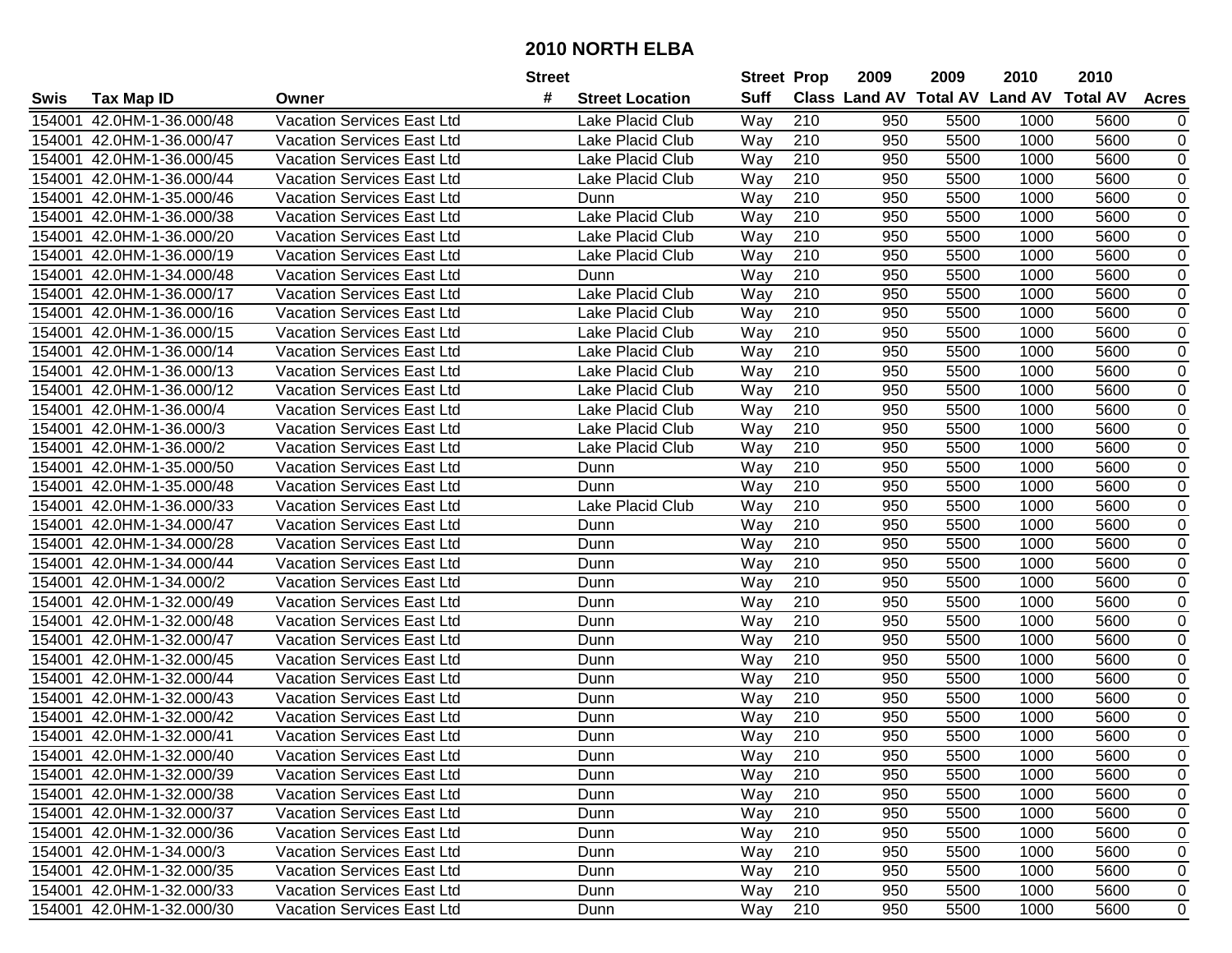# 2010 NORTH ELBA

| Swis | Tax Map ID | Owner | Street # | Street Location | Street Suff | Prop Class | 2009 Land AV | 2009 Total AV | 2010 Land AV | 2010 Total AV | Acres |
|---|---|---|---|---|---|---|---|---|---|---|---|
| 154001 | 42.0HM-1-36.000/48 | Vacation Services East Ltd | | Lake Placid Club | Way | 210 | 950 | 5500 | 1000 | 5600 | 0 |
| 154001 | 42.0HM-1-36.000/47 | Vacation Services East Ltd | | Lake Placid Club | Way | 210 | 950 | 5500 | 1000 | 5600 | 0 |
| 154001 | 42.0HM-1-36.000/45 | Vacation Services East Ltd | | Lake Placid Club | Way | 210 | 950 | 5500 | 1000 | 5600 | 0 |
| 154001 | 42.0HM-1-36.000/44 | Vacation Services East Ltd | | Lake Placid Club | Way | 210 | 950 | 5500 | 1000 | 5600 | 0 |
| 154001 | 42.0HM-1-35.000/46 | Vacation Services East Ltd | | Dunn | Way | 210 | 950 | 5500 | 1000 | 5600 | 0 |
| 154001 | 42.0HM-1-36.000/38 | Vacation Services East Ltd | | Lake Placid Club | Way | 210 | 950 | 5500 | 1000 | 5600 | 0 |
| 154001 | 42.0HM-1-36.000/20 | Vacation Services East Ltd | | Lake Placid Club | Way | 210 | 950 | 5500 | 1000 | 5600 | 0 |
| 154001 | 42.0HM-1-36.000/19 | Vacation Services East Ltd | | Lake Placid Club | Way | 210 | 950 | 5500 | 1000 | 5600 | 0 |
| 154001 | 42.0HM-1-34.000/48 | Vacation Services East Ltd | | Dunn | Way | 210 | 950 | 5500 | 1000 | 5600 | 0 |
| 154001 | 42.0HM-1-36.000/17 | Vacation Services East Ltd | | Lake Placid Club | Way | 210 | 950 | 5500 | 1000 | 5600 | 0 |
| 154001 | 42.0HM-1-36.000/16 | Vacation Services East Ltd | | Lake Placid Club | Way | 210 | 950 | 5500 | 1000 | 5600 | 0 |
| 154001 | 42.0HM-1-36.000/15 | Vacation Services East Ltd | | Lake Placid Club | Way | 210 | 950 | 5500 | 1000 | 5600 | 0 |
| 154001 | 42.0HM-1-36.000/14 | Vacation Services East Ltd | | Lake Placid Club | Way | 210 | 950 | 5500 | 1000 | 5600 | 0 |
| 154001 | 42.0HM-1-36.000/13 | Vacation Services East Ltd | | Lake Placid Club | Way | 210 | 950 | 5500 | 1000 | 5600 | 0 |
| 154001 | 42.0HM-1-36.000/12 | Vacation Services East Ltd | | Lake Placid Club | Way | 210 | 950 | 5500 | 1000 | 5600 | 0 |
| 154001 | 42.0HM-1-36.000/4 | Vacation Services East Ltd | | Lake Placid Club | Way | 210 | 950 | 5500 | 1000 | 5600 | 0 |
| 154001 | 42.0HM-1-36.000/3 | Vacation Services East Ltd | | Lake Placid Club | Way | 210 | 950 | 5500 | 1000 | 5600 | 0 |
| 154001 | 42.0HM-1-36.000/2 | Vacation Services East Ltd | | Lake Placid Club | Way | 210 | 950 | 5500 | 1000 | 5600 | 0 |
| 154001 | 42.0HM-1-35.000/50 | Vacation Services East Ltd | | Dunn | Way | 210 | 950 | 5500 | 1000 | 5600 | 0 |
| 154001 | 42.0HM-1-35.000/48 | Vacation Services East Ltd | | Dunn | Way | 210 | 950 | 5500 | 1000 | 5600 | 0 |
| 154001 | 42.0HM-1-36.000/33 | Vacation Services East Ltd | | Lake Placid Club | Way | 210 | 950 | 5500 | 1000 | 5600 | 0 |
| 154001 | 42.0HM-1-34.000/47 | Vacation Services East Ltd | | Dunn | Way | 210 | 950 | 5500 | 1000 | 5600 | 0 |
| 154001 | 42.0HM-1-34.000/28 | Vacation Services East Ltd | | Dunn | Way | 210 | 950 | 5500 | 1000 | 5600 | 0 |
| 154001 | 42.0HM-1-34.000/44 | Vacation Services East Ltd | | Dunn | Way | 210 | 950 | 5500 | 1000 | 5600 | 0 |
| 154001 | 42.0HM-1-34.000/2 | Vacation Services East Ltd | | Dunn | Way | 210 | 950 | 5500 | 1000 | 5600 | 0 |
| 154001 | 42.0HM-1-32.000/49 | Vacation Services East Ltd | | Dunn | Way | 210 | 950 | 5500 | 1000 | 5600 | 0 |
| 154001 | 42.0HM-1-32.000/48 | Vacation Services East Ltd | | Dunn | Way | 210 | 950 | 5500 | 1000 | 5600 | 0 |
| 154001 | 42.0HM-1-32.000/47 | Vacation Services East Ltd | | Dunn | Way | 210 | 950 | 5500 | 1000 | 5600 | 0 |
| 154001 | 42.0HM-1-32.000/45 | Vacation Services East Ltd | | Dunn | Way | 210 | 950 | 5500 | 1000 | 5600 | 0 |
| 154001 | 42.0HM-1-32.000/44 | Vacation Services East Ltd | | Dunn | Way | 210 | 950 | 5500 | 1000 | 5600 | 0 |
| 154001 | 42.0HM-1-32.000/43 | Vacation Services East Ltd | | Dunn | Way | 210 | 950 | 5500 | 1000 | 5600 | 0 |
| 154001 | 42.0HM-1-32.000/42 | Vacation Services East Ltd | | Dunn | Way | 210 | 950 | 5500 | 1000 | 5600 | 0 |
| 154001 | 42.0HM-1-32.000/41 | Vacation Services East Ltd | | Dunn | Way | 210 | 950 | 5500 | 1000 | 5600 | 0 |
| 154001 | 42.0HM-1-32.000/40 | Vacation Services East Ltd | | Dunn | Way | 210 | 950 | 5500 | 1000 | 5600 | 0 |
| 154001 | 42.0HM-1-32.000/39 | Vacation Services East Ltd | | Dunn | Way | 210 | 950 | 5500 | 1000 | 5600 | 0 |
| 154001 | 42.0HM-1-32.000/38 | Vacation Services East Ltd | | Dunn | Way | 210 | 950 | 5500 | 1000 | 5600 | 0 |
| 154001 | 42.0HM-1-32.000/37 | Vacation Services East Ltd | | Dunn | Way | 210 | 950 | 5500 | 1000 | 5600 | 0 |
| 154001 | 42.0HM-1-32.000/36 | Vacation Services East Ltd | | Dunn | Way | 210 | 950 | 5500 | 1000 | 5600 | 0 |
| 154001 | 42.0HM-1-34.000/3 | Vacation Services East Ltd | | Dunn | Way | 210 | 950 | 5500 | 1000 | 5600 | 0 |
| 154001 | 42.0HM-1-32.000/35 | Vacation Services East Ltd | | Dunn | Way | 210 | 950 | 5500 | 1000 | 5600 | 0 |
| 154001 | 42.0HM-1-32.000/33 | Vacation Services East Ltd | | Dunn | Way | 210 | 950 | 5500 | 1000 | 5600 | 0 |
| 154001 | 42.0HM-1-32.000/30 | Vacation Services East Ltd | | Dunn | Way | 210 | 950 | 5500 | 1000 | 5600 | 0 |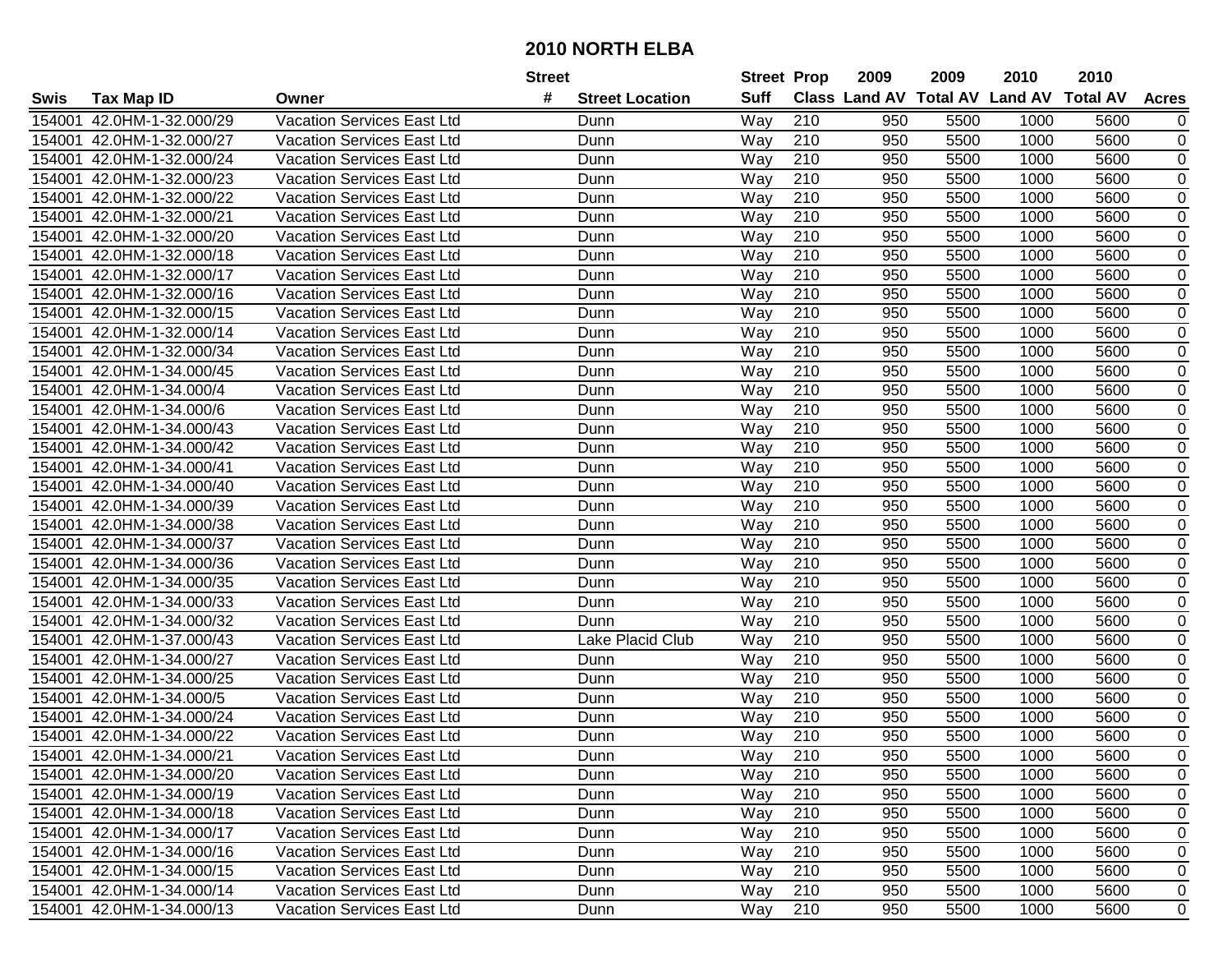# 2010 NORTH ELBA

| Swis | Tax Map ID | Owner | Street # | Street Location | Street Suff | Prop Class | 2009 Land AV | 2009 Total AV | 2010 Land AV | 2010 Total AV | Acres |
|---|---|---|---|---|---|---|---|---|---|---|---|
| 154001 | 42.0HM-1-32.000/29 | Vacation Services East Ltd | | Dunn | Way | 210 | 950 | 5500 | 1000 | 5600 | 0 |
| 154001 | 42.0HM-1-32.000/27 | Vacation Services East Ltd | | Dunn | Way | 210 | 950 | 5500 | 1000 | 5600 | 0 |
| 154001 | 42.0HM-1-32.000/24 | Vacation Services East Ltd | | Dunn | Way | 210 | 950 | 5500 | 1000 | 5600 | 0 |
| 154001 | 42.0HM-1-32.000/23 | Vacation Services East Ltd | | Dunn | Way | 210 | 950 | 5500 | 1000 | 5600 | 0 |
| 154001 | 42.0HM-1-32.000/22 | Vacation Services East Ltd | | Dunn | Way | 210 | 950 | 5500 | 1000 | 5600 | 0 |
| 154001 | 42.0HM-1-32.000/21 | Vacation Services East Ltd | | Dunn | Way | 210 | 950 | 5500 | 1000 | 5600 | 0 |
| 154001 | 42.0HM-1-32.000/20 | Vacation Services East Ltd | | Dunn | Way | 210 | 950 | 5500 | 1000 | 5600 | 0 |
| 154001 | 42.0HM-1-32.000/18 | Vacation Services East Ltd | | Dunn | Way | 210 | 950 | 5500 | 1000 | 5600 | 0 |
| 154001 | 42.0HM-1-32.000/17 | Vacation Services East Ltd | | Dunn | Way | 210 | 950 | 5500 | 1000 | 5600 | 0 |
| 154001 | 42.0HM-1-32.000/16 | Vacation Services East Ltd | | Dunn | Way | 210 | 950 | 5500 | 1000 | 5600 | 0 |
| 154001 | 42.0HM-1-32.000/15 | Vacation Services East Ltd | | Dunn | Way | 210 | 950 | 5500 | 1000 | 5600 | 0 |
| 154001 | 42.0HM-1-32.000/14 | Vacation Services East Ltd | | Dunn | Way | 210 | 950 | 5500 | 1000 | 5600 | 0 |
| 154001 | 42.0HM-1-32.000/34 | Vacation Services East Ltd | | Dunn | Way | 210 | 950 | 5500 | 1000 | 5600 | 0 |
| 154001 | 42.0HM-1-34.000/45 | Vacation Services East Ltd | | Dunn | Way | 210 | 950 | 5500 | 1000 | 5600 | 0 |
| 154001 | 42.0HM-1-34.000/4 | Vacation Services East Ltd | | Dunn | Way | 210 | 950 | 5500 | 1000 | 5600 | 0 |
| 154001 | 42.0HM-1-34.000/6 | Vacation Services East Ltd | | Dunn | Way | 210 | 950 | 5500 | 1000 | 5600 | 0 |
| 154001 | 42.0HM-1-34.000/43 | Vacation Services East Ltd | | Dunn | Way | 210 | 950 | 5500 | 1000 | 5600 | 0 |
| 154001 | 42.0HM-1-34.000/42 | Vacation Services East Ltd | | Dunn | Way | 210 | 950 | 5500 | 1000 | 5600 | 0 |
| 154001 | 42.0HM-1-34.000/41 | Vacation Services East Ltd | | Dunn | Way | 210 | 950 | 5500 | 1000 | 5600 | 0 |
| 154001 | 42.0HM-1-34.000/40 | Vacation Services East Ltd | | Dunn | Way | 210 | 950 | 5500 | 1000 | 5600 | 0 |
| 154001 | 42.0HM-1-34.000/39 | Vacation Services East Ltd | | Dunn | Way | 210 | 950 | 5500 | 1000 | 5600 | 0 |
| 154001 | 42.0HM-1-34.000/38 | Vacation Services East Ltd | | Dunn | Way | 210 | 950 | 5500 | 1000 | 5600 | 0 |
| 154001 | 42.0HM-1-34.000/37 | Vacation Services East Ltd | | Dunn | Way | 210 | 950 | 5500 | 1000 | 5600 | 0 |
| 154001 | 42.0HM-1-34.000/36 | Vacation Services East Ltd | | Dunn | Way | 210 | 950 | 5500 | 1000 | 5600 | 0 |
| 154001 | 42.0HM-1-34.000/35 | Vacation Services East Ltd | | Dunn | Way | 210 | 950 | 5500 | 1000 | 5600 | 0 |
| 154001 | 42.0HM-1-34.000/33 | Vacation Services East Ltd | | Dunn | Way | 210 | 950 | 5500 | 1000 | 5600 | 0 |
| 154001 | 42.0HM-1-34.000/32 | Vacation Services East Ltd | | Dunn | Way | 210 | 950 | 5500 | 1000 | 5600 | 0 |
| 154001 | 42.0HM-1-37.000/43 | Vacation Services East Ltd | | Lake Placid Club | Way | 210 | 950 | 5500 | 1000 | 5600 | 0 |
| 154001 | 42.0HM-1-34.000/27 | Vacation Services East Ltd | | Dunn | Way | 210 | 950 | 5500 | 1000 | 5600 | 0 |
| 154001 | 42.0HM-1-34.000/25 | Vacation Services East Ltd | | Dunn | Way | 210 | 950 | 5500 | 1000 | 5600 | 0 |
| 154001 | 42.0HM-1-34.000/5 | Vacation Services East Ltd | | Dunn | Way | 210 | 950 | 5500 | 1000 | 5600 | 0 |
| 154001 | 42.0HM-1-34.000/24 | Vacation Services East Ltd | | Dunn | Way | 210 | 950 | 5500 | 1000 | 5600 | 0 |
| 154001 | 42.0HM-1-34.000/22 | Vacation Services East Ltd | | Dunn | Way | 210 | 950 | 5500 | 1000 | 5600 | 0 |
| 154001 | 42.0HM-1-34.000/21 | Vacation Services East Ltd | | Dunn | Way | 210 | 950 | 5500 | 1000 | 5600 | 0 |
| 154001 | 42.0HM-1-34.000/20 | Vacation Services East Ltd | | Dunn | Way | 210 | 950 | 5500 | 1000 | 5600 | 0 |
| 154001 | 42.0HM-1-34.000/19 | Vacation Services East Ltd | | Dunn | Way | 210 | 950 | 5500 | 1000 | 5600 | 0 |
| 154001 | 42.0HM-1-34.000/18 | Vacation Services East Ltd | | Dunn | Way | 210 | 950 | 5500 | 1000 | 5600 | 0 |
| 154001 | 42.0HM-1-34.000/17 | Vacation Services East Ltd | | Dunn | Way | 210 | 950 | 5500 | 1000 | 5600 | 0 |
| 154001 | 42.0HM-1-34.000/16 | Vacation Services East Ltd | | Dunn | Way | 210 | 950 | 5500 | 1000 | 5600 | 0 |
| 154001 | 42.0HM-1-34.000/15 | Vacation Services East Ltd | | Dunn | Way | 210 | 950 | 5500 | 1000 | 5600 | 0 |
| 154001 | 42.0HM-1-34.000/14 | Vacation Services East Ltd | | Dunn | Way | 210 | 950 | 5500 | 1000 | 5600 | 0 |
| 154001 | 42.0HM-1-34.000/13 | Vacation Services East Ltd | | Dunn | Way | 210 | 950 | 5500 | 1000 | 5600 | 0 |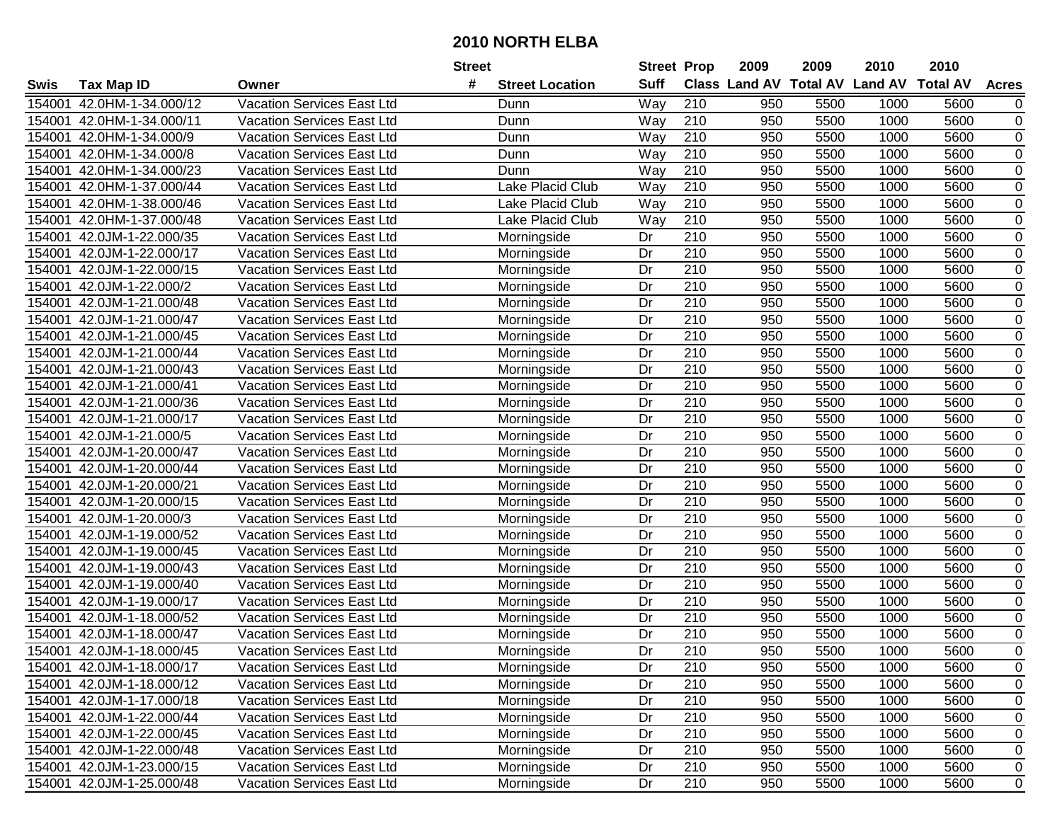# 2010 NORTH ELBA

| Swis | Tax Map ID | Owner | Street # | Street Location | Street Suff | Prop Class | 2009 Land AV | 2009 Total AV | 2010 Land AV | 2010 Total AV | Acres |
|---|---|---|---|---|---|---|---|---|---|---|---|
| 154001 | 42.0HM-1-34.000/12 | Vacation Services East Ltd | | Dunn | Way | 210 | 950 | 5500 | 1000 | 5600 | 0 |
| 154001 | 42.0HM-1-34.000/11 | Vacation Services East Ltd | | Dunn | Way | 210 | 950 | 5500 | 1000 | 5600 | 0 |
| 154001 | 42.0HM-1-34.000/9 | Vacation Services East Ltd | | Dunn | Way | 210 | 950 | 5500 | 1000 | 5600 | 0 |
| 154001 | 42.0HM-1-34.000/8 | Vacation Services East Ltd | | Dunn | Way | 210 | 950 | 5500 | 1000 | 5600 | 0 |
| 154001 | 42.0HM-1-34.000/23 | Vacation Services East Ltd | | Dunn | Way | 210 | 950 | 5500 | 1000 | 5600 | 0 |
| 154001 | 42.0HM-1-37.000/44 | Vacation Services East Ltd | | Lake Placid Club | Way | 210 | 950 | 5500 | 1000 | 5600 | 0 |
| 154001 | 42.0HM-1-38.000/46 | Vacation Services East Ltd | | Lake Placid Club | Way | 210 | 950 | 5500 | 1000 | 5600 | 0 |
| 154001 | 42.0HM-1-37.000/48 | Vacation Services East Ltd | | Lake Placid Club | Way | 210 | 950 | 5500 | 1000 | 5600 | 0 |
| 154001 | 42.0JM-1-22.000/35 | Vacation Services East Ltd | | Morningside | Dr | 210 | 950 | 5500 | 1000 | 5600 | 0 |
| 154001 | 42.0JM-1-22.000/17 | Vacation Services East Ltd | | Morningside | Dr | 210 | 950 | 5500 | 1000 | 5600 | 0 |
| 154001 | 42.0JM-1-22.000/15 | Vacation Services East Ltd | | Morningside | Dr | 210 | 950 | 5500 | 1000 | 5600 | 0 |
| 154001 | 42.0JM-1-22.000/2 | Vacation Services East Ltd | | Morningside | Dr | 210 | 950 | 5500 | 1000 | 5600 | 0 |
| 154001 | 42.0JM-1-21.000/48 | Vacation Services East Ltd | | Morningside | Dr | 210 | 950 | 5500 | 1000 | 5600 | 0 |
| 154001 | 42.0JM-1-21.000/47 | Vacation Services East Ltd | | Morningside | Dr | 210 | 950 | 5500 | 1000 | 5600 | 0 |
| 154001 | 42.0JM-1-21.000/45 | Vacation Services East Ltd | | Morningside | Dr | 210 | 950 | 5500 | 1000 | 5600 | 0 |
| 154001 | 42.0JM-1-21.000/44 | Vacation Services East Ltd | | Morningside | Dr | 210 | 950 | 5500 | 1000 | 5600 | 0 |
| 154001 | 42.0JM-1-21.000/43 | Vacation Services East Ltd | | Morningside | Dr | 210 | 950 | 5500 | 1000 | 5600 | 0 |
| 154001 | 42.0JM-1-21.000/41 | Vacation Services East Ltd | | Morningside | Dr | 210 | 950 | 5500 | 1000 | 5600 | 0 |
| 154001 | 42.0JM-1-21.000/36 | Vacation Services East Ltd | | Morningside | Dr | 210 | 950 | 5500 | 1000 | 5600 | 0 |
| 154001 | 42.0JM-1-21.000/17 | Vacation Services East Ltd | | Morningside | Dr | 210 | 950 | 5500 | 1000 | 5600 | 0 |
| 154001 | 42.0JM-1-21.000/5 | Vacation Services East Ltd | | Morningside | Dr | 210 | 950 | 5500 | 1000 | 5600 | 0 |
| 154001 | 42.0JM-1-20.000/47 | Vacation Services East Ltd | | Morningside | Dr | 210 | 950 | 5500 | 1000 | 5600 | 0 |
| 154001 | 42.0JM-1-20.000/44 | Vacation Services East Ltd | | Morningside | Dr | 210 | 950 | 5500 | 1000 | 5600 | 0 |
| 154001 | 42.0JM-1-20.000/21 | Vacation Services East Ltd | | Morningside | Dr | 210 | 950 | 5500 | 1000 | 5600 | 0 |
| 154001 | 42.0JM-1-20.000/15 | Vacation Services East Ltd | | Morningside | Dr | 210 | 950 | 5500 | 1000 | 5600 | 0 |
| 154001 | 42.0JM-1-20.000/3 | Vacation Services East Ltd | | Morningside | Dr | 210 | 950 | 5500 | 1000 | 5600 | 0 |
| 154001 | 42.0JM-1-19.000/52 | Vacation Services East Ltd | | Morningside | Dr | 210 | 950 | 5500 | 1000 | 5600 | 0 |
| 154001 | 42.0JM-1-19.000/45 | Vacation Services East Ltd | | Morningside | Dr | 210 | 950 | 5500 | 1000 | 5600 | 0 |
| 154001 | 42.0JM-1-19.000/43 | Vacation Services East Ltd | | Morningside | Dr | 210 | 950 | 5500 | 1000 | 5600 | 0 |
| 154001 | 42.0JM-1-19.000/40 | Vacation Services East Ltd | | Morningside | Dr | 210 | 950 | 5500 | 1000 | 5600 | 0 |
| 154001 | 42.0JM-1-19.000/17 | Vacation Services East Ltd | | Morningside | Dr | 210 | 950 | 5500 | 1000 | 5600 | 0 |
| 154001 | 42.0JM-1-18.000/52 | Vacation Services East Ltd | | Morningside | Dr | 210 | 950 | 5500 | 1000 | 5600 | 0 |
| 154001 | 42.0JM-1-18.000/47 | Vacation Services East Ltd | | Morningside | Dr | 210 | 950 | 5500 | 1000 | 5600 | 0 |
| 154001 | 42.0JM-1-18.000/45 | Vacation Services East Ltd | | Morningside | Dr | 210 | 950 | 5500 | 1000 | 5600 | 0 |
| 154001 | 42.0JM-1-18.000/17 | Vacation Services East Ltd | | Morningside | Dr | 210 | 950 | 5500 | 1000 | 5600 | 0 |
| 154001 | 42.0JM-1-18.000/12 | Vacation Services East Ltd | | Morningside | Dr | 210 | 950 | 5500 | 1000 | 5600 | 0 |
| 154001 | 42.0JM-1-17.000/18 | Vacation Services East Ltd | | Morningside | Dr | 210 | 950 | 5500 | 1000 | 5600 | 0 |
| 154001 | 42.0JM-1-22.000/44 | Vacation Services East Ltd | | Morningside | Dr | 210 | 950 | 5500 | 1000 | 5600 | 0 |
| 154001 | 42.0JM-1-22.000/45 | Vacation Services East Ltd | | Morningside | Dr | 210 | 950 | 5500 | 1000 | 5600 | 0 |
| 154001 | 42.0JM-1-22.000/48 | Vacation Services East Ltd | | Morningside | Dr | 210 | 950 | 5500 | 1000 | 5600 | 0 |
| 154001 | 42.0JM-1-23.000/15 | Vacation Services East Ltd | | Morningside | Dr | 210 | 950 | 5500 | 1000 | 5600 | 0 |
| 154001 | 42.0JM-1-25.000/48 | Vacation Services East Ltd | | Morningside | Dr | 210 | 950 | 5500 | 1000 | 5600 | 0 |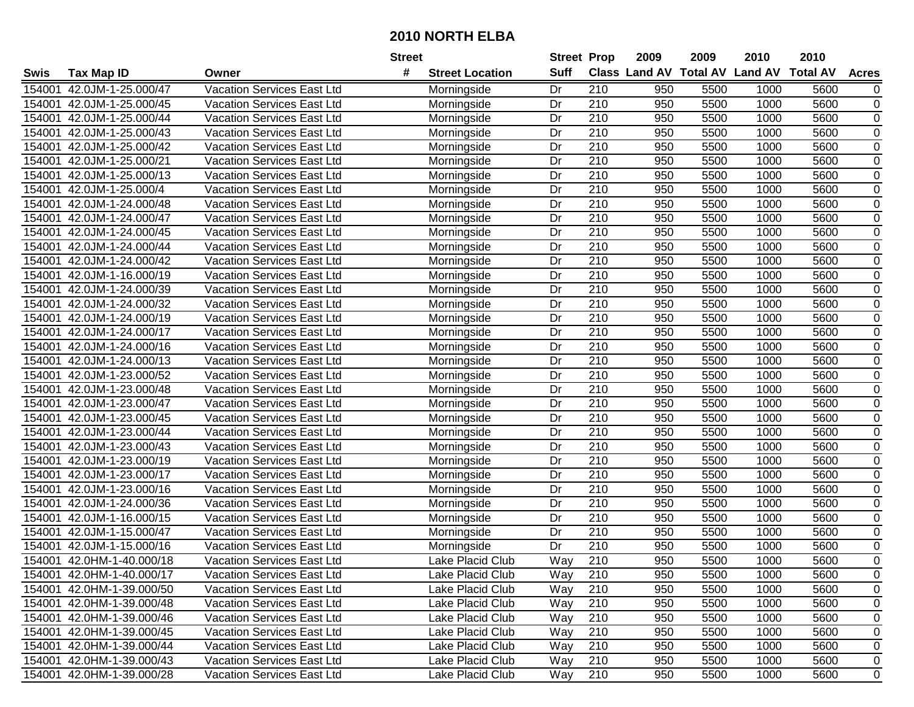# 2010 NORTH ELBA

| Swis | Tax Map ID | Owner | Street # | Street Location | Street Suff | Prop Class | 2009 Land AV | 2009 Total AV | 2010 Land AV | 2010 Total AV | Acres |
|---|---|---|---|---|---|---|---|---|---|---|---|
| 154001 | 42.0JM-1-25.000/47 | Vacation Services East Ltd | | Morningside | Dr | 210 | 950 | 5500 | 1000 | 5600 | 0 |
| 154001 | 42.0JM-1-25.000/45 | Vacation Services East Ltd | | Morningside | Dr | 210 | 950 | 5500 | 1000 | 5600 | 0 |
| 154001 | 42.0JM-1-25.000/44 | Vacation Services East Ltd | | Morningside | Dr | 210 | 950 | 5500 | 1000 | 5600 | 0 |
| 154001 | 42.0JM-1-25.000/43 | Vacation Services East Ltd | | Morningside | Dr | 210 | 950 | 5500 | 1000 | 5600 | 0 |
| 154001 | 42.0JM-1-25.000/42 | Vacation Services East Ltd | | Morningside | Dr | 210 | 950 | 5500 | 1000 | 5600 | 0 |
| 154001 | 42.0JM-1-25.000/21 | Vacation Services East Ltd | | Morningside | Dr | 210 | 950 | 5500 | 1000 | 5600 | 0 |
| 154001 | 42.0JM-1-25.000/13 | Vacation Services East Ltd | | Morningside | Dr | 210 | 950 | 5500 | 1000 | 5600 | 0 |
| 154001 | 42.0JM-1-25.000/4 | Vacation Services East Ltd | | Morningside | Dr | 210 | 950 | 5500 | 1000 | 5600 | 0 |
| 154001 | 42.0JM-1-24.000/48 | Vacation Services East Ltd | | Morningside | Dr | 210 | 950 | 5500 | 1000 | 5600 | 0 |
| 154001 | 42.0JM-1-24.000/47 | Vacation Services East Ltd | | Morningside | Dr | 210 | 950 | 5500 | 1000 | 5600 | 0 |
| 154001 | 42.0JM-1-24.000/45 | Vacation Services East Ltd | | Morningside | Dr | 210 | 950 | 5500 | 1000 | 5600 | 0 |
| 154001 | 42.0JM-1-24.000/44 | Vacation Services East Ltd | | Morningside | Dr | 210 | 950 | 5500 | 1000 | 5600 | 0 |
| 154001 | 42.0JM-1-24.000/42 | Vacation Services East Ltd | | Morningside | Dr | 210 | 950 | 5500 | 1000 | 5600 | 0 |
| 154001 | 42.0JM-1-16.000/19 | Vacation Services East Ltd | | Morningside | Dr | 210 | 950 | 5500 | 1000 | 5600 | 0 |
| 154001 | 42.0JM-1-24.000/39 | Vacation Services East Ltd | | Morningside | Dr | 210 | 950 | 5500 | 1000 | 5600 | 0 |
| 154001 | 42.0JM-1-24.000/32 | Vacation Services East Ltd | | Morningside | Dr | 210 | 950 | 5500 | 1000 | 5600 | 0 |
| 154001 | 42.0JM-1-24.000/19 | Vacation Services East Ltd | | Morningside | Dr | 210 | 950 | 5500 | 1000 | 5600 | 0 |
| 154001 | 42.0JM-1-24.000/17 | Vacation Services East Ltd | | Morningside | Dr | 210 | 950 | 5500 | 1000 | 5600 | 0 |
| 154001 | 42.0JM-1-24.000/16 | Vacation Services East Ltd | | Morningside | Dr | 210 | 950 | 5500 | 1000 | 5600 | 0 |
| 154001 | 42.0JM-1-24.000/13 | Vacation Services East Ltd | | Morningside | Dr | 210 | 950 | 5500 | 1000 | 5600 | 0 |
| 154001 | 42.0JM-1-23.000/52 | Vacation Services East Ltd | | Morningside | Dr | 210 | 950 | 5500 | 1000 | 5600 | 0 |
| 154001 | 42.0JM-1-23.000/48 | Vacation Services East Ltd | | Morningside | Dr | 210 | 950 | 5500 | 1000 | 5600 | 0 |
| 154001 | 42.0JM-1-23.000/47 | Vacation Services East Ltd | | Morningside | Dr | 210 | 950 | 5500 | 1000 | 5600 | 0 |
| 154001 | 42.0JM-1-23.000/45 | Vacation Services East Ltd | | Morningside | Dr | 210 | 950 | 5500 | 1000 | 5600 | 0 |
| 154001 | 42.0JM-1-23.000/44 | Vacation Services East Ltd | | Morningside | Dr | 210 | 950 | 5500 | 1000 | 5600 | 0 |
| 154001 | 42.0JM-1-23.000/43 | Vacation Services East Ltd | | Morningside | Dr | 210 | 950 | 5500 | 1000 | 5600 | 0 |
| 154001 | 42.0JM-1-23.000/19 | Vacation Services East Ltd | | Morningside | Dr | 210 | 950 | 5500 | 1000 | 5600 | 0 |
| 154001 | 42.0JM-1-23.000/17 | Vacation Services East Ltd | | Morningside | Dr | 210 | 950 | 5500 | 1000 | 5600 | 0 |
| 154001 | 42.0JM-1-23.000/16 | Vacation Services East Ltd | | Morningside | Dr | 210 | 950 | 5500 | 1000 | 5600 | 0 |
| 154001 | 42.0JM-1-24.000/36 | Vacation Services East Ltd | | Morningside | Dr | 210 | 950 | 5500 | 1000 | 5600 | 0 |
| 154001 | 42.0JM-1-16.000/15 | Vacation Services East Ltd | | Morningside | Dr | 210 | 950 | 5500 | 1000 | 5600 | 0 |
| 154001 | 42.0JM-1-15.000/47 | Vacation Services East Ltd | | Morningside | Dr | 210 | 950 | 5500 | 1000 | 5600 | 0 |
| 154001 | 42.0JM-1-15.000/16 | Vacation Services East Ltd | | Morningside | Dr | 210 | 950 | 5500 | 1000 | 5600 | 0 |
| 154001 | 42.0HM-1-40.000/18 | Vacation Services East Ltd | | Lake Placid Club | Way | 210 | 950 | 5500 | 1000 | 5600 | 0 |
| 154001 | 42.0HM-1-40.000/17 | Vacation Services East Ltd | | Lake Placid Club | Way | 210 | 950 | 5500 | 1000 | 5600 | 0 |
| 154001 | 42.0HM-1-39.000/50 | Vacation Services East Ltd | | Lake Placid Club | Way | 210 | 950 | 5500 | 1000 | 5600 | 0 |
| 154001 | 42.0HM-1-39.000/48 | Vacation Services East Ltd | | Lake Placid Club | Way | 210 | 950 | 5500 | 1000 | 5600 | 0 |
| 154001 | 42.0HM-1-39.000/46 | Vacation Services East Ltd | | Lake Placid Club | Way | 210 | 950 | 5500 | 1000 | 5600 | 0 |
| 154001 | 42.0HM-1-39.000/45 | Vacation Services East Ltd | | Lake Placid Club | Way | 210 | 950 | 5500 | 1000 | 5600 | 0 |
| 154001 | 42.0HM-1-39.000/44 | Vacation Services East Ltd | | Lake Placid Club | Way | 210 | 950 | 5500 | 1000 | 5600 | 0 |
| 154001 | 42.0HM-1-39.000/43 | Vacation Services East Ltd | | Lake Placid Club | Way | 210 | 950 | 5500 | 1000 | 5600 | 0 |
| 154001 | 42.0HM-1-39.000/28 | Vacation Services East Ltd | | Lake Placid Club | Way | 210 | 950 | 5500 | 1000 | 5600 | 0 |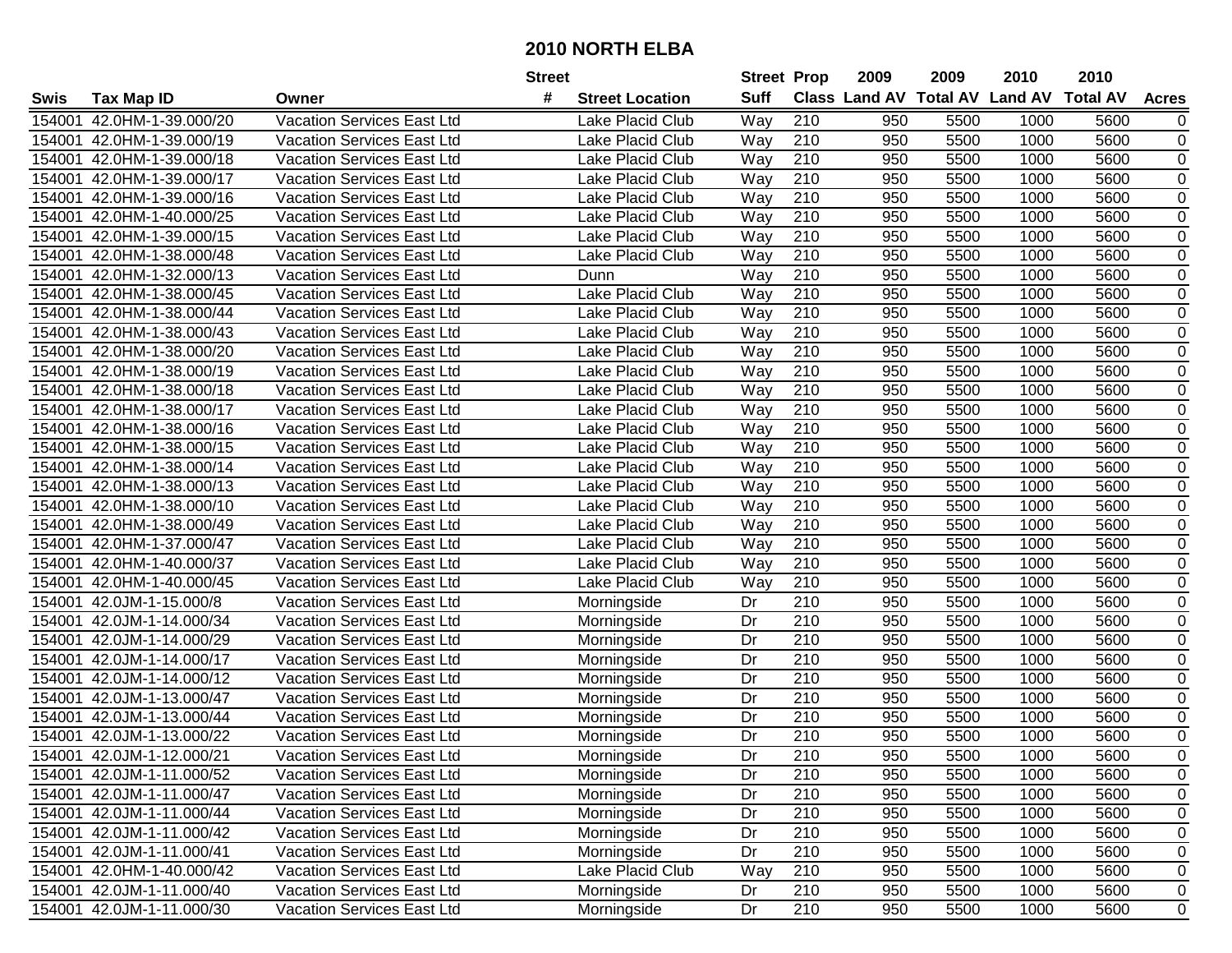# 2010 NORTH ELBA

| Swis | Tax Map ID | Owner | Street # | Street Location | Street Suff | Prop Class | 2009 Land AV | 2009 Total AV | 2010 Land AV | 2010 Total AV | Acres |
|---|---|---|---|---|---|---|---|---|---|---|---|
| 154001 | 42.0HM-1-39.000/20 | Vacation Services East Ltd | | Lake Placid Club | Way | 210 | 950 | 5500 | 1000 | 5600 | 0 |
| 154001 | 42.0HM-1-39.000/19 | Vacation Services East Ltd | | Lake Placid Club | Way | 210 | 950 | 5500 | 1000 | 5600 | 0 |
| 154001 | 42.0HM-1-39.000/18 | Vacation Services East Ltd | | Lake Placid Club | Way | 210 | 950 | 5500 | 1000 | 5600 | 0 |
| 154001 | 42.0HM-1-39.000/17 | Vacation Services East Ltd | | Lake Placid Club | Way | 210 | 950 | 5500 | 1000 | 5600 | 0 |
| 154001 | 42.0HM-1-39.000/16 | Vacation Services East Ltd | | Lake Placid Club | Way | 210 | 950 | 5500 | 1000 | 5600 | 0 |
| 154001 | 42.0HM-1-40.000/25 | Vacation Services East Ltd | | Lake Placid Club | Way | 210 | 950 | 5500 | 1000 | 5600 | 0 |
| 154001 | 42.0HM-1-39.000/15 | Vacation Services East Ltd | | Lake Placid Club | Way | 210 | 950 | 5500 | 1000 | 5600 | 0 |
| 154001 | 42.0HM-1-38.000/48 | Vacation Services East Ltd | | Lake Placid Club | Way | 210 | 950 | 5500 | 1000 | 5600 | 0 |
| 154001 | 42.0HM-1-32.000/13 | Vacation Services East Ltd | | Dunn | Way | 210 | 950 | 5500 | 1000 | 5600 | 0 |
| 154001 | 42.0HM-1-38.000/45 | Vacation Services East Ltd | | Lake Placid Club | Way | 210 | 950 | 5500 | 1000 | 5600 | 0 |
| 154001 | 42.0HM-1-38.000/44 | Vacation Services East Ltd | | Lake Placid Club | Way | 210 | 950 | 5500 | 1000 | 5600 | 0 |
| 154001 | 42.0HM-1-38.000/43 | Vacation Services East Ltd | | Lake Placid Club | Way | 210 | 950 | 5500 | 1000 | 5600 | 0 |
| 154001 | 42.0HM-1-38.000/20 | Vacation Services East Ltd | | Lake Placid Club | Way | 210 | 950 | 5500 | 1000 | 5600 | 0 |
| 154001 | 42.0HM-1-38.000/19 | Vacation Services East Ltd | | Lake Placid Club | Way | 210 | 950 | 5500 | 1000 | 5600 | 0 |
| 154001 | 42.0HM-1-38.000/18 | Vacation Services East Ltd | | Lake Placid Club | Way | 210 | 950 | 5500 | 1000 | 5600 | 0 |
| 154001 | 42.0HM-1-38.000/17 | Vacation Services East Ltd | | Lake Placid Club | Way | 210 | 950 | 5500 | 1000 | 5600 | 0 |
| 154001 | 42.0HM-1-38.000/16 | Vacation Services East Ltd | | Lake Placid Club | Way | 210 | 950 | 5500 | 1000 | 5600 | 0 |
| 154001 | 42.0HM-1-38.000/15 | Vacation Services East Ltd | | Lake Placid Club | Way | 210 | 950 | 5500 | 1000 | 5600 | 0 |
| 154001 | 42.0HM-1-38.000/14 | Vacation Services East Ltd | | Lake Placid Club | Way | 210 | 950 | 5500 | 1000 | 5600 | 0 |
| 154001 | 42.0HM-1-38.000/13 | Vacation Services East Ltd | | Lake Placid Club | Way | 210 | 950 | 5500 | 1000 | 5600 | 0 |
| 154001 | 42.0HM-1-38.000/10 | Vacation Services East Ltd | | Lake Placid Club | Way | 210 | 950 | 5500 | 1000 | 5600 | 0 |
| 154001 | 42.0HM-1-38.000/49 | Vacation Services East Ltd | | Lake Placid Club | Way | 210 | 950 | 5500 | 1000 | 5600 | 0 |
| 154001 | 42.0HM-1-37.000/47 | Vacation Services East Ltd | | Lake Placid Club | Way | 210 | 950 | 5500 | 1000 | 5600 | 0 |
| 154001 | 42.0HM-1-40.000/37 | Vacation Services East Ltd | | Lake Placid Club | Way | 210 | 950 | 5500 | 1000 | 5600 | 0 |
| 154001 | 42.0HM-1-40.000/45 | Vacation Services East Ltd | | Lake Placid Club | Way | 210 | 950 | 5500 | 1000 | 5600 | 0 |
| 154001 | 42.0JM-1-15.000/8 | Vacation Services East Ltd | | Morningside | Dr | 210 | 950 | 5500 | 1000 | 5600 | 0 |
| 154001 | 42.0JM-1-14.000/34 | Vacation Services East Ltd | | Morningside | Dr | 210 | 950 | 5500 | 1000 | 5600 | 0 |
| 154001 | 42.0JM-1-14.000/29 | Vacation Services East Ltd | | Morningside | Dr | 210 | 950 | 5500 | 1000 | 5600 | 0 |
| 154001 | 42.0JM-1-14.000/17 | Vacation Services East Ltd | | Morningside | Dr | 210 | 950 | 5500 | 1000 | 5600 | 0 |
| 154001 | 42.0JM-1-14.000/12 | Vacation Services East Ltd | | Morningside | Dr | 210 | 950 | 5500 | 1000 | 5600 | 0 |
| 154001 | 42.0JM-1-13.000/47 | Vacation Services East Ltd | | Morningside | Dr | 210 | 950 | 5500 | 1000 | 5600 | 0 |
| 154001 | 42.0JM-1-13.000/44 | Vacation Services East Ltd | | Morningside | Dr | 210 | 950 | 5500 | 1000 | 5600 | 0 |
| 154001 | 42.0JM-1-13.000/22 | Vacation Services East Ltd | | Morningside | Dr | 210 | 950 | 5500 | 1000 | 5600 | 0 |
| 154001 | 42.0JM-1-12.000/21 | Vacation Services East Ltd | | Morningside | Dr | 210 | 950 | 5500 | 1000 | 5600 | 0 |
| 154001 | 42.0JM-1-11.000/52 | Vacation Services East Ltd | | Morningside | Dr | 210 | 950 | 5500 | 1000 | 5600 | 0 |
| 154001 | 42.0JM-1-11.000/47 | Vacation Services East Ltd | | Morningside | Dr | 210 | 950 | 5500 | 1000 | 5600 | 0 |
| 154001 | 42.0JM-1-11.000/44 | Vacation Services East Ltd | | Morningside | Dr | 210 | 950 | 5500 | 1000 | 5600 | 0 |
| 154001 | 42.0JM-1-11.000/42 | Vacation Services East Ltd | | Morningside | Dr | 210 | 950 | 5500 | 1000 | 5600 | 0 |
| 154001 | 42.0JM-1-11.000/41 | Vacation Services East Ltd | | Morningside | Dr | 210 | 950 | 5500 | 1000 | 5600 | 0 |
| 154001 | 42.0HM-1-40.000/42 | Vacation Services East Ltd | | Lake Placid Club | Way | 210 | 950 | 5500 | 1000 | 5600 | 0 |
| 154001 | 42.0JM-1-11.000/40 | Vacation Services East Ltd | | Morningside | Dr | 210 | 950 | 5500 | 1000 | 5600 | 0 |
| 154001 | 42.0JM-1-11.000/30 | Vacation Services East Ltd | | Morningside | Dr | 210 | 950 | 5500 | 1000 | 5600 | 0 |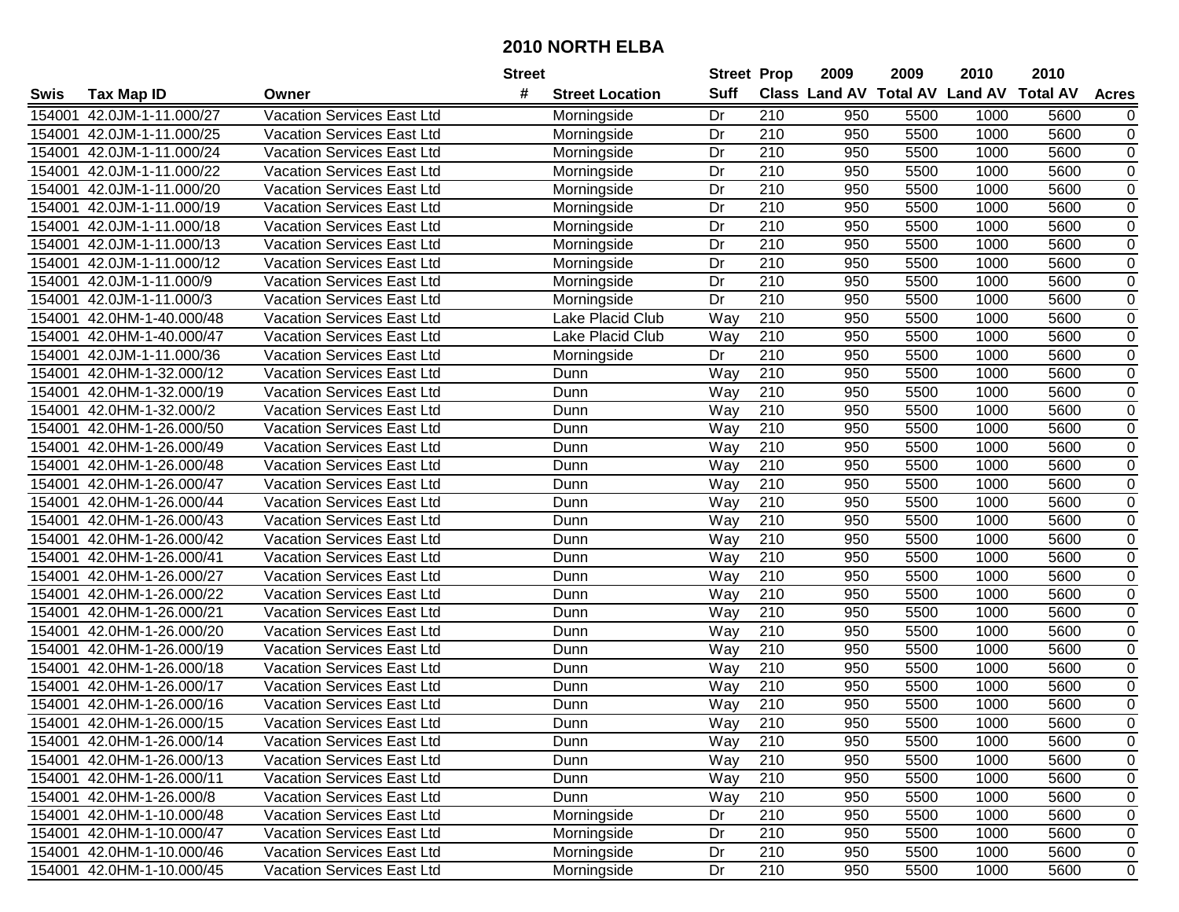# 2010 NORTH ELBA

| Swis | Tax Map ID | Owner | Street # | Street Location | Street Suff | Prop Class | 2009 Land AV | 2009 Total AV | 2010 Land AV | 2010 Total AV | Acres |
|---|---|---|---|---|---|---|---|---|---|---|---|
| 154001 | 42.0JM-1-11.000/27 | Vacation Services East Ltd | | Morningside | Dr | 210 | 950 | 5500 | 1000 | 5600 | 0 |
| 154001 | 42.0JM-1-11.000/25 | Vacation Services East Ltd | | Morningside | Dr | 210 | 950 | 5500 | 1000 | 5600 | 0 |
| 154001 | 42.0JM-1-11.000/24 | Vacation Services East Ltd | | Morningside | Dr | 210 | 950 | 5500 | 1000 | 5600 | 0 |
| 154001 | 42.0JM-1-11.000/22 | Vacation Services East Ltd | | Morningside | Dr | 210 | 950 | 5500 | 1000 | 5600 | 0 |
| 154001 | 42.0JM-1-11.000/20 | Vacation Services East Ltd | | Morningside | Dr | 210 | 950 | 5500 | 1000 | 5600 | 0 |
| 154001 | 42.0JM-1-11.000/19 | Vacation Services East Ltd | | Morningside | Dr | 210 | 950 | 5500 | 1000 | 5600 | 0 |
| 154001 | 42.0JM-1-11.000/18 | Vacation Services East Ltd | | Morningside | Dr | 210 | 950 | 5500 | 1000 | 5600 | 0 |
| 154001 | 42.0JM-1-11.000/13 | Vacation Services East Ltd | | Morningside | Dr | 210 | 950 | 5500 | 1000 | 5600 | 0 |
| 154001 | 42.0JM-1-11.000/12 | Vacation Services East Ltd | | Morningside | Dr | 210 | 950 | 5500 | 1000 | 5600 | 0 |
| 154001 | 42.0JM-1-11.000/9 | Vacation Services East Ltd | | Morningside | Dr | 210 | 950 | 5500 | 1000 | 5600 | 0 |
| 154001 | 42.0JM-1-11.000/3 | Vacation Services East Ltd | | Morningside | Dr | 210 | 950 | 5500 | 1000 | 5600 | 0 |
| 154001 | 42.0HM-1-40.000/48 | Vacation Services East Ltd | | Lake Placid Club | Way | 210 | 950 | 5500 | 1000 | 5600 | 0 |
| 154001 | 42.0HM-1-40.000/47 | Vacation Services East Ltd | | Lake Placid Club | Way | 210 | 950 | 5500 | 1000 | 5600 | 0 |
| 154001 | 42.0JM-1-11.000/36 | Vacation Services East Ltd | | Morningside | Dr | 210 | 950 | 5500 | 1000 | 5600 | 0 |
| 154001 | 42.0HM-1-32.000/12 | Vacation Services East Ltd | | Dunn | Way | 210 | 950 | 5500 | 1000 | 5600 | 0 |
| 154001 | 42.0HM-1-32.000/19 | Vacation Services East Ltd | | Dunn | Way | 210 | 950 | 5500 | 1000 | 5600 | 0 |
| 154001 | 42.0HM-1-32.000/2 | Vacation Services East Ltd | | Dunn | Way | 210 | 950 | 5500 | 1000 | 5600 | 0 |
| 154001 | 42.0HM-1-26.000/50 | Vacation Services East Ltd | | Dunn | Way | 210 | 950 | 5500 | 1000 | 5600 | 0 |
| 154001 | 42.0HM-1-26.000/49 | Vacation Services East Ltd | | Dunn | Way | 210 | 950 | 5500 | 1000 | 5600 | 0 |
| 154001 | 42.0HM-1-26.000/48 | Vacation Services East Ltd | | Dunn | Way | 210 | 950 | 5500 | 1000 | 5600 | 0 |
| 154001 | 42.0HM-1-26.000/47 | Vacation Services East Ltd | | Dunn | Way | 210 | 950 | 5500 | 1000 | 5600 | 0 |
| 154001 | 42.0HM-1-26.000/44 | Vacation Services East Ltd | | Dunn | Way | 210 | 950 | 5500 | 1000 | 5600 | 0 |
| 154001 | 42.0HM-1-26.000/43 | Vacation Services East Ltd | | Dunn | Way | 210 | 950 | 5500 | 1000 | 5600 | 0 |
| 154001 | 42.0HM-1-26.000/42 | Vacation Services East Ltd | | Dunn | Way | 210 | 950 | 5500 | 1000 | 5600 | 0 |
| 154001 | 42.0HM-1-26.000/41 | Vacation Services East Ltd | | Dunn | Way | 210 | 950 | 5500 | 1000 | 5600 | 0 |
| 154001 | 42.0HM-1-26.000/27 | Vacation Services East Ltd | | Dunn | Way | 210 | 950 | 5500 | 1000 | 5600 | 0 |
| 154001 | 42.0HM-1-26.000/22 | Vacation Services East Ltd | | Dunn | Way | 210 | 950 | 5500 | 1000 | 5600 | 0 |
| 154001 | 42.0HM-1-26.000/21 | Vacation Services East Ltd | | Dunn | Way | 210 | 950 | 5500 | 1000 | 5600 | 0 |
| 154001 | 42.0HM-1-26.000/20 | Vacation Services East Ltd | | Dunn | Way | 210 | 950 | 5500 | 1000 | 5600 | 0 |
| 154001 | 42.0HM-1-26.000/19 | Vacation Services East Ltd | | Dunn | Way | 210 | 950 | 5500 | 1000 | 5600 | 0 |
| 154001 | 42.0HM-1-26.000/18 | Vacation Services East Ltd | | Dunn | Way | 210 | 950 | 5500 | 1000 | 5600 | 0 |
| 154001 | 42.0HM-1-26.000/17 | Vacation Services East Ltd | | Dunn | Way | 210 | 950 | 5500 | 1000 | 5600 | 0 |
| 154001 | 42.0HM-1-26.000/16 | Vacation Services East Ltd | | Dunn | Way | 210 | 950 | 5500 | 1000 | 5600 | 0 |
| 154001 | 42.0HM-1-26.000/15 | Vacation Services East Ltd | | Dunn | Way | 210 | 950 | 5500 | 1000 | 5600 | 0 |
| 154001 | 42.0HM-1-26.000/14 | Vacation Services East Ltd | | Dunn | Way | 210 | 950 | 5500 | 1000 | 5600 | 0 |
| 154001 | 42.0HM-1-26.000/13 | Vacation Services East Ltd | | Dunn | Way | 210 | 950 | 5500 | 1000 | 5600 | 0 |
| 154001 | 42.0HM-1-26.000/11 | Vacation Services East Ltd | | Dunn | Way | 210 | 950 | 5500 | 1000 | 5600 | 0 |
| 154001 | 42.0HM-1-26.000/8 | Vacation Services East Ltd | | Dunn | Way | 210 | 950 | 5500 | 1000 | 5600 | 0 |
| 154001 | 42.0HM-1-10.000/48 | Vacation Services East Ltd | | Morningside | Dr | 210 | 950 | 5500 | 1000 | 5600 | 0 |
| 154001 | 42.0HM-1-10.000/47 | Vacation Services East Ltd | | Morningside | Dr | 210 | 950 | 5500 | 1000 | 5600 | 0 |
| 154001 | 42.0HM-1-10.000/46 | Vacation Services East Ltd | | Morningside | Dr | 210 | 950 | 5500 | 1000 | 5600 | 0 |
| 154001 | 42.0HM-1-10.000/45 | Vacation Services East Ltd | | Morningside | Dr | 210 | 950 | 5500 | 1000 | 5600 | 0 |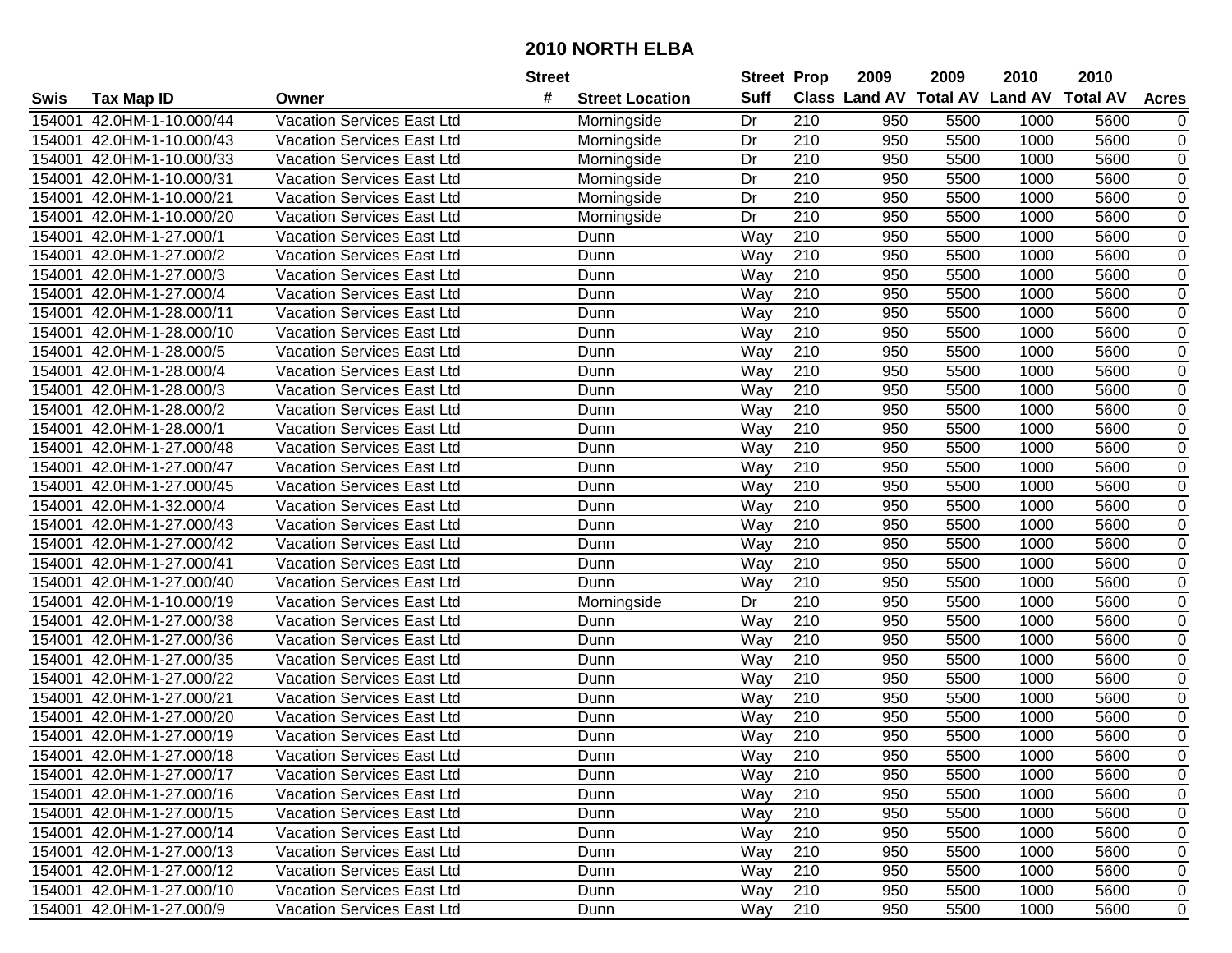# 2010 NORTH ELBA

| Swis | Tax Map ID | Owner | Street # | Street Location | Street Suff | Prop Class | 2009 Land AV | 2009 Total AV | 2010 Land AV | 2010 Total AV | Acres |
|---|---|---|---|---|---|---|---|---|---|---|---|
| 154001 | 42.0HM-1-10.000/44 | Vacation Services East Ltd | | Morningside | Dr | 210 | 950 | 5500 | 1000 | 5600 | 0 |
| 154001 | 42.0HM-1-10.000/43 | Vacation Services East Ltd | | Morningside | Dr | 210 | 950 | 5500 | 1000 | 5600 | 0 |
| 154001 | 42.0HM-1-10.000/33 | Vacation Services East Ltd | | Morningside | Dr | 210 | 950 | 5500 | 1000 | 5600 | 0 |
| 154001 | 42.0HM-1-10.000/31 | Vacation Services East Ltd | | Morningside | Dr | 210 | 950 | 5500 | 1000 | 5600 | 0 |
| 154001 | 42.0HM-1-10.000/21 | Vacation Services East Ltd | | Morningside | Dr | 210 | 950 | 5500 | 1000 | 5600 | 0 |
| 154001 | 42.0HM-1-10.000/20 | Vacation Services East Ltd | | Morningside | Dr | 210 | 950 | 5500 | 1000 | 5600 | 0 |
| 154001 | 42.0HM-1-27.000/1 | Vacation Services East Ltd | | Dunn | Way | 210 | 950 | 5500 | 1000 | 5600 | 0 |
| 154001 | 42.0HM-1-27.000/2 | Vacation Services East Ltd | | Dunn | Way | 210 | 950 | 5500 | 1000 | 5600 | 0 |
| 154001 | 42.0HM-1-27.000/3 | Vacation Services East Ltd | | Dunn | Way | 210 | 950 | 5500 | 1000 | 5600 | 0 |
| 154001 | 42.0HM-1-27.000/4 | Vacation Services East Ltd | | Dunn | Way | 210 | 950 | 5500 | 1000 | 5600 | 0 |
| 154001 | 42.0HM-1-28.000/11 | Vacation Services East Ltd | | Dunn | Way | 210 | 950 | 5500 | 1000 | 5600 | 0 |
| 154001 | 42.0HM-1-28.000/10 | Vacation Services East Ltd | | Dunn | Way | 210 | 950 | 5500 | 1000 | 5600 | 0 |
| 154001 | 42.0HM-1-28.000/5 | Vacation Services East Ltd | | Dunn | Way | 210 | 950 | 5500 | 1000 | 5600 | 0 |
| 154001 | 42.0HM-1-28.000/4 | Vacation Services East Ltd | | Dunn | Way | 210 | 950 | 5500 | 1000 | 5600 | 0 |
| 154001 | 42.0HM-1-28.000/3 | Vacation Services East Ltd | | Dunn | Way | 210 | 950 | 5500 | 1000 | 5600 | 0 |
| 154001 | 42.0HM-1-28.000/2 | Vacation Services East Ltd | | Dunn | Way | 210 | 950 | 5500 | 1000 | 5600 | 0 |
| 154001 | 42.0HM-1-28.000/1 | Vacation Services East Ltd | | Dunn | Way | 210 | 950 | 5500 | 1000 | 5600 | 0 |
| 154001 | 42.0HM-1-27.000/48 | Vacation Services East Ltd | | Dunn | Way | 210 | 950 | 5500 | 1000 | 5600 | 0 |
| 154001 | 42.0HM-1-27.000/47 | Vacation Services East Ltd | | Dunn | Way | 210 | 950 | 5500 | 1000 | 5600 | 0 |
| 154001 | 42.0HM-1-27.000/45 | Vacation Services East Ltd | | Dunn | Way | 210 | 950 | 5500 | 1000 | 5600 | 0 |
| 154001 | 42.0HM-1-32.000/4 | Vacation Services East Ltd | | Dunn | Way | 210 | 950 | 5500 | 1000 | 5600 | 0 |
| 154001 | 42.0HM-1-27.000/43 | Vacation Services East Ltd | | Dunn | Way | 210 | 950 | 5500 | 1000 | 5600 | 0 |
| 154001 | 42.0HM-1-27.000/42 | Vacation Services East Ltd | | Dunn | Way | 210 | 950 | 5500 | 1000 | 5600 | 0 |
| 154001 | 42.0HM-1-27.000/41 | Vacation Services East Ltd | | Dunn | Way | 210 | 950 | 5500 | 1000 | 5600 | 0 |
| 154001 | 42.0HM-1-27.000/40 | Vacation Services East Ltd | | Dunn | Way | 210 | 950 | 5500 | 1000 | 5600 | 0 |
| 154001 | 42.0HM-1-10.000/19 | Vacation Services East Ltd | | Morningside | Dr | 210 | 950 | 5500 | 1000 | 5600 | 0 |
| 154001 | 42.0HM-1-27.000/38 | Vacation Services East Ltd | | Dunn | Way | 210 | 950 | 5500 | 1000 | 5600 | 0 |
| 154001 | 42.0HM-1-27.000/36 | Vacation Services East Ltd | | Dunn | Way | 210 | 950 | 5500 | 1000 | 5600 | 0 |
| 154001 | 42.0HM-1-27.000/35 | Vacation Services East Ltd | | Dunn | Way | 210 | 950 | 5500 | 1000 | 5600 | 0 |
| 154001 | 42.0HM-1-27.000/22 | Vacation Services East Ltd | | Dunn | Way | 210 | 950 | 5500 | 1000 | 5600 | 0 |
| 154001 | 42.0HM-1-27.000/21 | Vacation Services East Ltd | | Dunn | Way | 210 | 950 | 5500 | 1000 | 5600 | 0 |
| 154001 | 42.0HM-1-27.000/20 | Vacation Services East Ltd | | Dunn | Way | 210 | 950 | 5500 | 1000 | 5600 | 0 |
| 154001 | 42.0HM-1-27.000/19 | Vacation Services East Ltd | | Dunn | Way | 210 | 950 | 5500 | 1000 | 5600 | 0 |
| 154001 | 42.0HM-1-27.000/18 | Vacation Services East Ltd | | Dunn | Way | 210 | 950 | 5500 | 1000 | 5600 | 0 |
| 154001 | 42.0HM-1-27.000/17 | Vacation Services East Ltd | | Dunn | Way | 210 | 950 | 5500 | 1000 | 5600 | 0 |
| 154001 | 42.0HM-1-27.000/16 | Vacation Services East Ltd | | Dunn | Way | 210 | 950 | 5500 | 1000 | 5600 | 0 |
| 154001 | 42.0HM-1-27.000/15 | Vacation Services East Ltd | | Dunn | Way | 210 | 950 | 5500 | 1000 | 5600 | 0 |
| 154001 | 42.0HM-1-27.000/14 | Vacation Services East Ltd | | Dunn | Way | 210 | 950 | 5500 | 1000 | 5600 | 0 |
| 154001 | 42.0HM-1-27.000/13 | Vacation Services East Ltd | | Dunn | Way | 210 | 950 | 5500 | 1000 | 5600 | 0 |
| 154001 | 42.0HM-1-27.000/12 | Vacation Services East Ltd | | Dunn | Way | 210 | 950 | 5500 | 1000 | 5600 | 0 |
| 154001 | 42.0HM-1-27.000/10 | Vacation Services East Ltd | | Dunn | Way | 210 | 950 | 5500 | 1000 | 5600 | 0 |
| 154001 | 42.0HM-1-27.000/9 | Vacation Services East Ltd | | Dunn | Way | 210 | 950 | 5500 | 1000 | 5600 | 0 |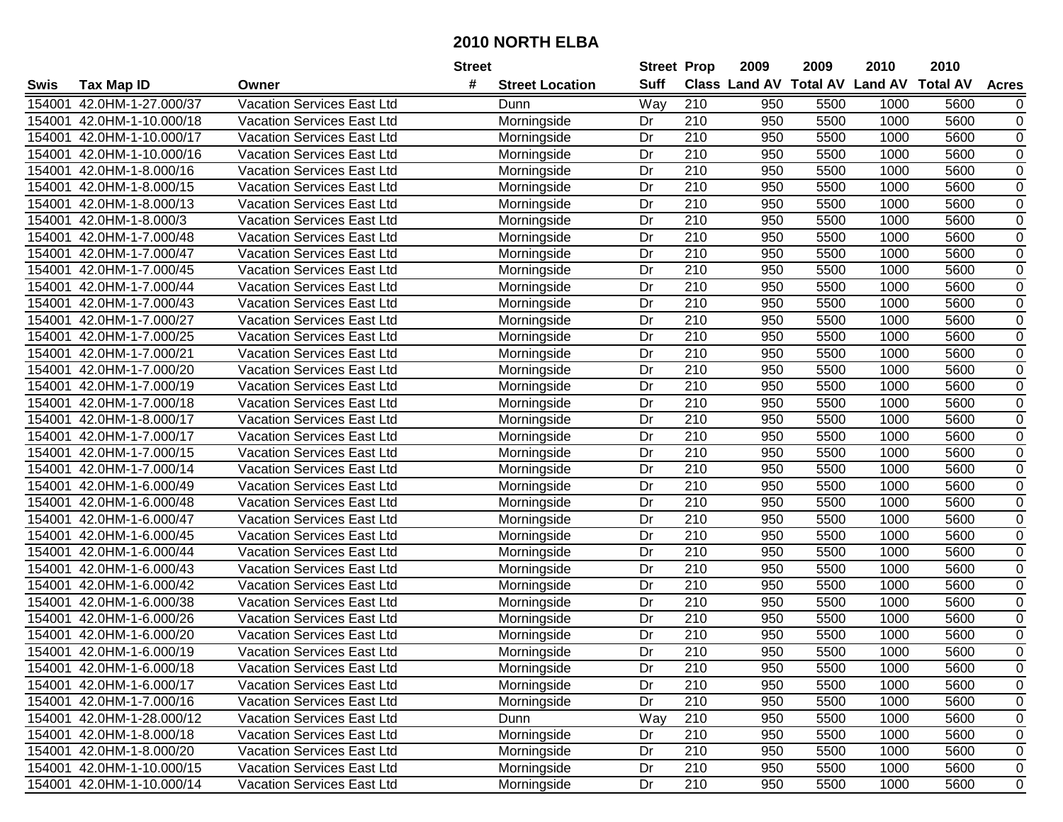# 2010 NORTH ELBA

| Swis | Tax Map ID | Owner | Street # | Street Location | Street Suff | Prop Class | 2009 Land AV | 2009 Total AV | 2010 Land AV | 2010 Total AV | Acres |
|---|---|---|---|---|---|---|---|---|---|---|---|
| 154001 | 42.0HM-1-27.000/37 | Vacation Services East Ltd | | Dunn | Way | 210 | 950 | 5500 | 1000 | 5600 | 0 |
| 154001 | 42.0HM-1-10.000/18 | Vacation Services East Ltd | | Morningside | Dr | 210 | 950 | 5500 | 1000 | 5600 | 0 |
| 154001 | 42.0HM-1-10.000/17 | Vacation Services East Ltd | | Morningside | Dr | 210 | 950 | 5500 | 1000 | 5600 | 0 |
| 154001 | 42.0HM-1-10.000/16 | Vacation Services East Ltd | | Morningside | Dr | 210 | 950 | 5500 | 1000 | 5600 | 0 |
| 154001 | 42.0HM-1-8.000/16 | Vacation Services East Ltd | | Morningside | Dr | 210 | 950 | 5500 | 1000 | 5600 | 0 |
| 154001 | 42.0HM-1-8.000/15 | Vacation Services East Ltd | | Morningside | Dr | 210 | 950 | 5500 | 1000 | 5600 | 0 |
| 154001 | 42.0HM-1-8.000/13 | Vacation Services East Ltd | | Morningside | Dr | 210 | 950 | 5500 | 1000 | 5600 | 0 |
| 154001 | 42.0HM-1-8.000/3 | Vacation Services East Ltd | | Morningside | Dr | 210 | 950 | 5500 | 1000 | 5600 | 0 |
| 154001 | 42.0HM-1-7.000/48 | Vacation Services East Ltd | | Morningside | Dr | 210 | 950 | 5500 | 1000 | 5600 | 0 |
| 154001 | 42.0HM-1-7.000/47 | Vacation Services East Ltd | | Morningside | Dr | 210 | 950 | 5500 | 1000 | 5600 | 0 |
| 154001 | 42.0HM-1-7.000/45 | Vacation Services East Ltd | | Morningside | Dr | 210 | 950 | 5500 | 1000 | 5600 | 0 |
| 154001 | 42.0HM-1-7.000/44 | Vacation Services East Ltd | | Morningside | Dr | 210 | 950 | 5500 | 1000 | 5600 | 0 |
| 154001 | 42.0HM-1-7.000/43 | Vacation Services East Ltd | | Morningside | Dr | 210 | 950 | 5500 | 1000 | 5600 | 0 |
| 154001 | 42.0HM-1-7.000/27 | Vacation Services East Ltd | | Morningside | Dr | 210 | 950 | 5500 | 1000 | 5600 | 0 |
| 154001 | 42.0HM-1-7.000/25 | Vacation Services East Ltd | | Morningside | Dr | 210 | 950 | 5500 | 1000 | 5600 | 0 |
| 154001 | 42.0HM-1-7.000/21 | Vacation Services East Ltd | | Morningside | Dr | 210 | 950 | 5500 | 1000 | 5600 | 0 |
| 154001 | 42.0HM-1-7.000/20 | Vacation Services East Ltd | | Morningside | Dr | 210 | 950 | 5500 | 1000 | 5600 | 0 |
| 154001 | 42.0HM-1-7.000/19 | Vacation Services East Ltd | | Morningside | Dr | 210 | 950 | 5500 | 1000 | 5600 | 0 |
| 154001 | 42.0HM-1-7.000/18 | Vacation Services East Ltd | | Morningside | Dr | 210 | 950 | 5500 | 1000 | 5600 | 0 |
| 154001 | 42.0HM-1-8.000/17 | Vacation Services East Ltd | | Morningside | Dr | 210 | 950 | 5500 | 1000 | 5600 | 0 |
| 154001 | 42.0HM-1-7.000/17 | Vacation Services East Ltd | | Morningside | Dr | 210 | 950 | 5500 | 1000 | 5600 | 0 |
| 154001 | 42.0HM-1-7.000/15 | Vacation Services East Ltd | | Morningside | Dr | 210 | 950 | 5500 | 1000 | 5600 | 0 |
| 154001 | 42.0HM-1-7.000/14 | Vacation Services East Ltd | | Morningside | Dr | 210 | 950 | 5500 | 1000 | 5600 | 0 |
| 154001 | 42.0HM-1-6.000/49 | Vacation Services East Ltd | | Morningside | Dr | 210 | 950 | 5500 | 1000 | 5600 | 0 |
| 154001 | 42.0HM-1-6.000/48 | Vacation Services East Ltd | | Morningside | Dr | 210 | 950 | 5500 | 1000 | 5600 | 0 |
| 154001 | 42.0HM-1-6.000/47 | Vacation Services East Ltd | | Morningside | Dr | 210 | 950 | 5500 | 1000 | 5600 | 0 |
| 154001 | 42.0HM-1-6.000/45 | Vacation Services East Ltd | | Morningside | Dr | 210 | 950 | 5500 | 1000 | 5600 | 0 |
| 154001 | 42.0HM-1-6.000/44 | Vacation Services East Ltd | | Morningside | Dr | 210 | 950 | 5500 | 1000 | 5600 | 0 |
| 154001 | 42.0HM-1-6.000/43 | Vacation Services East Ltd | | Morningside | Dr | 210 | 950 | 5500 | 1000 | 5600 | 0 |
| 154001 | 42.0HM-1-6.000/42 | Vacation Services East Ltd | | Morningside | Dr | 210 | 950 | 5500 | 1000 | 5600 | 0 |
| 154001 | 42.0HM-1-6.000/38 | Vacation Services East Ltd | | Morningside | Dr | 210 | 950 | 5500 | 1000 | 5600 | 0 |
| 154001 | 42.0HM-1-6.000/26 | Vacation Services East Ltd | | Morningside | Dr | 210 | 950 | 5500 | 1000 | 5600 | 0 |
| 154001 | 42.0HM-1-6.000/20 | Vacation Services East Ltd | | Morningside | Dr | 210 | 950 | 5500 | 1000 | 5600 | 0 |
| 154001 | 42.0HM-1-6.000/19 | Vacation Services East Ltd | | Morningside | Dr | 210 | 950 | 5500 | 1000 | 5600 | 0 |
| 154001 | 42.0HM-1-6.000/18 | Vacation Services East Ltd | | Morningside | Dr | 210 | 950 | 5500 | 1000 | 5600 | 0 |
| 154001 | 42.0HM-1-6.000/17 | Vacation Services East Ltd | | Morningside | Dr | 210 | 950 | 5500 | 1000 | 5600 | 0 |
| 154001 | 42.0HM-1-7.000/16 | Vacation Services East Ltd | | Morningside | Dr | 210 | 950 | 5500 | 1000 | 5600 | 0 |
| 154001 | 42.0HM-1-28.000/12 | Vacation Services East Ltd | | Dunn | Way | 210 | 950 | 5500 | 1000 | 5600 | 0 |
| 154001 | 42.0HM-1-8.000/18 | Vacation Services East Ltd | | Morningside | Dr | 210 | 950 | 5500 | 1000 | 5600 | 0 |
| 154001 | 42.0HM-1-8.000/20 | Vacation Services East Ltd | | Morningside | Dr | 210 | 950 | 5500 | 1000 | 5600 | 0 |
| 154001 | 42.0HM-1-10.000/15 | Vacation Services East Ltd | | Morningside | Dr | 210 | 950 | 5500 | 1000 | 5600 | 0 |
| 154001 | 42.0HM-1-10.000/14 | Vacation Services East Ltd | | Morningside | Dr | 210 | 950 | 5500 | 1000 | 5600 | 0 |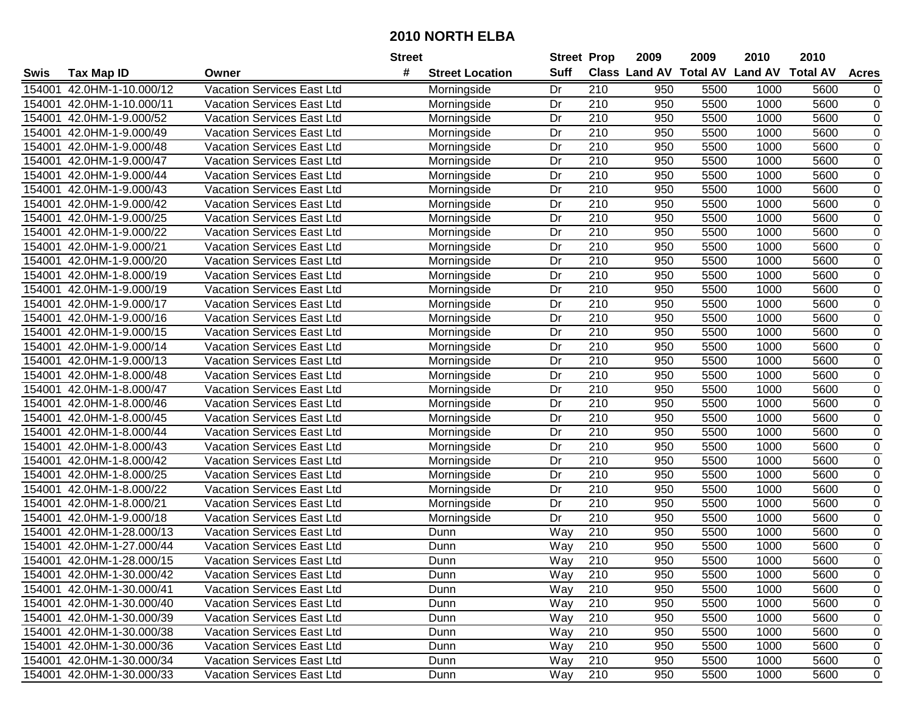# 2010 NORTH ELBA

| Swis | Tax Map ID | Owner | Street # | Street Location | Street Suff | Prop Class | 2009 Land AV | 2009 Total AV | 2010 Land AV | 2010 Total AV | Acres |
|---|---|---|---|---|---|---|---|---|---|---|---|
| 154001 | 42.0HM-1-10.000/12 | Vacation Services East Ltd | | Morningside | Dr | 210 | 950 | 5500 | 1000 | 5600 | 0 |
| 154001 | 42.0HM-1-10.000/11 | Vacation Services East Ltd | | Morningside | Dr | 210 | 950 | 5500 | 1000 | 5600 | 0 |
| 154001 | 42.0HM-1-9.000/52 | Vacation Services East Ltd | | Morningside | Dr | 210 | 950 | 5500 | 1000 | 5600 | 0 |
| 154001 | 42.0HM-1-9.000/49 | Vacation Services East Ltd | | Morningside | Dr | 210 | 950 | 5500 | 1000 | 5600 | 0 |
| 154001 | 42.0HM-1-9.000/48 | Vacation Services East Ltd | | Morningside | Dr | 210 | 950 | 5500 | 1000 | 5600 | 0 |
| 154001 | 42.0HM-1-9.000/47 | Vacation Services East Ltd | | Morningside | Dr | 210 | 950 | 5500 | 1000 | 5600 | 0 |
| 154001 | 42.0HM-1-9.000/44 | Vacation Services East Ltd | | Morningside | Dr | 210 | 950 | 5500 | 1000 | 5600 | 0 |
| 154001 | 42.0HM-1-9.000/43 | Vacation Services East Ltd | | Morningside | Dr | 210 | 950 | 5500 | 1000 | 5600 | 0 |
| 154001 | 42.0HM-1-9.000/42 | Vacation Services East Ltd | | Morningside | Dr | 210 | 950 | 5500 | 1000 | 5600 | 0 |
| 154001 | 42.0HM-1-9.000/25 | Vacation Services East Ltd | | Morningside | Dr | 210 | 950 | 5500 | 1000 | 5600 | 0 |
| 154001 | 42.0HM-1-9.000/22 | Vacation Services East Ltd | | Morningside | Dr | 210 | 950 | 5500 | 1000 | 5600 | 0 |
| 154001 | 42.0HM-1-9.000/21 | Vacation Services East Ltd | | Morningside | Dr | 210 | 950 | 5500 | 1000 | 5600 | 0 |
| 154001 | 42.0HM-1-9.000/20 | Vacation Services East Ltd | | Morningside | Dr | 210 | 950 | 5500 | 1000 | 5600 | 0 |
| 154001 | 42.0HM-1-8.000/19 | Vacation Services East Ltd | | Morningside | Dr | 210 | 950 | 5500 | 1000 | 5600 | 0 |
| 154001 | 42.0HM-1-9.000/19 | Vacation Services East Ltd | | Morningside | Dr | 210 | 950 | 5500 | 1000 | 5600 | 0 |
| 154001 | 42.0HM-1-9.000/17 | Vacation Services East Ltd | | Morningside | Dr | 210 | 950 | 5500 | 1000 | 5600 | 0 |
| 154001 | 42.0HM-1-9.000/16 | Vacation Services East Ltd | | Morningside | Dr | 210 | 950 | 5500 | 1000 | 5600 | 0 |
| 154001 | 42.0HM-1-9.000/15 | Vacation Services East Ltd | | Morningside | Dr | 210 | 950 | 5500 | 1000 | 5600 | 0 |
| 154001 | 42.0HM-1-9.000/14 | Vacation Services East Ltd | | Morningside | Dr | 210 | 950 | 5500 | 1000 | 5600 | 0 |
| 154001 | 42.0HM-1-9.000/13 | Vacation Services East Ltd | | Morningside | Dr | 210 | 950 | 5500 | 1000 | 5600 | 0 |
| 154001 | 42.0HM-1-8.000/48 | Vacation Services East Ltd | | Morningside | Dr | 210 | 950 | 5500 | 1000 | 5600 | 0 |
| 154001 | 42.0HM-1-8.000/47 | Vacation Services East Ltd | | Morningside | Dr | 210 | 950 | 5500 | 1000 | 5600 | 0 |
| 154001 | 42.0HM-1-8.000/46 | Vacation Services East Ltd | | Morningside | Dr | 210 | 950 | 5500 | 1000 | 5600 | 0 |
| 154001 | 42.0HM-1-8.000/45 | Vacation Services East Ltd | | Morningside | Dr | 210 | 950 | 5500 | 1000 | 5600 | 0 |
| 154001 | 42.0HM-1-8.000/44 | Vacation Services East Ltd | | Morningside | Dr | 210 | 950 | 5500 | 1000 | 5600 | 0 |
| 154001 | 42.0HM-1-8.000/43 | Vacation Services East Ltd | | Morningside | Dr | 210 | 950 | 5500 | 1000 | 5600 | 0 |
| 154001 | 42.0HM-1-8.000/42 | Vacation Services East Ltd | | Morningside | Dr | 210 | 950 | 5500 | 1000 | 5600 | 0 |
| 154001 | 42.0HM-1-8.000/25 | Vacation Services East Ltd | | Morningside | Dr | 210 | 950 | 5500 | 1000 | 5600 | 0 |
| 154001 | 42.0HM-1-8.000/22 | Vacation Services East Ltd | | Morningside | Dr | 210 | 950 | 5500 | 1000 | 5600 | 0 |
| 154001 | 42.0HM-1-8.000/21 | Vacation Services East Ltd | | Morningside | Dr | 210 | 950 | 5500 | 1000 | 5600 | 0 |
| 154001 | 42.0HM-1-9.000/18 | Vacation Services East Ltd | | Morningside | Dr | 210 | 950 | 5500 | 1000 | 5600 | 0 |
| 154001 | 42.0HM-1-28.000/13 | Vacation Services East Ltd | | Dunn | Way | 210 | 950 | 5500 | 1000 | 5600 | 0 |
| 154001 | 42.0HM-1-27.000/44 | Vacation Services East Ltd | | Dunn | Way | 210 | 950 | 5500 | 1000 | 5600 | 0 |
| 154001 | 42.0HM-1-28.000/15 | Vacation Services East Ltd | | Dunn | Way | 210 | 950 | 5500 | 1000 | 5600 | 0 |
| 154001 | 42.0HM-1-30.000/42 | Vacation Services East Ltd | | Dunn | Way | 210 | 950 | 5500 | 1000 | 5600 | 0 |
| 154001 | 42.0HM-1-30.000/41 | Vacation Services East Ltd | | Dunn | Way | 210 | 950 | 5500 | 1000 | 5600 | 0 |
| 154001 | 42.0HM-1-30.000/40 | Vacation Services East Ltd | | Dunn | Way | 210 | 950 | 5500 | 1000 | 5600 | 0 |
| 154001 | 42.0HM-1-30.000/39 | Vacation Services East Ltd | | Dunn | Way | 210 | 950 | 5500 | 1000 | 5600 | 0 |
| 154001 | 42.0HM-1-30.000/38 | Vacation Services East Ltd | | Dunn | Way | 210 | 950 | 5500 | 1000 | 5600 | 0 |
| 154001 | 42.0HM-1-30.000/36 | Vacation Services East Ltd | | Dunn | Way | 210 | 950 | 5500 | 1000 | 5600 | 0 |
| 154001 | 42.0HM-1-30.000/34 | Vacation Services East Ltd | | Dunn | Way | 210 | 950 | 5500 | 1000 | 5600 | 0 |
| 154001 | 42.0HM-1-30.000/33 | Vacation Services East Ltd | | Dunn | Way | 210 | 950 | 5500 | 1000 | 5600 | 0 |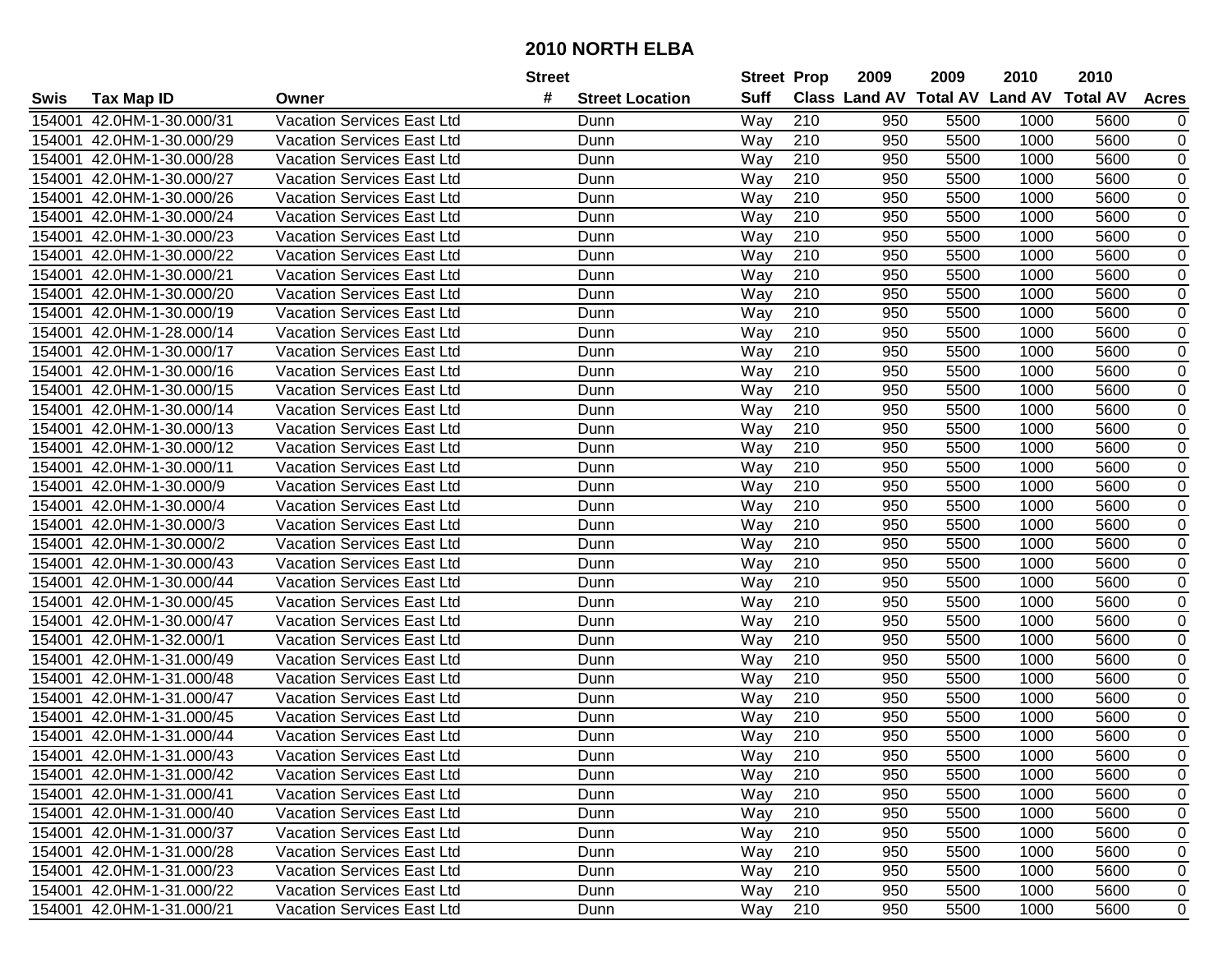# 2010 NORTH ELBA

| Swis | Tax Map ID | Owner | Street # | Street Location | Street Suff | Prop Class | 2009 Land AV | 2009 Total AV | 2010 Land AV | 2010 Total AV | Acres |
|---|---|---|---|---|---|---|---|---|---|---|---|
| 154001 | 42.0HM-1-30.000/31 | Vacation Services East Ltd | | Dunn | Way | 210 | 950 | 5500 | 1000 | 5600 | 0 |
| 154001 | 42.0HM-1-30.000/29 | Vacation Services East Ltd | | Dunn | Way | 210 | 950 | 5500 | 1000 | 5600 | 0 |
| 154001 | 42.0HM-1-30.000/28 | Vacation Services East Ltd | | Dunn | Way | 210 | 950 | 5500 | 1000 | 5600 | 0 |
| 154001 | 42.0HM-1-30.000/27 | Vacation Services East Ltd | | Dunn | Way | 210 | 950 | 5500 | 1000 | 5600 | 0 |
| 154001 | 42.0HM-1-30.000/26 | Vacation Services East Ltd | | Dunn | Way | 210 | 950 | 5500 | 1000 | 5600 | 0 |
| 154001 | 42.0HM-1-30.000/24 | Vacation Services East Ltd | | Dunn | Way | 210 | 950 | 5500 | 1000 | 5600 | 0 |
| 154001 | 42.0HM-1-30.000/23 | Vacation Services East Ltd | | Dunn | Way | 210 | 950 | 5500 | 1000 | 5600 | 0 |
| 154001 | 42.0HM-1-30.000/22 | Vacation Services East Ltd | | Dunn | Way | 210 | 950 | 5500 | 1000 | 5600 | 0 |
| 154001 | 42.0HM-1-30.000/21 | Vacation Services East Ltd | | Dunn | Way | 210 | 950 | 5500 | 1000 | 5600 | 0 |
| 154001 | 42.0HM-1-30.000/20 | Vacation Services East Ltd | | Dunn | Way | 210 | 950 | 5500 | 1000 | 5600 | 0 |
| 154001 | 42.0HM-1-30.000/19 | Vacation Services East Ltd | | Dunn | Way | 210 | 950 | 5500 | 1000 | 5600 | 0 |
| 154001 | 42.0HM-1-28.000/14 | Vacation Services East Ltd | | Dunn | Way | 210 | 950 | 5500 | 1000 | 5600 | 0 |
| 154001 | 42.0HM-1-30.000/17 | Vacation Services East Ltd | | Dunn | Way | 210 | 950 | 5500 | 1000 | 5600 | 0 |
| 154001 | 42.0HM-1-30.000/16 | Vacation Services East Ltd | | Dunn | Way | 210 | 950 | 5500 | 1000 | 5600 | 0 |
| 154001 | 42.0HM-1-30.000/15 | Vacation Services East Ltd | | Dunn | Way | 210 | 950 | 5500 | 1000 | 5600 | 0 |
| 154001 | 42.0HM-1-30.000/14 | Vacation Services East Ltd | | Dunn | Way | 210 | 950 | 5500 | 1000 | 5600 | 0 |
| 154001 | 42.0HM-1-30.000/13 | Vacation Services East Ltd | | Dunn | Way | 210 | 950 | 5500 | 1000 | 5600 | 0 |
| 154001 | 42.0HM-1-30.000/12 | Vacation Services East Ltd | | Dunn | Way | 210 | 950 | 5500 | 1000 | 5600 | 0 |
| 154001 | 42.0HM-1-30.000/11 | Vacation Services East Ltd | | Dunn | Way | 210 | 950 | 5500 | 1000 | 5600 | 0 |
| 154001 | 42.0HM-1-30.000/9 | Vacation Services East Ltd | | Dunn | Way | 210 | 950 | 5500 | 1000 | 5600 | 0 |
| 154001 | 42.0HM-1-30.000/4 | Vacation Services East Ltd | | Dunn | Way | 210 | 950 | 5500 | 1000 | 5600 | 0 |
| 154001 | 42.0HM-1-30.000/3 | Vacation Services East Ltd | | Dunn | Way | 210 | 950 | 5500 | 1000 | 5600 | 0 |
| 154001 | 42.0HM-1-30.000/2 | Vacation Services East Ltd | | Dunn | Way | 210 | 950 | 5500 | 1000 | 5600 | 0 |
| 154001 | 42.0HM-1-30.000/43 | Vacation Services East Ltd | | Dunn | Way | 210 | 950 | 5500 | 1000 | 5600 | 0 |
| 154001 | 42.0HM-1-30.000/44 | Vacation Services East Ltd | | Dunn | Way | 210 | 950 | 5500 | 1000 | 5600 | 0 |
| 154001 | 42.0HM-1-30.000/45 | Vacation Services East Ltd | | Dunn | Way | 210 | 950 | 5500 | 1000 | 5600 | 0 |
| 154001 | 42.0HM-1-30.000/47 | Vacation Services East Ltd | | Dunn | Way | 210 | 950 | 5500 | 1000 | 5600 | 0 |
| 154001 | 42.0HM-1-32.000/1 | Vacation Services East Ltd | | Dunn | Way | 210 | 950 | 5500 | 1000 | 5600 | 0 |
| 154001 | 42.0HM-1-31.000/49 | Vacation Services East Ltd | | Dunn | Way | 210 | 950 | 5500 | 1000 | 5600 | 0 |
| 154001 | 42.0HM-1-31.000/48 | Vacation Services East Ltd | | Dunn | Way | 210 | 950 | 5500 | 1000 | 5600 | 0 |
| 154001 | 42.0HM-1-31.000/47 | Vacation Services East Ltd | | Dunn | Way | 210 | 950 | 5500 | 1000 | 5600 | 0 |
| 154001 | 42.0HM-1-31.000/45 | Vacation Services East Ltd | | Dunn | Way | 210 | 950 | 5500 | 1000 | 5600 | 0 |
| 154001 | 42.0HM-1-31.000/44 | Vacation Services East Ltd | | Dunn | Way | 210 | 950 | 5500 | 1000 | 5600 | 0 |
| 154001 | 42.0HM-1-31.000/43 | Vacation Services East Ltd | | Dunn | Way | 210 | 950 | 5500 | 1000 | 5600 | 0 |
| 154001 | 42.0HM-1-31.000/42 | Vacation Services East Ltd | | Dunn | Way | 210 | 950 | 5500 | 1000 | 5600 | 0 |
| 154001 | 42.0HM-1-31.000/41 | Vacation Services East Ltd | | Dunn | Way | 210 | 950 | 5500 | 1000 | 5600 | 0 |
| 154001 | 42.0HM-1-31.000/40 | Vacation Services East Ltd | | Dunn | Way | 210 | 950 | 5500 | 1000 | 5600 | 0 |
| 154001 | 42.0HM-1-31.000/37 | Vacation Services East Ltd | | Dunn | Way | 210 | 950 | 5500 | 1000 | 5600 | 0 |
| 154001 | 42.0HM-1-31.000/28 | Vacation Services East Ltd | | Dunn | Way | 210 | 950 | 5500 | 1000 | 5600 | 0 |
| 154001 | 42.0HM-1-31.000/23 | Vacation Services East Ltd | | Dunn | Way | 210 | 950 | 5500 | 1000 | 5600 | 0 |
| 154001 | 42.0HM-1-31.000/22 | Vacation Services East Ltd | | Dunn | Way | 210 | 950 | 5500 | 1000 | 5600 | 0 |
| 154001 | 42.0HM-1-31.000/21 | Vacation Services East Ltd | | Dunn | Way | 210 | 950 | 5500 | 1000 | 5600 | 0 |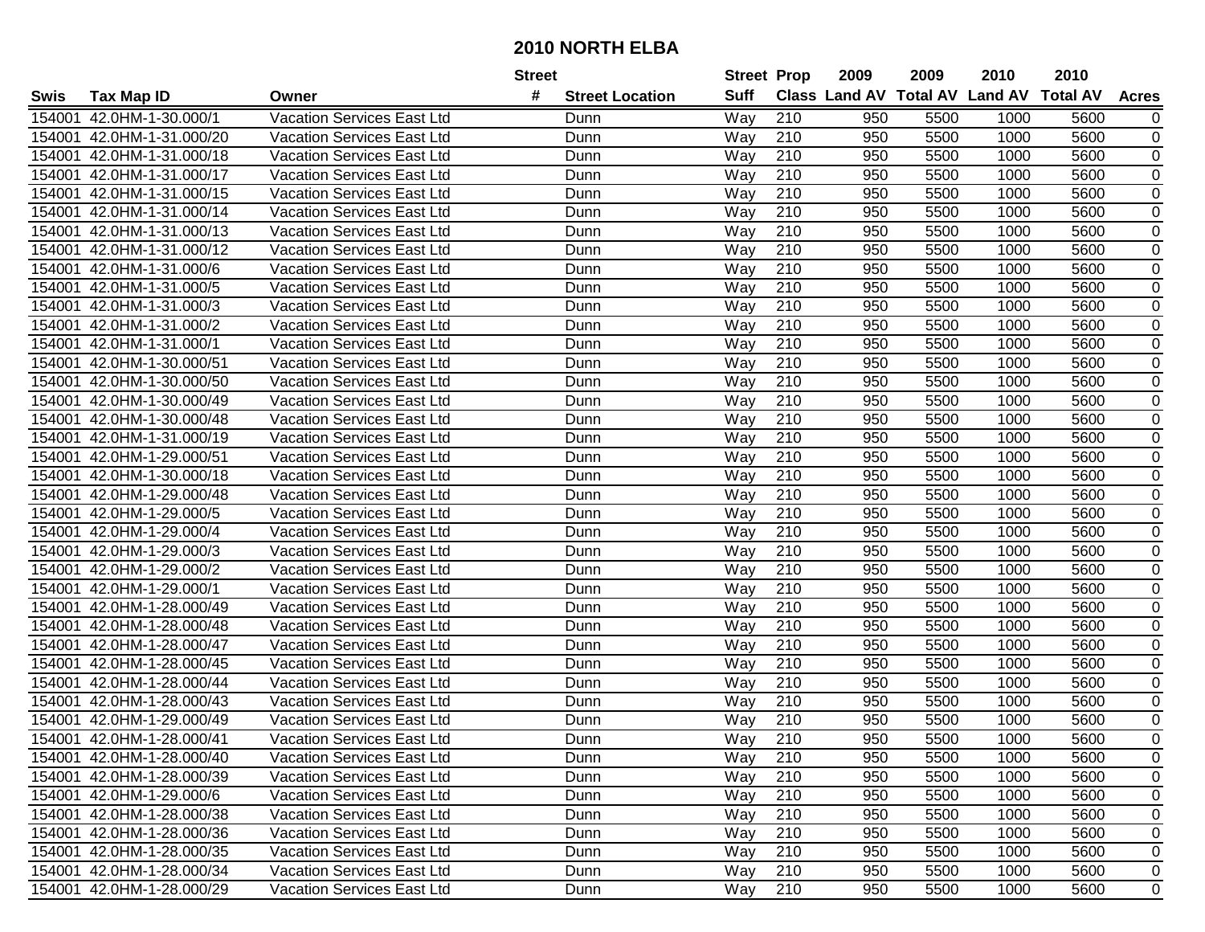# 2010 NORTH ELBA

| Swis | Tax Map ID | Owner | Street # | Street Location | Street Suff | Prop Class | 2009 Land AV | 2009 Total AV | 2010 Land AV | 2010 Total AV | Acres |
|---|---|---|---|---|---|---|---|---|---|---|---|
| 154001 | 42.0HM-1-30.000/1 | Vacation Services East Ltd | | Dunn | Way | 210 | 950 | 5500 | 1000 | 5600 | 0 |
| 154001 | 42.0HM-1-31.000/20 | Vacation Services East Ltd | | Dunn | Way | 210 | 950 | 5500 | 1000 | 5600 | 0 |
| 154001 | 42.0HM-1-31.000/18 | Vacation Services East Ltd | | Dunn | Way | 210 | 950 | 5500 | 1000 | 5600 | 0 |
| 154001 | 42.0HM-1-31.000/17 | Vacation Services East Ltd | | Dunn | Way | 210 | 950 | 5500 | 1000 | 5600 | 0 |
| 154001 | 42.0HM-1-31.000/15 | Vacation Services East Ltd | | Dunn | Way | 210 | 950 | 5500 | 1000 | 5600 | 0 |
| 154001 | 42.0HM-1-31.000/14 | Vacation Services East Ltd | | Dunn | Way | 210 | 950 | 5500 | 1000 | 5600 | 0 |
| 154001 | 42.0HM-1-31.000/13 | Vacation Services East Ltd | | Dunn | Way | 210 | 950 | 5500 | 1000 | 5600 | 0 |
| 154001 | 42.0HM-1-31.000/12 | Vacation Services East Ltd | | Dunn | Way | 210 | 950 | 5500 | 1000 | 5600 | 0 |
| 154001 | 42.0HM-1-31.000/6 | Vacation Services East Ltd | | Dunn | Way | 210 | 950 | 5500 | 1000 | 5600 | 0 |
| 154001 | 42.0HM-1-31.000/5 | Vacation Services East Ltd | | Dunn | Way | 210 | 950 | 5500 | 1000 | 5600 | 0 |
| 154001 | 42.0HM-1-31.000/3 | Vacation Services East Ltd | | Dunn | Way | 210 | 950 | 5500 | 1000 | 5600 | 0 |
| 154001 | 42.0HM-1-31.000/2 | Vacation Services East Ltd | | Dunn | Way | 210 | 950 | 5500 | 1000 | 5600 | 0 |
| 154001 | 42.0HM-1-31.000/1 | Vacation Services East Ltd | | Dunn | Way | 210 | 950 | 5500 | 1000 | 5600 | 0 |
| 154001 | 42.0HM-1-30.000/51 | Vacation Services East Ltd | | Dunn | Way | 210 | 950 | 5500 | 1000 | 5600 | 0 |
| 154001 | 42.0HM-1-30.000/50 | Vacation Services East Ltd | | Dunn | Way | 210 | 950 | 5500 | 1000 | 5600 | 0 |
| 154001 | 42.0HM-1-30.000/49 | Vacation Services East Ltd | | Dunn | Way | 210 | 950 | 5500 | 1000 | 5600 | 0 |
| 154001 | 42.0HM-1-30.000/48 | Vacation Services East Ltd | | Dunn | Way | 210 | 950 | 5500 | 1000 | 5600 | 0 |
| 154001 | 42.0HM-1-31.000/19 | Vacation Services East Ltd | | Dunn | Way | 210 | 950 | 5500 | 1000 | 5600 | 0 |
| 154001 | 42.0HM-1-29.000/51 | Vacation Services East Ltd | | Dunn | Way | 210 | 950 | 5500 | 1000 | 5600 | 0 |
| 154001 | 42.0HM-1-30.000/18 | Vacation Services East Ltd | | Dunn | Way | 210 | 950 | 5500 | 1000 | 5600 | 0 |
| 154001 | 42.0HM-1-29.000/48 | Vacation Services East Ltd | | Dunn | Way | 210 | 950 | 5500 | 1000 | 5600 | 0 |
| 154001 | 42.0HM-1-29.000/5 | Vacation Services East Ltd | | Dunn | Way | 210 | 950 | 5500 | 1000 | 5600 | 0 |
| 154001 | 42.0HM-1-29.000/4 | Vacation Services East Ltd | | Dunn | Way | 210 | 950 | 5500 | 1000 | 5600 | 0 |
| 154001 | 42.0HM-1-29.000/3 | Vacation Services East Ltd | | Dunn | Way | 210 | 950 | 5500 | 1000 | 5600 | 0 |
| 154001 | 42.0HM-1-29.000/2 | Vacation Services East Ltd | | Dunn | Way | 210 | 950 | 5500 | 1000 | 5600 | 0 |
| 154001 | 42.0HM-1-29.000/1 | Vacation Services East Ltd | | Dunn | Way | 210 | 950 | 5500 | 1000 | 5600 | 0 |
| 154001 | 42.0HM-1-28.000/49 | Vacation Services East Ltd | | Dunn | Way | 210 | 950 | 5500 | 1000 | 5600 | 0 |
| 154001 | 42.0HM-1-28.000/48 | Vacation Services East Ltd | | Dunn | Way | 210 | 950 | 5500 | 1000 | 5600 | 0 |
| 154001 | 42.0HM-1-28.000/47 | Vacation Services East Ltd | | Dunn | Way | 210 | 950 | 5500 | 1000 | 5600 | 0 |
| 154001 | 42.0HM-1-28.000/45 | Vacation Services East Ltd | | Dunn | Way | 210 | 950 | 5500 | 1000 | 5600 | 0 |
| 154001 | 42.0HM-1-28.000/44 | Vacation Services East Ltd | | Dunn | Way | 210 | 950 | 5500 | 1000 | 5600 | 0 |
| 154001 | 42.0HM-1-28.000/43 | Vacation Services East Ltd | | Dunn | Way | 210 | 950 | 5500 | 1000 | 5600 | 0 |
| 154001 | 42.0HM-1-29.000/49 | Vacation Services East Ltd | | Dunn | Way | 210 | 950 | 5500 | 1000 | 5600 | 0 |
| 154001 | 42.0HM-1-28.000/41 | Vacation Services East Ltd | | Dunn | Way | 210 | 950 | 5500 | 1000 | 5600 | 0 |
| 154001 | 42.0HM-1-28.000/40 | Vacation Services East Ltd | | Dunn | Way | 210 | 950 | 5500 | 1000 | 5600 | 0 |
| 154001 | 42.0HM-1-28.000/39 | Vacation Services East Ltd | | Dunn | Way | 210 | 950 | 5500 | 1000 | 5600 | 0 |
| 154001 | 42.0HM-1-29.000/6 | Vacation Services East Ltd | | Dunn | Way | 210 | 950 | 5500 | 1000 | 5600 | 0 |
| 154001 | 42.0HM-1-28.000/38 | Vacation Services East Ltd | | Dunn | Way | 210 | 950 | 5500 | 1000 | 5600 | 0 |
| 154001 | 42.0HM-1-28.000/36 | Vacation Services East Ltd | | Dunn | Way | 210 | 950 | 5500 | 1000 | 5600 | 0 |
| 154001 | 42.0HM-1-28.000/35 | Vacation Services East Ltd | | Dunn | Way | 210 | 950 | 5500 | 1000 | 5600 | 0 |
| 154001 | 42.0HM-1-28.000/34 | Vacation Services East Ltd | | Dunn | Way | 210 | 950 | 5500 | 1000 | 5600 | 0 |
| 154001 | 42.0HM-1-28.000/29 | Vacation Services East Ltd | | Dunn | Way | 210 | 950 | 5500 | 1000 | 5600 | 0 |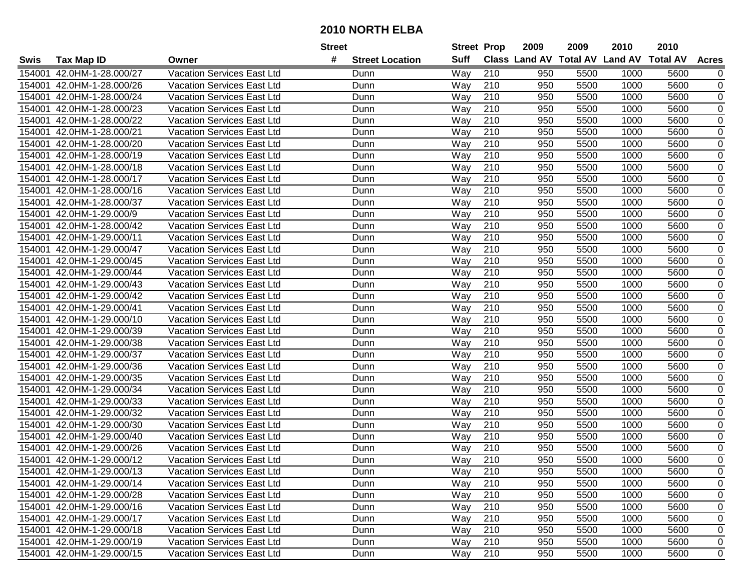# 2010 NORTH ELBA

| Swis | Tax Map ID | Owner | Street # | Street Location | Street Suff | Prop Class | 2009 Land AV | 2009 Total AV | 2010 Land AV | 2010 Total AV | Acres |
|---|---|---|---|---|---|---|---|---|---|---|---|
| 154001 | 42.0HM-1-28.000/27 | Vacation Services East Ltd | | Dunn | Way | 210 | 950 | 5500 | 1000 | 5600 | 0 |
| 154001 | 42.0HM-1-28.000/26 | Vacation Services East Ltd | | Dunn | Way | 210 | 950 | 5500 | 1000 | 5600 | 0 |
| 154001 | 42.0HM-1-28.000/24 | Vacation Services East Ltd | | Dunn | Way | 210 | 950 | 5500 | 1000 | 5600 | 0 |
| 154001 | 42.0HM-1-28.000/23 | Vacation Services East Ltd | | Dunn | Way | 210 | 950 | 5500 | 1000 | 5600 | 0 |
| 154001 | 42.0HM-1-28.000/22 | Vacation Services East Ltd | | Dunn | Way | 210 | 950 | 5500 | 1000 | 5600 | 0 |
| 154001 | 42.0HM-1-28.000/21 | Vacation Services East Ltd | | Dunn | Way | 210 | 950 | 5500 | 1000 | 5600 | 0 |
| 154001 | 42.0HM-1-28.000/20 | Vacation Services East Ltd | | Dunn | Way | 210 | 950 | 5500 | 1000 | 5600 | 0 |
| 154001 | 42.0HM-1-28.000/19 | Vacation Services East Ltd | | Dunn | Way | 210 | 950 | 5500 | 1000 | 5600 | 0 |
| 154001 | 42.0HM-1-28.000/18 | Vacation Services East Ltd | | Dunn | Way | 210 | 950 | 5500 | 1000 | 5600 | 0 |
| 154001 | 42.0HM-1-28.000/17 | Vacation Services East Ltd | | Dunn | Way | 210 | 950 | 5500 | 1000 | 5600 | 0 |
| 154001 | 42.0HM-1-28.000/16 | Vacation Services East Ltd | | Dunn | Way | 210 | 950 | 5500 | 1000 | 5600 | 0 |
| 154001 | 42.0HM-1-28.000/37 | Vacation Services East Ltd | | Dunn | Way | 210 | 950 | 5500 | 1000 | 5600 | 0 |
| 154001 | 42.0HM-1-29.000/9 | Vacation Services East Ltd | | Dunn | Way | 210 | 950 | 5500 | 1000 | 5600 | 0 |
| 154001 | 42.0HM-1-28.000/42 | Vacation Services East Ltd | | Dunn | Way | 210 | 950 | 5500 | 1000 | 5600 | 0 |
| 154001 | 42.0HM-1-29.000/11 | Vacation Services East Ltd | | Dunn | Way | 210 | 950 | 5500 | 1000 | 5600 | 0 |
| 154001 | 42.0HM-1-29.000/47 | Vacation Services East Ltd | | Dunn | Way | 210 | 950 | 5500 | 1000 | 5600 | 0 |
| 154001 | 42.0HM-1-29.000/45 | Vacation Services East Ltd | | Dunn | Way | 210 | 950 | 5500 | 1000 | 5600 | 0 |
| 154001 | 42.0HM-1-29.000/44 | Vacation Services East Ltd | | Dunn | Way | 210 | 950 | 5500 | 1000 | 5600 | 0 |
| 154001 | 42.0HM-1-29.000/43 | Vacation Services East Ltd | | Dunn | Way | 210 | 950 | 5500 | 1000 | 5600 | 0 |
| 154001 | 42.0HM-1-29.000/42 | Vacation Services East Ltd | | Dunn | Way | 210 | 950 | 5500 | 1000 | 5600 | 0 |
| 154001 | 42.0HM-1-29.000/41 | Vacation Services East Ltd | | Dunn | Way | 210 | 950 | 5500 | 1000 | 5600 | 0 |
| 154001 | 42.0HM-1-29.000/10 | Vacation Services East Ltd | | Dunn | Way | 210 | 950 | 5500 | 1000 | 5600 | 0 |
| 154001 | 42.0HM-1-29.000/39 | Vacation Services East Ltd | | Dunn | Way | 210 | 950 | 5500 | 1000 | 5600 | 0 |
| 154001 | 42.0HM-1-29.000/38 | Vacation Services East Ltd | | Dunn | Way | 210 | 950 | 5500 | 1000 | 5600 | 0 |
| 154001 | 42.0HM-1-29.000/37 | Vacation Services East Ltd | | Dunn | Way | 210 | 950 | 5500 | 1000 | 5600 | 0 |
| 154001 | 42.0HM-1-29.000/36 | Vacation Services East Ltd | | Dunn | Way | 210 | 950 | 5500 | 1000 | 5600 | 0 |
| 154001 | 42.0HM-1-29.000/35 | Vacation Services East Ltd | | Dunn | Way | 210 | 950 | 5500 | 1000 | 5600 | 0 |
| 154001 | 42.0HM-1-29.000/34 | Vacation Services East Ltd | | Dunn | Way | 210 | 950 | 5500 | 1000 | 5600 | 0 |
| 154001 | 42.0HM-1-29.000/33 | Vacation Services East Ltd | | Dunn | Way | 210 | 950 | 5500 | 1000 | 5600 | 0 |
| 154001 | 42.0HM-1-29.000/32 | Vacation Services East Ltd | | Dunn | Way | 210 | 950 | 5500 | 1000 | 5600 | 0 |
| 154001 | 42.0HM-1-29.000/30 | Vacation Services East Ltd | | Dunn | Way | 210 | 950 | 5500 | 1000 | 5600 | 0 |
| 154001 | 42.0HM-1-29.000/40 | Vacation Services East Ltd | | Dunn | Way | 210 | 950 | 5500 | 1000 | 5600 | 0 |
| 154001 | 42.0HM-1-29.000/26 | Vacation Services East Ltd | | Dunn | Way | 210 | 950 | 5500 | 1000 | 5600 | 0 |
| 154001 | 42.0HM-1-29.000/12 | Vacation Services East Ltd | | Dunn | Way | 210 | 950 | 5500 | 1000 | 5600 | 0 |
| 154001 | 42.0HM-1-29.000/13 | Vacation Services East Ltd | | Dunn | Way | 210 | 950 | 5500 | 1000 | 5600 | 0 |
| 154001 | 42.0HM-1-29.000/14 | Vacation Services East Ltd | | Dunn | Way | 210 | 950 | 5500 | 1000 | 5600 | 0 |
| 154001 | 42.0HM-1-29.000/28 | Vacation Services East Ltd | | Dunn | Way | 210 | 950 | 5500 | 1000 | 5600 | 0 |
| 154001 | 42.0HM-1-29.000/16 | Vacation Services East Ltd | | Dunn | Way | 210 | 950 | 5500 | 1000 | 5600 | 0 |
| 154001 | 42.0HM-1-29.000/17 | Vacation Services East Ltd | | Dunn | Way | 210 | 950 | 5500 | 1000 | 5600 | 0 |
| 154001 | 42.0HM-1-29.000/18 | Vacation Services East Ltd | | Dunn | Way | 210 | 950 | 5500 | 1000 | 5600 | 0 |
| 154001 | 42.0HM-1-29.000/19 | Vacation Services East Ltd | | Dunn | Way | 210 | 950 | 5500 | 1000 | 5600 | 0 |
| 154001 | 42.0HM-1-29.000/15 | Vacation Services East Ltd | | Dunn | Way | 210 | 950 | 5500 | 1000 | 5600 | 0 |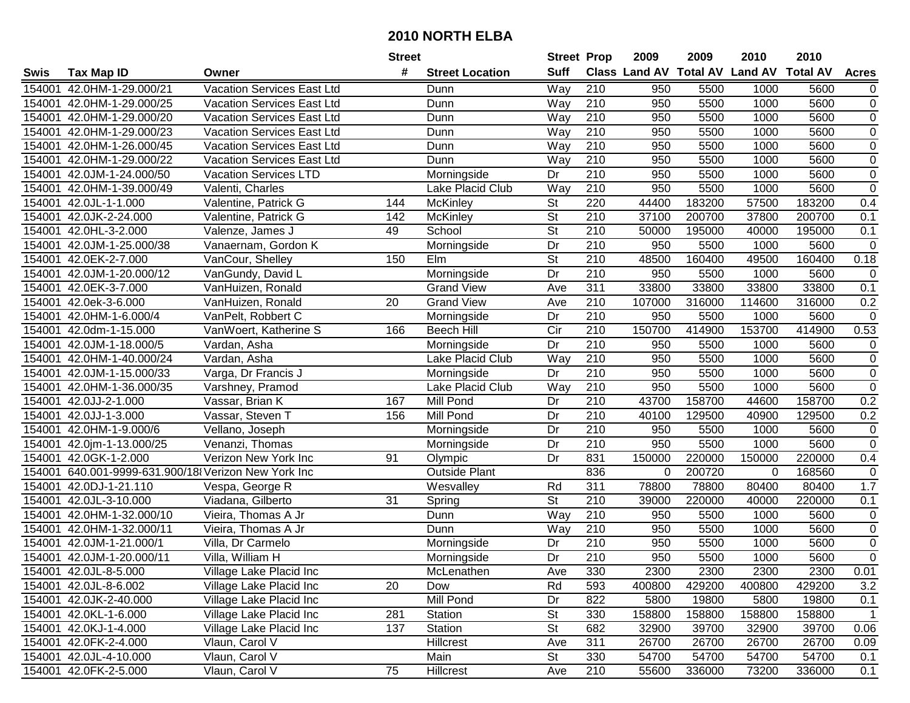# 2010 NORTH ELBA

| Swis | Tax Map ID | Owner | Street # | Street Location | Street Suff | Prop Class | 2009 Land AV | 2009 Total AV | 2010 Land AV | 2010 Total AV | Acres |
|---|---|---|---|---|---|---|---|---|---|---|---|
| 154001 | 42.0HM-1-29.000/21 | Vacation Services East Ltd | | Dunn | Way | 210 | 950 | 5500 | 1000 | 5600 | 0 |
| 154001 | 42.0HM-1-29.000/25 | Vacation Services East Ltd | | Dunn | Way | 210 | 950 | 5500 | 1000 | 5600 | 0 |
| 154001 | 42.0HM-1-29.000/20 | Vacation Services East Ltd | | Dunn | Way | 210 | 950 | 5500 | 1000 | 5600 | 0 |
| 154001 | 42.0HM-1-29.000/23 | Vacation Services East Ltd | | Dunn | Way | 210 | 950 | 5500 | 1000 | 5600 | 0 |
| 154001 | 42.0HM-1-26.000/45 | Vacation Services East Ltd | | Dunn | Way | 210 | 950 | 5500 | 1000 | 5600 | 0 |
| 154001 | 42.0HM-1-29.000/22 | Vacation Services East Ltd | | Dunn | Way | 210 | 950 | 5500 | 1000 | 5600 | 0 |
| 154001 | 42.0JM-1-24.000/50 | Vacation Services LTD | | Morningside | Dr | 210 | 950 | 5500 | 1000 | 5600 | 0 |
| 154001 | 42.0HM-1-39.000/49 | Valenti, Charles | | Lake Placid Club | Way | 210 | 950 | 5500 | 1000 | 5600 | 0 |
| 154001 | 42.0JL-1-1.000 | Valentine, Patrick G | 144 | McKinley | St | 220 | 44400 | 183200 | 57500 | 183200 | 0.4 |
| 154001 | 42.0JK-2-24.000 | Valentine, Patrick G | 142 | McKinley | St | 210 | 37100 | 200700 | 37800 | 200700 | 0.1 |
| 154001 | 42.0HL-3-2.000 | Valenze, James J | 49 | School | St | 210 | 50000 | 195000 | 40000 | 195000 | 0.1 |
| 154001 | 42.0JM-1-25.000/38 | Vanaernam, Gordon K | | Morningside | Dr | 210 | 950 | 5500 | 1000 | 5600 | 0 |
| 154001 | 42.0EK-2-7.000 | VanCour, Shelley | 150 | Elm | St | 210 | 48500 | 160400 | 49500 | 160400 | 0.18 |
| 154001 | 42.0JM-1-20.000/12 | VanGundy, David L | | Morningside | Dr | 210 | 950 | 5500 | 1000 | 5600 | 0 |
| 154001 | 42.0EK-3-7.000 | VanHuizen, Ronald | | Grand View | Ave | 311 | 33800 | 33800 | 33800 | 33800 | 0.1 |
| 154001 | 42.0ek-3-6.000 | VanHuizen, Ronald | 20 | Grand View | Ave | 210 | 107000 | 316000 | 114600 | 316000 | 0.2 |
| 154001 | 42.0HM-1-6.000/4 | VanPelt, Robbert C | | Morningside | Dr | 210 | 950 | 5500 | 1000 | 5600 | 0 |
| 154001 | 42.0dm-1-15.000 | VanWoert, Katherine S | 166 | Beech Hill | Cir | 210 | 150700 | 414900 | 153700 | 414900 | 0.53 |
| 154001 | 42.0JM-1-18.000/5 | Vardan, Asha | | Morningside | Dr | 210 | 950 | 5500 | 1000 | 5600 | 0 |
| 154001 | 42.0HM-1-40.000/24 | Vardan, Asha | | Lake Placid Club | Way | 210 | 950 | 5500 | 1000 | 5600 | 0 |
| 154001 | 42.0JM-1-15.000/33 | Varga, Dr Francis J | | Morningside | Dr | 210 | 950 | 5500 | 1000 | 5600 | 0 |
| 154001 | 42.0HM-1-36.000/35 | Varshney, Pramod | | Lake Placid Club | Way | 210 | 950 | 5500 | 1000 | 5600 | 0 |
| 154001 | 42.0JJ-2-1.000 | Vassar, Brian K | 167 | Mill Pond | Dr | 210 | 43700 | 158700 | 44600 | 158700 | 0.2 |
| 154001 | 42.0JJ-1-3.000 | Vassar, Steven T | 156 | Mill Pond | Dr | 210 | 40100 | 129500 | 40900 | 129500 | 0.2 |
| 154001 | 42.0HM-1-9.000/6 | Vellano, Joseph | | Morningside | Dr | 210 | 950 | 5500 | 1000 | 5600 | 0 |
| 154001 | 42.0jm-1-13.000/25 | Venanzi, Thomas | | Morningside | Dr | 210 | 950 | 5500 | 1000 | 5600 | 0 |
| 154001 | 42.0GK-1-2.000 | Verizon New York Inc | 91 | Olympic | Dr | 831 | 150000 | 220000 | 150000 | 220000 | 0.4 |
| 154001 | 640.001-9999-631.900/18 | Verizon New York Inc | | Outside Plant | | 836 | 0 | 200720 | 0 | 168560 | 0 |
| 154001 | 42.0DJ-1-21.110 | Vespa, George R | | Wesvalley | Rd | 311 | 78800 | 78800 | 80400 | 80400 | 1.7 |
| 154001 | 42.0JL-3-10.000 | Viadana, Gilberto | 31 | Spring | St | 210 | 39000 | 220000 | 40000 | 220000 | 0.1 |
| 154001 | 42.0HM-1-32.000/10 | Vieira, Thomas A Jr | | Dunn | Way | 210 | 950 | 5500 | 1000 | 5600 | 0 |
| 154001 | 42.0HM-1-32.000/11 | Vieira, Thomas A Jr | | Dunn | Way | 210 | 950 | 5500 | 1000 | 5600 | 0 |
| 154001 | 42.0JM-1-21.000/1 | Villa, Dr Carmelo | | Morningside | Dr | 210 | 950 | 5500 | 1000 | 5600 | 0 |
| 154001 | 42.0JM-1-20.000/11 | Villa, William H | | Morningside | Dr | 210 | 950 | 5500 | 1000 | 5600 | 0 |
| 154001 | 42.0JL-8-5.000 | Village Lake Placid Inc | | McLenathen | Ave | 330 | 2300 | 2300 | 2300 | 2300 | 0.01 |
| 154001 | 42.0JL-8-6.002 | Village Lake Placid Inc | 20 | Dow | Rd | 593 | 400800 | 429200 | 400800 | 429200 | 3.2 |
| 154001 | 42.0JK-2-40.000 | Village Lake Placid Inc | | Mill Pond | Dr | 822 | 5800 | 19800 | 5800 | 19800 | 0.1 |
| 154001 | 42.0KL-1-6.000 | Village Lake Placid Inc | 281 | Station | St | 330 | 158800 | 158800 | 158800 | 158800 | 1 |
| 154001 | 42.0KJ-1-4.000 | Village Lake Placid Inc | 137 | Station | St | 682 | 32900 | 39700 | 32900 | 39700 | 0.06 |
| 154001 | 42.0FK-2-4.000 | Vlaun, Carol V | | Hillcrest | Ave | 311 | 26700 | 26700 | 26700 | 26700 | 0.09 |
| 154001 | 42.0JL-4-10.000 | Vlaun, Carol V | | Main | St | 330 | 54700 | 54700 | 54700 | 54700 | 0.1 |
| 154001 | 42.0FK-2-5.000 | Vlaun, Carol V | 75 | Hillcrest | Ave | 210 | 55600 | 336000 | 73200 | 336000 | 0.1 |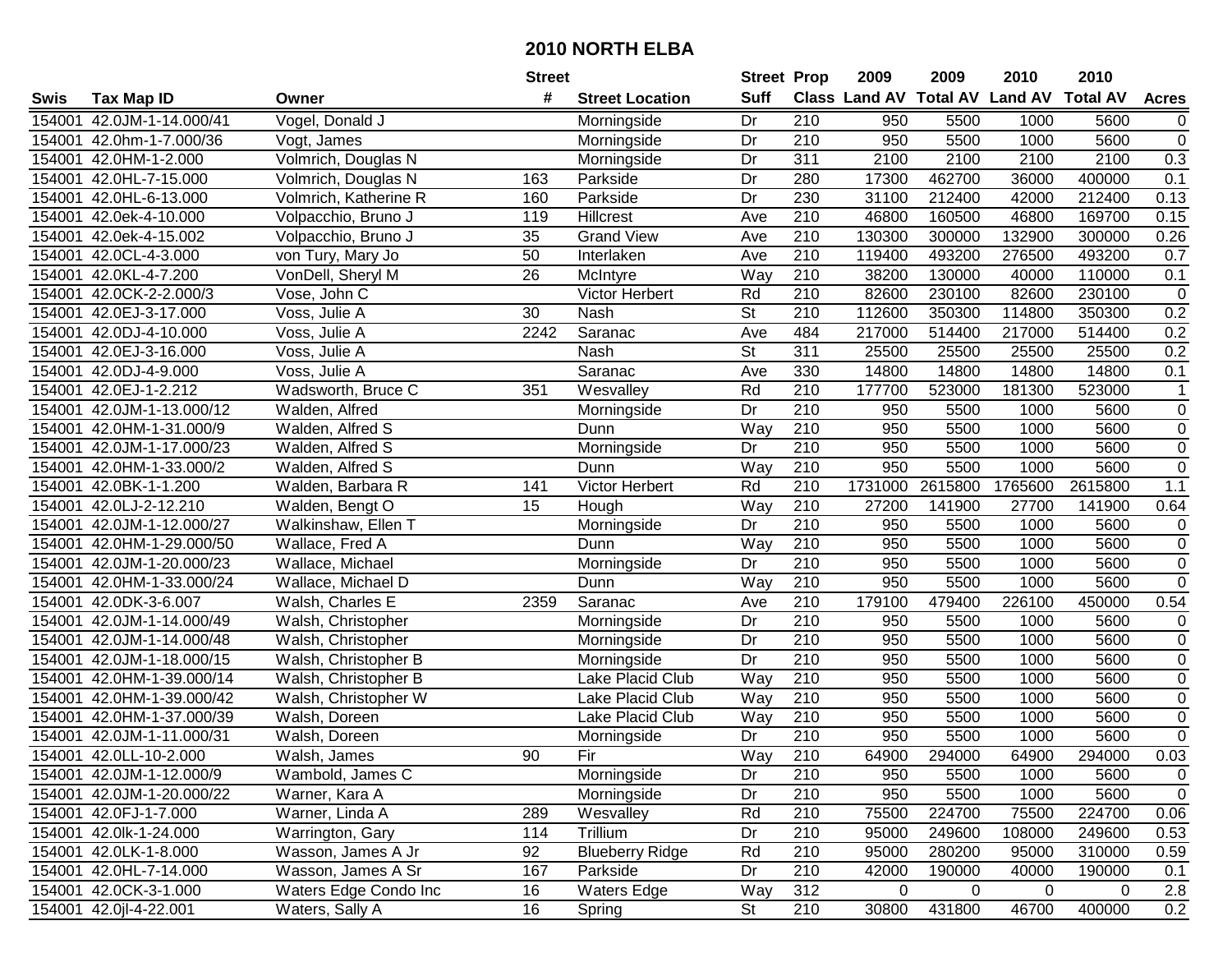# 2010 NORTH ELBA

| Swis | Tax Map ID | Owner | Street # | Street Location | Street Suff | Prop Class | 2009 Land AV | 2009 Total AV | 2010 Land AV | 2010 Total AV | Acres |
|---|---|---|---|---|---|---|---|---|---|---|---|
| 154001 | 42.0JM-1-14.000/41 | Vogel, Donald J | | Morningside | Dr | 210 | 950 | 5500 | 1000 | 5600 | 0 |
| 154001 | 42.0hm-1-7.000/36 | Vogt, James | | Morningside | Dr | 210 | 950 | 5500 | 1000 | 5600 | 0 |
| 154001 | 42.0HM-1-2.000 | Volmrich, Douglas N | | Morningside | Dr | 311 | 2100 | 2100 | 2100 | 2100 | 0.3 |
| 154001 | 42.0HL-7-15.000 | Volmrich, Douglas N | 163 | Parkside | Dr | 280 | 17300 | 462700 | 36000 | 400000 | 0.1 |
| 154001 | 42.0HL-6-13.000 | Volmrich, Katherine R | 160 | Parkside | Dr | 230 | 31100 | 212400 | 42000 | 212400 | 0.13 |
| 154001 | 42.0ek-4-10.000 | Volpacchio, Bruno J | 119 | Hillcrest | Ave | 210 | 46800 | 160500 | 46800 | 169700 | 0.15 |
| 154001 | 42.0ek-4-15.002 | Volpacchio, Bruno J | 35 | Grand View | Ave | 210 | 130300 | 300000 | 132900 | 300000 | 0.26 |
| 154001 | 42.0CL-4-3.000 | von Tury, Mary Jo | 50 | Interlaken | Ave | 210 | 119400 | 493200 | 276500 | 493200 | 0.7 |
| 154001 | 42.0KL-4-7.200 | VonDell, Sheryl M | 26 | McIntyre | Way | 210 | 38200 | 130000 | 40000 | 110000 | 0.1 |
| 154001 | 42.0CK-2-2.000/3 | Vose, John C | | Victor Herbert | Rd | 210 | 82600 | 230100 | 82600 | 230100 | 0 |
| 154001 | 42.0EJ-3-17.000 | Voss, Julie A | 30 | Nash | St | 210 | 112600 | 350300 | 114800 | 350300 | 0.2 |
| 154001 | 42.0DJ-4-10.000 | Voss, Julie A | 2242 | Saranac | Ave | 484 | 217000 | 514400 | 217000 | 514400 | 0.2 |
| 154001 | 42.0EJ-3-16.000 | Voss, Julie A | | Nash | St | 311 | 25500 | 25500 | 25500 | 25500 | 0.2 |
| 154001 | 42.0DJ-4-9.000 | Voss, Julie A | | Saranac | Ave | 330 | 14800 | 14800 | 14800 | 14800 | 0.1 |
| 154001 | 42.0EJ-1-2.212 | Wadsworth, Bruce C | 351 | Wesvalley | Rd | 210 | 177700 | 523000 | 181300 | 523000 | 1 |
| 154001 | 42.0JM-1-13.000/12 | Walden, Alfred | | Morningside | Dr | 210 | 950 | 5500 | 1000 | 5600 | 0 |
| 154001 | 42.0HM-1-31.000/9 | Walden, Alfred S | | Dunn | Way | 210 | 950 | 5500 | 1000 | 5600 | 0 |
| 154001 | 42.0JM-1-17.000/23 | Walden, Alfred S | | Morningside | Dr | 210 | 950 | 5500 | 1000 | 5600 | 0 |
| 154001 | 42.0HM-1-33.000/2 | Walden, Alfred S | | Dunn | Way | 210 | 950 | 5500 | 1000 | 5600 | 0 |
| 154001 | 42.0BK-1-1.200 | Walden, Barbara R | 141 | Victor Herbert | Rd | 210 | 1731000 | 2615800 | 1765600 | 2615800 | 1.1 |
| 154001 | 42.0LJ-2-12.210 | Walden, Bengt O | 15 | Hough | Way | 210 | 27200 | 141900 | 27700 | 141900 | 0.64 |
| 154001 | 42.0JM-1-12.000/27 | Walkinshaw, Ellen T | | Morningside | Dr | 210 | 950 | 5500 | 1000 | 5600 | 0 |
| 154001 | 42.0HM-1-29.000/50 | Wallace, Fred A | | Dunn | Way | 210 | 950 | 5500 | 1000 | 5600 | 0 |
| 154001 | 42.0JM-1-20.000/23 | Wallace, Michael | | Morningside | Dr | 210 | 950 | 5500 | 1000 | 5600 | 0 |
| 154001 | 42.0HM-1-33.000/24 | Wallace, Michael D | | Dunn | Way | 210 | 950 | 5500 | 1000 | 5600 | 0 |
| 154001 | 42.0DK-3-6.007 | Walsh, Charles E | 2359 | Saranac | Ave | 210 | 179100 | 479400 | 226100 | 450000 | 0.54 |
| 154001 | 42.0JM-1-14.000/49 | Walsh, Christopher | | Morningside | Dr | 210 | 950 | 5500 | 1000 | 5600 | 0 |
| 154001 | 42.0JM-1-14.000/48 | Walsh, Christopher | | Morningside | Dr | 210 | 950 | 5500 | 1000 | 5600 | 0 |
| 154001 | 42.0JM-1-18.000/15 | Walsh, Christopher B | | Morningside | Dr | 210 | 950 | 5500 | 1000 | 5600 | 0 |
| 154001 | 42.0HM-1-39.000/14 | Walsh, Christopher B | | Lake Placid Club | Way | 210 | 950 | 5500 | 1000 | 5600 | 0 |
| 154001 | 42.0HM-1-39.000/42 | Walsh, Christopher W | | Lake Placid Club | Way | 210 | 950 | 5500 | 1000 | 5600 | 0 |
| 154001 | 42.0HM-1-37.000/39 | Walsh, Doreen | | Lake Placid Club | Way | 210 | 950 | 5500 | 1000 | 5600 | 0 |
| 154001 | 42.0JM-1-11.000/31 | Walsh, Doreen | | Morningside | Dr | 210 | 950 | 5500 | 1000 | 5600 | 0 |
| 154001 | 42.0LL-10-2.000 | Walsh, James | 90 | Fir | Way | 210 | 64900 | 294000 | 64900 | 294000 | 0.03 |
| 154001 | 42.0JM-1-12.000/9 | Wambold, James C | | Morningside | Dr | 210 | 950 | 5500 | 1000 | 5600 | 0 |
| 154001 | 42.0JM-1-20.000/22 | Warner, Kara A | | Morningside | Dr | 210 | 950 | 5500 | 1000 | 5600 | 0 |
| 154001 | 42.0FJ-1-7.000 | Warner, Linda A | 289 | Wesvalley | Rd | 210 | 75500 | 224700 | 75500 | 224700 | 0.06 |
| 154001 | 42.0lk-1-24.000 | Warrington, Gary | 114 | Trillium | Dr | 210 | 95000 | 249600 | 108000 | 249600 | 0.53 |
| 154001 | 42.0LK-1-8.000 | Wasson, James A Jr | 92 | Blueberry Ridge | Rd | 210 | 95000 | 280200 | 95000 | 310000 | 0.59 |
| 154001 | 42.0HL-7-14.000 | Wasson, James A Sr | 167 | Parkside | Dr | 210 | 42000 | 190000 | 40000 | 190000 | 0.1 |
| 154001 | 42.0CK-3-1.000 | Waters Edge Condo Inc | 16 | Waters Edge | Way | 312 | 0 | 0 | 0 | 0 | 2.8 |
| 154001 | 42.0jl-4-22.001 | Waters, Sally A | 16 | Spring | St | 210 | 30800 | 431800 | 46700 | 400000 | 0.2 |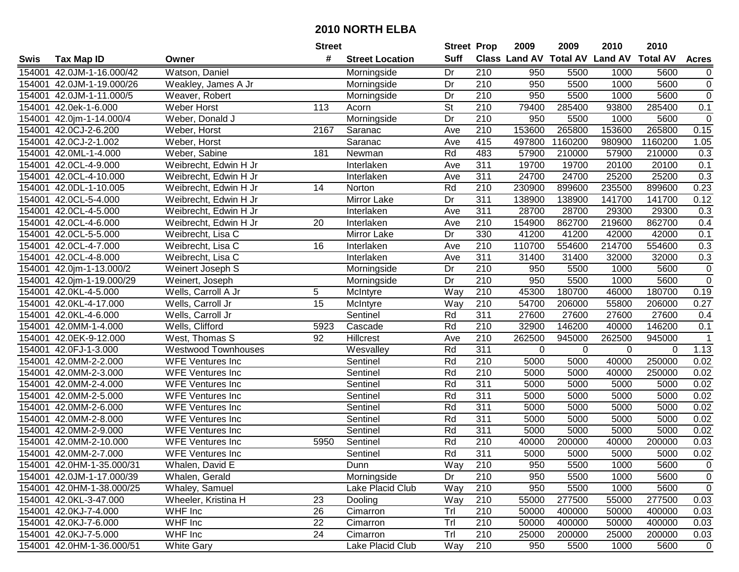# 2010 NORTH ELBA

| Swis | Tax Map ID | Owner | Street # | Street Location | Street Suff | Prop Class | 2009 Land AV | 2009 Total AV | 2010 Land AV | 2010 Total AV | Acres |
|---|---|---|---|---|---|---|---|---|---|---|---|
| 154001 | 42.0JM-1-16.000/42 | Watson, Daniel | | Morningside | Dr | 210 | 950 | 5500 | 1000 | 5600 | 0 |
| 154001 | 42.0JM-1-19.000/26 | Weakley, James A Jr | | Morningside | Dr | 210 | 950 | 5500 | 1000 | 5600 | 0 |
| 154001 | 42.0JM-1-11.000/5 | Weaver, Robert | | Morningside | Dr | 210 | 950 | 5500 | 1000 | 5600 | 0 |
| 154001 | 42.0ek-1-6.000 | Weber Horst | 113 | Acorn | St | 210 | 79400 | 285400 | 93800 | 285400 | 0.1 |
| 154001 | 42.0jm-1-14.000/4 | Weber, Donald J | | Morningside | Dr | 210 | 950 | 5500 | 1000 | 5600 | 0 |
| 154001 | 42.0CJ-2-6.200 | Weber, Horst | 2167 | Saranac | Ave | 210 | 153600 | 265800 | 153600 | 265800 | 0.15 |
| 154001 | 42.0CJ-2-1.002 | Weber, Horst | | Saranac | Ave | 415 | 497800 | 1160200 | 980900 | 1160200 | 1.05 |
| 154001 | 42.0ML-1-4.000 | Weber, Sabine | 181 | Newman | Rd | 483 | 57900 | 210000 | 57900 | 210000 | 0.3 |
| 154001 | 42.0CL-4-9.000 | Weibrecht, Edwin H Jr | | Interlaken | Ave | 311 | 19700 | 19700 | 20100 | 20100 | 0.1 |
| 154001 | 42.0CL-4-10.000 | Weibrecht, Edwin H Jr | | Interlaken | Ave | 311 | 24700 | 24700 | 25200 | 25200 | 0.3 |
| 154001 | 42.0DL-1-10.005 | Weibrecht, Edwin H Jr | 14 | Norton | Rd | 210 | 230900 | 899600 | 235500 | 899600 | 0.23 |
| 154001 | 42.0CL-5-4.000 | Weibrecht, Edwin H Jr | | Mirror Lake | Dr | 311 | 138900 | 138900 | 141700 | 141700 | 0.12 |
| 154001 | 42.0CL-4-5.000 | Weibrecht, Edwin H Jr | | Interlaken | Ave | 311 | 28700 | 28700 | 29300 | 29300 | 0.3 |
| 154001 | 42.0CL-4-6.000 | Weibrecht, Edwin H Jr | 20 | Interlaken | Ave | 210 | 154900 | 862700 | 219600 | 862700 | 0.4 |
| 154001 | 42.0CL-5-5.000 | Weibrecht, Lisa C | | Mirror Lake | Dr | 330 | 41200 | 41200 | 42000 | 42000 | 0.1 |
| 154001 | 42.0CL-4-7.000 | Weibrecht, Lisa C | 16 | Interlaken | Ave | 210 | 110700 | 554600 | 214700 | 554600 | 0.3 |
| 154001 | 42.0CL-4-8.000 | Weibrecht, Lisa C | | Interlaken | Ave | 311 | 31400 | 31400 | 32000 | 32000 | 0.3 |
| 154001 | 42.0jm-1-13.000/2 | Weinert Joseph S | | Morningside | Dr | 210 | 950 | 5500 | 1000 | 5600 | 0 |
| 154001 | 42.0jm-1-19.000/29 | Weinert, Joseph | | Morningside | Dr | 210 | 950 | 5500 | 1000 | 5600 | 0 |
| 154001 | 42.0KL-4-5.000 | Wells, Carroll A Jr | 5 | McIntyre | Way | 210 | 45300 | 180700 | 46000 | 180700 | 0.19 |
| 154001 | 42.0KL-4-17.000 | Wells, Carroll Jr | 15 | McIntyre | Way | 210 | 54700 | 206000 | 55800 | 206000 | 0.27 |
| 154001 | 42.0KL-4-6.000 | Wells, Carroll Jr | | Sentinel | Rd | 311 | 27600 | 27600 | 27600 | 27600 | 0.4 |
| 154001 | 42.0MM-1-4.000 | Wells, Clifford | 5923 | Cascade | Rd | 210 | 32900 | 146200 | 40000 | 146200 | 0.1 |
| 154001 | 42.0EK-9-12.000 | West, Thomas S | 92 | Hillcrest | Ave | 210 | 262500 | 945000 | 262500 | 945000 | 1 |
| 154001 | 42.0FJ-1-3.000 | Westwood Townhouses | | Wesvalley | Rd | 311 | 0 | 0 | 0 | 0 | 1.13 |
| 154001 | 42.0MM-2-2.000 | WFE Ventures Inc | | Sentinel | Rd | 210 | 5000 | 5000 | 40000 | 250000 | 0.02 |
| 154001 | 42.0MM-2-3.000 | WFE Ventures Inc | | Sentinel | Rd | 210 | 5000 | 5000 | 40000 | 250000 | 0.02 |
| 154001 | 42.0MM-2-4.000 | WFE Ventures Inc | | Sentinel | Rd | 311 | 5000 | 5000 | 5000 | 5000 | 0.02 |
| 154001 | 42.0MM-2-5.000 | WFE Ventures Inc | | Sentinel | Rd | 311 | 5000 | 5000 | 5000 | 5000 | 0.02 |
| 154001 | 42.0MM-2-6.000 | WFE Ventures Inc | | Sentinel | Rd | 311 | 5000 | 5000 | 5000 | 5000 | 0.02 |
| 154001 | 42.0MM-2-8.000 | WFE Ventures Inc | | Sentinel | Rd | 311 | 5000 | 5000 | 5000 | 5000 | 0.02 |
| 154001 | 42.0MM-2-9.000 | WFE Ventures Inc | | Sentinel | Rd | 311 | 5000 | 5000 | 5000 | 5000 | 0.02 |
| 154001 | 42.0MM-2-10.000 | WFE Ventures Inc | 5950 | Sentinel | Rd | 210 | 40000 | 200000 | 40000 | 200000 | 0.03 |
| 154001 | 42.0MM-2-7.000 | WFE Ventures Inc | | Sentinel | Rd | 311 | 5000 | 5000 | 5000 | 5000 | 0.02 |
| 154001 | 42.0HM-1-35.000/31 | Whalen, David E | | Dunn | Way | 210 | 950 | 5500 | 1000 | 5600 | 0 |
| 154001 | 42.0JM-1-17.000/39 | Whalen, Gerald | | Morningside | Dr | 210 | 950 | 5500 | 1000 | 5600 | 0 |
| 154001 | 42.0HM-1-38.000/25 | Whaley, Samuel | | Lake Placid Club | Way | 210 | 950 | 5500 | 1000 | 5600 | 0 |
| 154001 | 42.0KL-3-47.000 | Wheeler, Kristina H | 23 | Dooling | Way | 210 | 55000 | 277500 | 55000 | 277500 | 0.03 |
| 154001 | 42.0KJ-7-4.000 | WHF Inc | 26 | Cimarron | Trl | 210 | 50000 | 400000 | 50000 | 400000 | 0.03 |
| 154001 | 42.0KJ-7-6.000 | WHF Inc | 22 | Cimarron | Trl | 210 | 50000 | 400000 | 50000 | 400000 | 0.03 |
| 154001 | 42.0KJ-7-5.000 | WHF Inc | 24 | Cimarron | Trl | 210 | 25000 | 200000 | 25000 | 200000 | 0.03 |
| 154001 | 42.0HM-1-36.000/51 | White Gary | | Lake Placid Club | Way | 210 | 950 | 5500 | 1000 | 5600 | 0 |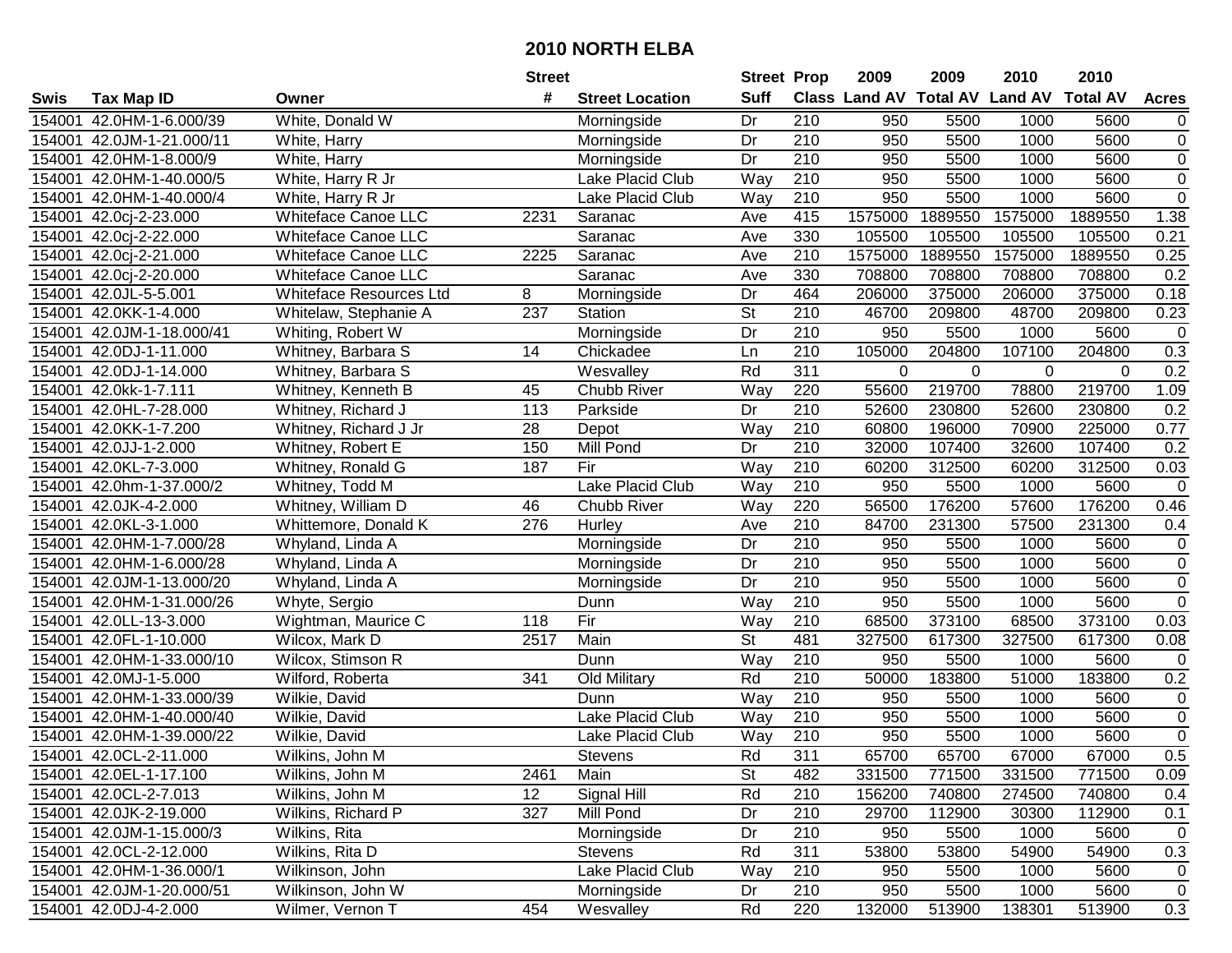# 2010 NORTH ELBA

| Swis | Tax Map ID | Owner | Street # | Street Location | Street Suff | Prop Class | 2009 Land AV | 2009 Total AV | 2010 Land AV | 2010 Total AV | Acres |
|---|---|---|---|---|---|---|---|---|---|---|---|
| 154001 | 42.0HM-1-6.000/39 | White, Donald W | | Morningside | Dr | 210 | 950 | 5500 | 1000 | 5600 | 0 |
| 154001 | 42.0JM-1-21.000/11 | White, Harry | | Morningside | Dr | 210 | 950 | 5500 | 1000 | 5600 | 0 |
| 154001 | 42.0HM-1-8.000/9 | White, Harry | | Morningside | Dr | 210 | 950 | 5500 | 1000 | 5600 | 0 |
| 154001 | 42.0HM-1-40.000/5 | White, Harry R Jr | | Lake Placid Club | Way | 210 | 950 | 5500 | 1000 | 5600 | 0 |
| 154001 | 42.0HM-1-40.000/4 | White, Harry R Jr | | Lake Placid Club | Way | 210 | 950 | 5500 | 1000 | 5600 | 0 |
| 154001 | 42.0cj-2-23.000 | Whiteface Canoe LLC | 2231 | Saranac | Ave | 415 | 1575000 | 1889550 | 1575000 | 1889550 | 1.38 |
| 154001 | 42.0cj-2-22.000 | Whiteface Canoe LLC | | Saranac | Ave | 330 | 105500 | 105500 | 105500 | 105500 | 0.21 |
| 154001 | 42.0cj-2-21.000 | Whiteface Canoe LLC | 2225 | Saranac | Ave | 210 | 1575000 | 1889550 | 1575000 | 1889550 | 0.25 |
| 154001 | 42.0cj-2-20.000 | Whiteface Canoe LLC | | Saranac | Ave | 330 | 708800 | 708800 | 708800 | 708800 | 0.2 |
| 154001 | 42.0JL-5-5.001 | Whiteface Resources Ltd | 8 | Morningside | Dr | 464 | 206000 | 375000 | 206000 | 375000 | 0.18 |
| 154001 | 42.0KK-1-4.000 | Whitelaw, Stephanie A | 237 | Station | St | 210 | 46700 | 209800 | 48700 | 209800 | 0.23 |
| 154001 | 42.0JM-1-18.000/41 | Whiting, Robert W | | Morningside | Dr | 210 | 950 | 5500 | 1000 | 5600 | 0 |
| 154001 | 42.0DJ-1-11.000 | Whitney, Barbara S | 14 | Chickadee | Ln | 210 | 105000 | 204800 | 107100 | 204800 | 0.3 |
| 154001 | 42.0DJ-1-14.000 | Whitney, Barbara S | | Wesvalley | Rd | 311 | 0 | 0 | 0 | 0 | 0.2 |
| 154001 | 42.0kk-1-7.111 | Whitney, Kenneth B | 45 | Chubb River | Way | 220 | 55600 | 219700 | 78800 | 219700 | 1.09 |
| 154001 | 42.0HL-7-28.000 | Whitney, Richard J | 113 | Parkside | Dr | 210 | 52600 | 230800 | 52600 | 230800 | 0.2 |
| 154001 | 42.0KK-1-7.200 | Whitney, Richard J Jr | 28 | Depot | Way | 210 | 60800 | 196000 | 70900 | 225000 | 0.77 |
| 154001 | 42.0JJ-1-2.000 | Whitney, Robert E | 150 | Mill Pond | Dr | 210 | 32000 | 107400 | 32600 | 107400 | 0.2 |
| 154001 | 42.0KL-7-3.000 | Whitney, Ronald G | 187 | Fir | Way | 210 | 60200 | 312500 | 60200 | 312500 | 0.03 |
| 154001 | 42.0hm-1-37.000/2 | Whitney, Todd M | | Lake Placid Club | Way | 210 | 950 | 5500 | 1000 | 5600 | 0 |
| 154001 | 42.0JK-4-2.000 | Whitney, William D | 46 | Chubb River | Way | 220 | 56500 | 176200 | 57600 | 176200 | 0.46 |
| 154001 | 42.0KL-3-1.000 | Whittemore, Donald K | 276 | Hurley | Ave | 210 | 84700 | 231300 | 57500 | 231300 | 0.4 |
| 154001 | 42.0HM-1-7.000/28 | Whyland, Linda A | | Morningside | Dr | 210 | 950 | 5500 | 1000 | 5600 | 0 |
| 154001 | 42.0HM-1-6.000/28 | Whyland, Linda A | | Morningside | Dr | 210 | 950 | 5500 | 1000 | 5600 | 0 |
| 154001 | 42.0JM-1-13.000/20 | Whyland, Linda A | | Morningside | Dr | 210 | 950 | 5500 | 1000 | 5600 | 0 |
| 154001 | 42.0HM-1-31.000/26 | Whyte, Sergio | | Dunn | Way | 210 | 950 | 5500 | 1000 | 5600 | 0 |
| 154001 | 42.0LL-13-3.000 | Wightman, Maurice C | 118 | Fir | Way | 210 | 68500 | 373100 | 68500 | 373100 | 0.03 |
| 154001 | 42.0FL-1-10.000 | Wilcox, Mark D | 2517 | Main | St | 481 | 327500 | 617300 | 327500 | 617300 | 0.08 |
| 154001 | 42.0HM-1-33.000/10 | Wilcox, Stimson R | | Dunn | Way | 210 | 950 | 5500 | 1000 | 5600 | 0 |
| 154001 | 42.0MJ-1-5.000 | Wilford, Roberta | 341 | Old Military | Rd | 210 | 50000 | 183800 | 51000 | 183800 | 0.2 |
| 154001 | 42.0HM-1-33.000/39 | Wilkie, David | | Dunn | Way | 210 | 950 | 5500 | 1000 | 5600 | 0 |
| 154001 | 42.0HM-1-40.000/40 | Wilkie, David | | Lake Placid Club | Way | 210 | 950 | 5500 | 1000 | 5600 | 0 |
| 154001 | 42.0HM-1-39.000/22 | Wilkie, David | | Lake Placid Club | Way | 210 | 950 | 5500 | 1000 | 5600 | 0 |
| 154001 | 42.0CL-2-11.000 | Wilkins, John M | | Stevens | Rd | 311 | 65700 | 65700 | 67000 | 67000 | 0.5 |
| 154001 | 42.0EL-1-17.100 | Wilkins, John M | 2461 | Main | St | 482 | 331500 | 771500 | 331500 | 771500 | 0.09 |
| 154001 | 42.0CL-2-7.013 | Wilkins, John M | 12 | Signal Hill | Rd | 210 | 156200 | 740800 | 274500 | 740800 | 0.4 |
| 154001 | 42.0JK-2-19.000 | Wilkins, Richard P | 327 | Mill Pond | Dr | 210 | 29700 | 112900 | 30300 | 112900 | 0.1 |
| 154001 | 42.0JM-1-15.000/3 | Wilkins, Rita | | Morningside | Dr | 210 | 950 | 5500 | 1000 | 5600 | 0 |
| 154001 | 42.0CL-2-12.000 | Wilkins, Rita D | | Stevens | Rd | 311 | 53800 | 53800 | 54900 | 54900 | 0.3 |
| 154001 | 42.0HM-1-36.000/1 | Wilkinson, John | | Lake Placid Club | Way | 210 | 950 | 5500 | 1000 | 5600 | 0 |
| 154001 | 42.0JM-1-20.000/51 | Wilkinson, John W | | Morningside | Dr | 210 | 950 | 5500 | 1000 | 5600 | 0 |
| 154001 | 42.0DJ-4-2.000 | Wilmer, Vernon T | 454 | Wesvalley | Rd | 220 | 132000 | 513900 | 138301 | 513900 | 0.3 |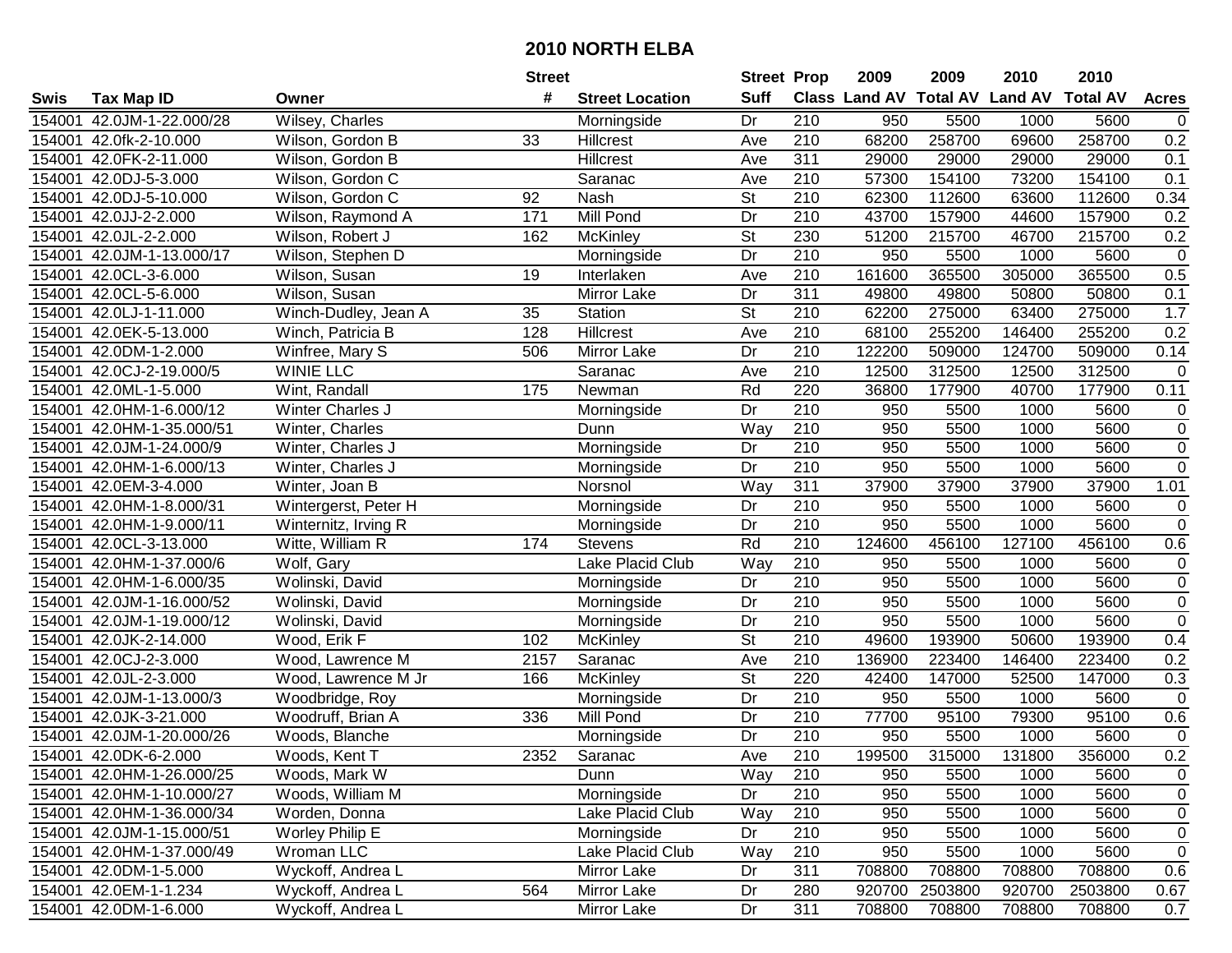# 2010 NORTH ELBA

| Swis | Tax Map ID | Owner | Street # | Street Location | Street Suff | Prop Class | 2009 Land AV | 2009 Total AV | 2010 Land AV | 2010 Total AV | Acres |
|---|---|---|---|---|---|---|---|---|---|---|---|
| 154001 | 42.0JM-1-22.000/28 | Wilsey, Charles | | Morningside | Dr | 210 | 950 | 5500 | 1000 | 5600 | 0 |
| 154001 | 42.0fk-2-10.000 | Wilson, Gordon B | 33 | Hillcrest | Ave | 210 | 68200 | 258700 | 69600 | 258700 | 0.2 |
| 154001 | 42.0FK-2-11.000 | Wilson, Gordon B | | Hillcrest | Ave | 311 | 29000 | 29000 | 29000 | 29000 | 0.1 |
| 154001 | 42.0DJ-5-3.000 | Wilson, Gordon C | | Saranac | Ave | 210 | 57300 | 154100 | 73200 | 154100 | 0.1 |
| 154001 | 42.0DJ-5-10.000 | Wilson, Gordon C | 92 | Nash | St | 210 | 62300 | 112600 | 63600 | 112600 | 0.34 |
| 154001 | 42.0JJ-2-2.000 | Wilson, Raymond A | 171 | Mill Pond | Dr | 210 | 43700 | 157900 | 44600 | 157900 | 0.2 |
| 154001 | 42.0JL-2-2.000 | Wilson, Robert J | 162 | McKinley | St | 230 | 51200 | 215700 | 46700 | 215700 | 0.2 |
| 154001 | 42.0JM-1-13.000/17 | Wilson, Stephen D | | Morningside | Dr | 210 | 950 | 5500 | 1000 | 5600 | 0 |
| 154001 | 42.0CL-3-6.000 | Wilson, Susan | 19 | Interlaken | Ave | 210 | 161600 | 365500 | 305000 | 365500 | 0.5 |
| 154001 | 42.0CL-5-6.000 | Wilson, Susan | | Mirror Lake | Dr | 311 | 49800 | 49800 | 50800 | 50800 | 0.1 |
| 154001 | 42.0LJ-1-11.000 | Winch-Dudley, Jean A | 35 | Station | St | 210 | 62200 | 275000 | 63400 | 275000 | 1.7 |
| 154001 | 42.0EK-5-13.000 | Winch, Patricia B | 128 | Hillcrest | Ave | 210 | 68100 | 255200 | 146400 | 255200 | 0.2 |
| 154001 | 42.0DM-1-2.000 | Winfree, Mary S | 506 | Mirror Lake | Dr | 210 | 122200 | 509000 | 124700 | 509000 | 0.14 |
| 154001 | 42.0CJ-2-19.000/5 | WINIE LLC | | Saranac | Ave | 210 | 12500 | 312500 | 12500 | 312500 | 0 |
| 154001 | 42.0ML-1-5.000 | Wint, Randall | 175 | Newman | Rd | 220 | 36800 | 177900 | 40700 | 177900 | 0.11 |
| 154001 | 42.0HM-1-6.000/12 | Winter Charles J | | Morningside | Dr | 210 | 950 | 5500 | 1000 | 5600 | 0 |
| 154001 | 42.0HM-1-35.000/51 | Winter, Charles | | Dunn | Way | 210 | 950 | 5500 | 1000 | 5600 | 0 |
| 154001 | 42.0JM-1-24.000/9 | Winter, Charles J | | Morningside | Dr | 210 | 950 | 5500 | 1000 | 5600 | 0 |
| 154001 | 42.0HM-1-6.000/13 | Winter, Charles J | | Morningside | Dr | 210 | 950 | 5500 | 1000 | 5600 | 0 |
| 154001 | 42.0EM-3-4.000 | Winter, Joan B | | Norsnol | Way | 311 | 37900 | 37900 | 37900 | 37900 | 1.01 |
| 154001 | 42.0HM-1-8.000/31 | Wintergerst, Peter H | | Morningside | Dr | 210 | 950 | 5500 | 1000 | 5600 | 0 |
| 154001 | 42.0HM-1-9.000/11 | Winternitz, Irving R | | Morningside | Dr | 210 | 950 | 5500 | 1000 | 5600 | 0 |
| 154001 | 42.0CL-3-13.000 | Witte, William R | 174 | Stevens | Rd | 210 | 124600 | 456100 | 127100 | 456100 | 0.6 |
| 154001 | 42.0HM-1-37.000/6 | Wolf, Gary | | Lake Placid Club | Way | 210 | 950 | 5500 | 1000 | 5600 | 0 |
| 154001 | 42.0HM-1-6.000/35 | Wolinski, David | | Morningside | Dr | 210 | 950 | 5500 | 1000 | 5600 | 0 |
| 154001 | 42.0JM-1-16.000/52 | Wolinski, David | | Morningside | Dr | 210 | 950 | 5500 | 1000 | 5600 | 0 |
| 154001 | 42.0JM-1-19.000/12 | Wolinski, David | | Morningside | Dr | 210 | 950 | 5500 | 1000 | 5600 | 0 |
| 154001 | 42.0JK-2-14.000 | Wood, Erik F | 102 | McKinley | St | 210 | 49600 | 193900 | 50600 | 193900 | 0.4 |
| 154001 | 42.0CJ-2-3.000 | Wood, Lawrence M | 2157 | Saranac | Ave | 210 | 136900 | 223400 | 146400 | 223400 | 0.2 |
| 154001 | 42.0JL-2-3.000 | Wood, Lawrence M Jr | 166 | McKinley | St | 220 | 42400 | 147000 | 52500 | 147000 | 0.3 |
| 154001 | 42.0JM-1-13.000/3 | Woodbridge, Roy | | Morningside | Dr | 210 | 950 | 5500 | 1000 | 5600 | 0 |
| 154001 | 42.0JK-3-21.000 | Woodruff, Brian A | 336 | Mill Pond | Dr | 210 | 77700 | 95100 | 79300 | 95100 | 0.6 |
| 154001 | 42.0JM-1-20.000/26 | Woods, Blanche | | Morningside | Dr | 210 | 950 | 5500 | 1000 | 5600 | 0 |
| 154001 | 42.0DK-6-2.000 | Woods, Kent T | 2352 | Saranac | Ave | 210 | 199500 | 315000 | 131800 | 356000 | 0.2 |
| 154001 | 42.0HM-1-26.000/25 | Woods, Mark W | | Dunn | Way | 210 | 950 | 5500 | 1000 | 5600 | 0 |
| 154001 | 42.0HM-1-10.000/27 | Woods, William M | | Morningside | Dr | 210 | 950 | 5500 | 1000 | 5600 | 0 |
| 154001 | 42.0HM-1-36.000/34 | Worden, Donna | | Lake Placid Club | Way | 210 | 950 | 5500 | 1000 | 5600 | 0 |
| 154001 | 42.0JM-1-15.000/51 | Worley Philip E | | Morningside | Dr | 210 | 950 | 5500 | 1000 | 5600 | 0 |
| 154001 | 42.0HM-1-37.000/49 | Wroman LLC | | Lake Placid Club | Way | 210 | 950 | 5500 | 1000 | 5600 | 0 |
| 154001 | 42.0DM-1-5.000 | Wyckoff, Andrea L | | Mirror Lake | Dr | 311 | 708800 | 708800 | 708800 | 708800 | 0.6 |
| 154001 | 42.0EM-1-1.234 | Wyckoff, Andrea L | 564 | Mirror Lake | Dr | 280 | 920700 | 2503800 | 920700 | 2503800 | 0.67 |
| 154001 | 42.0DM-1-6.000 | Wyckoff, Andrea L | | Mirror Lake | Dr | 311 | 708800 | 708800 | 708800 | 708800 | 0.7 |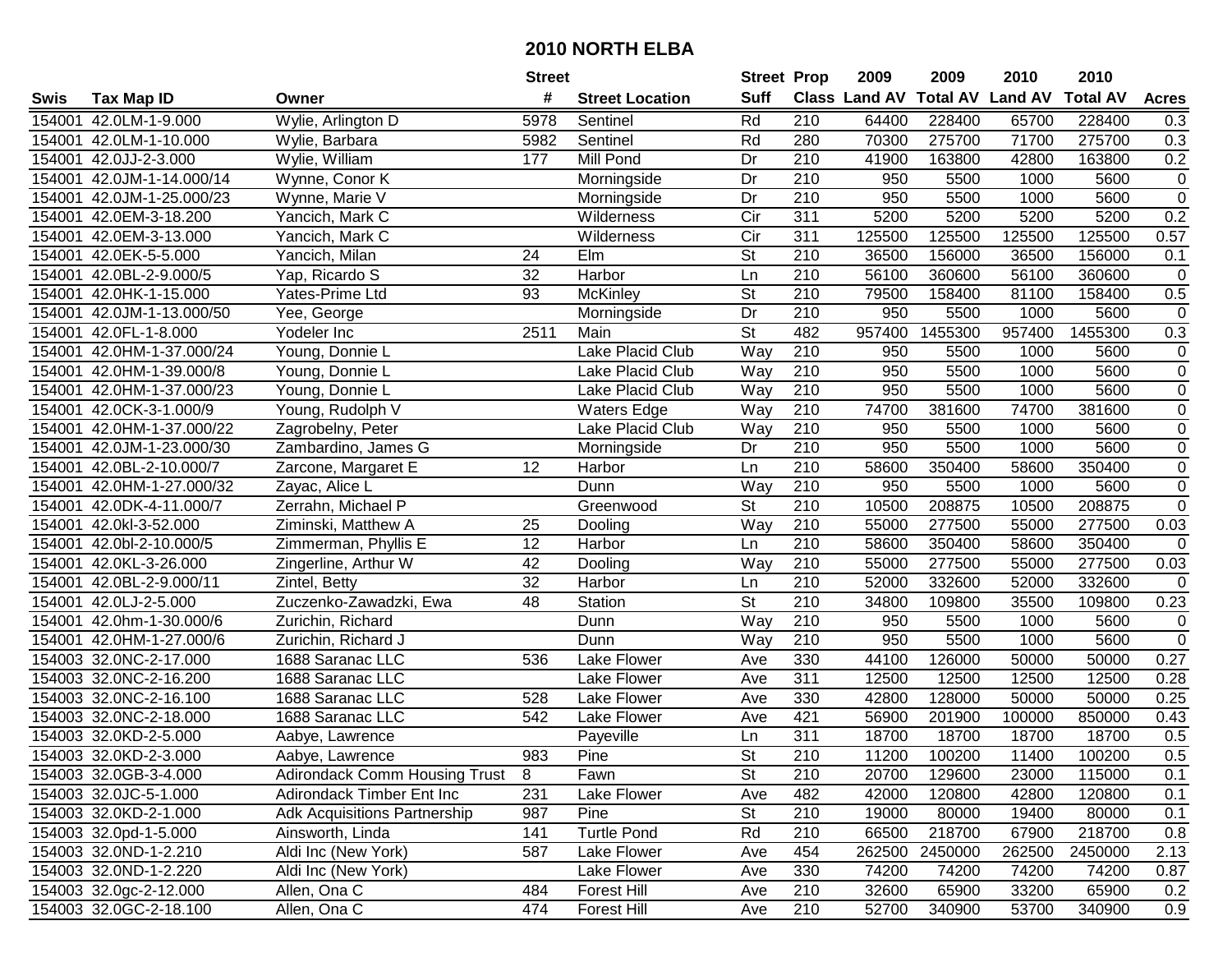# 2010 NORTH ELBA

| Swis | Tax Map ID | Owner | Street # | Street Location | Street Suff | Prop Class | 2009 Land AV | 2009 Total AV | 2010 Land AV | 2010 Total AV | Acres |
|---|---|---|---|---|---|---|---|---|---|---|---|
| 154001 | 42.0LM-1-9.000 | Wylie, Arlington D | 5978 | Sentinel | Rd | 210 | 64400 | 228400 | 65700 | 228400 | 0.3 |
| 154001 | 42.0LM-1-10.000 | Wylie, Barbara | 5982 | Sentinel | Rd | 280 | 70300 | 275700 | 71700 | 275700 | 0.3 |
| 154001 | 42.0JJ-2-3.000 | Wylie, William | 177 | Mill Pond | Dr | 210 | 41900 | 163800 | 42800 | 163800 | 0.2 |
| 154001 | 42.0JM-1-14.000/14 | Wynne, Conor K | | Morningside | Dr | 210 | 950 | 5500 | 1000 | 5600 | 0 |
| 154001 | 42.0JM-1-25.000/23 | Wynne, Marie V | | Morningside | Dr | 210 | 950 | 5500 | 1000 | 5600 | 0 |
| 154001 | 42.0EM-3-18.200 | Yancich, Mark C | | Wilderness | Cir | 311 | 5200 | 5200 | 5200 | 5200 | 0.2 |
| 154001 | 42.0EM-3-13.000 | Yancich, Mark C | | Wilderness | Cir | 311 | 125500 | 125500 | 125500 | 125500 | 0.57 |
| 154001 | 42.0EK-5-5.000 | Yancich, Milan | 24 | Elm | St | 210 | 36500 | 156000 | 36500 | 156000 | 0.1 |
| 154001 | 42.0BL-2-9.000/5 | Yap, Ricardo S | 32 | Harbor | Ln | 210 | 56100 | 360600 | 56100 | 360600 | 0 |
| 154001 | 42.0HK-1-15.000 | Yates-Prime Ltd | 93 | McKinley | St | 210 | 79500 | 158400 | 81100 | 158400 | 0.5 |
| 154001 | 42.0JM-1-13.000/50 | Yee, George | | Morningside | Dr | 210 | 950 | 5500 | 1000 | 5600 | 0 |
| 154001 | 42.0FL-1-8.000 | Yodeler Inc | 2511 | Main | St | 482 | 957400 | 1455300 | 957400 | 1455300 | 0.3 |
| 154001 | 42.0HM-1-37.000/24 | Young, Donnie L | | Lake Placid Club | Way | 210 | 950 | 5500 | 1000 | 5600 | 0 |
| 154001 | 42.0HM-1-39.000/8 | Young, Donnie L | | Lake Placid Club | Way | 210 | 950 | 5500 | 1000 | 5600 | 0 |
| 154001 | 42.0HM-1-37.000/23 | Young, Donnie L | | Lake Placid Club | Way | 210 | 950 | 5500 | 1000 | 5600 | 0 |
| 154001 | 42.0CK-3-1.000/9 | Young, Rudolph V | | Waters Edge | Way | 210 | 74700 | 381600 | 74700 | 381600 | 0 |
| 154001 | 42.0HM-1-37.000/22 | Zagrobelny, Peter | | Lake Placid Club | Way | 210 | 950 | 5500 | 1000 | 5600 | 0 |
| 154001 | 42.0JM-1-23.000/30 | Zambardino, James G | | Morningside | Dr | 210 | 950 | 5500 | 1000 | 5600 | 0 |
| 154001 | 42.0BL-2-10.000/7 | Zarcone, Margaret E | 12 | Harbor | Ln | 210 | 58600 | 350400 | 58600 | 350400 | 0 |
| 154001 | 42.0HM-1-27.000/32 | Zayac, Alice L | | Dunn | Way | 210 | 950 | 5500 | 1000 | 5600 | 0 |
| 154001 | 42.0DK-4-11.000/7 | Zerrahn, Michael P | | Greenwood | St | 210 | 10500 | 208875 | 10500 | 208875 | 0 |
| 154001 | 42.0kl-3-52.000 | Ziminski, Matthew A | 25 | Dooling | Way | 210 | 55000 | 277500 | 55000 | 277500 | 0.03 |
| 154001 | 42.0bl-2-10.000/5 | Zimmerman, Phyllis E | 12 | Harbor | Ln | 210 | 58600 | 350400 | 58600 | 350400 | 0 |
| 154001 | 42.0KL-3-26.000 | Zingerline, Arthur W | 42 | Dooling | Way | 210 | 55000 | 277500 | 55000 | 277500 | 0.03 |
| 154001 | 42.0BL-2-9.000/11 | Zintel, Betty | 32 | Harbor | Ln | 210 | 52000 | 332600 | 52000 | 332600 | 0 |
| 154001 | 42.0LJ-2-5.000 | Zuczenko-Zawadzki, Ewa | 48 | Station | St | 210 | 34800 | 109800 | 35500 | 109800 | 0.23 |
| 154001 | 42.0hm-1-30.000/6 | Zurichin, Richard | | Dunn | Way | 210 | 950 | 5500 | 1000 | 5600 | 0 |
| 154001 | 42.0HM-1-27.000/6 | Zurichin, Richard J | | Dunn | Way | 210 | 950 | 5500 | 1000 | 5600 | 0 |
| 154003 | 32.0NC-2-17.000 | 1688 Saranac LLC | 536 | Lake Flower | Ave | 330 | 44100 | 126000 | 50000 | 50000 | 0.27 |
| 154003 | 32.0NC-2-16.200 | 1688 Saranac LLC | | Lake Flower | Ave | 311 | 12500 | 12500 | 12500 | 12500 | 0.28 |
| 154003 | 32.0NC-2-16.100 | 1688 Saranac LLC | 528 | Lake Flower | Ave | 330 | 42800 | 128000 | 50000 | 50000 | 0.25 |
| 154003 | 32.0NC-2-18.000 | 1688 Saranac LLC | 542 | Lake Flower | Ave | 421 | 56900 | 201900 | 100000 | 850000 | 0.43 |
| 154003 | 32.0KD-2-5.000 | Aabye, Lawrence | | Payeville | Ln | 311 | 18700 | 18700 | 18700 | 18700 | 0.5 |
| 154003 | 32.0KD-2-3.000 | Aabye, Lawrence | 983 | Pine | St | 210 | 11200 | 100200 | 11400 | 100200 | 0.5 |
| 154003 | 32.0GB-3-4.000 | Adirondack Comm Housing Trust | 8 | Fawn | St | 210 | 20700 | 129600 | 23000 | 115000 | 0.1 |
| 154003 | 32.0JC-5-1.000 | Adirondack Timber Ent Inc | 231 | Lake Flower | Ave | 482 | 42000 | 120800 | 42800 | 120800 | 0.1 |
| 154003 | 32.0KD-2-1.000 | Adk Acquisitions Partnership | 987 | Pine | St | 210 | 19000 | 80000 | 19400 | 80000 | 0.1 |
| 154003 | 32.0pd-1-5.000 | Ainsworth, Linda | 141 | Turtle Pond | Rd | 210 | 66500 | 218700 | 67900 | 218700 | 0.8 |
| 154003 | 32.0ND-1-2.210 | Aldi Inc (New York) | 587 | Lake Flower | Ave | 454 | 262500 | 2450000 | 262500 | 2450000 | 2.13 |
| 154003 | 32.0ND-1-2.220 | Aldi Inc (New York) | | Lake Flower | Ave | 330 | 74200 | 74200 | 74200 | 74200 | 0.87 |
| 154003 | 32.0gc-2-12.000 | Allen, Ona C | 484 | Forest Hill | Ave | 210 | 32600 | 65900 | 33200 | 65900 | 0.2 |
| 154003 | 32.0GC-2-18.100 | Allen, Ona C | 474 | Forest Hill | Ave | 210 | 52700 | 340900 | 53700 | 340900 | 0.9 |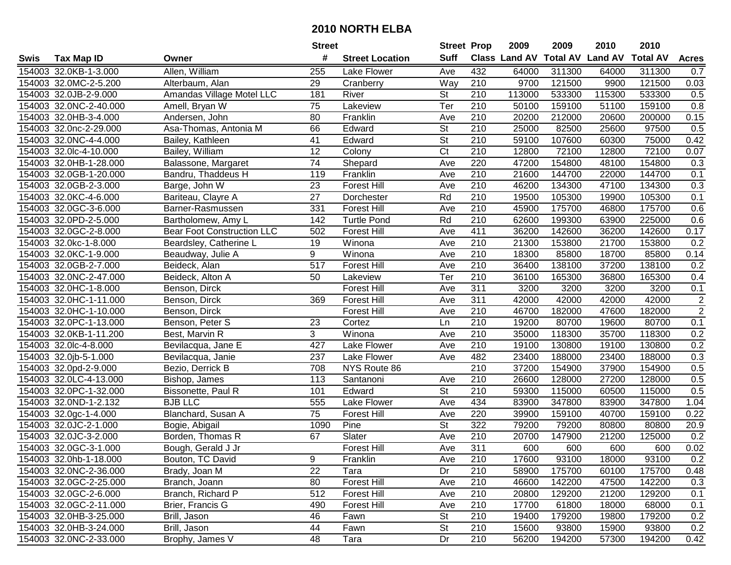# 2010 NORTH ELBA

| Swis | Tax Map ID | Owner | Street # | Street Location | Street Suff | Prop Class | 2009 Land AV | 2009 Total AV | 2010 Land AV | 2010 Total AV | Acres |
|---|---|---|---|---|---|---|---|---|---|---|---|
| 154003 | 32.0KB-1-3.000 | Allen, William | 255 | Lake Flower | Ave | 432 | 64000 | 311300 | 64000 | 311300 | 0.7 |
| 154003 | 32.0MC-2-5.200 | Alterbaum, Alan | 29 | Cranberry | Way | 210 | 9700 | 121500 | 9900 | 121500 | 0.03 |
| 154003 | 32.0JB-2-9.000 | Amandas Village Motel LLC | 181 | River | St | 210 | 113000 | 533300 | 115300 | 533300 | 0.5 |
| 154003 | 32.0NC-2-40.000 | Amell, Bryan W | 75 | Lakeview | Ter | 210 | 50100 | 159100 | 51100 | 159100 | 0.8 |
| 154003 | 32.0HB-3-4.000 | Andersen, John | 80 | Franklin | Ave | 210 | 20200 | 212000 | 20600 | 200000 | 0.15 |
| 154003 | 32.0nc-2-29.000 | Asa-Thomas, Antonia M | 66 | Edward | St | 210 | 25000 | 82500 | 25600 | 97500 | 0.5 |
| 154003 | 32.0NC-4-4.000 | Bailey, Kathleen | 41 | Edward | St | 210 | 59100 | 107600 | 60300 | 75000 | 0.42 |
| 154003 | 32.0lc-4-10.000 | Bailey, William | 12 | Colony | Ct | 210 | 12800 | 72100 | 12800 | 72100 | 0.07 |
| 154003 | 32.0HB-1-28.000 | Balassone, Margaret | 74 | Shepard | Ave | 220 | 47200 | 154800 | 48100 | 154800 | 0.3 |
| 154003 | 32.0GB-1-20.000 | Bandru, Thaddeus H | 119 | Franklin | Ave | 210 | 21600 | 144700 | 22000 | 144700 | 0.1 |
| 154003 | 32.0GB-2-3.000 | Barge, John W | 23 | Forest Hill | Ave | 210 | 46200 | 134300 | 47100 | 134300 | 0.3 |
| 154003 | 32.0KC-4-6.000 | Bariteau, Clayre A | 27 | Dorchester | Rd | 210 | 19500 | 105300 | 19900 | 105300 | 0.1 |
| 154003 | 32.0GC-3-6.000 | Barner-Rasmussen | 331 | Forest Hill | Ave | 210 | 45900 | 175700 | 46800 | 175700 | 0.6 |
| 154003 | 32.0PD-2-5.000 | Bartholomew, Amy L | 142 | Turtle Pond | Rd | 210 | 62600 | 199300 | 63900 | 225000 | 0.6 |
| 154003 | 32.0GC-2-8.000 | Bear Foot Construction LLC | 502 | Forest Hill | Ave | 411 | 36200 | 142600 | 36200 | 142600 | 0.17 |
| 154003 | 32.0kc-1-8.000 | Beardsley, Catherine L | 19 | Winona | Ave | 210 | 21300 | 153800 | 21700 | 153800 | 0.2 |
| 154003 | 32.0KC-1-9.000 | Beaudway, Julie A | 9 | Winona | Ave | 210 | 18300 | 85800 | 18700 | 85800 | 0.14 |
| 154003 | 32.0GB-2-7.000 | Beideck, Alan | 517 | Forest Hill | Ave | 210 | 36400 | 138100 | 37200 | 138100 | 0.2 |
| 154003 | 32.0NC-2-47.000 | Beideck, Alton A | 50 | Lakeview | Ter | 210 | 36100 | 165300 | 36800 | 165300 | 0.4 |
| 154003 | 32.0HC-1-8.000 | Benson, Dirck | | Forest Hill | Ave | 311 | 3200 | 3200 | 3200 | 3200 | 0.1 |
| 154003 | 32.0HC-1-11.000 | Benson, Dirck | 369 | Forest Hill | Ave | 311 | 42000 | 42000 | 42000 | 42000 | 2 |
| 154003 | 32.0HC-1-10.000 | Benson, Dirck | | Forest Hill | Ave | 210 | 46700 | 182000 | 47600 | 182000 | 2 |
| 154003 | 32.0PC-1-13.000 | Benson, Peter S | 23 | Cortez | Ln | 210 | 19200 | 80700 | 19600 | 80700 | 0.1 |
| 154003 | 32.0KB-1-11.200 | Best, Marvin R | 3 | Winona | Ave | 210 | 35000 | 118300 | 35700 | 118300 | 0.2 |
| 154003 | 32.0lc-4-8.000 | Bevilacqua, Jane E | 427 | Lake Flower | Ave | 210 | 19100 | 130800 | 19100 | 130800 | 0.2 |
| 154003 | 32.0jb-5-1.000 | Bevilacqua, Janie | 237 | Lake Flower | Ave | 482 | 23400 | 188000 | 23400 | 188000 | 0.3 |
| 154003 | 32.0pd-2-9.000 | Bezio, Derrick B | 708 | NYS Route 86 | | 210 | 37200 | 154900 | 37900 | 154900 | 0.5 |
| 154003 | 32.0LC-4-13.000 | Bishop, James | 113 | Santanoni | Ave | 210 | 26600 | 128000 | 27200 | 128000 | 0.5 |
| 154003 | 32.0PC-1-32.000 | Bissonette, Paul R | 101 | Edward | St | 210 | 59300 | 115000 | 60500 | 115000 | 0.5 |
| 154003 | 32.0ND-1-2.132 | BJB LLC | 555 | Lake Flower | Ave | 434 | 83900 | 347800 | 83900 | 347800 | 1.04 |
| 154003 | 32.0gc-1-4.000 | Blanchard, Susan A | 75 | Forest Hill | Ave | 220 | 39900 | 159100 | 40700 | 159100 | 0.22 |
| 154003 | 32.0JC-2-1.000 | Bogie, Abigail | 1090 | Pine | St | 322 | 79200 | 79200 | 80800 | 80800 | 20.9 |
| 154003 | 32.0JC-3-2.000 | Borden, Thomas R | 67 | Slater | Ave | 210 | 20700 | 147900 | 21200 | 125000 | 0.2 |
| 154003 | 32.0GC-3-1.000 | Bough, Gerald J Jr | | Forest Hill | Ave | 311 | 600 | 600 | 600 | 600 | 0.02 |
| 154003 | 32.0hb-1-18.000 | Bouton, TC David | 9 | Franklin | Ave | 210 | 17600 | 93100 | 18000 | 93100 | 0.2 |
| 154003 | 32.0NC-2-36.000 | Brady, Joan M | 22 | Tara | Dr | 210 | 58900 | 175700 | 60100 | 175700 | 0.48 |
| 154003 | 32.0GC-2-25.000 | Branch, Joann | 80 | Forest Hill | Ave | 210 | 46600 | 142200 | 47500 | 142200 | 0.3 |
| 154003 | 32.0GC-2-6.000 | Branch, Richard P | 512 | Forest Hill | Ave | 210 | 20800 | 129200 | 21200 | 129200 | 0.1 |
| 154003 | 32.0GC-2-11.000 | Brier, Francis G | 490 | Forest Hill | Ave | 210 | 17700 | 61800 | 18000 | 68000 | 0.1 |
| 154003 | 32.0HB-3-25.000 | Brill, Jason | 46 | Fawn | St | 210 | 19400 | 179200 | 19800 | 179200 | 0.2 |
| 154003 | 32.0HB-3-24.000 | Brill, Jason | 44 | Fawn | St | 210 | 15600 | 93800 | 15900 | 93800 | 0.2 |
| 154003 | 32.0NC-2-33.000 | Brophy, James V | 48 | Tara | Dr | 210 | 56200 | 194200 | 57300 | 194200 | 0.42 |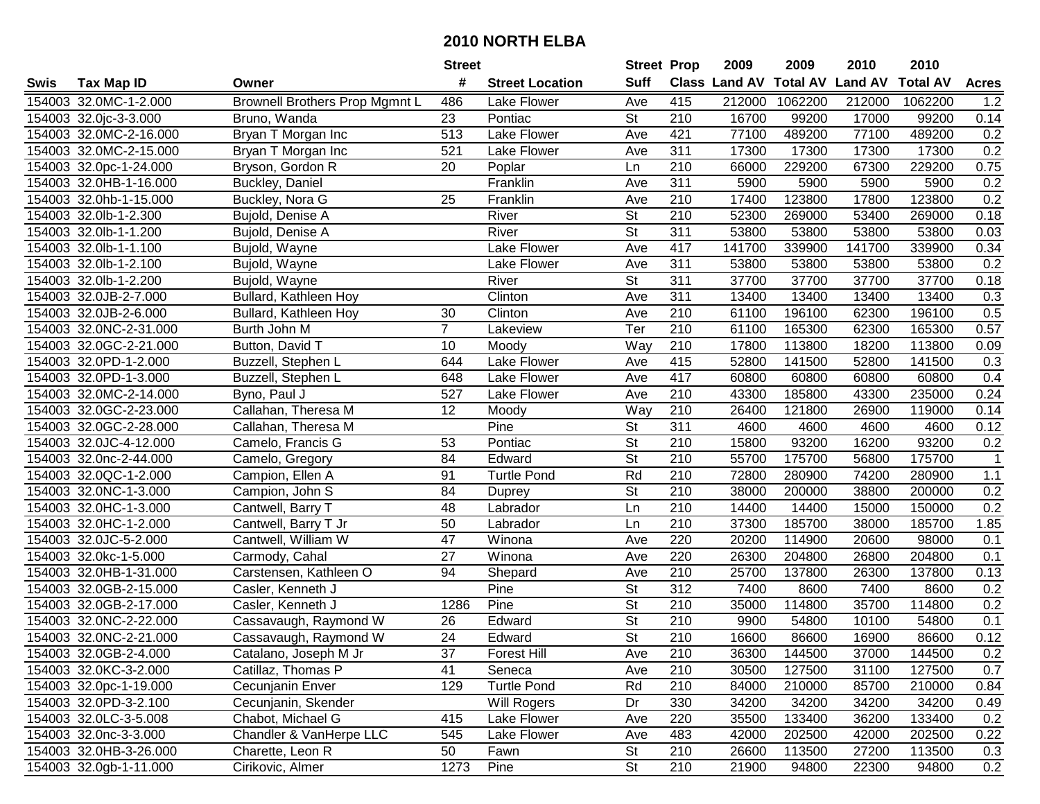# 2010 NORTH ELBA

| Swis | Tax Map ID | Owner | Street # | Street Location | Street Suff | Prop Class | 2009 Land AV | 2009 Total AV | 2010 Land AV | 2010 Total AV | Acres |
|---|---|---|---|---|---|---|---|---|---|---|---|
| 154003 | 32.0MC-1-2.000 | Brownell Brothers Prop Mgmnt L | 486 | Lake Flower | Ave | 415 | 212000 | 1062200 | 212000 | 1062200 | 1.2 |
| 154003 | 32.0jc-3-3.000 | Bruno, Wanda | 23 | Pontiac | St | 210 | 16700 | 99200 | 17000 | 99200 | 0.14 |
| 154003 | 32.0MC-2-16.000 | Bryan T Morgan Inc | 513 | Lake Flower | Ave | 421 | 77100 | 489200 | 77100 | 489200 | 0.2 |
| 154003 | 32.0MC-2-15.000 | Bryan T Morgan Inc | 521 | Lake Flower | Ave | 311 | 17300 | 17300 | 17300 | 17300 | 0.2 |
| 154003 | 32.0pc-1-24.000 | Bryson, Gordon R | 20 | Poplar | Ln | 210 | 66000 | 229200 | 67300 | 229200 | 0.75 |
| 154003 | 32.0HB-1-16.000 | Buckley, Daniel | | Franklin | Ave | 311 | 5900 | 5900 | 5900 | 5900 | 0.2 |
| 154003 | 32.0hb-1-15.000 | Buckley, Nora G | 25 | Franklin | Ave | 210 | 17400 | 123800 | 17800 | 123800 | 0.2 |
| 154003 | 32.0lb-1-2.300 | Bujold, Denise A | | River | St | 210 | 52300 | 269000 | 53400 | 269000 | 0.18 |
| 154003 | 32.0lb-1-1.200 | Bujold, Denise A | | River | St | 311 | 53800 | 53800 | 53800 | 53800 | 0.03 |
| 154003 | 32.0lb-1-1.100 | Bujold, Wayne | | Lake Flower | Ave | 417 | 141700 | 339900 | 141700 | 339900 | 0.34 |
| 154003 | 32.0lb-1-2.100 | Bujold, Wayne | | Lake Flower | Ave | 311 | 53800 | 53800 | 53800 | 53800 | 0.2 |
| 154003 | 32.0lb-1-2.200 | Bujold, Wayne | | River | St | 311 | 37700 | 37700 | 37700 | 37700 | 0.18 |
| 154003 | 32.0JB-2-7.000 | Bullard, Kathleen Hoy | | Clinton | Ave | 311 | 13400 | 13400 | 13400 | 13400 | 0.3 |
| 154003 | 32.0JB-2-6.000 | Bullard, Kathleen Hoy | 30 | Clinton | Ave | 210 | 61100 | 196100 | 62300 | 196100 | 0.5 |
| 154003 | 32.0NC-2-31.000 | Burth John M | 7 | Lakeview | Ter | 210 | 61100 | 165300 | 62300 | 165300 | 0.57 |
| 154003 | 32.0GC-2-21.000 | Button, David T | 10 | Moody | Way | 210 | 17800 | 113800 | 18200 | 113800 | 0.09 |
| 154003 | 32.0PD-1-2.000 | Buzzell, Stephen L | 644 | Lake Flower | Ave | 415 | 52800 | 141500 | 52800 | 141500 | 0.3 |
| 154003 | 32.0PD-1-3.000 | Buzzell, Stephen L | 648 | Lake Flower | Ave | 417 | 60800 | 60800 | 60800 | 60800 | 0.4 |
| 154003 | 32.0MC-2-14.000 | Byno, Paul J | 527 | Lake Flower | Ave | 210 | 43300 | 185800 | 43300 | 235000 | 0.24 |
| 154003 | 32.0GC-2-23.000 | Callahan, Theresa M | 12 | Moody | Way | 210 | 26400 | 121800 | 26900 | 119000 | 0.14 |
| 154003 | 32.0GC-2-28.000 | Callahan, Theresa M | | Pine | St | 311 | 4600 | 4600 | 4600 | 4600 | 0.12 |
| 154003 | 32.0JC-4-12.000 | Camelo, Francis G | 53 | Pontiac | St | 210 | 15800 | 93200 | 16200 | 93200 | 0.2 |
| 154003 | 32.0nc-2-44.000 | Camelo, Gregory | 84 | Edward | St | 210 | 55700 | 175700 | 56800 | 175700 | 1 |
| 154003 | 32.0QC-1-2.000 | Campion, Ellen A | 91 | Turtle Pond | Rd | 210 | 72800 | 280900 | 74200 | 280900 | 1.1 |
| 154003 | 32.0NC-1-3.000 | Campion, John S | 84 | Duprey | St | 210 | 38000 | 200000 | 38800 | 200000 | 0.2 |
| 154003 | 32.0HC-1-3.000 | Cantwell, Barry T | 48 | Labrador | Ln | 210 | 14400 | 14400 | 15000 | 150000 | 0.2 |
| 154003 | 32.0HC-1-2.000 | Cantwell, Barry T Jr | 50 | Labrador | Ln | 210 | 37300 | 185700 | 38000 | 185700 | 1.85 |
| 154003 | 32.0JC-5-2.000 | Cantwell, William W | 47 | Winona | Ave | 220 | 20200 | 114900 | 20600 | 98000 | 0.1 |
| 154003 | 32.0kc-1-5.000 | Carmody, Cahal | 27 | Winona | Ave | 220 | 26300 | 204800 | 26800 | 204800 | 0.1 |
| 154003 | 32.0HB-1-31.000 | Carstensen, Kathleen O | 94 | Shepard | Ave | 210 | 25700 | 137800 | 26300 | 137800 | 0.13 |
| 154003 | 32.0GB-2-15.000 | Casler, Kenneth J | | Pine | St | 312 | 7400 | 8600 | 7400 | 8600 | 0.2 |
| 154003 | 32.0GB-2-17.000 | Casler, Kenneth J | 1286 | Pine | St | 210 | 35000 | 114800 | 35700 | 114800 | 0.2 |
| 154003 | 32.0NC-2-22.000 | Cassavaugh, Raymond W | 26 | Edward | St | 210 | 9900 | 54800 | 10100 | 54800 | 0.1 |
| 154003 | 32.0NC-2-21.000 | Cassavaugh, Raymond W | 24 | Edward | St | 210 | 16600 | 86600 | 16900 | 86600 | 0.12 |
| 154003 | 32.0GB-2-4.000 | Catalano, Joseph M Jr | 37 | Forest Hill | Ave | 210 | 36300 | 144500 | 37000 | 144500 | 0.2 |
| 154003 | 32.0KC-3-2.000 | Catillaz, Thomas P | 41 | Seneca | Ave | 210 | 30500 | 127500 | 31100 | 127500 | 0.7 |
| 154003 | 32.0pc-1-19.000 | Cecunjanin Enver | 129 | Turtle Pond | Rd | 210 | 84000 | 210000 | 85700 | 210000 | 0.84 |
| 154003 | 32.0PD-3-2.100 | Cecunjanin, Skender | | Will Rogers | Dr | 330 | 34200 | 34200 | 34200 | 34200 | 0.49 |
| 154003 | 32.0LC-3-5.008 | Chabot, Michael G | 415 | Lake Flower | Ave | 220 | 35500 | 133400 | 36200 | 133400 | 0.2 |
| 154003 | 32.0nc-3-3.000 | Chandler & VanHerpe LLC | 545 | Lake Flower | Ave | 483 | 42000 | 202500 | 42000 | 202500 | 0.22 |
| 154003 | 32.0HB-3-26.000 | Charette, Leon R | 50 | Fawn | St | 210 | 26600 | 113500 | 27200 | 113500 | 0.3 |
| 154003 | 32.0gb-1-11.000 | Cirikovic, Almer | 1273 | Pine | St | 210 | 21900 | 94800 | 22300 | 94800 | 0.2 |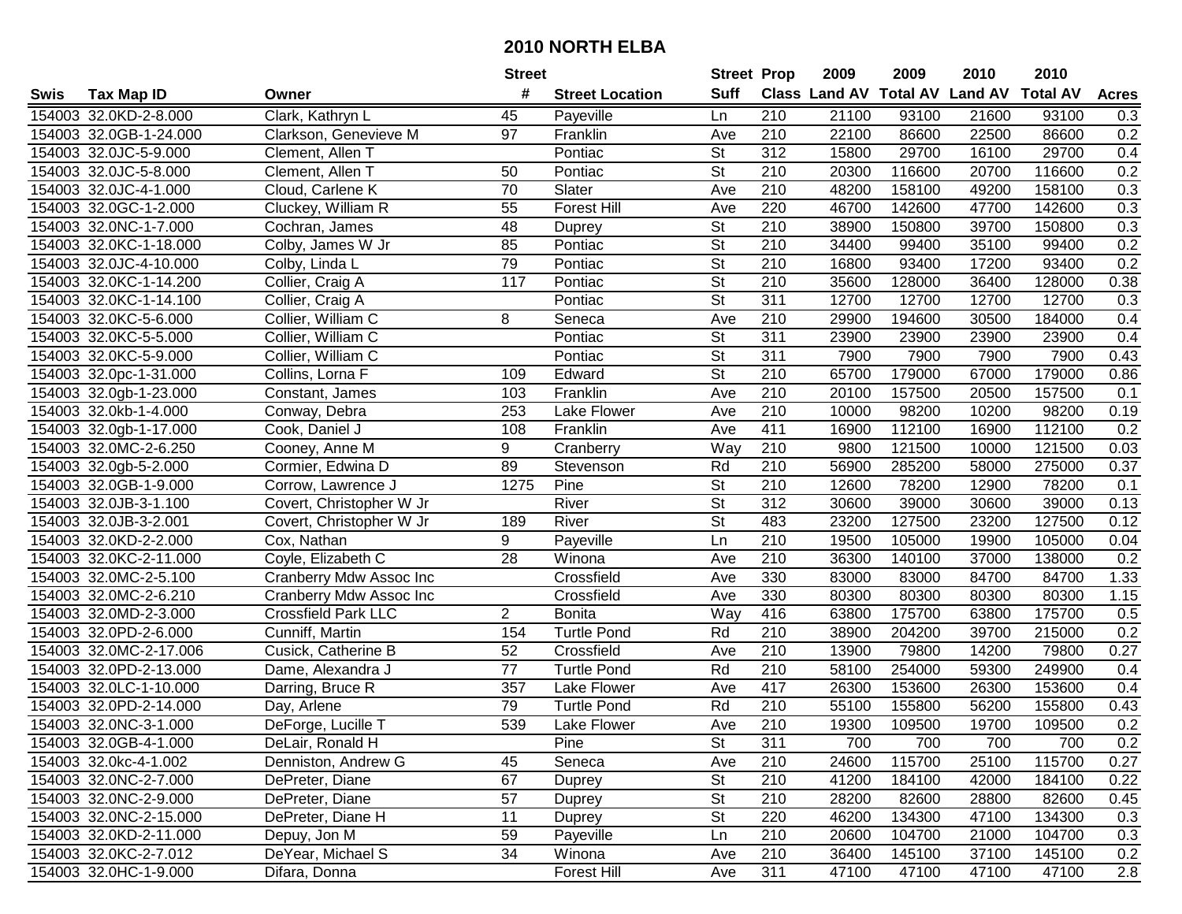# 2010 NORTH ELBA

| Swis | Tax Map ID | Owner | Street # | Street Location | Street Suff | Prop Class | 2009 Land AV | 2009 Total AV | 2010 Land AV | 2010 Total AV | Acres |
|---|---|---|---|---|---|---|---|---|---|---|---|
| 154003 | 32.0KD-2-8.000 | Clark, Kathryn L | 45 | Payeville | Ln | 210 | 21100 | 93100 | 21600 | 93100 | 0.3 |
| 154003 | 32.0GB-1-24.000 | Clarkson, Genevieve M | 97 | Franklin | Ave | 210 | 22100 | 86600 | 22500 | 86600 | 0.2 |
| 154003 | 32.0JC-5-9.000 | Clement, Allen T | | Pontiac | St | 312 | 15800 | 29700 | 16100 | 29700 | 0.4 |
| 154003 | 32.0JC-5-8.000 | Clement, Allen T | 50 | Pontiac | St | 210 | 20300 | 116600 | 20700 | 116600 | 0.2 |
| 154003 | 32.0JC-4-1.000 | Cloud, Carlene K | 70 | Slater | Ave | 210 | 48200 | 158100 | 49200 | 158100 | 0.3 |
| 154003 | 32.0GC-1-2.000 | Cluckey, William R | 55 | Forest Hill | Ave | 220 | 46700 | 142600 | 47700 | 142600 | 0.3 |
| 154003 | 32.0NC-1-7.000 | Cochran, James | 48 | Duprey | St | 210 | 38900 | 150800 | 39700 | 150800 | 0.3 |
| 154003 | 32.0KC-1-18.000 | Colby, James W Jr | 85 | Pontiac | St | 210 | 34400 | 99400 | 35100 | 99400 | 0.2 |
| 154003 | 32.0JC-4-10.000 | Colby, Linda L | 79 | Pontiac | St | 210 | 16800 | 93400 | 17200 | 93400 | 0.2 |
| 154003 | 32.0KC-1-14.200 | Collier, Craig A | 117 | Pontiac | St | 210 | 35600 | 128000 | 36400 | 128000 | 0.38 |
| 154003 | 32.0KC-1-14.100 | Collier, Craig A | | Pontiac | St | 311 | 12700 | 12700 | 12700 | 12700 | 0.3 |
| 154003 | 32.0KC-5-6.000 | Collier, William C | 8 | Seneca | Ave | 210 | 29900 | 194600 | 30500 | 184000 | 0.4 |
| 154003 | 32.0KC-5-5.000 | Collier, William C | | Pontiac | St | 311 | 23900 | 23900 | 23900 | 23900 | 0.4 |
| 154003 | 32.0KC-5-9.000 | Collier, William C | | Pontiac | St | 311 | 7900 | 7900 | 7900 | 7900 | 0.43 |
| 154003 | 32.0pc-1-31.000 | Collins, Lorna F | 109 | Edward | St | 210 | 65700 | 179000 | 67000 | 179000 | 0.86 |
| 154003 | 32.0gb-1-23.000 | Constant, James | 103 | Franklin | Ave | 210 | 20100 | 157500 | 20500 | 157500 | 0.1 |
| 154003 | 32.0kb-1-4.000 | Conway, Debra | 253 | Lake Flower | Ave | 210 | 10000 | 98200 | 10200 | 98200 | 0.19 |
| 154003 | 32.0gb-1-17.000 | Cook, Daniel J | 108 | Franklin | Ave | 411 | 16900 | 112100 | 16900 | 112100 | 0.2 |
| 154003 | 32.0MC-2-6.250 | Cooney, Anne M | 9 | Cranberry | Way | 210 | 9800 | 121500 | 10000 | 121500 | 0.03 |
| 154003 | 32.0gb-5-2.000 | Cormier, Edwina D | 89 | Stevenson | Rd | 210 | 56900 | 285200 | 58000 | 275000 | 0.37 |
| 154003 | 32.0GB-1-9.000 | Corrow, Lawrence J | 1275 | Pine | St | 210 | 12600 | 78200 | 12900 | 78200 | 0.1 |
| 154003 | 32.0JB-3-1.100 | Covert, Christopher W Jr | | River | St | 312 | 30600 | 39000 | 30600 | 39000 | 0.13 |
| 154003 | 32.0JB-3-2.001 | Covert, Christopher W Jr | 189 | River | St | 483 | 23200 | 127500 | 23200 | 127500 | 0.12 |
| 154003 | 32.0KD-2-2.000 | Cox, Nathan | 9 | Payeville | Ln | 210 | 19500 | 105000 | 19900 | 105000 | 0.04 |
| 154003 | 32.0KC-2-11.000 | Coyle, Elizabeth C | 28 | Winona | Ave | 210 | 36300 | 140100 | 37000 | 138000 | 0.2 |
| 154003 | 32.0MC-2-5.100 | Cranberry Mdw Assoc Inc | | Crossfield | Ave | 330 | 83000 | 83000 | 84700 | 84700 | 1.33 |
| 154003 | 32.0MC-2-6.210 | Cranberry Mdw Assoc Inc | | Crossfield | Ave | 330 | 80300 | 80300 | 80300 | 80300 | 1.15 |
| 154003 | 32.0MD-2-3.000 | Crossfield Park LLC | 2 | Bonita | Way | 416 | 63800 | 175700 | 63800 | 175700 | 0.5 |
| 154003 | 32.0PD-2-6.000 | Cunniff, Martin | 154 | Turtle Pond | Rd | 210 | 38900 | 204200 | 39700 | 215000 | 0.2 |
| 154003 | 32.0MC-2-17.006 | Cusick, Catherine B | 52 | Crossfield | Ave | 210 | 13900 | 79800 | 14200 | 79800 | 0.27 |
| 154003 | 32.0PD-2-13.000 | Dame, Alexandra J | 77 | Turtle Pond | Rd | 210 | 58100 | 254000 | 59300 | 249900 | 0.4 |
| 154003 | 32.0LC-1-10.000 | Darring, Bruce R | 357 | Lake Flower | Ave | 417 | 26300 | 153600 | 26300 | 153600 | 0.4 |
| 154003 | 32.0PD-2-14.000 | Day, Arlene | 79 | Turtle Pond | Rd | 210 | 55100 | 155800 | 56200 | 155800 | 0.43 |
| 154003 | 32.0NC-3-1.000 | DeForge, Lucille T | 539 | Lake Flower | Ave | 210 | 19300 | 109500 | 19700 | 109500 | 0.2 |
| 154003 | 32.0GB-4-1.000 | DeLair, Ronald H | | Pine | St | 311 | 700 | 700 | 700 | 700 | 0.2 |
| 154003 | 32.0kc-4-1.002 | Denniston, Andrew G | 45 | Seneca | Ave | 210 | 24600 | 115700 | 25100 | 115700 | 0.27 |
| 154003 | 32.0NC-2-7.000 | DePreter, Diane | 67 | Duprey | St | 210 | 41200 | 184100 | 42000 | 184100 | 0.22 |
| 154003 | 32.0NC-2-9.000 | DePreter, Diane | 57 | Duprey | St | 210 | 28200 | 82600 | 28800 | 82600 | 0.45 |
| 154003 | 32.0NC-2-15.000 | DePreter, Diane H | 11 | Duprey | St | 220 | 46200 | 134300 | 47100 | 134300 | 0.3 |
| 154003 | 32.0KD-2-11.000 | Depuy, Jon M | 59 | Payeville | Ln | 210 | 20600 | 104700 | 21000 | 104700 | 0.3 |
| 154003 | 32.0KC-2-7.012 | DeYear, Michael S | 34 | Winona | Ave | 210 | 36400 | 145100 | 37100 | 145100 | 0.2 |
| 154003 | 32.0HC-1-9.000 | Difara, Donna | | Forest Hill | Ave | 311 | 47100 | 47100 | 47100 | 47100 | 2.8 |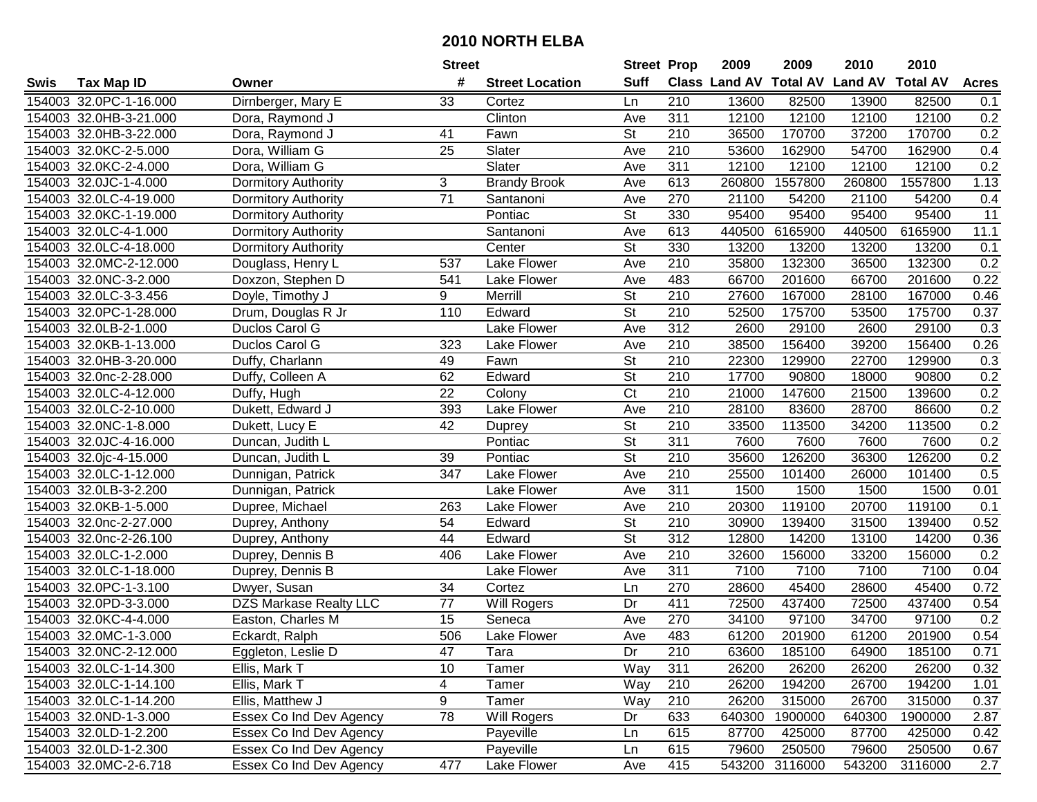# 2010 NORTH ELBA

| Swis | Tax Map ID | Owner | Street # | Street Location | Street Suff | Prop Class | 2009 Land AV | 2009 Total AV | 2010 Land AV | 2010 Total AV | Acres |
|---|---|---|---|---|---|---|---|---|---|---|---|
| 154003 | 32.0PC-1-16.000 | Dirnberger, Mary E | 33 | Cortez | Ln | 210 | 13600 | 82500 | 13900 | 82500 | 0.1 |
| 154003 | 32.0HB-3-21.000 | Dora, Raymond J | | Clinton | Ave | 311 | 12100 | 12100 | 12100 | 12100 | 0.2 |
| 154003 | 32.0HB-3-22.000 | Dora, Raymond J | 41 | Fawn | St | 210 | 36500 | 170700 | 37200 | 170700 | 0.2 |
| 154003 | 32.0KC-2-5.000 | Dora, William G | 25 | Slater | Ave | 210 | 53600 | 162900 | 54700 | 162900 | 0.4 |
| 154003 | 32.0KC-2-4.000 | Dora, William G | | Slater | Ave | 311 | 12100 | 12100 | 12100 | 12100 | 0.2 |
| 154003 | 32.0JC-1-4.000 | Dormitory Authority | 3 | Brandy Brook | Ave | 613 | 260800 | 1557800 | 260800 | 1557800 | 1.13 |
| 154003 | 32.0LC-4-19.000 | Dormitory Authority | 71 | Santanoni | Ave | 270 | 21100 | 54200 | 21100 | 54200 | 0.4 |
| 154003 | 32.0KC-1-19.000 | Dormitory Authority | | Pontiac | St | 330 | 95400 | 95400 | 95400 | 95400 | 11 |
| 154003 | 32.0LC-4-1.000 | Dormitory Authority | | Santanoni | Ave | 613 | 440500 | 6165900 | 440500 | 6165900 | 11.1 |
| 154003 | 32.0LC-4-18.000 | Dormitory Authority | | Center | St | 330 | 13200 | 13200 | 13200 | 13200 | 0.1 |
| 154003 | 32.0MC-2-12.000 | Douglass, Henry L | 537 | Lake Flower | Ave | 210 | 35800 | 132300 | 36500 | 132300 | 0.2 |
| 154003 | 32.0NC-3-2.000 | Doxzon, Stephen D | 541 | Lake Flower | Ave | 483 | 66700 | 201600 | 66700 | 201600 | 0.22 |
| 154003 | 32.0LC-3-3.456 | Doyle, Timothy J | 9 | Merrill | St | 210 | 27600 | 167000 | 28100 | 167000 | 0.46 |
| 154003 | 32.0PC-1-28.000 | Drum, Douglas R Jr | 110 | Edward | St | 210 | 52500 | 175700 | 53500 | 175700 | 0.37 |
| 154003 | 32.0LB-2-1.000 | Duclos Carol G | | Lake Flower | Ave | 312 | 2600 | 29100 | 2600 | 29100 | 0.3 |
| 154003 | 32.0KB-1-13.000 | Duclos Carol G | 323 | Lake Flower | Ave | 210 | 38500 | 156400 | 39200 | 156400 | 0.26 |
| 154003 | 32.0HB-3-20.000 | Duffy, Charlann | 49 | Fawn | St | 210 | 22300 | 129900 | 22700 | 129900 | 0.3 |
| 154003 | 32.0nc-2-28.000 | Duffy, Colleen A | 62 | Edward | St | 210 | 17700 | 90800 | 18000 | 90800 | 0.2 |
| 154003 | 32.0LC-4-12.000 | Duffy, Hugh | 22 | Colony | Ct | 210 | 21000 | 147600 | 21500 | 139600 | 0.2 |
| 154003 | 32.0LC-2-10.000 | Dukett, Edward J | 393 | Lake Flower | Ave | 210 | 28100 | 83600 | 28700 | 86600 | 0.2 |
| 154003 | 32.0NC-1-8.000 | Dukett, Lucy E | 42 | Duprey | St | 210 | 33500 | 113500 | 34200 | 113500 | 0.2 |
| 154003 | 32.0JC-4-16.000 | Duncan, Judith L | | Pontiac | St | 311 | 7600 | 7600 | 7600 | 7600 | 0.2 |
| 154003 | 32.0jc-4-15.000 | Duncan, Judith L | 39 | Pontiac | St | 210 | 35600 | 126200 | 36300 | 126200 | 0.2 |
| 154003 | 32.0LC-1-12.000 | Dunnigan, Patrick | 347 | Lake Flower | Ave | 210 | 25500 | 101400 | 26000 | 101400 | 0.5 |
| 154003 | 32.0LB-3-2.200 | Dunnigan, Patrick | | Lake Flower | Ave | 311 | 1500 | 1500 | 1500 | 1500 | 0.01 |
| 154003 | 32.0KB-1-5.000 | Dupree, Michael | 263 | Lake Flower | Ave | 210 | 20300 | 119100 | 20700 | 119100 | 0.1 |
| 154003 | 32.0nc-2-27.000 | Duprey, Anthony | 54 | Edward | St | 210 | 30900 | 139400 | 31500 | 139400 | 0.52 |
| 154003 | 32.0nc-2-26.100 | Duprey, Anthony | 44 | Edward | St | 312 | 12800 | 14200 | 13100 | 14200 | 0.36 |
| 154003 | 32.0LC-1-2.000 | Duprey, Dennis B | 406 | Lake Flower | Ave | 210 | 32600 | 156000 | 33200 | 156000 | 0.2 |
| 154003 | 32.0LC-1-18.000 | Duprey, Dennis B | | Lake Flower | Ave | 311 | 7100 | 7100 | 7100 | 7100 | 0.04 |
| 154003 | 32.0PC-1-3.100 | Dwyer, Susan | 34 | Cortez | Ln | 270 | 28600 | 45400 | 28600 | 45400 | 0.72 |
| 154003 | 32.0PD-3-3.000 | DZS Markase Realty LLC | 77 | Will Rogers | Dr | 411 | 72500 | 437400 | 72500 | 437400 | 0.54 |
| 154003 | 32.0KC-4-4.000 | Easton, Charles M | 15 | Seneca | Ave | 270 | 34100 | 97100 | 34700 | 97100 | 0.2 |
| 154003 | 32.0MC-1-3.000 | Eckardt, Ralph | 506 | Lake Flower | Ave | 483 | 61200 | 201900 | 61200 | 201900 | 0.54 |
| 154003 | 32.0NC-2-12.000 | Eggleton, Leslie D | 47 | Tara | Dr | 210 | 63600 | 185100 | 64900 | 185100 | 0.71 |
| 154003 | 32.0LC-1-14.300 | Ellis, Mark T | 10 | Tamer | Way | 311 | 26200 | 26200 | 26200 | 26200 | 0.32 |
| 154003 | 32.0LC-1-14.100 | Ellis, Mark T | 4 | Tamer | Way | 210 | 26200 | 194200 | 26700 | 194200 | 1.01 |
| 154003 | 32.0LC-1-14.200 | Ellis, Matthew J | 9 | Tamer | Way | 210 | 26200 | 315000 | 26700 | 315000 | 0.37 |
| 154003 | 32.0ND-1-3.000 | Essex Co Ind Dev Agency | 78 | Will Rogers | Dr | 633 | 640300 | 1900000 | 640300 | 1900000 | 2.87 |
| 154003 | 32.0LD-1-2.200 | Essex Co Ind Dev Agency | | Payeville | Ln | 615 | 87700 | 425000 | 87700 | 425000 | 0.42 |
| 154003 | 32.0LD-1-2.300 | Essex Co Ind Dev Agency | | Payeville | Ln | 615 | 79600 | 250500 | 79600 | 250500 | 0.67 |
| 154003 | 32.0MC-2-6.718 | Essex Co Ind Dev Agency | 477 | Lake Flower | Ave | 415 | 543200 | 3116000 | 543200 | 3116000 | 2.7 |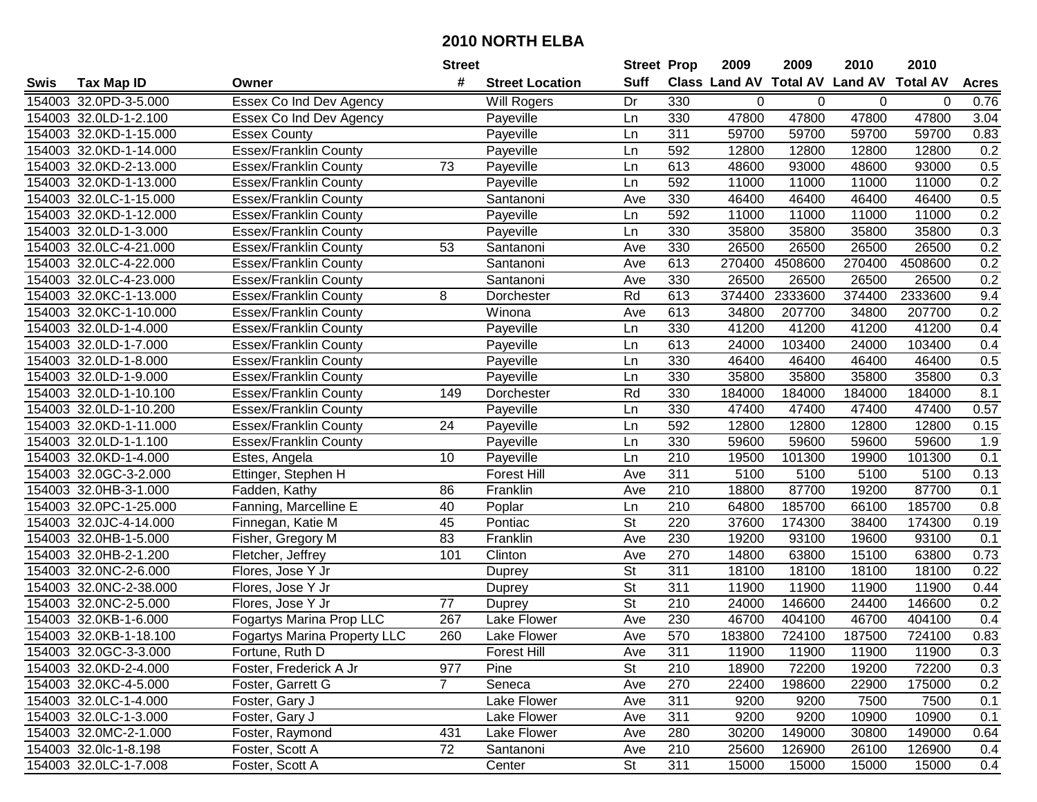# 2010 NORTH ELBA

| Swis | Tax Map ID | Owner | Street # | Street Location | Street Suff | Prop Class | 2009 Land AV | 2009 Total AV | 2010 Land AV | 2010 Total AV | Acres |
|---|---|---|---|---|---|---|---|---|---|---|---|
| 154003 | 32.0PD-3-5.000 | Essex Co Ind Dev Agency | | Will Rogers | Dr | 330 | 0 | 0 | 0 | 0 | 0.76 |
| 154003 | 32.0LD-1-2.100 | Essex Co Ind Dev Agency | | Payeville | Ln | 330 | 47800 | 47800 | 47800 | 47800 | 3.04 |
| 154003 | 32.0KD-1-15.000 | Essex County | | Payeville | Ln | 311 | 59700 | 59700 | 59700 | 59700 | 0.83 |
| 154003 | 32.0KD-1-14.000 | Essex/Franklin County | | Payeville | Ln | 592 | 12800 | 12800 | 12800 | 12800 | 0.2 |
| 154003 | 32.0KD-2-13.000 | Essex/Franklin County | 73 | Payeville | Ln | 613 | 48600 | 93000 | 48600 | 93000 | 0.5 |
| 154003 | 32.0KD-1-13.000 | Essex/Franklin County | | Payeville | Ln | 592 | 11000 | 11000 | 11000 | 11000 | 0.2 |
| 154003 | 32.0LC-1-15.000 | Essex/Franklin County | | Santanoni | Ave | 330 | 46400 | 46400 | 46400 | 46400 | 0.5 |
| 154003 | 32.0KD-1-12.000 | Essex/Franklin County | | Payeville | Ln | 592 | 11000 | 11000 | 11000 | 11000 | 0.2 |
| 154003 | 32.0LD-1-3.000 | Essex/Franklin County | | Payeville | Ln | 330 | 35800 | 35800 | 35800 | 35800 | 0.3 |
| 154003 | 32.0LC-4-21.000 | Essex/Franklin County | 53 | Santanoni | Ave | 330 | 26500 | 26500 | 26500 | 26500 | 0.2 |
| 154003 | 32.0LC-4-22.000 | Essex/Franklin County | | Santanoni | Ave | 613 | 270400 | 4508600 | 270400 | 4508600 | 0.2 |
| 154003 | 32.0LC-4-23.000 | Essex/Franklin County | | Santanoni | Ave | 330 | 26500 | 26500 | 26500 | 26500 | 0.2 |
| 154003 | 32.0KC-1-13.000 | Essex/Franklin County | 8 | Dorchester | Rd | 613 | 374400 | 2333600 | 374400 | 2333600 | 9.4 |
| 154003 | 32.0KC-1-10.000 | Essex/Franklin County | | Winona | Ave | 613 | 34800 | 207700 | 34800 | 207700 | 0.2 |
| 154003 | 32.0LD-1-4.000 | Essex/Franklin County | | Payeville | Ln | 330 | 41200 | 41200 | 41200 | 41200 | 0.4 |
| 154003 | 32.0LD-1-7.000 | Essex/Franklin County | | Payeville | Ln | 613 | 24000 | 103400 | 24000 | 103400 | 0.4 |
| 154003 | 32.0LD-1-8.000 | Essex/Franklin County | | Payeville | Ln | 330 | 46400 | 46400 | 46400 | 46400 | 0.5 |
| 154003 | 32.0LD-1-9.000 | Essex/Franklin County | | Payeville | Ln | 330 | 35800 | 35800 | 35800 | 35800 | 0.3 |
| 154003 | 32.0LD-1-10.100 | Essex/Franklin County | 149 | Dorchester | Rd | 330 | 184000 | 184000 | 184000 | 184000 | 8.1 |
| 154003 | 32.0LD-1-10.200 | Essex/Franklin County | | Payeville | Ln | 330 | 47400 | 47400 | 47400 | 47400 | 0.57 |
| 154003 | 32.0KD-1-11.000 | Essex/Franklin County | 24 | Payeville | Ln | 592 | 12800 | 12800 | 12800 | 12800 | 0.15 |
| 154003 | 32.0LD-1-1.100 | Essex/Franklin County | | Payeville | Ln | 330 | 59600 | 59600 | 59600 | 59600 | 1.9 |
| 154003 | 32.0KD-1-4.000 | Estes, Angela | 10 | Payeville | Ln | 210 | 19500 | 101300 | 19900 | 101300 | 0.1 |
| 154003 | 32.0GC-3-2.000 | Ettinger, Stephen H | | Forest Hill | Ave | 311 | 5100 | 5100 | 5100 | 5100 | 0.13 |
| 154003 | 32.0HB-3-1.000 | Fadden, Kathy | 86 | Franklin | Ave | 210 | 18800 | 87700 | 19200 | 87700 | 0.1 |
| 154003 | 32.0PC-1-25.000 | Fanning, Marcelline E | 40 | Poplar | Ln | 210 | 64800 | 185700 | 66100 | 185700 | 0.8 |
| 154003 | 32.0JC-4-14.000 | Finnegan, Katie M | 45 | Pontiac | St | 220 | 37600 | 174300 | 38400 | 174300 | 0.19 |
| 154003 | 32.0HB-1-5.000 | Fisher, Gregory M | 83 | Franklin | Ave | 230 | 19200 | 93100 | 19600 | 93100 | 0.1 |
| 154003 | 32.0HB-2-1.200 | Fletcher, Jeffrey | 101 | Clinton | Ave | 270 | 14800 | 63800 | 15100 | 63800 | 0.73 |
| 154003 | 32.0NC-2-6.000 | Flores, Jose Y Jr | | Duprey | St | 311 | 18100 | 18100 | 18100 | 18100 | 0.22 |
| 154003 | 32.0NC-2-38.000 | Flores, Jose Y Jr | | Duprey | St | 311 | 11900 | 11900 | 11900 | 11900 | 0.44 |
| 154003 | 32.0NC-2-5.000 | Flores, Jose Y Jr | 77 | Duprey | St | 210 | 24000 | 146600 | 24400 | 146600 | 0.2 |
| 154003 | 32.0KB-1-6.000 | Fogartys Marina Prop LLC | 267 | Lake Flower | Ave | 230 | 46700 | 404100 | 46700 | 404100 | 0.4 |
| 154003 | 32.0KB-1-18.100 | Fogartys Marina Property LLC | 260 | Lake Flower | Ave | 570 | 183800 | 724100 | 187500 | 724100 | 0.83 |
| 154003 | 32.0GC-3-3.000 | Fortune, Ruth D | | Forest Hill | Ave | 311 | 11900 | 11900 | 11900 | 11900 | 0.3 |
| 154003 | 32.0KD-2-4.000 | Foster, Frederick A Jr | 977 | Pine | St | 210 | 18900 | 72200 | 19200 | 72200 | 0.3 |
| 154003 | 32.0KC-4-5.000 | Foster, Garrett G | 7 | Seneca | Ave | 270 | 22400 | 198600 | 22900 | 175000 | 0.2 |
| 154003 | 32.0LC-1-4.000 | Foster, Gary J | | Lake Flower | Ave | 311 | 9200 | 9200 | 7500 | 7500 | 0.1 |
| 154003 | 32.0LC-1-3.000 | Foster, Gary J | | Lake Flower | Ave | 311 | 9200 | 9200 | 10900 | 10900 | 0.1 |
| 154003 | 32.0MC-2-1.000 | Foster, Raymond | 431 | Lake Flower | Ave | 280 | 30200 | 149000 | 30800 | 149000 | 0.64 |
| 154003 | 32.0lc-1-8.198 | Foster, Scott A | 72 | Santanoni | Ave | 210 | 25600 | 126900 | 26100 | 126900 | 0.4 |
| 154003 | 32.0LC-1-7.008 | Foster, Scott A | | Center | St | 311 | 15000 | 15000 | 15000 | 15000 | 0.4 |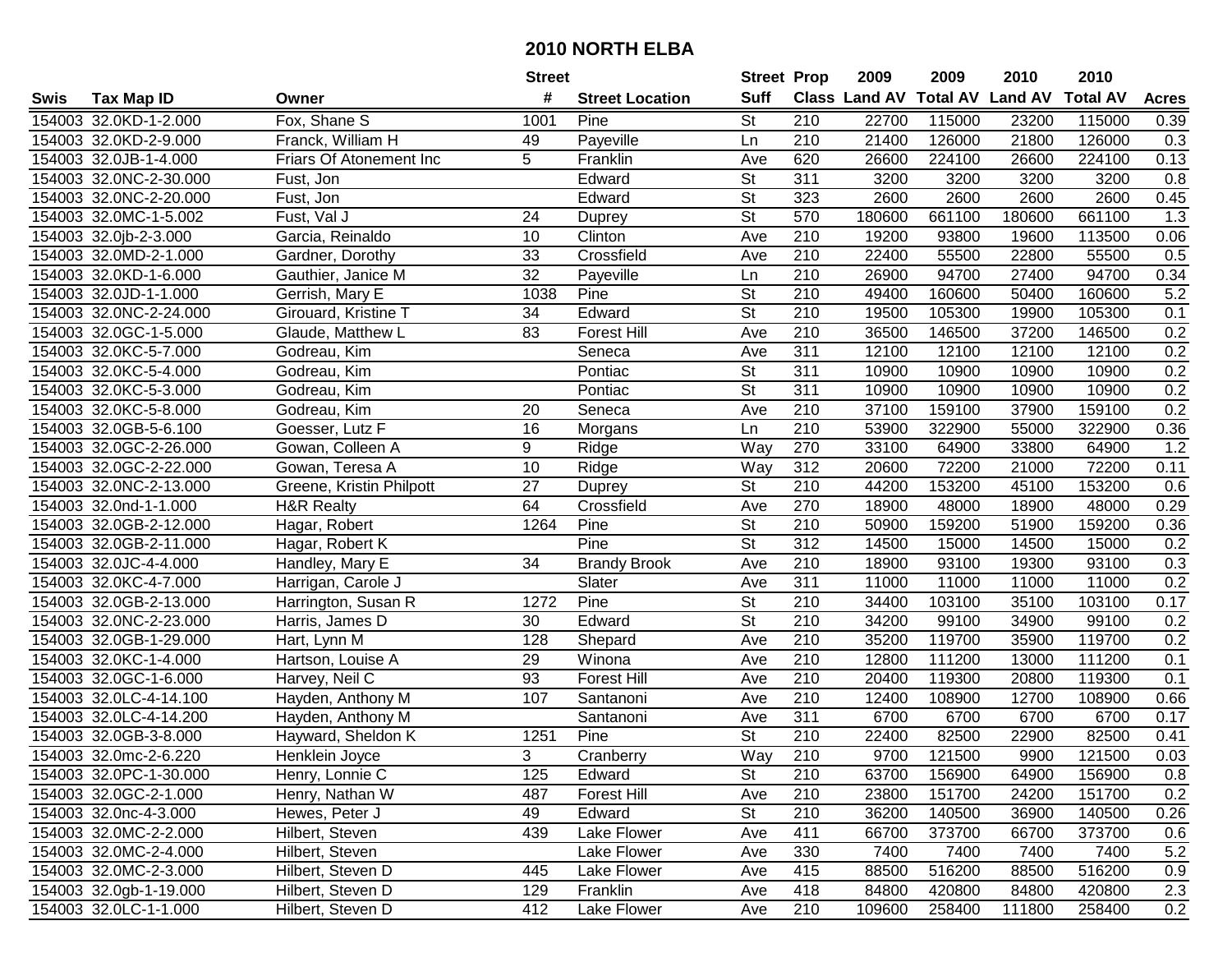# 2010 NORTH ELBA

| Swis | Tax Map ID | Owner | Street # | Street Location | Street Suff | Prop Class | 2009 Land AV | 2009 Total AV | 2010 Land AV | 2010 Total AV | Acres |
|---|---|---|---|---|---|---|---|---|---|---|---|
| 154003 | 32.0KD-1-2.000 | Fox, Shane S | 1001 | Pine | St | 210 | 22700 | 115000 | 23200 | 115000 | 0.39 |
| 154003 | 32.0KD-2-9.000 | Franck, William H | 49 | Payeville | Ln | 210 | 21400 | 126000 | 21800 | 126000 | 0.3 |
| 154003 | 32.0JB-1-4.000 | Friars Of Atonement Inc | 5 | Franklin | Ave | 620 | 26600 | 224100 | 26600 | 224100 | 0.13 |
| 154003 | 32.0NC-2-30.000 | Fust, Jon | | Edward | St | 311 | 3200 | 3200 | 3200 | 3200 | 0.8 |
| 154003 | 32.0NC-2-20.000 | Fust, Jon | | Edward | St | 323 | 2600 | 2600 | 2600 | 2600 | 0.45 |
| 154003 | 32.0MC-1-5.002 | Fust, Val J | 24 | Duprey | St | 570 | 180600 | 661100 | 180600 | 661100 | 1.3 |
| 154003 | 32.0jb-2-3.000 | Garcia, Reinaldo | 10 | Clinton | Ave | 210 | 19200 | 93800 | 19600 | 113500 | 0.06 |
| 154003 | 32.0MD-2-1.000 | Gardner, Dorothy | 33 | Crossfield | Ave | 210 | 22400 | 55500 | 22800 | 55500 | 0.5 |
| 154003 | 32.0KD-1-6.000 | Gauthier, Janice M | 32 | Payeville | Ln | 210 | 26900 | 94700 | 27400 | 94700 | 0.34 |
| 154003 | 32.0JD-1-1.000 | Gerrish, Mary E | 1038 | Pine | St | 210 | 49400 | 160600 | 50400 | 160600 | 5.2 |
| 154003 | 32.0NC-2-24.000 | Girouard, Kristine T | 34 | Edward | St | 210 | 19500 | 105300 | 19900 | 105300 | 0.1 |
| 154003 | 32.0GC-1-5.000 | Glaude, Matthew L | 83 | Forest Hill | Ave | 210 | 36500 | 146500 | 37200 | 146500 | 0.2 |
| 154003 | 32.0KC-5-7.000 | Godreau, Kim | | Seneca | Ave | 311 | 12100 | 12100 | 12100 | 12100 | 0.2 |
| 154003 | 32.0KC-5-4.000 | Godreau, Kim | | Pontiac | St | 311 | 10900 | 10900 | 10900 | 10900 | 0.2 |
| 154003 | 32.0KC-5-3.000 | Godreau, Kim | | Pontiac | St | 311 | 10900 | 10900 | 10900 | 10900 | 0.2 |
| 154003 | 32.0KC-5-8.000 | Godreau, Kim | 20 | Seneca | Ave | 210 | 37100 | 159100 | 37900 | 159100 | 0.2 |
| 154003 | 32.0GB-5-6.100 | Goesser, Lutz F | 16 | Morgans | Ln | 210 | 53900 | 322900 | 55000 | 322900 | 0.36 |
| 154003 | 32.0GC-2-26.000 | Gowan, Colleen A | 9 | Ridge | Way | 270 | 33100 | 64900 | 33800 | 64900 | 1.2 |
| 154003 | 32.0GC-2-22.000 | Gowan, Teresa A | 10 | Ridge | Way | 312 | 20600 | 72200 | 21000 | 72200 | 0.11 |
| 154003 | 32.0NC-2-13.000 | Greene, Kristin Philpott | 27 | Duprey | St | 210 | 44200 | 153200 | 45100 | 153200 | 0.6 |
| 154003 | 32.0nd-1-1.000 | H&R Realty | 64 | Crossfield | Ave | 270 | 18900 | 48000 | 18900 | 48000 | 0.29 |
| 154003 | 32.0GB-2-12.000 | Hagar, Robert | 1264 | Pine | St | 210 | 50900 | 159200 | 51900 | 159200 | 0.36 |
| 154003 | 32.0GB-2-11.000 | Hagar, Robert K | | Pine | St | 312 | 14500 | 15000 | 14500 | 15000 | 0.2 |
| 154003 | 32.0JC-4-4.000 | Handley, Mary E | 34 | Brandy Brook | Ave | 210 | 18900 | 93100 | 19300 | 93100 | 0.3 |
| 154003 | 32.0KC-4-7.000 | Harrigan, Carole J | | Slater | Ave | 311 | 11000 | 11000 | 11000 | 11000 | 0.2 |
| 154003 | 32.0GB-2-13.000 | Harrington, Susan R | 1272 | Pine | St | 210 | 34400 | 103100 | 35100 | 103100 | 0.17 |
| 154003 | 32.0NC-2-23.000 | Harris, James D | 30 | Edward | St | 210 | 34200 | 99100 | 34900 | 99100 | 0.2 |
| 154003 | 32.0GB-1-29.000 | Hart, Lynn M | 128 | Shepard | Ave | 210 | 35200 | 119700 | 35900 | 119700 | 0.2 |
| 154003 | 32.0KC-1-4.000 | Hartson, Louise A | 29 | Winona | Ave | 210 | 12800 | 111200 | 13000 | 111200 | 0.1 |
| 154003 | 32.0GC-1-6.000 | Harvey, Neil C | 93 | Forest Hill | Ave | 210 | 20400 | 119300 | 20800 | 119300 | 0.1 |
| 154003 | 32.0LC-4-14.100 | Hayden, Anthony M | 107 | Santanoni | Ave | 210 | 12400 | 108900 | 12700 | 108900 | 0.66 |
| 154003 | 32.0LC-4-14.200 | Hayden, Anthony M | | Santanoni | Ave | 311 | 6700 | 6700 | 6700 | 6700 | 0.17 |
| 154003 | 32.0GB-3-8.000 | Hayward, Sheldon K | 1251 | Pine | St | 210 | 22400 | 82500 | 22900 | 82500 | 0.41 |
| 154003 | 32.0mc-2-6.220 | Henklein Joyce | 3 | Cranberry | Way | 210 | 9700 | 121500 | 9900 | 121500 | 0.03 |
| 154003 | 32.0PC-1-30.000 | Henry, Lonnie C | 125 | Edward | St | 210 | 63700 | 156900 | 64900 | 156900 | 0.8 |
| 154003 | 32.0GC-2-1.000 | Henry, Nathan W | 487 | Forest Hill | Ave | 210 | 23800 | 151700 | 24200 | 151700 | 0.2 |
| 154003 | 32.0nc-4-3.000 | Hewes, Peter J | 49 | Edward | St | 210 | 36200 | 140500 | 36900 | 140500 | 0.26 |
| 154003 | 32.0MC-2-2.000 | Hilbert, Steven | 439 | Lake Flower | Ave | 411 | 66700 | 373700 | 66700 | 373700 | 0.6 |
| 154003 | 32.0MC-2-4.000 | Hilbert, Steven | | Lake Flower | Ave | 330 | 7400 | 7400 | 7400 | 7400 | 5.2 |
| 154003 | 32.0MC-2-3.000 | Hilbert, Steven D | 445 | Lake Flower | Ave | 415 | 88500 | 516200 | 88500 | 516200 | 0.9 |
| 154003 | 32.0gb-1-19.000 | Hilbert, Steven D | 129 | Franklin | Ave | 418 | 84800 | 420800 | 84800 | 420800 | 2.3 |
| 154003 | 32.0LC-1-1.000 | Hilbert, Steven D | 412 | Lake Flower | Ave | 210 | 109600 | 258400 | 111800 | 258400 | 0.2 |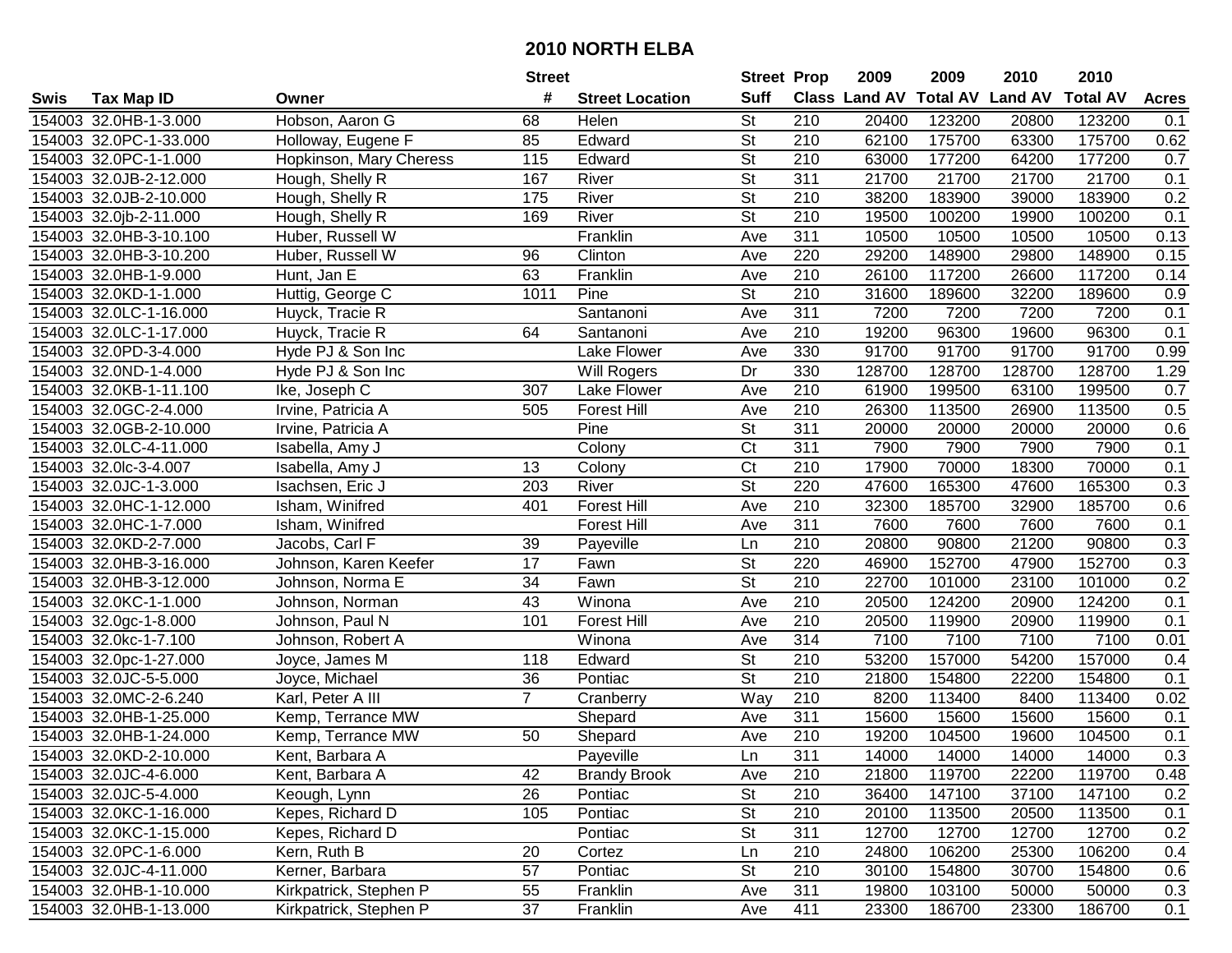# 2010 NORTH ELBA

| Swis | Tax Map ID | Owner | Street # | Street Location | Street Suff | Prop Class | 2009 Land AV | 2009 Total AV | 2010 Land AV | 2010 Total AV | Acres |
|---|---|---|---|---|---|---|---|---|---|---|---|
| 154003 | 32.0HB-1-3.000 | Hobson, Aaron G | 68 | Helen | St | 210 | 20400 | 123200 | 20800 | 123200 | 0.1 |
| 154003 | 32.0PC-1-33.000 | Holloway, Eugene F | 85 | Edward | St | 210 | 62100 | 175700 | 63300 | 175700 | 0.62 |
| 154003 | 32.0PC-1-1.000 | Hopkinson, Mary Cheress | 115 | Edward | St | 210 | 63000 | 177200 | 64200 | 177200 | 0.7 |
| 154003 | 32.0JB-2-12.000 | Hough, Shelly R | 167 | River | St | 311 | 21700 | 21700 | 21700 | 21700 | 0.1 |
| 154003 | 32.0JB-2-10.000 | Hough, Shelly R | 175 | River | St | 210 | 38200 | 183900 | 39000 | 183900 | 0.2 |
| 154003 | 32.0jb-2-11.000 | Hough, Shelly R | 169 | River | St | 210 | 19500 | 100200 | 19900 | 100200 | 0.1 |
| 154003 | 32.0HB-3-10.100 | Huber, Russell W | | Franklin | Ave | 311 | 10500 | 10500 | 10500 | 10500 | 0.13 |
| 154003 | 32.0HB-3-10.200 | Huber, Russell W | 96 | Clinton | Ave | 220 | 29200 | 148900 | 29800 | 148900 | 0.15 |
| 154003 | 32.0HB-1-9.000 | Hunt, Jan E | 63 | Franklin | Ave | 210 | 26100 | 117200 | 26600 | 117200 | 0.14 |
| 154003 | 32.0KD-1-1.000 | Huttig, George C | 1011 | Pine | St | 210 | 31600 | 189600 | 32200 | 189600 | 0.9 |
| 154003 | 32.0LC-1-16.000 | Huyck, Tracie R | | Santanoni | Ave | 311 | 7200 | 7200 | 7200 | 7200 | 0.1 |
| 154003 | 32.0LC-1-17.000 | Huyck, Tracie R | 64 | Santanoni | Ave | 210 | 19200 | 96300 | 19600 | 96300 | 0.1 |
| 154003 | 32.0PD-3-4.000 | Hyde PJ & Son Inc | | Lake Flower | Ave | 330 | 91700 | 91700 | 91700 | 91700 | 0.99 |
| 154003 | 32.0ND-1-4.000 | Hyde PJ & Son Inc | | Will Rogers | Dr | 330 | 128700 | 128700 | 128700 | 128700 | 1.29 |
| 154003 | 32.0KB-1-11.100 | Ike, Joseph C | 307 | Lake Flower | Ave | 210 | 61900 | 199500 | 63100 | 199500 | 0.7 |
| 154003 | 32.0GC-2-4.000 | Irvine, Patricia A | 505 | Forest Hill | Ave | 210 | 26300 | 113500 | 26900 | 113500 | 0.5 |
| 154003 | 32.0GB-2-10.000 | Irvine, Patricia A | | Pine | St | 311 | 20000 | 20000 | 20000 | 20000 | 0.6 |
| 154003 | 32.0LC-4-11.000 | Isabella, Amy J | | Colony | Ct | 311 | 7900 | 7900 | 7900 | 7900 | 0.1 |
| 154003 | 32.0lc-3-4.007 | Isabella, Amy J | 13 | Colony | Ct | 210 | 17900 | 70000 | 18300 | 70000 | 0.1 |
| 154003 | 32.0JC-1-3.000 | Isachsen, Eric J | 203 | River | St | 220 | 47600 | 165300 | 47600 | 165300 | 0.3 |
| 154003 | 32.0HC-1-12.000 | Isham, Winifred | 401 | Forest Hill | Ave | 210 | 32300 | 185700 | 32900 | 185700 | 0.6 |
| 154003 | 32.0HC-1-7.000 | Isham, Winifred | | Forest Hill | Ave | 311 | 7600 | 7600 | 7600 | 7600 | 0.1 |
| 154003 | 32.0KD-2-7.000 | Jacobs, Carl F | 39 | Payeville | Ln | 210 | 20800 | 90800 | 21200 | 90800 | 0.3 |
| 154003 | 32.0HB-3-16.000 | Johnson, Karen Keefer | 17 | Fawn | St | 220 | 46900 | 152700 | 47900 | 152700 | 0.3 |
| 154003 | 32.0HB-3-12.000 | Johnson, Norma E | 34 | Fawn | St | 210 | 22700 | 101000 | 23100 | 101000 | 0.2 |
| 154003 | 32.0KC-1-1.000 | Johnson, Norman | 43 | Winona | Ave | 210 | 20500 | 124200 | 20900 | 124200 | 0.1 |
| 154003 | 32.0gc-1-8.000 | Johnson, Paul N | 101 | Forest Hill | Ave | 210 | 20500 | 119900 | 20900 | 119900 | 0.1 |
| 154003 | 32.0kc-1-7.100 | Johnson, Robert A | | Winona | Ave | 314 | 7100 | 7100 | 7100 | 7100 | 0.01 |
| 154003 | 32.0pc-1-27.000 | Joyce, James M | 118 | Edward | St | 210 | 53200 | 157000 | 54200 | 157000 | 0.4 |
| 154003 | 32.0JC-5-5.000 | Joyce, Michael | 36 | Pontiac | St | 210 | 21800 | 154800 | 22200 | 154800 | 0.1 |
| 154003 | 32.0MC-2-6.240 | Karl, Peter A III | 7 | Cranberry | Way | 210 | 8200 | 113400 | 8400 | 113400 | 0.02 |
| 154003 | 32.0HB-1-25.000 | Kemp, Terrance MW | | Shepard | Ave | 311 | 15600 | 15600 | 15600 | 15600 | 0.1 |
| 154003 | 32.0HB-1-24.000 | Kemp, Terrance MW | 50 | Shepard | Ave | 210 | 19200 | 104500 | 19600 | 104500 | 0.1 |
| 154003 | 32.0KD-2-10.000 | Kent, Barbara A | | Payeville | Ln | 311 | 14000 | 14000 | 14000 | 14000 | 0.3 |
| 154003 | 32.0JC-4-6.000 | Kent, Barbara A | 42 | Brandy Brook | Ave | 210 | 21800 | 119700 | 22200 | 119700 | 0.48 |
| 154003 | 32.0JC-5-4.000 | Keough, Lynn | 26 | Pontiac | St | 210 | 36400 | 147100 | 37100 | 147100 | 0.2 |
| 154003 | 32.0KC-1-16.000 | Kepes, Richard D | 105 | Pontiac | St | 210 | 20100 | 113500 | 20500 | 113500 | 0.1 |
| 154003 | 32.0KC-1-15.000 | Kepes, Richard D | | Pontiac | St | 311 | 12700 | 12700 | 12700 | 12700 | 0.2 |
| 154003 | 32.0PC-1-6.000 | Kern, Ruth B | 20 | Cortez | Ln | 210 | 24800 | 106200 | 25300 | 106200 | 0.4 |
| 154003 | 32.0JC-4-11.000 | Kerner, Barbara | 57 | Pontiac | St | 210 | 30100 | 154800 | 30700 | 154800 | 0.6 |
| 154003 | 32.0HB-1-10.000 | Kirkpatrick, Stephen P | 55 | Franklin | Ave | 311 | 19800 | 103100 | 50000 | 50000 | 0.3 |
| 154003 | 32.0HB-1-13.000 | Kirkpatrick, Stephen P | 37 | Franklin | Ave | 411 | 23300 | 186700 | 23300 | 186700 | 0.1 |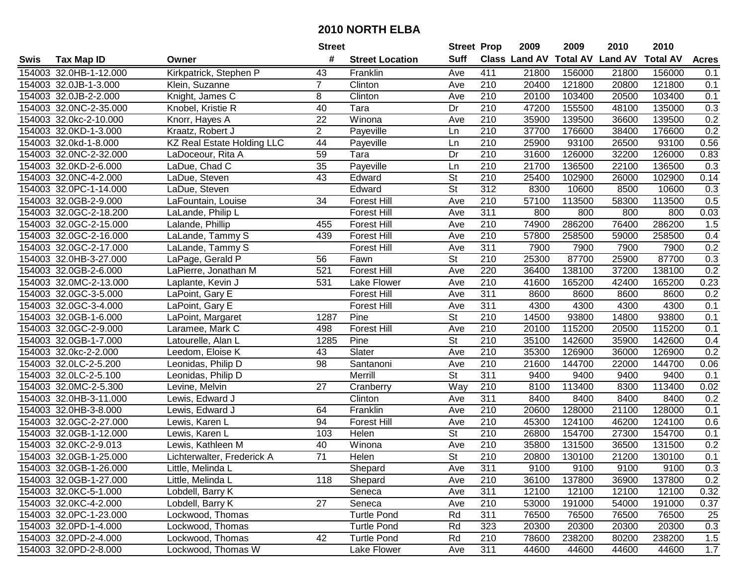# 2010 NORTH ELBA

| Swis | Tax Map ID | Owner | Street # | Street Location | Street Suff | Prop Class | 2009 Land AV | 2009 Total AV | 2010 Land AV | 2010 Total AV | Acres |
|---|---|---|---|---|---|---|---|---|---|---|---|
| 154003 | 32.0HB-1-12.000 | Kirkpatrick, Stephen P | 43 | Franklin | Ave | 411 | 21800 | 156000 | 21800 | 156000 | 0.1 |
| 154003 | 32.0JB-1-3.000 | Klein, Suzanne | 7 | Clinton | Ave | 210 | 20400 | 121800 | 20800 | 121800 | 0.1 |
| 154003 | 32.0JB-2-2.000 | Knight, James C | 8 | Clinton | Ave | 210 | 20100 | 103400 | 20500 | 103400 | 0.1 |
| 154003 | 32.0NC-2-35.000 | Knobel, Kristie R | 40 | Tara | Dr | 210 | 47200 | 155500 | 48100 | 135000 | 0.3 |
| 154003 | 32.0kc-2-10.000 | Knorr, Hayes A | 22 | Winona | Ave | 210 | 35900 | 139500 | 36600 | 139500 | 0.2 |
| 154003 | 32.0KD-1-3.000 | Kraatz, Robert J | 2 | Payeville | Ln | 210 | 37700 | 176600 | 38400 | 176600 | 0.2 |
| 154003 | 32.0kd-1-8.000 | KZ Real Estate Holding LLC | 44 | Payeville | Ln | 210 | 25900 | 93100 | 26500 | 93100 | 0.56 |
| 154003 | 32.0NC-2-32.000 | LaDoceour, Rita A | 59 | Tara | Dr | 210 | 31600 | 126000 | 32200 | 126000 | 0.83 |
| 154003 | 32.0KD-2-6.000 | LaDue, Chad C | 35 | Payeville | Ln | 210 | 21700 | 136500 | 22100 | 136500 | 0.3 |
| 154003 | 32.0NC-4-2.000 | LaDue, Steven | 43 | Edward | St | 210 | 25400 | 102900 | 26000 | 102900 | 0.14 |
| 154003 | 32.0PC-1-14.000 | LaDue, Steven | | Edward | St | 312 | 8300 | 10600 | 8500 | 10600 | 0.3 |
| 154003 | 32.0GB-2-9.000 | LaFountain, Louise | 34 | Forest Hill | Ave | 210 | 57100 | 113500 | 58300 | 113500 | 0.5 |
| 154003 | 32.0GC-2-18.200 | LaLande, Philip L | | Forest Hill | Ave | 311 | 800 | 800 | 800 | 800 | 0.03 |
| 154003 | 32.0GC-2-15.000 | Lalande, Phillip | 455 | Forest Hill | Ave | 210 | 74900 | 286200 | 76400 | 286200 | 1.5 |
| 154003 | 32.0GC-2-16.000 | LaLande, Tammy S | 439 | Forest Hill | Ave | 210 | 57800 | 258500 | 59000 | 258500 | 0.4 |
| 154003 | 32.0GC-2-17.000 | LaLande, Tammy S | | Forest Hill | Ave | 311 | 7900 | 7900 | 7900 | 7900 | 0.2 |
| 154003 | 32.0HB-3-27.000 | LaPage, Gerald P | 56 | Fawn | St | 210 | 25300 | 87700 | 25900 | 87700 | 0.3 |
| 154003 | 32.0GB-2-6.000 | LaPierre, Jonathan M | 521 | Forest Hill | Ave | 220 | 36400 | 138100 | 37200 | 138100 | 0.2 |
| 154003 | 32.0MC-2-13.000 | Laplante, Kevin J | 531 | Lake Flower | Ave | 210 | 41600 | 165200 | 42400 | 165200 | 0.23 |
| 154003 | 32.0GC-3-5.000 | LaPoint, Gary E | | Forest Hill | Ave | 311 | 8600 | 8600 | 8600 | 8600 | 0.2 |
| 154003 | 32.0GC-3-4.000 | LaPoint, Gary E | | Forest Hill | Ave | 311 | 4300 | 4300 | 4300 | 4300 | 0.1 |
| 154003 | 32.0GB-1-6.000 | LaPoint, Margaret | 1287 | Pine | St | 210 | 14500 | 93800 | 14800 | 93800 | 0.1 |
| 154003 | 32.0GC-2-9.000 | Laramee, Mark C | 498 | Forest Hill | Ave | 210 | 20100 | 115200 | 20500 | 115200 | 0.1 |
| 154003 | 32.0GB-1-7.000 | Latourelle, Alan L | 1285 | Pine | St | 210 | 35100 | 142600 | 35900 | 142600 | 0.4 |
| 154003 | 32.0kc-2-2.000 | Leedom, Eloise K | 43 | Slater | Ave | 210 | 35300 | 126900 | 36000 | 126900 | 0.2 |
| 154003 | 32.0LC-2-5.200 | Leonidas, Philip D | 98 | Santanoni | Ave | 210 | 21600 | 144700 | 22000 | 144700 | 0.06 |
| 154003 | 32.0LC-2-5.100 | Leonidas, Philip D | | Merrill | St | 311 | 9400 | 9400 | 9400 | 9400 | 0.1 |
| 154003 | 32.0MC-2-5.300 | Levine, Melvin | 27 | Cranberry | Way | 210 | 8100 | 113400 | 8300 | 113400 | 0.02 |
| 154003 | 32.0HB-3-11.000 | Lewis, Edward J | | Clinton | Ave | 311 | 8400 | 8400 | 8400 | 8400 | 0.2 |
| 154003 | 32.0HB-3-8.000 | Lewis, Edward J | 64 | Franklin | Ave | 210 | 20600 | 128000 | 21100 | 128000 | 0.1 |
| 154003 | 32.0GC-2-27.000 | Lewis, Karen L | 94 | Forest Hill | Ave | 210 | 45300 | 124100 | 46200 | 124100 | 0.6 |
| 154003 | 32.0GB-1-12.000 | Lewis, Karen L | 103 | Helen | St | 210 | 26800 | 154700 | 27300 | 154700 | 0.1 |
| 154003 | 32.0KC-2-9.013 | Lewis, Kathleen M | 40 | Winona | Ave | 210 | 35800 | 131500 | 36500 | 131500 | 0.2 |
| 154003 | 32.0GB-1-25.000 | Lichterwalter, Frederick A | 71 | Helen | St | 210 | 20800 | 130100 | 21200 | 130100 | 0.1 |
| 154003 | 32.0GB-1-26.000 | Little, Melinda L | | Shepard | Ave | 311 | 9100 | 9100 | 9100 | 9100 | 0.3 |
| 154003 | 32.0GB-1-27.000 | Little, Melinda L | 118 | Shepard | Ave | 210 | 36100 | 137800 | 36900 | 137800 | 0.2 |
| 154003 | 32.0KC-5-1.000 | Lobdell, Barry K | | Seneca | Ave | 311 | 12100 | 12100 | 12100 | 12100 | 0.32 |
| 154003 | 32.0KC-4-2.000 | Lobdell, Barry K | 27 | Seneca | Ave | 210 | 53000 | 191000 | 54000 | 191000 | 0.37 |
| 154003 | 32.0PC-1-23.000 | Lockwood, Thomas | | Turtle Pond | Rd | 311 | 76500 | 76500 | 76500 | 76500 | 25 |
| 154003 | 32.0PD-1-4.000 | Lockwood, Thomas | | Turtle Pond | Rd | 323 | 20300 | 20300 | 20300 | 20300 | 0.3 |
| 154003 | 32.0PD-2-4.000 | Lockwood, Thomas | 42 | Turtle Pond | Rd | 210 | 78600 | 238200 | 80200 | 238200 | 1.5 |
| 154003 | 32.0PD-2-8.000 | Lockwood, Thomas W | | Lake Flower | Ave | 311 | 44600 | 44600 | 44600 | 44600 | 1.7 |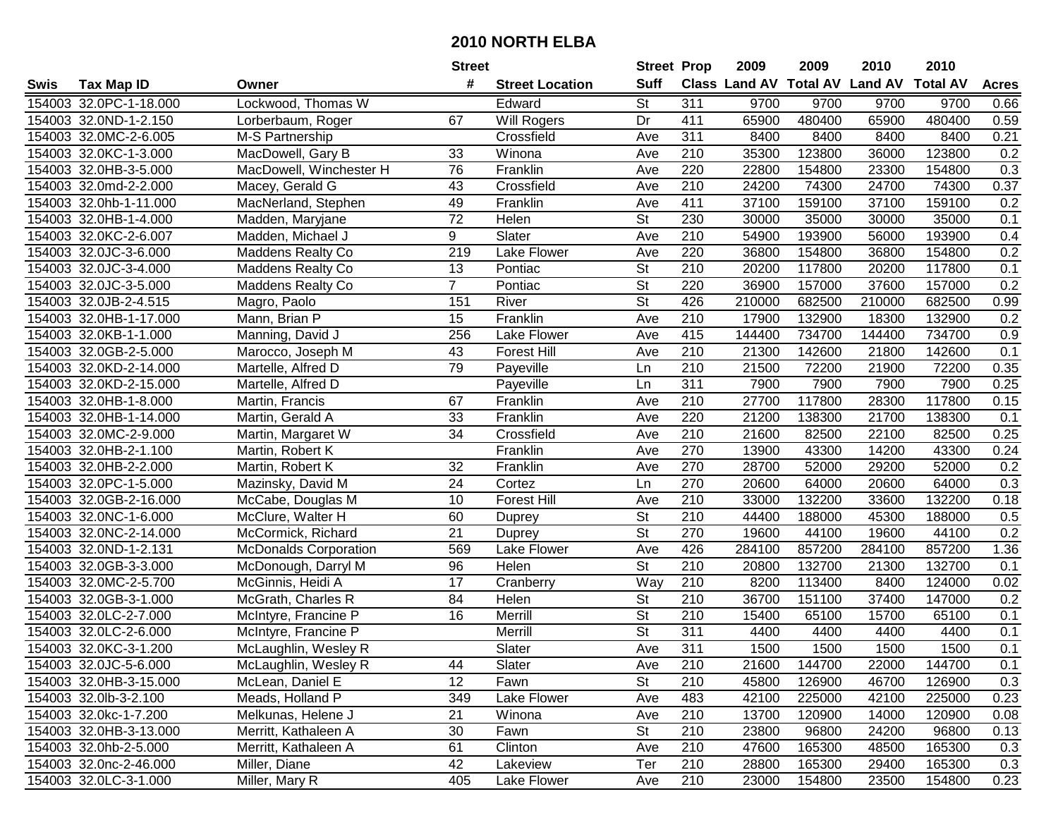# 2010 NORTH ELBA

| Swis | Tax Map ID | Owner | Street # | Street Location | Street Suff | Prop Class | 2009 Land AV | 2009 Total AV | 2010 Land AV | 2010 Total AV | Acres |
|---|---|---|---|---|---|---|---|---|---|---|---|
| 154003 | 32.0PC-1-18.000 | Lockwood, Thomas W | | Edward | St | 311 | 9700 | 9700 | 9700 | 9700 | 0.66 |
| 154003 | 32.0ND-1-2.150 | Lorberbaum, Roger | 67 | Will Rogers | Dr | 411 | 65900 | 480400 | 65900 | 480400 | 0.59 |
| 154003 | 32.0MC-2-6.005 | M-S Partnership | | Crossfield | Ave | 311 | 8400 | 8400 | 8400 | 8400 | 0.21 |
| 154003 | 32.0KC-1-3.000 | MacDowell, Gary B | 33 | Winona | Ave | 210 | 35300 | 123800 | 36000 | 123800 | 0.2 |
| 154003 | 32.0HB-3-5.000 | MacDowell, Winchester H | 76 | Franklin | Ave | 220 | 22800 | 154800 | 23300 | 154800 | 0.3 |
| 154003 | 32.0md-2-2.000 | Macey, Gerald G | 43 | Crossfield | Ave | 210 | 24200 | 74300 | 24700 | 74300 | 0.37 |
| 154003 | 32.0hb-1-11.000 | MacNerland, Stephen | 49 | Franklin | Ave | 411 | 37100 | 159100 | 37100 | 159100 | 0.2 |
| 154003 | 32.0HB-1-4.000 | Madden, Maryjane | 72 | Helen | St | 230 | 30000 | 35000 | 30000 | 35000 | 0.1 |
| 154003 | 32.0KC-2-6.007 | Madden, Michael J | 9 | Slater | Ave | 210 | 54900 | 193900 | 56000 | 193900 | 0.4 |
| 154003 | 32.0JC-3-6.000 | Maddens Realty Co | 219 | Lake Flower | Ave | 220 | 36800 | 154800 | 36800 | 154800 | 0.2 |
| 154003 | 32.0JC-3-4.000 | Maddens Realty Co | 13 | Pontiac | St | 210 | 20200 | 117800 | 20200 | 117800 | 0.1 |
| 154003 | 32.0JC-3-5.000 | Maddens Realty Co | 7 | Pontiac | St | 220 | 36900 | 157000 | 37600 | 157000 | 0.2 |
| 154003 | 32.0JB-2-4.515 | Magro, Paolo | 151 | River | St | 426 | 210000 | 682500 | 210000 | 682500 | 0.99 |
| 154003 | 32.0HB-1-17.000 | Mann, Brian P | 15 | Franklin | Ave | 210 | 17900 | 132900 | 18300 | 132900 | 0.2 |
| 154003 | 32.0KB-1-1.000 | Manning, David J | 256 | Lake Flower | Ave | 415 | 144400 | 734700 | 144400 | 734700 | 0.9 |
| 154003 | 32.0GB-2-5.000 | Marocco, Joseph M | 43 | Forest Hill | Ave | 210 | 21300 | 142600 | 21800 | 142600 | 0.1 |
| 154003 | 32.0KD-2-14.000 | Martelle, Alfred D | 79 | Payeville | Ln | 210 | 21500 | 72200 | 21900 | 72200 | 0.35 |
| 154003 | 32.0KD-2-15.000 | Martelle, Alfred D | | Payeville | Ln | 311 | 7900 | 7900 | 7900 | 7900 | 0.25 |
| 154003 | 32.0HB-1-8.000 | Martin, Francis | 67 | Franklin | Ave | 210 | 27700 | 117800 | 28300 | 117800 | 0.15 |
| 154003 | 32.0HB-1-14.000 | Martin, Gerald A | 33 | Franklin | Ave | 220 | 21200 | 138300 | 21700 | 138300 | 0.1 |
| 154003 | 32.0MC-2-9.000 | Martin, Margaret W | 34 | Crossfield | Ave | 210 | 21600 | 82500 | 22100 | 82500 | 0.25 |
| 154003 | 32.0HB-2-1.100 | Martin, Robert K | | Franklin | Ave | 270 | 13900 | 43300 | 14200 | 43300 | 0.24 |
| 154003 | 32.0HB-2-2.000 | Martin, Robert K | 32 | Franklin | Ave | 270 | 28700 | 52000 | 29200 | 52000 | 0.2 |
| 154003 | 32.0PC-1-5.000 | Mazinsky, David M | 24 | Cortez | Ln | 270 | 20600 | 64000 | 20600 | 64000 | 0.3 |
| 154003 | 32.0GB-2-16.000 | McCabe, Douglas M | 10 | Forest Hill | Ave | 210 | 33000 | 132200 | 33600 | 132200 | 0.18 |
| 154003 | 32.0NC-1-6.000 | McClure, Walter H | 60 | Duprey | St | 210 | 44400 | 188000 | 45300 | 188000 | 0.5 |
| 154003 | 32.0NC-2-14.000 | McCormick, Richard | 21 | Duprey | St | 270 | 19600 | 44100 | 19600 | 44100 | 0.2 |
| 154003 | 32.0ND-1-2.131 | McDonalds Corporation | 569 | Lake Flower | Ave | 426 | 284100 | 857200 | 284100 | 857200 | 1.36 |
| 154003 | 32.0GB-3-3.000 | McDonough, Darryl M | 96 | Helen | St | 210 | 20800 | 132700 | 21300 | 132700 | 0.1 |
| 154003 | 32.0MC-2-5.700 | McGinnis, Heidi A | 17 | Cranberry | Way | 210 | 8200 | 113400 | 8400 | 124000 | 0.02 |
| 154003 | 32.0GB-3-1.000 | McGrath, Charles R | 84 | Helen | St | 210 | 36700 | 151100 | 37400 | 147000 | 0.2 |
| 154003 | 32.0LC-2-7.000 | McIntyre, Francine P | 16 | Merrill | St | 210 | 15400 | 65100 | 15700 | 65100 | 0.1 |
| 154003 | 32.0LC-2-6.000 | McIntyre, Francine P | | Merrill | St | 311 | 4400 | 4400 | 4400 | 4400 | 0.1 |
| 154003 | 32.0KC-3-1.200 | McLaughlin, Wesley R | | Slater | Ave | 311 | 1500 | 1500 | 1500 | 1500 | 0.1 |
| 154003 | 32.0JC-5-6.000 | McLaughlin, Wesley R | 44 | Slater | Ave | 210 | 21600 | 144700 | 22000 | 144700 | 0.1 |
| 154003 | 32.0HB-3-15.000 | McLean, Daniel E | 12 | Fawn | St | 210 | 45800 | 126900 | 46700 | 126900 | 0.3 |
| 154003 | 32.0lb-3-2.100 | Meads, Holland P | 349 | Lake Flower | Ave | 483 | 42100 | 225000 | 42100 | 225000 | 0.23 |
| 154003 | 32.0kc-1-7.200 | Melkunas, Helene J | 21 | Winona | Ave | 210 | 13700 | 120900 | 14000 | 120900 | 0.08 |
| 154003 | 32.0HB-3-13.000 | Merritt, Kathaleen A | 30 | Fawn | St | 210 | 23800 | 96800 | 24200 | 96800 | 0.13 |
| 154003 | 32.0hb-2-5.000 | Merritt, Kathaleen A | 61 | Clinton | Ave | 210 | 47600 | 165300 | 48500 | 165300 | 0.3 |
| 154003 | 32.0nc-2-46.000 | Miller, Diane | 42 | Lakeview | Ter | 210 | 28800 | 165300 | 29400 | 165300 | 0.3 |
| 154003 | 32.0LC-3-1.000 | Miller, Mary R | 405 | Lake Flower | Ave | 210 | 23000 | 154800 | 23500 | 154800 | 0.23 |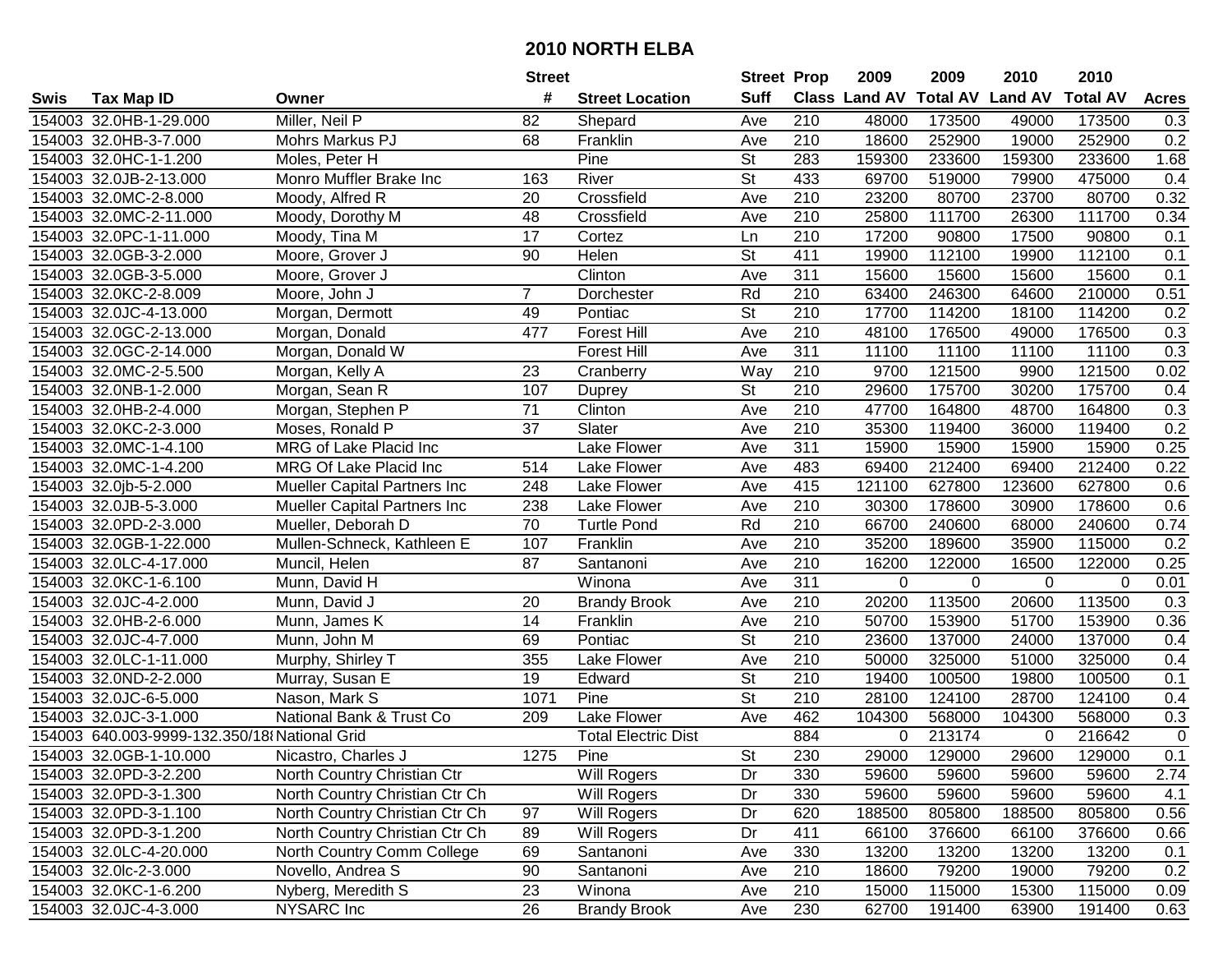# 2010 NORTH ELBA

| Swis | Tax Map ID | Owner | Street # | Street Location | Street Suff | Prop Class | 2009 Land AV | 2009 Total AV | 2010 Land AV | 2010 Total AV | Acres |
|---|---|---|---|---|---|---|---|---|---|---|---|
| 154003 | 32.0HB-1-29.000 | Miller, Neil P | 82 | Shepard | Ave | 210 | 48000 | 173500 | 49000 | 173500 | 0.3 |
| 154003 | 32.0HB-3-7.000 | Mohrs Markus PJ | 68 | Franklin | Ave | 210 | 18600 | 252900 | 19000 | 252900 | 0.2 |
| 154003 | 32.0HC-1-1.200 | Moles, Peter H | | Pine | St | 283 | 159300 | 233600 | 159300 | 233600 | 1.68 |
| 154003 | 32.0JB-2-13.000 | Monro Muffler Brake Inc | 163 | River | St | 433 | 69700 | 519000 | 79900 | 475000 | 0.4 |
| 154003 | 32.0MC-2-8.000 | Moody, Alfred R | 20 | Crossfield | Ave | 210 | 23200 | 80700 | 23700 | 80700 | 0.32 |
| 154003 | 32.0MC-2-11.000 | Moody, Dorothy M | 48 | Crossfield | Ave | 210 | 25800 | 111700 | 26300 | 111700 | 0.34 |
| 154003 | 32.0PC-1-11.000 | Moody, Tina M | 17 | Cortez | Ln | 210 | 17200 | 90800 | 17500 | 90800 | 0.1 |
| 154003 | 32.0GB-3-2.000 | Moore, Grover J | 90 | Helen | St | 411 | 19900 | 112100 | 19900 | 112100 | 0.1 |
| 154003 | 32.0GB-3-5.000 | Moore, Grover J | | Clinton | Ave | 311 | 15600 | 15600 | 15600 | 15600 | 0.1 |
| 154003 | 32.0KC-2-8.009 | Moore, John J | 7 | Dorchester | Rd | 210 | 63400 | 246300 | 64600 | 210000 | 0.51 |
| 154003 | 32.0JC-4-13.000 | Morgan, Dermott | 49 | Pontiac | St | 210 | 17700 | 114200 | 18100 | 114200 | 0.2 |
| 154003 | 32.0GC-2-13.000 | Morgan, Donald | 477 | Forest Hill | Ave | 210 | 48100 | 176500 | 49000 | 176500 | 0.3 |
| 154003 | 32.0GC-2-14.000 | Morgan, Donald W | | Forest Hill | Ave | 311 | 11100 | 11100 | 11100 | 11100 | 0.3 |
| 154003 | 32.0MC-2-5.500 | Morgan, Kelly A | 23 | Cranberry | Way | 210 | 9700 | 121500 | 9900 | 121500 | 0.02 |
| 154003 | 32.0NB-1-2.000 | Morgan, Sean R | 107 | Duprey | St | 210 | 29600 | 175700 | 30200 | 175700 | 0.4 |
| 154003 | 32.0HB-2-4.000 | Morgan, Stephen P | 71 | Clinton | Ave | 210 | 47700 | 164800 | 48700 | 164800 | 0.3 |
| 154003 | 32.0KC-2-3.000 | Moses, Ronald P | 37 | Slater | Ave | 210 | 35300 | 119400 | 36000 | 119400 | 0.2 |
| 154003 | 32.0MC-1-4.100 | MRG of Lake Placid Inc | | Lake Flower | Ave | 311 | 15900 | 15900 | 15900 | 15900 | 0.25 |
| 154003 | 32.0MC-1-4.200 | MRG Of Lake Placid Inc | 514 | Lake Flower | Ave | 483 | 69400 | 212400 | 69400 | 212400 | 0.22 |
| 154003 | 32.0jb-5-2.000 | Mueller Capital Partners Inc | 248 | Lake Flower | Ave | 415 | 121100 | 627800 | 123600 | 627800 | 0.6 |
| 154003 | 32.0JB-5-3.000 | Mueller Capital Partners Inc | 238 | Lake Flower | Ave | 210 | 30300 | 178600 | 30900 | 178600 | 0.6 |
| 154003 | 32.0PD-2-3.000 | Mueller, Deborah D | 70 | Turtle Pond | Rd | 210 | 66700 | 240600 | 68000 | 240600 | 0.74 |
| 154003 | 32.0GB-1-22.000 | Mullen-Schneck, Kathleen E | 107 | Franklin | Ave | 210 | 35200 | 189600 | 35900 | 115000 | 0.2 |
| 154003 | 32.0LC-4-17.000 | Muncil, Helen | 87 | Santanoni | Ave | 210 | 16200 | 122000 | 16500 | 122000 | 0.25 |
| 154003 | 32.0KC-1-6.100 | Munn, David H | | Winona | Ave | 311 | 0 | 0 | 0 | 0 | 0.01 |
| 154003 | 32.0JC-4-2.000 | Munn, David J | 20 | Brandy Brook | Ave | 210 | 20200 | 113500 | 20600 | 113500 | 0.3 |
| 154003 | 32.0HB-2-6.000 | Munn, James K | 14 | Franklin | Ave | 210 | 50700 | 153900 | 51700 | 153900 | 0.36 |
| 154003 | 32.0JC-4-7.000 | Munn, John M | 69 | Pontiac | St | 210 | 23600 | 137000 | 24000 | 137000 | 0.4 |
| 154003 | 32.0LC-1-11.000 | Murphy, Shirley T | 355 | Lake Flower | Ave | 210 | 50000 | 325000 | 51000 | 325000 | 0.4 |
| 154003 | 32.0ND-2-2.000 | Murray, Susan E | 19 | Edward | St | 210 | 19400 | 100500 | 19800 | 100500 | 0.1 |
| 154003 | 32.0JC-6-5.000 | Nason, Mark S | 1071 | Pine | St | 210 | 28100 | 124100 | 28700 | 124100 | 0.4 |
| 154003 | 32.0JC-3-1.000 | National Bank & Trust Co | 209 | Lake Flower | Ave | 462 | 104300 | 568000 | 104300 | 568000 | 0.3 |
| 154003 | 640.003-9999-132.350/18 | National Grid | | Total Electric Dist | | 884 | 0 | 213174 | 0 | 216642 | 0 |
| 154003 | 32.0GB-1-10.000 | Nicastro, Charles J | 1275 | Pine | St | 230 | 29000 | 129000 | 29600 | 129000 | 0.1 |
| 154003 | 32.0PD-3-2.200 | North Country Christian Ctr | | Will Rogers | Dr | 330 | 59600 | 59600 | 59600 | 59600 | 2.74 |
| 154003 | 32.0PD-3-1.300 | North Country Christian Ctr Ch | | Will Rogers | Dr | 330 | 59600 | 59600 | 59600 | 59600 | 4.1 |
| 154003 | 32.0PD-3-1.100 | North Country Christian Ctr Ch | 97 | Will Rogers | Dr | 620 | 188500 | 805800 | 188500 | 805800 | 0.56 |
| 154003 | 32.0PD-3-1.200 | North Country Christian Ctr Ch | 89 | Will Rogers | Dr | 411 | 66100 | 376600 | 66100 | 376600 | 0.66 |
| 154003 | 32.0LC-4-20.000 | North Country Comm College | 69 | Santanoni | Ave | 330 | 13200 | 13200 | 13200 | 13200 | 0.1 |
| 154003 | 32.0lc-2-3.000 | Novello, Andrea S | 90 | Santanoni | Ave | 210 | 18600 | 79200 | 19000 | 79200 | 0.2 |
| 154003 | 32.0KC-1-6.200 | Nyberg, Meredith S | 23 | Winona | Ave | 210 | 15000 | 115000 | 15300 | 115000 | 0.09 |
| 154003 | 32.0JC-4-3.000 | NYSARC Inc | 26 | Brandy Brook | Ave | 230 | 62700 | 191400 | 63900 | 191400 | 0.63 |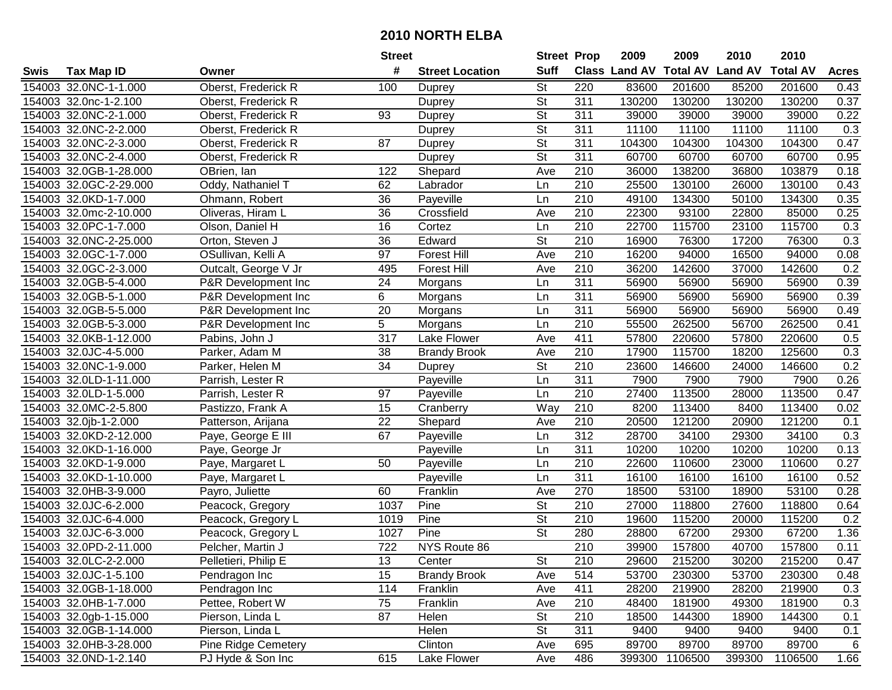# 2010 NORTH ELBA

| Swis | Tax Map ID | Owner | Street # | Street Location | Street Suff | Prop Class | 2009 Land AV | 2009 Total AV | 2010 Land AV | 2010 Total AV | Acres |
|---|---|---|---|---|---|---|---|---|---|---|---|
| 154003 | 32.0NC-1-1.000 | Oberst, Frederick R | 100 | Duprey | St | 220 | 83600 | 201600 | 85200 | 201600 | 0.43 |
| 154003 | 32.0nc-1-2.100 | Oberst, Frederick R | | Duprey | St | 311 | 130200 | 130200 | 130200 | 130200 | 0.37 |
| 154003 | 32.0NC-2-1.000 | Oberst, Frederick R | 93 | Duprey | St | 311 | 39000 | 39000 | 39000 | 39000 | 0.22 |
| 154003 | 32.0NC-2-2.000 | Oberst, Frederick R | | Duprey | St | 311 | 11100 | 11100 | 11100 | 11100 | 0.3 |
| 154003 | 32.0NC-2-3.000 | Oberst, Frederick R | 87 | Duprey | St | 311 | 104300 | 104300 | 104300 | 104300 | 0.47 |
| 154003 | 32.0NC-2-4.000 | Oberst, Frederick R | | Duprey | St | 311 | 60700 | 60700 | 60700 | 60700 | 0.95 |
| 154003 | 32.0GB-1-28.000 | OBrien, Ian | 122 | Shepard | Ave | 210 | 36000 | 138200 | 36800 | 103879 | 0.18 |
| 154003 | 32.0GC-2-29.000 | Oddy, Nathaniel T | 62 | Labrador | Ln | 210 | 25500 | 130100 | 26000 | 130100 | 0.43 |
| 154003 | 32.0KD-1-7.000 | Ohmann, Robert | 36 | Payeville | Ln | 210 | 49100 | 134300 | 50100 | 134300 | 0.35 |
| 154003 | 32.0mc-2-10.000 | Oliveras, Hiram L | 36 | Crossfield | Ave | 210 | 22300 | 93100 | 22800 | 85000 | 0.25 |
| 154003 | 32.0PC-1-7.000 | Olson, Daniel H | 16 | Cortez | Ln | 210 | 22700 | 115700 | 23100 | 115700 | 0.3 |
| 154003 | 32.0NC-2-25.000 | Orton, Steven J | 36 | Edward | St | 210 | 16900 | 76300 | 17200 | 76300 | 0.3 |
| 154003 | 32.0GC-1-7.000 | OSullivan, Kelli A | 97 | Forest Hill | Ave | 210 | 16200 | 94000 | 16500 | 94000 | 0.08 |
| 154003 | 32.0GC-2-3.000 | Outcalt, George V Jr | 495 | Forest Hill | Ave | 210 | 36200 | 142600 | 37000 | 142600 | 0.2 |
| 154003 | 32.0GB-5-4.000 | P&R Development Inc | 24 | Morgans | Ln | 311 | 56900 | 56900 | 56900 | 56900 | 0.39 |
| 154003 | 32.0GB-5-1.000 | P&R Development Inc | 6 | Morgans | Ln | 311 | 56900 | 56900 | 56900 | 56900 | 0.39 |
| 154003 | 32.0GB-5-5.000 | P&R Development Inc | 20 | Morgans | Ln | 311 | 56900 | 56900 | 56900 | 56900 | 0.49 |
| 154003 | 32.0GB-5-3.000 | P&R Development Inc | 5 | Morgans | Ln | 210 | 55500 | 262500 | 56700 | 262500 | 0.41 |
| 154003 | 32.0KB-1-12.000 | Pabins, John J | 317 | Lake Flower | Ave | 411 | 57800 | 220600 | 57800 | 220600 | 0.5 |
| 154003 | 32.0JC-4-5.000 | Parker, Adam M | 38 | Brandy Brook | Ave | 210 | 17900 | 115700 | 18200 | 125600 | 0.3 |
| 154003 | 32.0NC-1-9.000 | Parker, Helen M | 34 | Duprey | St | 210 | 23600 | 146600 | 24000 | 146600 | 0.2 |
| 154003 | 32.0LD-1-11.000 | Parrish, Lester R | | Payeville | Ln | 311 | 7900 | 7900 | 7900 | 7900 | 0.26 |
| 154003 | 32.0LD-1-5.000 | Parrish, Lester R | 97 | Payeville | Ln | 210 | 27400 | 113500 | 28000 | 113500 | 0.47 |
| 154003 | 32.0MC-2-5.800 | Pastizzo, Frank A | 15 | Cranberry | Way | 210 | 8200 | 113400 | 8400 | 113400 | 0.02 |
| 154003 | 32.0jb-1-2.000 | Patterson, Arijana | 22 | Shepard | Ave | 210 | 20500 | 121200 | 20900 | 121200 | 0.1 |
| 154003 | 32.0KD-2-12.000 | Paye, George E III | 67 | Payeville | Ln | 312 | 28700 | 34100 | 29300 | 34100 | 0.3 |
| 154003 | 32.0KD-1-16.000 | Paye, George Jr | | Payeville | Ln | 311 | 10200 | 10200 | 10200 | 10200 | 0.13 |
| 154003 | 32.0KD-1-9.000 | Paye, Margaret L | 50 | Payeville | Ln | 210 | 22600 | 110600 | 23000 | 110600 | 0.27 |
| 154003 | 32.0KD-1-10.000 | Paye, Margaret L | | Payeville | Ln | 311 | 16100 | 16100 | 16100 | 16100 | 0.52 |
| 154003 | 32.0HB-3-9.000 | Payro, Juliette | 60 | Franklin | Ave | 270 | 18500 | 53100 | 18900 | 53100 | 0.28 |
| 154003 | 32.0JC-6-2.000 | Peacock, Gregory | 1037 | Pine | St | 210 | 27000 | 118800 | 27600 | 118800 | 0.64 |
| 154003 | 32.0JC-6-4.000 | Peacock, Gregory L | 1019 | Pine | St | 210 | 19600 | 115200 | 20000 | 115200 | 0.2 |
| 154003 | 32.0JC-6-3.000 | Peacock, Gregory L | 1027 | Pine | St | 280 | 28800 | 67200 | 29300 | 67200 | 1.36 |
| 154003 | 32.0PD-2-11.000 | Pelcher, Martin J | 722 | NYS Route 86 | | 210 | 39900 | 157800 | 40700 | 157800 | 0.11 |
| 154003 | 32.0LC-2-2.000 | Pelletieri, Philip E | 13 | Center | St | 210 | 29600 | 215200 | 30200 | 215200 | 0.47 |
| 154003 | 32.0JC-1-5.100 | Pendragon Inc | 15 | Brandy Brook | Ave | 514 | 53700 | 230300 | 53700 | 230300 | 0.48 |
| 154003 | 32.0GB-1-18.000 | Pendragon Inc | 114 | Franklin | Ave | 411 | 28200 | 219900 | 28200 | 219900 | 0.3 |
| 154003 | 32.0HB-1-7.000 | Pettee, Robert W | 75 | Franklin | Ave | 210 | 48400 | 181900 | 49300 | 181900 | 0.3 |
| 154003 | 32.0gb-1-15.000 | Pierson, Linda L | 87 | Helen | St | 210 | 18500 | 144300 | 18900 | 144300 | 0.1 |
| 154003 | 32.0GB-1-14.000 | Pierson, Linda L | | Helen | St | 311 | 9400 | 9400 | 9400 | 9400 | 0.1 |
| 154003 | 32.0HB-3-28.000 | Pine Ridge Cemetery | | Clinton | Ave | 695 | 89700 | 89700 | 89700 | 89700 | 6 |
| 154003 | 32.0ND-1-2.140 | PJ Hyde & Son Inc | 615 | Lake Flower | Ave | 486 | 399300 | 1106500 | 399300 | 1106500 | 1.66 |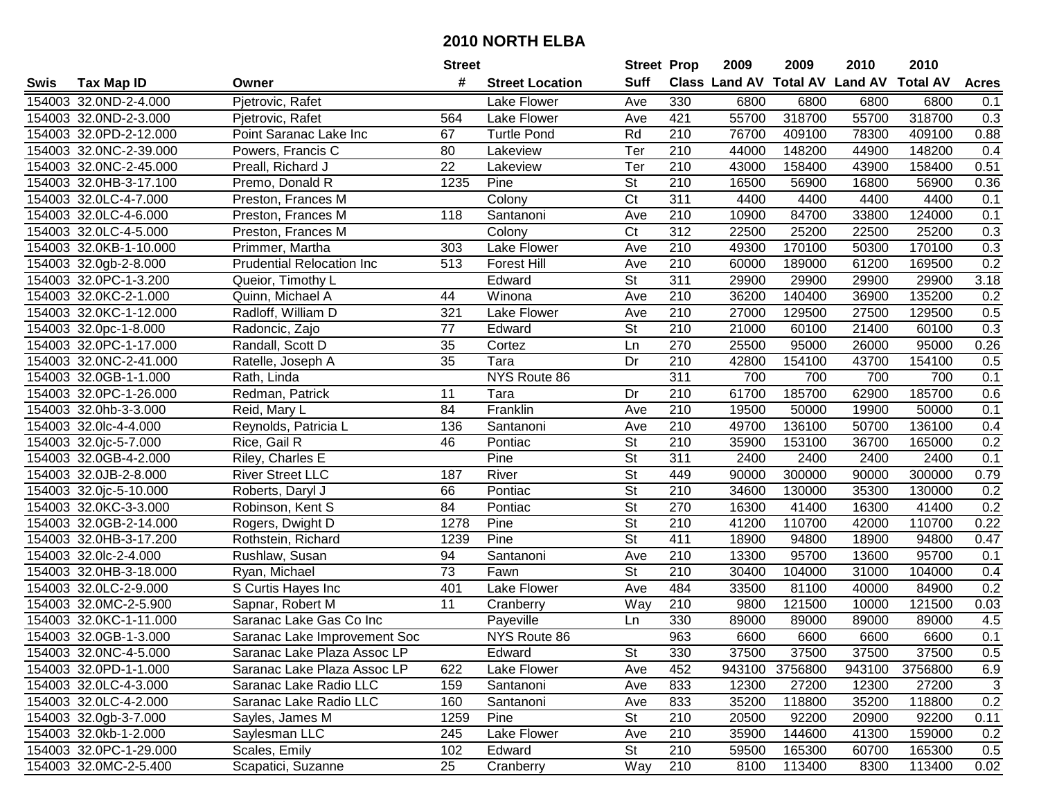# 2010 NORTH ELBA

| Swis | Tax Map ID | Owner | Street # | Street Location | Street Suff | Prop Class | 2009 Land AV | 2009 Total AV | 2010 Land AV | 2010 Total AV | Acres |
|---|---|---|---|---|---|---|---|---|---|---|---|
| 154003 | 32.0ND-2-4.000 | Pjetrovic, Rafet | | Lake Flower | Ave | 330 | 6800 | 6800 | 6800 | 6800 | 0.1 |
| 154003 | 32.0ND-2-3.000 | Pjetrovic, Rafet | 564 | Lake Flower | Ave | 421 | 55700 | 318700 | 55700 | 318700 | 0.3 |
| 154003 | 32.0PD-2-12.000 | Point Saranac Lake Inc | 67 | Turtle Pond | Rd | 210 | 76700 | 409100 | 78300 | 409100 | 0.88 |
| 154003 | 32.0NC-2-39.000 | Powers, Francis C | 80 | Lakeview | Ter | 210 | 44000 | 148200 | 44900 | 148200 | 0.4 |
| 154003 | 32.0NC-2-45.000 | Preall, Richard J | 22 | Lakeview | Ter | 210 | 43000 | 158400 | 43900 | 158400 | 0.51 |
| 154003 | 32.0HB-3-17.100 | Premo, Donald R | 1235 | Pine | St | 210 | 16500 | 56900 | 16800 | 56900 | 0.36 |
| 154003 | 32.0LC-4-7.000 | Preston, Frances M | | Colony | Ct | 311 | 4400 | 4400 | 4400 | 4400 | 0.1 |
| 154003 | 32.0LC-4-6.000 | Preston, Frances M | 118 | Santanoni | Ave | 210 | 10900 | 84700 | 33800 | 124000 | 0.1 |
| 154003 | 32.0LC-4-5.000 | Preston, Frances M | | Colony | Ct | 312 | 22500 | 25200 | 22500 | 25200 | 0.3 |
| 154003 | 32.0KB-1-10.000 | Primmer, Martha | 303 | Lake Flower | Ave | 210 | 49300 | 170100 | 50300 | 170100 | 0.3 |
| 154003 | 32.0gb-2-8.000 | Prudential Relocation Inc | 513 | Forest Hill | Ave | 210 | 60000 | 189000 | 61200 | 169500 | 0.2 |
| 154003 | 32.0PC-1-3.200 | Queior, Timothy L | | Edward | St | 311 | 29900 | 29900 | 29900 | 29900 | 3.18 |
| 154003 | 32.0KC-2-1.000 | Quinn, Michael A | 44 | Winona | Ave | 210 | 36200 | 140400 | 36900 | 135200 | 0.2 |
| 154003 | 32.0KC-1-12.000 | Radloff, William D | 321 | Lake Flower | Ave | 210 | 27000 | 129500 | 27500 | 129500 | 0.5 |
| 154003 | 32.0pc-1-8.000 | Radoncic, Zajo | 77 | Edward | St | 210 | 21000 | 60100 | 21400 | 60100 | 0.3 |
| 154003 | 32.0PC-1-17.000 | Randall, Scott D | 35 | Cortez | Ln | 270 | 25500 | 95000 | 26000 | 95000 | 0.26 |
| 154003 | 32.0NC-2-41.000 | Ratelle, Joseph A | 35 | Tara | Dr | 210 | 42800 | 154100 | 43700 | 154100 | 0.5 |
| 154003 | 32.0GB-1-1.000 | Rath, Linda | | NYS Route 86 | | 311 | 700 | 700 | 700 | 700 | 0.1 |
| 154003 | 32.0PC-1-26.000 | Redman, Patrick | 11 | Tara | Dr | 210 | 61700 | 185700 | 62900 | 185700 | 0.6 |
| 154003 | 32.0hb-3-3.000 | Reid, Mary L | 84 | Franklin | Ave | 210 | 19500 | 50000 | 19900 | 50000 | 0.1 |
| 154003 | 32.0lc-4-4.000 | Reynolds, Patricia L | 136 | Santanoni | Ave | 210 | 49700 | 136100 | 50700 | 136100 | 0.4 |
| 154003 | 32.0jc-5-7.000 | Rice, Gail R | 46 | Pontiac | St | 210 | 35900 | 153100 | 36700 | 165000 | 0.2 |
| 154003 | 32.0GB-4-2.000 | Riley, Charles E | | Pine | St | 311 | 2400 | 2400 | 2400 | 2400 | 0.1 |
| 154003 | 32.0JB-2-8.000 | River Street LLC | 187 | River | St | 449 | 90000 | 300000 | 90000 | 300000 | 0.79 |
| 154003 | 32.0jc-5-10.000 | Roberts, Daryl J | 66 | Pontiac | St | 210 | 34600 | 130000 | 35300 | 130000 | 0.2 |
| 154003 | 32.0KC-3-3.000 | Robinson, Kent S | 84 | Pontiac | St | 270 | 16300 | 41400 | 16300 | 41400 | 0.2 |
| 154003 | 32.0GB-2-14.000 | Rogers, Dwight D | 1278 | Pine | St | 210 | 41200 | 110700 | 42000 | 110700 | 0.22 |
| 154003 | 32.0HB-3-17.200 | Rothstein, Richard | 1239 | Pine | St | 411 | 18900 | 94800 | 18900 | 94800 | 0.47 |
| 154003 | 32.0lc-2-4.000 | Rushlaw, Susan | 94 | Santanoni | Ave | 210 | 13300 | 95700 | 13600 | 95700 | 0.1 |
| 154003 | 32.0HB-3-18.000 | Ryan, Michael | 73 | Fawn | St | 210 | 30400 | 104000 | 31000 | 104000 | 0.4 |
| 154003 | 32.0LC-2-9.000 | S Curtis Hayes Inc | 401 | Lake Flower | Ave | 484 | 33500 | 81100 | 40000 | 84900 | 0.2 |
| 154003 | 32.0MC-2-5.900 | Sapnar, Robert M | 11 | Cranberry | Way | 210 | 9800 | 121500 | 10000 | 121500 | 0.03 |
| 154003 | 32.0KC-1-11.000 | Saranac Lake Gas Co Inc | | Payeville | Ln | 330 | 89000 | 89000 | 89000 | 89000 | 4.5 |
| 154003 | 32.0GB-1-3.000 | Saranac Lake Improvement Soc | | NYS Route 86 | | 963 | 6600 | 6600 | 6600 | 6600 | 0.1 |
| 154003 | 32.0NC-4-5.000 | Saranac Lake Plaza Assoc LP | | Edward | St | 330 | 37500 | 37500 | 37500 | 37500 | 0.5 |
| 154003 | 32.0PD-1-1.000 | Saranac Lake Plaza Assoc LP | 622 | Lake Flower | Ave | 452 | 943100 | 3756800 | 943100 | 3756800 | 6.9 |
| 154003 | 32.0LC-4-3.000 | Saranac Lake Radio LLC | 159 | Santanoni | Ave | 833 | 12300 | 27200 | 12300 | 27200 | 3 |
| 154003 | 32.0LC-4-2.000 | Saranac Lake Radio LLC | 160 | Santanoni | Ave | 833 | 35200 | 118800 | 35200 | 118800 | 0.2 |
| 154003 | 32.0gb-3-7.000 | Sayles, James M | 1259 | Pine | St | 210 | 20500 | 92200 | 20900 | 92200 | 0.11 |
| 154003 | 32.0kb-1-2.000 | Saylesman LLC | 245 | Lake Flower | Ave | 210 | 35900 | 144600 | 41300 | 159000 | 0.2 |
| 154003 | 32.0PC-1-29.000 | Scales, Emily | 102 | Edward | St | 210 | 59500 | 165300 | 60700 | 165300 | 0.5 |
| 154003 | 32.0MC-2-5.400 | Scapatici, Suzanne | 25 | Cranberry | Way | 210 | 8100 | 113400 | 8300 | 113400 | 0.02 |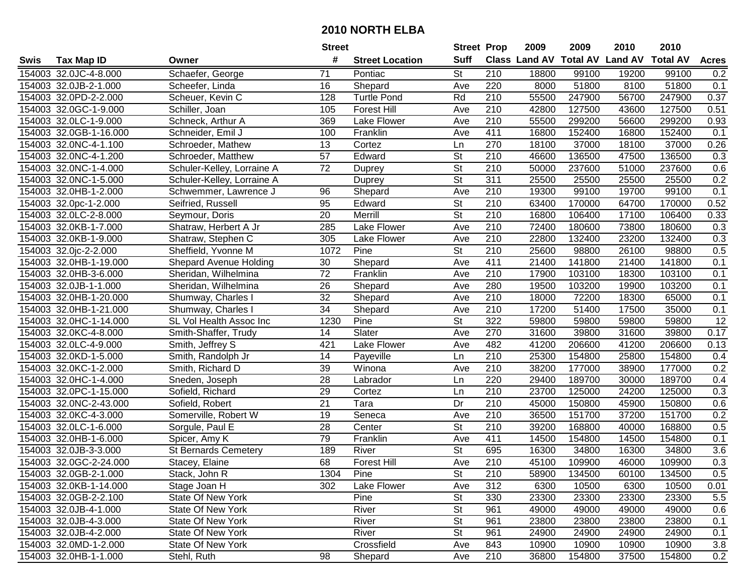# 2010 NORTH ELBA

| Swis | Tax Map ID | Owner | Street # | Street Location | Street Suff | Prop Class | 2009 Land AV | 2009 Total AV | 2010 Land AV | 2010 Total AV | Acres |
|---|---|---|---|---|---|---|---|---|---|---|---|
| 154003 | 32.0JC-4-8.000 | Schaefer, George | 71 | Pontiac | St | 210 | 18800 | 99100 | 19200 | 99100 | 0.2 |
| 154003 | 32.0JB-2-1.000 | Scheefer, Linda | 16 | Shepard | Ave | 220 | 8000 | 51800 | 8100 | 51800 | 0.1 |
| 154003 | 32.0PD-2-2.000 | Scheuer, Kevin C | 128 | Turtle Pond | Rd | 210 | 55500 | 247900 | 56700 | 247900 | 0.37 |
| 154003 | 32.0GC-1-9.000 | Schiller, Joan | 105 | Forest Hill | Ave | 210 | 42800 | 127500 | 43600 | 127500 | 0.51 |
| 154003 | 32.0LC-1-9.000 | Schneck, Arthur A | 369 | Lake Flower | Ave | 210 | 55500 | 299200 | 56600 | 299200 | 0.93 |
| 154003 | 32.0GB-1-16.000 | Schneider, Emil J | 100 | Franklin | Ave | 411 | 16800 | 152400 | 16800 | 152400 | 0.1 |
| 154003 | 32.0NC-4-1.100 | Schroeder, Mathew | 13 | Cortez | Ln | 270 | 18100 | 37000 | 18100 | 37000 | 0.26 |
| 154003 | 32.0NC-4-1.200 | Schroeder, Matthew | 57 | Edward | St | 210 | 46600 | 136500 | 47500 | 136500 | 0.3 |
| 154003 | 32.0NC-1-4.000 | Schuler-Kelley, Lorraine A | 72 | Duprey | St | 210 | 50000 | 237600 | 51000 | 237600 | 0.6 |
| 154003 | 32.0NC-1-5.000 | Schuler-Kelley, Lorraine A | | Duprey | St | 311 | 25500 | 25500 | 25500 | 25500 | 0.2 |
| 154003 | 32.0HB-1-2.000 | Schwemmer, Lawrence J | 96 | Shepard | Ave | 210 | 19300 | 99100 | 19700 | 99100 | 0.1 |
| 154003 | 32.0pc-1-2.000 | Seifried, Russell | 95 | Edward | St | 210 | 63400 | 170000 | 64700 | 170000 | 0.52 |
| 154003 | 32.0LC-2-8.000 | Seymour, Doris | 20 | Merrill | St | 210 | 16800 | 106400 | 17100 | 106400 | 0.33 |
| 154003 | 32.0KB-1-7.000 | Shatraw, Herbert A Jr | 285 | Lake Flower | Ave | 210 | 72400 | 180600 | 73800 | 180600 | 0.3 |
| 154003 | 32.0KB-1-9.000 | Shatraw, Stephen C | 305 | Lake Flower | Ave | 210 | 22800 | 132400 | 23200 | 132400 | 0.3 |
| 154003 | 32.0jc-2-2.000 | Sheffield, Yvonne M | 1072 | Pine | St | 210 | 25600 | 98800 | 26100 | 98800 | 0.5 |
| 154003 | 32.0HB-1-19.000 | Shepard Avenue Holding | 30 | Shepard | Ave | 411 | 21400 | 141800 | 21400 | 141800 | 0.1 |
| 154003 | 32.0HB-3-6.000 | Sheridan, Wilhelmina | 72 | Franklin | Ave | 210 | 17900 | 103100 | 18300 | 103100 | 0.1 |
| 154003 | 32.0JB-1-1.000 | Sheridan, Wilhelmina | 26 | Shepard | Ave | 280 | 19500 | 103200 | 19900 | 103200 | 0.1 |
| 154003 | 32.0HB-1-20.000 | Shumway, Charles I | 32 | Shepard | Ave | 210 | 18000 | 72200 | 18300 | 65000 | 0.1 |
| 154003 | 32.0HB-1-21.000 | Shumway, Charles I | 34 | Shepard | Ave | 210 | 17200 | 51400 | 17500 | 35000 | 0.1 |
| 154003 | 32.0HC-1-14.000 | SL Vol Health Assoc Inc | 1230 | Pine | St | 322 | 59800 | 59800 | 59800 | 59800 | 12 |
| 154003 | 32.0KC-4-8.000 | Smith-Shaffer, Trudy | 14 | Slater | Ave | 270 | 31600 | 39800 | 31600 | 39800 | 0.17 |
| 154003 | 32.0LC-4-9.000 | Smith, Jeffrey S | 421 | Lake Flower | Ave | 482 | 41200 | 206600 | 41200 | 206600 | 0.13 |
| 154003 | 32.0KD-1-5.000 | Smith, Randolph Jr | 14 | Payeville | Ln | 210 | 25300 | 154800 | 25800 | 154800 | 0.4 |
| 154003 | 32.0KC-1-2.000 | Smith, Richard D | 39 | Winona | Ave | 210 | 38200 | 177000 | 38900 | 177000 | 0.2 |
| 154003 | 32.0HC-1-4.000 | Sneden, Joseph | 28 | Labrador | Ln | 220 | 29400 | 189700 | 30000 | 189700 | 0.4 |
| 154003 | 32.0PC-1-15.000 | Sofield, Richard | 29 | Cortez | Ln | 210 | 23700 | 125000 | 24200 | 125000 | 0.3 |
| 154003 | 32.0NC-2-43.000 | Sofield, Robert | 21 | Tara | Dr | 210 | 45000 | 150800 | 45900 | 150800 | 0.6 |
| 154003 | 32.0KC-4-3.000 | Somerville, Robert W | 19 | Seneca | Ave | 210 | 36500 | 151700 | 37200 | 151700 | 0.2 |
| 154003 | 32.0LC-1-6.000 | Sorgule, Paul E | 28 | Center | St | 210 | 39200 | 168800 | 40000 | 168800 | 0.5 |
| 154003 | 32.0HB-1-6.000 | Spicer, Amy K | 79 | Franklin | Ave | 411 | 14500 | 154800 | 14500 | 154800 | 0.1 |
| 154003 | 32.0JB-3-3.000 | St Bernards Cemetery | 189 | River | St | 695 | 16300 | 34800 | 16300 | 34800 | 3.6 |
| 154003 | 32.0GC-2-24.000 | Stacey, Elaine | 68 | Forest Hill | Ave | 210 | 45100 | 109900 | 46000 | 109900 | 0.3 |
| 154003 | 32.0GB-2-1.000 | Stack, John R | 1304 | Pine | St | 210 | 58900 | 134500 | 60100 | 134500 | 0.5 |
| 154003 | 32.0KB-1-14.000 | Stage Joan H | 302 | Lake Flower | Ave | 312 | 6300 | 10500 | 6300 | 10500 | 0.01 |
| 154003 | 32.0GB-2-2.100 | State Of New York | | Pine | St | 330 | 23300 | 23300 | 23300 | 23300 | 5.5 |
| 154003 | 32.0JB-4-1.000 | State Of New York | | River | St | 961 | 49000 | 49000 | 49000 | 49000 | 0.6 |
| 154003 | 32.0JB-4-3.000 | State Of New York | | River | St | 961 | 23800 | 23800 | 23800 | 23800 | 0.1 |
| 154003 | 32.0JB-4-2.000 | State Of New York | | River | St | 961 | 24900 | 24900 | 24900 | 24900 | 0.1 |
| 154003 | 32.0MD-1-2.000 | State Of New York | | Crossfield | Ave | 843 | 10900 | 10900 | 10900 | 10900 | 3.8 |
| 154003 | 32.0HB-1-1.000 | Stehl, Ruth | 98 | Shepard | Ave | 210 | 36800 | 154800 | 37500 | 154800 | 0.2 |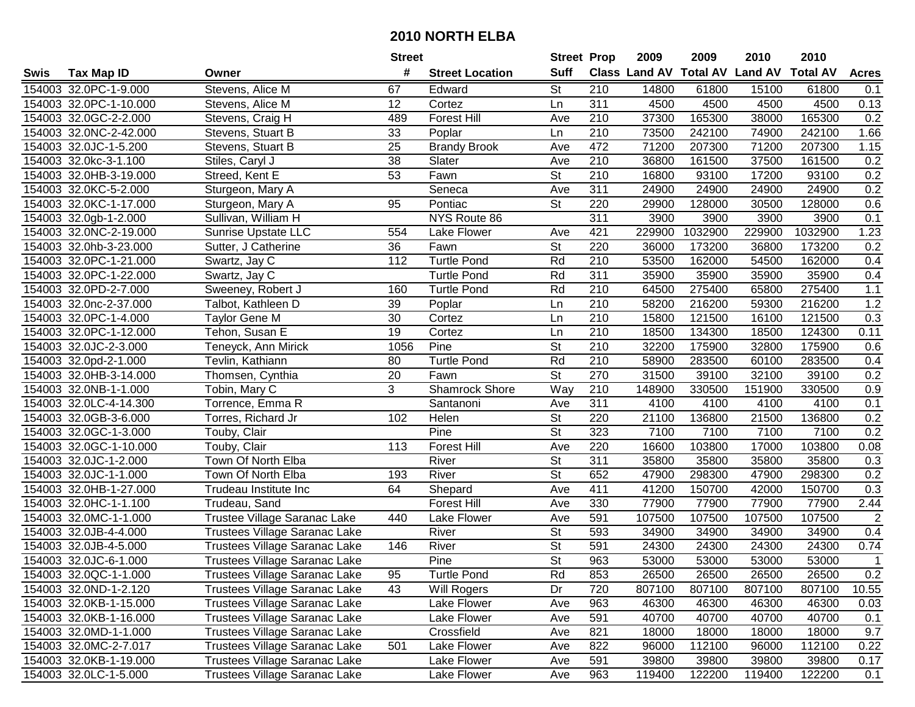# 2010 NORTH ELBA

| Swis | Tax Map ID | Owner | Street # | Street Location | Street Suff | Prop Class | 2009 Land AV | 2009 Total AV | 2010 Land AV | 2010 Total AV | Acres |
|---|---|---|---|---|---|---|---|---|---|---|---|
| 154003 | 32.0PC-1-9.000 | Stevens, Alice M | 67 | Edward | St | 210 | 14800 | 61800 | 15100 | 61800 | 0.1 |
| 154003 | 32.0PC-1-10.000 | Stevens, Alice M | 12 | Cortez | Ln | 311 | 4500 | 4500 | 4500 | 4500 | 0.13 |
| 154003 | 32.0GC-2-2.000 | Stevens, Craig H | 489 | Forest Hill | Ave | 210 | 37300 | 165300 | 38000 | 165300 | 0.2 |
| 154003 | 32.0NC-2-42.000 | Stevens, Stuart B | 33 | Poplar | Ln | 210 | 73500 | 242100 | 74900 | 242100 | 1.66 |
| 154003 | 32.0JC-1-5.200 | Stevens, Stuart B | 25 | Brandy Brook | Ave | 472 | 71200 | 207300 | 71200 | 207300 | 1.15 |
| 154003 | 32.0kc-3-1.100 | Stiles, Caryl J | 38 | Slater | Ave | 210 | 36800 | 161500 | 37500 | 161500 | 0.2 |
| 154003 | 32.0HB-3-19.000 | Streed, Kent E | 53 | Fawn | St | 210 | 16800 | 93100 | 17200 | 93100 | 0.2 |
| 154003 | 32.0KC-5-2.000 | Sturgeon, Mary A | | Seneca | Ave | 311 | 24900 | 24900 | 24900 | 24900 | 0.2 |
| 154003 | 32.0KC-1-17.000 | Sturgeon, Mary A | 95 | Pontiac | St | 220 | 29900 | 128000 | 30500 | 128000 | 0.6 |
| 154003 | 32.0gb-1-2.000 | Sullivan, William H | | NYS Route 86 | | 311 | 3900 | 3900 | 3900 | 3900 | 0.1 |
| 154003 | 32.0NC-2-19.000 | Sunrise Upstate LLC | 554 | Lake Flower | Ave | 421 | 229900 | 1032900 | 229900 | 1032900 | 1.23 |
| 154003 | 32.0hb-3-23.000 | Sutter, J Catherine | 36 | Fawn | St | 220 | 36000 | 173200 | 36800 | 173200 | 0.2 |
| 154003 | 32.0PC-1-21.000 | Swartz, Jay C | 112 | Turtle Pond | Rd | 210 | 53500 | 162000 | 54500 | 162000 | 0.4 |
| 154003 | 32.0PC-1-22.000 | Swartz, Jay C | | Turtle Pond | Rd | 311 | 35900 | 35900 | 35900 | 35900 | 0.4 |
| 154003 | 32.0PD-2-7.000 | Sweeney, Robert J | 160 | Turtle Pond | Rd | 210 | 64500 | 275400 | 65800 | 275400 | 1.1 |
| 154003 | 32.0nc-2-37.000 | Talbot, Kathleen D | 39 | Poplar | Ln | 210 | 58200 | 216200 | 59300 | 216200 | 1.2 |
| 154003 | 32.0PC-1-4.000 | Taylor Gene M | 30 | Cortez | Ln | 210 | 15800 | 121500 | 16100 | 121500 | 0.3 |
| 154003 | 32.0PC-1-12.000 | Tehon, Susan E | 19 | Cortez | Ln | 210 | 18500 | 134300 | 18500 | 124300 | 0.11 |
| 154003 | 32.0JC-2-3.000 | Teneyck, Ann Mirick | 1056 | Pine | St | 210 | 32200 | 175900 | 32800 | 175900 | 0.6 |
| 154003 | 32.0pd-2-1.000 | Tevlin, Kathiann | 80 | Turtle Pond | Rd | 210 | 58900 | 283500 | 60100 | 283500 | 0.4 |
| 154003 | 32.0HB-3-14.000 | Thomsen, Cynthia | 20 | Fawn | St | 270 | 31500 | 39100 | 32100 | 39100 | 0.2 |
| 154003 | 32.0NB-1-1.000 | Tobin, Mary C | 3 | Shamrock Shore | Way | 210 | 148900 | 330500 | 151900 | 330500 | 0.9 |
| 154003 | 32.0LC-4-14.300 | Torrence, Emma R | | Santanoni | Ave | 311 | 4100 | 4100 | 4100 | 4100 | 0.1 |
| 154003 | 32.0GB-3-6.000 | Torres, Richard Jr | 102 | Helen | St | 220 | 21100 | 136800 | 21500 | 136800 | 0.2 |
| 154003 | 32.0GC-1-3.000 | Touby, Clair | | Pine | St | 323 | 7100 | 7100 | 7100 | 7100 | 0.2 |
| 154003 | 32.0GC-1-10.000 | Touby, Clair | 113 | Forest Hill | Ave | 220 | 16600 | 103800 | 17000 | 103800 | 0.08 |
| 154003 | 32.0JC-1-2.000 | Town Of North Elba | | River | St | 311 | 35800 | 35800 | 35800 | 35800 | 0.3 |
| 154003 | 32.0JC-1-1.000 | Town Of North Elba | 193 | River | St | 652 | 47900 | 298300 | 47900 | 298300 | 0.2 |
| 154003 | 32.0HB-1-27.000 | Trudeau Institute Inc | 64 | Shepard | Ave | 411 | 41200 | 150700 | 42000 | 150700 | 0.3 |
| 154003 | 32.0HC-1-1.100 | Trudeau, Sand | | Forest Hill | Ave | 330 | 77900 | 77900 | 77900 | 77900 | 2.44 |
| 154003 | 32.0MC-1-1.000 | Trustee Village Saranac Lake | 440 | Lake Flower | Ave | 591 | 107500 | 107500 | 107500 | 107500 | 2 |
| 154003 | 32.0JB-4-4.000 | Trustees Village Saranac Lake | | River | St | 593 | 34900 | 34900 | 34900 | 34900 | 0.4 |
| 154003 | 32.0JB-4-5.000 | Trustees Village Saranac Lake | 146 | River | St | 591 | 24300 | 24300 | 24300 | 24300 | 0.74 |
| 154003 | 32.0JC-6-1.000 | Trustees Village Saranac Lake | | Pine | St | 963 | 53000 | 53000 | 53000 | 53000 | 1 |
| 154003 | 32.0QC-1-1.000 | Trustees Village Saranac Lake | 95 | Turtle Pond | Rd | 853 | 26500 | 26500 | 26500 | 26500 | 0.2 |
| 154003 | 32.0ND-1-2.120 | Trustees Village Saranac Lake | 43 | Will Rogers | Dr | 720 | 807100 | 807100 | 807100 | 807100 | 10.55 |
| 154003 | 32.0KB-1-15.000 | Trustees Village Saranac Lake | | Lake Flower | Ave | 963 | 46300 | 46300 | 46300 | 46300 | 0.03 |
| 154003 | 32.0KB-1-16.000 | Trustees Village Saranac Lake | | Lake Flower | Ave | 591 | 40700 | 40700 | 40700 | 40700 | 0.1 |
| 154003 | 32.0MD-1-1.000 | Trustees Village Saranac Lake | | Crossfield | Ave | 821 | 18000 | 18000 | 18000 | 18000 | 9.7 |
| 154003 | 32.0MC-2-7.017 | Trustees Village Saranac Lake | 501 | Lake Flower | Ave | 822 | 96000 | 112100 | 96000 | 112100 | 0.22 |
| 154003 | 32.0KB-1-19.000 | Trustees Village Saranac Lake | | Lake Flower | Ave | 591 | 39800 | 39800 | 39800 | 39800 | 0.17 |
| 154003 | 32.0LC-1-5.000 | Trustees Village Saranac Lake | | Lake Flower | Ave | 963 | 119400 | 122200 | 119400 | 122200 | 0.1 |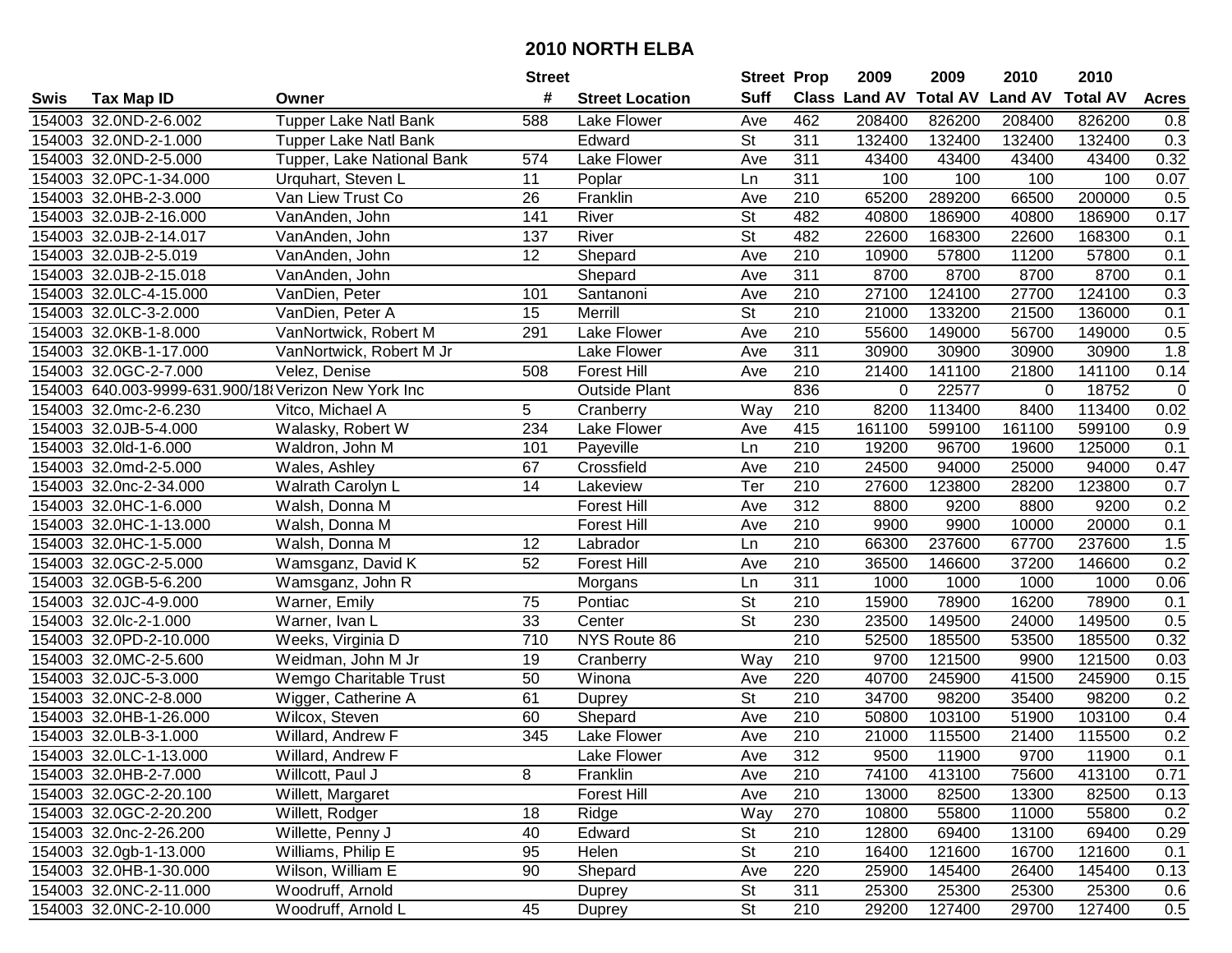# 2010 NORTH ELBA

| Swis | Tax Map ID | Owner | Street # | Street Location | Street Suff | Prop Class | 2009 Land AV | 2009 Total AV | 2010 Land AV | 2010 Total AV | Acres |
|---|---|---|---|---|---|---|---|---|---|---|---|
| 154003 | 32.0ND-2-6.002 | Tupper Lake Natl Bank | 588 | Lake Flower | Ave | 462 | 208400 | 826200 | 208400 | 826200 | 0.8 |
| 154003 | 32.0ND-2-1.000 | Tupper Lake Natl Bank | | Edward | St | 311 | 132400 | 132400 | 132400 | 132400 | 0.3 |
| 154003 | 32.0ND-2-5.000 | Tupper, Lake National Bank | 574 | Lake Flower | Ave | 311 | 43400 | 43400 | 43400 | 43400 | 0.32 |
| 154003 | 32.0PC-1-34.000 | Urquhart, Steven L | 11 | Poplar | Ln | 311 | 100 | 100 | 100 | 100 | 0.07 |
| 154003 | 32.0HB-2-3.000 | Van Liew Trust Co | 26 | Franklin | Ave | 210 | 65200 | 289200 | 66500 | 200000 | 0.5 |
| 154003 | 32.0JB-2-16.000 | VanAnden, John | 141 | River | St | 482 | 40800 | 186900 | 40800 | 186900 | 0.17 |
| 154003 | 32.0JB-2-14.017 | VanAnden, John | 137 | River | St | 482 | 22600 | 168300 | 22600 | 168300 | 0.1 |
| 154003 | 32.0JB-2-5.019 | VanAnden, John | 12 | Shepard | Ave | 210 | 10900 | 57800 | 11200 | 57800 | 0.1 |
| 154003 | 32.0JB-2-15.018 | VanAnden, John | | Shepard | Ave | 311 | 8700 | 8700 | 8700 | 8700 | 0.1 |
| 154003 | 32.0LC-4-15.000 | VanDien, Peter | 101 | Santanoni | Ave | 210 | 27100 | 124100 | 27700 | 124100 | 0.3 |
| 154003 | 32.0LC-3-2.000 | VanDien, Peter A | 15 | Merrill | St | 210 | 21000 | 133200 | 21500 | 136000 | 0.1 |
| 154003 | 32.0KB-1-8.000 | VanNortwick, Robert M | 291 | Lake Flower | Ave | 210 | 55600 | 149000 | 56700 | 149000 | 0.5 |
| 154003 | 32.0KB-1-17.000 | VanNortwick, Robert M Jr | | Lake Flower | Ave | 311 | 30900 | 30900 | 30900 | 30900 | 1.8 |
| 154003 | 32.0GC-2-7.000 | Velez, Denise | 508 | Forest Hill | Ave | 210 | 21400 | 141100 | 21800 | 141100 | 0.14 |
| 154003 | 640.003-9999-631.900/188 | Verizon New York Inc | | Outside Plant | | 836 | 0 | 22577 | 0 | 18752 | 0 |
| 154003 | 32.0mc-2-6.230 | Vitco, Michael A | 5 | Cranberry | Way | 210 | 8200 | 113400 | 8400 | 113400 | 0.02 |
| 154003 | 32.0JB-5-4.000 | Walasky, Robert W | 234 | Lake Flower | Ave | 415 | 161100 | 599100 | 161100 | 599100 | 0.9 |
| 154003 | 32.0ld-1-6.000 | Waldron, John M | 101 | Payeville | Ln | 210 | 19200 | 96700 | 19600 | 125000 | 0.1 |
| 154003 | 32.0md-2-5.000 | Wales, Ashley | 67 | Crossfield | Ave | 210 | 24500 | 94000 | 25000 | 94000 | 0.47 |
| 154003 | 32.0nc-2-34.000 | Walrath Carolyn L | 14 | Lakeview | Ter | 210 | 27600 | 123800 | 28200 | 123800 | 0.7 |
| 154003 | 32.0HC-1-6.000 | Walsh, Donna M | | Forest Hill | Ave | 312 | 8800 | 9200 | 8800 | 9200 | 0.2 |
| 154003 | 32.0HC-1-13.000 | Walsh, Donna M | | Forest Hill | Ave | 210 | 9900 | 9900 | 10000 | 20000 | 0.1 |
| 154003 | 32.0HC-1-5.000 | Walsh, Donna M | 12 | Labrador | Ln | 210 | 66300 | 237600 | 67700 | 237600 | 1.5 |
| 154003 | 32.0GC-2-5.000 | Wamsganz, David K | 52 | Forest Hill | Ave | 210 | 36500 | 146600 | 37200 | 146600 | 0.2 |
| 154003 | 32.0GB-5-6.200 | Wamsganz, John R | | Morgans | Ln | 311 | 1000 | 1000 | 1000 | 1000 | 0.06 |
| 154003 | 32.0JC-4-9.000 | Warner, Emily | 75 | Pontiac | St | 210 | 15900 | 78900 | 16200 | 78900 | 0.1 |
| 154003 | 32.0lc-2-1.000 | Warner, Ivan L | 33 | Center | St | 230 | 23500 | 149500 | 24000 | 149500 | 0.5 |
| 154003 | 32.0PD-2-10.000 | Weeks, Virginia D | 710 | NYS Route 86 | | 210 | 52500 | 185500 | 53500 | 185500 | 0.32 |
| 154003 | 32.0MC-2-5.600 | Weidman, John M Jr | 19 | Cranberry | Way | 210 | 9700 | 121500 | 9900 | 121500 | 0.03 |
| 154003 | 32.0JC-5-3.000 | Wemgo Charitable Trust | 50 | Winona | Ave | 220 | 40700 | 245900 | 41500 | 245900 | 0.15 |
| 154003 | 32.0NC-2-8.000 | Wigger, Catherine A | 61 | Duprey | St | 210 | 34700 | 98200 | 35400 | 98200 | 0.2 |
| 154003 | 32.0HB-1-26.000 | Wilcox, Steven | 60 | Shepard | Ave | 210 | 50800 | 103100 | 51900 | 103100 | 0.4 |
| 154003 | 32.0LB-3-1.000 | Willard, Andrew F | 345 | Lake Flower | Ave | 210 | 21000 | 115500 | 21400 | 115500 | 0.2 |
| 154003 | 32.0LC-1-13.000 | Willard, Andrew F | | Lake Flower | Ave | 312 | 9500 | 11900 | 9700 | 11900 | 0.1 |
| 154003 | 32.0HB-2-7.000 | Willcott, Paul J | 8 | Franklin | Ave | 210 | 74100 | 413100 | 75600 | 413100 | 0.71 |
| 154003 | 32.0GC-2-20.100 | Willett, Margaret | | Forest Hill | Ave | 210 | 13000 | 82500 | 13300 | 82500 | 0.13 |
| 154003 | 32.0GC-2-20.200 | Willett, Rodger | 18 | Ridge | Way | 270 | 10800 | 55800 | 11000 | 55800 | 0.2 |
| 154003 | 32.0nc-2-26.200 | Willette, Penny J | 40 | Edward | St | 210 | 12800 | 69400 | 13100 | 69400 | 0.29 |
| 154003 | 32.0gb-1-13.000 | Williams, Philip E | 95 | Helen | St | 210 | 16400 | 121600 | 16700 | 121600 | 0.1 |
| 154003 | 32.0HB-1-30.000 | Wilson, William E | 90 | Shepard | Ave | 220 | 25900 | 145400 | 26400 | 145400 | 0.13 |
| 154003 | 32.0NC-2-11.000 | Woodruff, Arnold | | Duprey | St | 311 | 25300 | 25300 | 25300 | 25300 | 0.6 |
| 154003 | 32.0NC-2-10.000 | Woodruff, Arnold L | 45 | Duprey | St | 210 | 29200 | 127400 | 29700 | 127400 | 0.5 |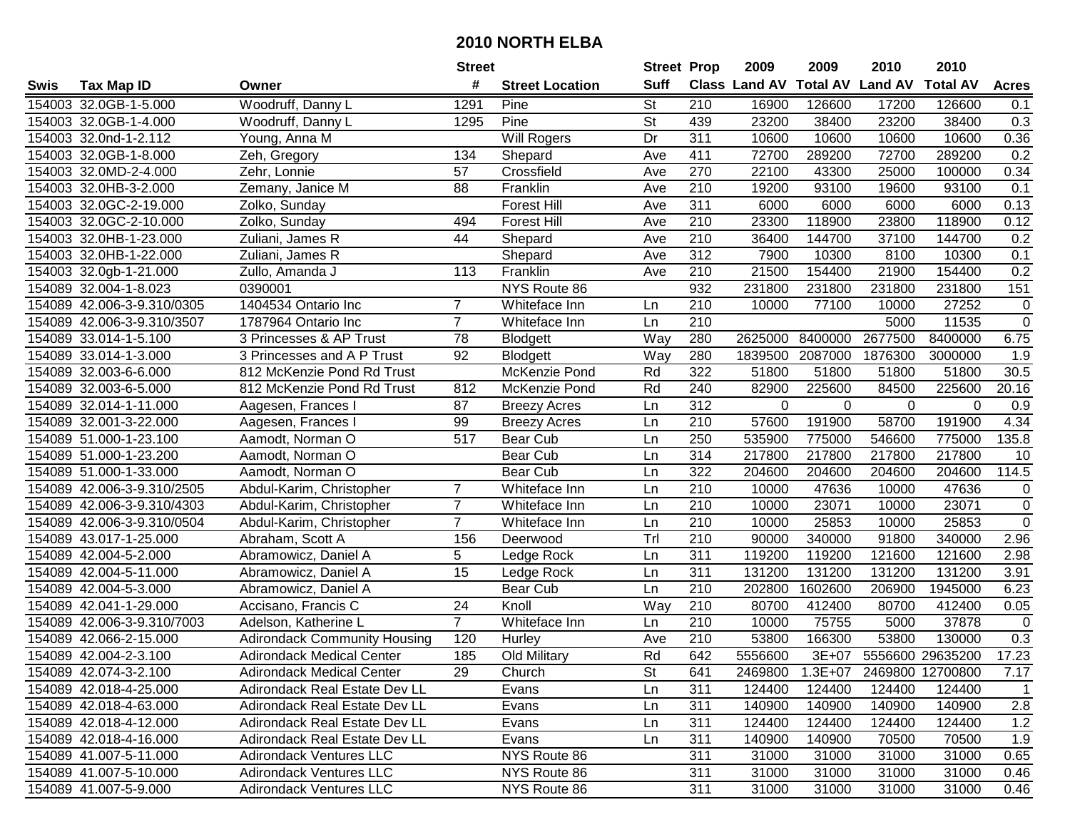# 2010 NORTH ELBA

| Swis | Tax Map ID | Owner | Street # | Street Location | Street Suff | Prop Class | 2009 Land AV | 2009 Total AV | 2010 Land AV | 2010 Total AV | Acres |
|---|---|---|---|---|---|---|---|---|---|---|---|
| 154003 | 32.0GB-1-5.000 | Woodruff, Danny L | 1291 | Pine | St | 210 | 16900 | 126600 | 17200 | 126600 | 0.1 |
| 154003 | 32.0GB-1-4.000 | Woodruff, Danny L | 1295 | Pine | St | 439 | 23200 | 38400 | 23200 | 38400 | 0.3 |
| 154003 | 32.0nd-1-2.112 | Young, Anna M | | Will Rogers | Dr | 311 | 10600 | 10600 | 10600 | 10600 | 0.36 |
| 154003 | 32.0GB-1-8.000 | Zeh, Gregory | 134 | Shepard | Ave | 411 | 72700 | 289200 | 72700 | 289200 | 0.2 |
| 154003 | 32.0MD-2-4.000 | Zehr, Lonnie | 57 | Crossfield | Ave | 270 | 22100 | 43300 | 25000 | 100000 | 0.34 |
| 154003 | 32.0HB-3-2.000 | Zemany, Janice M | 88 | Franklin | Ave | 210 | 19200 | 93100 | 19600 | 93100 | 0.1 |
| 154003 | 32.0GC-2-19.000 | Zolko, Sunday | | Forest Hill | Ave | 311 | 6000 | 6000 | 6000 | 6000 | 0.13 |
| 154003 | 32.0GC-2-10.000 | Zolko, Sunday | 494 | Forest Hill | Ave | 210 | 23300 | 118900 | 23800 | 118900 | 0.12 |
| 154003 | 32.0HB-1-23.000 | Zuliani, James R | 44 | Shepard | Ave | 210 | 36400 | 144700 | 37100 | 144700 | 0.2 |
| 154003 | 32.0HB-1-22.000 | Zuliani, James R | | Shepard | Ave | 312 | 7900 | 10300 | 8100 | 10300 | 0.1 |
| 154003 | 32.0gb-1-21.000 | Zullo, Amanda J | 113 | Franklin | Ave | 210 | 21500 | 154400 | 21900 | 154400 | 0.2 |
| 154089 | 32.004-1-8.023 | 0390001 | | NYS Route 86 | | 932 | 231800 | 231800 | 231800 | 231800 | 151 |
| 154089 | 42.006-3-9.310/0305 | 1404534 Ontario Inc | 7 | Whiteface Inn | Ln | 210 | 10000 | 77100 | 10000 | 27252 | 0 |
| 154089 | 42.006-3-9.310/3507 | 1787964 Ontario Inc | 7 | Whiteface Inn | Ln | 210 | | | 5000 | 11535 | 0 |
| 154089 | 33.014-1-5.100 | 3 Princesses & AP Trust | 78 | Blodgett | Way | 280 | 2625000 | 8400000 | 2677500 | 8400000 | 6.75 |
| 154089 | 33.014-1-3.000 | 3 Princesses and A P Trust | 92 | Blodgett | Way | 280 | 1839500 | 2087000 | 1876300 | 3000000 | 1.9 |
| 154089 | 32.003-6-6.000 | 812 McKenzie Pond Rd Trust | | McKenzie Pond | Rd | 322 | 51800 | 51800 | 51800 | 51800 | 30.5 |
| 154089 | 32.003-6-5.000 | 812 McKenzie Pond Rd Trust | 812 | McKenzie Pond | Rd | 240 | 82900 | 225600 | 84500 | 225600 | 20.16 |
| 154089 | 32.014-1-11.000 | Aagesen, Frances I | 87 | Breezy Acres | Ln | 312 | 0 | 0 | 0 | 0 | 0.9 |
| 154089 | 32.001-3-22.000 | Aagesen, Frances I | 99 | Breezy Acres | Ln | 210 | 57600 | 191900 | 58700 | 191900 | 4.34 |
| 154089 | 51.000-1-23.100 | Aamodt, Norman O | 517 | Bear Cub | Ln | 250 | 535900 | 775000 | 546600 | 775000 | 135.8 |
| 154089 | 51.000-1-23.200 | Aamodt, Norman O | | Bear Cub | Ln | 314 | 217800 | 217800 | 217800 | 217800 | 10 |
| 154089 | 51.000-1-33.000 | Aamodt, Norman O | | Bear Cub | Ln | 322 | 204600 | 204600 | 204600 | 204600 | 114.5 |
| 154089 | 42.006-3-9.310/2505 | Abdul-Karim, Christopher | 7 | Whiteface Inn | Ln | 210 | 10000 | 47636 | 10000 | 47636 | 0 |
| 154089 | 42.006-3-9.310/4303 | Abdul-Karim, Christopher | 7 | Whiteface Inn | Ln | 210 | 10000 | 23071 | 10000 | 23071 | 0 |
| 154089 | 42.006-3-9.310/0504 | Abdul-Karim, Christopher | 7 | Whiteface Inn | Ln | 210 | 10000 | 25853 | 10000 | 25853 | 0 |
| 154089 | 43.017-1-25.000 | Abraham, Scott A | 156 | Deerwood | Trl | 210 | 90000 | 340000 | 91800 | 340000 | 2.96 |
| 154089 | 42.004-5-2.000 | Abramowicz, Daniel A | 5 | Ledge Rock | Ln | 311 | 119200 | 119200 | 121600 | 121600 | 2.98 |
| 154089 | 42.004-5-11.000 | Abramowicz, Daniel A | 15 | Ledge Rock | Ln | 311 | 131200 | 131200 | 131200 | 131200 | 3.91 |
| 154089 | 42.004-5-3.000 | Abramowicz, Daniel A | | Bear Cub | Ln | 210 | 202800 | 1602600 | 206900 | 1945000 | 6.23 |
| 154089 | 42.041-1-29.000 | Accisano, Francis C | 24 | Knoll | Way | 210 | 80700 | 412400 | 80700 | 412400 | 0.05 |
| 154089 | 42.006-3-9.310/7003 | Adelson, Katherine L | 7 | Whiteface Inn | Ln | 210 | 10000 | 75755 | 5000 | 37878 | 0 |
| 154089 | 42.066-2-15.000 | Adirondack Community Housing | 120 | Hurley | Ave | 210 | 53800 | 166300 | 53800 | 130000 | 0.3 |
| 154089 | 42.004-2-3.100 | Adirondack Medical Center | 185 | Old Military | Rd | 642 | 5556600 | 3E+07 | 5556600 | 29635200 | 17.23 |
| 154089 | 42.074-3-2.100 | Adirondack Medical Center | 29 | Church | St | 641 | 2469800 | 1.3E+07 | 2469800 | 12700800 | 7.17 |
| 154089 | 42.018-4-25.000 | Adirondack Real Estate Dev LL | | Evans | Ln | 311 | 124400 | 124400 | 124400 | 124400 | 1 |
| 154089 | 42.018-4-63.000 | Adirondack Real Estate Dev LL | | Evans | Ln | 311 | 140900 | 140900 | 140900 | 140900 | 2.8 |
| 154089 | 42.018-4-12.000 | Adirondack Real Estate Dev LL | | Evans | Ln | 311 | 124400 | 124400 | 124400 | 124400 | 1.2 |
| 154089 | 42.018-4-16.000 | Adirondack Real Estate Dev LL | | Evans | Ln | 311 | 140900 | 140900 | 70500 | 70500 | 1.9 |
| 154089 | 41.007-5-11.000 | Adirondack Ventures LLC | | NYS Route 86 | | 311 | 31000 | 31000 | 31000 | 31000 | 0.65 |
| 154089 | 41.007-5-10.000 | Adirondack Ventures LLC | | NYS Route 86 | | 311 | 31000 | 31000 | 31000 | 31000 | 0.46 |
| 154089 | 41.007-5-9.000 | Adirondack Ventures LLC | | NYS Route 86 | | 311 | 31000 | 31000 | 31000 | 31000 | 0.46 |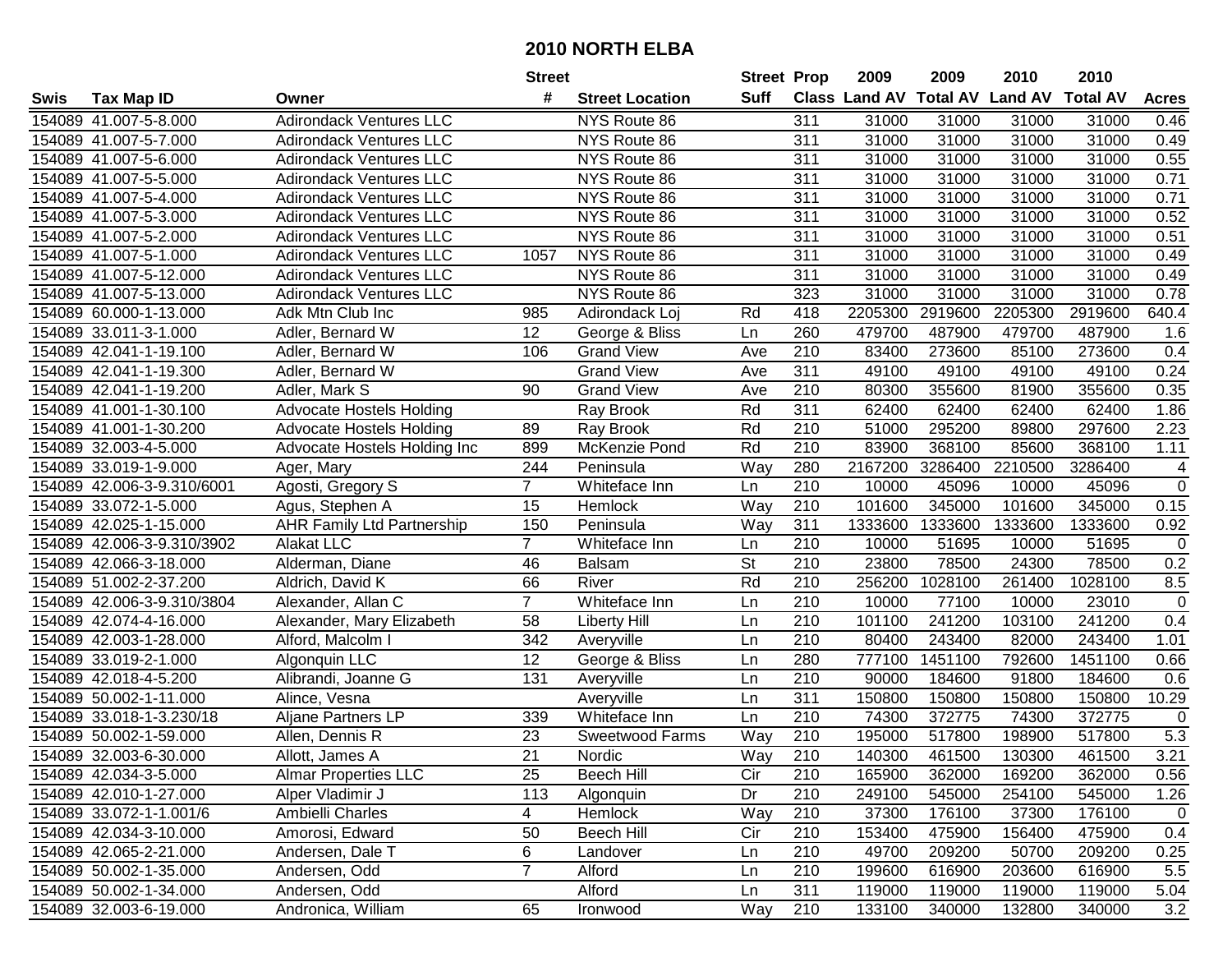# 2010 NORTH ELBA

| Swis | Tax Map ID | Owner | Street # | Street Location | Street Suff | Prop Class | 2009 Land AV | 2009 Total AV | 2010 Land AV | 2010 Total AV | Acres |
|---|---|---|---|---|---|---|---|---|---|---|---|
| 154089 | 41.007-5-8.000 | Adirondack Ventures LLC | | NYS Route 86 | | 311 | 31000 | 31000 | 31000 | 31000 | 0.46 |
| 154089 | 41.007-5-7.000 | Adirondack Ventures LLC | | NYS Route 86 | | 311 | 31000 | 31000 | 31000 | 31000 | 0.49 |
| 154089 | 41.007-5-6.000 | Adirondack Ventures LLC | | NYS Route 86 | | 311 | 31000 | 31000 | 31000 | 31000 | 0.55 |
| 154089 | 41.007-5-5.000 | Adirondack Ventures LLC | | NYS Route 86 | | 311 | 31000 | 31000 | 31000 | 31000 | 0.71 |
| 154089 | 41.007-5-4.000 | Adirondack Ventures LLC | | NYS Route 86 | | 311 | 31000 | 31000 | 31000 | 31000 | 0.71 |
| 154089 | 41.007-5-3.000 | Adirondack Ventures LLC | | NYS Route 86 | | 311 | 31000 | 31000 | 31000 | 31000 | 0.52 |
| 154089 | 41.007-5-2.000 | Adirondack Ventures LLC | | NYS Route 86 | | 311 | 31000 | 31000 | 31000 | 31000 | 0.51 |
| 154089 | 41.007-5-1.000 | Adirondack Ventures LLC | 1057 | NYS Route 86 | | 311 | 31000 | 31000 | 31000 | 31000 | 0.49 |
| 154089 | 41.007-5-12.000 | Adirondack Ventures LLC | | NYS Route 86 | | 311 | 31000 | 31000 | 31000 | 31000 | 0.49 |
| 154089 | 41.007-5-13.000 | Adirondack Ventures LLC | | NYS Route 86 | | 323 | 31000 | 31000 | 31000 | 31000 | 0.78 |
| 154089 | 60.000-1-13.000 | Adk Mtn Club Inc | 985 | Adirondack Loj | Rd | 418 | 2205300 | 2919600 | 2205300 | 2919600 | 640.4 |
| 154089 | 33.011-3-1.000 | Adler, Bernard W | 12 | George & Bliss | Ln | 260 | 479700 | 487900 | 479700 | 487900 | 1.6 |
| 154089 | 42.041-1-19.100 | Adler, Bernard W | 106 | Grand View | Ave | 210 | 83400 | 273600 | 85100 | 273600 | 0.4 |
| 154089 | 42.041-1-19.300 | Adler, Bernard W | | Grand View | Ave | 311 | 49100 | 49100 | 49100 | 49100 | 0.24 |
| 154089 | 42.041-1-19.200 | Adler, Mark S | 90 | Grand View | Ave | 210 | 80300 | 355600 | 81900 | 355600 | 0.35 |
| 154089 | 41.001-1-30.100 | Advocate Hostels Holding | | Ray Brook | Rd | 311 | 62400 | 62400 | 62400 | 62400 | 1.86 |
| 154089 | 41.001-1-30.200 | Advocate Hostels Holding | 89 | Ray Brook | Rd | 210 | 51000 | 295200 | 89800 | 297600 | 2.23 |
| 154089 | 32.003-4-5.000 | Advocate Hostels Holding Inc | 899 | McKenzie Pond | Rd | 210 | 83900 | 368100 | 85600 | 368100 | 1.11 |
| 154089 | 33.019-1-9.000 | Ager, Mary | 244 | Peninsula | Way | 280 | 2167200 | 3286400 | 2210500 | 3286400 | 4 |
| 154089 | 42.006-3-9.310/6001 | Agosti, Gregory S | 7 | Whiteface Inn | Ln | 210 | 10000 | 45096 | 10000 | 45096 | 0 |
| 154089 | 33.072-1-5.000 | Agus, Stephen A | 15 | Hemlock | Way | 210 | 101600 | 345000 | 101600 | 345000 | 0.15 |
| 154089 | 42.025-1-15.000 | AHR Family Ltd Partnership | 150 | Peninsula | Way | 311 | 1333600 | 1333600 | 1333600 | 1333600 | 0.92 |
| 154089 | 42.006-3-9.310/3902 | Alakat LLC | 7 | Whiteface Inn | Ln | 210 | 10000 | 51695 | 10000 | 51695 | 0 |
| 154089 | 42.066-3-18.000 | Alderman, Diane | 46 | Balsam | St | 210 | 23800 | 78500 | 24300 | 78500 | 0.2 |
| 154089 | 51.002-2-37.200 | Aldrich, David K | 66 | River | Rd | 210 | 256200 | 1028100 | 261400 | 1028100 | 8.5 |
| 154089 | 42.006-3-9.310/3804 | Alexander, Allan C | 7 | Whiteface Inn | Ln | 210 | 10000 | 77100 | 10000 | 23010 | 0 |
| 154089 | 42.074-4-16.000 | Alexander, Mary Elizabeth | 58 | Liberty Hill | Ln | 210 | 101100 | 241200 | 103100 | 241200 | 0.4 |
| 154089 | 42.003-1-28.000 | Alford, Malcolm I | 342 | Averyville | Ln | 210 | 80400 | 243400 | 82000 | 243400 | 1.01 |
| 154089 | 33.019-2-1.000 | Algonquin LLC | 12 | George & Bliss | Ln | 280 | 777100 | 1451100 | 792600 | 1451100 | 0.66 |
| 154089 | 42.018-4-5.200 | Alibrandi, Joanne G | 131 | Averyville | Ln | 210 | 90000 | 184600 | 91800 | 184600 | 0.6 |
| 154089 | 50.002-1-11.000 | Alince, Vesna | | Averyville | Ln | 311 | 150800 | 150800 | 150800 | 150800 | 10.29 |
| 154089 | 33.018-1-3.230/18 | Aljane Partners LP | 339 | Whiteface Inn | Ln | 210 | 74300 | 372775 | 74300 | 372775 | 0 |
| 154089 | 50.002-1-59.000 | Allen, Dennis R | 23 | Sweetwood Farms | Way | 210 | 195000 | 517800 | 198900 | 517800 | 5.3 |
| 154089 | 32.003-6-30.000 | Allott, James A | 21 | Nordic | Way | 210 | 140300 | 461500 | 130300 | 461500 | 3.21 |
| 154089 | 42.034-3-5.000 | Almar Properties LLC | 25 | Beech Hill | Cir | 210 | 165900 | 362000 | 169200 | 362000 | 0.56 |
| 154089 | 42.010-1-27.000 | Alper Vladimir J | 113 | Algonquin | Dr | 210 | 249100 | 545000 | 254100 | 545000 | 1.26 |
| 154089 | 33.072-1-1.001/6 | Ambielli Charles | 4 | Hemlock | Way | 210 | 37300 | 176100 | 37300 | 176100 | 0 |
| 154089 | 42.034-3-10.000 | Amorosi, Edward | 50 | Beech Hill | Cir | 210 | 153400 | 475900 | 156400 | 475900 | 0.4 |
| 154089 | 42.065-2-21.000 | Andersen, Dale T | 6 | Landover | Ln | 210 | 49700 | 209200 | 50700 | 209200 | 0.25 |
| 154089 | 50.002-1-35.000 | Andersen, Odd | 7 | Alford | Ln | 210 | 199600 | 616900 | 203600 | 616900 | 5.5 |
| 154089 | 50.002-1-34.000 | Andersen, Odd | | Alford | Ln | 311 | 119000 | 119000 | 119000 | 119000 | 5.04 |
| 154089 | 32.003-6-19.000 | Andronica, William | 65 | Ironwood | Way | 210 | 133100 | 340000 | 132800 | 340000 | 3.2 |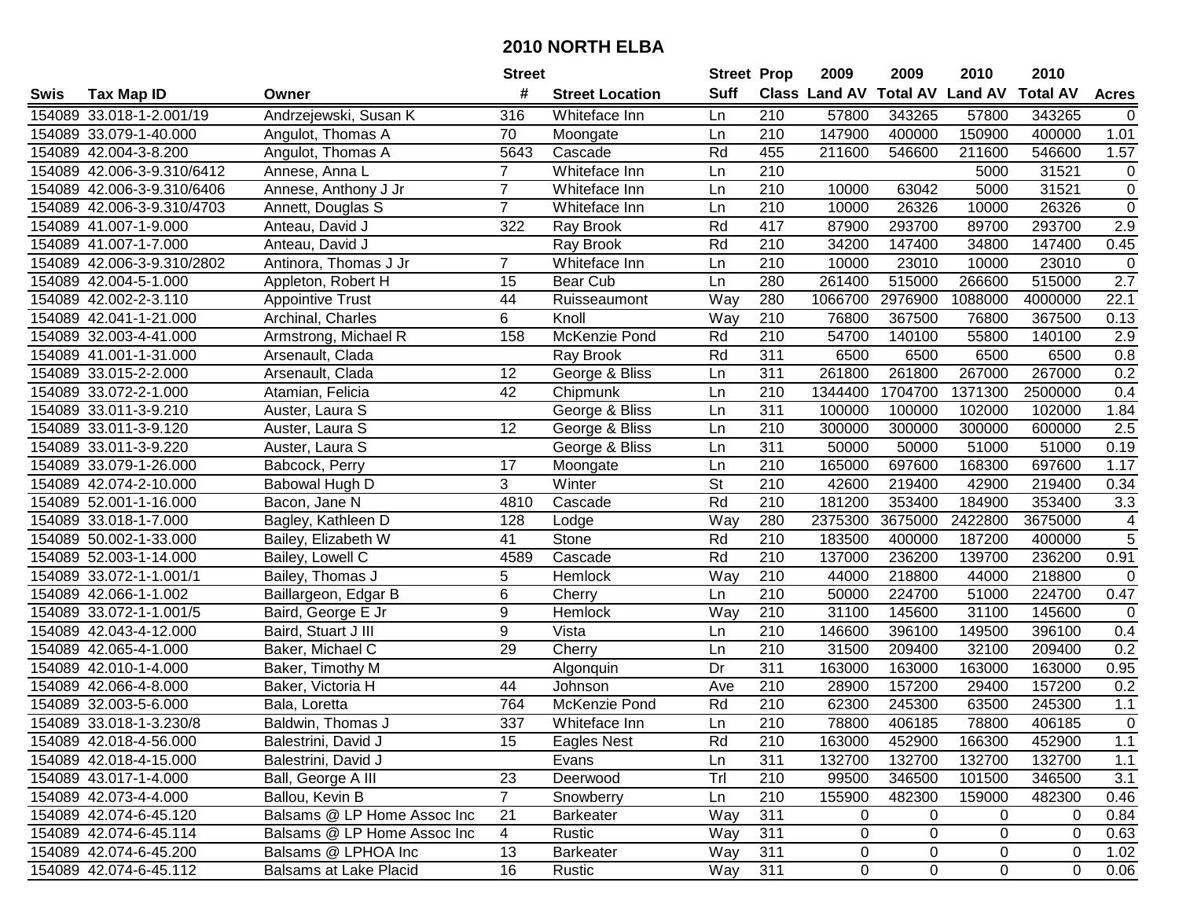# 2010 NORTH ELBA

| Swis | Tax Map ID | Owner | Street # | Street Location | Street Suff | Prop Class | 2009 Land AV | 2009 Total AV | 2010 Land AV | 2010 Total AV | Acres |
|---|---|---|---|---|---|---|---|---|---|---|---|
| 154089 | 33.018-1-2.001/19 | Andrzejewski, Susan K | 316 | Whiteface Inn | Ln | 210 | 57800 | 343265 | 57800 | 343265 | 0 |
| 154089 | 33.079-1-40.000 | Angulot, Thomas A | 70 | Moongate | Ln | 210 | 147900 | 400000 | 150900 | 400000 | 1.01 |
| 154089 | 42.004-3-8.200 | Angulot, Thomas A | 5643 | Cascade | Rd | 455 | 211600 | 546600 | 211600 | 546600 | 1.57 |
| 154089 | 42.006-3-9.310/6412 | Annese, Anna L | 7 | Whiteface Inn | Ln | 210 | | | 5000 | 31521 | 0 |
| 154089 | 42.006-3-9.310/6406 | Annese, Anthony J Jr | 7 | Whiteface Inn | Ln | 210 | 10000 | 63042 | 5000 | 31521 | 0 |
| 154089 | 42.006-3-9.310/4703 | Annett, Douglas S | 7 | Whiteface Inn | Ln | 210 | 10000 | 26326 | 10000 | 26326 | 0 |
| 154089 | 41.007-1-9.000 | Anteau, David J | 322 | Ray Brook | Rd | 417 | 87900 | 293700 | 89700 | 293700 | 2.9 |
| 154089 | 41.007-1-7.000 | Anteau, David J | | Ray Brook | Rd | 210 | 34200 | 147400 | 34800 | 147400 | 0.45 |
| 154089 | 42.006-3-9.310/2802 | Antinora, Thomas J Jr | 7 | Whiteface Inn | Ln | 210 | 10000 | 23010 | 10000 | 23010 | 0 |
| 154089 | 42.004-5-1.000 | Appleton, Robert H | 15 | Bear Cub | Ln | 280 | 261400 | 515000 | 266600 | 515000 | 2.7 |
| 154089 | 42.002-2-3.110 | Appointive Trust | 44 | Ruisseaumont | Way | 280 | 1066700 | 2976900 | 1088000 | 4000000 | 22.1 |
| 154089 | 42.041-1-21.000 | Archinal, Charles | 6 | Knoll | Way | 210 | 76800 | 367500 | 76800 | 367500 | 0.13 |
| 154089 | 32.003-4-41.000 | Armstrong, Michael R | 158 | McKenzie Pond | Rd | 210 | 54700 | 140100 | 55800 | 140100 | 2.9 |
| 154089 | 41.001-1-31.000 | Arsenault, Clada | | Ray Brook | Rd | 311 | 6500 | 6500 | 6500 | 6500 | 0.8 |
| 154089 | 33.015-2-2.000 | Arsenault, Clada | 12 | George & Bliss | Ln | 311 | 261800 | 261800 | 267000 | 267000 | 0.2 |
| 154089 | 33.072-2-1.000 | Atamian, Felicia | 42 | Chipmunk | Ln | 210 | 1344400 | 1704700 | 1371300 | 2500000 | 0.4 |
| 154089 | 33.011-3-9.210 | Auster, Laura S | | George & Bliss | Ln | 311 | 100000 | 100000 | 102000 | 102000 | 1.84 |
| 154089 | 33.011-3-9.120 | Auster, Laura S | 12 | George & Bliss | Ln | 210 | 300000 | 300000 | 300000 | 600000 | 2.5 |
| 154089 | 33.011-3-9.220 | Auster, Laura S | | George & Bliss | Ln | 311 | 50000 | 50000 | 51000 | 51000 | 0.19 |
| 154089 | 33.079-1-26.000 | Babcock, Perry | 17 | Moongate | Ln | 210 | 165000 | 697600 | 168300 | 697600 | 1.17 |
| 154089 | 42.074-2-10.000 | Babowal Hugh D | 3 | Winter | St | 210 | 42600 | 219400 | 42900 | 219400 | 0.34 |
| 154089 | 52.001-1-16.000 | Bacon, Jane N | 4810 | Cascade | Rd | 210 | 181200 | 353400 | 184900 | 353400 | 3.3 |
| 154089 | 33.018-1-7.000 | Bagley, Kathleen D | 128 | Lodge | Way | 280 | 2375300 | 3675000 | 2422800 | 3675000 | 4 |
| 154089 | 50.002-1-33.000 | Bailey, Elizabeth W | 41 | Stone | Rd | 210 | 183500 | 400000 | 187200 | 400000 | 5 |
| 154089 | 52.003-1-14.000 | Bailey, Lowell C | 4589 | Cascade | Rd | 210 | 137000 | 236200 | 139700 | 236200 | 0.91 |
| 154089 | 33.072-1-1.001/1 | Bailey, Thomas J | 5 | Hemlock | Way | 210 | 44000 | 218800 | 44000 | 218800 | 0 |
| 154089 | 42.066-1-1.002 | Baillargeon, Edgar B | 6 | Cherry | Ln | 210 | 50000 | 224700 | 51000 | 224700 | 0.47 |
| 154089 | 33.072-1-1.001/5 | Baird, George E Jr | 9 | Hemlock | Way | 210 | 31100 | 145600 | 31100 | 145600 | 0 |
| 154089 | 42.043-4-12.000 | Baird, Stuart J III | 9 | Vista | Ln | 210 | 146600 | 396100 | 149500 | 396100 | 0.4 |
| 154089 | 42.065-4-1.000 | Baker, Michael C | 29 | Cherry | Ln | 210 | 31500 | 209400 | 32100 | 209400 | 0.2 |
| 154089 | 42.010-1-4.000 | Baker, Timothy M | | Algonquin | Dr | 311 | 163000 | 163000 | 163000 | 163000 | 0.95 |
| 154089 | 42.066-4-8.000 | Baker, Victoria H | 44 | Johnson | Ave | 210 | 28900 | 157200 | 29400 | 157200 | 0.2 |
| 154089 | 32.003-5-6.000 | Bala, Loretta | 764 | McKenzie Pond | Rd | 210 | 62300 | 245300 | 63500 | 245300 | 1.1 |
| 154089 | 33.018-1-3.230/8 | Baldwin, Thomas J | 337 | Whiteface Inn | Ln | 210 | 78800 | 406185 | 78800 | 406185 | 0 |
| 154089 | 42.018-4-56.000 | Balestrini, David J | 15 | Eagles Nest | Rd | 210 | 163000 | 452900 | 166300 | 452900 | 1.1 |
| 154089 | 42.018-4-15.000 | Balestrini, David J | | Evans | Ln | 311 | 132700 | 132700 | 132700 | 132700 | 1.1 |
| 154089 | 43.017-1-4.000 | Ball, George A III | 23 | Deerwood | Trl | 210 | 99500 | 346500 | 101500 | 346500 | 3.1 |
| 154089 | 42.073-4-4.000 | Ballou, Kevin B | 7 | Snowberry | Ln | 210 | 155900 | 482300 | 159000 | 482300 | 0.46 |
| 154089 | 42.074-6-45.120 | Balsams @ LP Home Assoc Inc | 21 | Barkeater | Way | 311 | 0 | 0 | 0 | 0 | 0.84 |
| 154089 | 42.074-6-45.114 | Balsams @ LP Home Assoc Inc | 4 | Rustic | Way | 311 | 0 | 0 | 0 | 0 | 0.63 |
| 154089 | 42.074-6-45.200 | Balsams @ LPHOA Inc | 13 | Barkeater | Way | 311 | 0 | 0 | 0 | 0 | 1.02 |
| 154089 | 42.074-6-45.112 | Balsams at Lake Placid | 16 | Rustic | Way | 311 | 0 | 0 | 0 | 0 | 0.06 |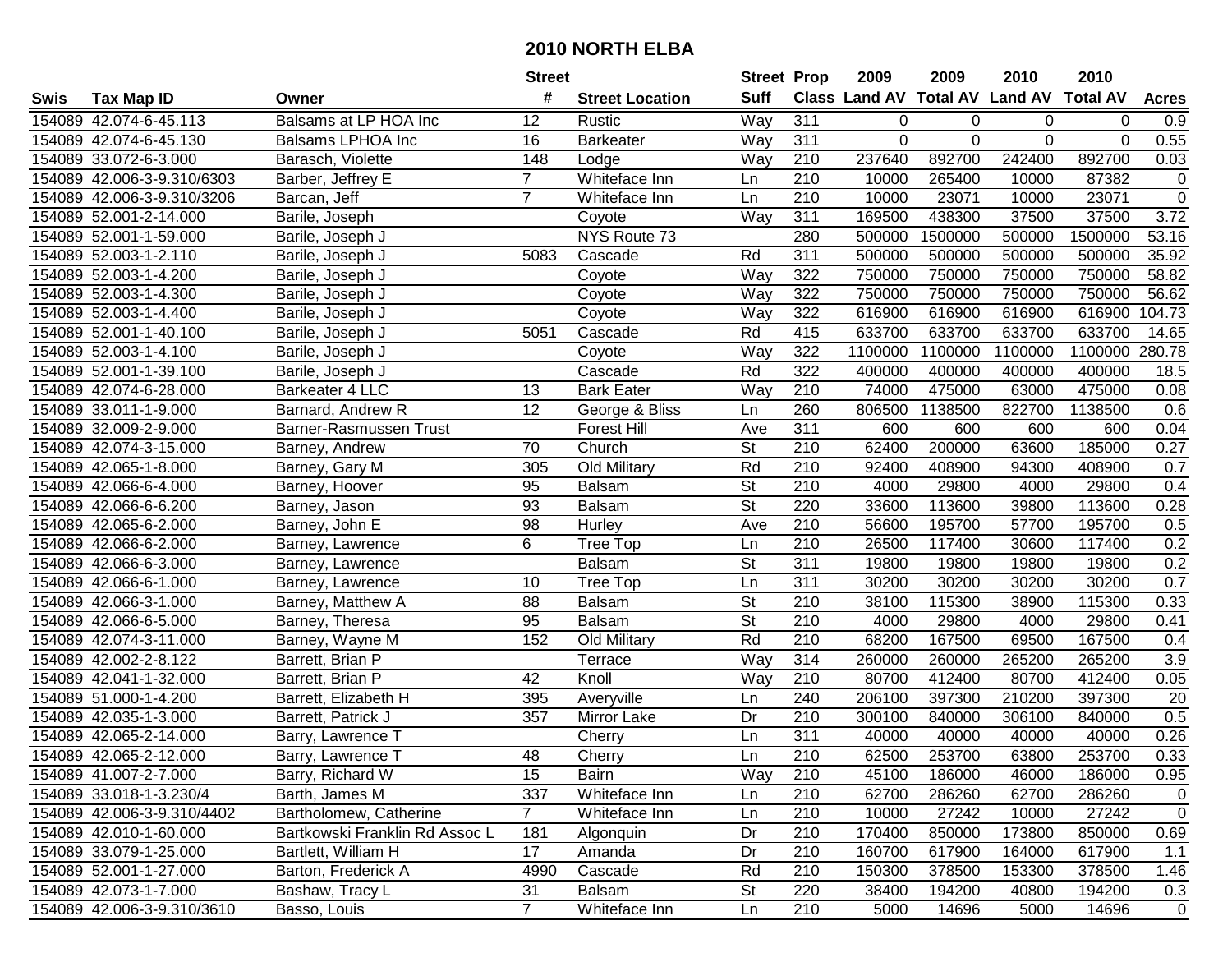# 2010 NORTH ELBA

| Swis | Tax Map ID | Owner | Street # | Street Location | Street Suff | Prop Class | 2009 Land AV | 2009 Total AV | 2010 Land AV | 2010 Total AV | Acres |
|---|---|---|---|---|---|---|---|---|---|---|---|
| 154089 | 42.074-6-45.113 | Balsams at LP HOA Inc | 12 | Rustic | Way | 311 | 0 | 0 | 0 | 0 | 0.9 |
| 154089 | 42.074-6-45.130 | Balsams LPHOA Inc | 16 | Barkeater | Way | 311 | 0 | 0 | 0 | 0 | 0.55 |
| 154089 | 33.072-6-3.000 | Barasch, Violette | 148 | Lodge | Way | 210 | 237640 | 892700 | 242400 | 892700 | 0.03 |
| 154089 | 42.006-3-9.310/6303 | Barber, Jeffrey E | 7 | Whiteface Inn | Ln | 210 | 10000 | 265400 | 10000 | 87382 | 0 |
| 154089 | 42.006-3-9.310/3206 | Barcan, Jeff | 7 | Whiteface Inn | Ln | 210 | 10000 | 23071 | 10000 | 23071 | 0 |
| 154089 | 52.001-2-14.000 | Barile, Joseph | | Coyote | Way | 311 | 169500 | 438300 | 37500 | 37500 | 3.72 |
| 154089 | 52.001-1-59.000 | Barile, Joseph J | | NYS Route 73 | | 280 | 500000 | 1500000 | 500000 | 1500000 | 53.16 |
| 154089 | 52.003-1-2.110 | Barile, Joseph J | 5083 | Cascade | Rd | 311 | 500000 | 500000 | 500000 | 500000 | 35.92 |
| 154089 | 52.003-1-4.200 | Barile, Joseph J | | Coyote | Way | 322 | 750000 | 750000 | 750000 | 750000 | 58.82 |
| 154089 | 52.003-1-4.300 | Barile, Joseph J | | Coyote | Way | 322 | 750000 | 750000 | 750000 | 750000 | 56.62 |
| 154089 | 52.003-1-4.400 | Barile, Joseph J | | Coyote | Way | 322 | 616900 | 616900 | 616900 | 616900 | 104.73 |
| 154089 | 52.001-1-40.100 | Barile, Joseph J | 5051 | Cascade | Rd | 415 | 633700 | 633700 | 633700 | 633700 | 14.65 |
| 154089 | 52.003-1-4.100 | Barile, Joseph J | | Coyote | Way | 322 | 1100000 | 1100000 | 1100000 | 1100000 | 280.78 |
| 154089 | 52.001-1-39.100 | Barile, Joseph J | | Cascade | Rd | 322 | 400000 | 400000 | 400000 | 400000 | 18.5 |
| 154089 | 42.074-6-28.000 | Barkeater 4 LLC | 13 | Bark Eater | Way | 210 | 74000 | 475000 | 63000 | 475000 | 0.08 |
| 154089 | 33.011-1-9.000 | Barnard, Andrew R | 12 | George & Bliss | Ln | 260 | 806500 | 1138500 | 822700 | 1138500 | 0.6 |
| 154089 | 32.009-2-9.000 | Barner-Rasmussen Trust | | Forest Hill | Ave | 311 | 600 | 600 | 600 | 600 | 0.04 |
| 154089 | 42.074-3-15.000 | Barney, Andrew | 70 | Church | St | 210 | 62400 | 200000 | 63600 | 185000 | 0.27 |
| 154089 | 42.065-1-8.000 | Barney, Gary M | 305 | Old Military | Rd | 210 | 92400 | 408900 | 94300 | 408900 | 0.7 |
| 154089 | 42.066-6-4.000 | Barney, Hoover | 95 | Balsam | St | 210 | 4000 | 29800 | 4000 | 29800 | 0.4 |
| 154089 | 42.066-6-6.200 | Barney, Jason | 93 | Balsam | St | 220 | 33600 | 113600 | 39800 | 113600 | 0.28 |
| 154089 | 42.065-6-2.000 | Barney, John E | 98 | Hurley | Ave | 210 | 56600 | 195700 | 57700 | 195700 | 0.5 |
| 154089 | 42.066-6-2.000 | Barney, Lawrence | 6 | Tree Top | Ln | 210 | 26500 | 117400 | 30600 | 117400 | 0.2 |
| 154089 | 42.066-6-3.000 | Barney, Lawrence | | Balsam | St | 311 | 19800 | 19800 | 19800 | 19800 | 0.2 |
| 154089 | 42.066-6-1.000 | Barney, Lawrence | 10 | Tree Top | Ln | 311 | 30200 | 30200 | 30200 | 30200 | 0.7 |
| 154089 | 42.066-3-1.000 | Barney, Matthew A | 88 | Balsam | St | 210 | 38100 | 115300 | 38900 | 115300 | 0.33 |
| 154089 | 42.066-6-5.000 | Barney, Theresa | 95 | Balsam | St | 210 | 4000 | 29800 | 4000 | 29800 | 0.41 |
| 154089 | 42.074-3-11.000 | Barney, Wayne M | 152 | Old Military | Rd | 210 | 68200 | 167500 | 69500 | 167500 | 0.4 |
| 154089 | 42.002-2-8.122 | Barrett, Brian P | | Terrace | Way | 314 | 260000 | 260000 | 265200 | 265200 | 3.9 |
| 154089 | 42.041-1-32.000 | Barrett, Brian P | 42 | Knoll | Way | 210 | 80700 | 412400 | 80700 | 412400 | 0.05 |
| 154089 | 51.000-1-4.200 | Barrett, Elizabeth H | 395 | Averyville | Ln | 240 | 206100 | 397300 | 210200 | 397300 | 20 |
| 154089 | 42.035-1-3.000 | Barrett, Patrick J | 357 | Mirror Lake | Dr | 210 | 300100 | 840000 | 306100 | 840000 | 0.5 |
| 154089 | 42.065-2-14.000 | Barry, Lawrence T | | Cherry | Ln | 311 | 40000 | 40000 | 40000 | 40000 | 0.26 |
| 154089 | 42.065-2-12.000 | Barry, Lawrence T | 48 | Cherry | Ln | 210 | 62500 | 253700 | 63800 | 253700 | 0.33 |
| 154089 | 41.007-2-7.000 | Barry, Richard W | 15 | Bairn | Way | 210 | 45100 | 186000 | 46000 | 186000 | 0.95 |
| 154089 | 33.018-1-3.230/4 | Barth, James M | 337 | Whiteface Inn | Ln | 210 | 62700 | 286260 | 62700 | 286260 | 0 |
| 154089 | 42.006-3-9.310/4402 | Bartholomew, Catherine | 7 | Whiteface Inn | Ln | 210 | 10000 | 27242 | 10000 | 27242 | 0 |
| 154089 | 42.010-1-60.000 | Bartkowski Franklin Rd Assoc L | 181 | Algonquin | Dr | 210 | 170400 | 850000 | 173800 | 850000 | 0.69 |
| 154089 | 33.079-1-25.000 | Bartlett, William H | 17 | Amanda | Dr | 210 | 160700 | 617900 | 164000 | 617900 | 1.1 |
| 154089 | 52.001-1-27.000 | Barton, Frederick A | 4990 | Cascade | Rd | 210 | 150300 | 378500 | 153300 | 378500 | 1.46 |
| 154089 | 42.073-1-7.000 | Bashaw, Tracy L | 31 | Balsam | St | 220 | 38400 | 194200 | 40800 | 194200 | 0.3 |
| 154089 | 42.006-3-9.310/3610 | Basso, Louis | 7 | Whiteface Inn | Ln | 210 | 5000 | 14696 | 5000 | 14696 | 0 |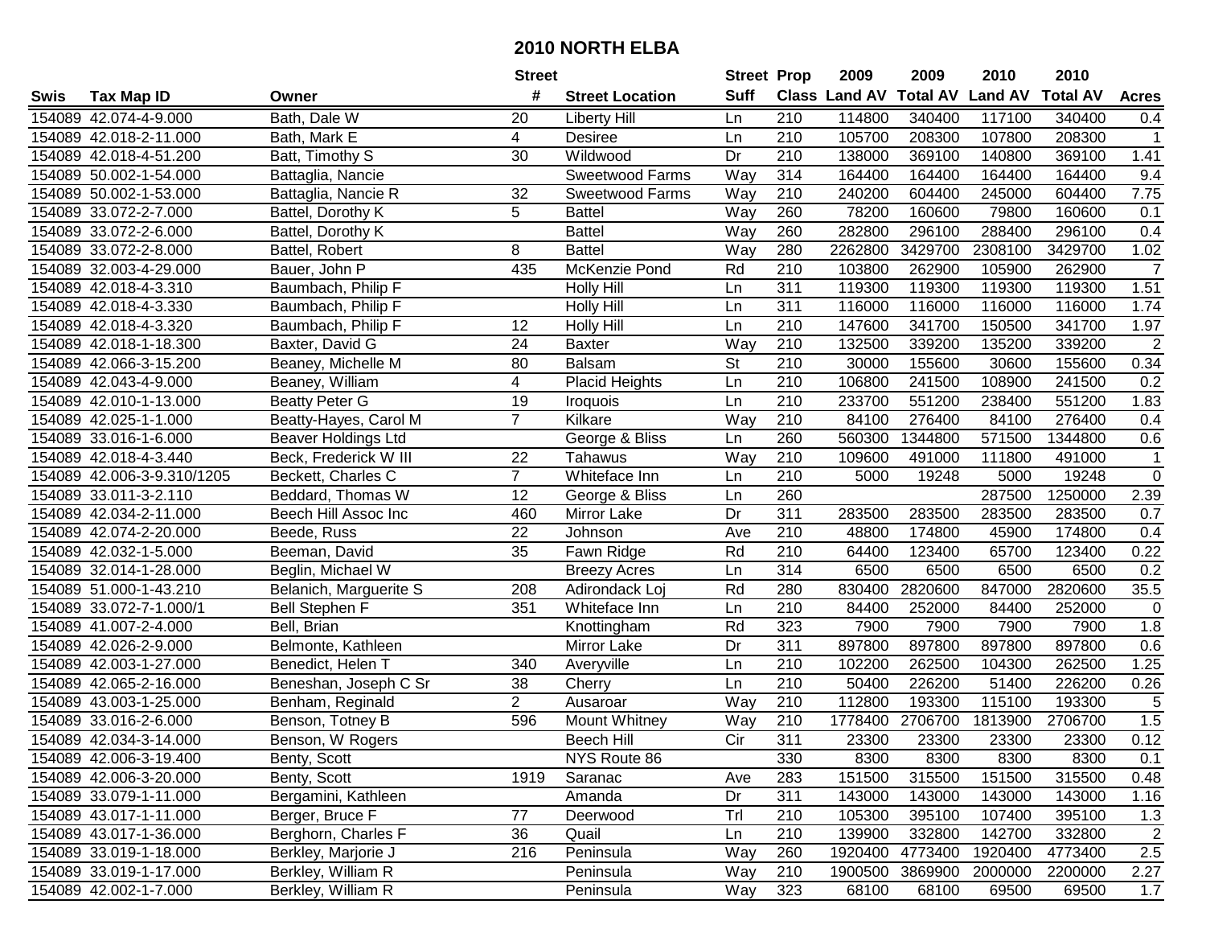# 2010 NORTH ELBA

| Swis | Tax Map ID | Owner | Street # | Street Location | Street Suff | Prop Class | 2009 Land AV | 2009 Total AV | 2010 Land AV | 2010 Total AV | Acres |
|---|---|---|---|---|---|---|---|---|---|---|---|
| 154089 | 42.074-4-9.000 | Bath, Dale W | 20 | Liberty Hill | Ln | 210 | 114800 | 340400 | 117100 | 340400 | 0.4 |
| 154089 | 42.018-2-11.000 | Bath, Mark E | 4 | Desiree | Ln | 210 | 105700 | 208300 | 107800 | 208300 | 1 |
| 154089 | 42.018-4-51.200 | Batt, Timothy S | 30 | Wildwood | Dr | 210 | 138000 | 369100 | 140800 | 369100 | 1.41 |
| 154089 | 50.002-1-54.000 | Battaglia, Nancie | | Sweetwood Farms | Way | 314 | 164400 | 164400 | 164400 | 164400 | 9.4 |
| 154089 | 50.002-1-53.000 | Battaglia, Nancie R | 32 | Sweetwood Farms | Way | 210 | 240200 | 604400 | 245000 | 604400 | 7.75 |
| 154089 | 33.072-2-7.000 | Battel, Dorothy K | 5 | Battel | Way | 260 | 78200 | 160600 | 79800 | 160600 | 0.1 |
| 154089 | 33.072-2-6.000 | Battel, Dorothy K | | Battel | Way | 260 | 282800 | 296100 | 288400 | 296100 | 0.4 |
| 154089 | 33.072-2-8.000 | Battel, Robert | 8 | Battel | Way | 280 | 2262800 | 3429700 | 2308100 | 3429700 | 1.02 |
| 154089 | 32.003-4-29.000 | Bauer, John P | 435 | McKenzie Pond | Rd | 210 | 103800 | 262900 | 105900 | 262900 | 7 |
| 154089 | 42.018-4-3.310 | Baumbach, Philip F | | Holly Hill | Ln | 311 | 119300 | 119300 | 119300 | 119300 | 1.51 |
| 154089 | 42.018-4-3.330 | Baumbach, Philip F | | Holly Hill | Ln | 311 | 116000 | 116000 | 116000 | 116000 | 1.74 |
| 154089 | 42.018-4-3.320 | Baumbach, Philip F | 12 | Holly Hill | Ln | 210 | 147600 | 341700 | 150500 | 341700 | 1.97 |
| 154089 | 42.018-1-18.300 | Baxter, David G | 24 | Baxter | Way | 210 | 132500 | 339200 | 135200 | 339200 | 2 |
| 154089 | 42.066-3-15.200 | Beaney, Michelle M | 80 | Balsam | St | 210 | 30000 | 155600 | 30600 | 155600 | 0.34 |
| 154089 | 42.043-4-9.000 | Beaney, William | 4 | Placid Heights | Ln | 210 | 106800 | 241500 | 108900 | 241500 | 0.2 |
| 154089 | 42.010-1-13.000 | Beatty Peter G | 19 | Iroquois | Ln | 210 | 233700 | 551200 | 238400 | 551200 | 1.83 |
| 154089 | 42.025-1-1.000 | Beatty-Hayes, Carol M | 7 | Kilkare | Way | 210 | 84100 | 276400 | 84100 | 276400 | 0.4 |
| 154089 | 33.016-1-6.000 | Beaver Holdings Ltd | | George & Bliss | Ln | 260 | 560300 | 1344800 | 571500 | 1344800 | 0.6 |
| 154089 | 42.018-4-3.440 | Beck, Frederick W III | 22 | Tahawus | Way | 210 | 109600 | 491000 | 111800 | 491000 | 1 |
| 154089 | 42.006-3-9.310/1205 | Beckett, Charles C | 7 | Whiteface Inn | Ln | 210 | 5000 | 19248 | 5000 | 19248 | 0 |
| 154089 | 33.011-3-2.110 | Beddard, Thomas W | 12 | George & Bliss | Ln | 260 | | | 287500 | 1250000 | 2.39 |
| 154089 | 42.034-2-11.000 | Beech Hill Assoc Inc | 460 | Mirror Lake | Dr | 311 | 283500 | 283500 | 283500 | 283500 | 0.7 |
| 154089 | 42.074-2-20.000 | Beede, Russ | 22 | Johnson | Ave | 210 | 48800 | 174800 | 45900 | 174800 | 0.4 |
| 154089 | 42.032-1-5.000 | Beeman, David | 35 | Fawn Ridge | Rd | 210 | 64400 | 123400 | 65700 | 123400 | 0.22 |
| 154089 | 32.014-1-28.000 | Beglin, Michael W | | Breezy Acres | Ln | 314 | 6500 | 6500 | 6500 | 6500 | 0.2 |
| 154089 | 51.000-1-43.210 | Belanich, Marguerite S | 208 | Adirondack Loj | Rd | 280 | 830400 | 2820600 | 847000 | 2820600 | 35.5 |
| 154089 | 33.072-7-1.000/1 | Bell Stephen F | 351 | Whiteface Inn | Ln | 210 | 84400 | 252000 | 84400 | 252000 | 0 |
| 154089 | 41.007-2-4.000 | Bell, Brian | | Knottingham | Rd | 323 | 7900 | 7900 | 7900 | 7900 | 1.8 |
| 154089 | 42.026-2-9.000 | Belmonte, Kathleen | | Mirror Lake | Dr | 311 | 897800 | 897800 | 897800 | 897800 | 0.6 |
| 154089 | 42.003-1-27.000 | Benedict, Helen T | 340 | Averyville | Ln | 210 | 102200 | 262500 | 104300 | 262500 | 1.25 |
| 154089 | 42.065-2-16.000 | Beneshan, Joseph C Sr | 38 | Cherry | Ln | 210 | 50400 | 226200 | 51400 | 226200 | 0.26 |
| 154089 | 43.003-1-25.000 | Benham, Reginald | 2 | Ausaroar | Way | 210 | 112800 | 193300 | 115100 | 193300 | 5 |
| 154089 | 33.016-2-6.000 | Benson, Totney B | 596 | Mount Whitney | Way | 210 | 1778400 | 2706700 | 1813900 | 2706700 | 1.5 |
| 154089 | 42.034-3-14.000 | Benson, W Rogers | | Beech Hill | Cir | 311 | 23300 | 23300 | 23300 | 23300 | 0.12 |
| 154089 | 42.006-3-19.400 | Benty, Scott | | NYS Route 86 | | 330 | 8300 | 8300 | 8300 | 8300 | 0.1 |
| 154089 | 42.006-3-20.000 | Benty, Scott | 1919 | Saranac | Ave | 283 | 151500 | 315500 | 151500 | 315500 | 0.48 |
| 154089 | 33.079-1-11.000 | Bergamini, Kathleen | | Amanda | Dr | 311 | 143000 | 143000 | 143000 | 143000 | 1.16 |
| 154089 | 43.017-1-11.000 | Berger, Bruce F | 77 | Deerwood | Trl | 210 | 105300 | 395100 | 107400 | 395100 | 1.3 |
| 154089 | 43.017-1-36.000 | Berghorn, Charles F | 36 | Quail | Ln | 210 | 139900 | 332800 | 142700 | 332800 | 2 |
| 154089 | 33.019-1-18.000 | Berkley, Marjorie J | 216 | Peninsula | Way | 260 | 1920400 | 4773400 | 1920400 | 4773400 | 2.5 |
| 154089 | 33.019-1-17.000 | Berkley, William R | | Peninsula | Way | 210 | 1900500 | 3869900 | 2000000 | 2200000 | 2.27 |
| 154089 | 42.002-1-7.000 | Berkley, William R | | Peninsula | Way | 323 | 68100 | 68100 | 69500 | 69500 | 1.7 |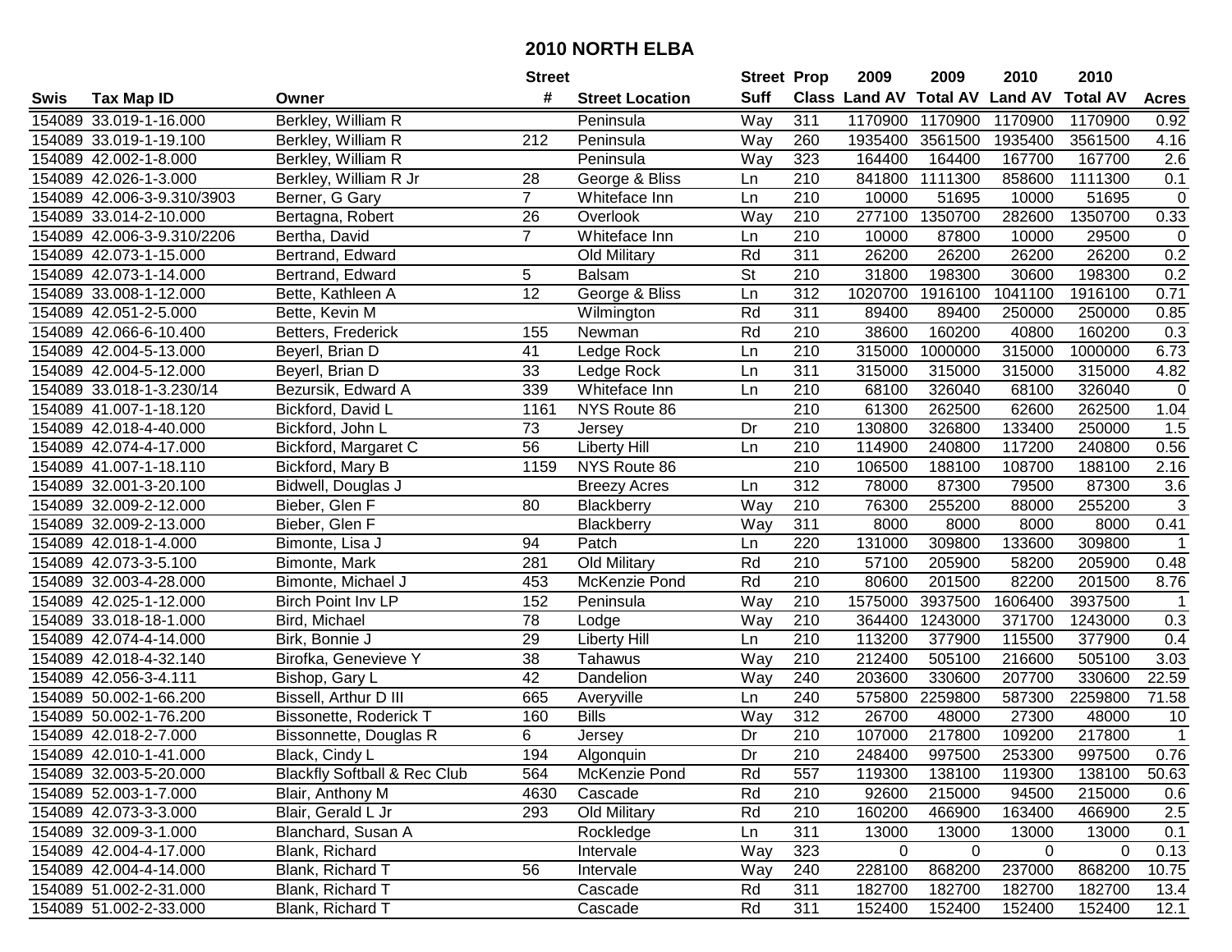# 2010 NORTH ELBA

| Swis | Tax Map ID | Owner | Street # | Street Location | Street Suff | Prop Class | 2009 Land AV | 2009 Total AV | 2010 Land AV | 2010 Total AV | Acres |
|---|---|---|---|---|---|---|---|---|---|---|---|
| 154089 | 33.019-1-16.000 | Berkley, William R | | Peninsula | Way | 311 | 1170900 | 1170900 | 1170900 | 1170900 | 0.92 |
| 154089 | 33.019-1-19.100 | Berkley, William R | 212 | Peninsula | Way | 260 | 1935400 | 3561500 | 1935400 | 3561500 | 4.16 |
| 154089 | 42.002-1-8.000 | Berkley, William R | | Peninsula | Way | 323 | 164400 | 164400 | 167700 | 167700 | 2.6 |
| 154089 | 42.026-1-3.000 | Berkley, William R Jr | 28 | George & Bliss | Ln | 210 | 841800 | 1111300 | 858600 | 1111300 | 0.1 |
| 154089 | 42.006-3-9.310/3903 | Berner, G Gary | 7 | Whiteface Inn | Ln | 210 | 10000 | 51695 | 10000 | 51695 | 0 |
| 154089 | 33.014-2-10.000 | Bertagna, Robert | 26 | Overlook | Way | 210 | 277100 | 1350700 | 282600 | 1350700 | 0.33 |
| 154089 | 42.006-3-9.310/2206 | Bertha, David | 7 | Whiteface Inn | Ln | 210 | 10000 | 87800 | 10000 | 29500 | 0 |
| 154089 | 42.073-1-15.000 | Bertrand, Edward | | Old Military | Rd | 311 | 26200 | 26200 | 26200 | 26200 | 0.2 |
| 154089 | 42.073-1-14.000 | Bertrand, Edward | 5 | Balsam | St | 210 | 31800 | 198300 | 30600 | 198300 | 0.2 |
| 154089 | 33.008-1-12.000 | Bette, Kathleen A | 12 | George & Bliss | Ln | 312 | 1020700 | 1916100 | 1041100 | 1916100 | 0.71 |
| 154089 | 42.051-2-5.000 | Bette, Kevin M | | Wilmington | Rd | 311 | 89400 | 89400 | 250000 | 250000 | 0.85 |
| 154089 | 42.066-6-10.400 | Betters, Frederick | 155 | Newman | Rd | 210 | 38600 | 160200 | 40800 | 160200 | 0.3 |
| 154089 | 42.004-5-13.000 | Beyerl, Brian D | 41 | Ledge Rock | Ln | 210 | 315000 | 1000000 | 315000 | 1000000 | 6.73 |
| 154089 | 42.004-5-12.000 | Beyerl, Brian D | 33 | Ledge Rock | Ln | 311 | 315000 | 315000 | 315000 | 315000 | 4.82 |
| 154089 | 33.018-1-3.230/14 | Bezursik, Edward A | 339 | Whiteface Inn | Ln | 210 | 68100 | 326040 | 68100 | 326040 | 0 |
| 154089 | 41.007-1-18.120 | Bickford, David L | 1161 | NYS Route 86 | | 210 | 61300 | 262500 | 62600 | 262500 | 1.04 |
| 154089 | 42.018-4-40.000 | Bickford, John L | 73 | Jersey | Dr | 210 | 130800 | 326800 | 133400 | 250000 | 1.5 |
| 154089 | 42.074-4-17.000 | Bickford, Margaret C | 56 | Liberty Hill | Ln | 210 | 114900 | 240800 | 117200 | 240800 | 0.56 |
| 154089 | 41.007-1-18.110 | Bickford, Mary B | 1159 | NYS Route 86 | | 210 | 106500 | 188100 | 108700 | 188100 | 2.16 |
| 154089 | 32.001-3-20.100 | Bidwell, Douglas J | | Breezy Acres | Ln | 312 | 78000 | 87300 | 79500 | 87300 | 3.6 |
| 154089 | 32.009-2-12.000 | Bieber, Glen F | 80 | Blackberry | Way | 210 | 76300 | 255200 | 88000 | 255200 | 3 |
| 154089 | 32.009-2-13.000 | Bieber, Glen F | | Blackberry | Way | 311 | 8000 | 8000 | 8000 | 8000 | 0.41 |
| 154089 | 42.018-1-4.000 | Bimonte, Lisa J | 94 | Patch | Ln | 220 | 131000 | 309800 | 133600 | 309800 | 1 |
| 154089 | 42.073-3-5.100 | Bimonte, Mark | 281 | Old Military | Rd | 210 | 57100 | 205900 | 58200 | 205900 | 0.48 |
| 154089 | 32.003-4-28.000 | Bimonte, Michael J | 453 | McKenzie Pond | Rd | 210 | 80600 | 201500 | 82200 | 201500 | 8.76 |
| 154089 | 42.025-1-12.000 | Birch Point Inv LP | 152 | Peninsula | Way | 210 | 1575000 | 3937500 | 1606400 | 3937500 | 1 |
| 154089 | 33.018-18-1.000 | Bird, Michael | 78 | Lodge | Way | 210 | 364400 | 1243000 | 371700 | 1243000 | 0.3 |
| 154089 | 42.074-4-14.000 | Birk, Bonnie J | 29 | Liberty Hill | Ln | 210 | 113200 | 377900 | 115500 | 377900 | 0.4 |
| 154089 | 42.018-4-32.140 | Birofka, Genevieve Y | 38 | Tahawus | Way | 210 | 212400 | 505100 | 216600 | 505100 | 3.03 |
| 154089 | 42.056-3-4.111 | Bishop, Gary L | 42 | Dandelion | Way | 240 | 203600 | 330600 | 207700 | 330600 | 22.59 |
| 154089 | 50.002-1-66.200 | Bissell, Arthur D III | 665 | Averyville | Ln | 240 | 575800 | 2259800 | 587300 | 2259800 | 71.58 |
| 154089 | 50.002-1-76.200 | Bissonette, Roderick T | 160 | Bills | Way | 312 | 26700 | 48000 | 27300 | 48000 | 10 |
| 154089 | 42.018-2-7.000 | Bissonnette, Douglas R | 6 | Jersey | Dr | 210 | 107000 | 217800 | 109200 | 217800 | 1 |
| 154089 | 42.010-1-41.000 | Black, Cindy L | 194 | Algonquin | Dr | 210 | 248400 | 997500 | 253300 | 997500 | 0.76 |
| 154089 | 32.003-5-20.000 | Blackfly Softball & Rec Club | 564 | McKenzie Pond | Rd | 557 | 119300 | 138100 | 119300 | 138100 | 50.63 |
| 154089 | 52.003-1-7.000 | Blair, Anthony M | 4630 | Cascade | Rd | 210 | 92600 | 215000 | 94500 | 215000 | 0.6 |
| 154089 | 42.073-3-3.000 | Blair, Gerald L Jr | 293 | Old Military | Rd | 210 | 160200 | 466900 | 163400 | 466900 | 2.5 |
| 154089 | 32.009-3-1.000 | Blanchard, Susan A | | Rockledge | Ln | 311 | 13000 | 13000 | 13000 | 13000 | 0.1 |
| 154089 | 42.004-4-17.000 | Blank, Richard | | Intervale | Way | 323 | 0 | 0 | 0 | 0 | 0.13 |
| 154089 | 42.004-4-14.000 | Blank, Richard T | 56 | Intervale | Way | 240 | 228100 | 868200 | 237000 | 868200 | 10.75 |
| 154089 | 51.002-2-31.000 | Blank, Richard T | | Cascade | Rd | 311 | 182700 | 182700 | 182700 | 182700 | 13.4 |
| 154089 | 51.002-2-33.000 | Blank, Richard T | | Cascade | Rd | 311 | 152400 | 152400 | 152400 | 152400 | 12.1 |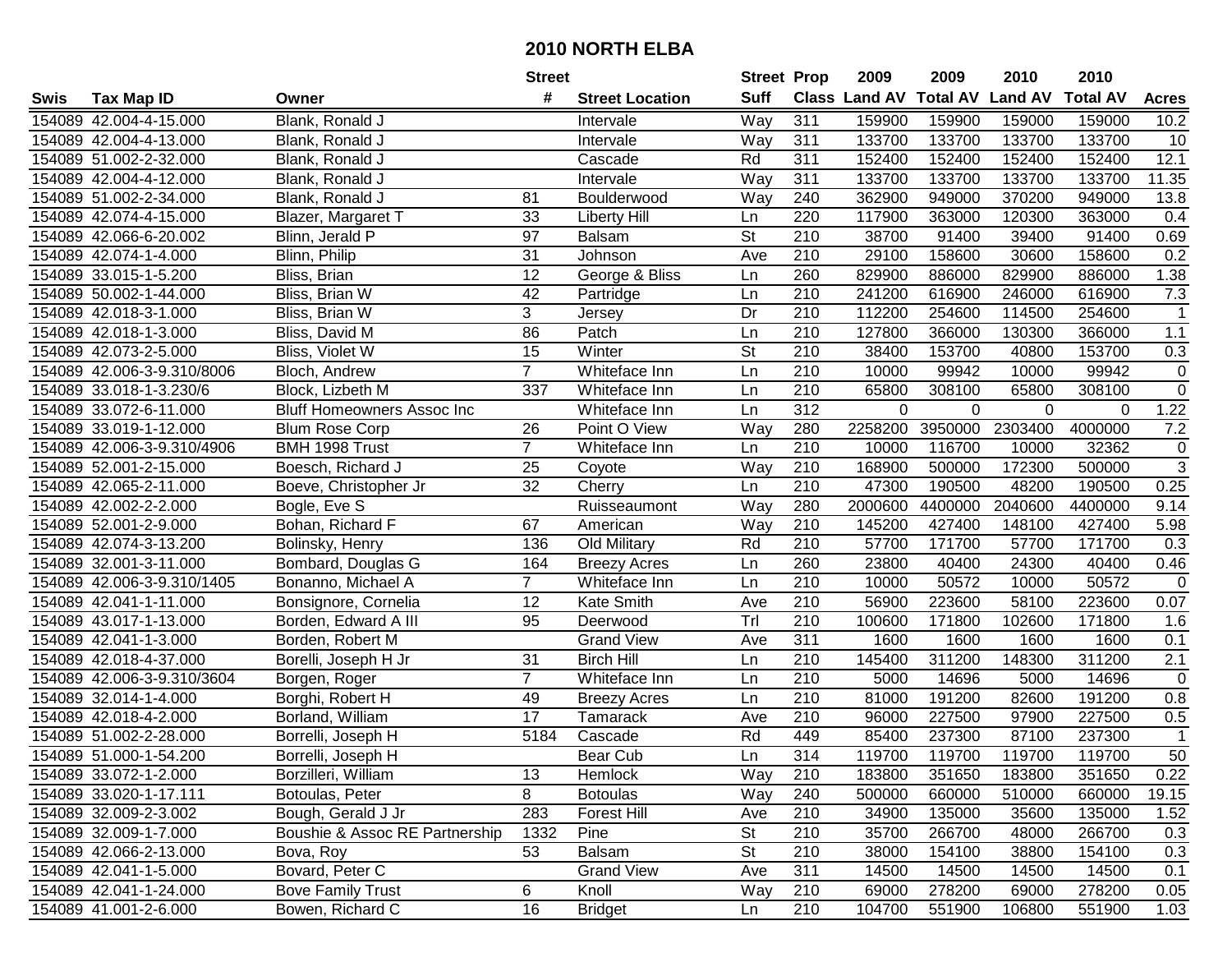# 2010 NORTH ELBA

| Swis | Tax Map ID | Owner | Street # | Street Location | Street Suff | Prop Class | 2009 Land AV | 2009 Total AV | 2010 Land AV | 2010 Total AV | Acres |
|---|---|---|---|---|---|---|---|---|---|---|---|
| 154089 | 42.004-4-15.000 | Blank, Ronald J | | Intervale | Way | 311 | 159900 | 159900 | 159000 | 159000 | 10.2 |
| 154089 | 42.004-4-13.000 | Blank, Ronald J | | Intervale | Way | 311 | 133700 | 133700 | 133700 | 133700 | 10 |
| 154089 | 51.002-2-32.000 | Blank, Ronald J | | Cascade | Rd | 311 | 152400 | 152400 | 152400 | 152400 | 12.1 |
| 154089 | 42.004-4-12.000 | Blank, Ronald J | | Intervale | Way | 311 | 133700 | 133700 | 133700 | 133700 | 11.35 |
| 154089 | 51.002-2-34.000 | Blank, Ronald J | 81 | Boulderwood | Way | 240 | 362900 | 949000 | 370200 | 949000 | 13.8 |
| 154089 | 42.074-4-15.000 | Blazer, Margaret T | 33 | Liberty Hill | Ln | 220 | 117900 | 363000 | 120300 | 363000 | 0.4 |
| 154089 | 42.066-6-20.002 | Blinn, Jerald P | 97 | Balsam | St | 210 | 38700 | 91400 | 39400 | 91400 | 0.69 |
| 154089 | 42.074-1-4.000 | Blinn, Philip | 31 | Johnson | Ave | 210 | 29100 | 158600 | 30600 | 158600 | 0.2 |
| 154089 | 33.015-1-5.200 | Bliss, Brian | 12 | George & Bliss | Ln | 260 | 829900 | 886000 | 829900 | 886000 | 1.38 |
| 154089 | 50.002-1-44.000 | Bliss, Brian W | 42 | Partridge | Ln | 210 | 241200 | 616900 | 246000 | 616900 | 7.3 |
| 154089 | 42.018-3-1.000 | Bliss, Brian W | 3 | Jersey | Dr | 210 | 112200 | 254600 | 114500 | 254600 | 1 |
| 154089 | 42.018-1-3.000 | Bliss, David M | 86 | Patch | Ln | 210 | 127800 | 366000 | 130300 | 366000 | 1.1 |
| 154089 | 42.073-2-5.000 | Bliss, Violet W | 15 | Winter | St | 210 | 38400 | 153700 | 40800 | 153700 | 0.3 |
| 154089 | 42.006-3-9.310/8006 | Bloch, Andrew | 7 | Whiteface Inn | Ln | 210 | 10000 | 99942 | 10000 | 99942 | 0 |
| 154089 | 33.018-1-3.230/6 | Block, Lizbeth M | 337 | Whiteface Inn | Ln | 210 | 65800 | 308100 | 65800 | 308100 | 0 |
| 154089 | 33.072-6-11.000 | Bluff Homeowners Assoc Inc | | Whiteface Inn | Ln | 312 | 0 | 0 | 0 | 0 | 1.22 |
| 154089 | 33.019-1-12.000 | Blum Rose Corp | 26 | Point O View | Way | 280 | 2258200 | 3950000 | 2303400 | 4000000 | 7.2 |
| 154089 | 42.006-3-9.310/4906 | BMH 1998 Trust | 7 | Whiteface Inn | Ln | 210 | 10000 | 116700 | 10000 | 32362 | 0 |
| 154089 | 52.001-2-15.000 | Boesch, Richard J | 25 | Coyote | Way | 210 | 168900 | 500000 | 172300 | 500000 | 3 |
| 154089 | 42.065-2-11.000 | Boeve, Christopher Jr | 32 | Cherry | Ln | 210 | 47300 | 190500 | 48200 | 190500 | 0.25 |
| 154089 | 42.002-2-2.000 | Bogle, Eve S | | Ruisseaumont | Way | 280 | 2000600 | 4400000 | 2040600 | 4400000 | 9.14 |
| 154089 | 52.001-2-9.000 | Bohan, Richard F | 67 | American | Way | 210 | 145200 | 427400 | 148100 | 427400 | 5.98 |
| 154089 | 42.074-3-13.200 | Bolinsky, Henry | 136 | Old Military | Rd | 210 | 57700 | 171700 | 57700 | 171700 | 0.3 |
| 154089 | 32.001-3-11.000 | Bombard, Douglas G | 164 | Breezy Acres | Ln | 260 | 23800 | 40400 | 24300 | 40400 | 0.46 |
| 154089 | 42.006-3-9.310/1405 | Bonanno, Michael A | 7 | Whiteface Inn | Ln | 210 | 10000 | 50572 | 10000 | 50572 | 0 |
| 154089 | 42.041-1-11.000 | Bonsignore, Cornelia | 12 | Kate Smith | Ave | 210 | 56900 | 223600 | 58100 | 223600 | 0.07 |
| 154089 | 43.017-1-13.000 | Borden, Edward A III | 95 | Deerwood | Trl | 210 | 100600 | 171800 | 102600 | 171800 | 1.6 |
| 154089 | 42.041-1-3.000 | Borden, Robert M | | Grand View | Ave | 311 | 1600 | 1600 | 1600 | 1600 | 0.1 |
| 154089 | 42.018-4-37.000 | Borelli, Joseph H Jr | 31 | Birch Hill | Ln | 210 | 145400 | 311200 | 148300 | 311200 | 2.1 |
| 154089 | 42.006-3-9.310/3604 | Borgen, Roger | 7 | Whiteface Inn | Ln | 210 | 5000 | 14696 | 5000 | 14696 | 0 |
| 154089 | 32.014-1-4.000 | Borghi, Robert H | 49 | Breezy Acres | Ln | 210 | 81000 | 191200 | 82600 | 191200 | 0.8 |
| 154089 | 42.018-4-2.000 | Borland, William | 17 | Tamarack | Ave | 210 | 96000 | 227500 | 97900 | 227500 | 0.5 |
| 154089 | 51.002-2-28.000 | Borrelli, Joseph H | 5184 | Cascade | Rd | 449 | 85400 | 237300 | 87100 | 237300 | 1 |
| 154089 | 51.000-1-54.200 | Borrelli, Joseph H | | Bear Cub | Ln | 314 | 119700 | 119700 | 119700 | 119700 | 50 |
| 154089 | 33.072-1-2.000 | Borzilleri, William | 13 | Hemlock | Way | 210 | 183800 | 351650 | 183800 | 351650 | 0.22 |
| 154089 | 33.020-1-17.111 | Botoulas, Peter | 8 | Botoulas | Way | 240 | 500000 | 660000 | 510000 | 660000 | 19.15 |
| 154089 | 32.009-2-3.002 | Bough, Gerald J Jr | 283 | Forest Hill | Ave | 210 | 34900 | 135000 | 35600 | 135000 | 1.52 |
| 154089 | 32.009-1-7.000 | Boushie & Assoc RE Partnership | 1332 | Pine | St | 210 | 35700 | 266700 | 48000 | 266700 | 0.3 |
| 154089 | 42.066-2-13.000 | Bova, Roy | 53 | Balsam | St | 210 | 38000 | 154100 | 38800 | 154100 | 0.3 |
| 154089 | 42.041-1-5.000 | Bovard, Peter C | | Grand View | Ave | 311 | 14500 | 14500 | 14500 | 14500 | 0.1 |
| 154089 | 42.041-1-24.000 | Bove Family Trust | 6 | Knoll | Way | 210 | 69000 | 278200 | 69000 | 278200 | 0.05 |
| 154089 | 41.001-2-6.000 | Bowen, Richard C | 16 | Bridget | Ln | 210 | 104700 | 551900 | 106800 | 551900 | 1.03 |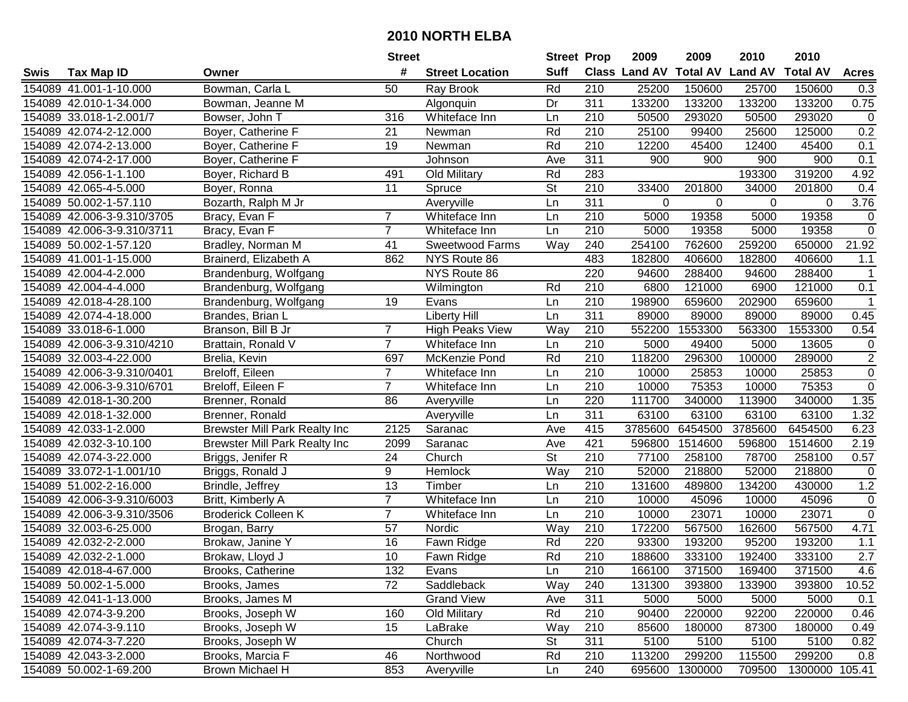# 2010 NORTH ELBA

| Swis | Tax Map ID | Owner | Street # | Street Location | Street Suff | Prop Class | 2009 Land AV | 2009 Total AV | 2010 Land AV | 2010 Total AV | Acres |
|---|---|---|---|---|---|---|---|---|---|---|---|
| 154089 | 41.001-1-10.000 | Bowman, Carla L | 50 | Ray Brook | Rd | 210 | 25200 | 150600 | 25700 | 150600 | 0.3 |
| 154089 | 42.010-1-34.000 | Bowman, Jeanne M | | Algonquin | Dr | 311 | 133200 | 133200 | 133200 | 133200 | 0.75 |
| 154089 | 33.018-1-2.001/7 | Bowser, John T | 316 | Whiteface Inn | Ln | 210 | 50500 | 293020 | 50500 | 293020 | 0 |
| 154089 | 42.074-2-12.000 | Boyer, Catherine F | 21 | Newman | Rd | 210 | 25100 | 99400 | 25600 | 125000 | 0.2 |
| 154089 | 42.074-2-13.000 | Boyer, Catherine F | 19 | Newman | Rd | 210 | 12200 | 45400 | 12400 | 45400 | 0.1 |
| 154089 | 42.074-2-17.000 | Boyer, Catherine F | | Johnson | Ave | 311 | 900 | 900 | 900 | 900 | 0.1 |
| 154089 | 42.056-1-1.100 | Boyer, Richard B | 491 | Old Military | Rd | 283 | | | 193300 | 319200 | 4.92 |
| 154089 | 42.065-4-5.000 | Boyer, Ronna | 11 | Spruce | St | 210 | 33400 | 201800 | 34000 | 201800 | 0.4 |
| 154089 | 50.002-1-57.110 | Bozarth, Ralph M Jr | | Averyville | Ln | 311 | 0 | 0 | 0 | 0 | 3.76 |
| 154089 | 42.006-3-9.310/3705 | Bracy, Evan F | 7 | Whiteface Inn | Ln | 210 | 5000 | 19358 | 5000 | 19358 | 0 |
| 154089 | 42.006-3-9.310/3711 | Bracy, Evan F | 7 | Whiteface Inn | Ln | 210 | 5000 | 19358 | 5000 | 19358 | 0 |
| 154089 | 50.002-1-57.120 | Bradley, Norman M | 41 | Sweetwood Farms | Way | 240 | 254100 | 762600 | 259200 | 650000 | 21.92 |
| 154089 | 41.001-1-15.000 | Brainerd, Elizabeth A | 862 | NYS Route 86 | | 483 | 182800 | 406600 | 182800 | 406600 | 1.1 |
| 154089 | 42.004-4-2.000 | Brandenburg, Wolfgang | | NYS Route 86 | | 220 | 94600 | 288400 | 94600 | 288400 | 1 |
| 154089 | 42.004-4-4.000 | Brandenburg, Wolfgang | | Wilmington | Rd | 210 | 6800 | 121000 | 6900 | 121000 | 0.1 |
| 154089 | 42.018-4-28.100 | Brandenburg, Wolfgang | 19 | Evans | Ln | 210 | 198900 | 659600 | 202900 | 659600 | 1 |
| 154089 | 42.074-4-18.000 | Brandes, Brian L | | Liberty Hill | Ln | 311 | 89000 | 89000 | 89000 | 89000 | 0.45 |
| 154089 | 33.018-6-1.000 | Branson, Bill B Jr | 7 | High Peaks View | Way | 210 | 552200 | 1553300 | 563300 | 1553300 | 0.54 |
| 154089 | 42.006-3-9.310/4210 | Brattain, Ronald V | 7 | Whiteface Inn | Ln | 210 | 5000 | 49400 | 5000 | 13605 | 0 |
| 154089 | 32.003-4-22.000 | Brelia, Kevin | 697 | McKenzie Pond | Rd | 210 | 118200 | 296300 | 100000 | 289000 | 2 |
| 154089 | 42.006-3-9.310/0401 | Breloff, Eileen | 7 | Whiteface Inn | Ln | 210 | 10000 | 25853 | 10000 | 25853 | 0 |
| 154089 | 42.006-3-9.310/6701 | Breloff, Eileen F | 7 | Whiteface Inn | Ln | 210 | 10000 | 75353 | 10000 | 75353 | 0 |
| 154089 | 42.018-1-30.200 | Brenner, Ronald | 86 | Averyville | Ln | 220 | 111700 | 340000 | 113900 | 340000 | 1.35 |
| 154089 | 42.018-1-32.000 | Brenner, Ronald | | Averyville | Ln | 311 | 63100 | 63100 | 63100 | 63100 | 1.32 |
| 154089 | 42.033-1-2.000 | Brewster Mill Park Realty Inc | 2125 | Saranac | Ave | 415 | 3785600 | 6454500 | 3785600 | 6454500 | 6.23 |
| 154089 | 42.032-3-10.100 | Brewster Mill Park Realty Inc | 2099 | Saranac | Ave | 421 | 596800 | 1514600 | 596800 | 1514600 | 2.19 |
| 154089 | 42.074-3-22.000 | Briggs, Jenifer R | 24 | Church | St | 210 | 77100 | 258100 | 78700 | 258100 | 0.57 |
| 154089 | 33.072-1-1.001/10 | Briggs, Ronald J | 9 | Hemlock | Way | 210 | 52000 | 218800 | 52000 | 218800 | 0 |
| 154089 | 51.002-2-16.000 | Brindle, Jeffrey | 13 | Timber | Ln | 210 | 131600 | 489800 | 134200 | 430000 | 1.2 |
| 154089 | 42.006-3-9.310/6003 | Britt, Kimberly A | 7 | Whiteface Inn | Ln | 210 | 10000 | 45096 | 10000 | 45096 | 0 |
| 154089 | 42.006-3-9.310/3506 | Broderick Colleen K | 7 | Whiteface Inn | Ln | 210 | 10000 | 23071 | 10000 | 23071 | 0 |
| 154089 | 32.003-6-25.000 | Brogan, Barry | 57 | Nordic | Way | 210 | 172200 | 567500 | 162600 | 567500 | 4.71 |
| 154089 | 42.032-2-2.000 | Brokaw, Janine Y | 16 | Fawn Ridge | Rd | 220 | 93300 | 193200 | 95200 | 193200 | 1.1 |
| 154089 | 42.032-2-1.000 | Brokaw, Lloyd J | 10 | Fawn Ridge | Rd | 210 | 188600 | 333100 | 192400 | 333100 | 2.7 |
| 154089 | 42.018-4-67.000 | Brooks, Catherine | 132 | Evans | Ln | 210 | 166100 | 371500 | 169400 | 371500 | 4.6 |
| 154089 | 50.002-1-5.000 | Brooks, James | 72 | Saddleback | Way | 240 | 131300 | 393800 | 133900 | 393800 | 10.52 |
| 154089 | 42.041-1-13.000 | Brooks, James M | | Grand View | Ave | 311 | 5000 | 5000 | 5000 | 5000 | 0.1 |
| 154089 | 42.074-3-9.200 | Brooks, Joseph W | 160 | Old Military | Rd | 210 | 90400 | 220000 | 92200 | 220000 | 0.46 |
| 154089 | 42.074-3-9.110 | Brooks, Joseph W | 15 | LaBrake | Way | 210 | 85600 | 180000 | 87300 | 180000 | 0.49 |
| 154089 | 42.074-3-7.220 | Brooks, Joseph W | | Church | St | 311 | 5100 | 5100 | 5100 | 5100 | 0.82 |
| 154089 | 42.043-3-2.000 | Brooks, Marcia F | 46 | Northwood | Rd | 210 | 113200 | 299200 | 115500 | 299200 | 0.8 |
| 154089 | 50.002-1-69.200 | Brown Michael H | 853 | Averyville | Ln | 240 | 695600 | 1300000 | 709500 | 1300000 | 105.41 |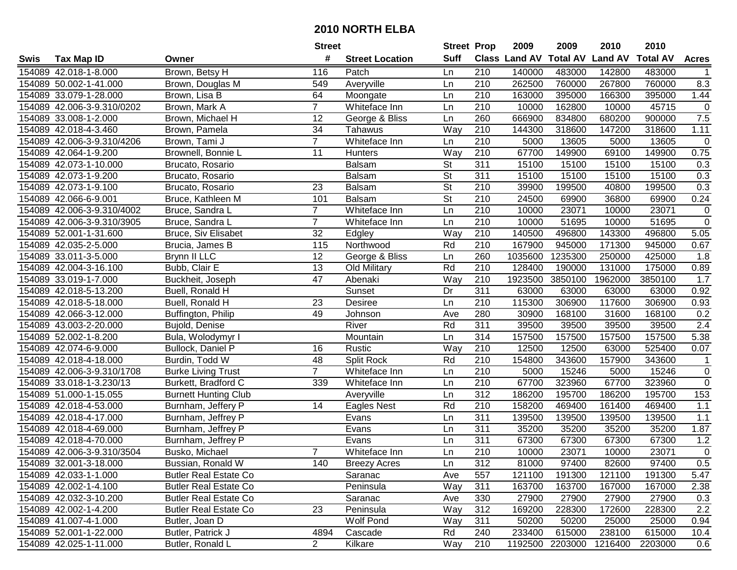# 2010 NORTH ELBA

| Swis | Tax Map ID | Owner | Street # | Street Location | Street Suff | Prop Class | 2009 Land AV | 2009 Total AV | 2010 Land AV | 2010 Total AV | Acres |
|---|---|---|---|---|---|---|---|---|---|---|---|
| 154089 | 42.018-1-8.000 | Brown, Betsy H | 116 | Patch | Ln | 210 | 140000 | 483000 | 142800 | 483000 | 1 |
| 154089 | 50.002-1-41.000 | Brown, Douglas M | 549 | Averyville | Ln | 210 | 262500 | 760000 | 267800 | 760000 | 8.3 |
| 154089 | 33.079-1-28.000 | Brown, Lisa B | 64 | Moongate | Ln | 210 | 163000 | 395000 | 166300 | 395000 | 1.44 |
| 154089 | 42.006-3-9.310/0202 | Brown, Mark A | 7 | Whiteface Inn | Ln | 210 | 10000 | 162800 | 10000 | 45715 | 0 |
| 154089 | 33.008-1-2.000 | Brown, Michael H | 12 | George & Bliss | Ln | 260 | 666900 | 834800 | 680200 | 900000 | 7.5 |
| 154089 | 42.018-4-3.460 | Brown, Pamela | 34 | Tahawus | Way | 210 | 144300 | 318600 | 147200 | 318600 | 1.11 |
| 154089 | 42.006-3-9.310/4206 | Brown, Tami J | 7 | Whiteface Inn | Ln | 210 | 5000 | 13605 | 5000 | 13605 | 0 |
| 154089 | 42.064-1-9.200 | Brownell, Bonnie L | 11 | Hunters | Way | 210 | 67700 | 149900 | 69100 | 149900 | 0.75 |
| 154089 | 42.073-1-10.000 | Brucato, Rosario | | Balsam | St | 311 | 15100 | 15100 | 15100 | 15100 | 0.3 |
| 154089 | 42.073-1-9.200 | Brucato, Rosario | | Balsam | St | 311 | 15100 | 15100 | 15100 | 15100 | 0.3 |
| 154089 | 42.073-1-9.100 | Brucato, Rosario | 23 | Balsam | St | 210 | 39900 | 199500 | 40800 | 199500 | 0.3 |
| 154089 | 42.066-6-9.001 | Bruce, Kathleen M | 101 | Balsam | St | 210 | 24500 | 69900 | 36800 | 69900 | 0.24 |
| 154089 | 42.006-3-9.310/4002 | Bruce, Sandra L | 7 | Whiteface Inn | Ln | 210 | 10000 | 23071 | 10000 | 23071 | 0 |
| 154089 | 42.006-3-9.310/3905 | Bruce, Sandra L | 7 | Whiteface Inn | Ln | 210 | 10000 | 51695 | 10000 | 51695 | 0 |
| 154089 | 52.001-1-31.600 | Bruce, Siv Elisabet | 32 | Edgley | Way | 210 | 140500 | 496800 | 143300 | 496800 | 5.05 |
| 154089 | 42.035-2-5.000 | Brucia, James B | 115 | Northwood | Rd | 210 | 167900 | 945000 | 171300 | 945000 | 0.67 |
| 154089 | 33.011-3-5.000 | Brynn II LLC | 12 | George & Bliss | Ln | 260 | 1035600 | 1235300 | 250000 | 425000 | 1.8 |
| 154089 | 42.004-3-16.100 | Bubb, Clair E | 13 | Old Military | Rd | 210 | 128400 | 190000 | 131000 | 175000 | 0.89 |
| 154089 | 33.019-1-7.000 | Buckheit, Joseph | 47 | Abenaki | Way | 210 | 1923500 | 3850100 | 1962000 | 3850100 | 1.7 |
| 154089 | 42.018-5-13.200 | Buell, Ronald H | | Sunset | Dr | 311 | 63000 | 63000 | 63000 | 63000 | 0.92 |
| 154089 | 42.018-5-18.000 | Buell, Ronald H | 23 | Desiree | Ln | 210 | 115300 | 306900 | 117600 | 306900 | 0.93 |
| 154089 | 42.066-3-12.000 | Buffington, Philip | 49 | Johnson | Ave | 280 | 30900 | 168100 | 31600 | 168100 | 0.2 |
| 154089 | 43.003-2-20.000 | Bujold, Denise | | River | Rd | 311 | 39500 | 39500 | 39500 | 39500 | 2.4 |
| 154089 | 52.002-1-8.200 | Bula, Wolodymyr I | | Mountain | Ln | 314 | 157500 | 157500 | 157500 | 157500 | 5.38 |
| 154089 | 42.074-6-9.000 | Bullock, Daniel P | 16 | Rustic | Way | 210 | 12500 | 12500 | 63000 | 525400 | 0.07 |
| 154089 | 42.018-4-18.000 | Burdin, Todd W | 48 | Split Rock | Rd | 210 | 154800 | 343600 | 157900 | 343600 | 1 |
| 154089 | 42.006-3-9.310/1708 | Burke Living Trust | 7 | Whiteface Inn | Ln | 210 | 5000 | 15246 | 5000 | 15246 | 0 |
| 154089 | 33.018-1-3.230/13 | Burkett, Bradford C | 339 | Whiteface Inn | Ln | 210 | 67700 | 323960 | 67700 | 323960 | 0 |
| 154089 | 51.000-1-15.055 | Burnett Hunting Club | | Averyville | Ln | 312 | 186200 | 195700 | 186200 | 195700 | 153 |
| 154089 | 42.018-4-53.000 | Burnham, Jeffery P | 14 | Eagles Nest | Rd | 210 | 158200 | 469400 | 161400 | 469400 | 1.1 |
| 154089 | 42.018-4-17.000 | Burnham, Jeffrey P | | Evans | Ln | 311 | 139500 | 139500 | 139500 | 139500 | 1.1 |
| 154089 | 42.018-4-69.000 | Burnham, Jeffrey P | | Evans | Ln | 311 | 35200 | 35200 | 35200 | 35200 | 1.87 |
| 154089 | 42.018-4-70.000 | Burnham, Jeffrey P | | Evans | Ln | 311 | 67300 | 67300 | 67300 | 67300 | 1.2 |
| 154089 | 42.006-3-9.310/3504 | Busko, Michael | 7 | Whiteface Inn | Ln | 210 | 10000 | 23071 | 10000 | 23071 | 0 |
| 154089 | 32.001-3-18.000 | Bussian, Ronald W | 140 | Breezy Acres | Ln | 312 | 81000 | 97400 | 82600 | 97400 | 0.5 |
| 154089 | 42.033-1-1.000 | Butler Real Estate Co | | Saranac | Ave | 557 | 121100 | 191300 | 121100 | 191300 | 5.47 |
| 154089 | 42.002-1-4.100 | Butler Real Estate Co | | Peninsula | Way | 311 | 163700 | 163700 | 167000 | 167000 | 2.38 |
| 154089 | 42.032-3-10.200 | Butler Real Estate Co | | Saranac | Ave | 330 | 27900 | 27900 | 27900 | 27900 | 0.3 |
| 154089 | 42.002-1-4.200 | Butler Real Estate Co | 23 | Peninsula | Way | 312 | 169200 | 228300 | 172600 | 228300 | 2.2 |
| 154089 | 41.007-4-1.000 | Butler, Joan D | | Wolf Pond | Way | 311 | 50200 | 50200 | 25000 | 25000 | 0.94 |
| 154089 | 52.001-1-22.000 | Butler, Patrick J | 4894 | Cascade | Rd | 240 | 233400 | 615000 | 238100 | 615000 | 10.4 |
| 154089 | 42.025-1-11.000 | Butler, Ronald L | 2 | Kilkare | Way | 210 | 1192500 | 2203000 | 1216400 | 2203000 | 0.6 |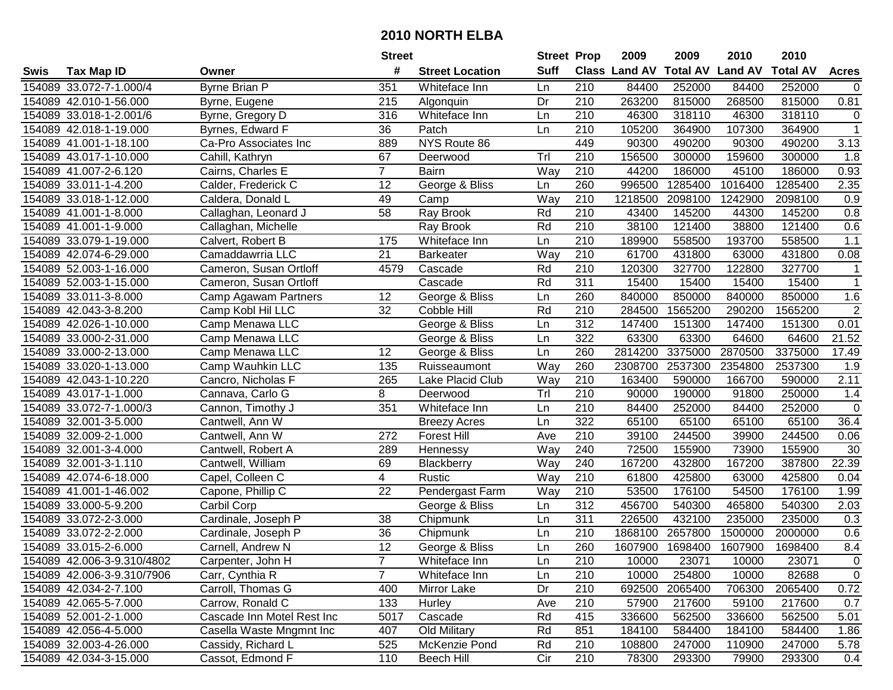# 2010 NORTH ELBA

| Swis | Tax Map ID | Owner | Street # | Street Location | Street Suff | Prop Class | 2009 Land AV | 2009 Total AV | 2010 Land AV | 2010 Total AV | Acres |
|---|---|---|---|---|---|---|---|---|---|---|---|
| 154089 | 33.072-7-1.000/4 | Byrne Brian P | 351 | Whiteface Inn | Ln | 210 | 84400 | 252000 | 84400 | 252000 | 0 |
| 154089 | 42.010-1-56.000 | Byrne, Eugene | 215 | Algonquin | Dr | 210 | 263200 | 815000 | 268500 | 815000 | 0.81 |
| 154089 | 33.018-1-2.001/6 | Byrne, Gregory D | 316 | Whiteface Inn | Ln | 210 | 46300 | 318110 | 46300 | 318110 | 0 |
| 154089 | 42.018-1-19.000 | Byrnes, Edward F | 36 | Patch | Ln | 210 | 105200 | 364900 | 107300 | 364900 | 1 |
| 154089 | 41.001-1-18.100 | Ca-Pro Associates Inc | 889 | NYS Route 86 | | 449 | 90300 | 490200 | 90300 | 490200 | 3.13 |
| 154089 | 43.017-1-10.000 | Cahill, Kathryn | 67 | Deerwood | Trl | 210 | 156500 | 300000 | 159600 | 300000 | 1.8 |
| 154089 | 41.007-2-6.120 | Cairns, Charles E | 7 | Bairn | Way | 210 | 44200 | 186000 | 45100 | 186000 | 0.93 |
| 154089 | 33.011-1-4.200 | Calder, Frederick C | 12 | George & Bliss | Ln | 260 | 996500 | 1285400 | 1016400 | 1285400 | 2.35 |
| 154089 | 33.018-1-12.000 | Caldera, Donald L | 49 | Camp | Way | 210 | 1218500 | 2098100 | 1242900 | 2098100 | 0.9 |
| 154089 | 41.001-1-8.000 | Callaghan, Leonard J | 58 | Ray Brook | Rd | 210 | 43400 | 145200 | 44300 | 145200 | 0.8 |
| 154089 | 41.001-1-9.000 | Callaghan, Michelle | | Ray Brook | Rd | 210 | 38100 | 121400 | 38800 | 121400 | 0.6 |
| 154089 | 33.079-1-19.000 | Calvert, Robert B | 175 | Whiteface Inn | Ln | 210 | 189900 | 558500 | 193700 | 558500 | 1.1 |
| 154089 | 42.074-6-29.000 | Camaddawrria LLC | 21 | Barkeater | Way | 210 | 61700 | 431800 | 63000 | 431800 | 0.08 |
| 154089 | 52.003-1-16.000 | Cameron, Susan Ortloff | 4579 | Cascade | Rd | 210 | 120300 | 327700 | 122800 | 327700 | 1 |
| 154089 | 52.003-1-15.000 | Cameron, Susan Ortloff | | Cascade | Rd | 311 | 15400 | 15400 | 15400 | 15400 | 1 |
| 154089 | 33.011-3-8.000 | Camp Agawam Partners | 12 | George & Bliss | Ln | 260 | 840000 | 850000 | 840000 | 850000 | 1.6 |
| 154089 | 42.043-3-8.200 | Camp Kobl Hil LLC | 32 | Cobble Hill | Rd | 210 | 284500 | 1565200 | 290200 | 1565200 | 2 |
| 154089 | 42.026-1-10.000 | Camp Menawa LLC | | George & Bliss | Ln | 312 | 147400 | 151300 | 147400 | 151300 | 0.01 |
| 154089 | 33.000-2-31.000 | Camp Menawa LLC | | George & Bliss | Ln | 322 | 63300 | 63300 | 64600 | 64600 | 21.52 |
| 154089 | 33.000-2-13.000 | Camp Menawa LLC | 12 | George & Bliss | Ln | 260 | 2814200 | 3375000 | 2870500 | 3375000 | 17.49 |
| 154089 | 33.020-1-13.000 | Camp Wauhkin LLC | 135 | Ruisseaumont | Way | 260 | 2308700 | 2537300 | 2354800 | 2537300 | 1.9 |
| 154089 | 42.043-1-10.220 | Cancro, Nicholas F | 265 | Lake Placid Club | Way | 210 | 163400 | 590000 | 166700 | 590000 | 2.11 |
| 154089 | 43.017-1-1.000 | Cannava, Carlo G | 8 | Deerwood | Trl | 210 | 90000 | 190000 | 91800 | 250000 | 1.4 |
| 154089 | 33.072-7-1.000/3 | Cannon, Timothy J | 351 | Whiteface Inn | Ln | 210 | 84400 | 252000 | 84400 | 252000 | 0 |
| 154089 | 32.001-3-5.000 | Cantwell, Ann W | | Breezy Acres | Ln | 322 | 65100 | 65100 | 65100 | 65100 | 36.4 |
| 154089 | 32.009-2-1.000 | Cantwell, Ann W | 272 | Forest Hill | Ave | 210 | 39100 | 244500 | 39900 | 244500 | 0.06 |
| 154089 | 32.001-3-4.000 | Cantwell, Robert A | 289 | Hennessy | Way | 240 | 72500 | 155900 | 73900 | 155900 | 30 |
| 154089 | 32.001-3-1.110 | Cantwell, William | 69 | Blackberry | Way | 240 | 167200 | 432800 | 167200 | 387800 | 22.39 |
| 154089 | 42.074-6-18.000 | Capel, Colleen C | 4 | Rustic | Way | 210 | 61800 | 425800 | 63000 | 425800 | 0.04 |
| 154089 | 41.001-1-46.002 | Capone, Phillip C | 22 | Pendergast Farm | Way | 210 | 53500 | 176100 | 54500 | 176100 | 1.99 |
| 154089 | 33.000-5-9.200 | Carbil Corp | | George & Bliss | Ln | 312 | 456700 | 540300 | 465800 | 540300 | 2.03 |
| 154089 | 33.072-2-3.000 | Cardinale, Joseph P | 38 | Chipmunk | Ln | 311 | 226500 | 432100 | 235000 | 235000 | 0.3 |
| 154089 | 33.072-2-2.000 | Cardinale, Joseph P | 36 | Chipmunk | Ln | 210 | 1868100 | 2657800 | 1500000 | 2000000 | 0.6 |
| 154089 | 33.015-2-6.000 | Carnell, Andrew N | 12 | George & Bliss | Ln | 260 | 1607900 | 1698400 | 1607900 | 1698400 | 8.4 |
| 154089 | 42.006-3-9.310/4802 | Carpenter, John H | 7 | Whiteface Inn | Ln | 210 | 10000 | 23071 | 10000 | 23071 | 0 |
| 154089 | 42.006-3-9.310/7906 | Carr, Cynthia R | 7 | Whiteface Inn | Ln | 210 | 10000 | 254800 | 10000 | 82688 | 0 |
| 154089 | 42.034-2-7.100 | Carroll, Thomas G | 400 | Mirror Lake | Dr | 210 | 692500 | 2065400 | 706300 | 2065400 | 0.72 |
| 154089 | 42.065-5-7.000 | Carrow, Ronald C | 133 | Hurley | Ave | 210 | 57900 | 217600 | 59100 | 217600 | 0.7 |
| 154089 | 52.001-2-1.000 | Cascade Inn Motel Rest Inc | 5017 | Cascade | Rd | 415 | 336600 | 562500 | 336600 | 562500 | 5.01 |
| 154089 | 42.056-4-5.000 | Casella Waste Mngmnt Inc | 407 | Old Military | Rd | 851 | 184100 | 584400 | 184100 | 584400 | 1.86 |
| 154089 | 32.003-4-26.000 | Cassidy, Richard L | 525 | McKenzie Pond | Rd | 210 | 108800 | 247000 | 110900 | 247000 | 5.78 |
| 154089 | 42.034-3-15.000 | Cassot, Edmond F | 110 | Beech Hill | Cir | 210 | 78300 | 293300 | 79900 | 293300 | 0.4 |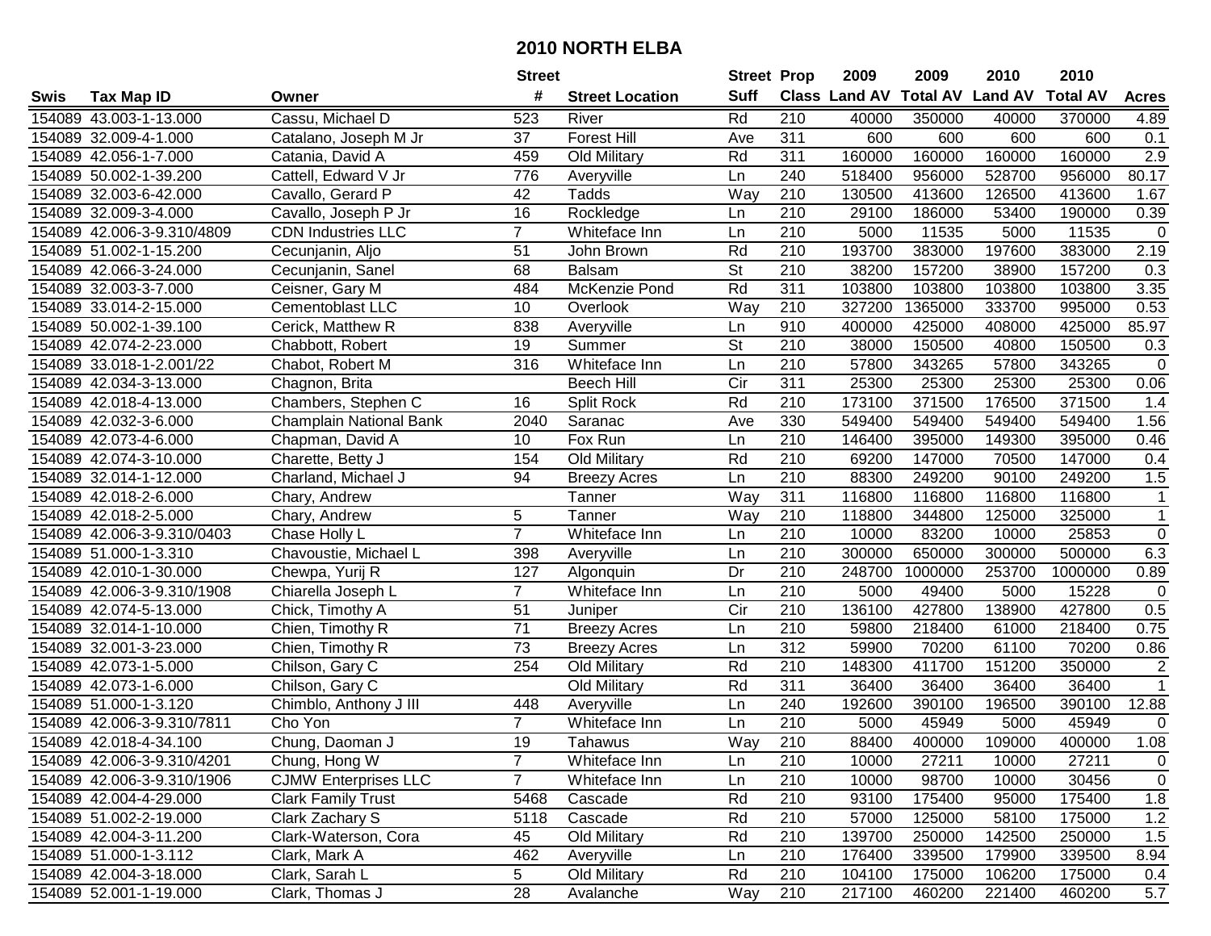# 2010 NORTH ELBA

| Swis | Tax Map ID | Owner | Street # | Street Location | Street Suff | Prop Class | 2009 Land AV | 2009 Total AV | 2010 Land AV | 2010 Total AV | Acres |
|---|---|---|---|---|---|---|---|---|---|---|---|
| 154089 | 43.003-1-13.000 | Cassu, Michael D | 523 | River | Rd | 210 | 40000 | 350000 | 40000 | 370000 | 4.89 |
| 154089 | 32.009-4-1.000 | Catalano, Joseph M Jr | 37 | Forest Hill | Ave | 311 | 600 | 600 | 600 | 600 | 0.1 |
| 154089 | 42.056-1-7.000 | Catania, David A | 459 | Old Military | Rd | 311 | 160000 | 160000 | 160000 | 160000 | 2.9 |
| 154089 | 50.002-1-39.200 | Cattell, Edward V Jr | 776 | Averyville | Ln | 240 | 518400 | 956000 | 528700 | 956000 | 80.17 |
| 154089 | 32.003-6-42.000 | Cavallo, Gerard P | 42 | Tadds | Way | 210 | 130500 | 413600 | 126500 | 413600 | 1.67 |
| 154089 | 32.009-3-4.000 | Cavallo, Joseph P Jr | 16 | Rockledge | Ln | 210 | 29100 | 186000 | 53400 | 190000 | 0.39 |
| 154089 | 42.006-3-9.310/4809 | CDN Industries LLC | 7 | Whiteface Inn | Ln | 210 | 5000 | 11535 | 5000 | 11535 | 0 |
| 154089 | 51.002-1-15.200 | Cecunjanin, Aljo | 51 | John Brown | Rd | 210 | 193700 | 383000 | 197600 | 383000 | 2.19 |
| 154089 | 42.066-3-24.000 | Cecunjanin, Sanel | 68 | Balsam | St | 210 | 38200 | 157200 | 38900 | 157200 | 0.3 |
| 154089 | 32.003-3-7.000 | Ceisner, Gary M | 484 | McKenzie Pond | Rd | 311 | 103800 | 103800 | 103800 | 103800 | 3.35 |
| 154089 | 33.014-2-15.000 | Cementoblast LLC | 10 | Overlook | Way | 210 | 327200 | 1365000 | 333700 | 995000 | 0.53 |
| 154089 | 50.002-1-39.100 | Cerick, Matthew R | 838 | Averyville | Ln | 910 | 400000 | 425000 | 408000 | 425000 | 85.97 |
| 154089 | 42.074-2-23.000 | Chabbott, Robert | 19 | Summer | St | 210 | 38000 | 150500 | 40800 | 150500 | 0.3 |
| 154089 | 33.018-1-2.001/22 | Chabot, Robert M | 316 | Whiteface Inn | Ln | 210 | 57800 | 343265 | 57800 | 343265 | 0 |
| 154089 | 42.034-3-13.000 | Chagnon, Brita | | Beech Hill | Cir | 311 | 25300 | 25300 | 25300 | 25300 | 0.06 |
| 154089 | 42.018-4-13.000 | Chambers, Stephen C | 16 | Split Rock | Rd | 210 | 173100 | 371500 | 176500 | 371500 | 1.4 |
| 154089 | 42.032-3-6.000 | Champlain National Bank | 2040 | Saranac | Ave | 330 | 549400 | 549400 | 549400 | 549400 | 1.56 |
| 154089 | 42.073-4-6.000 | Chapman, David A | 10 | Fox Run | Ln | 210 | 146400 | 395000 | 149300 | 395000 | 0.46 |
| 154089 | 42.074-3-10.000 | Charette, Betty J | 154 | Old Military | Rd | 210 | 69200 | 147000 | 70500 | 147000 | 0.4 |
| 154089 | 32.014-1-12.000 | Charland, Michael J | 94 | Breezy Acres | Ln | 210 | 88300 | 249200 | 90100 | 249200 | 1.5 |
| 154089 | 42.018-2-6.000 | Chary, Andrew | | Tanner | Way | 311 | 116800 | 116800 | 116800 | 116800 | 1 |
| 154089 | 42.018-2-5.000 | Chary, Andrew | 5 | Tanner | Way | 210 | 118800 | 344800 | 125000 | 325000 | 1 |
| 154089 | 42.006-3-9.310/0403 | Chase Holly L | 7 | Whiteface Inn | Ln | 210 | 10000 | 83200 | 10000 | 25853 | 0 |
| 154089 | 51.000-1-3.310 | Chavoustie, Michael L | 398 | Averyville | Ln | 210 | 300000 | 650000 | 300000 | 500000 | 6.3 |
| 154089 | 42.010-1-30.000 | Chewpa, Yurij R | 127 | Algonquin | Dr | 210 | 248700 | 1000000 | 253700 | 1000000 | 0.89 |
| 154089 | 42.006-3-9.310/1908 | Chiarella Joseph L | 7 | Whiteface Inn | Ln | 210 | 5000 | 49400 | 5000 | 15228 | 0 |
| 154089 | 42.074-5-13.000 | Chick, Timothy A | 51 | Juniper | Cir | 210 | 136100 | 427800 | 138900 | 427800 | 0.5 |
| 154089 | 32.014-1-10.000 | Chien, Timothy R | 71 | Breezy Acres | Ln | 210 | 59800 | 218400 | 61000 | 218400 | 0.75 |
| 154089 | 32.001-3-23.000 | Chien, Timothy R | 73 | Breezy Acres | Ln | 312 | 59900 | 70200 | 61100 | 70200 | 0.86 |
| 154089 | 42.073-1-5.000 | Chilson, Gary C | 254 | Old Military | Rd | 210 | 148300 | 411700 | 151200 | 350000 | 2 |
| 154089 | 42.073-1-6.000 | Chilson, Gary C | | Old Military | Rd | 311 | 36400 | 36400 | 36400 | 36400 | 1 |
| 154089 | 51.000-1-3.120 | Chimblo, Anthony J III | 448 | Averyville | Ln | 240 | 192600 | 390100 | 196500 | 390100 | 12.88 |
| 154089 | 42.006-3-9.310/7811 | Cho Yon | 7 | Whiteface Inn | Ln | 210 | 5000 | 45949 | 5000 | 45949 | 0 |
| 154089 | 42.018-4-34.100 | Chung, Daoman J | 19 | Tahawus | Way | 210 | 88400 | 400000 | 109000 | 400000 | 1.08 |
| 154089 | 42.006-3-9.310/4201 | Chung, Hong W | 7 | Whiteface Inn | Ln | 210 | 10000 | 27211 | 10000 | 27211 | 0 |
| 154089 | 42.006-3-9.310/1906 | CJMW Enterprises LLC | 7 | Whiteface Inn | Ln | 210 | 10000 | 98700 | 10000 | 30456 | 0 |
| 154089 | 42.004-4-29.000 | Clark Family Trust | 5468 | Cascade | Rd | 210 | 93100 | 175400 | 95000 | 175400 | 1.8 |
| 154089 | 51.002-2-19.000 | Clark Zachary S | 5118 | Cascade | Rd | 210 | 57000 | 125000 | 58100 | 175000 | 1.2 |
| 154089 | 42.004-3-11.200 | Clark-Waterson, Cora | 45 | Old Military | Rd | 210 | 139700 | 250000 | 142500 | 250000 | 1.5 |
| 154089 | 51.000-1-3.112 | Clark, Mark A | 462 | Averyville | Ln | 210 | 176400 | 339500 | 179900 | 339500 | 8.94 |
| 154089 | 42.004-3-18.000 | Clark, Sarah L | 5 | Old Military | Rd | 210 | 104100 | 175000 | 106200 | 175000 | 0.4 |
| 154089 | 52.001-1-19.000 | Clark, Thomas J | 28 | Avalanche | Way | 210 | 217100 | 460200 | 221400 | 460200 | 5.7 |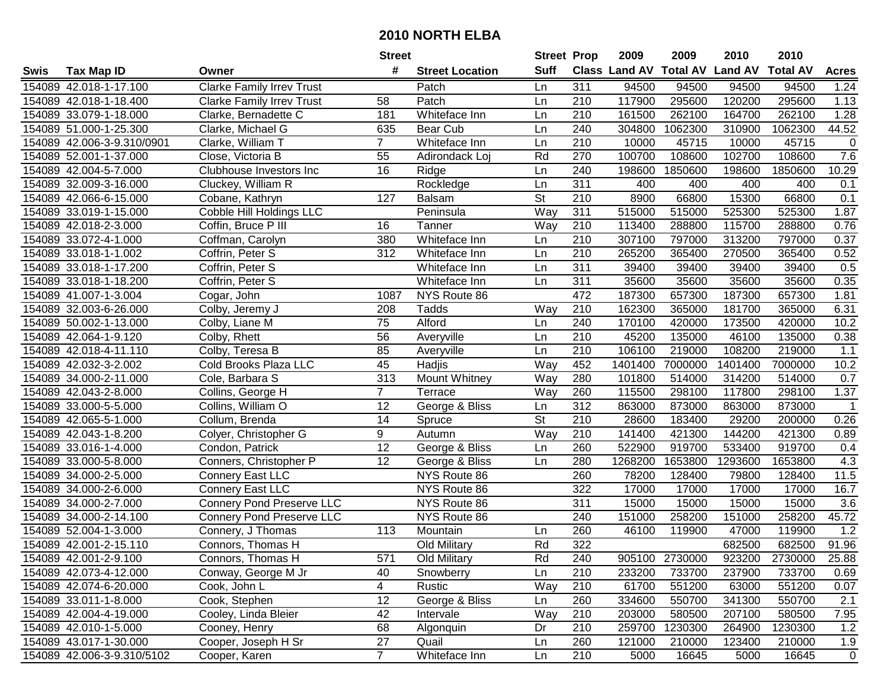# 2010 NORTH ELBA

| Swis | Tax Map ID | Owner | Street # | Street Location | Street Suff | Prop Class | 2009 Land AV | 2009 Total AV | 2010 Land AV | 2010 Total AV | Acres |
|---|---|---|---|---|---|---|---|---|---|---|---|
| 154089 | 42.018-1-17.100 | Clarke Family Irrev Trust | | Patch | Ln | 311 | 94500 | 94500 | 94500 | 94500 | 1.24 |
| 154089 | 42.018-1-18.400 | Clarke Family Irrev Trust | 58 | Patch | Ln | 210 | 117900 | 295600 | 120200 | 295600 | 1.13 |
| 154089 | 33.079-1-18.000 | Clarke, Bernadette C | 181 | Whiteface Inn | Ln | 210 | 161500 | 262100 | 164700 | 262100 | 1.28 |
| 154089 | 51.000-1-25.300 | Clarke, Michael G | 635 | Bear Cub | Ln | 240 | 304800 | 1062300 | 310900 | 1062300 | 44.52 |
| 154089 | 42.006-3-9.310/0901 | Clarke, William T | 7 | Whiteface Inn | Ln | 210 | 10000 | 45715 | 10000 | 45715 | 0 |
| 154089 | 52.001-1-37.000 | Close, Victoria B | 55 | Adirondack Loj | Rd | 270 | 100700 | 108600 | 102700 | 108600 | 7.6 |
| 154089 | 42.004-5-7.000 | Clubhouse Investors Inc | 16 | Ridge | Ln | 240 | 198600 | 1850600 | 198600 | 1850600 | 10.29 |
| 154089 | 32.009-3-16.000 | Cluckey, William R | | Rockledge | Ln | 311 | 400 | 400 | 400 | 400 | 0.1 |
| 154089 | 42.066-6-15.000 | Cobane, Kathryn | 127 | Balsam | St | 210 | 8900 | 66800 | 15300 | 66800 | 0.1 |
| 154089 | 33.019-1-15.000 | Cobble Hill Holdings LLC | | Peninsula | Way | 311 | 515000 | 515000 | 525300 | 525300 | 1.87 |
| 154089 | 42.018-2-3.000 | Coffin, Bruce P III | 16 | Tanner | Way | 210 | 113400 | 288800 | 115700 | 288800 | 0.76 |
| 154089 | 33.072-4-1.000 | Coffman, Carolyn | 380 | Whiteface Inn | Ln | 210 | 307100 | 797000 | 313200 | 797000 | 0.37 |
| 154089 | 33.018-1-1.002 | Coffrin, Peter S | 312 | Whiteface Inn | Ln | 210 | 265200 | 365400 | 270500 | 365400 | 0.52 |
| 154089 | 33.018-1-17.200 | Coffrin, Peter S | | Whiteface Inn | Ln | 311 | 39400 | 39400 | 39400 | 39400 | 0.5 |
| 154089 | 33.018-1-18.200 | Coffrin, Peter S | | Whiteface Inn | Ln | 311 | 35600 | 35600 | 35600 | 35600 | 0.35 |
| 154089 | 41.007-1-3.004 | Cogar, John | 1087 | NYS Route 86 | | 472 | 187300 | 657300 | 187300 | 657300 | 1.81 |
| 154089 | 32.003-6-26.000 | Colby, Jeremy J | 208 | Tadds | Way | 210 | 162300 | 365000 | 181700 | 365000 | 6.31 |
| 154089 | 50.002-1-13.000 | Colby, Liane M | 75 | Alford | Ln | 240 | 170100 | 420000 | 173500 | 420000 | 10.2 |
| 154089 | 42.064-1-9.120 | Colby, Rhett | 56 | Averyville | Ln | 210 | 45200 | 135000 | 46100 | 135000 | 0.38 |
| 154089 | 42.018-4-11.110 | Colby, Teresa B | 85 | Averyville | Ln | 210 | 106100 | 219000 | 108200 | 219000 | 1.1 |
| 154089 | 42.032-3-2.002 | Cold Brooks Plaza LLC | 45 | Hadjis | Way | 452 | 1401400 | 7000000 | 1401400 | 7000000 | 10.2 |
| 154089 | 34.000-2-11.000 | Cole, Barbara S | 313 | Mount Whitney | Way | 280 | 101800 | 514000 | 314200 | 514000 | 0.7 |
| 154089 | 42.043-2-8.000 | Collins, George H | 7 | Terrace | Way | 260 | 115500 | 298100 | 117800 | 298100 | 1.37 |
| 154089 | 33.000-5-5.000 | Collins, William O | 12 | George & Bliss | Ln | 312 | 863000 | 873000 | 863000 | 873000 | 1 |
| 154089 | 42.065-5-1.000 | Collum, Brenda | 14 | Spruce | St | 210 | 28600 | 183400 | 29200 | 200000 | 0.26 |
| 154089 | 42.043-1-8.200 | Colyer, Christopher G | 9 | Autumn | Way | 210 | 141400 | 421300 | 144200 | 421300 | 0.89 |
| 154089 | 33.016-1-4.000 | Condon, Patrick | 12 | George & Bliss | Ln | 260 | 522900 | 919700 | 533400 | 919700 | 0.4 |
| 154089 | 33.000-5-8.000 | Conners, Christopher P | 12 | George & Bliss | Ln | 280 | 1268200 | 1653800 | 1293600 | 1653800 | 4.3 |
| 154089 | 34.000-2-5.000 | Connery East LLC | | NYS Route 86 | | 260 | 78200 | 128400 | 79800 | 128400 | 11.5 |
| 154089 | 34.000-2-6.000 | Connery East LLC | | NYS Route 86 | | 322 | 17000 | 17000 | 17000 | 17000 | 16.7 |
| 154089 | 34.000-2-7.000 | Connery Pond Preserve LLC | | NYS Route 86 | | 311 | 15000 | 15000 | 15000 | 15000 | 3.6 |
| 154089 | 34.000-2-14.100 | Connery Pond Preserve LLC | | NYS Route 86 | | 240 | 151000 | 258200 | 151000 | 258200 | 45.72 |
| 154089 | 52.004-1-3.000 | Connery, J Thomas | 113 | Mountain | Ln | 260 | 46100 | 119900 | 47000 | 119900 | 1.2 |
| 154089 | 42.001-2-15.110 | Connors, Thomas H | | Old Military | Rd | 322 | | | 682500 | 682500 | 91.96 |
| 154089 | 42.001-2-9.100 | Connors, Thomas H | 571 | Old Military | Rd | 240 | 905100 | 2730000 | 923200 | 2730000 | 25.88 |
| 154089 | 42.073-4-12.000 | Conway, George M Jr | 40 | Snowberry | Ln | 210 | 233200 | 733700 | 237900 | 733700 | 0.69 |
| 154089 | 42.074-6-20.000 | Cook, John L | 4 | Rustic | Way | 210 | 61700 | 551200 | 63000 | 551200 | 0.07 |
| 154089 | 33.011-1-8.000 | Cook, Stephen | 12 | George & Bliss | Ln | 260 | 334600 | 550700 | 341300 | 550700 | 2.1 |
| 154089 | 42.004-4-19.000 | Cooley, Linda Bleier | 42 | Intervale | Way | 210 | 203000 | 580500 | 207100 | 580500 | 7.95 |
| 154089 | 42.010-1-5.000 | Cooney, Henry | 68 | Algonquin | Dr | 210 | 259700 | 1230300 | 264900 | 1230300 | 1.2 |
| 154089 | 43.017-1-30.000 | Cooper, Joseph H Sr | 27 | Quail | Ln | 260 | 121000 | 210000 | 123400 | 210000 | 1.9 |
| 154089 | 42.006-3-9.310/5102 | Cooper, Karen | 7 | Whiteface Inn | Ln | 210 | 5000 | 16645 | 5000 | 16645 | 0 |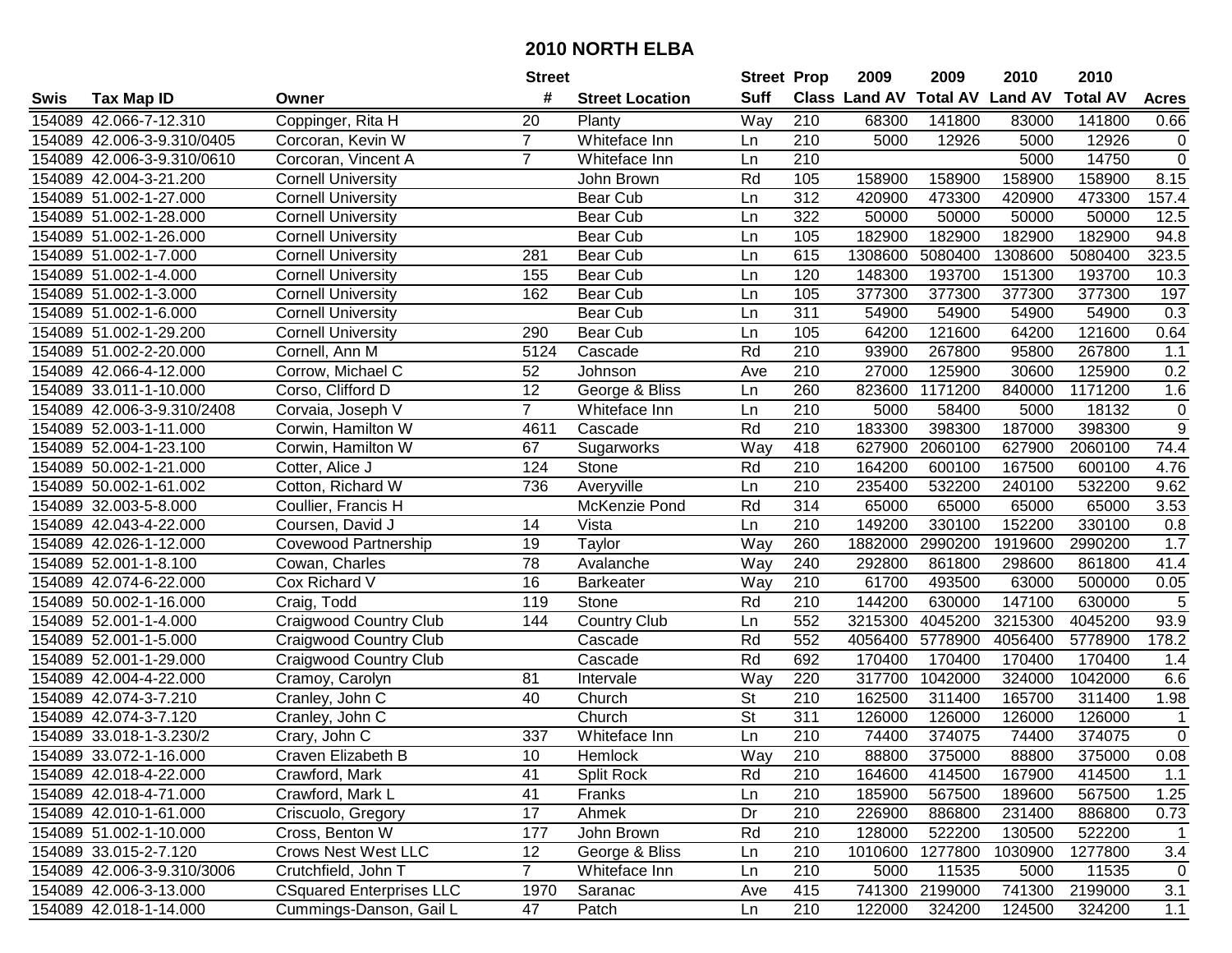# 2010 NORTH ELBA

| Swis | Tax Map ID | Owner | Street # | Street Location | Street Suff | Prop Class | 2009 Land AV | 2009 Total AV | 2010 Land AV | 2010 Total AV | Acres |
|---|---|---|---|---|---|---|---|---|---|---|---|
| 154089 | 42.066-7-12.310 | Coppinger, Rita H | 20 | Planty | Way | 210 | 68300 | 141800 | 83000 | 141800 | 0.66 |
| 154089 | 42.006-3-9.310/0405 | Corcoran, Kevin W | 7 | Whiteface Inn | Ln | 210 | 5000 | 12926 | 5000 | 12926 | 0 |
| 154089 | 42.006-3-9.310/0610 | Corcoran, Vincent A | 7 | Whiteface Inn | Ln | 210 | | | 5000 | 14750 | 0 |
| 154089 | 42.004-3-21.200 | Cornell University | | John Brown | Rd | 105 | 158900 | 158900 | 158900 | 158900 | 8.15 |
| 154089 | 51.002-1-27.000 | Cornell University | | Bear Cub | Ln | 312 | 420900 | 473300 | 420900 | 473300 | 157.4 |
| 154089 | 51.002-1-28.000 | Cornell University | | Bear Cub | Ln | 322 | 50000 | 50000 | 50000 | 50000 | 12.5 |
| 154089 | 51.002-1-26.000 | Cornell University | | Bear Cub | Ln | 105 | 182900 | 182900 | 182900 | 182900 | 94.8 |
| 154089 | 51.002-1-7.000 | Cornell University | 281 | Bear Cub | Ln | 615 | 1308600 | 5080400 | 1308600 | 5080400 | 323.5 |
| 154089 | 51.002-1-4.000 | Cornell University | 155 | Bear Cub | Ln | 120 | 148300 | 193700 | 151300 | 193700 | 10.3 |
| 154089 | 51.002-1-3.000 | Cornell University | 162 | Bear Cub | Ln | 105 | 377300 | 377300 | 377300 | 377300 | 197 |
| 154089 | 51.002-1-6.000 | Cornell University | | Bear Cub | Ln | 311 | 54900 | 54900 | 54900 | 54900 | 0.3 |
| 154089 | 51.002-1-29.200 | Cornell University | 290 | Bear Cub | Ln | 105 | 64200 | 121600 | 64200 | 121600 | 0.64 |
| 154089 | 51.002-2-20.000 | Cornell, Ann M | 5124 | Cascade | Rd | 210 | 93900 | 267800 | 95800 | 267800 | 1.1 |
| 154089 | 42.066-4-12.000 | Corrow, Michael C | 52 | Johnson | Ave | 210 | 27000 | 125900 | 30600 | 125900 | 0.2 |
| 154089 | 33.011-1-10.000 | Corso, Clifford D | 12 | George & Bliss | Ln | 260 | 823600 | 1171200 | 840000 | 1171200 | 1.6 |
| 154089 | 42.006-3-9.310/2408 | Corvaia, Joseph V | 7 | Whiteface Inn | Ln | 210 | 5000 | 58400 | 5000 | 18132 | 0 |
| 154089 | 52.003-1-11.000 | Corwin, Hamilton W | 4611 | Cascade | Rd | 210 | 183300 | 398300 | 187000 | 398300 | 9 |
| 154089 | 52.004-1-23.100 | Corwin, Hamilton W | 67 | Sugarworks | Way | 418 | 627900 | 2060100 | 627900 | 2060100 | 74.4 |
| 154089 | 50.002-1-21.000 | Cotter, Alice J | 124 | Stone | Rd | 210 | 164200 | 600100 | 167500 | 600100 | 4.76 |
| 154089 | 50.002-1-61.002 | Cotton, Richard W | 736 | Averyville | Ln | 210 | 235400 | 532200 | 240100 | 532200 | 9.62 |
| 154089 | 32.003-5-8.000 | Coullier, Francis H | | McKenzie Pond | Rd | 314 | 65000 | 65000 | 65000 | 65000 | 3.53 |
| 154089 | 42.043-4-22.000 | Coursen, David J | 14 | Vista | Ln | 210 | 149200 | 330100 | 152200 | 330100 | 0.8 |
| 154089 | 42.026-1-12.000 | Covewood Partnership | 19 | Taylor | Way | 260 | 1882000 | 2990200 | 1919600 | 2990200 | 1.7 |
| 154089 | 52.001-1-8.100 | Cowan, Charles | 78 | Avalanche | Way | 240 | 292800 | 861800 | 298600 | 861800 | 41.4 |
| 154089 | 42.074-6-22.000 | Cox Richard V | 16 | Barkeater | Way | 210 | 61700 | 493500 | 63000 | 500000 | 0.05 |
| 154089 | 50.002-1-16.000 | Craig, Todd | 119 | Stone | Rd | 210 | 144200 | 630000 | 147100 | 630000 | 5 |
| 154089 | 52.001-1-4.000 | Craigwood Country Club | 144 | Country Club | Ln | 552 | 3215300 | 4045200 | 3215300 | 4045200 | 93.9 |
| 154089 | 52.001-1-5.000 | Craigwood Country Club | | Cascade | Rd | 552 | 4056400 | 5778900 | 4056400 | 5778900 | 178.2 |
| 154089 | 52.001-1-29.000 | Craigwood Country Club | | Cascade | Rd | 692 | 170400 | 170400 | 170400 | 170400 | 1.4 |
| 154089 | 42.004-4-22.000 | Cramoy, Carolyn | 81 | Intervale | Way | 220 | 317700 | 1042000 | 324000 | 1042000 | 6.6 |
| 154089 | 42.074-3-7.210 | Cranley, John C | 40 | Church | St | 210 | 162500 | 311400 | 165700 | 311400 | 1.98 |
| 154089 | 42.074-3-7.120 | Cranley, John C | | Church | St | 311 | 126000 | 126000 | 126000 | 126000 | 1 |
| 154089 | 33.018-1-3.230/2 | Crary, John C | 337 | Whiteface Inn | Ln | 210 | 74400 | 374075 | 74400 | 374075 | 0 |
| 154089 | 33.072-1-16.000 | Craven Elizabeth B | 10 | Hemlock | Way | 210 | 88800 | 375000 | 88800 | 375000 | 0.08 |
| 154089 | 42.018-4-22.000 | Crawford, Mark | 41 | Split Rock | Rd | 210 | 164600 | 414500 | 167900 | 414500 | 1.1 |
| 154089 | 42.018-4-71.000 | Crawford, Mark L | 41 | Franks | Ln | 210 | 185900 | 567500 | 189600 | 567500 | 1.25 |
| 154089 | 42.010-1-61.000 | Criscuolo, Gregory | 17 | Ahmek | Dr | 210 | 226900 | 886800 | 231400 | 886800 | 0.73 |
| 154089 | 51.002-1-10.000 | Cross, Benton W | 177 | John Brown | Rd | 210 | 128000 | 522200 | 130500 | 522200 | 1 |
| 154089 | 33.015-2-7.120 | Crows Nest West LLC | 12 | George & Bliss | Ln | 210 | 1010600 | 1277800 | 1030900 | 1277800 | 3.4 |
| 154089 | 42.006-3-9.310/3006 | Crutchfield, John T | 7 | Whiteface Inn | Ln | 210 | 5000 | 11535 | 5000 | 11535 | 0 |
| 154089 | 42.006-3-13.000 | CSquared Enterprises LLC | 1970 | Saranac | Ave | 415 | 741300 | 2199000 | 741300 | 2199000 | 3.1 |
| 154089 | 42.018-1-14.000 | Cummings-Danson, Gail L | 47 | Patch | Ln | 210 | 122000 | 324200 | 124500 | 324200 | 1.1 |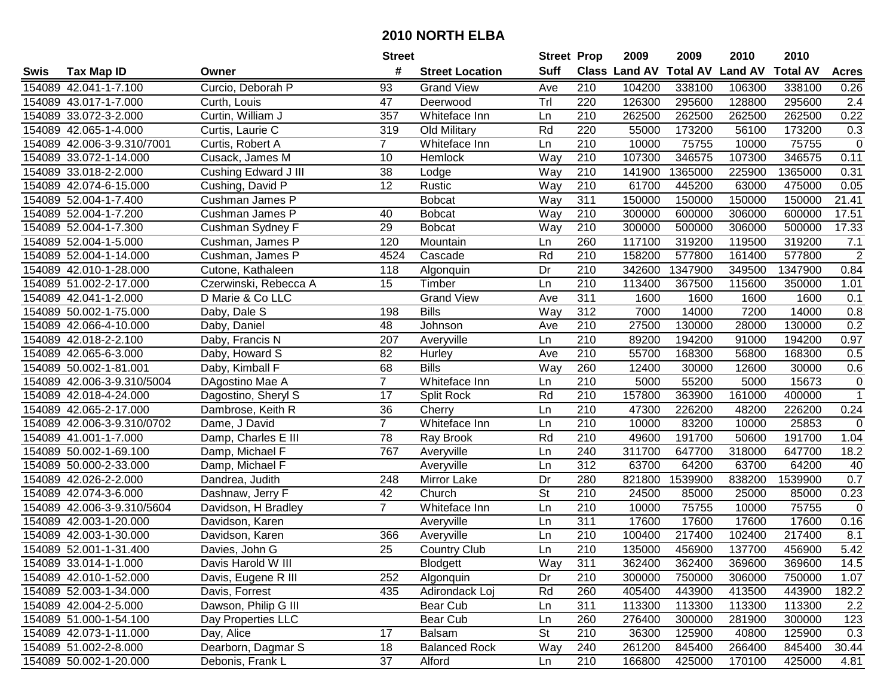# 2010 NORTH ELBA

| Swis | Tax Map ID | Owner | Street # | Street Location | Street Suff | Prop Class | 2009 Land AV | 2009 Total AV | 2010 Land AV | 2010 Total AV | Acres |
|---|---|---|---|---|---|---|---|---|---|---|---|
| 154089 | 42.041-1-7.100 | Curcio, Deborah P | 93 | Grand View | Ave | 210 | 104200 | 338100 | 106300 | 338100 | 0.26 |
| 154089 | 43.017-1-7.000 | Curth, Louis | 47 | Deerwood | Trl | 220 | 126300 | 295600 | 128800 | 295600 | 2.4 |
| 154089 | 33.072-3-2.000 | Curtin, William J | 357 | Whiteface Inn | Ln | 210 | 262500 | 262500 | 262500 | 262500 | 0.22 |
| 154089 | 42.065-1-4.000 | Curtis, Laurie C | 319 | Old Military | Rd | 220 | 55000 | 173200 | 56100 | 173200 | 0.3 |
| 154089 | 42.006-3-9.310/7001 | Curtis, Robert A | 7 | Whiteface Inn | Ln | 210 | 10000 | 75755 | 10000 | 75755 | 0 |
| 154089 | 33.072-1-14.000 | Cusack, James M | 10 | Hemlock | Way | 210 | 107300 | 346575 | 107300 | 346575 | 0.11 |
| 154089 | 33.018-2-2.000 | Cushing Edward J III | 38 | Lodge | Way | 210 | 141900 | 1365000 | 225900 | 1365000 | 0.31 |
| 154089 | 42.074-6-15.000 | Cushing, David P | 12 | Rustic | Way | 210 | 61700 | 445200 | 63000 | 475000 | 0.05 |
| 154089 | 52.004-1-7.400 | Cushman James P |  | Bobcat | Way | 311 | 150000 | 150000 | 150000 | 150000 | 21.41 |
| 154089 | 52.004-1-7.200 | Cushman James P | 40 | Bobcat | Way | 210 | 300000 | 600000 | 306000 | 600000 | 17.51 |
| 154089 | 52.004-1-7.300 | Cushman Sydney F | 29 | Bobcat | Way | 210 | 300000 | 500000 | 306000 | 500000 | 17.33 |
| 154089 | 52.004-1-5.000 | Cushman, James P | 120 | Mountain | Ln | 260 | 117100 | 319200 | 119500 | 319200 | 7.1 |
| 154089 | 52.004-1-14.000 | Cushman, James P | 4524 | Cascade | Rd | 210 | 158200 | 577800 | 161400 | 577800 | 2 |
| 154089 | 42.010-1-28.000 | Cutone, Kathaleen | 118 | Algonquin | Dr | 210 | 342600 | 1347900 | 349500 | 1347900 | 0.84 |
| 154089 | 51.002-2-17.000 | Czerwinski, Rebecca A | 15 | Timber | Ln | 210 | 113400 | 367500 | 115600 | 350000 | 1.01 |
| 154089 | 42.041-1-2.000 | D Marie & Co LLC |  | Grand View | Ave | 311 | 1600 | 1600 | 1600 | 1600 | 0.1 |
| 154089 | 50.002-1-75.000 | Daby, Dale S | 198 | Bills | Way | 312 | 7000 | 14000 | 7200 | 14000 | 0.8 |
| 154089 | 42.066-4-10.000 | Daby, Daniel | 48 | Johnson | Ave | 210 | 27500 | 130000 | 28000 | 130000 | 0.2 |
| 154089 | 42.018-2-2.100 | Daby, Francis N | 207 | Averyville | Ln | 210 | 89200 | 194200 | 91000 | 194200 | 0.97 |
| 154089 | 42.065-6-3.000 | Daby, Howard S | 82 | Hurley | Ave | 210 | 55700 | 168300 | 56800 | 168300 | 0.5 |
| 154089 | 50.002-1-81.001 | Daby, Kimball F | 68 | Bills | Way | 260 | 12400 | 30000 | 12600 | 30000 | 0.6 |
| 154089 | 42.006-3-9.310/5004 | DAgostino Mae A | 7 | Whiteface Inn | Ln | 210 | 5000 | 55200 | 5000 | 15673 | 0 |
| 154089 | 42.018-4-24.000 | Dagostino, Sheryl S | 17 | Split Rock | Rd | 210 | 157800 | 363900 | 161000 | 400000 | 1 |
| 154089 | 42.065-2-17.000 | Dambrose, Keith R | 36 | Cherry | Ln | 210 | 47300 | 226200 | 48200 | 226200 | 0.24 |
| 154089 | 42.006-3-9.310/0702 | Dame, J David | 7 | Whiteface Inn | Ln | 210 | 10000 | 83200 | 10000 | 25853 | 0 |
| 154089 | 41.001-1-7.000 | Damp, Charles E III | 78 | Ray Brook | Rd | 210 | 49600 | 191700 | 50600 | 191700 | 1.04 |
| 154089 | 50.002-1-69.100 | Damp, Michael F | 767 | Averyville | Ln | 240 | 311700 | 647700 | 318000 | 647700 | 18.2 |
| 154089 | 50.000-2-33.000 | Damp, Michael F |  | Averyville | Ln | 312 | 63700 | 64200 | 63700 | 64200 | 40 |
| 154089 | 42.026-2-2.000 | Dandrea, Judith | 248 | Mirror Lake | Dr | 280 | 821800 | 1539900 | 838200 | 1539900 | 0.7 |
| 154089 | 42.074-3-6.000 | Dashnaw, Jerry F | 42 | Church | St | 210 | 24500 | 85000 | 25000 | 85000 | 0.23 |
| 154089 | 42.006-3-9.310/5604 | Davidson, H Bradley | 7 | Whiteface Inn | Ln | 210 | 10000 | 75755 | 10000 | 75755 | 0 |
| 154089 | 42.003-1-20.000 | Davidson, Karen |  | Averyville | Ln | 311 | 17600 | 17600 | 17600 | 17600 | 0.16 |
| 154089 | 42.003-1-30.000 | Davidson, Karen | 366 | Averyville | Ln | 210 | 100400 | 217400 | 102400 | 217400 | 8.1 |
| 154089 | 52.001-1-31.400 | Davies, John G | 25 | Country Club | Ln | 210 | 135000 | 456900 | 137700 | 456900 | 5.42 |
| 154089 | 33.014-1-1.000 | Davis Harold W III |  | Blodgett | Way | 311 | 362400 | 362400 | 369600 | 369600 | 14.5 |
| 154089 | 42.010-1-52.000 | Davis, Eugene R III | 252 | Algonquin | Dr | 210 | 300000 | 750000 | 306000 | 750000 | 1.07 |
| 154089 | 52.003-1-34.000 | Davis, Forrest | 435 | Adirondack Loj | Rd | 260 | 405400 | 443900 | 413500 | 443900 | 182.2 |
| 154089 | 42.004-2-5.000 | Dawson, Philip G III |  | Bear Cub | Ln | 311 | 113300 | 113300 | 113300 | 113300 | 2.2 |
| 154089 | 51.000-1-54.100 | Day Properties LLC |  | Bear Cub | Ln | 260 | 276400 | 300000 | 281900 | 300000 | 123 |
| 154089 | 42.073-1-11.000 | Day, Alice | 17 | Balsam | St | 210 | 36300 | 125900 | 40800 | 125900 | 0.3 |
| 154089 | 51.002-2-8.000 | Dearborn, Dagmar S | 18 | Balanced Rock | Way | 240 | 261200 | 845400 | 266400 | 845400 | 30.44 |
| 154089 | 50.002-1-20.000 | Debonis, Frank L | 37 | Alford | Ln | 210 | 166800 | 425000 | 170100 | 425000 | 4.81 |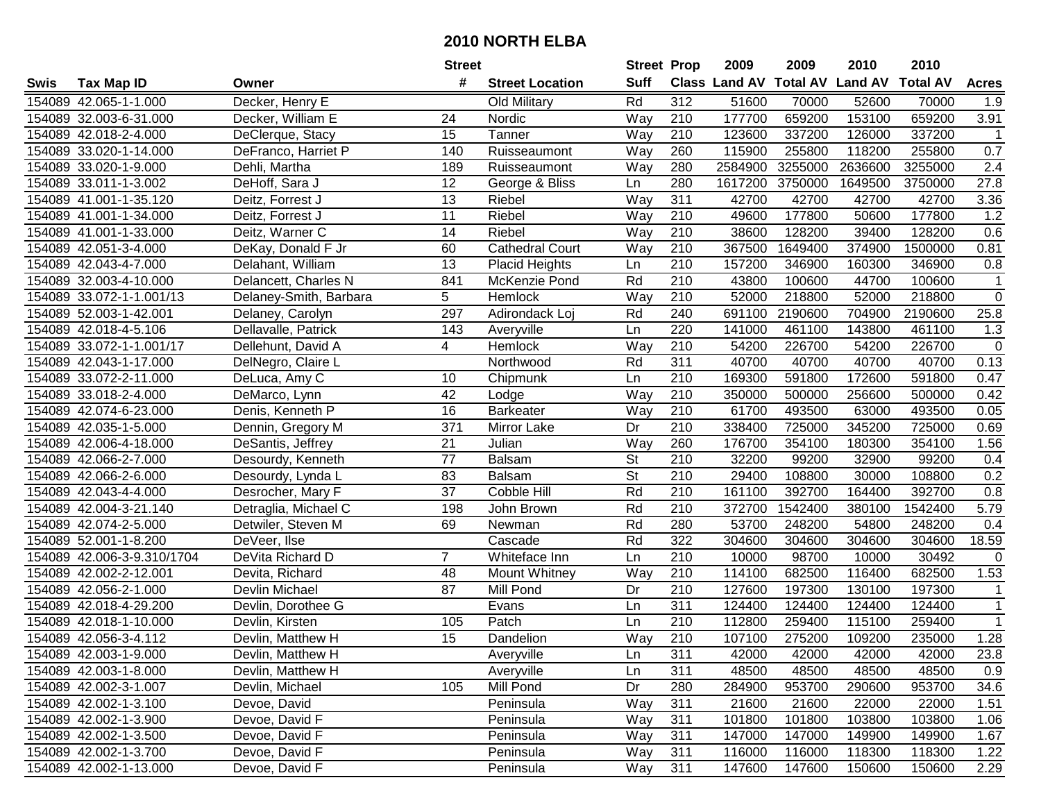# 2010 NORTH ELBA

| Swis | Tax Map ID | Owner | Street # | Street Location | Street Suff | Prop Class | 2009 Land AV | 2009 Total AV | 2010 Land AV | 2010 Total AV | Acres |
|---|---|---|---|---|---|---|---|---|---|---|---|
| 154089 | 42.065-1-1.000 | Decker, Henry E | | Old Military | Rd | 312 | 51600 | 70000 | 52600 | 70000 | 1.9 |
| 154089 | 32.003-6-31.000 | Decker, William E | 24 | Nordic | Way | 210 | 177700 | 659200 | 153100 | 659200 | 3.91 |
| 154089 | 42.018-2-4.000 | DeClerque, Stacy | 15 | Tanner | Way | 210 | 123600 | 337200 | 126000 | 337200 | 1 |
| 154089 | 33.020-1-14.000 | DeFranco, Harriet P | 140 | Ruisseaumont | Way | 260 | 115900 | 255800 | 118200 | 255800 | 0.7 |
| 154089 | 33.020-1-9.000 | Dehli, Martha | 189 | Ruisseaumont | Way | 280 | 2584900 | 3255000 | 2636600 | 3255000 | 2.4 |
| 154089 | 33.011-1-3.002 | DeHoff, Sara J | 12 | George & Bliss | Ln | 280 | 1617200 | 3750000 | 1649500 | 3750000 | 27.8 |
| 154089 | 41.001-1-35.120 | Deitz, Forrest J | 13 | Riebel | Way | 311 | 42700 | 42700 | 42700 | 42700 | 3.36 |
| 154089 | 41.001-1-34.000 | Deitz, Forrest J | 11 | Riebel | Way | 210 | 49600 | 177800 | 50600 | 177800 | 1.2 |
| 154089 | 41.001-1-33.000 | Deitz, Warner C | 14 | Riebel | Way | 210 | 38600 | 128200 | 39400 | 128200 | 0.6 |
| 154089 | 42.051-3-4.000 | DeKay, Donald F Jr | 60 | Cathedral Court | Way | 210 | 367500 | 1649400 | 374900 | 1500000 | 0.81 |
| 154089 | 42.043-4-7.000 | Delahant, William | 13 | Placid Heights | Ln | 210 | 157200 | 346900 | 160300 | 346900 | 0.8 |
| 154089 | 32.003-4-10.000 | Delancett, Charles N | 841 | McKenzie Pond | Rd | 210 | 43800 | 100600 | 44700 | 100600 | 1 |
| 154089 | 33.072-1-1.001/13 | Delaney-Smith, Barbara | 5 | Hemlock | Way | 210 | 52000 | 218800 | 52000 | 218800 | 0 |
| 154089 | 52.003-1-42.001 | Delaney, Carolyn | 297 | Adirondack Loj | Rd | 240 | 691100 | 2190600 | 704900 | 2190600 | 25.8 |
| 154089 | 42.018-4-5.106 | Dellavalle, Patrick | 143 | Averyville | Ln | 220 | 141000 | 461100 | 143800 | 461100 | 1.3 |
| 154089 | 33.072-1-1.001/17 | Dellehunt, David A | 4 | Hemlock | Way | 210 | 54200 | 226700 | 54200 | 226700 | 0 |
| 154089 | 42.043-1-17.000 | DelNegro, Claire L | | Northwood | Rd | 311 | 40700 | 40700 | 40700 | 40700 | 0.13 |
| 154089 | 33.072-2-11.000 | DeLuca, Amy C | 10 | Chipmunk | Ln | 210 | 169300 | 591800 | 172600 | 591800 | 0.47 |
| 154089 | 33.018-2-4.000 | DeMarco, Lynn | 42 | Lodge | Way | 210 | 350000 | 500000 | 256600 | 500000 | 0.42 |
| 154089 | 42.074-6-23.000 | Denis, Kenneth P | 16 | Barkeater | Way | 210 | 61700 | 493500 | 63000 | 493500 | 0.05 |
| 154089 | 42.035-1-5.000 | Dennin, Gregory M | 371 | Mirror Lake | Dr | 210 | 338400 | 725000 | 345200 | 725000 | 0.69 |
| 154089 | 42.006-4-18.000 | DeSantis, Jeffrey | 21 | Julian | Way | 260 | 176700 | 354100 | 180300 | 354100 | 1.56 |
| 154089 | 42.066-2-7.000 | Desourdy, Kenneth | 77 | Balsam | St | 210 | 32200 | 99200 | 32900 | 99200 | 0.4 |
| 154089 | 42.066-2-6.000 | Desourdy, Lynda L | 83 | Balsam | St | 210 | 29400 | 108800 | 30000 | 108800 | 0.2 |
| 154089 | 42.043-4-4.000 | Desrocher, Mary F | 37 | Cobble Hill | Rd | 210 | 161100 | 392700 | 164400 | 392700 | 0.8 |
| 154089 | 42.004-3-21.140 | Detraglia, Michael C | 198 | John Brown | Rd | 210 | 372700 | 1542400 | 380100 | 1542400 | 5.79 |
| 154089 | 42.074-2-5.000 | Detwiler, Steven M | 69 | Newman | Rd | 280 | 53700 | 248200 | 54800 | 248200 | 0.4 |
| 154089 | 52.001-1-8.200 | DeVeer, Ilse | | Cascade | Rd | 322 | 304600 | 304600 | 304600 | 304600 | 18.59 |
| 154089 | 42.006-3-9.310/1704 | DeVita Richard D | 7 | Whiteface Inn | Ln | 210 | 10000 | 98700 | 10000 | 30492 | 0 |
| 154089 | 42.002-2-12.001 | Devita, Richard | 48 | Mount Whitney | Way | 210 | 114100 | 682500 | 116400 | 682500 | 1.53 |
| 154089 | 42.056-2-1.000 | Devlin Michael | 87 | Mill Pond | Dr | 210 | 127600 | 197300 | 130100 | 197300 | 1 |
| 154089 | 42.018-4-29.200 | Devlin, Dorothee G | | Evans | Ln | 311 | 124400 | 124400 | 124400 | 124400 | 1 |
| 154089 | 42.018-1-10.000 | Devlin, Kirsten | 105 | Patch | Ln | 210 | 112800 | 259400 | 115100 | 259400 | 1 |
| 154089 | 42.056-3-4.112 | Devlin, Matthew H | 15 | Dandelion | Way | 210 | 107100 | 275200 | 109200 | 235000 | 1.28 |
| 154089 | 42.003-1-9.000 | Devlin, Matthew H | | Averyville | Ln | 311 | 42000 | 42000 | 42000 | 42000 | 23.8 |
| 154089 | 42.003-1-8.000 | Devlin, Matthew H | | Averyville | Ln | 311 | 48500 | 48500 | 48500 | 48500 | 0.9 |
| 154089 | 42.002-3-1.007 | Devlin, Michael | 105 | Mill Pond | Dr | 280 | 284900 | 953700 | 290600 | 953700 | 34.6 |
| 154089 | 42.002-1-3.100 | Devoe, David | | Peninsula | Way | 311 | 21600 | 21600 | 22000 | 22000 | 1.51 |
| 154089 | 42.002-1-3.900 | Devoe, David F | | Peninsula | Way | 311 | 101800 | 101800 | 103800 | 103800 | 1.06 |
| 154089 | 42.002-1-3.500 | Devoe, David F | | Peninsula | Way | 311 | 147000 | 147000 | 149900 | 149900 | 1.67 |
| 154089 | 42.002-1-3.700 | Devoe, David F | | Peninsula | Way | 311 | 116000 | 116000 | 118300 | 118300 | 1.22 |
| 154089 | 42.002-1-13.000 | Devoe, David F | | Peninsula | Way | 311 | 147600 | 147600 | 150600 | 150600 | 2.29 |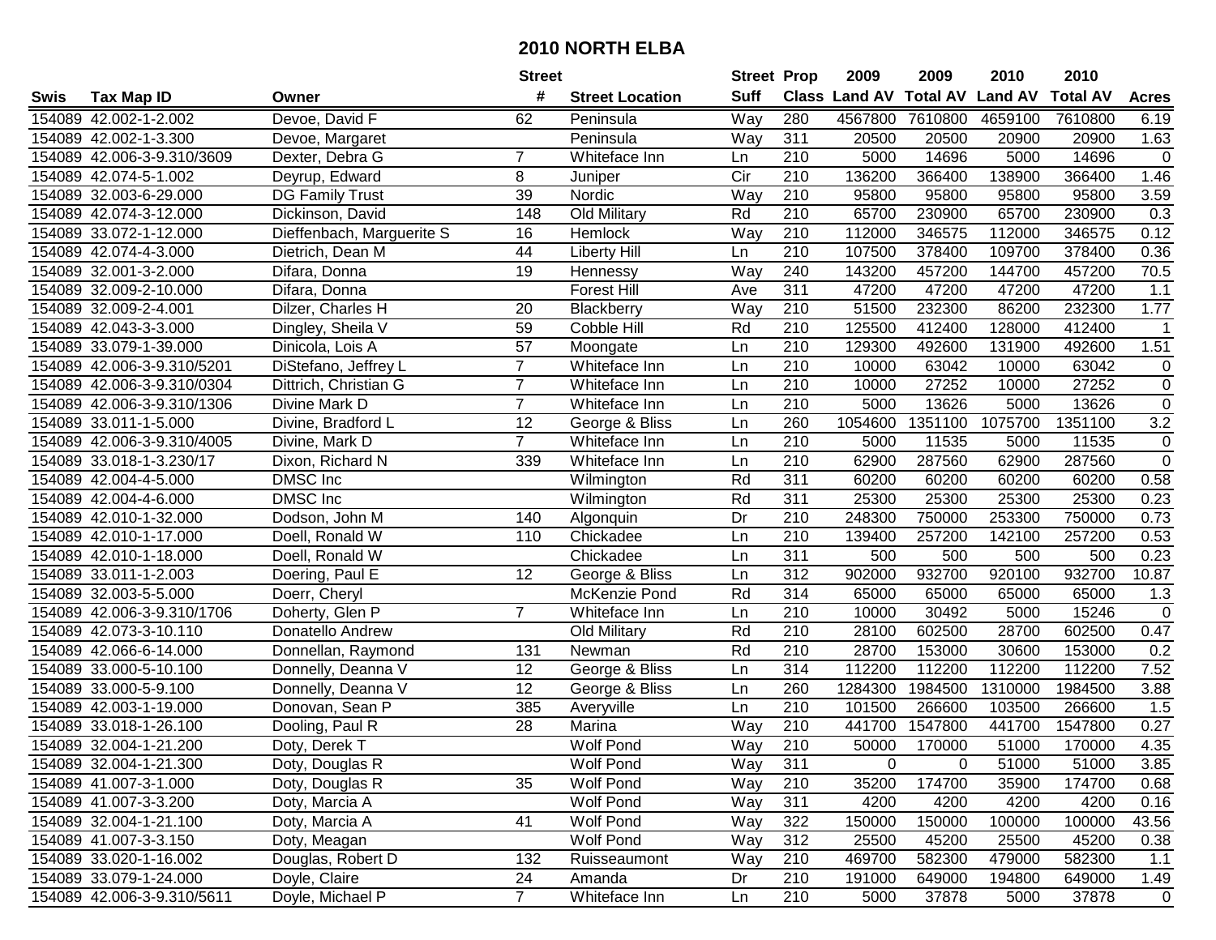# 2010 NORTH ELBA

| Swis | Tax Map ID | Owner | Street # | Street Location | Street Suff | Prop Class | 2009 Land AV | 2009 Total AV | 2010 Land AV | 2010 Total AV | Acres |
|---|---|---|---|---|---|---|---|---|---|---|---|
| 154089 | 42.002-1-2.002 | Devoe, David F | 62 | Peninsula | Way | 280 | 4567800 | 7610800 | 4659100 | 7610800 | 6.19 |
| 154089 | 42.002-1-3.300 | Devoe, Margaret | | Peninsula | Way | 311 | 20500 | 20500 | 20900 | 20900 | 1.63 |
| 154089 | 42.006-3-9.310/3609 | Dexter, Debra G | 7 | Whiteface Inn | Ln | 210 | 5000 | 14696 | 5000 | 14696 | 0 |
| 154089 | 42.074-5-1.002 | Deyrup, Edward | 8 | Juniper | Cir | 210 | 136200 | 366400 | 138900 | 366400 | 1.46 |
| 154089 | 32.003-6-29.000 | DG Family Trust | 39 | Nordic | Way | 210 | 95800 | 95800 | 95800 | 95800 | 3.59 |
| 154089 | 42.074-3-12.000 | Dickinson, David | 148 | Old Military | Rd | 210 | 65700 | 230900 | 65700 | 230900 | 0.3 |
| 154089 | 33.072-1-12.000 | Dieffenbach, Marguerite S | 16 | Hemlock | Way | 210 | 112000 | 346575 | 112000 | 346575 | 0.12 |
| 154089 | 42.074-4-3.000 | Dietrich, Dean M | 44 | Liberty Hill | Ln | 210 | 107500 | 378400 | 109700 | 378400 | 0.36 |
| 154089 | 32.001-3-2.000 | Difara, Donna | 19 | Hennessy | Way | 240 | 143200 | 457200 | 144700 | 457200 | 70.5 |
| 154089 | 32.009-2-10.000 | Difara, Donna | | Forest Hill | Ave | 311 | 47200 | 47200 | 47200 | 47200 | 1.1 |
| 154089 | 32.009-2-4.001 | Dilzer, Charles H | 20 | Blackberry | Way | 210 | 51500 | 232300 | 86200 | 232300 | 1.77 |
| 154089 | 42.043-3-3.000 | Dingley, Sheila V | 59 | Cobble Hill | Rd | 210 | 125500 | 412400 | 128000 | 412400 | 1 |
| 154089 | 33.079-1-39.000 | Dinicola, Lois A | 57 | Moongate | Ln | 210 | 129300 | 492600 | 131900 | 492600 | 1.51 |
| 154089 | 42.006-3-9.310/5201 | DiStefano, Jeffrey L | 7 | Whiteface Inn | Ln | 210 | 10000 | 63042 | 10000 | 63042 | 0 |
| 154089 | 42.006-3-9.310/0304 | Dittrich, Christian G | 7 | Whiteface Inn | Ln | 210 | 10000 | 27252 | 10000 | 27252 | 0 |
| 154089 | 42.006-3-9.310/1306 | Divine Mark D | 7 | Whiteface Inn | Ln | 210 | 5000 | 13626 | 5000 | 13626 | 0 |
| 154089 | 33.011-1-5.000 | Divine, Bradford L | 12 | George & Bliss | Ln | 260 | 1054600 | 1351100 | 1075700 | 1351100 | 3.2 |
| 154089 | 42.006-3-9.310/4005 | Divine, Mark D | 7 | Whiteface Inn | Ln | 210 | 5000 | 11535 | 5000 | 11535 | 0 |
| 154089 | 33.018-1-3.230/17 | Dixon, Richard N | 339 | Whiteface Inn | Ln | 210 | 62900 | 287560 | 62900 | 287560 | 0 |
| 154089 | 42.004-4-5.000 | DMSC Inc | | Wilmington | Rd | 311 | 60200 | 60200 | 60200 | 60200 | 0.58 |
| 154089 | 42.004-4-6.000 | DMSC Inc | | Wilmington | Rd | 311 | 25300 | 25300 | 25300 | 25300 | 0.23 |
| 154089 | 42.010-1-32.000 | Dodson, John M | 140 | Algonquin | Dr | 210 | 248300 | 750000 | 253300 | 750000 | 0.73 |
| 154089 | 42.010-1-17.000 | Doell, Ronald W | 110 | Chickadee | Ln | 210 | 139400 | 257200 | 142100 | 257200 | 0.53 |
| 154089 | 42.010-1-18.000 | Doell, Ronald W | | Chickadee | Ln | 311 | 500 | 500 | 500 | 500 | 0.23 |
| 154089 | 33.011-1-2.003 | Doering, Paul E | 12 | George & Bliss | Ln | 312 | 902000 | 932700 | 920100 | 932700 | 10.87 |
| 154089 | 32.003-5-5.000 | Doerr, Cheryl | | McKenzie Pond | Rd | 314 | 65000 | 65000 | 65000 | 65000 | 1.3 |
| 154089 | 42.006-3-9.310/1706 | Doherty, Glen P | 7 | Whiteface Inn | Ln | 210 | 10000 | 30492 | 5000 | 15246 | 0 |
| 154089 | 42.073-3-10.110 | Donatello Andrew | | Old Military | Rd | 210 | 28100 | 602500 | 28700 | 602500 | 0.47 |
| 154089 | 42.066-6-14.000 | Donnellan, Raymond | 131 | Newman | Rd | 210 | 28700 | 153000 | 30600 | 153000 | 0.2 |
| 154089 | 33.000-5-10.100 | Donnelly, Deanna V | 12 | George & Bliss | Ln | 314 | 112200 | 112200 | 112200 | 112200 | 7.52 |
| 154089 | 33.000-5-9.100 | Donnelly, Deanna V | 12 | George & Bliss | Ln | 260 | 1284300 | 1984500 | 1310000 | 1984500 | 3.88 |
| 154089 | 42.003-1-19.000 | Donovan, Sean P | 385 | Averyville | Ln | 210 | 101500 | 266600 | 103500 | 266600 | 1.5 |
| 154089 | 33.018-1-26.100 | Dooling, Paul R | 28 | Marina | Way | 210 | 441700 | 1547800 | 441700 | 1547800 | 0.27 |
| 154089 | 32.004-1-21.200 | Doty, Derek T | | Wolf Pond | Way | 210 | 50000 | 170000 | 51000 | 170000 | 4.35 |
| 154089 | 32.004-1-21.300 | Doty, Douglas R | | Wolf Pond | Way | 311 | 0 | 0 | 51000 | 51000 | 3.85 |
| 154089 | 41.007-3-1.000 | Doty, Douglas R | 35 | Wolf Pond | Way | 210 | 35200 | 174700 | 35900 | 174700 | 0.68 |
| 154089 | 41.007-3-3.200 | Doty, Marcia A | | Wolf Pond | Way | 311 | 4200 | 4200 | 4200 | 4200 | 0.16 |
| 154089 | 32.004-1-21.100 | Doty, Marcia A | 41 | Wolf Pond | Way | 322 | 150000 | 150000 | 100000 | 100000 | 43.56 |
| 154089 | 41.007-3-3.150 | Doty, Meagan | | Wolf Pond | Way | 312 | 25500 | 45200 | 25500 | 45200 | 0.38 |
| 154089 | 33.020-1-16.002 | Douglas, Robert D | 132 | Ruisseaumont | Way | 210 | 469700 | 582300 | 479000 | 582300 | 1.1 |
| 154089 | 33.079-1-24.000 | Doyle, Claire | 24 | Amanda | Dr | 210 | 191000 | 649000 | 194800 | 649000 | 1.49 |
| 154089 | 42.006-3-9.310/5611 | Doyle, Michael P | 7 | Whiteface Inn | Ln | 210 | 5000 | 37878 | 5000 | 37878 | 0 |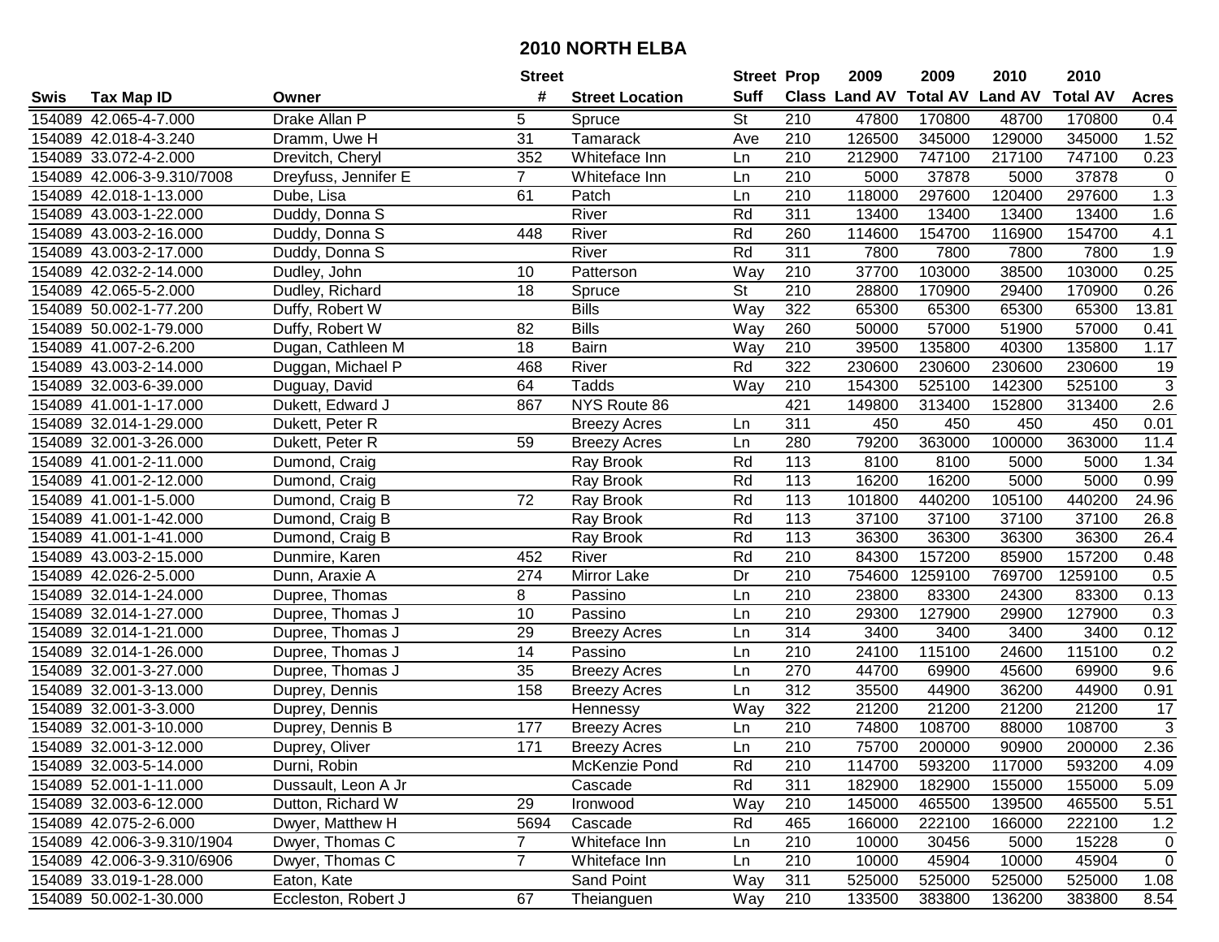# 2010 NORTH ELBA

| Swis | Tax Map ID | Owner | Street # | Street Location | Street Suff | Prop Class | 2009 Land AV | 2009 Total AV | 2010 Land AV | 2010 Total AV | Acres |
|---|---|---|---|---|---|---|---|---|---|---|---|
| 154089 | 42.065-4-7.000 | Drake Allan P | 5 | Spruce | St | 210 | 47800 | 170800 | 48700 | 170800 | 0.4 |
| 154089 | 42.018-4-3.240 | Dramm, Uwe H | 31 | Tamarack | Ave | 210 | 126500 | 345000 | 129000 | 345000 | 1.52 |
| 154089 | 33.072-4-2.000 | Drevitch, Cheryl | 352 | Whiteface Inn | Ln | 210 | 212900 | 747100 | 217100 | 747100 | 0.23 |
| 154089 | 42.006-3-9.310/7008 | Dreyfuss, Jennifer E | 7 | Whiteface Inn | Ln | 210 | 5000 | 37878 | 5000 | 37878 | 0 |
| 154089 | 42.018-1-13.000 | Dube, Lisa | 61 | Patch | Ln | 210 | 118000 | 297600 | 120400 | 297600 | 1.3 |
| 154089 | 43.003-1-22.000 | Duddy, Donna S | | River | Rd | 311 | 13400 | 13400 | 13400 | 13400 | 1.6 |
| 154089 | 43.003-2-16.000 | Duddy, Donna S | 448 | River | Rd | 260 | 114600 | 154700 | 116900 | 154700 | 4.1 |
| 154089 | 43.003-2-17.000 | Duddy, Donna S | | River | Rd | 311 | 7800 | 7800 | 7800 | 7800 | 1.9 |
| 154089 | 42.032-2-14.000 | Dudley, John | 10 | Patterson | Way | 210 | 37700 | 103000 | 38500 | 103000 | 0.25 |
| 154089 | 42.065-5-2.000 | Dudley, Richard | 18 | Spruce | St | 210 | 28800 | 170900 | 29400 | 170900 | 0.26 |
| 154089 | 50.002-1-77.200 | Duffy, Robert W | | Bills | Way | 322 | 65300 | 65300 | 65300 | 65300 | 13.81 |
| 154089 | 50.002-1-79.000 | Duffy, Robert W | 82 | Bills | Way | 260 | 50000 | 57000 | 51900 | 57000 | 0.41 |
| 154089 | 41.007-2-6.200 | Dugan, Cathleen M | 18 | Bairn | Way | 210 | 39500 | 135800 | 40300 | 135800 | 1.17 |
| 154089 | 43.003-2-14.000 | Duggan, Michael P | 468 | River | Rd | 322 | 230600 | 230600 | 230600 | 230600 | 19 |
| 154089 | 32.003-6-39.000 | Duguay, David | 64 | Tadds | Way | 210 | 154300 | 525100 | 142300 | 525100 | 3 |
| 154089 | 41.001-1-17.000 | Dukett, Edward J | 867 | NYS Route 86 | | 421 | 149800 | 313400 | 152800 | 313400 | 2.6 |
| 154089 | 32.014-1-29.000 | Dukett, Peter R | | Breezy Acres | Ln | 311 | 450 | 450 | 450 | 450 | 0.01 |
| 154089 | 32.001-3-26.000 | Dukett, Peter R | 59 | Breezy Acres | Ln | 280 | 79200 | 363000 | 100000 | 363000 | 11.4 |
| 154089 | 41.001-2-11.000 | Dumond, Craig | | Ray Brook | Rd | 113 | 8100 | 8100 | 5000 | 5000 | 1.34 |
| 154089 | 41.001-2-12.000 | Dumond, Craig | | Ray Brook | Rd | 113 | 16200 | 16200 | 5000 | 5000 | 0.99 |
| 154089 | 41.001-1-5.000 | Dumond, Craig B | 72 | Ray Brook | Rd | 113 | 101800 | 440200 | 105100 | 440200 | 24.96 |
| 154089 | 41.001-1-42.000 | Dumond, Craig B | | Ray Brook | Rd | 113 | 37100 | 37100 | 37100 | 37100 | 26.8 |
| 154089 | 41.001-1-41.000 | Dumond, Craig B | | Ray Brook | Rd | 113 | 36300 | 36300 | 36300 | 36300 | 26.4 |
| 154089 | 43.003-2-15.000 | Dunmire, Karen | 452 | River | Rd | 210 | 84300 | 157200 | 85900 | 157200 | 0.48 |
| 154089 | 42.026-2-5.000 | Dunn, Araxie A | 274 | Mirror Lake | Dr | 210 | 754600 | 1259100 | 769700 | 1259100 | 0.5 |
| 154089 | 32.014-1-24.000 | Dupree, Thomas | 8 | Passino | Ln | 210 | 23800 | 83300 | 24300 | 83300 | 0.13 |
| 154089 | 32.014-1-27.000 | Dupree, Thomas J | 10 | Passino | Ln | 210 | 29300 | 127900 | 29900 | 127900 | 0.3 |
| 154089 | 32.014-1-21.000 | Dupree, Thomas J | 29 | Breezy Acres | Ln | 314 | 3400 | 3400 | 3400 | 3400 | 0.12 |
| 154089 | 32.014-1-26.000 | Dupree, Thomas J | 14 | Passino | Ln | 210 | 24100 | 115100 | 24600 | 115100 | 0.2 |
| 154089 | 32.001-3-27.000 | Dupree, Thomas J | 35 | Breezy Acres | Ln | 270 | 44700 | 69900 | 45600 | 69900 | 9.6 |
| 154089 | 32.001-3-13.000 | Duprey, Dennis | 158 | Breezy Acres | Ln | 312 | 35500 | 44900 | 36200 | 44900 | 0.91 |
| 154089 | 32.001-3-3.000 | Duprey, Dennis | | Hennessy | Way | 322 | 21200 | 21200 | 21200 | 21200 | 17 |
| 154089 | 32.001-3-10.000 | Duprey, Dennis B | 177 | Breezy Acres | Ln | 210 | 74800 | 108700 | 88000 | 108700 | 3 |
| 154089 | 32.001-3-12.000 | Duprey, Oliver | 171 | Breezy Acres | Ln | 210 | 75700 | 200000 | 90900 | 200000 | 2.36 |
| 154089 | 32.003-5-14.000 | Durni, Robin | | McKenzie Pond | Rd | 210 | 114700 | 593200 | 117000 | 593200 | 4.09 |
| 154089 | 52.001-1-11.000 | Dussault, Leon A Jr | | Cascade | Rd | 311 | 182900 | 182900 | 155000 | 155000 | 5.09 |
| 154089 | 32.003-6-12.000 | Dutton, Richard W | 29 | Ironwood | Way | 210 | 145000 | 465500 | 139500 | 465500 | 5.51 |
| 154089 | 42.075-2-6.000 | Dwyer, Matthew H | 5694 | Cascade | Rd | 465 | 166000 | 222100 | 166000 | 222100 | 1.2 |
| 154089 | 42.006-3-9.310/1904 | Dwyer, Thomas C | 7 | Whiteface Inn | Ln | 210 | 10000 | 30456 | 5000 | 15228 | 0 |
| 154089 | 42.006-3-9.310/6906 | Dwyer, Thomas C | 7 | Whiteface Inn | Ln | 210 | 10000 | 45904 | 10000 | 45904 | 0 |
| 154089 | 33.019-1-28.000 | Eaton, Kate | | Sand Point | Way | 311 | 525000 | 525000 | 525000 | 525000 | 1.08 |
| 154089 | 50.002-1-30.000 | Eccleston, Robert J | 67 | Theianguen | Way | 210 | 133500 | 383800 | 136200 | 383800 | 8.54 |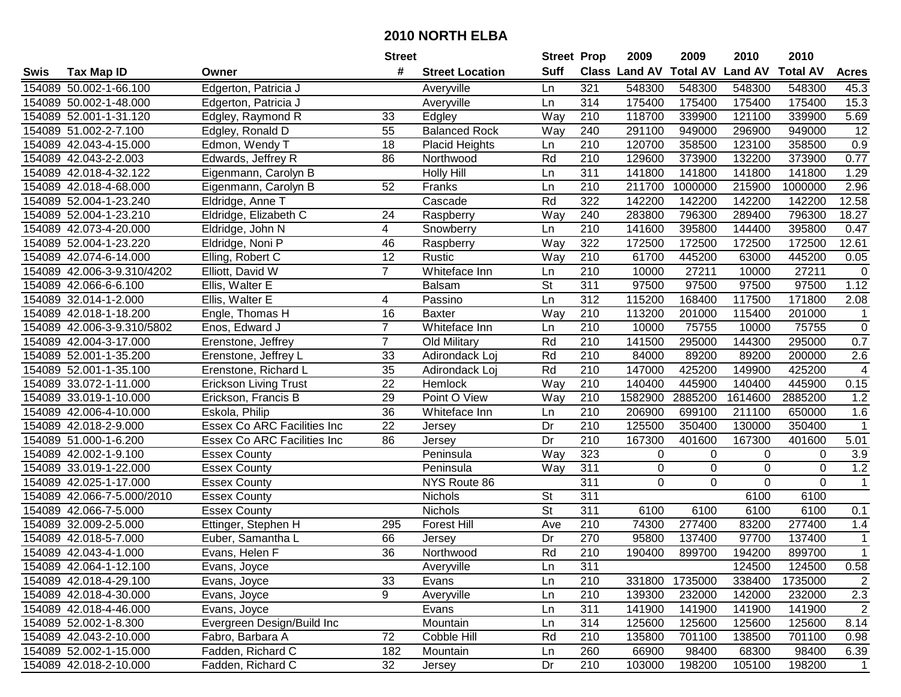# 2010 NORTH ELBA

| Swis | Tax Map ID | Owner | Street # | Street Location | Street Suff | Prop Class | 2009 Land AV | 2009 Total AV | 2010 Land AV | 2010 Total AV | Acres |
|---|---|---|---|---|---|---|---|---|---|---|---|
| 154089 | 50.002-1-66.100 | Edgerton, Patricia J | | Averyville | Ln | 321 | 548300 | 548300 | 548300 | 548300 | 45.3 |
| 154089 | 50.002-1-48.000 | Edgerton, Patricia J | | Averyville | Ln | 314 | 175400 | 175400 | 175400 | 175400 | 15.3 |
| 154089 | 52.001-1-31.120 | Edgley, Raymond R | 33 | Edgley | Way | 210 | 118700 | 339900 | 121100 | 339900 | 5.69 |
| 154089 | 51.002-2-7.100 | Edgley, Ronald D | 55 | Balanced Rock | Way | 240 | 291100 | 949000 | 296900 | 949000 | 12 |
| 154089 | 42.043-4-15.000 | Edmon, Wendy T | 18 | Placid Heights | Ln | 210 | 120700 | 358500 | 123100 | 358500 | 0.9 |
| 154089 | 42.043-2-2.003 | Edwards, Jeffrey R | 86 | Northwood | Rd | 210 | 129600 | 373900 | 132200 | 373900 | 0.77 |
| 154089 | 42.018-4-32.122 | Eigenmann, Carolyn B | | Holly Hill | Ln | 311 | 141800 | 141800 | 141800 | 141800 | 1.29 |
| 154089 | 42.018-4-68.000 | Eigenmann, Carolyn B | 52 | Franks | Ln | 210 | 211700 | 1000000 | 215900 | 1000000 | 2.96 |
| 154089 | 52.004-1-23.240 | Eldridge, Anne T | | Cascade | Rd | 322 | 142200 | 142200 | 142200 | 142200 | 12.58 |
| 154089 | 52.004-1-23.210 | Eldridge, Elizabeth C | 24 | Raspberry | Way | 240 | 283800 | 796300 | 289400 | 796300 | 18.27 |
| 154089 | 42.073-4-20.000 | Eldridge, John N | 4 | Snowberry | Ln | 210 | 141600 | 395800 | 144400 | 395800 | 0.47 |
| 154089 | 52.004-1-23.220 | Eldridge, Noni P | 46 | Raspberry | Way | 322 | 172500 | 172500 | 172500 | 172500 | 12.61 |
| 154089 | 42.074-6-14.000 | Elling, Robert C | 12 | Rustic | Way | 210 | 61700 | 445200 | 63000 | 445200 | 0.05 |
| 154089 | 42.006-3-9.310/4202 | Elliott, David W | 7 | Whiteface Inn | Ln | 210 | 10000 | 27211 | 10000 | 27211 | 0 |
| 154089 | 42.066-6-6.100 | Ellis, Walter E | | Balsam | St | 311 | 97500 | 97500 | 97500 | 97500 | 1.12 |
| 154089 | 32.014-1-2.000 | Ellis, Walter E | 4 | Passino | Ln | 312 | 115200 | 168400 | 117500 | 171800 | 2.08 |
| 154089 | 42.018-1-18.200 | Engle, Thomas H | 16 | Baxter | Way | 210 | 113200 | 201000 | 115400 | 201000 | 1 |
| 154089 | 42.006-3-9.310/5802 | Enos, Edward J | 7 | Whiteface Inn | Ln | 210 | 10000 | 75755 | 10000 | 75755 | 0 |
| 154089 | 42.004-3-17.000 | Erenstone, Jeffrey | 7 | Old Military | Rd | 210 | 141500 | 295000 | 144300 | 295000 | 0.7 |
| 154089 | 52.001-1-35.200 | Erenstone, Jeffrey L | 33 | Adirondack Loj | Rd | 210 | 84000 | 89200 | 89200 | 200000 | 2.6 |
| 154089 | 52.001-1-35.100 | Erenstone, Richard L | 35 | Adirondack Loj | Rd | 210 | 147000 | 425200 | 149900 | 425200 | 4 |
| 154089 | 33.072-1-11.000 | Erickson Living Trust | 22 | Hemlock | Way | 210 | 140400 | 445900 | 140400 | 445900 | 0.15 |
| 154089 | 33.019-1-10.000 | Erickson, Francis B | 29 | Point O View | Way | 210 | 1582900 | 2885200 | 1614600 | 2885200 | 1.2 |
| 154089 | 42.006-4-10.000 | Eskola, Philip | 36 | Whiteface Inn | Ln | 210 | 206900 | 699100 | 211100 | 650000 | 1.6 |
| 154089 | 42.018-2-9.000 | Essex Co ARC Facilities Inc | 22 | Jersey | Dr | 210 | 125500 | 350400 | 130000 | 350400 | 1 |
| 154089 | 51.000-1-6.200 | Essex Co ARC Facilities Inc | 86 | Jersey | Dr | 210 | 167300 | 401600 | 167300 | 401600 | 5.01 |
| 154089 | 42.002-1-9.100 | Essex County | | Peninsula | Way | 323 | 0 | 0 | 0 | 0 | 3.9 |
| 154089 | 33.019-1-22.000 | Essex County | | Peninsula | Way | 311 | 0 | 0 | 0 | 0 | 1.2 |
| 154089 | 42.025-1-17.000 | Essex County | | NYS Route 86 | | 311 | 0 | 0 | 0 | 0 | 1 |
| 154089 | 42.066-7-5.000/2010 | Essex County | | Nichols | St | 311 | | | 6100 | 6100 | |
| 154089 | 42.066-7-5.000 | Essex County | | Nichols | St | 311 | 6100 | 6100 | 6100 | 6100 | 0.1 |
| 154089 | 32.009-2-5.000 | Ettinger, Stephen H | 295 | Forest Hill | Ave | 210 | 74300 | 277400 | 83200 | 277400 | 1.4 |
| 154089 | 42.018-5-7.000 | Euber, Samantha L | 66 | Jersey | Dr | 270 | 95800 | 137400 | 97700 | 137400 | 1 |
| 154089 | 42.043-4-1.000 | Evans, Helen F | 36 | Northwood | Rd | 210 | 190400 | 899700 | 194200 | 899700 | 1 |
| 154089 | 42.064-1-12.100 | Evans, Joyce | | Averyville | Ln | 311 | | | 124500 | 124500 | 0.58 |
| 154089 | 42.018-4-29.100 | Evans, Joyce | 33 | Evans | Ln | 210 | 331800 | 1735000 | 338400 | 1735000 | 2 |
| 154089 | 42.018-4-30.000 | Evans, Joyce | 9 | Averyville | Ln | 210 | 139300 | 232000 | 142000 | 232000 | 2.3 |
| 154089 | 42.018-4-46.000 | Evans, Joyce | | Evans | Ln | 311 | 141900 | 141900 | 141900 | 141900 | 2 |
| 154089 | 52.002-1-8.300 | Evergreen Design/Build Inc | | Mountain | Ln | 314 | 125600 | 125600 | 125600 | 125600 | 8.14 |
| 154089 | 42.043-2-10.000 | Fabro, Barbara A | 72 | Cobble Hill | Rd | 210 | 135800 | 701100 | 138500 | 701100 | 0.98 |
| 154089 | 52.002-1-15.000 | Fadden, Richard C | 182 | Mountain | Ln | 260 | 66900 | 98400 | 68300 | 98400 | 6.39 |
| 154089 | 42.018-2-10.000 | Fadden, Richard C | 32 | Jersey | Dr | 210 | 103000 | 198200 | 105100 | 198200 | 1 |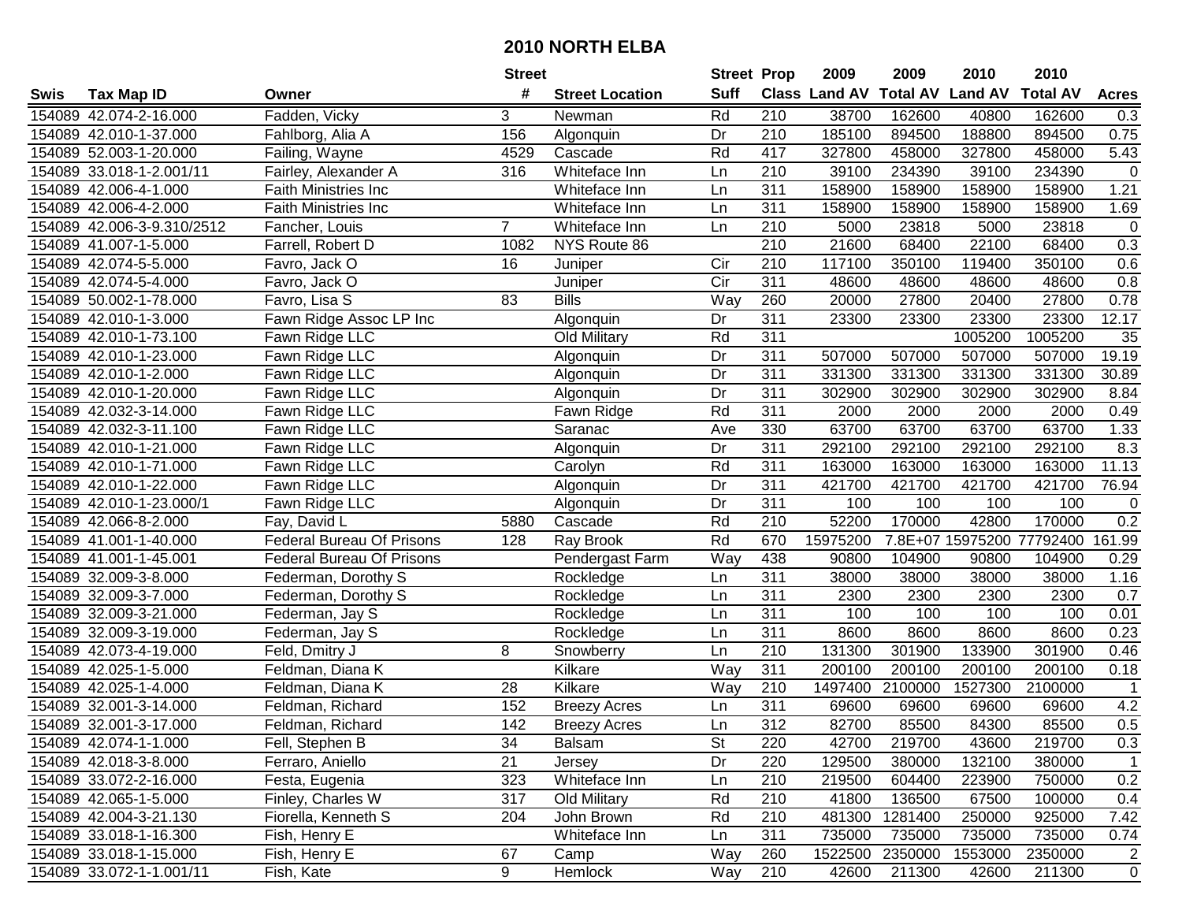# 2010 NORTH ELBA

| Swis | Tax Map ID | Owner | Street # | Street Location | Street Suff | Prop Class | 2009 Land AV | 2009 Total AV | 2010 Land AV | 2010 Total AV | Acres |
|---|---|---|---|---|---|---|---|---|---|---|---|
| 154089 | 42.074-2-16.000 | Fadden, Vicky | 3 | Newman | Rd | 210 | 38700 | 162600 | 40800 | 162600 | 0.3 |
| 154089 | 42.010-1-37.000 | Fahlborg, Alia A | 156 | Algonquin | Dr | 210 | 185100 | 894500 | 188800 | 894500 | 0.75 |
| 154089 | 52.003-1-20.000 | Failing, Wayne | 4529 | Cascade | Rd | 417 | 327800 | 458000 | 327800 | 458000 | 5.43 |
| 154089 | 33.018-1-2.001/11 | Fairley, Alexander A | 316 | Whiteface Inn | Ln | 210 | 39100 | 234390 | 39100 | 234390 | 0 |
| 154089 | 42.006-4-1.000 | Faith Ministries Inc | | Whiteface Inn | Ln | 311 | 158900 | 158900 | 158900 | 158900 | 1.21 |
| 154089 | 42.006-4-2.000 | Faith Ministries Inc | | Whiteface Inn | Ln | 311 | 158900 | 158900 | 158900 | 158900 | 1.69 |
| 154089 | 42.006-3-9.310/2512 | Fancher, Louis | 7 | Whiteface Inn | Ln | 210 | 5000 | 23818 | 5000 | 23818 | 0 |
| 154089 | 41.007-1-5.000 | Farrell, Robert D | 1082 | NYS Route 86 | | 210 | 21600 | 68400 | 22100 | 68400 | 0.3 |
| 154089 | 42.074-5-5.000 | Favro, Jack O | 16 | Juniper | Cir | 210 | 117100 | 350100 | 119400 | 350100 | 0.6 |
| 154089 | 42.074-5-4.000 | Favro, Jack O | | Juniper | Cir | 311 | 48600 | 48600 | 48600 | 48600 | 0.8 |
| 154089 | 50.002-1-78.000 | Favro, Lisa S | 83 | Bills | Way | 260 | 20000 | 27800 | 20400 | 27800 | 0.78 |
| 154089 | 42.010-1-3.000 | Fawn Ridge Assoc LP Inc | | Algonquin | Dr | 311 | 23300 | 23300 | 23300 | 23300 | 12.17 |
| 154089 | 42.010-1-73.100 | Fawn Ridge LLC | | Old Military | Rd | 311 | | | 1005200 | 1005200 | 35 |
| 154089 | 42.010-1-23.000 | Fawn Ridge LLC | | Algonquin | Dr | 311 | 507000 | 507000 | 507000 | 507000 | 19.19 |
| 154089 | 42.010-1-2.000 | Fawn Ridge LLC | | Algonquin | Dr | 311 | 331300 | 331300 | 331300 | 331300 | 30.89 |
| 154089 | 42.010-1-20.000 | Fawn Ridge LLC | | Algonquin | Dr | 311 | 302900 | 302900 | 302900 | 302900 | 8.84 |
| 154089 | 42.032-3-14.000 | Fawn Ridge LLC | | Fawn Ridge | Rd | 311 | 2000 | 2000 | 2000 | 2000 | 0.49 |
| 154089 | 42.032-3-11.100 | Fawn Ridge LLC | | Saranac | Ave | 330 | 63700 | 63700 | 63700 | 63700 | 1.33 |
| 154089 | 42.010-1-21.000 | Fawn Ridge LLC | | Algonquin | Dr | 311 | 292100 | 292100 | 292100 | 292100 | 8.3 |
| 154089 | 42.010-1-71.000 | Fawn Ridge LLC | | Carolyn | Rd | 311 | 163000 | 163000 | 163000 | 163000 | 11.13 |
| 154089 | 42.010-1-22.000 | Fawn Ridge LLC | | Algonquin | Dr | 311 | 421700 | 421700 | 421700 | 421700 | 76.94 |
| 154089 | 42.010-1-23.000/1 | Fawn Ridge LLC | | Algonquin | Dr | 311 | 100 | 100 | 100 | 100 | 0 |
| 154089 | 42.066-8-2.000 | Fay, David L | 5880 | Cascade | Rd | 210 | 52200 | 170000 | 42800 | 170000 | 0.2 |
| 154089 | 41.001-1-40.000 | Federal Bureau Of Prisons | 128 | Ray Brook | Rd | 670 | 15975200 | 7.8E+07 | 15975200 | 77792400 | 161.99 |
| 154089 | 41.001-1-45.001 | Federal Bureau Of Prisons | | Pendergast Farm | Way | 438 | 90800 | 104900 | 90800 | 104900 | 0.29 |
| 154089 | 32.009-3-8.000 | Federman, Dorothy S | | Rockledge | Ln | 311 | 38000 | 38000 | 38000 | 38000 | 1.16 |
| 154089 | 32.009-3-7.000 | Federman, Dorothy S | | Rockledge | Ln | 311 | 2300 | 2300 | 2300 | 2300 | 0.7 |
| 154089 | 32.009-3-21.000 | Federman, Jay S | | Rockledge | Ln | 311 | 100 | 100 | 100 | 100 | 0.01 |
| 154089 | 32.009-3-19.000 | Federman, Jay S | | Rockledge | Ln | 311 | 8600 | 8600 | 8600 | 8600 | 0.23 |
| 154089 | 42.073-4-19.000 | Feld, Dmitry J | 8 | Snowberry | Ln | 210 | 131300 | 301900 | 133900 | 301900 | 0.46 |
| 154089 | 42.025-1-5.000 | Feldman, Diana K | | Kilkare | Way | 311 | 200100 | 200100 | 200100 | 200100 | 0.18 |
| 154089 | 42.025-1-4.000 | Feldman, Diana K | 28 | Kilkare | Way | 210 | 1497400 | 2100000 | 1527300 | 2100000 | 1 |
| 154089 | 32.001-3-14.000 | Feldman, Richard | 152 | Breezy Acres | Ln | 311 | 69600 | 69600 | 69600 | 69600 | 4.2 |
| 154089 | 32.001-3-17.000 | Feldman, Richard | 142 | Breezy Acres | Ln | 312 | 82700 | 85500 | 84300 | 85500 | 0.5 |
| 154089 | 42.074-1-1.000 | Fell, Stephen B | 34 | Balsam | St | 220 | 42700 | 219700 | 43600 | 219700 | 0.3 |
| 154089 | 42.018-3-8.000 | Ferraro, Aniello | 21 | Jersey | Dr | 220 | 129500 | 380000 | 132100 | 380000 | 1 |
| 154089 | 33.072-2-16.000 | Festa, Eugenia | 323 | Whiteface Inn | Ln | 210 | 219500 | 604400 | 223900 | 750000 | 0.2 |
| 154089 | 42.065-1-5.000 | Finley, Charles W | 317 | Old Military | Rd | 210 | 41800 | 136500 | 67500 | 100000 | 0.4 |
| 154089 | 42.004-3-21.130 | Fiorella, Kenneth S | 204 | John Brown | Rd | 210 | 481300 | 1281400 | 250000 | 925000 | 7.42 |
| 154089 | 33.018-1-16.300 | Fish, Henry E | | Whiteface Inn | Ln | 311 | 735000 | 735000 | 735000 | 735000 | 0.74 |
| 154089 | 33.018-1-15.000 | Fish, Henry E | 67 | Camp | Way | 260 | 1522500 | 2350000 | 1553000 | 2350000 | 2 |
| 154089 | 33.072-1-1.001/11 | Fish, Kate | 9 | Hemlock | Way | 210 | 42600 | 211300 | 42600 | 211300 | 0 |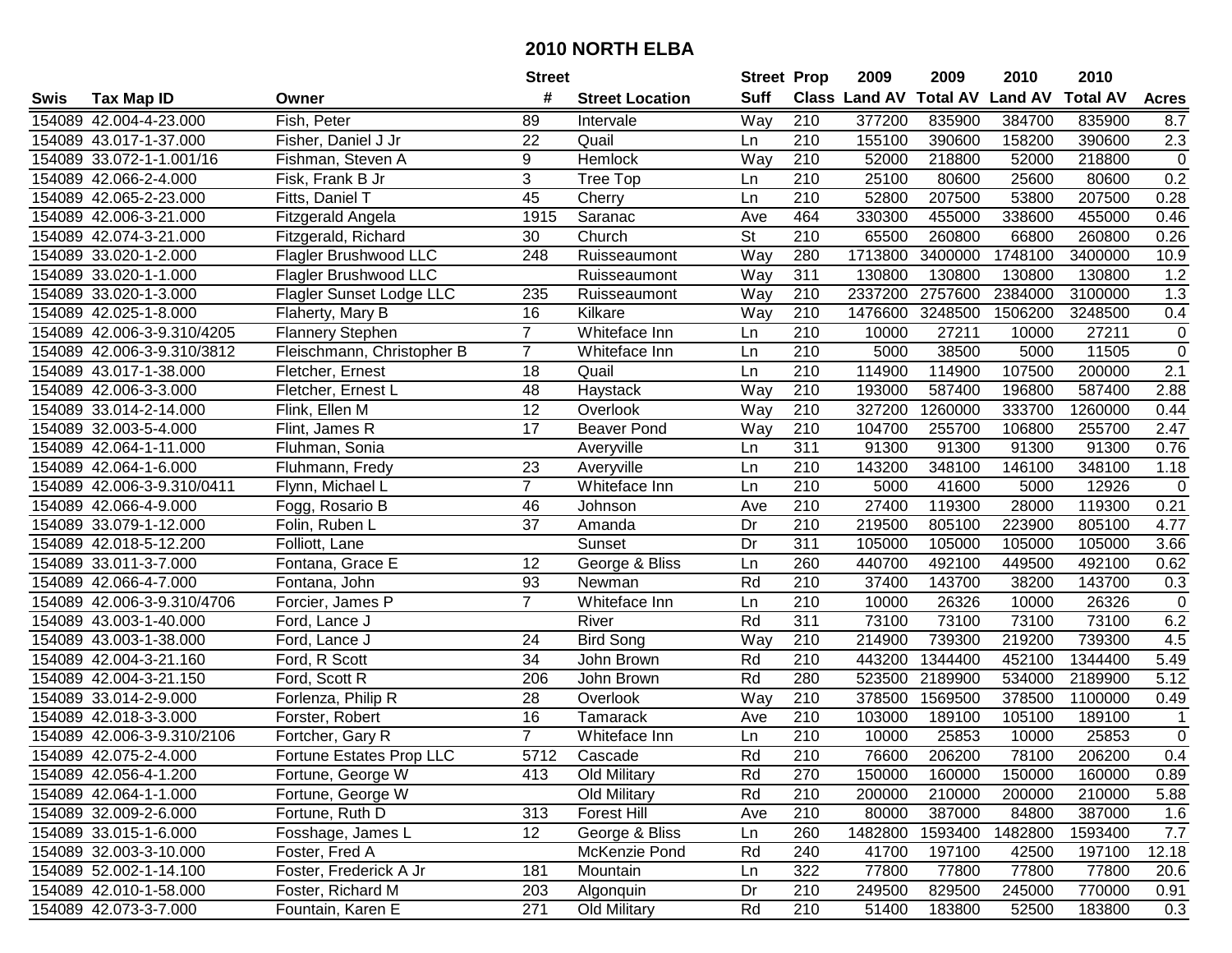# 2010 NORTH ELBA

| Swis | Tax Map ID | Owner | Street # | Street Location | Street Suff | Prop Class | 2009 Land AV | 2009 Total AV | 2010 Land AV | 2010 Total AV | Acres |
|---|---|---|---|---|---|---|---|---|---|---|---|
| 154089 | 42.004-4-23.000 | Fish, Peter | 89 | Intervale | Way | 210 | 377200 | 835900 | 384700 | 835900 | 8.7 |
| 154089 | 43.017-1-37.000 | Fisher, Daniel J Jr | 22 | Quail | Ln | 210 | 155100 | 390600 | 158200 | 390600 | 2.3 |
| 154089 | 33.072-1-1.001/16 | Fishman, Steven A | 9 | Hemlock | Way | 210 | 52000 | 218800 | 52000 | 218800 | 0 |
| 154089 | 42.066-2-4.000 | Fisk, Frank B Jr | 3 | Tree Top | Ln | 210 | 25100 | 80600 | 25600 | 80600 | 0.2 |
| 154089 | 42.065-2-23.000 | Fitts, Daniel T | 45 | Cherry | Ln | 210 | 52800 | 207500 | 53800 | 207500 | 0.28 |
| 154089 | 42.006-3-21.000 | Fitzgerald Angela | 1915 | Saranac | Ave | 464 | 330300 | 455000 | 338600 | 455000 | 0.46 |
| 154089 | 42.074-3-21.000 | Fitzgerald, Richard | 30 | Church | St | 210 | 65500 | 260800 | 66800 | 260800 | 0.26 |
| 154089 | 33.020-1-2.000 | Flagler Brushwood LLC | 248 | Ruisseaumont | Way | 280 | 1713800 | 3400000 | 1748100 | 3400000 | 10.9 |
| 154089 | 33.020-1-1.000 | Flagler Brushwood LLC | | Ruisseaumont | Way | 311 | 130800 | 130800 | 130800 | 130800 | 1.2 |
| 154089 | 33.020-1-3.000 | Flagler Sunset Lodge LLC | 235 | Ruisseaumont | Way | 210 | 2337200 | 2757600 | 2384000 | 3100000 | 1.3 |
| 154089 | 42.025-1-8.000 | Flaherty, Mary B | 16 | Kilkare | Way | 210 | 1476600 | 3248500 | 1506200 | 3248500 | 0.4 |
| 154089 | 42.006-3-9.310/4205 | Flannery Stephen | 7 | Whiteface Inn | Ln | 210 | 10000 | 27211 | 10000 | 27211 | 0 |
| 154089 | 42.006-3-9.310/3812 | Fleischmann, Christopher B | 7 | Whiteface Inn | Ln | 210 | 5000 | 38500 | 5000 | 11505 | 0 |
| 154089 | 43.017-1-38.000 | Fletcher, Ernest | 18 | Quail | Ln | 210 | 114900 | 114900 | 107500 | 200000 | 2.1 |
| 154089 | 42.006-3-3.000 | Fletcher, Ernest L | 48 | Haystack | Way | 210 | 193000 | 587400 | 196800 | 587400 | 2.88 |
| 154089 | 33.014-2-14.000 | Flink, Ellen M | 12 | Overlook | Way | 210 | 327200 | 1260000 | 333700 | 1260000 | 0.44 |
| 154089 | 32.003-5-4.000 | Flint, James R | 17 | Beaver Pond | Way | 210 | 104700 | 255700 | 106800 | 255700 | 2.47 |
| 154089 | 42.064-1-11.000 | Fluhman, Sonia | | Averyville | Ln | 311 | 91300 | 91300 | 91300 | 91300 | 0.76 |
| 154089 | 42.064-1-6.000 | Fluhmann, Fredy | 23 | Averyville | Ln | 210 | 143200 | 348100 | 146100 | 348100 | 1.18 |
| 154089 | 42.006-3-9.310/0411 | Flynn, Michael L | 7 | Whiteface Inn | Ln | 210 | 5000 | 41600 | 5000 | 12926 | 0 |
| 154089 | 42.066-4-9.000 | Fogg, Rosario B | 46 | Johnson | Ave | 210 | 27400 | 119300 | 28000 | 119300 | 0.21 |
| 154089 | 33.079-1-12.000 | Folin, Ruben L | 37 | Amanda | Dr | 210 | 219500 | 805100 | 223900 | 805100 | 4.77 |
| 154089 | 42.018-5-12.200 | Folliott, Lane | | Sunset | Dr | 311 | 105000 | 105000 | 105000 | 105000 | 3.66 |
| 154089 | 33.011-3-7.000 | Fontana, Grace E | 12 | George & Bliss | Ln | 260 | 440700 | 492100 | 449500 | 492100 | 0.62 |
| 154089 | 42.066-4-7.000 | Fontana, John | 93 | Newman | Rd | 210 | 37400 | 143700 | 38200 | 143700 | 0.3 |
| 154089 | 42.006-3-9.310/4706 | Forcier, James P | 7 | Whiteface Inn | Ln | 210 | 10000 | 26326 | 10000 | 26326 | 0 |
| 154089 | 43.003-1-40.000 | Ford, Lance J | | River | Rd | 311 | 73100 | 73100 | 73100 | 73100 | 6.2 |
| 154089 | 43.003-1-38.000 | Ford, Lance J | 24 | Bird Song | Way | 210 | 214900 | 739300 | 219200 | 739300 | 4.5 |
| 154089 | 42.004-3-21.160 | Ford, R Scott | 34 | John Brown | Rd | 210 | 443200 | 1344400 | 452100 | 1344400 | 5.49 |
| 154089 | 42.004-3-21.150 | Ford, Scott R | 206 | John Brown | Rd | 280 | 523500 | 2189900 | 534000 | 2189900 | 5.12 |
| 154089 | 33.014-2-9.000 | Forlenza, Philip R | 28 | Overlook | Way | 210 | 378500 | 1569500 | 378500 | 1100000 | 0.49 |
| 154089 | 42.018-3-3.000 | Forster, Robert | 16 | Tamarack | Ave | 210 | 103000 | 189100 | 105100 | 189100 | 1 |
| 154089 | 42.006-3-9.310/2106 | Fortcher, Gary R | 7 | Whiteface Inn | Ln | 210 | 10000 | 25853 | 10000 | 25853 | 0 |
| 154089 | 42.075-2-4.000 | Fortune Estates Prop LLC | 5712 | Cascade | Rd | 210 | 76600 | 206200 | 78100 | 206200 | 0.4 |
| 154089 | 42.056-4-1.200 | Fortune, George W | 413 | Old Military | Rd | 270 | 150000 | 160000 | 150000 | 160000 | 0.89 |
| 154089 | 42.064-1-1.000 | Fortune, George W | | Old Military | Rd | 210 | 200000 | 210000 | 200000 | 210000 | 5.88 |
| 154089 | 32.009-2-6.000 | Fortune, Ruth D | 313 | Forest Hill | Ave | 210 | 80000 | 387000 | 84800 | 387000 | 1.6 |
| 154089 | 33.015-1-6.000 | Fosshage, James L | 12 | George & Bliss | Ln | 260 | 1482800 | 1593400 | 1482800 | 1593400 | 7.7 |
| 154089 | 32.003-3-10.000 | Foster, Fred A | | McKenzie Pond | Rd | 240 | 41700 | 197100 | 42500 | 197100 | 12.18 |
| 154089 | 52.002-1-14.100 | Foster, Frederick A Jr | 181 | Mountain | Ln | 322 | 77800 | 77800 | 77800 | 77800 | 20.6 |
| 154089 | 42.010-1-58.000 | Foster, Richard M | 203 | Algonquin | Dr | 210 | 249500 | 829500 | 245000 | 770000 | 0.91 |
| 154089 | 42.073-3-7.000 | Fountain, Karen E | 271 | Old Military | Rd | 210 | 51400 | 183800 | 52500 | 183800 | 0.3 |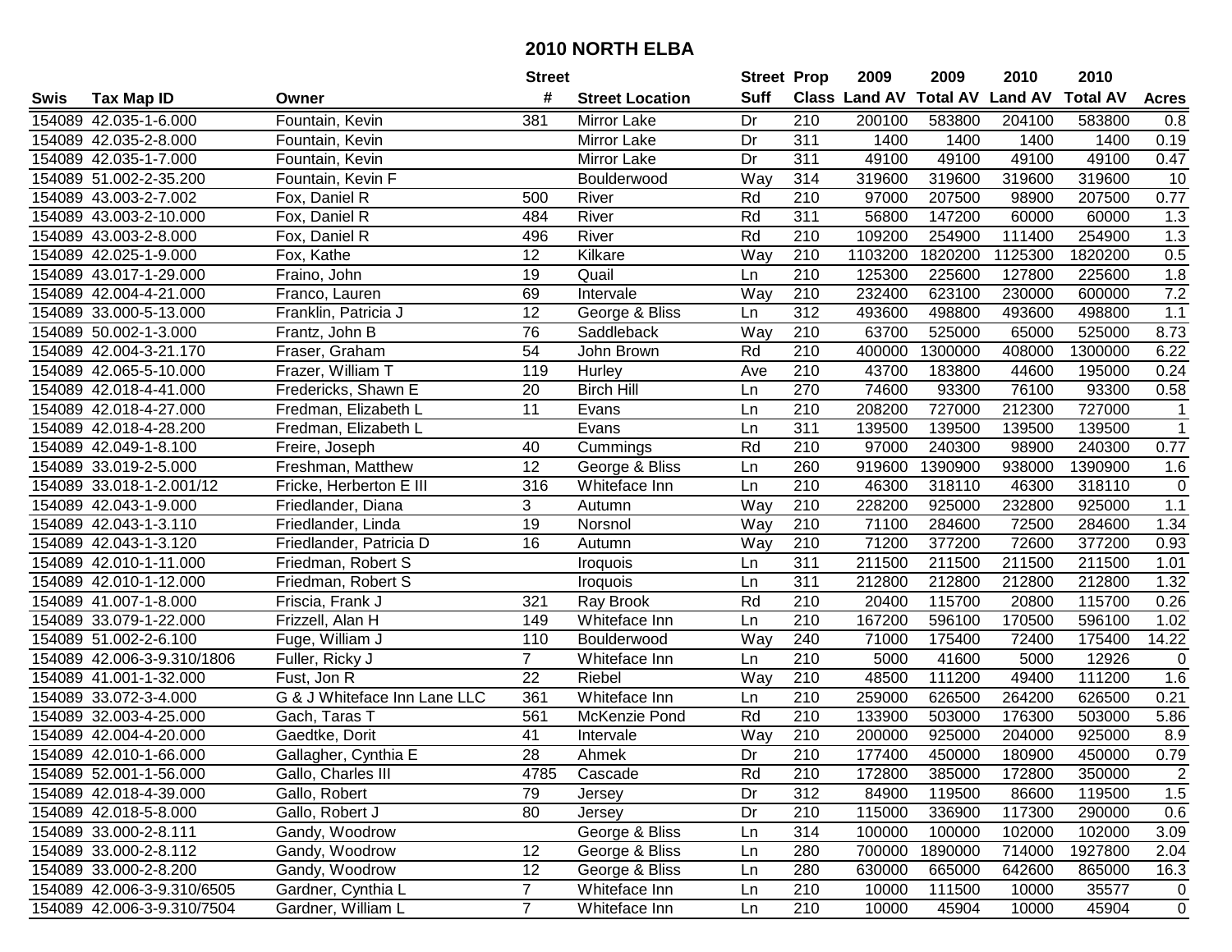# 2010 NORTH ELBA

| Swis | Tax Map ID | Owner | Street # | Street Location | Street Suff | Prop Class | 2009 Land AV | 2009 Total AV | 2010 Land AV | 2010 Total AV | Acres |
|---|---|---|---|---|---|---|---|---|---|---|---|
| 154089 | 42.035-1-6.000 | Fountain, Kevin | 381 | Mirror Lake | Dr | 210 | 200100 | 583800 | 204100 | 583800 | 0.8 |
| 154089 | 42.035-2-8.000 | Fountain, Kevin | | Mirror Lake | Dr | 311 | 1400 | 1400 | 1400 | 1400 | 0.19 |
| 154089 | 42.035-1-7.000 | Fountain, Kevin | | Mirror Lake | Dr | 311 | 49100 | 49100 | 49100 | 49100 | 0.47 |
| 154089 | 51.002-2-35.200 | Fountain, Kevin F | | Boulderwood | Way | 314 | 319600 | 319600 | 319600 | 319600 | 10 |
| 154089 | 43.003-2-7.002 | Fox, Daniel R | 500 | River | Rd | 210 | 97000 | 207500 | 98900 | 207500 | 0.77 |
| 154089 | 43.003-2-10.000 | Fox, Daniel R | 484 | River | Rd | 311 | 56800 | 147200 | 60000 | 60000 | 1.3 |
| 154089 | 43.003-2-8.000 | Fox, Daniel R | 496 | River | Rd | 210 | 109200 | 254900 | 111400 | 254900 | 1.3 |
| 154089 | 42.025-1-9.000 | Fox, Kathe | 12 | Kilkare | Way | 210 | 1103200 | 1820200 | 1125300 | 1820200 | 0.5 |
| 154089 | 43.017-1-29.000 | Fraino, John | 19 | Quail | Ln | 210 | 125300 | 225600 | 127800 | 225600 | 1.8 |
| 154089 | 42.004-4-21.000 | Franco, Lauren | 69 | Intervale | Way | 210 | 232400 | 623100 | 230000 | 600000 | 7.2 |
| 154089 | 33.000-5-13.000 | Franklin, Patricia J | 12 | George & Bliss | Ln | 312 | 493600 | 498800 | 493600 | 498800 | 1.1 |
| 154089 | 50.002-1-3.000 | Frantz, John B | 76 | Saddleback | Way | 210 | 63700 | 525000 | 65000 | 525000 | 8.73 |
| 154089 | 42.004-3-21.170 | Fraser, Graham | 54 | John Brown | Rd | 210 | 400000 | 1300000 | 408000 | 1300000 | 6.22 |
| 154089 | 42.065-5-10.000 | Frazer, William T | 119 | Hurley | Ave | 210 | 43700 | 183800 | 44600 | 195000 | 0.24 |
| 154089 | 42.018-4-41.000 | Fredericks, Shawn E | 20 | Birch Hill | Ln | 270 | 74600 | 93300 | 76100 | 93300 | 0.58 |
| 154089 | 42.018-4-27.000 | Fredman, Elizabeth L | 11 | Evans | Ln | 210 | 208200 | 727000 | 212300 | 727000 | 1 |
| 154089 | 42.018-4-28.200 | Fredman, Elizabeth L | | Evans | Ln | 311 | 139500 | 139500 | 139500 | 139500 | 1 |
| 154089 | 42.049-1-8.100 | Freire, Joseph | 40 | Cummings | Rd | 210 | 97000 | 240300 | 98900 | 240300 | 0.77 |
| 154089 | 33.019-2-5.000 | Freshman, Matthew | 12 | George & Bliss | Ln | 260 | 919600 | 1390900 | 938000 | 1390900 | 1.6 |
| 154089 | 33.018-1-2.001/12 | Fricke, Herberton E III | 316 | Whiteface Inn | Ln | 210 | 46300 | 318110 | 46300 | 318110 | 0 |
| 154089 | 42.043-1-9.000 | Friedlander, Diana | 3 | Autumn | Way | 210 | 228200 | 925000 | 232800 | 925000 | 1.1 |
| 154089 | 42.043-1-3.110 | Friedlander, Linda | 19 | Norsnol | Way | 210 | 71100 | 284600 | 72500 | 284600 | 1.34 |
| 154089 | 42.043-1-3.120 | Friedlander, Patricia D | 16 | Autumn | Way | 210 | 71200 | 377200 | 72600 | 377200 | 0.93 |
| 154089 | 42.010-1-11.000 | Friedman, Robert S | | Iroquois | Ln | 311 | 211500 | 211500 | 211500 | 211500 | 1.01 |
| 154089 | 42.010-1-12.000 | Friedman, Robert S | | Iroquois | Ln | 311 | 212800 | 212800 | 212800 | 212800 | 1.32 |
| 154089 | 41.007-1-8.000 | Friscia, Frank J | 321 | Ray Brook | Rd | 210 | 20400 | 115700 | 20800 | 115700 | 0.26 |
| 154089 | 33.079-1-22.000 | Frizzell, Alan H | 149 | Whiteface Inn | Ln | 210 | 167200 | 596100 | 170500 | 596100 | 1.02 |
| 154089 | 51.002-2-6.100 | Fuge, William J | 110 | Boulderwood | Way | 240 | 71000 | 175400 | 72400 | 175400 | 14.22 |
| 154089 | 42.006-3-9.310/1806 | Fuller, Ricky J | 7 | Whiteface Inn | Ln | 210 | 5000 | 41600 | 5000 | 12926 | 0 |
| 154089 | 41.001-1-32.000 | Fust, Jon R | 22 | Riebel | Way | 210 | 48500 | 111200 | 49400 | 111200 | 1.6 |
| 154089 | 33.072-3-4.000 | G & J Whiteface Inn Lane LLC | 361 | Whiteface Inn | Ln | 210 | 259000 | 626500 | 264200 | 626500 | 0.21 |
| 154089 | 32.003-4-25.000 | Gach, Taras T | 561 | McKenzie Pond | Rd | 210 | 133900 | 503000 | 176300 | 503000 | 5.86 |
| 154089 | 42.004-4-20.000 | Gaedtke, Dorit | 41 | Intervale | Way | 210 | 200000 | 925000 | 204000 | 925000 | 8.9 |
| 154089 | 42.010-1-66.000 | Gallagher, Cynthia E | 28 | Ahmek | Dr | 210 | 177400 | 450000 | 180900 | 450000 | 0.79 |
| 154089 | 52.001-1-56.000 | Gallo, Charles III | 4785 | Cascade | Rd | 210 | 172800 | 385000 | 172800 | 350000 | 2 |
| 154089 | 42.018-4-39.000 | Gallo, Robert | 79 | Jersey | Dr | 312 | 84900 | 119500 | 86600 | 119500 | 1.5 |
| 154089 | 42.018-5-8.000 | Gallo, Robert J | 80 | Jersey | Dr | 210 | 115000 | 336900 | 117300 | 290000 | 0.6 |
| 154089 | 33.000-2-8.111 | Gandy, Woodrow | | George & Bliss | Ln | 314 | 100000 | 100000 | 102000 | 102000 | 3.09 |
| 154089 | 33.000-2-8.112 | Gandy, Woodrow | 12 | George & Bliss | Ln | 280 | 700000 | 1890000 | 714000 | 1927800 | 2.04 |
| 154089 | 33.000-2-8.200 | Gandy, Woodrow | 12 | George & Bliss | Ln | 280 | 630000 | 665000 | 642600 | 865000 | 16.3 |
| 154089 | 42.006-3-9.310/6505 | Gardner, Cynthia L | 7 | Whiteface Inn | Ln | 210 | 10000 | 111500 | 10000 | 35577 | 0 |
| 154089 | 42.006-3-9.310/7504 | Gardner, William L | 7 | Whiteface Inn | Ln | 210 | 10000 | 45904 | 10000 | 45904 | 0 |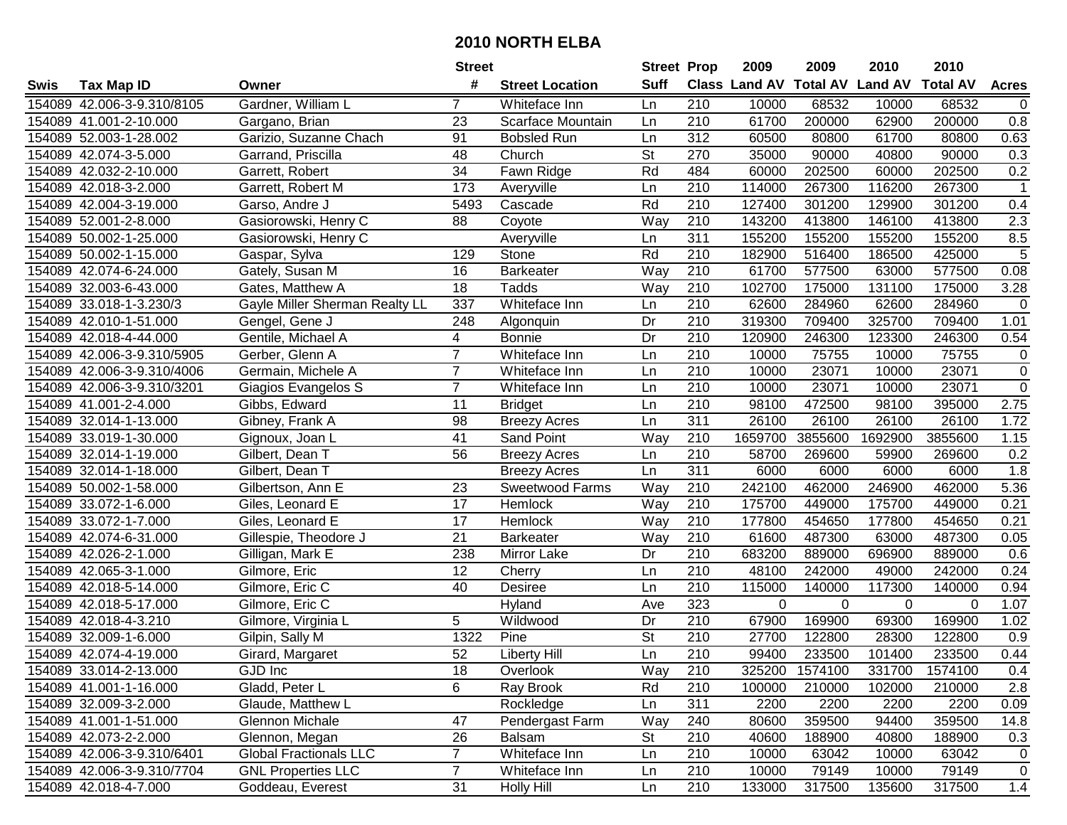# 2010 NORTH ELBA

| Swis | Tax Map ID | Owner | Street # | Street Location | Street Suff | Prop Class | 2009 Land AV | 2009 Total AV | 2010 Land AV | 2010 Total AV | Acres |
|---|---|---|---|---|---|---|---|---|---|---|---|
| 154089 | 42.006-3-9.310/8105 | Gardner, William L | 7 | Whiteface Inn | Ln | 210 | 10000 | 68532 | 10000 | 68532 | 0 |
| 154089 | 41.001-2-10.000 | Gargano, Brian | 23 | Scarface Mountain | Ln | 210 | 61700 | 200000 | 62900 | 200000 | 0.8 |
| 154089 | 52.003-1-28.002 | Garizio, Suzanne Chach | 91 | Bobsled Run | Ln | 312 | 60500 | 80800 | 61700 | 80800 | 0.63 |
| 154089 | 42.074-3-5.000 | Garrand, Priscilla | 48 | Church | St | 270 | 35000 | 90000 | 40800 | 90000 | 0.3 |
| 154089 | 42.032-2-10.000 | Garrett, Robert | 34 | Fawn Ridge | Rd | 484 | 60000 | 202500 | 60000 | 202500 | 0.2 |
| 154089 | 42.018-3-2.000 | Garrett, Robert M | 173 | Averyville | Ln | 210 | 114000 | 267300 | 116200 | 267300 | 1 |
| 154089 | 42.004-3-19.000 | Garso, Andre J | 5493 | Cascade | Rd | 210 | 127400 | 301200 | 129900 | 301200 | 0.4 |
| 154089 | 52.001-2-8.000 | Gasiorowski, Henry C | 88 | Coyote | Way | 210 | 143200 | 413800 | 146100 | 413800 | 2.3 |
| 154089 | 50.002-1-25.000 | Gasiorowski, Henry C | | Averyville | Ln | 311 | 155200 | 155200 | 155200 | 155200 | 8.5 |
| 154089 | 50.002-1-15.000 | Gaspar, Sylva | 129 | Stone | Rd | 210 | 182900 | 516400 | 186500 | 425000 | 5 |
| 154089 | 42.074-6-24.000 | Gately, Susan M | 16 | Barkeater | Way | 210 | 61700 | 577500 | 63000 | 577500 | 0.08 |
| 154089 | 32.003-6-43.000 | Gates, Matthew A | 18 | Tadds | Way | 210 | 102700 | 175000 | 131100 | 175000 | 3.28 |
| 154089 | 33.018-1-3.230/3 | Gayle Miller Sherman Realty LL | 337 | Whiteface Inn | Ln | 210 | 62600 | 284960 | 62600 | 284960 | 0 |
| 154089 | 42.010-1-51.000 | Gengel, Gene J | 248 | Algonquin | Dr | 210 | 319300 | 709400 | 325700 | 709400 | 1.01 |
| 154089 | 42.018-4-44.000 | Gentile, Michael A | 4 | Bonnie | Dr | 210 | 120900 | 246300 | 123300 | 246300 | 0.54 |
| 154089 | 42.006-3-9.310/5905 | Gerber, Glenn A | 7 | Whiteface Inn | Ln | 210 | 10000 | 75755 | 10000 | 75755 | 0 |
| 154089 | 42.006-3-9.310/4006 | Germain, Michele A | 7 | Whiteface Inn | Ln | 210 | 10000 | 23071 | 10000 | 23071 | 0 |
| 154089 | 42.006-3-9.310/3201 | Giagios Evangelos S | 7 | Whiteface Inn | Ln | 210 | 10000 | 23071 | 10000 | 23071 | 0 |
| 154089 | 41.001-2-4.000 | Gibbs, Edward | 11 | Bridget | Ln | 210 | 98100 | 472500 | 98100 | 395000 | 2.75 |
| 154089 | 32.014-1-13.000 | Gibney, Frank A | 98 | Breezy Acres | Ln | 311 | 26100 | 26100 | 26100 | 26100 | 1.72 |
| 154089 | 33.019-1-30.000 | Gignoux, Joan L | 41 | Sand Point | Way | 210 | 1659700 | 3855600 | 1692900 | 3855600 | 1.15 |
| 154089 | 32.014-1-19.000 | Gilbert, Dean T | 56 | Breezy Acres | Ln | 210 | 58700 | 269600 | 59900 | 269600 | 0.2 |
| 154089 | 32.014-1-18.000 | Gilbert, Dean T | | Breezy Acres | Ln | 311 | 6000 | 6000 | 6000 | 6000 | 1.8 |
| 154089 | 50.002-1-58.000 | Gilbertson, Ann E | 23 | Sweetwood Farms | Way | 210 | 242100 | 462000 | 246900 | 462000 | 5.36 |
| 154089 | 33.072-1-6.000 | Giles, Leonard E | 17 | Hemlock | Way | 210 | 175700 | 449000 | 175700 | 449000 | 0.21 |
| 154089 | 33.072-1-7.000 | Giles, Leonard E | 17 | Hemlock | Way | 210 | 177800 | 454650 | 177800 | 454650 | 0.21 |
| 154089 | 42.074-6-31.000 | Gillespie, Theodore J | 21 | Barkeater | Way | 210 | 61600 | 487300 | 63000 | 487300 | 0.05 |
| 154089 | 42.026-2-1.000 | Gilligan, Mark E | 238 | Mirror Lake | Dr | 210 | 683200 | 889000 | 696900 | 889000 | 0.6 |
| 154089 | 42.065-3-1.000 | Gilmore, Eric | 12 | Cherry | Ln | 210 | 48100 | 242000 | 49000 | 242000 | 0.24 |
| 154089 | 42.018-5-14.000 | Gilmore, Eric C | 40 | Desiree | Ln | 210 | 115000 | 140000 | 117300 | 140000 | 0.94 |
| 154089 | 42.018-5-17.000 | Gilmore, Eric C | | Hyland | Ave | 323 | 0 | 0 | 0 | 0 | 1.07 |
| 154089 | 42.018-4-3.210 | Gilmore, Virginia L | 5 | Wildwood | Dr | 210 | 67900 | 169900 | 69300 | 169900 | 1.02 |
| 154089 | 32.009-1-6.000 | Gilpin, Sally M | 1322 | Pine | St | 210 | 27700 | 122800 | 28300 | 122800 | 0.9 |
| 154089 | 42.074-4-19.000 | Girard, Margaret | 52 | Liberty Hill | Ln | 210 | 99400 | 233500 | 101400 | 233500 | 0.44 |
| 154089 | 33.014-2-13.000 | GJD Inc | 18 | Overlook | Way | 210 | 325200 | 1574100 | 331700 | 1574100 | 0.4 |
| 154089 | 41.001-1-16.000 | Gladd, Peter L | 6 | Ray Brook | Rd | 210 | 100000 | 210000 | 102000 | 210000 | 2.8 |
| 154089 | 32.009-3-2.000 | Glaude, Matthew L | | Rockledge | Ln | 311 | 2200 | 2200 | 2200 | 2200 | 0.09 |
| 154089 | 41.001-1-51.000 | Glennon Michale | 47 | Pendergast Farm | Way | 240 | 80600 | 359500 | 94400 | 359500 | 14.8 |
| 154089 | 42.073-2-2.000 | Glennon, Megan | 26 | Balsam | St | 210 | 40600 | 188900 | 40800 | 188900 | 0.3 |
| 154089 | 42.006-3-9.310/6401 | Global Fractionals LLC | 7 | Whiteface Inn | Ln | 210 | 10000 | 63042 | 10000 | 63042 | 0 |
| 154089 | 42.006-3-9.310/7704 | GNL Properties LLC | 7 | Whiteface Inn | Ln | 210 | 10000 | 79149 | 10000 | 79149 | 0 |
| 154089 | 42.018-4-7.000 | Goddeau, Everest | 31 | Holly Hill | Ln | 210 | 133000 | 317500 | 135600 | 317500 | 1.4 |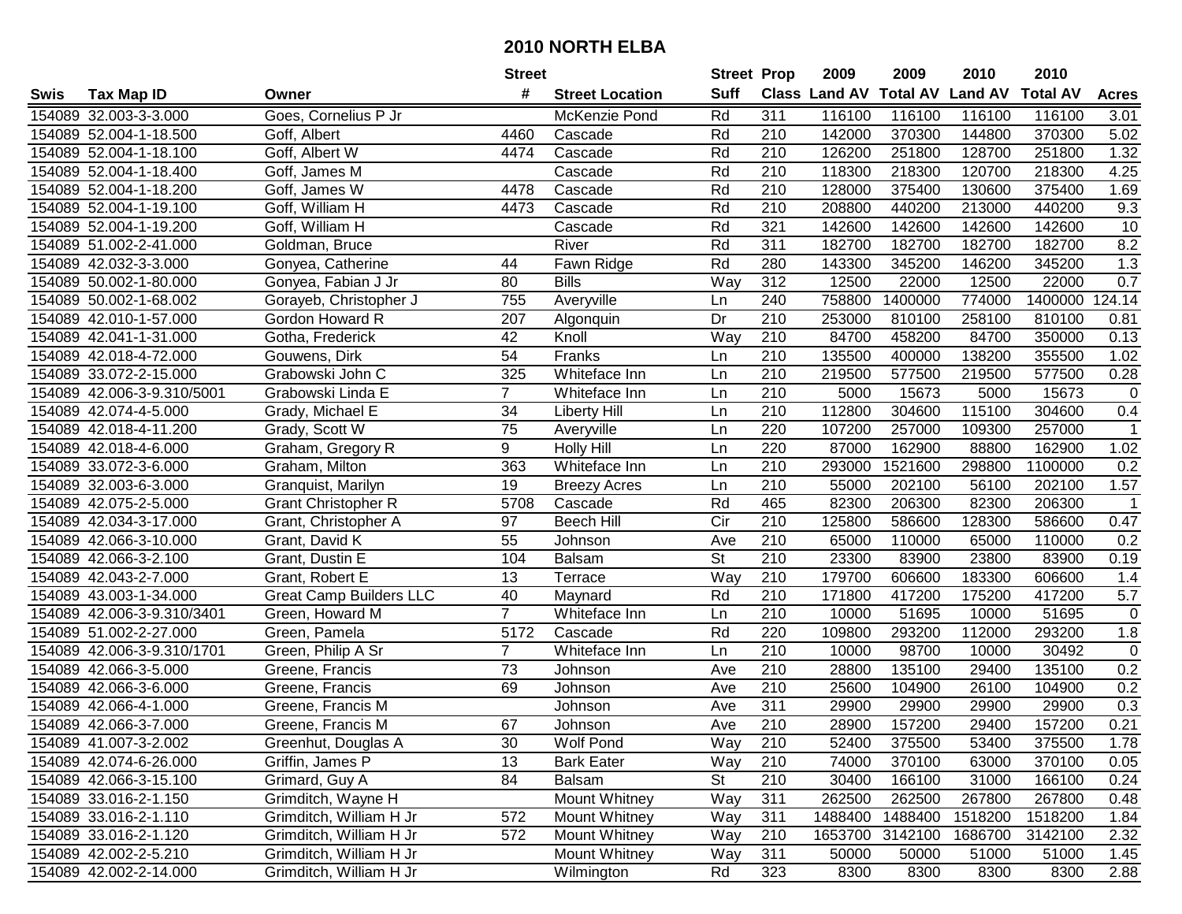# 2010 NORTH ELBA

| Swis | Tax Map ID | Owner | Street # | Street Location | Street Suff | Prop Class | 2009 Land AV | 2009 Total AV | 2010 Land AV | 2010 Total AV | Acres |
|---|---|---|---|---|---|---|---|---|---|---|---|
| 154089 | 32.003-3-3.000 | Goes, Cornelius P Jr | | McKenzie Pond | Rd | 311 | 116100 | 116100 | 116100 | 116100 | 3.01 |
| 154089 | 52.004-1-18.500 | Goff, Albert | 4460 | Cascade | Rd | 210 | 142000 | 370300 | 144800 | 370300 | 5.02 |
| 154089 | 52.004-1-18.100 | Goff, Albert W | 4474 | Cascade | Rd | 210 | 126200 | 251800 | 128700 | 251800 | 1.32 |
| 154089 | 52.004-1-18.400 | Goff, James M | | Cascade | Rd | 210 | 118300 | 218300 | 120700 | 218300 | 4.25 |
| 154089 | 52.004-1-18.200 | Goff, James W | 4478 | Cascade | Rd | 210 | 128000 | 375400 | 130600 | 375400 | 1.69 |
| 154089 | 52.004-1-19.100 | Goff, William H | 4473 | Cascade | Rd | 210 | 208800 | 440200 | 213000 | 440200 | 9.3 |
| 154089 | 52.004-1-19.200 | Goff, William H | | Cascade | Rd | 321 | 142600 | 142600 | 142600 | 142600 | 10 |
| 154089 | 51.002-2-41.000 | Goldman, Bruce | | River | Rd | 311 | 182700 | 182700 | 182700 | 182700 | 8.2 |
| 154089 | 42.032-3-3.000 | Gonyea, Catherine | 44 | Fawn Ridge | Rd | 280 | 143300 | 345200 | 146200 | 345200 | 1.3 |
| 154089 | 50.002-1-80.000 | Gonyea, Fabian J Jr | 80 | Bills | Way | 312 | 12500 | 22000 | 12500 | 22000 | 0.7 |
| 154089 | 50.002-1-68.002 | Gorayeb, Christopher J | 755 | Averyville | Ln | 240 | 758800 | 1400000 | 774000 | 1400000 | 124.14 |
| 154089 | 42.010-1-57.000 | Gordon Howard R | 207 | Algonquin | Dr | 210 | 253000 | 810100 | 258100 | 810100 | 0.81 |
| 154089 | 42.041-1-31.000 | Gotha, Frederick | 42 | Knoll | Way | 210 | 84700 | 458200 | 84700 | 350000 | 0.13 |
| 154089 | 42.018-4-72.000 | Gouwens, Dirk | 54 | Franks | Ln | 210 | 135500 | 400000 | 138200 | 355500 | 1.02 |
| 154089 | 33.072-2-15.000 | Grabowski John C | 325 | Whiteface Inn | Ln | 210 | 219500 | 577500 | 219500 | 577500 | 0.28 |
| 154089 | 42.006-3-9.310/5001 | Grabowski Linda E | 7 | Whiteface Inn | Ln | 210 | 5000 | 15673 | 5000 | 15673 | 0 |
| 154089 | 42.074-4-5.000 | Grady, Michael E | 34 | Liberty Hill | Ln | 210 | 112800 | 304600 | 115100 | 304600 | 0.4 |
| 154089 | 42.018-4-11.200 | Grady, Scott W | 75 | Averyville | Ln | 220 | 107200 | 257000 | 109300 | 257000 | 1 |
| 154089 | 42.018-4-6.000 | Graham, Gregory R | 9 | Holly Hill | Ln | 220 | 87000 | 162900 | 88800 | 162900 | 1.02 |
| 154089 | 33.072-3-6.000 | Graham, Milton | 363 | Whiteface Inn | Ln | 210 | 293000 | 1521600 | 298800 | 1100000 | 0.2 |
| 154089 | 32.003-6-3.000 | Granquist, Marilyn | 19 | Breezy Acres | Ln | 210 | 55000 | 202100 | 56100 | 202100 | 1.57 |
| 154089 | 42.075-2-5.000 | Grant Christopher R | 5708 | Cascade | Rd | 465 | 82300 | 206300 | 82300 | 206300 | 1 |
| 154089 | 42.034-3-17.000 | Grant, Christopher A | 97 | Beech Hill | Cir | 210 | 125800 | 586600 | 128300 | 586600 | 0.47 |
| 154089 | 42.066-3-10.000 | Grant, David K | 55 | Johnson | Ave | 210 | 65000 | 110000 | 65000 | 110000 | 0.2 |
| 154089 | 42.066-3-2.100 | Grant, Dustin E | 104 | Balsam | St | 210 | 23300 | 83900 | 23800 | 83900 | 0.19 |
| 154089 | 42.043-2-7.000 | Grant, Robert E | 13 | Terrace | Way | 210 | 179700 | 606600 | 183300 | 606600 | 1.4 |
| 154089 | 43.003-1-34.000 | Great Camp Builders LLC | 40 | Maynard | Rd | 210 | 171800 | 417200 | 175200 | 417200 | 5.7 |
| 154089 | 42.006-3-9.310/3401 | Green, Howard M | 7 | Whiteface Inn | Ln | 210 | 10000 | 51695 | 10000 | 51695 | 0 |
| 154089 | 51.002-2-27.000 | Green, Pamela | 5172 | Cascade | Rd | 220 | 109800 | 293200 | 112000 | 293200 | 1.8 |
| 154089 | 42.006-3-9.310/1701 | Green, Philip A Sr | 7 | Whiteface Inn | Ln | 210 | 10000 | 98700 | 10000 | 30492 | 0 |
| 154089 | 42.066-3-5.000 | Greene, Francis | 73 | Johnson | Ave | 210 | 28800 | 135100 | 29400 | 135100 | 0.2 |
| 154089 | 42.066-3-6.000 | Greene, Francis | 69 | Johnson | Ave | 210 | 25600 | 104900 | 26100 | 104900 | 0.2 |
| 154089 | 42.066-4-1.000 | Greene, Francis M | | Johnson | Ave | 311 | 29900 | 29900 | 29900 | 29900 | 0.3 |
| 154089 | 42.066-3-7.000 | Greene, Francis M | 67 | Johnson | Ave | 210 | 28900 | 157200 | 29400 | 157200 | 0.21 |
| 154089 | 41.007-3-2.002 | Greenhut, Douglas A | 30 | Wolf Pond | Way | 210 | 52400 | 375500 | 53400 | 375500 | 1.78 |
| 154089 | 42.074-6-26.000 | Griffin, James P | 13 | Bark Eater | Way | 210 | 74000 | 370100 | 63000 | 370100 | 0.05 |
| 154089 | 42.066-3-15.100 | Grimard, Guy A | 84 | Balsam | St | 210 | 30400 | 166100 | 31000 | 166100 | 0.24 |
| 154089 | 33.016-2-1.150 | Grimditch, Wayne H | | Mount Whitney | Way | 311 | 262500 | 262500 | 267800 | 267800 | 0.48 |
| 154089 | 33.016-2-1.110 | Grimditch, William H Jr | 572 | Mount Whitney | Way | 311 | 1488400 | 1488400 | 1518200 | 1518200 | 1.84 |
| 154089 | 33.016-2-1.120 | Grimditch, William H Jr | 572 | Mount Whitney | Way | 210 | 1653700 | 3142100 | 1686700 | 3142100 | 2.32 |
| 154089 | 42.002-2-5.210 | Grimditch, William H Jr | | Mount Whitney | Way | 311 | 50000 | 50000 | 51000 | 51000 | 1.45 |
| 154089 | 42.002-2-14.000 | Grimditch, William H Jr | | Wilmington | Rd | 323 | 8300 | 8300 | 8300 | 8300 | 2.88 |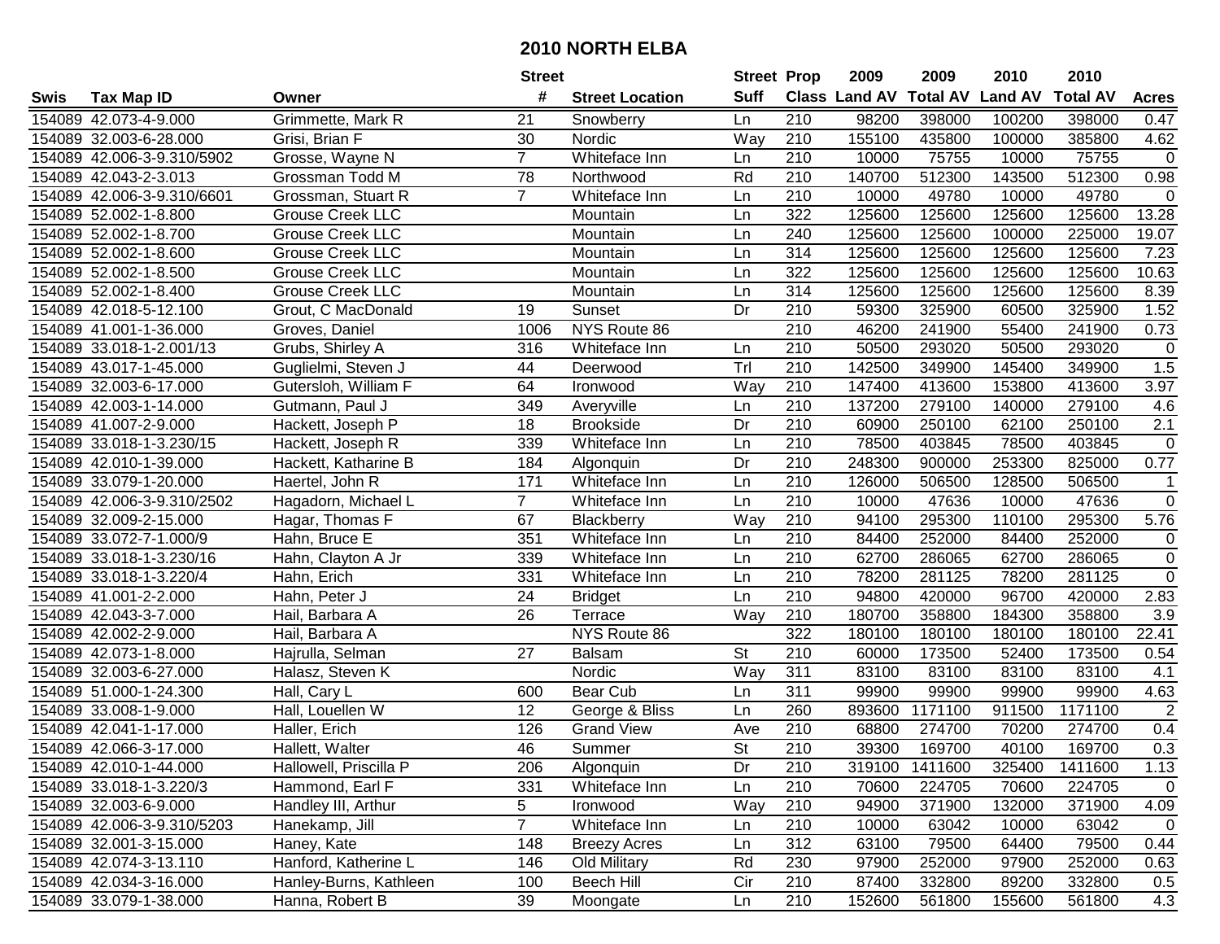# 2010 NORTH ELBA

| Swis | Tax Map ID | Owner | Street # | Street Location | Street Suff | Prop Class | 2009 Land AV | 2009 Total AV | 2010 Land AV | 2010 Total AV | Acres |
|---|---|---|---|---|---|---|---|---|---|---|---|
| 154089 | 42.073-4-9.000 | Grimmette, Mark R | 21 | Snowberry | Ln | 210 | 98200 | 398000 | 100200 | 398000 | 0.47 |
| 154089 | 32.003-6-28.000 | Grisi, Brian F | 30 | Nordic | Way | 210 | 155100 | 435800 | 100000 | 385800 | 4.62 |
| 154089 | 42.006-3-9.310/5902 | Grosse, Wayne N | 7 | Whiteface Inn | Ln | 210 | 10000 | 75755 | 10000 | 75755 | 0 |
| 154089 | 42.043-2-3.013 | Grossman Todd M | 78 | Northwood | Rd | 210 | 140700 | 512300 | 143500 | 512300 | 0.98 |
| 154089 | 42.006-3-9.310/6601 | Grossman, Stuart R | 7 | Whiteface Inn | Ln | 210 | 10000 | 49780 | 10000 | 49780 | 0 |
| 154089 | 52.002-1-8.800 | Grouse Creek LLC | | Mountain | Ln | 322 | 125600 | 125600 | 125600 | 125600 | 13.28 |
| 154089 | 52.002-1-8.700 | Grouse Creek LLC | | Mountain | Ln | 240 | 125600 | 125600 | 100000 | 225000 | 19.07 |
| 154089 | 52.002-1-8.600 | Grouse Creek LLC | | Mountain | Ln | 314 | 125600 | 125600 | 125600 | 125600 | 7.23 |
| 154089 | 52.002-1-8.500 | Grouse Creek LLC | | Mountain | Ln | 322 | 125600 | 125600 | 125600 | 125600 | 10.63 |
| 154089 | 52.002-1-8.400 | Grouse Creek LLC | | Mountain | Ln | 314 | 125600 | 125600 | 125600 | 125600 | 8.39 |
| 154089 | 42.018-5-12.100 | Grout, C MacDonald | 19 | Sunset | Dr | 210 | 59300 | 325900 | 60500 | 325900 | 1.52 |
| 154089 | 41.001-1-36.000 | Groves, Daniel | 1006 | NYS Route 86 | | 210 | 46200 | 241900 | 55400 | 241900 | 0.73 |
| 154089 | 33.018-1-2.001/13 | Grubs, Shirley A | 316 | Whiteface Inn | Ln | 210 | 50500 | 293020 | 50500 | 293020 | 0 |
| 154089 | 43.017-1-45.000 | Guglielmi, Steven J | 44 | Deerwood | Trl | 210 | 142500 | 349900 | 145400 | 349900 | 1.5 |
| 154089 | 32.003-6-17.000 | Gutersloh, William F | 64 | Ironwood | Way | 210 | 147400 | 413600 | 153800 | 413600 | 3.97 |
| 154089 | 42.003-1-14.000 | Gutmann, Paul J | 349 | Averyville | Ln | 210 | 137200 | 279100 | 140000 | 279100 | 4.6 |
| 154089 | 41.007-2-9.000 | Hackett, Joseph P | 18 | Brookside | Dr | 210 | 60900 | 250100 | 62100 | 250100 | 2.1 |
| 154089 | 33.018-1-3.230/15 | Hackett, Joseph R | 339 | Whiteface Inn | Ln | 210 | 78500 | 403845 | 78500 | 403845 | 0 |
| 154089 | 42.010-1-39.000 | Hackett, Katharine B | 184 | Algonquin | Dr | 210 | 248300 | 900000 | 253300 | 825000 | 0.77 |
| 154089 | 33.079-1-20.000 | Haertel, John R | 171 | Whiteface Inn | Ln | 210 | 126000 | 506500 | 128500 | 506500 | 1 |
| 154089 | 42.006-3-9.310/2502 | Hagadorn, Michael L | 7 | Whiteface Inn | Ln | 210 | 10000 | 47636 | 10000 | 47636 | 0 |
| 154089 | 32.009-2-15.000 | Hagar, Thomas F | 67 | Blackberry | Way | 210 | 94100 | 295300 | 110100 | 295300 | 5.76 |
| 154089 | 33.072-7-1.000/9 | Hahn, Bruce E | 351 | Whiteface Inn | Ln | 210 | 84400 | 252000 | 84400 | 252000 | 0 |
| 154089 | 33.018-1-3.230/16 | Hahn, Clayton A Jr | 339 | Whiteface Inn | Ln | 210 | 62700 | 286065 | 62700 | 286065 | 0 |
| 154089 | 33.018-1-3.220/4 | Hahn, Erich | 331 | Whiteface Inn | Ln | 210 | 78200 | 281125 | 78200 | 281125 | 0 |
| 154089 | 41.001-2-2.000 | Hahn, Peter J | 24 | Bridget | Ln | 210 | 94800 | 420000 | 96700 | 420000 | 2.83 |
| 154089 | 42.043-3-7.000 | Hail, Barbara A | 26 | Terrace | Way | 210 | 180700 | 358800 | 184300 | 358800 | 3.9 |
| 154089 | 42.002-2-9.000 | Hail, Barbara A | | NYS Route 86 | | 322 | 180100 | 180100 | 180100 | 180100 | 22.41 |
| 154089 | 42.073-1-8.000 | Hajrulla, Selman | 27 | Balsam | St | 210 | 60000 | 173500 | 52400 | 173500 | 0.54 |
| 154089 | 32.003-6-27.000 | Halasz, Steven K | | Nordic | Way | 311 | 83100 | 83100 | 83100 | 83100 | 4.1 |
| 154089 | 51.000-1-24.300 | Hall, Cary L | 600 | Bear Cub | Ln | 311 | 99900 | 99900 | 99900 | 99900 | 4.63 |
| 154089 | 33.008-1-9.000 | Hall, Louellen W | 12 | George & Bliss | Ln | 260 | 893600 | 1171100 | 911500 | 1171100 | 2 |
| 154089 | 42.041-1-17.000 | Haller, Erich | 126 | Grand View | Ave | 210 | 68800 | 274700 | 70200 | 274700 | 0.4 |
| 154089 | 42.066-3-17.000 | Hallett, Walter | 46 | Summer | St | 210 | 39300 | 169700 | 40100 | 169700 | 0.3 |
| 154089 | 42.010-1-44.000 | Hallowell, Priscilla P | 206 | Algonquin | Dr | 210 | 319100 | 1411600 | 325400 | 1411600 | 1.13 |
| 154089 | 33.018-1-3.220/3 | Hammond, Earl F | 331 | Whiteface Inn | Ln | 210 | 70600 | 224705 | 70600 | 224705 | 0 |
| 154089 | 32.003-6-9.000 | Handley III, Arthur | 5 | Ironwood | Way | 210 | 94900 | 371900 | 132000 | 371900 | 4.09 |
| 154089 | 42.006-3-9.310/5203 | Hanekamp, Jill | 7 | Whiteface Inn | Ln | 210 | 10000 | 63042 | 10000 | 63042 | 0 |
| 154089 | 32.001-3-15.000 | Haney, Kate | 148 | Breezy Acres | Ln | 312 | 63100 | 79500 | 64400 | 79500 | 0.44 |
| 154089 | 42.074-3-13.110 | Hanford, Katherine L | 146 | Old Military | Rd | 230 | 97900 | 252000 | 97900 | 252000 | 0.63 |
| 154089 | 42.034-3-16.000 | Hanley-Burns, Kathleen | 100 | Beech Hill | Cir | 210 | 87400 | 332800 | 89200 | 332800 | 0.5 |
| 154089 | 33.079-1-38.000 | Hanna, Robert B | 39 | Moongate | Ln | 210 | 152600 | 561800 | 155600 | 561800 | 4.3 |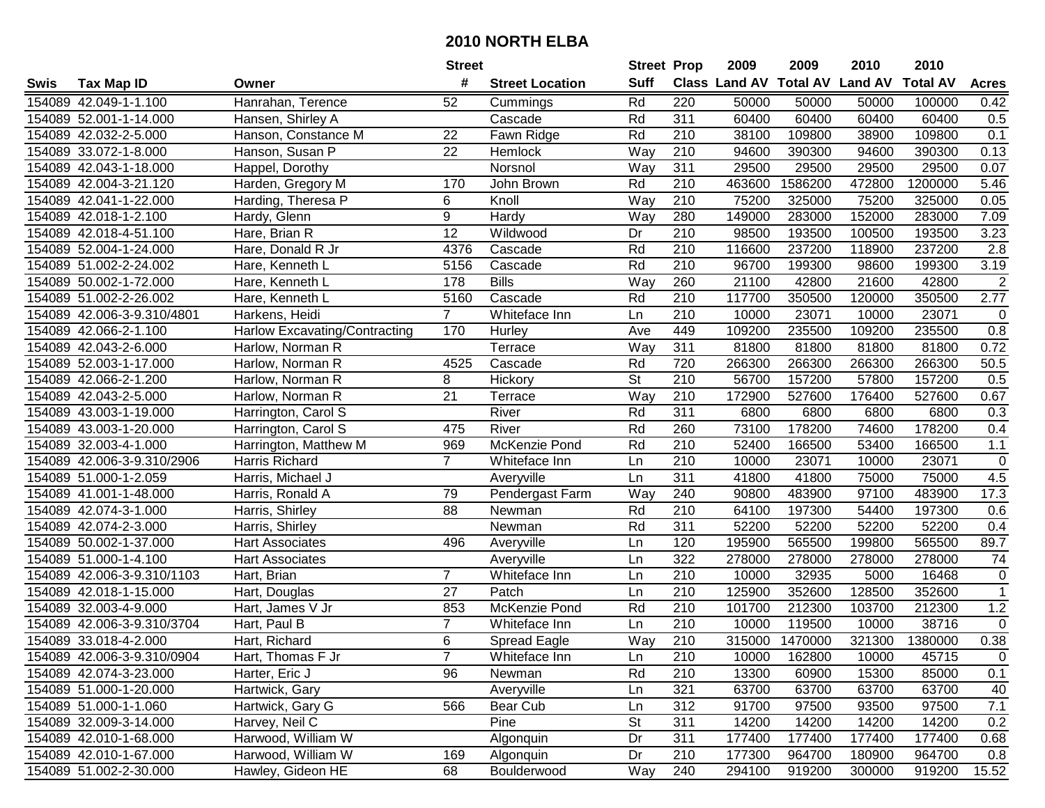# 2010 NORTH ELBA

| Swis | Tax Map ID | Owner | Street # | Street Location | Street Suff | Prop Class | 2009 Land AV | 2009 Total AV | 2010 Land AV | 2010 Total AV | Acres |
|---|---|---|---|---|---|---|---|---|---|---|---|
| 154089 | 42.049-1-1.100 | Hanrahan, Terence | 52 | Cummings | Rd | 220 | 50000 | 50000 | 50000 | 100000 | 0.42 |
| 154089 | 52.001-1-14.000 | Hansen, Shirley A | | Cascade | Rd | 311 | 60400 | 60400 | 60400 | 60400 | 0.5 |
| 154089 | 42.032-2-5.000 | Hanson, Constance M | 22 | Fawn Ridge | Rd | 210 | 38100 | 109800 | 38900 | 109800 | 0.1 |
| 154089 | 33.072-1-8.000 | Hanson, Susan P | 22 | Hemlock | Way | 210 | 94600 | 390300 | 94600 | 390300 | 0.13 |
| 154089 | 42.043-1-18.000 | Happel, Dorothy | | Norsnol | Way | 311 | 29500 | 29500 | 29500 | 29500 | 0.07 |
| 154089 | 42.004-3-21.120 | Harden, Gregory M | 170 | John Brown | Rd | 210 | 463600 | 1586200 | 472800 | 1200000 | 5.46 |
| 154089 | 42.041-1-22.000 | Harding, Theresa P | 6 | Knoll | Way | 210 | 75200 | 325000 | 75200 | 325000 | 0.05 |
| 154089 | 42.018-1-2.100 | Hardy, Glenn | 9 | Hardy | Way | 280 | 149000 | 283000 | 152000 | 283000 | 7.09 |
| 154089 | 42.018-4-51.100 | Hare, Brian R | 12 | Wildwood | Dr | 210 | 98500 | 193500 | 100500 | 193500 | 3.23 |
| 154089 | 52.004-1-24.000 | Hare, Donald R Jr | 4376 | Cascade | Rd | 210 | 116600 | 237200 | 118900 | 237200 | 2.8 |
| 154089 | 51.002-2-24.002 | Hare, Kenneth L | 5156 | Cascade | Rd | 210 | 96700 | 199300 | 98600 | 199300 | 3.19 |
| 154089 | 50.002-1-72.000 | Hare, Kenneth L | 178 | Bills | Way | 260 | 21100 | 42800 | 21600 | 42800 | 2 |
| 154089 | 51.002-2-26.002 | Hare, Kenneth L | 5160 | Cascade | Rd | 210 | 117700 | 350500 | 120000 | 350500 | 2.77 |
| 154089 | 42.006-3-9.310/4801 | Harkens, Heidi | 7 | Whiteface Inn | Ln | 210 | 10000 | 23071 | 10000 | 23071 | 0 |
| 154089 | 42.066-2-1.100 | Harlow Excavating/Contracting | 170 | Hurley | Ave | 449 | 109200 | 235500 | 109200 | 235500 | 0.8 |
| 154089 | 42.043-2-6.000 | Harlow, Norman R | | Terrace | Way | 311 | 81800 | 81800 | 81800 | 81800 | 0.72 |
| 154089 | 52.003-1-17.000 | Harlow, Norman R | 4525 | Cascade | Rd | 720 | 266300 | 266300 | 266300 | 266300 | 50.5 |
| 154089 | 42.066-2-1.200 | Harlow, Norman R | 8 | Hickory | St | 210 | 56700 | 157200 | 57800 | 157200 | 0.5 |
| 154089 | 42.043-2-5.000 | Harlow, Norman R | 21 | Terrace | Way | 210 | 172900 | 527600 | 176400 | 527600 | 0.67 |
| 154089 | 43.003-1-19.000 | Harrington, Carol S | | River | Rd | 311 | 6800 | 6800 | 6800 | 6800 | 0.3 |
| 154089 | 43.003-1-20.000 | Harrington, Carol S | 475 | River | Rd | 260 | 73100 | 178200 | 74600 | 178200 | 0.4 |
| 154089 | 32.003-4-1.000 | Harrington, Matthew M | 969 | McKenzie Pond | Rd | 210 | 52400 | 166500 | 53400 | 166500 | 1.1 |
| 154089 | 42.006-3-9.310/2906 | Harris Richard | 7 | Whiteface Inn | Ln | 210 | 10000 | 23071 | 10000 | 23071 | 0 |
| 154089 | 51.000-1-2.059 | Harris, Michael J | | Averyville | Ln | 311 | 41800 | 41800 | 75000 | 75000 | 4.5 |
| 154089 | 41.001-1-48.000 | Harris, Ronald A | 79 | Pendergast Farm | Way | 240 | 90800 | 483900 | 97100 | 483900 | 17.3 |
| 154089 | 42.074-3-1.000 | Harris, Shirley | 88 | Newman | Rd | 210 | 64100 | 197300 | 54400 | 197300 | 0.6 |
| 154089 | 42.074-2-3.000 | Harris, Shirley | | Newman | Rd | 311 | 52200 | 52200 | 52200 | 52200 | 0.4 |
| 154089 | 50.002-1-37.000 | Hart Associates | 496 | Averyville | Ln | 120 | 195900 | 565500 | 199800 | 565500 | 89.7 |
| 154089 | 51.000-1-4.100 | Hart Associates | | Averyville | Ln | 322 | 278000 | 278000 | 278000 | 278000 | 74 |
| 154089 | 42.006-3-9.310/1103 | Hart, Brian | 7 | Whiteface Inn | Ln | 210 | 10000 | 32935 | 5000 | 16468 | 0 |
| 154089 | 42.018-1-15.000 | Hart, Douglas | 27 | Patch | Ln | 210 | 125900 | 352600 | 128500 | 352600 | 1 |
| 154089 | 32.003-4-9.000 | Hart, James V Jr | 853 | McKenzie Pond | Rd | 210 | 101700 | 212300 | 103700 | 212300 | 1.2 |
| 154089 | 42.006-3-9.310/3704 | Hart, Paul B | 7 | Whiteface Inn | Ln | 210 | 10000 | 119500 | 10000 | 38716 | 0 |
| 154089 | 33.018-4-2.000 | Hart, Richard | 6 | Spread Eagle | Way | 210 | 315000 | 1470000 | 321300 | 1380000 | 0.38 |
| 154089 | 42.006-3-9.310/0904 | Hart, Thomas F Jr | 7 | Whiteface Inn | Ln | 210 | 10000 | 162800 | 10000 | 45715 | 0 |
| 154089 | 42.074-3-23.000 | Harter, Eric J | 96 | Newman | Rd | 210 | 13300 | 60900 | 15300 | 85000 | 0.1 |
| 154089 | 51.000-1-20.000 | Hartwick, Gary | | Averyville | Ln | 321 | 63700 | 63700 | 63700 | 63700 | 40 |
| 154089 | 51.000-1-1.060 | Hartwick, Gary G | 566 | Bear Cub | Ln | 312 | 91700 | 97500 | 93500 | 97500 | 7.1 |
| 154089 | 32.009-3-14.000 | Harvey, Neil C | | Pine | St | 311 | 14200 | 14200 | 14200 | 14200 | 0.2 |
| 154089 | 42.010-1-68.000 | Harwood, William W | | Algonquin | Dr | 311 | 177400 | 177400 | 177400 | 177400 | 0.68 |
| 154089 | 42.010-1-67.000 | Harwood, William W | 169 | Algonquin | Dr | 210 | 177300 | 964700 | 180900 | 964700 | 0.8 |
| 154089 | 51.002-2-30.000 | Hawley, Gideon HE | 68 | Boulderwood | Way | 240 | 294100 | 919200 | 300000 | 919200 | 15.52 |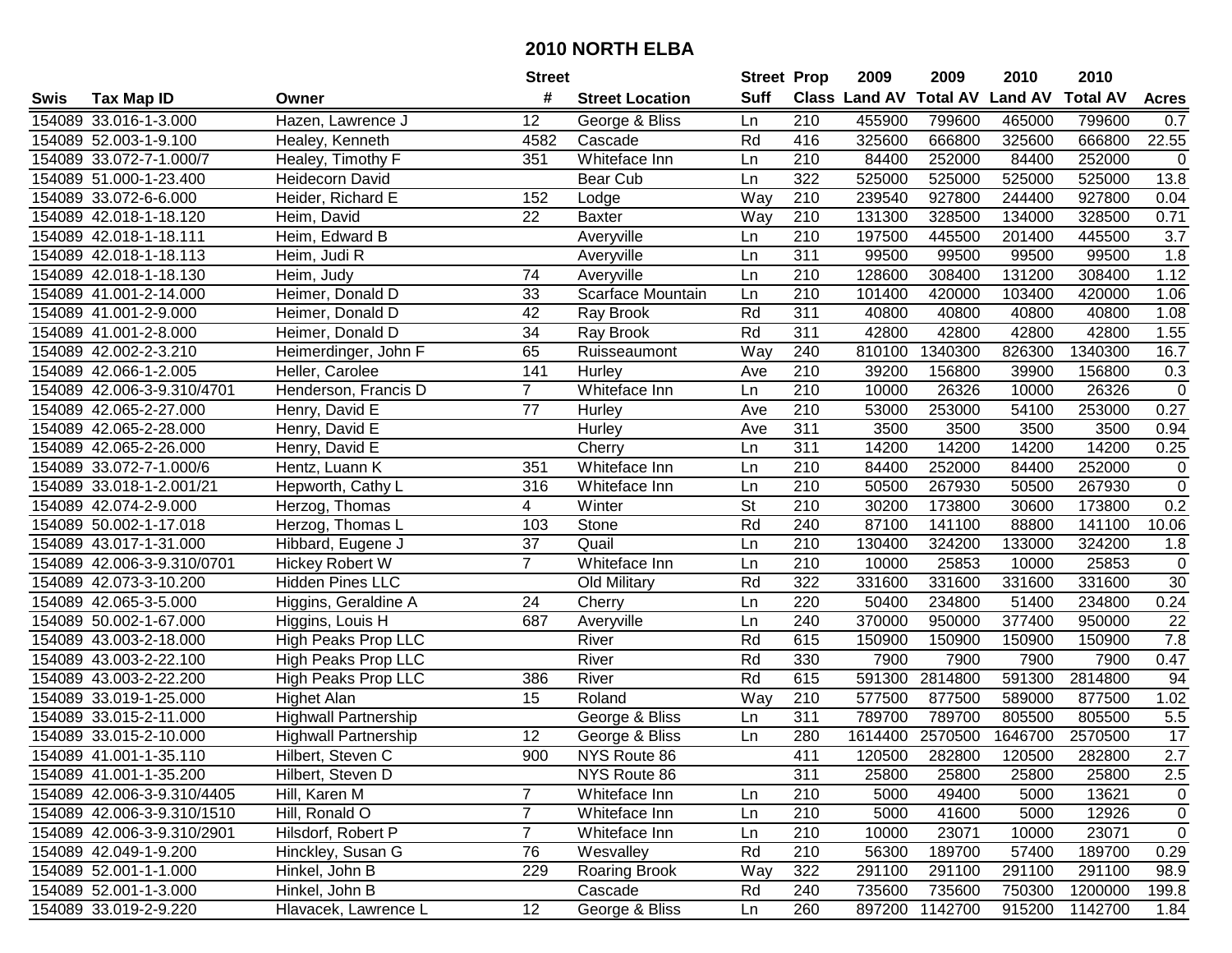# 2010 NORTH ELBA

| Swis | Tax Map ID | Owner | Street # | Street Location | Street Suff | Prop Class | 2009 Land AV | 2009 Total AV | 2010 Land AV | 2010 Total AV | Acres |
|---|---|---|---|---|---|---|---|---|---|---|---|
| 154089 | 33.016-1-3.000 | Hazen, Lawrence J | 12 | George & Bliss | Ln | 210 | 455900 | 799600 | 465000 | 799600 | 0.7 |
| 154089 | 52.003-1-9.100 | Healey, Kenneth | 4582 | Cascade | Rd | 416 | 325600 | 666800 | 325600 | 666800 | 22.55 |
| 154089 | 33.072-7-1.000/7 | Healey, Timothy F | 351 | Whiteface Inn | Ln | 210 | 84400 | 252000 | 84400 | 252000 | 0 |
| 154089 | 51.000-1-23.400 | Heidecorn David | | Bear Cub | Ln | 322 | 525000 | 525000 | 525000 | 525000 | 13.8 |
| 154089 | 33.072-6-6.000 | Heider, Richard E | 152 | Lodge | Way | 210 | 239540 | 927800 | 244400 | 927800 | 0.04 |
| 154089 | 42.018-1-18.120 | Heim, David | 22 | Baxter | Way | 210 | 131300 | 328500 | 134000 | 328500 | 0.71 |
| 154089 | 42.018-1-18.111 | Heim, Edward B | | Averyville | Ln | 210 | 197500 | 445500 | 201400 | 445500 | 3.7 |
| 154089 | 42.018-1-18.113 | Heim, Judi R | | Averyville | Ln | 311 | 99500 | 99500 | 99500 | 99500 | 1.8 |
| 154089 | 42.018-1-18.130 | Heim, Judy | 74 | Averyville | Ln | 210 | 128600 | 308400 | 131200 | 308400 | 1.12 |
| 154089 | 41.001-2-14.000 | Heimer, Donald D | 33 | Scarface Mountain | Ln | 210 | 101400 | 420000 | 103400 | 420000 | 1.06 |
| 154089 | 41.001-2-9.000 | Heimer, Donald D | 42 | Ray Brook | Rd | 311 | 40800 | 40800 | 40800 | 40800 | 1.08 |
| 154089 | 41.001-2-8.000 | Heimer, Donald D | 34 | Ray Brook | Rd | 311 | 42800 | 42800 | 42800 | 42800 | 1.55 |
| 154089 | 42.002-2-3.210 | Heimerdinger, John F | 65 | Ruisseaumont | Way | 240 | 810100 | 1340300 | 826300 | 1340300 | 16.7 |
| 154089 | 42.066-1-2.005 | Heller, Carolee | 141 | Hurley | Ave | 210 | 39200 | 156800 | 39900 | 156800 | 0.3 |
| 154089 | 42.006-3-9.310/4701 | Henderson, Francis D | 7 | Whiteface Inn | Ln | 210 | 10000 | 26326 | 10000 | 26326 | 0 |
| 154089 | 42.065-2-27.000 | Henry, David E | 77 | Hurley | Ave | 210 | 53000 | 253000 | 54100 | 253000 | 0.27 |
| 154089 | 42.065-2-28.000 | Henry, David E | | Hurley | Ave | 311 | 3500 | 3500 | 3500 | 3500 | 0.94 |
| 154089 | 42.065-2-26.000 | Henry, David E | | Cherry | Ln | 311 | 14200 | 14200 | 14200 | 14200 | 0.25 |
| 154089 | 33.072-7-1.000/6 | Hentz, Luann K | 351 | Whiteface Inn | Ln | 210 | 84400 | 252000 | 84400 | 252000 | 0 |
| 154089 | 33.018-1-2.001/21 | Hepworth, Cathy L | 316 | Whiteface Inn | Ln | 210 | 50500 | 267930 | 50500 | 267930 | 0 |
| 154089 | 42.074-2-9.000 | Herzog, Thomas | 4 | Winter | St | 210 | 30200 | 173800 | 30600 | 173800 | 0.2 |
| 154089 | 50.002-1-17.018 | Herzog, Thomas L | 103 | Stone | Rd | 240 | 87100 | 141100 | 88800 | 141100 | 10.06 |
| 154089 | 43.017-1-31.000 | Hibbard, Eugene J | 37 | Quail | Ln | 210 | 130400 | 324200 | 133000 | 324200 | 1.8 |
| 154089 | 42.006-3-9.310/0701 | Hickey Robert W | 7 | Whiteface Inn | Ln | 210 | 10000 | 25853 | 10000 | 25853 | 0 |
| 154089 | 42.073-3-10.200 | Hidden Pines LLC | | Old Military | Rd | 322 | 331600 | 331600 | 331600 | 331600 | 30 |
| 154089 | 42.065-3-5.000 | Higgins, Geraldine A | 24 | Cherry | Ln | 220 | 50400 | 234800 | 51400 | 234800 | 0.24 |
| 154089 | 50.002-1-67.000 | Higgins, Louis H | 687 | Averyville | Ln | 240 | 370000 | 950000 | 377400 | 950000 | 22 |
| 154089 | 43.003-2-18.000 | High Peaks Prop LLC | | River | Rd | 615 | 150900 | 150900 | 150900 | 150900 | 7.8 |
| 154089 | 43.003-2-22.100 | High Peaks Prop LLC | | River | Rd | 330 | 7900 | 7900 | 7900 | 7900 | 0.47 |
| 154089 | 43.003-2-22.200 | High Peaks Prop LLC | 386 | River | Rd | 615 | 591300 | 2814800 | 591300 | 2814800 | 94 |
| 154089 | 33.019-1-25.000 | Highet Alan | 15 | Roland | Way | 210 | 577500 | 877500 | 589000 | 877500 | 1.02 |
| 154089 | 33.015-2-11.000 | Highwall Partnership | | George & Bliss | Ln | 311 | 789700 | 789700 | 805500 | 805500 | 5.5 |
| 154089 | 33.015-2-10.000 | Highwall Partnership | 12 | George & Bliss | Ln | 280 | 1614400 | 2570500 | 1646700 | 2570500 | 17 |
| 154089 | 41.001-1-35.110 | Hilbert, Steven C | 900 | NYS Route 86 | | 411 | 120500 | 282800 | 120500 | 282800 | 2.7 |
| 154089 | 41.001-1-35.200 | Hilbert, Steven D | | NYS Route 86 | | 311 | 25800 | 25800 | 25800 | 25800 | 2.5 |
| 154089 | 42.006-3-9.310/4405 | Hill, Karen M | 7 | Whiteface Inn | Ln | 210 | 5000 | 49400 | 5000 | 13621 | 0 |
| 154089 | 42.006-3-9.310/1510 | Hill, Ronald O | 7 | Whiteface Inn | Ln | 210 | 5000 | 41600 | 5000 | 12926 | 0 |
| 154089 | 42.006-3-9.310/2901 | Hilsdorf, Robert P | 7 | Whiteface Inn | Ln | 210 | 10000 | 23071 | 10000 | 23071 | 0 |
| 154089 | 42.049-1-9.200 | Hinckley, Susan G | 76 | Wesvalley | Rd | 210 | 56300 | 189700 | 57400 | 189700 | 0.29 |
| 154089 | 52.001-1-1.000 | Hinkel, John B | 229 | Roaring Brook | Way | 322 | 291100 | 291100 | 291100 | 291100 | 98.9 |
| 154089 | 52.001-1-3.000 | Hinkel, John B | | Cascade | Rd | 240 | 735600 | 735600 | 750300 | 1200000 | 199.8 |
| 154089 | 33.019-2-9.220 | Hlavacek, Lawrence L | 12 | George & Bliss | Ln | 260 | 897200 | 1142700 | 915200 | 1142700 | 1.84 |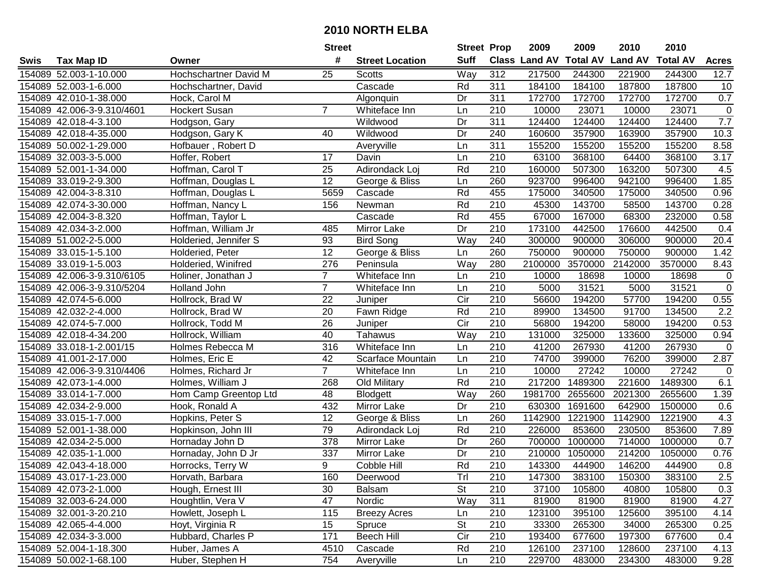# 2010 NORTH ELBA

| Swis | Tax Map ID | Owner | Street # | Street Location | Street Suff | Prop Class | 2009 Land AV | 2009 Total AV | 2010 Land AV | 2010 Total AV | Acres |
|---|---|---|---|---|---|---|---|---|---|---|---|
| 154089 | 52.003-1-10.000 | Hochschartner David M | 25 | Scotts | Way | 312 | 217500 | 244300 | 221900 | 244300 | 12.7 |
| 154089 | 52.003-1-6.000 | Hochschartner, David | | Cascade | Rd | 311 | 184100 | 184100 | 187800 | 187800 | 10 |
| 154089 | 42.010-1-38.000 | Hock, Carol M | | Algonquin | Dr | 311 | 172700 | 172700 | 172700 | 172700 | 0.7 |
| 154089 | 42.006-3-9.310/4601 | Hockert Susan | 7 | Whiteface Inn | Ln | 210 | 10000 | 23071 | 10000 | 23071 | 0 |
| 154089 | 42.018-4-3.100 | Hodgson, Gary | | Wildwood | Dr | 311 | 124400 | 124400 | 124400 | 124400 | 7.7 |
| 154089 | 42.018-4-35.000 | Hodgson, Gary K | 40 | Wildwood | Dr | 240 | 160600 | 357900 | 163900 | 357900 | 10.3 |
| 154089 | 50.002-1-29.000 | Hofbauer , Robert D | | Averyville | Ln | 311 | 155200 | 155200 | 155200 | 155200 | 8.58 |
| 154089 | 32.003-3-5.000 | Hoffer, Robert | 17 | Davin | Ln | 210 | 63100 | 368100 | 64400 | 368100 | 3.17 |
| 154089 | 52.001-1-34.000 | Hoffman, Carol T | 25 | Adirondack Loj | Rd | 210 | 160000 | 507300 | 163200 | 507300 | 4.5 |
| 154089 | 33.019-2-9.300 | Hoffman, Douglas L | 12 | George & Bliss | Ln | 260 | 923700 | 996400 | 942100 | 996400 | 1.85 |
| 154089 | 42.004-3-8.310 | Hoffman, Douglas L | 5659 | Cascade | Rd | 455 | 175000 | 340500 | 175000 | 340500 | 0.96 |
| 154089 | 42.074-3-30.000 | Hoffman, Nancy L | 156 | Newman | Rd | 210 | 45300 | 143700 | 58500 | 143700 | 0.28 |
| 154089 | 42.004-3-8.320 | Hoffman, Taylor L | | Cascade | Rd | 455 | 67000 | 167000 | 68300 | 232000 | 0.58 |
| 154089 | 42.034-3-2.000 | Hoffman, William Jr | 485 | Mirror Lake | Dr | 210 | 173100 | 442500 | 176600 | 442500 | 0.4 |
| 154089 | 51.002-2-5.000 | Holderied, Jennifer S | 93 | Bird Song | Way | 240 | 300000 | 900000 | 306000 | 900000 | 20.4 |
| 154089 | 33.015-1-5.100 | Holderied, Peter | 12 | George & Bliss | Ln | 260 | 750000 | 900000 | 750000 | 900000 | 1.42 |
| 154089 | 33.019-1-5.003 | Holderied, Winifred | 276 | Peninsula | Way | 280 | 2100000 | 3570000 | 2142000 | 3570000 | 8.43 |
| 154089 | 42.006-3-9.310/6105 | Holiner, Jonathan J | 7 | Whiteface Inn | Ln | 210 | 10000 | 18698 | 10000 | 18698 | 0 |
| 154089 | 42.006-3-9.310/5204 | Holland John | 7 | Whiteface Inn | Ln | 210 | 5000 | 31521 | 5000 | 31521 | 0 |
| 154089 | 42.074-5-6.000 | Hollrock, Brad W | 22 | Juniper | Cir | 210 | 56600 | 194200 | 57700 | 194200 | 0.55 |
| 154089 | 42.032-2-4.000 | Hollrock, Brad W | 20 | Fawn Ridge | Rd | 210 | 89900 | 134500 | 91700 | 134500 | 2.2 |
| 154089 | 42.074-5-7.000 | Hollrock, Todd M | 26 | Juniper | Cir | 210 | 56800 | 194200 | 58000 | 194200 | 0.53 |
| 154089 | 42.018-4-34.200 | Hollrock, William | 40 | Tahawus | Way | 210 | 131000 | 325000 | 133600 | 325000 | 0.94 |
| 154089 | 33.018-1-2.001/15 | Holmes Rebecca M | 316 | Whiteface Inn | Ln | 210 | 41200 | 267930 | 41200 | 267930 | 0 |
| 154089 | 41.001-2-17.000 | Holmes, Eric E | 42 | Scarface Mountain | Ln | 210 | 74700 | 399000 | 76200 | 399000 | 2.87 |
| 154089 | 42.006-3-9.310/4406 | Holmes, Richard Jr | 7 | Whiteface Inn | Ln | 210 | 10000 | 27242 | 10000 | 27242 | 0 |
| 154089 | 42.073-1-4.000 | Holmes, William J | 268 | Old Military | Rd | 210 | 217200 | 1489300 | 221600 | 1489300 | 6.1 |
| 154089 | 33.014-1-7.000 | Hom Camp Greentop Ltd | 48 | Blodgett | Way | 260 | 1981700 | 2655600 | 2021300 | 2655600 | 1.39 |
| 154089 | 42.034-2-9.000 | Hook, Ronald A | 432 | Mirror Lake | Dr | 210 | 630300 | 1691600 | 642900 | 1500000 | 0.6 |
| 154089 | 33.015-1-7.000 | Hopkins, Peter S | 12 | George & Bliss | Ln | 260 | 1142900 | 1221900 | 1142900 | 1221900 | 4.3 |
| 154089 | 52.001-1-38.000 | Hopkinson, John III | 79 | Adirondack Loj | Rd | 210 | 226000 | 853600 | 230500 | 853600 | 7.89 |
| 154089 | 42.034-2-5.000 | Hornaday John D | 378 | Mirror Lake | Dr | 260 | 700000 | 1000000 | 714000 | 1000000 | 0.7 |
| 154089 | 42.035-1-1.000 | Hornaday, John D Jr | 337 | Mirror Lake | Dr | 210 | 210000 | 1050000 | 214200 | 1050000 | 0.76 |
| 154089 | 42.043-4-18.000 | Horrocks, Terry W | 9 | Cobble Hill | Rd | 210 | 143300 | 444900 | 146200 | 444900 | 0.8 |
| 154089 | 43.017-1-23.000 | Horvath, Barbara | 160 | Deerwood | Trl | 210 | 147300 | 383100 | 150300 | 383100 | 2.5 |
| 154089 | 42.073-2-1.000 | Hough, Ernest III | 30 | Balsam | St | 210 | 37100 | 105800 | 40800 | 105800 | 0.3 |
| 154089 | 32.003-6-24.000 | Houghtlin, Vera V | 47 | Nordic | Way | 311 | 81900 | 81900 | 81900 | 81900 | 4.27 |
| 154089 | 32.001-3-20.210 | Howlett, Joseph L | 115 | Breezy Acres | Ln | 210 | 123100 | 395100 | 125600 | 395100 | 4.14 |
| 154089 | 42.065-4-4.000 | Hoyt, Virginia R | 15 | Spruce | St | 210 | 33300 | 265300 | 34000 | 265300 | 0.25 |
| 154089 | 42.034-3-3.000 | Hubbard, Charles P | 171 | Beech Hill | Cir | 210 | 193400 | 677600 | 197300 | 677600 | 0.4 |
| 154089 | 52.004-1-18.300 | Huber, James A | 4510 | Cascade | Rd | 210 | 126100 | 237100 | 128600 | 237100 | 4.13 |
| 154089 | 50.002-1-68.100 | Huber, Stephen H | 754 | Averyville | Ln | 210 | 229700 | 483000 | 234300 | 483000 | 9.28 |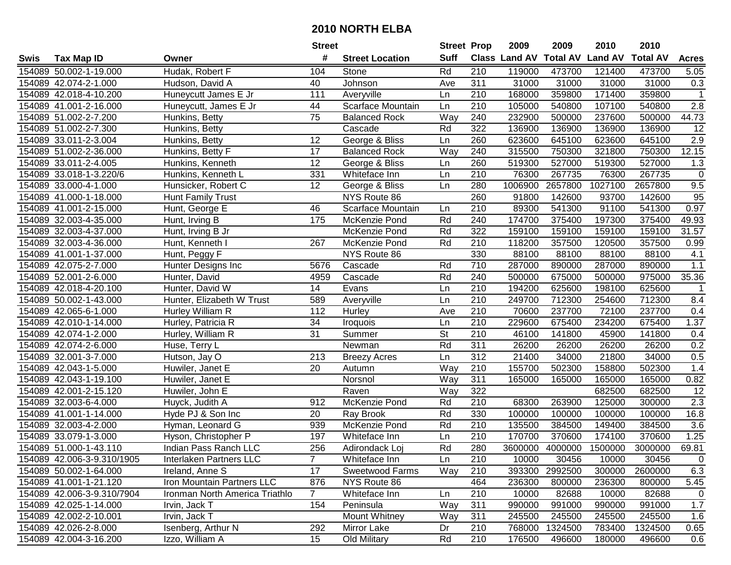# 2010 NORTH ELBA

| Swis | Tax Map ID | Owner | Street # | Street Location | Street Suff | Prop Class | 2009 Land AV | 2009 Total AV | 2010 Land AV | 2010 Total AV | Acres |
|---|---|---|---|---|---|---|---|---|---|---|---|
| 154089 | 50.002-1-19.000 | Hudak, Robert F | 104 | Stone | Rd | 210 | 119000 | 473700 | 121400 | 473700 | 5.05 |
| 154089 | 42.074-2-1.000 | Hudson, David A | 40 | Johnson | Ave | 311 | 31000 | 31000 | 31000 | 31000 | 0.3 |
| 154089 | 42.018-4-10.200 | Huneycutt James E Jr | 111 | Averyville | Ln | 210 | 168000 | 359800 | 171400 | 359800 | 1 |
| 154089 | 41.001-2-16.000 | Huneycutt, James E Jr | 44 | Scarface Mountain | Ln | 210 | 105000 | 540800 | 107100 | 540800 | 2.8 |
| 154089 | 51.002-2-7.200 | Hunkins, Betty | 75 | Balanced Rock | Way | 240 | 232900 | 500000 | 237600 | 500000 | 44.73 |
| 154089 | 51.002-2-7.300 | Hunkins, Betty | | Cascade | Rd | 322 | 136900 | 136900 | 136900 | 136900 | 12 |
| 154089 | 33.011-2-3.004 | Hunkins, Betty | 12 | George & Bliss | Ln | 260 | 623600 | 645100 | 623600 | 645100 | 2.9 |
| 154089 | 51.002-2-36.000 | Hunkins, Betty F | 17 | Balanced Rock | Way | 240 | 315500 | 750300 | 321800 | 750300 | 12.15 |
| 154089 | 33.011-2-4.005 | Hunkins, Kenneth | 12 | George & Bliss | Ln | 260 | 519300 | 527000 | 519300 | 527000 | 1.3 |
| 154089 | 33.018-1-3.220/6 | Hunkins, Kenneth L | 331 | Whiteface Inn | Ln | 210 | 76300 | 267735 | 76300 | 267735 | 0 |
| 154089 | 33.000-4-1.000 | Hunsicker, Robert C | 12 | George & Bliss | Ln | 280 | 1006900 | 2657800 | 1027100 | 2657800 | 9.5 |
| 154089 | 41.000-1-18.000 | Hunt Family Trust | | NYS Route 86 | | 260 | 91800 | 142600 | 93700 | 142600 | 95 |
| 154089 | 41.001-2-15.000 | Hunt, George E | 46 | Scarface Mountain | Ln | 210 | 89300 | 541300 | 91100 | 541300 | 0.97 |
| 154089 | 32.003-4-35.000 | Hunt, Irving B | 175 | McKenzie Pond | Rd | 240 | 174700 | 375400 | 197300 | 375400 | 49.93 |
| 154089 | 32.003-4-37.000 | Hunt, Irving B Jr | | McKenzie Pond | Rd | 322 | 159100 | 159100 | 159100 | 159100 | 31.57 |
| 154089 | 32.003-4-36.000 | Hunt, Kenneth I | 267 | McKenzie Pond | Rd | 210 | 118200 | 357500 | 120500 | 357500 | 0.99 |
| 154089 | 41.001-1-37.000 | Hunt, Peggy F | | NYS Route 86 | | 330 | 88100 | 88100 | 88100 | 88100 | 4.1 |
| 154089 | 42.075-2-7.000 | Hunter Designs Inc | 5676 | Cascade | Rd | 710 | 287000 | 890000 | 287000 | 890000 | 1.1 |
| 154089 | 52.001-2-6.000 | Hunter, David | 4959 | Cascade | Rd | 240 | 500000 | 675000 | 500000 | 975000 | 35.36 |
| 154089 | 42.018-4-20.100 | Hunter, David W | 14 | Evans | Ln | 210 | 194200 | 625600 | 198100 | 625600 | 1 |
| 154089 | 50.002-1-43.000 | Hunter, Elizabeth W Trust | 589 | Averyville | Ln | 210 | 249700 | 712300 | 254600 | 712300 | 8.4 |
| 154089 | 42.065-6-1.000 | Hurley William R | 112 | Hurley | Ave | 210 | 70600 | 237700 | 72100 | 237700 | 0.4 |
| 154089 | 42.010-1-14.000 | Hurley, Patricia R | 34 | Iroquois | Ln | 210 | 229600 | 675400 | 234200 | 675400 | 1.37 |
| 154089 | 42.074-1-2.000 | Hurley, William R | 31 | Summer | St | 210 | 46100 | 141800 | 45900 | 141800 | 0.4 |
| 154089 | 42.074-2-6.000 | Huse, Terry L | | Newman | Rd | 311 | 26200 | 26200 | 26200 | 26200 | 0.2 |
| 154089 | 32.001-3-7.000 | Hutson, Jay O | 213 | Breezy Acres | Ln | 312 | 21400 | 34000 | 21800 | 34000 | 0.5 |
| 154089 | 42.043-1-5.000 | Huwiler, Janet E | 20 | Autumn | Way | 210 | 155700 | 502300 | 158800 | 502300 | 1.4 |
| 154089 | 42.043-1-19.100 | Huwiler, Janet E | | Norsnol | Way | 311 | 165000 | 165000 | 165000 | 165000 | 0.82 |
| 154089 | 42.001-2-15.120 | Huwiler, John E | | Raven | Way | 322 | | | 682500 | 682500 | 12 |
| 154089 | 32.003-6-4.000 | Huyck, Judith A | 912 | McKenzie Pond | Rd | 210 | 68300 | 263900 | 125000 | 300000 | 2.3 |
| 154089 | 41.001-1-14.000 | Hyde PJ & Son Inc | 20 | Ray Brook | Rd | 330 | 100000 | 100000 | 100000 | 100000 | 16.8 |
| 154089 | 32.003-4-2.000 | Hyman, Leonard G | 939 | McKenzie Pond | Rd | 210 | 135500 | 384500 | 149400 | 384500 | 3.6 |
| 154089 | 33.079-1-3.000 | Hyson, Christopher P | 197 | Whiteface Inn | Ln | 210 | 170700 | 370600 | 174100 | 370600 | 1.25 |
| 154089 | 51.000-1-43.110 | Indian Pass Ranch LLC | 256 | Adirondack Loj | Rd | 280 | 3600000 | 4000000 | 1500000 | 3000000 | 69.81 |
| 154089 | 42.006-3-9.310/1905 | Interlaken Partners LLC | 7 | Whiteface Inn | Ln | 210 | 10000 | 30456 | 10000 | 30456 | 0 |
| 154089 | 50.002-1-64.000 | Ireland, Anne S | 17 | Sweetwood Farms | Way | 210 | 393300 | 2992500 | 300000 | 2600000 | 6.3 |
| 154089 | 41.001-1-21.120 | Iron Mountain Partners LLC | 876 | NYS Route 86 | | 464 | 236300 | 800000 | 236300 | 800000 | 5.45 |
| 154089 | 42.006-3-9.310/7904 | Ironman North America Triathlo | 7 | Whiteface Inn | Ln | 210 | 10000 | 82688 | 10000 | 82688 | 0 |
| 154089 | 42.025-1-14.000 | Irvin, Jack T | 154 | Peninsula | Way | 311 | 990000 | 991000 | 990000 | 991000 | 1.7 |
| 154089 | 42.002-2-10.001 | Irvin, Jack T | | Mount Whitney | Way | 311 | 245500 | 245500 | 245500 | 245500 | 1.6 |
| 154089 | 42.026-2-8.000 | Isenberg, Arthur N | 292 | Mirror Lake | Dr | 210 | 768000 | 1324500 | 783400 | 1324500 | 0.65 |
| 154089 | 42.004-3-16.200 | Izzo, William A | 15 | Old Military | Rd | 210 | 176500 | 496600 | 180000 | 496600 | 0.6 |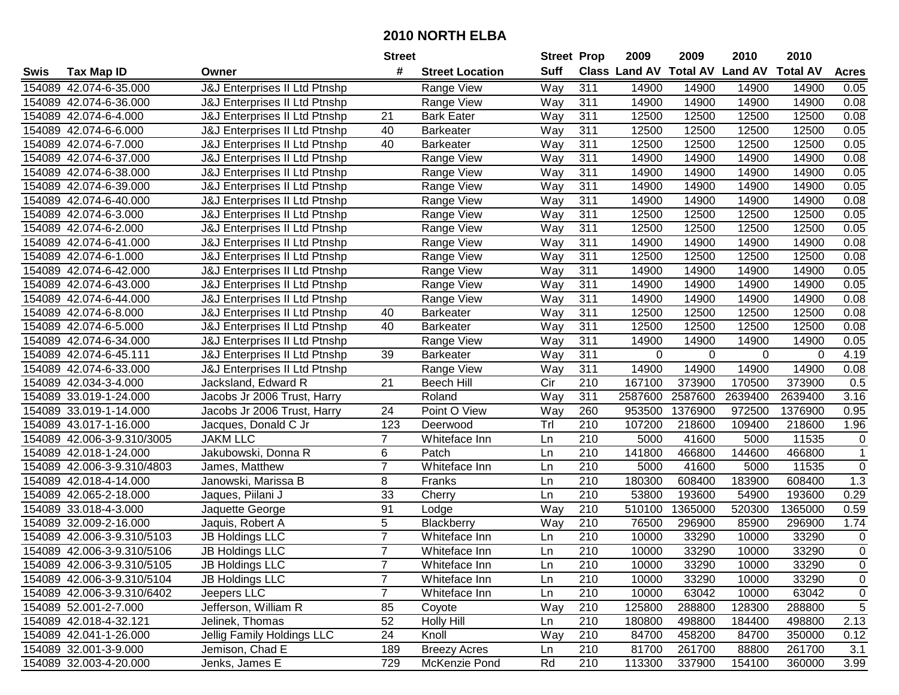# 2010 NORTH ELBA

| Swis | Tax Map ID | Owner | Street # | Street Location | Street Suff | Prop Class | 2009 Land AV | 2009 Total AV | 2010 Land AV | 2010 Total AV | Acres |
|---|---|---|---|---|---|---|---|---|---|---|---|
| 154089 | 42.074-6-35.000 | J&J Enterprises II Ltd Ptnshp | | Range View | Way | 311 | 14900 | 14900 | 14900 | 14900 | 0.05 |
| 154089 | 42.074-6-36.000 | J&J Enterprises II Ltd Ptnshp | | Range View | Way | 311 | 14900 | 14900 | 14900 | 14900 | 0.08 |
| 154089 | 42.074-6-4.000 | J&J Enterprises II Ltd Ptnshp | 21 | Bark Eater | Way | 311 | 12500 | 12500 | 12500 | 12500 | 0.08 |
| 154089 | 42.074-6-6.000 | J&J Enterprises II Ltd Ptnshp | 40 | Barkeater | Way | 311 | 12500 | 12500 | 12500 | 12500 | 0.05 |
| 154089 | 42.074-6-7.000 | J&J Enterprises II Ltd Ptnshp | 40 | Barkeater | Way | 311 | 12500 | 12500 | 12500 | 12500 | 0.05 |
| 154089 | 42.074-6-37.000 | J&J Enterprises II Ltd Ptnshp | | Range View | Way | 311 | 14900 | 14900 | 14900 | 14900 | 0.08 |
| 154089 | 42.074-6-38.000 | J&J Enterprises II Ltd Ptnshp | | Range View | Way | 311 | 14900 | 14900 | 14900 | 14900 | 0.05 |
| 154089 | 42.074-6-39.000 | J&J Enterprises II Ltd Ptnshp | | Range View | Way | 311 | 14900 | 14900 | 14900 | 14900 | 0.05 |
| 154089 | 42.074-6-40.000 | J&J Enterprises II Ltd Ptnshp | | Range View | Way | 311 | 14900 | 14900 | 14900 | 14900 | 0.08 |
| 154089 | 42.074-6-3.000 | J&J Enterprises II Ltd Ptnshp | | Range View | Way | 311 | 12500 | 12500 | 12500 | 12500 | 0.05 |
| 154089 | 42.074-6-2.000 | J&J Enterprises II Ltd Ptnshp | | Range View | Way | 311 | 12500 | 12500 | 12500 | 12500 | 0.05 |
| 154089 | 42.074-6-41.000 | J&J Enterprises II Ltd Ptnshp | | Range View | Way | 311 | 14900 | 14900 | 14900 | 14900 | 0.08 |
| 154089 | 42.074-6-1.000 | J&J Enterprises II Ltd Ptnshp | | Range View | Way | 311 | 12500 | 12500 | 12500 | 12500 | 0.08 |
| 154089 | 42.074-6-42.000 | J&J Enterprises II Ltd Ptnshp | | Range View | Way | 311 | 14900 | 14900 | 14900 | 14900 | 0.05 |
| 154089 | 42.074-6-43.000 | J&J Enterprises II Ltd Ptnshp | | Range View | Way | 311 | 14900 | 14900 | 14900 | 14900 | 0.05 |
| 154089 | 42.074-6-44.000 | J&J Enterprises II Ltd Ptnshp | | Range View | Way | 311 | 14900 | 14900 | 14900 | 14900 | 0.08 |
| 154089 | 42.074-6-8.000 | J&J Enterprises II Ltd Ptnshp | 40 | Barkeater | Way | 311 | 12500 | 12500 | 12500 | 12500 | 0.08 |
| 154089 | 42.074-6-5.000 | J&J Enterprises II Ltd Ptnshp | 40 | Barkeater | Way | 311 | 12500 | 12500 | 12500 | 12500 | 0.08 |
| 154089 | 42.074-6-34.000 | J&J Enterprises II Ltd Ptnshp | | Range View | Way | 311 | 14900 | 14900 | 14900 | 14900 | 0.05 |
| 154089 | 42.074-6-45.111 | J&J Enterprises II Ltd Ptnshp | 39 | Barkeater | Way | 311 | 0 | 0 | 0 | 0 | 4.19 |
| 154089 | 42.074-6-33.000 | J&J Enterprises II Ltd Ptnshp | | Range View | Way | 311 | 14900 | 14900 | 14900 | 14900 | 0.08 |
| 154089 | 42.034-3-4.000 | Jacksland, Edward R | 21 | Beech Hill | Cir | 210 | 167100 | 373900 | 170500 | 373900 | 0.5 |
| 154089 | 33.019-1-24.000 | Jacobs Jr 2006 Trust, Harry | | Roland | Way | 311 | 2587600 | 2587600 | 2639400 | 2639400 | 3.16 |
| 154089 | 33.019-1-14.000 | Jacobs Jr 2006 Trust, Harry | 24 | Point O View | Way | 260 | 953500 | 1376900 | 972500 | 1376900 | 0.95 |
| 154089 | 43.017-1-16.000 | Jacques, Donald C Jr | 123 | Deerwood | Trl | 210 | 107200 | 218600 | 109400 | 218600 | 1.96 |
| 154089 | 42.006-3-9.310/3005 | JAKM LLC | 7 | Whiteface Inn | Ln | 210 | 5000 | 41600 | 5000 | 11535 | 0 |
| 154089 | 42.018-1-24.000 | Jakubowski, Donna R | 6 | Patch | Ln | 210 | 141800 | 466800 | 144600 | 466800 | 1 |
| 154089 | 42.006-3-9.310/4803 | James, Matthew | 7 | Whiteface Inn | Ln | 210 | 5000 | 41600 | 5000 | 11535 | 0 |
| 154089 | 42.018-4-14.000 | Janowski, Marissa B | 8 | Franks | Ln | 210 | 180300 | 608400 | 183900 | 608400 | 1.3 |
| 154089 | 42.065-2-18.000 | Jaques, Piilani J | 33 | Cherry | Ln | 210 | 53800 | 193600 | 54900 | 193600 | 0.29 |
| 154089 | 33.018-4-3.000 | Jaquette George | 91 | Lodge | Way | 210 | 510100 | 1365000 | 520300 | 1365000 | 0.59 |
| 154089 | 32.009-2-16.000 | Jaquis, Robert A | 5 | Blackberry | Way | 210 | 76500 | 296900 | 85900 | 296900 | 1.74 |
| 154089 | 42.006-3-9.310/5103 | JB Holdings LLC | 7 | Whiteface Inn | Ln | 210 | 10000 | 33290 | 10000 | 33290 | 0 |
| 154089 | 42.006-3-9.310/5106 | JB Holdings LLC | 7 | Whiteface Inn | Ln | 210 | 10000 | 33290 | 10000 | 33290 | 0 |
| 154089 | 42.006-3-9.310/5105 | JB Holdings LLC | 7 | Whiteface Inn | Ln | 210 | 10000 | 33290 | 10000 | 33290 | 0 |
| 154089 | 42.006-3-9.310/5104 | JB Holdings LLC | 7 | Whiteface Inn | Ln | 210 | 10000 | 33290 | 10000 | 33290 | 0 |
| 154089 | 42.006-3-9.310/6402 | Jeepers LLC | 7 | Whiteface Inn | Ln | 210 | 10000 | 63042 | 10000 | 63042 | 0 |
| 154089 | 52.001-2-7.000 | Jefferson, William R | 85 | Coyote | Way | 210 | 125800 | 288800 | 128300 | 288800 | 5 |
| 154089 | 42.018-4-32.121 | Jelinek, Thomas | 52 | Holly Hill | Ln | 210 | 180800 | 498800 | 184400 | 498800 | 2.13 |
| 154089 | 42.041-1-26.000 | Jellig Family Holdings LLC | 24 | Knoll | Way | 210 | 84700 | 458200 | 84700 | 350000 | 0.12 |
| 154089 | 32.001-3-9.000 | Jemison, Chad E | 189 | Breezy Acres | Ln | 210 | 81700 | 261700 | 88800 | 261700 | 3.1 |
| 154089 | 32.003-4-20.000 | Jenks, James E | 729 | McKenzie Pond | Rd | 210 | 113300 | 337900 | 154100 | 360000 | 3.99 |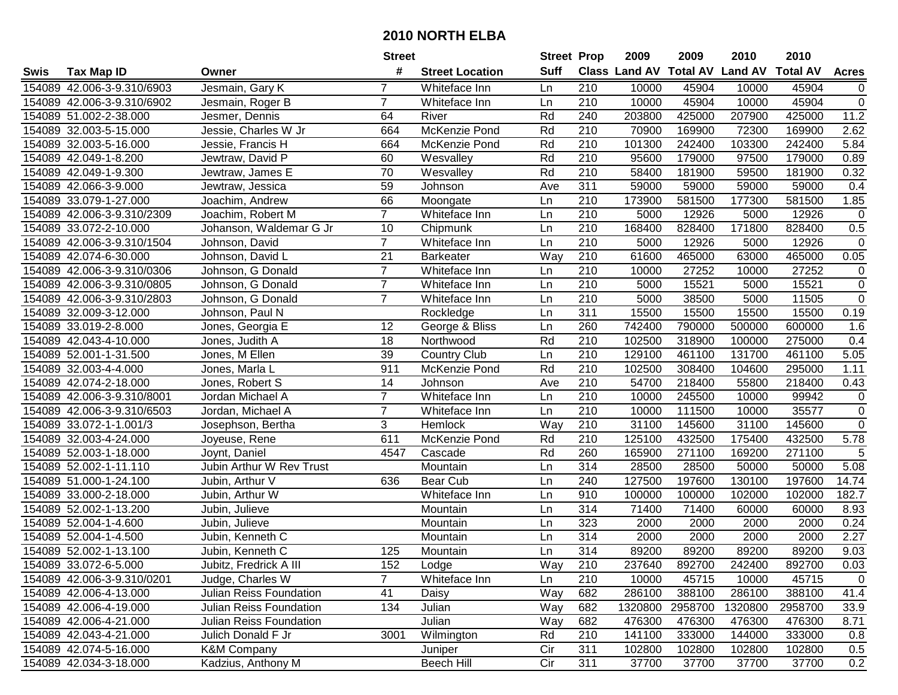# 2010 NORTH ELBA

| Swis | Tax Map ID | Owner | Street # | Street Location | Street Suff | Prop Class | 2009 Land AV | 2009 Total AV | 2010 Land AV | 2010 Total AV | Acres |
|---|---|---|---|---|---|---|---|---|---|---|---|
| 154089 | 42.006-3-9.310/6903 | Jesmain, Gary K | 7 | Whiteface Inn | Ln | 210 | 10000 | 45904 | 10000 | 45904 | 0 |
| 154089 | 42.006-3-9.310/6902 | Jesmain, Roger B | 7 | Whiteface Inn | Ln | 210 | 10000 | 45904 | 10000 | 45904 | 0 |
| 154089 | 51.002-2-38.000 | Jesmer, Dennis | 64 | River | Rd | 240 | 203800 | 425000 | 207900 | 425000 | 11.2 |
| 154089 | 32.003-5-15.000 | Jessie, Charles W Jr | 664 | McKenzie Pond | Rd | 210 | 70900 | 169900 | 72300 | 169900 | 2.62 |
| 154089 | 32.003-5-16.000 | Jessie, Francis H | 664 | McKenzie Pond | Rd | 210 | 101300 | 242400 | 103300 | 242400 | 5.84 |
| 154089 | 42.049-1-8.200 | Jewtraw, David P | 60 | Wesvalley | Rd | 210 | 95600 | 179000 | 97500 | 179000 | 0.89 |
| 154089 | 42.049-1-9.300 | Jewtraw, James E | 70 | Wesvalley | Rd | 210 | 58400 | 181900 | 59500 | 181900 | 0.32 |
| 154089 | 42.066-3-9.000 | Jewtraw, Jessica | 59 | Johnson | Ave | 311 | 59000 | 59000 | 59000 | 59000 | 0.4 |
| 154089 | 33.079-1-27.000 | Joachim, Andrew | 66 | Moongate | Ln | 210 | 173900 | 581500 | 177300 | 581500 | 1.85 |
| 154089 | 42.006-3-9.310/2309 | Joachim, Robert M | 7 | Whiteface Inn | Ln | 210 | 5000 | 12926 | 5000 | 12926 | 0 |
| 154089 | 33.072-2-10.000 | Johanson, Waldemar G Jr | 10 | Chipmunk | Ln | 210 | 168400 | 828400 | 171800 | 828400 | 0.5 |
| 154089 | 42.006-3-9.310/1504 | Johnson, David | 7 | Whiteface Inn | Ln | 210 | 5000 | 12926 | 5000 | 12926 | 0 |
| 154089 | 42.074-6-30.000 | Johnson, David L | 21 | Barkeater | Way | 210 | 61600 | 465000 | 63000 | 465000 | 0.05 |
| 154089 | 42.006-3-9.310/0306 | Johnson, G Donald | 7 | Whiteface Inn | Ln | 210 | 10000 | 27252 | 10000 | 27252 | 0 |
| 154089 | 42.006-3-9.310/0805 | Johnson, G Donald | 7 | Whiteface Inn | Ln | 210 | 5000 | 15521 | 5000 | 15521 | 0 |
| 154089 | 42.006-3-9.310/2803 | Johnson, G Donald | 7 | Whiteface Inn | Ln | 210 | 5000 | 38500 | 5000 | 11505 | 0 |
| 154089 | 32.009-3-12.000 | Johnson, Paul N | | Rockledge | Ln | 311 | 15500 | 15500 | 15500 | 15500 | 0.19 |
| 154089 | 33.019-2-8.000 | Jones, Georgia E | 12 | George & Bliss | Ln | 260 | 742400 | 790000 | 500000 | 600000 | 1.6 |
| 154089 | 42.043-4-10.000 | Jones, Judith A | 18 | Northwood | Rd | 210 | 102500 | 318900 | 100000 | 275000 | 0.4 |
| 154089 | 52.001-1-31.500 | Jones, M Ellen | 39 | Country Club | Ln | 210 | 129100 | 461100 | 131700 | 461100 | 5.05 |
| 154089 | 32.003-4-4.000 | Jones, Marla L | 911 | McKenzie Pond | Rd | 210 | 102500 | 308400 | 104600 | 295000 | 1.11 |
| 154089 | 42.074-2-18.000 | Jones, Robert S | 14 | Johnson | Ave | 210 | 54700 | 218400 | 55800 | 218400 | 0.43 |
| 154089 | 42.006-3-9.310/8001 | Jordan Michael A | 7 | Whiteface Inn | Ln | 210 | 10000 | 245500 | 10000 | 99942 | 0 |
| 154089 | 42.006-3-9.310/6503 | Jordan, Michael A | 7 | Whiteface Inn | Ln | 210 | 10000 | 111500 | 10000 | 35577 | 0 |
| 154089 | 33.072-1-1.001/3 | Josephson, Bertha | 3 | Hemlock | Way | 210 | 31100 | 145600 | 31100 | 145600 | 0 |
| 154089 | 32.003-4-24.000 | Joyeuse, Rene | 611 | McKenzie Pond | Rd | 210 | 125100 | 432500 | 175400 | 432500 | 5.78 |
| 154089 | 52.003-1-18.000 | Joynt, Daniel | 4547 | Cascade | Rd | 260 | 165900 | 271100 | 169200 | 271100 | 5 |
| 154089 | 52.002-1-11.110 | Jubin Arthur W Rev Trust | | Mountain | Ln | 314 | 28500 | 28500 | 50000 | 50000 | 5.08 |
| 154089 | 51.000-1-24.100 | Jubin, Arthur V | 636 | Bear Cub | Ln | 240 | 127500 | 197600 | 130100 | 197600 | 14.74 |
| 154089 | 33.000-2-18.000 | Jubin, Arthur W | | Whiteface Inn | Ln | 910 | 100000 | 100000 | 102000 | 102000 | 182.7 |
| 154089 | 52.002-1-13.200 | Jubin, Julieve | | Mountain | Ln | 314 | 71400 | 71400 | 60000 | 60000 | 8.93 |
| 154089 | 52.004-1-4.600 | Jubin, Julieve | | Mountain | Ln | 323 | 2000 | 2000 | 2000 | 2000 | 0.24 |
| 154089 | 52.004-1-4.500 | Jubin, Kenneth C | | Mountain | Ln | 314 | 2000 | 2000 | 2000 | 2000 | 2.27 |
| 154089 | 52.002-1-13.100 | Jubin, Kenneth C | 125 | Mountain | Ln | 314 | 89200 | 89200 | 89200 | 89200 | 9.03 |
| 154089 | 33.072-6-5.000 | Jubitz, Fredrick A III | 152 | Lodge | Way | 210 | 237640 | 892700 | 242400 | 892700 | 0.03 |
| 154089 | 42.006-3-9.310/0201 | Judge, Charles W | 7 | Whiteface Inn | Ln | 210 | 10000 | 45715 | 10000 | 45715 | 0 |
| 154089 | 42.006-4-13.000 | Julian Reiss Foundation | 41 | Daisy | Way | 682 | 286100 | 388100 | 286100 | 388100 | 41.4 |
| 154089 | 42.006-4-19.000 | Julian Reiss Foundation | 134 | Julian | Way | 682 | 1320800 | 2958700 | 1320800 | 2958700 | 33.9 |
| 154089 | 42.006-4-21.000 | Julian Reiss Foundation | | Julian | Way | 682 | 476300 | 476300 | 476300 | 476300 | 8.71 |
| 154089 | 42.043-4-21.000 | Julich Donald F Jr | 3001 | Wilmington | Rd | 210 | 141100 | 333000 | 144000 | 333000 | 0.8 |
| 154089 | 42.074-5-16.000 | K&M Company | | Juniper | Cir | 311 | 102800 | 102800 | 102800 | 102800 | 0.5 |
| 154089 | 42.034-3-18.000 | Kadzius, Anthony M | | Beech Hill | Cir | 311 | 37700 | 37700 | 37700 | 37700 | 0.2 |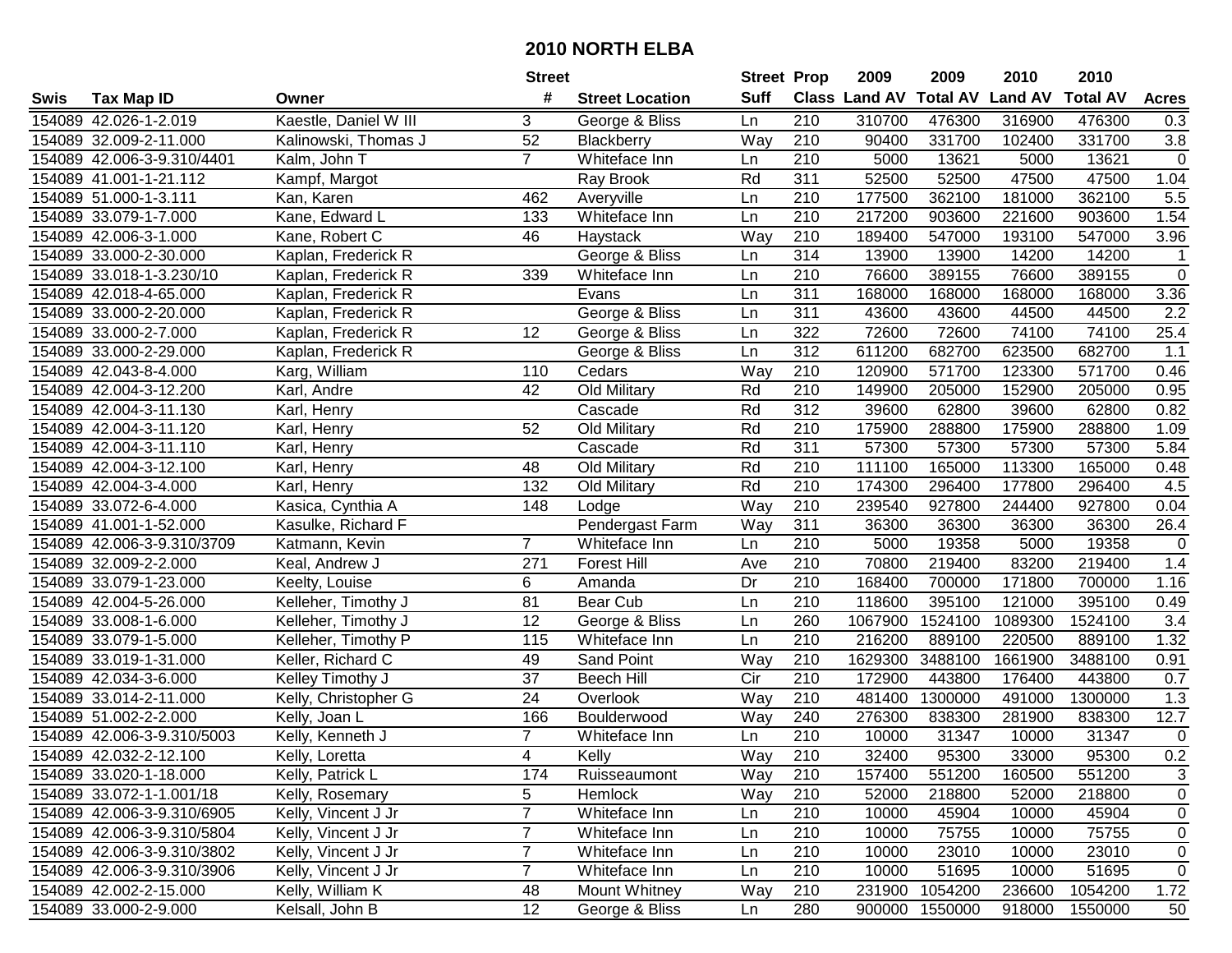# 2010 NORTH ELBA

| Swis | Tax Map ID | Owner | Street # | Street Location | Street Suff | Prop Class | 2009 Land AV | 2009 Total AV | 2010 Land AV | 2010 Total AV | Acres |
|---|---|---|---|---|---|---|---|---|---|---|---|
| 154089 | 42.026-1-2.019 | Kaestle, Daniel W III | 3 | George & Bliss | Ln | 210 | 310700 | 476300 | 316900 | 476300 | 0.3 |
| 154089 | 32.009-2-11.000 | Kalinowski, Thomas J | 52 | Blackberry | Way | 210 | 90400 | 331700 | 102400 | 331700 | 3.8 |
| 154089 | 42.006-3-9.310/4401 | Kalm, John T | 7 | Whiteface Inn | Ln | 210 | 5000 | 13621 | 5000 | 13621 | 0 |
| 154089 | 41.001-1-21.112 | Kampf, Margot | | Ray Brook | Rd | 311 | 52500 | 52500 | 47500 | 47500 | 1.04 |
| 154089 | 51.000-1-3.111 | Kan, Karen | 462 | Averyville | Ln | 210 | 177500 | 362100 | 181000 | 362100 | 5.5 |
| 154089 | 33.079-1-7.000 | Kane, Edward L | 133 | Whiteface Inn | Ln | 210 | 217200 | 903600 | 221600 | 903600 | 1.54 |
| 154089 | 42.006-3-1.000 | Kane, Robert C | 46 | Haystack | Way | 210 | 189400 | 547000 | 193100 | 547000 | 3.96 |
| 154089 | 33.000-2-30.000 | Kaplan, Frederick R | | George & Bliss | Ln | 314 | 13900 | 13900 | 14200 | 14200 | 1 |
| 154089 | 33.018-1-3.230/10 | Kaplan, Frederick R | 339 | Whiteface Inn | Ln | 210 | 76600 | 389155 | 76600 | 389155 | 0 |
| 154089 | 42.018-4-65.000 | Kaplan, Frederick R | | Evans | Ln | 311 | 168000 | 168000 | 168000 | 168000 | 3.36 |
| 154089 | 33.000-2-20.000 | Kaplan, Frederick R | | George & Bliss | Ln | 311 | 43600 | 43600 | 44500 | 44500 | 2.2 |
| 154089 | 33.000-2-7.000 | Kaplan, Frederick R | 12 | George & Bliss | Ln | 322 | 72600 | 72600 | 74100 | 74100 | 25.4 |
| 154089 | 33.000-2-29.000 | Kaplan, Frederick R | | George & Bliss | Ln | 312 | 611200 | 682700 | 623500 | 682700 | 1.1 |
| 154089 | 42.043-8-4.000 | Karg, William | 110 | Cedars | Way | 210 | 120900 | 571700 | 123300 | 571700 | 0.46 |
| 154089 | 42.004-3-12.200 | Karl, Andre | 42 | Old Military | Rd | 210 | 149900 | 205000 | 152900 | 205000 | 0.95 |
| 154089 | 42.004-3-11.130 | Karl, Henry | | Cascade | Rd | 312 | 39600 | 62800 | 39600 | 62800 | 0.82 |
| 154089 | 42.004-3-11.120 | Karl, Henry | 52 | Old Military | Rd | 210 | 175900 | 288800 | 175900 | 288800 | 1.09 |
| 154089 | 42.004-3-11.110 | Karl, Henry | | Cascade | Rd | 311 | 57300 | 57300 | 57300 | 57300 | 5.84 |
| 154089 | 42.004-3-12.100 | Karl, Henry | 48 | Old Military | Rd | 210 | 111100 | 165000 | 113300 | 165000 | 0.48 |
| 154089 | 42.004-3-4.000 | Karl, Henry | 132 | Old Military | Rd | 210 | 174300 | 296400 | 177800 | 296400 | 4.5 |
| 154089 | 33.072-6-4.000 | Kasica, Cynthia A | 148 | Lodge | Way | 210 | 239540 | 927800 | 244400 | 927800 | 0.04 |
| 154089 | 41.001-1-52.000 | Kasulke, Richard F | | Pendergast Farm | Way | 311 | 36300 | 36300 | 36300 | 36300 | 26.4 |
| 154089 | 42.006-3-9.310/3709 | Katmann, Kevin | 7 | Whiteface Inn | Ln | 210 | 5000 | 19358 | 5000 | 19358 | 0 |
| 154089 | 32.009-2-2.000 | Keal, Andrew J | 271 | Forest Hill | Ave | 210 | 70800 | 219400 | 83200 | 219400 | 1.4 |
| 154089 | 33.079-1-23.000 | Keelty, Louise | 6 | Amanda | Dr | 210 | 168400 | 700000 | 171800 | 700000 | 1.16 |
| 154089 | 42.004-5-26.000 | Kelleher, Timothy J | 81 | Bear Cub | Ln | 210 | 118600 | 395100 | 121000 | 395100 | 0.49 |
| 154089 | 33.008-1-6.000 | Kelleher, Timothy J | 12 | George & Bliss | Ln | 260 | 1067900 | 1524100 | 1089300 | 1524100 | 3.4 |
| 154089 | 33.079-1-5.000 | Kelleher, Timothy P | 115 | Whiteface Inn | Ln | 210 | 216200 | 889100 | 220500 | 889100 | 1.32 |
| 154089 | 33.019-1-31.000 | Keller, Richard C | 49 | Sand Point | Way | 210 | 1629300 | 3488100 | 1661900 | 3488100 | 0.91 |
| 154089 | 42.034-3-6.000 | Kelley Timothy J | 37 | Beech Hill | Cir | 210 | 172900 | 443800 | 176400 | 443800 | 0.7 |
| 154089 | 33.014-2-11.000 | Kelly, Christopher G | 24 | Overlook | Way | 210 | 481400 | 1300000 | 491000 | 1300000 | 1.3 |
| 154089 | 51.002-2-2.000 | Kelly, Joan L | 166 | Boulderwood | Way | 240 | 276300 | 838300 | 281900 | 838300 | 12.7 |
| 154089 | 42.006-3-9.310/5003 | Kelly, Kenneth J | 7 | Whiteface Inn | Ln | 210 | 10000 | 31347 | 10000 | 31347 | 0 |
| 154089 | 42.032-2-12.100 | Kelly, Loretta | 4 | Kelly | Way | 210 | 32400 | 95300 | 33000 | 95300 | 0.2 |
| 154089 | 33.020-1-18.000 | Kelly, Patrick L | 174 | Ruisseaumont | Way | 210 | 157400 | 551200 | 160500 | 551200 | 3 |
| 154089 | 33.072-1-1.001/18 | Kelly, Rosemary | 5 | Hemlock | Way | 210 | 52000 | 218800 | 52000 | 218800 | 0 |
| 154089 | 42.006-3-9.310/6905 | Kelly, Vincent J Jr | 7 | Whiteface Inn | Ln | 210 | 10000 | 45904 | 10000 | 45904 | 0 |
| 154089 | 42.006-3-9.310/5804 | Kelly, Vincent J Jr | 7 | Whiteface Inn | Ln | 210 | 10000 | 75755 | 10000 | 75755 | 0 |
| 154089 | 42.006-3-9.310/3802 | Kelly, Vincent J Jr | 7 | Whiteface Inn | Ln | 210 | 10000 | 23010 | 10000 | 23010 | 0 |
| 154089 | 42.006-3-9.310/3906 | Kelly, Vincent J Jr | 7 | Whiteface Inn | Ln | 210 | 10000 | 51695 | 10000 | 51695 | 0 |
| 154089 | 42.002-2-15.000 | Kelly, William K | 48 | Mount Whitney | Way | 210 | 231900 | 1054200 | 236600 | 1054200 | 1.72 |
| 154089 | 33.000-2-9.000 | Kelsall, John B | 12 | George & Bliss | Ln | 280 | 900000 | 1550000 | 918000 | 1550000 | 50 |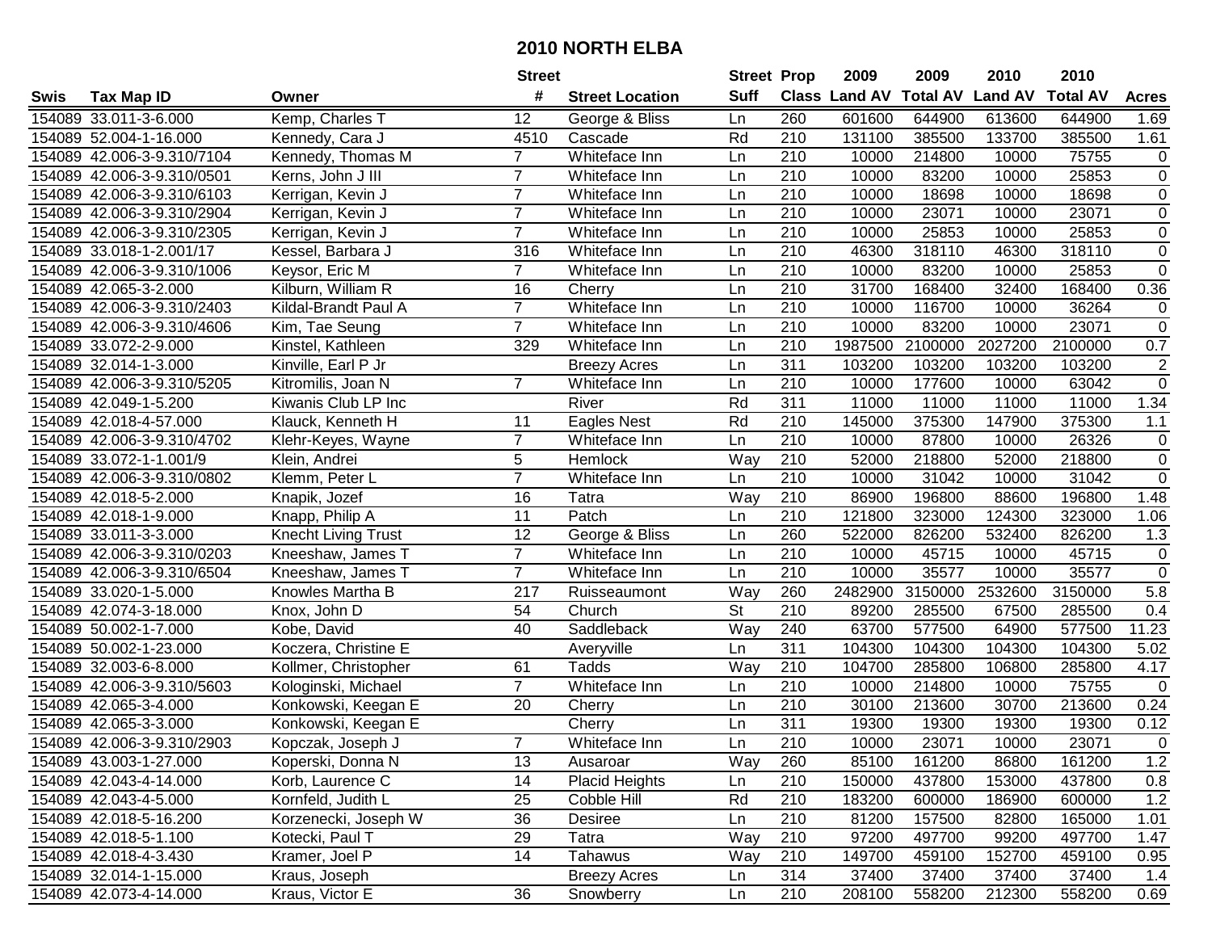# 2010 NORTH ELBA

| Swis | Tax Map ID | Owner | Street # | Street Location | Street Suff | Prop Class | 2009 Land AV | 2009 Total AV | 2010 Land AV | 2010 Total AV | Acres |
|---|---|---|---|---|---|---|---|---|---|---|---|
| 154089 | 33.011-3-6.000 | Kemp, Charles T | 12 | George & Bliss | Ln | 260 | 601600 | 644900 | 613600 | 644900 | 1.69 |
| 154089 | 52.004-1-16.000 | Kennedy, Cara J | 4510 | Cascade | Rd | 210 | 131100 | 385500 | 133700 | 385500 | 1.61 |
| 154089 | 42.006-3-9.310/7104 | Kennedy, Thomas M | 7 | Whiteface Inn | Ln | 210 | 10000 | 214800 | 10000 | 75755 | 0 |
| 154089 | 42.006-3-9.310/0501 | Kerns, John J III | 7 | Whiteface Inn | Ln | 210 | 10000 | 83200 | 10000 | 25853 | 0 |
| 154089 | 42.006-3-9.310/6103 | Kerrigan, Kevin J | 7 | Whiteface Inn | Ln | 210 | 10000 | 18698 | 10000 | 18698 | 0 |
| 154089 | 42.006-3-9.310/2904 | Kerrigan, Kevin J | 7 | Whiteface Inn | Ln | 210 | 10000 | 23071 | 10000 | 23071 | 0 |
| 154089 | 42.006-3-9.310/2305 | Kerrigan, Kevin J | 7 | Whiteface Inn | Ln | 210 | 10000 | 25853 | 10000 | 25853 | 0 |
| 154089 | 33.018-1-2.001/17 | Kessel, Barbara J | 316 | Whiteface Inn | Ln | 210 | 46300 | 318110 | 46300 | 318110 | 0 |
| 154089 | 42.006-3-9.310/1006 | Keysor, Eric M | 7 | Whiteface Inn | Ln | 210 | 10000 | 83200 | 10000 | 25853 | 0 |
| 154089 | 42.065-3-2.000 | Kilburn, William R | 16 | Cherry | Ln | 210 | 31700 | 168400 | 32400 | 168400 | 0.36 |
| 154089 | 42.006-3-9.310/2403 | Kildal-Brandt Paul A | 7 | Whiteface Inn | Ln | 210 | 10000 | 116700 | 10000 | 36264 | 0 |
| 154089 | 42.006-3-9.310/4606 | Kim, Tae Seung | 7 | Whiteface Inn | Ln | 210 | 10000 | 83200 | 10000 | 23071 | 0 |
| 154089 | 33.072-2-9.000 | Kinstel, Kathleen | 329 | Whiteface Inn | Ln | 210 | 1987500 | 2100000 | 2027200 | 2100000 | 0.7 |
| 154089 | 32.014-1-3.000 | Kinville, Earl P Jr | | Breezy Acres | Ln | 311 | 103200 | 103200 | 103200 | 103200 | 2 |
| 154089 | 42.006-3-9.310/5205 | Kitromilis, Joan N | 7 | Whiteface Inn | Ln | 210 | 10000 | 177600 | 10000 | 63042 | 0 |
| 154089 | 42.049-1-5.200 | Kiwanis Club LP Inc | | River | Rd | 311 | 11000 | 11000 | 11000 | 11000 | 1.34 |
| 154089 | 42.018-4-57.000 | Klauck, Kenneth H | 11 | Eagles Nest | Rd | 210 | 145000 | 375300 | 147900 | 375300 | 1.1 |
| 154089 | 42.006-3-9.310/4702 | Klehr-Keyes, Wayne | 7 | Whiteface Inn | Ln | 210 | 10000 | 87800 | 10000 | 26326 | 0 |
| 154089 | 33.072-1-1.001/9 | Klein, Andrei | 5 | Hemlock | Way | 210 | 52000 | 218800 | 52000 | 218800 | 0 |
| 154089 | 42.006-3-9.310/0802 | Klemm, Peter L | 7 | Whiteface Inn | Ln | 210 | 10000 | 31042 | 10000 | 31042 | 0 |
| 154089 | 42.018-5-2.000 | Knapik, Jozef | 16 | Tatra | Way | 210 | 86900 | 196800 | 88600 | 196800 | 1.48 |
| 154089 | 42.018-1-9.000 | Knapp, Philip A | 11 | Patch | Ln | 210 | 121800 | 323000 | 124300 | 323000 | 1.06 |
| 154089 | 33.011-3-3.000 | Knecht Living Trust | 12 | George & Bliss | Ln | 260 | 522000 | 826200 | 532400 | 826200 | 1.3 |
| 154089 | 42.006-3-9.310/0203 | Kneeshaw, James T | 7 | Whiteface Inn | Ln | 210 | 10000 | 45715 | 10000 | 45715 | 0 |
| 154089 | 42.006-3-9.310/6504 | Kneeshaw, James T | 7 | Whiteface Inn | Ln | 210 | 10000 | 35577 | 10000 | 35577 | 0 |
| 154089 | 33.020-1-5.000 | Knowles Martha B | 217 | Ruisseaumont | Way | 260 | 2482900 | 3150000 | 2532600 | 3150000 | 5.8 |
| 154089 | 42.074-3-18.000 | Knox, John D | 54 | Church | St | 210 | 89200 | 285500 | 67500 | 285500 | 0.4 |
| 154089 | 50.002-1-7.000 | Kobe, David | 40 | Saddleback | Way | 240 | 63700 | 577500 | 64900 | 577500 | 11.23 |
| 154089 | 50.002-1-23.000 | Koczera, Christine E | | Averyville | Ln | 311 | 104300 | 104300 | 104300 | 104300 | 5.02 |
| 154089 | 32.003-6-8.000 | Kollmer, Christopher | 61 | Tadds | Way | 210 | 104700 | 285800 | 106800 | 285800 | 4.17 |
| 154089 | 42.006-3-9.310/5603 | Kologinski, Michael | 7 | Whiteface Inn | Ln | 210 | 10000 | 214800 | 10000 | 75755 | 0 |
| 154089 | 42.065-3-4.000 | Konkowski, Keegan E | 20 | Cherry | Ln | 210 | 30100 | 213600 | 30700 | 213600 | 0.24 |
| 154089 | 42.065-3-3.000 | Konkowski, Keegan E | | Cherry | Ln | 311 | 19300 | 19300 | 19300 | 19300 | 0.12 |
| 154089 | 42.006-3-9.310/2903 | Kopczak, Joseph J | 7 | Whiteface Inn | Ln | 210 | 10000 | 23071 | 10000 | 23071 | 0 |
| 154089 | 43.003-1-27.000 | Koperski, Donna N | 13 | Ausaroar | Way | 260 | 85100 | 161200 | 86800 | 161200 | 1.2 |
| 154089 | 42.043-4-14.000 | Korb, Laurence C | 14 | Placid Heights | Ln | 210 | 150000 | 437800 | 153000 | 437800 | 0.8 |
| 154089 | 42.043-4-5.000 | Kornfeld, Judith L | 25 | Cobble Hill | Rd | 210 | 183200 | 600000 | 186900 | 600000 | 1.2 |
| 154089 | 42.018-5-16.200 | Korzenecki, Joseph W | 36 | Desiree | Ln | 210 | 81200 | 157500 | 82800 | 165000 | 1.01 |
| 154089 | 42.018-5-1.100 | Kotecki, Paul T | 29 | Tatra | Way | 210 | 97200 | 497700 | 99200 | 497700 | 1.47 |
| 154089 | 42.018-4-3.430 | Kramer, Joel P | 14 | Tahawus | Way | 210 | 149700 | 459100 | 152700 | 459100 | 0.95 |
| 154089 | 32.014-1-15.000 | Kraus, Joseph | | Breezy Acres | Ln | 314 | 37400 | 37400 | 37400 | 37400 | 1.4 |
| 154089 | 42.073-4-14.000 | Kraus, Victor E | 36 | Snowberry | Ln | 210 | 208100 | 558200 | 212300 | 558200 | 0.69 |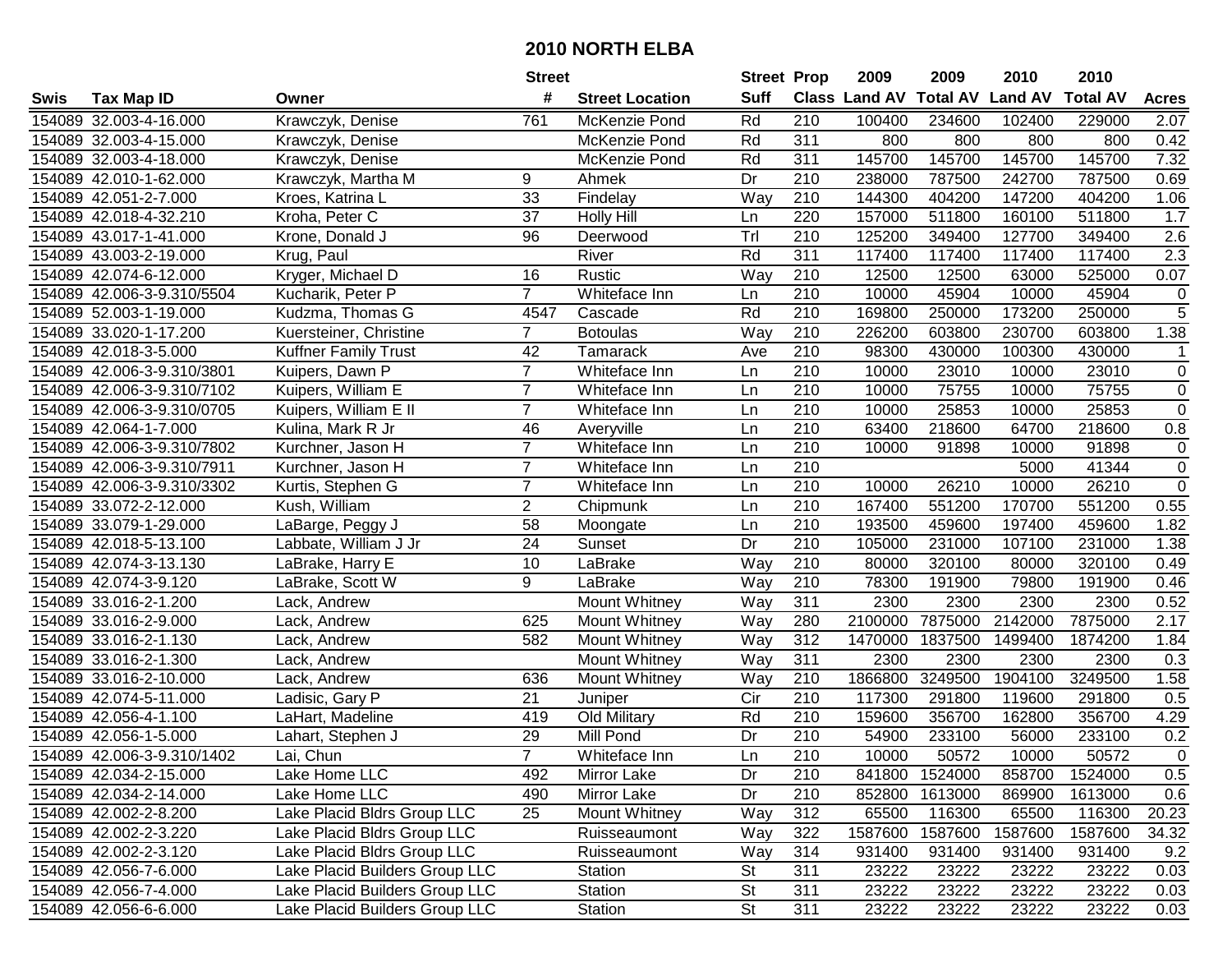# 2010 NORTH ELBA

| Swis | Tax Map ID | Owner | Street # | Street Location | Street Suff | Prop Class | 2009 Land AV | 2009 Total AV | 2010 Land AV | 2010 Total AV | Acres |
|---|---|---|---|---|---|---|---|---|---|---|---|
| 154089 | 32.003-4-16.000 | Krawczyk, Denise | 761 | McKenzie Pond | Rd | 210 | 100400 | 234600 | 102400 | 229000 | 2.07 |
| 154089 | 32.003-4-15.000 | Krawczyk, Denise | | McKenzie Pond | Rd | 311 | 800 | 800 | 800 | 800 | 0.42 |
| 154089 | 32.003-4-18.000 | Krawczyk, Denise | | McKenzie Pond | Rd | 311 | 145700 | 145700 | 145700 | 145700 | 7.32 |
| 154089 | 42.010-1-62.000 | Krawczyk, Martha M | 9 | Ahmek | Dr | 210 | 238000 | 787500 | 242700 | 787500 | 0.69 |
| 154089 | 42.051-2-7.000 | Kroes, Katrina L | 33 | Findelay | Way | 210 | 144300 | 404200 | 147200 | 404200 | 1.06 |
| 154089 | 42.018-4-32.210 | Kroha, Peter C | 37 | Holly Hill | Ln | 220 | 157000 | 511800 | 160100 | 511800 | 1.7 |
| 154089 | 43.017-1-41.000 | Krone, Donald J | 96 | Deerwood | Trl | 210 | 125200 | 349400 | 127700 | 349400 | 2.6 |
| 154089 | 43.003-2-19.000 | Krug, Paul | | River | Rd | 311 | 117400 | 117400 | 117400 | 117400 | 2.3 |
| 154089 | 42.074-6-12.000 | Kryger, Michael D | 16 | Rustic | Way | 210 | 12500 | 12500 | 63000 | 525000 | 0.07 |
| 154089 | 42.006-3-9.310/5504 | Kucharik, Peter P | 7 | Whiteface Inn | Ln | 210 | 10000 | 45904 | 10000 | 45904 | 0 |
| 154089 | 52.003-1-19.000 | Kudzma, Thomas G | 4547 | Cascade | Rd | 210 | 169800 | 250000 | 173200 | 250000 | 5 |
| 154089 | 33.020-1-17.200 | Kuersteiner, Christine | 7 | Botoulas | Way | 210 | 226200 | 603800 | 230700 | 603800 | 1.38 |
| 154089 | 42.018-3-5.000 | Kuffner Family Trust | 42 | Tamarack | Ave | 210 | 98300 | 430000 | 100300 | 430000 | 1 |
| 154089 | 42.006-3-9.310/3801 | Kuipers, Dawn P | 7 | Whiteface Inn | Ln | 210 | 10000 | 23010 | 10000 | 23010 | 0 |
| 154089 | 42.006-3-9.310/7102 | Kuipers, William E | 7 | Whiteface Inn | Ln | 210 | 10000 | 75755 | 10000 | 75755 | 0 |
| 154089 | 42.006-3-9.310/0705 | Kuipers, William E II | 7 | Whiteface Inn | Ln | 210 | 10000 | 25853 | 10000 | 25853 | 0 |
| 154089 | 42.064-1-7.000 | Kulina, Mark R Jr | 46 | Averyville | Ln | 210 | 63400 | 218600 | 64700 | 218600 | 0.8 |
| 154089 | 42.006-3-9.310/7802 | Kurchner, Jason H | 7 | Whiteface Inn | Ln | 210 | 10000 | 91898 | 10000 | 91898 | 0 |
| 154089 | 42.006-3-9.310/7911 | Kurchner, Jason H | 7 | Whiteface Inn | Ln | 210 | | | 5000 | 41344 | 0 |
| 154089 | 42.006-3-9.310/3302 | Kurtis, Stephen G | 7 | Whiteface Inn | Ln | 210 | 10000 | 26210 | 10000 | 26210 | 0 |
| 154089 | 33.072-2-12.000 | Kush, William | 2 | Chipmunk | Ln | 210 | 167400 | 551200 | 170700 | 551200 | 0.55 |
| 154089 | 33.079-1-29.000 | LaBarge, Peggy J | 58 | Moongate | Ln | 210 | 193500 | 459600 | 197400 | 459600 | 1.82 |
| 154089 | 42.018-5-13.100 | Labbate, William J Jr | 24 | Sunset | Dr | 210 | 105000 | 231000 | 107100 | 231000 | 1.38 |
| 154089 | 42.074-3-13.130 | LaBrake, Harry E | 10 | LaBrake | Way | 210 | 80000 | 320100 | 80000 | 320100 | 0.49 |
| 154089 | 42.074-3-9.120 | LaBrake, Scott W | 9 | LaBrake | Way | 210 | 78300 | 191900 | 79800 | 191900 | 0.46 |
| 154089 | 33.016-2-1.200 | Lack, Andrew | | Mount Whitney | Way | 311 | 2300 | 2300 | 2300 | 2300 | 0.52 |
| 154089 | 33.016-2-9.000 | Lack, Andrew | 625 | Mount Whitney | Way | 280 | 2100000 | 7875000 | 2142000 | 7875000 | 2.17 |
| 154089 | 33.016-2-1.130 | Lack, Andrew | 582 | Mount Whitney | Way | 312 | 1470000 | 1837500 | 1499400 | 1874200 | 1.84 |
| 154089 | 33.016-2-1.300 | Lack, Andrew | | Mount Whitney | Way | 311 | 2300 | 2300 | 2300 | 2300 | 0.3 |
| 154089 | 33.016-2-10.000 | Lack, Andrew | 636 | Mount Whitney | Way | 210 | 1866800 | 3249500 | 1904100 | 3249500 | 1.58 |
| 154089 | 42.074-5-11.000 | Ladisic, Gary P | 21 | Juniper | Cir | 210 | 117300 | 291800 | 119600 | 291800 | 0.5 |
| 154089 | 42.056-4-1.100 | LaHart, Madeline | 419 | Old Military | Rd | 210 | 159600 | 356700 | 162800 | 356700 | 4.29 |
| 154089 | 42.056-1-5.000 | Lahart, Stephen J | 29 | Mill Pond | Dr | 210 | 54900 | 233100 | 56000 | 233100 | 0.2 |
| 154089 | 42.006-3-9.310/1402 | Lai, Chun | 7 | Whiteface Inn | Ln | 210 | 10000 | 50572 | 10000 | 50572 | 0 |
| 154089 | 42.034-2-15.000 | Lake Home LLC | 492 | Mirror Lake | Dr | 210 | 841800 | 1524000 | 858700 | 1524000 | 0.5 |
| 154089 | 42.034-2-14.000 | Lake Home LLC | 490 | Mirror Lake | Dr | 210 | 852800 | 1613000 | 869900 | 1613000 | 0.6 |
| 154089 | 42.002-2-8.200 | Lake Placid Bldrs Group LLC | 25 | Mount Whitney | Way | 312 | 65500 | 116300 | 65500 | 116300 | 20.23 |
| 154089 | 42.002-2-3.220 | Lake Placid Bldrs Group LLC | | Ruisseaumont | Way | 322 | 1587600 | 1587600 | 1587600 | 1587600 | 34.32 |
| 154089 | 42.002-2-3.120 | Lake Placid Bldrs Group LLC | | Ruisseaumont | Way | 314 | 931400 | 931400 | 931400 | 931400 | 9.2 |
| 154089 | 42.056-7-6.000 | Lake Placid Builders Group LLC | | Station | St | 311 | 23222 | 23222 | 23222 | 23222 | 0.03 |
| 154089 | 42.056-7-4.000 | Lake Placid Builders Group LLC | | Station | St | 311 | 23222 | 23222 | 23222 | 23222 | 0.03 |
| 154089 | 42.056-6-6.000 | Lake Placid Builders Group LLC | | Station | St | 311 | 23222 | 23222 | 23222 | 23222 | 0.03 |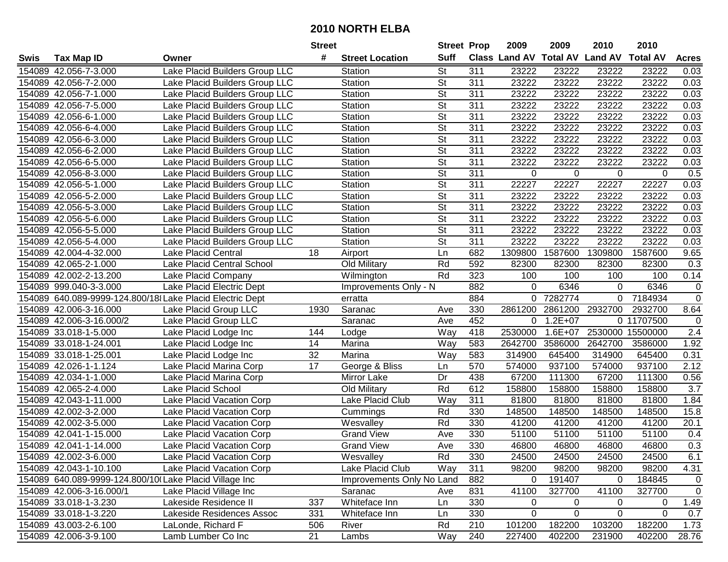# 2010 NORTH ELBA

| Swis | Tax Map ID | Owner | Street # | Street Location | Street Suff | Prop Class | 2009 Land AV | 2009 Total AV | 2010 Land AV | 2010 Total AV | Acres |
|---|---|---|---|---|---|---|---|---|---|---|---|
| 154089 | 42.056-7-3.000 | Lake Placid Builders Group LLC | | Station | St | 311 | 23222 | 23222 | 23222 | 23222 | 0.03 |
| 154089 | 42.056-7-2.000 | Lake Placid Builders Group LLC | | Station | St | 311 | 23222 | 23222 | 23222 | 23222 | 0.03 |
| 154089 | 42.056-7-1.000 | Lake Placid Builders Group LLC | | Station | St | 311 | 23222 | 23222 | 23222 | 23222 | 0.03 |
| 154089 | 42.056-7-5.000 | Lake Placid Builders Group LLC | | Station | St | 311 | 23222 | 23222 | 23222 | 23222 | 0.03 |
| 154089 | 42.056-6-1.000 | Lake Placid Builders Group LLC | | Station | St | 311 | 23222 | 23222 | 23222 | 23222 | 0.03 |
| 154089 | 42.056-6-4.000 | Lake Placid Builders Group LLC | | Station | St | 311 | 23222 | 23222 | 23222 | 23222 | 0.03 |
| 154089 | 42.056-6-3.000 | Lake Placid Builders Group LLC | | Station | St | 311 | 23222 | 23222 | 23222 | 23222 | 0.03 |
| 154089 | 42.056-6-2.000 | Lake Placid Builders Group LLC | | Station | St | 311 | 23222 | 23222 | 23222 | 23222 | 0.03 |
| 154089 | 42.056-6-5.000 | Lake Placid Builders Group LLC | | Station | St | 311 | 23222 | 23222 | 23222 | 23222 | 0.03 |
| 154089 | 42.056-8-3.000 | Lake Placid Builders Group LLC | | Station | St | 311 | 0 | 0 | 0 | 0 | 0.5 |
| 154089 | 42.056-5-1.000 | Lake Placid Builders Group LLC | | Station | St | 311 | 22227 | 22227 | 22227 | 22227 | 0.03 |
| 154089 | 42.056-5-2.000 | Lake Placid Builders Group LLC | | Station | St | 311 | 23222 | 23222 | 23222 | 23222 | 0.03 |
| 154089 | 42.056-5-3.000 | Lake Placid Builders Group LLC | | Station | St | 311 | 23222 | 23222 | 23222 | 23222 | 0.03 |
| 154089 | 42.056-5-6.000 | Lake Placid Builders Group LLC | | Station | St | 311 | 23222 | 23222 | 23222 | 23222 | 0.03 |
| 154089 | 42.056-5-5.000 | Lake Placid Builders Group LLC | | Station | St | 311 | 23222 | 23222 | 23222 | 23222 | 0.03 |
| 154089 | 42.056-5-4.000 | Lake Placid Builders Group LLC | | Station | St | 311 | 23222 | 23222 | 23222 | 23222 | 0.03 |
| 154089 | 42.004-4-32.000 | Lake Placid Central | 18 | Airport | Ln | 682 | 1309800 | 1587600 | 1309800 | 1587600 | 9.65 |
| 154089 | 42.065-2-1.000 | Lake Placid Central School | | Old Military | Rd | 592 | 82300 | 82300 | 82300 | 82300 | 0.3 |
| 154089 | 42.002-2-13.200 | Lake Placid Company | | Wilmington | Rd | 323 | 100 | 100 | 100 | 100 | 0.14 |
| 154089 | 999.040-3-3.000 | Lake Placid Electric Dept | | Improvements Only - N | | 882 | 0 | 6346 | 0 | 6346 | 0 |
| 154089 | 640.089-9999-124.800/18( | Lake Placid Electric Dept | | erratta | | 884 | 0 | 7282774 | 0 | 7184934 | 0 |
| 154089 | 42.006-3-16.000 | Lake Placid Group LLC | 1930 | Saranac | Ave | 330 | 2861200 | 2861200 | 2932700 | 2932700 | 8.64 |
| 154089 | 42.006-3-16.000/2 | Lake Placid Group LLC | | Saranac | Ave | 452 | 0 | 1.2E+07 | 0 | 11707500 | 0 |
| 154089 | 33.018-1-5.000 | Lake Placid Lodge Inc | 144 | Lodge | Way | 418 | 2530000 | 1.6E+07 | 2530000 | 15500000 | 2.4 |
| 154089 | 33.018-1-24.001 | Lake Placid Lodge Inc | 14 | Marina | Way | 583 | 2642700 | 3586000 | 2642700 | 3586000 | 1.92 |
| 154089 | 33.018-1-25.001 | Lake Placid Lodge Inc | 32 | Marina | Way | 583 | 314900 | 645400 | 314900 | 645400 | 0.31 |
| 154089 | 42.026-1-1.124 | Lake Placid Marina Corp | 17 | George & Bliss | Ln | 570 | 574000 | 937100 | 574000 | 937100 | 2.12 |
| 154089 | 42.034-1-1.000 | Lake Placid Marina Corp | | Mirror Lake | Dr | 438 | 67200 | 111300 | 67200 | 111300 | 0.56 |
| 154089 | 42.065-2-4.000 | Lake Placid School | | Old Military | Rd | 612 | 158800 | 158800 | 158800 | 158800 | 3.7 |
| 154089 | 42.043-1-11.000 | Lake Placid Vacation Corp | | Lake Placid Club | Way | 311 | 81800 | 81800 | 81800 | 81800 | 1.84 |
| 154089 | 42.002-3-2.000 | Lake Placid Vacation Corp | | Cummings | Rd | 330 | 148500 | 148500 | 148500 | 148500 | 15.8 |
| 154089 | 42.002-3-5.000 | Lake Placid Vacation Corp | | Wesvalley | Rd | 330 | 41200 | 41200 | 41200 | 41200 | 20.1 |
| 154089 | 42.041-1-15.000 | Lake Placid Vacation Corp | | Grand View | Ave | 330 | 51100 | 51100 | 51100 | 51100 | 0.4 |
| 154089 | 42.041-1-14.000 | Lake Placid Vacation Corp | | Grand View | Ave | 330 | 46800 | 46800 | 46800 | 46800 | 0.3 |
| 154089 | 42.002-3-6.000 | Lake Placid Vacation Corp | | Wesvalley | Rd | 330 | 24500 | 24500 | 24500 | 24500 | 6.1 |
| 154089 | 42.043-1-10.100 | Lake Placid Vacation Corp | | Lake Placid Club | Way | 311 | 98200 | 98200 | 98200 | 98200 | 4.31 |
| 154089 | 640.089-9999-124.800/10( | Lake Placid Village Inc | | Improvements Only No Land | | 882 | 0 | 191407 | 0 | 184845 | 0 |
| 154089 | 42.006-3-16.000/1 | Lake Placid Village Inc | | Saranac | Ave | 831 | 41100 | 327700 | 41100 | 327700 | 0 |
| 154089 | 33.018-1-3.230 | Lakeside Residence II | 337 | Whiteface Inn | Ln | 330 | 0 | 0 | 0 | 0 | 1.49 |
| 154089 | 33.018-1-3.220 | Lakeside Residences Assoc | 331 | Whiteface Inn | Ln | 330 | 0 | 0 | 0 | 0 | 0.7 |
| 154089 | 43.003-2-6.100 | LaLonde, Richard F | 506 | River | Rd | 210 | 101200 | 182200 | 103200 | 182200 | 1.73 |
| 154089 | 42.006-3-9.100 | Lamb Lumber Co Inc | 21 | Lambs | Way | 240 | 227400 | 402200 | 231900 | 402200 | 28.76 |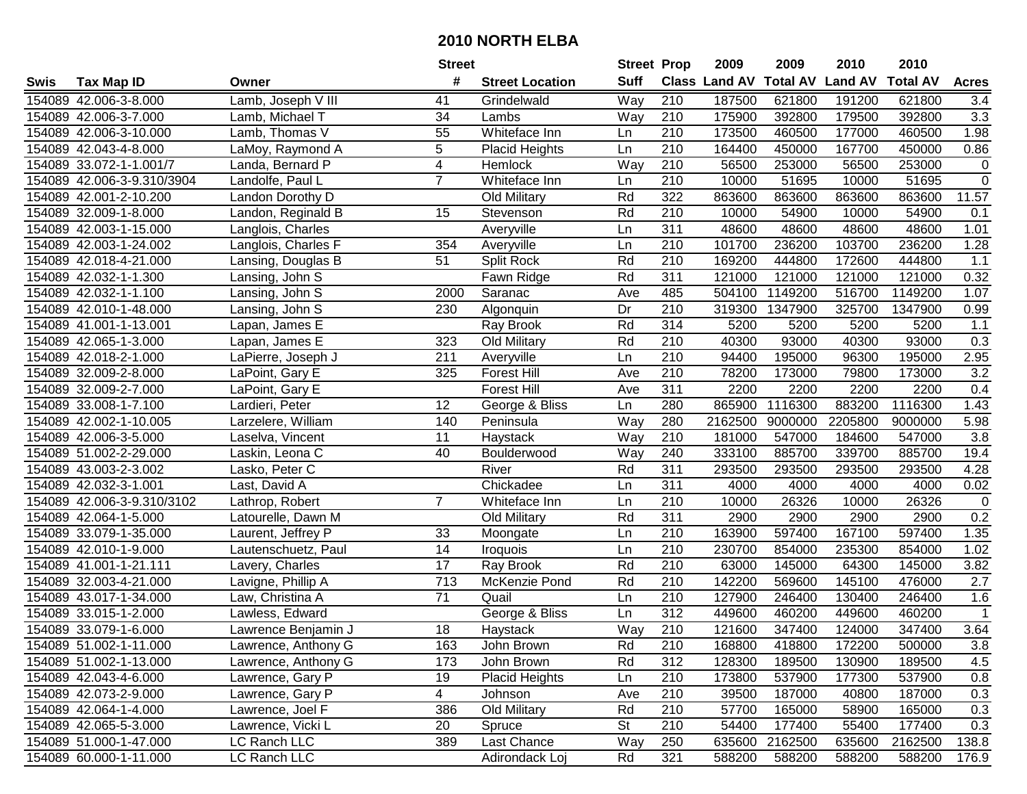# 2010 NORTH ELBA

| Swis | Tax Map ID | Owner | Street # | Street Location | Street Suff | Prop Class | 2009 Land AV | 2009 Total AV | 2010 Land AV | 2010 Total AV | Acres |
|---|---|---|---|---|---|---|---|---|---|---|---|
| 154089 | 42.006-3-8.000 | Lamb, Joseph V III | 41 | Grindelwald | Way | 210 | 187500 | 621800 | 191200 | 621800 | 3.4 |
| 154089 | 42.006-3-7.000 | Lamb, Michael T | 34 | Lambs | Way | 210 | 175900 | 392800 | 179500 | 392800 | 3.3 |
| 154089 | 42.006-3-10.000 | Lamb, Thomas V | 55 | Whiteface Inn | Ln | 210 | 173500 | 460500 | 177000 | 460500 | 1.98 |
| 154089 | 42.043-4-8.000 | LaMoy, Raymond A | 5 | Placid Heights | Ln | 210 | 164400 | 450000 | 167700 | 450000 | 0.86 |
| 154089 | 33.072-1-1.001/7 | Landa, Bernard P | 4 | Hemlock | Way | 210 | 56500 | 253000 | 56500 | 253000 | 0 |
| 154089 | 42.006-3-9.310/3904 | Landolfe, Paul L | 7 | Whiteface Inn | Ln | 210 | 10000 | 51695 | 10000 | 51695 | 0 |
| 154089 | 42.001-2-10.200 | Landon Dorothy D | | Old Military | Rd | 322 | 863600 | 863600 | 863600 | 863600 | 11.57 |
| 154089 | 32.009-1-8.000 | Landon, Reginald B | 15 | Stevenson | Rd | 210 | 10000 | 54900 | 10000 | 54900 | 0.1 |
| 154089 | 42.003-1-15.000 | Langlois, Charles | | Averyville | Ln | 311 | 48600 | 48600 | 48600 | 48600 | 1.01 |
| 154089 | 42.003-1-24.002 | Langlois, Charles F | 354 | Averyville | Ln | 210 | 101700 | 236200 | 103700 | 236200 | 1.28 |
| 154089 | 42.018-4-21.000 | Lansing, Douglas B | 51 | Split Rock | Rd | 210 | 169200 | 444800 | 172600 | 444800 | 1.1 |
| 154089 | 42.032-1-1.300 | Lansing, John S | | Fawn Ridge | Rd | 311 | 121000 | 121000 | 121000 | 121000 | 0.32 |
| 154089 | 42.032-1-1.100 | Lansing, John S | 2000 | Saranac | Ave | 485 | 504100 | 1149200 | 516700 | 1149200 | 1.07 |
| 154089 | 42.010-1-48.000 | Lansing, John S | 230 | Algonquin | Dr | 210 | 319300 | 1347900 | 325700 | 1347900 | 0.99 |
| 154089 | 41.001-1-13.001 | Lapan, James E | | Ray Brook | Rd | 314 | 5200 | 5200 | 5200 | 5200 | 1.1 |
| 154089 | 42.065-1-3.000 | Lapan, James E | 323 | Old Military | Rd | 210 | 40300 | 93000 | 40300 | 93000 | 0.3 |
| 154089 | 42.018-2-1.000 | LaPierre, Joseph J | 211 | Averyville | Ln | 210 | 94400 | 195000 | 96300 | 195000 | 2.95 |
| 154089 | 32.009-2-8.000 | LaPoint, Gary E | 325 | Forest Hill | Ave | 210 | 78200 | 173000 | 79800 | 173000 | 3.2 |
| 154089 | 32.009-2-7.000 | LaPoint, Gary E | | Forest Hill | Ave | 311 | 2200 | 2200 | 2200 | 2200 | 0.4 |
| 154089 | 33.008-1-7.100 | Lardieri, Peter | 12 | George & Bliss | Ln | 280 | 865900 | 1116300 | 883200 | 1116300 | 1.43 |
| 154089 | 42.002-1-10.005 | Larzelere, William | 140 | Peninsula | Way | 280 | 2162500 | 9000000 | 2205800 | 9000000 | 5.98 |
| 154089 | 42.006-3-5.000 | Laselva, Vincent | 11 | Haystack | Way | 210 | 181000 | 547000 | 184600 | 547000 | 3.8 |
| 154089 | 51.002-2-29.000 | Laskin, Leona C | 40 | Boulderwood | Way | 240 | 333100 | 885700 | 339700 | 885700 | 19.4 |
| 154089 | 43.003-2-3.002 | Lasko, Peter C | | River | Rd | 311 | 293500 | 293500 | 293500 | 293500 | 4.28 |
| 154089 | 42.032-3-1.001 | Last, David A | | Chickadee | Ln | 311 | 4000 | 4000 | 4000 | 4000 | 0.02 |
| 154089 | 42.006-3-9.310/3102 | Lathrop, Robert | 7 | Whiteface Inn | Ln | 210 | 10000 | 26326 | 10000 | 26326 | 0 |
| 154089 | 42.064-1-5.000 | Latourelle, Dawn M | | Old Military | Rd | 311 | 2900 | 2900 | 2900 | 2900 | 0.2 |
| 154089 | 33.079-1-35.000 | Laurent, Jeffrey P | 33 | Moongate | Ln | 210 | 163900 | 597400 | 167100 | 597400 | 1.35 |
| 154089 | 42.010-1-9.000 | Lautenschuetz, Paul | 14 | Iroquois | Ln | 210 | 230700 | 854000 | 235300 | 854000 | 1.02 |
| 154089 | 41.001-1-21.111 | Lavery, Charles | 17 | Ray Brook | Rd | 210 | 63000 | 145000 | 64300 | 145000 | 3.82 |
| 154089 | 32.003-4-21.000 | Lavigne, Phillip A | 713 | McKenzie Pond | Rd | 210 | 142200 | 569600 | 145100 | 476000 | 2.7 |
| 154089 | 43.017-1-34.000 | Law, Christina A | 71 | Quail | Ln | 210 | 127900 | 246400 | 130400 | 246400 | 1.6 |
| 154089 | 33.015-1-2.000 | Lawless, Edward | | George & Bliss | Ln | 312 | 449600 | 460200 | 449600 | 460200 | 1 |
| 154089 | 33.079-1-6.000 | Lawrence Benjamin J | 18 | Haystack | Way | 210 | 121600 | 347400 | 124000 | 347400 | 3.64 |
| 154089 | 51.002-1-11.000 | Lawrence, Anthony G | 163 | John Brown | Rd | 210 | 168800 | 418800 | 172200 | 500000 | 3.8 |
| 154089 | 51.002-1-13.000 | Lawrence, Anthony G | 173 | John Brown | Rd | 312 | 128300 | 189500 | 130900 | 189500 | 4.5 |
| 154089 | 42.043-4-6.000 | Lawrence, Gary P | 19 | Placid Heights | Ln | 210 | 173800 | 537900 | 177300 | 537900 | 0.8 |
| 154089 | 42.073-2-9.000 | Lawrence, Gary P | 4 | Johnson | Ave | 210 | 39500 | 187000 | 40800 | 187000 | 0.3 |
| 154089 | 42.064-1-4.000 | Lawrence, Joel F | 386 | Old Military | Rd | 210 | 57700 | 165000 | 58900 | 165000 | 0.3 |
| 154089 | 42.065-5-3.000 | Lawrence, Vicki L | 20 | Spruce | St | 210 | 54400 | 177400 | 55400 | 177400 | 0.3 |
| 154089 | 51.000-1-47.000 | LC Ranch LLC | 389 | Last Chance | Way | 250 | 635600 | 2162500 | 635600 | 2162500 | 138.8 |
| 154089 | 60.000-1-11.000 | LC Ranch LLC | | Adirondack Loj | Rd | 321 | 588200 | 588200 | 588200 | 588200 | 176.9 |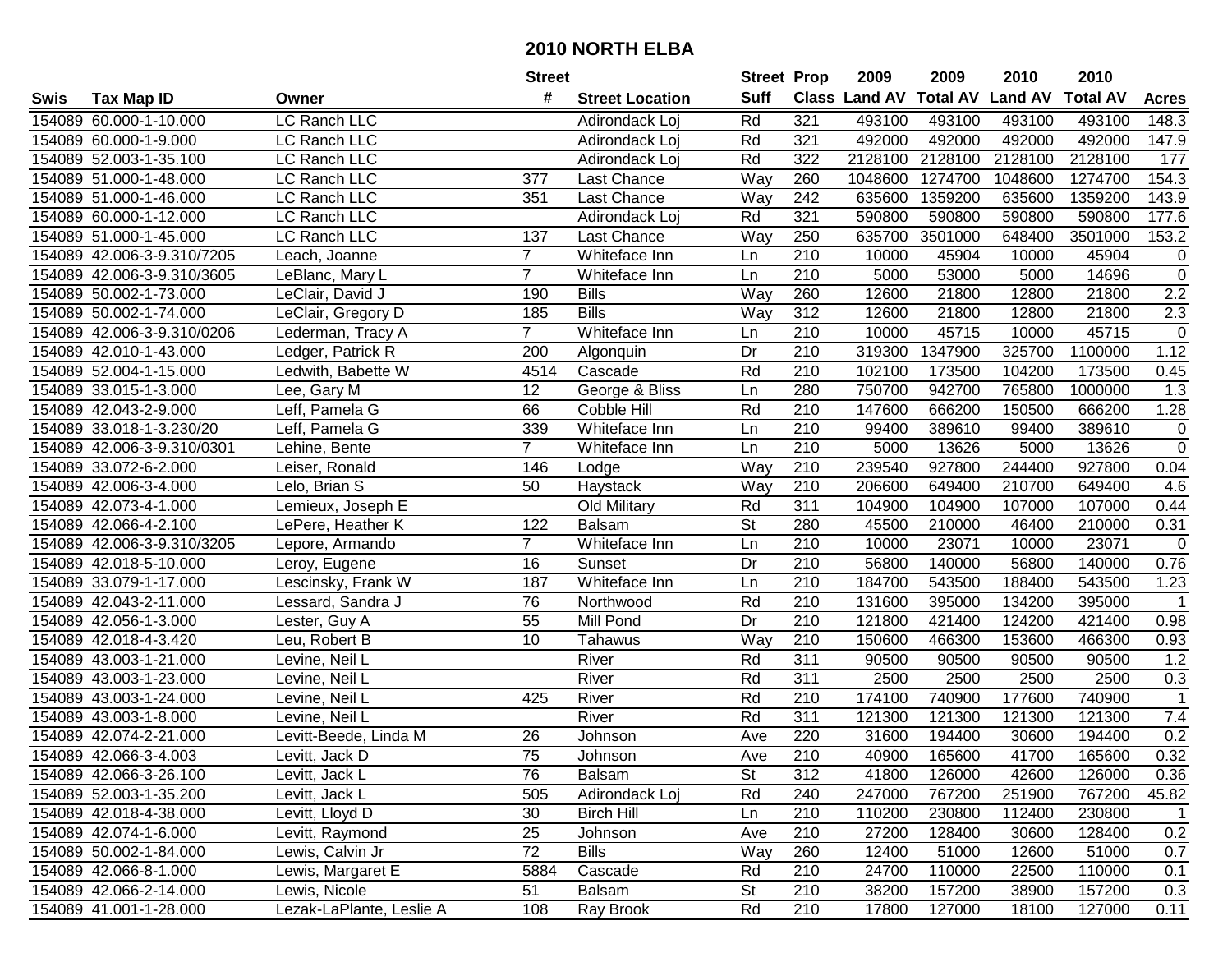# 2010 NORTH ELBA

| Swis | Tax Map ID | Owner | Street # | Street Location | Street Suff | Prop Class | 2009 Land AV | 2009 Total AV | 2010 Land AV | 2010 Total AV | Acres |
|---|---|---|---|---|---|---|---|---|---|---|---|
| 154089 | 60.000-1-10.000 | LC Ranch LLC | | Adirondack Loj | Rd | 321 | 493100 | 493100 | 493100 | 493100 | 148.3 |
| 154089 | 60.000-1-9.000 | LC Ranch LLC | | Adirondack Loj | Rd | 321 | 492000 | 492000 | 492000 | 492000 | 147.9 |
| 154089 | 52.003-1-35.100 | LC Ranch LLC | | Adirondack Loj | Rd | 322 | 2128100 | 2128100 | 2128100 | 2128100 | 177 |
| 154089 | 51.000-1-48.000 | LC Ranch LLC | 377 | Last Chance | Way | 260 | 1048600 | 1274700 | 1048600 | 1274700 | 154.3 |
| 154089 | 51.000-1-46.000 | LC Ranch LLC | 351 | Last Chance | Way | 242 | 635600 | 1359200 | 635600 | 1359200 | 143.9 |
| 154089 | 60.000-1-12.000 | LC Ranch LLC | | Adirondack Loj | Rd | 321 | 590800 | 590800 | 590800 | 590800 | 177.6 |
| 154089 | 51.000-1-45.000 | LC Ranch LLC | 137 | Last Chance | Way | 250 | 635700 | 3501000 | 648400 | 3501000 | 153.2 |
| 154089 | 42.006-3-9.310/7205 | Leach, Joanne | 7 | Whiteface Inn | Ln | 210 | 10000 | 45904 | 10000 | 45904 | 0 |
| 154089 | 42.006-3-9.310/3605 | LeBlanc, Mary L | 7 | Whiteface Inn | Ln | 210 | 5000 | 53000 | 5000 | 14696 | 0 |
| 154089 | 50.002-1-73.000 | LeClair, David J | 190 | Bills | Way | 260 | 12600 | 21800 | 12800 | 21800 | 2.2 |
| 154089 | 50.002-1-74.000 | LeClair, Gregory D | 185 | Bills | Way | 312 | 12600 | 21800 | 12800 | 21800 | 2.3 |
| 154089 | 42.006-3-9.310/0206 | Lederman, Tracy A | 7 | Whiteface Inn | Ln | 210 | 10000 | 45715 | 10000 | 45715 | 0 |
| 154089 | 42.010-1-43.000 | Ledger, Patrick R | 200 | Algonquin | Dr | 210 | 319300 | 1347900 | 325700 | 1100000 | 1.12 |
| 154089 | 52.004-1-15.000 | Ledwith, Babette W | 4514 | Cascade | Rd | 210 | 102100 | 173500 | 104200 | 173500 | 0.45 |
| 154089 | 33.015-1-3.000 | Lee, Gary M | 12 | George & Bliss | Ln | 280 | 750700 | 942700 | 765800 | 1000000 | 1.3 |
| 154089 | 42.043-2-9.000 | Leff, Pamela G | 66 | Cobble Hill | Rd | 210 | 147600 | 666200 | 150500 | 666200 | 1.28 |
| 154089 | 33.018-1-3.230/20 | Leff, Pamela G | 339 | Whiteface Inn | Ln | 210 | 99400 | 389610 | 99400 | 389610 | 0 |
| 154089 | 42.006-3-9.310/0301 | Lehine, Bente | 7 | Whiteface Inn | Ln | 210 | 5000 | 13626 | 5000 | 13626 | 0 |
| 154089 | 33.072-6-2.000 | Leiser, Ronald | 146 | Lodge | Way | 210 | 239540 | 927800 | 244400 | 927800 | 0.04 |
| 154089 | 42.006-3-4.000 | Lelo, Brian S | 50 | Haystack | Way | 210 | 206600 | 649400 | 210700 | 649400 | 4.6 |
| 154089 | 42.073-4-1.000 | Lemieux, Joseph E | | Old Military | Rd | 311 | 104900 | 104900 | 107000 | 107000 | 0.44 |
| 154089 | 42.066-4-2.100 | LePere, Heather K | 122 | Balsam | St | 280 | 45500 | 210000 | 46400 | 210000 | 0.31 |
| 154089 | 42.006-3-9.310/3205 | Lepore, Armando | 7 | Whiteface Inn | Ln | 210 | 10000 | 23071 | 10000 | 23071 | 0 |
| 154089 | 42.018-5-10.000 | Leroy, Eugene | 16 | Sunset | Dr | 210 | 56800 | 140000 | 56800 | 140000 | 0.76 |
| 154089 | 33.079-1-17.000 | Lescinsky, Frank W | 187 | Whiteface Inn | Ln | 210 | 184700 | 543500 | 188400 | 543500 | 1.23 |
| 154089 | 42.043-2-11.000 | Lessard, Sandra J | 76 | Northwood | Rd | 210 | 131600 | 395000 | 134200 | 395000 | 1 |
| 154089 | 42.056-1-3.000 | Lester, Guy A | 55 | Mill Pond | Dr | 210 | 121800 | 421400 | 124200 | 421400 | 0.98 |
| 154089 | 42.018-4-3.420 | Leu, Robert B | 10 | Tahawus | Way | 210 | 150600 | 466300 | 153600 | 466300 | 0.93 |
| 154089 | 43.003-1-21.000 | Levine, Neil L | | River | Rd | 311 | 90500 | 90500 | 90500 | 90500 | 1.2 |
| 154089 | 43.003-1-23.000 | Levine, Neil L | | River | Rd | 311 | 2500 | 2500 | 2500 | 2500 | 0.3 |
| 154089 | 43.003-1-24.000 | Levine, Neil L | 425 | River | Rd | 210 | 174100 | 740900 | 177600 | 740900 | 1 |
| 154089 | 43.003-1-8.000 | Levine, Neil L | | River | Rd | 311 | 121300 | 121300 | 121300 | 121300 | 7.4 |
| 154089 | 42.074-2-21.000 | Levitt-Beede, Linda M | 26 | Johnson | Ave | 220 | 31600 | 194400 | 30600 | 194400 | 0.2 |
| 154089 | 42.066-3-4.003 | Levitt, Jack D | 75 | Johnson | Ave | 210 | 40900 | 165600 | 41700 | 165600 | 0.32 |
| 154089 | 42.066-3-26.100 | Levitt, Jack L | 76 | Balsam | St | 312 | 41800 | 126000 | 42600 | 126000 | 0.36 |
| 154089 | 52.003-1-35.200 | Levitt, Jack L | 505 | Adirondack Loj | Rd | 240 | 247000 | 767200 | 251900 | 767200 | 45.82 |
| 154089 | 42.018-4-38.000 | Levitt, Lloyd D | 30 | Birch Hill | Ln | 210 | 110200 | 230800 | 112400 | 230800 | 1 |
| 154089 | 42.074-1-6.000 | Levitt, Raymond | 25 | Johnson | Ave | 210 | 27200 | 128400 | 30600 | 128400 | 0.2 |
| 154089 | 50.002-1-84.000 | Lewis, Calvin Jr | 72 | Bills | Way | 260 | 12400 | 51000 | 12600 | 51000 | 0.7 |
| 154089 | 42.066-8-1.000 | Lewis, Margaret E | 5884 | Cascade | Rd | 210 | 24700 | 110000 | 22500 | 110000 | 0.1 |
| 154089 | 42.066-2-14.000 | Lewis, Nicole | 51 | Balsam | St | 210 | 38200 | 157200 | 38900 | 157200 | 0.3 |
| 154089 | 41.001-1-28.000 | Lezak-LaPlante, Leslie A | 108 | Ray Brook | Rd | 210 | 17800 | 127000 | 18100 | 127000 | 0.11 |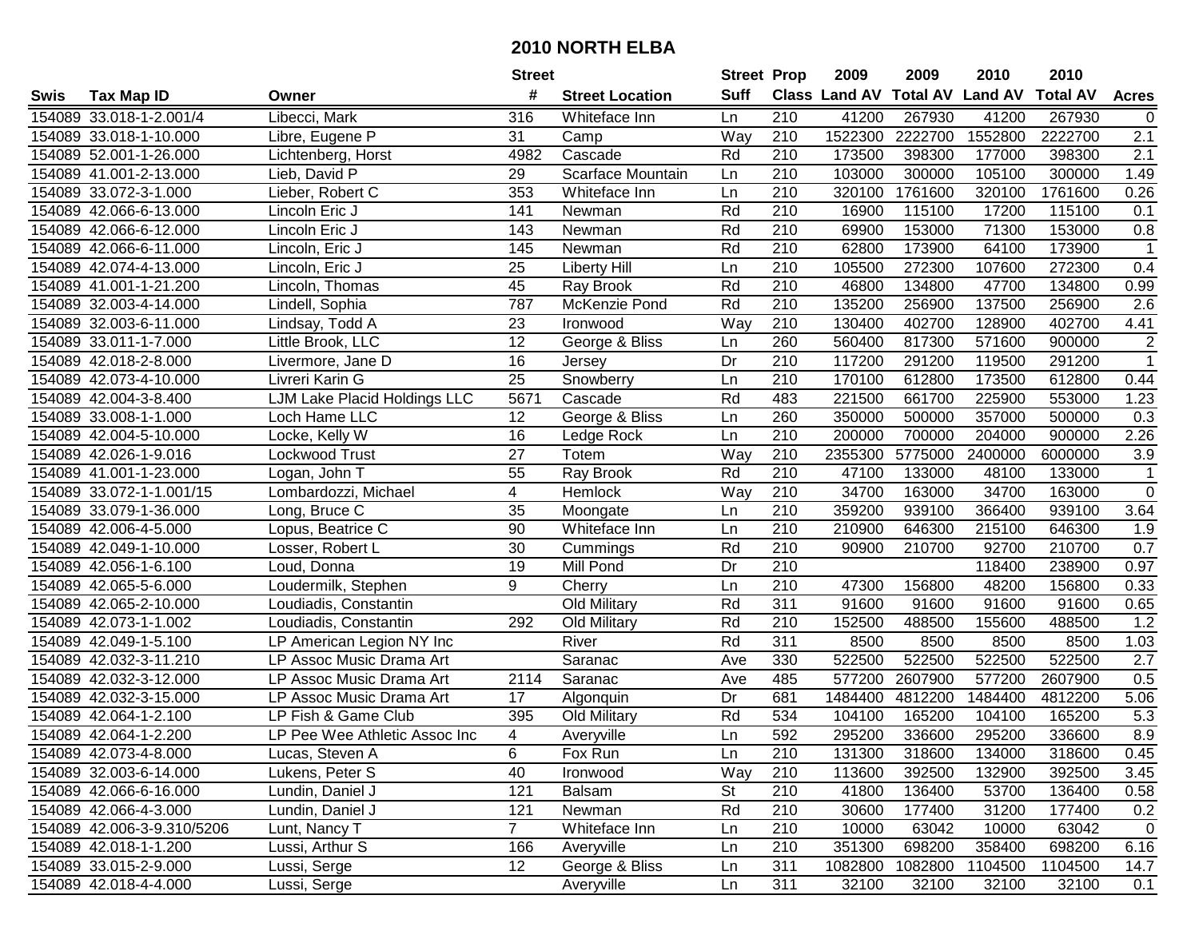# 2010 NORTH ELBA

| Swis | Tax Map ID | Owner | Street # | Street Location | Street Suff | Prop Class | 2009 Land AV | 2009 Total AV | 2010 Land AV | 2010 Total AV | Acres |
|---|---|---|---|---|---|---|---|---|---|---|---|
| 154089 | 33.018-1-2.001/4 | Libecci, Mark | 316 | Whiteface Inn | Ln | 210 | 41200 | 267930 | 41200 | 267930 | 0 |
| 154089 | 33.018-1-10.000 | Libre, Eugene P | 31 | Camp | Way | 210 | 1522300 | 2222700 | 1552800 | 2222700 | 2.1 |
| 154089 | 52.001-1-26.000 | Lichtenberg, Horst | 4982 | Cascade | Rd | 210 | 173500 | 398300 | 177000 | 398300 | 2.1 |
| 154089 | 41.001-2-13.000 | Lieb, David P | 29 | Scarface Mountain | Ln | 210 | 103000 | 300000 | 105100 | 300000 | 1.49 |
| 154089 | 33.072-3-1.000 | Lieber, Robert C | 353 | Whiteface Inn | Ln | 210 | 320100 | 1761600 | 320100 | 1761600 | 0.26 |
| 154089 | 42.066-6-13.000 | Lincoln Eric J | 141 | Newman | Rd | 210 | 16900 | 115100 | 17200 | 115100 | 0.1 |
| 154089 | 42.066-6-12.000 | Lincoln Eric J | 143 | Newman | Rd | 210 | 69900 | 153000 | 71300 | 153000 | 0.8 |
| 154089 | 42.066-6-11.000 | Lincoln, Eric J | 145 | Newman | Rd | 210 | 62800 | 173900 | 64100 | 173900 | 1 |
| 154089 | 42.074-4-13.000 | Lincoln, Eric J | 25 | Liberty Hill | Ln | 210 | 105500 | 272300 | 107600 | 272300 | 0.4 |
| 154089 | 41.001-1-21.200 | Lincoln, Thomas | 45 | Ray Brook | Rd | 210 | 46800 | 134800 | 47700 | 134800 | 0.99 |
| 154089 | 32.003-4-14.000 | Lindell, Sophia | 787 | McKenzie Pond | Rd | 210 | 135200 | 256900 | 137500 | 256900 | 2.6 |
| 154089 | 32.003-6-11.000 | Lindsay, Todd A | 23 | Ironwood | Way | 210 | 130400 | 402700 | 128900 | 402700 | 4.41 |
| 154089 | 33.011-1-7.000 | Little Brook, LLC | 12 | George & Bliss | Ln | 260 | 560400 | 817300 | 571600 | 900000 | 2 |
| 154089 | 42.018-2-8.000 | Livermore, Jane D | 16 | Jersey | Dr | 210 | 117200 | 291200 | 119500 | 291200 | 1 |
| 154089 | 42.073-4-10.000 | Livreri Karin G | 25 | Snowberry | Ln | 210 | 170100 | 612800 | 173500 | 612800 | 0.44 |
| 154089 | 42.004-3-8.400 | LJM Lake Placid Holdings LLC | 5671 | Cascade | Rd | 483 | 221500 | 661700 | 225900 | 553000 | 1.23 |
| 154089 | 33.008-1-1.000 | Loch Hame LLC | 12 | George & Bliss | Ln | 260 | 350000 | 500000 | 357000 | 500000 | 0.3 |
| 154089 | 42.004-5-10.000 | Locke, Kelly W | 16 | Ledge Rock | Ln | 210 | 200000 | 700000 | 204000 | 900000 | 2.26 |
| 154089 | 42.026-1-9.016 | Lockwood Trust | 27 | Totem | Way | 210 | 2355300 | 5775000 | 2400000 | 6000000 | 3.9 |
| 154089 | 41.001-1-23.000 | Logan, John T | 55 | Ray Brook | Rd | 210 | 47100 | 133000 | 48100 | 133000 | 1 |
| 154089 | 33.072-1-1.001/15 | Lombardozzi, Michael | 4 | Hemlock | Way | 210 | 34700 | 163000 | 34700 | 163000 | 0 |
| 154089 | 33.079-1-36.000 | Long, Bruce C | 35 | Moongate | Ln | 210 | 359200 | 939100 | 366400 | 939100 | 3.64 |
| 154089 | 42.006-4-5.000 | Lopus, Beatrice C | 90 | Whiteface Inn | Ln | 210 | 210900 | 646300 | 215100 | 646300 | 1.9 |
| 154089 | 42.049-1-10.000 | Losser, Robert L | 30 | Cummings | Rd | 210 | 90900 | 210700 | 92700 | 210700 | 0.7 |
| 154089 | 42.056-1-6.100 | Loud, Donna | 19 | Mill Pond | Dr | 210 | | | 118400 | 238900 | 0.97 |
| 154089 | 42.065-5-6.000 | Loudermilk, Stephen | 9 | Cherry | Ln | 210 | 47300 | 156800 | 48200 | 156800 | 0.33 |
| 154089 | 42.065-2-10.000 | Loudiadis, Constantin | | Old Military | Rd | 311 | 91600 | 91600 | 91600 | 91600 | 0.65 |
| 154089 | 42.073-1-1.002 | Loudiadis, Constantin | 292 | Old Military | Rd | 210 | 152500 | 488500 | 155600 | 488500 | 1.2 |
| 154089 | 42.049-1-5.100 | LP American Legion NY Inc | | River | Rd | 311 | 8500 | 8500 | 8500 | 8500 | 1.03 |
| 154089 | 42.032-3-11.210 | LP Assoc Music Drama Art | | Saranac | Ave | 330 | 522500 | 522500 | 522500 | 522500 | 2.7 |
| 154089 | 42.032-3-12.000 | LP Assoc Music Drama Art | 2114 | Saranac | Ave | 485 | 577200 | 2607900 | 577200 | 2607900 | 0.5 |
| 154089 | 42.032-3-15.000 | LP Assoc Music Drama Art | 17 | Algonquin | Dr | 681 | 1484400 | 4812200 | 1484400 | 4812200 | 5.06 |
| 154089 | 42.064-1-2.100 | LP Fish & Game Club | 395 | Old Military | Rd | 534 | 104100 | 165200 | 104100 | 165200 | 5.3 |
| 154089 | 42.064-1-2.200 | LP Pee Wee Athletic Assoc Inc | 4 | Averyville | Ln | 592 | 295200 | 336600 | 295200 | 336600 | 8.9 |
| 154089 | 42.073-4-8.000 | Lucas, Steven A | 6 | Fox Run | Ln | 210 | 131300 | 318600 | 134000 | 318600 | 0.45 |
| 154089 | 32.003-6-14.000 | Lukens, Peter S | 40 | Ironwood | Way | 210 | 113600 | 392500 | 132900 | 392500 | 3.45 |
| 154089 | 42.066-6-16.000 | Lundin, Daniel J | 121 | Balsam | St | 210 | 41800 | 136400 | 53700 | 136400 | 0.58 |
| 154089 | 42.066-4-3.000 | Lundin, Daniel J | 121 | Newman | Rd | 210 | 30600 | 177400 | 31200 | 177400 | 0.2 |
| 154089 | 42.006-3-9.310/5206 | Lunt, Nancy T | 7 | Whiteface Inn | Ln | 210 | 10000 | 63042 | 10000 | 63042 | 0 |
| 154089 | 42.018-1-1.200 | Lussi, Arthur S | 166 | Averyville | Ln | 210 | 351300 | 698200 | 358400 | 698200 | 6.16 |
| 154089 | 33.015-2-9.000 | Lussi, Serge | 12 | George & Bliss | Ln | 311 | 1082800 | 1082800 | 1104500 | 1104500 | 14.7 |
| 154089 | 42.018-4-4.000 | Lussi, Serge | | Averyville | Ln | 311 | 32100 | 32100 | 32100 | 32100 | 0.1 |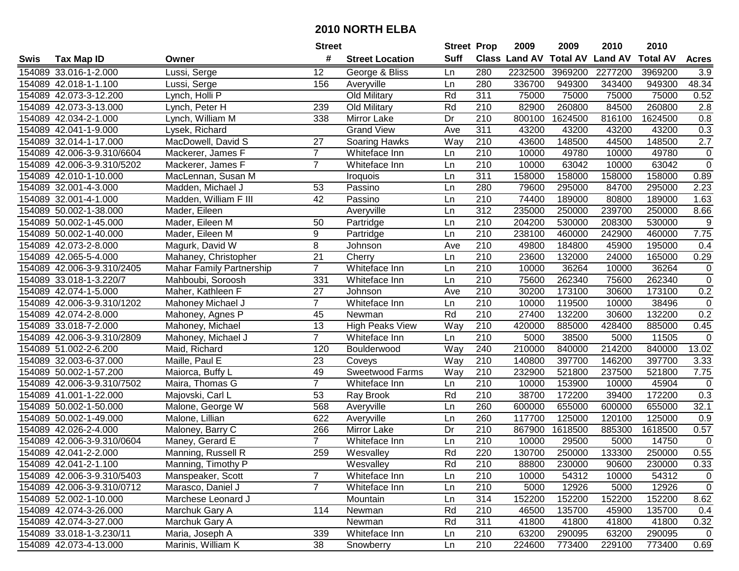# 2010 NORTH ELBA

| Swis | Tax Map ID | Owner | Street # | Street Location | Street Suff | Prop Class | 2009 Land AV | 2009 Total AV | 2010 Land AV | 2010 Total AV | Acres |
|---|---|---|---|---|---|---|---|---|---|---|---|
| 154089 | 33.016-1-2.000 | Lussi, Serge | 12 | George & Bliss | Ln | 280 | 2232500 | 3969200 | 2277200 | 3969200 | 3.9 |
| 154089 | 42.018-1-1.100 | Lussi, Serge | 156 | Averyville | Ln | 280 | 336700 | 949300 | 343400 | 949300 | 48.34 |
| 154089 | 42.073-3-12.200 | Lynch, Holli P | | Old Military | Rd | 311 | 75000 | 75000 | 75000 | 75000 | 0.52 |
| 154089 | 42.073-3-13.000 | Lynch, Peter H | 239 | Old Military | Rd | 210 | 82900 | 260800 | 84500 | 260800 | 2.8 |
| 154089 | 42.034-2-1.000 | Lynch, William M | 338 | Mirror Lake | Dr | 210 | 800100 | 1624500 | 816100 | 1624500 | 0.8 |
| 154089 | 42.041-1-9.000 | Lysek, Richard | | Grand View | Ave | 311 | 43200 | 43200 | 43200 | 43200 | 0.3 |
| 154089 | 32.014-1-17.000 | MacDowell, David S | 27 | Soaring Hawks | Way | 210 | 43600 | 148500 | 44500 | 148500 | 2.7 |
| 154089 | 42.006-3-9.310/6604 | Mackerer, James F | 7 | Whiteface Inn | Ln | 210 | 10000 | 49780 | 10000 | 49780 | 0 |
| 154089 | 42.006-3-9.310/5202 | Mackerer, James F | 7 | Whiteface Inn | Ln | 210 | 10000 | 63042 | 10000 | 63042 | 0 |
| 154089 | 42.010-1-10.000 | MacLennan, Susan M | | Iroquois | Ln | 311 | 158000 | 158000 | 158000 | 158000 | 0.89 |
| 154089 | 32.001-4-3.000 | Madden, Michael J | 53 | Passino | Ln | 280 | 79600 | 295000 | 84700 | 295000 | 2.23 |
| 154089 | 32.001-4-1.000 | Madden, William F III | 42 | Passino | Ln | 210 | 74400 | 189000 | 80800 | 189000 | 1.63 |
| 154089 | 50.002-1-38.000 | Mader, Eileen | | Averyville | Ln | 312 | 235000 | 250000 | 239700 | 250000 | 8.66 |
| 154089 | 50.002-1-45.000 | Mader, Eileen M | 50 | Partridge | Ln | 210 | 204200 | 530000 | 208300 | 530000 | 9 |
| 154089 | 50.002-1-40.000 | Mader, Eileen M | 9 | Partridge | Ln | 210 | 238100 | 460000 | 242900 | 460000 | 7.75 |
| 154089 | 42.073-2-8.000 | Magurk, David W | 8 | Johnson | Ave | 210 | 49800 | 184800 | 45900 | 195000 | 0.4 |
| 154089 | 42.065-5-4.000 | Mahaney, Christopher | 21 | Cherry | Ln | 210 | 23600 | 132000 | 24000 | 165000 | 0.29 |
| 154089 | 42.006-3-9.310/2405 | Mahar Family Partnership | 7 | Whiteface Inn | Ln | 210 | 10000 | 36264 | 10000 | 36264 | 0 |
| 154089 | 33.018-1-3.220/7 | Mahboubi, Soroosh | 331 | Whiteface Inn | Ln | 210 | 75600 | 262340 | 75600 | 262340 | 0 |
| 154089 | 42.074-1-5.000 | Maher, Kathleen F | 27 | Johnson | Ave | 210 | 30200 | 173100 | 30600 | 173100 | 0.2 |
| 154089 | 42.006-3-9.310/1202 | Mahoney Michael J | 7 | Whiteface Inn | Ln | 210 | 10000 | 119500 | 10000 | 38496 | 0 |
| 154089 | 42.074-2-8.000 | Mahoney, Agnes P | 45 | Newman | Rd | 210 | 27400 | 132200 | 30600 | 132200 | 0.2 |
| 154089 | 33.018-7-2.000 | Mahoney, Michael | 13 | High Peaks View | Way | 210 | 420000 | 885000 | 428400 | 885000 | 0.45 |
| 154089 | 42.006-3-9.310/2809 | Mahoney, Michael J | 7 | Whiteface Inn | Ln | 210 | 5000 | 38500 | 5000 | 11505 | 0 |
| 154089 | 51.002-2-6.200 | Maid, Richard | 120 | Boulderwood | Way | 240 | 210000 | 840000 | 214200 | 840000 | 13.02 |
| 154089 | 32.003-6-37.000 | Maille, Paul E | 23 | Coveys | Way | 210 | 140800 | 397700 | 146200 | 397700 | 3.33 |
| 154089 | 50.002-1-57.200 | Maiorca, Buffy L | 49 | Sweetwood Farms | Way | 210 | 232900 | 521800 | 237500 | 521800 | 7.75 |
| 154089 | 42.006-3-9.310/7502 | Maira, Thomas G | 7 | Whiteface Inn | Ln | 210 | 10000 | 153900 | 10000 | 45904 | 0 |
| 154089 | 41.001-1-22.000 | Majovski, Carl L | 53 | Ray Brook | Rd | 210 | 38700 | 172200 | 39400 | 172200 | 0.3 |
| 154089 | 50.002-1-50.000 | Malone, George W | 568 | Averyville | Ln | 260 | 600000 | 655000 | 600000 | 655000 | 32.1 |
| 154089 | 50.002-1-49.000 | Malone, Lillian | 622 | Averyville | Ln | 260 | 117700 | 125000 | 120100 | 125000 | 0.9 |
| 154089 | 42.026-2-4.000 | Maloney, Barry C | 266 | Mirror Lake | Dr | 210 | 867900 | 1618500 | 885300 | 1618500 | 0.57 |
| 154089 | 42.006-3-9.310/0604 | Maney, Gerard E | 7 | Whiteface Inn | Ln | 210 | 10000 | 29500 | 5000 | 14750 | 0 |
| 154089 | 42.041-2-2.000 | Manning, Russell R | 259 | Wesvalley | Rd | 220 | 130700 | 250000 | 133300 | 250000 | 0.55 |
| 154089 | 42.041-2-1.100 | Manning, Timothy P | | Wesvalley | Rd | 210 | 88800 | 230000 | 90600 | 230000 | 0.33 |
| 154089 | 42.006-3-9.310/5403 | Manspeaker, Scott | 7 | Whiteface Inn | Ln | 210 | 10000 | 54312 | 10000 | 54312 | 0 |
| 154089 | 42.006-3-9.310/0712 | Marasco, Daniel J | 7 | Whiteface Inn | Ln | 210 | 5000 | 12926 | 5000 | 12926 | 0 |
| 154089 | 52.002-1-10.000 | Marchese Leonard J | | Mountain | Ln | 314 | 152200 | 152200 | 152200 | 152200 | 8.62 |
| 154089 | 42.074-3-26.000 | Marchuk Gary A | 114 | Newman | Rd | 210 | 46500 | 135700 | 45900 | 135700 | 0.4 |
| 154089 | 42.074-3-27.000 | Marchuk Gary A | | Newman | Rd | 311 | 41800 | 41800 | 41800 | 41800 | 0.32 |
| 154089 | 33.018-1-3.230/11 | Maria, Joseph A | 339 | Whiteface Inn | Ln | 210 | 63200 | 290095 | 63200 | 290095 | 0 |
| 154089 | 42.073-4-13.000 | Marinis, William K | 38 | Snowberry | Ln | 210 | 224600 | 773400 | 229100 | 773400 | 0.69 |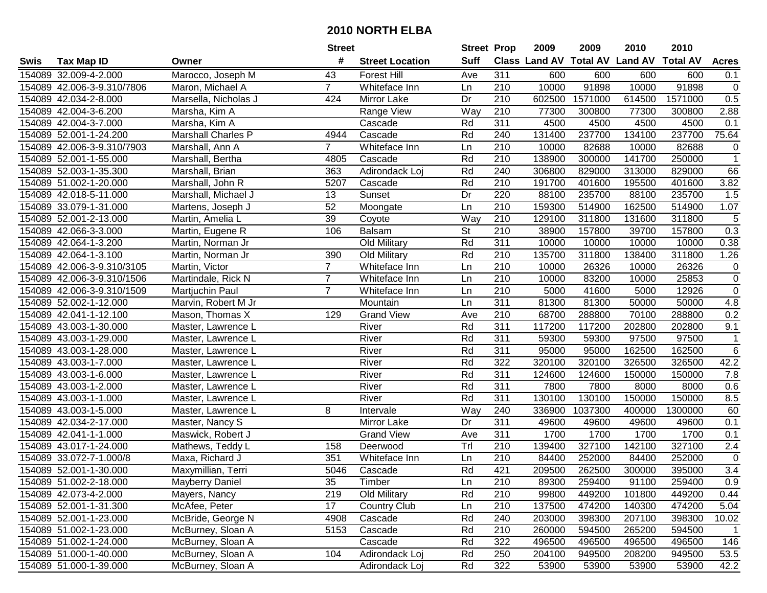# 2010 NORTH ELBA

| Swis | Tax Map ID | Owner | Street # | Street Location | Street Suff | Prop Class | 2009 Land AV | 2009 Total AV | 2010 Land AV | 2010 Total AV | Acres |
|---|---|---|---|---|---|---|---|---|---|---|---|
| 154089 | 32.009-4-2.000 | Marocco, Joseph M | 43 | Forest Hill | Ave | 311 | 600 | 600 | 600 | 600 | 0.1 |
| 154089 | 42.006-3-9.310/7806 | Maron, Michael A | 7 | Whiteface Inn | Ln | 210 | 10000 | 91898 | 10000 | 91898 | 0 |
| 154089 | 42.034-2-8.000 | Marsella, Nicholas J | 424 | Mirror Lake | Dr | 210 | 602500 | 1571000 | 614500 | 1571000 | 0.5 |
| 154089 | 42.004-3-6.200 | Marsha, Kim A | | Range View | Way | 210 | 77300 | 300800 | 77300 | 300800 | 2.88 |
| 154089 | 42.004-3-7.000 | Marsha, Kim A | | Cascade | Rd | 311 | 4500 | 4500 | 4500 | 4500 | 0.1 |
| 154089 | 52.001-1-24.200 | Marshall Charles P | 4944 | Cascade | Rd | 240 | 131400 | 237700 | 134100 | 237700 | 75.64 |
| 154089 | 42.006-3-9.310/7903 | Marshall, Ann A | 7 | Whiteface Inn | Ln | 210 | 10000 | 82688 | 10000 | 82688 | 0 |
| 154089 | 52.001-1-55.000 | Marshall, Bertha | 4805 | Cascade | Rd | 210 | 138900 | 300000 | 141700 | 250000 | 1 |
| 154089 | 52.003-1-35.300 | Marshall, Brian | 363 | Adirondack Loj | Rd | 240 | 306800 | 829000 | 313000 | 829000 | 66 |
| 154089 | 51.002-1-20.000 | Marshall, John R | 5207 | Cascade | Rd | 210 | 191700 | 401600 | 195500 | 401600 | 3.82 |
| 154089 | 42.018-5-11.000 | Marshall, Michael J | 13 | Sunset | Dr | 220 | 88100 | 235700 | 88100 | 235700 | 1.5 |
| 154089 | 33.079-1-31.000 | Martens, Joseph J | 52 | Moongate | Ln | 210 | 159300 | 514900 | 162500 | 514900 | 1.07 |
| 154089 | 52.001-2-13.000 | Martin, Amelia L | 39 | Coyote | Way | 210 | 129100 | 311800 | 131600 | 311800 | 5 |
| 154089 | 42.066-3-3.000 | Martin, Eugene R | 106 | Balsam | St | 210 | 38900 | 157800 | 39700 | 157800 | 0.3 |
| 154089 | 42.064-1-3.200 | Martin, Norman Jr | | Old Military | Rd | 311 | 10000 | 10000 | 10000 | 10000 | 0.38 |
| 154089 | 42.064-1-3.100 | Martin, Norman Jr | 390 | Old Military | Rd | 210 | 135700 | 311800 | 138400 | 311800 | 1.26 |
| 154089 | 42.006-3-9.310/3105 | Martin, Victor | 7 | Whiteface Inn | Ln | 210 | 10000 | 26326 | 10000 | 26326 | 0 |
| 154089 | 42.006-3-9.310/1506 | Martindale, Rick N | 7 | Whiteface Inn | Ln | 210 | 10000 | 83200 | 10000 | 25853 | 0 |
| 154089 | 42.006-3-9.310/1509 | Martjuchin Paul | 7 | Whiteface Inn | Ln | 210 | 5000 | 41600 | 5000 | 12926 | 0 |
| 154089 | 52.002-1-12.000 | Marvin, Robert M Jr | | Mountain | Ln | 311 | 81300 | 81300 | 50000 | 50000 | 4.8 |
| 154089 | 42.041-1-12.100 | Mason, Thomas X | 129 | Grand View | Ave | 210 | 68700 | 288800 | 70100 | 288800 | 0.2 |
| 154089 | 43.003-1-30.000 | Master, Lawrence L | | River | Rd | 311 | 117200 | 117200 | 202800 | 202800 | 9.1 |
| 154089 | 43.003-1-29.000 | Master, Lawrence L | | River | Rd | 311 | 59300 | 59300 | 97500 | 97500 | 1 |
| 154089 | 43.003-1-28.000 | Master, Lawrence L | | River | Rd | 311 | 95000 | 95000 | 162500 | 162500 | 6 |
| 154089 | 43.003-1-7.000 | Master, Lawrence L | | River | Rd | 322 | 320100 | 320100 | 326500 | 326500 | 42.2 |
| 154089 | 43.003-1-6.000 | Master, Lawrence L | | River | Rd | 311 | 124600 | 124600 | 150000 | 150000 | 7.8 |
| 154089 | 43.003-1-2.000 | Master, Lawrence L | | River | Rd | 311 | 7800 | 7800 | 8000 | 8000 | 0.6 |
| 154089 | 43.003-1-1.000 | Master, Lawrence L | | River | Rd | 311 | 130100 | 130100 | 150000 | 150000 | 8.5 |
| 154089 | 43.003-1-5.000 | Master, Lawrence L | 8 | Intervale | Way | 240 | 336900 | 1037300 | 400000 | 1300000 | 60 |
| 154089 | 42.034-2-17.000 | Master, Nancy S | | Mirror Lake | Dr | 311 | 49600 | 49600 | 49600 | 49600 | 0.1 |
| 154089 | 42.041-1-1.000 | Maswick, Robert J | | Grand View | Ave | 311 | 1700 | 1700 | 1700 | 1700 | 0.1 |
| 154089 | 43.017-1-24.000 | Mathews, Teddy L | 158 | Deerwood | Trl | 210 | 139400 | 327100 | 142100 | 327100 | 2.4 |
| 154089 | 33.072-7-1.000/8 | Maxa, Richard J | 351 | Whiteface Inn | Ln | 210 | 84400 | 252000 | 84400 | 252000 | 0 |
| 154089 | 52.001-1-30.000 | Maxymillian, Terri | 5046 | Cascade | Rd | 421 | 209500 | 262500 | 300000 | 395000 | 3.4 |
| 154089 | 51.002-2-18.000 | Mayberry Daniel | 35 | Timber | Ln | 210 | 89300 | 259400 | 91100 | 259400 | 0.9 |
| 154089 | 42.073-4-2.000 | Mayers, Nancy | 219 | Old Military | Rd | 210 | 99800 | 449200 | 101800 | 449200 | 0.44 |
| 154089 | 52.001-1-31.300 | McAfee, Peter | 17 | Country Club | Ln | 210 | 137500 | 474200 | 140300 | 474200 | 5.04 |
| 154089 | 52.001-1-23.000 | McBride, George N | 4908 | Cascade | Rd | 240 | 203000 | 398300 | 207100 | 398300 | 10.02 |
| 154089 | 51.002-1-23.000 | McBurney, Sloan A | 5153 | Cascade | Rd | 210 | 260000 | 594500 | 265200 | 594500 | 1 |
| 154089 | 51.002-1-24.000 | McBurney, Sloan A | | Cascade | Rd | 322 | 496500 | 496500 | 496500 | 496500 | 146 |
| 154089 | 51.000-1-40.000 | McBurney, Sloan A | 104 | Adirondack Loj | Rd | 250 | 204100 | 949500 | 208200 | 949500 | 53.5 |
| 154089 | 51.000-1-39.000 | McBurney, Sloan A | | Adirondack Loj | Rd | 322 | 53900 | 53900 | 53900 | 53900 | 42.2 |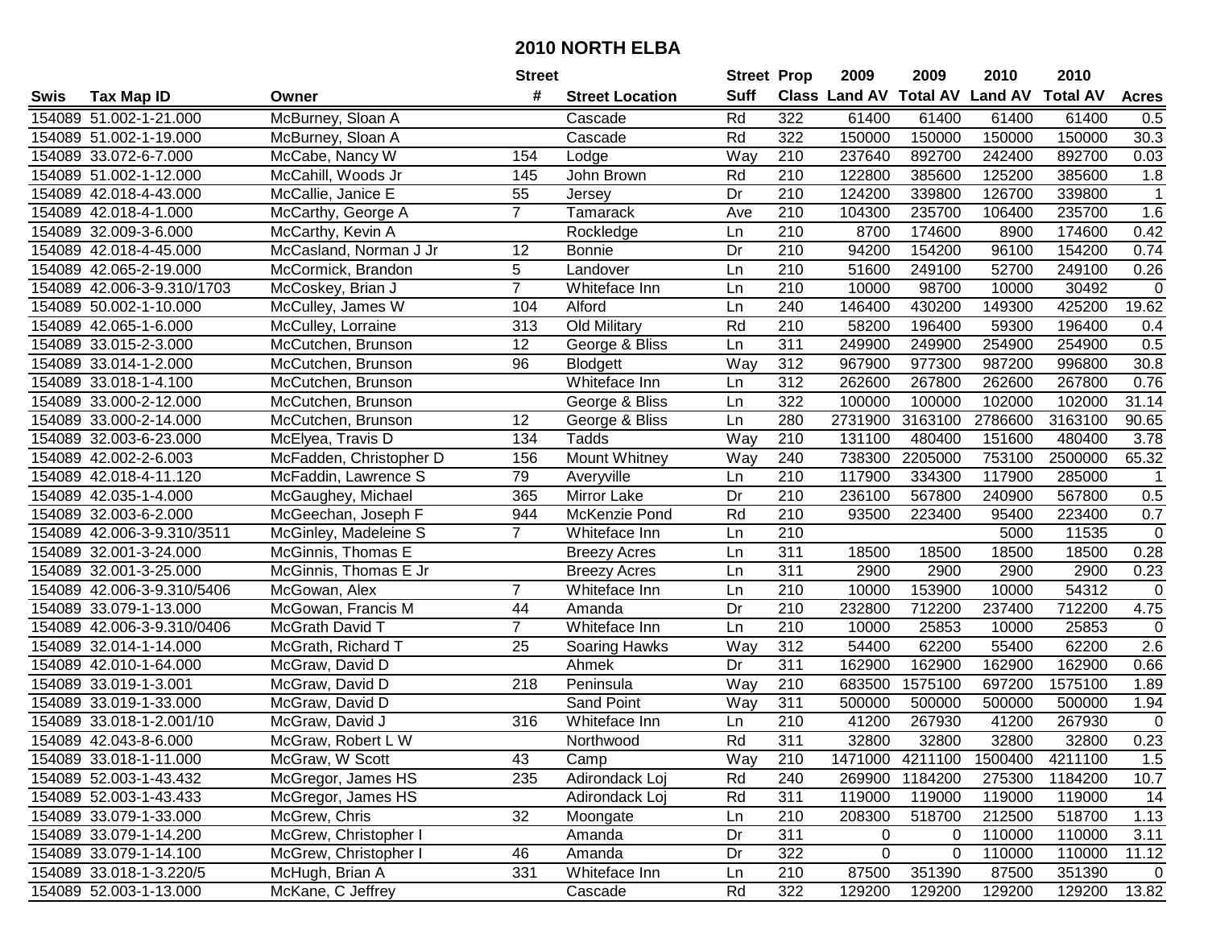# 2010 NORTH ELBA

| Swis | Tax Map ID | Owner | Street # | Street Location | Street Suff | Prop Class | 2009 Land AV | 2009 Total AV | 2010 Land AV | 2010 Total AV | Acres |
|---|---|---|---|---|---|---|---|---|---|---|---|
| 154089 | 51.002-1-21.000 | McBurney, Sloan A | | Cascade | Rd | 322 | 61400 | 61400 | 61400 | 61400 | 0.5 |
| 154089 | 51.002-1-19.000 | McBurney, Sloan A | | Cascade | Rd | 322 | 150000 | 150000 | 150000 | 150000 | 30.3 |
| 154089 | 33.072-6-7.000 | McCabe, Nancy W | 154 | Lodge | Way | 210 | 237640 | 892700 | 242400 | 892700 | 0.03 |
| 154089 | 51.002-1-12.000 | McCahill, Woods Jr | 145 | John Brown | Rd | 210 | 122800 | 385600 | 125200 | 385600 | 1.8 |
| 154089 | 42.018-4-43.000 | McCallie, Janice E | 55 | Jersey | Dr | 210 | 124200 | 339800 | 126700 | 339800 | 1 |
| 154089 | 42.018-4-1.000 | McCarthy, George A | 7 | Tamarack | Ave | 210 | 104300 | 235700 | 106400 | 235700 | 1.6 |
| 154089 | 32.009-3-6.000 | McCarthy, Kevin A | | Rockledge | Ln | 210 | 8700 | 174600 | 8900 | 174600 | 0.42 |
| 154089 | 42.018-4-45.000 | McCasland, Norman J Jr | 12 | Bonnie | Dr | 210 | 94200 | 154200 | 96100 | 154200 | 0.74 |
| 154089 | 42.065-2-19.000 | McCormick, Brandon | 5 | Landover | Ln | 210 | 51600 | 249100 | 52700 | 249100 | 0.26 |
| 154089 | 42.006-3-9.310/1703 | McCoskey, Brian J | 7 | Whiteface Inn | Ln | 210 | 10000 | 98700 | 10000 | 30492 | 0 |
| 154089 | 50.002-1-10.000 | McCulley, James W | 104 | Alford | Ln | 240 | 146400 | 430200 | 149300 | 425200 | 19.62 |
| 154089 | 42.065-1-6.000 | McCulley, Lorraine | 313 | Old Military | Rd | 210 | 58200 | 196400 | 59300 | 196400 | 0.4 |
| 154089 | 33.015-2-3.000 | McCutchen, Brunson | 12 | George & Bliss | Ln | 311 | 249900 | 249900 | 254900 | 254900 | 0.5 |
| 154089 | 33.014-1-2.000 | McCutchen, Brunson | 96 | Blodgett | Way | 312 | 967900 | 977300 | 987200 | 996800 | 30.8 |
| 154089 | 33.018-1-4.100 | McCutchen, Brunson | | Whiteface Inn | Ln | 312 | 262600 | 267800 | 262600 | 267800 | 0.76 |
| 154089 | 33.000-2-12.000 | McCutchen, Brunson | | George & Bliss | Ln | 322 | 100000 | 100000 | 102000 | 102000 | 31.14 |
| 154089 | 33.000-2-14.000 | McCutchen, Brunson | 12 | George & Bliss | Ln | 280 | 2731900 | 3163100 | 2786600 | 3163100 | 90.65 |
| 154089 | 32.003-6-23.000 | McElyea, Travis D | 134 | Tadds | Way | 210 | 131100 | 480400 | 151600 | 480400 | 3.78 |
| 154089 | 42.002-2-6.003 | McFadden, Christopher D | 156 | Mount Whitney | Way | 240 | 738300 | 2205000 | 753100 | 2500000 | 65.32 |
| 154089 | 42.018-4-11.120 | McFaddin, Lawrence S | 79 | Averyville | Ln | 210 | 117900 | 334300 | 117900 | 285000 | 1 |
| 154089 | 42.035-1-4.000 | McGaughey, Michael | 365 | Mirror Lake | Dr | 210 | 236100 | 567800 | 240900 | 567800 | 0.5 |
| 154089 | 32.003-6-2.000 | McGeechan, Joseph F | 944 | McKenzie Pond | Rd | 210 | 93500 | 223400 | 95400 | 223400 | 0.7 |
| 154089 | 42.006-3-9.310/3511 | McGinley, Madeleine S | 7 | Whiteface Inn | Ln | 210 | | | 5000 | 11535 | 0 |
| 154089 | 32.001-3-24.000 | McGinnis, Thomas E | | Breezy Acres | Ln | 311 | 18500 | 18500 | 18500 | 18500 | 0.28 |
| 154089 | 32.001-3-25.000 | McGinnis, Thomas E Jr | | Breezy Acres | Ln | 311 | 2900 | 2900 | 2900 | 2900 | 0.23 |
| 154089 | 42.006-3-9.310/5406 | McGowan, Alex | 7 | Whiteface Inn | Ln | 210 | 10000 | 153900 | 10000 | 54312 | 0 |
| 154089 | 33.079-1-13.000 | McGowan, Francis M | 44 | Amanda | Dr | 210 | 232800 | 712200 | 237400 | 712200 | 4.75 |
| 154089 | 42.006-3-9.310/0406 | McGrath David T | 7 | Whiteface Inn | Ln | 210 | 10000 | 25853 | 10000 | 25853 | 0 |
| 154089 | 32.014-1-14.000 | McGrath, Richard T | 25 | Soaring Hawks | Way | 312 | 54400 | 62200 | 55400 | 62200 | 2.6 |
| 154089 | 42.010-1-64.000 | McGraw, David D | | Ahmek | Dr | 311 | 162900 | 162900 | 162900 | 162900 | 0.66 |
| 154089 | 33.019-1-3.001 | McGraw, David D | 218 | Peninsula | Way | 210 | 683500 | 1575100 | 697200 | 1575100 | 1.89 |
| 154089 | 33.019-1-33.000 | McGraw, David D | | Sand Point | Way | 311 | 500000 | 500000 | 500000 | 500000 | 1.94 |
| 154089 | 33.018-1-2.001/10 | McGraw, David J | 316 | Whiteface Inn | Ln | 210 | 41200 | 267930 | 41200 | 267930 | 0 |
| 154089 | 42.043-8-6.000 | McGraw, Robert L W | | Northwood | Rd | 311 | 32800 | 32800 | 32800 | 32800 | 0.23 |
| 154089 | 33.018-1-11.000 | McGraw, W Scott | 43 | Camp | Way | 210 | 1471000 | 4211100 | 1500400 | 4211100 | 1.5 |
| 154089 | 52.003-1-43.432 | McGregor, James HS | 235 | Adirondack Loj | Rd | 240 | 269900 | 1184200 | 275300 | 1184200 | 10.7 |
| 154089 | 52.003-1-43.433 | McGregor, James HS | | Adirondack Loj | Rd | 311 | 119000 | 119000 | 119000 | 119000 | 14 |
| 154089 | 33.079-1-33.000 | McGrew, Chris | 32 | Moongate | Ln | 210 | 208300 | 518700 | 212500 | 518700 | 1.13 |
| 154089 | 33.079-1-14.200 | McGrew, Christopher I | | Amanda | Dr | 311 | 0 | 0 | 110000 | 110000 | 3.11 |
| 154089 | 33.079-1-14.100 | McGrew, Christopher I | 46 | Amanda | Dr | 322 | 0 | 0 | 110000 | 110000 | 11.12 |
| 154089 | 33.018-1-3.220/5 | McHugh, Brian A | 331 | Whiteface Inn | Ln | 210 | 87500 | 351390 | 87500 | 351390 | 0 |
| 154089 | 52.003-1-13.000 | McKane, C Jeffrey | | Cascade | Rd | 322 | 129200 | 129200 | 129200 | 129200 | 13.82 |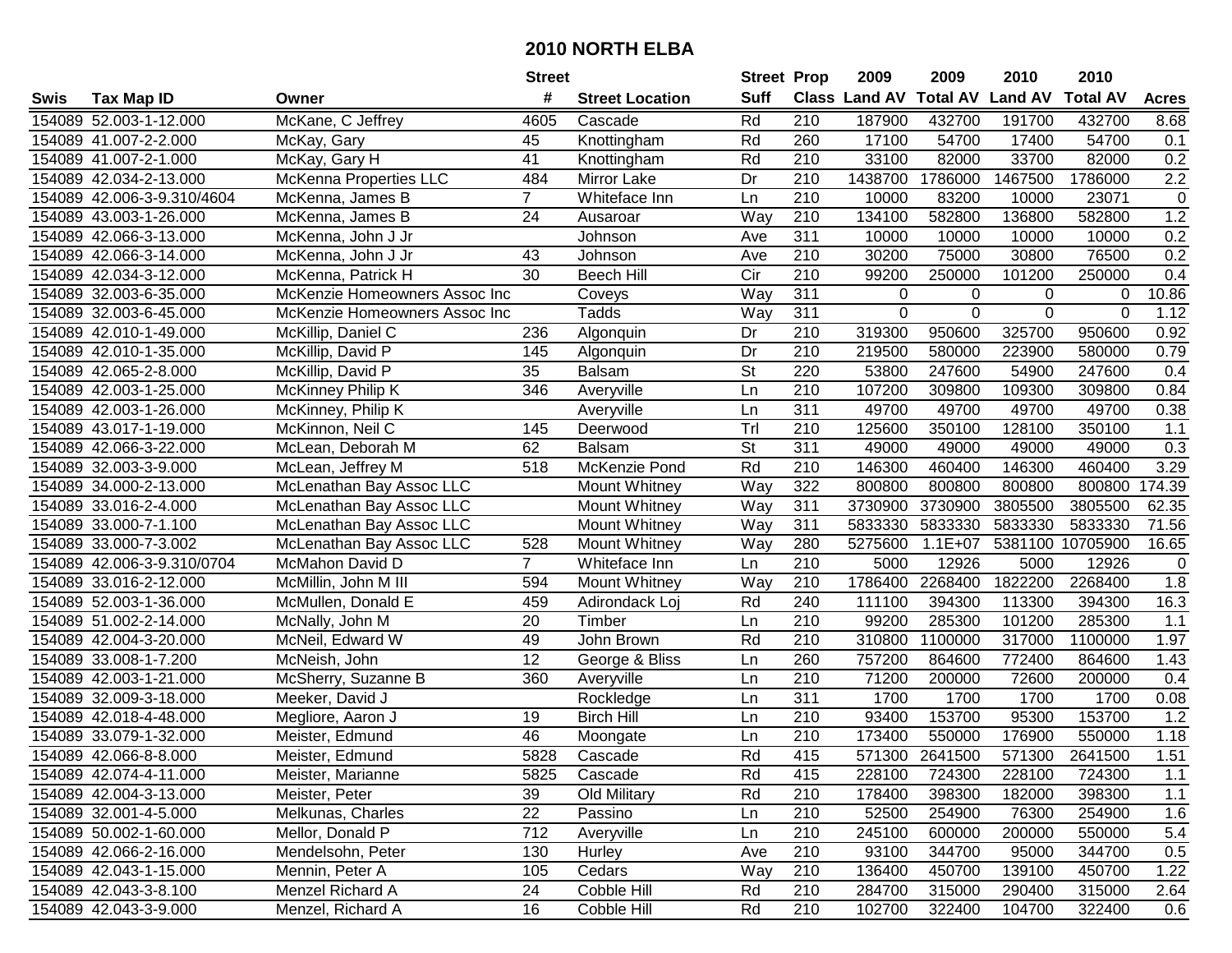# 2010 NORTH ELBA

| Swis | Tax Map ID | Owner | Street # | Street Location | Street Suff | Prop Class | 2009 Land AV | 2009 Total AV | 2010 Land AV | 2010 Total AV | Acres |
|---|---|---|---|---|---|---|---|---|---|---|---|
| 154089 | 52.003-1-12.000 | McKane, C Jeffrey | 4605 | Cascade | Rd | 210 | 187900 | 432700 | 191700 | 432700 | 8.68 |
| 154089 | 41.007-2-2.000 | McKay, Gary | 45 | Knottingham | Rd | 260 | 17100 | 54700 | 17400 | 54700 | 0.1 |
| 154089 | 41.007-2-1.000 | McKay, Gary H | 41 | Knottingham | Rd | 210 | 33100 | 82000 | 33700 | 82000 | 0.2 |
| 154089 | 42.034-2-13.000 | McKenna Properties LLC | 484 | Mirror Lake | Dr | 210 | 1438700 | 1786000 | 1467500 | 1786000 | 2.2 |
| 154089 | 42.006-3-9.310/4604 | McKenna, James B | 7 | Whiteface Inn | Ln | 210 | 10000 | 83200 | 10000 | 23071 | 0 |
| 154089 | 43.003-1-26.000 | McKenna, James B | 24 | Ausaroar | Way | 210 | 134100 | 582800 | 136800 | 582800 | 1.2 |
| 154089 | 42.066-3-13.000 | McKenna, John J Jr | | Johnson | Ave | 311 | 10000 | 10000 | 10000 | 10000 | 0.2 |
| 154089 | 42.066-3-14.000 | McKenna, John J Jr | 43 | Johnson | Ave | 210 | 30200 | 75000 | 30800 | 76500 | 0.2 |
| 154089 | 42.034-3-12.000 | McKenna, Patrick H | 30 | Beech Hill | Cir | 210 | 99200 | 250000 | 101200 | 250000 | 0.4 |
| 154089 | 32.003-6-35.000 | McKenzie Homeowners Assoc Inc | | Coveys | Way | 311 | 0 | 0 | 0 | 0 | 10.86 |
| 154089 | 32.003-6-45.000 | McKenzie Homeowners Assoc Inc | | Tadds | Way | 311 | 0 | 0 | 0 | 0 | 1.12 |
| 154089 | 42.010-1-49.000 | McKillip, Daniel C | 236 | Algonquin | Dr | 210 | 319300 | 950600 | 325700 | 950600 | 0.92 |
| 154089 | 42.010-1-35.000 | McKillip, David P | 145 | Algonquin | Dr | 210 | 219500 | 580000 | 223900 | 580000 | 0.79 |
| 154089 | 42.065-2-8.000 | McKillip, David P | 35 | Balsam | St | 220 | 53800 | 247600 | 54900 | 247600 | 0.4 |
| 154089 | 42.003-1-25.000 | McKinney Philip K | 346 | Averyville | Ln | 210 | 107200 | 309800 | 109300 | 309800 | 0.84 |
| 154089 | 42.003-1-26.000 | McKinney, Philip K | | Averyville | Ln | 311 | 49700 | 49700 | 49700 | 49700 | 0.38 |
| 154089 | 43.017-1-19.000 | McKinnon, Neil C | 145 | Deerwood | Trl | 210 | 125600 | 350100 | 128100 | 350100 | 1.1 |
| 154089 | 42.066-3-22.000 | McLean, Deborah M | 62 | Balsam | St | 311 | 49000 | 49000 | 49000 | 49000 | 0.3 |
| 154089 | 32.003-3-9.000 | McLean, Jeffrey M | 518 | McKenzie Pond | Rd | 210 | 146300 | 460400 | 146300 | 460400 | 3.29 |
| 154089 | 34.000-2-13.000 | McLenathan Bay Assoc LLC | | Mount Whitney | Way | 322 | 800800 | 800800 | 800800 | 800800 | 174.39 |
| 154089 | 33.016-2-4.000 | McLenathan Bay Assoc LLC | | Mount Whitney | Way | 311 | 3730900 | 3730900 | 3805500 | 3805500 | 62.35 |
| 154089 | 33.000-7-1.100 | McLenathan Bay Assoc LLC | | Mount Whitney | Way | 311 | 5833330 | 5833330 | 5833330 | 5833330 | 71.56 |
| 154089 | 33.000-7-3.002 | McLenathan Bay Assoc LLC | 528 | Mount Whitney | Way | 280 | 5275600 | 1.1E+07 | 5381100 | 10705900 | 16.65 |
| 154089 | 42.006-3-9.310/0704 | McMahon David D | 7 | Whiteface Inn | Ln | 210 | 5000 | 12926 | 5000 | 12926 | 0 |
| 154089 | 33.016-2-12.000 | McMillin, John M III | 594 | Mount Whitney | Way | 210 | 1786400 | 2268400 | 1822200 | 2268400 | 1.8 |
| 154089 | 52.003-1-36.000 | McMullen, Donald E | 459 | Adirondack Loj | Rd | 240 | 111100 | 394300 | 113300 | 394300 | 16.3 |
| 154089 | 51.002-2-14.000 | McNally, John M | 20 | Timber | Ln | 210 | 99200 | 285300 | 101200 | 285300 | 1.1 |
| 154089 | 42.004-3-20.000 | McNeil, Edward W | 49 | John Brown | Rd | 210 | 310800 | 1100000 | 317000 | 1100000 | 1.97 |
| 154089 | 33.008-1-7.200 | McNeish, John | 12 | George & Bliss | Ln | 260 | 757200 | 864600 | 772400 | 864600 | 1.43 |
| 154089 | 42.003-1-21.000 | McSherry, Suzanne B | 360 | Averyville | Ln | 210 | 71200 | 200000 | 72600 | 200000 | 0.4 |
| 154089 | 32.009-3-18.000 | Meeker, David J | | Rockledge | Ln | 311 | 1700 | 1700 | 1700 | 1700 | 0.08 |
| 154089 | 42.018-4-48.000 | Megliore, Aaron J | 19 | Birch Hill | Ln | 210 | 93400 | 153700 | 95300 | 153700 | 1.2 |
| 154089 | 33.079-1-32.000 | Meister, Edmund | 46 | Moongate | Ln | 210 | 173400 | 550000 | 176900 | 550000 | 1.18 |
| 154089 | 42.066-8-8.000 | Meister, Edmund | 5828 | Cascade | Rd | 415 | 571300 | 2641500 | 571300 | 2641500 | 1.51 |
| 154089 | 42.074-4-11.000 | Meister, Marianne | 5825 | Cascade | Rd | 415 | 228100 | 724300 | 228100 | 724300 | 1.1 |
| 154089 | 42.004-3-13.000 | Meister, Peter | 39 | Old Military | Rd | 210 | 178400 | 398300 | 182000 | 398300 | 1.1 |
| 154089 | 32.001-4-5.000 | Melkunas, Charles | 22 | Passino | Ln | 210 | 52500 | 254900 | 76300 | 254900 | 1.6 |
| 154089 | 50.002-1-60.000 | Mellor, Donald P | 712 | Averyville | Ln | 210 | 245100 | 600000 | 200000 | 550000 | 5.4 |
| 154089 | 42.066-2-16.000 | Mendelsohn, Peter | 130 | Hurley | Ave | 210 | 93100 | 344700 | 95000 | 344700 | 0.5 |
| 154089 | 42.043-1-15.000 | Mennin, Peter A | 105 | Cedars | Way | 210 | 136400 | 450700 | 139100 | 450700 | 1.22 |
| 154089 | 42.043-3-8.100 | Menzel Richard A | 24 | Cobble Hill | Rd | 210 | 284700 | 315000 | 290400 | 315000 | 2.64 |
| 154089 | 42.043-3-9.000 | Menzel, Richard A | 16 | Cobble Hill | Rd | 210 | 102700 | 322400 | 104700 | 322400 | 0.6 |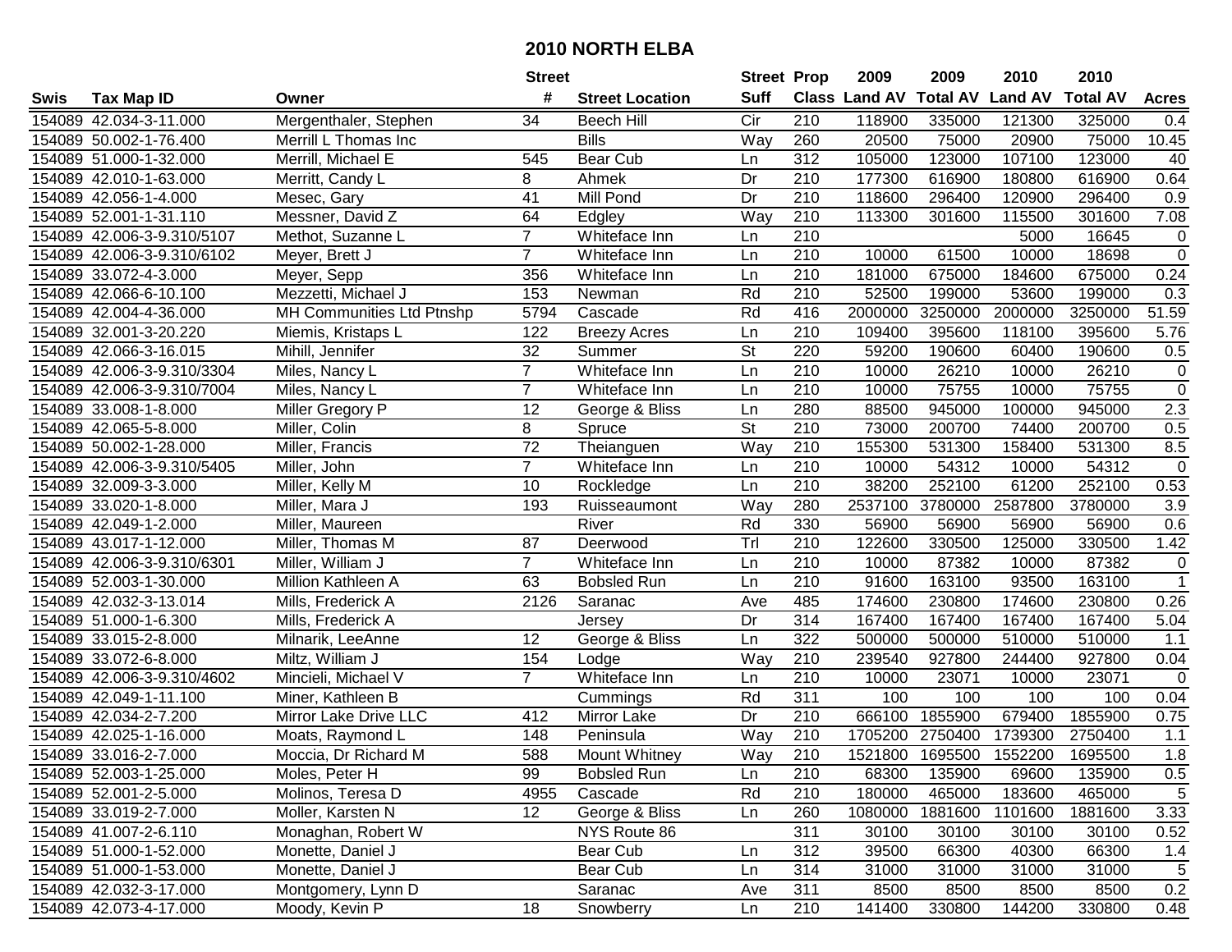# 2010 NORTH ELBA

| Swis | Tax Map ID | Owner | Street # | Street Location | Street Suff | Prop Class | 2009 Land AV | 2009 Total AV | 2010 Land AV | 2010 Total AV | Acres |
|---|---|---|---|---|---|---|---|---|---|---|---|
| 154089 | 42.034-3-11.000 | Mergenthaler, Stephen | 34 | Beech Hill | Cir | 210 | 118900 | 335000 | 121300 | 325000 | 0.4 |
| 154089 | 50.002-1-76.400 | Merrill L Thomas Inc | | Bills | Way | 260 | 20500 | 75000 | 20900 | 75000 | 10.45 |
| 154089 | 51.000-1-32.000 | Merrill, Michael E | 545 | Bear Cub | Ln | 312 | 105000 | 123000 | 107100 | 123000 | 40 |
| 154089 | 42.010-1-63.000 | Merritt, Candy L | 8 | Ahmek | Dr | 210 | 177300 | 616900 | 180800 | 616900 | 0.64 |
| 154089 | 42.056-1-4.000 | Mesec, Gary | 41 | Mill Pond | Dr | 210 | 118600 | 296400 | 120900 | 296400 | 0.9 |
| 154089 | 52.001-1-31.110 | Messner, David Z | 64 | Edgley | Way | 210 | 113300 | 301600 | 115500 | 301600 | 7.08 |
| 154089 | 42.006-3-9.310/5107 | Methot, Suzanne L | 7 | Whiteface Inn | Ln | 210 | | | 5000 | 16645 | 0 |
| 154089 | 42.006-3-9.310/6102 | Meyer, Brett J | 7 | Whiteface Inn | Ln | 210 | 10000 | 61500 | 10000 | 18698 | 0 |
| 154089 | 33.072-4-3.000 | Meyer, Sepp | 356 | Whiteface Inn | Ln | 210 | 181000 | 675000 | 184600 | 675000 | 0.24 |
| 154089 | 42.066-6-10.100 | Mezzetti, Michael J | 153 | Newman | Rd | 210 | 52500 | 199000 | 53600 | 199000 | 0.3 |
| 154089 | 42.004-4-36.000 | MH Communities Ltd Ptnshp | 5794 | Cascade | Rd | 416 | 2000000 | 3250000 | 2000000 | 3250000 | 51.59 |
| 154089 | 32.001-3-20.220 | Miemis, Kristaps L | 122 | Breezy Acres | Ln | 210 | 109400 | 395600 | 118100 | 395600 | 5.76 |
| 154089 | 42.066-3-16.015 | Mihill, Jennifer | 32 | Summer | St | 220 | 59200 | 190600 | 60400 | 190600 | 0.5 |
| 154089 | 42.006-3-9.310/3304 | Miles, Nancy L | 7 | Whiteface Inn | Ln | 210 | 10000 | 26210 | 10000 | 26210 | 0 |
| 154089 | 42.006-3-9.310/7004 | Miles, Nancy L | 7 | Whiteface Inn | Ln | 210 | 10000 | 75755 | 10000 | 75755 | 0 |
| 154089 | 33.008-1-8.000 | Miller Gregory P | 12 | George & Bliss | Ln | 280 | 88500 | 945000 | 100000 | 945000 | 2.3 |
| 154089 | 42.065-5-8.000 | Miller, Colin | 8 | Spruce | St | 210 | 73000 | 200700 | 74400 | 200700 | 0.5 |
| 154089 | 50.002-1-28.000 | Miller, Francis | 72 | Theianguen | Way | 210 | 155300 | 531300 | 158400 | 531300 | 8.5 |
| 154089 | 42.006-3-9.310/5405 | Miller, John | 7 | Whiteface Inn | Ln | 210 | 10000 | 54312 | 10000 | 54312 | 0 |
| 154089 | 32.009-3-3.000 | Miller, Kelly M | 10 | Rockledge | Ln | 210 | 38200 | 252100 | 61200 | 252100 | 0.53 |
| 154089 | 33.020-1-8.000 | Miller, Mara J | 193 | Ruisseaumont | Way | 280 | 2537100 | 3780000 | 2587800 | 3780000 | 3.9 |
| 154089 | 42.049-1-2.000 | Miller, Maureen | | River | Rd | 330 | 56900 | 56900 | 56900 | 56900 | 0.6 |
| 154089 | 43.017-1-12.000 | Miller, Thomas M | 87 | Deerwood | Trl | 210 | 122600 | 330500 | 125000 | 330500 | 1.42 |
| 154089 | 42.006-3-9.310/6301 | Miller, William J | 7 | Whiteface Inn | Ln | 210 | 10000 | 87382 | 10000 | 87382 | 0 |
| 154089 | 52.003-1-30.000 | Million Kathleen A | 63 | Bobsled Run | Ln | 210 | 91600 | 163100 | 93500 | 163100 | 1 |
| 154089 | 42.032-3-13.014 | Mills, Frederick A | 2126 | Saranac | Ave | 485 | 174600 | 230800 | 174600 | 230800 | 0.26 |
| 154089 | 51.000-1-6.300 | Mills, Frederick A | | Jersey | Dr | 314 | 167400 | 167400 | 167400 | 167400 | 5.04 |
| 154089 | 33.015-2-8.000 | Milnarik, LeeAnne | 12 | George & Bliss | Ln | 322 | 500000 | 500000 | 510000 | 510000 | 1.1 |
| 154089 | 33.072-6-8.000 | Miltz, William J | 154 | Lodge | Way | 210 | 239540 | 927800 | 244400 | 927800 | 0.04 |
| 154089 | 42.006-3-9.310/4602 | Mincieli, Michael V | 7 | Whiteface Inn | Ln | 210 | 10000 | 23071 | 10000 | 23071 | 0 |
| 154089 | 42.049-1-11.100 | Miner, Kathleen B | | Cummings | Rd | 311 | 100 | 100 | 100 | 100 | 0.04 |
| 154089 | 42.034-2-7.200 | Mirror Lake Drive LLC | 412 | Mirror Lake | Dr | 210 | 666100 | 1855900 | 679400 | 1855900 | 0.75 |
| 154089 | 42.025-1-16.000 | Moats, Raymond L | 148 | Peninsula | Way | 210 | 1705200 | 2750400 | 1739300 | 2750400 | 1.1 |
| 154089 | 33.016-2-7.000 | Moccia, Dr Richard M | 588 | Mount Whitney | Way | 210 | 1521800 | 1695500 | 1552200 | 1695500 | 1.8 |
| 154089 | 52.003-1-25.000 | Moles, Peter H | 99 | Bobsled Run | Ln | 210 | 68300 | 135900 | 69600 | 135900 | 0.5 |
| 154089 | 52.001-2-5.000 | Molinos, Teresa D | 4955 | Cascade | Rd | 210 | 180000 | 465000 | 183600 | 465000 | 5 |
| 154089 | 33.019-2-7.000 | Moller, Karsten N | 12 | George & Bliss | Ln | 260 | 1080000 | 1881600 | 1101600 | 1881600 | 3.33 |
| 154089 | 41.007-2-6.110 | Monaghan, Robert W | | NYS Route 86 | | 311 | 30100 | 30100 | 30100 | 30100 | 0.52 |
| 154089 | 51.000-1-52.000 | Monette, Daniel J | | Bear Cub | Ln | 312 | 39500 | 66300 | 40300 | 66300 | 1.4 |
| 154089 | 51.000-1-53.000 | Monette, Daniel J | | Bear Cub | Ln | 314 | 31000 | 31000 | 31000 | 31000 | 5 |
| 154089 | 42.032-3-17.000 | Montgomery, Lynn D | | Saranac | Ave | 311 | 8500 | 8500 | 8500 | 8500 | 0.2 |
| 154089 | 42.073-4-17.000 | Moody, Kevin P | 18 | Snowberry | Ln | 210 | 141400 | 330800 | 144200 | 330800 | 0.48 |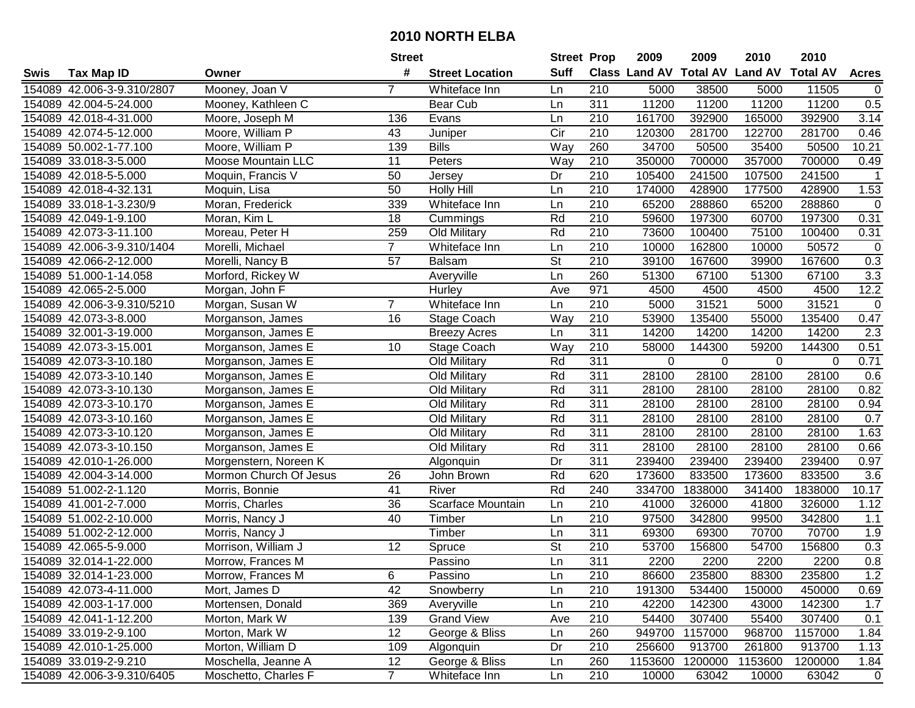# 2010 NORTH ELBA

| Swis | Tax Map ID | Owner | Street # | Street Location | Street Suff | Prop Class | 2009 Land AV | 2009 Total AV | 2010 Land AV | 2010 Total AV | Acres |
|---|---|---|---|---|---|---|---|---|---|---|---|
| 154089 | 42.006-3-9.310/2807 | Mooney, Joan V | 7 | Whiteface Inn | Ln | 210 | 5000 | 38500 | 5000 | 11505 | 0 |
| 154089 | 42.004-5-24.000 | Mooney, Kathleen C | | Bear Cub | Ln | 311 | 11200 | 11200 | 11200 | 11200 | 0.5 |
| 154089 | 42.018-4-31.000 | Moore, Joseph M | 136 | Evans | Ln | 210 | 161700 | 392900 | 165000 | 392900 | 3.14 |
| 154089 | 42.074-5-12.000 | Moore, William P | 43 | Juniper | Cir | 210 | 120300 | 281700 | 122700 | 281700 | 0.46 |
| 154089 | 50.002-1-77.100 | Moore, William P | 139 | Bills | Way | 260 | 34700 | 50500 | 35400 | 50500 | 10.21 |
| 154089 | 33.018-3-5.000 | Moose Mountain LLC | 11 | Peters | Way | 210 | 350000 | 700000 | 357000 | 700000 | 0.49 |
| 154089 | 42.018-5-5.000 | Moquin, Francis V | 50 | Jersey | Dr | 210 | 105400 | 241500 | 107500 | 241500 | 1 |
| 154089 | 42.018-4-32.131 | Moquin, Lisa | 50 | Holly Hill | Ln | 210 | 174000 | 428900 | 177500 | 428900 | 1.53 |
| 154089 | 33.018-1-3.230/9 | Moran, Frederick | 339 | Whiteface Inn | Ln | 210 | 65200 | 288860 | 65200 | 288860 | 0 |
| 154089 | 42.049-1-9.100 | Moran, Kim L | 18 | Cummings | Rd | 210 | 59600 | 197300 | 60700 | 197300 | 0.31 |
| 154089 | 42.073-3-11.100 | Moreau, Peter H | 259 | Old Military | Rd | 210 | 73600 | 100400 | 75100 | 100400 | 0.31 |
| 154089 | 42.006-3-9.310/1404 | Morelli, Michael | 7 | Whiteface Inn | Ln | 210 | 10000 | 162800 | 10000 | 50572 | 0 |
| 154089 | 42.066-2-12.000 | Morelli, Nancy B | 57 | Balsam | St | 210 | 39100 | 167600 | 39900 | 167600 | 0.3 |
| 154089 | 51.000-1-14.058 | Morford, Rickey W | | Averyville | Ln | 260 | 51300 | 67100 | 51300 | 67100 | 3.3 |
| 154089 | 42.065-2-5.000 | Morgan, John F | | Hurley | Ave | 971 | 4500 | 4500 | 4500 | 4500 | 12.2 |
| 154089 | 42.006-3-9.310/5210 | Morgan, Susan W | 7 | Whiteface Inn | Ln | 210 | 5000 | 31521 | 5000 | 31521 | 0 |
| 154089 | 42.073-3-8.000 | Morganson, James | 16 | Stage Coach | Way | 210 | 53900 | 135400 | 55000 | 135400 | 0.47 |
| 154089 | 32.001-3-19.000 | Morganson, James E | | Breezy Acres | Ln | 311 | 14200 | 14200 | 14200 | 14200 | 2.3 |
| 154089 | 42.073-3-15.001 | Morganson, James E | 10 | Stage Coach | Way | 210 | 58000 | 144300 | 59200 | 144300 | 0.51 |
| 154089 | 42.073-3-10.180 | Morganson, James E | | Old Military | Rd | 311 | 0 | 0 | 0 | 0 | 0.71 |
| 154089 | 42.073-3-10.140 | Morganson, James E | | Old Military | Rd | 311 | 28100 | 28100 | 28100 | 28100 | 0.6 |
| 154089 | 42.073-3-10.130 | Morganson, James E | | Old Military | Rd | 311 | 28100 | 28100 | 28100 | 28100 | 0.82 |
| 154089 | 42.073-3-10.170 | Morganson, James E | | Old Military | Rd | 311 | 28100 | 28100 | 28100 | 28100 | 0.94 |
| 154089 | 42.073-3-10.160 | Morganson, James E | | Old Military | Rd | 311 | 28100 | 28100 | 28100 | 28100 | 0.7 |
| 154089 | 42.073-3-10.120 | Morganson, James E | | Old Military | Rd | 311 | 28100 | 28100 | 28100 | 28100 | 1.63 |
| 154089 | 42.073-3-10.150 | Morganson, James E | | Old Military | Rd | 311 | 28100 | 28100 | 28100 | 28100 | 0.66 |
| 154089 | 42.010-1-26.000 | Morgenstern, Noreen K | | Algonquin | Dr | 311 | 239400 | 239400 | 239400 | 239400 | 0.97 |
| 154089 | 42.004-3-14.000 | Mormon Church Of Jesus | 26 | John Brown | Rd | 620 | 173600 | 833500 | 173600 | 833500 | 3.6 |
| 154089 | 51.002-2-1.120 | Morris, Bonnie | 41 | River | Rd | 240 | 334700 | 1838000 | 341400 | 1838000 | 10.17 |
| 154089 | 41.001-2-7.000 | Morris, Charles | 36 | Scarface Mountain | Ln | 210 | 41000 | 326000 | 41800 | 326000 | 1.12 |
| 154089 | 51.002-2-10.000 | Morris, Nancy J | 40 | Timber | Ln | 210 | 97500 | 342800 | 99500 | 342800 | 1.1 |
| 154089 | 51.002-2-12.000 | Morris, Nancy J | | Timber | Ln | 311 | 69300 | 69300 | 70700 | 70700 | 1.9 |
| 154089 | 42.065-5-9.000 | Morrison, William J | 12 | Spruce | St | 210 | 53700 | 156800 | 54700 | 156800 | 0.3 |
| 154089 | 32.014-1-22.000 | Morrow, Frances M | | Passino | Ln | 311 | 2200 | 2200 | 2200 | 2200 | 0.8 |
| 154089 | 32.014-1-23.000 | Morrow, Frances M | 6 | Passino | Ln | 210 | 86600 | 235800 | 88300 | 235800 | 1.2 |
| 154089 | 42.073-4-11.000 | Mort, James D | 42 | Snowberry | Ln | 210 | 191300 | 534400 | 150000 | 450000 | 0.69 |
| 154089 | 42.003-1-17.000 | Mortensen, Donald | 369 | Averyville | Ln | 210 | 42200 | 142300 | 43000 | 142300 | 1.7 |
| 154089 | 42.041-1-12.200 | Morton, Mark W | 139 | Grand View | Ave | 210 | 54400 | 307400 | 55400 | 307400 | 0.1 |
| 154089 | 33.019-2-9.100 | Morton, Mark W | 12 | George & Bliss | Ln | 260 | 949700 | 1157000 | 968700 | 1157000 | 1.84 |
| 154089 | 42.010-1-25.000 | Morton, William D | 109 | Algonquin | Dr | 210 | 256600 | 913700 | 261800 | 913700 | 1.13 |
| 154089 | 33.019-2-9.210 | Moschella, Jeanne A | 12 | George & Bliss | Ln | 260 | 1153600 | 1200000 | 1153600 | 1200000 | 1.84 |
| 154089 | 42.006-3-9.310/6405 | Moschetto, Charles F | 7 | Whiteface Inn | Ln | 210 | 10000 | 63042 | 10000 | 63042 | 0 |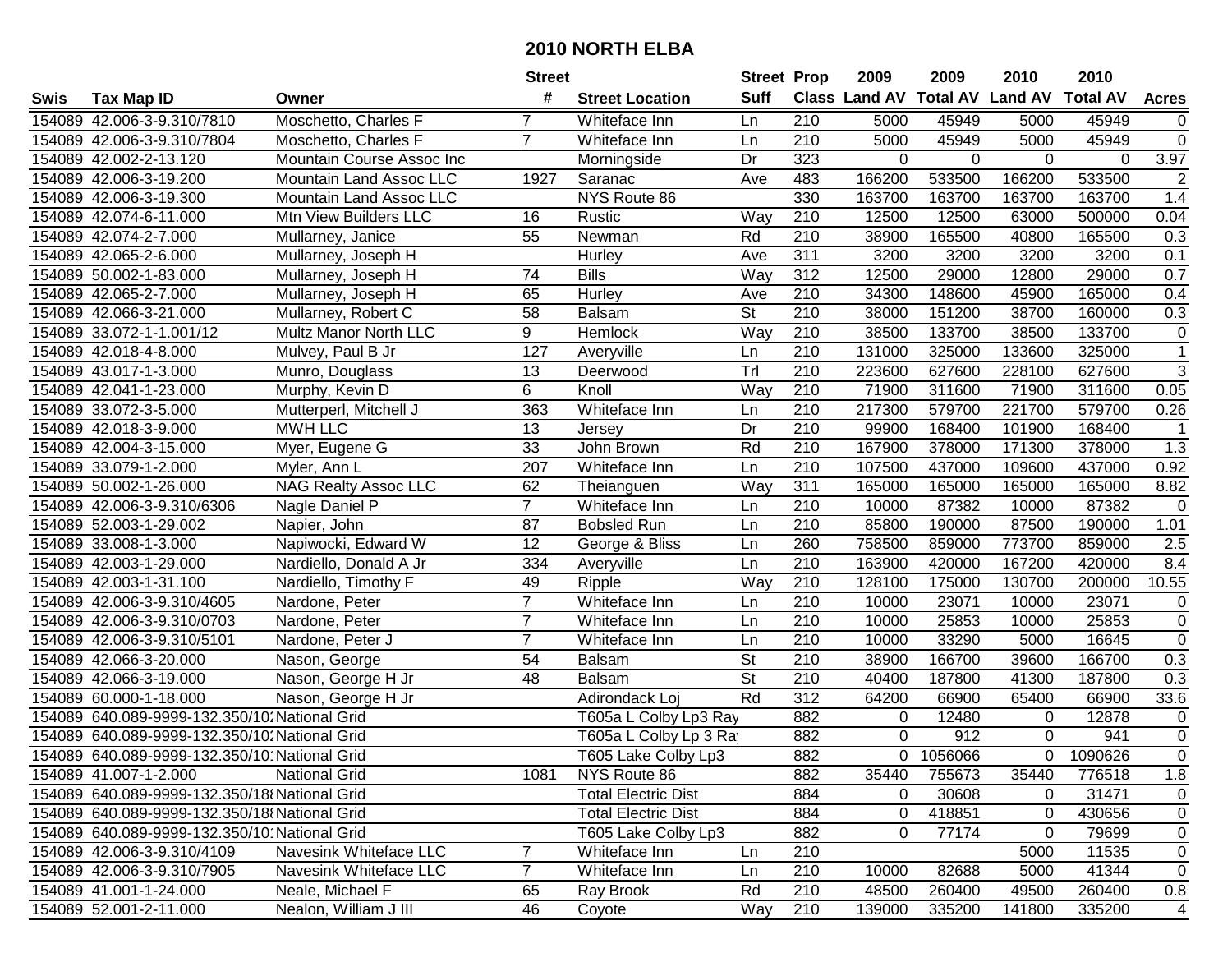# 2010 NORTH ELBA

| Swis | Tax Map ID | Owner | Street # | Street Location | Street Suff | Prop Class | 2009 Land AV | 2009 Total AV | 2010 Land AV | 2010 Total AV | Acres |
|---|---|---|---|---|---|---|---|---|---|---|---|
| 154089 | 42.006-3-9.310/7810 | Moschetto, Charles F | 7 | Whiteface Inn | Ln | 210 | 5000 | 45949 | 5000 | 45949 | 0 |
| 154089 | 42.006-3-9.310/7804 | Moschetto, Charles F | 7 | Whiteface Inn | Ln | 210 | 5000 | 45949 | 5000 | 45949 | 0 |
| 154089 | 42.002-2-13.120 | Mountain Course Assoc Inc | | Morningside | Dr | 323 | 0 | 0 | 0 | 0 | 3.97 |
| 154089 | 42.006-3-19.200 | Mountain Land Assoc LLC | 1927 | Saranac | Ave | 483 | 166200 | 533500 | 166200 | 533500 | 2 |
| 154089 | 42.006-3-19.300 | Mountain Land Assoc LLC | | NYS Route 86 | | 330 | 163700 | 163700 | 163700 | 163700 | 1.4 |
| 154089 | 42.074-6-11.000 | Mtn View Builders LLC | 16 | Rustic | Way | 210 | 12500 | 12500 | 63000 | 500000 | 0.04 |
| 154089 | 42.074-2-7.000 | Mullarney, Janice | 55 | Newman | Rd | 210 | 38900 | 165500 | 40800 | 165500 | 0.3 |
| 154089 | 42.065-2-6.000 | Mullarney, Joseph H | | Hurley | Ave | 311 | 3200 | 3200 | 3200 | 3200 | 0.1 |
| 154089 | 50.002-1-83.000 | Mullarney, Joseph H | 74 | Bills | Way | 312 | 12500 | 29000 | 12800 | 29000 | 0.7 |
| 154089 | 42.065-2-7.000 | Mullarney, Joseph H | 65 | Hurley | Ave | 210 | 34300 | 148600 | 45900 | 165000 | 0.4 |
| 154089 | 42.066-3-21.000 | Mullarney, Robert C | 58 | Balsam | St | 210 | 38000 | 151200 | 38700 | 160000 | 0.3 |
| 154089 | 33.072-1-1.001/12 | Multz Manor North LLC | 9 | Hemlock | Way | 210 | 38500 | 133700 | 38500 | 133700 | 0 |
| 154089 | 42.018-4-8.000 | Mulvey, Paul B Jr | 127 | Averyville | Ln | 210 | 131000 | 325000 | 133600 | 325000 | 1 |
| 154089 | 43.017-1-3.000 | Munro, Douglass | 13 | Deerwood | Trl | 210 | 223600 | 627600 | 228100 | 627600 | 3 |
| 154089 | 42.041-1-23.000 | Murphy, Kevin D | 6 | Knoll | Way | 210 | 71900 | 311600 | 71900 | 311600 | 0.05 |
| 154089 | 33.072-3-5.000 | Mutterperl, Mitchell J | 363 | Whiteface Inn | Ln | 210 | 217300 | 579700 | 221700 | 579700 | 0.26 |
| 154089 | 42.018-3-9.000 | MWH LLC | 13 | Jersey | Dr | 210 | 99900 | 168400 | 101900 | 168400 | 1 |
| 154089 | 42.004-3-15.000 | Myer, Eugene G | 33 | John Brown | Rd | 210 | 167900 | 378000 | 171300 | 378000 | 1.3 |
| 154089 | 33.079-1-2.000 | Myler, Ann L | 207 | Whiteface Inn | Ln | 210 | 107500 | 437000 | 109600 | 437000 | 0.92 |
| 154089 | 50.002-1-26.000 | NAG Realty Assoc LLC | 62 | Theianguen | Way | 311 | 165000 | 165000 | 165000 | 165000 | 8.82 |
| 154089 | 42.006-3-9.310/6306 | Nagle Daniel P | 7 | Whiteface Inn | Ln | 210 | 10000 | 87382 | 10000 | 87382 | 0 |
| 154089 | 52.003-1-29.002 | Napier, John | 87 | Bobsled Run | Ln | 210 | 85800 | 190000 | 87500 | 190000 | 1.01 |
| 154089 | 33.008-1-3.000 | Napiwocki, Edward W | 12 | George & Bliss | Ln | 260 | 758500 | 859000 | 773700 | 859000 | 2.5 |
| 154089 | 42.003-1-29.000 | Nardiello, Donald A Jr | 334 | Averyville | Ln | 210 | 163900 | 420000 | 167200 | 420000 | 8.4 |
| 154089 | 42.003-1-31.100 | Nardiello, Timothy F | 49 | Ripple | Way | 210 | 128100 | 175000 | 130700 | 200000 | 10.55 |
| 154089 | 42.006-3-9.310/4605 | Nardone, Peter | 7 | Whiteface Inn | Ln | 210 | 10000 | 23071 | 10000 | 23071 | 0 |
| 154089 | 42.006-3-9.310/0703 | Nardone, Peter | 7 | Whiteface Inn | Ln | 210 | 10000 | 25853 | 10000 | 25853 | 0 |
| 154089 | 42.006-3-9.310/5101 | Nardone, Peter J | 7 | Whiteface Inn | Ln | 210 | 10000 | 33290 | 5000 | 16645 | 0 |
| 154089 | 42.066-3-20.000 | Nason, George | 54 | Balsam | St | 210 | 38900 | 166700 | 39600 | 166700 | 0.3 |
| 154089 | 42.066-3-19.000 | Nason, George H Jr | 48 | Balsam | St | 210 | 40400 | 187800 | 41300 | 187800 | 0.3 |
| 154089 | 60.000-1-18.000 | Nason, George H Jr | | Adirondack Loj | Rd | 312 | 64200 | 66900 | 65400 | 66900 | 33.6 |
| 154089 | 640.089-9999-132.350/10 | National Grid | | T605a L Colby Lp3 Ray | | 882 | 0 | 12480 | 0 | 12878 | 0 |
| 154089 | 640.089-9999-132.350/10 | National Grid | | T605a L Colby Lp 3 Ra | | 882 | 0 | 912 | 0 | 941 | 0 |
| 154089 | 640.089-9999-132.350/10 | National Grid | | T605 Lake Colby Lp3 | | 882 | 0 | 1056066 | 0 | 1090626 | 0 |
| 154089 | 41.007-1-2.000 | National Grid | 1081 | NYS Route 86 | | 882 | 35440 | 755673 | 35440 | 776518 | 1.8 |
| 154089 | 640.089-9999-132.350/18 | National Grid | | Total Electric Dist | | 884 | 0 | 30608 | 0 | 31471 | 0 |
| 154089 | 640.089-9999-132.350/18 | National Grid | | Total Electric Dist | | 884 | 0 | 418851 | 0 | 430656 | 0 |
| 154089 | 640.089-9999-132.350/10 | National Grid | | T605 Lake Colby Lp3 | | 882 | 0 | 77174 | 0 | 79699 | 0 |
| 154089 | 42.006-3-9.310/4109 | Navesink Whiteface LLC | 7 | Whiteface Inn | Ln | 210 | | | 5000 | 11535 | 0 |
| 154089 | 42.006-3-9.310/7905 | Navesink Whiteface LLC | 7 | Whiteface Inn | Ln | 210 | 10000 | 82688 | 5000 | 41344 | 0 |
| 154089 | 41.001-1-24.000 | Neale, Michael F | 65 | Ray Brook | Rd | 210 | 48500 | 260400 | 49500 | 260400 | 0.8 |
| 154089 | 52.001-2-11.000 | Nealon, William J III | 46 | Coyote | Way | 210 | 139000 | 335200 | 141800 | 335200 | 4 |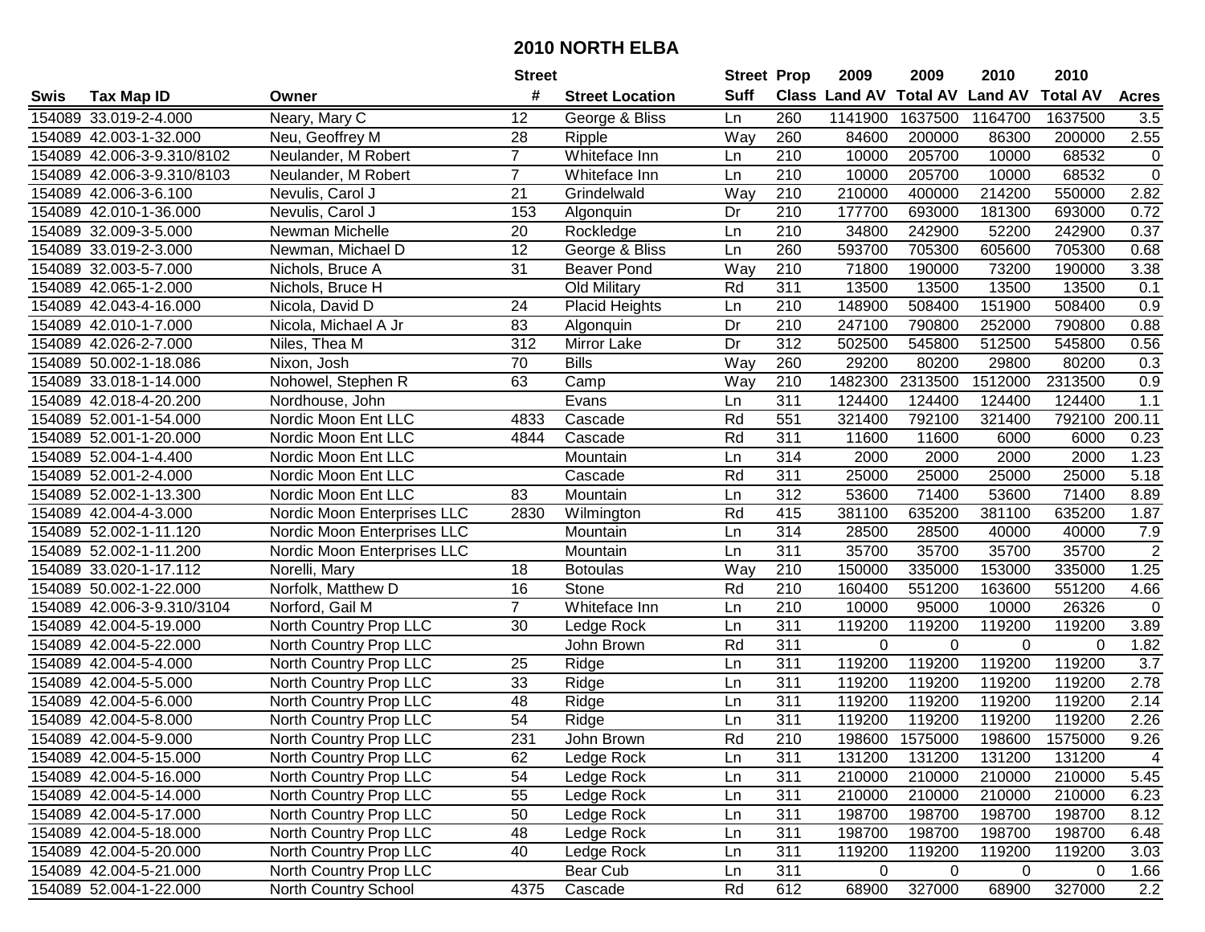# 2010 NORTH ELBA

| Swis | Tax Map ID | Owner | Street # | Street Location | Street Suff | Prop Class | 2009 Land AV | 2009 Total AV | 2010 Land AV | 2010 Total AV | Acres |
|---|---|---|---|---|---|---|---|---|---|---|---|
| 154089 | 33.019-2-4.000 | Neary, Mary C | 12 | George & Bliss | Ln | 260 | 1141900 | 1637500 | 1164700 | 1637500 | 3.5 |
| 154089 | 42.003-1-32.000 | Neu, Geoffrey M | 28 | Ripple | Way | 260 | 84600 | 200000 | 86300 | 200000 | 2.55 |
| 154089 | 42.006-3-9.310/8102 | Neulander, M Robert | 7 | Whiteface Inn | Ln | 210 | 10000 | 205700 | 10000 | 68532 | 0 |
| 154089 | 42.006-3-9.310/8103 | Neulander, M Robert | 7 | Whiteface Inn | Ln | 210 | 10000 | 205700 | 10000 | 68532 | 0 |
| 154089 | 42.006-3-6.100 | Nevulis, Carol J | 21 | Grindelwald | Way | 210 | 210000 | 400000 | 214200 | 550000 | 2.82 |
| 154089 | 42.010-1-36.000 | Nevulis, Carol J | 153 | Algonquin | Dr | 210 | 177700 | 693000 | 181300 | 693000 | 0.72 |
| 154089 | 32.009-3-5.000 | Newman Michelle | 20 | Rockledge | Ln | 210 | 34800 | 242900 | 52200 | 242900 | 0.37 |
| 154089 | 33.019-2-3.000 | Newman, Michael D | 12 | George & Bliss | Ln | 260 | 593700 | 705300 | 605600 | 705300 | 0.68 |
| 154089 | 32.003-5-7.000 | Nichols, Bruce A | 31 | Beaver Pond | Way | 210 | 71800 | 190000 | 73200 | 190000 | 3.38 |
| 154089 | 42.065-1-2.000 | Nichols, Bruce H | | Old Military | Rd | 311 | 13500 | 13500 | 13500 | 13500 | 0.1 |
| 154089 | 42.043-4-16.000 | Nicola, David D | 24 | Placid Heights | Ln | 210 | 148900 | 508400 | 151900 | 508400 | 0.9 |
| 154089 | 42.010-1-7.000 | Nicola, Michael A Jr | 83 | Algonquin | Dr | 210 | 247100 | 790800 | 252000 | 790800 | 0.88 |
| 154089 | 42.026-2-7.000 | Niles, Thea M | 312 | Mirror Lake | Dr | 312 | 502500 | 545800 | 512500 | 545800 | 0.56 |
| 154089 | 50.002-1-18.086 | Nixon, Josh | 70 | Bills | Way | 260 | 29200 | 80200 | 29800 | 80200 | 0.3 |
| 154089 | 33.018-1-14.000 | Nohowel, Stephen R | 63 | Camp | Way | 210 | 1482300 | 2313500 | 1512000 | 2313500 | 0.9 |
| 154089 | 42.018-4-20.200 | Nordhouse, John | | Evans | Ln | 311 | 124400 | 124400 | 124400 | 124400 | 1.1 |
| 154089 | 52.001-1-54.000 | Nordic Moon Ent LLC | 4833 | Cascade | Rd | 551 | 321400 | 792100 | 321400 | 792100 | 200.11 |
| 154089 | 52.001-1-20.000 | Nordic Moon Ent LLC | 4844 | Cascade | Rd | 311 | 11600 | 11600 | 6000 | 6000 | 0.23 |
| 154089 | 52.004-1-4.400 | Nordic Moon Ent LLC | | Mountain | Ln | 314 | 2000 | 2000 | 2000 | 2000 | 1.23 |
| 154089 | 52.001-2-4.000 | Nordic Moon Ent LLC | | Cascade | Rd | 311 | 25000 | 25000 | 25000 | 25000 | 5.18 |
| 154089 | 52.002-1-13.300 | Nordic Moon Ent LLC | 83 | Mountain | Ln | 312 | 53600 | 71400 | 53600 | 71400 | 8.89 |
| 154089 | 42.004-4-3.000 | Nordic Moon Enterprises LLC | 2830 | Wilmington | Rd | 415 | 381100 | 635200 | 381100 | 635200 | 1.87 |
| 154089 | 52.002-1-11.120 | Nordic Moon Enterprises LLC | | Mountain | Ln | 314 | 28500 | 28500 | 40000 | 40000 | 7.9 |
| 154089 | 52.002-1-11.200 | Nordic Moon Enterprises LLC | | Mountain | Ln | 311 | 35700 | 35700 | 35700 | 35700 | 2 |
| 154089 | 33.020-1-17.112 | Norelli, Mary | 18 | Botoulas | Way | 210 | 150000 | 335000 | 153000 | 335000 | 1.25 |
| 154089 | 50.002-1-22.000 | Norfolk, Matthew D | 16 | Stone | Rd | 210 | 160400 | 551200 | 163600 | 551200 | 4.66 |
| 154089 | 42.006-3-9.310/3104 | Norford, Gail M | 7 | Whiteface Inn | Ln | 210 | 10000 | 95000 | 10000 | 26326 | 0 |
| 154089 | 42.004-5-19.000 | North Country Prop LLC | 30 | Ledge Rock | Ln | 311 | 119200 | 119200 | 119200 | 119200 | 3.89 |
| 154089 | 42.004-5-22.000 | North Country Prop LLC | | John Brown | Rd | 311 | 0 | 0 | 0 | 0 | 1.82 |
| 154089 | 42.004-5-4.000 | North Country Prop LLC | 25 | Ridge | Ln | 311 | 119200 | 119200 | 119200 | 119200 | 3.7 |
| 154089 | 42.004-5-5.000 | North Country Prop LLC | 33 | Ridge | Ln | 311 | 119200 | 119200 | 119200 | 119200 | 2.78 |
| 154089 | 42.004-5-6.000 | North Country Prop LLC | 48 | Ridge | Ln | 311 | 119200 | 119200 | 119200 | 119200 | 2.14 |
| 154089 | 42.004-5-8.000 | North Country Prop LLC | 54 | Ridge | Ln | 311 | 119200 | 119200 | 119200 | 119200 | 2.26 |
| 154089 | 42.004-5-9.000 | North Country Prop LLC | 231 | John Brown | Rd | 210 | 198600 | 1575000 | 198600 | 1575000 | 9.26 |
| 154089 | 42.004-5-15.000 | North Country Prop LLC | 62 | Ledge Rock | Ln | 311 | 131200 | 131200 | 131200 | 131200 | 4 |
| 154089 | 42.004-5-16.000 | North Country Prop LLC | 54 | Ledge Rock | Ln | 311 | 210000 | 210000 | 210000 | 210000 | 5.45 |
| 154089 | 42.004-5-14.000 | North Country Prop LLC | 55 | Ledge Rock | Ln | 311 | 210000 | 210000 | 210000 | 210000 | 6.23 |
| 154089 | 42.004-5-17.000 | North Country Prop LLC | 50 | Ledge Rock | Ln | 311 | 198700 | 198700 | 198700 | 198700 | 8.12 |
| 154089 | 42.004-5-18.000 | North Country Prop LLC | 48 | Ledge Rock | Ln | 311 | 198700 | 198700 | 198700 | 198700 | 6.48 |
| 154089 | 42.004-5-20.000 | North Country Prop LLC | 40 | Ledge Rock | Ln | 311 | 119200 | 119200 | 119200 | 119200 | 3.03 |
| 154089 | 42.004-5-21.000 | North Country Prop LLC | | Bear Cub | Ln | 311 | 0 | 0 | 0 | 0 | 1.66 |
| 154089 | 52.004-1-22.000 | North Country School | 4375 | Cascade | Rd | 612 | 68900 | 327000 | 68900 | 327000 | 2.2 |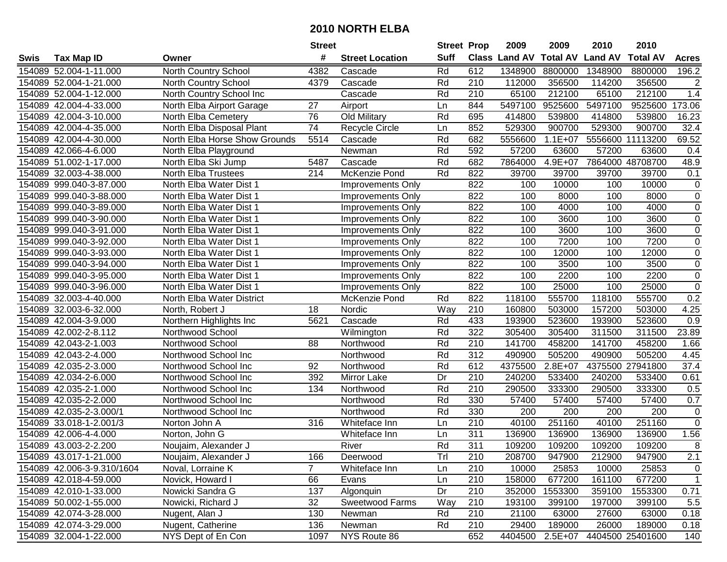# 2010 NORTH ELBA

| Swis | Tax Map ID | Owner | Street # | Street Location | Street Suff | Prop Class | 2009 Land AV | 2009 Total AV | 2010 Land AV | 2010 Total AV | Acres |
|---|---|---|---|---|---|---|---|---|---|---|---|
| 154089 | 52.004-1-11.000 | North Country School | 4382 | Cascade | Rd | 612 | 1348900 | 8800000 | 1348900 | 8800000 | 196.2 |
| 154089 | 52.004-1-21.000 | North Country School | 4379 | Cascade | Rd | 210 | 112000 | 356500 | 114200 | 356500 | 2 |
| 154089 | 52.004-1-12.000 | North Country School Inc | | Cascade | Rd | 210 | 65100 | 212100 | 65100 | 212100 | 1.4 |
| 154089 | 42.004-4-33.000 | North Elba Airport Garage | 27 | Airport | Ln | 844 | 5497100 | 9525600 | 5497100 | 9525600 | 173.06 |
| 154089 | 42.004-3-10.000 | North Elba Cemetery | 76 | Old Military | Rd | 695 | 414800 | 539800 | 414800 | 539800 | 16.23 |
| 154089 | 42.004-4-35.000 | North Elba Disposal Plant | 74 | Recycle Circle | Ln | 852 | 529300 | 900700 | 529300 | 900700 | 32.4 |
| 154089 | 42.004-4-30.000 | North Elba Horse Show Grounds | 5514 | Cascade | Rd | 682 | 5556600 | 1.1E+07 | 5556600 | 11113200 | 69.52 |
| 154089 | 42.066-4-6.000 | North Elba Playground | | Newman | Rd | 592 | 57200 | 63600 | 57200 | 63600 | 0.4 |
| 154089 | 51.002-1-17.000 | North Elba Ski Jump | 5487 | Cascade | Rd | 682 | 7864000 | 4.9E+07 | 7864000 | 48708700 | 48.9 |
| 154089 | 32.003-4-38.000 | North Elba Trustees | 214 | McKenzie Pond | Rd | 822 | 39700 | 39700 | 39700 | 39700 | 0.1 |
| 154089 | 999.040-3-87.000 | North Elba Water Dist 1 | | Improvements Only | | 822 | 100 | 10000 | 100 | 10000 | 0 |
| 154089 | 999.040-3-88.000 | North Elba Water Dist 1 | | Improvements Only | | 822 | 100 | 8000 | 100 | 8000 | 0 |
| 154089 | 999.040-3-89.000 | North Elba Water Dist 1 | | Improvements Only | | 822 | 100 | 4000 | 100 | 4000 | 0 |
| 154089 | 999.040-3-90.000 | North Elba Water Dist 1 | | Improvements Only | | 822 | 100 | 3600 | 100 | 3600 | 0 |
| 154089 | 999.040-3-91.000 | North Elba Water Dist 1 | | Improvements Only | | 822 | 100 | 3600 | 100 | 3600 | 0 |
| 154089 | 999.040-3-92.000 | North Elba Water Dist 1 | | Improvements Only | | 822 | 100 | 7200 | 100 | 7200 | 0 |
| 154089 | 999.040-3-93.000 | North Elba Water Dist 1 | | Improvements Only | | 822 | 100 | 12000 | 100 | 12000 | 0 |
| 154089 | 999.040-3-94.000 | North Elba Water Dist 1 | | Improvements Only | | 822 | 100 | 3500 | 100 | 3500 | 0 |
| 154089 | 999.040-3-95.000 | North Elba Water Dist 1 | | Improvements Only | | 822 | 100 | 2200 | 100 | 2200 | 0 |
| 154089 | 999.040-3-96.000 | North Elba Water Dist 1 | | Improvements Only | | 822 | 100 | 25000 | 100 | 25000 | 0 |
| 154089 | 32.003-4-40.000 | North Elba Water District | | McKenzie Pond | Rd | 822 | 118100 | 555700 | 118100 | 555700 | 0.2 |
| 154089 | 32.003-6-32.000 | North, Robert J | 18 | Nordic | Way | 210 | 160800 | 503000 | 157200 | 503000 | 4.25 |
| 154089 | 42.004-3-9.000 | Northern Highlights Inc | 5621 | Cascade | Rd | 433 | 193900 | 523600 | 193900 | 523600 | 0.9 |
| 154089 | 42.002-2-8.112 | Northwood School | | Wilmington | Rd | 322 | 305400 | 305400 | 311500 | 311500 | 23.89 |
| 154089 | 42.043-2-1.003 | Northwood School | 88 | Northwood | Rd | 210 | 141700 | 458200 | 141700 | 458200 | 1.66 |
| 154089 | 42.043-2-4.000 | Northwood School Inc | | Northwood | Rd | 312 | 490900 | 505200 | 490900 | 505200 | 4.45 |
| 154089 | 42.035-2-3.000 | Northwood School Inc | 92 | Northwood | Rd | 612 | 4375500 | 2.8E+07 | 4375500 | 27941800 | 37.4 |
| 154089 | 42.034-2-6.000 | Northwood School Inc | 392 | Mirror Lake | Dr | 210 | 240200 | 533400 | 240200 | 533400 | 0.61 |
| 154089 | 42.035-2-1.000 | Northwood School Inc | 134 | Northwood | Rd | 210 | 290500 | 333300 | 290500 | 333300 | 0.5 |
| 154089 | 42.035-2-2.000 | Northwood School Inc | | Northwood | Rd | 330 | 57400 | 57400 | 57400 | 57400 | 0.7 |
| 154089 | 42.035-2-3.000/1 | Northwood School Inc | | Northwood | Rd | 330 | 200 | 200 | 200 | 200 | 0 |
| 154089 | 33.018-1-2.001/3 | Norton John A | 316 | Whiteface Inn | Ln | 210 | 40100 | 251160 | 40100 | 251160 | 0 |
| 154089 | 42.006-4-4.000 | Norton, John G | | Whiteface Inn | Ln | 311 | 136900 | 136900 | 136900 | 136900 | 1.56 |
| 154089 | 43.003-2-2.200 | Noujaim, Alexander J | | River | Rd | 311 | 109200 | 109200 | 109200 | 109200 | 8 |
| 154089 | 43.017-1-21.000 | Noujaim, Alexander J | 166 | Deerwood | Trl | 210 | 208700 | 947900 | 212900 | 947900 | 2.1 |
| 154089 | 42.006-3-9.310/1604 | Noval, Lorraine K | 7 | Whiteface Inn | Ln | 210 | 10000 | 25853 | 10000 | 25853 | 0 |
| 154089 | 42.018-4-59.000 | Novick, Howard I | 66 | Evans | Ln | 210 | 158000 | 677200 | 161100 | 677200 | 1 |
| 154089 | 42.010-1-33.000 | Nowicki Sandra G | 137 | Algonquin | Dr | 210 | 352000 | 1553300 | 359100 | 1553300 | 0.71 |
| 154089 | 50.002-1-55.000 | Nowicki, Richard J | 32 | Sweetwood Farms | Way | 210 | 193100 | 399100 | 197000 | 399100 | 5.5 |
| 154089 | 42.074-3-28.000 | Nugent, Alan J | 130 | Newman | Rd | 210 | 21100 | 63000 | 27600 | 63000 | 0.18 |
| 154089 | 42.074-3-29.000 | Nugent, Catherine | 136 | Newman | Rd | 210 | 29400 | 189000 | 26000 | 189000 | 0.18 |
| 154089 | 32.004-1-22.000 | NYS Dept of En Con | 1097 | NYS Route 86 | | 652 | 4404500 | 2.5E+07 | 4404500 | 25401600 | 140 |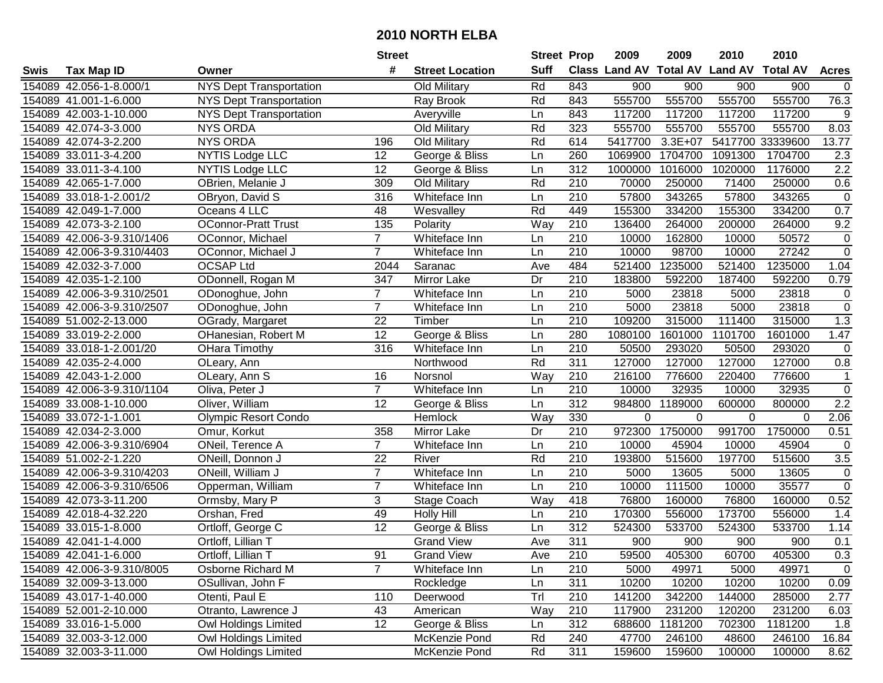# 2010 NORTH ELBA

| Swis | Tax Map ID | Owner | Street # | Street Location | Street Suff | Prop Class | 2009 Land AV | 2009 Total AV | 2010 Land AV | 2010 Total AV | Acres |
|---|---|---|---|---|---|---|---|---|---|---|---|
| 154089 | 42.056-1-8.000/1 | NYS Dept Transportation | | Old Military | Rd | 843 | 900 | 900 | 900 | 900 | 0 |
| 154089 | 41.001-1-6.000 | NYS Dept Transportation | | Ray Brook | Rd | 843 | 555700 | 555700 | 555700 | 555700 | 76.3 |
| 154089 | 42.003-1-10.000 | NYS Dept Transportation | | Averyville | Ln | 843 | 117200 | 117200 | 117200 | 117200 | 9 |
| 154089 | 42.074-3-3.000 | NYS ORDA | | Old Military | Rd | 323 | 555700 | 555700 | 555700 | 555700 | 8.03 |
| 154089 | 42.074-3-2.200 | NYS ORDA | 196 | Old Military | Rd | 614 | 5417700 | 3.3E+07 | 5417700 | 33339600 | 13.77 |
| 154089 | 33.011-3-4.200 | NYTIS Lodge LLC | 12 | George & Bliss | Ln | 260 | 1069900 | 1704700 | 1091300 | 1704700 | 2.3 |
| 154089 | 33.011-3-4.100 | NYTIS Lodge LLC | 12 | George & Bliss | Ln | 312 | 1000000 | 1016000 | 1020000 | 1176000 | 2.2 |
| 154089 | 42.065-1-7.000 | OBrien, Melanie J | 309 | Old Military | Rd | 210 | 70000 | 250000 | 71400 | 250000 | 0.6 |
| 154089 | 33.018-1-2.001/2 | OBryon, David S | 316 | Whiteface Inn | Ln | 210 | 57800 | 343265 | 57800 | 343265 | 0 |
| 154089 | 42.049-1-7.000 | Oceans 4 LLC | 48 | Wesvalley | Rd | 449 | 155300 | 334200 | 155300 | 334200 | 0.7 |
| 154089 | 42.073-3-2.100 | OConnor-Pratt Trust | 135 | Polarity | Way | 210 | 136400 | 264000 | 200000 | 264000 | 9.2 |
| 154089 | 42.006-3-9.310/1406 | OConnor, Michael | 7 | Whiteface Inn | Ln | 210 | 10000 | 162800 | 10000 | 50572 | 0 |
| 154089 | 42.006-3-9.310/4403 | OConnor, Michael J | 7 | Whiteface Inn | Ln | 210 | 10000 | 98700 | 10000 | 27242 | 0 |
| 154089 | 42.032-3-7.000 | OCSAP Ltd | 2044 | Saranac | Ave | 484 | 521400 | 1235000 | 521400 | 1235000 | 1.04 |
| 154089 | 42.035-1-2.100 | ODonnell, Rogan M | 347 | Mirror Lake | Dr | 210 | 183800 | 592200 | 187400 | 592200 | 0.79 |
| 154089 | 42.006-3-9.310/2501 | ODonoghue, John | 7 | Whiteface Inn | Ln | 210 | 5000 | 23818 | 5000 | 23818 | 0 |
| 154089 | 42.006-3-9.310/2507 | ODonoghue, John | 7 | Whiteface Inn | Ln | 210 | 5000 | 23818 | 5000 | 23818 | 0 |
| 154089 | 51.002-2-13.000 | OGrady, Margaret | 22 | Timber | Ln | 210 | 109200 | 315000 | 111400 | 315000 | 1.3 |
| 154089 | 33.019-2-2.000 | OHanesian, Robert M | 12 | George & Bliss | Ln | 280 | 1080100 | 1601000 | 1101700 | 1601000 | 1.47 |
| 154089 | 33.018-1-2.001/20 | OHara Timothy | 316 | Whiteface Inn | Ln | 210 | 50500 | 293020 | 50500 | 293020 | 0 |
| 154089 | 42.035-2-4.000 | OLeary, Ann | | Northwood | Rd | 311 | 127000 | 127000 | 127000 | 127000 | 0.8 |
| 154089 | 42.043-1-2.000 | OLeary, Ann S | 16 | Norsnol | Way | 210 | 216100 | 776600 | 220400 | 776600 | 1 |
| 154089 | 42.006-3-9.310/1104 | Oliva, Peter J | 7 | Whiteface Inn | Ln | 210 | 10000 | 32935 | 10000 | 32935 | 0 |
| 154089 | 33.008-1-10.000 | Oliver, William | 12 | George & Bliss | Ln | 312 | 984800 | 1189000 | 600000 | 800000 | 2.2 |
| 154089 | 33.072-1-1.001 | Olympic Resort Condo | | Hemlock | Way | 330 | 0 | 0 | 0 | 0 | 2.06 |
| 154089 | 42.034-2-3.000 | Omur, Korkut | 358 | Mirror Lake | Dr | 210 | 972300 | 1750000 | 991700 | 1750000 | 0.51 |
| 154089 | 42.006-3-9.310/6904 | ONeil, Terence A | 7 | Whiteface Inn | Ln | 210 | 10000 | 45904 | 10000 | 45904 | 0 |
| 154089 | 51.002-2-1.220 | ONeill, Donnon J | 22 | River | Rd | 210 | 193800 | 515600 | 197700 | 515600 | 3.5 |
| 154089 | 42.006-3-9.310/4203 | ONeill, William J | 7 | Whiteface Inn | Ln | 210 | 5000 | 13605 | 5000 | 13605 | 0 |
| 154089 | 42.006-3-9.310/6506 | Opperman, William | 7 | Whiteface Inn | Ln | 210 | 10000 | 111500 | 10000 | 35577 | 0 |
| 154089 | 42.073-3-11.200 | Ormsby, Mary P | 3 | Stage Coach | Way | 418 | 76800 | 160000 | 76800 | 160000 | 0.52 |
| 154089 | 42.018-4-32.220 | Orshan, Fred | 49 | Holly Hill | Ln | 210 | 170300 | 556000 | 173700 | 556000 | 1.4 |
| 154089 | 33.015-1-8.000 | Ortloff, George C | 12 | George & Bliss | Ln | 312 | 524300 | 533700 | 524300 | 533700 | 1.14 |
| 154089 | 42.041-1-4.000 | Ortloff, Lillian T | | Grand View | Ave | 311 | 900 | 900 | 900 | 900 | 0.1 |
| 154089 | 42.041-1-6.000 | Ortloff, Lillian T | 91 | Grand View | Ave | 210 | 59500 | 405300 | 60700 | 405300 | 0.3 |
| 154089 | 42.006-3-9.310/8005 | Osborne Richard M | 7 | Whiteface Inn | Ln | 210 | 5000 | 49971 | 5000 | 49971 | 0 |
| 154089 | 32.009-3-13.000 | OSullivan, John F | | Rockledge | Ln | 311 | 10200 | 10200 | 10200 | 10200 | 0.09 |
| 154089 | 43.017-1-40.000 | Otenti, Paul E | 110 | Deerwood | Trl | 210 | 141200 | 342200 | 144000 | 285000 | 2.77 |
| 154089 | 52.001-2-10.000 | Otranto, Lawrence J | 43 | American | Way | 210 | 117900 | 231200 | 120200 | 231200 | 6.03 |
| 154089 | 33.016-1-5.000 | Owl Holdings Limited | 12 | George & Bliss | Ln | 312 | 688600 | 1181200 | 702300 | 1181200 | 1.8 |
| 154089 | 32.003-3-12.000 | Owl Holdings Limited | | McKenzie Pond | Rd | 240 | 47700 | 246100 | 48600 | 246100 | 16.84 |
| 154089 | 32.003-3-11.000 | Owl Holdings Limited | | McKenzie Pond | Rd | 311 | 159600 | 159600 | 100000 | 100000 | 8.62 |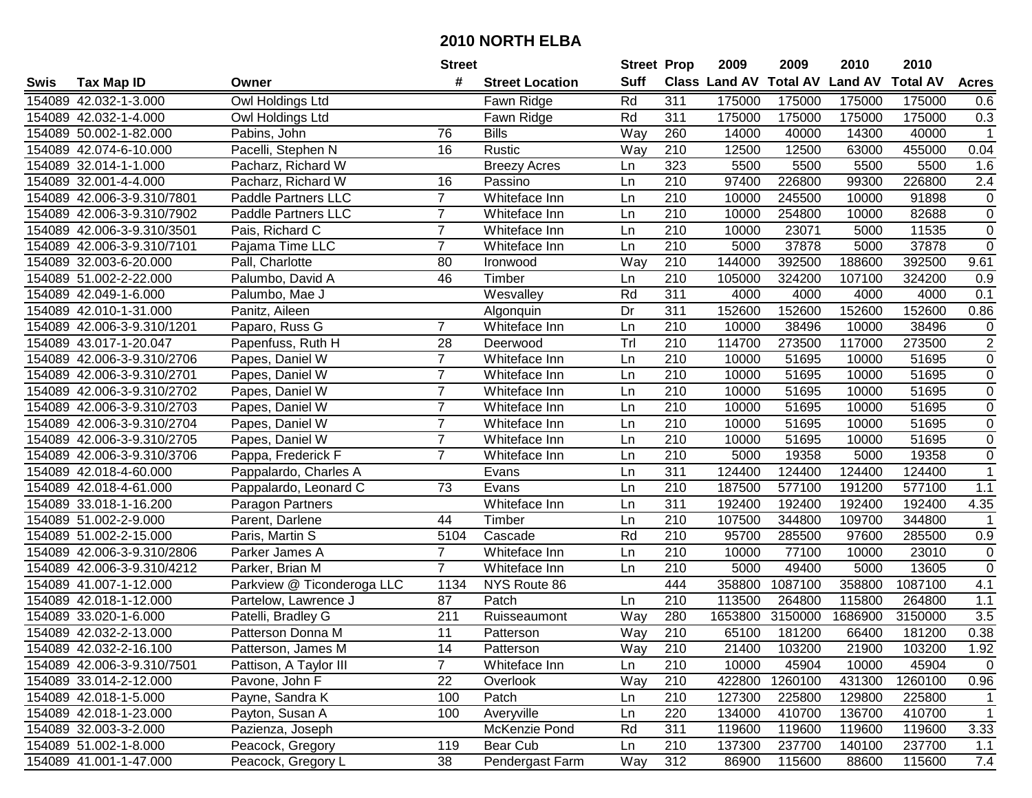# 2010 NORTH ELBA

| Swis | Tax Map ID | Owner | Street # | Street Location | Street Suff | Prop Class | 2009 Land AV | 2009 Total AV | 2010 Land AV | 2010 Total AV | Acres |
|---|---|---|---|---|---|---|---|---|---|---|---|
| 154089 | 42.032-1-3.000 | Owl Holdings Ltd | | Fawn Ridge | Rd | 311 | 175000 | 175000 | 175000 | 175000 | 0.6 |
| 154089 | 42.032-1-4.000 | Owl Holdings Ltd | | Fawn Ridge | Rd | 311 | 175000 | 175000 | 175000 | 175000 | 0.3 |
| 154089 | 50.002-1-82.000 | Pabins, John | 76 | Bills | Way | 260 | 14000 | 40000 | 14300 | 40000 | 1 |
| 154089 | 42.074-6-10.000 | Pacelli, Stephen N | 16 | Rustic | Way | 210 | 12500 | 12500 | 63000 | 455000 | 0.04 |
| 154089 | 32.014-1-1.000 | Pacharz, Richard W | | Breezy Acres | Ln | 323 | 5500 | 5500 | 5500 | 5500 | 1.6 |
| 154089 | 32.001-4-4.000 | Pacharz, Richard W | 16 | Passino | Ln | 210 | 97400 | 226800 | 99300 | 226800 | 2.4 |
| 154089 | 42.006-3-9.310/7801 | Paddle Partners LLC | 7 | Whiteface Inn | Ln | 210 | 10000 | 245500 | 10000 | 91898 | 0 |
| 154089 | 42.006-3-9.310/7902 | Paddle Partners LLC | 7 | Whiteface Inn | Ln | 210 | 10000 | 254800 | 10000 | 82688 | 0 |
| 154089 | 42.006-3-9.310/3501 | Pais, Richard C | 7 | Whiteface Inn | Ln | 210 | 10000 | 23071 | 5000 | 11535 | 0 |
| 154089 | 42.006-3-9.310/7101 | Pajama Time LLC | 7 | Whiteface Inn | Ln | 210 | 5000 | 37878 | 5000 | 37878 | 0 |
| 154089 | 32.003-6-20.000 | Pall, Charlotte | 80 | Ironwood | Way | 210 | 144000 | 392500 | 188600 | 392500 | 9.61 |
| 154089 | 51.002-2-22.000 | Palumbo, David A | 46 | Timber | Ln | 210 | 105000 | 324200 | 107100 | 324200 | 0.9 |
| 154089 | 42.049-1-6.000 | Palumbo, Mae J | | Wesvalley | Rd | 311 | 4000 | 4000 | 4000 | 4000 | 0.1 |
| 154089 | 42.010-1-31.000 | Panitz, Aileen | | Algonquin | Dr | 311 | 152600 | 152600 | 152600 | 152600 | 0.86 |
| 154089 | 42.006-3-9.310/1201 | Paparo, Russ G | 7 | Whiteface Inn | Ln | 210 | 10000 | 38496 | 10000 | 38496 | 0 |
| 154089 | 43.017-1-20.047 | Papenfuss, Ruth H | 28 | Deerwood | Trl | 210 | 114700 | 273500 | 117000 | 273500 | 2 |
| 154089 | 42.006-3-9.310/2706 | Papes, Daniel W | 7 | Whiteface Inn | Ln | 210 | 10000 | 51695 | 10000 | 51695 | 0 |
| 154089 | 42.006-3-9.310/2701 | Papes, Daniel W | 7 | Whiteface Inn | Ln | 210 | 10000 | 51695 | 10000 | 51695 | 0 |
| 154089 | 42.006-3-9.310/2702 | Papes, Daniel W | 7 | Whiteface Inn | Ln | 210 | 10000 | 51695 | 10000 | 51695 | 0 |
| 154089 | 42.006-3-9.310/2703 | Papes, Daniel W | 7 | Whiteface Inn | Ln | 210 | 10000 | 51695 | 10000 | 51695 | 0 |
| 154089 | 42.006-3-9.310/2704 | Papes, Daniel W | 7 | Whiteface Inn | Ln | 210 | 10000 | 51695 | 10000 | 51695 | 0 |
| 154089 | 42.006-3-9.310/2705 | Papes, Daniel W | 7 | Whiteface Inn | Ln | 210 | 10000 | 51695 | 10000 | 51695 | 0 |
| 154089 | 42.006-3-9.310/3706 | Pappa, Frederick F | 7 | Whiteface Inn | Ln | 210 | 5000 | 19358 | 5000 | 19358 | 0 |
| 154089 | 42.018-4-60.000 | Pappalardo, Charles A | | Evans | Ln | 311 | 124400 | 124400 | 124400 | 124400 | 1 |
| 154089 | 42.018-4-61.000 | Pappalardo, Leonard C | 73 | Evans | Ln | 210 | 187500 | 577100 | 191200 | 577100 | 1.1 |
| 154089 | 33.018-1-16.200 | Paragon Partners | | Whiteface Inn | Ln | 311 | 192400 | 192400 | 192400 | 192400 | 4.35 |
| 154089 | 51.002-2-9.000 | Parent, Darlene | 44 | Timber | Ln | 210 | 107500 | 344800 | 109700 | 344800 | 1 |
| 154089 | 51.002-2-15.000 | Paris, Martin S | 5104 | Cascade | Rd | 210 | 95700 | 285500 | 97600 | 285500 | 0.9 |
| 154089 | 42.006-3-9.310/2806 | Parker James A | 7 | Whiteface Inn | Ln | 210 | 10000 | 77100 | 10000 | 23010 | 0 |
| 154089 | 42.006-3-9.310/4212 | Parker, Brian M | 7 | Whiteface Inn | Ln | 210 | 5000 | 49400 | 5000 | 13605 | 0 |
| 154089 | 41.007-1-12.000 | Parkview @ Ticonderoga LLC | 1134 | NYS Route 86 | | 444 | 358800 | 1087100 | 358800 | 1087100 | 4.1 |
| 154089 | 42.018-1-12.000 | Partelow, Lawrence J | 87 | Patch | Ln | 210 | 113500 | 264800 | 115800 | 264800 | 1.1 |
| 154089 | 33.020-1-6.000 | Patelli, Bradley G | 211 | Ruisseaumont | Way | 280 | 1653800 | 3150000 | 1686900 | 3150000 | 3.5 |
| 154089 | 42.032-2-13.000 | Patterson Donna M | 11 | Patterson | Way | 210 | 65100 | 181200 | 66400 | 181200 | 0.38 |
| 154089 | 42.032-2-16.100 | Patterson, James M | 14 | Patterson | Way | 210 | 21400 | 103200 | 21900 | 103200 | 1.92 |
| 154089 | 42.006-3-9.310/7501 | Pattison, A Taylor III | 7 | Whiteface Inn | Ln | 210 | 10000 | 45904 | 10000 | 45904 | 0 |
| 154089 | 33.014-2-12.000 | Pavone, John F | 22 | Overlook | Way | 210 | 422800 | 1260100 | 431300 | 1260100 | 0.96 |
| 154089 | 42.018-1-5.000 | Payne, Sandra K | 100 | Patch | Ln | 210 | 127300 | 225800 | 129800 | 225800 | 1 |
| 154089 | 42.018-1-23.000 | Payton, Susan A | 100 | Averyville | Ln | 220 | 134000 | 410700 | 136700 | 410700 | 1 |
| 154089 | 32.003-3-2.000 | Pazienza, Joseph | | McKenzie Pond | Rd | 311 | 119600 | 119600 | 119600 | 119600 | 3.33 |
| 154089 | 51.002-1-8.000 | Peacock, Gregory | 119 | Bear Cub | Ln | 210 | 137300 | 237700 | 140100 | 237700 | 1.1 |
| 154089 | 41.001-1-47.000 | Peacock, Gregory L | 38 | Pendergast Farm | Way | 312 | 86900 | 115600 | 88600 | 115600 | 7.4 |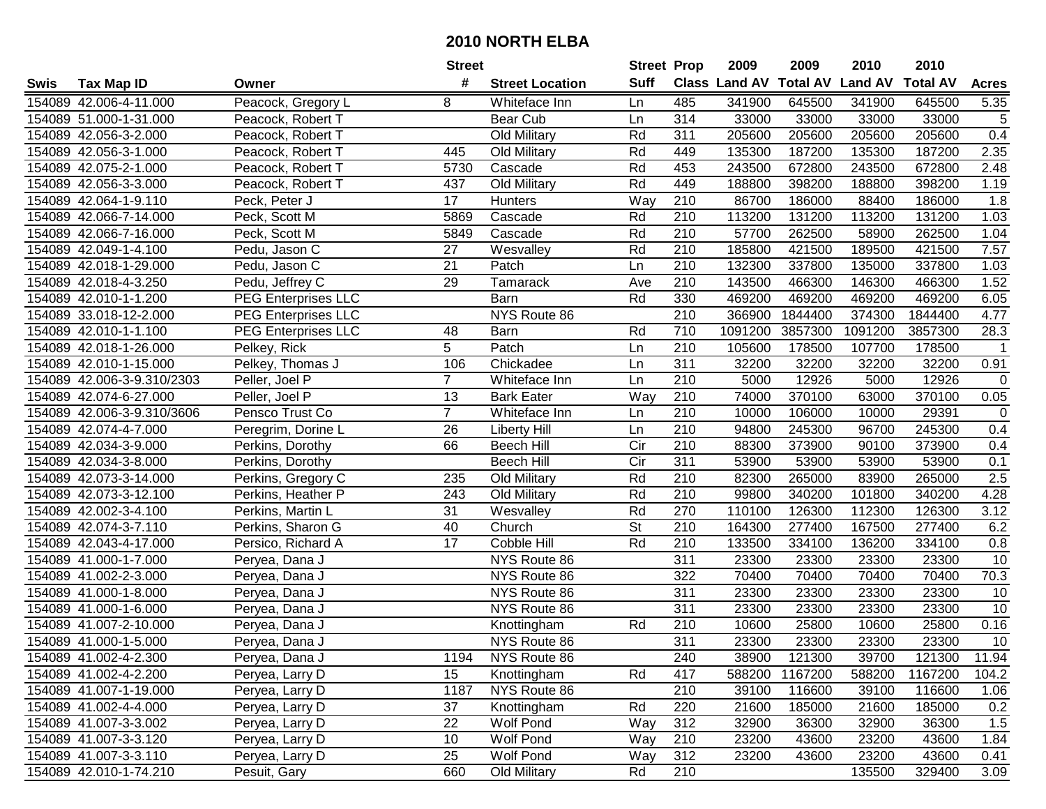# 2010 NORTH ELBA

| Swis | Tax Map ID | Owner | Street # | Street Location | Street Suff | Prop Class | 2009 Land AV | 2009 Total AV | 2010 Land AV | 2010 Total AV | Acres |
|---|---|---|---|---|---|---|---|---|---|---|---|
| 154089 | 42.006-4-11.000 | Peacock, Gregory L | 8 | Whiteface Inn | Ln | 485 | 341900 | 645500 | 341900 | 645500 | 5.35 |
| 154089 | 51.000-1-31.000 | Peacock, Robert T | | Bear Cub | Ln | 314 | 33000 | 33000 | 33000 | 33000 | 5 |
| 154089 | 42.056-3-2.000 | Peacock, Robert T | | Old Military | Rd | 311 | 205600 | 205600 | 205600 | 205600 | 0.4 |
| 154089 | 42.056-3-1.000 | Peacock, Robert T | 445 | Old Military | Rd | 449 | 135300 | 187200 | 135300 | 187200 | 2.35 |
| 154089 | 42.075-2-1.000 | Peacock, Robert T | 5730 | Cascade | Rd | 453 | 243500 | 672800 | 243500 | 672800 | 2.48 |
| 154089 | 42.056-3-3.000 | Peacock, Robert T | 437 | Old Military | Rd | 449 | 188800 | 398200 | 188800 | 398200 | 1.19 |
| 154089 | 42.064-1-9.110 | Peck, Peter J | 17 | Hunters | Way | 210 | 86700 | 186000 | 88400 | 186000 | 1.8 |
| 154089 | 42.066-7-14.000 | Peck, Scott M | 5869 | Cascade | Rd | 210 | 113200 | 131200 | 113200 | 131200 | 1.03 |
| 154089 | 42.066-7-16.000 | Peck, Scott M | 5849 | Cascade | Rd | 210 | 57700 | 262500 | 58900 | 262500 | 1.04 |
| 154089 | 42.049-1-4.100 | Pedu, Jason C | 27 | Wesvalley | Rd | 210 | 185800 | 421500 | 189500 | 421500 | 7.57 |
| 154089 | 42.018-1-29.000 | Pedu, Jason C | 21 | Patch | Ln | 210 | 132300 | 337800 | 135000 | 337800 | 1.03 |
| 154089 | 42.018-4-3.250 | Pedu, Jeffrey C | 29 | Tamarack | Ave | 210 | 143500 | 466300 | 146300 | 466300 | 1.52 |
| 154089 | 42.010-1-1.200 | PEG Enterprises LLC | | Barn | Rd | 330 | 469200 | 469200 | 469200 | 469200 | 6.05 |
| 154089 | 33.018-12-2.000 | PEG Enterprises LLC | | NYS Route 86 | | 210 | 366900 | 1844400 | 374300 | 1844400 | 4.77 |
| 154089 | 42.010-1-1.100 | PEG Enterprises LLC | 48 | Barn | Rd | 710 | 1091200 | 3857300 | 1091200 | 3857300 | 28.3 |
| 154089 | 42.018-1-26.000 | Pelkey, Rick | 5 | Patch | Ln | 210 | 105600 | 178500 | 107700 | 178500 | 1 |
| 154089 | 42.010-1-15.000 | Pelkey, Thomas J | 106 | Chickadee | Ln | 311 | 32200 | 32200 | 32200 | 32200 | 0.91 |
| 154089 | 42.006-3-9.310/2303 | Peller, Joel P | 7 | Whiteface Inn | Ln | 210 | 5000 | 12926 | 5000 | 12926 | 0 |
| 154089 | 42.074-6-27.000 | Peller, Joel P | 13 | Bark Eater | Way | 210 | 74000 | 370100 | 63000 | 370100 | 0.05 |
| 154089 | 42.006-3-9.310/3606 | Pensco Trust Co | 7 | Whiteface Inn | Ln | 210 | 10000 | 106000 | 10000 | 29391 | 0 |
| 154089 | 42.074-4-7.000 | Peregrim, Dorine L | 26 | Liberty Hill | Ln | 210 | 94800 | 245300 | 96700 | 245300 | 0.4 |
| 154089 | 42.034-3-9.000 | Perkins, Dorothy | 66 | Beech Hill | Cir | 210 | 88300 | 373900 | 90100 | 373900 | 0.4 |
| 154089 | 42.034-3-8.000 | Perkins, Dorothy | | Beech Hill | Cir | 311 | 53900 | 53900 | 53900 | 53900 | 0.1 |
| 154089 | 42.073-3-14.000 | Perkins, Gregory C | 235 | Old Military | Rd | 210 | 82300 | 265000 | 83900 | 265000 | 2.5 |
| 154089 | 42.073-3-12.100 | Perkins, Heather P | 243 | Old Military | Rd | 210 | 99800 | 340200 | 101800 | 340200 | 4.28 |
| 154089 | 42.002-3-4.100 | Perkins, Martin L | 31 | Wesvalley | Rd | 270 | 110100 | 126300 | 112300 | 126300 | 3.12 |
| 154089 | 42.074-3-7.110 | Perkins, Sharon G | 40 | Church | St | 210 | 164300 | 277400 | 167500 | 277400 | 6.2 |
| 154089 | 42.043-4-17.000 | Persico, Richard A | 17 | Cobble Hill | Rd | 210 | 133500 | 334100 | 136200 | 334100 | 0.8 |
| 154089 | 41.000-1-7.000 | Peryea, Dana J | | NYS Route 86 | | 311 | 23300 | 23300 | 23300 | 23300 | 10 |
| 154089 | 41.002-2-3.000 | Peryea, Dana J | | NYS Route 86 | | 322 | 70400 | 70400 | 70400 | 70400 | 70.3 |
| 154089 | 41.000-1-8.000 | Peryea, Dana J | | NYS Route 86 | | 311 | 23300 | 23300 | 23300 | 23300 | 10 |
| 154089 | 41.000-1-6.000 | Peryea, Dana J | | NYS Route 86 | | 311 | 23300 | 23300 | 23300 | 23300 | 10 |
| 154089 | 41.007-2-10.000 | Peryea, Dana J | | Knottingham | Rd | 210 | 10600 | 25800 | 10600 | 25800 | 0.16 |
| 154089 | 41.000-1-5.000 | Peryea, Dana J | | NYS Route 86 | | 311 | 23300 | 23300 | 23300 | 23300 | 10 |
| 154089 | 41.002-4-2.300 | Peryea, Dana J | 1194 | NYS Route 86 | | 240 | 38900 | 121300 | 39700 | 121300 | 11.94 |
| 154089 | 41.002-4-2.200 | Peryea, Larry D | 15 | Knottingham | Rd | 417 | 588200 | 1167200 | 588200 | 1167200 | 104.2 |
| 154089 | 41.007-1-19.000 | Peryea, Larry D | 1187 | NYS Route 86 | | 210 | 39100 | 116600 | 39100 | 116600 | 1.06 |
| 154089 | 41.002-4-4.000 | Peryea, Larry D | 37 | Knottingham | Rd | 220 | 21600 | 185000 | 21600 | 185000 | 0.2 |
| 154089 | 41.007-3-3.002 | Peryea, Larry D | 22 | Wolf Pond | Way | 312 | 32900 | 36300 | 32900 | 36300 | 1.5 |
| 154089 | 41.007-3-3.120 | Peryea, Larry D | 10 | Wolf Pond | Way | 210 | 23200 | 43600 | 23200 | 43600 | 1.84 |
| 154089 | 41.007-3-3.110 | Peryea, Larry D | 25 | Wolf Pond | Way | 312 | 23200 | 43600 | 23200 | 43600 | 0.41 |
| 154089 | 42.010-1-74.210 | Pesuit, Gary | 660 | Old Military | Rd | 210 | | | 135500 | 329400 | 3.09 |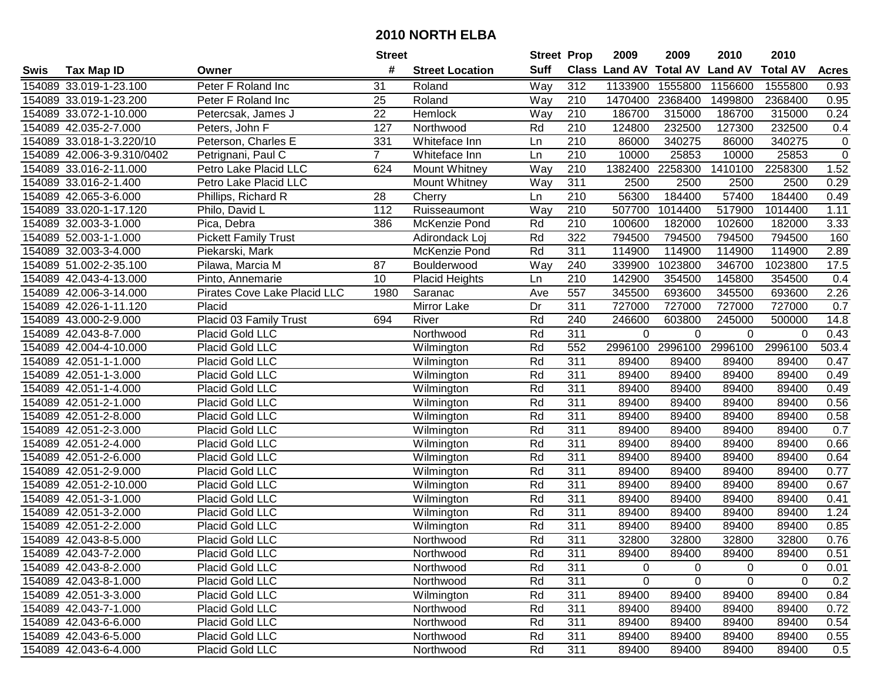# 2010 NORTH ELBA

| Swis | Tax Map ID | Owner | Street # | Street Location | Street Suff | Prop Class | 2009 Land AV | 2009 Total AV | 2010 Land AV | 2010 Total AV | Acres |
|---|---|---|---|---|---|---|---|---|---|---|---|
| 154089 | 33.019-1-23.100 | Peter F Roland Inc | 31 | Roland | Way | 312 | 1133900 | 1555800 | 1156600 | 1555800 | 0.93 |
| 154089 | 33.019-1-23.200 | Peter F Roland Inc | 25 | Roland | Way | 210 | 1470400 | 2368400 | 1499800 | 2368400 | 0.95 |
| 154089 | 33.072-1-10.000 | Petercsak, James J | 22 | Hemlock | Way | 210 | 186700 | 315000 | 186700 | 315000 | 0.24 |
| 154089 | 42.035-2-7.000 | Peters, John F | 127 | Northwood | Rd | 210 | 124800 | 232500 | 127300 | 232500 | 0.4 |
| 154089 | 33.018-1-3.220/10 | Peterson, Charles E | 331 | Whiteface Inn | Ln | 210 | 86000 | 340275 | 86000 | 340275 | 0 |
| 154089 | 42.006-3-9.310/0402 | Petrignani, Paul C | 7 | Whiteface Inn | Ln | 210 | 10000 | 25853 | 10000 | 25853 | 0 |
| 154089 | 33.016-2-11.000 | Petro Lake Placid LLC | 624 | Mount Whitney | Way | 210 | 1382400 | 2258300 | 1410100 | 2258300 | 1.52 |
| 154089 | 33.016-2-1.400 | Petro Lake Placid LLC | | Mount Whitney | Way | 311 | 2500 | 2500 | 2500 | 2500 | 0.29 |
| 154089 | 42.065-3-6.000 | Phillips, Richard R | 28 | Cherry | Ln | 210 | 56300 | 184400 | 57400 | 184400 | 0.49 |
| 154089 | 33.020-1-17.120 | Philo, David L | 112 | Ruisseaumont | Way | 210 | 507700 | 1014400 | 517900 | 1014400 | 1.11 |
| 154089 | 32.003-3-1.000 | Pica, Debra | 386 | McKenzie Pond | Rd | 210 | 100600 | 182000 | 102600 | 182000 | 3.33 |
| 154089 | 52.003-1-1.000 | Pickett Family Trust | | Adirondack Loj | Rd | 322 | 794500 | 794500 | 794500 | 794500 | 160 |
| 154089 | 32.003-3-4.000 | Piekarski, Mark | | McKenzie Pond | Rd | 311 | 114900 | 114900 | 114900 | 114900 | 2.89 |
| 154089 | 51.002-2-35.100 | Pilawa, Marcia M | 87 | Boulderwood | Way | 240 | 339900 | 1023800 | 346700 | 1023800 | 17.5 |
| 154089 | 42.043-4-13.000 | Pinto, Annemarie | 10 | Placid Heights | Ln | 210 | 142900 | 354500 | 145800 | 354500 | 0.4 |
| 154089 | 42.006-3-14.000 | Pirates Cove Lake Placid LLC | 1980 | Saranac | Ave | 557 | 345500 | 693600 | 345500 | 693600 | 2.26 |
| 154089 | 42.026-1-11.120 | Placid | | Mirror Lake | Dr | 311 | 727000 | 727000 | 727000 | 727000 | 0.7 |
| 154089 | 43.000-2-9.000 | Placid 03 Family Trust | 694 | River | Rd | 240 | 246600 | 603800 | 245000 | 500000 | 14.8 |
| 154089 | 42.043-8-7.000 | Placid Gold LLC | | Northwood | Rd | 311 | 0 | 0 | 0 | 0 | 0.43 |
| 154089 | 42.004-4-10.000 | Placid Gold LLC | | Wilmington | Rd | 552 | 2996100 | 2996100 | 2996100 | 2996100 | 503.4 |
| 154089 | 42.051-1-1.000 | Placid Gold LLC | | Wilmington | Rd | 311 | 89400 | 89400 | 89400 | 89400 | 0.47 |
| 154089 | 42.051-1-3.000 | Placid Gold LLC | | Wilmington | Rd | 311 | 89400 | 89400 | 89400 | 89400 | 0.49 |
| 154089 | 42.051-1-4.000 | Placid Gold LLC | | Wilmington | Rd | 311 | 89400 | 89400 | 89400 | 89400 | 0.49 |
| 154089 | 42.051-2-1.000 | Placid Gold LLC | | Wilmington | Rd | 311 | 89400 | 89400 | 89400 | 89400 | 0.56 |
| 154089 | 42.051-2-8.000 | Placid Gold LLC | | Wilmington | Rd | 311 | 89400 | 89400 | 89400 | 89400 | 0.58 |
| 154089 | 42.051-2-3.000 | Placid Gold LLC | | Wilmington | Rd | 311 | 89400 | 89400 | 89400 | 89400 | 0.7 |
| 154089 | 42.051-2-4.000 | Placid Gold LLC | | Wilmington | Rd | 311 | 89400 | 89400 | 89400 | 89400 | 0.66 |
| 154089 | 42.051-2-6.000 | Placid Gold LLC | | Wilmington | Rd | 311 | 89400 | 89400 | 89400 | 89400 | 0.64 |
| 154089 | 42.051-2-9.000 | Placid Gold LLC | | Wilmington | Rd | 311 | 89400 | 89400 | 89400 | 89400 | 0.77 |
| 154089 | 42.051-2-10.000 | Placid Gold LLC | | Wilmington | Rd | 311 | 89400 | 89400 | 89400 | 89400 | 0.67 |
| 154089 | 42.051-3-1.000 | Placid Gold LLC | | Wilmington | Rd | 311 | 89400 | 89400 | 89400 | 89400 | 0.41 |
| 154089 | 42.051-3-2.000 | Placid Gold LLC | | Wilmington | Rd | 311 | 89400 | 89400 | 89400 | 89400 | 1.24 |
| 154089 | 42.051-2-2.000 | Placid Gold LLC | | Wilmington | Rd | 311 | 89400 | 89400 | 89400 | 89400 | 0.85 |
| 154089 | 42.043-8-5.000 | Placid Gold LLC | | Northwood | Rd | 311 | 32800 | 32800 | 32800 | 32800 | 0.76 |
| 154089 | 42.043-7-2.000 | Placid Gold LLC | | Northwood | Rd | 311 | 89400 | 89400 | 89400 | 89400 | 0.51 |
| 154089 | 42.043-8-2.000 | Placid Gold LLC | | Northwood | Rd | 311 | 0 | 0 | 0 | 0 | 0.01 |
| 154089 | 42.043-8-1.000 | Placid Gold LLC | | Northwood | Rd | 311 | 0 | 0 | 0 | 0 | 0.2 |
| 154089 | 42.051-3-3.000 | Placid Gold LLC | | Wilmington | Rd | 311 | 89400 | 89400 | 89400 | 89400 | 0.84 |
| 154089 | 42.043-7-1.000 | Placid Gold LLC | | Northwood | Rd | 311 | 89400 | 89400 | 89400 | 89400 | 0.72 |
| 154089 | 42.043-6-6.000 | Placid Gold LLC | | Northwood | Rd | 311 | 89400 | 89400 | 89400 | 89400 | 0.54 |
| 154089 | 42.043-6-5.000 | Placid Gold LLC | | Northwood | Rd | 311 | 89400 | 89400 | 89400 | 89400 | 0.55 |
| 154089 | 42.043-6-4.000 | Placid Gold LLC | | Northwood | Rd | 311 | 89400 | 89400 | 89400 | 89400 | 0.5 |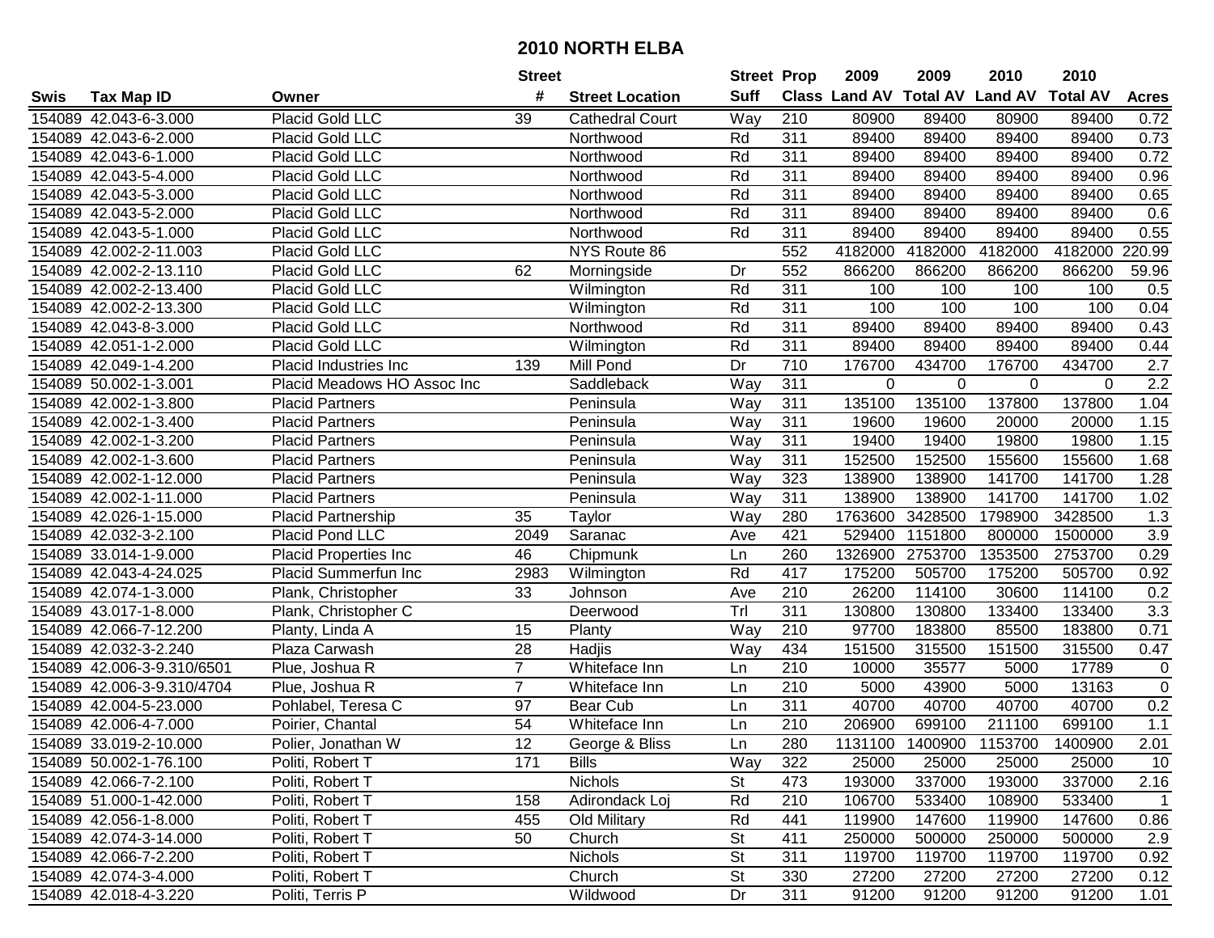# 2010 NORTH ELBA

| Swis | Tax Map ID | Owner | Street # | Street Location | Street Suff | Prop Class | 2009 Land AV | 2009 Total AV | 2010 Land AV | 2010 Total AV | Acres |
|---|---|---|---|---|---|---|---|---|---|---|---|
| 154089 | 42.043-6-3.000 | Placid Gold LLC | 39 | Cathedral Court | Way | 210 | 80900 | 89400 | 80900 | 89400 | 0.72 |
| 154089 | 42.043-6-2.000 | Placid Gold LLC | | Northwood | Rd | 311 | 89400 | 89400 | 89400 | 89400 | 0.73 |
| 154089 | 42.043-6-1.000 | Placid Gold LLC | | Northwood | Rd | 311 | 89400 | 89400 | 89400 | 89400 | 0.72 |
| 154089 | 42.043-5-4.000 | Placid Gold LLC | | Northwood | Rd | 311 | 89400 | 89400 | 89400 | 89400 | 0.96 |
| 154089 | 42.043-5-3.000 | Placid Gold LLC | | Northwood | Rd | 311 | 89400 | 89400 | 89400 | 89400 | 0.65 |
| 154089 | 42.043-5-2.000 | Placid Gold LLC | | Northwood | Rd | 311 | 89400 | 89400 | 89400 | 89400 | 0.6 |
| 154089 | 42.043-5-1.000 | Placid Gold LLC | | Northwood | Rd | 311 | 89400 | 89400 | 89400 | 89400 | 0.55 |
| 154089 | 42.002-2-11.003 | Placid Gold LLC | | NYS Route 86 | | 552 | 4182000 | 4182000 | 4182000 | 4182000 | 220.99 |
| 154089 | 42.002-2-13.110 | Placid Gold LLC | 62 | Morningside | Dr | 552 | 866200 | 866200 | 866200 | 866200 | 59.96 |
| 154089 | 42.002-2-13.400 | Placid Gold LLC | | Wilmington | Rd | 311 | 100 | 100 | 100 | 100 | 0.5 |
| 154089 | 42.002-2-13.300 | Placid Gold LLC | | Wilmington | Rd | 311 | 100 | 100 | 100 | 100 | 0.04 |
| 154089 | 42.043-8-3.000 | Placid Gold LLC | | Northwood | Rd | 311 | 89400 | 89400 | 89400 | 89400 | 0.43 |
| 154089 | 42.051-1-2.000 | Placid Gold LLC | | Wilmington | Rd | 311 | 89400 | 89400 | 89400 | 89400 | 0.44 |
| 154089 | 42.049-1-4.200 | Placid Industries Inc | 139 | Mill Pond | Dr | 710 | 176700 | 434700 | 176700 | 434700 | 2.7 |
| 154089 | 50.002-1-3.001 | Placid Meadows HO Assoc Inc | | Saddleback | Way | 311 | 0 | 0 | 0 | 0 | 2.2 |
| 154089 | 42.002-1-3.800 | Placid Partners | | Peninsula | Way | 311 | 135100 | 135100 | 137800 | 137800 | 1.04 |
| 154089 | 42.002-1-3.400 | Placid Partners | | Peninsula | Way | 311 | 19600 | 19600 | 20000 | 20000 | 1.15 |
| 154089 | 42.002-1-3.200 | Placid Partners | | Peninsula | Way | 311 | 19400 | 19400 | 19800 | 19800 | 1.15 |
| 154089 | 42.002-1-3.600 | Placid Partners | | Peninsula | Way | 311 | 152500 | 152500 | 155600 | 155600 | 1.68 |
| 154089 | 42.002-1-12.000 | Placid Partners | | Peninsula | Way | 323 | 138900 | 138900 | 141700 | 141700 | 1.28 |
| 154089 | 42.002-1-11.000 | Placid Partners | | Peninsula | Way | 311 | 138900 | 138900 | 141700 | 141700 | 1.02 |
| 154089 | 42.026-1-15.000 | Placid Partnership | 35 | Taylor | Way | 280 | 1763600 | 3428500 | 1798900 | 3428500 | 1.3 |
| 154089 | 42.032-3-2.100 | Placid Pond LLC | 2049 | Saranac | Ave | 421 | 529400 | 1151800 | 800000 | 1500000 | 3.9 |
| 154089 | 33.014-1-9.000 | Placid Properties Inc | 46 | Chipmunk | Ln | 260 | 1326900 | 2753700 | 1353500 | 2753700 | 0.29 |
| 154089 | 42.043-4-24.025 | Placid Summerfun Inc | 2983 | Wilmington | Rd | 417 | 175200 | 505700 | 175200 | 505700 | 0.92 |
| 154089 | 42.074-1-3.000 | Plank, Christopher | 33 | Johnson | Ave | 210 | 26200 | 114100 | 30600 | 114100 | 0.2 |
| 154089 | 43.017-1-8.000 | Plank, Christopher C | | Deerwood | Trl | 311 | 130800 | 130800 | 133400 | 133400 | 3.3 |
| 154089 | 42.066-7-12.200 | Planty, Linda A | 15 | Planty | Way | 210 | 97700 | 183800 | 85500 | 183800 | 0.71 |
| 154089 | 42.032-3-2.240 | Plaza Carwash | 28 | Hadjis | Way | 434 | 151500 | 315500 | 151500 | 315500 | 0.47 |
| 154089 | 42.006-3-9.310/6501 | Plue, Joshua R | 7 | Whiteface Inn | Ln | 210 | 10000 | 35577 | 5000 | 17789 | 0 |
| 154089 | 42.006-3-9.310/4704 | Plue, Joshua R | 7 | Whiteface Inn | Ln | 210 | 5000 | 43900 | 5000 | 13163 | 0 |
| 154089 | 42.004-5-23.000 | Pohlabel, Teresa C | 97 | Bear Cub | Ln | 311 | 40700 | 40700 | 40700 | 40700 | 0.2 |
| 154089 | 42.006-4-7.000 | Poirier, Chantal | 54 | Whiteface Inn | Ln | 210 | 206900 | 699100 | 211100 | 699100 | 1.1 |
| 154089 | 33.019-2-10.000 | Polier, Jonathan W | 12 | George & Bliss | Ln | 280 | 1131100 | 1400900 | 1153700 | 1400900 | 2.01 |
| 154089 | 50.002-1-76.100 | Politi, Robert T | 171 | Bills | Way | 322 | 25000 | 25000 | 25000 | 25000 | 10 |
| 154089 | 42.066-7-2.100 | Politi, Robert T | | Nichols | St | 473 | 193000 | 337000 | 193000 | 337000 | 2.16 |
| 154089 | 51.000-1-42.000 | Politi, Robert T | 158 | Adirondack Loj | Rd | 210 | 106700 | 533400 | 108900 | 533400 | 1 |
| 154089 | 42.056-1-8.000 | Politi, Robert T | 455 | Old Military | Rd | 441 | 119900 | 147600 | 119900 | 147600 | 0.86 |
| 154089 | 42.074-3-14.000 | Politi, Robert T | 50 | Church | St | 411 | 250000 | 500000 | 250000 | 500000 | 2.9 |
| 154089 | 42.066-7-2.200 | Politi, Robert T | | Nichols | St | 311 | 119700 | 119700 | 119700 | 119700 | 0.92 |
| 154089 | 42.074-3-4.000 | Politi, Robert T | | Church | St | 330 | 27200 | 27200 | 27200 | 27200 | 0.12 |
| 154089 | 42.018-4-3.220 | Politi, Terris P | | Wildwood | Dr | 311 | 91200 | 91200 | 91200 | 91200 | 1.01 |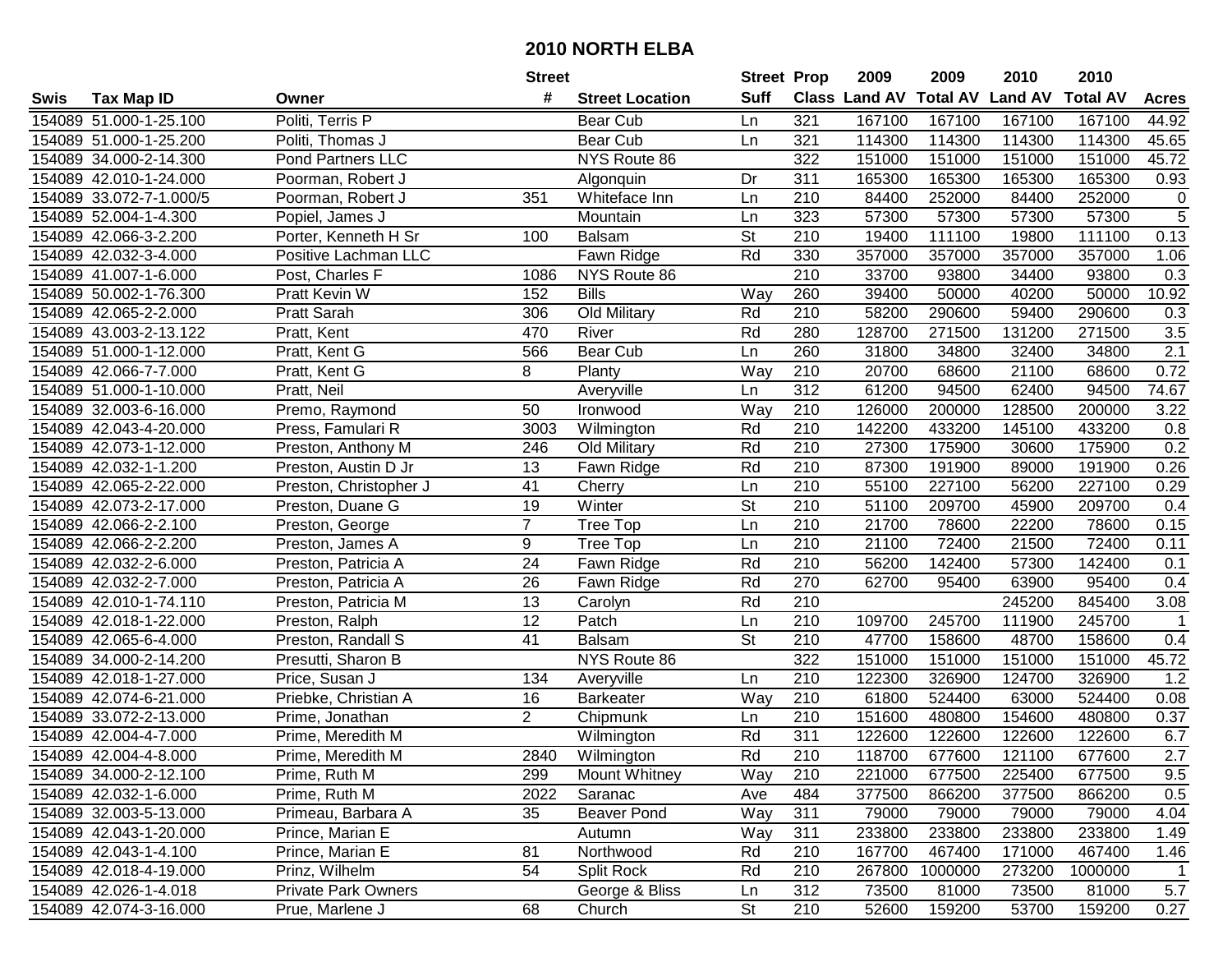# 2010 NORTH ELBA

| Swis | Tax Map ID | Owner | Street # | Street Location | Street Suff | Prop Class | 2009 Land AV | 2009 Total AV | 2010 Land AV | 2010 Total AV | Acres |
|---|---|---|---|---|---|---|---|---|---|---|---|
| 154089 | 51.000-1-25.100 | Politi, Terris P | | Bear Cub | Ln | 321 | 167100 | 167100 | 167100 | 167100 | 44.92 |
| 154089 | 51.000-1-25.200 | Politi, Thomas J | | Bear Cub | Ln | 321 | 114300 | 114300 | 114300 | 114300 | 45.65 |
| 154089 | 34.000-2-14.300 | Pond Partners LLC | | NYS Route 86 | | 322 | 151000 | 151000 | 151000 | 151000 | 45.72 |
| 154089 | 42.010-1-24.000 | Poorman, Robert J | | Algonquin | Dr | 311 | 165300 | 165300 | 165300 | 165300 | 0.93 |
| 154089 | 33.072-7-1.000/5 | Poorman, Robert J | 351 | Whiteface Inn | Ln | 210 | 84400 | 252000 | 84400 | 252000 | 0 |
| 154089 | 52.004-1-4.300 | Popiel, James J | | Mountain | Ln | 323 | 57300 | 57300 | 57300 | 57300 | 5 |
| 154089 | 42.066-3-2.200 | Porter, Kenneth H Sr | 100 | Balsam | St | 210 | 19400 | 111100 | 19800 | 111100 | 0.13 |
| 154089 | 42.032-3-4.000 | Positive Lachman LLC | | Fawn Ridge | Rd | 330 | 357000 | 357000 | 357000 | 357000 | 1.06 |
| 154089 | 41.007-1-6.000 | Post, Charles F | 1086 | NYS Route 86 | | 210 | 33700 | 93800 | 34400 | 93800 | 0.3 |
| 154089 | 50.002-1-76.300 | Pratt Kevin W | 152 | Bills | Way | 260 | 39400 | 50000 | 40200 | 50000 | 10.92 |
| 154089 | 42.065-2-2.000 | Pratt Sarah | 306 | Old Military | Rd | 210 | 58200 | 290600 | 59400 | 290600 | 0.3 |
| 154089 | 43.003-2-13.122 | Pratt, Kent | 470 | River | Rd | 280 | 128700 | 271500 | 131200 | 271500 | 3.5 |
| 154089 | 51.000-1-12.000 | Pratt, Kent G | 566 | Bear Cub | Ln | 260 | 31800 | 34800 | 32400 | 34800 | 2.1 |
| 154089 | 42.066-7-7.000 | Pratt, Kent G | 8 | Planty | Way | 210 | 20700 | 68600 | 21100 | 68600 | 0.72 |
| 154089 | 51.000-1-10.000 | Pratt, Neil | | Averyville | Ln | 312 | 61200 | 94500 | 62400 | 94500 | 74.67 |
| 154089 | 32.003-6-16.000 | Premo, Raymond | 50 | Ironwood | Way | 210 | 126000 | 200000 | 128500 | 200000 | 3.22 |
| 154089 | 42.043-4-20.000 | Press, Famulari R | 3003 | Wilmington | Rd | 210 | 142200 | 433200 | 145100 | 433200 | 0.8 |
| 154089 | 42.073-1-12.000 | Preston, Anthony M | 246 | Old Military | Rd | 210 | 27300 | 175900 | 30600 | 175900 | 0.2 |
| 154089 | 42.032-1-1.200 | Preston, Austin D Jr | 13 | Fawn Ridge | Rd | 210 | 87300 | 191900 | 89000 | 191900 | 0.26 |
| 154089 | 42.065-2-22.000 | Preston, Christopher J | 41 | Cherry | Ln | 210 | 55100 | 227100 | 56200 | 227100 | 0.29 |
| 154089 | 42.073-2-17.000 | Preston, Duane G | 19 | Winter | St | 210 | 51100 | 209700 | 45900 | 209700 | 0.4 |
| 154089 | 42.066-2-2.100 | Preston, George | 7 | Tree Top | Ln | 210 | 21700 | 78600 | 22200 | 78600 | 0.15 |
| 154089 | 42.066-2-2.200 | Preston, James A | 9 | Tree Top | Ln | 210 | 21100 | 72400 | 21500 | 72400 | 0.11 |
| 154089 | 42.032-2-6.000 | Preston, Patricia A | 24 | Fawn Ridge | Rd | 210 | 56200 | 142400 | 57300 | 142400 | 0.1 |
| 154089 | 42.032-2-7.000 | Preston, Patricia A | 26 | Fawn Ridge | Rd | 270 | 62700 | 95400 | 63900 | 95400 | 0.4 |
| 154089 | 42.010-1-74.110 | Preston, Patricia M | 13 | Carolyn | Rd | 210 | | | 245200 | 845400 | 3.08 |
| 154089 | 42.018-1-22.000 | Preston, Ralph | 12 | Patch | Ln | 210 | 109700 | 245700 | 111900 | 245700 | 1 |
| 154089 | 42.065-6-4.000 | Preston, Randall S | 41 | Balsam | St | 210 | 47700 | 158600 | 48700 | 158600 | 0.4 |
| 154089 | 34.000-2-14.200 | Presutti, Sharon B | | NYS Route 86 | | 322 | 151000 | 151000 | 151000 | 151000 | 45.72 |
| 154089 | 42.018-1-27.000 | Price, Susan J | 134 | Averyville | Ln | 210 | 122300 | 326900 | 124700 | 326900 | 1.2 |
| 154089 | 42.074-6-21.000 | Priebke, Christian A | 16 | Barkeater | Way | 210 | 61800 | 524400 | 63000 | 524400 | 0.08 |
| 154089 | 33.072-2-13.000 | Prime, Jonathan | 2 | Chipmunk | Ln | 210 | 151600 | 480800 | 154600 | 480800 | 0.37 |
| 154089 | 42.004-4-7.000 | Prime, Meredith M | | Wilmington | Rd | 311 | 122600 | 122600 | 122600 | 122600 | 6.7 |
| 154089 | 42.004-4-8.000 | Prime, Meredith M | 2840 | Wilmington | Rd | 210 | 118700 | 677600 | 121100 | 677600 | 2.7 |
| 154089 | 34.000-2-12.100 | Prime, Ruth M | 299 | Mount Whitney | Way | 210 | 221000 | 677500 | 225400 | 677500 | 9.5 |
| 154089 | 42.032-1-6.000 | Prime, Ruth M | 2022 | Saranac | Ave | 484 | 377500 | 866200 | 377500 | 866200 | 0.5 |
| 154089 | 32.003-5-13.000 | Primeau, Barbara A | 35 | Beaver Pond | Way | 311 | 79000 | 79000 | 79000 | 79000 | 4.04 |
| 154089 | 42.043-1-20.000 | Prince, Marian E | | Autumn | Way | 311 | 233800 | 233800 | 233800 | 233800 | 1.49 |
| 154089 | 42.043-1-4.100 | Prince, Marian E | 81 | Northwood | Rd | 210 | 167700 | 467400 | 171000 | 467400 | 1.46 |
| 154089 | 42.018-4-19.000 | Prinz, Wilhelm | 54 | Split Rock | Rd | 210 | 267800 | 1000000 | 273200 | 1000000 | 1 |
| 154089 | 42.026-1-4.018 | Private Park Owners | | George & Bliss | Ln | 312 | 73500 | 81000 | 73500 | 81000 | 5.7 |
| 154089 | 42.074-3-16.000 | Prue, Marlene J | 68 | Church | St | 210 | 52600 | 159200 | 53700 | 159200 | 0.27 |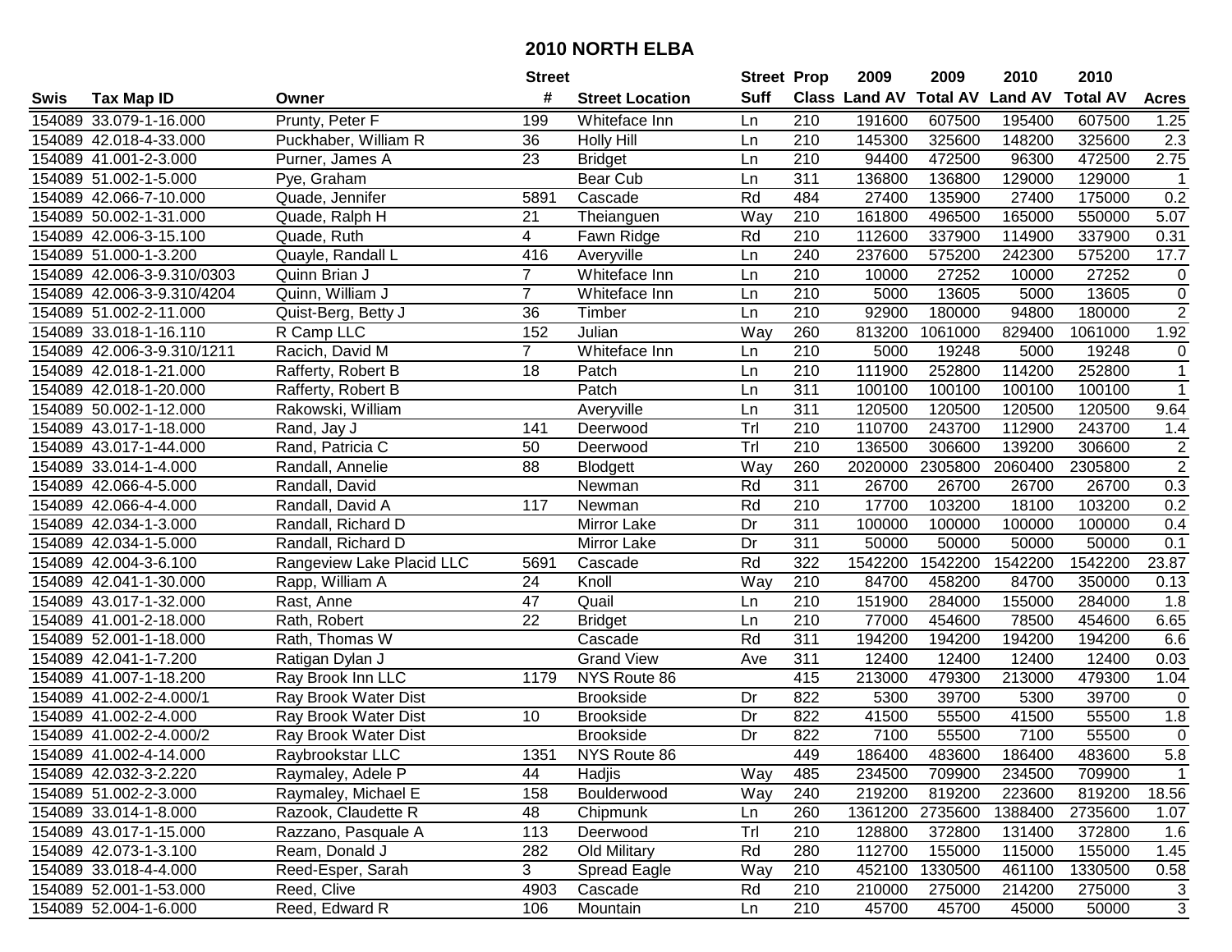# 2010 NORTH ELBA

| Swis | Tax Map ID | Owner | Street # | Street Location | Street Suff | Prop Class | 2009 Land AV | 2009 Total AV | 2010 Land AV | 2010 Total AV | Acres |
|---|---|---|---|---|---|---|---|---|---|---|---|
| 154089 | 33.079-1-16.000 | Prunty, Peter F | 199 | Whiteface Inn | Ln | 210 | 191600 | 607500 | 195400 | 607500 | 1.25 |
| 154089 | 42.018-4-33.000 | Puckhaber, William R | 36 | Holly Hill | Ln | 210 | 145300 | 325600 | 148200 | 325600 | 2.3 |
| 154089 | 41.001-2-3.000 | Purner, James A | 23 | Bridget | Ln | 210 | 94400 | 472500 | 96300 | 472500 | 2.75 |
| 154089 | 51.002-1-5.000 | Pye, Graham | | Bear Cub | Ln | 311 | 136800 | 136800 | 129000 | 129000 | 1 |
| 154089 | 42.066-7-10.000 | Quade, Jennifer | 5891 | Cascade | Rd | 484 | 27400 | 135900 | 27400 | 175000 | 0.2 |
| 154089 | 50.002-1-31.000 | Quade, Ralph H | 21 | Theianguen | Way | 210 | 161800 | 496500 | 165000 | 550000 | 5.07 |
| 154089 | 42.006-3-15.100 | Quade, Ruth | 4 | Fawn Ridge | Rd | 210 | 112600 | 337900 | 114900 | 337900 | 0.31 |
| 154089 | 51.000-1-3.200 | Quayle, Randall L | 416 | Averyville | Ln | 240 | 237600 | 575200 | 242300 | 575200 | 17.7 |
| 154089 | 42.006-3-9.310/0303 | Quinn Brian J | 7 | Whiteface Inn | Ln | 210 | 10000 | 27252 | 10000 | 27252 | 0 |
| 154089 | 42.006-3-9.310/4204 | Quinn, William J | 7 | Whiteface Inn | Ln | 210 | 5000 | 13605 | 5000 | 13605 | 0 |
| 154089 | 51.002-2-11.000 | Quist-Berg, Betty J | 36 | Timber | Ln | 210 | 92900 | 180000 | 94800 | 180000 | 2 |
| 154089 | 33.018-1-16.110 | R Camp LLC | 152 | Julian | Way | 260 | 813200 | 1061000 | 829400 | 1061000 | 1.92 |
| 154089 | 42.006-3-9.310/1211 | Racich, David M | 7 | Whiteface Inn | Ln | 210 | 5000 | 19248 | 5000 | 19248 | 0 |
| 154089 | 42.018-1-21.000 | Rafferty, Robert B | 18 | Patch | Ln | 210 | 111900 | 252800 | 114200 | 252800 | 1 |
| 154089 | 42.018-1-20.000 | Rafferty, Robert B | | Patch | Ln | 311 | 100100 | 100100 | 100100 | 100100 | 1 |
| 154089 | 50.002-1-12.000 | Rakowski, William | | Averyville | Ln | 311 | 120500 | 120500 | 120500 | 120500 | 9.64 |
| 154089 | 43.017-1-18.000 | Rand, Jay J | 141 | Deerwood | Trl | 210 | 110700 | 243700 | 112900 | 243700 | 1.4 |
| 154089 | 43.017-1-44.000 | Rand, Patricia C | 50 | Deerwood | Trl | 210 | 136500 | 306600 | 139200 | 306600 | 2 |
| 154089 | 33.014-1-4.000 | Randall, Annelie | 88 | Blodgett | Way | 260 | 2020000 | 2305800 | 2060400 | 2305800 | 2 |
| 154089 | 42.066-4-5.000 | Randall, David | | Newman | Rd | 311 | 26700 | 26700 | 26700 | 26700 | 0.3 |
| 154089 | 42.066-4-4.000 | Randall, David A | 117 | Newman | Rd | 210 | 17700 | 103200 | 18100 | 103200 | 0.2 |
| 154089 | 42.034-1-3.000 | Randall, Richard D | | Mirror Lake | Dr | 311 | 100000 | 100000 | 100000 | 100000 | 0.4 |
| 154089 | 42.034-1-5.000 | Randall, Richard D | | Mirror Lake | Dr | 311 | 50000 | 50000 | 50000 | 50000 | 0.1 |
| 154089 | 42.004-3-6.100 | Rangeview Lake Placid LLC | 5691 | Cascade | Rd | 322 | 1542200 | 1542200 | 1542200 | 1542200 | 23.87 |
| 154089 | 42.041-1-30.000 | Rapp, William A | 24 | Knoll | Way | 210 | 84700 | 458200 | 84700 | 350000 | 0.13 |
| 154089 | 43.017-1-32.000 | Rast, Anne | 47 | Quail | Ln | 210 | 151900 | 284000 | 155000 | 284000 | 1.8 |
| 154089 | 41.001-2-18.000 | Rath, Robert | 22 | Bridget | Ln | 210 | 77000 | 454600 | 78500 | 454600 | 6.65 |
| 154089 | 52.001-1-18.000 | Rath, Thomas W | | Cascade | Rd | 311 | 194200 | 194200 | 194200 | 194200 | 6.6 |
| 154089 | 42.041-1-7.200 | Ratigan Dylan J | | Grand View | Ave | 311 | 12400 | 12400 | 12400 | 12400 | 0.03 |
| 154089 | 41.007-1-18.200 | Ray Brook Inn LLC | 1179 | NYS Route 86 | | 415 | 213000 | 479300 | 213000 | 479300 | 1.04 |
| 154089 | 41.002-2-4.000/1 | Ray Brook Water Dist | | Brookside | Dr | 822 | 5300 | 39700 | 5300 | 39700 | 0 |
| 154089 | 41.002-2-4.000 | Ray Brook Water Dist | 10 | Brookside | Dr | 822 | 41500 | 55500 | 41500 | 55500 | 1.8 |
| 154089 | 41.002-2-4.000/2 | Ray Brook Water Dist | | Brookside | Dr | 822 | 7100 | 55500 | 7100 | 55500 | 0 |
| 154089 | 41.002-4-14.000 | Raybrookstar LLC | 1351 | NYS Route 86 | | 449 | 186400 | 483600 | 186400 | 483600 | 5.8 |
| 154089 | 42.032-3-2.220 | Raymaley, Adele P | 44 | Hadjis | Way | 485 | 234500 | 709900 | 234500 | 709900 | 1 |
| 154089 | 51.002-2-3.000 | Raymaley, Michael E | 158 | Boulderwood | Way | 240 | 219200 | 819200 | 223600 | 819200 | 18.56 |
| 154089 | 33.014-1-8.000 | Razook, Claudette R | 48 | Chipmunk | Ln | 260 | 1361200 | 2735600 | 1388400 | 2735600 | 1.07 |
| 154089 | 43.017-1-15.000 | Razzano, Pasquale A | 113 | Deerwood | Trl | 210 | 128800 | 372800 | 131400 | 372800 | 1.6 |
| 154089 | 42.073-1-3.100 | Ream, Donald J | 282 | Old Military | Rd | 280 | 112700 | 155000 | 115000 | 155000 | 1.45 |
| 154089 | 33.018-4-4.000 | Reed-Esper, Sarah | 3 | Spread Eagle | Way | 210 | 452100 | 1330500 | 461100 | 1330500 | 0.58 |
| 154089 | 52.001-1-53.000 | Reed, Clive | 4903 | Cascade | Rd | 210 | 210000 | 275000 | 214200 | 275000 | 3 |
| 154089 | 52.004-1-6.000 | Reed, Edward R | 106 | Mountain | Ln | 210 | 45700 | 45700 | 45000 | 50000 | 3 |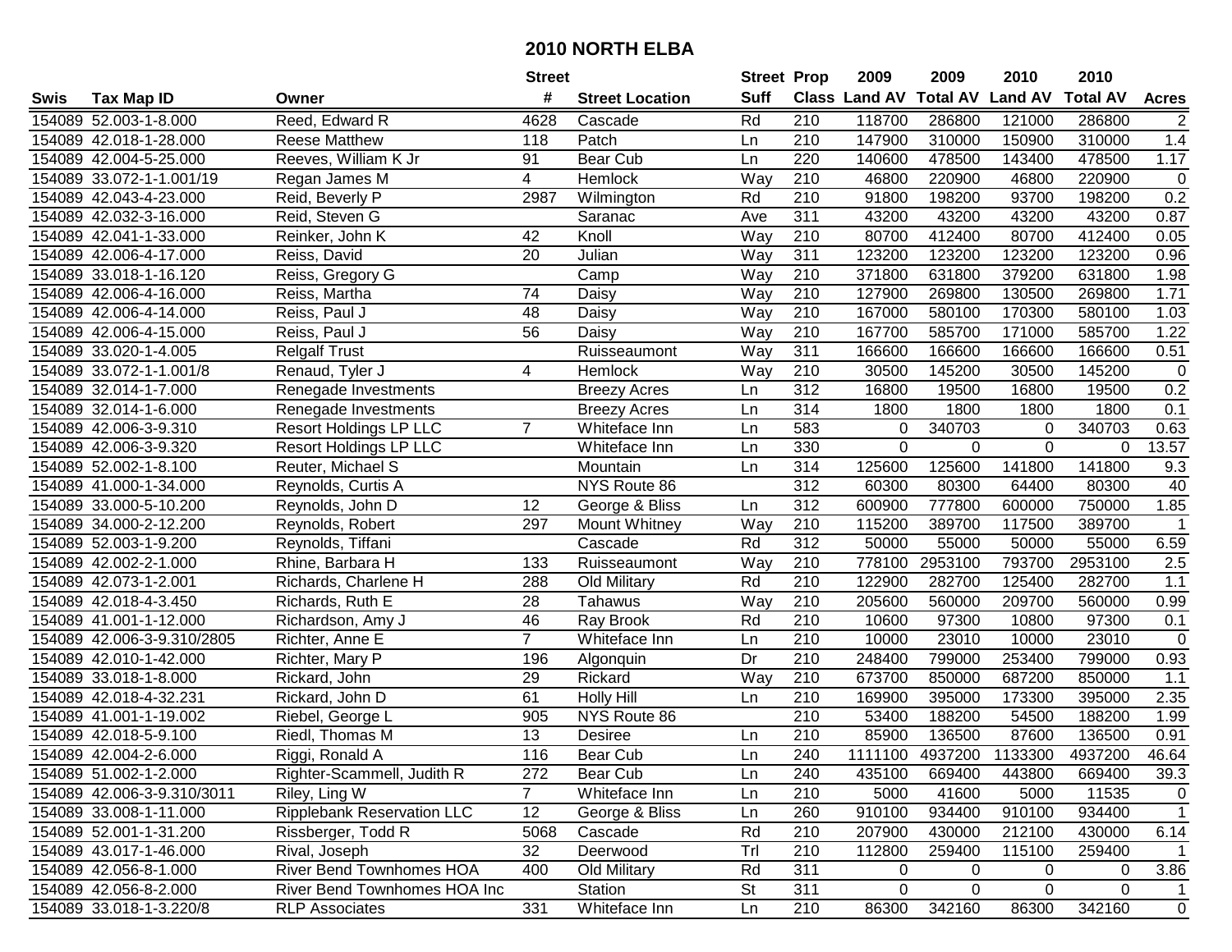# 2010 NORTH ELBA

| Swis | Tax Map ID | Owner | Street # | Street Location | Street Suff | Prop Class | 2009 Land AV | 2009 Total AV | 2010 Land AV | 2010 Total AV | Acres |
|---|---|---|---|---|---|---|---|---|---|---|---|
| 154089 | 52.003-1-8.000 | Reed, Edward R | 4628 | Cascade | Rd | 210 | 118700 | 286800 | 121000 | 286800 | 2 |
| 154089 | 42.018-1-28.000 | Reese Matthew | 118 | Patch | Ln | 210 | 147900 | 310000 | 150900 | 310000 | 1.4 |
| 154089 | 42.004-5-25.000 | Reeves, William K Jr | 91 | Bear Cub | Ln | 220 | 140600 | 478500 | 143400 | 478500 | 1.17 |
| 154089 | 33.072-1-1.001/19 | Regan James M | 4 | Hemlock | Way | 210 | 46800 | 220900 | 46800 | 220900 | 0 |
| 154089 | 42.043-4-23.000 | Reid, Beverly P | 2987 | Wilmington | Rd | 210 | 91800 | 198200 | 93700 | 198200 | 0.2 |
| 154089 | 42.032-3-16.000 | Reid, Steven G | | Saranac | Ave | 311 | 43200 | 43200 | 43200 | 43200 | 0.87 |
| 154089 | 42.041-1-33.000 | Reinker, John K | 42 | Knoll | Way | 210 | 80700 | 412400 | 80700 | 412400 | 0.05 |
| 154089 | 42.006-4-17.000 | Reiss, David | 20 | Julian | Way | 311 | 123200 | 123200 | 123200 | 123200 | 0.96 |
| 154089 | 33.018-1-16.120 | Reiss, Gregory G | | Camp | Way | 210 | 371800 | 631800 | 379200 | 631800 | 1.98 |
| 154089 | 42.006-4-16.000 | Reiss, Martha | 74 | Daisy | Way | 210 | 127900 | 269800 | 130500 | 269800 | 1.71 |
| 154089 | 42.006-4-14.000 | Reiss, Paul J | 48 | Daisy | Way | 210 | 167000 | 580100 | 170300 | 580100 | 1.03 |
| 154089 | 42.006-4-15.000 | Reiss, Paul J | 56 | Daisy | Way | 210 | 167700 | 585700 | 171000 | 585700 | 1.22 |
| 154089 | 33.020-1-4.005 | Relgalf Trust | | Ruisseaumont | Way | 311 | 166600 | 166600 | 166600 | 166600 | 0.51 |
| 154089 | 33.072-1-1.001/8 | Renaud, Tyler J | 4 | Hemlock | Way | 210 | 30500 | 145200 | 30500 | 145200 | 0 |
| 154089 | 32.014-1-7.000 | Renegade Investments | | Breezy Acres | Ln | 312 | 16800 | 19500 | 16800 | 19500 | 0.2 |
| 154089 | 32.014-1-6.000 | Renegade Investments | | Breezy Acres | Ln | 314 | 1800 | 1800 | 1800 | 1800 | 0.1 |
| 154089 | 42.006-3-9.310 | Resort Holdings LP LLC | 7 | Whiteface Inn | Ln | 583 | 0 | 340703 | 0 | 340703 | 0.63 |
| 154089 | 42.006-3-9.320 | Resort Holdings LP LLC | | Whiteface Inn | Ln | 330 | 0 | 0 | 0 | 0 | 13.57 |
| 154089 | 52.002-1-8.100 | Reuter, Michael S | | Mountain | Ln | 314 | 125600 | 125600 | 141800 | 141800 | 9.3 |
| 154089 | 41.000-1-34.000 | Reynolds, Curtis A | | NYS Route 86 | | 312 | 60300 | 80300 | 64400 | 80300 | 40 |
| 154089 | 33.000-5-10.200 | Reynolds, John D | 12 | George & Bliss | Ln | 312 | 600900 | 777800 | 600000 | 750000 | 1.85 |
| 154089 | 34.000-2-12.200 | Reynolds, Robert | 297 | Mount Whitney | Way | 210 | 115200 | 389700 | 117500 | 389700 | 1 |
| 154089 | 52.003-1-9.200 | Reynolds, Tiffani | | Cascade | Rd | 312 | 50000 | 55000 | 50000 | 55000 | 6.59 |
| 154089 | 42.002-2-1.000 | Rhine, Barbara H | 133 | Ruisseaumont | Way | 210 | 778100 | 2953100 | 793700 | 2953100 | 2.5 |
| 154089 | 42.073-1-2.001 | Richards, Charlene H | 288 | Old Military | Rd | 210 | 122900 | 282700 | 125400 | 282700 | 1.1 |
| 154089 | 42.018-4-3.450 | Richards, Ruth E | 28 | Tahawus | Way | 210 | 205600 | 560000 | 209700 | 560000 | 0.99 |
| 154089 | 41.001-1-12.000 | Richardson, Amy J | 46 | Ray Brook | Rd | 210 | 10600 | 97300 | 10800 | 97300 | 0.1 |
| 154089 | 42.006-3-9.310/2805 | Richter, Anne E | 7 | Whiteface Inn | Ln | 210 | 10000 | 23010 | 10000 | 23010 | 0 |
| 154089 | 42.010-1-42.000 | Richter, Mary P | 196 | Algonquin | Dr | 210 | 248400 | 799000 | 253400 | 799000 | 0.93 |
| 154089 | 33.018-1-8.000 | Rickard, John | 29 | Rickard | Way | 210 | 673700 | 850000 | 687200 | 850000 | 1.1 |
| 154089 | 42.018-4-32.231 | Rickard, John D | 61 | Holly Hill | Ln | 210 | 169900 | 395000 | 173300 | 395000 | 2.35 |
| 154089 | 41.001-1-19.002 | Riebel, George L | 905 | NYS Route 86 | | 210 | 53400 | 188200 | 54500 | 188200 | 1.99 |
| 154089 | 42.018-5-9.100 | Riedl, Thomas M | 13 | Desiree | Ln | 210 | 85900 | 136500 | 87600 | 136500 | 0.91 |
| 154089 | 42.004-2-6.000 | Riggi, Ronald A | 116 | Bear Cub | Ln | 240 | 1111100 | 4937200 | 1133300 | 4937200 | 46.64 |
| 154089 | 51.002-1-2.000 | Righter-Scammell, Judith R | 272 | Bear Cub | Ln | 240 | 435100 | 669400 | 443800 | 669400 | 39.3 |
| 154089 | 42.006-3-9.310/3011 | Riley, Ling W | 7 | Whiteface Inn | Ln | 210 | 5000 | 41600 | 5000 | 11535 | 0 |
| 154089 | 33.008-1-11.000 | Ripplebank Reservation LLC | 12 | George & Bliss | Ln | 260 | 910100 | 934400 | 910100 | 934400 | 1 |
| 154089 | 52.001-1-31.200 | Rissberger, Todd R | 5068 | Cascade | Rd | 210 | 207900 | 430000 | 212100 | 430000 | 6.14 |
| 154089 | 43.017-1-46.000 | Rival, Joseph | 32 | Deerwood | Trl | 210 | 112800 | 259400 | 115100 | 259400 | 1 |
| 154089 | 42.056-8-1.000 | River Bend Townhomes HOA | 400 | Old Military | Rd | 311 | 0 | 0 | 0 | 0 | 3.86 |
| 154089 | 42.056-8-2.000 | River Bend Townhomes HOA Inc | | Station | St | 311 | 0 | 0 | 0 | 0 | 1 |
| 154089 | 33.018-1-3.220/8 | RLP Associates | 331 | Whiteface Inn | Ln | 210 | 86300 | 342160 | 86300 | 342160 | 0 |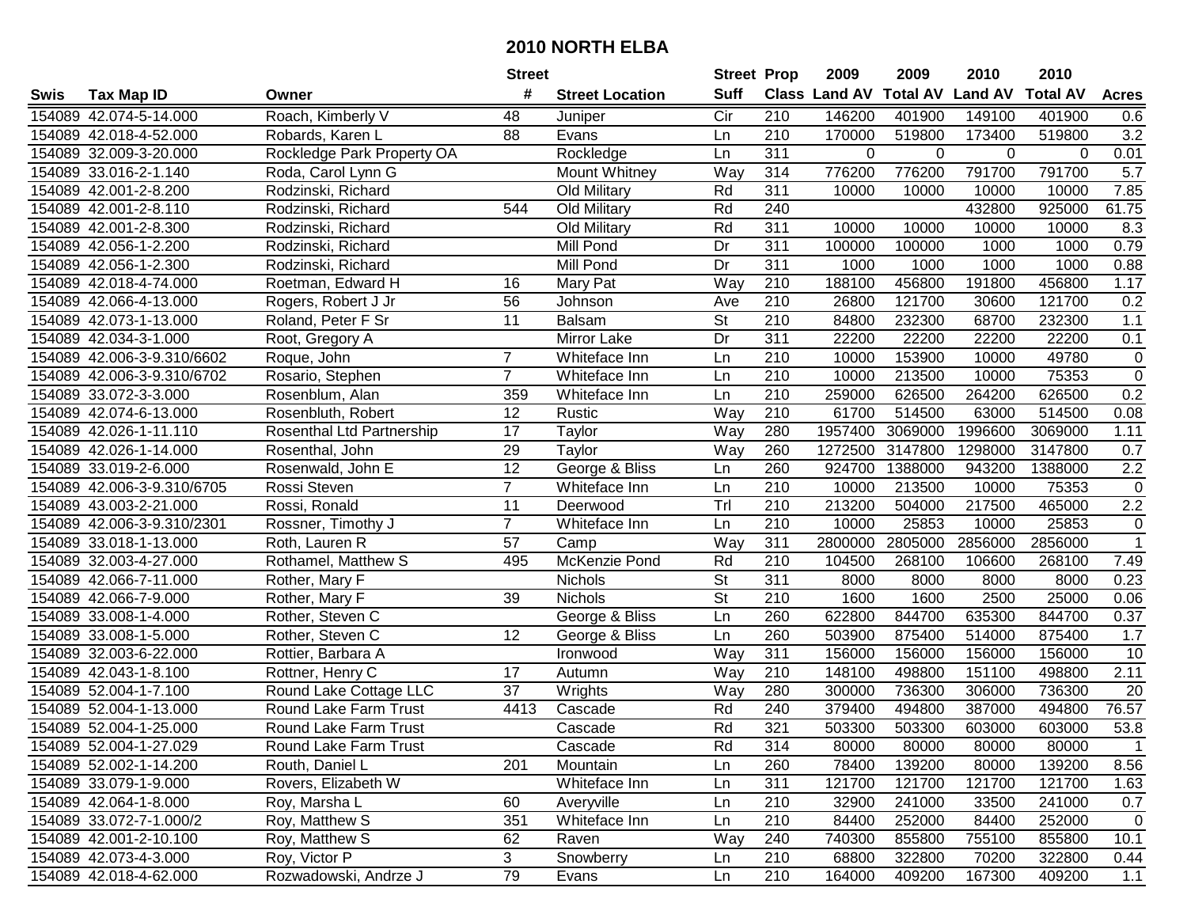# 2010 NORTH ELBA

| Swis | Tax Map ID | Owner | Street # | Street Location | Street Suff | Prop Class | 2009 Land AV | 2009 Total AV | 2010 Land AV | 2010 Total AV | Acres |
|---|---|---|---|---|---|---|---|---|---|---|---|
| 154089 | 42.074-5-14.000 | Roach, Kimberly V | 48 | Juniper | Cir | 210 | 146200 | 401900 | 149100 | 401900 | 0.6 |
| 154089 | 42.018-4-52.000 | Robards, Karen L | 88 | Evans | Ln | 210 | 170000 | 519800 | 173400 | 519800 | 3.2 |
| 154089 | 32.009-3-20.000 | Rockledge Park Property OA | | Rockledge | Ln | 311 | 0 | 0 | 0 | 0 | 0.01 |
| 154089 | 33.016-2-1.140 | Roda, Carol Lynn G | | Mount Whitney | Way | 314 | 776200 | 776200 | 791700 | 791700 | 5.7 |
| 154089 | 42.001-2-8.200 | Rodzinski, Richard | | Old Military | Rd | 311 | 10000 | 10000 | 10000 | 10000 | 7.85 |
| 154089 | 42.001-2-8.110 | Rodzinski, Richard | 544 | Old Military | Rd | 240 | | | 432800 | 925000 | 61.75 |
| 154089 | 42.001-2-8.300 | Rodzinski, Richard | | Old Military | Rd | 311 | 10000 | 10000 | 10000 | 10000 | 8.3 |
| 154089 | 42.056-1-2.200 | Rodzinski, Richard | | Mill Pond | Dr | 311 | 100000 | 100000 | 1000 | 1000 | 0.79 |
| 154089 | 42.056-1-2.300 | Rodzinski, Richard | | Mill Pond | Dr | 311 | 1000 | 1000 | 1000 | 1000 | 0.88 |
| 154089 | 42.018-4-74.000 | Roetman, Edward H | 16 | Mary Pat | Way | 210 | 188100 | 456800 | 191800 | 456800 | 1.17 |
| 154089 | 42.066-4-13.000 | Rogers, Robert J Jr | 56 | Johnson | Ave | 210 | 26800 | 121700 | 30600 | 121700 | 0.2 |
| 154089 | 42.073-1-13.000 | Roland, Peter F Sr | 11 | Balsam | St | 210 | 84800 | 232300 | 68700 | 232300 | 1.1 |
| 154089 | 42.034-3-1.000 | Root, Gregory A | | Mirror Lake | Dr | 311 | 22200 | 22200 | 22200 | 22200 | 0.1 |
| 154089 | 42.006-3-9.310/6602 | Roque, John | 7 | Whiteface Inn | Ln | 210 | 10000 | 153900 | 10000 | 49780 | 0 |
| 154089 | 42.006-3-9.310/6702 | Rosario, Stephen | 7 | Whiteface Inn | Ln | 210 | 10000 | 213500 | 10000 | 75353 | 0 |
| 154089 | 33.072-3-3.000 | Rosenblum, Alan | 359 | Whiteface Inn | Ln | 210 | 259000 | 626500 | 264200 | 626500 | 0.2 |
| 154089 | 42.074-6-13.000 | Rosenbluth, Robert | 12 | Rustic | Way | 210 | 61700 | 514500 | 63000 | 514500 | 0.08 |
| 154089 | 42.026-1-11.110 | Rosenthal Ltd Partnership | 17 | Taylor | Way | 280 | 1957400 | 3069000 | 1996600 | 3069000 | 1.11 |
| 154089 | 42.026-1-14.000 | Rosenthal, John | 29 | Taylor | Way | 260 | 1272500 | 3147800 | 1298000 | 3147800 | 0.7 |
| 154089 | 33.019-2-6.000 | Rosenwald, John E | 12 | George & Bliss | Ln | 260 | 924700 | 1388000 | 943200 | 1388000 | 2.2 |
| 154089 | 42.006-3-9.310/6705 | Rossi Steven | 7 | Whiteface Inn | Ln | 210 | 10000 | 213500 | 10000 | 75353 | 0 |
| 154089 | 43.003-2-21.000 | Rossi, Ronald | 11 | Deerwood | Trl | 210 | 213200 | 504000 | 217500 | 465000 | 2.2 |
| 154089 | 42.006-3-9.310/2301 | Rossner, Timothy J | 7 | Whiteface Inn | Ln | 210 | 10000 | 25853 | 10000 | 25853 | 0 |
| 154089 | 33.018-1-13.000 | Roth, Lauren R | 57 | Camp | Way | 311 | 2800000 | 2805000 | 2856000 | 2856000 | 1 |
| 154089 | 32.003-4-27.000 | Rothamel, Matthew S | 495 | McKenzie Pond | Rd | 210 | 104500 | 268100 | 106600 | 268100 | 7.49 |
| 154089 | 42.066-7-11.000 | Rother, Mary F | | Nichols | St | 311 | 8000 | 8000 | 8000 | 8000 | 0.23 |
| 154089 | 42.066-7-9.000 | Rother, Mary F | 39 | Nichols | St | 210 | 1600 | 1600 | 2500 | 25000 | 0.06 |
| 154089 | 33.008-1-4.000 | Rother, Steven C | | George & Bliss | Ln | 260 | 622800 | 844700 | 635300 | 844700 | 0.37 |
| 154089 | 33.008-1-5.000 | Rother, Steven C | 12 | George & Bliss | Ln | 260 | 503900 | 875400 | 514000 | 875400 | 1.7 |
| 154089 | 32.003-6-22.000 | Rottier, Barbara A | | Ironwood | Way | 311 | 156000 | 156000 | 156000 | 156000 | 10 |
| 154089 | 42.043-1-8.100 | Rottner, Henry C | 17 | Autumn | Way | 210 | 148100 | 498800 | 151100 | 498800 | 2.11 |
| 154089 | 52.004-1-7.100 | Round Lake Cottage LLC | 37 | Wrights | Way | 280 | 300000 | 736300 | 306000 | 736300 | 20 |
| 154089 | 52.004-1-13.000 | Round Lake Farm Trust | 4413 | Cascade | Rd | 240 | 379400 | 494800 | 387000 | 494800 | 76.57 |
| 154089 | 52.004-1-25.000 | Round Lake Farm Trust | | Cascade | Rd | 321 | 503300 | 503300 | 603000 | 603000 | 53.8 |
| 154089 | 52.004-1-27.029 | Round Lake Farm Trust | | Cascade | Rd | 314 | 80000 | 80000 | 80000 | 80000 | 1 |
| 154089 | 52.002-1-14.200 | Routh, Daniel L | 201 | Mountain | Ln | 260 | 78400 | 139200 | 80000 | 139200 | 8.56 |
| 154089 | 33.079-1-9.000 | Rovers, Elizabeth W | | Whiteface Inn | Ln | 311 | 121700 | 121700 | 121700 | 121700 | 1.63 |
| 154089 | 42.064-1-8.000 | Roy, Marsha L | 60 | Averyville | Ln | 210 | 32900 | 241000 | 33500 | 241000 | 0.7 |
| 154089 | 33.072-7-1.000/2 | Roy, Matthew S | 351 | Whiteface Inn | Ln | 210 | 84400 | 252000 | 84400 | 252000 | 0 |
| 154089 | 42.001-2-10.100 | Roy, Matthew S | 62 | Raven | Way | 240 | 740300 | 855800 | 755100 | 855800 | 10.1 |
| 154089 | 42.073-4-3.000 | Roy, Victor P | 3 | Snowberry | Ln | 210 | 68800 | 322800 | 70200 | 322800 | 0.44 |
| 154089 | 42.018-4-62.000 | Rozwadowski, Andrze J | 79 | Evans | Ln | 210 | 164000 | 409200 | 167300 | 409200 | 1.1 |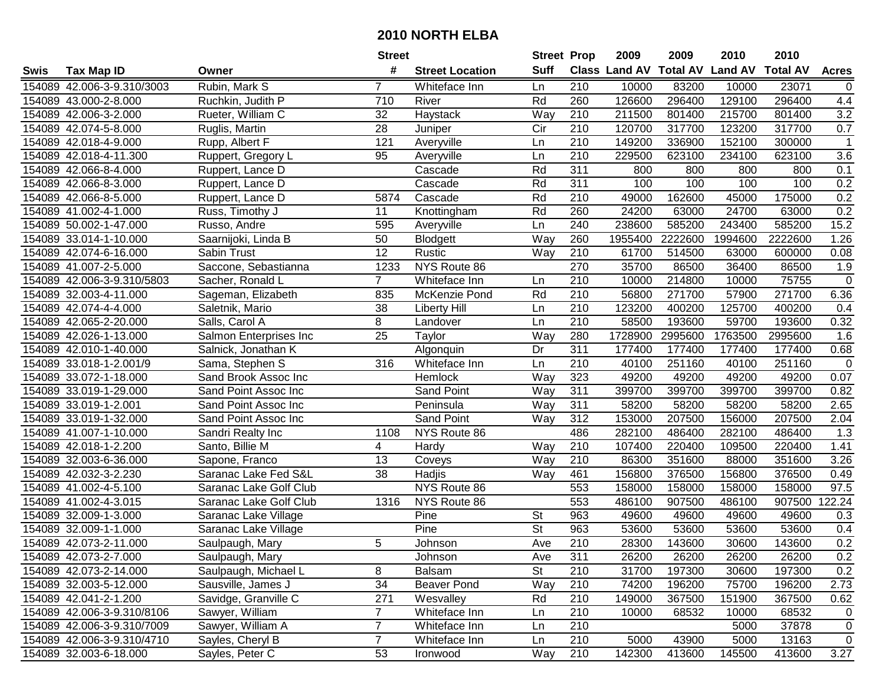# 2010 NORTH ELBA

| Swis | Tax Map ID | Owner | Street # | Street Location | Street Suff | Prop Class | 2009 Land AV | 2009 Total AV | 2010 Land AV | 2010 Total AV | Acres |
|---|---|---|---|---|---|---|---|---|---|---|---|
| 154089 | 42.006-3-9.310/3003 | Rubin, Mark S | 7 | Whiteface Inn | Ln | 210 | 10000 | 83200 | 10000 | 23071 | 0 |
| 154089 | 43.000-2-8.000 | Ruchkin, Judith P | 710 | River | Rd | 260 | 126600 | 296400 | 129100 | 296400 | 4.4 |
| 154089 | 42.006-3-2.000 | Rueter, William C | 32 | Haystack | Way | 210 | 211500 | 801400 | 215700 | 801400 | 3.2 |
| 154089 | 42.074-5-8.000 | Ruglis, Martin | 28 | Juniper | Cir | 210 | 120700 | 317700 | 123200 | 317700 | 0.7 |
| 154089 | 42.018-4-9.000 | Rupp, Albert F | 121 | Averyville | Ln | 210 | 149200 | 336900 | 152100 | 300000 | 1 |
| 154089 | 42.018-4-11.300 | Ruppert, Gregory L | 95 | Averyville | Ln | 210 | 229500 | 623100 | 234100 | 623100 | 3.6 |
| 154089 | 42.066-8-4.000 | Ruppert, Lance D | | Cascade | Rd | 311 | 800 | 800 | 800 | 800 | 0.1 |
| 154089 | 42.066-8-3.000 | Ruppert, Lance D | | Cascade | Rd | 311 | 100 | 100 | 100 | 100 | 0.2 |
| 154089 | 42.066-8-5.000 | Ruppert, Lance D | 5874 | Cascade | Rd | 210 | 49000 | 162600 | 45000 | 175000 | 0.2 |
| 154089 | 41.002-4-1.000 | Russ, Timothy J | 11 | Knottingham | Rd | 260 | 24200 | 63000 | 24700 | 63000 | 0.2 |
| 154089 | 50.002-1-47.000 | Russo, Andre | 595 | Averyville | Ln | 240 | 238600 | 585200 | 243400 | 585200 | 15.2 |
| 154089 | 33.014-1-10.000 | Saarnijoki, Linda B | 50 | Blodgett | Way | 260 | 1955400 | 2222600 | 1994600 | 2222600 | 1.26 |
| 154089 | 42.074-6-16.000 | Sabin Trust | 12 | Rustic | Way | 210 | 61700 | 514500 | 63000 | 600000 | 0.08 |
| 154089 | 41.007-2-5.000 | Saccone, Sebastianna | 1233 | NYS Route 86 | | 270 | 35700 | 86500 | 36400 | 86500 | 1.9 |
| 154089 | 42.006-3-9.310/5803 | Sacher, Ronald L | 7 | Whiteface Inn | Ln | 210 | 10000 | 214800 | 10000 | 75755 | 0 |
| 154089 | 32.003-4-11.000 | Sageman, Elizabeth | 835 | McKenzie Pond | Rd | 210 | 56800 | 271700 | 57900 | 271700 | 6.36 |
| 154089 | 42.074-4-4.000 | Saletnik, Mario | 38 | Liberty Hill | Ln | 210 | 123200 | 400200 | 125700 | 400200 | 0.4 |
| 154089 | 42.065-2-20.000 | Salls, Carol A | 8 | Landover | Ln | 210 | 58500 | 193600 | 59700 | 193600 | 0.32 |
| 154089 | 42.026-1-13.000 | Salmon Enterprises Inc | 25 | Taylor | Way | 280 | 1728900 | 2995600 | 1763500 | 2995600 | 1.6 |
| 154089 | 42.010-1-40.000 | Salnick, Jonathan K | | Algonquin | Dr | 311 | 177400 | 177400 | 177400 | 177400 | 0.68 |
| 154089 | 33.018-1-2.001/9 | Sama, Stephen S | 316 | Whiteface Inn | Ln | 210 | 40100 | 251160 | 40100 | 251160 | 0 |
| 154089 | 33.072-1-18.000 | Sand Brook Assoc Inc | | Hemlock | Way | 323 | 49200 | 49200 | 49200 | 49200 | 0.07 |
| 154089 | 33.019-1-29.000 | Sand Point Assoc Inc | | Sand Point | Way | 311 | 399700 | 399700 | 399700 | 399700 | 0.82 |
| 154089 | 33.019-1-2.001 | Sand Point Assoc Inc | | Peninsula | Way | 311 | 58200 | 58200 | 58200 | 58200 | 2.65 |
| 154089 | 33.019-1-32.000 | Sand Point Assoc Inc | | Sand Point | Way | 312 | 153000 | 207500 | 156000 | 207500 | 2.04 |
| 154089 | 41.007-1-10.000 | Sandri Realty Inc | 1108 | NYS Route 86 | | 486 | 282100 | 486400 | 282100 | 486400 | 1.3 |
| 154089 | 42.018-1-2.200 | Santo, Billie M | 4 | Hardy | Way | 210 | 107400 | 220400 | 109500 | 220400 | 1.41 |
| 154089 | 32.003-6-36.000 | Sapone, Franco | 13 | Coveys | Way | 210 | 86300 | 351600 | 88000 | 351600 | 3.26 |
| 154089 | 42.032-3-2.230 | Saranac Lake Fed S&L | 38 | Hadjis | Way | 461 | 156800 | 376500 | 156800 | 376500 | 0.49 |
| 154089 | 41.002-4-5.100 | Saranac Lake Golf Club | | NYS Route 86 | | 553 | 158000 | 158000 | 158000 | 158000 | 97.5 |
| 154089 | 41.002-4-3.015 | Saranac Lake Golf Club | 1316 | NYS Route 86 | | 553 | 486100 | 907500 | 486100 | 907500 | 122.24 |
| 154089 | 32.009-1-3.000 | Saranac Lake Village | | Pine | St | 963 | 49600 | 49600 | 49600 | 49600 | 0.3 |
| 154089 | 32.009-1-1.000 | Saranac Lake Village | | Pine | St | 963 | 53600 | 53600 | 53600 | 53600 | 0.4 |
| 154089 | 42.073-2-11.000 | Saulpaugh, Mary | 5 | Johnson | Ave | 210 | 28300 | 143600 | 30600 | 143600 | 0.2 |
| 154089 | 42.073-2-7.000 | Saulpaugh, Mary | | Johnson | Ave | 311 | 26200 | 26200 | 26200 | 26200 | 0.2 |
| 154089 | 42.073-2-14.000 | Saulpaugh, Michael L | 8 | Balsam | St | 210 | 31700 | 197300 | 30600 | 197300 | 0.2 |
| 154089 | 32.003-5-12.000 | Sausville, James J | 34 | Beaver Pond | Way | 210 | 74200 | 196200 | 75700 | 196200 | 2.73 |
| 154089 | 42.041-2-1.200 | Savidge, Granville C | 271 | Wesvalley | Rd | 210 | 149000 | 367500 | 151900 | 367500 | 0.62 |
| 154089 | 42.006-3-9.310/8106 | Sawyer, William | 7 | Whiteface Inn | Ln | 210 | 10000 | 68532 | 10000 | 68532 | 0 |
| 154089 | 42.006-3-9.310/7009 | Sawyer, William A | 7 | Whiteface Inn | Ln | 210 | | | 5000 | 37878 | 0 |
| 154089 | 42.006-3-9.310/4710 | Sayles, Cheryl B | 7 | Whiteface Inn | Ln | 210 | 5000 | 43900 | 5000 | 13163 | 0 |
| 154089 | 32.003-6-18.000 | Sayles, Peter C | 53 | Ironwood | Way | 210 | 142300 | 413600 | 145500 | 413600 | 3.27 |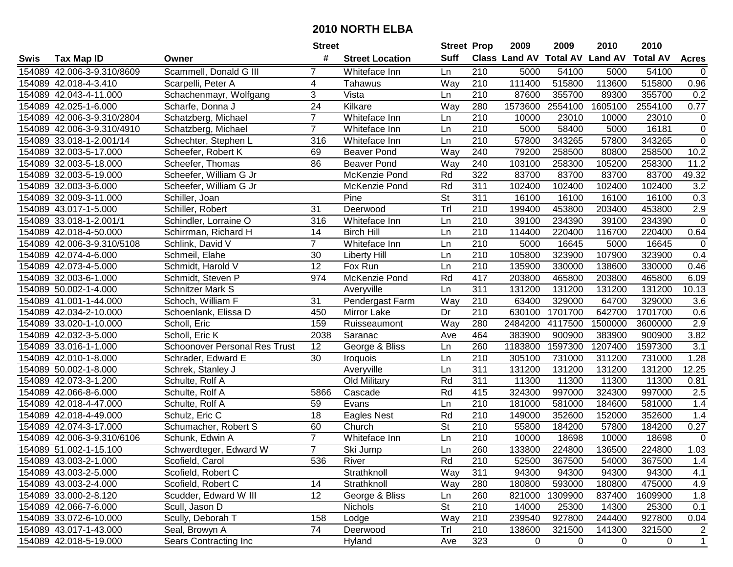# 2010 NORTH ELBA

| Swis | Tax Map ID | Owner | Street # | Street Location | Street Suff | Prop Class | 2009 Land AV | 2009 Total AV | 2010 Land AV | 2010 Total AV | Acres |
|---|---|---|---|---|---|---|---|---|---|---|---|
| 154089 | 42.006-3-9.310/8609 | Scammell, Donald G III | 7 | Whiteface Inn | Ln | 210 | 5000 | 54100 | 5000 | 54100 | 0 |
| 154089 | 42.018-4-3.410 | Scarpelli, Peter A | 4 | Tahawus | Way | 210 | 111400 | 515800 | 113600 | 515800 | 0.96 |
| 154089 | 42.043-4-11.000 | Schachenmayr, Wolfgang | 3 | Vista | Ln | 210 | 87600 | 355700 | 89300 | 355700 | 0.2 |
| 154089 | 42.025-1-6.000 | Scharfe, Donna J | 24 | Kilkare | Way | 280 | 1573600 | 2554100 | 1605100 | 2554100 | 0.77 |
| 154089 | 42.006-3-9.310/2804 | Schatzberg, Michael | 7 | Whiteface Inn | Ln | 210 | 10000 | 23010 | 10000 | 23010 | 0 |
| 154089 | 42.006-3-9.310/4910 | Schatzberg, Michael | 7 | Whiteface Inn | Ln | 210 | 5000 | 58400 | 5000 | 16181 | 0 |
| 154089 | 33.018-1-2.001/14 | Schechter, Stephen L | 316 | Whiteface Inn | Ln | 210 | 57800 | 343265 | 57800 | 343265 | 0 |
| 154089 | 32.003-5-17.000 | Scheefer, Robert K | 69 | Beaver Pond | Way | 240 | 79200 | 258500 | 80800 | 258500 | 10.2 |
| 154089 | 32.003-5-18.000 | Scheefer, Thomas | 86 | Beaver Pond | Way | 240 | 103100 | 258300 | 105200 | 258300 | 11.2 |
| 154089 | 32.003-5-19.000 | Scheefer, William G Jr | | McKenzie Pond | Rd | 322 | 83700 | 83700 | 83700 | 83700 | 49.32 |
| 154089 | 32.003-3-6.000 | Scheefer, William G Jr | | McKenzie Pond | Rd | 311 | 102400 | 102400 | 102400 | 102400 | 3.2 |
| 154089 | 32.009-3-11.000 | Schiller, Joan | | Pine | St | 311 | 16100 | 16100 | 16100 | 16100 | 0.3 |
| 154089 | 43.017-1-5.000 | Schiller, Robert | 31 | Deerwood | Trl | 210 | 199400 | 453800 | 203400 | 453800 | 2.9 |
| 154089 | 33.018-1-2.001/1 | Schindler, Lorraine O | 316 | Whiteface Inn | Ln | 210 | 39100 | 234390 | 39100 | 234390 | 0 |
| 154089 | 42.018-4-50.000 | Schirrman, Richard H | 14 | Birch Hill | Ln | 210 | 114400 | 220400 | 116700 | 220400 | 0.64 |
| 154089 | 42.006-3-9.310/5108 | Schlink, David V | 7 | Whiteface Inn | Ln | 210 | 5000 | 16645 | 5000 | 16645 | 0 |
| 154089 | 42.074-4-6.000 | Schmeil, Elahe | 30 | Liberty Hill | Ln | 210 | 105800 | 323900 | 107900 | 323900 | 0.4 |
| 154089 | 42.073-4-5.000 | Schmidt, Harold V | 12 | Fox Run | Ln | 210 | 135900 | 330000 | 138600 | 330000 | 0.46 |
| 154089 | 32.003-6-1.000 | Schmidt, Steven P | 974 | McKenzie Pond | Rd | 417 | 203800 | 465800 | 203800 | 465800 | 6.09 |
| 154089 | 50.002-1-4.000 | Schnitzer Mark S | | Averyville | Ln | 311 | 131200 | 131200 | 131200 | 131200 | 10.13 |
| 154089 | 41.001-1-44.000 | Schoch, William F | 31 | Pendergast Farm | Way | 210 | 63400 | 329000 | 64700 | 329000 | 3.6 |
| 154089 | 42.034-2-10.000 | Schoenlank, Elissa D | 450 | Mirror Lake | Dr | 210 | 630100 | 1701700 | 642700 | 1701700 | 0.6 |
| 154089 | 33.020-1-10.000 | Scholl, Eric | 159 | Ruisseaumont | Way | 280 | 2484200 | 4117500 | 1500000 | 3600000 | 2.9 |
| 154089 | 42.032-3-5.000 | Scholl, Eric K | 2038 | Saranac | Ave | 464 | 383900 | 900900 | 383900 | 900900 | 3.82 |
| 154089 | 33.016-1-1.000 | Schoonover Personal Res Trust | 12 | George & Bliss | Ln | 260 | 1183800 | 1597300 | 1207400 | 1597300 | 3.1 |
| 154089 | 42.010-1-8.000 | Schrader, Edward E | 30 | Iroquois | Ln | 210 | 305100 | 731000 | 311200 | 731000 | 1.28 |
| 154089 | 50.002-1-8.000 | Schrek, Stanley J | | Averyville | Ln | 311 | 131200 | 131200 | 131200 | 131200 | 12.25 |
| 154089 | 42.073-3-1.200 | Schulte, Rolf A | | Old Military | Rd | 311 | 11300 | 11300 | 11300 | 11300 | 0.81 |
| 154089 | 42.066-8-6.000 | Schulte, Rolf A | 5866 | Cascade | Rd | 415 | 324300 | 997000 | 324300 | 997000 | 2.5 |
| 154089 | 42.018-4-47.000 | Schulte, Rolf A | 59 | Evans | Ln | 210 | 181000 | 581000 | 184600 | 581000 | 1.4 |
| 154089 | 42.018-4-49.000 | Schulz, Eric C | 18 | Eagles Nest | Rd | 210 | 149000 | 352600 | 152000 | 352600 | 1.4 |
| 154089 | 42.074-3-17.000 | Schumacher, Robert S | 60 | Church | St | 210 | 55800 | 184200 | 57800 | 184200 | 0.27 |
| 154089 | 42.006-3-9.310/6106 | Schunk, Edwin A | 7 | Whiteface Inn | Ln | 210 | 10000 | 18698 | 10000 | 18698 | 0 |
| 154089 | 51.002-1-15.100 | Schwerdteger, Edward W | 7 | Ski Jump | Ln | 260 | 133800 | 224800 | 136500 | 224800 | 1.03 |
| 154089 | 43.003-2-1.000 | Scofield, Carol | 536 | River | Rd | 210 | 52500 | 367500 | 54000 | 367500 | 1.4 |
| 154089 | 43.003-2-5.000 | Scofield, Robert C | | Strathknoll | Way | 311 | 94300 | 94300 | 94300 | 94300 | 4.1 |
| 154089 | 43.003-2-4.000 | Scofield, Robert C | 14 | Strathknoll | Way | 280 | 180800 | 593000 | 180800 | 475000 | 4.9 |
| 154089 | 33.000-2-8.120 | Scudder, Edward W III | 12 | George & Bliss | Ln | 260 | 821000 | 1309900 | 837400 | 1609900 | 1.8 |
| 154089 | 42.066-7-6.000 | Scull, Jason D | | Nichols | St | 210 | 14000 | 25300 | 14300 | 25300 | 0.1 |
| 154089 | 33.072-6-10.000 | Scully, Deborah T | 158 | Lodge | Way | 210 | 239540 | 927800 | 244400 | 927800 | 0.04 |
| 154089 | 43.017-1-43.000 | Seal, Browyn A | 74 | Deerwood | Trl | 210 | 138600 | 321500 | 141300 | 321500 | 2 |
| 154089 | 42.018-5-19.000 | Sears Contracting Inc | | Hyland | Ave | 323 | 0 | 0 | 0 | 0 | 1 |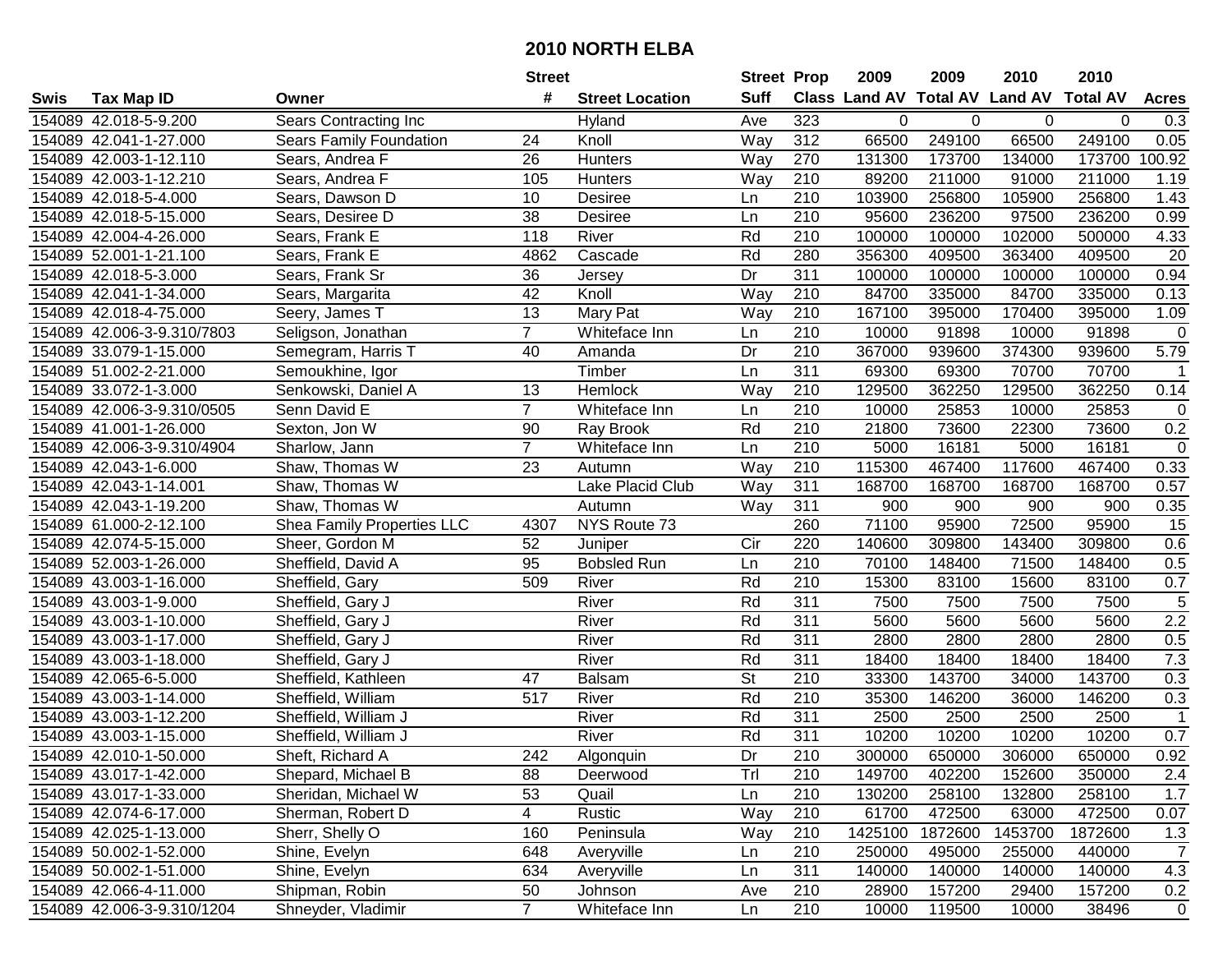# 2010 NORTH ELBA

| Swis | Tax Map ID | Owner | Street # | Street Location | Street Suff | Prop Class | 2009 Land AV | 2009 Total AV | 2010 Land AV | 2010 Total AV | Acres |
|---|---|---|---|---|---|---|---|---|---|---|---|
| 154089 | 42.018-5-9.200 | Sears Contracting Inc | | Hyland | Ave | 323 | 0 | 0 | 0 | 0 | 0.3 |
| 154089 | 42.041-1-27.000 | Sears Family Foundation | 24 | Knoll | Way | 312 | 66500 | 249100 | 66500 | 249100 | 0.05 |
| 154089 | 42.003-1-12.110 | Sears, Andrea F | 26 | Hunters | Way | 270 | 131300 | 173700 | 134000 | 173700 | 100.92 |
| 154089 | 42.003-1-12.210 | Sears, Andrea F | 105 | Hunters | Way | 210 | 89200 | 211000 | 91000 | 211000 | 1.19 |
| 154089 | 42.018-5-4.000 | Sears, Dawson D | 10 | Desiree | Ln | 210 | 103900 | 256800 | 105900 | 256800 | 1.43 |
| 154089 | 42.018-5-15.000 | Sears, Desiree D | 38 | Desiree | Ln | 210 | 95600 | 236200 | 97500 | 236200 | 0.99 |
| 154089 | 42.004-4-26.000 | Sears, Frank E | 118 | River | Rd | 210 | 100000 | 100000 | 102000 | 500000 | 4.33 |
| 154089 | 52.001-1-21.100 | Sears, Frank E | 4862 | Cascade | Rd | 280 | 356300 | 409500 | 363400 | 409500 | 20 |
| 154089 | 42.018-5-3.000 | Sears, Frank Sr | 36 | Jersey | Dr | 311 | 100000 | 100000 | 100000 | 100000 | 0.94 |
| 154089 | 42.041-1-34.000 | Sears, Margarita | 42 | Knoll | Way | 210 | 84700 | 335000 | 84700 | 335000 | 0.13 |
| 154089 | 42.018-4-75.000 | Seery, James T | 13 | Mary Pat | Way | 210 | 167100 | 395000 | 170400 | 395000 | 1.09 |
| 154089 | 42.006-3-9.310/7803 | Seligson, Jonathan | 7 | Whiteface Inn | Ln | 210 | 10000 | 91898 | 10000 | 91898 | 0 |
| 154089 | 33.079-1-15.000 | Semegram, Harris T | 40 | Amanda | Dr | 210 | 367000 | 939600 | 374300 | 939600 | 5.79 |
| 154089 | 51.002-2-21.000 | Semoukhine, Igor | | Timber | Ln | 311 | 69300 | 69300 | 70700 | 70700 | 1 |
| 154089 | 33.072-1-3.000 | Senkowski, Daniel A | 13 | Hemlock | Way | 210 | 129500 | 362250 | 129500 | 362250 | 0.14 |
| 154089 | 42.006-3-9.310/0505 | Senn David E | 7 | Whiteface Inn | Ln | 210 | 10000 | 25853 | 10000 | 25853 | 0 |
| 154089 | 41.001-1-26.000 | Sexton, Jon W | 90 | Ray Brook | Rd | 210 | 21800 | 73600 | 22300 | 73600 | 0.2 |
| 154089 | 42.006-3-9.310/4904 | Sharlow, Jann | 7 | Whiteface Inn | Ln | 210 | 5000 | 16181 | 5000 | 16181 | 0 |
| 154089 | 42.043-1-6.000 | Shaw, Thomas W | 23 | Autumn | Way | 210 | 115300 | 467400 | 117600 | 467400 | 0.33 |
| 154089 | 42.043-1-14.001 | Shaw, Thomas W | | Lake Placid Club | Way | 311 | 168700 | 168700 | 168700 | 168700 | 0.57 |
| 154089 | 42.043-1-19.200 | Shaw, Thomas W | | Autumn | Way | 311 | 900 | 900 | 900 | 900 | 0.35 |
| 154089 | 61.000-2-12.100 | Shea Family Properties LLC | 4307 | NYS Route 73 | | 260 | 71100 | 95900 | 72500 | 95900 | 15 |
| 154089 | 42.074-5-15.000 | Sheer, Gordon M | 52 | Juniper | Cir | 220 | 140600 | 309800 | 143400 | 309800 | 0.6 |
| 154089 | 52.003-1-26.000 | Sheffield, David A | 95 | Bobsled Run | Ln | 210 | 70100 | 148400 | 71500 | 148400 | 0.5 |
| 154089 | 43.003-1-16.000 | Sheffield, Gary | 509 | River | Rd | 210 | 15300 | 83100 | 15600 | 83100 | 0.7 |
| 154089 | 43.003-1-9.000 | Sheffield, Gary J | | River | Rd | 311 | 7500 | 7500 | 7500 | 7500 | 5 |
| 154089 | 43.003-1-10.000 | Sheffield, Gary J | | River | Rd | 311 | 5600 | 5600 | 5600 | 5600 | 2.2 |
| 154089 | 43.003-1-17.000 | Sheffield, Gary J | | River | Rd | 311 | 2800 | 2800 | 2800 | 2800 | 0.5 |
| 154089 | 43.003-1-18.000 | Sheffield, Gary J | | River | Rd | 311 | 18400 | 18400 | 18400 | 18400 | 7.3 |
| 154089 | 42.065-6-5.000 | Sheffield, Kathleen | 47 | Balsam | St | 210 | 33300 | 143700 | 34000 | 143700 | 0.3 |
| 154089 | 43.003-1-14.000 | Sheffield, William | 517 | River | Rd | 210 | 35300 | 146200 | 36000 | 146200 | 0.3 |
| 154089 | 43.003-1-12.200 | Sheffield, William J | | River | Rd | 311 | 2500 | 2500 | 2500 | 2500 | 1 |
| 154089 | 43.003-1-15.000 | Sheffield, William J | | River | Rd | 311 | 10200 | 10200 | 10200 | 10200 | 0.7 |
| 154089 | 42.010-1-50.000 | Sheft, Richard A | 242 | Algonquin | Dr | 210 | 300000 | 650000 | 306000 | 650000 | 0.92 |
| 154089 | 43.017-1-42.000 | Shepard, Michael B | 88 | Deerwood | Trl | 210 | 149700 | 402200 | 152600 | 350000 | 2.4 |
| 154089 | 43.017-1-33.000 | Sheridan, Michael W | 53 | Quail | Ln | 210 | 130200 | 258100 | 132800 | 258100 | 1.7 |
| 154089 | 42.074-6-17.000 | Sherman, Robert D | 4 | Rustic | Way | 210 | 61700 | 472500 | 63000 | 472500 | 0.07 |
| 154089 | 42.025-1-13.000 | Sherr, Shelly O | 160 | Peninsula | Way | 210 | 1425100 | 1872600 | 1453700 | 1872600 | 1.3 |
| 154089 | 50.002-1-52.000 | Shine, Evelyn | 648 | Averyville | Ln | 210 | 250000 | 495000 | 255000 | 440000 | 7 |
| 154089 | 50.002-1-51.000 | Shine, Evelyn | 634 | Averyville | Ln | 311 | 140000 | 140000 | 140000 | 140000 | 4.3 |
| 154089 | 42.066-4-11.000 | Shipman, Robin | 50 | Johnson | Ave | 210 | 28900 | 157200 | 29400 | 157200 | 0.2 |
| 154089 | 42.006-3-9.310/1204 | Shneyder, Vladimir | 7 | Whiteface Inn | Ln | 210 | 10000 | 119500 | 10000 | 38496 | 0 |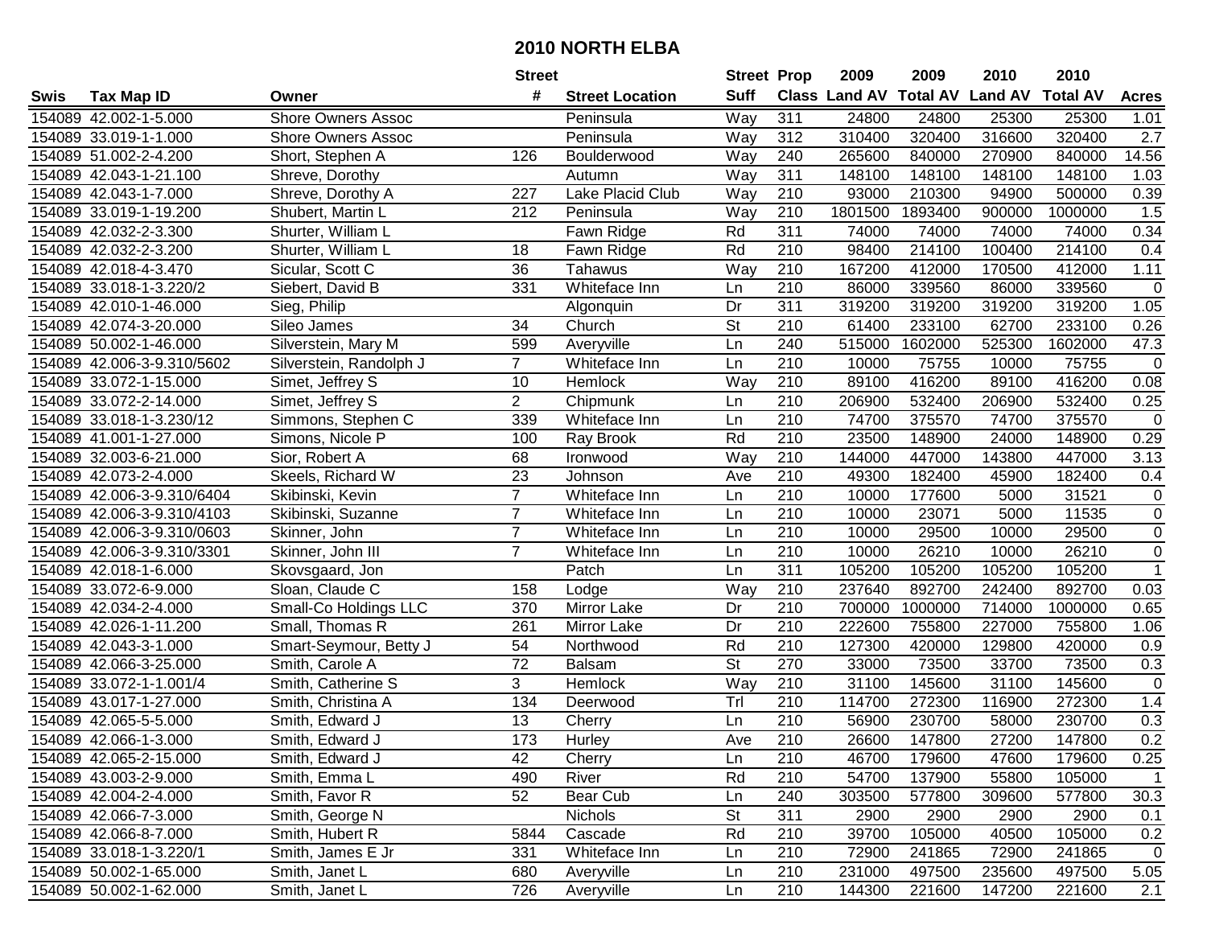# 2010 NORTH ELBA

| Swis | Tax Map ID | Owner | Street # | Street Location | Street Suff | Prop Class | 2009 Land AV | 2009 Total AV | 2010 Land AV | 2010 Total AV | Acres |
|---|---|---|---|---|---|---|---|---|---|---|---|
| 154089 | 42.002-1-5.000 | Shore Owners Assoc | | Peninsula | Way | 311 | 24800 | 24800 | 25300 | 25300 | 1.01 |
| 154089 | 33.019-1-1.000 | Shore Owners Assoc | | Peninsula | Way | 312 | 310400 | 320400 | 316600 | 320400 | 2.7 |
| 154089 | 51.002-2-4.200 | Short, Stephen A | 126 | Boulderwood | Way | 240 | 265600 | 840000 | 270900 | 840000 | 14.56 |
| 154089 | 42.043-1-21.100 | Shreve, Dorothy | | Autumn | Way | 311 | 148100 | 148100 | 148100 | 148100 | 1.03 |
| 154089 | 42.043-1-7.000 | Shreve, Dorothy A | 227 | Lake Placid Club | Way | 210 | 93000 | 210300 | 94900 | 500000 | 0.39 |
| 154089 | 33.019-1-19.200 | Shubert, Martin L | 212 | Peninsula | Way | 210 | 1801500 | 1893400 | 900000 | 1000000 | 1.5 |
| 154089 | 42.032-2-3.300 | Shurter, William L | | Fawn Ridge | Rd | 311 | 74000 | 74000 | 74000 | 74000 | 0.34 |
| 154089 | 42.032-2-3.200 | Shurter, William L | 18 | Fawn Ridge | Rd | 210 | 98400 | 214100 | 100400 | 214100 | 0.4 |
| 154089 | 42.018-4-3.470 | Sicular, Scott C | 36 | Tahawus | Way | 210 | 167200 | 412000 | 170500 | 412000 | 1.11 |
| 154089 | 33.018-1-3.220/2 | Siebert, David B | 331 | Whiteface Inn | Ln | 210 | 86000 | 339560 | 86000 | 339560 | 0 |
| 154089 | 42.010-1-46.000 | Sieg, Philip | | Algonquin | Dr | 311 | 319200 | 319200 | 319200 | 319200 | 1.05 |
| 154089 | 42.074-3-20.000 | Sileo James | 34 | Church | St | 210 | 61400 | 233100 | 62700 | 233100 | 0.26 |
| 154089 | 50.002-1-46.000 | Silverstein, Mary M | 599 | Averyville | Ln | 240 | 515000 | 1602000 | 525300 | 1602000 | 47.3 |
| 154089 | 42.006-3-9.310/5602 | Silverstein, Randolph J | 7 | Whiteface Inn | Ln | 210 | 10000 | 75755 | 10000 | 75755 | 0 |
| 154089 | 33.072-1-15.000 | Simet, Jeffrey S | 10 | Hemlock | Way | 210 | 89100 | 416200 | 89100 | 416200 | 0.08 |
| 154089 | 33.072-2-14.000 | Simet, Jeffrey S | 2 | Chipmunk | Ln | 210 | 206900 | 532400 | 206900 | 532400 | 0.25 |
| 154089 | 33.018-1-3.230/12 | Simmons, Stephen C | 339 | Whiteface Inn | Ln | 210 | 74700 | 375570 | 74700 | 375570 | 0 |
| 154089 | 41.001-1-27.000 | Simons, Nicole P | 100 | Ray Brook | Rd | 210 | 23500 | 148900 | 24000 | 148900 | 0.29 |
| 154089 | 32.003-6-21.000 | Sior, Robert A | 68 | Ironwood | Way | 210 | 144000 | 447000 | 143800 | 447000 | 3.13 |
| 154089 | 42.073-2-4.000 | Skeels, Richard W | 23 | Johnson | Ave | 210 | 49300 | 182400 | 45900 | 182400 | 0.4 |
| 154089 | 42.006-3-9.310/6404 | Skibinski, Kevin | 7 | Whiteface Inn | Ln | 210 | 10000 | 177600 | 5000 | 31521 | 0 |
| 154089 | 42.006-3-9.310/4103 | Skibinski, Suzanne | 7 | Whiteface Inn | Ln | 210 | 10000 | 23071 | 5000 | 11535 | 0 |
| 154089 | 42.006-3-9.310/0603 | Skinner, John | 7 | Whiteface Inn | Ln | 210 | 10000 | 29500 | 10000 | 29500 | 0 |
| 154089 | 42.006-3-9.310/3301 | Skinner, John III | 7 | Whiteface Inn | Ln | 210 | 10000 | 26210 | 10000 | 26210 | 0 |
| 154089 | 42.018-1-6.000 | Skovsgaard, Jon | | Patch | Ln | 311 | 105200 | 105200 | 105200 | 105200 | 1 |
| 154089 | 33.072-6-9.000 | Sloan, Claude C | 158 | Lodge | Way | 210 | 237640 | 892700 | 242400 | 892700 | 0.03 |
| 154089 | 42.034-2-4.000 | Small-Co Holdings LLC | 370 | Mirror Lake | Dr | 210 | 700000 | 1000000 | 714000 | 1000000 | 0.65 |
| 154089 | 42.026-1-11.200 | Small, Thomas R | 261 | Mirror Lake | Dr | 210 | 222600 | 755800 | 227000 | 755800 | 1.06 |
| 154089 | 42.043-3-1.000 | Smart-Seymour, Betty J | 54 | Northwood | Rd | 210 | 127300 | 420000 | 129800 | 420000 | 0.9 |
| 154089 | 42.066-3-25.000 | Smith, Carole A | 72 | Balsam | St | 270 | 33000 | 73500 | 33700 | 73500 | 0.3 |
| 154089 | 33.072-1-1.001/4 | Smith, Catherine S | 3 | Hemlock | Way | 210 | 31100 | 145600 | 31100 | 145600 | 0 |
| 154089 | 43.017-1-27.000 | Smith, Christina A | 134 | Deerwood | Trl | 210 | 114700 | 272300 | 116900 | 272300 | 1.4 |
| 154089 | 42.065-5-5.000 | Smith, Edward J | 13 | Cherry | Ln | 210 | 56900 | 230700 | 58000 | 230700 | 0.3 |
| 154089 | 42.066-1-3.000 | Smith, Edward J | 173 | Hurley | Ave | 210 | 26600 | 147800 | 27200 | 147800 | 0.2 |
| 154089 | 42.065-2-15.000 | Smith, Edward J | 42 | Cherry | Ln | 210 | 46700 | 179600 | 47600 | 179600 | 0.25 |
| 154089 | 43.003-2-9.000 | Smith, Emma L | 490 | River | Rd | 210 | 54700 | 137900 | 55800 | 105000 | 1 |
| 154089 | 42.004-2-4.000 | Smith, Favor R | 52 | Bear Cub | Ln | 240 | 303500 | 577800 | 309600 | 577800 | 30.3 |
| 154089 | 42.066-7-3.000 | Smith, George N | | Nichols | St | 311 | 2900 | 2900 | 2900 | 2900 | 0.1 |
| 154089 | 42.066-8-7.000 | Smith, Hubert R | 5844 | Cascade | Rd | 210 | 39700 | 105000 | 40500 | 105000 | 0.2 |
| 154089 | 33.018-1-3.220/1 | Smith, James E Jr | 331 | Whiteface Inn | Ln | 210 | 72900 | 241865 | 72900 | 241865 | 0 |
| 154089 | 50.002-1-65.000 | Smith, Janet L | 680 | Averyville | Ln | 210 | 231000 | 497500 | 235600 | 497500 | 5.05 |
| 154089 | 50.002-1-62.000 | Smith, Janet L | 726 | Averyville | Ln | 210 | 144300 | 221600 | 147200 | 221600 | 2.1 |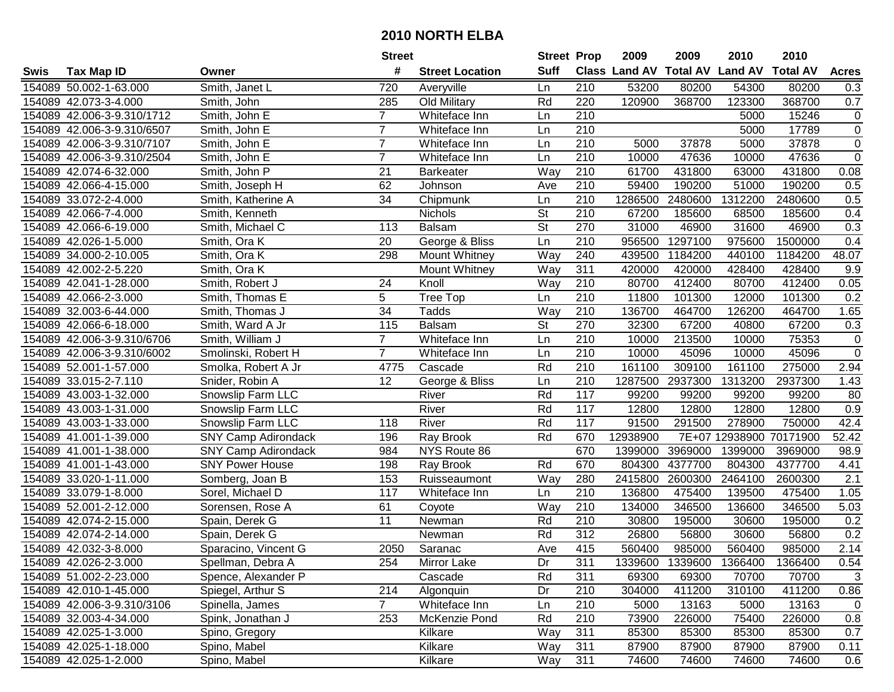# 2010 NORTH ELBA

| Swis | Tax Map ID | Owner | Street # | Street Location | Street Suff | Prop Class | 2009 Land AV | 2009 Total AV | 2010 Land AV | 2010 Total AV | Acres |
|---|---|---|---|---|---|---|---|---|---|---|---|
| 154089 | 50.002-1-63.000 | Smith, Janet L | 720 | Averyville | Ln | 210 | 53200 | 80200 | 54300 | 80200 | 0.3 |
| 154089 | 42.073-3-4.000 | Smith, John | 285 | Old Military | Rd | 220 | 120900 | 368700 | 123300 | 368700 | 0.7 |
| 154089 | 42.006-3-9.310/1712 | Smith, John E | 7 | Whiteface Inn | Ln | 210 | | | 5000 | 15246 | 0 |
| 154089 | 42.006-3-9.310/6507 | Smith, John E | 7 | Whiteface Inn | Ln | 210 | | | 5000 | 17789 | 0 |
| 154089 | 42.006-3-9.310/7107 | Smith, John E | 7 | Whiteface Inn | Ln | 210 | 5000 | 37878 | 5000 | 37878 | 0 |
| 154089 | 42.006-3-9.310/2504 | Smith, John E | 7 | Whiteface Inn | Ln | 210 | 10000 | 47636 | 10000 | 47636 | 0 |
| 154089 | 42.074-6-32.000 | Smith, John P | 21 | Barkeater | Way | 210 | 61700 | 431800 | 63000 | 431800 | 0.08 |
| 154089 | 42.066-4-15.000 | Smith, Joseph H | 62 | Johnson | Ave | 210 | 59400 | 190200 | 51000 | 190200 | 0.5 |
| 154089 | 33.072-2-4.000 | Smith, Katherine A | 34 | Chipmunk | Ln | 210 | 1286500 | 2480600 | 1312200 | 2480600 | 0.5 |
| 154089 | 42.066-7-4.000 | Smith, Kenneth | | Nichols | St | 210 | 67200 | 185600 | 68500 | 185600 | 0.4 |
| 154089 | 42.066-6-19.000 | Smith, Michael C | 113 | Balsam | St | 270 | 31000 | 46900 | 31600 | 46900 | 0.3 |
| 154089 | 42.026-1-5.000 | Smith, Ora K | 20 | George & Bliss | Ln | 210 | 956500 | 1297100 | 975600 | 1500000 | 0.4 |
| 154089 | 34.000-2-10.005 | Smith, Ora K | 298 | Mount Whitney | Way | 240 | 439500 | 1184200 | 440100 | 1184200 | 48.07 |
| 154089 | 42.002-2-5.220 | Smith, Ora K | | Mount Whitney | Way | 311 | 420000 | 420000 | 428400 | 428400 | 9.9 |
| 154089 | 42.041-1-28.000 | Smith, Robert J | 24 | Knoll | Way | 210 | 80700 | 412400 | 80700 | 412400 | 0.05 |
| 154089 | 42.066-2-3.000 | Smith, Thomas E | 5 | Tree Top | Ln | 210 | 11800 | 101300 | 12000 | 101300 | 0.2 |
| 154089 | 32.003-6-44.000 | Smith, Thomas J | 34 | Tadds | Way | 210 | 136700 | 464700 | 126200 | 464700 | 1.65 |
| 154089 | 42.066-6-18.000 | Smith, Ward A Jr | 115 | Balsam | St | 270 | 32300 | 67200 | 40800 | 67200 | 0.3 |
| 154089 | 42.006-3-9.310/6706 | Smith, William J | 7 | Whiteface Inn | Ln | 210 | 10000 | 213500 | 10000 | 75353 | 0 |
| 154089 | 42.006-3-9.310/6002 | Smolinski, Robert H | 7 | Whiteface Inn | Ln | 210 | 10000 | 45096 | 10000 | 45096 | 0 |
| 154089 | 52.001-1-57.000 | Smolka, Robert A Jr | 4775 | Cascade | Rd | 210 | 161100 | 309100 | 161100 | 275000 | 2.94 |
| 154089 | 33.015-2-7.110 | Snider, Robin A | 12 | George & Bliss | Ln | 210 | 1287500 | 2937300 | 1313200 | 2937300 | 1.43 |
| 154089 | 43.003-1-32.000 | Snowslip Farm LLC | | River | Rd | 117 | 99200 | 99200 | 99200 | 99200 | 80 |
| 154089 | 43.003-1-31.000 | Snowslip Farm LLC | | River | Rd | 117 | 12800 | 12800 | 12800 | 12800 | 0.9 |
| 154089 | 43.003-1-33.000 | Snowslip Farm LLC | 118 | River | Rd | 117 | 91500 | 291500 | 278900 | 750000 | 42.4 |
| 154089 | 41.001-1-39.000 | SNY Camp Adirondack | 196 | Ray Brook | Rd | 670 | 12938900 | 7E+07 | 12938900 | 70171900 | 52.42 |
| 154089 | 41.001-1-38.000 | SNY Camp Adirondack | 984 | NYS Route 86 | | 670 | 1399000 | 3969000 | 1399000 | 3969000 | 98.9 |
| 154089 | 41.001-1-43.000 | SNY Power House | 198 | Ray Brook | Rd | 670 | 804300 | 4377700 | 804300 | 4377700 | 4.41 |
| 154089 | 33.020-1-11.000 | Somberg, Joan B | 153 | Ruisseaumont | Way | 280 | 2415800 | 2600300 | 2464100 | 2600300 | 2.1 |
| 154089 | 33.079-1-8.000 | Sorel, Michael D | 117 | Whiteface Inn | Ln | 210 | 136800 | 475400 | 139500 | 475400 | 1.05 |
| 154089 | 52.001-2-12.000 | Sorensen, Rose A | 61 | Coyote | Way | 210 | 134000 | 346500 | 136600 | 346500 | 5.03 |
| 154089 | 42.074-2-15.000 | Spain, Derek G | 11 | Newman | Rd | 210 | 30800 | 195000 | 30600 | 195000 | 0.2 |
| 154089 | 42.074-2-14.000 | Spain, Derek G | | Newman | Rd | 312 | 26800 | 56800 | 30600 | 56800 | 0.2 |
| 154089 | 42.032-3-8.000 | Sparacino, Vincent G | 2050 | Saranac | Ave | 415 | 560400 | 985000 | 560400 | 985000 | 2.14 |
| 154089 | 42.026-2-3.000 | Spellman, Debra A | 254 | Mirror Lake | Dr | 311 | 1339600 | 1339600 | 1366400 | 1366400 | 0.54 |
| 154089 | 51.002-2-23.000 | Spence, Alexander P | | Cascade | Rd | 311 | 69300 | 69300 | 70700 | 70700 | 3 |
| 154089 | 42.010-1-45.000 | Spiegel, Arthur S | 214 | Algonquin | Dr | 210 | 304000 | 411200 | 310100 | 411200 | 0.86 |
| 154089 | 42.006-3-9.310/3106 | Spinella, James | 7 | Whiteface Inn | Ln | 210 | 5000 | 13163 | 5000 | 13163 | 0 |
| 154089 | 32.003-4-34.000 | Spink, Jonathan J | 253 | McKenzie Pond | Rd | 210 | 73900 | 226000 | 75400 | 226000 | 0.8 |
| 154089 | 42.025-1-3.000 | Spino, Gregory | | Kilkare | Way | 311 | 85300 | 85300 | 85300 | 85300 | 0.7 |
| 154089 | 42.025-1-18.000 | Spino, Mabel | | Kilkare | Way | 311 | 87900 | 87900 | 87900 | 87900 | 0.11 |
| 154089 | 42.025-1-2.000 | Spino, Mabel | | Kilkare | Way | 311 | 74600 | 74600 | 74600 | 74600 | 0.6 |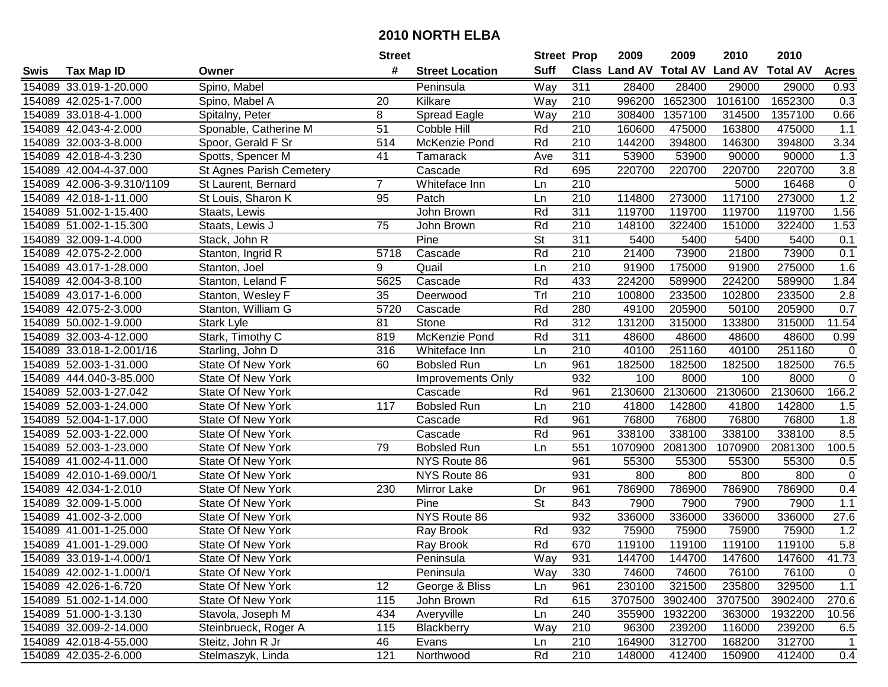# 2010 NORTH ELBA

| Swis | Tax Map ID | Owner | Street # | Street Location | Street Suff | Prop Class | 2009 Land AV | 2009 Total AV | 2010 Land AV | 2010 Total AV | Acres |
|---|---|---|---|---|---|---|---|---|---|---|---|
| 154089 | 33.019-1-20.000 | Spino, Mabel | | Peninsula | Way | 311 | 28400 | 28400 | 29000 | 29000 | 0.93 |
| 154089 | 42.025-1-7.000 | Spino, Mabel A | 20 | Kilkare | Way | 210 | 996200 | 1652300 | 1016100 | 1652300 | 0.3 |
| 154089 | 33.018-4-1.000 | Spitalny, Peter | 8 | Spread Eagle | Way | 210 | 308400 | 1357100 | 314500 | 1357100 | 0.66 |
| 154089 | 42.043-4-2.000 | Sponable, Catherine M | 51 | Cobble Hill | Rd | 210 | 160600 | 475000 | 163800 | 475000 | 1.1 |
| 154089 | 32.003-3-8.000 | Spoor, Gerald F Sr | 514 | McKenzie Pond | Rd | 210 | 144200 | 394800 | 146300 | 394800 | 3.34 |
| 154089 | 42.018-4-3.230 | Spotts, Spencer M | 41 | Tamarack | Ave | 311 | 53900 | 53900 | 90000 | 90000 | 1.3 |
| 154089 | 42.004-4-37.000 | St Agnes Parish Cemetery | | Cascade | Rd | 695 | 220700 | 220700 | 220700 | 220700 | 3.8 |
| 154089 | 42.006-3-9.310/1109 | St Laurent, Bernard | 7 | Whiteface Inn | Ln | 210 | | | 5000 | 16468 | 0 |
| 154089 | 42.018-1-11.000 | St Louis, Sharon K | 95 | Patch | Ln | 210 | 114800 | 273000 | 117100 | 273000 | 1.2 |
| 154089 | 51.002-1-15.400 | Staats, Lewis | | John Brown | Rd | 311 | 119700 | 119700 | 119700 | 119700 | 1.56 |
| 154089 | 51.002-1-15.300 | Staats, Lewis J | 75 | John Brown | Rd | 210 | 148100 | 322400 | 151000 | 322400 | 1.53 |
| 154089 | 32.009-1-4.000 | Stack, John R | | Pine | St | 311 | 5400 | 5400 | 5400 | 5400 | 0.1 |
| 154089 | 42.075-2-2.000 | Stanton, Ingrid R | 5718 | Cascade | Rd | 210 | 21400 | 73900 | 21800 | 73900 | 0.1 |
| 154089 | 43.017-1-28.000 | Stanton, Joel | 9 | Quail | Ln | 210 | 91900 | 175000 | 91900 | 275000 | 1.6 |
| 154089 | 42.004-3-8.100 | Stanton, Leland F | 5625 | Cascade | Rd | 433 | 224200 | 589900 | 224200 | 589900 | 1.84 |
| 154089 | 43.017-1-6.000 | Stanton, Wesley F | 35 | Deerwood | Trl | 210 | 100800 | 233500 | 102800 | 233500 | 2.8 |
| 154089 | 42.075-2-3.000 | Stanton, William G | 5720 | Cascade | Rd | 280 | 49100 | 205900 | 50100 | 205900 | 0.7 |
| 154089 | 50.002-1-9.000 | Stark Lyle | 81 | Stone | Rd | 312 | 131200 | 315000 | 133800 | 315000 | 11.54 |
| 154089 | 32.003-4-12.000 | Stark, Timothy C | 819 | McKenzie Pond | Rd | 311 | 48600 | 48600 | 48600 | 48600 | 0.99 |
| 154089 | 33.018-1-2.001/16 | Starling, John D | 316 | Whiteface Inn | Ln | 210 | 40100 | 251160 | 40100 | 251160 | 0 |
| 154089 | 52.003-1-31.000 | State Of New York | 60 | Bobsled Run | Ln | 961 | 182500 | 182500 | 182500 | 182500 | 76.5 |
| 154089 | 444.040-3-85.000 | State Of New York | | Improvements Only | | 932 | 100 | 8000 | 100 | 8000 | 0 |
| 154089 | 52.003-1-27.042 | State Of New York | | Cascade | Rd | 961 | 2130600 | 2130600 | 2130600 | 2130600 | 166.2 |
| 154089 | 52.003-1-24.000 | State Of New York | 117 | Bobsled Run | Ln | 210 | 41800 | 142800 | 41800 | 142800 | 1.5 |
| 154089 | 52.004-1-17.000 | State Of New York | | Cascade | Rd | 961 | 76800 | 76800 | 76800 | 76800 | 1.8 |
| 154089 | 52.003-1-22.000 | State Of New York | | Cascade | Rd | 961 | 338100 | 338100 | 338100 | 338100 | 8.5 |
| 154089 | 52.003-1-23.000 | State Of New York | 79 | Bobsled Run | Ln | 551 | 1070900 | 2081300 | 1070900 | 2081300 | 100.5 |
| 154089 | 41.002-4-11.000 | State Of New York | | NYS Route 86 | | 961 | 55300 | 55300 | 55300 | 55300 | 0.5 |
| 154089 | 42.010-1-69.000/1 | State Of New York | | NYS Route 86 | | 931 | 800 | 800 | 800 | 800 | 0 |
| 154089 | 42.034-1-2.010 | State Of New York | 230 | Mirror Lake | Dr | 961 | 786900 | 786900 | 786900 | 786900 | 0.4 |
| 154089 | 32.009-1-5.000 | State Of New York | | Pine | St | 843 | 7900 | 7900 | 7900 | 7900 | 1.1 |
| 154089 | 41.002-3-2.000 | State Of New York | | NYS Route 86 | | 932 | 336000 | 336000 | 336000 | 336000 | 27.6 |
| 154089 | 41.001-1-25.000 | State Of New York | | Ray Brook | Rd | 932 | 75900 | 75900 | 75900 | 75900 | 1.2 |
| 154089 | 41.001-1-29.000 | State Of New York | | Ray Brook | Rd | 670 | 119100 | 119100 | 119100 | 119100 | 5.8 |
| 154089 | 33.019-1-4.000/1 | State Of New York | | Peninsula | Way | 931 | 144700 | 144700 | 147600 | 147600 | 41.73 |
| 154089 | 42.002-1-1.000/1 | State Of New York | | Peninsula | Way | 330 | 74600 | 74600 | 76100 | 76100 | 0 |
| 154089 | 42.026-1-6.720 | State Of New York | 12 | George & Bliss | Ln | 961 | 230100 | 321500 | 235800 | 329500 | 1.1 |
| 154089 | 51.002-1-14.000 | State Of New York | 115 | John Brown | Rd | 615 | 3707500 | 3902400 | 3707500 | 3902400 | 270.6 |
| 154089 | 51.000-1-3.130 | Stavola, Joseph M | 434 | Averyville | Ln | 240 | 355900 | 1932200 | 363000 | 1932200 | 10.56 |
| 154089 | 32.009-2-14.000 | Steinbrueck, Roger A | 115 | Blackberry | Way | 210 | 96300 | 239200 | 116000 | 239200 | 6.5 |
| 154089 | 42.018-4-55.000 | Steitz, John R Jr | 46 | Evans | Ln | 210 | 164900 | 312700 | 168200 | 312700 | 1 |
| 154089 | 42.035-2-6.000 | Stelmaszyk, Linda | 121 | Northwood | Rd | 210 | 148000 | 412400 | 150900 | 412400 | 0.4 |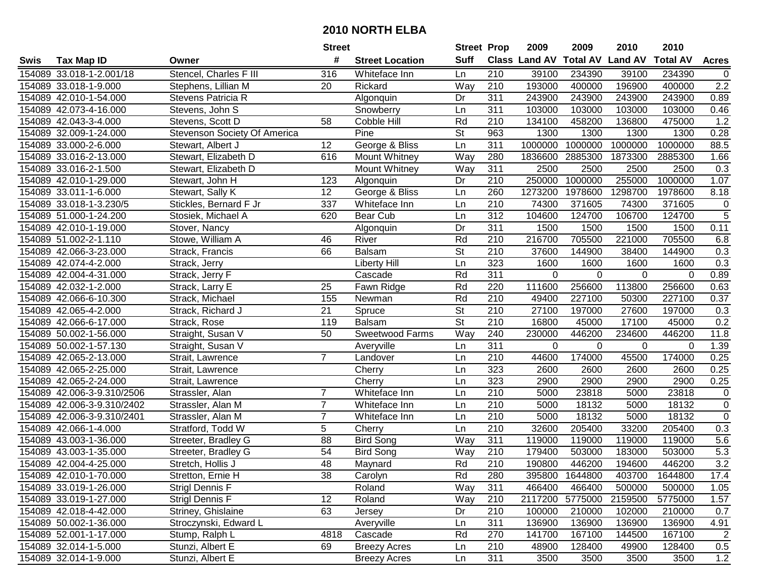# 2010 NORTH ELBA

| Swis | Tax Map ID | Owner | Street # | Street Location | Street Suff | Prop Class | 2009 Land AV | 2009 Total AV | 2010 Land AV | 2010 Total AV | Acres |
|---|---|---|---|---|---|---|---|---|---|---|---|
| 154089 | 33.018-1-2.001/18 | Stencel, Charles F III | 316 | Whiteface Inn | Ln | 210 | 39100 | 234390 | 39100 | 234390 | 0 |
| 154089 | 33.018-1-9.000 | Stephens, Lillian M | 20 | Rickard | Way | 210 | 193000 | 400000 | 196900 | 400000 | 2.2 |
| 154089 | 42.010-1-54.000 | Stevens Patricia R | | Algonquin | Dr | 311 | 243900 | 243900 | 243900 | 243900 | 0.89 |
| 154089 | 42.073-4-16.000 | Stevens, John S | | Snowberry | Ln | 311 | 103000 | 103000 | 103000 | 103000 | 0.46 |
| 154089 | 42.043-3-4.000 | Stevens, Scott D | 58 | Cobble Hill | Rd | 210 | 134100 | 458200 | 136800 | 475000 | 1.2 |
| 154089 | 32.009-1-24.000 | Stevenson Society Of America | | Pine | St | 963 | 1300 | 1300 | 1300 | 1300 | 0.28 |
| 154089 | 33.000-2-6.000 | Stewart, Albert J | 12 | George & Bliss | Ln | 311 | 1000000 | 1000000 | 1000000 | 1000000 | 88.5 |
| 154089 | 33.016-2-13.000 | Stewart, Elizabeth D | 616 | Mount Whitney | Way | 280 | 1836600 | 2885300 | 1873300 | 2885300 | 1.66 |
| 154089 | 33.016-2-1.500 | Stewart, Elizabeth D | | Mount Whitney | Way | 311 | 2500 | 2500 | 2500 | 2500 | 0.3 |
| 154089 | 42.010-1-29.000 | Stewart, John H | 123 | Algonquin | Dr | 210 | 250000 | 1000000 | 255000 | 1000000 | 1.07 |
| 154089 | 33.011-1-6.000 | Stewart, Sally K | 12 | George & Bliss | Ln | 260 | 1273200 | 1978600 | 1298700 | 1978600 | 8.18 |
| 154089 | 33.018-1-3.230/5 | Stickles, Bernard F Jr | 337 | Whiteface Inn | Ln | 210 | 74300 | 371605 | 74300 | 371605 | 0 |
| 154089 | 51.000-1-24.200 | Stosiek, Michael A | 620 | Bear Cub | Ln | 312 | 104600 | 124700 | 106700 | 124700 | 5 |
| 154089 | 42.010-1-19.000 | Stover, Nancy | | Algonquin | Dr | 311 | 1500 | 1500 | 1500 | 1500 | 0.11 |
| 154089 | 51.002-2-1.110 | Stowe, William A | 46 | River | Rd | 210 | 216700 | 705500 | 221000 | 705500 | 6.8 |
| 154089 | 42.066-3-23.000 | Strack, Francis | 66 | Balsam | St | 210 | 37600 | 144900 | 38400 | 144900 | 0.3 |
| 154089 | 42.074-4-2.000 | Strack, Jerry | | Liberty Hill | Ln | 323 | 1600 | 1600 | 1600 | 1600 | 0.3 |
| 154089 | 42.004-4-31.000 | Strack, Jerry F | | Cascade | Rd | 311 | 0 | 0 | 0 | 0 | 0.89 |
| 154089 | 42.032-1-2.000 | Strack, Larry E | 25 | Fawn Ridge | Rd | 220 | 111600 | 256600 | 113800 | 256600 | 0.63 |
| 154089 | 42.066-6-10.300 | Strack, Michael | 155 | Newman | Rd | 210 | 49400 | 227100 | 50300 | 227100 | 0.37 |
| 154089 | 42.065-4-2.000 | Strack, Richard J | 21 | Spruce | St | 210 | 27100 | 197000 | 27600 | 197000 | 0.3 |
| 154089 | 42.066-6-17.000 | Strack, Rose | 119 | Balsam | St | 210 | 16800 | 45000 | 17100 | 45000 | 0.2 |
| 154089 | 50.002-1-56.000 | Straight, Susan V | 50 | Sweetwood Farms | Way | 240 | 230000 | 446200 | 234600 | 446200 | 11.8 |
| 154089 | 50.002-1-57.130 | Straight, Susan V | | Averyville | Ln | 311 | 0 | 0 | 0 | 0 | 1.39 |
| 154089 | 42.065-2-13.000 | Strait, Lawrence | 7 | Landover | Ln | 210 | 44600 | 174000 | 45500 | 174000 | 0.25 |
| 154089 | 42.065-2-25.000 | Strait, Lawrence | | Cherry | Ln | 323 | 2600 | 2600 | 2600 | 2600 | 0.25 |
| 154089 | 42.065-2-24.000 | Strait, Lawrence | | Cherry | Ln | 323 | 2900 | 2900 | 2900 | 2900 | 0.25 |
| 154089 | 42.006-3-9.310/2506 | Strassler, Alan | 7 | Whiteface Inn | Ln | 210 | 5000 | 23818 | 5000 | 23818 | 0 |
| 154089 | 42.006-3-9.310/2402 | Strassler, Alan M | 7 | Whiteface Inn | Ln | 210 | 5000 | 18132 | 5000 | 18132 | 0 |
| 154089 | 42.006-3-9.310/2401 | Strassler, Alan M | 7 | Whiteface Inn | Ln | 210 | 5000 | 18132 | 5000 | 18132 | 0 |
| 154089 | 42.066-1-4.000 | Stratford, Todd W | 5 | Cherry | Ln | 210 | 32600 | 205400 | 33200 | 205400 | 0.3 |
| 154089 | 43.003-1-36.000 | Streeter, Bradley G | 88 | Bird Song | Way | 311 | 119000 | 119000 | 119000 | 119000 | 5.6 |
| 154089 | 43.003-1-35.000 | Streeter, Bradley G | 54 | Bird Song | Way | 210 | 179400 | 503000 | 183000 | 503000 | 5.3 |
| 154089 | 42.004-4-25.000 | Stretch, Hollis J | 48 | Maynard | Rd | 210 | 190800 | 446200 | 194600 | 446200 | 3.2 |
| 154089 | 42.010-1-70.000 | Stretton, Ernie H | 38 | Carolyn | Rd | 280 | 395800 | 1644800 | 403700 | 1644800 | 17.4 |
| 154089 | 33.019-1-26.000 | Strigl Dennis F | | Roland | Way | 311 | 466400 | 466400 | 500000 | 500000 | 1.05 |
| 154089 | 33.019-1-27.000 | Strigl Dennis F | 12 | Roland | Way | 210 | 2117200 | 5775000 | 2159500 | 5775000 | 1.57 |
| 154089 | 42.018-4-42.000 | Striney, Ghislaine | 63 | Jersey | Dr | 210 | 100000 | 210000 | 102000 | 210000 | 0.7 |
| 154089 | 50.002-1-36.000 | Stroczynski, Edward L | | Averyville | Ln | 311 | 136900 | 136900 | 136900 | 136900 | 4.91 |
| 154089 | 52.001-1-17.000 | Stump, Ralph L | 4818 | Cascade | Rd | 270 | 141700 | 167100 | 144500 | 167100 | 2 |
| 154089 | 32.014-1-5.000 | Stunzi, Albert E | 69 | Breezy Acres | Ln | 210 | 48900 | 128400 | 49900 | 128400 | 0.5 |
| 154089 | 32.014-1-9.000 | Stunzi, Albert E | | Breezy Acres | Ln | 311 | 3500 | 3500 | 3500 | 3500 | 1.2 |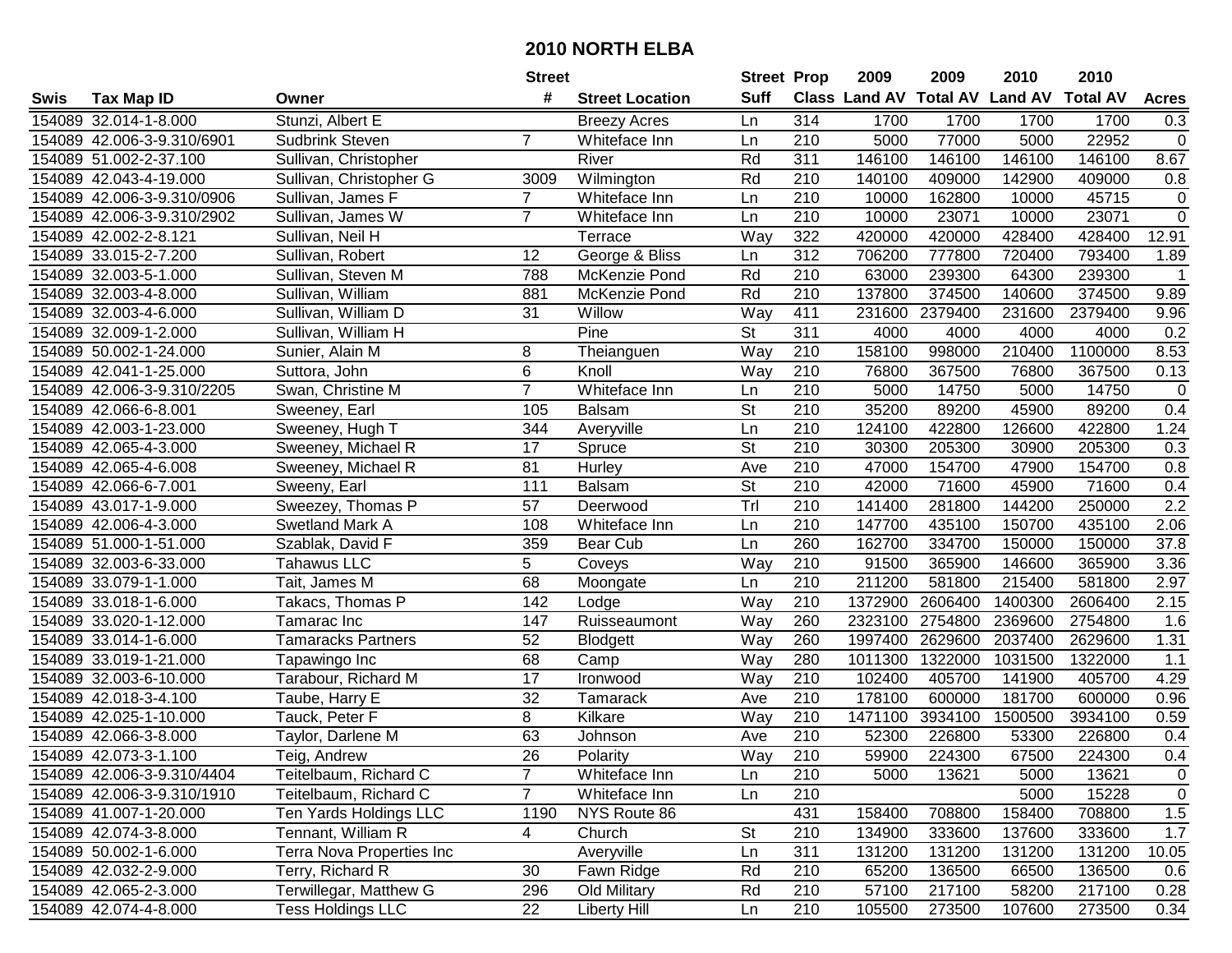# 2010 NORTH ELBA

| Swis | Tax Map ID | Owner | Street # | Street Location | Street Suff | Prop Class | 2009 Land AV | 2009 Total AV | 2010 Land AV | 2010 Total AV | Acres |
|---|---|---|---|---|---|---|---|---|---|---|---|
| 154089 | 32.014-1-8.000 | Stunzi, Albert E | | Breezy Acres | Ln | 314 | 1700 | 1700 | 1700 | 1700 | 0.3 |
| 154089 | 42.006-3-9.310/6901 | Sudbrink Steven | 7 | Whiteface Inn | Ln | 210 | 5000 | 77000 | 5000 | 22952 | 0 |
| 154089 | 51.002-2-37.100 | Sullivan, Christopher | | River | Rd | 311 | 146100 | 146100 | 146100 | 146100 | 8.67 |
| 154089 | 42.043-4-19.000 | Sullivan, Christopher G | 3009 | Wilmington | Rd | 210 | 140100 | 409000 | 142900 | 409000 | 0.8 |
| 154089 | 42.006-3-9.310/0906 | Sullivan, James F | 7 | Whiteface Inn | Ln | 210 | 10000 | 162800 | 10000 | 45715 | 0 |
| 154089 | 42.006-3-9.310/2902 | Sullivan, James W | 7 | Whiteface Inn | Ln | 210 | 10000 | 23071 | 10000 | 23071 | 0 |
| 154089 | 42.002-2-8.121 | Sullivan, Neil H | | Terrace | Way | 322 | 420000 | 420000 | 428400 | 428400 | 12.91 |
| 154089 | 33.015-2-7.200 | Sullivan, Robert | 12 | George & Bliss | Ln | 312 | 706200 | 777800 | 720400 | 793400 | 1.89 |
| 154089 | 32.003-5-1.000 | Sullivan, Steven M | 788 | McKenzie Pond | Rd | 210 | 63000 | 239300 | 64300 | 239300 | 1 |
| 154089 | 32.003-4-8.000 | Sullivan, William | 881 | McKenzie Pond | Rd | 210 | 137800 | 374500 | 140600 | 374500 | 9.89 |
| 154089 | 32.003-4-6.000 | Sullivan, William D | 31 | Willow | Way | 411 | 231600 | 2379400 | 231600 | 2379400 | 9.96 |
| 154089 | 32.009-1-2.000 | Sullivan, William H | | Pine | St | 311 | 4000 | 4000 | 4000 | 4000 | 0.2 |
| 154089 | 50.002-1-24.000 | Sunier, Alain M | 8 | Theianguen | Way | 210 | 158100 | 998000 | 210400 | 1100000 | 8.53 |
| 154089 | 42.041-1-25.000 | Suttora, John | 6 | Knoll | Way | 210 | 76800 | 367500 | 76800 | 367500 | 0.13 |
| 154089 | 42.006-3-9.310/2205 | Swan, Christine M | 7 | Whiteface Inn | Ln | 210 | 5000 | 14750 | 5000 | 14750 | 0 |
| 154089 | 42.066-6-8.001 | Sweeney, Earl | 105 | Balsam | St | 210 | 35200 | 89200 | 45900 | 89200 | 0.4 |
| 154089 | 42.003-1-23.000 | Sweeney, Hugh T | 344 | Averyville | Ln | 210 | 124100 | 422800 | 126600 | 422800 | 1.24 |
| 154089 | 42.065-4-3.000 | Sweeney, Michael R | 17 | Spruce | St | 210 | 30300 | 205300 | 30900 | 205300 | 0.3 |
| 154089 | 42.065-4-6.008 | Sweeney, Michael R | 81 | Hurley | Ave | 210 | 47000 | 154700 | 47900 | 154700 | 0.8 |
| 154089 | 42.066-6-7.001 | Sweeny, Earl | 111 | Balsam | St | 210 | 42000 | 71600 | 45900 | 71600 | 0.4 |
| 154089 | 43.017-1-9.000 | Sweezey, Thomas P | 57 | Deerwood | Trl | 210 | 141400 | 281800 | 144200 | 250000 | 2.2 |
| 154089 | 42.006-4-3.000 | Swetland Mark A | 108 | Whiteface Inn | Ln | 210 | 147700 | 435100 | 150700 | 435100 | 2.06 |
| 154089 | 51.000-1-51.000 | Szablak, David F | 359 | Bear Cub | Ln | 260 | 162700 | 334700 | 150000 | 150000 | 37.8 |
| 154089 | 32.003-6-33.000 | Tahawus LLC | 5 | Coveys | Way | 210 | 91500 | 365900 | 146600 | 365900 | 3.36 |
| 154089 | 33.079-1-1.000 | Tait, James M | 68 | Moongate | Ln | 210 | 211200 | 581800 | 215400 | 581800 | 2.97 |
| 154089 | 33.018-1-6.000 | Takacs, Thomas P | 142 | Lodge | Way | 210 | 1372900 | 2606400 | 1400300 | 2606400 | 2.15 |
| 154089 | 33.020-1-12.000 | Tamarac Inc | 147 | Ruisseaumont | Way | 260 | 2323100 | 2754800 | 2369600 | 2754800 | 1.6 |
| 154089 | 33.014-1-6.000 | Tamaracks Partners | 52 | Blodgett | Way | 260 | 1997400 | 2629600 | 2037400 | 2629600 | 1.31 |
| 154089 | 33.019-1-21.000 | Tapawingo Inc | 68 | Camp | Way | 280 | 1011300 | 1322000 | 1031500 | 1322000 | 1.1 |
| 154089 | 32.003-6-10.000 | Tarabour, Richard M | 17 | Ironwood | Way | 210 | 102400 | 405700 | 141900 | 405700 | 4.29 |
| 154089 | 42.018-3-4.100 | Taube, Harry E | 32 | Tamarack | Ave | 210 | 178100 | 600000 | 181700 | 600000 | 0.96 |
| 154089 | 42.025-1-10.000 | Tauck, Peter F | 8 | Kilkare | Way | 210 | 1471100 | 3934100 | 1500500 | 3934100 | 0.59 |
| 154089 | 42.066-3-8.000 | Taylor, Darlene M | 63 | Johnson | Ave | 210 | 52300 | 226800 | 53300 | 226800 | 0.4 |
| 154089 | 42.073-3-1.100 | Teig, Andrew | 26 | Polarity | Way | 210 | 59900 | 224300 | 67500 | 224300 | 0.4 |
| 154089 | 42.006-3-9.310/4404 | Teitelbaum, Richard C | 7 | Whiteface Inn | Ln | 210 | 5000 | 13621 | 5000 | 13621 | 0 |
| 154089 | 42.006-3-9.310/1910 | Teitelbaum, Richard C | 7 | Whiteface Inn | Ln | 210 | | | 5000 | 15228 | 0 |
| 154089 | 41.007-1-20.000 | Ten Yards Holdings LLC | 1190 | NYS Route 86 | | 431 | 158400 | 708800 | 158400 | 708800 | 1.5 |
| 154089 | 42.074-3-8.000 | Tennant, William R | 4 | Church | St | 210 | 134900 | 333600 | 137600 | 333600 | 1.7 |
| 154089 | 50.002-1-6.000 | Terra Nova Properties Inc | | Averyville | Ln | 311 | 131200 | 131200 | 131200 | 131200 | 10.05 |
| 154089 | 42.032-2-9.000 | Terry, Richard R | 30 | Fawn Ridge | Rd | 210 | 65200 | 136500 | 66500 | 136500 | 0.6 |
| 154089 | 42.065-2-3.000 | Terwillegar, Matthew G | 296 | Old Military | Rd | 210 | 57100 | 217100 | 58200 | 217100 | 0.28 |
| 154089 | 42.074-4-8.000 | Tess Holdings LLC | 22 | Liberty Hill | Ln | 210 | 105500 | 273500 | 107600 | 273500 | 0.34 |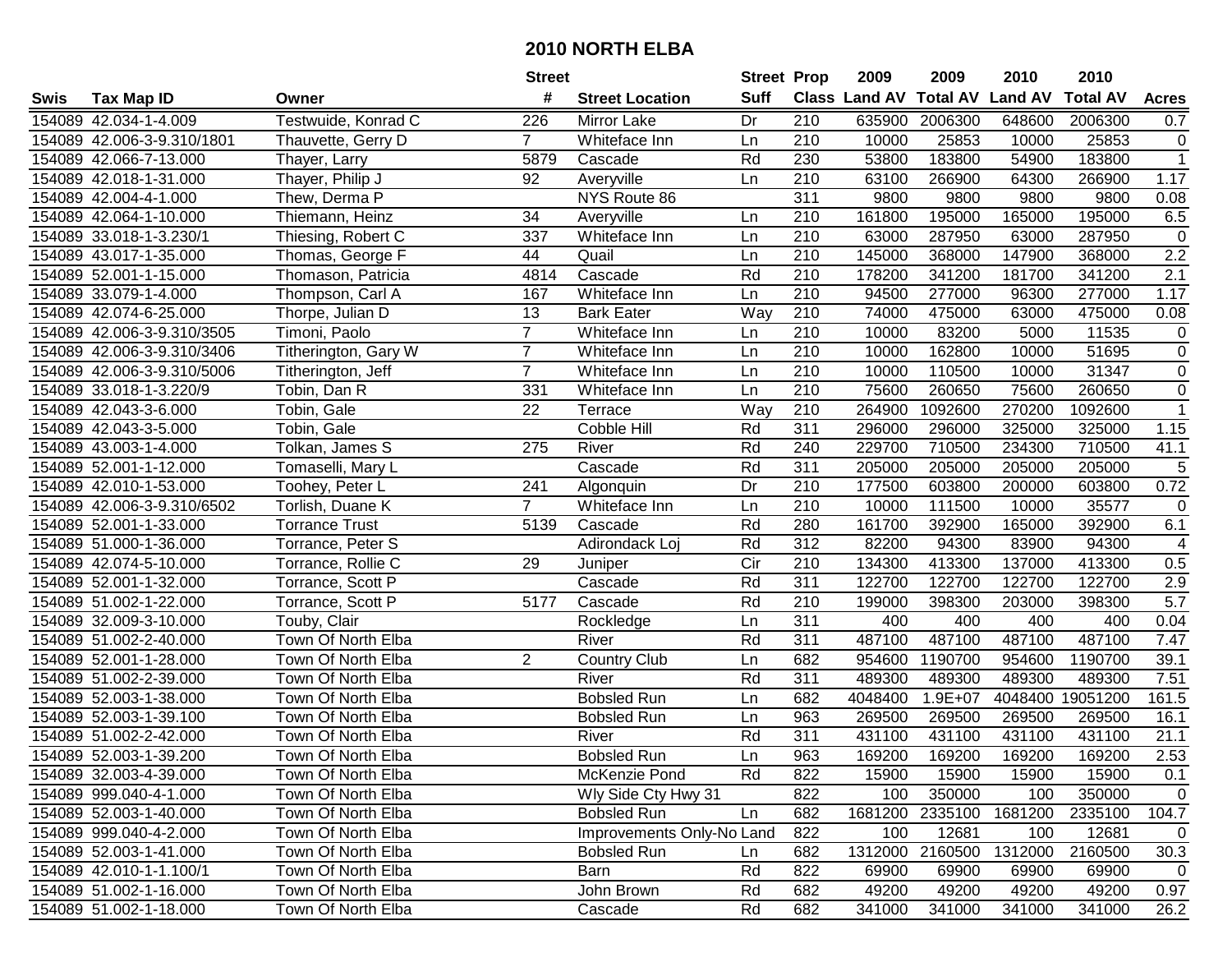# 2010 NORTH ELBA

| Swis | Tax Map ID | Owner | Street # | Street Location | Street Suff | Prop Class | 2009 Land AV | 2009 Total AV | 2010 Land AV | 2010 Total AV | Acres |
|---|---|---|---|---|---|---|---|---|---|---|---|
| 154089 | 42.034-1-4.009 | Testwuide, Konrad C | 226 | Mirror Lake | Dr | 210 | 635900 | 2006300 | 648600 | 2006300 | 0.7 |
| 154089 | 42.006-3-9.310/1801 | Thauvette, Gerry D | 7 | Whiteface Inn | Ln | 210 | 10000 | 25853 | 10000 | 25853 | 0 |
| 154089 | 42.066-7-13.000 | Thayer, Larry | 5879 | Cascade | Rd | 230 | 53800 | 183800 | 54900 | 183800 | 1 |
| 154089 | 42.018-1-31.000 | Thayer, Philip J | 92 | Averyville | Ln | 210 | 63100 | 266900 | 64300 | 266900 | 1.17 |
| 154089 | 42.004-4-1.000 | Thew, Derma P | | NYS Route 86 | | 311 | 9800 | 9800 | 9800 | 9800 | 0.08 |
| 154089 | 42.064-1-10.000 | Thiemann, Heinz | 34 | Averyville | Ln | 210 | 161800 | 195000 | 165000 | 195000 | 6.5 |
| 154089 | 33.018-1-3.230/1 | Thiesing, Robert C | 337 | Whiteface Inn | Ln | 210 | 63000 | 287950 | 63000 | 287950 | 0 |
| 154089 | 43.017-1-35.000 | Thomas, George F | 44 | Quail | Ln | 210 | 145000 | 368000 | 147900 | 368000 | 2.2 |
| 154089 | 52.001-1-15.000 | Thomason, Patricia | 4814 | Cascade | Rd | 210 | 178200 | 341200 | 181700 | 341200 | 2.1 |
| 154089 | 33.079-1-4.000 | Thompson, Carl A | 167 | Whiteface Inn | Ln | 210 | 94500 | 277000 | 96300 | 277000 | 1.17 |
| 154089 | 42.074-6-25.000 | Thorpe, Julian D | 13 | Bark Eater | Way | 210 | 74000 | 475000 | 63000 | 475000 | 0.08 |
| 154089 | 42.006-3-9.310/3505 | Timoni, Paolo | 7 | Whiteface Inn | Ln | 210 | 10000 | 83200 | 5000 | 11535 | 0 |
| 154089 | 42.006-3-9.310/3406 | Titherington, Gary W | 7 | Whiteface Inn | Ln | 210 | 10000 | 162800 | 10000 | 51695 | 0 |
| 154089 | 42.006-3-9.310/5006 | Titherington, Jeff | 7 | Whiteface Inn | Ln | 210 | 10000 | 110500 | 10000 | 31347 | 0 |
| 154089 | 33.018-1-3.220/9 | Tobin, Dan R | 331 | Whiteface Inn | Ln | 210 | 75600 | 260650 | 75600 | 260650 | 0 |
| 154089 | 42.043-3-6.000 | Tobin, Gale | 22 | Terrace | Way | 210 | 264900 | 1092600 | 270200 | 1092600 | 1 |
| 154089 | 42.043-3-5.000 | Tobin, Gale | | Cobble Hill | Rd | 311 | 296000 | 296000 | 325000 | 325000 | 1.15 |
| 154089 | 43.003-1-4.000 | Tolkan, James S | 275 | River | Rd | 240 | 229700 | 710500 | 234300 | 710500 | 41.1 |
| 154089 | 52.001-1-12.000 | Tomaselli, Mary L | | Cascade | Rd | 311 | 205000 | 205000 | 205000 | 205000 | 5 |
| 154089 | 42.010-1-53.000 | Toohey, Peter L | 241 | Algonquin | Dr | 210 | 177500 | 603800 | 200000 | 603800 | 0.72 |
| 154089 | 42.006-3-9.310/6502 | Torlish, Duane K | 7 | Whiteface Inn | Ln | 210 | 10000 | 111500 | 10000 | 35577 | 0 |
| 154089 | 52.001-1-33.000 | Torrance Trust | 5139 | Cascade | Rd | 280 | 161700 | 392900 | 165000 | 392900 | 6.1 |
| 154089 | 51.000-1-36.000 | Torrance, Peter S | | Adirondack Loj | Rd | 312 | 82200 | 94300 | 83900 | 94300 | 4 |
| 154089 | 42.074-5-10.000 | Torrance, Rollie C | 29 | Juniper | Cir | 210 | 134300 | 413300 | 137000 | 413300 | 0.5 |
| 154089 | 52.001-1-32.000 | Torrance, Scott P | | Cascade | Rd | 311 | 122700 | 122700 | 122700 | 122700 | 2.9 |
| 154089 | 51.002-1-22.000 | Torrance, Scott P | 5177 | Cascade | Rd | 210 | 199000 | 398300 | 203000 | 398300 | 5.7 |
| 154089 | 32.009-3-10.000 | Touby, Clair | | Rockledge | Ln | 311 | 400 | 400 | 400 | 400 | 0.04 |
| 154089 | 51.002-2-40.000 | Town Of North Elba | | River | Rd | 311 | 487100 | 487100 | 487100 | 487100 | 7.47 |
| 154089 | 52.001-1-28.000 | Town Of North Elba | 2 | Country Club | Ln | 682 | 954600 | 1190700 | 954600 | 1190700 | 39.1 |
| 154089 | 51.002-2-39.000 | Town Of North Elba | | River | Rd | 311 | 489300 | 489300 | 489300 | 489300 | 7.51 |
| 154089 | 52.003-1-38.000 | Town Of North Elba | | Bobsled Run | Ln | 682 | 4048400 | 1.9E+07 | 4048400 | 19051200 | 161.5 |
| 154089 | 52.003-1-39.100 | Town Of North Elba | | Bobsled Run | Ln | 963 | 269500 | 269500 | 269500 | 269500 | 16.1 |
| 154089 | 51.002-2-42.000 | Town Of North Elba | | River | Rd | 311 | 431100 | 431100 | 431100 | 431100 | 21.1 |
| 154089 | 52.003-1-39.200 | Town Of North Elba | | Bobsled Run | Ln | 963 | 169200 | 169200 | 169200 | 169200 | 2.53 |
| 154089 | 32.003-4-39.000 | Town Of North Elba | | McKenzie Pond | Rd | 822 | 15900 | 15900 | 15900 | 15900 | 0.1 |
| 154089 | 999.040-4-1.000 | Town Of North Elba | | Wly Side Cty Hwy 31 | | 822 | 100 | 350000 | 100 | 350000 | 0 |
| 154089 | 52.003-1-40.000 | Town Of North Elba | | Bobsled Run | Ln | 682 | 1681200 | 2335100 | 1681200 | 2335100 | 104.7 |
| 154089 | 999.040-4-2.000 | Town Of North Elba | | Improvements Only-No Land | | 822 | 100 | 12681 | 100 | 12681 | 0 |
| 154089 | 52.003-1-41.000 | Town Of North Elba | | Bobsled Run | Ln | 682 | 1312000 | 2160500 | 1312000 | 2160500 | 30.3 |
| 154089 | 42.010-1-1.100/1 | Town Of North Elba | | Barn | Rd | 822 | 69900 | 69900 | 69900 | 69900 | 0 |
| 154089 | 51.002-1-16.000 | Town Of North Elba | | John Brown | Rd | 682 | 49200 | 49200 | 49200 | 49200 | 0.97 |
| 154089 | 51.002-1-18.000 | Town Of North Elba | | Cascade | Rd | 682 | 341000 | 341000 | 341000 | 341000 | 26.2 |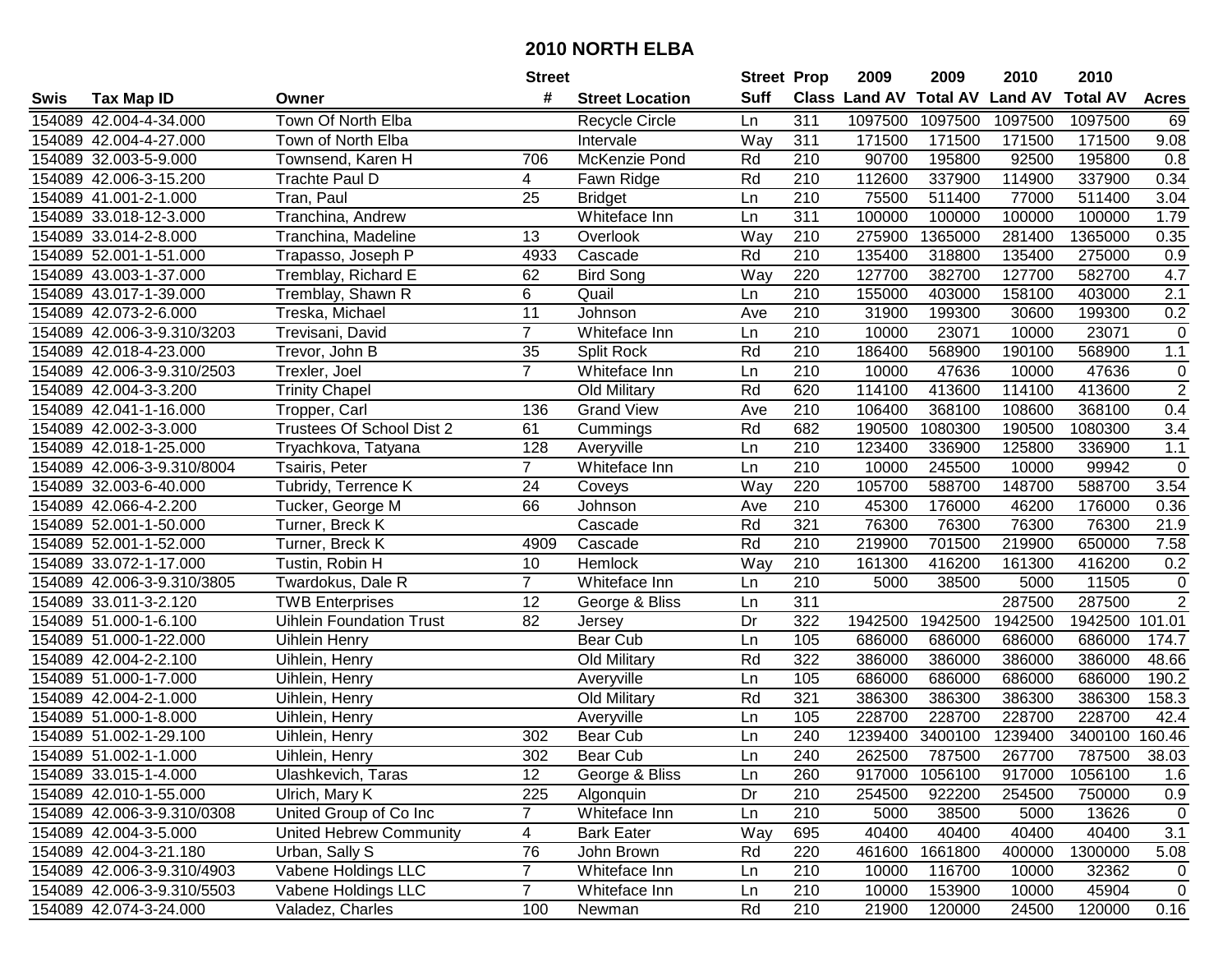# 2010 NORTH ELBA

| Swis | Tax Map ID | Owner | Street # | Street Location | Street Suff | Prop Class | 2009 Land AV | 2009 Total AV | 2010 Land AV | 2010 Total AV | Acres |
|---|---|---|---|---|---|---|---|---|---|---|---|
| 154089 | 42.004-4-34.000 | Town Of North Elba | | Recycle Circle | Ln | 311 | 1097500 | 1097500 | 1097500 | 1097500 | 69 |
| 154089 | 42.004-4-27.000 | Town of North Elba | | Intervale | Way | 311 | 171500 | 171500 | 171500 | 171500 | 9.08 |
| 154089 | 32.003-5-9.000 | Townsend, Karen H | 706 | McKenzie Pond | Rd | 210 | 90700 | 195800 | 92500 | 195800 | 0.8 |
| 154089 | 42.006-3-15.200 | Trachte Paul D | 4 | Fawn Ridge | Rd | 210 | 112600 | 337900 | 114900 | 337900 | 0.34 |
| 154089 | 41.001-2-1.000 | Tran, Paul | 25 | Bridget | Ln | 210 | 75500 | 511400 | 77000 | 511400 | 3.04 |
| 154089 | 33.018-12-3.000 | Tranchina, Andrew | | Whiteface Inn | Ln | 311 | 100000 | 100000 | 100000 | 100000 | 1.79 |
| 154089 | 33.014-2-8.000 | Tranchina, Madeline | 13 | Overlook | Way | 210 | 275900 | 1365000 | 281400 | 1365000 | 0.35 |
| 154089 | 52.001-1-51.000 | Trapasso, Joseph P | 4933 | Cascade | Rd | 210 | 135400 | 318800 | 135400 | 275000 | 0.9 |
| 154089 | 43.003-1-37.000 | Tremblay, Richard E | 62 | Bird Song | Way | 220 | 127700 | 382700 | 127700 | 582700 | 4.7 |
| 154089 | 43.017-1-39.000 | Tremblay, Shawn R | 6 | Quail | Ln | 210 | 155000 | 403000 | 158100 | 403000 | 2.1 |
| 154089 | 42.073-2-6.000 | Treska, Michael | 11 | Johnson | Ave | 210 | 31900 | 199300 | 30600 | 199300 | 0.2 |
| 154089 | 42.006-3-9.310/3203 | Trevisani, David | 7 | Whiteface Inn | Ln | 210 | 10000 | 23071 | 10000 | 23071 | 0 |
| 154089 | 42.018-4-23.000 | Trevor, John B | 35 | Split Rock | Rd | 210 | 186400 | 568900 | 190100 | 568900 | 1.1 |
| 154089 | 42.006-3-9.310/2503 | Trexler, Joel | 7 | Whiteface Inn | Ln | 210 | 10000 | 47636 | 10000 | 47636 | 0 |
| 154089 | 42.004-3-3.200 | Trinity Chapel | | Old Military | Rd | 620 | 114100 | 413600 | 114100 | 413600 | 2 |
| 154089 | 42.041-1-16.000 | Tropper, Carl | 136 | Grand View | Ave | 210 | 106400 | 368100 | 108600 | 368100 | 0.4 |
| 154089 | 42.002-3-3.000 | Trustees Of School Dist 2 | 61 | Cummings | Rd | 682 | 190500 | 1080300 | 190500 | 1080300 | 3.4 |
| 154089 | 42.018-1-25.000 | Tryachkova, Tatyana | 128 | Averyville | Ln | 210 | 123400 | 336900 | 125800 | 336900 | 1.1 |
| 154089 | 42.006-3-9.310/8004 | Tsairis, Peter | 7 | Whiteface Inn | Ln | 210 | 10000 | 245500 | 10000 | 99942 | 0 |
| 154089 | 32.003-6-40.000 | Tubridy, Terrence K | 24 | Coveys | Way | 220 | 105700 | 588700 | 148700 | 588700 | 3.54 |
| 154089 | 42.066-4-2.200 | Tucker, George M | 66 | Johnson | Ave | 210 | 45300 | 176000 | 46200 | 176000 | 0.36 |
| 154089 | 52.001-1-50.000 | Turner, Breck K | | Cascade | Rd | 321 | 76300 | 76300 | 76300 | 76300 | 21.9 |
| 154089 | 52.001-1-52.000 | Turner, Breck K | 4909 | Cascade | Rd | 210 | 219900 | 701500 | 219900 | 650000 | 7.58 |
| 154089 | 33.072-1-17.000 | Tustin, Robin H | 10 | Hemlock | Way | 210 | 161300 | 416200 | 161300 | 416200 | 0.2 |
| 154089 | 42.006-3-9.310/3805 | Twardokus, Dale R | 7 | Whiteface Inn | Ln | 210 | 5000 | 38500 | 5000 | 11505 | 0 |
| 154089 | 33.011-3-2.120 | TWB Enterprises | 12 | George & Bliss | Ln | 311 | | | 287500 | 287500 | 2 |
| 154089 | 51.000-1-6.100 | Uihlein Foundation Trust | 82 | Jersey | Dr | 322 | 1942500 | 1942500 | 1942500 | 1942500 | 101.01 |
| 154089 | 51.000-1-22.000 | Uihlein Henry | | Bear Cub | Ln | 105 | 686000 | 686000 | 686000 | 686000 | 174.7 |
| 154089 | 42.004-2-2.100 | Uihlein, Henry | | Old Military | Rd | 322 | 386000 | 386000 | 386000 | 386000 | 48.66 |
| 154089 | 51.000-1-7.000 | Uihlein, Henry | | Averyville | Ln | 105 | 686000 | 686000 | 686000 | 686000 | 190.2 |
| 154089 | 42.004-2-1.000 | Uihlein, Henry | | Old Military | Rd | 321 | 386300 | 386300 | 386300 | 386300 | 158.3 |
| 154089 | 51.000-1-8.000 | Uihlein, Henry | | Averyville | Ln | 105 | 228700 | 228700 | 228700 | 228700 | 42.4 |
| 154089 | 51.002-1-29.100 | Uihlein, Henry | 302 | Bear Cub | Ln | 240 | 1239400 | 3400100 | 1239400 | 3400100 | 160.46 |
| 154089 | 51.002-1-1.000 | Uihlein, Henry | 302 | Bear Cub | Ln | 240 | 262500 | 787500 | 267700 | 787500 | 38.03 |
| 154089 | 33.015-1-4.000 | Ulashkevich, Taras | 12 | George & Bliss | Ln | 260 | 917000 | 1056100 | 917000 | 1056100 | 1.6 |
| 154089 | 42.010-1-55.000 | Ulrich, Mary K | 225 | Algonquin | Dr | 210 | 254500 | 922200 | 254500 | 750000 | 0.9 |
| 154089 | 42.006-3-9.310/0308 | United Group of Co Inc | 7 | Whiteface Inn | Ln | 210 | 5000 | 38500 | 5000 | 13626 | 0 |
| 154089 | 42.004-3-5.000 | United Hebrew Community | 4 | Bark Eater | Way | 695 | 40400 | 40400 | 40400 | 40400 | 3.1 |
| 154089 | 42.004-3-21.180 | Urban, Sally S | 76 | John Brown | Rd | 220 | 461600 | 1661800 | 400000 | 1300000 | 5.08 |
| 154089 | 42.006-3-9.310/4903 | Vabene Holdings LLC | 7 | Whiteface Inn | Ln | 210 | 10000 | 116700 | 10000 | 32362 | 0 |
| 154089 | 42.006-3-9.310/5503 | Vabene Holdings LLC | 7 | Whiteface Inn | Ln | 210 | 10000 | 153900 | 10000 | 45904 | 0 |
| 154089 | 42.074-3-24.000 | Valadez, Charles | 100 | Newman | Rd | 210 | 21900 | 120000 | 24500 | 120000 | 0.16 |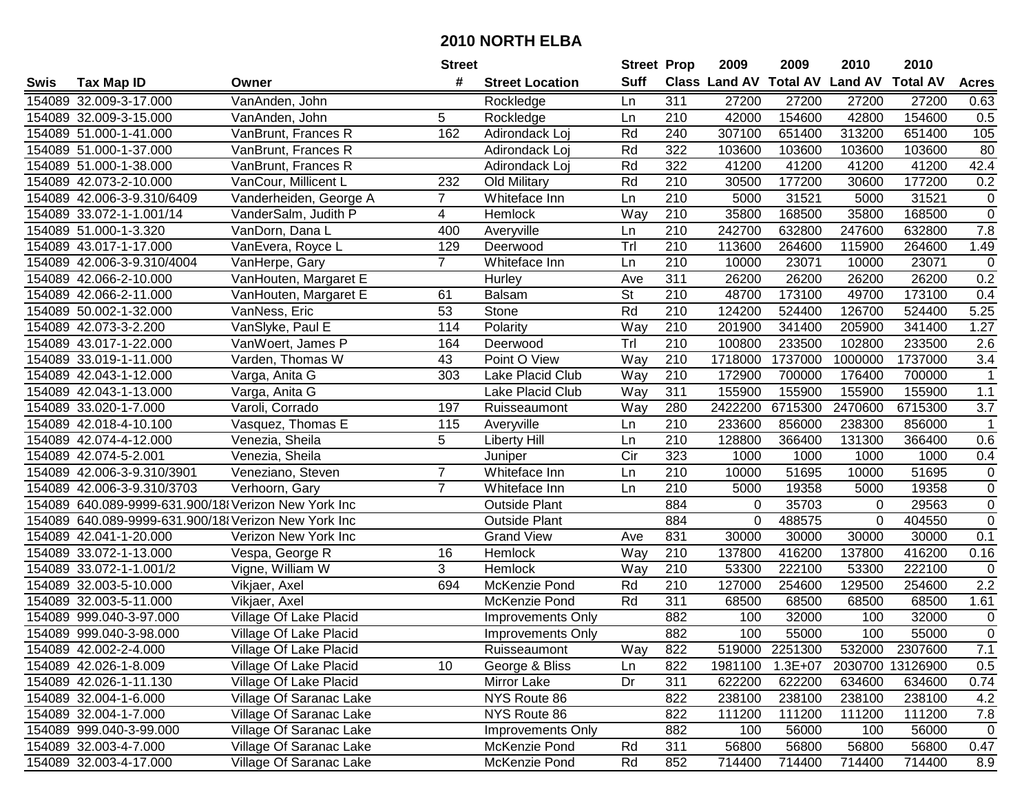# 2010 NORTH ELBA

| Swis | Tax Map ID | Owner | Street # | Street Location | Street Suff | Prop Class | 2009 Land AV | 2009 Total AV | 2010 Land AV | 2010 Total AV | Acres |
|---|---|---|---|---|---|---|---|---|---|---|---|
| 154089 | 32.009-3-17.000 | VanAnden, John | | Rockledge | Ln | 311 | 27200 | 27200 | 27200 | 27200 | 0.63 |
| 154089 | 32.009-3-15.000 | VanAnden, John | 5 | Rockledge | Ln | 210 | 42000 | 154600 | 42800 | 154600 | 0.5 |
| 154089 | 51.000-1-41.000 | VanBrunt, Frances R | 162 | Adirondack Loj | Rd | 240 | 307100 | 651400 | 313200 | 651400 | 105 |
| 154089 | 51.000-1-37.000 | VanBrunt, Frances R | | Adirondack Loj | Rd | 322 | 103600 | 103600 | 103600 | 103600 | 80 |
| 154089 | 51.000-1-38.000 | VanBrunt, Frances R | | Adirondack Loj | Rd | 322 | 41200 | 41200 | 41200 | 41200 | 42.4 |
| 154089 | 42.073-2-10.000 | VanCour, Millicent L | 232 | Old Military | Rd | 210 | 30500 | 177200 | 30600 | 177200 | 0.2 |
| 154089 | 42.006-3-9.310/6409 | Vanderheiden, George A | 7 | Whiteface Inn | Ln | 210 | 5000 | 31521 | 5000 | 31521 | 0 |
| 154089 | 33.072-1-1.001/14 | VanderSalm, Judith P | 4 | Hemlock | Way | 210 | 35800 | 168500 | 35800 | 168500 | 0 |
| 154089 | 51.000-1-3.320 | VanDorn, Dana L | 400 | Averyville | Ln | 210 | 242700 | 632800 | 247600 | 632800 | 7.8 |
| 154089 | 43.017-1-17.000 | VanEvera, Royce L | 129 | Deerwood | Trl | 210 | 113600 | 264600 | 115900 | 264600 | 1.49 |
| 154089 | 42.006-3-9.310/4004 | VanHerpe, Gary | 7 | Whiteface Inn | Ln | 210 | 10000 | 23071 | 10000 | 23071 | 0 |
| 154089 | 42.066-2-10.000 | VanHouten, Margaret E | | Hurley | Ave | 311 | 26200 | 26200 | 26200 | 26200 | 0.2 |
| 154089 | 42.066-2-11.000 | VanHouten, Margaret E | 61 | Balsam | St | 210 | 48700 | 173100 | 49700 | 173100 | 0.4 |
| 154089 | 50.002-1-32.000 | VanNess, Eric | 53 | Stone | Rd | 210 | 124200 | 524400 | 126700 | 524400 | 5.25 |
| 154089 | 42.073-3-2.200 | VanSlyke, Paul E | 114 | Polarity | Way | 210 | 201900 | 341400 | 205900 | 341400 | 1.27 |
| 154089 | 43.017-1-22.000 | VanWoert, James P | 164 | Deerwood | Trl | 210 | 100800 | 233500 | 102800 | 233500 | 2.6 |
| 154089 | 33.019-1-11.000 | Varden, Thomas W | 43 | Point O View | Way | 210 | 1718000 | 1737000 | 1000000 | 1737000 | 3.4 |
| 154089 | 42.043-1-12.000 | Varga, Anita G | 303 | Lake Placid Club | Way | 210 | 172900 | 700000 | 176400 | 700000 | 1 |
| 154089 | 42.043-1-13.000 | Varga, Anita G | | Lake Placid Club | Way | 311 | 155900 | 155900 | 155900 | 155900 | 1.1 |
| 154089 | 33.020-1-7.000 | Varoli, Corrado | 197 | Ruisseaumont | Way | 280 | 2422200 | 6715300 | 2470600 | 6715300 | 3.7 |
| 154089 | 42.018-4-10.100 | Vasquez, Thomas E | 115 | Averyville | Ln | 210 | 233600 | 856000 | 238300 | 856000 | 1 |
| 154089 | 42.074-4-12.000 | Venezia, Sheila | 5 | Liberty Hill | Ln | 210 | 128800 | 366400 | 131300 | 366400 | 0.6 |
| 154089 | 42.074-5-2.001 | Venezia, Sheila | | Juniper | Cir | 323 | 1000 | 1000 | 1000 | 1000 | 0.4 |
| 154089 | 42.006-3-9.310/3901 | Veneziano, Steven | 7 | Whiteface Inn | Ln | 210 | 10000 | 51695 | 10000 | 51695 | 0 |
| 154089 | 42.006-3-9.310/3703 | Verhoorn, Gary | 7 | Whiteface Inn | Ln | 210 | 5000 | 19358 | 5000 | 19358 | 0 |
| 154089 | 640.089-9999-631.900/18 | Verizon New York Inc | | Outside Plant | | 884 | 0 | 35703 | 0 | 29563 | 0 |
| 154089 | 640.089-9999-631.900/18 | Verizon New York Inc | | Outside Plant | | 884 | 0 | 488575 | 0 | 404550 | 0 |
| 154089 | 42.041-1-20.000 | Verizon New York Inc | | Grand View | Ave | 831 | 30000 | 30000 | 30000 | 30000 | 0.1 |
| 154089 | 33.072-1-13.000 | Vespa, George R | 16 | Hemlock | Way | 210 | 137800 | 416200 | 137800 | 416200 | 0.16 |
| 154089 | 33.072-1-1.001/2 | Vigne, William W | 3 | Hemlock | Way | 210 | 53300 | 222100 | 53300 | 222100 | 0 |
| 154089 | 32.003-5-10.000 | Vikjaer, Axel | 694 | McKenzie Pond | Rd | 210 | 127000 | 254600 | 129500 | 254600 | 2.2 |
| 154089 | 32.003-5-11.000 | Vikjaer, Axel | | McKenzie Pond | Rd | 311 | 68500 | 68500 | 68500 | 68500 | 1.61 |
| 154089 | 999.040-3-97.000 | Village Of Lake Placid | | Improvements Only | | 882 | 100 | 32000 | 100 | 32000 | 0 |
| 154089 | 999.040-3-98.000 | Village Of Lake Placid | | Improvements Only | | 882 | 100 | 55000 | 100 | 55000 | 0 |
| 154089 | 42.002-2-4.000 | Village Of Lake Placid | | Ruisseaumont | Way | 822 | 519000 | 2251300 | 532000 | 2307600 | 7.1 |
| 154089 | 42.026-1-8.009 | Village Of Lake Placid | 10 | George & Bliss | Ln | 822 | 1981100 | 1.3E+07 | 2030700 | 13126900 | 0.5 |
| 154089 | 42.026-1-11.130 | Village Of Lake Placid | | Mirror Lake | Dr | 311 | 622200 | 622200 | 634600 | 634600 | 0.74 |
| 154089 | 32.004-1-6.000 | Village Of Saranac Lake | | NYS Route 86 | | 822 | 238100 | 238100 | 238100 | 238100 | 4.2 |
| 154089 | 32.004-1-7.000 | Village Of Saranac Lake | | NYS Route 86 | | 822 | 111200 | 111200 | 111200 | 111200 | 7.8 |
| 154089 | 999.040-3-99.000 | Village Of Saranac Lake | | Improvements Only | | 882 | 100 | 56000 | 100 | 56000 | 0 |
| 154089 | 32.003-4-7.000 | Village Of Saranac Lake | | McKenzie Pond | Rd | 311 | 56800 | 56800 | 56800 | 56800 | 0.47 |
| 154089 | 32.003-4-17.000 | Village Of Saranac Lake | | McKenzie Pond | Rd | 852 | 714400 | 714400 | 714400 | 714400 | 8.9 |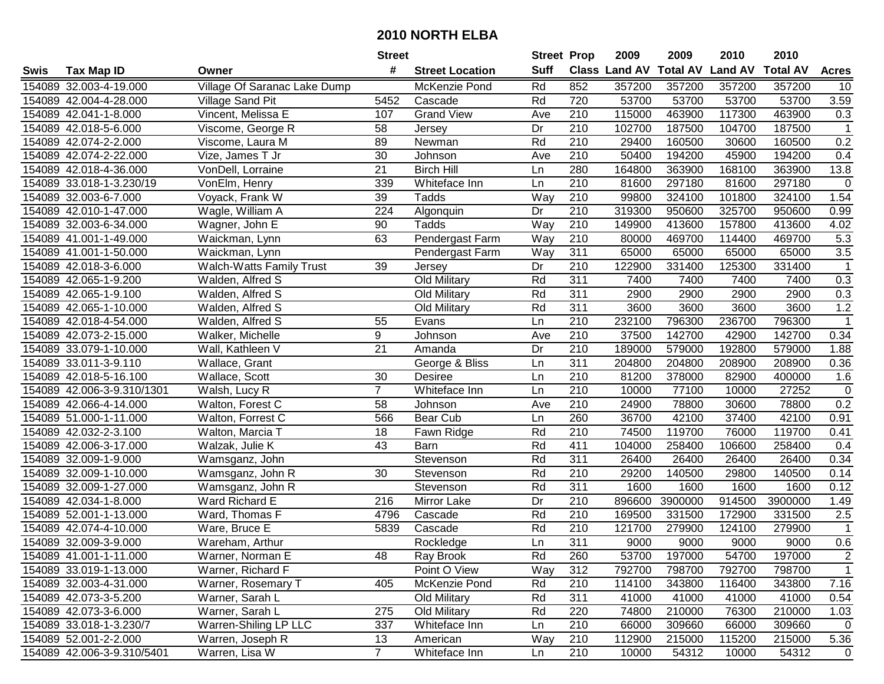# 2010 NORTH ELBA

| Swis | Tax Map ID | Owner | Street # | Street Location | Street Suff | Prop Class | 2009 Land AV | 2009 Total AV | 2010 Land AV | 2010 Total AV | Acres |
|---|---|---|---|---|---|---|---|---|---|---|---|
| 154089 | 32.003-4-19.000 | Village Of Saranac Lake Dump | | McKenzie Pond | Rd | 852 | 357200 | 357200 | 357200 | 357200 | 10 |
| 154089 | 42.004-4-28.000 | Village Sand Pit | 5452 | Cascade | Rd | 720 | 53700 | 53700 | 53700 | 53700 | 3.59 |
| 154089 | 42.041-1-8.000 | Vincent, Melissa E | 107 | Grand View | Ave | 210 | 115000 | 463900 | 117300 | 463900 | 0.3 |
| 154089 | 42.018-5-6.000 | Viscome, George R | 58 | Jersey | Dr | 210 | 102700 | 187500 | 104700 | 187500 | 1 |
| 154089 | 42.074-2-2.000 | Viscome, Laura M | 89 | Newman | Rd | 210 | 29400 | 160500 | 30600 | 160500 | 0.2 |
| 154089 | 42.074-2-22.000 | Vize, James T Jr | 30 | Johnson | Ave | 210 | 50400 | 194200 | 45900 | 194200 | 0.4 |
| 154089 | 42.018-4-36.000 | VonDell, Lorraine | 21 | Birch Hill | Ln | 280 | 164800 | 363900 | 168100 | 363900 | 13.8 |
| 154089 | 33.018-1-3.230/19 | VonElm, Henry | 339 | Whiteface Inn | Ln | 210 | 81600 | 297180 | 81600 | 297180 | 0 |
| 154089 | 32.003-6-7.000 | Voyack, Frank W | 39 | Tadds | Way | 210 | 99800 | 324100 | 101800 | 324100 | 1.54 |
| 154089 | 42.010-1-47.000 | Wagle, William A | 224 | Algonquin | Dr | 210 | 319300 | 950600 | 325700 | 950600 | 0.99 |
| 154089 | 32.003-6-34.000 | Wagner, John E | 90 | Tadds | Way | 210 | 149900 | 413600 | 157800 | 413600 | 4.02 |
| 154089 | 41.001-1-49.000 | Waickman, Lynn | 63 | Pendergast Farm | Way | 210 | 80000 | 469700 | 114400 | 469700 | 5.3 |
| 154089 | 41.001-1-50.000 | Waickman, Lynn | | Pendergast Farm | Way | 311 | 65000 | 65000 | 65000 | 65000 | 3.5 |
| 154089 | 42.018-3-6.000 | Walch-Watts Family Trust | 39 | Jersey | Dr | 210 | 122900 | 331400 | 125300 | 331400 | 1 |
| 154089 | 42.065-1-9.200 | Walden, Alfred S | | Old Military | Rd | 311 | 7400 | 7400 | 7400 | 7400 | 0.3 |
| 154089 | 42.065-1-9.100 | Walden, Alfred S | | Old Military | Rd | 311 | 2900 | 2900 | 2900 | 2900 | 0.3 |
| 154089 | 42.065-1-10.000 | Walden, Alfred S | | Old Military | Rd | 311 | 3600 | 3600 | 3600 | 3600 | 1.2 |
| 154089 | 42.018-4-54.000 | Walden, Alfred S | 55 | Evans | Ln | 210 | 232100 | 796300 | 236700 | 796300 | 1 |
| 154089 | 42.073-2-15.000 | Walker, Michelle | 9 | Johnson | Ave | 210 | 37500 | 142700 | 42900 | 142700 | 0.34 |
| 154089 | 33.079-1-10.000 | Wall, Kathleen V | 21 | Amanda | Dr | 210 | 189000 | 579000 | 192800 | 579000 | 1.88 |
| 154089 | 33.011-3-9.110 | Wallace, Grant | | George & Bliss | Ln | 311 | 204800 | 204800 | 208900 | 208900 | 0.36 |
| 154089 | 42.018-5-16.100 | Wallace, Scott | 30 | Desiree | Ln | 210 | 81200 | 378000 | 82900 | 400000 | 1.6 |
| 154089 | 42.006-3-9.310/1301 | Walsh, Lucy R | 7 | Whiteface Inn | Ln | 210 | 10000 | 77100 | 10000 | 27252 | 0 |
| 154089 | 42.066-4-14.000 | Walton, Forest C | 58 | Johnson | Ave | 210 | 24900 | 78800 | 30600 | 78800 | 0.2 |
| 154089 | 51.000-1-11.000 | Walton, Forrest C | 566 | Bear Cub | Ln | 260 | 36700 | 42100 | 37400 | 42100 | 0.91 |
| 154089 | 42.032-2-3.100 | Walton, Marcia T | 18 | Fawn Ridge | Rd | 210 | 74500 | 119700 | 76000 | 119700 | 0.41 |
| 154089 | 42.006-3-17.000 | Walzak, Julie K | 43 | Barn | Rd | 411 | 104000 | 258400 | 106600 | 258400 | 0.4 |
| 154089 | 32.009-1-9.000 | Wamsganz, John | | Stevenson | Rd | 311 | 26400 | 26400 | 26400 | 26400 | 0.34 |
| 154089 | 32.009-1-10.000 | Wamsganz, John R | 30 | Stevenson | Rd | 210 | 29200 | 140500 | 29800 | 140500 | 0.14 |
| 154089 | 32.009-1-27.000 | Wamsganz, John R | | Stevenson | Rd | 311 | 1600 | 1600 | 1600 | 1600 | 0.12 |
| 154089 | 42.034-1-8.000 | Ward Richard E | 216 | Mirror Lake | Dr | 210 | 896600 | 3900000 | 914500 | 3900000 | 1.49 |
| 154089 | 52.001-1-13.000 | Ward, Thomas F | 4796 | Cascade | Rd | 210 | 169500 | 331500 | 172900 | 331500 | 2.5 |
| 154089 | 42.074-4-10.000 | Ware, Bruce E | 5839 | Cascade | Rd | 210 | 121700 | 279900 | 124100 | 279900 | 1 |
| 154089 | 32.009-3-9.000 | Wareham, Arthur | | Rockledge | Ln | 311 | 9000 | 9000 | 9000 | 9000 | 0.6 |
| 154089 | 41.001-1-11.000 | Warner, Norman E | 48 | Ray Brook | Rd | 260 | 53700 | 197000 | 54700 | 197000 | 2 |
| 154089 | 33.019-1-13.000 | Warner, Richard F | | Point O View | Way | 312 | 792700 | 798700 | 792700 | 798700 | 1 |
| 154089 | 32.003-4-31.000 | Warner, Rosemary T | 405 | McKenzie Pond | Rd | 210 | 114100 | 343800 | 116400 | 343800 | 7.16 |
| 154089 | 42.073-3-5.200 | Warner, Sarah L | | Old Military | Rd | 311 | 41000 | 41000 | 41000 | 41000 | 0.54 |
| 154089 | 42.073-3-6.000 | Warner, Sarah L | 275 | Old Military | Rd | 220 | 74800 | 210000 | 76300 | 210000 | 1.03 |
| 154089 | 33.018-1-3.230/7 | Warren-Shiling LP LLC | 337 | Whiteface Inn | Ln | 210 | 66000 | 309660 | 66000 | 309660 | 0 |
| 154089 | 52.001-2-2.000 | Warren, Joseph R | 13 | American | Way | 210 | 112900 | 215000 | 115200 | 215000 | 5.36 |
| 154089 | 42.006-3-9.310/5401 | Warren, Lisa W | 7 | Whiteface Inn | Ln | 210 | 10000 | 54312 | 10000 | 54312 | 0 |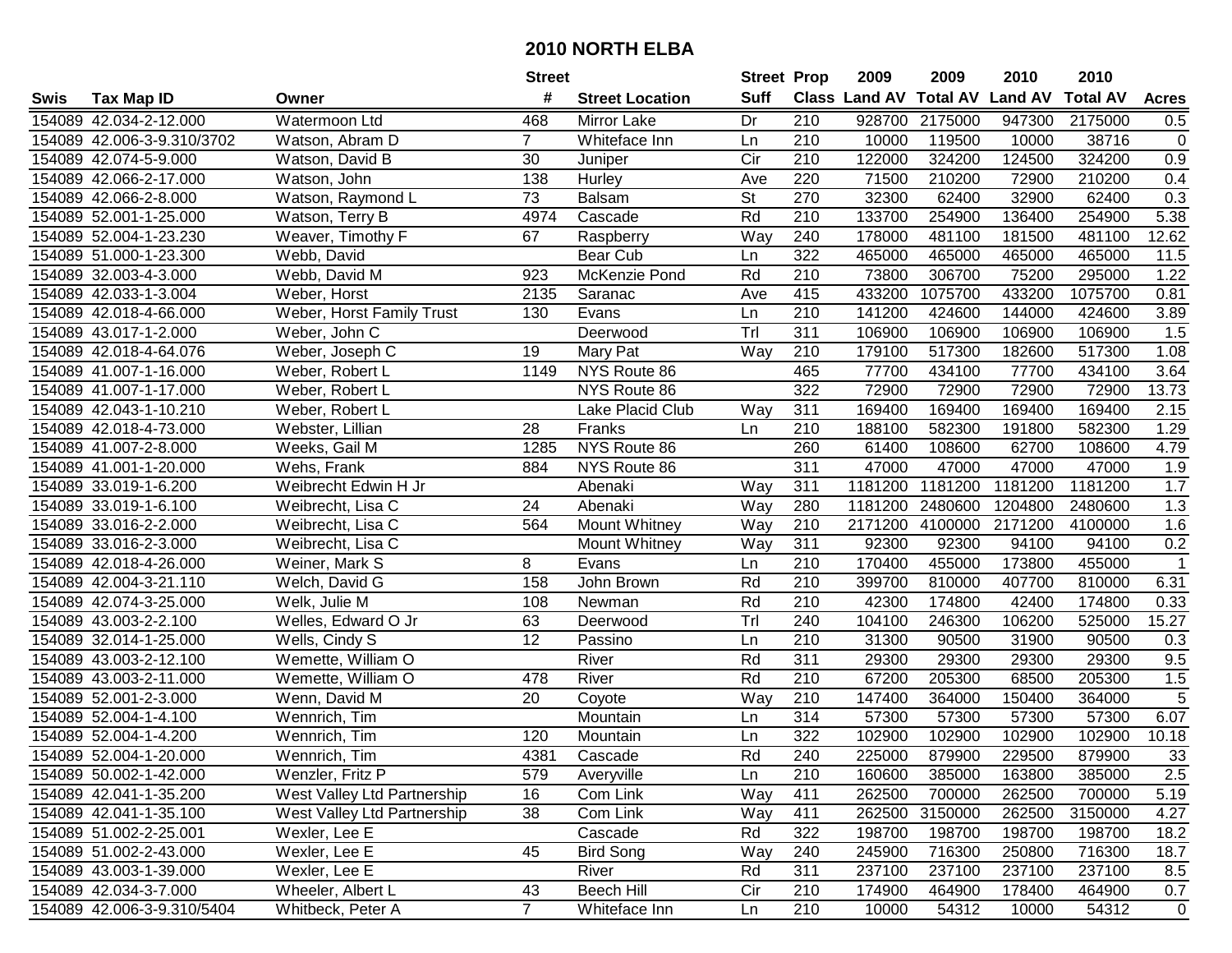# 2010 NORTH ELBA

| Swis | Tax Map ID | Owner | Street # | Street Location | Street Suff | Prop Class | 2009 Land AV | 2009 Total AV | 2010 Land AV | 2010 Total AV | Acres |
|---|---|---|---|---|---|---|---|---|---|---|---|
| 154089 | 42.034-2-12.000 | Watermoon Ltd | 468 | Mirror Lake | Dr | 210 | 928700 | 2175000 | 947300 | 2175000 | 0.5 |
| 154089 | 42.006-3-9.310/3702 | Watson, Abram D | 7 | Whiteface Inn | Ln | 210 | 10000 | 119500 | 10000 | 38716 | 0 |
| 154089 | 42.074-5-9.000 | Watson, David B | 30 | Juniper | Cir | 210 | 122000 | 324200 | 124500 | 324200 | 0.9 |
| 154089 | 42.066-2-17.000 | Watson, John | 138 | Hurley | Ave | 220 | 71500 | 210200 | 72900 | 210200 | 0.4 |
| 154089 | 42.066-2-8.000 | Watson, Raymond L | 73 | Balsam | St | 270 | 32300 | 62400 | 32900 | 62400 | 0.3 |
| 154089 | 52.001-1-25.000 | Watson, Terry B | 4974 | Cascade | Rd | 210 | 133700 | 254900 | 136400 | 254900 | 5.38 |
| 154089 | 52.004-1-23.230 | Weaver, Timothy F | 67 | Raspberry | Way | 240 | 178000 | 481100 | 181500 | 481100 | 12.62 |
| 154089 | 51.000-1-23.300 | Webb, David | | Bear Cub | Ln | 322 | 465000 | 465000 | 465000 | 465000 | 11.5 |
| 154089 | 32.003-4-3.000 | Webb, David M | 923 | McKenzie Pond | Rd | 210 | 73800 | 306700 | 75200 | 295000 | 1.22 |
| 154089 | 42.033-1-3.004 | Weber, Horst | 2135 | Saranac | Ave | 415 | 433200 | 1075700 | 433200 | 1075700 | 0.81 |
| 154089 | 42.018-4-66.000 | Weber, Horst Family Trust | 130 | Evans | Ln | 210 | 141200 | 424600 | 144000 | 424600 | 3.89 |
| 154089 | 43.017-1-2.000 | Weber, John C | | Deerwood | Trl | 311 | 106900 | 106900 | 106900 | 106900 | 1.5 |
| 154089 | 42.018-4-64.076 | Weber, Joseph C | 19 | Mary Pat | Way | 210 | 179100 | 517300 | 182600 | 517300 | 1.08 |
| 154089 | 41.007-1-16.000 | Weber, Robert L | 1149 | NYS Route 86 | | 465 | 77700 | 434100 | 77700 | 434100 | 3.64 |
| 154089 | 41.007-1-17.000 | Weber, Robert L | | NYS Route 86 | | 322 | 72900 | 72900 | 72900 | 72900 | 13.73 |
| 154089 | 42.043-1-10.210 | Weber, Robert L | | Lake Placid Club | Way | 311 | 169400 | 169400 | 169400 | 169400 | 2.15 |
| 154089 | 42.018-4-73.000 | Webster, Lillian | 28 | Franks | Ln | 210 | 188100 | 582300 | 191800 | 582300 | 1.29 |
| 154089 | 41.007-2-8.000 | Weeks, Gail M | 1285 | NYS Route 86 | | 260 | 61400 | 108600 | 62700 | 108600 | 4.79 |
| 154089 | 41.001-1-20.000 | Wehs, Frank | 884 | NYS Route 86 | | 311 | 47000 | 47000 | 47000 | 47000 | 1.9 |
| 154089 | 33.019-1-6.200 | Weibrecht Edwin H Jr | | Abenaki | Way | 311 | 1181200 | 1181200 | 1181200 | 1181200 | 1.7 |
| 154089 | 33.019-1-6.100 | Weibrecht, Lisa C | 24 | Abenaki | Way | 280 | 1181200 | 2480600 | 1204800 | 2480600 | 1.3 |
| 154089 | 33.016-2-2.000 | Weibrecht, Lisa C | 564 | Mount Whitney | Way | 210 | 2171200 | 4100000 | 2171200 | 4100000 | 1.6 |
| 154089 | 33.016-2-3.000 | Weibrecht, Lisa C | | Mount Whitney | Way | 311 | 92300 | 92300 | 94100 | 94100 | 0.2 |
| 154089 | 42.018-4-26.000 | Weiner, Mark S | 8 | Evans | Ln | 210 | 170400 | 455000 | 173800 | 455000 | 1 |
| 154089 | 42.004-3-21.110 | Welch, David G | 158 | John Brown | Rd | 210 | 399700 | 810000 | 407700 | 810000 | 6.31 |
| 154089 | 42.074-3-25.000 | Welk, Julie M | 108 | Newman | Rd | 210 | 42300 | 174800 | 42400 | 174800 | 0.33 |
| 154089 | 43.003-2-2.100 | Welles, Edward O Jr | 63 | Deerwood | Trl | 240 | 104100 | 246300 | 106200 | 525000 | 15.27 |
| 154089 | 32.014-1-25.000 | Wells, Cindy S | 12 | Passino | Ln | 210 | 31300 | 90500 | 31900 | 90500 | 0.3 |
| 154089 | 43.003-2-12.100 | Wemette, William O | | River | Rd | 311 | 29300 | 29300 | 29300 | 29300 | 9.5 |
| 154089 | 43.003-2-11.000 | Wemette, William O | 478 | River | Rd | 210 | 67200 | 205300 | 68500 | 205300 | 1.5 |
| 154089 | 52.001-2-3.000 | Wenn, David M | 20 | Coyote | Way | 210 | 147400 | 364000 | 150400 | 364000 | 5 |
| 154089 | 52.004-1-4.100 | Wennrich, Tim | | Mountain | Ln | 314 | 57300 | 57300 | 57300 | 57300 | 6.07 |
| 154089 | 52.004-1-4.200 | Wennrich, Tim | 120 | Mountain | Ln | 322 | 102900 | 102900 | 102900 | 102900 | 10.18 |
| 154089 | 52.004-1-20.000 | Wennrich, Tim | 4381 | Cascade | Rd | 240 | 225000 | 879900 | 229500 | 879900 | 33 |
| 154089 | 50.002-1-42.000 | Wenzler, Fritz P | 579 | Averyville | Ln | 210 | 160600 | 385000 | 163800 | 385000 | 2.5 |
| 154089 | 42.041-1-35.200 | West Valley Ltd Partnership | 16 | Com Link | Way | 411 | 262500 | 700000 | 262500 | 700000 | 5.19 |
| 154089 | 42.041-1-35.100 | West Valley Ltd Partnership | 38 | Com Link | Way | 411 | 262500 | 3150000 | 262500 | 3150000 | 4.27 |
| 154089 | 51.002-2-25.001 | Wexler, Lee E | | Cascade | Rd | 322 | 198700 | 198700 | 198700 | 198700 | 18.2 |
| 154089 | 51.002-2-43.000 | Wexler, Lee E | 45 | Bird Song | Way | 240 | 245900 | 716300 | 250800 | 716300 | 18.7 |
| 154089 | 43.003-1-39.000 | Wexler, Lee E | | River | Rd | 311 | 237100 | 237100 | 237100 | 237100 | 8.5 |
| 154089 | 42.034-3-7.000 | Wheeler, Albert L | 43 | Beech Hill | Cir | 210 | 174900 | 464900 | 178400 | 464900 | 0.7 |
| 154089 | 42.006-3-9.310/5404 | Whitbeck, Peter A | 7 | Whiteface Inn | Ln | 210 | 10000 | 54312 | 10000 | 54312 | 0 |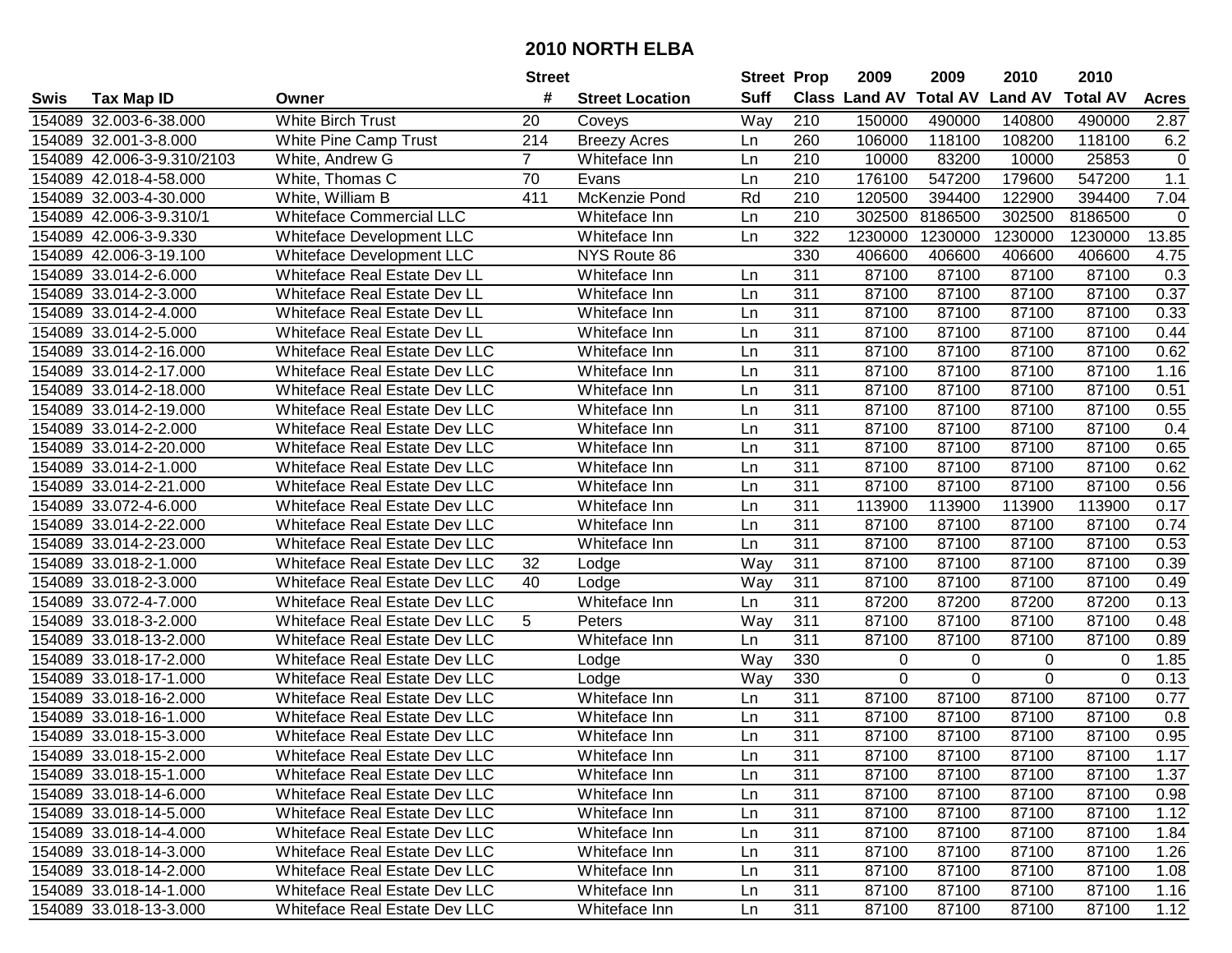# 2010 NORTH ELBA

| Swis | Tax Map ID | Owner | Street # | Street Location | Street Suff | Prop Class | 2009 Land AV | 2009 Total AV | 2010 Land AV | 2010 Total AV | Acres |
|---|---|---|---|---|---|---|---|---|---|---|---|
| 154089 | 32.003-6-38.000 | White Birch Trust | 20 | Coveys | Way | 210 | 150000 | 490000 | 140800 | 490000 | 2.87 |
| 154089 | 32.001-3-8.000 | White Pine Camp Trust | 214 | Breezy Acres | Ln | 260 | 106000 | 118100 | 108200 | 118100 | 6.2 |
| 154089 | 42.006-3-9.310/2103 | White, Andrew G | 7 | Whiteface Inn | Ln | 210 | 10000 | 83200 | 10000 | 25853 | 0 |
| 154089 | 42.018-4-58.000 | White, Thomas C | 70 | Evans | Ln | 210 | 176100 | 547200 | 179600 | 547200 | 1.1 |
| 154089 | 32.003-4-30.000 | White, William B | 411 | McKenzie Pond | Rd | 210 | 120500 | 394400 | 122900 | 394400 | 7.04 |
| 154089 | 42.006-3-9.310/1 | Whiteface Commercial LLC | | Whiteface Inn | Ln | 210 | 302500 | 8186500 | 302500 | 8186500 | 0 |
| 154089 | 42.006-3-9.330 | Whiteface Development LLC | | Whiteface Inn | Ln | 322 | 1230000 | 1230000 | 1230000 | 1230000 | 13.85 |
| 154089 | 42.006-3-19.100 | Whiteface Development LLC | | NYS Route 86 | | 330 | 406600 | 406600 | 406600 | 406600 | 4.75 |
| 154089 | 33.014-2-6.000 | Whiteface Real Estate Dev LL | | Whiteface Inn | Ln | 311 | 87100 | 87100 | 87100 | 87100 | 0.3 |
| 154089 | 33.014-2-3.000 | Whiteface Real Estate Dev LL | | Whiteface Inn | Ln | 311 | 87100 | 87100 | 87100 | 87100 | 0.37 |
| 154089 | 33.014-2-4.000 | Whiteface Real Estate Dev LL | | Whiteface Inn | Ln | 311 | 87100 | 87100 | 87100 | 87100 | 0.33 |
| 154089 | 33.014-2-5.000 | Whiteface Real Estate Dev LL | | Whiteface Inn | Ln | 311 | 87100 | 87100 | 87100 | 87100 | 0.44 |
| 154089 | 33.014-2-16.000 | Whiteface Real Estate Dev LLC | | Whiteface Inn | Ln | 311 | 87100 | 87100 | 87100 | 87100 | 0.62 |
| 154089 | 33.014-2-17.000 | Whiteface Real Estate Dev LLC | | Whiteface Inn | Ln | 311 | 87100 | 87100 | 87100 | 87100 | 1.16 |
| 154089 | 33.014-2-18.000 | Whiteface Real Estate Dev LLC | | Whiteface Inn | Ln | 311 | 87100 | 87100 | 87100 | 87100 | 0.51 |
| 154089 | 33.014-2-19.000 | Whiteface Real Estate Dev LLC | | Whiteface Inn | Ln | 311 | 87100 | 87100 | 87100 | 87100 | 0.55 |
| 154089 | 33.014-2-2.000 | Whiteface Real Estate Dev LLC | | Whiteface Inn | Ln | 311 | 87100 | 87100 | 87100 | 87100 | 0.4 |
| 154089 | 33.014-2-20.000 | Whiteface Real Estate Dev LLC | | Whiteface Inn | Ln | 311 | 87100 | 87100 | 87100 | 87100 | 0.65 |
| 154089 | 33.014-2-1.000 | Whiteface Real Estate Dev LLC | | Whiteface Inn | Ln | 311 | 87100 | 87100 | 87100 | 87100 | 0.62 |
| 154089 | 33.014-2-21.000 | Whiteface Real Estate Dev LLC | | Whiteface Inn | Ln | 311 | 87100 | 87100 | 87100 | 87100 | 0.56 |
| 154089 | 33.072-4-6.000 | Whiteface Real Estate Dev LLC | | Whiteface Inn | Ln | 311 | 113900 | 113900 | 113900 | 113900 | 0.17 |
| 154089 | 33.014-2-22.000 | Whiteface Real Estate Dev LLC | | Whiteface Inn | Ln | 311 | 87100 | 87100 | 87100 | 87100 | 0.74 |
| 154089 | 33.014-2-23.000 | Whiteface Real Estate Dev LLC | | Whiteface Inn | Ln | 311 | 87100 | 87100 | 87100 | 87100 | 0.53 |
| 154089 | 33.018-2-1.000 | Whiteface Real Estate Dev LLC | 32 | Lodge | Way | 311 | 87100 | 87100 | 87100 | 87100 | 0.39 |
| 154089 | 33.018-2-3.000 | Whiteface Real Estate Dev LLC | 40 | Lodge | Way | 311 | 87100 | 87100 | 87100 | 87100 | 0.49 |
| 154089 | 33.072-4-7.000 | Whiteface Real Estate Dev LLC | | Whiteface Inn | Ln | 311 | 87200 | 87200 | 87200 | 87200 | 0.13 |
| 154089 | 33.018-3-2.000 | Whiteface Real Estate Dev LLC | 5 | Peters | Way | 311 | 87100 | 87100 | 87100 | 87100 | 0.48 |
| 154089 | 33.018-13-2.000 | Whiteface Real Estate Dev LLC | | Whiteface Inn | Ln | 311 | 87100 | 87100 | 87100 | 87100 | 0.89 |
| 154089 | 33.018-17-2.000 | Whiteface Real Estate Dev LLC | | Lodge | Way | 330 | 0 | 0 | 0 | 0 | 1.85 |
| 154089 | 33.018-17-1.000 | Whiteface Real Estate Dev LLC | | Lodge | Way | 330 | 0 | 0 | 0 | 0 | 0.13 |
| 154089 | 33.018-16-2.000 | Whiteface Real Estate Dev LLC | | Whiteface Inn | Ln | 311 | 87100 | 87100 | 87100 | 87100 | 0.77 |
| 154089 | 33.018-16-1.000 | Whiteface Real Estate Dev LLC | | Whiteface Inn | Ln | 311 | 87100 | 87100 | 87100 | 87100 | 0.8 |
| 154089 | 33.018-15-3.000 | Whiteface Real Estate Dev LLC | | Whiteface Inn | Ln | 311 | 87100 | 87100 | 87100 | 87100 | 0.95 |
| 154089 | 33.018-15-2.000 | Whiteface Real Estate Dev LLC | | Whiteface Inn | Ln | 311 | 87100 | 87100 | 87100 | 87100 | 1.17 |
| 154089 | 33.018-15-1.000 | Whiteface Real Estate Dev LLC | | Whiteface Inn | Ln | 311 | 87100 | 87100 | 87100 | 87100 | 1.37 |
| 154089 | 33.018-14-6.000 | Whiteface Real Estate Dev LLC | | Whiteface Inn | Ln | 311 | 87100 | 87100 | 87100 | 87100 | 0.98 |
| 154089 | 33.018-14-5.000 | Whiteface Real Estate Dev LLC | | Whiteface Inn | Ln | 311 | 87100 | 87100 | 87100 | 87100 | 1.12 |
| 154089 | 33.018-14-4.000 | Whiteface Real Estate Dev LLC | | Whiteface Inn | Ln | 311 | 87100 | 87100 | 87100 | 87100 | 1.84 |
| 154089 | 33.018-14-3.000 | Whiteface Real Estate Dev LLC | | Whiteface Inn | Ln | 311 | 87100 | 87100 | 87100 | 87100 | 1.26 |
| 154089 | 33.018-14-2.000 | Whiteface Real Estate Dev LLC | | Whiteface Inn | Ln | 311 | 87100 | 87100 | 87100 | 87100 | 1.08 |
| 154089 | 33.018-14-1.000 | Whiteface Real Estate Dev LLC | | Whiteface Inn | Ln | 311 | 87100 | 87100 | 87100 | 87100 | 1.16 |
| 154089 | 33.018-13-3.000 | Whiteface Real Estate Dev LLC | | Whiteface Inn | Ln | 311 | 87100 | 87100 | 87100 | 87100 | 1.12 |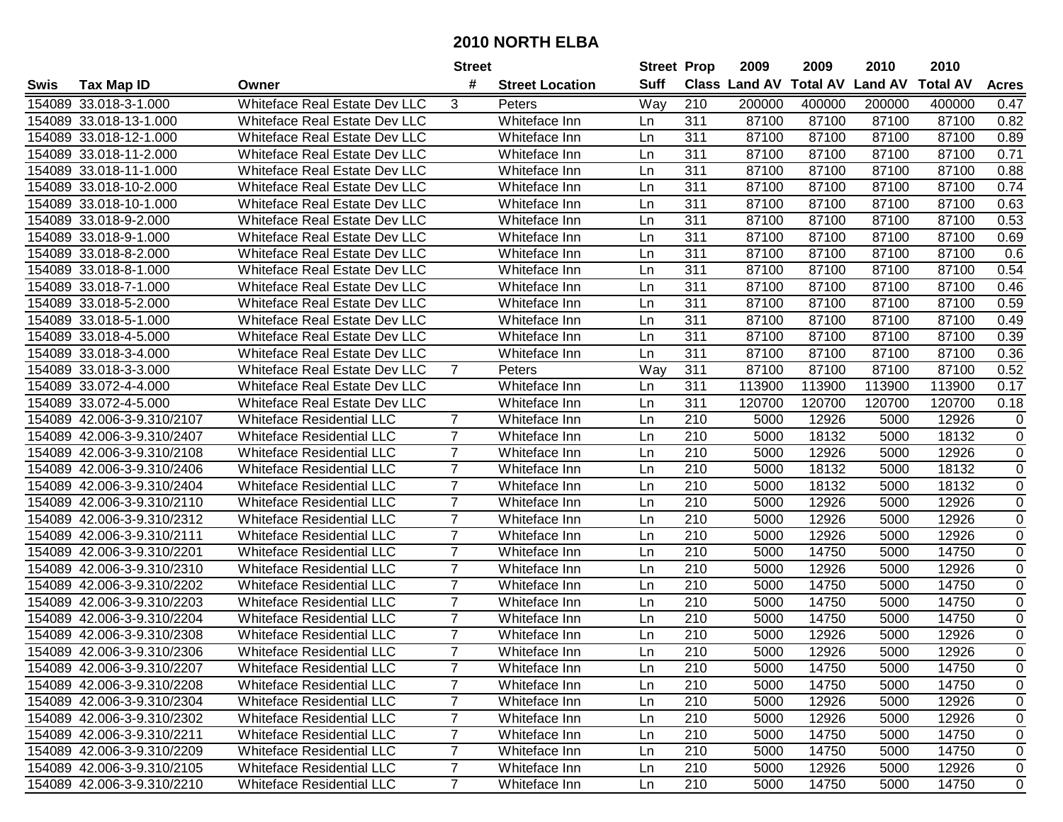# 2010 NORTH ELBA

| Swis | Tax Map ID | Owner | Street # | Street Location | Street Suff | Prop Class | 2009 Land AV | 2009 Total AV | 2010 Land AV | 2010 Total AV | Acres |
|---|---|---|---|---|---|---|---|---|---|---|---|
| 154089 | 33.018-3-1.000 | Whiteface Real Estate Dev LLC | 3 | Peters | Way | 210 | 200000 | 400000 | 200000 | 400000 | 0.47 |
| 154089 | 33.018-13-1.000 | Whiteface Real Estate Dev LLC | | Whiteface Inn | Ln | 311 | 87100 | 87100 | 87100 | 87100 | 0.82 |
| 154089 | 33.018-12-1.000 | Whiteface Real Estate Dev LLC | | Whiteface Inn | Ln | 311 | 87100 | 87100 | 87100 | 87100 | 0.89 |
| 154089 | 33.018-11-2.000 | Whiteface Real Estate Dev LLC | | Whiteface Inn | Ln | 311 | 87100 | 87100 | 87100 | 87100 | 0.71 |
| 154089 | 33.018-11-1.000 | Whiteface Real Estate Dev LLC | | Whiteface Inn | Ln | 311 | 87100 | 87100 | 87100 | 87100 | 0.88 |
| 154089 | 33.018-10-2.000 | Whiteface Real Estate Dev LLC | | Whiteface Inn | Ln | 311 | 87100 | 87100 | 87100 | 87100 | 0.74 |
| 154089 | 33.018-10-1.000 | Whiteface Real Estate Dev LLC | | Whiteface Inn | Ln | 311 | 87100 | 87100 | 87100 | 87100 | 0.63 |
| 154089 | 33.018-9-2.000 | Whiteface Real Estate Dev LLC | | Whiteface Inn | Ln | 311 | 87100 | 87100 | 87100 | 87100 | 0.53 |
| 154089 | 33.018-9-1.000 | Whiteface Real Estate Dev LLC | | Whiteface Inn | Ln | 311 | 87100 | 87100 | 87100 | 87100 | 0.69 |
| 154089 | 33.018-8-2.000 | Whiteface Real Estate Dev LLC | | Whiteface Inn | Ln | 311 | 87100 | 87100 | 87100 | 87100 | 0.6 |
| 154089 | 33.018-8-1.000 | Whiteface Real Estate Dev LLC | | Whiteface Inn | Ln | 311 | 87100 | 87100 | 87100 | 87100 | 0.54 |
| 154089 | 33.018-7-1.000 | Whiteface Real Estate Dev LLC | | Whiteface Inn | Ln | 311 | 87100 | 87100 | 87100 | 87100 | 0.46 |
| 154089 | 33.018-5-2.000 | Whiteface Real Estate Dev LLC | | Whiteface Inn | Ln | 311 | 87100 | 87100 | 87100 | 87100 | 0.59 |
| 154089 | 33.018-5-1.000 | Whiteface Real Estate Dev LLC | | Whiteface Inn | Ln | 311 | 87100 | 87100 | 87100 | 87100 | 0.49 |
| 154089 | 33.018-4-5.000 | Whiteface Real Estate Dev LLC | | Whiteface Inn | Ln | 311 | 87100 | 87100 | 87100 | 87100 | 0.39 |
| 154089 | 33.018-3-4.000 | Whiteface Real Estate Dev LLC | | Whiteface Inn | Ln | 311 | 87100 | 87100 | 87100 | 87100 | 0.36 |
| 154089 | 33.018-3-3.000 | Whiteface Real Estate Dev LLC | 7 | Peters | Way | 311 | 87100 | 87100 | 87100 | 87100 | 0.52 |
| 154089 | 33.072-4-4.000 | Whiteface Real Estate Dev LLC | | Whiteface Inn | Ln | 311 | 113900 | 113900 | 113900 | 113900 | 0.17 |
| 154089 | 33.072-4-5.000 | Whiteface Real Estate Dev LLC | | Whiteface Inn | Ln | 311 | 120700 | 120700 | 120700 | 120700 | 0.18 |
| 154089 | 42.006-3-9.310/2107 | Whiteface Residential LLC | 7 | Whiteface Inn | Ln | 210 | 5000 | 12926 | 5000 | 12926 | 0 |
| 154089 | 42.006-3-9.310/2407 | Whiteface Residential LLC | 7 | Whiteface Inn | Ln | 210 | 5000 | 18132 | 5000 | 18132 | 0 |
| 154089 | 42.006-3-9.310/2108 | Whiteface Residential LLC | 7 | Whiteface Inn | Ln | 210 | 5000 | 12926 | 5000 | 12926 | 0 |
| 154089 | 42.006-3-9.310/2406 | Whiteface Residential LLC | 7 | Whiteface Inn | Ln | 210 | 5000 | 18132 | 5000 | 18132 | 0 |
| 154089 | 42.006-3-9.310/2404 | Whiteface Residential LLC | 7 | Whiteface Inn | Ln | 210 | 5000 | 18132 | 5000 | 18132 | 0 |
| 154089 | 42.006-3-9.310/2110 | Whiteface Residential LLC | 7 | Whiteface Inn | Ln | 210 | 5000 | 12926 | 5000 | 12926 | 0 |
| 154089 | 42.006-3-9.310/2312 | Whiteface Residential LLC | 7 | Whiteface Inn | Ln | 210 | 5000 | 12926 | 5000 | 12926 | 0 |
| 154089 | 42.006-3-9.310/2111 | Whiteface Residential LLC | 7 | Whiteface Inn | Ln | 210 | 5000 | 12926 | 5000 | 12926 | 0 |
| 154089 | 42.006-3-9.310/2201 | Whiteface Residential LLC | 7 | Whiteface Inn | Ln | 210 | 5000 | 14750 | 5000 | 14750 | 0 |
| 154089 | 42.006-3-9.310/2310 | Whiteface Residential LLC | 7 | Whiteface Inn | Ln | 210 | 5000 | 12926 | 5000 | 12926 | 0 |
| 154089 | 42.006-3-9.310/2202 | Whiteface Residential LLC | 7 | Whiteface Inn | Ln | 210 | 5000 | 14750 | 5000 | 14750 | 0 |
| 154089 | 42.006-3-9.310/2203 | Whiteface Residential LLC | 7 | Whiteface Inn | Ln | 210 | 5000 | 14750 | 5000 | 14750 | 0 |
| 154089 | 42.006-3-9.310/2204 | Whiteface Residential LLC | 7 | Whiteface Inn | Ln | 210 | 5000 | 14750 | 5000 | 14750 | 0 |
| 154089 | 42.006-3-9.310/2308 | Whiteface Residential LLC | 7 | Whiteface Inn | Ln | 210 | 5000 | 12926 | 5000 | 12926 | 0 |
| 154089 | 42.006-3-9.310/2306 | Whiteface Residential LLC | 7 | Whiteface Inn | Ln | 210 | 5000 | 12926 | 5000 | 12926 | 0 |
| 154089 | 42.006-3-9.310/2207 | Whiteface Residential LLC | 7 | Whiteface Inn | Ln | 210 | 5000 | 14750 | 5000 | 14750 | 0 |
| 154089 | 42.006-3-9.310/2208 | Whiteface Residential LLC | 7 | Whiteface Inn | Ln | 210 | 5000 | 14750 | 5000 | 14750 | 0 |
| 154089 | 42.006-3-9.310/2304 | Whiteface Residential LLC | 7 | Whiteface Inn | Ln | 210 | 5000 | 12926 | 5000 | 12926 | 0 |
| 154089 | 42.006-3-9.310/2302 | Whiteface Residential LLC | 7 | Whiteface Inn | Ln | 210 | 5000 | 12926 | 5000 | 12926 | 0 |
| 154089 | 42.006-3-9.310/2211 | Whiteface Residential LLC | 7 | Whiteface Inn | Ln | 210 | 5000 | 14750 | 5000 | 14750 | 0 |
| 154089 | 42.006-3-9.310/2209 | Whiteface Residential LLC | 7 | Whiteface Inn | Ln | 210 | 5000 | 14750 | 5000 | 14750 | 0 |
| 154089 | 42.006-3-9.310/2105 | Whiteface Residential LLC | 7 | Whiteface Inn | Ln | 210 | 5000 | 12926 | 5000 | 12926 | 0 |
| 154089 | 42.006-3-9.310/2210 | Whiteface Residential LLC | 7 | Whiteface Inn | Ln | 210 | 5000 | 14750 | 5000 | 14750 | 0 |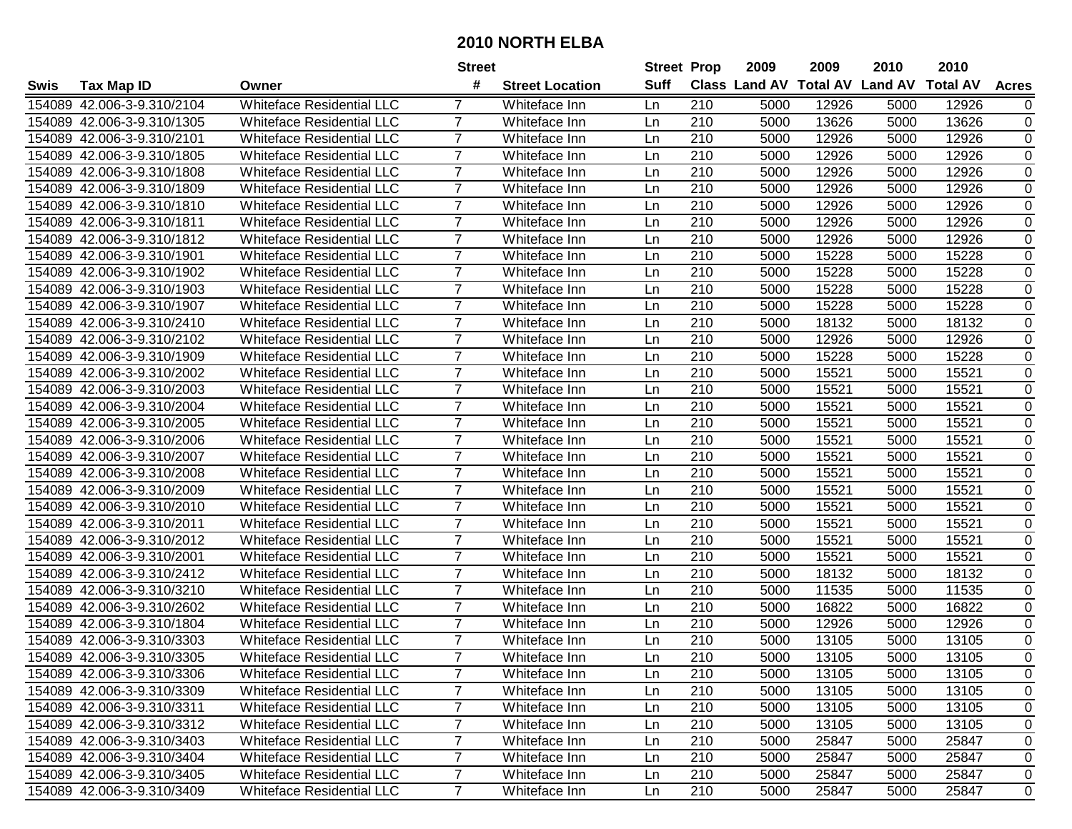# 2010 NORTH ELBA

| Swis | Tax Map ID | Owner | Street # | Street Location | Street Suff | Prop Class | 2009 Land AV | 2009 Total AV | 2010 Land AV | 2010 Total AV | Acres |
|---|---|---|---|---|---|---|---|---|---|---|---|
| 154089 | 42.006-3-9.310/2104 | Whiteface Residential LLC | 7 | Whiteface Inn | Ln | 210 | 5000 | 12926 | 5000 | 12926 | 0 |
| 154089 | 42.006-3-9.310/1305 | Whiteface Residential LLC | 7 | Whiteface Inn | Ln | 210 | 5000 | 13626 | 5000 | 13626 | 0 |
| 154089 | 42.006-3-9.310/2101 | Whiteface Residential LLC | 7 | Whiteface Inn | Ln | 210 | 5000 | 12926 | 5000 | 12926 | 0 |
| 154089 | 42.006-3-9.310/1805 | Whiteface Residential LLC | 7 | Whiteface Inn | Ln | 210 | 5000 | 12926 | 5000 | 12926 | 0 |
| 154089 | 42.006-3-9.310/1808 | Whiteface Residential LLC | 7 | Whiteface Inn | Ln | 210 | 5000 | 12926 | 5000 | 12926 | 0 |
| 154089 | 42.006-3-9.310/1809 | Whiteface Residential LLC | 7 | Whiteface Inn | Ln | 210 | 5000 | 12926 | 5000 | 12926 | 0 |
| 154089 | 42.006-3-9.310/1810 | Whiteface Residential LLC | 7 | Whiteface Inn | Ln | 210 | 5000 | 12926 | 5000 | 12926 | 0 |
| 154089 | 42.006-3-9.310/1811 | Whiteface Residential LLC | 7 | Whiteface Inn | Ln | 210 | 5000 | 12926 | 5000 | 12926 | 0 |
| 154089 | 42.006-3-9.310/1812 | Whiteface Residential LLC | 7 | Whiteface Inn | Ln | 210 | 5000 | 12926 | 5000 | 12926 | 0 |
| 154089 | 42.006-3-9.310/1901 | Whiteface Residential LLC | 7 | Whiteface Inn | Ln | 210 | 5000 | 15228 | 5000 | 15228 | 0 |
| 154089 | 42.006-3-9.310/1902 | Whiteface Residential LLC | 7 | Whiteface Inn | Ln | 210 | 5000 | 15228 | 5000 | 15228 | 0 |
| 154089 | 42.006-3-9.310/1903 | Whiteface Residential LLC | 7 | Whiteface Inn | Ln | 210 | 5000 | 15228 | 5000 | 15228 | 0 |
| 154089 | 42.006-3-9.310/1907 | Whiteface Residential LLC | 7 | Whiteface Inn | Ln | 210 | 5000 | 15228 | 5000 | 15228 | 0 |
| 154089 | 42.006-3-9.310/2410 | Whiteface Residential LLC | 7 | Whiteface Inn | Ln | 210 | 5000 | 18132 | 5000 | 18132 | 0 |
| 154089 | 42.006-3-9.310/2102 | Whiteface Residential LLC | 7 | Whiteface Inn | Ln | 210 | 5000 | 12926 | 5000 | 12926 | 0 |
| 154089 | 42.006-3-9.310/1909 | Whiteface Residential LLC | 7 | Whiteface Inn | Ln | 210 | 5000 | 15228 | 5000 | 15228 | 0 |
| 154089 | 42.006-3-9.310/2002 | Whiteface Residential LLC | 7 | Whiteface Inn | Ln | 210 | 5000 | 15521 | 5000 | 15521 | 0 |
| 154089 | 42.006-3-9.310/2003 | Whiteface Residential LLC | 7 | Whiteface Inn | Ln | 210 | 5000 | 15521 | 5000 | 15521 | 0 |
| 154089 | 42.006-3-9.310/2004 | Whiteface Residential LLC | 7 | Whiteface Inn | Ln | 210 | 5000 | 15521 | 5000 | 15521 | 0 |
| 154089 | 42.006-3-9.310/2005 | Whiteface Residential LLC | 7 | Whiteface Inn | Ln | 210 | 5000 | 15521 | 5000 | 15521 | 0 |
| 154089 | 42.006-3-9.310/2006 | Whiteface Residential LLC | 7 | Whiteface Inn | Ln | 210 | 5000 | 15521 | 5000 | 15521 | 0 |
| 154089 | 42.006-3-9.310/2007 | Whiteface Residential LLC | 7 | Whiteface Inn | Ln | 210 | 5000 | 15521 | 5000 | 15521 | 0 |
| 154089 | 42.006-3-9.310/2008 | Whiteface Residential LLC | 7 | Whiteface Inn | Ln | 210 | 5000 | 15521 | 5000 | 15521 | 0 |
| 154089 | 42.006-3-9.310/2009 | Whiteface Residential LLC | 7 | Whiteface Inn | Ln | 210 | 5000 | 15521 | 5000 | 15521 | 0 |
| 154089 | 42.006-3-9.310/2010 | Whiteface Residential LLC | 7 | Whiteface Inn | Ln | 210 | 5000 | 15521 | 5000 | 15521 | 0 |
| 154089 | 42.006-3-9.310/2011 | Whiteface Residential LLC | 7 | Whiteface Inn | Ln | 210 | 5000 | 15521 | 5000 | 15521 | 0 |
| 154089 | 42.006-3-9.310/2012 | Whiteface Residential LLC | 7 | Whiteface Inn | Ln | 210 | 5000 | 15521 | 5000 | 15521 | 0 |
| 154089 | 42.006-3-9.310/2001 | Whiteface Residential LLC | 7 | Whiteface Inn | Ln | 210 | 5000 | 15521 | 5000 | 15521 | 0 |
| 154089 | 42.006-3-9.310/2412 | Whiteface Residential LLC | 7 | Whiteface Inn | Ln | 210 | 5000 | 18132 | 5000 | 18132 | 0 |
| 154089 | 42.006-3-9.310/3210 | Whiteface Residential LLC | 7 | Whiteface Inn | Ln | 210 | 5000 | 11535 | 5000 | 11535 | 0 |
| 154089 | 42.006-3-9.310/2602 | Whiteface Residential LLC | 7 | Whiteface Inn | Ln | 210 | 5000 | 16822 | 5000 | 16822 | 0 |
| 154089 | 42.006-3-9.310/1804 | Whiteface Residential LLC | 7 | Whiteface Inn | Ln | 210 | 5000 | 12926 | 5000 | 12926 | 0 |
| 154089 | 42.006-3-9.310/3303 | Whiteface Residential LLC | 7 | Whiteface Inn | Ln | 210 | 5000 | 13105 | 5000 | 13105 | 0 |
| 154089 | 42.006-3-9.310/3305 | Whiteface Residential LLC | 7 | Whiteface Inn | Ln | 210 | 5000 | 13105 | 5000 | 13105 | 0 |
| 154089 | 42.006-3-9.310/3306 | Whiteface Residential LLC | 7 | Whiteface Inn | Ln | 210 | 5000 | 13105 | 5000 | 13105 | 0 |
| 154089 | 42.006-3-9.310/3309 | Whiteface Residential LLC | 7 | Whiteface Inn | Ln | 210 | 5000 | 13105 | 5000 | 13105 | 0 |
| 154089 | 42.006-3-9.310/3311 | Whiteface Residential LLC | 7 | Whiteface Inn | Ln | 210 | 5000 | 13105 | 5000 | 13105 | 0 |
| 154089 | 42.006-3-9.310/3312 | Whiteface Residential LLC | 7 | Whiteface Inn | Ln | 210 | 5000 | 13105 | 5000 | 13105 | 0 |
| 154089 | 42.006-3-9.310/3403 | Whiteface Residential LLC | 7 | Whiteface Inn | Ln | 210 | 5000 | 25847 | 5000 | 25847 | 0 |
| 154089 | 42.006-3-9.310/3404 | Whiteface Residential LLC | 7 | Whiteface Inn | Ln | 210 | 5000 | 25847 | 5000 | 25847 | 0 |
| 154089 | 42.006-3-9.310/3405 | Whiteface Residential LLC | 7 | Whiteface Inn | Ln | 210 | 5000 | 25847 | 5000 | 25847 | 0 |
| 154089 | 42.006-3-9.310/3409 | Whiteface Residential LLC | 7 | Whiteface Inn | Ln | 210 | 5000 | 25847 | 5000 | 25847 | 0 |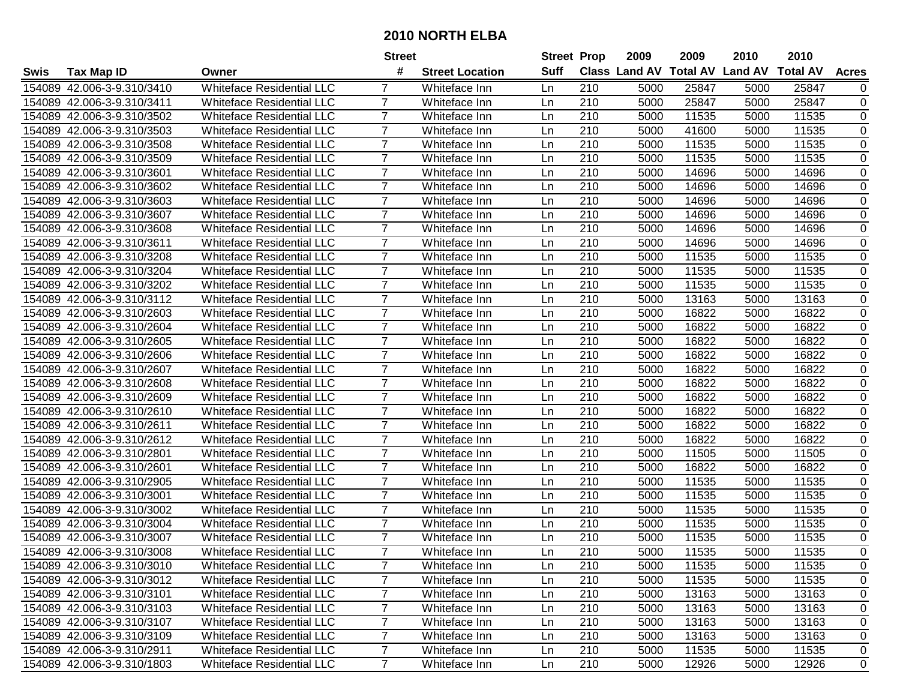# 2010 NORTH ELBA

| Swis | Tax Map ID | Owner | Street # | Street Location | Street Suff | Prop Class | 2009 Land AV | 2009 Total AV | 2010 Land AV | 2010 Total AV | Acres |
|---|---|---|---|---|---|---|---|---|---|---|---|
| 154089 | 42.006-3-9.310/3410 | Whiteface Residential LLC | 7 | Whiteface Inn | Ln | 210 | 5000 | 25847 | 5000 | 25847 | 0 |
| 154089 | 42.006-3-9.310/3411 | Whiteface Residential LLC | 7 | Whiteface Inn | Ln | 210 | 5000 | 25847 | 5000 | 25847 | 0 |
| 154089 | 42.006-3-9.310/3502 | Whiteface Residential LLC | 7 | Whiteface Inn | Ln | 210 | 5000 | 11535 | 5000 | 11535 | 0 |
| 154089 | 42.006-3-9.310/3503 | Whiteface Residential LLC | 7 | Whiteface Inn | Ln | 210 | 5000 | 41600 | 5000 | 11535 | 0 |
| 154089 | 42.006-3-9.310/3508 | Whiteface Residential LLC | 7 | Whiteface Inn | Ln | 210 | 5000 | 11535 | 5000 | 11535 | 0 |
| 154089 | 42.006-3-9.310/3509 | Whiteface Residential LLC | 7 | Whiteface Inn | Ln | 210 | 5000 | 11535 | 5000 | 11535 | 0 |
| 154089 | 42.006-3-9.310/3601 | Whiteface Residential LLC | 7 | Whiteface Inn | Ln | 210 | 5000 | 14696 | 5000 | 14696 | 0 |
| 154089 | 42.006-3-9.310/3602 | Whiteface Residential LLC | 7 | Whiteface Inn | Ln | 210 | 5000 | 14696 | 5000 | 14696 | 0 |
| 154089 | 42.006-3-9.310/3603 | Whiteface Residential LLC | 7 | Whiteface Inn | Ln | 210 | 5000 | 14696 | 5000 | 14696 | 0 |
| 154089 | 42.006-3-9.310/3607 | Whiteface Residential LLC | 7 | Whiteface Inn | Ln | 210 | 5000 | 14696 | 5000 | 14696 | 0 |
| 154089 | 42.006-3-9.310/3608 | Whiteface Residential LLC | 7 | Whiteface Inn | Ln | 210 | 5000 | 14696 | 5000 | 14696 | 0 |
| 154089 | 42.006-3-9.310/3611 | Whiteface Residential LLC | 7 | Whiteface Inn | Ln | 210 | 5000 | 14696 | 5000 | 14696 | 0 |
| 154089 | 42.006-3-9.310/3208 | Whiteface Residential LLC | 7 | Whiteface Inn | Ln | 210 | 5000 | 11535 | 5000 | 11535 | 0 |
| 154089 | 42.006-3-9.310/3204 | Whiteface Residential LLC | 7 | Whiteface Inn | Ln | 210 | 5000 | 11535 | 5000 | 11535 | 0 |
| 154089 | 42.006-3-9.310/3202 | Whiteface Residential LLC | 7 | Whiteface Inn | Ln | 210 | 5000 | 11535 | 5000 | 11535 | 0 |
| 154089 | 42.006-3-9.310/3112 | Whiteface Residential LLC | 7 | Whiteface Inn | Ln | 210 | 5000 | 13163 | 5000 | 13163 | 0 |
| 154089 | 42.006-3-9.310/2603 | Whiteface Residential LLC | 7 | Whiteface Inn | Ln | 210 | 5000 | 16822 | 5000 | 16822 | 0 |
| 154089 | 42.006-3-9.310/2604 | Whiteface Residential LLC | 7 | Whiteface Inn | Ln | 210 | 5000 | 16822 | 5000 | 16822 | 0 |
| 154089 | 42.006-3-9.310/2605 | Whiteface Residential LLC | 7 | Whiteface Inn | Ln | 210 | 5000 | 16822 | 5000 | 16822 | 0 |
| 154089 | 42.006-3-9.310/2606 | Whiteface Residential LLC | 7 | Whiteface Inn | Ln | 210 | 5000 | 16822 | 5000 | 16822 | 0 |
| 154089 | 42.006-3-9.310/2607 | Whiteface Residential LLC | 7 | Whiteface Inn | Ln | 210 | 5000 | 16822 | 5000 | 16822 | 0 |
| 154089 | 42.006-3-9.310/2608 | Whiteface Residential LLC | 7 | Whiteface Inn | Ln | 210 | 5000 | 16822 | 5000 | 16822 | 0 |
| 154089 | 42.006-3-9.310/2609 | Whiteface Residential LLC | 7 | Whiteface Inn | Ln | 210 | 5000 | 16822 | 5000 | 16822 | 0 |
| 154089 | 42.006-3-9.310/2610 | Whiteface Residential LLC | 7 | Whiteface Inn | Ln | 210 | 5000 | 16822 | 5000 | 16822 | 0 |
| 154089 | 42.006-3-9.310/2611 | Whiteface Residential LLC | 7 | Whiteface Inn | Ln | 210 | 5000 | 16822 | 5000 | 16822 | 0 |
| 154089 | 42.006-3-9.310/2612 | Whiteface Residential LLC | 7 | Whiteface Inn | Ln | 210 | 5000 | 16822 | 5000 | 16822 | 0 |
| 154089 | 42.006-3-9.310/2801 | Whiteface Residential LLC | 7 | Whiteface Inn | Ln | 210 | 5000 | 11505 | 5000 | 11505 | 0 |
| 154089 | 42.006-3-9.310/2601 | Whiteface Residential LLC | 7 | Whiteface Inn | Ln | 210 | 5000 | 16822 | 5000 | 16822 | 0 |
| 154089 | 42.006-3-9.310/2905 | Whiteface Residential LLC | 7 | Whiteface Inn | Ln | 210 | 5000 | 11535 | 5000 | 11535 | 0 |
| 154089 | 42.006-3-9.310/3001 | Whiteface Residential LLC | 7 | Whiteface Inn | Ln | 210 | 5000 | 11535 | 5000 | 11535 | 0 |
| 154089 | 42.006-3-9.310/3002 | Whiteface Residential LLC | 7 | Whiteface Inn | Ln | 210 | 5000 | 11535 | 5000 | 11535 | 0 |
| 154089 | 42.006-3-9.310/3004 | Whiteface Residential LLC | 7 | Whiteface Inn | Ln | 210 | 5000 | 11535 | 5000 | 11535 | 0 |
| 154089 | 42.006-3-9.310/3007 | Whiteface Residential LLC | 7 | Whiteface Inn | Ln | 210 | 5000 | 11535 | 5000 | 11535 | 0 |
| 154089 | 42.006-3-9.310/3008 | Whiteface Residential LLC | 7 | Whiteface Inn | Ln | 210 | 5000 | 11535 | 5000 | 11535 | 0 |
| 154089 | 42.006-3-9.310/3010 | Whiteface Residential LLC | 7 | Whiteface Inn | Ln | 210 | 5000 | 11535 | 5000 | 11535 | 0 |
| 154089 | 42.006-3-9.310/3012 | Whiteface Residential LLC | 7 | Whiteface Inn | Ln | 210 | 5000 | 11535 | 5000 | 11535 | 0 |
| 154089 | 42.006-3-9.310/3101 | Whiteface Residential LLC | 7 | Whiteface Inn | Ln | 210 | 5000 | 13163 | 5000 | 13163 | 0 |
| 154089 | 42.006-3-9.310/3103 | Whiteface Residential LLC | 7 | Whiteface Inn | Ln | 210 | 5000 | 13163 | 5000 | 13163 | 0 |
| 154089 | 42.006-3-9.310/3107 | Whiteface Residential LLC | 7 | Whiteface Inn | Ln | 210 | 5000 | 13163 | 5000 | 13163 | 0 |
| 154089 | 42.006-3-9.310/3109 | Whiteface Residential LLC | 7 | Whiteface Inn | Ln | 210 | 5000 | 13163 | 5000 | 13163 | 0 |
| 154089 | 42.006-3-9.310/2911 | Whiteface Residential LLC | 7 | Whiteface Inn | Ln | 210 | 5000 | 11535 | 5000 | 11535 | 0 |
| 154089 | 42.006-3-9.310/1803 | Whiteface Residential LLC | 7 | Whiteface Inn | Ln | 210 | 5000 | 12926 | 5000 | 12926 | 0 |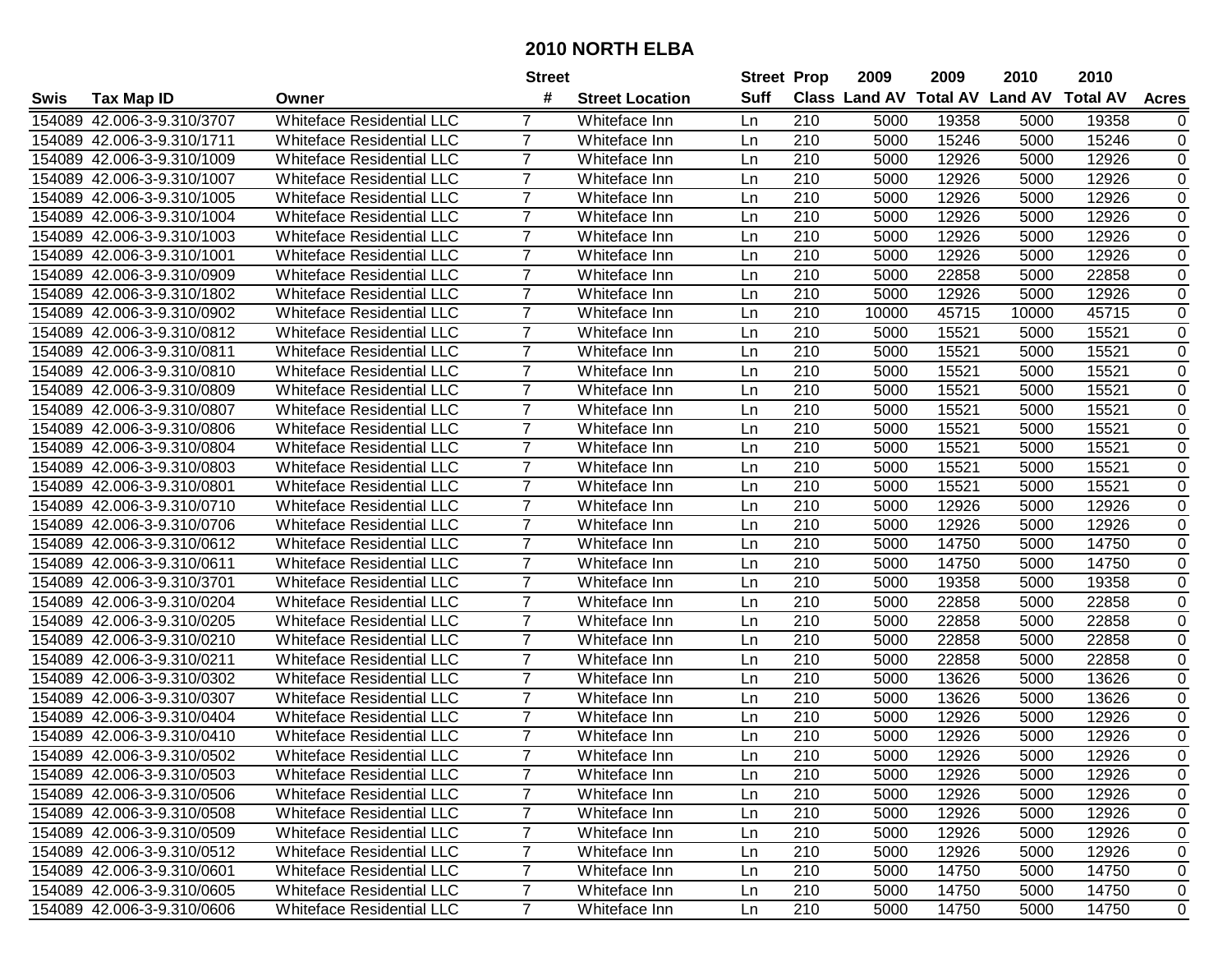# 2010 NORTH ELBA

| Swis | Tax Map ID | Owner | Street # | Street Location | Street Suff | Prop Class | 2009 Land AV | 2009 Total AV | 2010 Land AV | 2010 Total AV | Acres |
|---|---|---|---|---|---|---|---|---|---|---|---|
| 154089 | 42.006-3-9.310/3707 | Whiteface Residential LLC | 7 | Whiteface Inn | Ln | 210 | 5000 | 19358 | 5000 | 19358 | 0 |
| 154089 | 42.006-3-9.310/1711 | Whiteface Residential LLC | 7 | Whiteface Inn | Ln | 210 | 5000 | 15246 | 5000 | 15246 | 0 |
| 154089 | 42.006-3-9.310/1009 | Whiteface Residential LLC | 7 | Whiteface Inn | Ln | 210 | 5000 | 12926 | 5000 | 12926 | 0 |
| 154089 | 42.006-3-9.310/1007 | Whiteface Residential LLC | 7 | Whiteface Inn | Ln | 210 | 5000 | 12926 | 5000 | 12926 | 0 |
| 154089 | 42.006-3-9.310/1005 | Whiteface Residential LLC | 7 | Whiteface Inn | Ln | 210 | 5000 | 12926 | 5000 | 12926 | 0 |
| 154089 | 42.006-3-9.310/1004 | Whiteface Residential LLC | 7 | Whiteface Inn | Ln | 210 | 5000 | 12926 | 5000 | 12926 | 0 |
| 154089 | 42.006-3-9.310/1003 | Whiteface Residential LLC | 7 | Whiteface Inn | Ln | 210 | 5000 | 12926 | 5000 | 12926 | 0 |
| 154089 | 42.006-3-9.310/1001 | Whiteface Residential LLC | 7 | Whiteface Inn | Ln | 210 | 5000 | 12926 | 5000 | 12926 | 0 |
| 154089 | 42.006-3-9.310/0909 | Whiteface Residential LLC | 7 | Whiteface Inn | Ln | 210 | 5000 | 22858 | 5000 | 22858 | 0 |
| 154089 | 42.006-3-9.310/1802 | Whiteface Residential LLC | 7 | Whiteface Inn | Ln | 210 | 5000 | 12926 | 5000 | 12926 | 0 |
| 154089 | 42.006-3-9.310/0902 | Whiteface Residential LLC | 7 | Whiteface Inn | Ln | 210 | 10000 | 45715 | 10000 | 45715 | 0 |
| 154089 | 42.006-3-9.310/0812 | Whiteface Residential LLC | 7 | Whiteface Inn | Ln | 210 | 5000 | 15521 | 5000 | 15521 | 0 |
| 154089 | 42.006-3-9.310/0811 | Whiteface Residential LLC | 7 | Whiteface Inn | Ln | 210 | 5000 | 15521 | 5000 | 15521 | 0 |
| 154089 | 42.006-3-9.310/0810 | Whiteface Residential LLC | 7 | Whiteface Inn | Ln | 210 | 5000 | 15521 | 5000 | 15521 | 0 |
| 154089 | 42.006-3-9.310/0809 | Whiteface Residential LLC | 7 | Whiteface Inn | Ln | 210 | 5000 | 15521 | 5000 | 15521 | 0 |
| 154089 | 42.006-3-9.310/0807 | Whiteface Residential LLC | 7 | Whiteface Inn | Ln | 210 | 5000 | 15521 | 5000 | 15521 | 0 |
| 154089 | 42.006-3-9.310/0806 | Whiteface Residential LLC | 7 | Whiteface Inn | Ln | 210 | 5000 | 15521 | 5000 | 15521 | 0 |
| 154089 | 42.006-3-9.310/0804 | Whiteface Residential LLC | 7 | Whiteface Inn | Ln | 210 | 5000 | 15521 | 5000 | 15521 | 0 |
| 154089 | 42.006-3-9.310/0803 | Whiteface Residential LLC | 7 | Whiteface Inn | Ln | 210 | 5000 | 15521 | 5000 | 15521 | 0 |
| 154089 | 42.006-3-9.310/0801 | Whiteface Residential LLC | 7 | Whiteface Inn | Ln | 210 | 5000 | 15521 | 5000 | 15521 | 0 |
| 154089 | 42.006-3-9.310/0710 | Whiteface Residential LLC | 7 | Whiteface Inn | Ln | 210 | 5000 | 12926 | 5000 | 12926 | 0 |
| 154089 | 42.006-3-9.310/0706 | Whiteface Residential LLC | 7 | Whiteface Inn | Ln | 210 | 5000 | 12926 | 5000 | 12926 | 0 |
| 154089 | 42.006-3-9.310/0612 | Whiteface Residential LLC | 7 | Whiteface Inn | Ln | 210 | 5000 | 14750 | 5000 | 14750 | 0 |
| 154089 | 42.006-3-9.310/0611 | Whiteface Residential LLC | 7 | Whiteface Inn | Ln | 210 | 5000 | 14750 | 5000 | 14750 | 0 |
| 154089 | 42.006-3-9.310/3701 | Whiteface Residential LLC | 7 | Whiteface Inn | Ln | 210 | 5000 | 19358 | 5000 | 19358 | 0 |
| 154089 | 42.006-3-9.310/0204 | Whiteface Residential LLC | 7 | Whiteface Inn | Ln | 210 | 5000 | 22858 | 5000 | 22858 | 0 |
| 154089 | 42.006-3-9.310/0205 | Whiteface Residential LLC | 7 | Whiteface Inn | Ln | 210 | 5000 | 22858 | 5000 | 22858 | 0 |
| 154089 | 42.006-3-9.310/0210 | Whiteface Residential LLC | 7 | Whiteface Inn | Ln | 210 | 5000 | 22858 | 5000 | 22858 | 0 |
| 154089 | 42.006-3-9.310/0211 | Whiteface Residential LLC | 7 | Whiteface Inn | Ln | 210 | 5000 | 22858 | 5000 | 22858 | 0 |
| 154089 | 42.006-3-9.310/0302 | Whiteface Residential LLC | 7 | Whiteface Inn | Ln | 210 | 5000 | 13626 | 5000 | 13626 | 0 |
| 154089 | 42.006-3-9.310/0307 | Whiteface Residential LLC | 7 | Whiteface Inn | Ln | 210 | 5000 | 13626 | 5000 | 13626 | 0 |
| 154089 | 42.006-3-9.310/0404 | Whiteface Residential LLC | 7 | Whiteface Inn | Ln | 210 | 5000 | 12926 | 5000 | 12926 | 0 |
| 154089 | 42.006-3-9.310/0410 | Whiteface Residential LLC | 7 | Whiteface Inn | Ln | 210 | 5000 | 12926 | 5000 | 12926 | 0 |
| 154089 | 42.006-3-9.310/0502 | Whiteface Residential LLC | 7 | Whiteface Inn | Ln | 210 | 5000 | 12926 | 5000 | 12926 | 0 |
| 154089 | 42.006-3-9.310/0503 | Whiteface Residential LLC | 7 | Whiteface Inn | Ln | 210 | 5000 | 12926 | 5000 | 12926 | 0 |
| 154089 | 42.006-3-9.310/0506 | Whiteface Residential LLC | 7 | Whiteface Inn | Ln | 210 | 5000 | 12926 | 5000 | 12926 | 0 |
| 154089 | 42.006-3-9.310/0508 | Whiteface Residential LLC | 7 | Whiteface Inn | Ln | 210 | 5000 | 12926 | 5000 | 12926 | 0 |
| 154089 | 42.006-3-9.310/0509 | Whiteface Residential LLC | 7 | Whiteface Inn | Ln | 210 | 5000 | 12926 | 5000 | 12926 | 0 |
| 154089 | 42.006-3-9.310/0512 | Whiteface Residential LLC | 7 | Whiteface Inn | Ln | 210 | 5000 | 12926 | 5000 | 12926 | 0 |
| 154089 | 42.006-3-9.310/0601 | Whiteface Residential LLC | 7 | Whiteface Inn | Ln | 210 | 5000 | 14750 | 5000 | 14750 | 0 |
| 154089 | 42.006-3-9.310/0605 | Whiteface Residential LLC | 7 | Whiteface Inn | Ln | 210 | 5000 | 14750 | 5000 | 14750 | 0 |
| 154089 | 42.006-3-9.310/0606 | Whiteface Residential LLC | 7 | Whiteface Inn | Ln | 210 | 5000 | 14750 | 5000 | 14750 | 0 |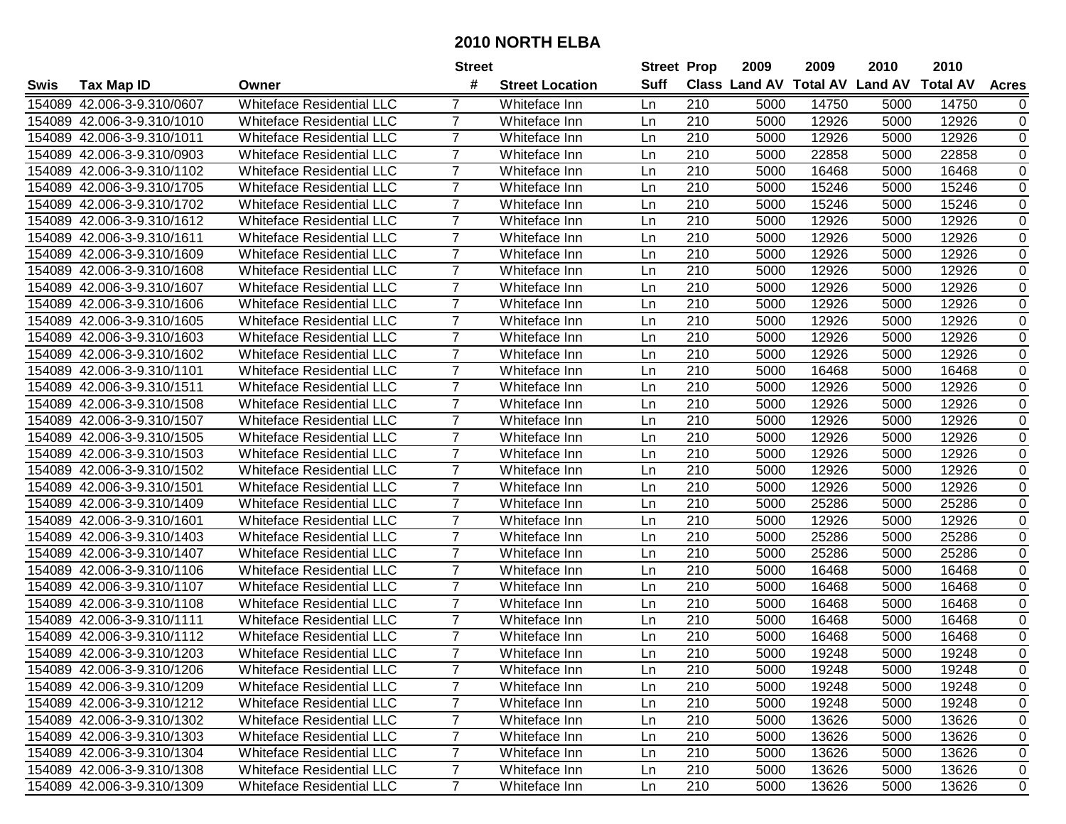# 2010 NORTH ELBA

| Swis | Tax Map ID | Owner | Street # | Street Location | Street Suff | Prop Class | 2009 Land AV | 2009 Total AV | 2010 Land AV | 2010 Total AV | Acres |
|---|---|---|---|---|---|---|---|---|---|---|---|
| 154089 | 42.006-3-9.310/0607 | Whiteface Residential LLC | 7 | Whiteface Inn | Ln | 210 | 5000 | 14750 | 5000 | 14750 | 0 |
| 154089 | 42.006-3-9.310/1010 | Whiteface Residential LLC | 7 | Whiteface Inn | Ln | 210 | 5000 | 12926 | 5000 | 12926 | 0 |
| 154089 | 42.006-3-9.310/1011 | Whiteface Residential LLC | 7 | Whiteface Inn | Ln | 210 | 5000 | 12926 | 5000 | 12926 | 0 |
| 154089 | 42.006-3-9.310/0903 | Whiteface Residential LLC | 7 | Whiteface Inn | Ln | 210 | 5000 | 22858 | 5000 | 22858 | 0 |
| 154089 | 42.006-3-9.310/1102 | Whiteface Residential LLC | 7 | Whiteface Inn | Ln | 210 | 5000 | 16468 | 5000 | 16468 | 0 |
| 154089 | 42.006-3-9.310/1705 | Whiteface Residential LLC | 7 | Whiteface Inn | Ln | 210 | 5000 | 15246 | 5000 | 15246 | 0 |
| 154089 | 42.006-3-9.310/1702 | Whiteface Residential LLC | 7 | Whiteface Inn | Ln | 210 | 5000 | 15246 | 5000 | 15246 | 0 |
| 154089 | 42.006-3-9.310/1612 | Whiteface Residential LLC | 7 | Whiteface Inn | Ln | 210 | 5000 | 12926 | 5000 | 12926 | 0 |
| 154089 | 42.006-3-9.310/1611 | Whiteface Residential LLC | 7 | Whiteface Inn | Ln | 210 | 5000 | 12926 | 5000 | 12926 | 0 |
| 154089 | 42.006-3-9.310/1609 | Whiteface Residential LLC | 7 | Whiteface Inn | Ln | 210 | 5000 | 12926 | 5000 | 12926 | 0 |
| 154089 | 42.006-3-9.310/1608 | Whiteface Residential LLC | 7 | Whiteface Inn | Ln | 210 | 5000 | 12926 | 5000 | 12926 | 0 |
| 154089 | 42.006-3-9.310/1607 | Whiteface Residential LLC | 7 | Whiteface Inn | Ln | 210 | 5000 | 12926 | 5000 | 12926 | 0 |
| 154089 | 42.006-3-9.310/1606 | Whiteface Residential LLC | 7 | Whiteface Inn | Ln | 210 | 5000 | 12926 | 5000 | 12926 | 0 |
| 154089 | 42.006-3-9.310/1605 | Whiteface Residential LLC | 7 | Whiteface Inn | Ln | 210 | 5000 | 12926 | 5000 | 12926 | 0 |
| 154089 | 42.006-3-9.310/1603 | Whiteface Residential LLC | 7 | Whiteface Inn | Ln | 210 | 5000 | 12926 | 5000 | 12926 | 0 |
| 154089 | 42.006-3-9.310/1602 | Whiteface Residential LLC | 7 | Whiteface Inn | Ln | 210 | 5000 | 12926 | 5000 | 12926 | 0 |
| 154089 | 42.006-3-9.310/1101 | Whiteface Residential LLC | 7 | Whiteface Inn | Ln | 210 | 5000 | 16468 | 5000 | 16468 | 0 |
| 154089 | 42.006-3-9.310/1511 | Whiteface Residential LLC | 7 | Whiteface Inn | Ln | 210 | 5000 | 12926 | 5000 | 12926 | 0 |
| 154089 | 42.006-3-9.310/1508 | Whiteface Residential LLC | 7 | Whiteface Inn | Ln | 210 | 5000 | 12926 | 5000 | 12926 | 0 |
| 154089 | 42.006-3-9.310/1507 | Whiteface Residential LLC | 7 | Whiteface Inn | Ln | 210 | 5000 | 12926 | 5000 | 12926 | 0 |
| 154089 | 42.006-3-9.310/1505 | Whiteface Residential LLC | 7 | Whiteface Inn | Ln | 210 | 5000 | 12926 | 5000 | 12926 | 0 |
| 154089 | 42.006-3-9.310/1503 | Whiteface Residential LLC | 7 | Whiteface Inn | Ln | 210 | 5000 | 12926 | 5000 | 12926 | 0 |
| 154089 | 42.006-3-9.310/1502 | Whiteface Residential LLC | 7 | Whiteface Inn | Ln | 210 | 5000 | 12926 | 5000 | 12926 | 0 |
| 154089 | 42.006-3-9.310/1501 | Whiteface Residential LLC | 7 | Whiteface Inn | Ln | 210 | 5000 | 12926 | 5000 | 12926 | 0 |
| 154089 | 42.006-3-9.310/1409 | Whiteface Residential LLC | 7 | Whiteface Inn | Ln | 210 | 5000 | 25286 | 5000 | 25286 | 0 |
| 154089 | 42.006-3-9.310/1601 | Whiteface Residential LLC | 7 | Whiteface Inn | Ln | 210 | 5000 | 12926 | 5000 | 12926 | 0 |
| 154089 | 42.006-3-9.310/1403 | Whiteface Residential LLC | 7 | Whiteface Inn | Ln | 210 | 5000 | 25286 | 5000 | 25286 | 0 |
| 154089 | 42.006-3-9.310/1407 | Whiteface Residential LLC | 7 | Whiteface Inn | Ln | 210 | 5000 | 25286 | 5000 | 25286 | 0 |
| 154089 | 42.006-3-9.310/1106 | Whiteface Residential LLC | 7 | Whiteface Inn | Ln | 210 | 5000 | 16468 | 5000 | 16468 | 0 |
| 154089 | 42.006-3-9.310/1107 | Whiteface Residential LLC | 7 | Whiteface Inn | Ln | 210 | 5000 | 16468 | 5000 | 16468 | 0 |
| 154089 | 42.006-3-9.310/1108 | Whiteface Residential LLC | 7 | Whiteface Inn | Ln | 210 | 5000 | 16468 | 5000 | 16468 | 0 |
| 154089 | 42.006-3-9.310/1111 | Whiteface Residential LLC | 7 | Whiteface Inn | Ln | 210 | 5000 | 16468 | 5000 | 16468 | 0 |
| 154089 | 42.006-3-9.310/1112 | Whiteface Residential LLC | 7 | Whiteface Inn | Ln | 210 | 5000 | 16468 | 5000 | 16468 | 0 |
| 154089 | 42.006-3-9.310/1203 | Whiteface Residential LLC | 7 | Whiteface Inn | Ln | 210 | 5000 | 19248 | 5000 | 19248 | 0 |
| 154089 | 42.006-3-9.310/1206 | Whiteface Residential LLC | 7 | Whiteface Inn | Ln | 210 | 5000 | 19248 | 5000 | 19248 | 0 |
| 154089 | 42.006-3-9.310/1209 | Whiteface Residential LLC | 7 | Whiteface Inn | Ln | 210 | 5000 | 19248 | 5000 | 19248 | 0 |
| 154089 | 42.006-3-9.310/1212 | Whiteface Residential LLC | 7 | Whiteface Inn | Ln | 210 | 5000 | 19248 | 5000 | 19248 | 0 |
| 154089 | 42.006-3-9.310/1302 | Whiteface Residential LLC | 7 | Whiteface Inn | Ln | 210 | 5000 | 13626 | 5000 | 13626 | 0 |
| 154089 | 42.006-3-9.310/1303 | Whiteface Residential LLC | 7 | Whiteface Inn | Ln | 210 | 5000 | 13626 | 5000 | 13626 | 0 |
| 154089 | 42.006-3-9.310/1304 | Whiteface Residential LLC | 7 | Whiteface Inn | Ln | 210 | 5000 | 13626 | 5000 | 13626 | 0 |
| 154089 | 42.006-3-9.310/1308 | Whiteface Residential LLC | 7 | Whiteface Inn | Ln | 210 | 5000 | 13626 | 5000 | 13626 | 0 |
| 154089 | 42.006-3-9.310/1309 | Whiteface Residential LLC | 7 | Whiteface Inn | Ln | 210 | 5000 | 13626 | 5000 | 13626 | 0 |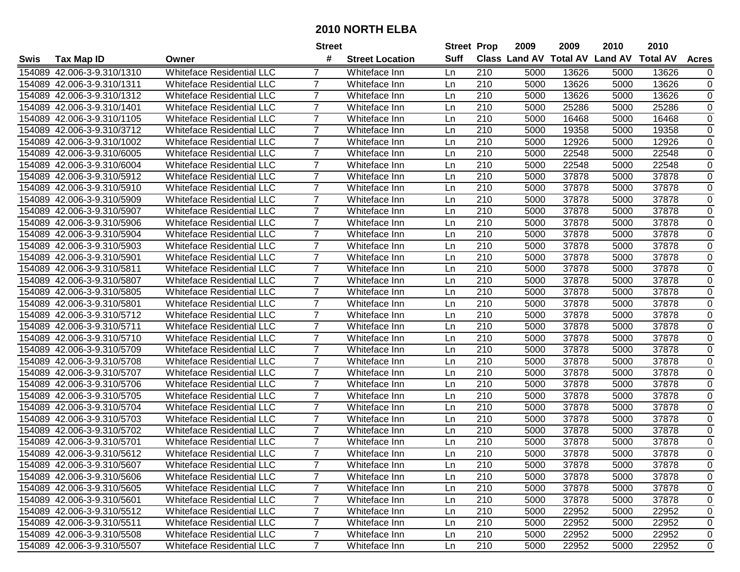# 2010 NORTH ELBA

| Swis | Tax Map ID | Owner | Street # | Street Location | Street Suff | Prop Class | 2009 Land AV | 2009 Total AV | 2010 Land AV | 2010 Total AV | Acres |
|---|---|---|---|---|---|---|---|---|---|---|---|
| 154089 | 42.006-3-9.310/1310 | Whiteface Residential LLC | 7 | Whiteface Inn | Ln | 210 | 5000 | 13626 | 5000 | 13626 | 0 |
| 154089 | 42.006-3-9.310/1311 | Whiteface Residential LLC | 7 | Whiteface Inn | Ln | 210 | 5000 | 13626 | 5000 | 13626 | 0 |
| 154089 | 42.006-3-9.310/1312 | Whiteface Residential LLC | 7 | Whiteface Inn | Ln | 210 | 5000 | 13626 | 5000 | 13626 | 0 |
| 154089 | 42.006-3-9.310/1401 | Whiteface Residential LLC | 7 | Whiteface Inn | Ln | 210 | 5000 | 25286 | 5000 | 25286 | 0 |
| 154089 | 42.006-3-9.310/1105 | Whiteface Residential LLC | 7 | Whiteface Inn | Ln | 210 | 5000 | 16468 | 5000 | 16468 | 0 |
| 154089 | 42.006-3-9.310/3712 | Whiteface Residential LLC | 7 | Whiteface Inn | Ln | 210 | 5000 | 19358 | 5000 | 19358 | 0 |
| 154089 | 42.006-3-9.310/1002 | Whiteface Residential LLC | 7 | Whiteface Inn | Ln | 210 | 5000 | 12926 | 5000 | 12926 | 0 |
| 154089 | 42.006-3-9.310/6005 | Whiteface Residential LLC | 7 | Whiteface Inn | Ln | 210 | 5000 | 22548 | 5000 | 22548 | 0 |
| 154089 | 42.006-3-9.310/6004 | Whiteface Residential LLC | 7 | Whiteface Inn | Ln | 210 | 5000 | 22548 | 5000 | 22548 | 0 |
| 154089 | 42.006-3-9.310/5912 | Whiteface Residential LLC | 7 | Whiteface Inn | Ln | 210 | 5000 | 37878 | 5000 | 37878 | 0 |
| 154089 | 42.006-3-9.310/5910 | Whiteface Residential LLC | 7 | Whiteface Inn | Ln | 210 | 5000 | 37878 | 5000 | 37878 | 0 |
| 154089 | 42.006-3-9.310/5909 | Whiteface Residential LLC | 7 | Whiteface Inn | Ln | 210 | 5000 | 37878 | 5000 | 37878 | 0 |
| 154089 | 42.006-3-9.310/5907 | Whiteface Residential LLC | 7 | Whiteface Inn | Ln | 210 | 5000 | 37878 | 5000 | 37878 | 0 |
| 154089 | 42.006-3-9.310/5906 | Whiteface Residential LLC | 7 | Whiteface Inn | Ln | 210 | 5000 | 37878 | 5000 | 37878 | 0 |
| 154089 | 42.006-3-9.310/5904 | Whiteface Residential LLC | 7 | Whiteface Inn | Ln | 210 | 5000 | 37878 | 5000 | 37878 | 0 |
| 154089 | 42.006-3-9.310/5903 | Whiteface Residential LLC | 7 | Whiteface Inn | Ln | 210 | 5000 | 37878 | 5000 | 37878 | 0 |
| 154089 | 42.006-3-9.310/5901 | Whiteface Residential LLC | 7 | Whiteface Inn | Ln | 210 | 5000 | 37878 | 5000 | 37878 | 0 |
| 154089 | 42.006-3-9.310/5811 | Whiteface Residential LLC | 7 | Whiteface Inn | Ln | 210 | 5000 | 37878 | 5000 | 37878 | 0 |
| 154089 | 42.006-3-9.310/5807 | Whiteface Residential LLC | 7 | Whiteface Inn | Ln | 210 | 5000 | 37878 | 5000 | 37878 | 0 |
| 154089 | 42.006-3-9.310/5805 | Whiteface Residential LLC | 7 | Whiteface Inn | Ln | 210 | 5000 | 37878 | 5000 | 37878 | 0 |
| 154089 | 42.006-3-9.310/5801 | Whiteface Residential LLC | 7 | Whiteface Inn | Ln | 210 | 5000 | 37878 | 5000 | 37878 | 0 |
| 154089 | 42.006-3-9.310/5712 | Whiteface Residential LLC | 7 | Whiteface Inn | Ln | 210 | 5000 | 37878 | 5000 | 37878 | 0 |
| 154089 | 42.006-3-9.310/5711 | Whiteface Residential LLC | 7 | Whiteface Inn | Ln | 210 | 5000 | 37878 | 5000 | 37878 | 0 |
| 154089 | 42.006-3-9.310/5710 | Whiteface Residential LLC | 7 | Whiteface Inn | Ln | 210 | 5000 | 37878 | 5000 | 37878 | 0 |
| 154089 | 42.006-3-9.310/5709 | Whiteface Residential LLC | 7 | Whiteface Inn | Ln | 210 | 5000 | 37878 | 5000 | 37878 | 0 |
| 154089 | 42.006-3-9.310/5708 | Whiteface Residential LLC | 7 | Whiteface Inn | Ln | 210 | 5000 | 37878 | 5000 | 37878 | 0 |
| 154089 | 42.006-3-9.310/5707 | Whiteface Residential LLC | 7 | Whiteface Inn | Ln | 210 | 5000 | 37878 | 5000 | 37878 | 0 |
| 154089 | 42.006-3-9.310/5706 | Whiteface Residential LLC | 7 | Whiteface Inn | Ln | 210 | 5000 | 37878 | 5000 | 37878 | 0 |
| 154089 | 42.006-3-9.310/5705 | Whiteface Residential LLC | 7 | Whiteface Inn | Ln | 210 | 5000 | 37878 | 5000 | 37878 | 0 |
| 154089 | 42.006-3-9.310/5704 | Whiteface Residential LLC | 7 | Whiteface Inn | Ln | 210 | 5000 | 37878 | 5000 | 37878 | 0 |
| 154089 | 42.006-3-9.310/5703 | Whiteface Residential LLC | 7 | Whiteface Inn | Ln | 210 | 5000 | 37878 | 5000 | 37878 | 0 |
| 154089 | 42.006-3-9.310/5702 | Whiteface Residential LLC | 7 | Whiteface Inn | Ln | 210 | 5000 | 37878 | 5000 | 37878 | 0 |
| 154089 | 42.006-3-9.310/5701 | Whiteface Residential LLC | 7 | Whiteface Inn | Ln | 210 | 5000 | 37878 | 5000 | 37878 | 0 |
| 154089 | 42.006-3-9.310/5612 | Whiteface Residential LLC | 7 | Whiteface Inn | Ln | 210 | 5000 | 37878 | 5000 | 37878 | 0 |
| 154089 | 42.006-3-9.310/5607 | Whiteface Residential LLC | 7 | Whiteface Inn | Ln | 210 | 5000 | 37878 | 5000 | 37878 | 0 |
| 154089 | 42.006-3-9.310/5606 | Whiteface Residential LLC | 7 | Whiteface Inn | Ln | 210 | 5000 | 37878 | 5000 | 37878 | 0 |
| 154089 | 42.006-3-9.310/5605 | Whiteface Residential LLC | 7 | Whiteface Inn | Ln | 210 | 5000 | 37878 | 5000 | 37878 | 0 |
| 154089 | 42.006-3-9.310/5601 | Whiteface Residential LLC | 7 | Whiteface Inn | Ln | 210 | 5000 | 37878 | 5000 | 37878 | 0 |
| 154089 | 42.006-3-9.310/5512 | Whiteface Residential LLC | 7 | Whiteface Inn | Ln | 210 | 5000 | 22952 | 5000 | 22952 | 0 |
| 154089 | 42.006-3-9.310/5511 | Whiteface Residential LLC | 7 | Whiteface Inn | Ln | 210 | 5000 | 22952 | 5000 | 22952 | 0 |
| 154089 | 42.006-3-9.310/5508 | Whiteface Residential LLC | 7 | Whiteface Inn | Ln | 210 | 5000 | 22952 | 5000 | 22952 | 0 |
| 154089 | 42.006-3-9.310/5507 | Whiteface Residential LLC | 7 | Whiteface Inn | Ln | 210 | 5000 | 22952 | 5000 | 22952 | 0 |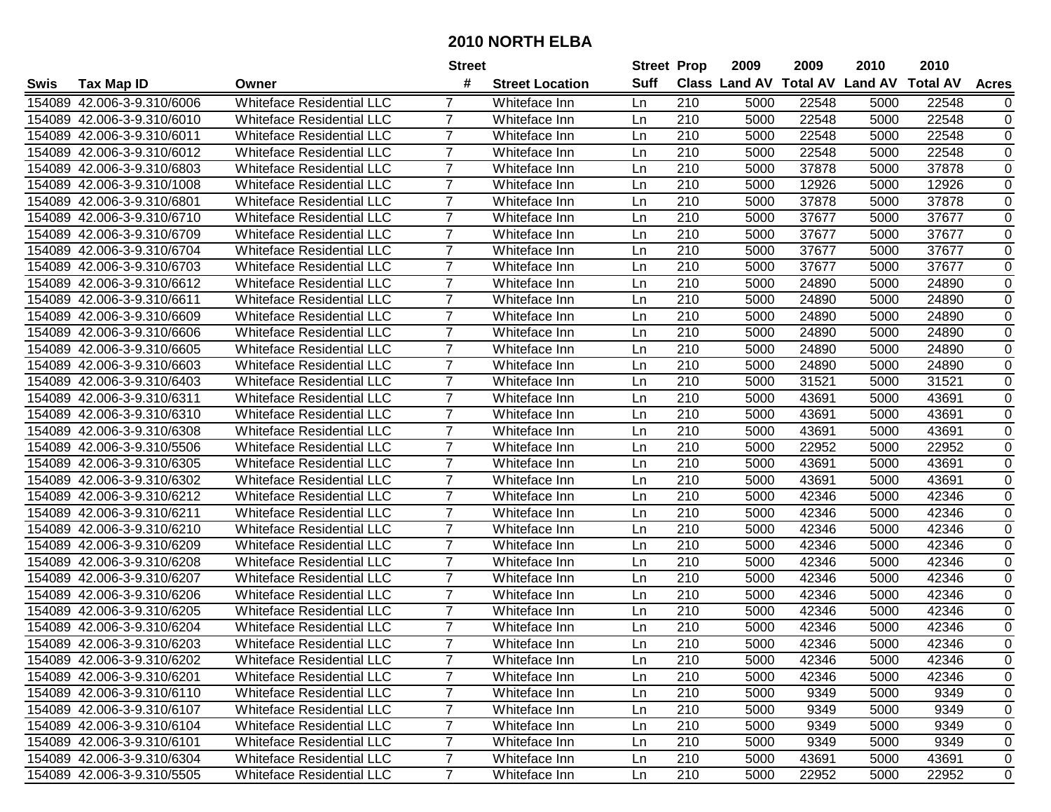## 2010 NORTH ELBA

| Swis | Tax Map ID | Owner | Street # | Street Location | Street Suff | Prop Class | 2009 Land AV | 2009 Total AV | 2010 Land AV | 2010 Total AV | Acres |
|---|---|---|---|---|---|---|---|---|---|---|---|
| 154089 | 42.006-3-9.310/6006 | Whiteface Residential LLC | 7 | Whiteface Inn | Ln | 210 | 5000 | 22548 | 5000 | 22548 | 0 |
| 154089 | 42.006-3-9.310/6010 | Whiteface Residential LLC | 7 | Whiteface Inn | Ln | 210 | 5000 | 22548 | 5000 | 22548 | 0 |
| 154089 | 42.006-3-9.310/6011 | Whiteface Residential LLC | 7 | Whiteface Inn | Ln | 210 | 5000 | 22548 | 5000 | 22548 | 0 |
| 154089 | 42.006-3-9.310/6012 | Whiteface Residential LLC | 7 | Whiteface Inn | Ln | 210 | 5000 | 22548 | 5000 | 22548 | 0 |
| 154089 | 42.006-3-9.310/6803 | Whiteface Residential LLC | 7 | Whiteface Inn | Ln | 210 | 5000 | 37878 | 5000 | 37878 | 0 |
| 154089 | 42.006-3-9.310/1008 | Whiteface Residential LLC | 7 | Whiteface Inn | Ln | 210 | 5000 | 12926 | 5000 | 12926 | 0 |
| 154089 | 42.006-3-9.310/6801 | Whiteface Residential LLC | 7 | Whiteface Inn | Ln | 210 | 5000 | 37878 | 5000 | 37878 | 0 |
| 154089 | 42.006-3-9.310/6710 | Whiteface Residential LLC | 7 | Whiteface Inn | Ln | 210 | 5000 | 37677 | 5000 | 37677 | 0 |
| 154089 | 42.006-3-9.310/6709 | Whiteface Residential LLC | 7 | Whiteface Inn | Ln | 210 | 5000 | 37677 | 5000 | 37677 | 0 |
| 154089 | 42.006-3-9.310/6704 | Whiteface Residential LLC | 7 | Whiteface Inn | Ln | 210 | 5000 | 37677 | 5000 | 37677 | 0 |
| 154089 | 42.006-3-9.310/6703 | Whiteface Residential LLC | 7 | Whiteface Inn | Ln | 210 | 5000 | 37677 | 5000 | 37677 | 0 |
| 154089 | 42.006-3-9.310/6612 | Whiteface Residential LLC | 7 | Whiteface Inn | Ln | 210 | 5000 | 24890 | 5000 | 24890 | 0 |
| 154089 | 42.006-3-9.310/6611 | Whiteface Residential LLC | 7 | Whiteface Inn | Ln | 210 | 5000 | 24890 | 5000 | 24890 | 0 |
| 154089 | 42.006-3-9.310/6609 | Whiteface Residential LLC | 7 | Whiteface Inn | Ln | 210 | 5000 | 24890 | 5000 | 24890 | 0 |
| 154089 | 42.006-3-9.310/6606 | Whiteface Residential LLC | 7 | Whiteface Inn | Ln | 210 | 5000 | 24890 | 5000 | 24890 | 0 |
| 154089 | 42.006-3-9.310/6605 | Whiteface Residential LLC | 7 | Whiteface Inn | Ln | 210 | 5000 | 24890 | 5000 | 24890 | 0 |
| 154089 | 42.006-3-9.310/6603 | Whiteface Residential LLC | 7 | Whiteface Inn | Ln | 210 | 5000 | 24890 | 5000 | 24890 | 0 |
| 154089 | 42.006-3-9.310/6403 | Whiteface Residential LLC | 7 | Whiteface Inn | Ln | 210 | 5000 | 31521 | 5000 | 31521 | 0 |
| 154089 | 42.006-3-9.310/6311 | Whiteface Residential LLC | 7 | Whiteface Inn | Ln | 210 | 5000 | 43691 | 5000 | 43691 | 0 |
| 154089 | 42.006-3-9.310/6310 | Whiteface Residential LLC | 7 | Whiteface Inn | Ln | 210 | 5000 | 43691 | 5000 | 43691 | 0 |
| 154089 | 42.006-3-9.310/6308 | Whiteface Residential LLC | 7 | Whiteface Inn | Ln | 210 | 5000 | 43691 | 5000 | 43691 | 0 |
| 154089 | 42.006-3-9.310/5506 | Whiteface Residential LLC | 7 | Whiteface Inn | Ln | 210 | 5000 | 22952 | 5000 | 22952 | 0 |
| 154089 | 42.006-3-9.310/6305 | Whiteface Residential LLC | 7 | Whiteface Inn | Ln | 210 | 5000 | 43691 | 5000 | 43691 | 0 |
| 154089 | 42.006-3-9.310/6302 | Whiteface Residential LLC | 7 | Whiteface Inn | Ln | 210 | 5000 | 43691 | 5000 | 43691 | 0 |
| 154089 | 42.006-3-9.310/6212 | Whiteface Residential LLC | 7 | Whiteface Inn | Ln | 210 | 5000 | 42346 | 5000 | 42346 | 0 |
| 154089 | 42.006-3-9.310/6211 | Whiteface Residential LLC | 7 | Whiteface Inn | Ln | 210 | 5000 | 42346 | 5000 | 42346 | 0 |
| 154089 | 42.006-3-9.310/6210 | Whiteface Residential LLC | 7 | Whiteface Inn | Ln | 210 | 5000 | 42346 | 5000 | 42346 | 0 |
| 154089 | 42.006-3-9.310/6209 | Whiteface Residential LLC | 7 | Whiteface Inn | Ln | 210 | 5000 | 42346 | 5000 | 42346 | 0 |
| 154089 | 42.006-3-9.310/6208 | Whiteface Residential LLC | 7 | Whiteface Inn | Ln | 210 | 5000 | 42346 | 5000 | 42346 | 0 |
| 154089 | 42.006-3-9.310/6207 | Whiteface Residential LLC | 7 | Whiteface Inn | Ln | 210 | 5000 | 42346 | 5000 | 42346 | 0 |
| 154089 | 42.006-3-9.310/6206 | Whiteface Residential LLC | 7 | Whiteface Inn | Ln | 210 | 5000 | 42346 | 5000 | 42346 | 0 |
| 154089 | 42.006-3-9.310/6205 | Whiteface Residential LLC | 7 | Whiteface Inn | Ln | 210 | 5000 | 42346 | 5000 | 42346 | 0 |
| 154089 | 42.006-3-9.310/6204 | Whiteface Residential LLC | 7 | Whiteface Inn | Ln | 210 | 5000 | 42346 | 5000 | 42346 | 0 |
| 154089 | 42.006-3-9.310/6203 | Whiteface Residential LLC | 7 | Whiteface Inn | Ln | 210 | 5000 | 42346 | 5000 | 42346 | 0 |
| 154089 | 42.006-3-9.310/6202 | Whiteface Residential LLC | 7 | Whiteface Inn | Ln | 210 | 5000 | 42346 | 5000 | 42346 | 0 |
| 154089 | 42.006-3-9.310/6201 | Whiteface Residential LLC | 7 | Whiteface Inn | Ln | 210 | 5000 | 42346 | 5000 | 42346 | 0 |
| 154089 | 42.006-3-9.310/6110 | Whiteface Residential LLC | 7 | Whiteface Inn | Ln | 210 | 5000 | 9349 | 5000 | 9349 | 0 |
| 154089 | 42.006-3-9.310/6107 | Whiteface Residential LLC | 7 | Whiteface Inn | Ln | 210 | 5000 | 9349 | 5000 | 9349 | 0 |
| 154089 | 42.006-3-9.310/6104 | Whiteface Residential LLC | 7 | Whiteface Inn | Ln | 210 | 5000 | 9349 | 5000 | 9349 | 0 |
| 154089 | 42.006-3-9.310/6101 | Whiteface Residential LLC | 7 | Whiteface Inn | Ln | 210 | 5000 | 9349 | 5000 | 9349 | 0 |
| 154089 | 42.006-3-9.310/6304 | Whiteface Residential LLC | 7 | Whiteface Inn | Ln | 210 | 5000 | 43691 | 5000 | 43691 | 0 |
| 154089 | 42.006-3-9.310/5505 | Whiteface Residential LLC | 7 | Whiteface Inn | Ln | 210 | 5000 | 22952 | 5000 | 22952 | 0 |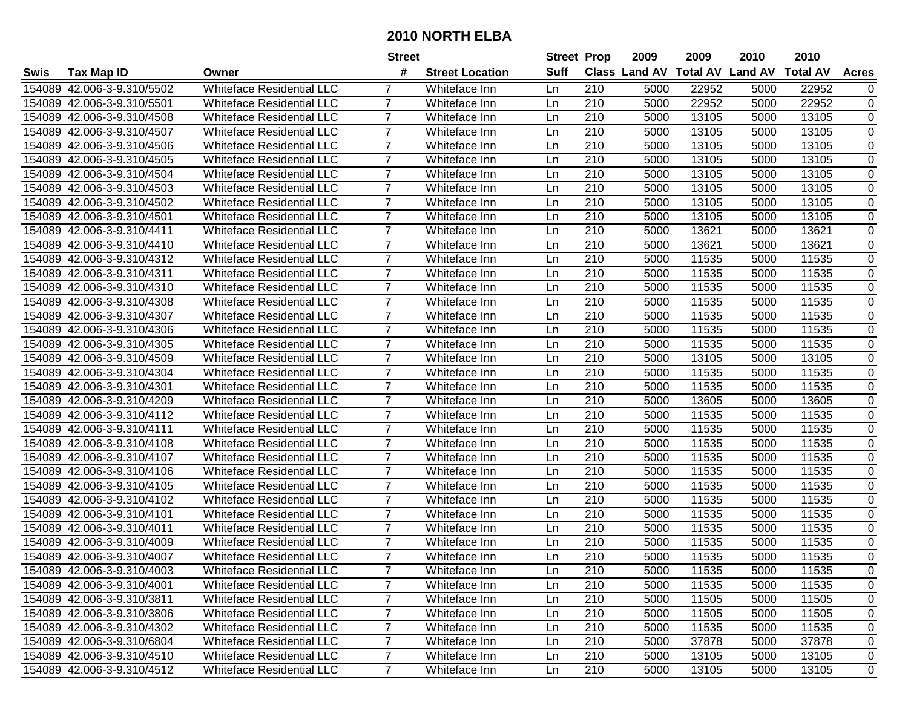# 2010 NORTH ELBA

| Swis | Tax Map ID | Owner | Street # | Street Location | Street Suff | Prop Class | 2009 Land AV | 2009 Total AV | 2010 Land AV | 2010 Total AV | Acres |
|---|---|---|---|---|---|---|---|---|---|---|---|
| 154089 | 42.006-3-9.310/5502 | Whiteface Residential LLC | 7 | Whiteface Inn | Ln | 210 | 5000 | 22952 | 5000 | 22952 | 0 |
| 154089 | 42.006-3-9.310/5501 | Whiteface Residential LLC | 7 | Whiteface Inn | Ln | 210 | 5000 | 22952 | 5000 | 22952 | 0 |
| 154089 | 42.006-3-9.310/4508 | Whiteface Residential LLC | 7 | Whiteface Inn | Ln | 210 | 5000 | 13105 | 5000 | 13105 | 0 |
| 154089 | 42.006-3-9.310/4507 | Whiteface Residential LLC | 7 | Whiteface Inn | Ln | 210 | 5000 | 13105 | 5000 | 13105 | 0 |
| 154089 | 42.006-3-9.310/4506 | Whiteface Residential LLC | 7 | Whiteface Inn | Ln | 210 | 5000 | 13105 | 5000 | 13105 | 0 |
| 154089 | 42.006-3-9.310/4505 | Whiteface Residential LLC | 7 | Whiteface Inn | Ln | 210 | 5000 | 13105 | 5000 | 13105 | 0 |
| 154089 | 42.006-3-9.310/4504 | Whiteface Residential LLC | 7 | Whiteface Inn | Ln | 210 | 5000 | 13105 | 5000 | 13105 | 0 |
| 154089 | 42.006-3-9.310/4503 | Whiteface Residential LLC | 7 | Whiteface Inn | Ln | 210 | 5000 | 13105 | 5000 | 13105 | 0 |
| 154089 | 42.006-3-9.310/4502 | Whiteface Residential LLC | 7 | Whiteface Inn | Ln | 210 | 5000 | 13105 | 5000 | 13105 | 0 |
| 154089 | 42.006-3-9.310/4501 | Whiteface Residential LLC | 7 | Whiteface Inn | Ln | 210 | 5000 | 13105 | 5000 | 13105 | 0 |
| 154089 | 42.006-3-9.310/4411 | Whiteface Residential LLC | 7 | Whiteface Inn | Ln | 210 | 5000 | 13621 | 5000 | 13621 | 0 |
| 154089 | 42.006-3-9.310/4410 | Whiteface Residential LLC | 7 | Whiteface Inn | Ln | 210 | 5000 | 13621 | 5000 | 13621 | 0 |
| 154089 | 42.006-3-9.310/4312 | Whiteface Residential LLC | 7 | Whiteface Inn | Ln | 210 | 5000 | 11535 | 5000 | 11535 | 0 |
| 154089 | 42.006-3-9.310/4311 | Whiteface Residential LLC | 7 | Whiteface Inn | Ln | 210 | 5000 | 11535 | 5000 | 11535 | 0 |
| 154089 | 42.006-3-9.310/4310 | Whiteface Residential LLC | 7 | Whiteface Inn | Ln | 210 | 5000 | 11535 | 5000 | 11535 | 0 |
| 154089 | 42.006-3-9.310/4308 | Whiteface Residential LLC | 7 | Whiteface Inn | Ln | 210 | 5000 | 11535 | 5000 | 11535 | 0 |
| 154089 | 42.006-3-9.310/4307 | Whiteface Residential LLC | 7 | Whiteface Inn | Ln | 210 | 5000 | 11535 | 5000 | 11535 | 0 |
| 154089 | 42.006-3-9.310/4306 | Whiteface Residential LLC | 7 | Whiteface Inn | Ln | 210 | 5000 | 11535 | 5000 | 11535 | 0 |
| 154089 | 42.006-3-9.310/4305 | Whiteface Residential LLC | 7 | Whiteface Inn | Ln | 210 | 5000 | 11535 | 5000 | 11535 | 0 |
| 154089 | 42.006-3-9.310/4509 | Whiteface Residential LLC | 7 | Whiteface Inn | Ln | 210 | 5000 | 13105 | 5000 | 13105 | 0 |
| 154089 | 42.006-3-9.310/4304 | Whiteface Residential LLC | 7 | Whiteface Inn | Ln | 210 | 5000 | 11535 | 5000 | 11535 | 0 |
| 154089 | 42.006-3-9.310/4301 | Whiteface Residential LLC | 7 | Whiteface Inn | Ln | 210 | 5000 | 11535 | 5000 | 11535 | 0 |
| 154089 | 42.006-3-9.310/4209 | Whiteface Residential LLC | 7 | Whiteface Inn | Ln | 210 | 5000 | 13605 | 5000 | 13605 | 0 |
| 154089 | 42.006-3-9.310/4112 | Whiteface Residential LLC | 7 | Whiteface Inn | Ln | 210 | 5000 | 11535 | 5000 | 11535 | 0 |
| 154089 | 42.006-3-9.310/4111 | Whiteface Residential LLC | 7 | Whiteface Inn | Ln | 210 | 5000 | 11535 | 5000 | 11535 | 0 |
| 154089 | 42.006-3-9.310/4108 | Whiteface Residential LLC | 7 | Whiteface Inn | Ln | 210 | 5000 | 11535 | 5000 | 11535 | 0 |
| 154089 | 42.006-3-9.310/4107 | Whiteface Residential LLC | 7 | Whiteface Inn | Ln | 210 | 5000 | 11535 | 5000 | 11535 | 0 |
| 154089 | 42.006-3-9.310/4106 | Whiteface Residential LLC | 7 | Whiteface Inn | Ln | 210 | 5000 | 11535 | 5000 | 11535 | 0 |
| 154089 | 42.006-3-9.310/4105 | Whiteface Residential LLC | 7 | Whiteface Inn | Ln | 210 | 5000 | 11535 | 5000 | 11535 | 0 |
| 154089 | 42.006-3-9.310/4102 | Whiteface Residential LLC | 7 | Whiteface Inn | Ln | 210 | 5000 | 11535 | 5000 | 11535 | 0 |
| 154089 | 42.006-3-9.310/4101 | Whiteface Residential LLC | 7 | Whiteface Inn | Ln | 210 | 5000 | 11535 | 5000 | 11535 | 0 |
| 154089 | 42.006-3-9.310/4011 | Whiteface Residential LLC | 7 | Whiteface Inn | Ln | 210 | 5000 | 11535 | 5000 | 11535 | 0 |
| 154089 | 42.006-3-9.310/4009 | Whiteface Residential LLC | 7 | Whiteface Inn | Ln | 210 | 5000 | 11535 | 5000 | 11535 | 0 |
| 154089 | 42.006-3-9.310/4007 | Whiteface Residential LLC | 7 | Whiteface Inn | Ln | 210 | 5000 | 11535 | 5000 | 11535 | 0 |
| 154089 | 42.006-3-9.310/4003 | Whiteface Residential LLC | 7 | Whiteface Inn | Ln | 210 | 5000 | 11535 | 5000 | 11535 | 0 |
| 154089 | 42.006-3-9.310/4001 | Whiteface Residential LLC | 7 | Whiteface Inn | Ln | 210 | 5000 | 11535 | 5000 | 11535 | 0 |
| 154089 | 42.006-3-9.310/3811 | Whiteface Residential LLC | 7 | Whiteface Inn | Ln | 210 | 5000 | 11505 | 5000 | 11505 | 0 |
| 154089 | 42.006-3-9.310/3806 | Whiteface Residential LLC | 7 | Whiteface Inn | Ln | 210 | 5000 | 11505 | 5000 | 11505 | 0 |
| 154089 | 42.006-3-9.310/4302 | Whiteface Residential LLC | 7 | Whiteface Inn | Ln | 210 | 5000 | 11535 | 5000 | 11535 | 0 |
| 154089 | 42.006-3-9.310/6804 | Whiteface Residential LLC | 7 | Whiteface Inn | Ln | 210 | 5000 | 37878 | 5000 | 37878 | 0 |
| 154089 | 42.006-3-9.310/4510 | Whiteface Residential LLC | 7 | Whiteface Inn | Ln | 210 | 5000 | 13105 | 5000 | 13105 | 0 |
| 154089 | 42.006-3-9.310/4512 | Whiteface Residential LLC | 7 | Whiteface Inn | Ln | 210 | 5000 | 13105 | 5000 | 13105 | 0 |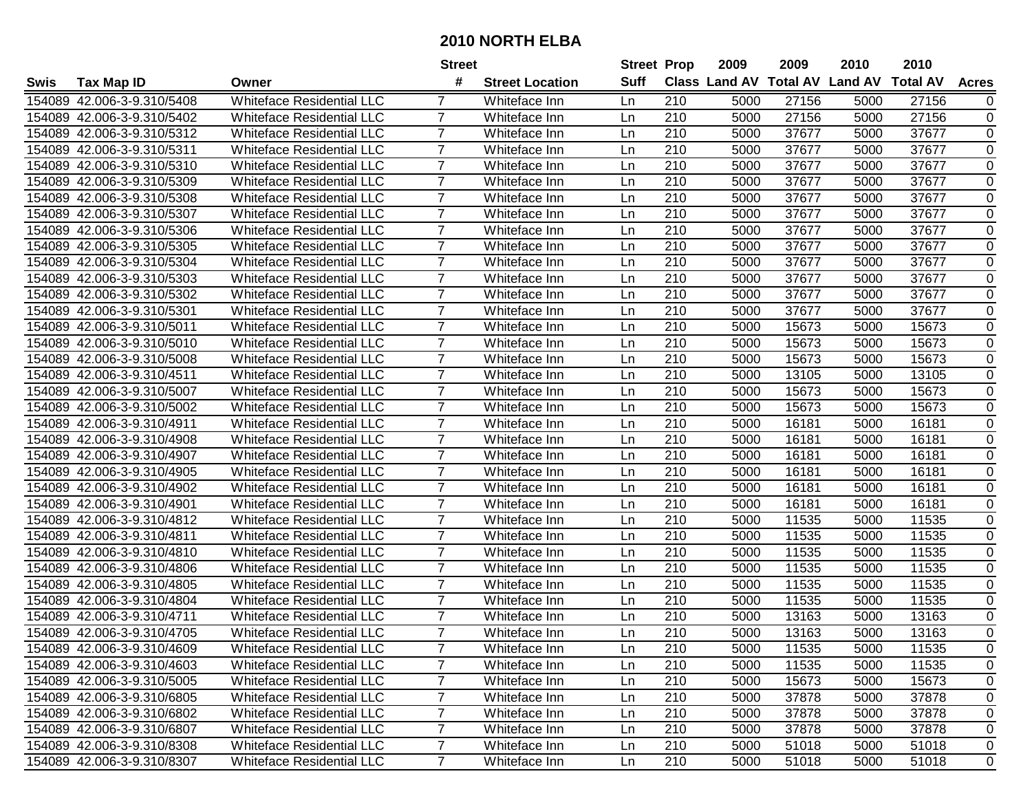# 2010 NORTH ELBA

| Swis | Tax Map ID | Owner | Street # | Street Location | Street Suff | Prop Class | 2009 Land AV | 2009 Total AV | 2010 Land AV | 2010 Total AV | Acres |
|---|---|---|---|---|---|---|---|---|---|---|---|
| 154089 | 42.006-3-9.310/5408 | Whiteface Residential LLC | 7 | Whiteface Inn | Ln | 210 | 5000 | 27156 | 5000 | 27156 | 0 |
| 154089 | 42.006-3-9.310/5402 | Whiteface Residential LLC | 7 | Whiteface Inn | Ln | 210 | 5000 | 27156 | 5000 | 27156 | 0 |
| 154089 | 42.006-3-9.310/5312 | Whiteface Residential LLC | 7 | Whiteface Inn | Ln | 210 | 5000 | 37677 | 5000 | 37677 | 0 |
| 154089 | 42.006-3-9.310/5311 | Whiteface Residential LLC | 7 | Whiteface Inn | Ln | 210 | 5000 | 37677 | 5000 | 37677 | 0 |
| 154089 | 42.006-3-9.310/5310 | Whiteface Residential LLC | 7 | Whiteface Inn | Ln | 210 | 5000 | 37677 | 5000 | 37677 | 0 |
| 154089 | 42.006-3-9.310/5309 | Whiteface Residential LLC | 7 | Whiteface Inn | Ln | 210 | 5000 | 37677 | 5000 | 37677 | 0 |
| 154089 | 42.006-3-9.310/5308 | Whiteface Residential LLC | 7 | Whiteface Inn | Ln | 210 | 5000 | 37677 | 5000 | 37677 | 0 |
| 154089 | 42.006-3-9.310/5307 | Whiteface Residential LLC | 7 | Whiteface Inn | Ln | 210 | 5000 | 37677 | 5000 | 37677 | 0 |
| 154089 | 42.006-3-9.310/5306 | Whiteface Residential LLC | 7 | Whiteface Inn | Ln | 210 | 5000 | 37677 | 5000 | 37677 | 0 |
| 154089 | 42.006-3-9.310/5305 | Whiteface Residential LLC | 7 | Whiteface Inn | Ln | 210 | 5000 | 37677 | 5000 | 37677 | 0 |
| 154089 | 42.006-3-9.310/5304 | Whiteface Residential LLC | 7 | Whiteface Inn | Ln | 210 | 5000 | 37677 | 5000 | 37677 | 0 |
| 154089 | 42.006-3-9.310/5303 | Whiteface Residential LLC | 7 | Whiteface Inn | Ln | 210 | 5000 | 37677 | 5000 | 37677 | 0 |
| 154089 | 42.006-3-9.310/5302 | Whiteface Residential LLC | 7 | Whiteface Inn | Ln | 210 | 5000 | 37677 | 5000 | 37677 | 0 |
| 154089 | 42.006-3-9.310/5301 | Whiteface Residential LLC | 7 | Whiteface Inn | Ln | 210 | 5000 | 37677 | 5000 | 37677 | 0 |
| 154089 | 42.006-3-9.310/5011 | Whiteface Residential LLC | 7 | Whiteface Inn | Ln | 210 | 5000 | 15673 | 5000 | 15673 | 0 |
| 154089 | 42.006-3-9.310/5010 | Whiteface Residential LLC | 7 | Whiteface Inn | Ln | 210 | 5000 | 15673 | 5000 | 15673 | 0 |
| 154089 | 42.006-3-9.310/5008 | Whiteface Residential LLC | 7 | Whiteface Inn | Ln | 210 | 5000 | 15673 | 5000 | 15673 | 0 |
| 154089 | 42.006-3-9.310/4511 | Whiteface Residential LLC | 7 | Whiteface Inn | Ln | 210 | 5000 | 13105 | 5000 | 13105 | 0 |
| 154089 | 42.006-3-9.310/5007 | Whiteface Residential LLC | 7 | Whiteface Inn | Ln | 210 | 5000 | 15673 | 5000 | 15673 | 0 |
| 154089 | 42.006-3-9.310/5002 | Whiteface Residential LLC | 7 | Whiteface Inn | Ln | 210 | 5000 | 15673 | 5000 | 15673 | 0 |
| 154089 | 42.006-3-9.310/4911 | Whiteface Residential LLC | 7 | Whiteface Inn | Ln | 210 | 5000 | 16181 | 5000 | 16181 | 0 |
| 154089 | 42.006-3-9.310/4908 | Whiteface Residential LLC | 7 | Whiteface Inn | Ln | 210 | 5000 | 16181 | 5000 | 16181 | 0 |
| 154089 | 42.006-3-9.310/4907 | Whiteface Residential LLC | 7 | Whiteface Inn | Ln | 210 | 5000 | 16181 | 5000 | 16181 | 0 |
| 154089 | 42.006-3-9.310/4905 | Whiteface Residential LLC | 7 | Whiteface Inn | Ln | 210 | 5000 | 16181 | 5000 | 16181 | 0 |
| 154089 | 42.006-3-9.310/4902 | Whiteface Residential LLC | 7 | Whiteface Inn | Ln | 210 | 5000 | 16181 | 5000 | 16181 | 0 |
| 154089 | 42.006-3-9.310/4901 | Whiteface Residential LLC | 7 | Whiteface Inn | Ln | 210 | 5000 | 16181 | 5000 | 16181 | 0 |
| 154089 | 42.006-3-9.310/4812 | Whiteface Residential LLC | 7 | Whiteface Inn | Ln | 210 | 5000 | 11535 | 5000 | 11535 | 0 |
| 154089 | 42.006-3-9.310/4811 | Whiteface Residential LLC | 7 | Whiteface Inn | Ln | 210 | 5000 | 11535 | 5000 | 11535 | 0 |
| 154089 | 42.006-3-9.310/4810 | Whiteface Residential LLC | 7 | Whiteface Inn | Ln | 210 | 5000 | 11535 | 5000 | 11535 | 0 |
| 154089 | 42.006-3-9.310/4806 | Whiteface Residential LLC | 7 | Whiteface Inn | Ln | 210 | 5000 | 11535 | 5000 | 11535 | 0 |
| 154089 | 42.006-3-9.310/4805 | Whiteface Residential LLC | 7 | Whiteface Inn | Ln | 210 | 5000 | 11535 | 5000 | 11535 | 0 |
| 154089 | 42.006-3-9.310/4804 | Whiteface Residential LLC | 7 | Whiteface Inn | Ln | 210 | 5000 | 11535 | 5000 | 11535 | 0 |
| 154089 | 42.006-3-9.310/4711 | Whiteface Residential LLC | 7 | Whiteface Inn | Ln | 210 | 5000 | 13163 | 5000 | 13163 | 0 |
| 154089 | 42.006-3-9.310/4705 | Whiteface Residential LLC | 7 | Whiteface Inn | Ln | 210 | 5000 | 13163 | 5000 | 13163 | 0 |
| 154089 | 42.006-3-9.310/4609 | Whiteface Residential LLC | 7 | Whiteface Inn | Ln | 210 | 5000 | 11535 | 5000 | 11535 | 0 |
| 154089 | 42.006-3-9.310/4603 | Whiteface Residential LLC | 7 | Whiteface Inn | Ln | 210 | 5000 | 11535 | 5000 | 11535 | 0 |
| 154089 | 42.006-3-9.310/5005 | Whiteface Residential LLC | 7 | Whiteface Inn | Ln | 210 | 5000 | 15673 | 5000 | 15673 | 0 |
| 154089 | 42.006-3-9.310/6805 | Whiteface Residential LLC | 7 | Whiteface Inn | Ln | 210 | 5000 | 37878 | 5000 | 37878 | 0 |
| 154089 | 42.006-3-9.310/6802 | Whiteface Residential LLC | 7 | Whiteface Inn | Ln | 210 | 5000 | 37878 | 5000 | 37878 | 0 |
| 154089 | 42.006-3-9.310/6807 | Whiteface Residential LLC | 7 | Whiteface Inn | Ln | 210 | 5000 | 37878 | 5000 | 37878 | 0 |
| 154089 | 42.006-3-9.310/8308 | Whiteface Residential LLC | 7 | Whiteface Inn | Ln | 210 | 5000 | 51018 | 5000 | 51018 | 0 |
| 154089 | 42.006-3-9.310/8307 | Whiteface Residential LLC | 7 | Whiteface Inn | Ln | 210 | 5000 | 51018 | 5000 | 51018 | 0 |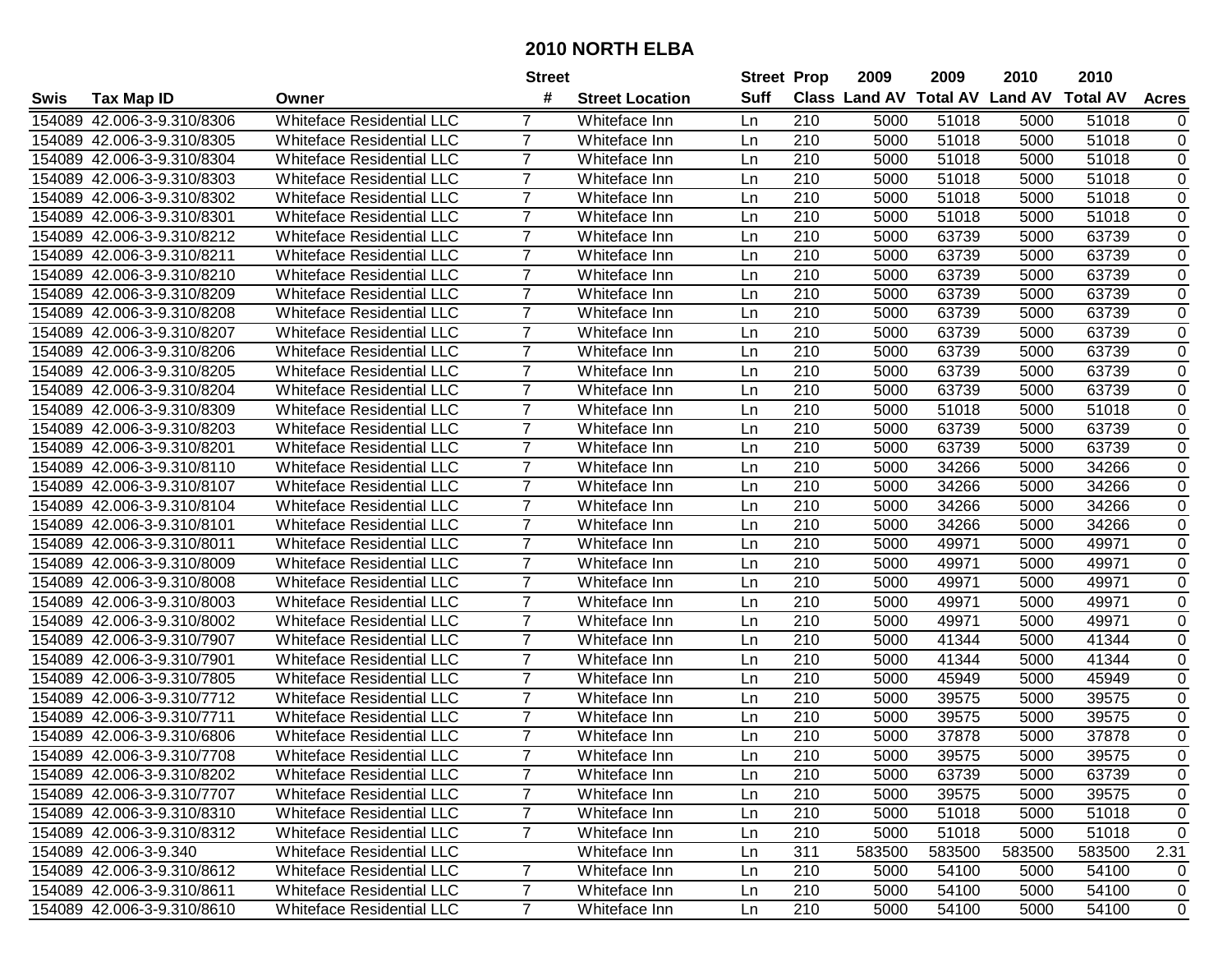# 2010 NORTH ELBA

| Swis | Tax Map ID | Owner | Street # | Street Location | Street Suff | Prop Class | 2009 Land AV | 2009 Total AV | 2010 Land AV | 2010 Total AV | Acres |
|---|---|---|---|---|---|---|---|---|---|---|---|
| 154089 | 42.006-3-9.310/8306 | Whiteface Residential LLC | 7 | Whiteface Inn | Ln | 210 | 5000 | 51018 | 5000 | 51018 | 0 |
| 154089 | 42.006-3-9.310/8305 | Whiteface Residential LLC | 7 | Whiteface Inn | Ln | 210 | 5000 | 51018 | 5000 | 51018 | 0 |
| 154089 | 42.006-3-9.310/8304 | Whiteface Residential LLC | 7 | Whiteface Inn | Ln | 210 | 5000 | 51018 | 5000 | 51018 | 0 |
| 154089 | 42.006-3-9.310/8303 | Whiteface Residential LLC | 7 | Whiteface Inn | Ln | 210 | 5000 | 51018 | 5000 | 51018 | 0 |
| 154089 | 42.006-3-9.310/8302 | Whiteface Residential LLC | 7 | Whiteface Inn | Ln | 210 | 5000 | 51018 | 5000 | 51018 | 0 |
| 154089 | 42.006-3-9.310/8301 | Whiteface Residential LLC | 7 | Whiteface Inn | Ln | 210 | 5000 | 51018 | 5000 | 51018 | 0 |
| 154089 | 42.006-3-9.310/8212 | Whiteface Residential LLC | 7 | Whiteface Inn | Ln | 210 | 5000 | 63739 | 5000 | 63739 | 0 |
| 154089 | 42.006-3-9.310/8211 | Whiteface Residential LLC | 7 | Whiteface Inn | Ln | 210 | 5000 | 63739 | 5000 | 63739 | 0 |
| 154089 | 42.006-3-9.310/8210 | Whiteface Residential LLC | 7 | Whiteface Inn | Ln | 210 | 5000 | 63739 | 5000 | 63739 | 0 |
| 154089 | 42.006-3-9.310/8209 | Whiteface Residential LLC | 7 | Whiteface Inn | Ln | 210 | 5000 | 63739 | 5000 | 63739 | 0 |
| 154089 | 42.006-3-9.310/8208 | Whiteface Residential LLC | 7 | Whiteface Inn | Ln | 210 | 5000 | 63739 | 5000 | 63739 | 0 |
| 154089 | 42.006-3-9.310/8207 | Whiteface Residential LLC | 7 | Whiteface Inn | Ln | 210 | 5000 | 63739 | 5000 | 63739 | 0 |
| 154089 | 42.006-3-9.310/8206 | Whiteface Residential LLC | 7 | Whiteface Inn | Ln | 210 | 5000 | 63739 | 5000 | 63739 | 0 |
| 154089 | 42.006-3-9.310/8205 | Whiteface Residential LLC | 7 | Whiteface Inn | Ln | 210 | 5000 | 63739 | 5000 | 63739 | 0 |
| 154089 | 42.006-3-9.310/8204 | Whiteface Residential LLC | 7 | Whiteface Inn | Ln | 210 | 5000 | 63739 | 5000 | 63739 | 0 |
| 154089 | 42.006-3-9.310/8309 | Whiteface Residential LLC | 7 | Whiteface Inn | Ln | 210 | 5000 | 51018 | 5000 | 51018 | 0 |
| 154089 | 42.006-3-9.310/8203 | Whiteface Residential LLC | 7 | Whiteface Inn | Ln | 210 | 5000 | 63739 | 5000 | 63739 | 0 |
| 154089 | 42.006-3-9.310/8201 | Whiteface Residential LLC | 7 | Whiteface Inn | Ln | 210 | 5000 | 63739 | 5000 | 63739 | 0 |
| 154089 | 42.006-3-9.310/8110 | Whiteface Residential LLC | 7 | Whiteface Inn | Ln | 210 | 5000 | 34266 | 5000 | 34266 | 0 |
| 154089 | 42.006-3-9.310/8107 | Whiteface Residential LLC | 7 | Whiteface Inn | Ln | 210 | 5000 | 34266 | 5000 | 34266 | 0 |
| 154089 | 42.006-3-9.310/8104 | Whiteface Residential LLC | 7 | Whiteface Inn | Ln | 210 | 5000 | 34266 | 5000 | 34266 | 0 |
| 154089 | 42.006-3-9.310/8101 | Whiteface Residential LLC | 7 | Whiteface Inn | Ln | 210 | 5000 | 34266 | 5000 | 34266 | 0 |
| 154089 | 42.006-3-9.310/8011 | Whiteface Residential LLC | 7 | Whiteface Inn | Ln | 210 | 5000 | 49971 | 5000 | 49971 | 0 |
| 154089 | 42.006-3-9.310/8009 | Whiteface Residential LLC | 7 | Whiteface Inn | Ln | 210 | 5000 | 49971 | 5000 | 49971 | 0 |
| 154089 | 42.006-3-9.310/8008 | Whiteface Residential LLC | 7 | Whiteface Inn | Ln | 210 | 5000 | 49971 | 5000 | 49971 | 0 |
| 154089 | 42.006-3-9.310/8003 | Whiteface Residential LLC | 7 | Whiteface Inn | Ln | 210 | 5000 | 49971 | 5000 | 49971 | 0 |
| 154089 | 42.006-3-9.310/8002 | Whiteface Residential LLC | 7 | Whiteface Inn | Ln | 210 | 5000 | 49971 | 5000 | 49971 | 0 |
| 154089 | 42.006-3-9.310/7907 | Whiteface Residential LLC | 7 | Whiteface Inn | Ln | 210 | 5000 | 41344 | 5000 | 41344 | 0 |
| 154089 | 42.006-3-9.310/7901 | Whiteface Residential LLC | 7 | Whiteface Inn | Ln | 210 | 5000 | 41344 | 5000 | 41344 | 0 |
| 154089 | 42.006-3-9.310/7805 | Whiteface Residential LLC | 7 | Whiteface Inn | Ln | 210 | 5000 | 45949 | 5000 | 45949 | 0 |
| 154089 | 42.006-3-9.310/7712 | Whiteface Residential LLC | 7 | Whiteface Inn | Ln | 210 | 5000 | 39575 | 5000 | 39575 | 0 |
| 154089 | 42.006-3-9.310/7711 | Whiteface Residential LLC | 7 | Whiteface Inn | Ln | 210 | 5000 | 39575 | 5000 | 39575 | 0 |
| 154089 | 42.006-3-9.310/6806 | Whiteface Residential LLC | 7 | Whiteface Inn | Ln | 210 | 5000 | 37878 | 5000 | 37878 | 0 |
| 154089 | 42.006-3-9.310/7708 | Whiteface Residential LLC | 7 | Whiteface Inn | Ln | 210 | 5000 | 39575 | 5000 | 39575 | 0 |
| 154089 | 42.006-3-9.310/8202 | Whiteface Residential LLC | 7 | Whiteface Inn | Ln | 210 | 5000 | 63739 | 5000 | 63739 | 0 |
| 154089 | 42.006-3-9.310/7707 | Whiteface Residential LLC | 7 | Whiteface Inn | Ln | 210 | 5000 | 39575 | 5000 | 39575 | 0 |
| 154089 | 42.006-3-9.310/8310 | Whiteface Residential LLC | 7 | Whiteface Inn | Ln | 210 | 5000 | 51018 | 5000 | 51018 | 0 |
| 154089 | 42.006-3-9.310/8312 | Whiteface Residential LLC | 7 | Whiteface Inn | Ln | 210 | 5000 | 51018 | 5000 | 51018 | 0 |
| 154089 | 42.006-3-9.340 | Whiteface Residential LLC | | Whiteface Inn | Ln | 311 | 583500 | 583500 | 583500 | 583500 | 2.31 |
| 154089 | 42.006-3-9.310/8612 | Whiteface Residential LLC | 7 | Whiteface Inn | Ln | 210 | 5000 | 54100 | 5000 | 54100 | 0 |
| 154089 | 42.006-3-9.310/8611 | Whiteface Residential LLC | 7 | Whiteface Inn | Ln | 210 | 5000 | 54100 | 5000 | 54100 | 0 |
| 154089 | 42.006-3-9.310/8610 | Whiteface Residential LLC | 7 | Whiteface Inn | Ln | 210 | 5000 | 54100 | 5000 | 54100 | 0 |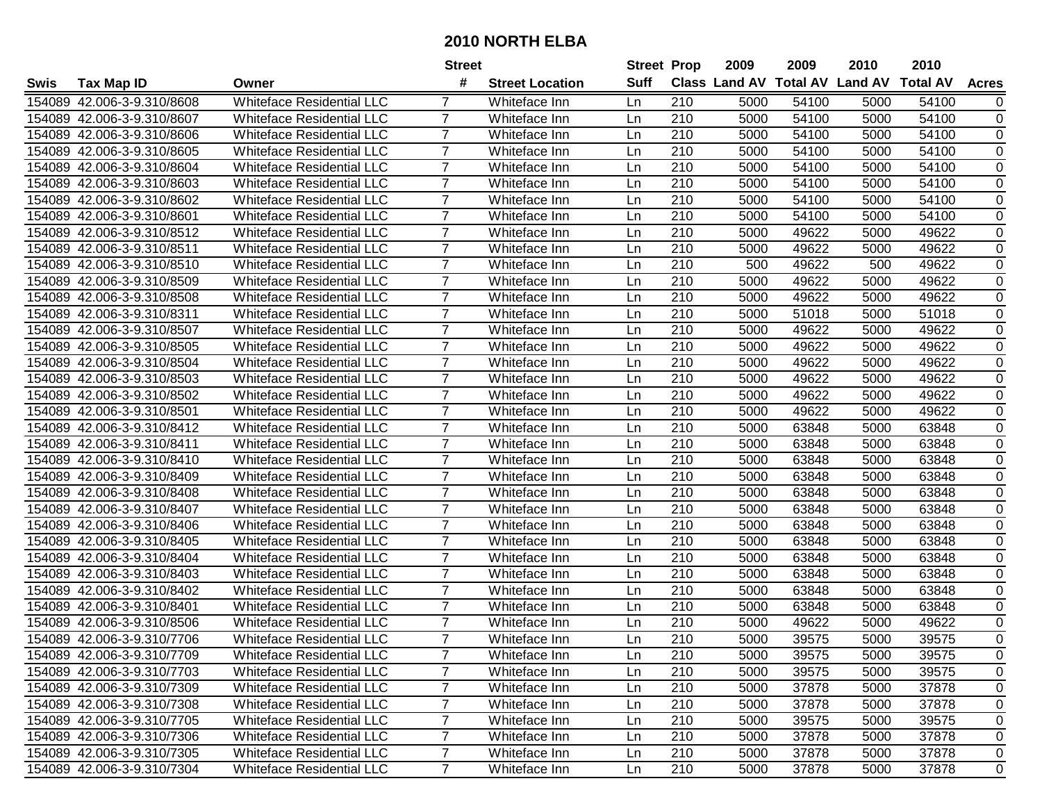# 2010 NORTH ELBA

| Swis | Tax Map ID | Owner | Street # | Street Location | Street Suff | Prop Class | 2009 Land AV | 2009 Total AV | 2010 Land AV | 2010 Total AV | Acres |
|---|---|---|---|---|---|---|---|---|---|---|---|
| 154089 | 42.006-3-9.310/8608 | Whiteface Residential LLC | 7 | Whiteface Inn | Ln | 210 | 5000 | 54100 | 5000 | 54100 | 0 |
| 154089 | 42.006-3-9.310/8607 | Whiteface Residential LLC | 7 | Whiteface Inn | Ln | 210 | 5000 | 54100 | 5000 | 54100 | 0 |
| 154089 | 42.006-3-9.310/8606 | Whiteface Residential LLC | 7 | Whiteface Inn | Ln | 210 | 5000 | 54100 | 5000 | 54100 | 0 |
| 154089 | 42.006-3-9.310/8605 | Whiteface Residential LLC | 7 | Whiteface Inn | Ln | 210 | 5000 | 54100 | 5000 | 54100 | 0 |
| 154089 | 42.006-3-9.310/8604 | Whiteface Residential LLC | 7 | Whiteface Inn | Ln | 210 | 5000 | 54100 | 5000 | 54100 | 0 |
| 154089 | 42.006-3-9.310/8603 | Whiteface Residential LLC | 7 | Whiteface Inn | Ln | 210 | 5000 | 54100 | 5000 | 54100 | 0 |
| 154089 | 42.006-3-9.310/8602 | Whiteface Residential LLC | 7 | Whiteface Inn | Ln | 210 | 5000 | 54100 | 5000 | 54100 | 0 |
| 154089 | 42.006-3-9.310/8601 | Whiteface Residential LLC | 7 | Whiteface Inn | Ln | 210 | 5000 | 54100 | 5000 | 54100 | 0 |
| 154089 | 42.006-3-9.310/8512 | Whiteface Residential LLC | 7 | Whiteface Inn | Ln | 210 | 5000 | 49622 | 5000 | 49622 | 0 |
| 154089 | 42.006-3-9.310/8511 | Whiteface Residential LLC | 7 | Whiteface Inn | Ln | 210 | 5000 | 49622 | 5000 | 49622 | 0 |
| 154089 | 42.006-3-9.310/8510 | Whiteface Residential LLC | 7 | Whiteface Inn | Ln | 210 | 500 | 49622 | 500 | 49622 | 0 |
| 154089 | 42.006-3-9.310/8509 | Whiteface Residential LLC | 7 | Whiteface Inn | Ln | 210 | 5000 | 49622 | 5000 | 49622 | 0 |
| 154089 | 42.006-3-9.310/8508 | Whiteface Residential LLC | 7 | Whiteface Inn | Ln | 210 | 5000 | 49622 | 5000 | 49622 | 0 |
| 154089 | 42.006-3-9.310/8311 | Whiteface Residential LLC | 7 | Whiteface Inn | Ln | 210 | 5000 | 51018 | 5000 | 51018 | 0 |
| 154089 | 42.006-3-9.310/8507 | Whiteface Residential LLC | 7 | Whiteface Inn | Ln | 210 | 5000 | 49622 | 5000 | 49622 | 0 |
| 154089 | 42.006-3-9.310/8505 | Whiteface Residential LLC | 7 | Whiteface Inn | Ln | 210 | 5000 | 49622 | 5000 | 49622 | 0 |
| 154089 | 42.006-3-9.310/8504 | Whiteface Residential LLC | 7 | Whiteface Inn | Ln | 210 | 5000 | 49622 | 5000 | 49622 | 0 |
| 154089 | 42.006-3-9.310/8503 | Whiteface Residential LLC | 7 | Whiteface Inn | Ln | 210 | 5000 | 49622 | 5000 | 49622 | 0 |
| 154089 | 42.006-3-9.310/8502 | Whiteface Residential LLC | 7 | Whiteface Inn | Ln | 210 | 5000 | 49622 | 5000 | 49622 | 0 |
| 154089 | 42.006-3-9.310/8501 | Whiteface Residential LLC | 7 | Whiteface Inn | Ln | 210 | 5000 | 49622 | 5000 | 49622 | 0 |
| 154089 | 42.006-3-9.310/8412 | Whiteface Residential LLC | 7 | Whiteface Inn | Ln | 210 | 5000 | 63848 | 5000 | 63848 | 0 |
| 154089 | 42.006-3-9.310/8411 | Whiteface Residential LLC | 7 | Whiteface Inn | Ln | 210 | 5000 | 63848 | 5000 | 63848 | 0 |
| 154089 | 42.006-3-9.310/8410 | Whiteface Residential LLC | 7 | Whiteface Inn | Ln | 210 | 5000 | 63848 | 5000 | 63848 | 0 |
| 154089 | 42.006-3-9.310/8409 | Whiteface Residential LLC | 7 | Whiteface Inn | Ln | 210 | 5000 | 63848 | 5000 | 63848 | 0 |
| 154089 | 42.006-3-9.310/8408 | Whiteface Residential LLC | 7 | Whiteface Inn | Ln | 210 | 5000 | 63848 | 5000 | 63848 | 0 |
| 154089 | 42.006-3-9.310/8407 | Whiteface Residential LLC | 7 | Whiteface Inn | Ln | 210 | 5000 | 63848 | 5000 | 63848 | 0 |
| 154089 | 42.006-3-9.310/8406 | Whiteface Residential LLC | 7 | Whiteface Inn | Ln | 210 | 5000 | 63848 | 5000 | 63848 | 0 |
| 154089 | 42.006-3-9.310/8405 | Whiteface Residential LLC | 7 | Whiteface Inn | Ln | 210 | 5000 | 63848 | 5000 | 63848 | 0 |
| 154089 | 42.006-3-9.310/8404 | Whiteface Residential LLC | 7 | Whiteface Inn | Ln | 210 | 5000 | 63848 | 5000 | 63848 | 0 |
| 154089 | 42.006-3-9.310/8403 | Whiteface Residential LLC | 7 | Whiteface Inn | Ln | 210 | 5000 | 63848 | 5000 | 63848 | 0 |
| 154089 | 42.006-3-9.310/8402 | Whiteface Residential LLC | 7 | Whiteface Inn | Ln | 210 | 5000 | 63848 | 5000 | 63848 | 0 |
| 154089 | 42.006-3-9.310/8401 | Whiteface Residential LLC | 7 | Whiteface Inn | Ln | 210 | 5000 | 63848 | 5000 | 63848 | 0 |
| 154089 | 42.006-3-9.310/8506 | Whiteface Residential LLC | 7 | Whiteface Inn | Ln | 210 | 5000 | 49622 | 5000 | 49622 | 0 |
| 154089 | 42.006-3-9.310/7706 | Whiteface Residential LLC | 7 | Whiteface Inn | Ln | 210 | 5000 | 39575 | 5000 | 39575 | 0 |
| 154089 | 42.006-3-9.310/7709 | Whiteface Residential LLC | 7 | Whiteface Inn | Ln | 210 | 5000 | 39575 | 5000 | 39575 | 0 |
| 154089 | 42.006-3-9.310/7703 | Whiteface Residential LLC | 7 | Whiteface Inn | Ln | 210 | 5000 | 39575 | 5000 | 39575 | 0 |
| 154089 | 42.006-3-9.310/7309 | Whiteface Residential LLC | 7 | Whiteface Inn | Ln | 210 | 5000 | 37878 | 5000 | 37878 | 0 |
| 154089 | 42.006-3-9.310/7308 | Whiteface Residential LLC | 7 | Whiteface Inn | Ln | 210 | 5000 | 37878 | 5000 | 37878 | 0 |
| 154089 | 42.006-3-9.310/7705 | Whiteface Residential LLC | 7 | Whiteface Inn | Ln | 210 | 5000 | 39575 | 5000 | 39575 | 0 |
| 154089 | 42.006-3-9.310/7306 | Whiteface Residential LLC | 7 | Whiteface Inn | Ln | 210 | 5000 | 37878 | 5000 | 37878 | 0 |
| 154089 | 42.006-3-9.310/7305 | Whiteface Residential LLC | 7 | Whiteface Inn | Ln | 210 | 5000 | 37878 | 5000 | 37878 | 0 |
| 154089 | 42.006-3-9.310/7304 | Whiteface Residential LLC | 7 | Whiteface Inn | Ln | 210 | 5000 | 37878 | 5000 | 37878 | 0 |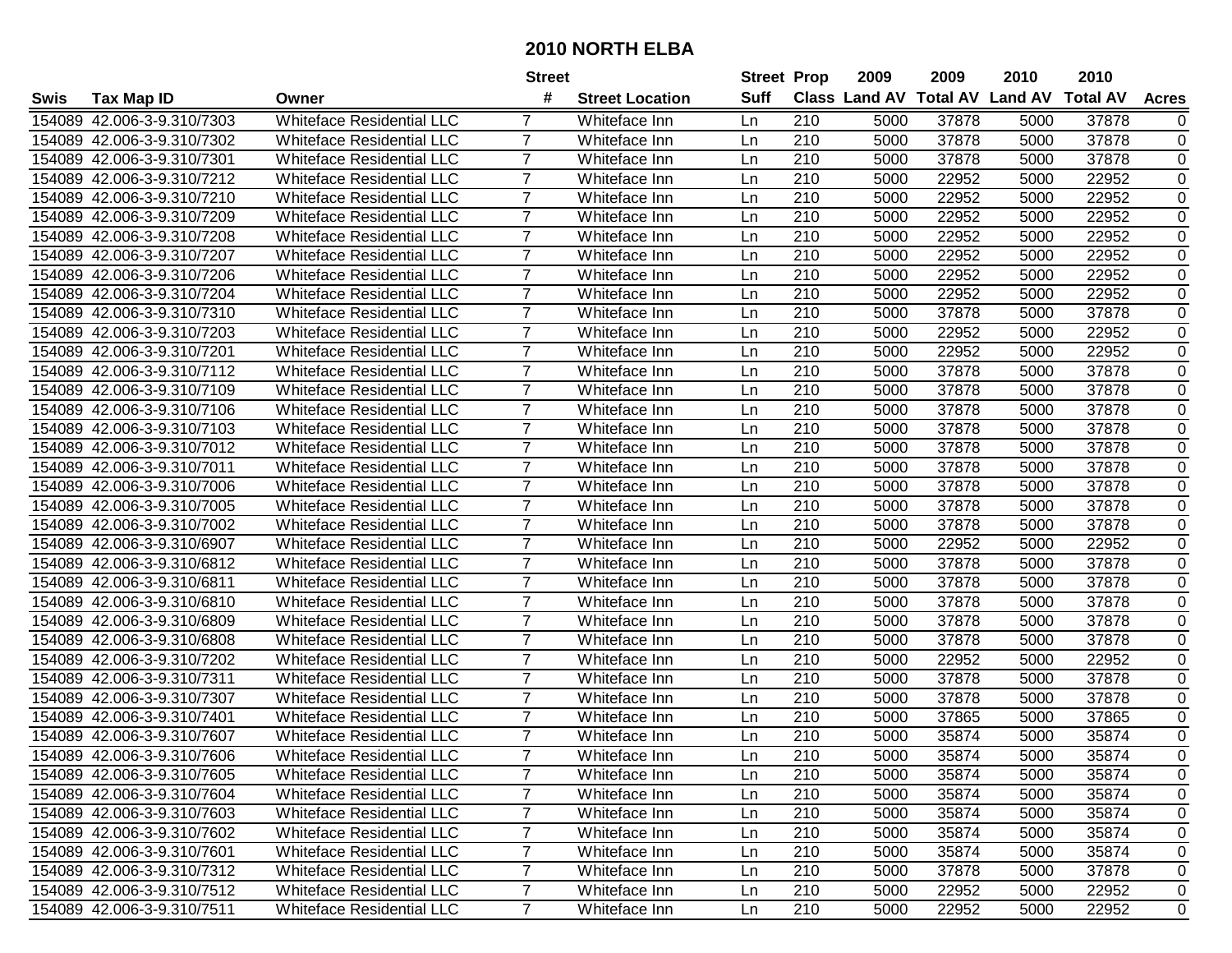# 2010 NORTH ELBA

| Swis | Tax Map ID | Owner | Street # | Street Location | Street Suff | Prop Class | 2009 Land AV | 2009 Total AV | 2010 Land AV | 2010 Total AV | Acres |
|---|---|---|---|---|---|---|---|---|---|---|---|
| 154089 | 42.006-3-9.310/7303 | Whiteface Residential LLC | 7 | Whiteface Inn | Ln | 210 | 5000 | 37878 | 5000 | 37878 | 0 |
| 154089 | 42.006-3-9.310/7302 | Whiteface Residential LLC | 7 | Whiteface Inn | Ln | 210 | 5000 | 37878 | 5000 | 37878 | 0 |
| 154089 | 42.006-3-9.310/7301 | Whiteface Residential LLC | 7 | Whiteface Inn | Ln | 210 | 5000 | 37878 | 5000 | 37878 | 0 |
| 154089 | 42.006-3-9.310/7212 | Whiteface Residential LLC | 7 | Whiteface Inn | Ln | 210 | 5000 | 22952 | 5000 | 22952 | 0 |
| 154089 | 42.006-3-9.310/7210 | Whiteface Residential LLC | 7 | Whiteface Inn | Ln | 210 | 5000 | 22952 | 5000 | 22952 | 0 |
| 154089 | 42.006-3-9.310/7209 | Whiteface Residential LLC | 7 | Whiteface Inn | Ln | 210 | 5000 | 22952 | 5000 | 22952 | 0 |
| 154089 | 42.006-3-9.310/7208 | Whiteface Residential LLC | 7 | Whiteface Inn | Ln | 210 | 5000 | 22952 | 5000 | 22952 | 0 |
| 154089 | 42.006-3-9.310/7207 | Whiteface Residential LLC | 7 | Whiteface Inn | Ln | 210 | 5000 | 22952 | 5000 | 22952 | 0 |
| 154089 | 42.006-3-9.310/7206 | Whiteface Residential LLC | 7 | Whiteface Inn | Ln | 210 | 5000 | 22952 | 5000 | 22952 | 0 |
| 154089 | 42.006-3-9.310/7204 | Whiteface Residential LLC | 7 | Whiteface Inn | Ln | 210 | 5000 | 22952 | 5000 | 22952 | 0 |
| 154089 | 42.006-3-9.310/7310 | Whiteface Residential LLC | 7 | Whiteface Inn | Ln | 210 | 5000 | 37878 | 5000 | 37878 | 0 |
| 154089 | 42.006-3-9.310/7203 | Whiteface Residential LLC | 7 | Whiteface Inn | Ln | 210 | 5000 | 22952 | 5000 | 22952 | 0 |
| 154089 | 42.006-3-9.310/7201 | Whiteface Residential LLC | 7 | Whiteface Inn | Ln | 210 | 5000 | 22952 | 5000 | 22952 | 0 |
| 154089 | 42.006-3-9.310/7112 | Whiteface Residential LLC | 7 | Whiteface Inn | Ln | 210 | 5000 | 37878 | 5000 | 37878 | 0 |
| 154089 | 42.006-3-9.310/7109 | Whiteface Residential LLC | 7 | Whiteface Inn | Ln | 210 | 5000 | 37878 | 5000 | 37878 | 0 |
| 154089 | 42.006-3-9.310/7106 | Whiteface Residential LLC | 7 | Whiteface Inn | Ln | 210 | 5000 | 37878 | 5000 | 37878 | 0 |
| 154089 | 42.006-3-9.310/7103 | Whiteface Residential LLC | 7 | Whiteface Inn | Ln | 210 | 5000 | 37878 | 5000 | 37878 | 0 |
| 154089 | 42.006-3-9.310/7012 | Whiteface Residential LLC | 7 | Whiteface Inn | Ln | 210 | 5000 | 37878 | 5000 | 37878 | 0 |
| 154089 | 42.006-3-9.310/7011 | Whiteface Residential LLC | 7 | Whiteface Inn | Ln | 210 | 5000 | 37878 | 5000 | 37878 | 0 |
| 154089 | 42.006-3-9.310/7006 | Whiteface Residential LLC | 7 | Whiteface Inn | Ln | 210 | 5000 | 37878 | 5000 | 37878 | 0 |
| 154089 | 42.006-3-9.310/7005 | Whiteface Residential LLC | 7 | Whiteface Inn | Ln | 210 | 5000 | 37878 | 5000 | 37878 | 0 |
| 154089 | 42.006-3-9.310/7002 | Whiteface Residential LLC | 7 | Whiteface Inn | Ln | 210 | 5000 | 37878 | 5000 | 37878 | 0 |
| 154089 | 42.006-3-9.310/6907 | Whiteface Residential LLC | 7 | Whiteface Inn | Ln | 210 | 5000 | 22952 | 5000 | 22952 | 0 |
| 154089 | 42.006-3-9.310/6812 | Whiteface Residential LLC | 7 | Whiteface Inn | Ln | 210 | 5000 | 37878 | 5000 | 37878 | 0 |
| 154089 | 42.006-3-9.310/6811 | Whiteface Residential LLC | 7 | Whiteface Inn | Ln | 210 | 5000 | 37878 | 5000 | 37878 | 0 |
| 154089 | 42.006-3-9.310/6810 | Whiteface Residential LLC | 7 | Whiteface Inn | Ln | 210 | 5000 | 37878 | 5000 | 37878 | 0 |
| 154089 | 42.006-3-9.310/6809 | Whiteface Residential LLC | 7 | Whiteface Inn | Ln | 210 | 5000 | 37878 | 5000 | 37878 | 0 |
| 154089 | 42.006-3-9.310/6808 | Whiteface Residential LLC | 7 | Whiteface Inn | Ln | 210 | 5000 | 37878 | 5000 | 37878 | 0 |
| 154089 | 42.006-3-9.310/7202 | Whiteface Residential LLC | 7 | Whiteface Inn | Ln | 210 | 5000 | 22952 | 5000 | 22952 | 0 |
| 154089 | 42.006-3-9.310/7311 | Whiteface Residential LLC | 7 | Whiteface Inn | Ln | 210 | 5000 | 37878 | 5000 | 37878 | 0 |
| 154089 | 42.006-3-9.310/7307 | Whiteface Residential LLC | 7 | Whiteface Inn | Ln | 210 | 5000 | 37878 | 5000 | 37878 | 0 |
| 154089 | 42.006-3-9.310/7401 | Whiteface Residential LLC | 7 | Whiteface Inn | Ln | 210 | 5000 | 37865 | 5000 | 37865 | 0 |
| 154089 | 42.006-3-9.310/7607 | Whiteface Residential LLC | 7 | Whiteface Inn | Ln | 210 | 5000 | 35874 | 5000 | 35874 | 0 |
| 154089 | 42.006-3-9.310/7606 | Whiteface Residential LLC | 7 | Whiteface Inn | Ln | 210 | 5000 | 35874 | 5000 | 35874 | 0 |
| 154089 | 42.006-3-9.310/7605 | Whiteface Residential LLC | 7 | Whiteface Inn | Ln | 210 | 5000 | 35874 | 5000 | 35874 | 0 |
| 154089 | 42.006-3-9.310/7604 | Whiteface Residential LLC | 7 | Whiteface Inn | Ln | 210 | 5000 | 35874 | 5000 | 35874 | 0 |
| 154089 | 42.006-3-9.310/7603 | Whiteface Residential LLC | 7 | Whiteface Inn | Ln | 210 | 5000 | 35874 | 5000 | 35874 | 0 |
| 154089 | 42.006-3-9.310/7602 | Whiteface Residential LLC | 7 | Whiteface Inn | Ln | 210 | 5000 | 35874 | 5000 | 35874 | 0 |
| 154089 | 42.006-3-9.310/7601 | Whiteface Residential LLC | 7 | Whiteface Inn | Ln | 210 | 5000 | 35874 | 5000 | 35874 | 0 |
| 154089 | 42.006-3-9.310/7312 | Whiteface Residential LLC | 7 | Whiteface Inn | Ln | 210 | 5000 | 37878 | 5000 | 37878 | 0 |
| 154089 | 42.006-3-9.310/7512 | Whiteface Residential LLC | 7 | Whiteface Inn | Ln | 210 | 5000 | 22952 | 5000 | 22952 | 0 |
| 154089 | 42.006-3-9.310/7511 | Whiteface Residential LLC | 7 | Whiteface Inn | Ln | 210 | 5000 | 22952 | 5000 | 22952 | 0 |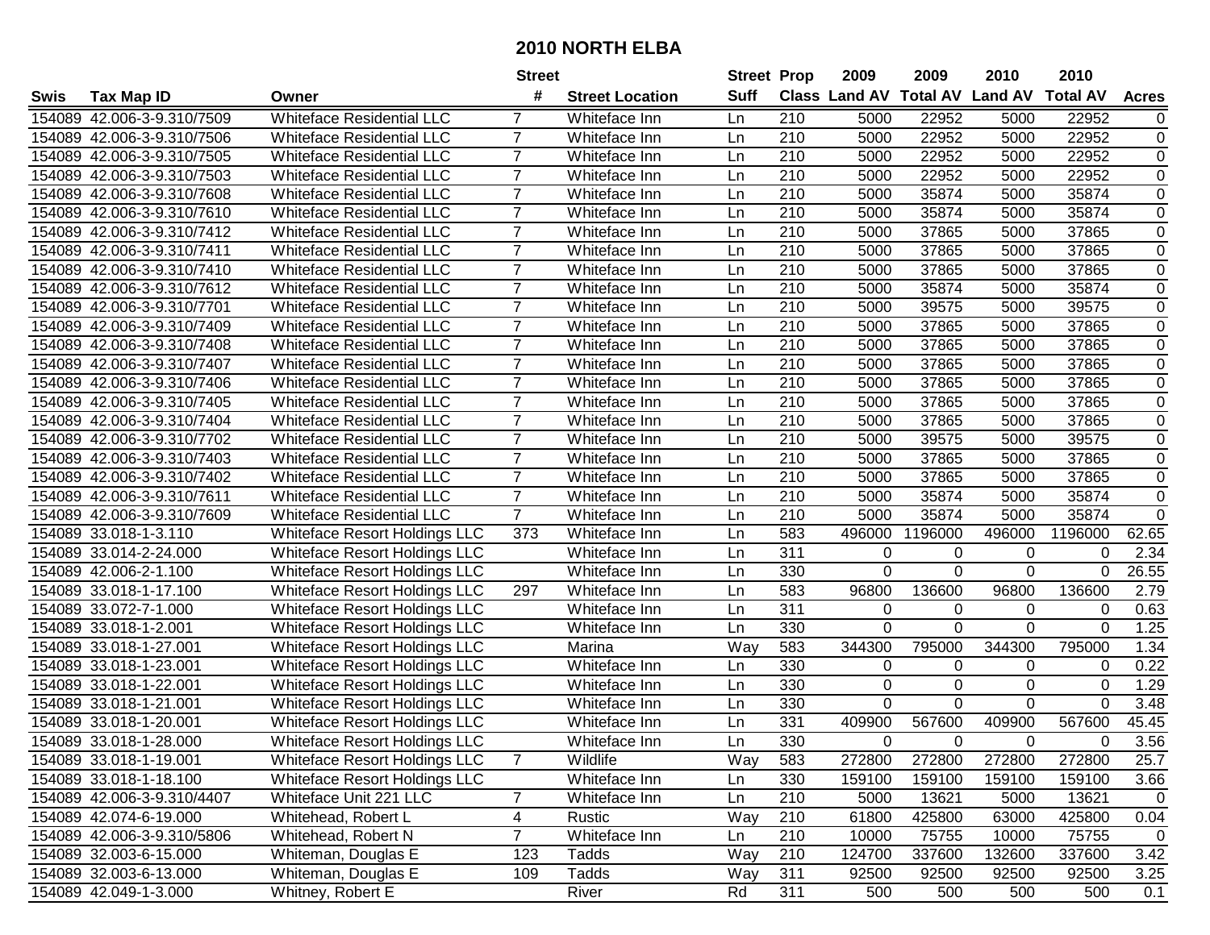# 2010 NORTH ELBA

| Swis | Tax Map ID | Owner | Street # | Street Location | Street Suff | Prop Class | 2009 Land AV | 2009 Total AV | 2010 Land AV | 2010 Total AV | Acres |
|---|---|---|---|---|---|---|---|---|---|---|---|
| 154089 | 42.006-3-9.310/7509 | Whiteface Residential LLC | 7 | Whiteface Inn | Ln | 210 | 5000 | 22952 | 5000 | 22952 | 0 |
| 154089 | 42.006-3-9.310/7506 | Whiteface Residential LLC | 7 | Whiteface Inn | Ln | 210 | 5000 | 22952 | 5000 | 22952 | 0 |
| 154089 | 42.006-3-9.310/7505 | Whiteface Residential LLC | 7 | Whiteface Inn | Ln | 210 | 5000 | 22952 | 5000 | 22952 | 0 |
| 154089 | 42.006-3-9.310/7503 | Whiteface Residential LLC | 7 | Whiteface Inn | Ln | 210 | 5000 | 22952 | 5000 | 22952 | 0 |
| 154089 | 42.006-3-9.310/7608 | Whiteface Residential LLC | 7 | Whiteface Inn | Ln | 210 | 5000 | 35874 | 5000 | 35874 | 0 |
| 154089 | 42.006-3-9.310/7610 | Whiteface Residential LLC | 7 | Whiteface Inn | Ln | 210 | 5000 | 35874 | 5000 | 35874 | 0 |
| 154089 | 42.006-3-9.310/7412 | Whiteface Residential LLC | 7 | Whiteface Inn | Ln | 210 | 5000 | 37865 | 5000 | 37865 | 0 |
| 154089 | 42.006-3-9.310/7411 | Whiteface Residential LLC | 7 | Whiteface Inn | Ln | 210 | 5000 | 37865 | 5000 | 37865 | 0 |
| 154089 | 42.006-3-9.310/7410 | Whiteface Residential LLC | 7 | Whiteface Inn | Ln | 210 | 5000 | 37865 | 5000 | 37865 | 0 |
| 154089 | 42.006-3-9.310/7612 | Whiteface Residential LLC | 7 | Whiteface Inn | Ln | 210 | 5000 | 35874 | 5000 | 35874 | 0 |
| 154089 | 42.006-3-9.310/7701 | Whiteface Residential LLC | 7 | Whiteface Inn | Ln | 210 | 5000 | 39575 | 5000 | 39575 | 0 |
| 154089 | 42.006-3-9.310/7409 | Whiteface Residential LLC | 7 | Whiteface Inn | Ln | 210 | 5000 | 37865 | 5000 | 37865 | 0 |
| 154089 | 42.006-3-9.310/7408 | Whiteface Residential LLC | 7 | Whiteface Inn | Ln | 210 | 5000 | 37865 | 5000 | 37865 | 0 |
| 154089 | 42.006-3-9.310/7407 | Whiteface Residential LLC | 7 | Whiteface Inn | Ln | 210 | 5000 | 37865 | 5000 | 37865 | 0 |
| 154089 | 42.006-3-9.310/7406 | Whiteface Residential LLC | 7 | Whiteface Inn | Ln | 210 | 5000 | 37865 | 5000 | 37865 | 0 |
| 154089 | 42.006-3-9.310/7405 | Whiteface Residential LLC | 7 | Whiteface Inn | Ln | 210 | 5000 | 37865 | 5000 | 37865 | 0 |
| 154089 | 42.006-3-9.310/7404 | Whiteface Residential LLC | 7 | Whiteface Inn | Ln | 210 | 5000 | 37865 | 5000 | 37865 | 0 |
| 154089 | 42.006-3-9.310/7702 | Whiteface Residential LLC | 7 | Whiteface Inn | Ln | 210 | 5000 | 39575 | 5000 | 39575 | 0 |
| 154089 | 42.006-3-9.310/7403 | Whiteface Residential LLC | 7 | Whiteface Inn | Ln | 210 | 5000 | 37865 | 5000 | 37865 | 0 |
| 154089 | 42.006-3-9.310/7402 | Whiteface Residential LLC | 7 | Whiteface Inn | Ln | 210 | 5000 | 37865 | 5000 | 37865 | 0 |
| 154089 | 42.006-3-9.310/7611 | Whiteface Residential LLC | 7 | Whiteface Inn | Ln | 210 | 5000 | 35874 | 5000 | 35874 | 0 |
| 154089 | 42.006-3-9.310/7609 | Whiteface Residential LLC | 7 | Whiteface Inn | Ln | 210 | 5000 | 35874 | 5000 | 35874 | 0 |
| 154089 | 33.018-1-3.110 | Whiteface Resort Holdings LLC | 373 | Whiteface Inn | Ln | 583 | 496000 | 1196000 | 496000 | 1196000 | 62.65 |
| 154089 | 33.014-2-24.000 | Whiteface Resort Holdings LLC | | Whiteface Inn | Ln | 311 | 0 | 0 | 0 | 0 | 2.34 |
| 154089 | 42.006-2-1.100 | Whiteface Resort Holdings LLC | | Whiteface Inn | Ln | 330 | 0 | 0 | 0 | 0 | 26.55 |
| 154089 | 33.018-1-17.100 | Whiteface Resort Holdings LLC | 297 | Whiteface Inn | Ln | 583 | 96800 | 136600 | 96800 | 136600 | 2.79 |
| 154089 | 33.072-7-1.000 | Whiteface Resort Holdings LLC | | Whiteface Inn | Ln | 311 | 0 | 0 | 0 | 0 | 0.63 |
| 154089 | 33.018-1-2.001 | Whiteface Resort Holdings LLC | | Whiteface Inn | Ln | 330 | 0 | 0 | 0 | 0 | 1.25 |
| 154089 | 33.018-1-27.001 | Whiteface Resort Holdings LLC | | Marina | Way | 583 | 344300 | 795000 | 344300 | 795000 | 1.34 |
| 154089 | 33.018-1-23.001 | Whiteface Resort Holdings LLC | | Whiteface Inn | Ln | 330 | 0 | 0 | 0 | 0 | 0.22 |
| 154089 | 33.018-1-22.001 | Whiteface Resort Holdings LLC | | Whiteface Inn | Ln | 330 | 0 | 0 | 0 | 0 | 1.29 |
| 154089 | 33.018-1-21.001 | Whiteface Resort Holdings LLC | | Whiteface Inn | Ln | 330 | 0 | 0 | 0 | 0 | 3.48 |
| 154089 | 33.018-1-20.001 | Whiteface Resort Holdings LLC | | Whiteface Inn | Ln | 331 | 409900 | 567600 | 409900 | 567600 | 45.45 |
| 154089 | 33.018-1-28.000 | Whiteface Resort Holdings LLC | | Whiteface Inn | Ln | 330 | 0 | 0 | 0 | 0 | 3.56 |
| 154089 | 33.018-1-19.001 | Whiteface Resort Holdings LLC | 7 | Wildlife | Way | 583 | 272800 | 272800 | 272800 | 272800 | 25.7 |
| 154089 | 33.018-1-18.100 | Whiteface Resort Holdings LLC | | Whiteface Inn | Ln | 330 | 159100 | 159100 | 159100 | 159100 | 3.66 |
| 154089 | 42.006-3-9.310/4407 | Whiteface Unit 221 LLC | 7 | Whiteface Inn | Ln | 210 | 5000 | 13621 | 5000 | 13621 | 0 |
| 154089 | 42.074-6-19.000 | Whitehead, Robert L | 4 | Rustic | Way | 210 | 61800 | 425800 | 63000 | 425800 | 0.04 |
| 154089 | 42.006-3-9.310/5806 | Whitehead, Robert N | 7 | Whiteface Inn | Ln | 210 | 10000 | 75755 | 10000 | 75755 | 0 |
| 154089 | 32.003-6-15.000 | Whiteman, Douglas E | 123 | Tadds | Way | 210 | 124700 | 337600 | 132600 | 337600 | 3.42 |
| 154089 | 32.003-6-13.000 | Whiteman, Douglas E | 109 | Tadds | Way | 311 | 92500 | 92500 | 92500 | 92500 | 3.25 |
| 154089 | 42.049-1-3.000 | Whitney, Robert E | | River | Rd | 311 | 500 | 500 | 500 | 500 | 0.1 |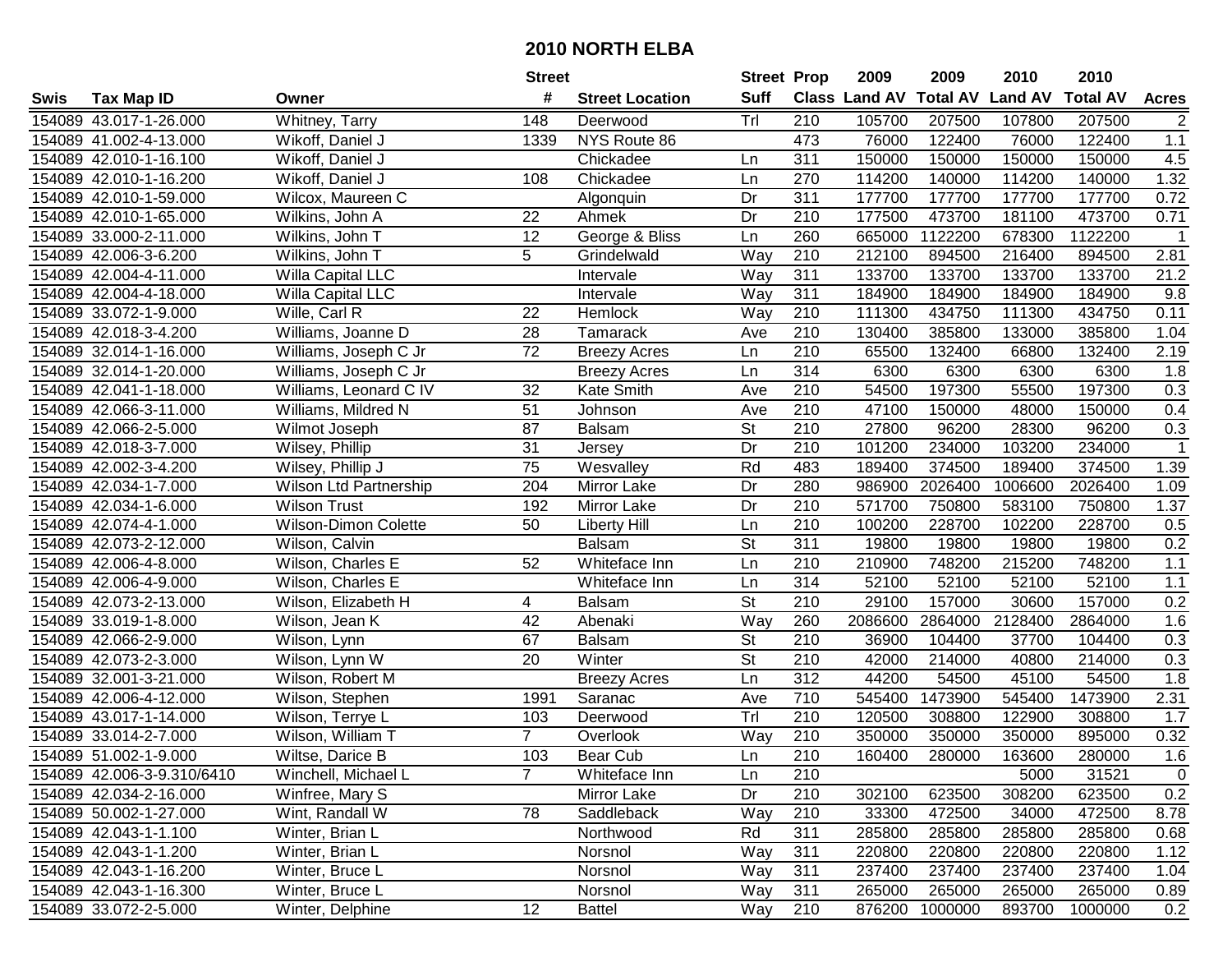# 2010 NORTH ELBA

| Swis | Tax Map ID | Owner | Street # | Street Location | Street Suff | Prop Class | 2009 Land AV | 2009 Total AV | 2010 Land AV | 2010 Total AV | Acres |
|---|---|---|---|---|---|---|---|---|---|---|---|
| 154089 | 43.017-1-26.000 | Whitney, Tarry | 148 | Deerwood | Trl | 210 | 105700 | 207500 | 107800 | 207500 | 2 |
| 154089 | 41.002-4-13.000 | Wikoff, Daniel J | 1339 | NYS Route 86 | | 473 | 76000 | 122400 | 76000 | 122400 | 1.1 |
| 154089 | 42.010-1-16.100 | Wikoff, Daniel J | | Chickadee | Ln | 311 | 150000 | 150000 | 150000 | 150000 | 4.5 |
| 154089 | 42.010-1-16.200 | Wikoff, Daniel J | 108 | Chickadee | Ln | 270 | 114200 | 140000 | 114200 | 140000 | 1.32 |
| 154089 | 42.010-1-59.000 | Wilcox, Maureen C | | Algonquin | Dr | 311 | 177700 | 177700 | 177700 | 177700 | 0.72 |
| 154089 | 42.010-1-65.000 | Wilkins, John A | 22 | Ahmek | Dr | 210 | 177500 | 473700 | 181100 | 473700 | 0.71 |
| 154089 | 33.000-2-11.000 | Wilkins, John T | 12 | George & Bliss | Ln | 260 | 665000 | 1122200 | 678300 | 1122200 | 1 |
| 154089 | 42.006-3-6.200 | Wilkins, John T | 5 | Grindelwald | Way | 210 | 212100 | 894500 | 216400 | 894500 | 2.81 |
| 154089 | 42.004-4-11.000 | Willa Capital LLC | | Intervale | Way | 311 | 133700 | 133700 | 133700 | 133700 | 21.2 |
| 154089 | 42.004-4-18.000 | Willa Capital LLC | | Intervale | Way | 311 | 184900 | 184900 | 184900 | 184900 | 9.8 |
| 154089 | 33.072-1-9.000 | Wille, Carl R | 22 | Hemlock | Way | 210 | 111300 | 434750 | 111300 | 434750 | 0.11 |
| 154089 | 42.018-3-4.200 | Williams, Joanne D | 28 | Tamarack | Ave | 210 | 130400 | 385800 | 133000 | 385800 | 1.04 |
| 154089 | 32.014-1-16.000 | Williams, Joseph C Jr | 72 | Breezy Acres | Ln | 210 | 65500 | 132400 | 66800 | 132400 | 2.19 |
| 154089 | 32.014-1-20.000 | Williams, Joseph C Jr | | Breezy Acres | Ln | 314 | 6300 | 6300 | 6300 | 6300 | 1.8 |
| 154089 | 42.041-1-18.000 | Williams, Leonard C IV | 32 | Kate Smith | Ave | 210 | 54500 | 197300 | 55500 | 197300 | 0.3 |
| 154089 | 42.066-3-11.000 | Williams, Mildred N | 51 | Johnson | Ave | 210 | 47100 | 150000 | 48000 | 150000 | 0.4 |
| 154089 | 42.066-2-5.000 | Wilmot Joseph | 87 | Balsam | St | 210 | 27800 | 96200 | 28300 | 96200 | 0.3 |
| 154089 | 42.018-3-7.000 | Wilsey, Phillip | 31 | Jersey | Dr | 210 | 101200 | 234000 | 103200 | 234000 | 1 |
| 154089 | 42.002-3-4.200 | Wilsey, Phillip J | 75 | Wesvalley | Rd | 483 | 189400 | 374500 | 189400 | 374500 | 1.39 |
| 154089 | 42.034-1-7.000 | Wilson Ltd Partnership | 204 | Mirror Lake | Dr | 280 | 986900 | 2026400 | 1006600 | 2026400 | 1.09 |
| 154089 | 42.034-1-6.000 | Wilson Trust | 192 | Mirror Lake | Dr | 210 | 571700 | 750800 | 583100 | 750800 | 1.37 |
| 154089 | 42.074-4-1.000 | Wilson-Dimon Colette | 50 | Liberty Hill | Ln | 210 | 100200 | 228700 | 102200 | 228700 | 0.5 |
| 154089 | 42.073-2-12.000 | Wilson, Calvin | | Balsam | St | 311 | 19800 | 19800 | 19800 | 19800 | 0.2 |
| 154089 | 42.006-4-8.000 | Wilson, Charles E | 52 | Whiteface Inn | Ln | 210 | 210900 | 748200 | 215200 | 748200 | 1.1 |
| 154089 | 42.006-4-9.000 | Wilson, Charles E | | Whiteface Inn | Ln | 314 | 52100 | 52100 | 52100 | 52100 | 1.1 |
| 154089 | 42.073-2-13.000 | Wilson, Elizabeth H | 4 | Balsam | St | 210 | 29100 | 157000 | 30600 | 157000 | 0.2 |
| 154089 | 33.019-1-8.000 | Wilson, Jean K | 42 | Abenaki | Way | 260 | 2086600 | 2864000 | 2128400 | 2864000 | 1.6 |
| 154089 | 42.066-2-9.000 | Wilson, Lynn | 67 | Balsam | St | 210 | 36900 | 104400 | 37700 | 104400 | 0.3 |
| 154089 | 42.073-2-3.000 | Wilson, Lynn W | 20 | Winter | St | 210 | 42000 | 214000 | 40800 | 214000 | 0.3 |
| 154089 | 32.001-3-21.000 | Wilson, Robert M | | Breezy Acres | Ln | 312 | 44200 | 54500 | 45100 | 54500 | 1.8 |
| 154089 | 42.006-4-12.000 | Wilson, Stephen | 1991 | Saranac | Ave | 710 | 545400 | 1473900 | 545400 | 1473900 | 2.31 |
| 154089 | 43.017-1-14.000 | Wilson, Terrye L | 103 | Deerwood | Trl | 210 | 120500 | 308800 | 122900 | 308800 | 1.7 |
| 154089 | 33.014-2-7.000 | Wilson, William T | 7 | Overlook | Way | 210 | 350000 | 350000 | 350000 | 895000 | 0.32 |
| 154089 | 51.002-1-9.000 | Wiltse, Darice B | 103 | Bear Cub | Ln | 210 | 160400 | 280000 | 163600 | 280000 | 1.6 |
| 154089 | 42.006-3-9.310/6410 | Winchell, Michael L | 7 | Whiteface Inn | Ln | 210 | | | 5000 | 31521 | 0 |
| 154089 | 42.034-2-16.000 | Winfree, Mary S | | Mirror Lake | Dr | 210 | 302100 | 623500 | 308200 | 623500 | 0.2 |
| 154089 | 50.002-1-27.000 | Wint, Randall W | 78 | Saddleback | Way | 210 | 33300 | 472500 | 34000 | 472500 | 8.78 |
| 154089 | 42.043-1-1.100 | Winter, Brian L | | Northwood | Rd | 311 | 285800 | 285800 | 285800 | 285800 | 0.68 |
| 154089 | 42.043-1-1.200 | Winter, Brian L | | Norsnol | Way | 311 | 220800 | 220800 | 220800 | 220800 | 1.12 |
| 154089 | 42.043-1-16.200 | Winter, Bruce L | | Norsnol | Way | 311 | 237400 | 237400 | 237400 | 237400 | 1.04 |
| 154089 | 42.043-1-16.300 | Winter, Bruce L | | Norsnol | Way | 311 | 265000 | 265000 | 265000 | 265000 | 0.89 |
| 154089 | 33.072-2-5.000 | Winter, Delphine | 12 | Battel | Way | 210 | 876200 | 1000000 | 893700 | 1000000 | 0.2 |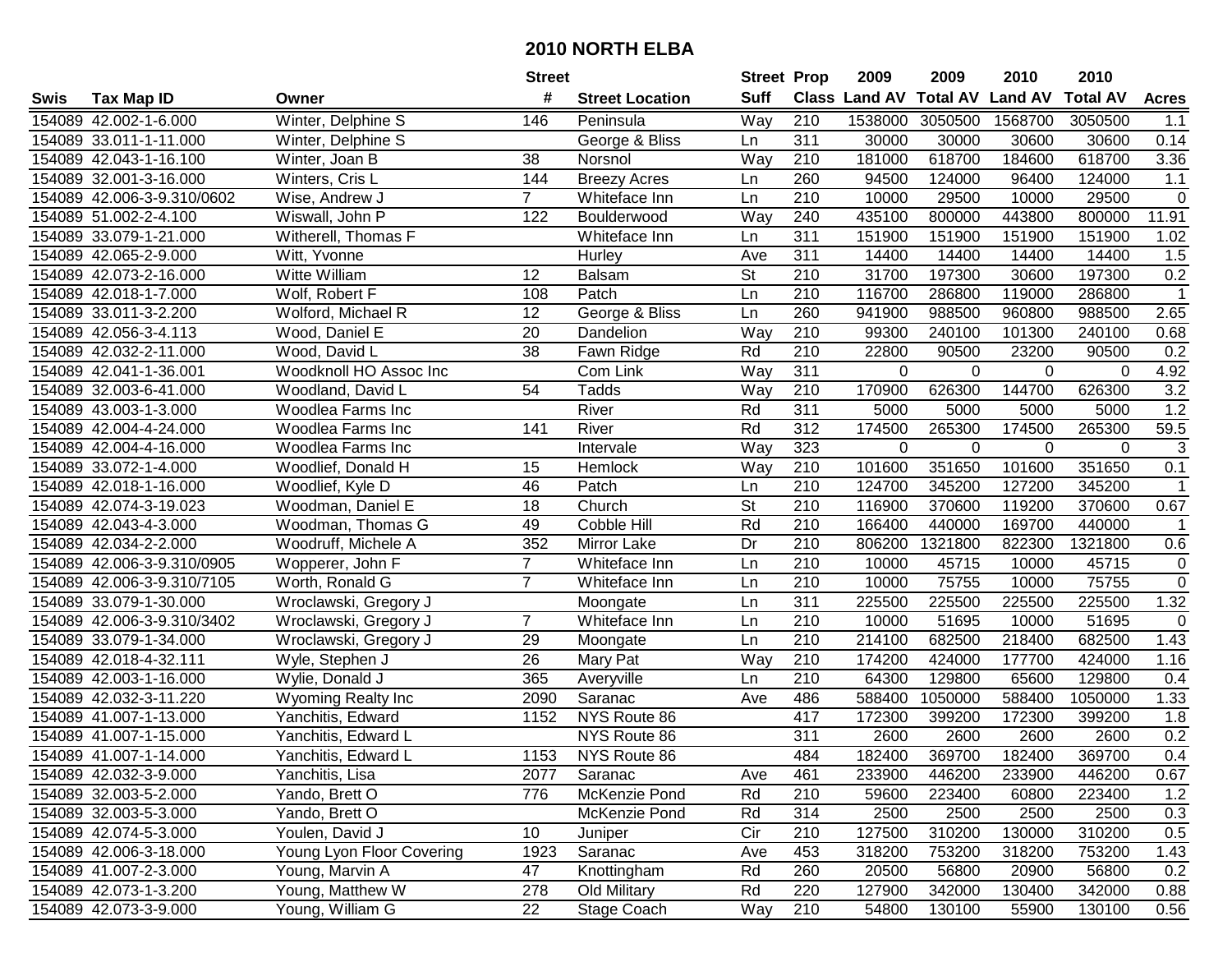# 2010 NORTH ELBA

| Swis | Tax Map ID | Owner | Street # | Street Location | Street Suff | Prop Class | 2009 Land AV | 2009 Total AV | 2010 Land AV | 2010 Total AV | Acres |
|---|---|---|---|---|---|---|---|---|---|---|---|
| 154089 | 42.002-1-6.000 | Winter, Delphine S | 146 | Peninsula | Way | 210 | 1538000 | 3050500 | 1568700 | 3050500 | 1.1 |
| 154089 | 33.011-1-11.000 | Winter, Delphine S | | George & Bliss | Ln | 311 | 30000 | 30000 | 30600 | 30600 | 0.14 |
| 154089 | 42.043-1-16.100 | Winter, Joan B | 38 | Norsnol | Way | 210 | 181000 | 618700 | 184600 | 618700 | 3.36 |
| 154089 | 32.001-3-16.000 | Winters, Cris L | 144 | Breezy Acres | Ln | 260 | 94500 | 124000 | 96400 | 124000 | 1.1 |
| 154089 | 42.006-3-9.310/0602 | Wise, Andrew J | 7 | Whiteface Inn | Ln | 210 | 10000 | 29500 | 10000 | 29500 | 0 |
| 154089 | 51.002-2-4.100 | Wiswall, John P | 122 | Boulderwood | Way | 240 | 435100 | 800000 | 443800 | 800000 | 11.91 |
| 154089 | 33.079-1-21.000 | Witherell, Thomas F | | Whiteface Inn | Ln | 311 | 151900 | 151900 | 151900 | 151900 | 1.02 |
| 154089 | 42.065-2-9.000 | Witt, Yvonne | | Hurley | Ave | 311 | 14400 | 14400 | 14400 | 14400 | 1.5 |
| 154089 | 42.073-2-16.000 | Witte William | 12 | Balsam | St | 210 | 31700 | 197300 | 30600 | 197300 | 0.2 |
| 154089 | 42.018-1-7.000 | Wolf, Robert F | 108 | Patch | Ln | 210 | 116700 | 286800 | 119000 | 286800 | 1 |
| 154089 | 33.011-3-2.200 | Wolford, Michael R | 12 | George & Bliss | Ln | 260 | 941900 | 988500 | 960800 | 988500 | 2.65 |
| 154089 | 42.056-3-4.113 | Wood, Daniel E | 20 | Dandelion | Way | 210 | 99300 | 240100 | 101300 | 240100 | 0.68 |
| 154089 | 42.032-2-11.000 | Wood, David L | 38 | Fawn Ridge | Rd | 210 | 22800 | 90500 | 23200 | 90500 | 0.2 |
| 154089 | 42.041-1-36.001 | Woodknoll HO Assoc Inc | | Com Link | Way | 311 | 0 | 0 | 0 | 0 | 4.92 |
| 154089 | 32.003-6-41.000 | Woodland, David L | 54 | Tadds | Way | 210 | 170900 | 626300 | 144700 | 626300 | 3.2 |
| 154089 | 43.003-1-3.000 | Woodlea Farms Inc | | River | Rd | 311 | 5000 | 5000 | 5000 | 5000 | 1.2 |
| 154089 | 42.004-4-24.000 | Woodlea Farms Inc | 141 | River | Rd | 312 | 174500 | 265300 | 174500 | 265300 | 59.5 |
| 154089 | 42.004-4-16.000 | Woodlea Farms Inc | | Intervale | Way | 323 | 0 | 0 | 0 | 0 | 3 |
| 154089 | 33.072-1-4.000 | Woodlief, Donald H | 15 | Hemlock | Way | 210 | 101600 | 351650 | 101600 | 351650 | 0.1 |
| 154089 | 42.018-1-16.000 | Woodlief, Kyle D | 46 | Patch | Ln | 210 | 124700 | 345200 | 127200 | 345200 | 1 |
| 154089 | 42.074-3-19.023 | Woodman, Daniel E | 18 | Church | St | 210 | 116900 | 370600 | 119200 | 370600 | 0.67 |
| 154089 | 42.043-4-3.000 | Woodman, Thomas G | 49 | Cobble Hill | Rd | 210 | 166400 | 440000 | 169700 | 440000 | 1 |
| 154089 | 42.034-2-2.000 | Woodruff, Michele A | 352 | Mirror Lake | Dr | 210 | 806200 | 1321800 | 822300 | 1321800 | 0.6 |
| 154089 | 42.006-3-9.310/0905 | Wopperer, John F | 7 | Whiteface Inn | Ln | 210 | 10000 | 45715 | 10000 | 45715 | 0 |
| 154089 | 42.006-3-9.310/7105 | Worth, Ronald G | 7 | Whiteface Inn | Ln | 210 | 10000 | 75755 | 10000 | 75755 | 0 |
| 154089 | 33.079-1-30.000 | Wroclawski, Gregory J | | Moongate | Ln | 311 | 225500 | 225500 | 225500 | 225500 | 1.32 |
| 154089 | 42.006-3-9.310/3402 | Wroclawski, Gregory J | 7 | Whiteface Inn | Ln | 210 | 10000 | 51695 | 10000 | 51695 | 0 |
| 154089 | 33.079-1-34.000 | Wroclawski, Gregory J | 29 | Moongate | Ln | 210 | 214100 | 682500 | 218400 | 682500 | 1.43 |
| 154089 | 42.018-4-32.111 | Wyle, Stephen J | 26 | Mary Pat | Way | 210 | 174200 | 424000 | 177700 | 424000 | 1.16 |
| 154089 | 42.003-1-16.000 | Wylie, Donald J | 365 | Averyville | Ln | 210 | 64300 | 129800 | 65600 | 129800 | 0.4 |
| 154089 | 42.032-3-11.220 | Wyoming Realty Inc | 2090 | Saranac | Ave | 486 | 588400 | 1050000 | 588400 | 1050000 | 1.33 |
| 154089 | 41.007-1-13.000 | Yanchitis, Edward | 1152 | NYS Route 86 | | 417 | 172300 | 399200 | 172300 | 399200 | 1.8 |
| 154089 | 41.007-1-15.000 | Yanchitis, Edward L | | NYS Route 86 | | 311 | 2600 | 2600 | 2600 | 2600 | 0.2 |
| 154089 | 41.007-1-14.000 | Yanchitis, Edward L | 1153 | NYS Route 86 | | 484 | 182400 | 369700 | 182400 | 369700 | 0.4 |
| 154089 | 42.032-3-9.000 | Yanchitis, Lisa | 2077 | Saranac | Ave | 461 | 233900 | 446200 | 233900 | 446200 | 0.67 |
| 154089 | 32.003-5-2.000 | Yando, Brett O | 776 | McKenzie Pond | Rd | 210 | 59600 | 223400 | 60800 | 223400 | 1.2 |
| 154089 | 32.003-5-3.000 | Yando, Brett O | | McKenzie Pond | Rd | 314 | 2500 | 2500 | 2500 | 2500 | 0.3 |
| 154089 | 42.074-5-3.000 | Youlen, David J | 10 | Juniper | Cir | 210 | 127500 | 310200 | 130000 | 310200 | 0.5 |
| 154089 | 42.006-3-18.000 | Young Lyon Floor Covering | 1923 | Saranac | Ave | 453 | 318200 | 753200 | 318200 | 753200 | 1.43 |
| 154089 | 41.007-2-3.000 | Young, Marvin A | 47 | Knottingham | Rd | 260 | 20500 | 56800 | 20900 | 56800 | 0.2 |
| 154089 | 42.073-1-3.200 | Young, Matthew W | 278 | Old Military | Rd | 220 | 127900 | 342000 | 130400 | 342000 | 0.88 |
| 154089 | 42.073-3-9.000 | Young, William G | 22 | Stage Coach | Way | 210 | 54800 | 130100 | 55900 | 130100 | 0.56 |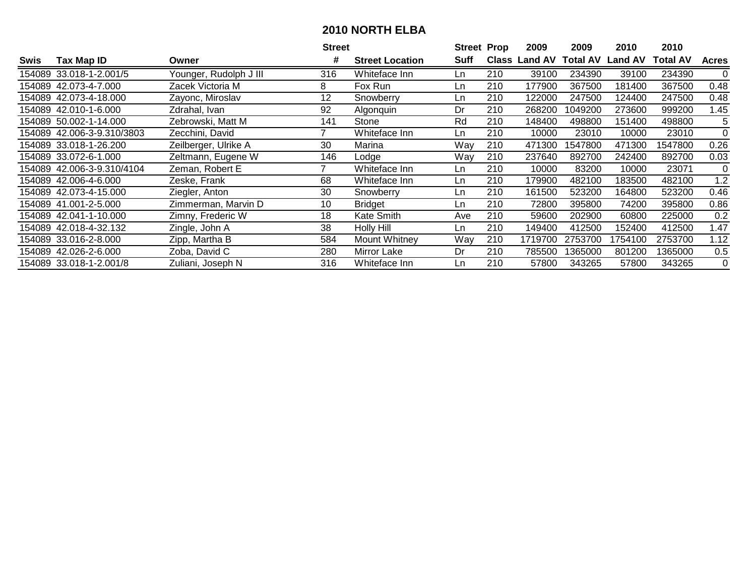## 2010 NORTH ELBA

| Swis | Tax Map ID | Owner | Street # | Street Location | Street Suff | Prop Class | 2009 Land AV | 2009 Total AV | 2010 Land AV | 2010 Total AV | Acres |
|---|---|---|---|---|---|---|---|---|---|---|---|
| 154089 | 33.018-1-2.001/5 | Younger, Rudolph J III | 316 | Whiteface Inn | Ln | 210 | 39100 | 234390 | 39100 | 234390 | 0 |
| 154089 | 42.073-4-7.000 | Zacek Victoria M | 8 | Fox Run | Ln | 210 | 177900 | 367500 | 181400 | 367500 | 0.48 |
| 154089 | 42.073-4-18.000 | Zayonc, Miroslav | 12 | Snowberry | Ln | 210 | 122000 | 247500 | 124400 | 247500 | 0.48 |
| 154089 | 42.010-1-6.000 | Zdrahal, Ivan | 92 | Algonquin | Dr | 210 | 268200 | 1049200 | 273600 | 999200 | 1.45 |
| 154089 | 50.002-1-14.000 | Zebrowski, Matt M | 141 | Stone | Rd | 210 | 148400 | 498800 | 151400 | 498800 | 5 |
| 154089 | 42.006-3-9.310/3803 | Zecchini, David | 7 | Whiteface Inn | Ln | 210 | 10000 | 23010 | 10000 | 23010 | 0 |
| 154089 | 33.018-1-26.200 | Zeilberger, Ulrike A | 30 | Marina | Way | 210 | 471300 | 1547800 | 471300 | 1547800 | 0.26 |
| 154089 | 33.072-6-1.000 | Zeltmann, Eugene W | 146 | Lodge | Way | 210 | 237640 | 892700 | 242400 | 892700 | 0.03 |
| 154089 | 42.006-3-9.310/4104 | Zeman, Robert E | 7 | Whiteface Inn | Ln | 210 | 10000 | 83200 | 10000 | 23071 | 0 |
| 154089 | 42.006-4-6.000 | Zeske, Frank | 68 | Whiteface Inn | Ln | 210 | 179900 | 482100 | 183500 | 482100 | 1.2 |
| 154089 | 42.073-4-15.000 | Ziegler, Anton | 30 | Snowberry | Ln | 210 | 161500 | 523200 | 164800 | 523200 | 0.46 |
| 154089 | 41.001-2-5.000 | Zimmerman, Marvin D | 10 | Bridget | Ln | 210 | 72800 | 395800 | 74200 | 395800 | 0.86 |
| 154089 | 42.041-1-10.000 | Zimny, Frederic W | 18 | Kate Smith | Ave | 210 | 59600 | 202900 | 60800 | 225000 | 0.2 |
| 154089 | 42.018-4-32.132 | Zingle, John A | 38 | Holly Hill | Ln | 210 | 149400 | 412500 | 152400 | 412500 | 1.47 |
| 154089 | 33.016-2-8.000 | Zipp, Martha B | 584 | Mount Whitney | Way | 210 | 1719700 | 2753700 | 1754100 | 2753700 | 1.12 |
| 154089 | 42.026-2-6.000 | Zoba, David C | 280 | Mirror Lake | Dr | 210 | 785500 | 1365000 | 801200 | 1365000 | 0.5 |
| 154089 | 33.018-1-2.001/8 | Zuliani, Joseph N | 316 | Whiteface Inn | Ln | 210 | 57800 | 343265 | 57800 | 343265 | 0 |